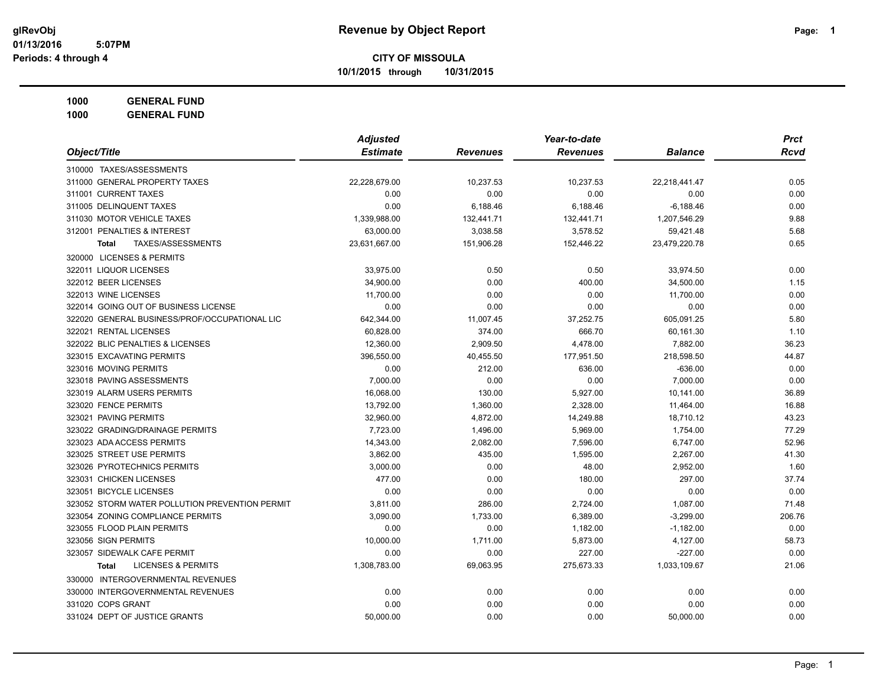# Revenue by Object Report

glRevObj
01/13/2016 5:07PM
Periods: 4 through 4

**CITY OF MISSOULA**

**10/1/2015 through 10/31/2015**

**1000 GENERAL FUND**
**1000 GENERAL FUND**

| Object/Title | Adjusted Estimate | Revenues | Year-to-date Revenues | Balance | Prct Rcvd |
|---|---|---|---|---|---|
| 310000 TAXES/ASSESSMENTS | | | | | |
| 311000 GENERAL PROPERTY TAXES | 22,228,679.00 | 10,237.53 | 10,237.53 | 22,218,441.47 | 0.05 |
| 311001 CURRENT TAXES | 0.00 | 0.00 | 0.00 | 0.00 | 0.00 |
| 311005 DELINQUENT TAXES | 0.00 | 6,188.46 | 6,188.46 | -6,188.46 | 0.00 |
| 311030 MOTOR VEHICLE TAXES | 1,339,988.00 | 132,441.71 | 132,441.71 | 1,207,546.29 | 9.88 |
| 312001 PENALTIES & INTEREST | 63,000.00 | 3,038.58 | 3,578.52 | 59,421.48 | 5.68 |
| **Total** TAXES/ASSESSMENTS | 23,631,667.00 | 151,906.28 | 152,446.22 | 23,479,220.78 | 0.65 |
| 320000 LICENSES & PERMITS | | | | | |
| 322011 LIQUOR LICENSES | 33,975.00 | 0.50 | 0.50 | 33,974.50 | 0.00 |
| 322012 BEER LICENSES | 34,900.00 | 0.00 | 400.00 | 34,500.00 | 1.15 |
| 322013 WINE LICENSES | 11,700.00 | 0.00 | 0.00 | 11,700.00 | 0.00 |
| 322014 GOING OUT OF BUSINESS LICENSE | 0.00 | 0.00 | 0.00 | 0.00 | 0.00 |
| 322020 GENERAL BUSINESS/PROF/OCCUPATIONAL LIC | 642,344.00 | 11,007.45 | 37,252.75 | 605,091.25 | 5.80 |
| 322021 RENTAL LICENSES | 60,828.00 | 374.00 | 666.70 | 60,161.30 | 1.10 |
| 322022 BLIC PENALTIES & LICENSES | 12,360.00 | 2,909.50 | 4,478.00 | 7,882.00 | 36.23 |
| 323015 EXCAVATING PERMITS | 396,550.00 | 40,455.50 | 177,951.50 | 218,598.50 | 44.87 |
| 323016 MOVING PERMITS | 0.00 | 212.00 | 636.00 | -636.00 | 0.00 |
| 323018 PAVING ASSESSMENTS | 7,000.00 | 0.00 | 0.00 | 7,000.00 | 0.00 |
| 323019 ALARM USERS PERMITS | 16,068.00 | 130.00 | 5,927.00 | 10,141.00 | 36.89 |
| 323020 FENCE PERMITS | 13,792.00 | 1,360.00 | 2,328.00 | 11,464.00 | 16.88 |
| 323021 PAVING PERMITS | 32,960.00 | 4,872.00 | 14,249.88 | 18,710.12 | 43.23 |
| 323022 GRADING/DRAINAGE PERMITS | 7,723.00 | 1,496.00 | 5,969.00 | 1,754.00 | 77.29 |
| 323023 ADA ACCESS PERMITS | 14,343.00 | 2,082.00 | 7,596.00 | 6,747.00 | 52.96 |
| 323025 STREET USE PERMITS | 3,862.00 | 435.00 | 1,595.00 | 2,267.00 | 41.30 |
| 323026 PYROTECHNICS PERMITS | 3,000.00 | 0.00 | 48.00 | 2,952.00 | 1.60 |
| 323031 CHICKEN LICENSES | 477.00 | 0.00 | 180.00 | 297.00 | 37.74 |
| 323051 BICYCLE LICENSES | 0.00 | 0.00 | 0.00 | 0.00 | 0.00 |
| 323052 STORM WATER POLLUTION PREVENTION PERMIT | 3,811.00 | 286.00 | 2,724.00 | 1,087.00 | 71.48 |
| 323054 ZONING COMPLIANCE PERMITS | 3,090.00 | 1,733.00 | 6,389.00 | -3,299.00 | 206.76 |
| 323055 FLOOD PLAIN PERMITS | 0.00 | 0.00 | 1,182.00 | -1,182.00 | 0.00 |
| 323056 SIGN PERMITS | 10,000.00 | 1,711.00 | 5,873.00 | 4,127.00 | 58.73 |
| 323057 SIDEWALK CAFE PERMIT | 0.00 | 0.00 | 227.00 | -227.00 | 0.00 |
| **Total** LICENSES & PERMITS | 1,308,783.00 | 69,063.95 | 275,673.33 | 1,033,109.67 | 21.06 |
| 330000 INTERGOVERNMENTAL REVENUES | | | | | |
| 330000 INTERGOVERNMENTAL REVENUES | 0.00 | 0.00 | 0.00 | 0.00 | 0.00 |
| 331020 COPS GRANT | 0.00 | 0.00 | 0.00 | 0.00 | 0.00 |
| 331024 DEPT OF JUSTICE GRANTS | 50,000.00 | 0.00 | 0.00 | 50,000.00 | 0.00 |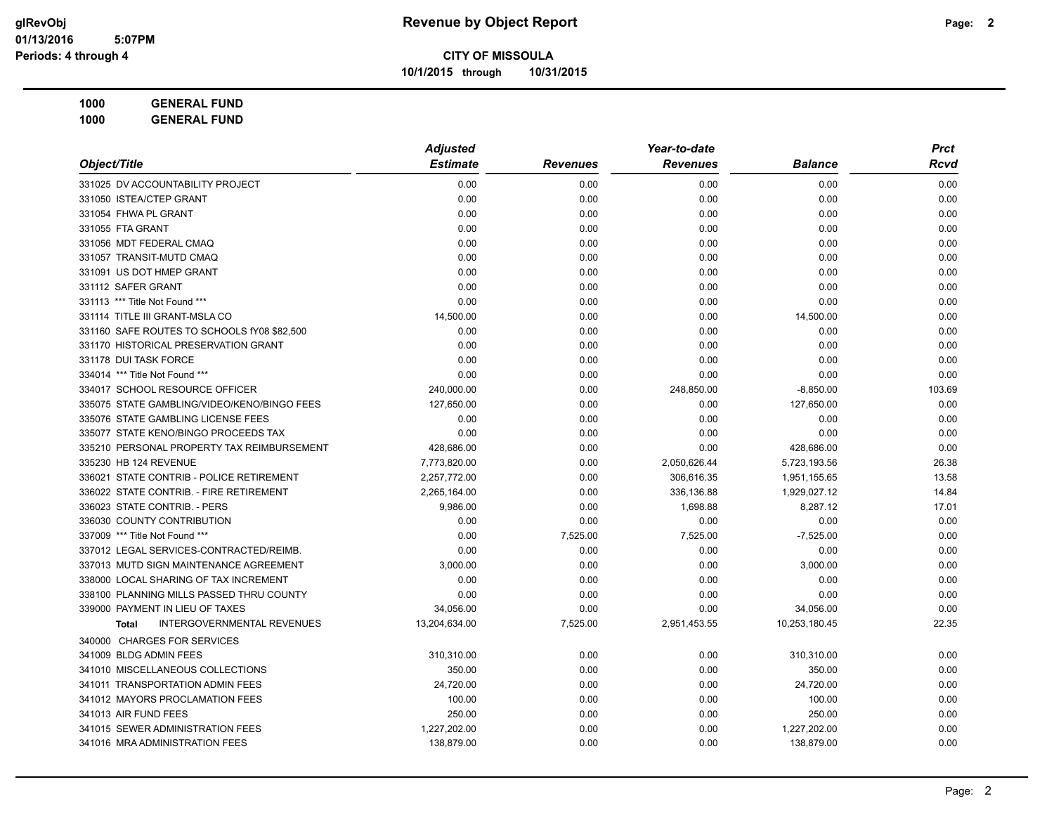# Revenue by Object Report

**CITY OF MISSOULA**

**10/1/2015 through 10/31/2015**

glRevObj
01/13/2016 5:07PM
Periods: 4 through 4

**1000 GENERAL FUND**
**1000 GENERAL FUND**

| Object/Title | Adjusted Estimate | Revenues | Year-to-date Revenues | Balance | Prct Rcvd |
|---|---|---|---|---|---|
| 331025 DV ACCOUNTABILITY PROJECT | 0.00 | 0.00 | 0.00 | 0.00 | 0.00 |
| 331050 ISTEA/CTEP GRANT | 0.00 | 0.00 | 0.00 | 0.00 | 0.00 |
| 331054 FHWA PL GRANT | 0.00 | 0.00 | 0.00 | 0.00 | 0.00 |
| 331055 FTA GRANT | 0.00 | 0.00 | 0.00 | 0.00 | 0.00 |
| 331056 MDT FEDERAL CMAQ | 0.00 | 0.00 | 0.00 | 0.00 | 0.00 |
| 331057 TRANSIT-MUTD CMAQ | 0.00 | 0.00 | 0.00 | 0.00 | 0.00 |
| 331091 US DOT HMEP GRANT | 0.00 | 0.00 | 0.00 | 0.00 | 0.00 |
| 331112 SAFER GRANT | 0.00 | 0.00 | 0.00 | 0.00 | 0.00 |
| 331113 *** Title Not Found *** | 0.00 | 0.00 | 0.00 | 0.00 | 0.00 |
| 331114 TITLE III GRANT-MSLA CO | 14,500.00 | 0.00 | 0.00 | 14,500.00 | 0.00 |
| 331160 SAFE ROUTES TO SCHOOLS fY08 $82,500 | 0.00 | 0.00 | 0.00 | 0.00 | 0.00 |
| 331170 HISTORICAL PRESERVATION GRANT | 0.00 | 0.00 | 0.00 | 0.00 | 0.00 |
| 331178 DUI TASK FORCE | 0.00 | 0.00 | 0.00 | 0.00 | 0.00 |
| 334014 *** Title Not Found *** | 0.00 | 0.00 | 0.00 | 0.00 | 0.00 |
| 334017 SCHOOL RESOURCE OFFICER | 240,000.00 | 0.00 | 248,850.00 | -8,850.00 | 103.69 |
| 335075 STATE GAMBLING/VIDEO/KENO/BINGO FEES | 127,650.00 | 0.00 | 0.00 | 127,650.00 | 0.00 |
| 335076 STATE GAMBLING LICENSE FEES | 0.00 | 0.00 | 0.00 | 0.00 | 0.00 |
| 335077 STATE KENO/BINGO PROCEEDS TAX | 0.00 | 0.00 | 0.00 | 0.00 | 0.00 |
| 335210 PERSONAL PROPERTY TAX REIMBURSEMENT | 428,686.00 | 0.00 | 0.00 | 428,686.00 | 0.00 |
| 335230 HB 124 REVENUE | 7,773,820.00 | 0.00 | 2,050,626.44 | 5,723,193.56 | 26.38 |
| 336021 STATE CONTRIB - POLICE RETIREMENT | 2,257,772.00 | 0.00 | 306,616.35 | 1,951,155.65 | 13.58 |
| 336022 STATE CONTRIB. - FIRE RETIREMENT | 2,265,164.00 | 0.00 | 336,136.88 | 1,929,027.12 | 14.84 |
| 336023 STATE CONTRIB. - PERS | 9,986.00 | 0.00 | 1,698.88 | 8,287.12 | 17.01 |
| 336030 COUNTY CONTRIBUTION | 0.00 | 0.00 | 0.00 | 0.00 | 0.00 |
| 337009 *** Title Not Found *** | 0.00 | 7,525.00 | 7,525.00 | -7,525.00 | 0.00 |
| 337012 LEGAL SERVICES-CONTRACTED/REIMB. | 0.00 | 0.00 | 0.00 | 0.00 | 0.00 |
| 337013 MUTD SIGN MAINTENANCE AGREEMENT | 3,000.00 | 0.00 | 0.00 | 3,000.00 | 0.00 |
| 338000 LOCAL SHARING OF TAX INCREMENT | 0.00 | 0.00 | 0.00 | 0.00 | 0.00 |
| 338100 PLANNING MILLS PASSED THRU COUNTY | 0.00 | 0.00 | 0.00 | 0.00 | 0.00 |
| 339000 PAYMENT IN LIEU OF TAXES | 34,056.00 | 0.00 | 0.00 | 34,056.00 | 0.00 |
| **Total** INTERGOVERNMENTAL REVENUES | 13,204,634.00 | 7,525.00 | 2,951,453.55 | 10,253,180.45 | 22.35 |
| 340000 CHARGES FOR SERVICES | | | | | |
| 341009 BLDG ADMIN FEES | 310,310.00 | 0.00 | 0.00 | 310,310.00 | 0.00 |
| 341010 MISCELLANEOUS COLLECTIONS | 350.00 | 0.00 | 0.00 | 350.00 | 0.00 |
| 341011 TRANSPORTATION ADMIN FEES | 24,720.00 | 0.00 | 0.00 | 24,720.00 | 0.00 |
| 341012 MAYORS PROCLAMATION FEES | 100.00 | 0.00 | 0.00 | 100.00 | 0.00 |
| 341013 AIR FUND FEES | 250.00 | 0.00 | 0.00 | 250.00 | 0.00 |
| 341015 SEWER ADMINISTRATION FEES | 1,227,202.00 | 0.00 | 0.00 | 1,227,202.00 | 0.00 |
| 341016 MRA ADMINISTRATION FEES | 138,879.00 | 0.00 | 0.00 | 138,879.00 | 0.00 |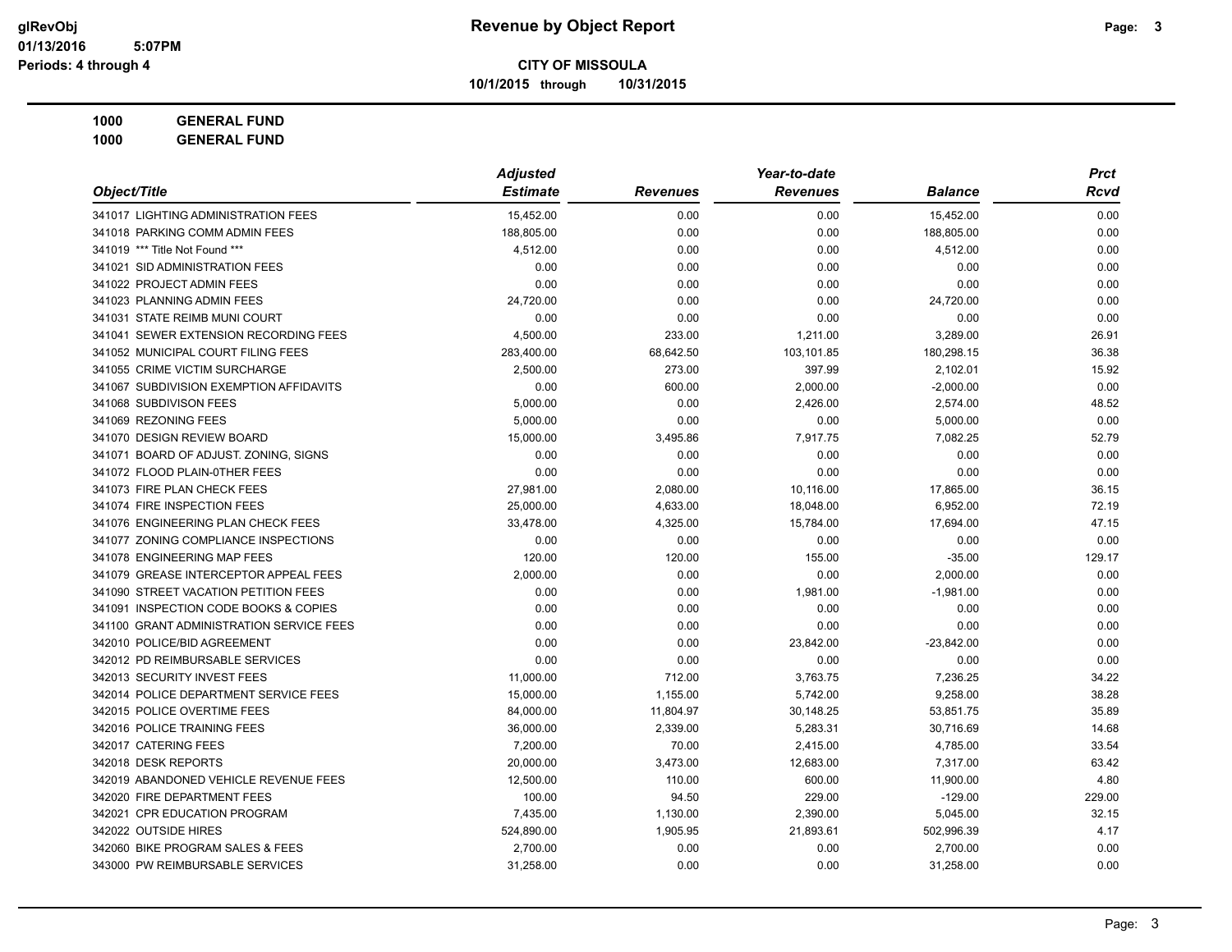# Revenue by Object Report

**CITY OF MISSOULA**

**10/1/2015 through 10/31/2015**

glRevObj
01/13/2016 5:07PM
Periods: 4 through 4

**1000 GENERAL FUND**

**1000 GENERAL FUND**

| Object/Title | Adjusted Estimate | Revenues | Year-to-date Revenues | Balance | Prct Rcvd |
|---|---|---|---|---|---|
| 341017 LIGHTING ADMINISTRATION FEES | 15,452.00 | 0.00 | 0.00 | 15,452.00 | 0.00 |
| 341018 PARKING COMM ADMIN FEES | 188,805.00 | 0.00 | 0.00 | 188,805.00 | 0.00 |
| 341019 *** Title Not Found *** | 4,512.00 | 0.00 | 0.00 | 4,512.00 | 0.00 |
| 341021 SID ADMINISTRATION FEES | 0.00 | 0.00 | 0.00 | 0.00 | 0.00 |
| 341022 PROJECT ADMIN FEES | 0.00 | 0.00 | 0.00 | 0.00 | 0.00 |
| 341023 PLANNING ADMIN FEES | 24,720.00 | 0.00 | 0.00 | 24,720.00 | 0.00 |
| 341031 STATE REIMB MUNI COURT | 0.00 | 0.00 | 0.00 | 0.00 | 0.00 |
| 341041 SEWER EXTENSION RECORDING FEES | 4,500.00 | 233.00 | 1,211.00 | 3,289.00 | 26.91 |
| 341052 MUNICIPAL COURT FILING FEES | 283,400.00 | 68,642.50 | 103,101.85 | 180,298.15 | 36.38 |
| 341055 CRIME VICTIM SURCHARGE | 2,500.00 | 273.00 | 397.99 | 2,102.01 | 15.92 |
| 341067 SUBDIVISION EXEMPTION AFFIDAVITS | 0.00 | 600.00 | 2,000.00 | -2,000.00 | 0.00 |
| 341068 SUBDIVISON FEES | 5,000.00 | 0.00 | 2,426.00 | 2,574.00 | 48.52 |
| 341069 REZONING FEES | 5,000.00 | 0.00 | 0.00 | 5,000.00 | 0.00 |
| 341070 DESIGN REVIEW BOARD | 15,000.00 | 3,495.86 | 7,917.75 | 7,082.25 | 52.79 |
| 341071 BOARD OF ADJUST. ZONING, SIGNS | 0.00 | 0.00 | 0.00 | 0.00 | 0.00 |
| 341072 FLOOD PLAIN-0THER FEES | 0.00 | 0.00 | 0.00 | 0.00 | 0.00 |
| 341073 FIRE PLAN CHECK FEES | 27,981.00 | 2,080.00 | 10,116.00 | 17,865.00 | 36.15 |
| 341074 FIRE INSPECTION FEES | 25,000.00 | 4,633.00 | 18,048.00 | 6,952.00 | 72.19 |
| 341076 ENGINEERING PLAN CHECK FEES | 33,478.00 | 4,325.00 | 15,784.00 | 17,694.00 | 47.15 |
| 341077 ZONING COMPLIANCE INSPECTIONS | 0.00 | 0.00 | 0.00 | 0.00 | 0.00 |
| 341078 ENGINEERING MAP FEES | 120.00 | 120.00 | 155.00 | -35.00 | 129.17 |
| 341079 GREASE INTERCEPTOR APPEAL FEES | 2,000.00 | 0.00 | 0.00 | 2,000.00 | 0.00 |
| 341090 STREET VACATION PETITION FEES | 0.00 | 0.00 | 1,981.00 | -1,981.00 | 0.00 |
| 341091 INSPECTION CODE BOOKS & COPIES | 0.00 | 0.00 | 0.00 | 0.00 | 0.00 |
| 341100 GRANT ADMINISTRATION SERVICE FEES | 0.00 | 0.00 | 0.00 | 0.00 | 0.00 |
| 342010 POLICE/BID AGREEMENT | 0.00 | 0.00 | 23,842.00 | -23,842.00 | 0.00 |
| 342012 PD REIMBURSABLE SERVICES | 0.00 | 0.00 | 0.00 | 0.00 | 0.00 |
| 342013 SECURITY INVEST FEES | 11,000.00 | 712.00 | 3,763.75 | 7,236.25 | 34.22 |
| 342014 POLICE DEPARTMENT SERVICE FEES | 15,000.00 | 1,155.00 | 5,742.00 | 9,258.00 | 38.28 |
| 342015 POLICE OVERTIME FEES | 84,000.00 | 11,804.97 | 30,148.25 | 53,851.75 | 35.89 |
| 342016 POLICE TRAINING FEES | 36,000.00 | 2,339.00 | 5,283.31 | 30,716.69 | 14.68 |
| 342017 CATERING FEES | 7,200.00 | 70.00 | 2,415.00 | 4,785.00 | 33.54 |
| 342018 DESK REPORTS | 20,000.00 | 3,473.00 | 12,683.00 | 7,317.00 | 63.42 |
| 342019 ABANDONED VEHICLE REVENUE FEES | 12,500.00 | 110.00 | 600.00 | 11,900.00 | 4.80 |
| 342020 FIRE DEPARTMENT FEES | 100.00 | 94.50 | 229.00 | -129.00 | 229.00 |
| 342021 CPR EDUCATION PROGRAM | 7,435.00 | 1,130.00 | 2,390.00 | 5,045.00 | 32.15 |
| 342022 OUTSIDE HIRES | 524,890.00 | 1,905.95 | 21,893.61 | 502,996.39 | 4.17 |
| 342060 BIKE PROGRAM SALES & FEES | 2,700.00 | 0.00 | 0.00 | 2,700.00 | 0.00 |
| 343000 PW REIMBURSABLE SERVICES | 31,258.00 | 0.00 | 0.00 | 31,258.00 | 0.00 |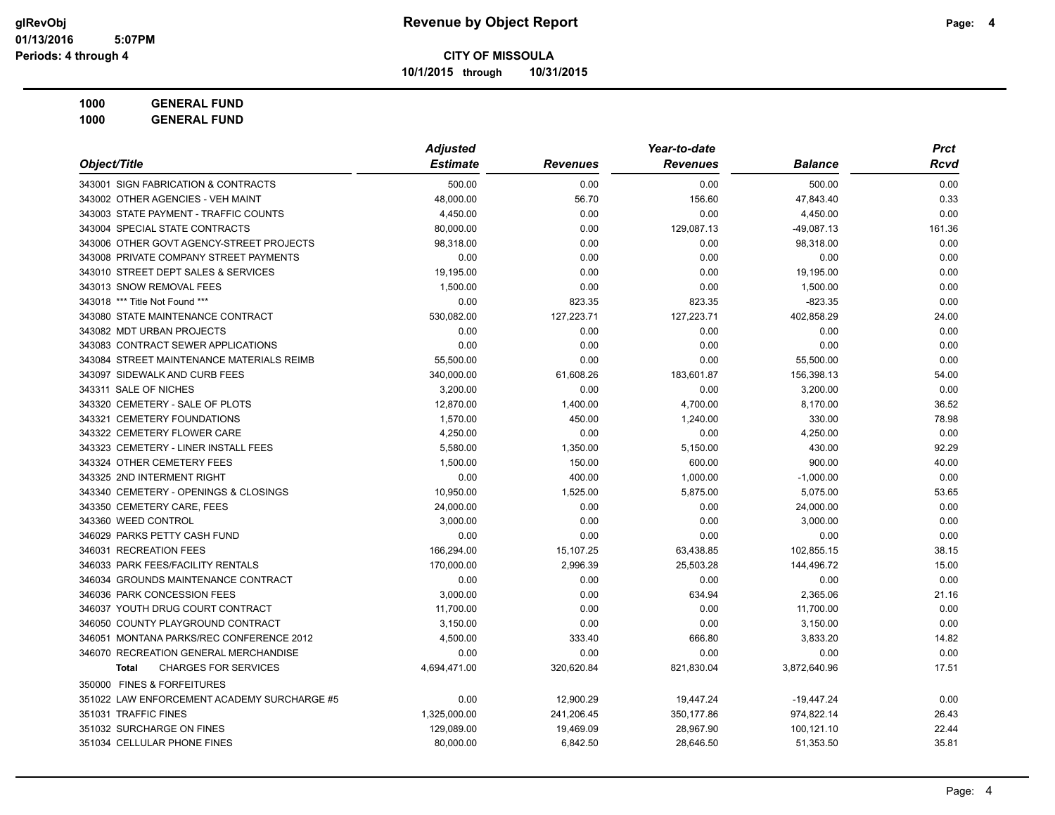# Revenue by Object Report

**CITY OF MISSOULA**

10/1/2015 through 10/31/2015

glRevObj
01/13/2016 5:07PM
Periods: 4 through 4

**1000 GENERAL FUND**

**1000 GENERAL FUND**

| Object/Title | Adjusted Estimate | Revenues | Year-to-date Revenues | Balance | Prct Rcvd |
|---|---|---|---|---|---|
| 343001 SIGN FABRICATION & CONTRACTS | 500.00 | 0.00 | 0.00 | 500.00 | 0.00 |
| 343002 OTHER AGENCIES - VEH MAINT | 48,000.00 | 56.70 | 156.60 | 47,843.40 | 0.33 |
| 343003 STATE PAYMENT - TRAFFIC COUNTS | 4,450.00 | 0.00 | 0.00 | 4,450.00 | 0.00 |
| 343004 SPECIAL STATE CONTRACTS | 80,000.00 | 0.00 | 129,087.13 | -49,087.13 | 161.36 |
| 343006 OTHER GOVT AGENCY-STREET PROJECTS | 98,318.00 | 0.00 | 0.00 | 98,318.00 | 0.00 |
| 343008 PRIVATE COMPANY STREET PAYMENTS | 0.00 | 0.00 | 0.00 | 0.00 | 0.00 |
| 343010 STREET DEPT SALES & SERVICES | 19,195.00 | 0.00 | 0.00 | 19,195.00 | 0.00 |
| 343013 SNOW REMOVAL FEES | 1,500.00 | 0.00 | 0.00 | 1,500.00 | 0.00 |
| 343018 *** Title Not Found *** | 0.00 | 823.35 | 823.35 | -823.35 | 0.00 |
| 343080 STATE MAINTENANCE CONTRACT | 530,082.00 | 127,223.71 | 127,223.71 | 402,858.29 | 24.00 |
| 343082 MDT URBAN PROJECTS | 0.00 | 0.00 | 0.00 | 0.00 | 0.00 |
| 343083 CONTRACT SEWER APPLICATIONS | 0.00 | 0.00 | 0.00 | 0.00 | 0.00 |
| 343084 STREET MAINTENANCE MATERIALS REIMB | 55,500.00 | 0.00 | 0.00 | 55,500.00 | 0.00 |
| 343097 SIDEWALK AND CURB FEES | 340,000.00 | 61,608.26 | 183,601.87 | 156,398.13 | 54.00 |
| 343311 SALE OF NICHES | 3,200.00 | 0.00 | 0.00 | 3,200.00 | 0.00 |
| 343320 CEMETERY - SALE OF PLOTS | 12,870.00 | 1,400.00 | 4,700.00 | 8,170.00 | 36.52 |
| 343321 CEMETERY FOUNDATIONS | 1,570.00 | 450.00 | 1,240.00 | 330.00 | 78.98 |
| 343322 CEMETERY FLOWER CARE | 4,250.00 | 0.00 | 0.00 | 4,250.00 | 0.00 |
| 343323 CEMETERY - LINER INSTALL FEES | 5,580.00 | 1,350.00 | 5,150.00 | 430.00 | 92.29 |
| 343324 OTHER CEMETERY FEES | 1,500.00 | 150.00 | 600.00 | 900.00 | 40.00 |
| 343325 2ND INTERMENT RIGHT | 0.00 | 400.00 | 1,000.00 | -1,000.00 | 0.00 |
| 343340 CEMETERY - OPENINGS & CLOSINGS | 10,950.00 | 1,525.00 | 5,875.00 | 5,075.00 | 53.65 |
| 343350 CEMETERY CARE, FEES | 24,000.00 | 0.00 | 0.00 | 24,000.00 | 0.00 |
| 343360 WEED CONTROL | 3,000.00 | 0.00 | 0.00 | 3,000.00 | 0.00 |
| 346029 PARKS PETTY CASH FUND | 0.00 | 0.00 | 0.00 | 0.00 | 0.00 |
| 346031 RECREATION FEES | 166,294.00 | 15,107.25 | 63,438.85 | 102,855.15 | 38.15 |
| 346033 PARK FEES/FACILITY RENTALS | 170,000.00 | 2,996.39 | 25,503.28 | 144,496.72 | 15.00 |
| 346034 GROUNDS MAINTENANCE CONTRACT | 0.00 | 0.00 | 0.00 | 0.00 | 0.00 |
| 346036 PARK CONCESSION FEES | 3,000.00 | 0.00 | 634.94 | 2,365.06 | 21.16 |
| 346037 YOUTH DRUG COURT CONTRACT | 11,700.00 | 0.00 | 0.00 | 11,700.00 | 0.00 |
| 346050 COUNTY PLAYGROUND CONTRACT | 3,150.00 | 0.00 | 0.00 | 3,150.00 | 0.00 |
| 346051 MONTANA PARKS/REC CONFERENCE 2012 | 4,500.00 | 333.40 | 666.80 | 3,833.20 | 14.82 |
| 346070 RECREATION GENERAL MERCHANDISE | 0.00 | 0.00 | 0.00 | 0.00 | 0.00 |
| **Total** CHARGES FOR SERVICES | 4,694,471.00 | 320,620.84 | 821,830.04 | 3,872,640.96 | 17.51 |
| 350000 FINES & FORFEITURES | | | | | |
| 351022 LAW ENFORCEMENT ACADEMY SURCHARGE #5 | 0.00 | 12,900.29 | 19,447.24 | -19,447.24 | 0.00 |
| 351031 TRAFFIC FINES | 1,325,000.00 | 241,206.45 | 350,177.86 | 974,822.14 | 26.43 |
| 351032 SURCHARGE ON FINES | 129,089.00 | 19,469.09 | 28,967.90 | 100,121.10 | 22.44 |
| 351034 CELLULAR PHONE FINES | 80,000.00 | 6,842.50 | 28,646.50 | 51,353.50 | 35.81 |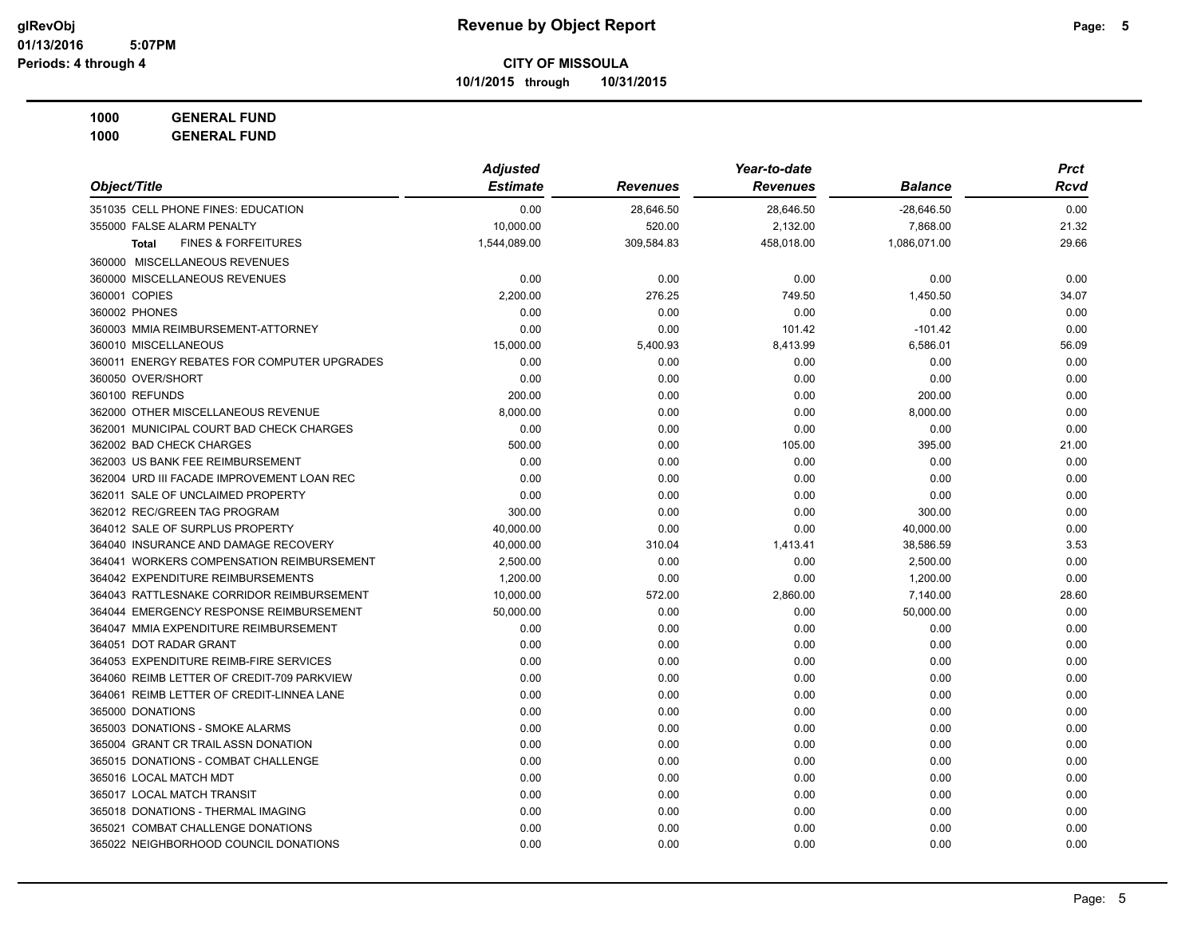# Revenue by Object Report

**CITY OF MISSOULA**

**10/1/2015 through 10/31/2015**

glRevObj
01/13/2016 5:07PM
Periods: 4 through 4

**1000 GENERAL FUND**

**1000 GENERAL FUND**

| Object/Title | Adjusted Estimate | Revenues | Year-to-date Revenues | Balance | Prct Rcvd |
|---|---|---|---|---|---|
| 351035 CELL PHONE FINES: EDUCATION | 0.00 | 28,646.50 | 28,646.50 | -28,646.50 | 0.00 |
| 355000 FALSE ALARM PENALTY | 10,000.00 | 520.00 | 2,132.00 | 7,868.00 | 21.32 |
| **Total** FINES & FORFEITURES | 1,544,089.00 | 309,584.83 | 458,018.00 | 1,086,071.00 | 29.66 |
| 360000 MISCELLANEOUS REVENUES | | | | | |
| 360000 MISCELLANEOUS REVENUES | 0.00 | 0.00 | 0.00 | 0.00 | 0.00 |
| 360001 COPIES | 2,200.00 | 276.25 | 749.50 | 1,450.50 | 34.07 |
| 360002 PHONES | 0.00 | 0.00 | 0.00 | 0.00 | 0.00 |
| 360003 MMIA REIMBURSEMENT-ATTORNEY | 0.00 | 0.00 | 101.42 | -101.42 | 0.00 |
| 360010 MISCELLANEOUS | 15,000.00 | 5,400.93 | 8,413.99 | 6,586.01 | 56.09 |
| 360011 ENERGY REBATES FOR COMPUTER UPGRADES | 0.00 | 0.00 | 0.00 | 0.00 | 0.00 |
| 360050 OVER/SHORT | 0.00 | 0.00 | 0.00 | 0.00 | 0.00 |
| 360100 REFUNDS | 200.00 | 0.00 | 0.00 | 200.00 | 0.00 |
| 362000 OTHER MISCELLANEOUS REVENUE | 8,000.00 | 0.00 | 0.00 | 8,000.00 | 0.00 |
| 362001 MUNICIPAL COURT BAD CHECK CHARGES | 0.00 | 0.00 | 0.00 | 0.00 | 0.00 |
| 362002 BAD CHECK CHARGES | 500.00 | 0.00 | 105.00 | 395.00 | 21.00 |
| 362003 US BANK FEE REIMBURSEMENT | 0.00 | 0.00 | 0.00 | 0.00 | 0.00 |
| 362004 URD III FACADE IMPROVEMENT LOAN REC | 0.00 | 0.00 | 0.00 | 0.00 | 0.00 |
| 362011 SALE OF UNCLAIMED PROPERTY | 0.00 | 0.00 | 0.00 | 0.00 | 0.00 |
| 362012 REC/GREEN TAG PROGRAM | 300.00 | 0.00 | 0.00 | 300.00 | 0.00 |
| 364012 SALE OF SURPLUS PROPERTY | 40,000.00 | 0.00 | 0.00 | 40,000.00 | 0.00 |
| 364040 INSURANCE AND DAMAGE RECOVERY | 40,000.00 | 310.04 | 1,413.41 | 38,586.59 | 3.53 |
| 364041 WORKERS COMPENSATION REIMBURSEMENT | 2,500.00 | 0.00 | 0.00 | 2,500.00 | 0.00 |
| 364042 EXPENDITURE REIMBURSEMENTS | 1,200.00 | 0.00 | 0.00 | 1,200.00 | 0.00 |
| 364043 RATTLESNAKE CORRIDOR REIMBURSEMENT | 10,000.00 | 572.00 | 2,860.00 | 7,140.00 | 28.60 |
| 364044 EMERGENCY RESPONSE REIMBURSEMENT | 50,000.00 | 0.00 | 0.00 | 50,000.00 | 0.00 |
| 364047 MMIA EXPENDITURE REIMBURSEMENT | 0.00 | 0.00 | 0.00 | 0.00 | 0.00 |
| 364051 DOT RADAR GRANT | 0.00 | 0.00 | 0.00 | 0.00 | 0.00 |
| 364053 EXPENDITURE REIMB-FIRE SERVICES | 0.00 | 0.00 | 0.00 | 0.00 | 0.00 |
| 364060 REIMB LETTER OF CREDIT-709 PARKVIEW | 0.00 | 0.00 | 0.00 | 0.00 | 0.00 |
| 364061 REIMB LETTER OF CREDIT-LINNEA LANE | 0.00 | 0.00 | 0.00 | 0.00 | 0.00 |
| 365000 DONATIONS | 0.00 | 0.00 | 0.00 | 0.00 | 0.00 |
| 365003 DONATIONS - SMOKE ALARMS | 0.00 | 0.00 | 0.00 | 0.00 | 0.00 |
| 365004 GRANT CR TRAIL ASSN DONATION | 0.00 | 0.00 | 0.00 | 0.00 | 0.00 |
| 365015 DONATIONS - COMBAT CHALLENGE | 0.00 | 0.00 | 0.00 | 0.00 | 0.00 |
| 365016 LOCAL MATCH MDT | 0.00 | 0.00 | 0.00 | 0.00 | 0.00 |
| 365017 LOCAL MATCH TRANSIT | 0.00 | 0.00 | 0.00 | 0.00 | 0.00 |
| 365018 DONATIONS - THERMAL IMAGING | 0.00 | 0.00 | 0.00 | 0.00 | 0.00 |
| 365021 COMBAT CHALLENGE DONATIONS | 0.00 | 0.00 | 0.00 | 0.00 | 0.00 |
| 365022 NEIGHBORHOOD COUNCIL DONATIONS | 0.00 | 0.00 | 0.00 | 0.00 | 0.00 |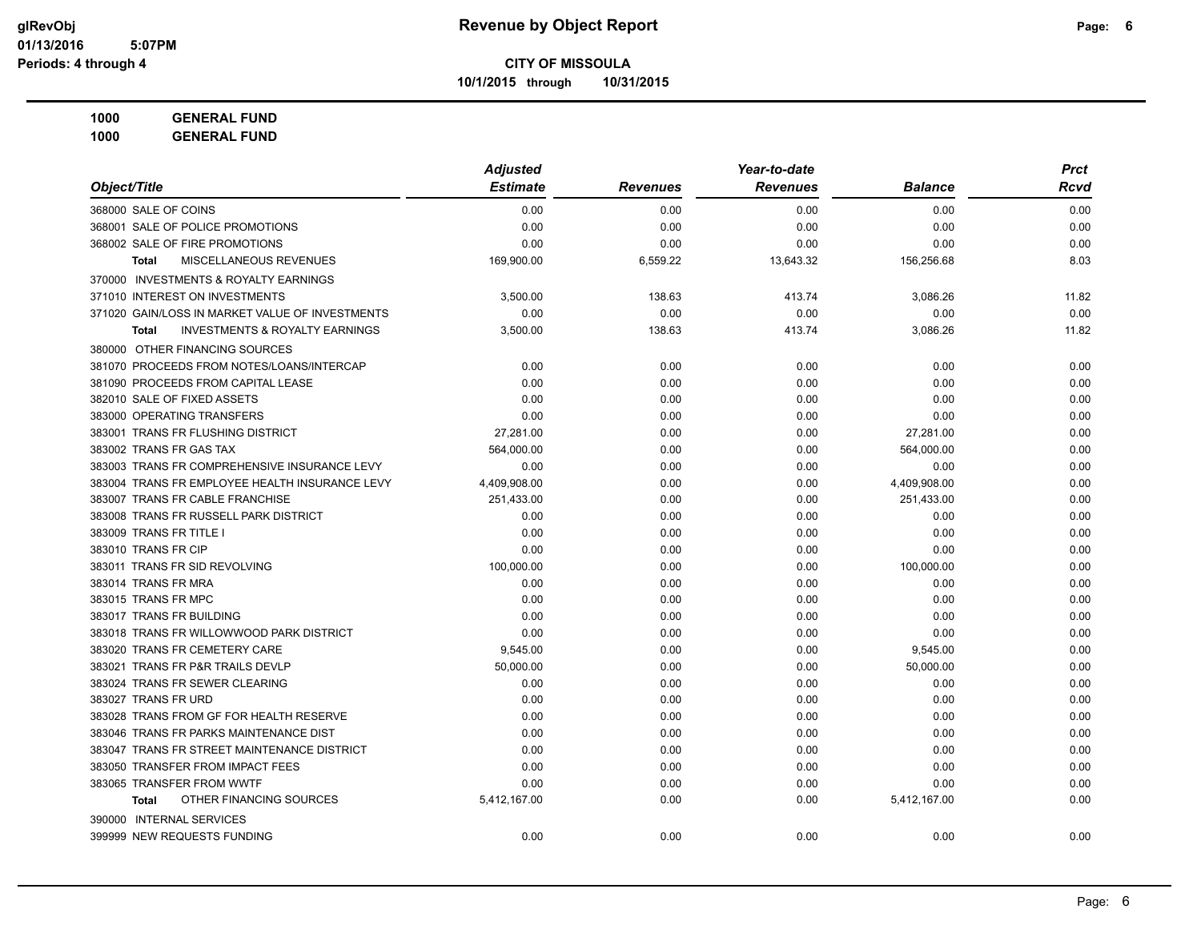**CITY OF MISSOULA**

**10/1/2015 through 10/31/2015**

**1000 GENERAL FUND**

**1000 GENERAL FUND**

| Object/Title | Adjusted Estimate | Revenues | Year-to-date Revenues | Balance | Prct Rcvd |
|---|---|---|---|---|---|
| 368000 SALE OF COINS | 0.00 | 0.00 | 0.00 | 0.00 | 0.00 |
| 368001 SALE OF POLICE PROMOTIONS | 0.00 | 0.00 | 0.00 | 0.00 | 0.00 |
| 368002 SALE OF FIRE PROMOTIONS | 0.00 | 0.00 | 0.00 | 0.00 | 0.00 |
| **Total** MISCELLANEOUS REVENUES | 169,900.00 | 6,559.22 | 13,643.32 | 156,256.68 | 8.03 |
| 370000 INVESTMENTS & ROYALTY EARNINGS | | | | | |
| 371010 INTEREST ON INVESTMENTS | 3,500.00 | 138.63 | 413.74 | 3,086.26 | 11.82 |
| 371020 GAIN/LOSS IN MARKET VALUE OF INVESTMENTS | 0.00 | 0.00 | 0.00 | 0.00 | 0.00 |
| **Total** INVESTMENTS & ROYALTY EARNINGS | 3,500.00 | 138.63 | 413.74 | 3,086.26 | 11.82 |
| 380000 OTHER FINANCING SOURCES | | | | | |
| 381070 PROCEEDS FROM NOTES/LOANS/INTERCAP | 0.00 | 0.00 | 0.00 | 0.00 | 0.00 |
| 381090 PROCEEDS FROM CAPITAL LEASE | 0.00 | 0.00 | 0.00 | 0.00 | 0.00 |
| 382010 SALE OF FIXED ASSETS | 0.00 | 0.00 | 0.00 | 0.00 | 0.00 |
| 383000 OPERATING TRANSFERS | 0.00 | 0.00 | 0.00 | 0.00 | 0.00 |
| 383001 TRANS FR FLUSHING DISTRICT | 27,281.00 | 0.00 | 0.00 | 27,281.00 | 0.00 |
| 383002 TRANS FR GAS TAX | 564,000.00 | 0.00 | 0.00 | 564,000.00 | 0.00 |
| 383003 TRANS FR COMPREHENSIVE INSURANCE LEVY | 0.00 | 0.00 | 0.00 | 0.00 | 0.00 |
| 383004 TRANS FR EMPLOYEE HEALTH INSURANCE LEVY | 4,409,908.00 | 0.00 | 0.00 | 4,409,908.00 | 0.00 |
| 383007 TRANS FR CABLE FRANCHISE | 251,433.00 | 0.00 | 0.00 | 251,433.00 | 0.00 |
| 383008 TRANS FR RUSSELL PARK DISTRICT | 0.00 | 0.00 | 0.00 | 0.00 | 0.00 |
| 383009 TRANS FR TITLE I | 0.00 | 0.00 | 0.00 | 0.00 | 0.00 |
| 383010 TRANS FR CIP | 0.00 | 0.00 | 0.00 | 0.00 | 0.00 |
| 383011 TRANS FR SID REVOLVING | 100,000.00 | 0.00 | 0.00 | 100,000.00 | 0.00 |
| 383014 TRANS FR MRA | 0.00 | 0.00 | 0.00 | 0.00 | 0.00 |
| 383015 TRANS FR MPC | 0.00 | 0.00 | 0.00 | 0.00 | 0.00 |
| 383017 TRANS FR BUILDING | 0.00 | 0.00 | 0.00 | 0.00 | 0.00 |
| 383018 TRANS FR WILLOWWOOD PARK DISTRICT | 0.00 | 0.00 | 0.00 | 0.00 | 0.00 |
| 383020 TRANS FR CEMETERY CARE | 9,545.00 | 0.00 | 0.00 | 9,545.00 | 0.00 |
| 383021 TRANS FR P&R TRAILS DEVLP | 50,000.00 | 0.00 | 0.00 | 50,000.00 | 0.00 |
| 383024 TRANS FR SEWER CLEARING | 0.00 | 0.00 | 0.00 | 0.00 | 0.00 |
| 383027 TRANS FR URD | 0.00 | 0.00 | 0.00 | 0.00 | 0.00 |
| 383028 TRANS FROM GF FOR HEALTH RESERVE | 0.00 | 0.00 | 0.00 | 0.00 | 0.00 |
| 383046 TRANS FR PARKS MAINTENANCE DIST | 0.00 | 0.00 | 0.00 | 0.00 | 0.00 |
| 383047 TRANS FR STREET MAINTENANCE DISTRICT | 0.00 | 0.00 | 0.00 | 0.00 | 0.00 |
| 383050 TRANSFER FROM IMPACT FEES | 0.00 | 0.00 | 0.00 | 0.00 | 0.00 |
| 383065 TRANSFER FROM WWTF | 0.00 | 0.00 | 0.00 | 0.00 | 0.00 |
| **Total** OTHER FINANCING SOURCES | 5,412,167.00 | 0.00 | 0.00 | 5,412,167.00 | 0.00 |
| 390000 INTERNAL SERVICES | | | | | |
| 399999 NEW REQUESTS FUNDING | 0.00 | 0.00 | 0.00 | 0.00 | 0.00 |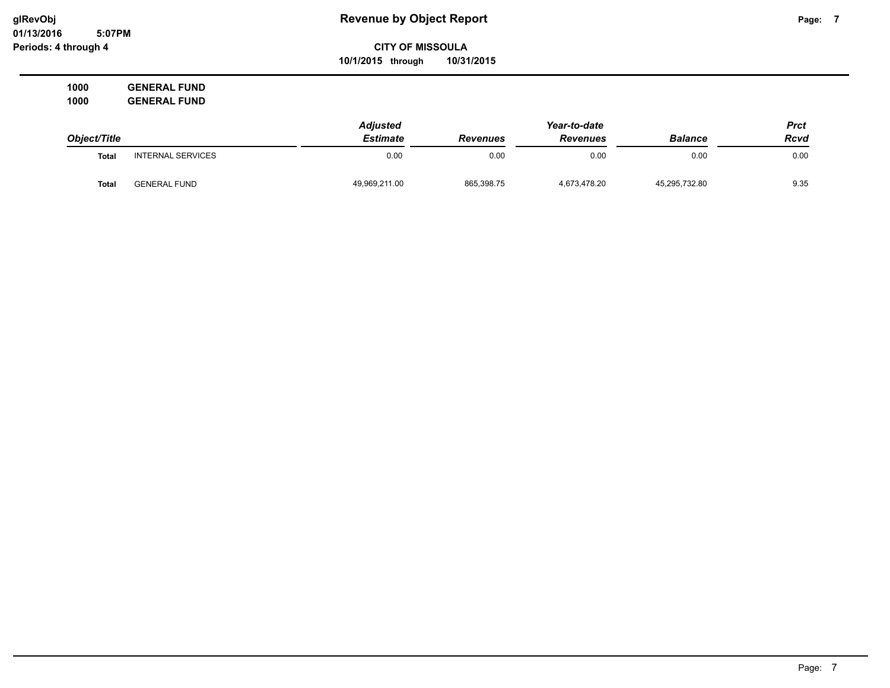**glRevObj**
**01/13/2016 5:07PM**
**Periods: 4 through 4**

# Revenue by Object Report

**CITY OF MISSOULA**
**10/1/2015 through 10/31/2015**

**1000 GENERAL FUND**
**1000 GENERAL FUND**

| Object/Title | | Adjusted Estimate | Revenues | Year-to-date Revenues | Balance | Prct Rcvd |
|---|---|---|---|---|---|---|
| **Total** | INTERNAL SERVICES | 0.00 | 0.00 | 0.00 | 0.00 | 0.00 |
| **Total** | GENERAL FUND | 49,969,211.00 | 865,398.75 | 4,673,478.20 | 45,295,732.80 | 9.35 |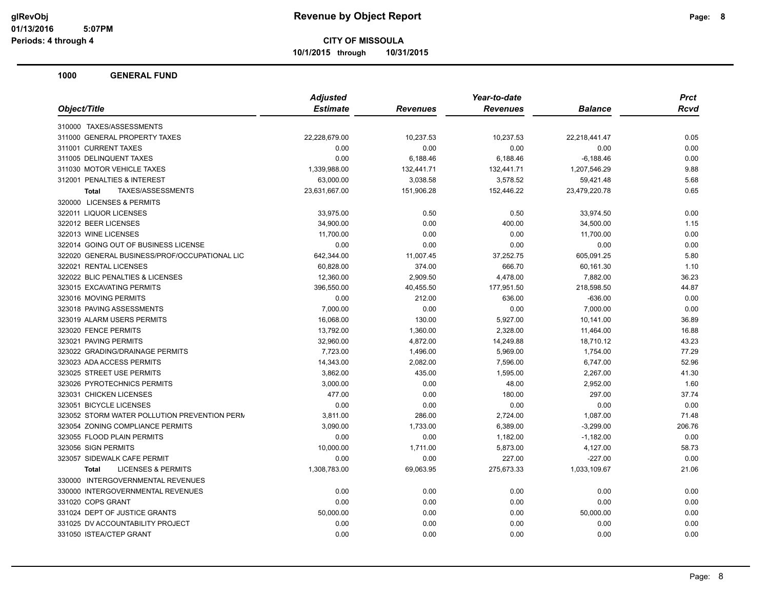# Revenue by Object Report

glRevObj
01/13/2016 5:07PM
Periods: 4 through 4

**CITY OF MISSOULA**

**10/1/2015 through 10/31/2015**

## 1000 GENERAL FUND

| Object/Title | Adjusted Estimate | Revenues | Year-to-date Revenues | Balance | Prct Rcvd |
|---|---|---|---|---|---|
| 310000 TAXES/ASSESSMENTS | | | | | |
| 311000 GENERAL PROPERTY TAXES | 22,228,679.00 | 10,237.53 | 10,237.53 | 22,218,441.47 | 0.05 |
| 311001 CURRENT TAXES | 0.00 | 0.00 | 0.00 | 0.00 | 0.00 |
| 311005 DELINQUENT TAXES | 0.00 | 6,188.46 | 6,188.46 | -6,188.46 | 0.00 |
| 311030 MOTOR VEHICLE TAXES | 1,339,988.00 | 132,441.71 | 132,441.71 | 1,207,546.29 | 9.88 |
| 312001 PENALTIES & INTEREST | 63,000.00 | 3,038.58 | 3,578.52 | 59,421.48 | 5.68 |
| **Total** TAXES/ASSESSMENTS | 23,631,667.00 | 151,906.28 | 152,446.22 | 23,479,220.78 | 0.65 |
| 320000 LICENSES & PERMITS | | | | | |
| 322011 LIQUOR LICENSES | 33,975.00 | 0.50 | 0.50 | 33,974.50 | 0.00 |
| 322012 BEER LICENSES | 34,900.00 | 0.00 | 400.00 | 34,500.00 | 1.15 |
| 322013 WINE LICENSES | 11,700.00 | 0.00 | 0.00 | 11,700.00 | 0.00 |
| 322014 GOING OUT OF BUSINESS LICENSE | 0.00 | 0.00 | 0.00 | 0.00 | 0.00 |
| 322020 GENERAL BUSINESS/PROF/OCCUPATIONAL LIC | 642,344.00 | 11,007.45 | 37,252.75 | 605,091.25 | 5.80 |
| 322021 RENTAL LICENSES | 60,828.00 | 374.00 | 666.70 | 60,161.30 | 1.10 |
| 322022 BLIC PENALTIES & LICENSES | 12,360.00 | 2,909.50 | 4,478.00 | 7,882.00 | 36.23 |
| 323015 EXCAVATING PERMITS | 396,550.00 | 40,455.50 | 177,951.50 | 218,598.50 | 44.87 |
| 323016 MOVING PERMITS | 0.00 | 212.00 | 636.00 | -636.00 | 0.00 |
| 323018 PAVING ASSESSMENTS | 7,000.00 | 0.00 | 0.00 | 7,000.00 | 0.00 |
| 323019 ALARM USERS PERMITS | 16,068.00 | 130.00 | 5,927.00 | 10,141.00 | 36.89 |
| 323020 FENCE PERMITS | 13,792.00 | 1,360.00 | 2,328.00 | 11,464.00 | 16.88 |
| 323021 PAVING PERMITS | 32,960.00 | 4,872.00 | 14,249.88 | 18,710.12 | 43.23 |
| 323022 GRADING/DRAINAGE PERMITS | 7,723.00 | 1,496.00 | 5,969.00 | 1,754.00 | 77.29 |
| 323023 ADA ACCESS PERMITS | 14,343.00 | 2,082.00 | 7,596.00 | 6,747.00 | 52.96 |
| 323025 STREET USE PERMITS | 3,862.00 | 435.00 | 1,595.00 | 2,267.00 | 41.30 |
| 323026 PYROTECHNICS PERMITS | 3,000.00 | 0.00 | 48.00 | 2,952.00 | 1.60 |
| 323031 CHICKEN LICENSES | 477.00 | 0.00 | 180.00 | 297.00 | 37.74 |
| 323051 BICYCLE LICENSES | 0.00 | 0.00 | 0.00 | 0.00 | 0.00 |
| 323052 STORM WATER POLLUTION PREVENTION PERM | 3,811.00 | 286.00 | 2,724.00 | 1,087.00 | 71.48 |
| 323054 ZONING COMPLIANCE PERMITS | 3,090.00 | 1,733.00 | 6,389.00 | -3,299.00 | 206.76 |
| 323055 FLOOD PLAIN PERMITS | 0.00 | 0.00 | 1,182.00 | -1,182.00 | 0.00 |
| 323056 SIGN PERMITS | 10,000.00 | 1,711.00 | 5,873.00 | 4,127.00 | 58.73 |
| 323057 SIDEWALK CAFE PERMIT | 0.00 | 0.00 | 227.00 | -227.00 | 0.00 |
| **Total** LICENSES & PERMITS | 1,308,783.00 | 69,063.95 | 275,673.33 | 1,033,109.67 | 21.06 |
| 330000 INTERGOVERNMENTAL REVENUES | | | | | |
| 330000 INTERGOVERNMENTAL REVENUES | 0.00 | 0.00 | 0.00 | 0.00 | 0.00 |
| 331020 COPS GRANT | 0.00 | 0.00 | 0.00 | 0.00 | 0.00 |
| 331024 DEPT OF JUSTICE GRANTS | 50,000.00 | 0.00 | 0.00 | 50,000.00 | 0.00 |
| 331025 DV ACCOUNTABILITY PROJECT | 0.00 | 0.00 | 0.00 | 0.00 | 0.00 |
| 331050 ISTEA/CTEP GRANT | 0.00 | 0.00 | 0.00 | 0.00 | 0.00 |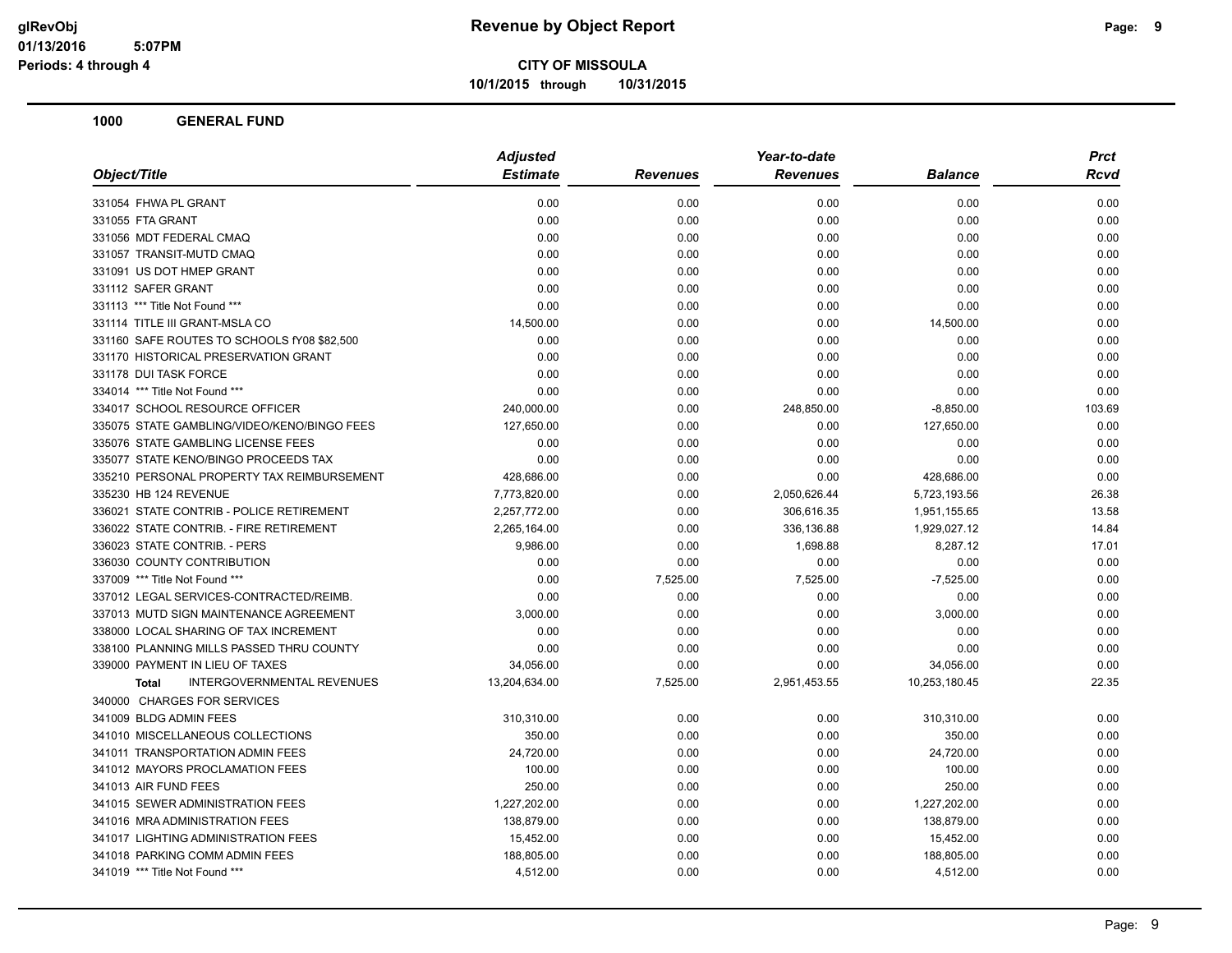**Revenue by Object Report**

**CITY OF MISSOULA**

**10/1/2015 through 10/31/2015**

glRevObj
01/13/2016 5:07PM
Periods: 4 through 4

## 1000 GENERAL FUND

| Object/Title | Adjusted Estimate | Revenues | Year-to-date Revenues | Balance | Prct Rcvd |
|---|---|---|---|---|---|
| 331054 FHWA PL GRANT | 0.00 | 0.00 | 0.00 | 0.00 | 0.00 |
| 331055 FTA GRANT | 0.00 | 0.00 | 0.00 | 0.00 | 0.00 |
| 331056 MDT FEDERAL CMAQ | 0.00 | 0.00 | 0.00 | 0.00 | 0.00 |
| 331057 TRANSIT-MUTD CMAQ | 0.00 | 0.00 | 0.00 | 0.00 | 0.00 |
| 331091 US DOT HMEP GRANT | 0.00 | 0.00 | 0.00 | 0.00 | 0.00 |
| 331112 SAFER GRANT | 0.00 | 0.00 | 0.00 | 0.00 | 0.00 |
| 331113 *** Title Not Found *** | 0.00 | 0.00 | 0.00 | 0.00 | 0.00 |
| 331114 TITLE III GRANT-MSLA CO | 14,500.00 | 0.00 | 0.00 | 14,500.00 | 0.00 |
| 331160 SAFE ROUTES TO SCHOOLS fY08 $82,500 | 0.00 | 0.00 | 0.00 | 0.00 | 0.00 |
| 331170 HISTORICAL PRESERVATION GRANT | 0.00 | 0.00 | 0.00 | 0.00 | 0.00 |
| 331178 DUI TASK FORCE | 0.00 | 0.00 | 0.00 | 0.00 | 0.00 |
| 334014 *** Title Not Found *** | 0.00 | 0.00 | 0.00 | 0.00 | 0.00 |
| 334017 SCHOOL RESOURCE OFFICER | 240,000.00 | 0.00 | 248,850.00 | -8,850.00 | 103.69 |
| 335075 STATE GAMBLING/VIDEO/KENO/BINGO FEES | 127,650.00 | 0.00 | 0.00 | 127,650.00 | 0.00 |
| 335076 STATE GAMBLING LICENSE FEES | 0.00 | 0.00 | 0.00 | 0.00 | 0.00 |
| 335077 STATE KENO/BINGO PROCEEDS TAX | 0.00 | 0.00 | 0.00 | 0.00 | 0.00 |
| 335210 PERSONAL PROPERTY TAX REIMBURSEMENT | 428,686.00 | 0.00 | 0.00 | 428,686.00 | 0.00 |
| 335230 HB 124 REVENUE | 7,773,820.00 | 0.00 | 2,050,626.44 | 5,723,193.56 | 26.38 |
| 336021 STATE CONTRIB - POLICE RETIREMENT | 2,257,772.00 | 0.00 | 306,616.35 | 1,951,155.65 | 13.58 |
| 336022 STATE CONTRIB. - FIRE RETIREMENT | 2,265,164.00 | 0.00 | 336,136.88 | 1,929,027.12 | 14.84 |
| 336023 STATE CONTRIB. - PERS | 9,986.00 | 0.00 | 1,698.88 | 8,287.12 | 17.01 |
| 336030 COUNTY CONTRIBUTION | 0.00 | 0.00 | 0.00 | 0.00 | 0.00 |
| 337009 *** Title Not Found *** | 0.00 | 7,525.00 | 7,525.00 | -7,525.00 | 0.00 |
| 337012 LEGAL SERVICES-CONTRACTED/REIMB. | 0.00 | 0.00 | 0.00 | 0.00 | 0.00 |
| 337013 MUTD SIGN MAINTENANCE AGREEMENT | 3,000.00 | 0.00 | 0.00 | 3,000.00 | 0.00 |
| 338000 LOCAL SHARING OF TAX INCREMENT | 0.00 | 0.00 | 0.00 | 0.00 | 0.00 |
| 338100 PLANNING MILLS PASSED THRU COUNTY | 0.00 | 0.00 | 0.00 | 0.00 | 0.00 |
| 339000 PAYMENT IN LIEU OF TAXES | 34,056.00 | 0.00 | 0.00 | 34,056.00 | 0.00 |
| **Total** INTERGOVERNMENTAL REVENUES | 13,204,634.00 | 7,525.00 | 2,951,453.55 | 10,253,180.45 | 22.35 |
| 340000 CHARGES FOR SERVICES | | | | | |
| 341009 BLDG ADMIN FEES | 310,310.00 | 0.00 | 0.00 | 310,310.00 | 0.00 |
| 341010 MISCELLANEOUS COLLECTIONS | 350.00 | 0.00 | 0.00 | 350.00 | 0.00 |
| 341011 TRANSPORTATION ADMIN FEES | 24,720.00 | 0.00 | 0.00 | 24,720.00 | 0.00 |
| 341012 MAYORS PROCLAMATION FEES | 100.00 | 0.00 | 0.00 | 100.00 | 0.00 |
| 341013 AIR FUND FEES | 250.00 | 0.00 | 0.00 | 250.00 | 0.00 |
| 341015 SEWER ADMINISTRATION FEES | 1,227,202.00 | 0.00 | 0.00 | 1,227,202.00 | 0.00 |
| 341016 MRA ADMINISTRATION FEES | 138,879.00 | 0.00 | 0.00 | 138,879.00 | 0.00 |
| 341017 LIGHTING ADMINISTRATION FEES | 15,452.00 | 0.00 | 0.00 | 15,452.00 | 0.00 |
| 341018 PARKING COMM ADMIN FEES | 188,805.00 | 0.00 | 0.00 | 188,805.00 | 0.00 |
| 341019 *** Title Not Found *** | 4,512.00 | 0.00 | 0.00 | 4,512.00 | 0.00 |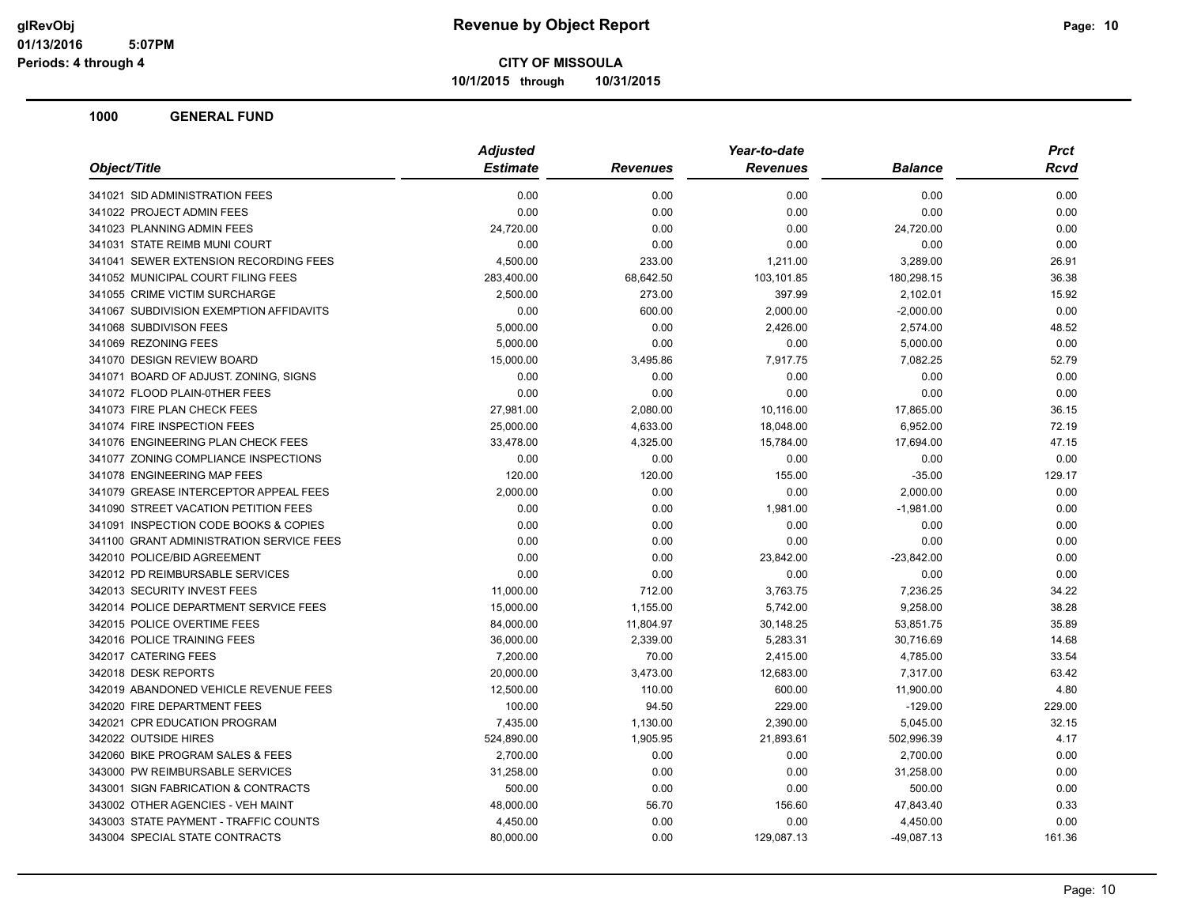# Revenue by Object Report

**CITY OF MISSOULA**

**10/1/2015 through 10/31/2015**

glRevObj
01/13/2016 5:07PM
Periods: 4 through 4

## 1000 GENERAL FUND

| Object/Title | Adjusted Estimate | Revenues | Year-to-date Revenues | Balance | Prct Rcvd |
|---|---|---|---|---|---|
| 341021 SID ADMINISTRATION FEES | 0.00 | 0.00 | 0.00 | 0.00 | 0.00 |
| 341022 PROJECT ADMIN FEES | 0.00 | 0.00 | 0.00 | 0.00 | 0.00 |
| 341023 PLANNING ADMIN FEES | 24,720.00 | 0.00 | 0.00 | 24,720.00 | 0.00 |
| 341031 STATE REIMB MUNI COURT | 0.00 | 0.00 | 0.00 | 0.00 | 0.00 |
| 341041 SEWER EXTENSION RECORDING FEES | 4,500.00 | 233.00 | 1,211.00 | 3,289.00 | 26.91 |
| 341052 MUNICIPAL COURT FILING FEES | 283,400.00 | 68,642.50 | 103,101.85 | 180,298.15 | 36.38 |
| 341055 CRIME VICTIM SURCHARGE | 2,500.00 | 273.00 | 397.99 | 2,102.01 | 15.92 |
| 341067 SUBDIVISION EXEMPTION AFFIDAVITS | 0.00 | 600.00 | 2,000.00 | -2,000.00 | 0.00 |
| 341068 SUBDIVISON FEES | 5,000.00 | 0.00 | 2,426.00 | 2,574.00 | 48.52 |
| 341069 REZONING FEES | 5,000.00 | 0.00 | 0.00 | 5,000.00 | 0.00 |
| 341070 DESIGN REVIEW BOARD | 15,000.00 | 3,495.86 | 7,917.75 | 7,082.25 | 52.79 |
| 341071 BOARD OF ADJUST. ZONING, SIGNS | 0.00 | 0.00 | 0.00 | 0.00 | 0.00 |
| 341072 FLOOD PLAIN-0THER FEES | 0.00 | 0.00 | 0.00 | 0.00 | 0.00 |
| 341073 FIRE PLAN CHECK FEES | 27,981.00 | 2,080.00 | 10,116.00 | 17,865.00 | 36.15 |
| 341074 FIRE INSPECTION FEES | 25,000.00 | 4,633.00 | 18,048.00 | 6,952.00 | 72.19 |
| 341076 ENGINEERING PLAN CHECK FEES | 33,478.00 | 4,325.00 | 15,784.00 | 17,694.00 | 47.15 |
| 341077 ZONING COMPLIANCE INSPECTIONS | 0.00 | 0.00 | 0.00 | 0.00 | 0.00 |
| 341078 ENGINEERING MAP FEES | 120.00 | 120.00 | 155.00 | -35.00 | 129.17 |
| 341079 GREASE INTERCEPTOR APPEAL FEES | 2,000.00 | 0.00 | 0.00 | 2,000.00 | 0.00 |
| 341090 STREET VACATION PETITION FEES | 0.00 | 0.00 | 1,981.00 | -1,981.00 | 0.00 |
| 341091 INSPECTION CODE BOOKS & COPIES | 0.00 | 0.00 | 0.00 | 0.00 | 0.00 |
| 341100 GRANT ADMINISTRATION SERVICE FEES | 0.00 | 0.00 | 0.00 | 0.00 | 0.00 |
| 342010 POLICE/BID AGREEMENT | 0.00 | 0.00 | 23,842.00 | -23,842.00 | 0.00 |
| 342012 PD REIMBURSABLE SERVICES | 0.00 | 0.00 | 0.00 | 0.00 | 0.00 |
| 342013 SECURITY INVEST FEES | 11,000.00 | 712.00 | 3,763.75 | 7,236.25 | 34.22 |
| 342014 POLICE DEPARTMENT SERVICE FEES | 15,000.00 | 1,155.00 | 5,742.00 | 9,258.00 | 38.28 |
| 342015 POLICE OVERTIME FEES | 84,000.00 | 11,804.97 | 30,148.25 | 53,851.75 | 35.89 |
| 342016 POLICE TRAINING FEES | 36,000.00 | 2,339.00 | 5,283.31 | 30,716.69 | 14.68 |
| 342017 CATERING FEES | 7,200.00 | 70.00 | 2,415.00 | 4,785.00 | 33.54 |
| 342018 DESK REPORTS | 20,000.00 | 3,473.00 | 12,683.00 | 7,317.00 | 63.42 |
| 342019 ABANDONED VEHICLE REVENUE FEES | 12,500.00 | 110.00 | 600.00 | 11,900.00 | 4.80 |
| 342020 FIRE DEPARTMENT FEES | 100.00 | 94.50 | 229.00 | -129.00 | 229.00 |
| 342021 CPR EDUCATION PROGRAM | 7,435.00 | 1,130.00 | 2,390.00 | 5,045.00 | 32.15 |
| 342022 OUTSIDE HIRES | 524,890.00 | 1,905.95 | 21,893.61 | 502,996.39 | 4.17 |
| 342060 BIKE PROGRAM SALES & FEES | 2,700.00 | 0.00 | 0.00 | 2,700.00 | 0.00 |
| 343000 PW REIMBURSABLE SERVICES | 31,258.00 | 0.00 | 0.00 | 31,258.00 | 0.00 |
| 343001 SIGN FABRICATION & CONTRACTS | 500.00 | 0.00 | 0.00 | 500.00 | 0.00 |
| 343002 OTHER AGENCIES - VEH MAINT | 48,000.00 | 56.70 | 156.60 | 47,843.40 | 0.33 |
| 343003 STATE PAYMENT - TRAFFIC COUNTS | 4,450.00 | 0.00 | 0.00 | 4,450.00 | 0.00 |
| 343004 SPECIAL STATE CONTRACTS | 80,000.00 | 0.00 | 129,087.13 | -49,087.13 | 161.36 |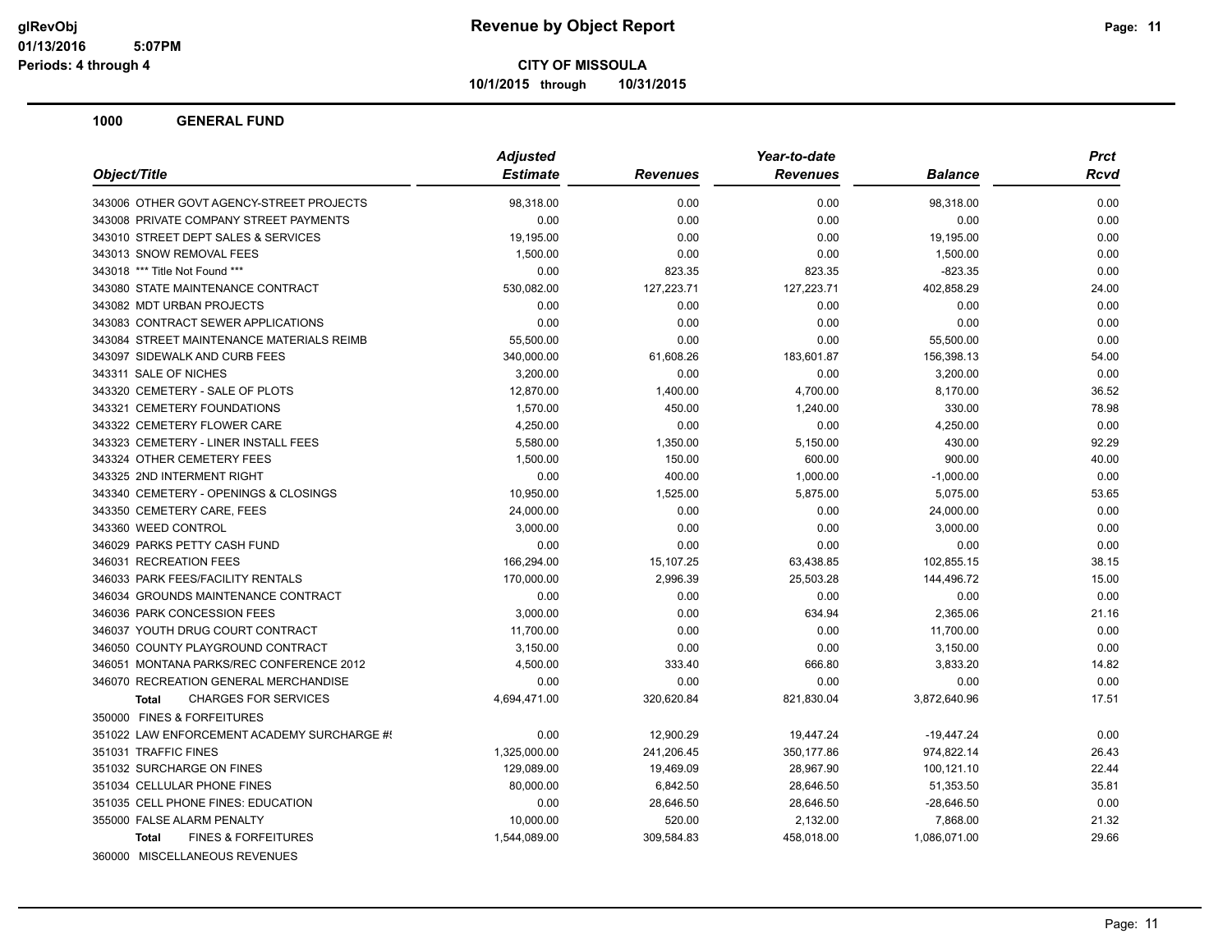**Revenue by Object Report**

**CITY OF MISSOULA**

**10/1/2015 through 10/31/2015**

glRevObj
01/13/2016 5:07PM
Periods: 4 through 4

## 1000 GENERAL FUND

| Object/Title | Adjusted Estimate | Revenues | Year-to-date Revenues | Balance | Prct Rcvd |
|---|---|---|---|---|---|
| 343006 OTHER GOVT AGENCY-STREET PROJECTS | 98,318.00 | 0.00 | 0.00 | 98,318.00 | 0.00 |
| 343008 PRIVATE COMPANY STREET PAYMENTS | 0.00 | 0.00 | 0.00 | 0.00 | 0.00 |
| 343010 STREET DEPT SALES & SERVICES | 19,195.00 | 0.00 | 0.00 | 19,195.00 | 0.00 |
| 343013 SNOW REMOVAL FEES | 1,500.00 | 0.00 | 0.00 | 1,500.00 | 0.00 |
| 343018 *** Title Not Found *** | 0.00 | 823.35 | 823.35 | -823.35 | 0.00 |
| 343080 STATE MAINTENANCE CONTRACT | 530,082.00 | 127,223.71 | 127,223.71 | 402,858.29 | 24.00 |
| 343082 MDT URBAN PROJECTS | 0.00 | 0.00 | 0.00 | 0.00 | 0.00 |
| 343083 CONTRACT SEWER APPLICATIONS | 0.00 | 0.00 | 0.00 | 0.00 | 0.00 |
| 343084 STREET MAINTENANCE MATERIALS REIMB | 55,500.00 | 0.00 | 0.00 | 55,500.00 | 0.00 |
| 343097 SIDEWALK AND CURB FEES | 340,000.00 | 61,608.26 | 183,601.87 | 156,398.13 | 54.00 |
| 343311 SALE OF NICHES | 3,200.00 | 0.00 | 0.00 | 3,200.00 | 0.00 |
| 343320 CEMETERY - SALE OF PLOTS | 12,870.00 | 1,400.00 | 4,700.00 | 8,170.00 | 36.52 |
| 343321 CEMETERY FOUNDATIONS | 1,570.00 | 450.00 | 1,240.00 | 330.00 | 78.98 |
| 343322 CEMETERY FLOWER CARE | 4,250.00 | 0.00 | 0.00 | 4,250.00 | 0.00 |
| 343323 CEMETERY - LINER INSTALL FEES | 5,580.00 | 1,350.00 | 5,150.00 | 430.00 | 92.29 |
| 343324 OTHER CEMETERY FEES | 1,500.00 | 150.00 | 600.00 | 900.00 | 40.00 |
| 343325 2ND INTERMENT RIGHT | 0.00 | 400.00 | 1,000.00 | -1,000.00 | 0.00 |
| 343340 CEMETERY - OPENINGS & CLOSINGS | 10,950.00 | 1,525.00 | 5,875.00 | 5,075.00 | 53.65 |
| 343350 CEMETERY CARE, FEES | 24,000.00 | 0.00 | 0.00 | 24,000.00 | 0.00 |
| 343360 WEED CONTROL | 3,000.00 | 0.00 | 0.00 | 3,000.00 | 0.00 |
| 346029 PARKS PETTY CASH FUND | 0.00 | 0.00 | 0.00 | 0.00 | 0.00 |
| 346031 RECREATION FEES | 166,294.00 | 15,107.25 | 63,438.85 | 102,855.15 | 38.15 |
| 346033 PARK FEES/FACILITY RENTALS | 170,000.00 | 2,996.39 | 25,503.28 | 144,496.72 | 15.00 |
| 346034 GROUNDS MAINTENANCE CONTRACT | 0.00 | 0.00 | 0.00 | 0.00 | 0.00 |
| 346036 PARK CONCESSION FEES | 3,000.00 | 0.00 | 634.94 | 2,365.06 | 21.16 |
| 346037 YOUTH DRUG COURT CONTRACT | 11,700.00 | 0.00 | 0.00 | 11,700.00 | 0.00 |
| 346050 COUNTY PLAYGROUND CONTRACT | 3,150.00 | 0.00 | 0.00 | 3,150.00 | 0.00 |
| 346051 MONTANA PARKS/REC CONFERENCE 2012 | 4,500.00 | 333.40 | 666.80 | 3,833.20 | 14.82 |
| 346070 RECREATION GENERAL MERCHANDISE | 0.00 | 0.00 | 0.00 | 0.00 | 0.00 |
| **Total** CHARGES FOR SERVICES | 4,694,471.00 | 320,620.84 | 821,830.04 | 3,872,640.96 | 17.51 |
| 350000 FINES & FORFEITURES | | | | | |
| 351022 LAW ENFORCEMENT ACADEMY SURCHARGE #! | 0.00 | 12,900.29 | 19,447.24 | -19,447.24 | 0.00 |
| 351031 TRAFFIC FINES | 1,325,000.00 | 241,206.45 | 350,177.86 | 974,822.14 | 26.43 |
| 351032 SURCHARGE ON FINES | 129,089.00 | 19,469.09 | 28,967.90 | 100,121.10 | 22.44 |
| 351034 CELLULAR PHONE FINES | 80,000.00 | 6,842.50 | 28,646.50 | 51,353.50 | 35.81 |
| 351035 CELL PHONE FINES: EDUCATION | 0.00 | 28,646.50 | 28,646.50 | -28,646.50 | 0.00 |
| 355000 FALSE ALARM PENALTY | 10,000.00 | 520.00 | 2,132.00 | 7,868.00 | 21.32 |
| **Total** FINES & FORFEITURES | 1,544,089.00 | 309,584.83 | 458,018.00 | 1,086,071.00 | 29.66 |
| 360000 MISCELLANEOUS REVENUES | | | | | |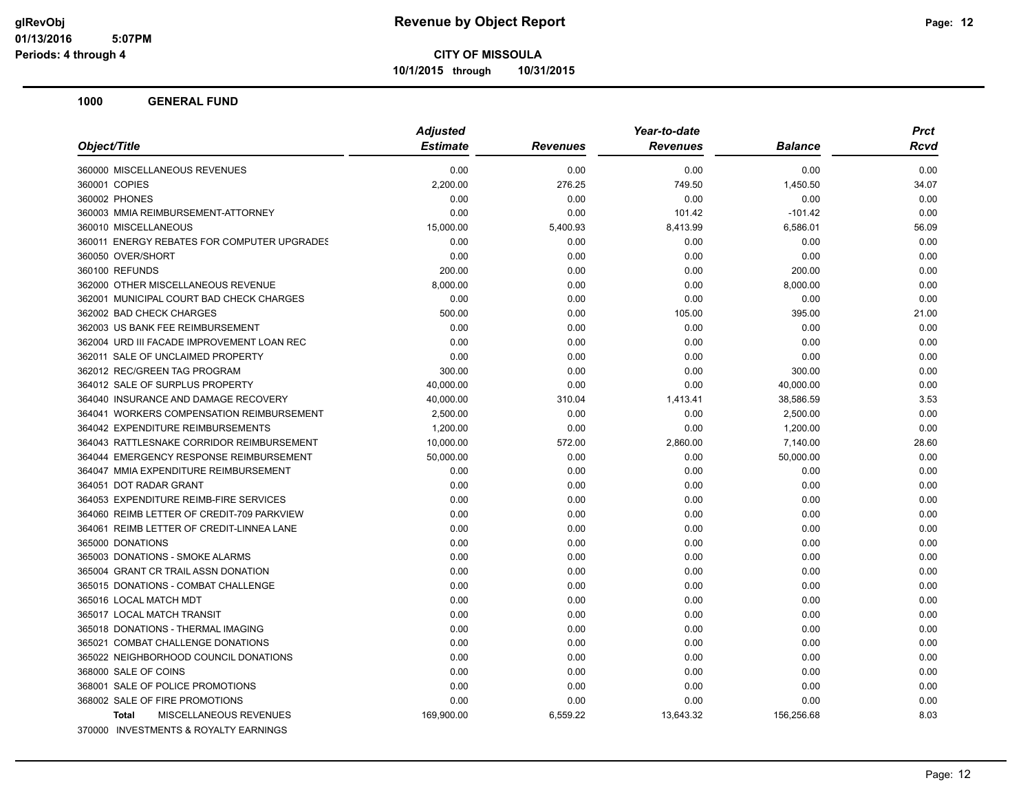# Revenue by Object Report

**CITY OF MISSOULA**

**10/1/2015 through 10/31/2015**

glRevObj
01/13/2016 5:07PM
Periods: 4 through 4

## 1000 GENERAL FUND

| Object/Title | Adjusted Estimate | Revenues | Year-to-date Revenues | Balance | Prct Rcvd |
|---|---|---|---|---|---|
| 360000 MISCELLANEOUS REVENUES | 0.00 | 0.00 | 0.00 | 0.00 | 0.00 |
| 360001 COPIES | 2,200.00 | 276.25 | 749.50 | 1,450.50 | 34.07 |
| 360002 PHONES | 0.00 | 0.00 | 0.00 | 0.00 | 0.00 |
| 360003 MMIA REIMBURSEMENT-ATTORNEY | 0.00 | 0.00 | 101.42 | -101.42 | 0.00 |
| 360010 MISCELLANEOUS | 15,000.00 | 5,400.93 | 8,413.99 | 6,586.01 | 56.09 |
| 360011 ENERGY REBATES FOR COMPUTER UPGRADES | 0.00 | 0.00 | 0.00 | 0.00 | 0.00 |
| 360050 OVER/SHORT | 0.00 | 0.00 | 0.00 | 0.00 | 0.00 |
| 360100 REFUNDS | 200.00 | 0.00 | 0.00 | 200.00 | 0.00 |
| 362000 OTHER MISCELLANEOUS REVENUE | 8,000.00 | 0.00 | 0.00 | 8,000.00 | 0.00 |
| 362001 MUNICIPAL COURT BAD CHECK CHARGES | 0.00 | 0.00 | 0.00 | 0.00 | 0.00 |
| 362002 BAD CHECK CHARGES | 500.00 | 0.00 | 105.00 | 395.00 | 21.00 |
| 362003 US BANK FEE REIMBURSEMENT | 0.00 | 0.00 | 0.00 | 0.00 | 0.00 |
| 362004 URD III FACADE IMPROVEMENT LOAN REC | 0.00 | 0.00 | 0.00 | 0.00 | 0.00 |
| 362011 SALE OF UNCLAIMED PROPERTY | 0.00 | 0.00 | 0.00 | 0.00 | 0.00 |
| 362012 REC/GREEN TAG PROGRAM | 300.00 | 0.00 | 0.00 | 300.00 | 0.00 |
| 364012 SALE OF SURPLUS PROPERTY | 40,000.00 | 0.00 | 0.00 | 40,000.00 | 0.00 |
| 364040 INSURANCE AND DAMAGE RECOVERY | 40,000.00 | 310.04 | 1,413.41 | 38,586.59 | 3.53 |
| 364041 WORKERS COMPENSATION REIMBURSEMENT | 2,500.00 | 0.00 | 0.00 | 2,500.00 | 0.00 |
| 364042 EXPENDITURE REIMBURSEMENTS | 1,200.00 | 0.00 | 0.00 | 1,200.00 | 0.00 |
| 364043 RATTLESNAKE CORRIDOR REIMBURSEMENT | 10,000.00 | 572.00 | 2,860.00 | 7,140.00 | 28.60 |
| 364044 EMERGENCY RESPONSE REIMBURSEMENT | 50,000.00 | 0.00 | 0.00 | 50,000.00 | 0.00 |
| 364047 MMIA EXPENDITURE REIMBURSEMENT | 0.00 | 0.00 | 0.00 | 0.00 | 0.00 |
| 364051 DOT RADAR GRANT | 0.00 | 0.00 | 0.00 | 0.00 | 0.00 |
| 364053 EXPENDITURE REIMB-FIRE SERVICES | 0.00 | 0.00 | 0.00 | 0.00 | 0.00 |
| 364060 REIMB LETTER OF CREDIT-709 PARKVIEW | 0.00 | 0.00 | 0.00 | 0.00 | 0.00 |
| 364061 REIMB LETTER OF CREDIT-LINNEA LANE | 0.00 | 0.00 | 0.00 | 0.00 | 0.00 |
| 365000 DONATIONS | 0.00 | 0.00 | 0.00 | 0.00 | 0.00 |
| 365003 DONATIONS - SMOKE ALARMS | 0.00 | 0.00 | 0.00 | 0.00 | 0.00 |
| 365004 GRANT CR TRAIL ASSN DONATION | 0.00 | 0.00 | 0.00 | 0.00 | 0.00 |
| 365015 DONATIONS - COMBAT CHALLENGE | 0.00 | 0.00 | 0.00 | 0.00 | 0.00 |
| 365016 LOCAL MATCH MDT | 0.00 | 0.00 | 0.00 | 0.00 | 0.00 |
| 365017 LOCAL MATCH TRANSIT | 0.00 | 0.00 | 0.00 | 0.00 | 0.00 |
| 365018 DONATIONS - THERMAL IMAGING | 0.00 | 0.00 | 0.00 | 0.00 | 0.00 |
| 365021 COMBAT CHALLENGE DONATIONS | 0.00 | 0.00 | 0.00 | 0.00 | 0.00 |
| 365022 NEIGHBORHOOD COUNCIL DONATIONS | 0.00 | 0.00 | 0.00 | 0.00 | 0.00 |
| 368000 SALE OF COINS | 0.00 | 0.00 | 0.00 | 0.00 | 0.00 |
| 368001 SALE OF POLICE PROMOTIONS | 0.00 | 0.00 | 0.00 | 0.00 | 0.00 |
| 368002 SALE OF FIRE PROMOTIONS | 0.00 | 0.00 | 0.00 | 0.00 | 0.00 |
| **Total** MISCELLANEOUS REVENUES | 169,900.00 | 6,559.22 | 13,643.32 | 156,256.68 | 8.03 |
| 370000 INVESTMENTS & ROYALTY EARNINGS | | | | | |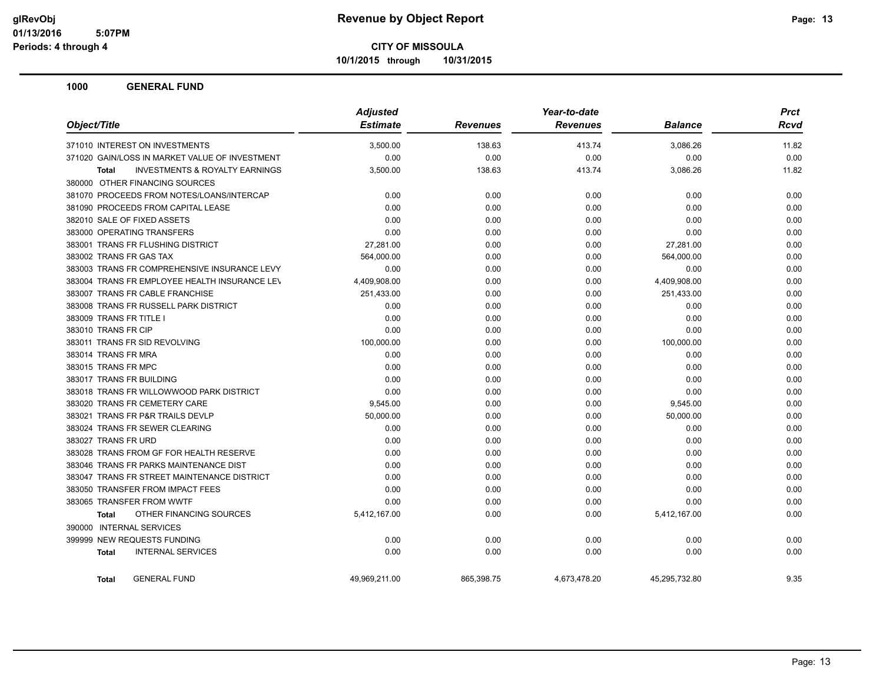# Revenue by Object Report

**CITY OF MISSOULA**

**10/1/2015 through 10/31/2015**

glRevObj
01/13/2016 5:07PM
Periods: 4 through 4

## 1000 GENERAL FUND

| Object/Title | Adjusted Estimate | Revenues | Year-to-date Revenues | Balance | Prct Rcvd |
|---|---|---|---|---|---|
| 371010 INTEREST ON INVESTMENTS | 3,500.00 | 138.63 | 413.74 | 3,086.26 | 11.82 |
| 371020 GAIN/LOSS IN MARKET VALUE OF INVESTMENT | 0.00 | 0.00 | 0.00 | 0.00 | 0.00 |
| **Total** INVESTMENTS & ROYALTY EARNINGS | 3,500.00 | 138.63 | 413.74 | 3,086.26 | 11.82 |
| 380000 OTHER FINANCING SOURCES | | | | | |
| 381070 PROCEEDS FROM NOTES/LOANS/INTERCAP | 0.00 | 0.00 | 0.00 | 0.00 | 0.00 |
| 381090 PROCEEDS FROM CAPITAL LEASE | 0.00 | 0.00 | 0.00 | 0.00 | 0.00 |
| 382010 SALE OF FIXED ASSETS | 0.00 | 0.00 | 0.00 | 0.00 | 0.00 |
| 383000 OPERATING TRANSFERS | 0.00 | 0.00 | 0.00 | 0.00 | 0.00 |
| 383001 TRANS FR FLUSHING DISTRICT | 27,281.00 | 0.00 | 0.00 | 27,281.00 | 0.00 |
| 383002 TRANS FR GAS TAX | 564,000.00 | 0.00 | 0.00 | 564,000.00 | 0.00 |
| 383003 TRANS FR COMPREHENSIVE INSURANCE LEVY | 0.00 | 0.00 | 0.00 | 0.00 | 0.00 |
| 383004 TRANS FR EMPLOYEE HEALTH INSURANCE LEV | 4,409,908.00 | 0.00 | 0.00 | 4,409,908.00 | 0.00 |
| 383007 TRANS FR CABLE FRANCHISE | 251,433.00 | 0.00 | 0.00 | 251,433.00 | 0.00 |
| 383008 TRANS FR RUSSELL PARK DISTRICT | 0.00 | 0.00 | 0.00 | 0.00 | 0.00 |
| 383009 TRANS FR TITLE I | 0.00 | 0.00 | 0.00 | 0.00 | 0.00 |
| 383010 TRANS FR CIP | 0.00 | 0.00 | 0.00 | 0.00 | 0.00 |
| 383011 TRANS FR SID REVOLVING | 100,000.00 | 0.00 | 0.00 | 100,000.00 | 0.00 |
| 383014 TRANS FR MRA | 0.00 | 0.00 | 0.00 | 0.00 | 0.00 |
| 383015 TRANS FR MPC | 0.00 | 0.00 | 0.00 | 0.00 | 0.00 |
| 383017 TRANS FR BUILDING | 0.00 | 0.00 | 0.00 | 0.00 | 0.00 |
| 383018 TRANS FR WILLOWWOOD PARK DISTRICT | 0.00 | 0.00 | 0.00 | 0.00 | 0.00 |
| 383020 TRANS FR CEMETERY CARE | 9,545.00 | 0.00 | 0.00 | 9,545.00 | 0.00 |
| 383021 TRANS FR P&R TRAILS DEVLP | 50,000.00 | 0.00 | 0.00 | 50,000.00 | 0.00 |
| 383024 TRANS FR SEWER CLEARING | 0.00 | 0.00 | 0.00 | 0.00 | 0.00 |
| 383027 TRANS FR URD | 0.00 | 0.00 | 0.00 | 0.00 | 0.00 |
| 383028 TRANS FROM GF FOR HEALTH RESERVE | 0.00 | 0.00 | 0.00 | 0.00 | 0.00 |
| 383046 TRANS FR PARKS MAINTENANCE DIST | 0.00 | 0.00 | 0.00 | 0.00 | 0.00 |
| 383047 TRANS FR STREET MAINTENANCE DISTRICT | 0.00 | 0.00 | 0.00 | 0.00 | 0.00 |
| 383050 TRANSFER FROM IMPACT FEES | 0.00 | 0.00 | 0.00 | 0.00 | 0.00 |
| 383065 TRANSFER FROM WWTF | 0.00 | 0.00 | 0.00 | 0.00 | 0.00 |
| **Total** OTHER FINANCING SOURCES | 5,412,167.00 | 0.00 | 0.00 | 5,412,167.00 | 0.00 |
| 390000 INTERNAL SERVICES | | | | | |
| 399999 NEW REQUESTS FUNDING | 0.00 | 0.00 | 0.00 | 0.00 | 0.00 |
| **Total** INTERNAL SERVICES | 0.00 | 0.00 | 0.00 | 0.00 | 0.00 |
| **Total** GENERAL FUND | 49,969,211.00 | 865,398.75 | 4,673,478.20 | 45,295,732.80 | 9.35 |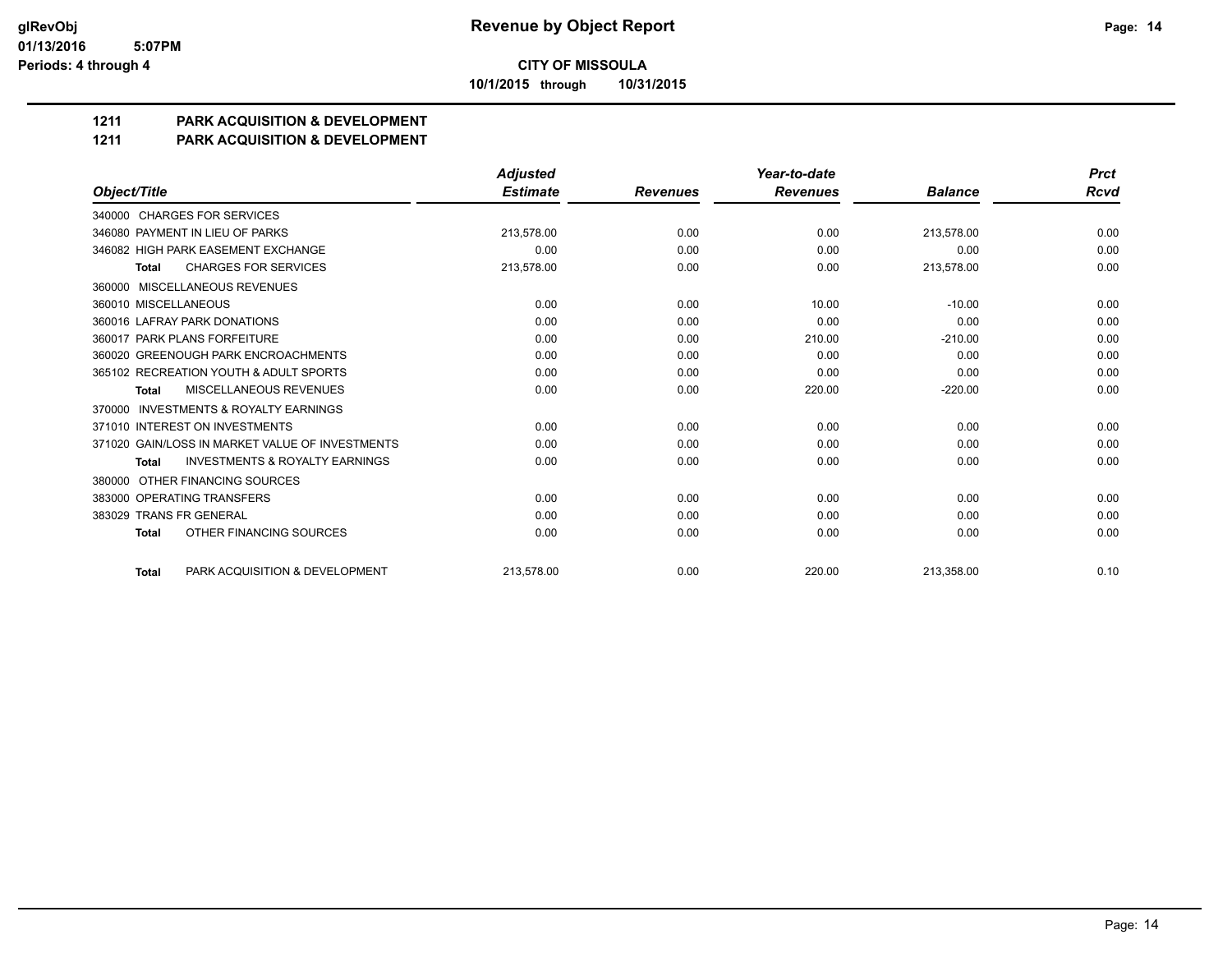**CITY OF MISSOULA**

**10/1/2015 through 10/31/2015**

# 1211 PARK ACQUISITION & DEVELOPMENT

## 1211 PARK ACQUISITION & DEVELOPMENT

| Object/Title | Adjusted Estimate | Revenues | Year-to-date Revenues | Balance | Prct Rcvd |
|---|---|---|---|---|---|
| 340000 CHARGES FOR SERVICES | | | | | |
| 346080 PAYMENT IN LIEU OF PARKS | 213,578.00 | 0.00 | 0.00 | 213,578.00 | 0.00 |
| 346082 HIGH PARK EASEMENT EXCHANGE | 0.00 | 0.00 | 0.00 | 0.00 | 0.00 |
| **Total** CHARGES FOR SERVICES | 213,578.00 | 0.00 | 0.00 | 213,578.00 | 0.00 |
| 360000 MISCELLANEOUS REVENUES | | | | | |
| 360010 MISCELLANEOUS | 0.00 | 0.00 | 10.00 | -10.00 | 0.00 |
| 360016 LAFRAY PARK DONATIONS | 0.00 | 0.00 | 0.00 | 0.00 | 0.00 |
| 360017 PARK PLANS FORFEITURE | 0.00 | 0.00 | 210.00 | -210.00 | 0.00 |
| 360020 GREENOUGH PARK ENCROACHMENTS | 0.00 | 0.00 | 0.00 | 0.00 | 0.00 |
| 365102 RECREATION YOUTH & ADULT SPORTS | 0.00 | 0.00 | 0.00 | 0.00 | 0.00 |
| **Total** MISCELLANEOUS REVENUES | 0.00 | 0.00 | 220.00 | -220.00 | 0.00 |
| 370000 INVESTMENTS & ROYALTY EARNINGS | | | | | |
| 371010 INTEREST ON INVESTMENTS | 0.00 | 0.00 | 0.00 | 0.00 | 0.00 |
| 371020 GAIN/LOSS IN MARKET VALUE OF INVESTMENTS | 0.00 | 0.00 | 0.00 | 0.00 | 0.00 |
| **Total** INVESTMENTS & ROYALTY EARNINGS | 0.00 | 0.00 | 0.00 | 0.00 | 0.00 |
| 380000 OTHER FINANCING SOURCES | | | | | |
| 383000 OPERATING TRANSFERS | 0.00 | 0.00 | 0.00 | 0.00 | 0.00 |
| 383029 TRANS FR GENERAL | 0.00 | 0.00 | 0.00 | 0.00 | 0.00 |
| **Total** OTHER FINANCING SOURCES | 0.00 | 0.00 | 0.00 | 0.00 | 0.00 |
| **Total** PARK ACQUISITION & DEVELOPMENT | 213,578.00 | 0.00 | 220.00 | 213,358.00 | 0.10 |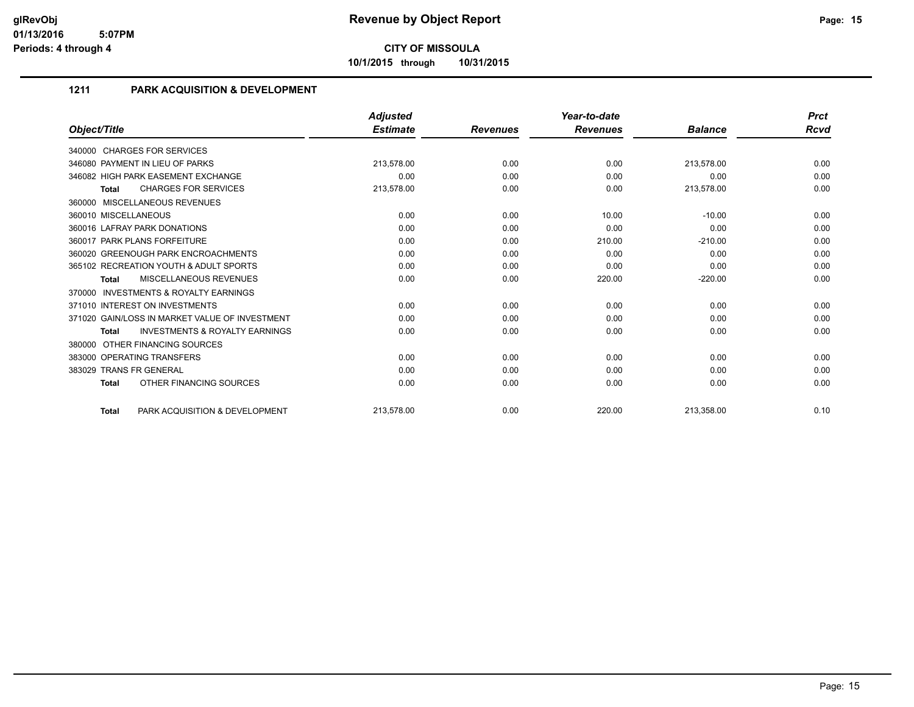# Revenue by Object Report

**CITY OF MISSOULA**

**10/1/2015 through 10/31/2015**

glRevObj
01/13/2016 5:07PM
Periods: 4 through 4

## 1211 PARK ACQUISITION & DEVELOPMENT

| Object/Title | Adjusted Estimate | Revenues | Year-to-date Revenues | Balance | Prct Rcvd |
|---|---|---|---|---|---|
| 340000 CHARGES FOR SERVICES | | | | | |
| 346080 PAYMENT IN LIEU OF PARKS | 213,578.00 | 0.00 | 0.00 | 213,578.00 | 0.00 |
| 346082 HIGH PARK EASEMENT EXCHANGE | 0.00 | 0.00 | 0.00 | 0.00 | 0.00 |
| **Total** CHARGES FOR SERVICES | 213,578.00 | 0.00 | 0.00 | 213,578.00 | 0.00 |
| 360000 MISCELLANEOUS REVENUES | | | | | |
| 360010 MISCELLANEOUS | 0.00 | 0.00 | 10.00 | -10.00 | 0.00 |
| 360016 LAFRAY PARK DONATIONS | 0.00 | 0.00 | 0.00 | 0.00 | 0.00 |
| 360017 PARK PLANS FORFEITURE | 0.00 | 0.00 | 210.00 | -210.00 | 0.00 |
| 360020 GREENOUGH PARK ENCROACHMENTS | 0.00 | 0.00 | 0.00 | 0.00 | 0.00 |
| 365102 RECREATION YOUTH & ADULT SPORTS | 0.00 | 0.00 | 0.00 | 0.00 | 0.00 |
| **Total** MISCELLANEOUS REVENUES | 0.00 | 0.00 | 220.00 | -220.00 | 0.00 |
| 370000 INVESTMENTS & ROYALTY EARNINGS | | | | | |
| 371010 INTEREST ON INVESTMENTS | 0.00 | 0.00 | 0.00 | 0.00 | 0.00 |
| 371020 GAIN/LOSS IN MARKET VALUE OF INVESTMENT | 0.00 | 0.00 | 0.00 | 0.00 | 0.00 |
| **Total** INVESTMENTS & ROYALTY EARNINGS | 0.00 | 0.00 | 0.00 | 0.00 | 0.00 |
| 380000 OTHER FINANCING SOURCES | | | | | |
| 383000 OPERATING TRANSFERS | 0.00 | 0.00 | 0.00 | 0.00 | 0.00 |
| 383029 TRANS FR GENERAL | 0.00 | 0.00 | 0.00 | 0.00 | 0.00 |
| **Total** OTHER FINANCING SOURCES | 0.00 | 0.00 | 0.00 | 0.00 | 0.00 |
| **Total** PARK ACQUISITION & DEVELOPMENT | 213,578.00 | 0.00 | 220.00 | 213,358.00 | 0.10 |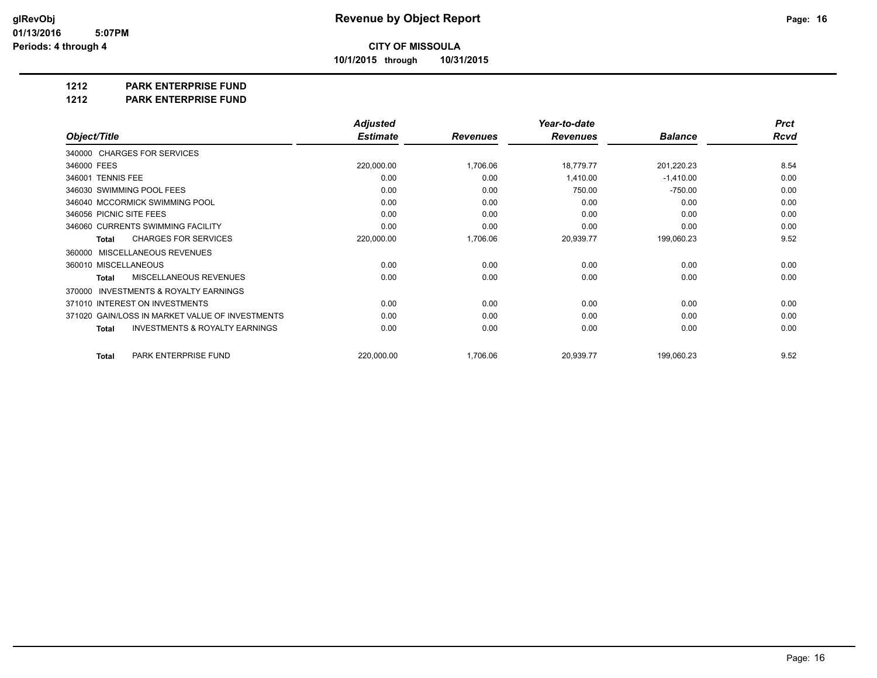# Revenue by Object Report

**CITY OF MISSOULA**

**10/1/2015 through 10/31/2015**

glRevObj
01/13/2016 5:07PM
Periods: 4 through 4

## 1212 PARK ENTERPRISE FUND

## 1212 PARK ENTERPRISE FUND

| Object/Title | Adjusted Estimate | Revenues | Year-to-date Revenues | Balance | Prct Rcvd |
|---|---|---|---|---|---|
| 340000 CHARGES FOR SERVICES | | | | | |
| 346000 FEES | 220,000.00 | 1,706.06 | 18,779.77 | 201,220.23 | 8.54 |
| 346001 TENNIS FEE | 0.00 | 0.00 | 1,410.00 | -1,410.00 | 0.00 |
| 346030 SWIMMING POOL FEES | 0.00 | 0.00 | 750.00 | -750.00 | 0.00 |
| 346040 MCCORMICK SWIMMING POOL | 0.00 | 0.00 | 0.00 | 0.00 | 0.00 |
| 346056 PICNIC SITE FEES | 0.00 | 0.00 | 0.00 | 0.00 | 0.00 |
| 346060 CURRENTS SWIMMING FACILITY | 0.00 | 0.00 | 0.00 | 0.00 | 0.00 |
| **Total** CHARGES FOR SERVICES | 220,000.00 | 1,706.06 | 20,939.77 | 199,060.23 | 9.52 |
| 360000 MISCELLANEOUS REVENUES | | | | | |
| 360010 MISCELLANEOUS | 0.00 | 0.00 | 0.00 | 0.00 | 0.00 |
| **Total** MISCELLANEOUS REVENUES | 0.00 | 0.00 | 0.00 | 0.00 | 0.00 |
| 370000 INVESTMENTS & ROYALTY EARNINGS | | | | | |
| 371010 INTEREST ON INVESTMENTS | 0.00 | 0.00 | 0.00 | 0.00 | 0.00 |
| 371020 GAIN/LOSS IN MARKET VALUE OF INVESTMENTS | 0.00 | 0.00 | 0.00 | 0.00 | 0.00 |
| **Total** INVESTMENTS & ROYALTY EARNINGS | 0.00 | 0.00 | 0.00 | 0.00 | 0.00 |
| **Total** PARK ENTERPRISE FUND | 220,000.00 | 1,706.06 | 20,939.77 | 199,060.23 | 9.52 |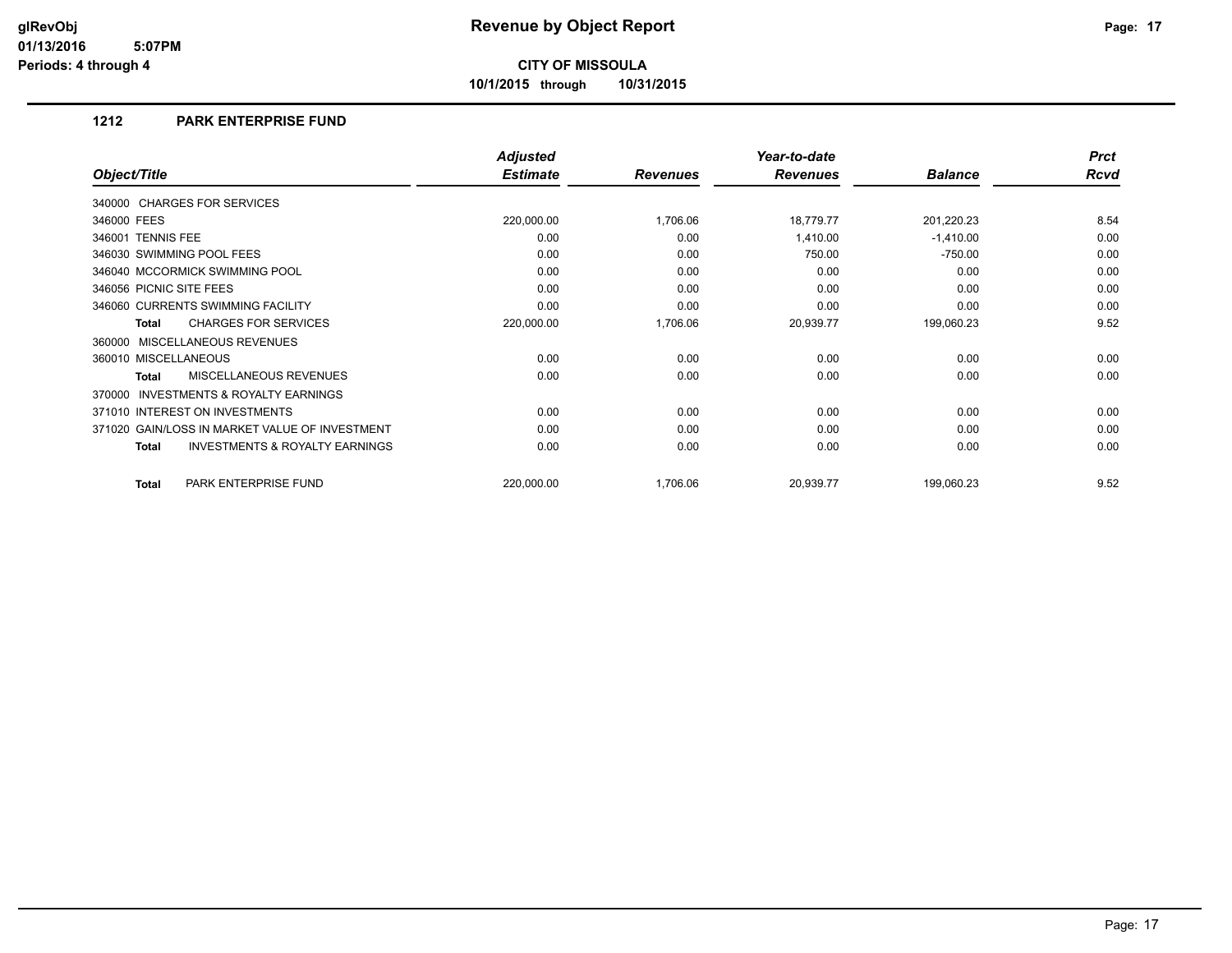glRevObj
01/13/2016 5:07PM
Periods: 4 through 4

# Revenue by Object Report

**CITY OF MISSOULA**

**10/1/2015 through 10/31/2015**

## 1212 PARK ENTERPRISE FUND

| Object/Title | Adjusted Estimate | Revenues | Year-to-date Revenues | Balance | Prct Rcvd |
|---|---|---|---|---|---|
| 340000 CHARGES FOR SERVICES | | | | | |
| 346000 FEES | 220,000.00 | 1,706.06 | 18,779.77 | 201,220.23 | 8.54 |
| 346001 TENNIS FEE | 0.00 | 0.00 | 1,410.00 | -1,410.00 | 0.00 |
| 346030 SWIMMING POOL FEES | 0.00 | 0.00 | 750.00 | -750.00 | 0.00 |
| 346040 MCCORMICK SWIMMING POOL | 0.00 | 0.00 | 0.00 | 0.00 | 0.00 |
| 346056 PICNIC SITE FEES | 0.00 | 0.00 | 0.00 | 0.00 | 0.00 |
| 346060 CURRENTS SWIMMING FACILITY | 0.00 | 0.00 | 0.00 | 0.00 | 0.00 |
| **Total** CHARGES FOR SERVICES | 220,000.00 | 1,706.06 | 20,939.77 | 199,060.23 | 9.52 |
| 360000 MISCELLANEOUS REVENUES | | | | | |
| 360010 MISCELLANEOUS | 0.00 | 0.00 | 0.00 | 0.00 | 0.00 |
| **Total** MISCELLANEOUS REVENUES | 0.00 | 0.00 | 0.00 | 0.00 | 0.00 |
| 370000 INVESTMENTS & ROYALTY EARNINGS | | | | | |
| 371010 INTEREST ON INVESTMENTS | 0.00 | 0.00 | 0.00 | 0.00 | 0.00 |
| 371020 GAIN/LOSS IN MARKET VALUE OF INVESTMENT | 0.00 | 0.00 | 0.00 | 0.00 | 0.00 |
| **Total** INVESTMENTS & ROYALTY EARNINGS | 0.00 | 0.00 | 0.00 | 0.00 | 0.00 |
| **Total** PARK ENTERPRISE FUND | 220,000.00 | 1,706.06 | 20,939.77 | 199,060.23 | 9.52 |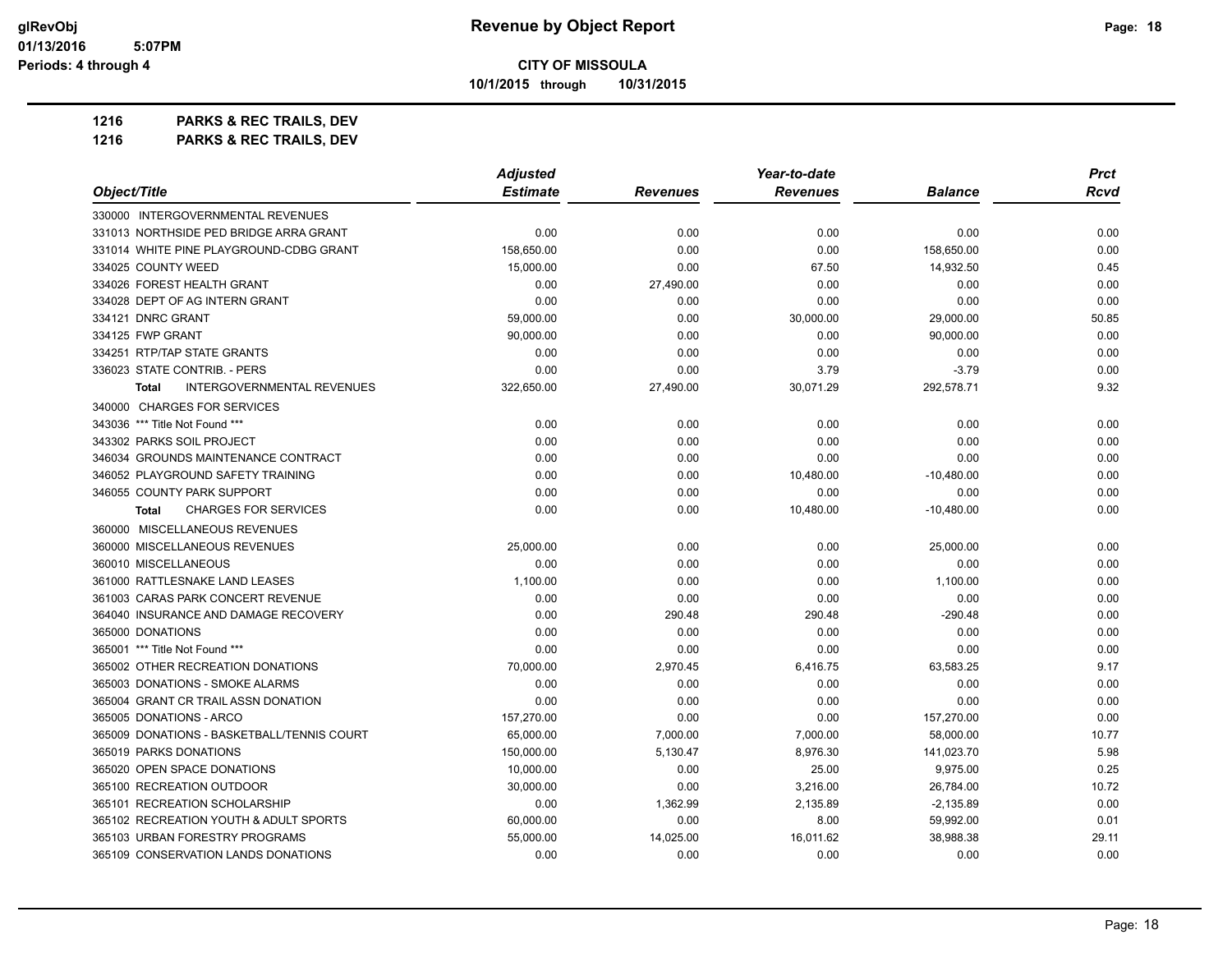# Revenue by Object Report

**CITY OF MISSOULA**

**10/1/2015 through 10/31/2015**

glRevObj
01/13/2016 5:07PM
Periods: 4 through 4

**1216 PARKS & REC TRAILS, DEV**

**1216 PARKS & REC TRAILS, DEV**

| Object/Title | Adjusted Estimate | Revenues | Year-to-date Revenues | Balance | Prct Rcvd |
|---|---|---|---|---|---|
| 330000 INTERGOVERNMENTAL REVENUES | | | | | |
| 331013 NORTHSIDE PED BRIDGE ARRA GRANT | 0.00 | 0.00 | 0.00 | 0.00 | 0.00 |
| 331014 WHITE PINE PLAYGROUND-CDBG GRANT | 158,650.00 | 0.00 | 0.00 | 158,650.00 | 0.00 |
| 334025 COUNTY WEED | 15,000.00 | 0.00 | 67.50 | 14,932.50 | 0.45 |
| 334026 FOREST HEALTH GRANT | 0.00 | 27,490.00 | 0.00 | 0.00 | 0.00 |
| 334028 DEPT OF AG INTERN GRANT | 0.00 | 0.00 | 0.00 | 0.00 | 0.00 |
| 334121 DNRC GRANT | 59,000.00 | 0.00 | 30,000.00 | 29,000.00 | 50.85 |
| 334125 FWP GRANT | 90,000.00 | 0.00 | 0.00 | 90,000.00 | 0.00 |
| 334251 RTP/TAP STATE GRANTS | 0.00 | 0.00 | 0.00 | 0.00 | 0.00 |
| 336023 STATE CONTRIB. - PERS | 0.00 | 0.00 | 3.79 | -3.79 | 0.00 |
| **Total** INTERGOVERNMENTAL REVENUES | 322,650.00 | 27,490.00 | 30,071.29 | 292,578.71 | 9.32 |
| 340000 CHARGES FOR SERVICES | | | | | |
| 343036 *** Title Not Found *** | 0.00 | 0.00 | 0.00 | 0.00 | 0.00 |
| 343302 PARKS SOIL PROJECT | 0.00 | 0.00 | 0.00 | 0.00 | 0.00 |
| 346034 GROUNDS MAINTENANCE CONTRACT | 0.00 | 0.00 | 0.00 | 0.00 | 0.00 |
| 346052 PLAYGROUND SAFETY TRAINING | 0.00 | 0.00 | 10,480.00 | -10,480.00 | 0.00 |
| 346055 COUNTY PARK SUPPORT | 0.00 | 0.00 | 0.00 | 0.00 | 0.00 |
| **Total** CHARGES FOR SERVICES | 0.00 | 0.00 | 10,480.00 | -10,480.00 | 0.00 |
| 360000 MISCELLANEOUS REVENUES | | | | | |
| 360000 MISCELLANEOUS REVENUES | 25,000.00 | 0.00 | 0.00 | 25,000.00 | 0.00 |
| 360010 MISCELLANEOUS | 0.00 | 0.00 | 0.00 | 0.00 | 0.00 |
| 361000 RATTLESNAKE LAND LEASES | 1,100.00 | 0.00 | 0.00 | 1,100.00 | 0.00 |
| 361003 CARAS PARK CONCERT REVENUE | 0.00 | 0.00 | 0.00 | 0.00 | 0.00 |
| 364040 INSURANCE AND DAMAGE RECOVERY | 0.00 | 290.48 | 290.48 | -290.48 | 0.00 |
| 365000 DONATIONS | 0.00 | 0.00 | 0.00 | 0.00 | 0.00 |
| 365001 *** Title Not Found *** | 0.00 | 0.00 | 0.00 | 0.00 | 0.00 |
| 365002 OTHER RECREATION DONATIONS | 70,000.00 | 2,970.45 | 6,416.75 | 63,583.25 | 9.17 |
| 365003 DONATIONS - SMOKE ALARMS | 0.00 | 0.00 | 0.00 | 0.00 | 0.00 |
| 365004 GRANT CR TRAIL ASSN DONATION | 0.00 | 0.00 | 0.00 | 0.00 | 0.00 |
| 365005 DONATIONS - ARCO | 157,270.00 | 0.00 | 0.00 | 157,270.00 | 0.00 |
| 365009 DONATIONS - BASKETBALL/TENNIS COURT | 65,000.00 | 7,000.00 | 7,000.00 | 58,000.00 | 10.77 |
| 365019 PARKS DONATIONS | 150,000.00 | 5,130.47 | 8,976.30 | 141,023.70 | 5.98 |
| 365020 OPEN SPACE DONATIONS | 10,000.00 | 0.00 | 25.00 | 9,975.00 | 0.25 |
| 365100 RECREATION OUTDOOR | 30,000.00 | 0.00 | 3,216.00 | 26,784.00 | 10.72 |
| 365101 RECREATION SCHOLARSHIP | 0.00 | 1,362.99 | 2,135.89 | -2,135.89 | 0.00 |
| 365102 RECREATION YOUTH & ADULT SPORTS | 60,000.00 | 0.00 | 8.00 | 59,992.00 | 0.01 |
| 365103 URBAN FORESTRY PROGRAMS | 55,000.00 | 14,025.00 | 16,011.62 | 38,988.38 | 29.11 |
| 365109 CONSERVATION LANDS DONATIONS | 0.00 | 0.00 | 0.00 | 0.00 | 0.00 |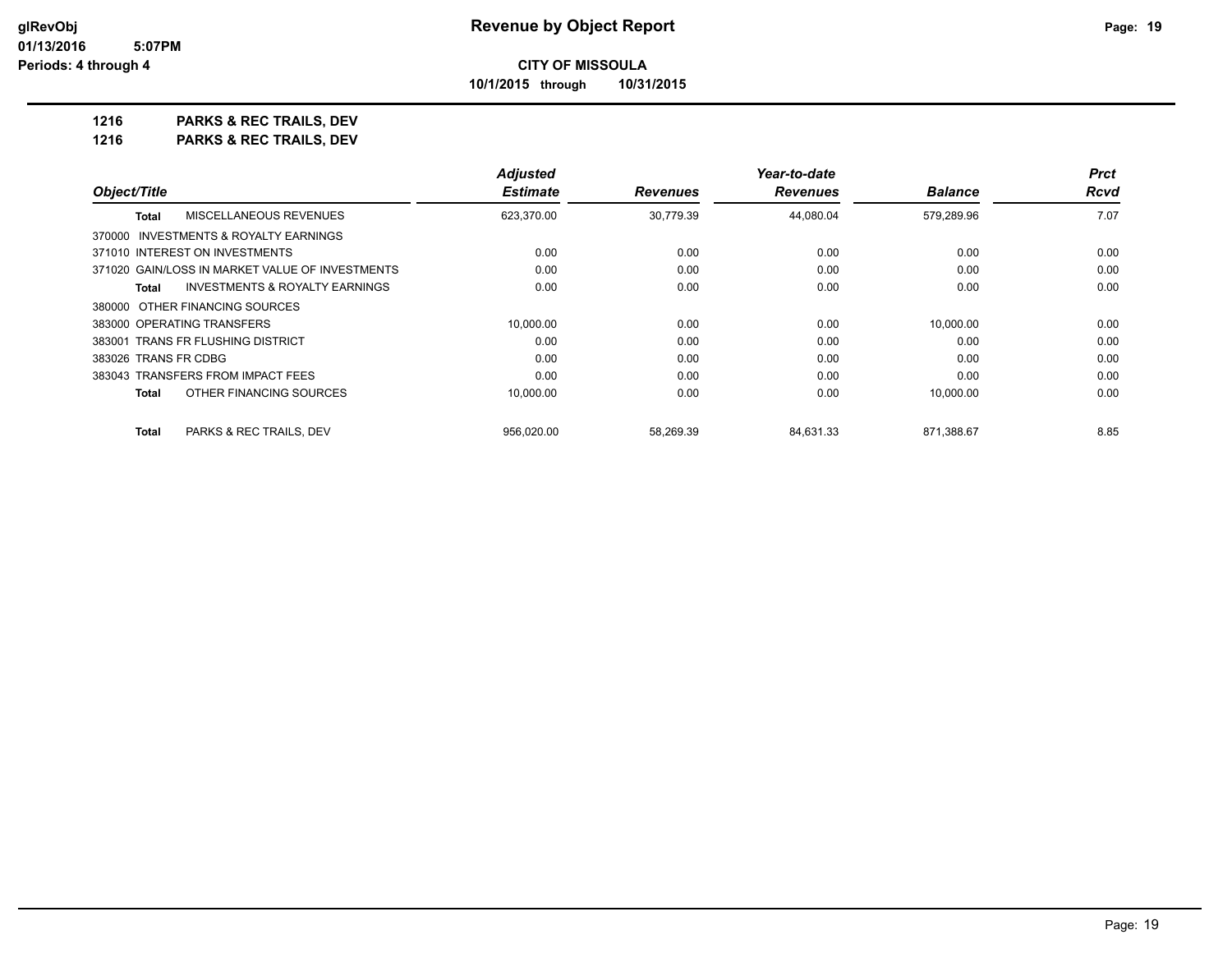**Revenue by Object Report**

**CITY OF MISSOULA**

**10/1/2015 through 10/31/2015**

glRevObj
01/13/2016 5:07PM
Periods: 4 through 4

**1216 PARKS & REC TRAILS, DEV**

**1216 PARKS & REC TRAILS, DEV**

| Object/Title | Adjusted Estimate | Revenues | Year-to-date Revenues | Balance | Prct Rcvd |
|---|---|---|---|---|---|
| **Total** MISCELLANEOUS REVENUES | 623,370.00 | 30,779.39 | 44,080.04 | 579,289.96 | 7.07 |
| 370000 INVESTMENTS & ROYALTY EARNINGS | | | | | |
| 371010 INTEREST ON INVESTMENTS | 0.00 | 0.00 | 0.00 | 0.00 | 0.00 |
| 371020 GAIN/LOSS IN MARKET VALUE OF INVESTMENTS | 0.00 | 0.00 | 0.00 | 0.00 | 0.00 |
| **Total** INVESTMENTS & ROYALTY EARNINGS | 0.00 | 0.00 | 0.00 | 0.00 | 0.00 |
| 380000 OTHER FINANCING SOURCES | | | | | |
| 383000 OPERATING TRANSFERS | 10,000.00 | 0.00 | 0.00 | 10,000.00 | 0.00 |
| 383001 TRANS FR FLUSHING DISTRICT | 0.00 | 0.00 | 0.00 | 0.00 | 0.00 |
| 383026 TRANS FR CDBG | 0.00 | 0.00 | 0.00 | 0.00 | 0.00 |
| 383043 TRANSFERS FROM IMPACT FEES | 0.00 | 0.00 | 0.00 | 0.00 | 0.00 |
| **Total** OTHER FINANCING SOURCES | 10,000.00 | 0.00 | 0.00 | 10,000.00 | 0.00 |
| **Total** PARKS & REC TRAILS, DEV | 956,020.00 | 58,269.39 | 84,631.33 | 871,388.67 | 8.85 |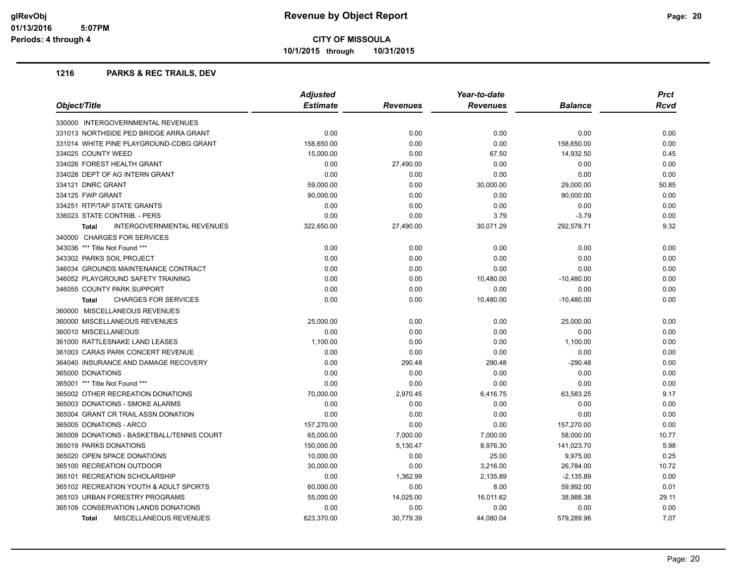# Revenue by Object Report

glRevObj
01/13/2016 5:07PM
Periods: 4 through 4

**CITY OF MISSOULA**

**10/1/2015 through 10/31/2015**

## 1216 PARKS & REC TRAILS, DEV

| Object/Title | Adjusted Estimate | Revenues | Year-to-date Revenues | Balance | Prct Rcvd |
|---|---|---|---|---|---|
| 330000 INTERGOVERNMENTAL REVENUES | | | | | |
| 331013 NORTHSIDE PED BRIDGE ARRA GRANT | 0.00 | 0.00 | 0.00 | 0.00 | 0.00 |
| 331014 WHITE PINE PLAYGROUND-CDBG GRANT | 158,650.00 | 0.00 | 0.00 | 158,650.00 | 0.00 |
| 334025 COUNTY WEED | 15,000.00 | 0.00 | 67.50 | 14,932.50 | 0.45 |
| 334026 FOREST HEALTH GRANT | 0.00 | 27,490.00 | 0.00 | 0.00 | 0.00 |
| 334028 DEPT OF AG INTERN GRANT | 0.00 | 0.00 | 0.00 | 0.00 | 0.00 |
| 334121 DNRC GRANT | 59,000.00 | 0.00 | 30,000.00 | 29,000.00 | 50.85 |
| 334125 FWP GRANT | 90,000.00 | 0.00 | 0.00 | 90,000.00 | 0.00 |
| 334251 RTP/TAP STATE GRANTS | 0.00 | 0.00 | 0.00 | 0.00 | 0.00 |
| 336023 STATE CONTRIB. - PERS | 0.00 | 0.00 | 3.79 | -3.79 | 0.00 |
| **Total** INTERGOVERNMENTAL REVENUES | 322,650.00 | 27,490.00 | 30,071.29 | 292,578.71 | 9.32 |
| 340000 CHARGES FOR SERVICES | | | | | |
| 343036 *** Title Not Found *** | 0.00 | 0.00 | 0.00 | 0.00 | 0.00 |
| 343302 PARKS SOIL PROJECT | 0.00 | 0.00 | 0.00 | 0.00 | 0.00 |
| 346034 GROUNDS MAINTENANCE CONTRACT | 0.00 | 0.00 | 0.00 | 0.00 | 0.00 |
| 346052 PLAYGROUND SAFETY TRAINING | 0.00 | 0.00 | 10,480.00 | -10,480.00 | 0.00 |
| 346055 COUNTY PARK SUPPORT | 0.00 | 0.00 | 0.00 | 0.00 | 0.00 |
| **Total** CHARGES FOR SERVICES | 0.00 | 0.00 | 10,480.00 | -10,480.00 | 0.00 |
| 360000 MISCELLANEOUS REVENUES | | | | | |
| 360000 MISCELLANEOUS REVENUES | 25,000.00 | 0.00 | 0.00 | 25,000.00 | 0.00 |
| 360010 MISCELLANEOUS | 0.00 | 0.00 | 0.00 | 0.00 | 0.00 |
| 361000 RATTLESNAKE LAND LEASES | 1,100.00 | 0.00 | 0.00 | 1,100.00 | 0.00 |
| 361003 CARAS PARK CONCERT REVENUE | 0.00 | 0.00 | 0.00 | 0.00 | 0.00 |
| 364040 INSURANCE AND DAMAGE RECOVERY | 0.00 | 290.48 | 290.48 | -290.48 | 0.00 |
| 365000 DONATIONS | 0.00 | 0.00 | 0.00 | 0.00 | 0.00 |
| 365001 *** Title Not Found *** | 0.00 | 0.00 | 0.00 | 0.00 | 0.00 |
| 365002 OTHER RECREATION DONATIONS | 70,000.00 | 2,970.45 | 6,416.75 | 63,583.25 | 9.17 |
| 365003 DONATIONS - SMOKE ALARMS | 0.00 | 0.00 | 0.00 | 0.00 | 0.00 |
| 365004 GRANT CR TRAIL ASSN DONATION | 0.00 | 0.00 | 0.00 | 0.00 | 0.00 |
| 365005 DONATIONS - ARCO | 157,270.00 | 0.00 | 0.00 | 157,270.00 | 0.00 |
| 365009 DONATIONS - BASKETBALL/TENNIS COURT | 65,000.00 | 7,000.00 | 7,000.00 | 58,000.00 | 10.77 |
| 365019 PARKS DONATIONS | 150,000.00 | 5,130.47 | 8,976.30 | 141,023.70 | 5.98 |
| 365020 OPEN SPACE DONATIONS | 10,000.00 | 0.00 | 25.00 | 9,975.00 | 0.25 |
| 365100 RECREATION OUTDOOR | 30,000.00 | 0.00 | 3,216.00 | 26,784.00 | 10.72 |
| 365101 RECREATION SCHOLARSHIP | 0.00 | 1,362.99 | 2,135.89 | -2,135.89 | 0.00 |
| 365102 RECREATION YOUTH & ADULT SPORTS | 60,000.00 | 0.00 | 8.00 | 59,992.00 | 0.01 |
| 365103 URBAN FORESTRY PROGRAMS | 55,000.00 | 14,025.00 | 16,011.62 | 38,988.38 | 29.11 |
| 365109 CONSERVATION LANDS DONATIONS | 0.00 | 0.00 | 0.00 | 0.00 | 0.00 |
| **Total** MISCELLANEOUS REVENUES | 623,370.00 | 30,779.39 | 44,080.04 | 579,289.96 | 7.07 |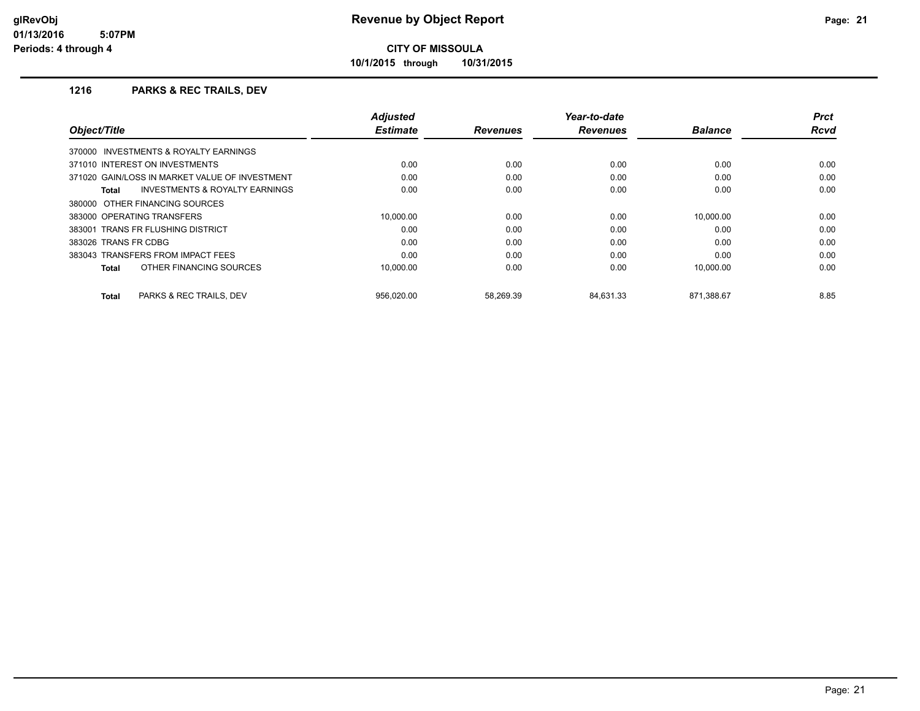# Revenue by Object Report

**CITY OF MISSOULA**

**10/1/2015 through 10/31/2015**

glRevObj
01/13/2016 5:07PM
Periods: 4 through 4

## 1216 PARKS & REC TRAILS, DEV

| Object/Title | Adjusted Estimate | Revenues | Year-to-date Revenues | Balance | Prct Rcvd |
|---|---|---|---|---|---|
| 370000 INVESTMENTS & ROYALTY EARNINGS | | | | | |
| 371010 INTEREST ON INVESTMENTS | 0.00 | 0.00 | 0.00 | 0.00 | 0.00 |
| 371020 GAIN/LOSS IN MARKET VALUE OF INVESTMENT | 0.00 | 0.00 | 0.00 | 0.00 | 0.00 |
| **Total** INVESTMENTS & ROYALTY EARNINGS | 0.00 | 0.00 | 0.00 | 0.00 | 0.00 |
| 380000 OTHER FINANCING SOURCES | | | | | |
| 383000 OPERATING TRANSFERS | 10,000.00 | 0.00 | 0.00 | 10,000.00 | 0.00 |
| 383001 TRANS FR FLUSHING DISTRICT | 0.00 | 0.00 | 0.00 | 0.00 | 0.00 |
| 383026 TRANS FR CDBG | 0.00 | 0.00 | 0.00 | 0.00 | 0.00 |
| 383043 TRANSFERS FROM IMPACT FEES | 0.00 | 0.00 | 0.00 | 0.00 | 0.00 |
| **Total** OTHER FINANCING SOURCES | 10,000.00 | 0.00 | 0.00 | 10,000.00 | 0.00 |
| **Total** PARKS & REC TRAILS, DEV | 956,020.00 | 58,269.39 | 84,631.33 | 871,388.67 | 8.85 |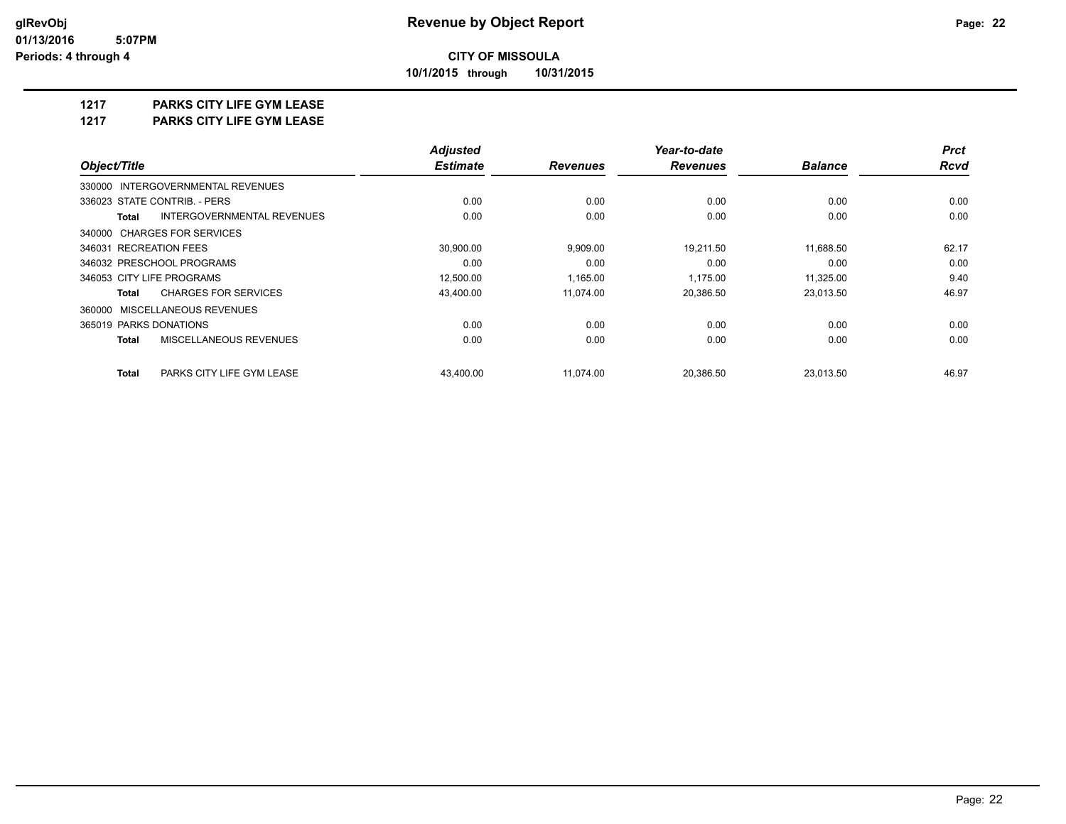**glRevObj**
**01/13/2016 5:07PM**
**Periods: 4 through 4**

# Revenue by Object Report

**CITY OF MISSOULA**

**10/1/2015 through 10/31/2015**

## 1217 PARKS CITY LIFE GYM LEASE
## 1217 PARKS CITY LIFE GYM LEASE

| Object/Title | Adjusted Estimate | Revenues | Year-to-date Revenues | Balance | Prct Rcvd |
|---|---|---|---|---|---|
| 330000 INTERGOVERNMENTAL REVENUES | | | | | |
| 336023 STATE CONTRIB. - PERS | 0.00 | 0.00 | 0.00 | 0.00 | 0.00 |
| **Total** INTERGOVERNMENTAL REVENUES | 0.00 | 0.00 | 0.00 | 0.00 | 0.00 |
| 340000 CHARGES FOR SERVICES | | | | | |
| 346031 RECREATION FEES | 30,900.00 | 9,909.00 | 19,211.50 | 11,688.50 | 62.17 |
| 346032 PRESCHOOL PROGRAMS | 0.00 | 0.00 | 0.00 | 0.00 | 0.00 |
| 346053 CITY LIFE PROGRAMS | 12,500.00 | 1,165.00 | 1,175.00 | 11,325.00 | 9.40 |
| **Total** CHARGES FOR SERVICES | 43,400.00 | 11,074.00 | 20,386.50 | 23,013.50 | 46.97 |
| 360000 MISCELLANEOUS REVENUES | | | | | |
| 365019 PARKS DONATIONS | 0.00 | 0.00 | 0.00 | 0.00 | 0.00 |
| **Total** MISCELLANEOUS REVENUES | 0.00 | 0.00 | 0.00 | 0.00 | 0.00 |
| **Total** PARKS CITY LIFE GYM LEASE | 43,400.00 | 11,074.00 | 20,386.50 | 23,013.50 | 46.97 |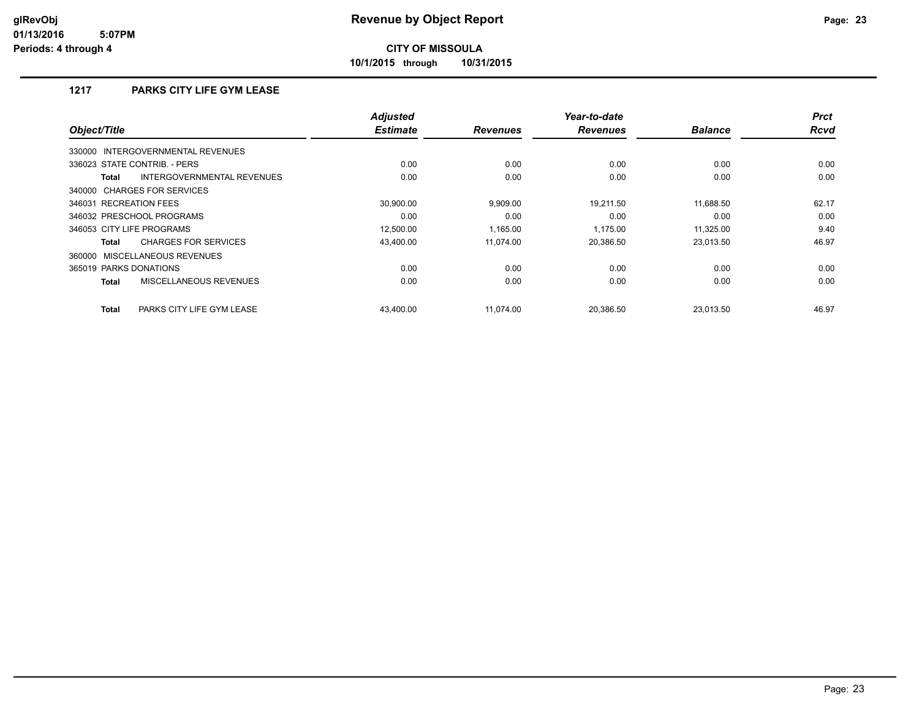# Revenue by Object Report

**CITY OF MISSOULA**

**10/1/2015 through 10/31/2015**

glRevObj
01/13/2016 5:07PM
Periods: 4 through 4

## 1217 PARKS CITY LIFE GYM LEASE

| Object/Title | Adjusted Estimate | Revenues | Year-to-date Revenues | Balance | Prct Rcvd |
|---|---|---|---|---|---|
| 330000 INTERGOVERNMENTAL REVENUES | | | | | |
| 336023 STATE CONTRIB. - PERS | 0.00 | 0.00 | 0.00 | 0.00 | 0.00 |
| **Total** INTERGOVERNMENTAL REVENUES | 0.00 | 0.00 | 0.00 | 0.00 | 0.00 |
| 340000 CHARGES FOR SERVICES | | | | | |
| 346031 RECREATION FEES | 30,900.00 | 9,909.00 | 19,211.50 | 11,688.50 | 62.17 |
| 346032 PRESCHOOL PROGRAMS | 0.00 | 0.00 | 0.00 | 0.00 | 0.00 |
| 346053 CITY LIFE PROGRAMS | 12,500.00 | 1,165.00 | 1,175.00 | 11,325.00 | 9.40 |
| **Total** CHARGES FOR SERVICES | 43,400.00 | 11,074.00 | 20,386.50 | 23,013.50 | 46.97 |
| 360000 MISCELLANEOUS REVENUES | | | | | |
| 365019 PARKS DONATIONS | 0.00 | 0.00 | 0.00 | 0.00 | 0.00 |
| **Total** MISCELLANEOUS REVENUES | 0.00 | 0.00 | 0.00 | 0.00 | 0.00 |
| **Total** PARKS CITY LIFE GYM LEASE | 43,400.00 | 11,074.00 | 20,386.50 | 23,013.50 | 46.97 |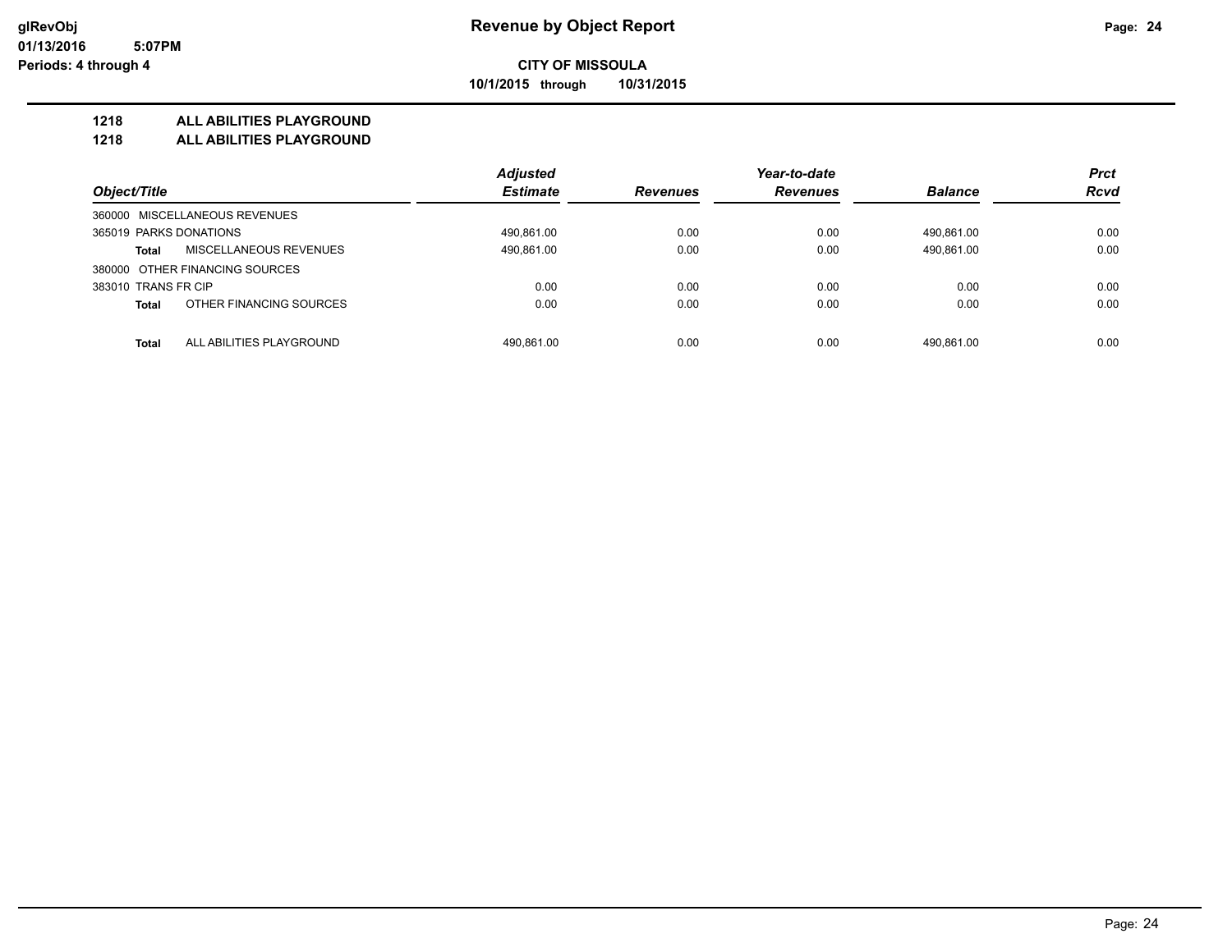# Revenue by Object Report

**CITY OF MISSOULA**

**10/1/2015 through 10/31/2015**

glRevObj
01/13/2016 5:07PM
Periods: 4 through 4

## 1218 ALL ABILITIES PLAYGROUND
## 1218 ALL ABILITIES PLAYGROUND

| Object/Title | Adjusted Estimate | Revenues | Year-to-date Revenues | Balance | Prct Rcvd |
|---|---|---|---|---|---|
| 360000 MISCELLANEOUS REVENUES | | | | | |
| 365019 PARKS DONATIONS | 490,861.00 | 0.00 | 0.00 | 490,861.00 | 0.00 |
| **Total** MISCELLANEOUS REVENUES | 490,861.00 | 0.00 | 0.00 | 490,861.00 | 0.00 |
| 380000 OTHER FINANCING SOURCES | | | | | |
| 383010 TRANS FR CIP | 0.00 | 0.00 | 0.00 | 0.00 | 0.00 |
| **Total** OTHER FINANCING SOURCES | 0.00 | 0.00 | 0.00 | 0.00 | 0.00 |
| **Total** ALL ABILITIES PLAYGROUND | 490,861.00 | 0.00 | 0.00 | 490,861.00 | 0.00 |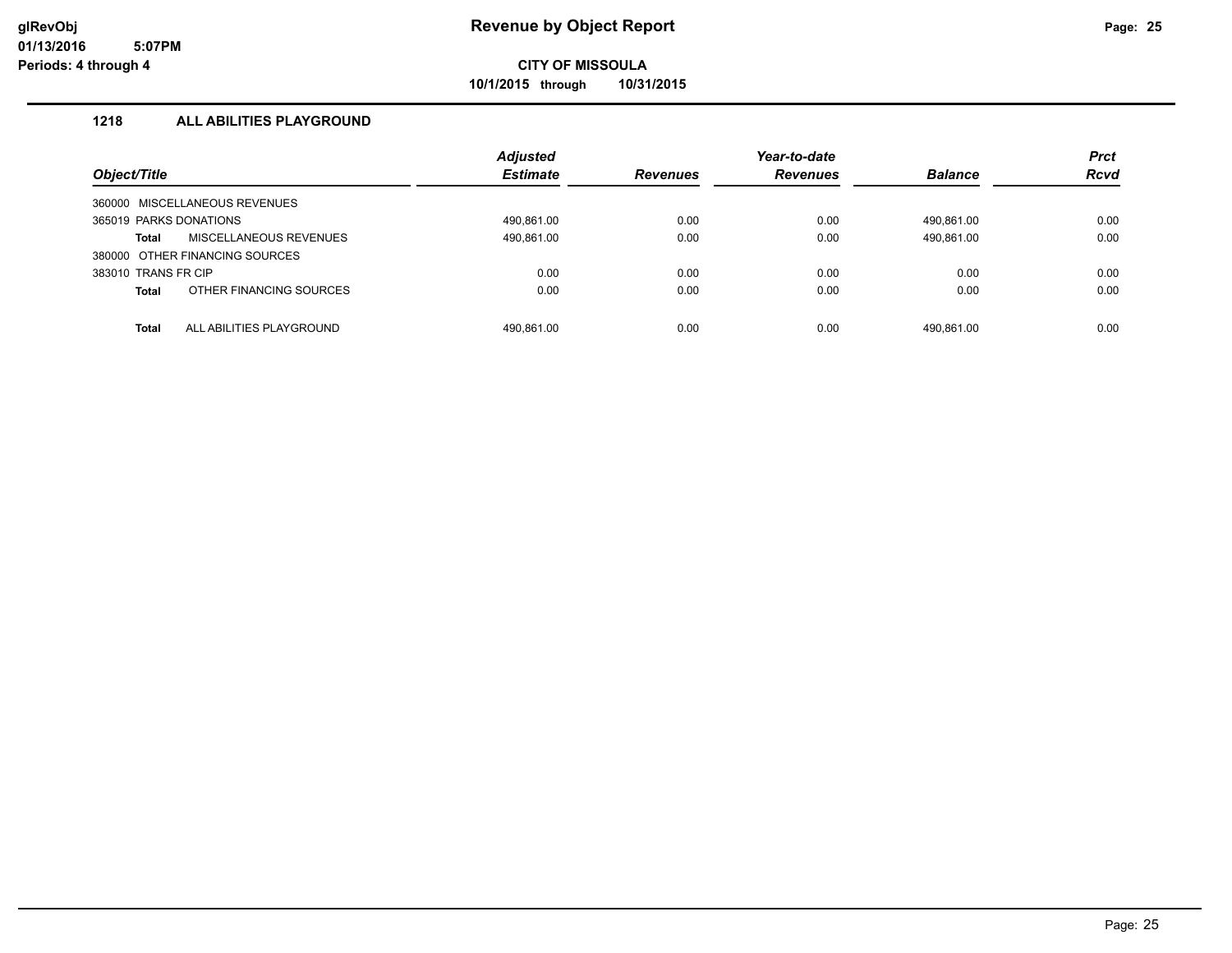# Revenue by Object Report

**CITY OF MISSOULA**

**10/1/2015 through 10/31/2015**

glRevObj
01/13/2016 5:07PM
Periods: 4 through 4

### 1218 ALL ABILITIES PLAYGROUND

| Object/Title | Adjusted Estimate | Revenues | Year-to-date Revenues | Balance | Prct Rcvd |
|---|---|---|---|---|---|
| 360000 MISCELLANEOUS REVENUES | | | | | |
| 365019 PARKS DONATIONS | 490,861.00 | 0.00 | 0.00 | 490,861.00 | 0.00 |
| **Total** MISCELLANEOUS REVENUES | 490,861.00 | 0.00 | 0.00 | 490,861.00 | 0.00 |
| 380000 OTHER FINANCING SOURCES | | | | | |
| 383010 TRANS FR CIP | 0.00 | 0.00 | 0.00 | 0.00 | 0.00 |
| **Total** OTHER FINANCING SOURCES | 0.00 | 0.00 | 0.00 | 0.00 | 0.00 |
| **Total** ALL ABILITIES PLAYGROUND | 490,861.00 | 0.00 | 0.00 | 490,861.00 | 0.00 |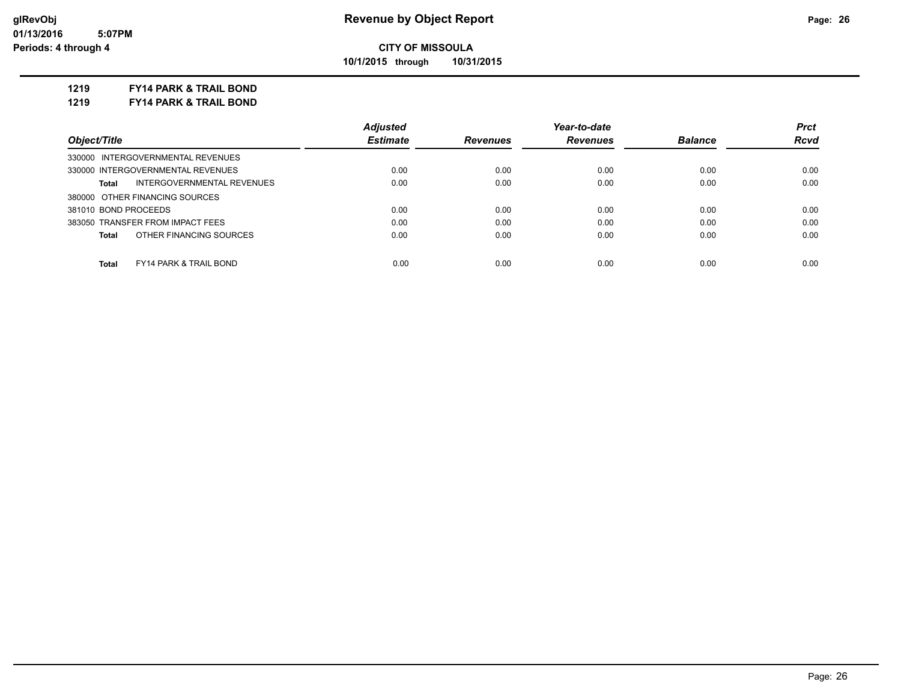# Revenue by Object Report

**CITY OF MISSOULA**

**10/1/2015 through 10/31/2015**

glRevObj
01/13/2016 5:07PM
Periods: 4 through 4

**1219 FY14 PARK & TRAIL BOND**

**1219 FY14 PARK & TRAIL BOND**

| Object/Title | Adjusted Estimate | Revenues | Year-to-date Revenues | Balance | Prct Rcvd |
|---|---|---|---|---|---|
| 330000 INTERGOVERNMENTAL REVENUES | | | | | |
| 330000 INTERGOVERNMENTAL REVENUES | 0.00 | 0.00 | 0.00 | 0.00 | 0.00 |
| **Total** INTERGOVERNMENTAL REVENUES | 0.00 | 0.00 | 0.00 | 0.00 | 0.00 |
| 380000 OTHER FINANCING SOURCES | | | | | |
| 381010 BOND PROCEEDS | 0.00 | 0.00 | 0.00 | 0.00 | 0.00 |
| 383050 TRANSFER FROM IMPACT FEES | 0.00 | 0.00 | 0.00 | 0.00 | 0.00 |
| **Total** OTHER FINANCING SOURCES | 0.00 | 0.00 | 0.00 | 0.00 | 0.00 |
| **Total** FY14 PARK & TRAIL BOND | 0.00 | 0.00 | 0.00 | 0.00 | 0.00 |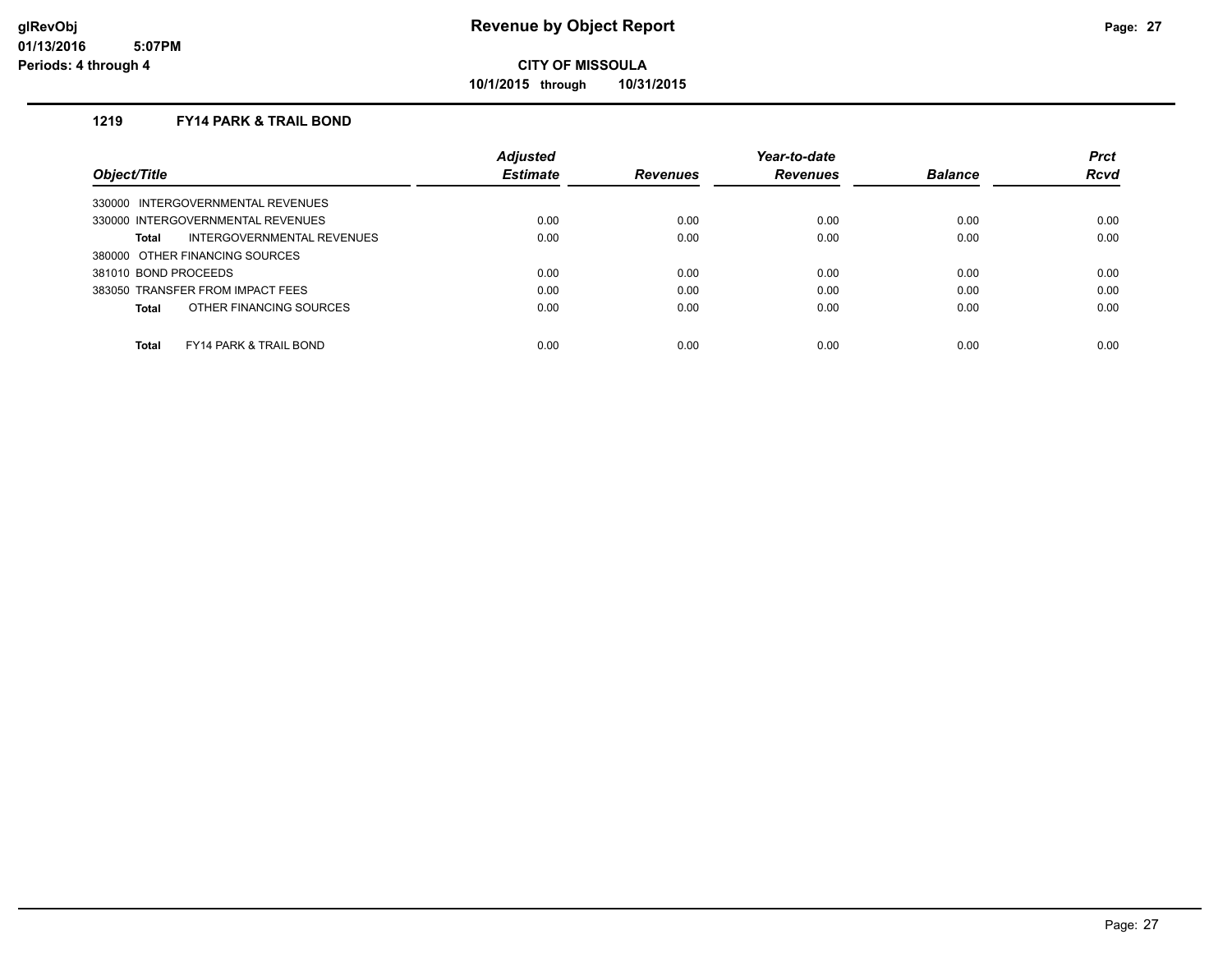**CITY OF MISSOULA**

**10/1/2015 through 10/31/2015**

### 1219 FY14 PARK & TRAIL BOND

| Object/Title | Adjusted Estimate | Revenues | Year-to-date Revenues | Balance | Prct Rcvd |
|---|---|---|---|---|---|
| 330000 INTERGOVERNMENTAL REVENUES | | | | | |
| 330000 INTERGOVERNMENTAL REVENUES | 0.00 | 0.00 | 0.00 | 0.00 | 0.00 |
| **Total** INTERGOVERNMENTAL REVENUES | 0.00 | 0.00 | 0.00 | 0.00 | 0.00 |
| 380000 OTHER FINANCING SOURCES | | | | | |
| 381010 BOND PROCEEDS | 0.00 | 0.00 | 0.00 | 0.00 | 0.00 |
| 383050 TRANSFER FROM IMPACT FEES | 0.00 | 0.00 | 0.00 | 0.00 | 0.00 |
| **Total** OTHER FINANCING SOURCES | 0.00 | 0.00 | 0.00 | 0.00 | 0.00 |
| **Total** FY14 PARK & TRAIL BOND | 0.00 | 0.00 | 0.00 | 0.00 | 0.00 |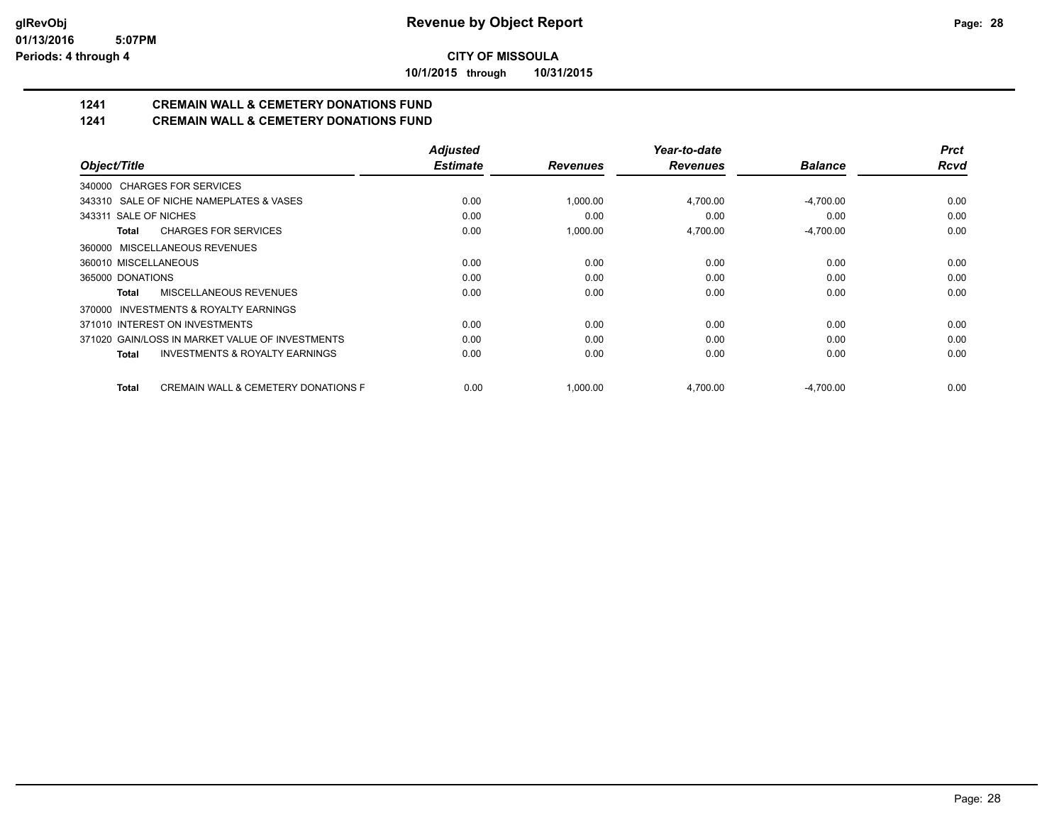**CITY OF MISSOULA**

**10/1/2015 through 10/31/2015**

## 1241 CREMAIN WALL & CEMETERY DONATIONS FUND

## 1241 CREMAIN WALL & CEMETERY DONATIONS FUND

| Object/Title | Adjusted Estimate | Revenues | Year-to-date Revenues | Balance | Prct Rcvd |
|---|---|---|---|---|---|
| 340000 CHARGES FOR SERVICES | | | | | |
| 343310 SALE OF NICHE NAMEPLATES & VASES | 0.00 | 1,000.00 | 4,700.00 | -4,700.00 | 0.00 |
| 343311 SALE OF NICHES | 0.00 | 0.00 | 0.00 | 0.00 | 0.00 |
| **Total** CHARGES FOR SERVICES | 0.00 | 1,000.00 | 4,700.00 | -4,700.00 | 0.00 |
| 360000 MISCELLANEOUS REVENUES | | | | | |
| 360010 MISCELLANEOUS | 0.00 | 0.00 | 0.00 | 0.00 | 0.00 |
| 365000 DONATIONS | 0.00 | 0.00 | 0.00 | 0.00 | 0.00 |
| **Total** MISCELLANEOUS REVENUES | 0.00 | 0.00 | 0.00 | 0.00 | 0.00 |
| 370000 INVESTMENTS & ROYALTY EARNINGS | | | | | |
| 371010 INTEREST ON INVESTMENTS | 0.00 | 0.00 | 0.00 | 0.00 | 0.00 |
| 371020 GAIN/LOSS IN MARKET VALUE OF INVESTMENTS | 0.00 | 0.00 | 0.00 | 0.00 | 0.00 |
| **Total** INVESTMENTS & ROYALTY EARNINGS | 0.00 | 0.00 | 0.00 | 0.00 | 0.00 |
| **Total** CREMAIN WALL & CEMETERY DONATIONS F | 0.00 | 1,000.00 | 4,700.00 | -4,700.00 | 0.00 |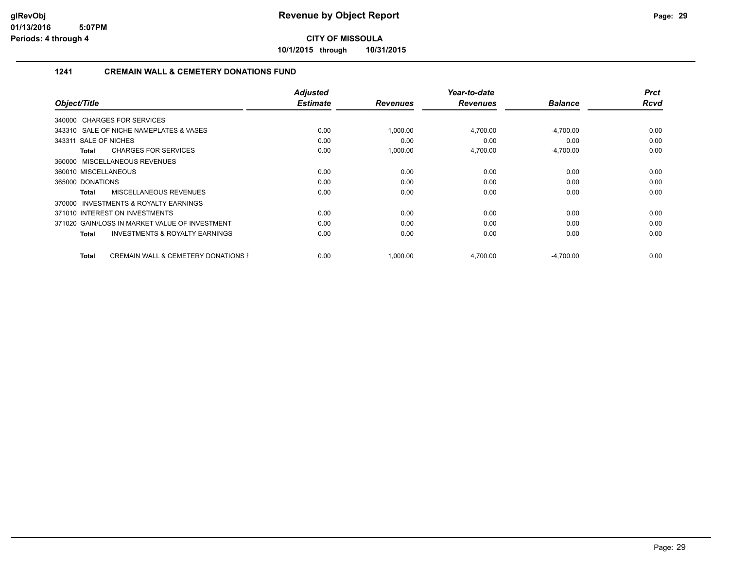# Revenue by Object Report

**CITY OF MISSOULA**

**10/1/2015 through 10/31/2015**

glRevObj
01/13/2016 5:07PM
Periods: 4 through 4

## 1241 CREMAIN WALL & CEMETERY DONATIONS FUND

| Object/Title | Adjusted Estimate | Revenues | Year-to-date Revenues | Balance | Prct Rcvd |
|---|---|---|---|---|---|
| 340000 CHARGES FOR SERVICES | | | | | |
| 343310 SALE OF NICHE NAMEPLATES & VASES | 0.00 | 1,000.00 | 4,700.00 | -4,700.00 | 0.00 |
| 343311 SALE OF NICHES | 0.00 | 0.00 | 0.00 | 0.00 | 0.00 |
| **Total** CHARGES FOR SERVICES | 0.00 | 1,000.00 | 4,700.00 | -4,700.00 | 0.00 |
| 360000 MISCELLANEOUS REVENUES | | | | | |
| 360010 MISCELLANEOUS | 0.00 | 0.00 | 0.00 | 0.00 | 0.00 |
| 365000 DONATIONS | 0.00 | 0.00 | 0.00 | 0.00 | 0.00 |
| **Total** MISCELLANEOUS REVENUES | 0.00 | 0.00 | 0.00 | 0.00 | 0.00 |
| 370000 INVESTMENTS & ROYALTY EARNINGS | | | | | |
| 371010 INTEREST ON INVESTMENTS | 0.00 | 0.00 | 0.00 | 0.00 | 0.00 |
| 371020 GAIN/LOSS IN MARKET VALUE OF INVESTMENT | 0.00 | 0.00 | 0.00 | 0.00 | 0.00 |
| **Total** INVESTMENTS & ROYALTY EARNINGS | 0.00 | 0.00 | 0.00 | 0.00 | 0.00 |
| **Total** CREMAIN WALL & CEMETERY DONATIONS F | 0.00 | 1,000.00 | 4,700.00 | -4,700.00 | 0.00 |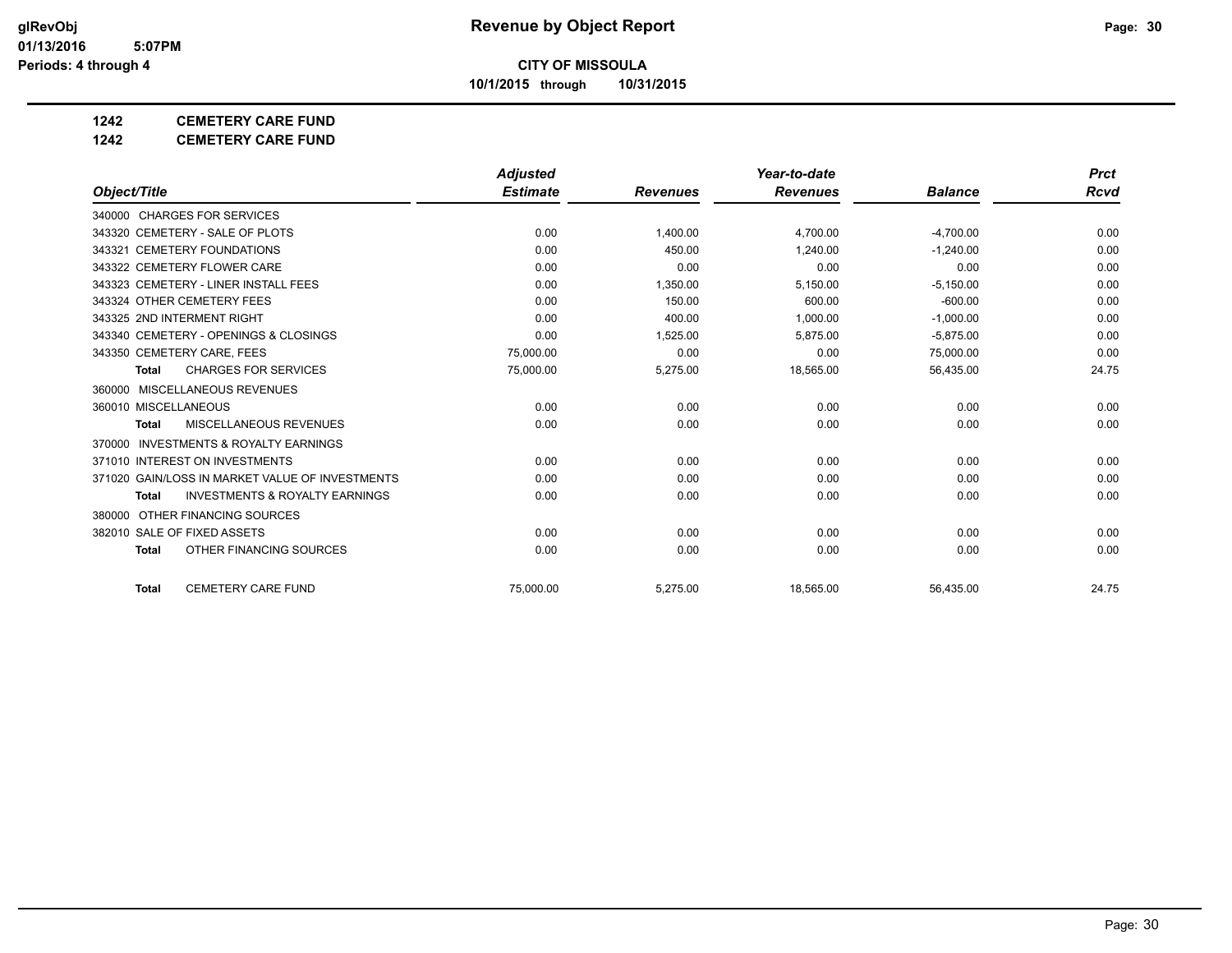**CITY OF MISSOULA**

**10/1/2015 through 10/31/2015**

**1242 CEMETERY CARE FUND**

**1242 CEMETERY CARE FUND**

| Object/Title | Adjusted Estimate | Revenues | Year-to-date Revenues | Balance | Prct Rcvd |
|---|---|---|---|---|---|
| 340000 CHARGES FOR SERVICES | | | | | |
| 343320 CEMETERY - SALE OF PLOTS | 0.00 | 1,400.00 | 4,700.00 | -4,700.00 | 0.00 |
| 343321 CEMETERY FOUNDATIONS | 0.00 | 450.00 | 1,240.00 | -1,240.00 | 0.00 |
| 343322 CEMETERY FLOWER CARE | 0.00 | 0.00 | 0.00 | 0.00 | 0.00 |
| 343323 CEMETERY - LINER INSTALL FEES | 0.00 | 1,350.00 | 5,150.00 | -5,150.00 | 0.00 |
| 343324 OTHER CEMETERY FEES | 0.00 | 150.00 | 600.00 | -600.00 | 0.00 |
| 343325 2ND INTERMENT RIGHT | 0.00 | 400.00 | 1,000.00 | -1,000.00 | 0.00 |
| 343340 CEMETERY - OPENINGS & CLOSINGS | 0.00 | 1,525.00 | 5,875.00 | -5,875.00 | 0.00 |
| 343350 CEMETERY CARE, FEES | 75,000.00 | 0.00 | 0.00 | 75,000.00 | 0.00 |
| **Total** CHARGES FOR SERVICES | 75,000.00 | 5,275.00 | 18,565.00 | 56,435.00 | 24.75 |
| 360000 MISCELLANEOUS REVENUES | | | | | |
| 360010 MISCELLANEOUS | 0.00 | 0.00 | 0.00 | 0.00 | 0.00 |
| **Total** MISCELLANEOUS REVENUES | 0.00 | 0.00 | 0.00 | 0.00 | 0.00 |
| 370000 INVESTMENTS & ROYALTY EARNINGS | | | | | |
| 371010 INTEREST ON INVESTMENTS | 0.00 | 0.00 | 0.00 | 0.00 | 0.00 |
| 371020 GAIN/LOSS IN MARKET VALUE OF INVESTMENTS | 0.00 | 0.00 | 0.00 | 0.00 | 0.00 |
| **Total** INVESTMENTS & ROYALTY EARNINGS | 0.00 | 0.00 | 0.00 | 0.00 | 0.00 |
| 380000 OTHER FINANCING SOURCES | | | | | |
| 382010 SALE OF FIXED ASSETS | 0.00 | 0.00 | 0.00 | 0.00 | 0.00 |
| **Total** OTHER FINANCING SOURCES | 0.00 | 0.00 | 0.00 | 0.00 | 0.00 |
| **Total** CEMETERY CARE FUND | 75,000.00 | 5,275.00 | 18,565.00 | 56,435.00 | 24.75 |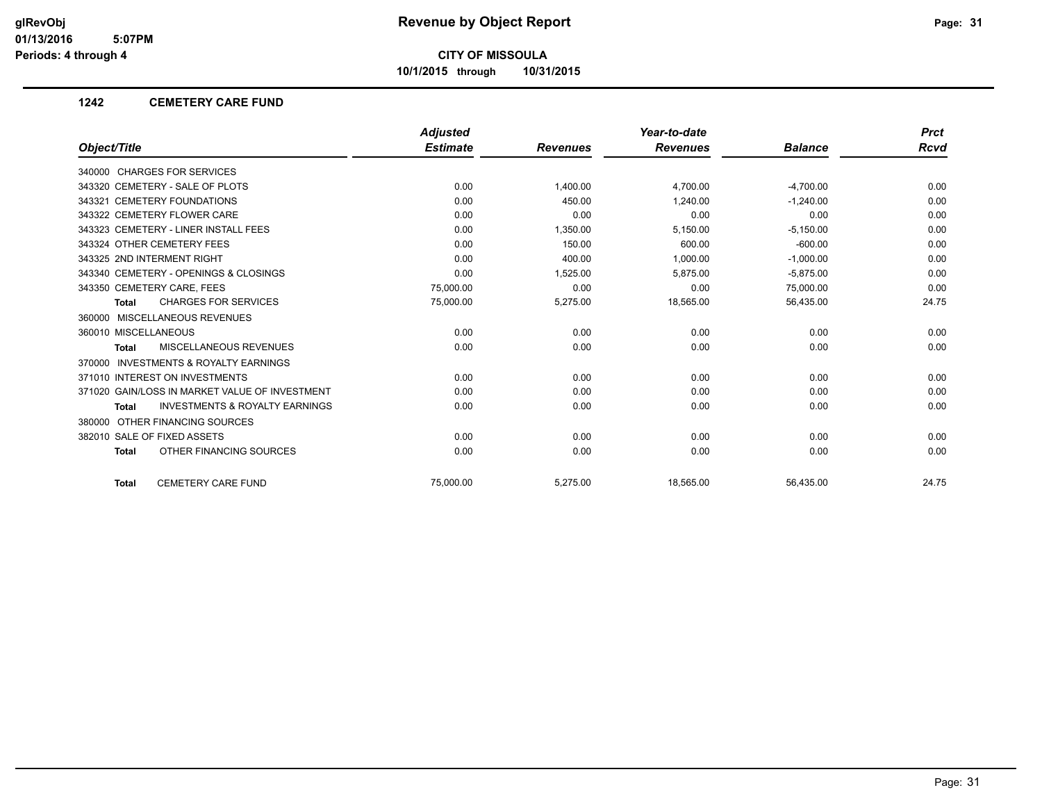# Revenue by Object Report

**glRevObj**
**01/13/2016 5:07PM**
**Periods: 4 through 4**

**CITY OF MISSOULA**
**10/1/2015 through 10/31/2015**

## 1242 CEMETERY CARE FUND

| Object/Title | Adjusted Estimate | Revenues | Year-to-date Revenues | Balance | Prct Rcvd |
|---|---|---|---|---|---|
| 340000 CHARGES FOR SERVICES | | | | | |
| 343320 CEMETERY - SALE OF PLOTS | 0.00 | 1,400.00 | 4,700.00 | -4,700.00 | 0.00 |
| 343321 CEMETERY FOUNDATIONS | 0.00 | 450.00 | 1,240.00 | -1,240.00 | 0.00 |
| 343322 CEMETERY FLOWER CARE | 0.00 | 0.00 | 0.00 | 0.00 | 0.00 |
| 343323 CEMETERY - LINER INSTALL FEES | 0.00 | 1,350.00 | 5,150.00 | -5,150.00 | 0.00 |
| 343324 OTHER CEMETERY FEES | 0.00 | 150.00 | 600.00 | -600.00 | 0.00 |
| 343325 2ND INTERMENT RIGHT | 0.00 | 400.00 | 1,000.00 | -1,000.00 | 0.00 |
| 343340 CEMETERY - OPENINGS & CLOSINGS | 0.00 | 1,525.00 | 5,875.00 | -5,875.00 | 0.00 |
| 343350 CEMETERY CARE, FEES | 75,000.00 | 0.00 | 0.00 | 75,000.00 | 0.00 |
| **Total** CHARGES FOR SERVICES | 75,000.00 | 5,275.00 | 18,565.00 | 56,435.00 | 24.75 |
| 360000 MISCELLANEOUS REVENUES | | | | | |
| 360010 MISCELLANEOUS | 0.00 | 0.00 | 0.00 | 0.00 | 0.00 |
| **Total** MISCELLANEOUS REVENUES | 0.00 | 0.00 | 0.00 | 0.00 | 0.00 |
| 370000 INVESTMENTS & ROYALTY EARNINGS | | | | | |
| 371010 INTEREST ON INVESTMENTS | 0.00 | 0.00 | 0.00 | 0.00 | 0.00 |
| 371020 GAIN/LOSS IN MARKET VALUE OF INVESTMENT | 0.00 | 0.00 | 0.00 | 0.00 | 0.00 |
| **Total** INVESTMENTS & ROYALTY EARNINGS | 0.00 | 0.00 | 0.00 | 0.00 | 0.00 |
| 380000 OTHER FINANCING SOURCES | | | | | |
| 382010 SALE OF FIXED ASSETS | 0.00 | 0.00 | 0.00 | 0.00 | 0.00 |
| **Total** OTHER FINANCING SOURCES | 0.00 | 0.00 | 0.00 | 0.00 | 0.00 |
| **Total** CEMETERY CARE FUND | 75,000.00 | 5,275.00 | 18,565.00 | 56,435.00 | 24.75 |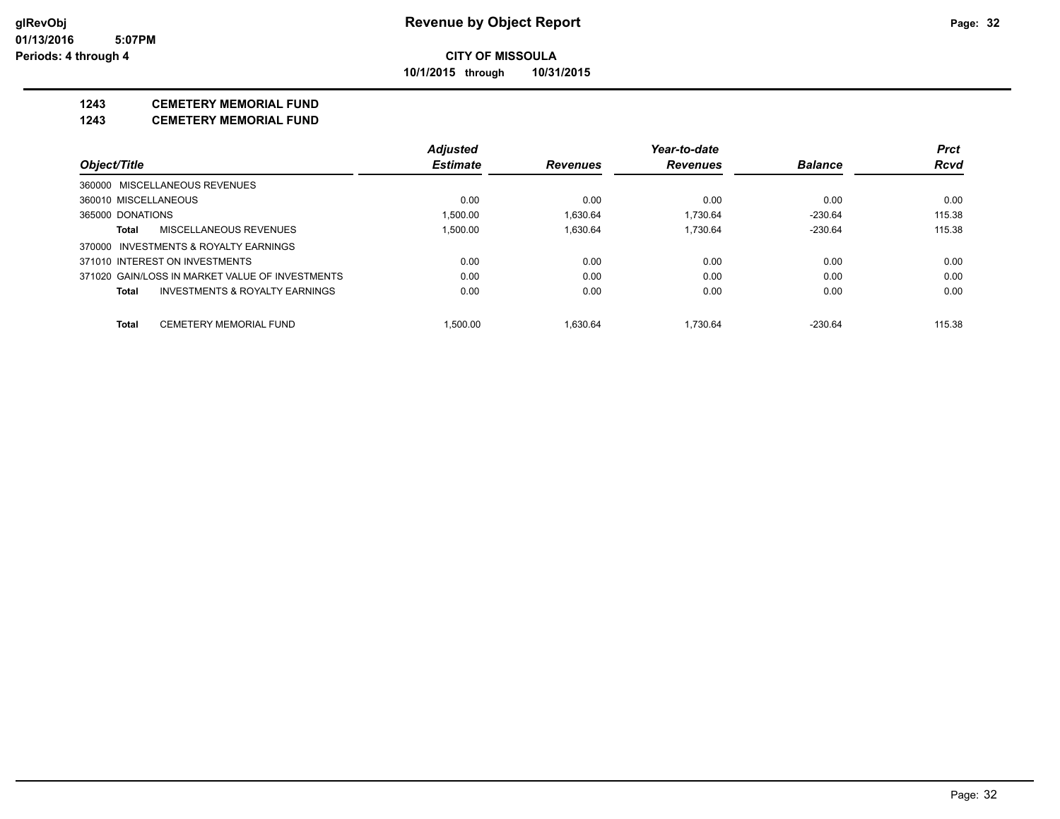# Revenue by Object Report

glRevObj
01/13/2016 5:07PM
Periods: 4 through 4

**CITY OF MISSOULA**

10/1/2015 through 10/31/2015

## 1243 CEMETERY MEMORIAL FUND

## 1243 CEMETERY MEMORIAL FUND

| Object/Title | Adjusted Estimate | Revenues | Year-to-date Revenues | Balance | Prct Rcvd |
|---|---|---|---|---|---|
| 360000 MISCELLANEOUS REVENUES | | | | | |
| 360010 MISCELLANEOUS | 0.00 | 0.00 | 0.00 | 0.00 | 0.00 |
| 365000 DONATIONS | 1,500.00 | 1,630.64 | 1,730.64 | -230.64 | 115.38 |
| **Total** MISCELLANEOUS REVENUES | 1,500.00 | 1,630.64 | 1,730.64 | -230.64 | 115.38 |
| 370000 INVESTMENTS & ROYALTY EARNINGS | | | | | |
| 371010 INTEREST ON INVESTMENTS | 0.00 | 0.00 | 0.00 | 0.00 | 0.00 |
| 371020 GAIN/LOSS IN MARKET VALUE OF INVESTMENTS | 0.00 | 0.00 | 0.00 | 0.00 | 0.00 |
| **Total** INVESTMENTS & ROYALTY EARNINGS | 0.00 | 0.00 | 0.00 | 0.00 | 0.00 |
| **Total** CEMETERY MEMORIAL FUND | 1,500.00 | 1,630.64 | 1,730.64 | -230.64 | 115.38 |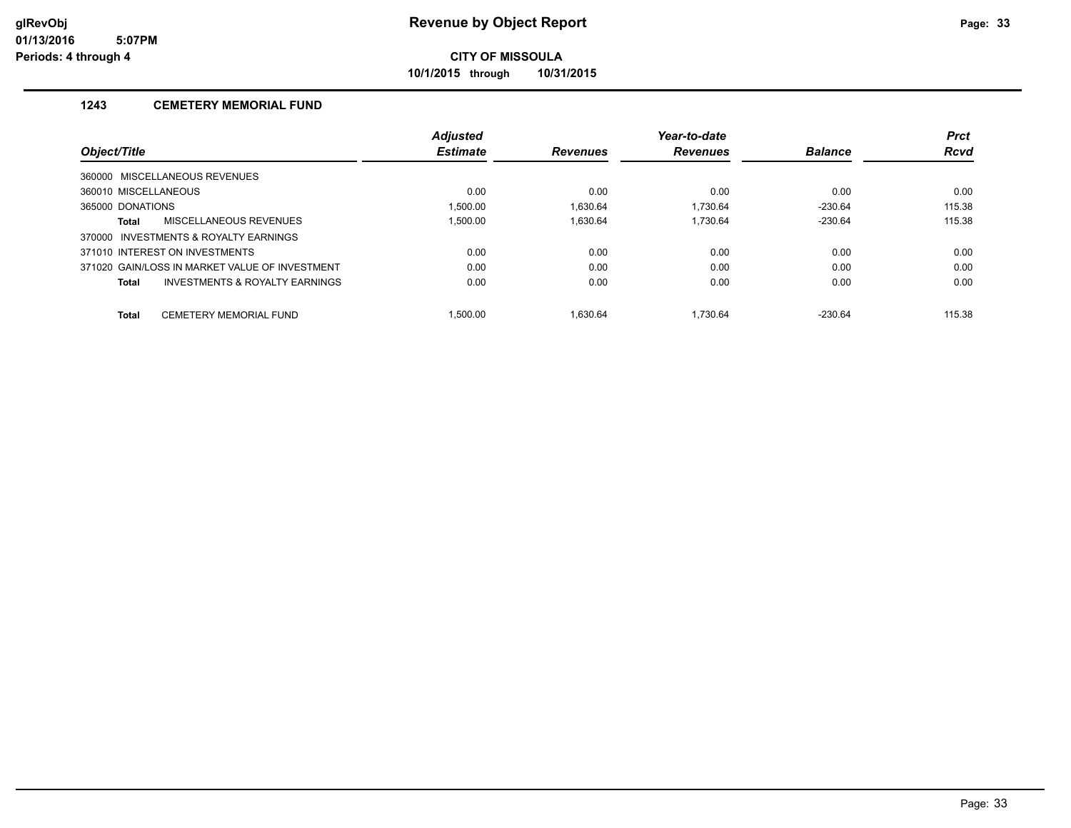glRevObj
01/13/2016 5:07PM
Periods: 4 through 4

# Revenue by Object Report

**CITY OF MISSOULA**

**10/1/2015 through 10/31/2015**

### 1243 CEMETERY MEMORIAL FUND

| Object/Title | Adjusted Estimate | Revenues | Year-to-date Revenues | Balance | Prct Rcvd |
|---|---|---|---|---|---|
| 360000 MISCELLANEOUS REVENUES | | | | | |
| 360010 MISCELLANEOUS | 0.00 | 0.00 | 0.00 | 0.00 | 0.00 |
| 365000 DONATIONS | 1,500.00 | 1,630.64 | 1,730.64 | -230.64 | 115.38 |
| **Total** MISCELLANEOUS REVENUES | 1,500.00 | 1,630.64 | 1,730.64 | -230.64 | 115.38 |
| 370000 INVESTMENTS & ROYALTY EARNINGS | | | | | |
| 371010 INTEREST ON INVESTMENTS | 0.00 | 0.00 | 0.00 | 0.00 | 0.00 |
| 371020 GAIN/LOSS IN MARKET VALUE OF INVESTMENT | 0.00 | 0.00 | 0.00 | 0.00 | 0.00 |
| **Total** INVESTMENTS & ROYALTY EARNINGS | 0.00 | 0.00 | 0.00 | 0.00 | 0.00 |
| **Total** CEMETERY MEMORIAL FUND | 1,500.00 | 1,630.64 | 1,730.64 | -230.64 | 115.38 |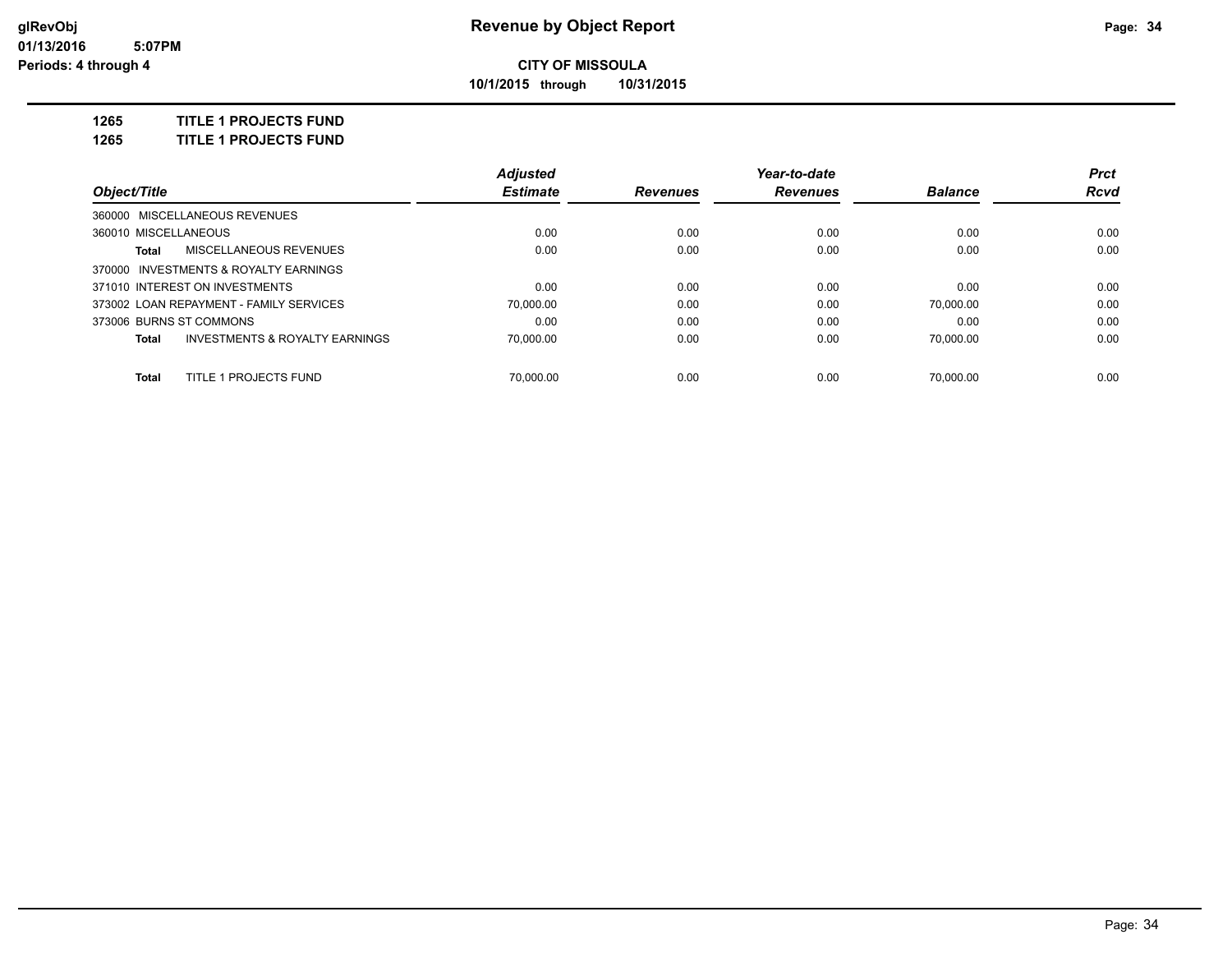**glRevObj**
**01/13/2016 5:07PM**
**Periods: 4 through 4**

# Revenue by Object Report

**CITY OF MISSOULA**

**10/1/2015 through 10/31/2015**

**1265 TITLE 1 PROJECTS FUND**

**1265 TITLE 1 PROJECTS FUND**

| Object/Title | Adjusted Estimate | Revenues | Year-to-date Revenues | Balance | Prct Rcvd |
|---|---|---|---|---|---|
| 360000 MISCELLANEOUS REVENUES | | | | | |
| 360010 MISCELLANEOUS | 0.00 | 0.00 | 0.00 | 0.00 | 0.00 |
| **Total** MISCELLANEOUS REVENUES | 0.00 | 0.00 | 0.00 | 0.00 | 0.00 |
| 370000 INVESTMENTS & ROYALTY EARNINGS | | | | | |
| 371010 INTEREST ON INVESTMENTS | 0.00 | 0.00 | 0.00 | 0.00 | 0.00 |
| 373002 LOAN REPAYMENT - FAMILY SERVICES | 70,000.00 | 0.00 | 0.00 | 70,000.00 | 0.00 |
| 373006 BURNS ST COMMONS | 0.00 | 0.00 | 0.00 | 0.00 | 0.00 |
| **Total** INVESTMENTS & ROYALTY EARNINGS | 70,000.00 | 0.00 | 0.00 | 70,000.00 | 0.00 |
| **Total** TITLE 1 PROJECTS FUND | 70,000.00 | 0.00 | 0.00 | 70,000.00 | 0.00 |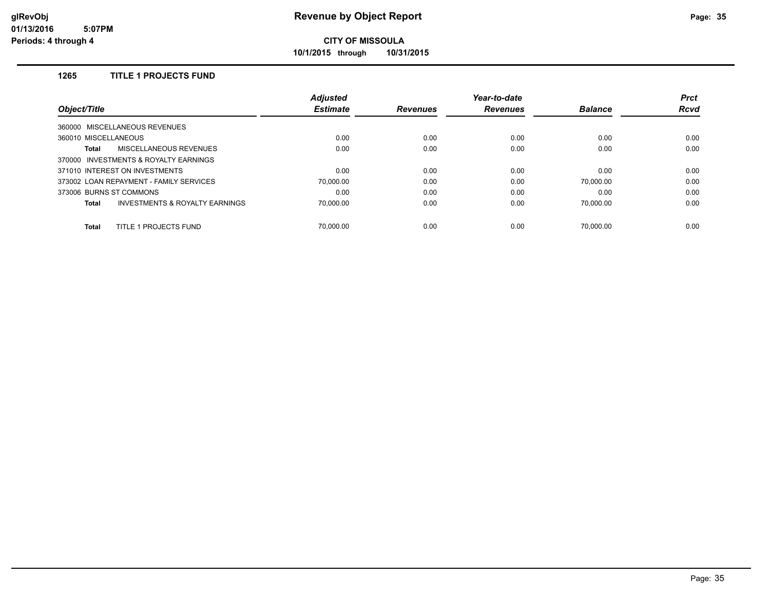glRevObj
01/13/2016 5:07PM
Periods: 4 through 4

# Revenue by Object Report

**CITY OF MISSOULA**

**10/1/2015 through 10/31/2015**

## 1265 TITLE 1 PROJECTS FUND

| Object/Title | Adjusted Estimate | Revenues | Year-to-date Revenues | Balance | Prct Rcvd |
|---|---|---|---|---|---|
| 360000 MISCELLANEOUS REVENUES | | | | | |
| 360010 MISCELLANEOUS | 0.00 | 0.00 | 0.00 | 0.00 | 0.00 |
| **Total** MISCELLANEOUS REVENUES | 0.00 | 0.00 | 0.00 | 0.00 | 0.00 |
| 370000 INVESTMENTS & ROYALTY EARNINGS | | | | | |
| 371010 INTEREST ON INVESTMENTS | 0.00 | 0.00 | 0.00 | 0.00 | 0.00 |
| 373002 LOAN REPAYMENT - FAMILY SERVICES | 70,000.00 | 0.00 | 0.00 | 70,000.00 | 0.00 |
| 373006 BURNS ST COMMONS | 0.00 | 0.00 | 0.00 | 0.00 | 0.00 |
| **Total** INVESTMENTS & ROYALTY EARNINGS | 70,000.00 | 0.00 | 0.00 | 70,000.00 | 0.00 |
| **Total** TITLE 1 PROJECTS FUND | 70,000.00 | 0.00 | 0.00 | 70,000.00 | 0.00 |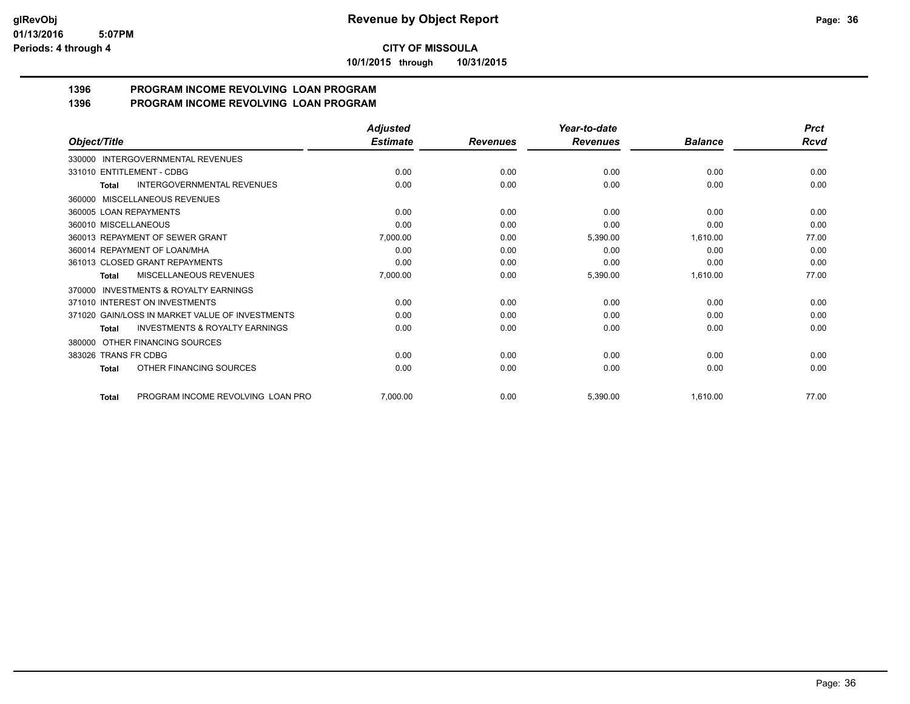**CITY OF MISSOULA**

**10/1/2015 through 10/31/2015**

## 1396 PROGRAM INCOME REVOLVING LOAN PROGRAM
## 1396 PROGRAM INCOME REVOLVING LOAN PROGRAM

| Object/Title | Adjusted Estimate | Revenues | Year-to-date Revenues | Balance | Prct Rcvd |
|---|---|---|---|---|---|
| 330000 INTERGOVERNMENTAL REVENUES | | | | | |
| 331010 ENTITLEMENT - CDBG | 0.00 | 0.00 | 0.00 | 0.00 | 0.00 |
| **Total** INTERGOVERNMENTAL REVENUES | 0.00 | 0.00 | 0.00 | 0.00 | 0.00 |
| 360000 MISCELLANEOUS REVENUES | | | | | |
| 360005 LOAN REPAYMENTS | 0.00 | 0.00 | 0.00 | 0.00 | 0.00 |
| 360010 MISCELLANEOUS | 0.00 | 0.00 | 0.00 | 0.00 | 0.00 |
| 360013 REPAYMENT OF SEWER GRANT | 7,000.00 | 0.00 | 5,390.00 | 1,610.00 | 77.00 |
| 360014 REPAYMENT OF LOAN/MHA | 0.00 | 0.00 | 0.00 | 0.00 | 0.00 |
| 361013 CLOSED GRANT REPAYMENTS | 0.00 | 0.00 | 0.00 | 0.00 | 0.00 |
| **Total** MISCELLANEOUS REVENUES | 7,000.00 | 0.00 | 5,390.00 | 1,610.00 | 77.00 |
| 370000 INVESTMENTS & ROYALTY EARNINGS | | | | | |
| 371010 INTEREST ON INVESTMENTS | 0.00 | 0.00 | 0.00 | 0.00 | 0.00 |
| 371020 GAIN/LOSS IN MARKET VALUE OF INVESTMENTS | 0.00 | 0.00 | 0.00 | 0.00 | 0.00 |
| **Total** INVESTMENTS & ROYALTY EARNINGS | 0.00 | 0.00 | 0.00 | 0.00 | 0.00 |
| 380000 OTHER FINANCING SOURCES | | | | | |
| 383026 TRANS FR CDBG | 0.00 | 0.00 | 0.00 | 0.00 | 0.00 |
| **Total** OTHER FINANCING SOURCES | 0.00 | 0.00 | 0.00 | 0.00 | 0.00 |
| **Total** PROGRAM INCOME REVOLVING LOAN PRO | 7,000.00 | 0.00 | 5,390.00 | 1,610.00 | 77.00 |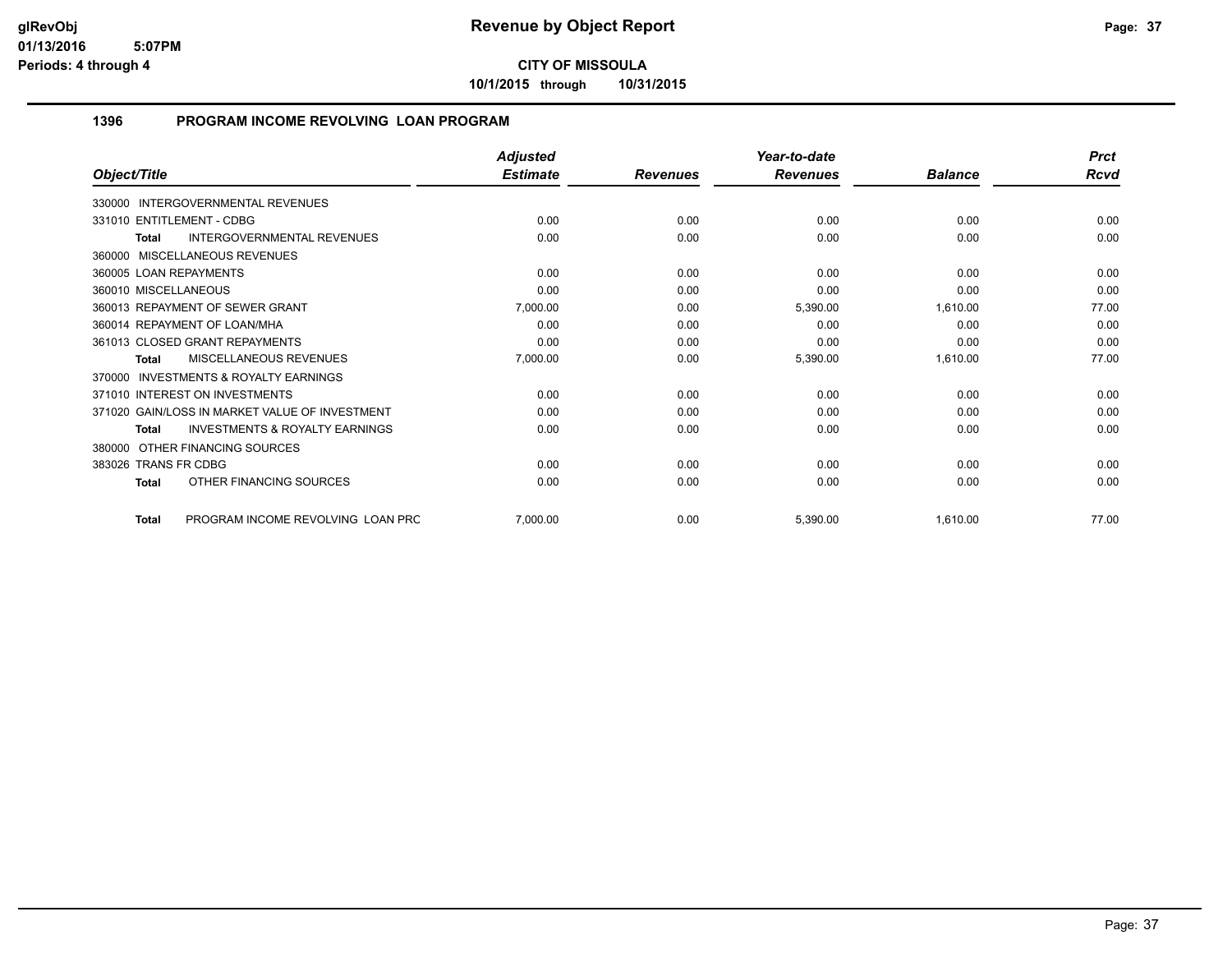# Revenue by Object Report

glRevObj
01/13/2016 5:07PM
Periods: 4 through 4

**CITY OF MISSOULA**

**10/1/2015 through 10/31/2015**

## 1396 PROGRAM INCOME REVOLVING LOAN PROGRAM

| Object/Title | Adjusted Estimate | Revenues | Year-to-date Revenues | Balance | Prct Rcvd |
|---|---|---|---|---|---|
| 330000 INTERGOVERNMENTAL REVENUES | | | | | |
| 331010 ENTITLEMENT - CDBG | 0.00 | 0.00 | 0.00 | 0.00 | 0.00 |
| **Total** INTERGOVERNMENTAL REVENUES | 0.00 | 0.00 | 0.00 | 0.00 | 0.00 |
| 360000 MISCELLANEOUS REVENUES | | | | | |
| 360005 LOAN REPAYMENTS | 0.00 | 0.00 | 0.00 | 0.00 | 0.00 |
| 360010 MISCELLANEOUS | 0.00 | 0.00 | 0.00 | 0.00 | 0.00 |
| 360013 REPAYMENT OF SEWER GRANT | 7,000.00 | 0.00 | 5,390.00 | 1,610.00 | 77.00 |
| 360014 REPAYMENT OF LOAN/MHA | 0.00 | 0.00 | 0.00 | 0.00 | 0.00 |
| 361013 CLOSED GRANT REPAYMENTS | 0.00 | 0.00 | 0.00 | 0.00 | 0.00 |
| **Total** MISCELLANEOUS REVENUES | 7,000.00 | 0.00 | 5,390.00 | 1,610.00 | 77.00 |
| 370000 INVESTMENTS & ROYALTY EARNINGS | | | | | |
| 371010 INTEREST ON INVESTMENTS | 0.00 | 0.00 | 0.00 | 0.00 | 0.00 |
| 371020 GAIN/LOSS IN MARKET VALUE OF INVESTMENT | 0.00 | 0.00 | 0.00 | 0.00 | 0.00 |
| **Total** INVESTMENTS & ROYALTY EARNINGS | 0.00 | 0.00 | 0.00 | 0.00 | 0.00 |
| 380000 OTHER FINANCING SOURCES | | | | | |
| 383026 TRANS FR CDBG | 0.00 | 0.00 | 0.00 | 0.00 | 0.00 |
| **Total** OTHER FINANCING SOURCES | 0.00 | 0.00 | 0.00 | 0.00 | 0.00 |
| **Total** PROGRAM INCOME REVOLVING LOAN PRC | 7,000.00 | 0.00 | 5,390.00 | 1,610.00 | 77.00 |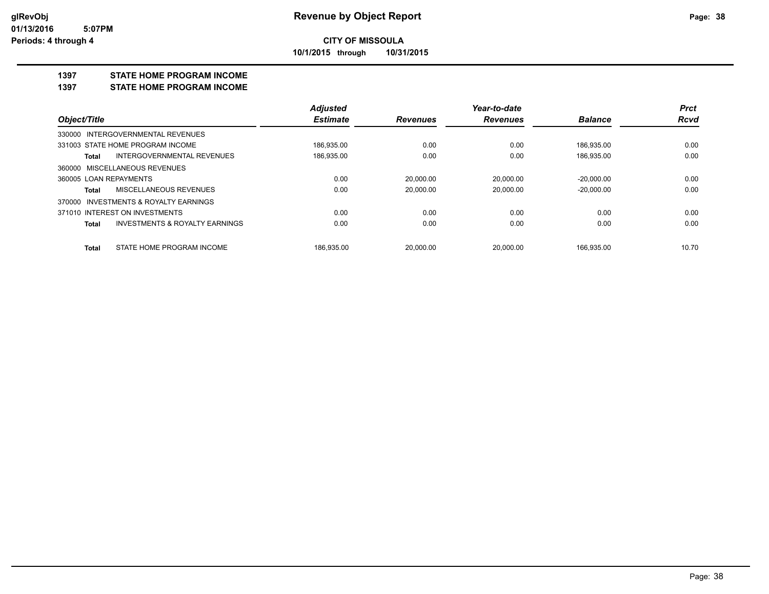**glRevObj**
**01/13/2016 5:07PM**
**Periods: 4 through 4**

# Revenue by Object Report

**CITY OF MISSOULA**

**10/1/2015 through 10/31/2015**

## 1397 STATE HOME PROGRAM INCOME

## 1397 STATE HOME PROGRAM INCOME

| Object/Title | | Adjusted Estimate | Revenues | Year-to-date Revenues | Balance | Prct Rcvd |
|---|---|---|---|---|---|---|
| 330000 INTERGOVERNMENTAL REVENUES | | | | | | |
| 331003 STATE HOME PROGRAM INCOME | | 186,935.00 | 0.00 | 0.00 | 186,935.00 | 0.00 |
| Total | INTERGOVERNMENTAL REVENUES | 186,935.00 | 0.00 | 0.00 | 186,935.00 | 0.00 |
| 360000 MISCELLANEOUS REVENUES | | | | | | |
| 360005 LOAN REPAYMENTS | | 0.00 | 20,000.00 | 20,000.00 | -20,000.00 | 0.00 |
| Total | MISCELLANEOUS REVENUES | 0.00 | 20,000.00 | 20,000.00 | -20,000.00 | 0.00 |
| 370000 INVESTMENTS & ROYALTY EARNINGS | | | | | | |
| 371010 INTEREST ON INVESTMENTS | | 0.00 | 0.00 | 0.00 | 0.00 | 0.00 |
| Total | INVESTMENTS & ROYALTY EARNINGS | 0.00 | 0.00 | 0.00 | 0.00 | 0.00 |
| Total | STATE HOME PROGRAM INCOME | 186,935.00 | 20,000.00 | 20,000.00 | 166,935.00 | 10.70 |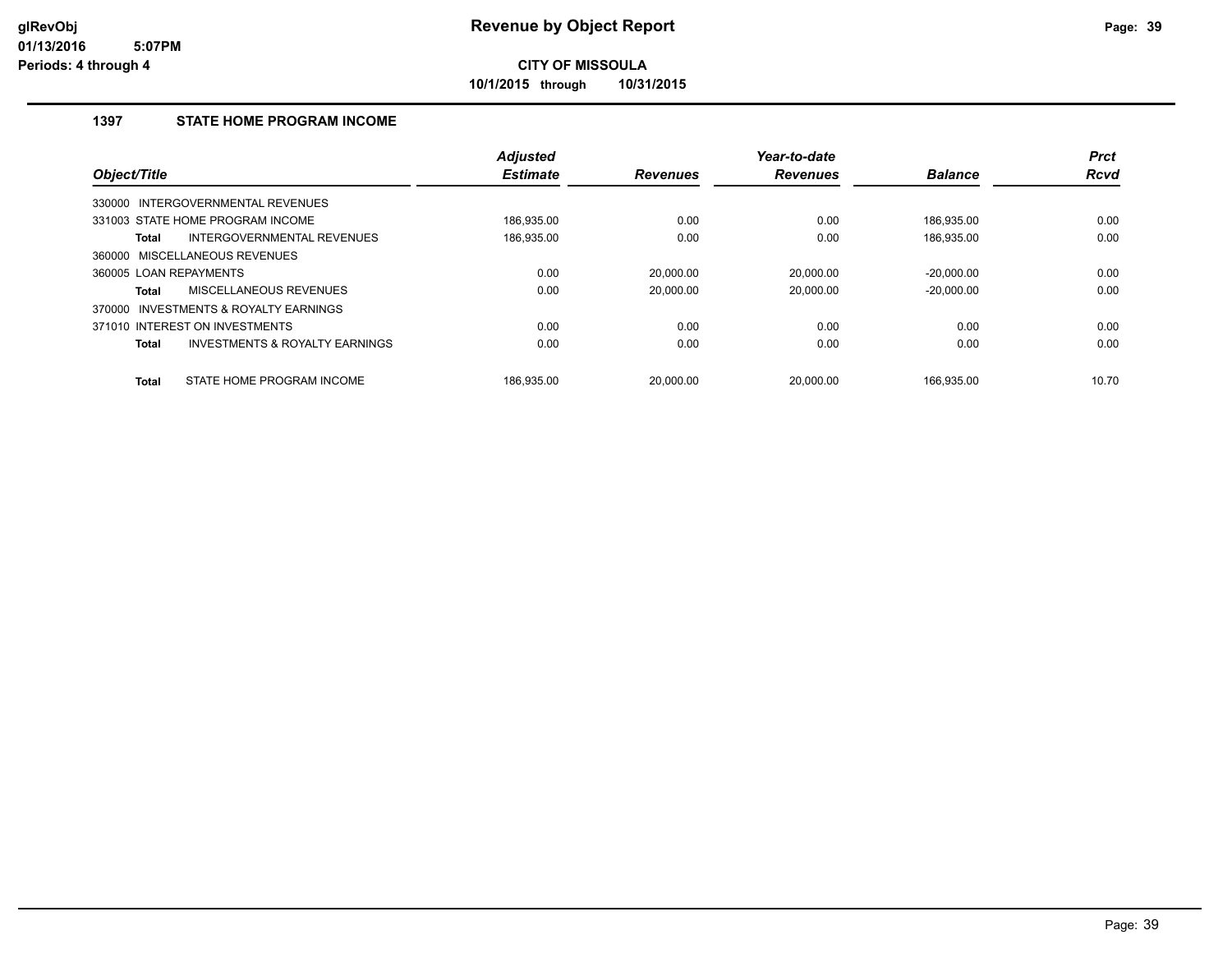glRevObj
01/13/2016 5:07PM
Periods: 4 through 4

# Revenue by Object Report

**CITY OF MISSOULA**

**10/1/2015 through 10/31/2015**

## 1397 STATE HOME PROGRAM INCOME

| Object/Title | Adjusted Estimate | Revenues | Year-to-date Revenues | Balance | Prct Rcvd |
|---|---|---|---|---|---|
| 330000 INTERGOVERNMENTAL REVENUES | | | | | |
| 331003 STATE HOME PROGRAM INCOME | 186,935.00 | 0.00 | 0.00 | 186,935.00 | 0.00 |
| **Total** INTERGOVERNMENTAL REVENUES | 186,935.00 | 0.00 | 0.00 | 186,935.00 | 0.00 |
| 360000 MISCELLANEOUS REVENUES | | | | | |
| 360005 LOAN REPAYMENTS | 0.00 | 20,000.00 | 20,000.00 | -20,000.00 | 0.00 |
| **Total** MISCELLANEOUS REVENUES | 0.00 | 20,000.00 | 20,000.00 | -20,000.00 | 0.00 |
| 370000 INVESTMENTS & ROYALTY EARNINGS | | | | | |
| 371010 INTEREST ON INVESTMENTS | 0.00 | 0.00 | 0.00 | 0.00 | 0.00 |
| **Total** INVESTMENTS & ROYALTY EARNINGS | 0.00 | 0.00 | 0.00 | 0.00 | 0.00 |
| **Total** STATE HOME PROGRAM INCOME | 186,935.00 | 20,000.00 | 20,000.00 | 166,935.00 | 10.70 |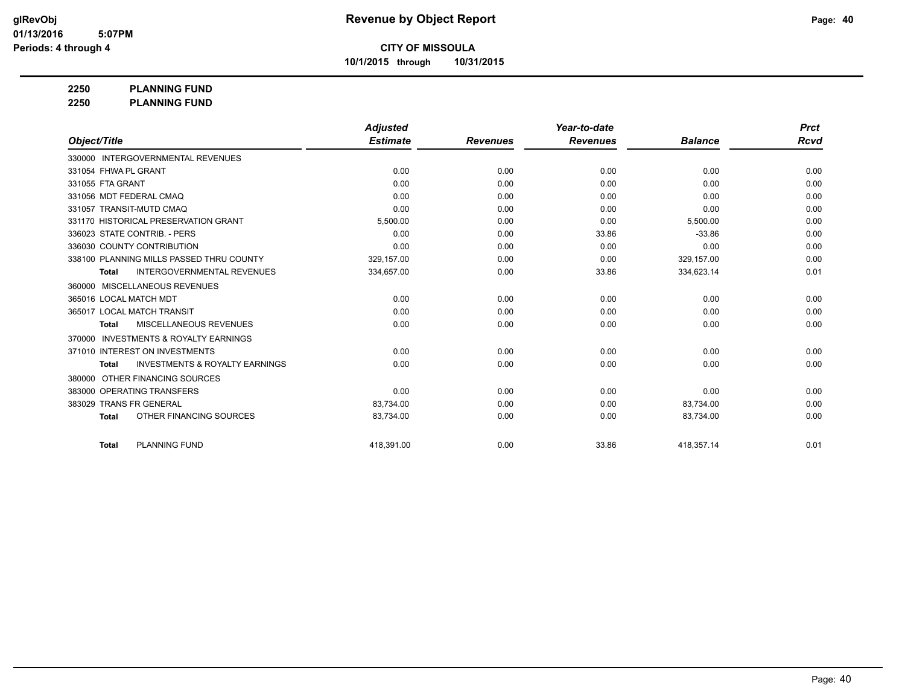**CITY OF MISSOULA**

**10/1/2015 through 10/31/2015**

**2250 PLANNING FUND**

**2250 PLANNING FUND**

| Object/Title | Adjusted Estimate | Revenues | Year-to-date Revenues | Balance | Prct Rcvd |
|---|---|---|---|---|---|
| 330000 INTERGOVERNMENTAL REVENUES | | | | | |
| 331054 FHWA PL GRANT | 0.00 | 0.00 | 0.00 | 0.00 | 0.00 |
| 331055 FTA GRANT | 0.00 | 0.00 | 0.00 | 0.00 | 0.00 |
| 331056 MDT FEDERAL CMAQ | 0.00 | 0.00 | 0.00 | 0.00 | 0.00 |
| 331057 TRANSIT-MUTD CMAQ | 0.00 | 0.00 | 0.00 | 0.00 | 0.00 |
| 331170 HISTORICAL PRESERVATION GRANT | 5,500.00 | 0.00 | 0.00 | 5,500.00 | 0.00 |
| 336023 STATE CONTRIB. - PERS | 0.00 | 0.00 | 33.86 | -33.86 | 0.00 |
| 336030 COUNTY CONTRIBUTION | 0.00 | 0.00 | 0.00 | 0.00 | 0.00 |
| 338100 PLANNING MILLS PASSED THRU COUNTY | 329,157.00 | 0.00 | 0.00 | 329,157.00 | 0.00 |
| **Total** INTERGOVERNMENTAL REVENUES | 334,657.00 | 0.00 | 33.86 | 334,623.14 | 0.01 |
| 360000 MISCELLANEOUS REVENUES | | | | | |
| 365016 LOCAL MATCH MDT | 0.00 | 0.00 | 0.00 | 0.00 | 0.00 |
| 365017 LOCAL MATCH TRANSIT | 0.00 | 0.00 | 0.00 | 0.00 | 0.00 |
| **Total** MISCELLANEOUS REVENUES | 0.00 | 0.00 | 0.00 | 0.00 | 0.00 |
| 370000 INVESTMENTS & ROYALTY EARNINGS | | | | | |
| 371010 INTEREST ON INVESTMENTS | 0.00 | 0.00 | 0.00 | 0.00 | 0.00 |
| **Total** INVESTMENTS & ROYALTY EARNINGS | 0.00 | 0.00 | 0.00 | 0.00 | 0.00 |
| 380000 OTHER FINANCING SOURCES | | | | | |
| 383000 OPERATING TRANSFERS | 0.00 | 0.00 | 0.00 | 0.00 | 0.00 |
| 383029 TRANS FR GENERAL | 83,734.00 | 0.00 | 0.00 | 83,734.00 | 0.00 |
| **Total** OTHER FINANCING SOURCES | 83,734.00 | 0.00 | 0.00 | 83,734.00 | 0.00 |
| **Total** PLANNING FUND | 418,391.00 | 0.00 | 33.86 | 418,357.14 | 0.01 |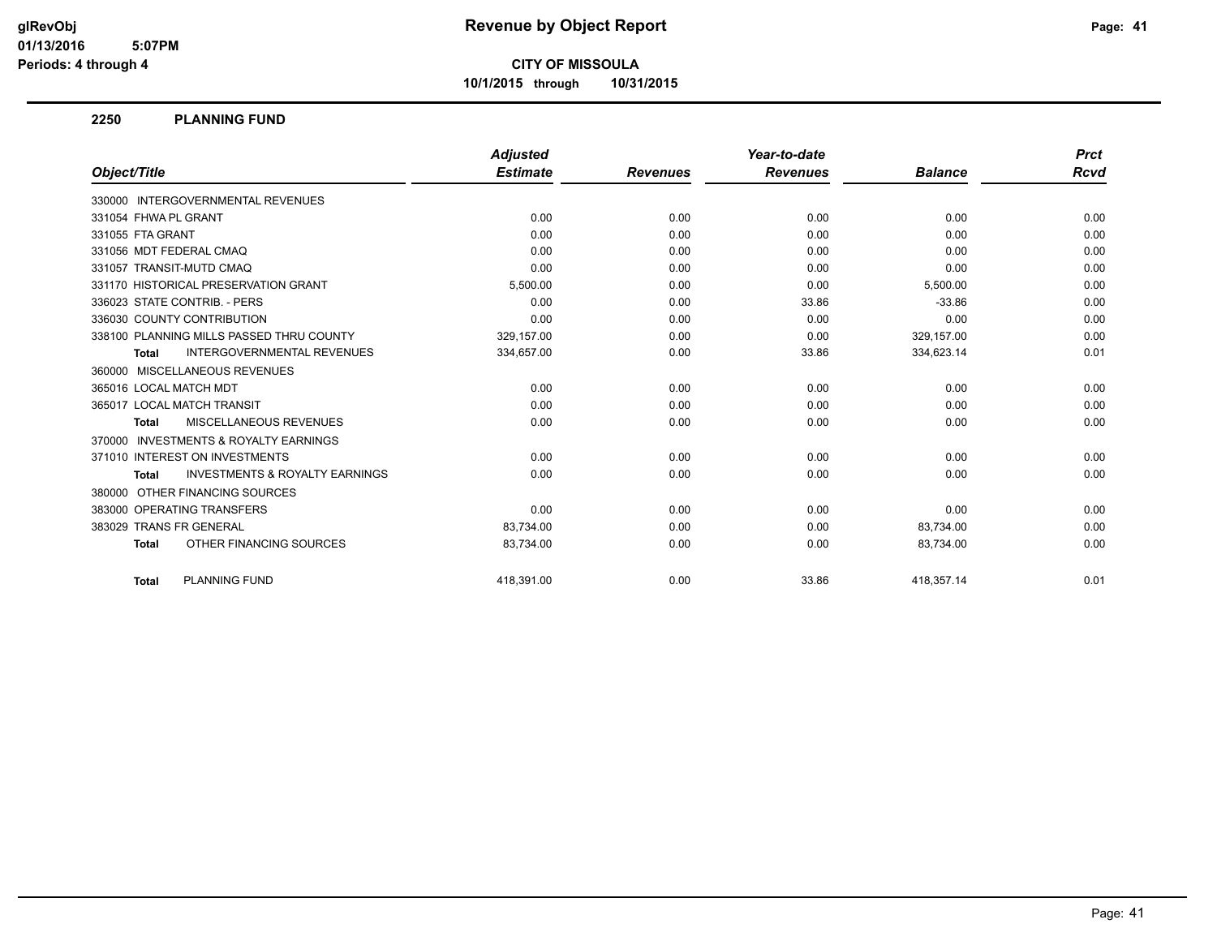# Revenue by Object Report

**CITY OF MISSOULA**

**10/1/2015 through 10/31/2015**

## 2250 PLANNING FUND

| Object/Title | Adjusted Estimate | Revenues | Year-to-date Revenues | Balance | Prct Rcvd |
|---|---|---|---|---|---|
| 330000 INTERGOVERNMENTAL REVENUES | | | | | |
| 331054 FHWA PL GRANT | 0.00 | 0.00 | 0.00 | 0.00 | 0.00 |
| 331055 FTA GRANT | 0.00 | 0.00 | 0.00 | 0.00 | 0.00 |
| 331056 MDT FEDERAL CMAQ | 0.00 | 0.00 | 0.00 | 0.00 | 0.00 |
| 331057 TRANSIT-MUTD CMAQ | 0.00 | 0.00 | 0.00 | 0.00 | 0.00 |
| 331170 HISTORICAL PRESERVATION GRANT | 5,500.00 | 0.00 | 0.00 | 5,500.00 | 0.00 |
| 336023 STATE CONTRIB. - PERS | 0.00 | 0.00 | 33.86 | -33.86 | 0.00 |
| 336030 COUNTY CONTRIBUTION | 0.00 | 0.00 | 0.00 | 0.00 | 0.00 |
| 338100 PLANNING MILLS PASSED THRU COUNTY | 329,157.00 | 0.00 | 0.00 | 329,157.00 | 0.00 |
| **Total** INTERGOVERNMENTAL REVENUES | 334,657.00 | 0.00 | 33.86 | 334,623.14 | 0.01 |
| 360000 MISCELLANEOUS REVENUES | | | | | |
| 365016 LOCAL MATCH MDT | 0.00 | 0.00 | 0.00 | 0.00 | 0.00 |
| 365017 LOCAL MATCH TRANSIT | 0.00 | 0.00 | 0.00 | 0.00 | 0.00 |
| **Total** MISCELLANEOUS REVENUES | 0.00 | 0.00 | 0.00 | 0.00 | 0.00 |
| 370000 INVESTMENTS & ROYALTY EARNINGS | | | | | |
| 371010 INTEREST ON INVESTMENTS | 0.00 | 0.00 | 0.00 | 0.00 | 0.00 |
| **Total** INVESTMENTS & ROYALTY EARNINGS | 0.00 | 0.00 | 0.00 | 0.00 | 0.00 |
| 380000 OTHER FINANCING SOURCES | | | | | |
| 383000 OPERATING TRANSFERS | 0.00 | 0.00 | 0.00 | 0.00 | 0.00 |
| 383029 TRANS FR GENERAL | 83,734.00 | 0.00 | 0.00 | 83,734.00 | 0.00 |
| **Total** OTHER FINANCING SOURCES | 83,734.00 | 0.00 | 0.00 | 83,734.00 | 0.00 |
| **Total** PLANNING FUND | 418,391.00 | 0.00 | 33.86 | 418,357.14 | 0.01 |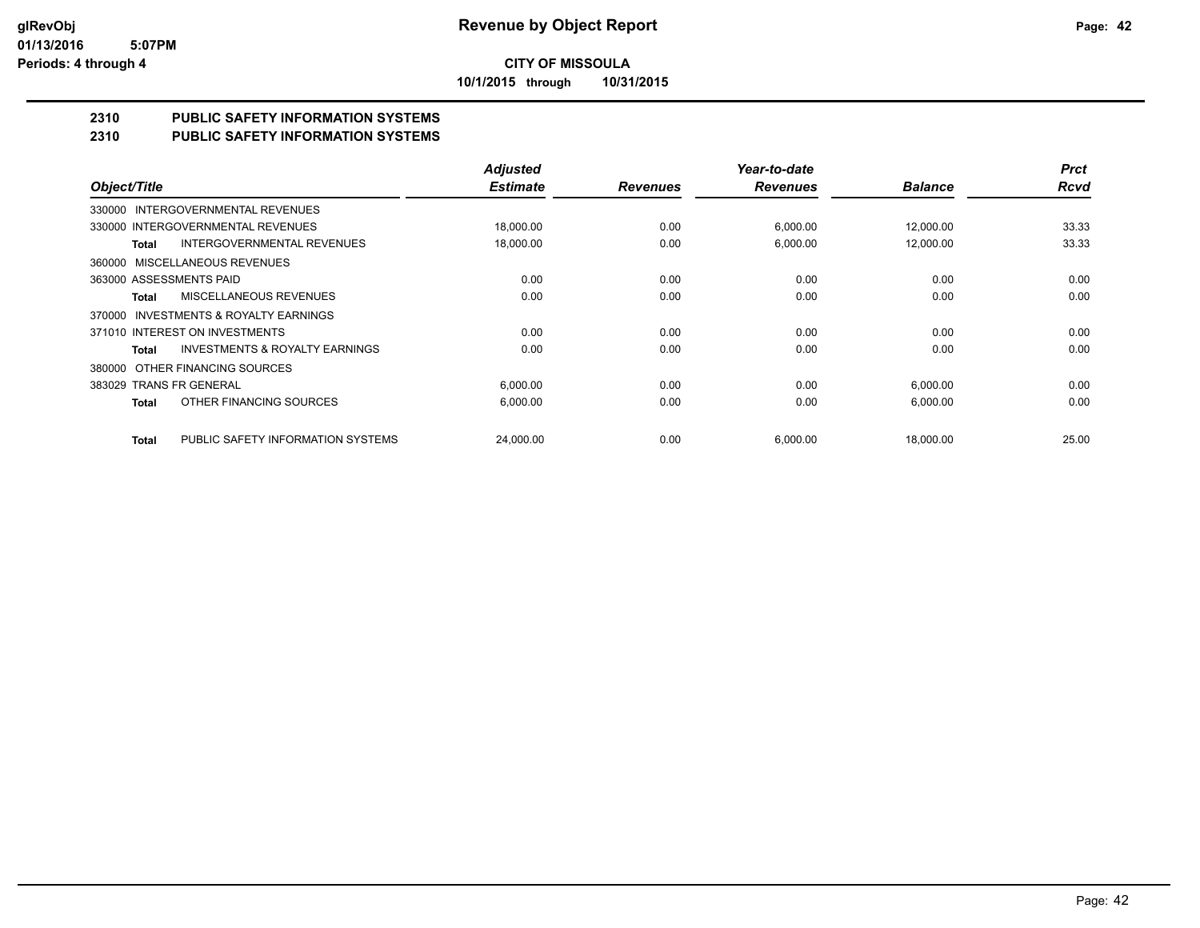# Revenue by Object Report

**CITY OF MISSOULA**

**10/1/2015 through 10/31/2015**

glRevObj
01/13/2016 5:07PM
Periods: 4 through 4

## 2310 PUBLIC SAFETY INFORMATION SYSTEMS
## 2310 PUBLIC SAFETY INFORMATION SYSTEMS

| Object/Title | | Adjusted Estimate | Revenues | Year-to-date Revenues | Balance | Prct Rcvd |
|---|---|---|---|---|---|---|
| 330000 INTERGOVERNMENTAL REVENUES | | | | | | |
| 330000 INTERGOVERNMENTAL REVENUES | | 18,000.00 | 0.00 | 6,000.00 | 12,000.00 | 33.33 |
| Total | INTERGOVERNMENTAL REVENUES | 18,000.00 | 0.00 | 6,000.00 | 12,000.00 | 33.33 |
| 360000 MISCELLANEOUS REVENUES | | | | | | |
| 363000 ASSESSMENTS PAID | | 0.00 | 0.00 | 0.00 | 0.00 | 0.00 |
| Total | MISCELLANEOUS REVENUES | 0.00 | 0.00 | 0.00 | 0.00 | 0.00 |
| 370000 INVESTMENTS & ROYALTY EARNINGS | | | | | | |
| 371010 INTEREST ON INVESTMENTS | | 0.00 | 0.00 | 0.00 | 0.00 | 0.00 |
| Total | INVESTMENTS & ROYALTY EARNINGS | 0.00 | 0.00 | 0.00 | 0.00 | 0.00 |
| 380000 OTHER FINANCING SOURCES | | | | | | |
| 383029 TRANS FR GENERAL | | 6,000.00 | 0.00 | 0.00 | 6,000.00 | 0.00 |
| Total | OTHER FINANCING SOURCES | 6,000.00 | 0.00 | 0.00 | 6,000.00 | 0.00 |
| Total | PUBLIC SAFETY INFORMATION SYSTEMS | 24,000.00 | 0.00 | 6,000.00 | 18,000.00 | 25.00 |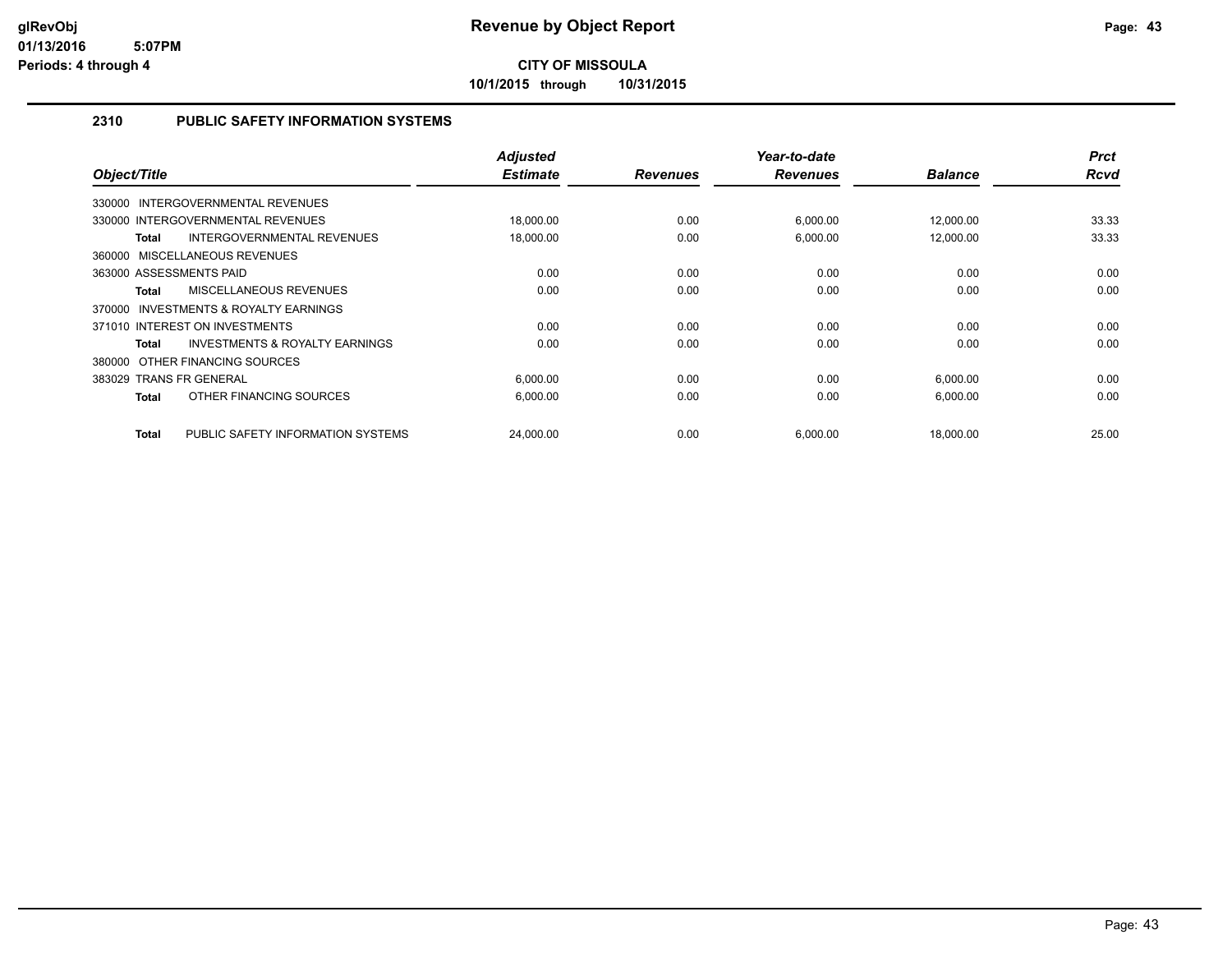# Revenue by Object Report

**CITY OF MISSOULA**

**10/1/2015 through 10/31/2015**

glRevObj
01/13/2016 5:07PM
Periods: 4 through 4

## 2310 PUBLIC SAFETY INFORMATION SYSTEMS

| Object/Title | Adjusted Estimate | Revenues | Year-to-date Revenues | Balance | Prct Rcvd |
|---|---|---|---|---|---|
| 330000 INTERGOVERNMENTAL REVENUES | | | | | |
| 330000 INTERGOVERNMENTAL REVENUES | 18,000.00 | 0.00 | 6,000.00 | 12,000.00 | 33.33 |
| **Total** INTERGOVERNMENTAL REVENUES | 18,000.00 | 0.00 | 6,000.00 | 12,000.00 | 33.33 |
| 360000 MISCELLANEOUS REVENUES | | | | | |
| 363000 ASSESSMENTS PAID | 0.00 | 0.00 | 0.00 | 0.00 | 0.00 |
| **Total** MISCELLANEOUS REVENUES | 0.00 | 0.00 | 0.00 | 0.00 | 0.00 |
| 370000 INVESTMENTS & ROYALTY EARNINGS | | | | | |
| 371010 INTEREST ON INVESTMENTS | 0.00 | 0.00 | 0.00 | 0.00 | 0.00 |
| **Total** INVESTMENTS & ROYALTY EARNINGS | 0.00 | 0.00 | 0.00 | 0.00 | 0.00 |
| 380000 OTHER FINANCING SOURCES | | | | | |
| 383029 TRANS FR GENERAL | 6,000.00 | 0.00 | 0.00 | 6,000.00 | 0.00 |
| **Total** OTHER FINANCING SOURCES | 6,000.00 | 0.00 | 0.00 | 6,000.00 | 0.00 |
| **Total** PUBLIC SAFETY INFORMATION SYSTEMS | 24,000.00 | 0.00 | 6,000.00 | 18,000.00 | 25.00 |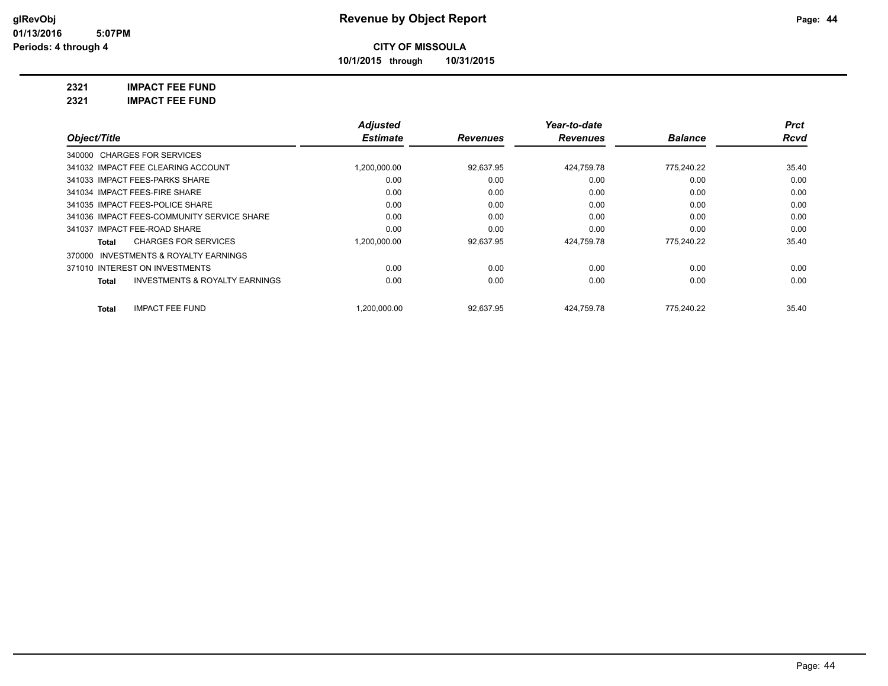**CITY OF MISSOULA**

**10/1/2015 through 10/31/2015**

**2321 IMPACT FEE FUND**

**2321 IMPACT FEE FUND**

| Object/Title | Adjusted Estimate | Revenues | Year-to-date Revenues | Balance | Prct Rcvd |
|---|---|---|---|---|---|
| 340000 CHARGES FOR SERVICES | | | | | |
| 341032 IMPACT FEE CLEARING ACCOUNT | 1,200,000.00 | 92,637.95 | 424,759.78 | 775,240.22 | 35.40 |
| 341033 IMPACT FEES-PARKS SHARE | 0.00 | 0.00 | 0.00 | 0.00 | 0.00 |
| 341034 IMPACT FEES-FIRE SHARE | 0.00 | 0.00 | 0.00 | 0.00 | 0.00 |
| 341035 IMPACT FEES-POLICE SHARE | 0.00 | 0.00 | 0.00 | 0.00 | 0.00 |
| 341036 IMPACT FEES-COMMUNITY SERVICE SHARE | 0.00 | 0.00 | 0.00 | 0.00 | 0.00 |
| 341037 IMPACT FEE-ROAD SHARE | 0.00 | 0.00 | 0.00 | 0.00 | 0.00 |
| **Total** CHARGES FOR SERVICES | 1,200,000.00 | 92,637.95 | 424,759.78 | 775,240.22 | 35.40 |
| 370000 INVESTMENTS & ROYALTY EARNINGS | | | | | |
| 371010 INTEREST ON INVESTMENTS | 0.00 | 0.00 | 0.00 | 0.00 | 0.00 |
| **Total** INVESTMENTS & ROYALTY EARNINGS | 0.00 | 0.00 | 0.00 | 0.00 | 0.00 |
| **Total** IMPACT FEE FUND | 1,200,000.00 | 92,637.95 | 424,759.78 | 775,240.22 | 35.40 |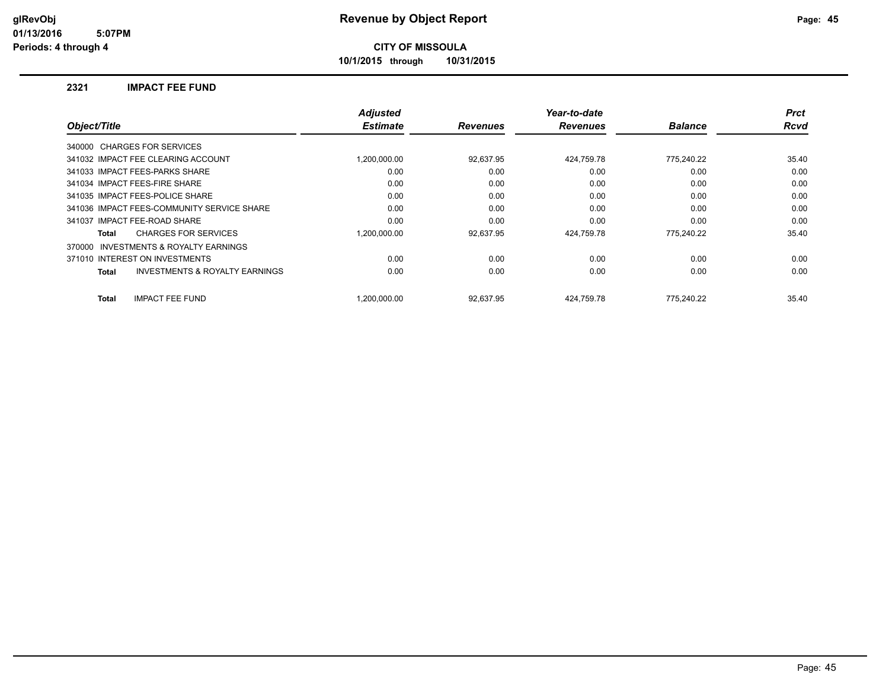# Revenue by Object Report

glRevObj
01/13/2016 5:07PM
Periods: 4 through 4

**CITY OF MISSOULA**

**10/1/2015 through 10/31/2015**

## 2321 IMPACT FEE FUND

| Object/Title | Adjusted Estimate | Revenues | Year-to-date Revenues | Balance | Prct Rcvd |
|---|---|---|---|---|---|
| 340000 CHARGES FOR SERVICES | | | | | |
| 341032 IMPACT FEE CLEARING ACCOUNT | 1,200,000.00 | 92,637.95 | 424,759.78 | 775,240.22 | 35.40 |
| 341033 IMPACT FEES-PARKS SHARE | 0.00 | 0.00 | 0.00 | 0.00 | 0.00 |
| 341034 IMPACT FEES-FIRE SHARE | 0.00 | 0.00 | 0.00 | 0.00 | 0.00 |
| 341035 IMPACT FEES-POLICE SHARE | 0.00 | 0.00 | 0.00 | 0.00 | 0.00 |
| 341036 IMPACT FEES-COMMUNITY SERVICE SHARE | 0.00 | 0.00 | 0.00 | 0.00 | 0.00 |
| 341037 IMPACT FEE-ROAD SHARE | 0.00 | 0.00 | 0.00 | 0.00 | 0.00 |
| **Total** CHARGES FOR SERVICES | 1,200,000.00 | 92,637.95 | 424,759.78 | 775,240.22 | 35.40 |
| 370000 INVESTMENTS & ROYALTY EARNINGS | | | | | |
| 371010 INTEREST ON INVESTMENTS | 0.00 | 0.00 | 0.00 | 0.00 | 0.00 |
| **Total** INVESTMENTS & ROYALTY EARNINGS | 0.00 | 0.00 | 0.00 | 0.00 | 0.00 |
| **Total** IMPACT FEE FUND | 1,200,000.00 | 92,637.95 | 424,759.78 | 775,240.22 | 35.40 |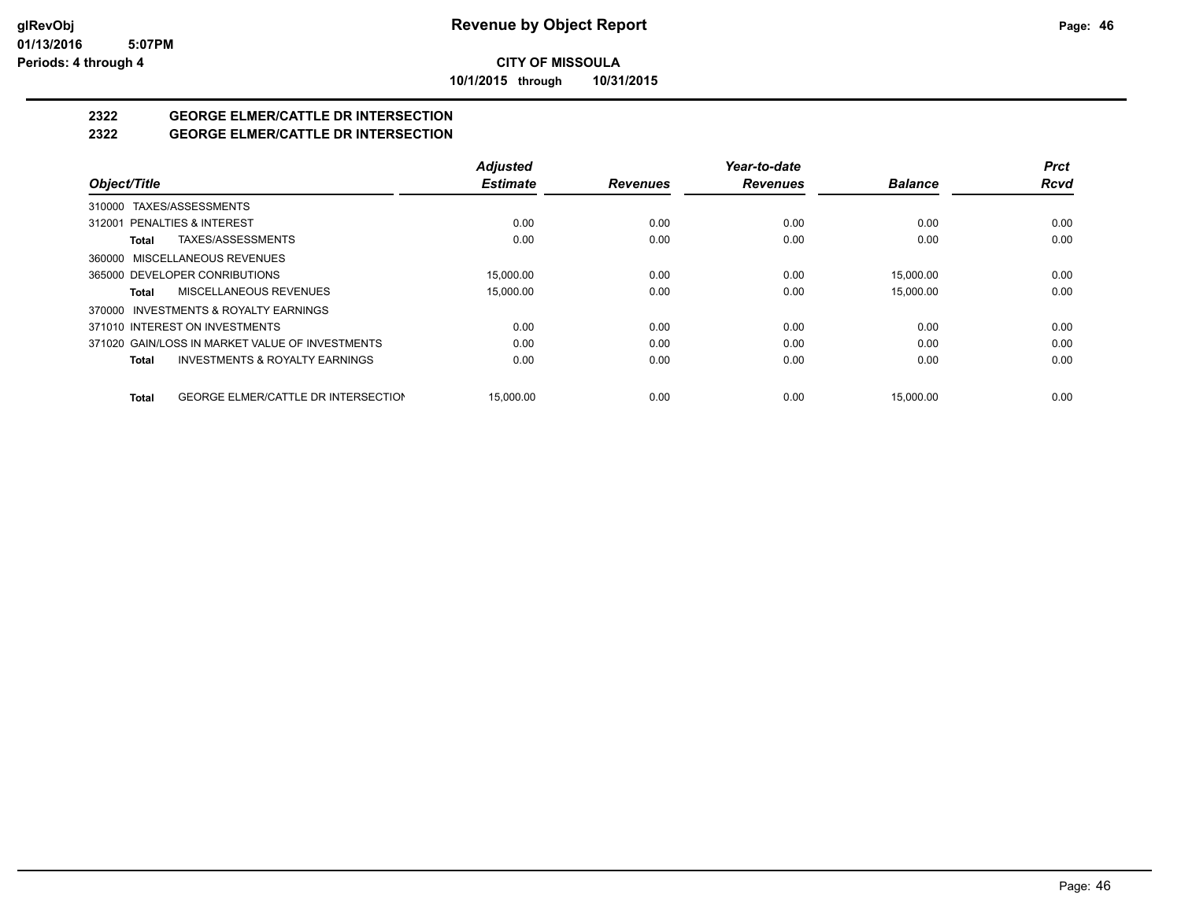glRevObj
01/13/2016 5:07PM
Periods: 4 through 4

# Revenue by Object Report

**CITY OF MISSOULA**

**10/1/2015 through 10/31/2015**

## 2322 GEORGE ELMER/CATTLE DR INTERSECTION
## 2322 GEORGE ELMER/CATTLE DR INTERSECTION

| Object/Title | Adjusted Estimate | Revenues | Year-to-date Revenues | Balance | Prct Rcvd |
|---|---|---|---|---|---|
| 310000 TAXES/ASSESSMENTS | | | | | |
| 312001 PENALTIES & INTEREST | 0.00 | 0.00 | 0.00 | 0.00 | 0.00 |
| **Total** TAXES/ASSESSMENTS | 0.00 | 0.00 | 0.00 | 0.00 | 0.00 |
| 360000 MISCELLANEOUS REVENUES | | | | | |
| 365000 DEVELOPER CONRIBUTIONS | 15,000.00 | 0.00 | 0.00 | 15,000.00 | 0.00 |
| **Total** MISCELLANEOUS REVENUES | 15,000.00 | 0.00 | 0.00 | 15,000.00 | 0.00 |
| 370000 INVESTMENTS & ROYALTY EARNINGS | | | | | |
| 371010 INTEREST ON INVESTMENTS | 0.00 | 0.00 | 0.00 | 0.00 | 0.00 |
| 371020 GAIN/LOSS IN MARKET VALUE OF INVESTMENTS | 0.00 | 0.00 | 0.00 | 0.00 | 0.00 |
| **Total** INVESTMENTS & ROYALTY EARNINGS | 0.00 | 0.00 | 0.00 | 0.00 | 0.00 |
| **Total** GEORGE ELMER/CATTLE DR INTERSECTION | 15,000.00 | 0.00 | 0.00 | 15,000.00 | 0.00 |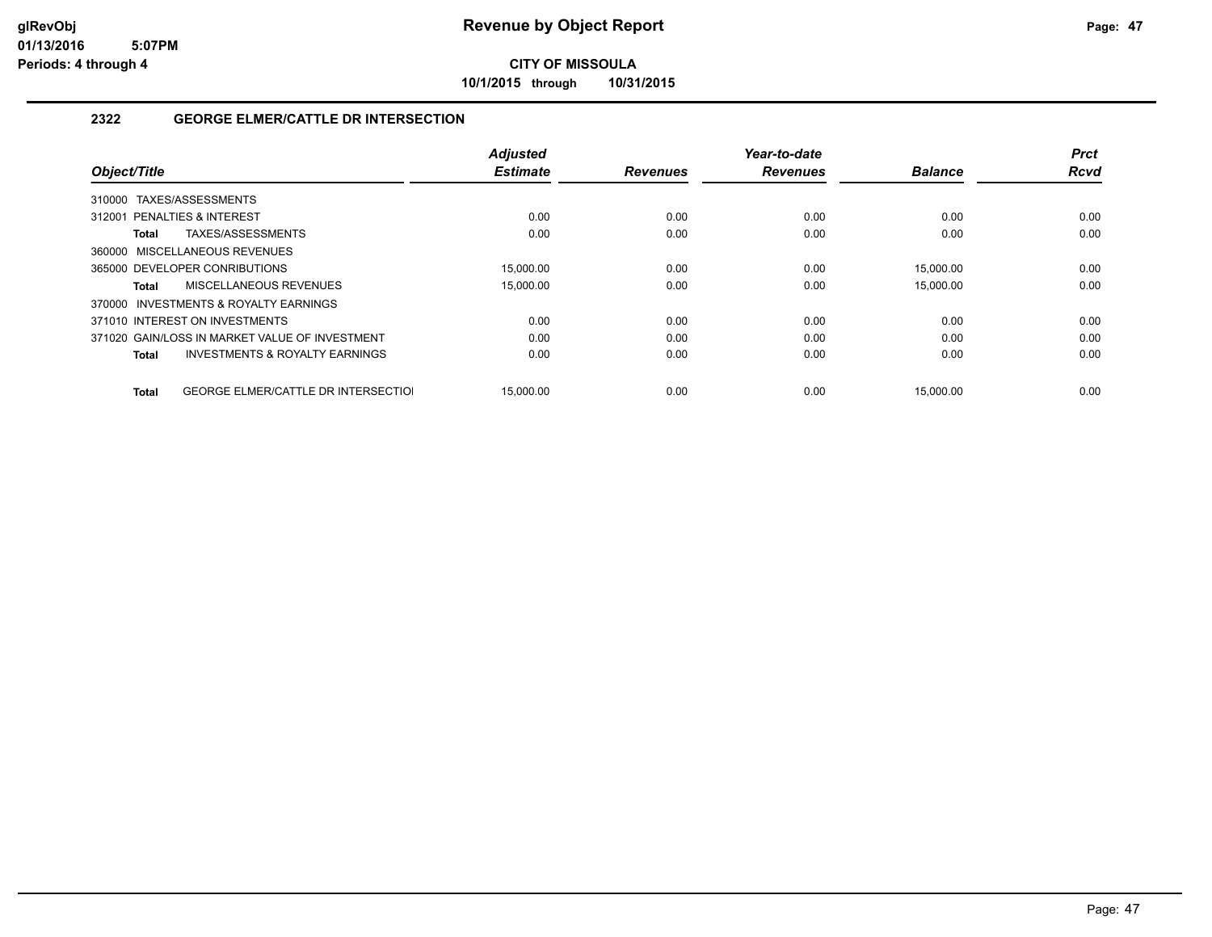**CITY OF MISSOULA**

**10/1/2015 through 10/31/2015**

### 2322 GEORGE ELMER/CATTLE DR INTERSECTION

| Object/Title | Adjusted Estimate | Revenues | Year-to-date Revenues | Balance | Prct Rcvd |
|---|---|---|---|---|---|
| 310000 TAXES/ASSESSMENTS | | | | | |
| 312001 PENALTIES & INTEREST | 0.00 | 0.00 | 0.00 | 0.00 | 0.00 |
| **Total** TAXES/ASSESSMENTS | 0.00 | 0.00 | 0.00 | 0.00 | 0.00 |
| 360000 MISCELLANEOUS REVENUES | | | | | |
| 365000 DEVELOPER CONRIBUTIONS | 15,000.00 | 0.00 | 0.00 | 15,000.00 | 0.00 |
| **Total** MISCELLANEOUS REVENUES | 15,000.00 | 0.00 | 0.00 | 15,000.00 | 0.00 |
| 370000 INVESTMENTS & ROYALTY EARNINGS | | | | | |
| 371010 INTEREST ON INVESTMENTS | 0.00 | 0.00 | 0.00 | 0.00 | 0.00 |
| 371020 GAIN/LOSS IN MARKET VALUE OF INVESTMENT | 0.00 | 0.00 | 0.00 | 0.00 | 0.00 |
| **Total** INVESTMENTS & ROYALTY EARNINGS | 0.00 | 0.00 | 0.00 | 0.00 | 0.00 |
| **Total** GEORGE ELMER/CATTLE DR INTERSECTIOI | 15,000.00 | 0.00 | 0.00 | 15,000.00 | 0.00 |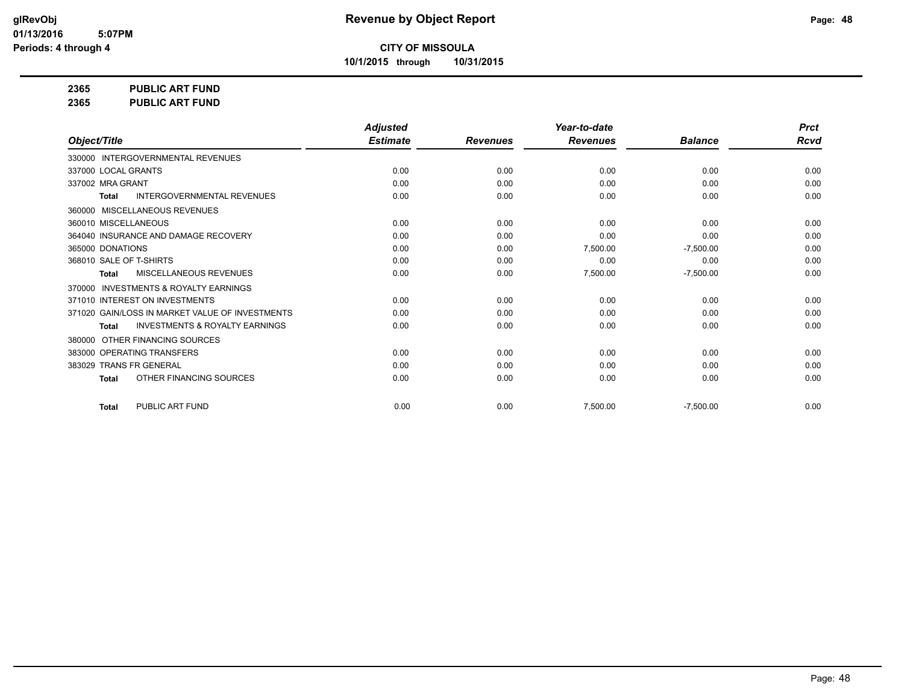# Revenue by Object Report

**CITY OF MISSOULA**

**10/1/2015 through 10/31/2015**

glRevObj
01/13/2016 5:07PM
Periods: 4 through 4

**2365 PUBLIC ART FUND**
**2365 PUBLIC ART FUND**

| Object/Title | Adjusted Estimate | Revenues | Year-to-date Revenues | Balance | Prct Rcvd |
|---|---|---|---|---|---|
| 330000 INTERGOVERNMENTAL REVENUES | | | | | |
| 337000 LOCAL GRANTS | 0.00 | 0.00 | 0.00 | 0.00 | 0.00 |
| 337002 MRA GRANT | 0.00 | 0.00 | 0.00 | 0.00 | 0.00 |
| **Total** INTERGOVERNMENTAL REVENUES | 0.00 | 0.00 | 0.00 | 0.00 | 0.00 |
| 360000 MISCELLANEOUS REVENUES | | | | | |
| 360010 MISCELLANEOUS | 0.00 | 0.00 | 0.00 | 0.00 | 0.00 |
| 364040 INSURANCE AND DAMAGE RECOVERY | 0.00 | 0.00 | 0.00 | 0.00 | 0.00 |
| 365000 DONATIONS | 0.00 | 0.00 | 7,500.00 | -7,500.00 | 0.00 |
| 368010 SALE OF T-SHIRTS | 0.00 | 0.00 | 0.00 | 0.00 | 0.00 |
| **Total** MISCELLANEOUS REVENUES | 0.00 | 0.00 | 7,500.00 | -7,500.00 | 0.00 |
| 370000 INVESTMENTS & ROYALTY EARNINGS | | | | | |
| 371010 INTEREST ON INVESTMENTS | 0.00 | 0.00 | 0.00 | 0.00 | 0.00 |
| 371020 GAIN/LOSS IN MARKET VALUE OF INVESTMENTS | 0.00 | 0.00 | 0.00 | 0.00 | 0.00 |
| **Total** INVESTMENTS & ROYALTY EARNINGS | 0.00 | 0.00 | 0.00 | 0.00 | 0.00 |
| 380000 OTHER FINANCING SOURCES | | | | | |
| 383000 OPERATING TRANSFERS | 0.00 | 0.00 | 0.00 | 0.00 | 0.00 |
| 383029 TRANS FR GENERAL | 0.00 | 0.00 | 0.00 | 0.00 | 0.00 |
| **Total** OTHER FINANCING SOURCES | 0.00 | 0.00 | 0.00 | 0.00 | 0.00 |
| **Total** PUBLIC ART FUND | 0.00 | 0.00 | 7,500.00 | -7,500.00 | 0.00 |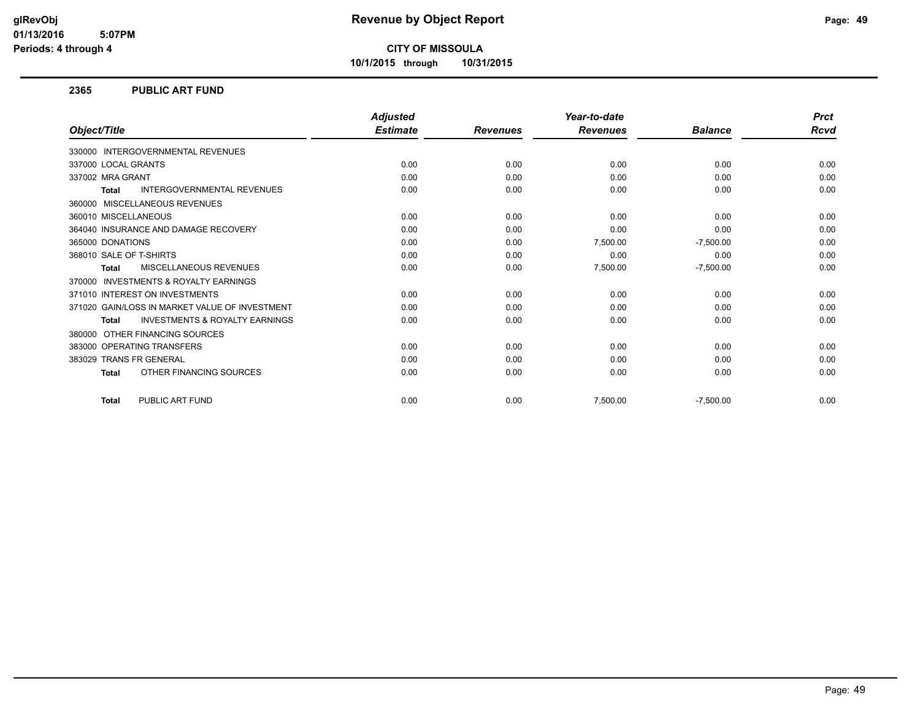# Revenue by Object Report

**CITY OF MISSOULA**

**10/1/2015 through 10/31/2015**

glRevObj
01/13/2016 5:07PM
Periods: 4 through 4

## 2365 PUBLIC ART FUND

| Object/Title | Adjusted Estimate | Revenues | Year-to-date Revenues | Balance | Prct Rcvd |
|---|---|---|---|---|---|
| 330000 INTERGOVERNMENTAL REVENUES | | | | | |
| 337000 LOCAL GRANTS | 0.00 | 0.00 | 0.00 | 0.00 | 0.00 |
| 337002 MRA GRANT | 0.00 | 0.00 | 0.00 | 0.00 | 0.00 |
| **Total** INTERGOVERNMENTAL REVENUES | 0.00 | 0.00 | 0.00 | 0.00 | 0.00 |
| 360000 MISCELLANEOUS REVENUES | | | | | |
| 360010 MISCELLANEOUS | 0.00 | 0.00 | 0.00 | 0.00 | 0.00 |
| 364040 INSURANCE AND DAMAGE RECOVERY | 0.00 | 0.00 | 0.00 | 0.00 | 0.00 |
| 365000 DONATIONS | 0.00 | 0.00 | 7,500.00 | -7,500.00 | 0.00 |
| 368010 SALE OF T-SHIRTS | 0.00 | 0.00 | 0.00 | 0.00 | 0.00 |
| **Total** MISCELLANEOUS REVENUES | 0.00 | 0.00 | 7,500.00 | -7,500.00 | 0.00 |
| 370000 INVESTMENTS & ROYALTY EARNINGS | | | | | |
| 371010 INTEREST ON INVESTMENTS | 0.00 | 0.00 | 0.00 | 0.00 | 0.00 |
| 371020 GAIN/LOSS IN MARKET VALUE OF INVESTMENT | 0.00 | 0.00 | 0.00 | 0.00 | 0.00 |
| **Total** INVESTMENTS & ROYALTY EARNINGS | 0.00 | 0.00 | 0.00 | 0.00 | 0.00 |
| 380000 OTHER FINANCING SOURCES | | | | | |
| 383000 OPERATING TRANSFERS | 0.00 | 0.00 | 0.00 | 0.00 | 0.00 |
| 383029 TRANS FR GENERAL | 0.00 | 0.00 | 0.00 | 0.00 | 0.00 |
| **Total** OTHER FINANCING SOURCES | 0.00 | 0.00 | 0.00 | 0.00 | 0.00 |
| **Total** PUBLIC ART FUND | 0.00 | 0.00 | 7,500.00 | -7,500.00 | 0.00 |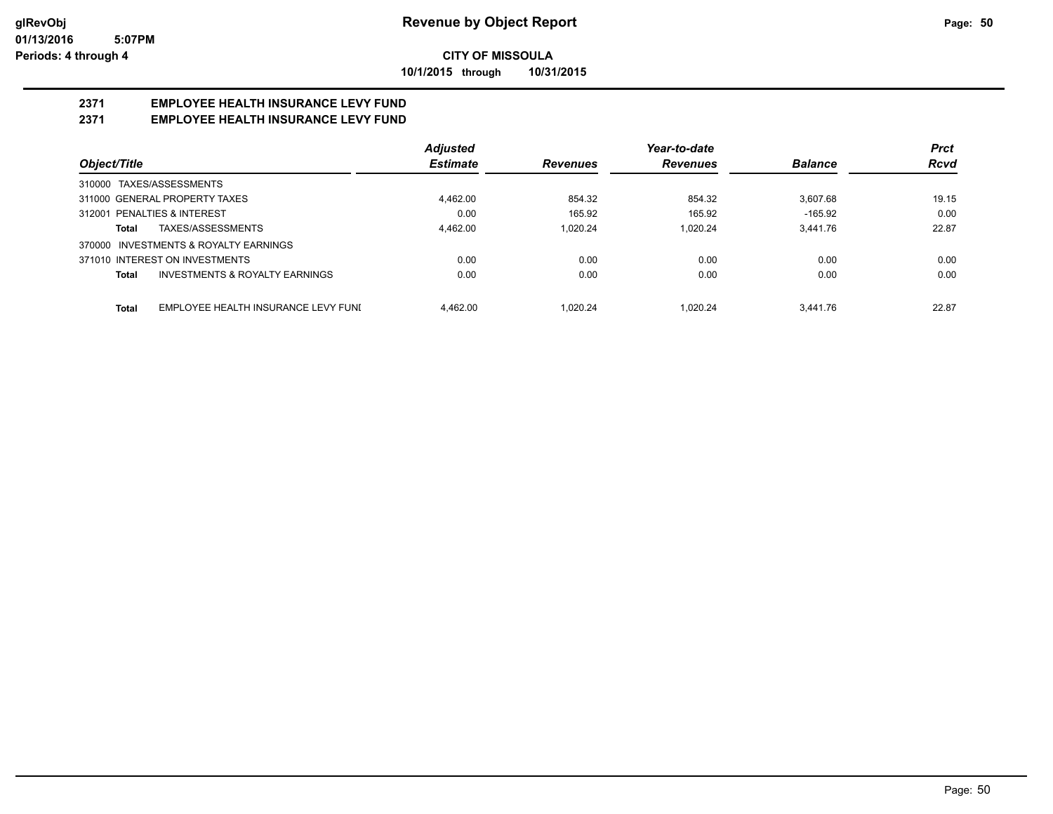**Revenue by Object Report**

**CITY OF MISSOULA**

**10/1/2015 through 10/31/2015**

glRevObj
01/13/2016 5:07PM
Periods: 4 through 4

## 2371 EMPLOYEE HEALTH INSURANCE LEVY FUND
## 2371 EMPLOYEE HEALTH INSURANCE LEVY FUND

| Object/Title | | Adjusted Estimate | Revenues | Year-to-date Revenues | Balance | Prct Rcvd |
|---|---|---|---|---|---|---|
| 310000 TAXES/ASSESSMENTS | | | | | | |
| 311000 GENERAL PROPERTY TAXES | | 4,462.00 | 854.32 | 854.32 | 3,607.68 | 19.15 |
| 312001 PENALTIES & INTEREST | | 0.00 | 165.92 | 165.92 | -165.92 | 0.00 |
| **Total** | TAXES/ASSESSMENTS | 4,462.00 | 1,020.24 | 1,020.24 | 3,441.76 | 22.87 |
| 370000 INVESTMENTS & ROYALTY EARNINGS | | | | | | |
| 371010 INTEREST ON INVESTMENTS | | 0.00 | 0.00 | 0.00 | 0.00 | 0.00 |
| **Total** | INVESTMENTS & ROYALTY EARNINGS | 0.00 | 0.00 | 0.00 | 0.00 | 0.00 |
| **Total** | EMPLOYEE HEALTH INSURANCE LEVY FUNI | 4,462.00 | 1,020.24 | 1,020.24 | 3,441.76 | 22.87 |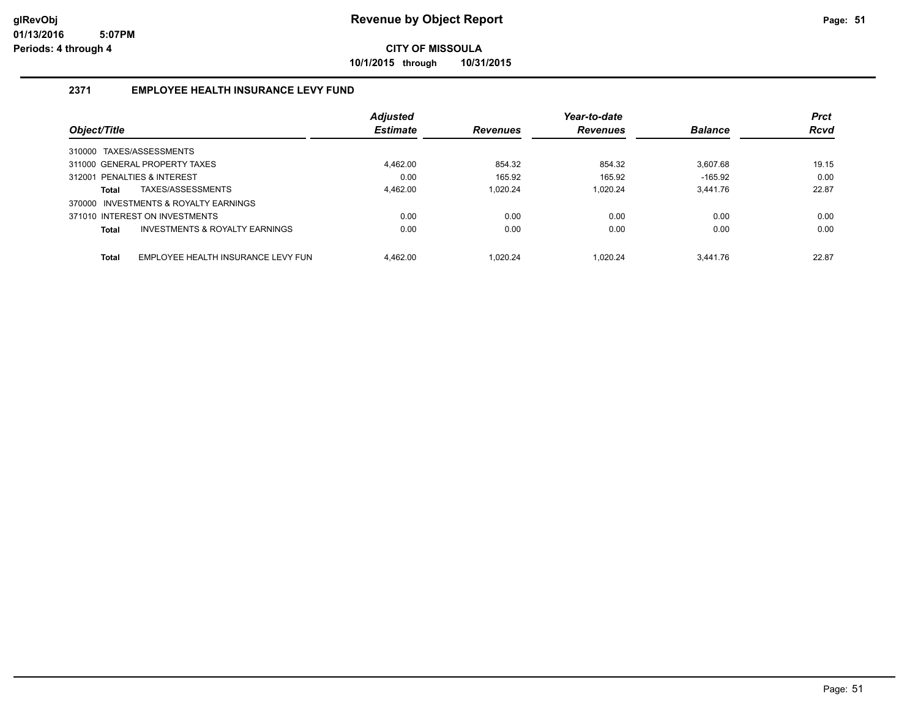# Revenue by Object Report

**CITY OF MISSOULA**

**10/1/2015 through 10/31/2015**

glRevObj
01/13/2016 5:07PM
Periods: 4 through 4

## 2371 EMPLOYEE HEALTH INSURANCE LEVY FUND

| Object/Title | Adjusted Estimate | Revenues | Year-to-date Revenues | Balance | Prct Rcvd |
|---|---|---|---|---|---|
| 310000 TAXES/ASSESSMENTS | | | | | |
| 311000 GENERAL PROPERTY TAXES | 4,462.00 | 854.32 | 854.32 | 3,607.68 | 19.15 |
| 312001 PENALTIES & INTEREST | 0.00 | 165.92 | 165.92 | -165.92 | 0.00 |
| **Total** TAXES/ASSESSMENTS | 4,462.00 | 1,020.24 | 1,020.24 | 3,441.76 | 22.87 |
| 370000 INVESTMENTS & ROYALTY EARNINGS | | | | | |
| 371010 INTEREST ON INVESTMENTS | 0.00 | 0.00 | 0.00 | 0.00 | 0.00 |
| **Total** INVESTMENTS & ROYALTY EARNINGS | 0.00 | 0.00 | 0.00 | 0.00 | 0.00 |
| **Total** EMPLOYEE HEALTH INSURANCE LEVY FUN | 4,462.00 | 1,020.24 | 1,020.24 | 3,441.76 | 22.87 |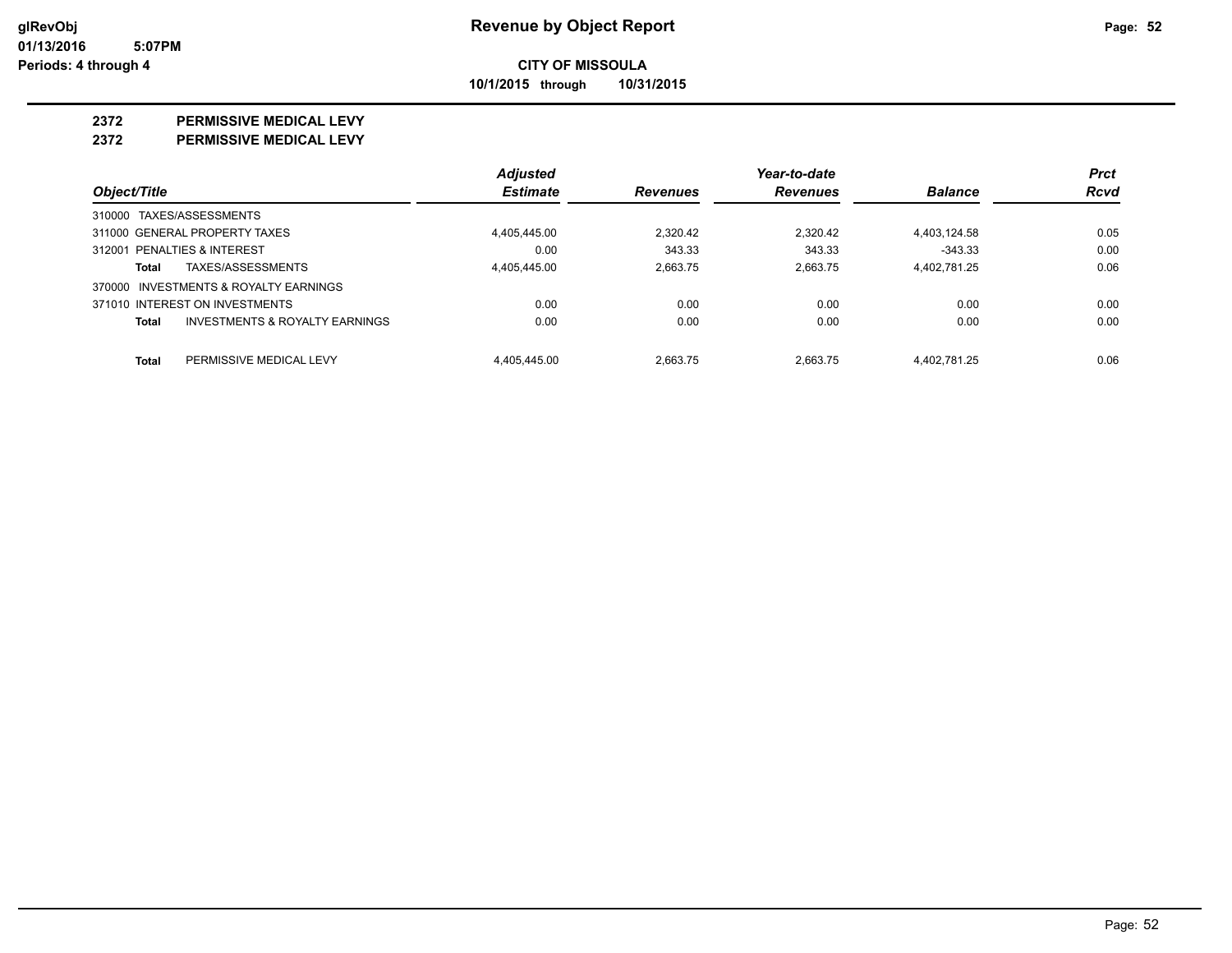**Revenue by Object Report**

**CITY OF MISSOULA**

**10/1/2015 through 10/31/2015**

## 2372 PERMISSIVE MEDICAL LEVY
## 2372 PERMISSIVE MEDICAL LEVY

| Object/Title | | Adjusted Estimate | Revenues | Year-to-date Revenues | Balance | Prct Rcvd |
|---|---|---|---|---|---|---|
| 310000 TAXES/ASSESSMENTS | | | | | | |
| 311000 GENERAL PROPERTY TAXES | | 4,405,445.00 | 2,320.42 | 2,320.42 | 4,403,124.58 | 0.05 |
| 312001 PENALTIES & INTEREST | | 0.00 | 343.33 | 343.33 | -343.33 | 0.00 |
| **Total** | TAXES/ASSESSMENTS | 4,405,445.00 | 2,663.75 | 2,663.75 | 4,402,781.25 | 0.06 |
| 370000 INVESTMENTS & ROYALTY EARNINGS | | | | | | |
| 371010 INTEREST ON INVESTMENTS | | 0.00 | 0.00 | 0.00 | 0.00 | 0.00 |
| **Total** | INVESTMENTS & ROYALTY EARNINGS | 0.00 | 0.00 | 0.00 | 0.00 | 0.00 |
| **Total** | PERMISSIVE MEDICAL LEVY | 4,405,445.00 | 2,663.75 | 2,663.75 | 4,402,781.25 | 0.06 |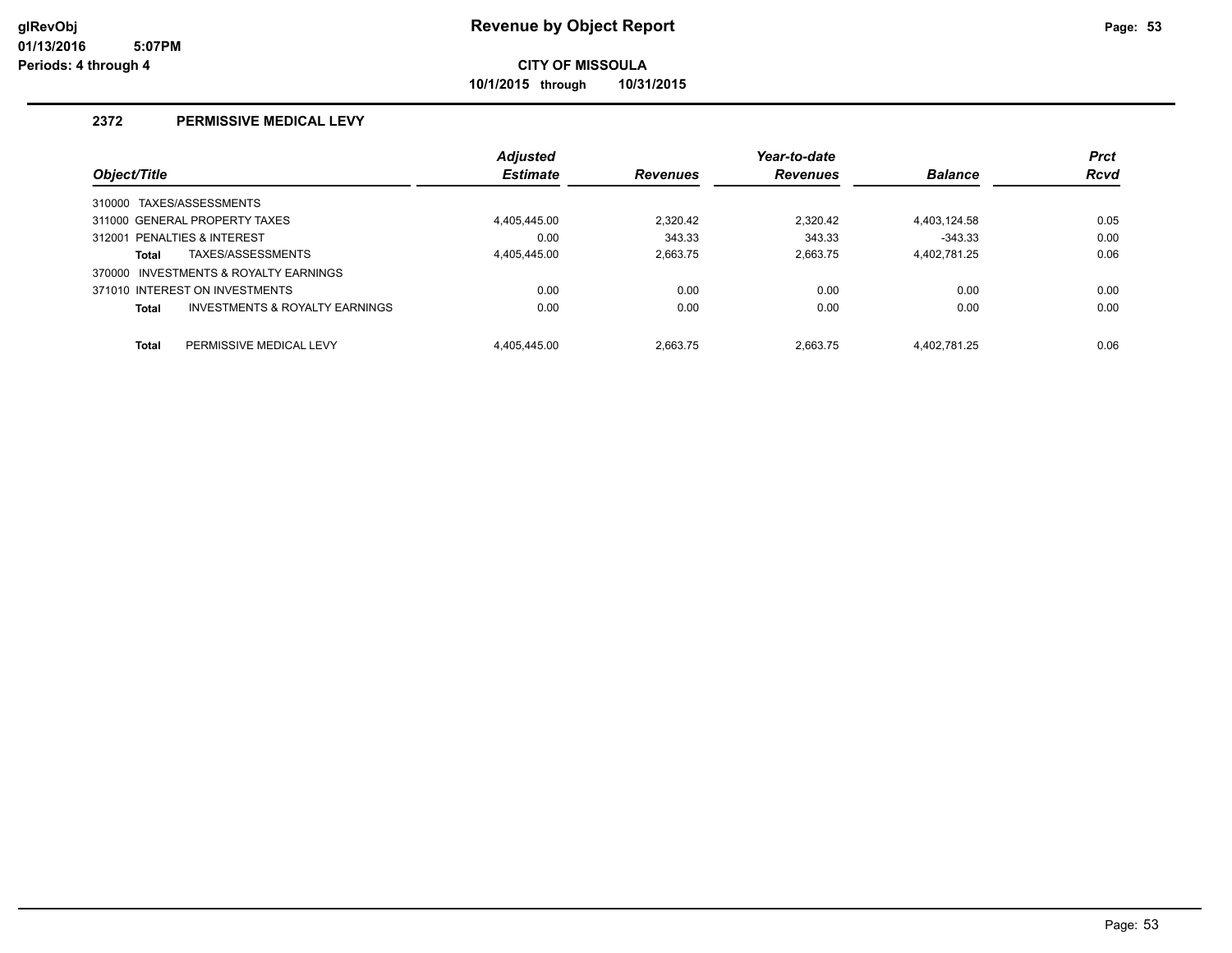**glRevObj**
**01/13/2016 5:07PM**
**Periods: 4 through 4**

# Revenue by Object Report

**CITY OF MISSOULA**

**10/1/2015 through 10/31/2015**

## 2372 PERMISSIVE MEDICAL LEVY

| Object/Title | Adjusted Estimate | Revenues | Year-to-date Revenues | Balance | Prct Rcvd |
|---|---|---|---|---|---|
| 310000 TAXES/ASSESSMENTS | | | | | |
| 311000 GENERAL PROPERTY TAXES | 4,405,445.00 | 2,320.42 | 2,320.42 | 4,403,124.58 | 0.05 |
| 312001 PENALTIES & INTEREST | 0.00 | 343.33 | 343.33 | -343.33 | 0.00 |
| **Total** TAXES/ASSESSMENTS | 4,405,445.00 | 2,663.75 | 2,663.75 | 4,402,781.25 | 0.06 |
| 370000 INVESTMENTS & ROYALTY EARNINGS | | | | | |
| 371010 INTEREST ON INVESTMENTS | 0.00 | 0.00 | 0.00 | 0.00 | 0.00 |
| **Total** INVESTMENTS & ROYALTY EARNINGS | 0.00 | 0.00 | 0.00 | 0.00 | 0.00 |
| **Total** PERMISSIVE MEDICAL LEVY | 4,405,445.00 | 2,663.75 | 2,663.75 | 4,402,781.25 | 0.06 |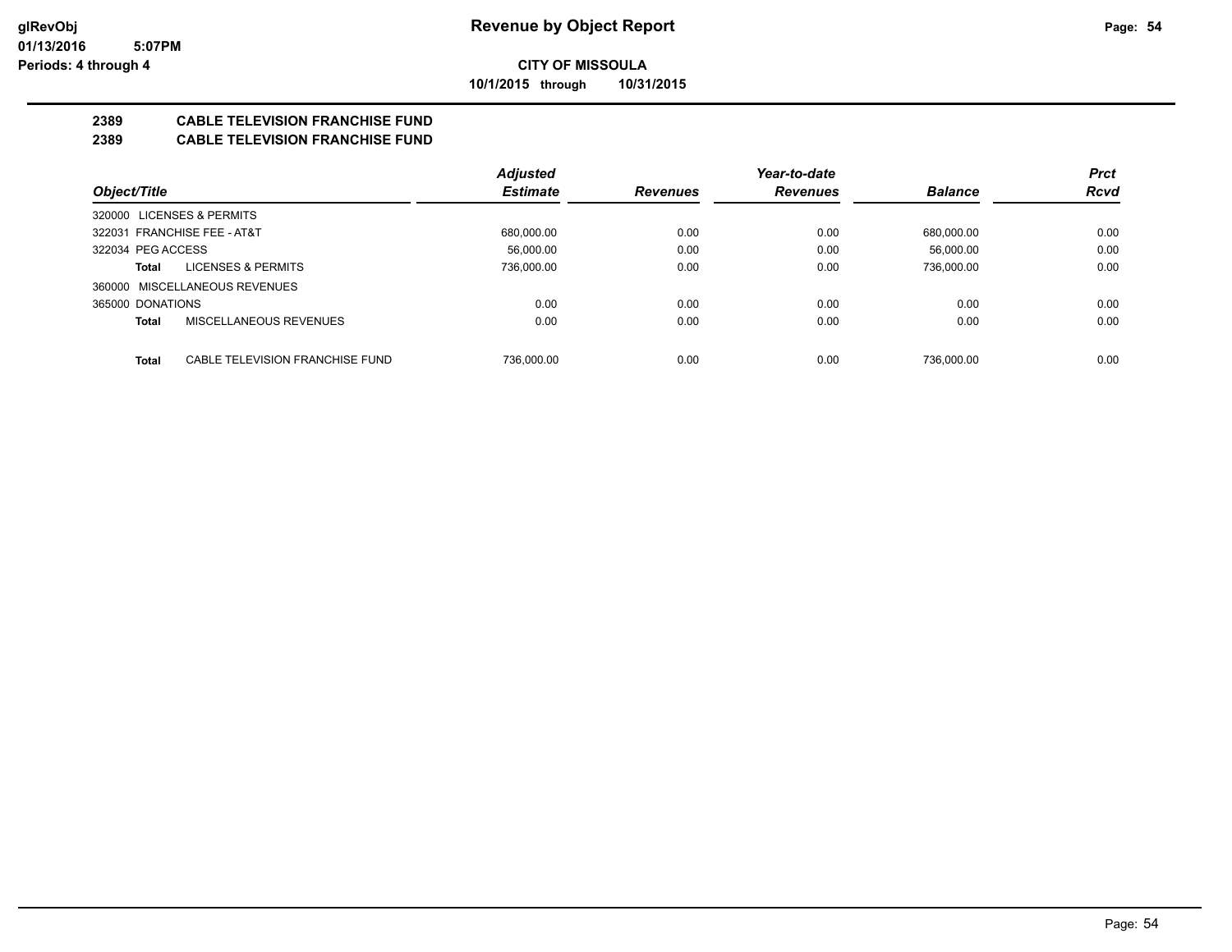**glRevObj**
**01/13/2016 5:07PM**
**Periods: 4 through 4**

# Revenue by Object Report

**CITY OF MISSOULA**

**10/1/2015 through 10/31/2015**

## 2389 CABLE TELEVISION FRANCHISE FUND
## 2389 CABLE TELEVISION FRANCHISE FUND

| Object/Title | | Adjusted Estimate | Revenues | Year-to-date Revenues | Balance | Prct Rcvd |
|---|---|---|---|---|---|---|
| 320000 LICENSES & PERMITS | | | | | | |
| 322031 FRANCHISE FEE - AT&T | | 680,000.00 | 0.00 | 0.00 | 680,000.00 | 0.00 |
| 322034 PEG ACCESS | | 56,000.00 | 0.00 | 0.00 | 56,000.00 | 0.00 |
| **Total** | LICENSES & PERMITS | 736,000.00 | 0.00 | 0.00 | 736,000.00 | 0.00 |
| 360000 MISCELLANEOUS REVENUES | | | | | | |
| 365000 DONATIONS | | 0.00 | 0.00 | 0.00 | 0.00 | 0.00 |
| **Total** | MISCELLANEOUS REVENUES | 0.00 | 0.00 | 0.00 | 0.00 | 0.00 |
| **Total** | CABLE TELEVISION FRANCHISE FUND | 736,000.00 | 0.00 | 0.00 | 736,000.00 | 0.00 |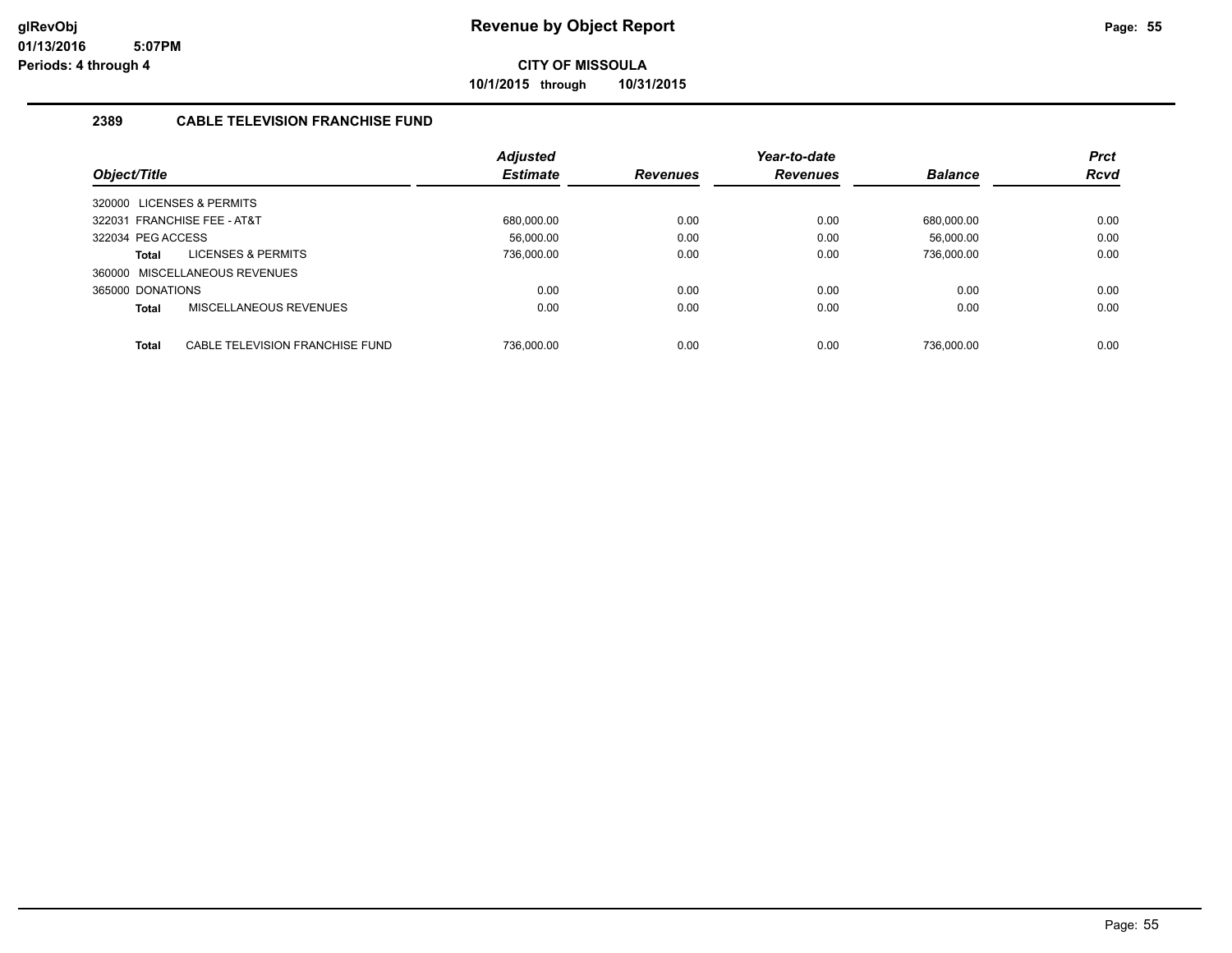# Revenue by Object Report

**CITY OF MISSOULA**

**10/1/2015 through 10/31/2015**

glRevObj
01/13/2016 5:07PM
Periods: 4 through 4

## 2389 CABLE TELEVISION FRANCHISE FUND

| Object/Title | Adjusted Estimate | Revenues | Year-to-date Revenues | Balance | Prct Rcvd |
|---|---|---|---|---|---|
| 320000 LICENSES & PERMITS | | | | | |
| 322031 FRANCHISE FEE - AT&T | 680,000.00 | 0.00 | 0.00 | 680,000.00 | 0.00 |
| 322034 PEG ACCESS | 56,000.00 | 0.00 | 0.00 | 56,000.00 | 0.00 |
| **Total** LICENSES & PERMITS | 736,000.00 | 0.00 | 0.00 | 736,000.00 | 0.00 |
| 360000 MISCELLANEOUS REVENUES | | | | | |
| 365000 DONATIONS | 0.00 | 0.00 | 0.00 | 0.00 | 0.00 |
| **Total** MISCELLANEOUS REVENUES | 0.00 | 0.00 | 0.00 | 0.00 | 0.00 |
| **Total** CABLE TELEVISION FRANCHISE FUND | 736,000.00 | 0.00 | 0.00 | 736,000.00 | 0.00 |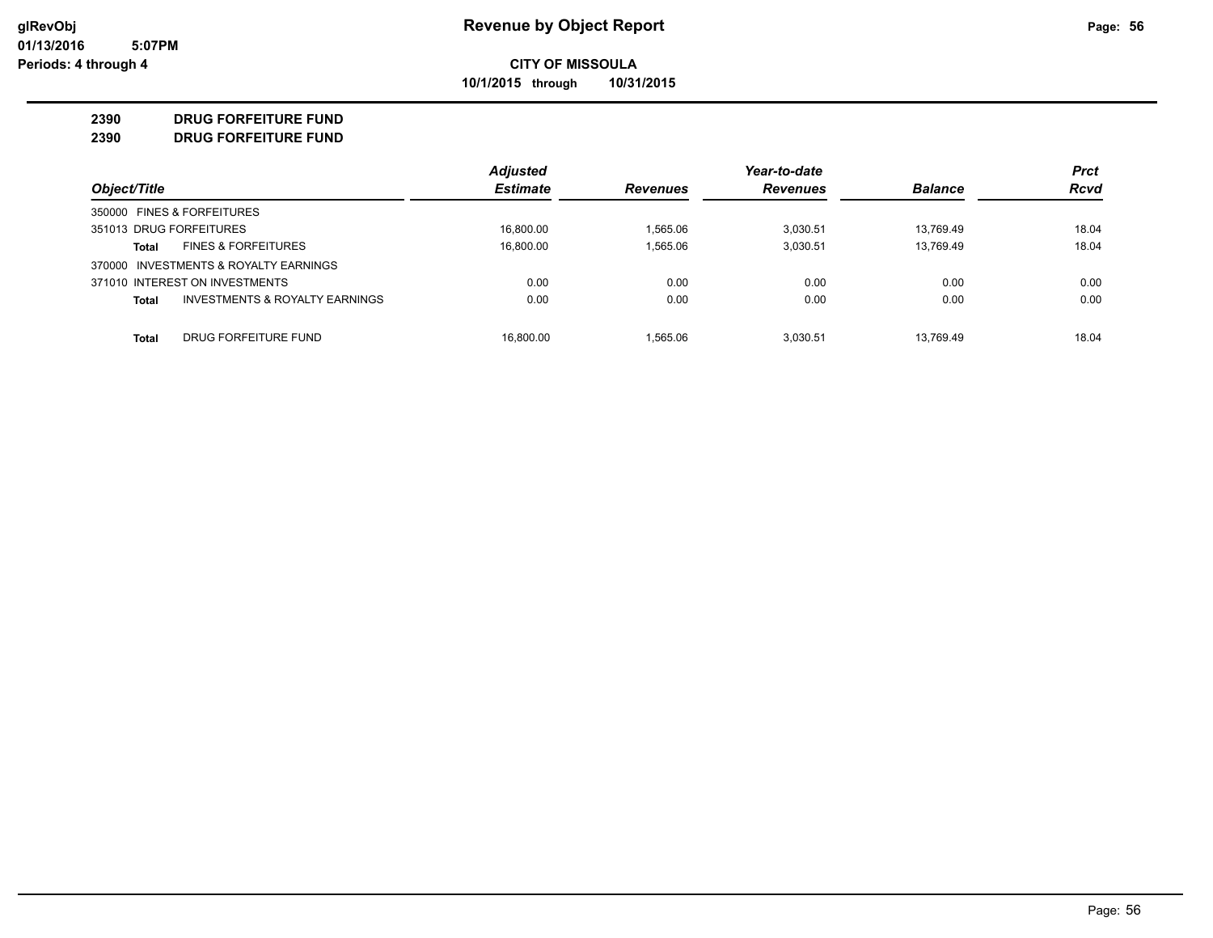# Revenue by Object Report

**CITY OF MISSOULA**

**10/1/2015 through 10/31/2015**

glRevObj
01/13/2016 5:07PM
Periods: 4 through 4

**2390 DRUG FORFEITURE FUND**
**2390 DRUG FORFEITURE FUND**

| Object/Title | Adjusted Estimate | Revenues | Year-to-date Revenues | Balance | Prct Rcvd |
|---|---|---|---|---|---|
| 350000 FINES & FORFEITURES | | | | | |
| 351013 DRUG FORFEITURES | 16,800.00 | 1,565.06 | 3,030.51 | 13,769.49 | 18.04 |
| **Total** FINES & FORFEITURES | 16,800.00 | 1,565.06 | 3,030.51 | 13,769.49 | 18.04 |
| 370000 INVESTMENTS & ROYALTY EARNINGS | | | | | |
| 371010 INTEREST ON INVESTMENTS | 0.00 | 0.00 | 0.00 | 0.00 | 0.00 |
| **Total** INVESTMENTS & ROYALTY EARNINGS | 0.00 | 0.00 | 0.00 | 0.00 | 0.00 |
| **Total** DRUG FORFEITURE FUND | 16,800.00 | 1,565.06 | 3,030.51 | 13,769.49 | 18.04 |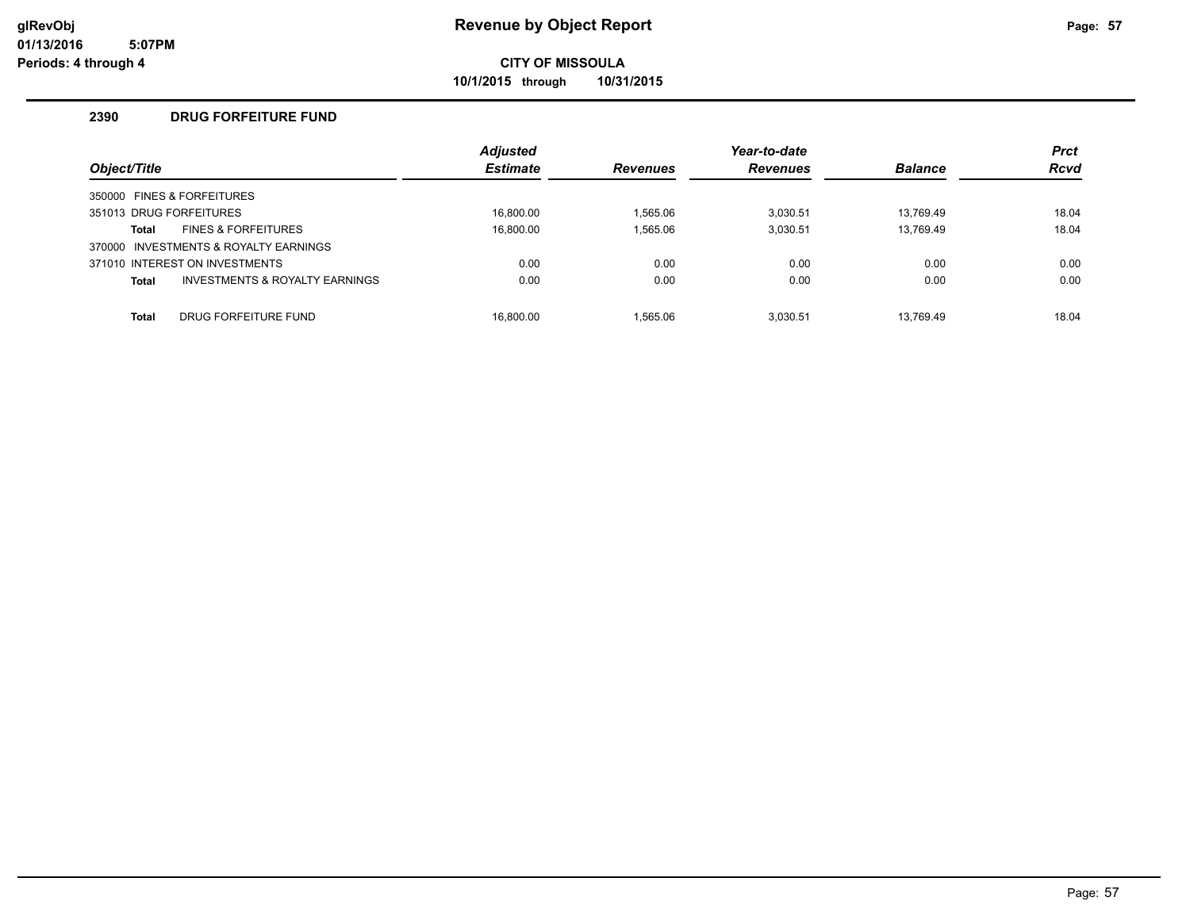# Revenue by Object Report

**CITY OF MISSOULA**

**10/1/2015 through 10/31/2015**

glRevObj
01/13/2016 5:07PM
Periods: 4 through 4

## 2390 DRUG FORFEITURE FUND

| Object/Title | Adjusted Estimate | Revenues | Year-to-date Revenues | Balance | Prct Rcvd |
|---|---|---|---|---|---|
| 350000 FINES & FORFEITURES | | | | | |
| 351013 DRUG FORFEITURES | 16,800.00 | 1,565.06 | 3,030.51 | 13,769.49 | 18.04 |
| **Total** FINES & FORFEITURES | 16,800.00 | 1,565.06 | 3,030.51 | 13,769.49 | 18.04 |
| 370000 INVESTMENTS & ROYALTY EARNINGS | | | | | |
| 371010 INTEREST ON INVESTMENTS | 0.00 | 0.00 | 0.00 | 0.00 | 0.00 |
| **Total** INVESTMENTS & ROYALTY EARNINGS | 0.00 | 0.00 | 0.00 | 0.00 | 0.00 |
| **Total** DRUG FORFEITURE FUND | 16,800.00 | 1,565.06 | 3,030.51 | 13,769.49 | 18.04 |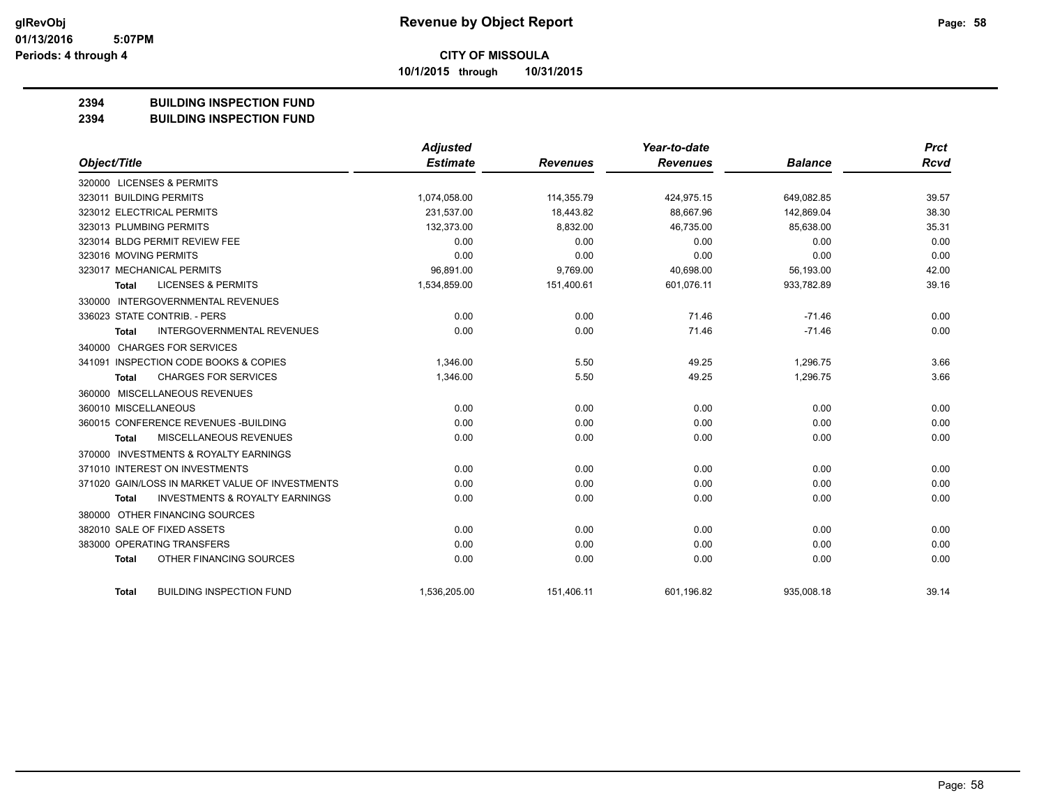**CITY OF MISSOULA**

**10/1/2015 through 10/31/2015**

## 2394 BUILDING INSPECTION FUND
## 2394 BUILDING INSPECTION FUND

| Object/Title | Adjusted Estimate | Revenues | Year-to-date Revenues | Balance | Prct Rcvd |
|---|---|---|---|---|---|
| 320000 LICENSES & PERMITS | | | | | |
| 323011 BUILDING PERMITS | 1,074,058.00 | 114,355.79 | 424,975.15 | 649,082.85 | 39.57 |
| 323012 ELECTRICAL PERMITS | 231,537.00 | 18,443.82 | 88,667.96 | 142,869.04 | 38.30 |
| 323013 PLUMBING PERMITS | 132,373.00 | 8,832.00 | 46,735.00 | 85,638.00 | 35.31 |
| 323014 BLDG PERMIT REVIEW FEE | 0.00 | 0.00 | 0.00 | 0.00 | 0.00 |
| 323016 MOVING PERMITS | 0.00 | 0.00 | 0.00 | 0.00 | 0.00 |
| 323017 MECHANICAL PERMITS | 96,891.00 | 9,769.00 | 40,698.00 | 56,193.00 | 42.00 |
| **Total** LICENSES & PERMITS | 1,534,859.00 | 151,400.61 | 601,076.11 | 933,782.89 | 39.16 |
| 330000 INTERGOVERNMENTAL REVENUES | | | | | |
| 336023 STATE CONTRIB. - PERS | 0.00 | 0.00 | 71.46 | -71.46 | 0.00 |
| **Total** INTERGOVERNMENTAL REVENUES | 0.00 | 0.00 | 71.46 | -71.46 | 0.00 |
| 340000 CHARGES FOR SERVICES | | | | | |
| 341091 INSPECTION CODE BOOKS & COPIES | 1,346.00 | 5.50 | 49.25 | 1,296.75 | 3.66 |
| **Total** CHARGES FOR SERVICES | 1,346.00 | 5.50 | 49.25 | 1,296.75 | 3.66 |
| 360000 MISCELLANEOUS REVENUES | | | | | |
| 360010 MISCELLANEOUS | 0.00 | 0.00 | 0.00 | 0.00 | 0.00 |
| 360015 CONFERENCE REVENUES -BUILDING | 0.00 | 0.00 | 0.00 | 0.00 | 0.00 |
| **Total** MISCELLANEOUS REVENUES | 0.00 | 0.00 | 0.00 | 0.00 | 0.00 |
| 370000 INVESTMENTS & ROYALTY EARNINGS | | | | | |
| 371010 INTEREST ON INVESTMENTS | 0.00 | 0.00 | 0.00 | 0.00 | 0.00 |
| 371020 GAIN/LOSS IN MARKET VALUE OF INVESTMENTS | 0.00 | 0.00 | 0.00 | 0.00 | 0.00 |
| **Total** INVESTMENTS & ROYALTY EARNINGS | 0.00 | 0.00 | 0.00 | 0.00 | 0.00 |
| 380000 OTHER FINANCING SOURCES | | | | | |
| 382010 SALE OF FIXED ASSETS | 0.00 | 0.00 | 0.00 | 0.00 | 0.00 |
| 383000 OPERATING TRANSFERS | 0.00 | 0.00 | 0.00 | 0.00 | 0.00 |
| **Total** OTHER FINANCING SOURCES | 0.00 | 0.00 | 0.00 | 0.00 | 0.00 |
| **Total** BUILDING INSPECTION FUND | 1,536,205.00 | 151,406.11 | 601,196.82 | 935,008.18 | 39.14 |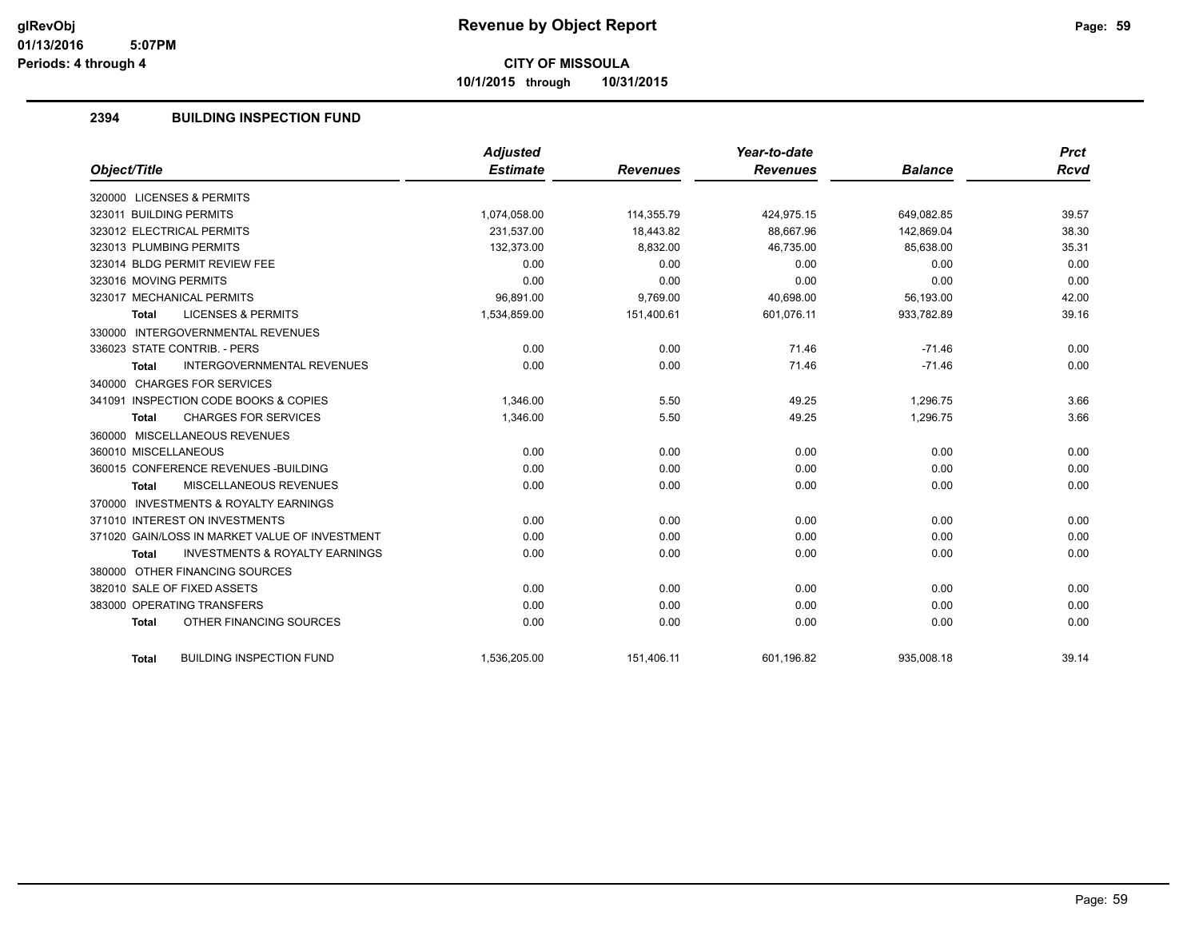# Revenue by Object Report

**CITY OF MISSOULA**

**10/1/2015 through 10/31/2015**

glRevObj
01/13/2016 5:07PM
Periods: 4 through 4

## 2394 BUILDING INSPECTION FUND

| Object/Title | Adjusted Estimate | Revenues | Year-to-date Revenues | Balance | Prct Rcvd |
|---|---|---|---|---|---|
| 320000 LICENSES & PERMITS | | | | | |
| 323011 BUILDING PERMITS | 1,074,058.00 | 114,355.79 | 424,975.15 | 649,082.85 | 39.57 |
| 323012 ELECTRICAL PERMITS | 231,537.00 | 18,443.82 | 88,667.96 | 142,869.04 | 38.30 |
| 323013 PLUMBING PERMITS | 132,373.00 | 8,832.00 | 46,735.00 | 85,638.00 | 35.31 |
| 323014 BLDG PERMIT REVIEW FEE | 0.00 | 0.00 | 0.00 | 0.00 | 0.00 |
| 323016 MOVING PERMITS | 0.00 | 0.00 | 0.00 | 0.00 | 0.00 |
| 323017 MECHANICAL PERMITS | 96,891.00 | 9,769.00 | 40,698.00 | 56,193.00 | 42.00 |
| **Total** LICENSES & PERMITS | 1,534,859.00 | 151,400.61 | 601,076.11 | 933,782.89 | 39.16 |
| 330000 INTERGOVERNMENTAL REVENUES | | | | | |
| 336023 STATE CONTRIB. - PERS | 0.00 | 0.00 | 71.46 | -71.46 | 0.00 |
| **Total** INTERGOVERNMENTAL REVENUES | 0.00 | 0.00 | 71.46 | -71.46 | 0.00 |
| 340000 CHARGES FOR SERVICES | | | | | |
| 341091 INSPECTION CODE BOOKS & COPIES | 1,346.00 | 5.50 | 49.25 | 1,296.75 | 3.66 |
| **Total** CHARGES FOR SERVICES | 1,346.00 | 5.50 | 49.25 | 1,296.75 | 3.66 |
| 360000 MISCELLANEOUS REVENUES | | | | | |
| 360010 MISCELLANEOUS | 0.00 | 0.00 | 0.00 | 0.00 | 0.00 |
| 360015 CONFERENCE REVENUES -BUILDING | 0.00 | 0.00 | 0.00 | 0.00 | 0.00 |
| **Total** MISCELLANEOUS REVENUES | 0.00 | 0.00 | 0.00 | 0.00 | 0.00 |
| 370000 INVESTMENTS & ROYALTY EARNINGS | | | | | |
| 371010 INTEREST ON INVESTMENTS | 0.00 | 0.00 | 0.00 | 0.00 | 0.00 |
| 371020 GAIN/LOSS IN MARKET VALUE OF INVESTMENT | 0.00 | 0.00 | 0.00 | 0.00 | 0.00 |
| **Total** INVESTMENTS & ROYALTY EARNINGS | 0.00 | 0.00 | 0.00 | 0.00 | 0.00 |
| 380000 OTHER FINANCING SOURCES | | | | | |
| 382010 SALE OF FIXED ASSETS | 0.00 | 0.00 | 0.00 | 0.00 | 0.00 |
| 383000 OPERATING TRANSFERS | 0.00 | 0.00 | 0.00 | 0.00 | 0.00 |
| **Total** OTHER FINANCING SOURCES | 0.00 | 0.00 | 0.00 | 0.00 | 0.00 |
| **Total** BUILDING INSPECTION FUND | 1,536,205.00 | 151,406.11 | 601,196.82 | 935,008.18 | 39.14 |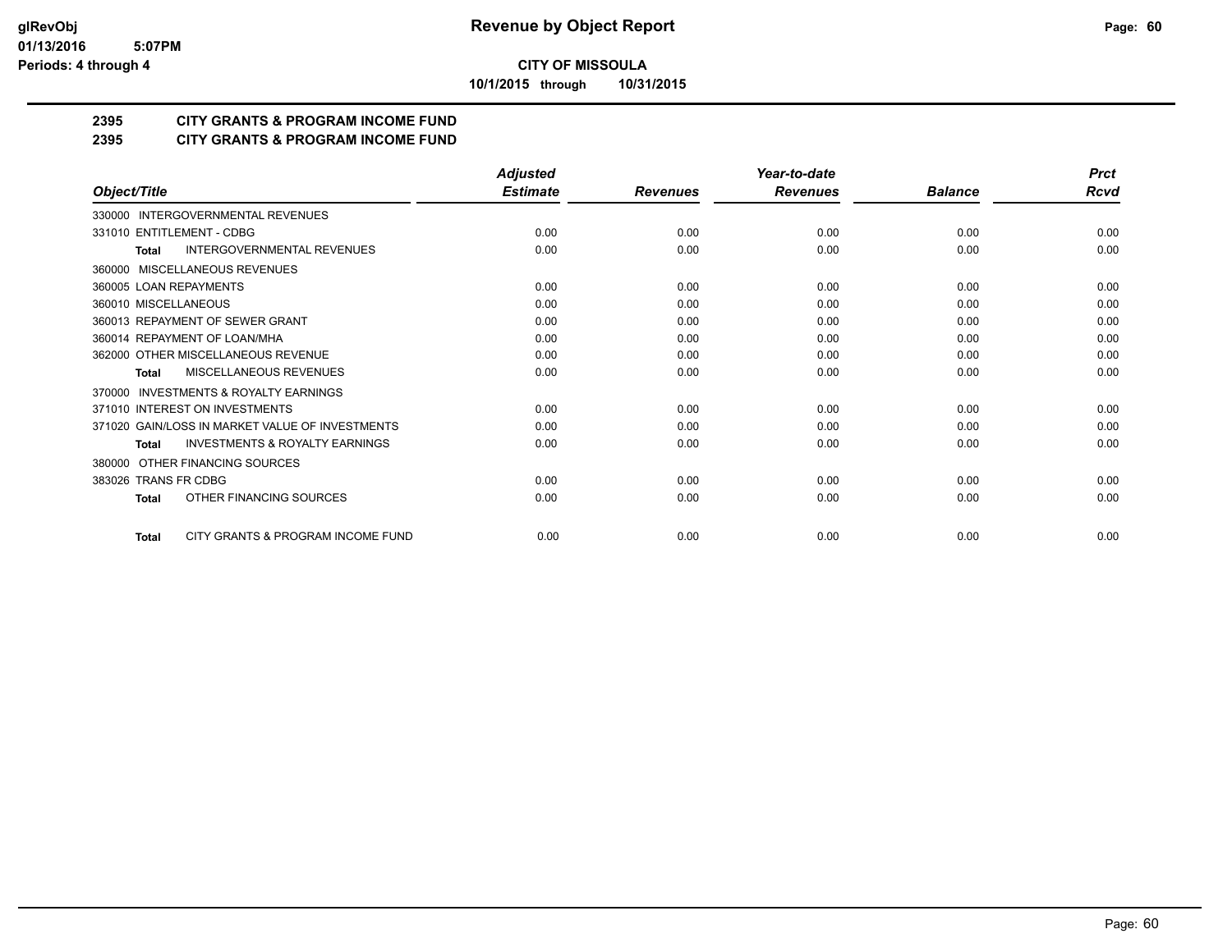# Revenue by Object Report

**CITY OF MISSOULA**

**10/1/2015 through 10/31/2015**

glRevObj
01/13/2016 5:07PM
Periods: 4 through 4

## 2395 CITY GRANTS & PROGRAM INCOME FUND
## 2395 CITY GRANTS & PROGRAM INCOME FUND

| Object/Title | Adjusted Estimate | Revenues | Year-to-date Revenues | Balance | Prct Rcvd |
|---|---|---|---|---|---|
| 330000 INTERGOVERNMENTAL REVENUES | | | | | |
| 331010 ENTITLEMENT - CDBG | 0.00 | 0.00 | 0.00 | 0.00 | 0.00 |
| **Total** INTERGOVERNMENTAL REVENUES | 0.00 | 0.00 | 0.00 | 0.00 | 0.00 |
| 360000 MISCELLANEOUS REVENUES | | | | | |
| 360005 LOAN REPAYMENTS | 0.00 | 0.00 | 0.00 | 0.00 | 0.00 |
| 360010 MISCELLANEOUS | 0.00 | 0.00 | 0.00 | 0.00 | 0.00 |
| 360013 REPAYMENT OF SEWER GRANT | 0.00 | 0.00 | 0.00 | 0.00 | 0.00 |
| 360014 REPAYMENT OF LOAN/MHA | 0.00 | 0.00 | 0.00 | 0.00 | 0.00 |
| 362000 OTHER MISCELLANEOUS REVENUE | 0.00 | 0.00 | 0.00 | 0.00 | 0.00 |
| **Total** MISCELLANEOUS REVENUES | 0.00 | 0.00 | 0.00 | 0.00 | 0.00 |
| 370000 INVESTMENTS & ROYALTY EARNINGS | | | | | |
| 371010 INTEREST ON INVESTMENTS | 0.00 | 0.00 | 0.00 | 0.00 | 0.00 |
| 371020 GAIN/LOSS IN MARKET VALUE OF INVESTMENTS | 0.00 | 0.00 | 0.00 | 0.00 | 0.00 |
| **Total** INVESTMENTS & ROYALTY EARNINGS | 0.00 | 0.00 | 0.00 | 0.00 | 0.00 |
| 380000 OTHER FINANCING SOURCES | | | | | |
| 383026 TRANS FR CDBG | 0.00 | 0.00 | 0.00 | 0.00 | 0.00 |
| **Total** OTHER FINANCING SOURCES | 0.00 | 0.00 | 0.00 | 0.00 | 0.00 |
| **Total** CITY GRANTS & PROGRAM INCOME FUND | 0.00 | 0.00 | 0.00 | 0.00 | 0.00 |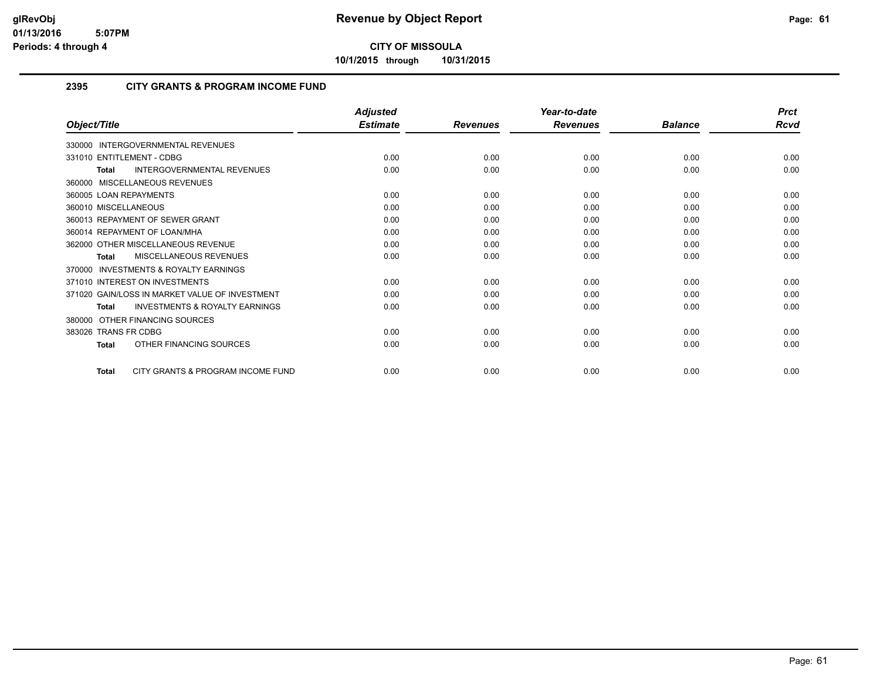# Revenue by Object Report

**CITY OF MISSOULA**

**10/1/2015 through 10/31/2015**

glRevObj
01/13/2016 5:07PM
Periods: 4 through 4

## 2395 CITY GRANTS & PROGRAM INCOME FUND

| Object/Title | Adjusted Estimate | Revenues | Year-to-date Revenues | Balance | Prct Rcvd |
|---|---|---|---|---|---|
| 330000 INTERGOVERNMENTAL REVENUES | | | | | |
| 331010 ENTITLEMENT - CDBG | 0.00 | 0.00 | 0.00 | 0.00 | 0.00 |
| **Total** INTERGOVERNMENTAL REVENUES | 0.00 | 0.00 | 0.00 | 0.00 | 0.00 |
| 360000 MISCELLANEOUS REVENUES | | | | | |
| 360005 LOAN REPAYMENTS | 0.00 | 0.00 | 0.00 | 0.00 | 0.00 |
| 360010 MISCELLANEOUS | 0.00 | 0.00 | 0.00 | 0.00 | 0.00 |
| 360013 REPAYMENT OF SEWER GRANT | 0.00 | 0.00 | 0.00 | 0.00 | 0.00 |
| 360014 REPAYMENT OF LOAN/MHA | 0.00 | 0.00 | 0.00 | 0.00 | 0.00 |
| 362000 OTHER MISCELLANEOUS REVENUE | 0.00 | 0.00 | 0.00 | 0.00 | 0.00 |
| **Total** MISCELLANEOUS REVENUES | 0.00 | 0.00 | 0.00 | 0.00 | 0.00 |
| 370000 INVESTMENTS & ROYALTY EARNINGS | | | | | |
| 371010 INTEREST ON INVESTMENTS | 0.00 | 0.00 | 0.00 | 0.00 | 0.00 |
| 371020 GAIN/LOSS IN MARKET VALUE OF INVESTMENT | 0.00 | 0.00 | 0.00 | 0.00 | 0.00 |
| **Total** INVESTMENTS & ROYALTY EARNINGS | 0.00 | 0.00 | 0.00 | 0.00 | 0.00 |
| 380000 OTHER FINANCING SOURCES | | | | | |
| 383026 TRANS FR CDBG | 0.00 | 0.00 | 0.00 | 0.00 | 0.00 |
| **Total** OTHER FINANCING SOURCES | 0.00 | 0.00 | 0.00 | 0.00 | 0.00 |
| **Total** CITY GRANTS & PROGRAM INCOME FUND | 0.00 | 0.00 | 0.00 | 0.00 | 0.00 |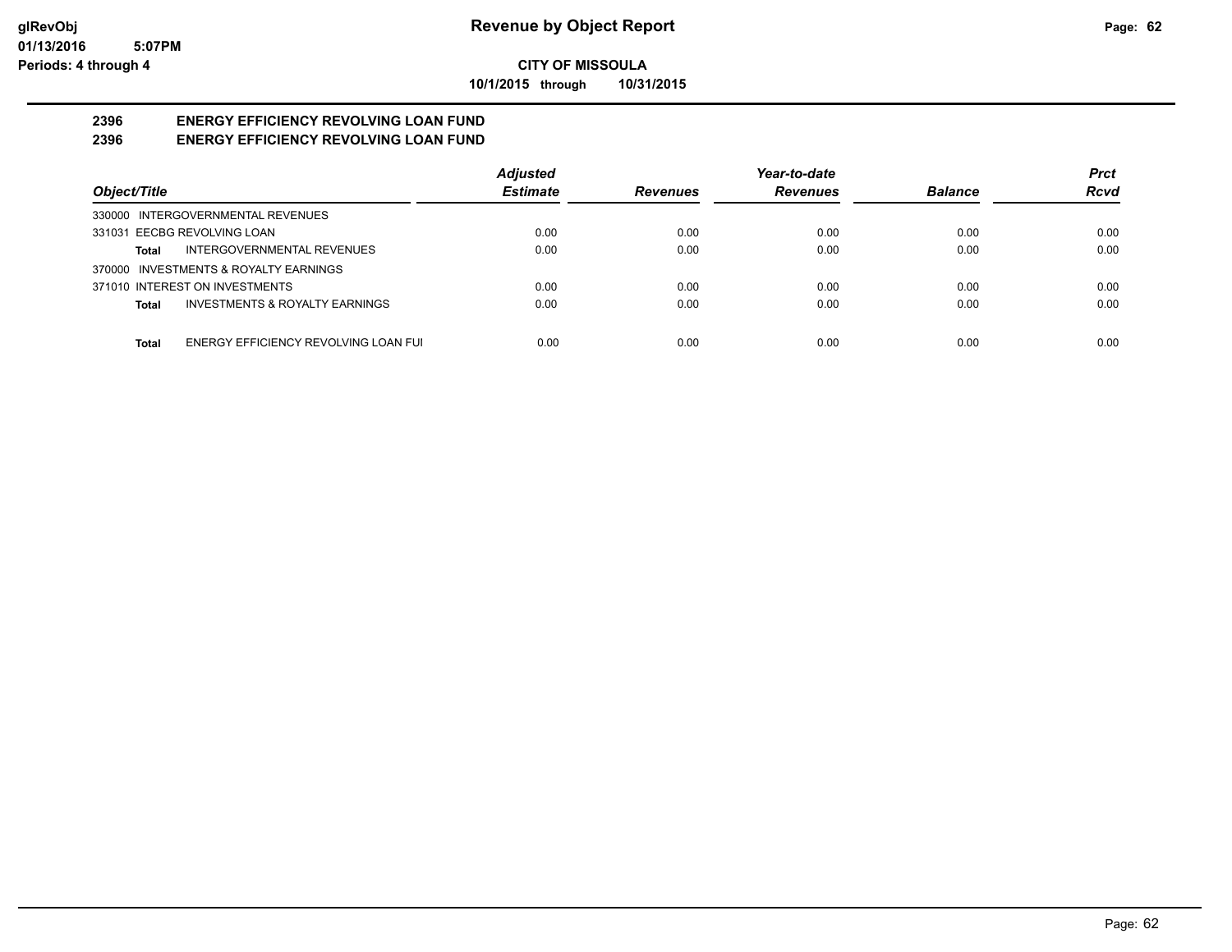# Revenue by Object Report

**CITY OF MISSOULA**

**10/1/2015 through 10/31/2015**

glRevObj
01/13/2016 5:07PM
Periods: 4 through 4

## 2396 ENERGY EFFICIENCY REVOLVING LOAN FUND
## 2396 ENERGY EFFICIENCY REVOLVING LOAN FUND

| Object/Title | Adjusted Estimate | Revenues | Year-to-date Revenues | Balance | Prct Rcvd |
|---|---|---|---|---|---|
| 330000 INTERGOVERNMENTAL REVENUES | | | | | |
| 331031 EECBG REVOLVING LOAN | 0.00 | 0.00 | 0.00 | 0.00 | 0.00 |
| **Total** INTERGOVERNMENTAL REVENUES | 0.00 | 0.00 | 0.00 | 0.00 | 0.00 |
| 370000 INVESTMENTS & ROYALTY EARNINGS | | | | | |
| 371010 INTEREST ON INVESTMENTS | 0.00 | 0.00 | 0.00 | 0.00 | 0.00 |
| **Total** INVESTMENTS & ROYALTY EARNINGS | 0.00 | 0.00 | 0.00 | 0.00 | 0.00 |
| **Total** ENERGY EFFICIENCY REVOLVING LOAN FUI | 0.00 | 0.00 | 0.00 | 0.00 | 0.00 |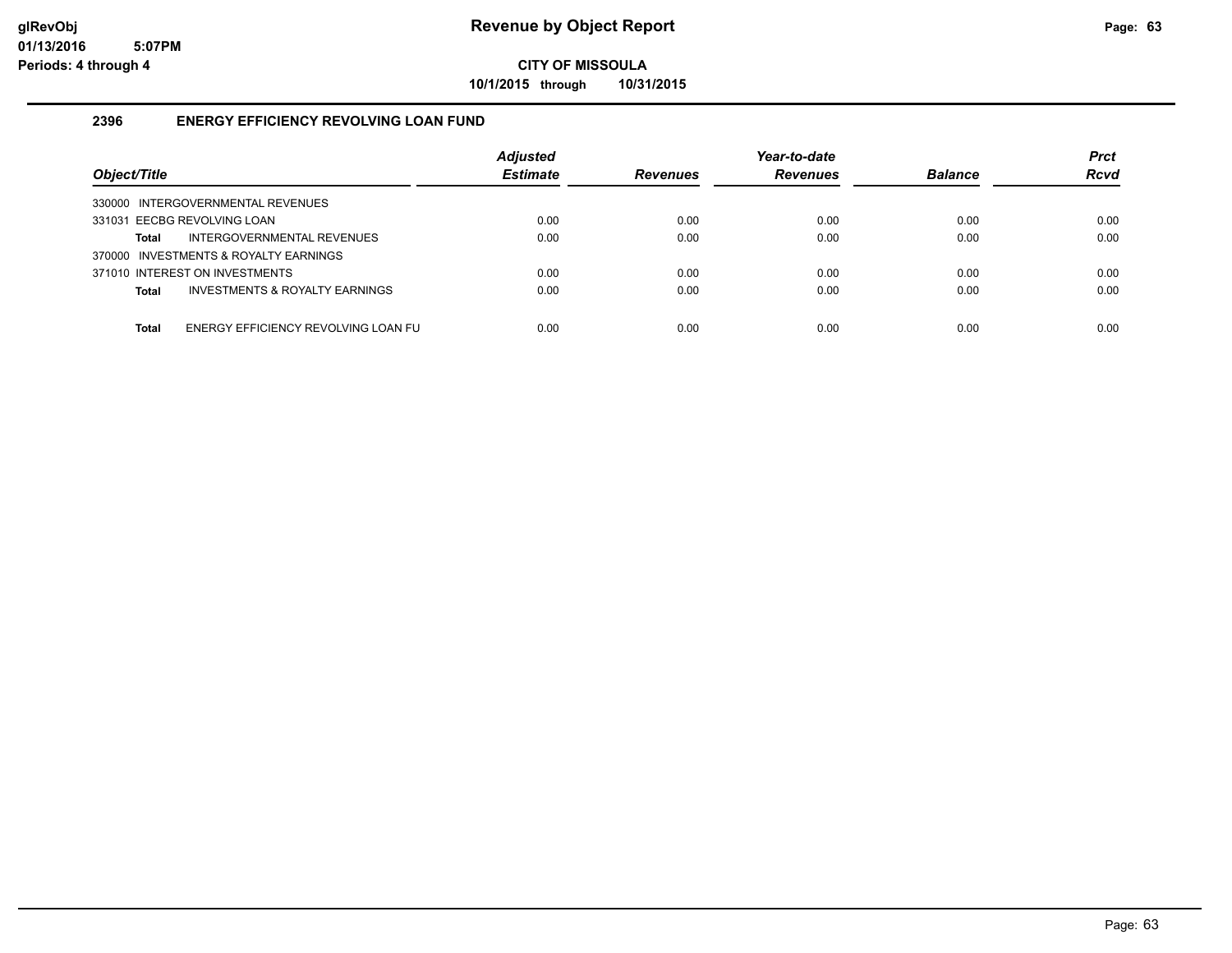glRevObj
01/13/2016 5:07PM
Periods: 4 through 4

# Revenue by Object Report

**CITY OF MISSOULA**

**10/1/2015 through 10/31/2015**

## 2396 ENERGY EFFICIENCY REVOLVING LOAN FUND

| Object/Title | | Adjusted Estimate | Revenues | Year-to-date Revenues | Balance | Prct Rcvd |
|---|---|---|---|---|---|---|
| 330000 INTERGOVERNMENTAL REVENUES | | | | | | |
| 331031 EECBG REVOLVING LOAN | | 0.00 | 0.00 | 0.00 | 0.00 | 0.00 |
| **Total** | INTERGOVERNMENTAL REVENUES | 0.00 | 0.00 | 0.00 | 0.00 | 0.00 |
| 370000 INVESTMENTS & ROYALTY EARNINGS | | | | | | |
| 371010 INTEREST ON INVESTMENTS | | 0.00 | 0.00 | 0.00 | 0.00 | 0.00 |
| **Total** | INVESTMENTS & ROYALTY EARNINGS | 0.00 | 0.00 | 0.00 | 0.00 | 0.00 |
| **Total** | ENERGY EFFICIENCY REVOLVING LOAN FU | 0.00 | 0.00 | 0.00 | 0.00 | 0.00 |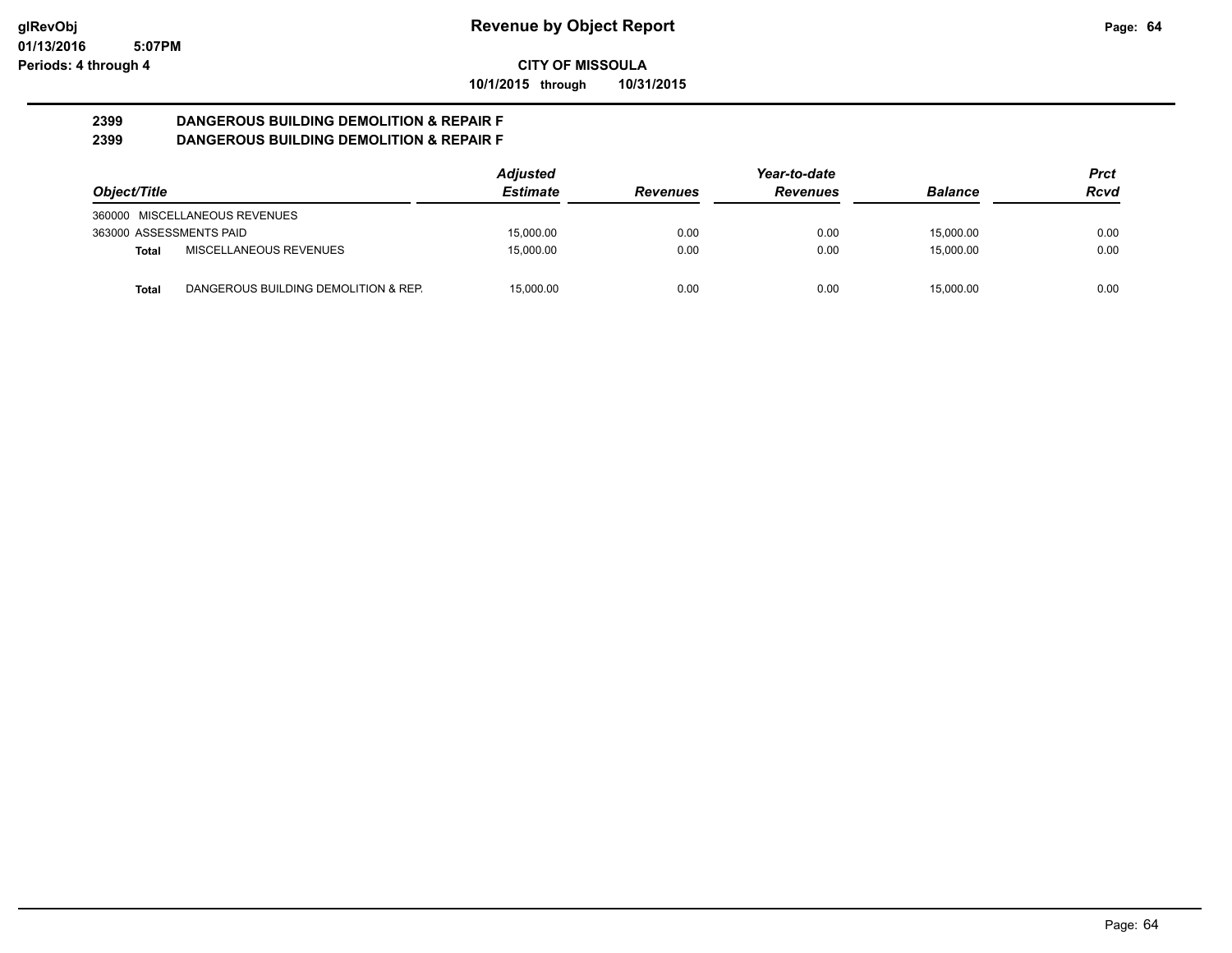**Revenue by Object Report**

**CITY OF MISSOULA**

**10/1/2015 through 10/31/2015**

glRevObj
01/13/2016 5:07PM
Periods: 4 through 4

## 2399 DANGEROUS BUILDING DEMOLITION & REPAIR F
## 2399 DANGEROUS BUILDING DEMOLITION & REPAIR F

| Object/Title | | Adjusted Estimate | Revenues | Year-to-date Revenues | Balance | Prct Rcvd |
|---|---|---|---|---|---|---|
| 360000 MISCELLANEOUS REVENUES | | | | | | |
| 363000 ASSESSMENTS PAID | | 15,000.00 | 0.00 | 0.00 | 15,000.00 | 0.00 |
| **Total** | MISCELLANEOUS REVENUES | 15,000.00 | 0.00 | 0.00 | 15,000.00 | 0.00 |
| **Total** | DANGEROUS BUILDING DEMOLITION & REP. | 15,000.00 | 0.00 | 0.00 | 15,000.00 | 0.00 |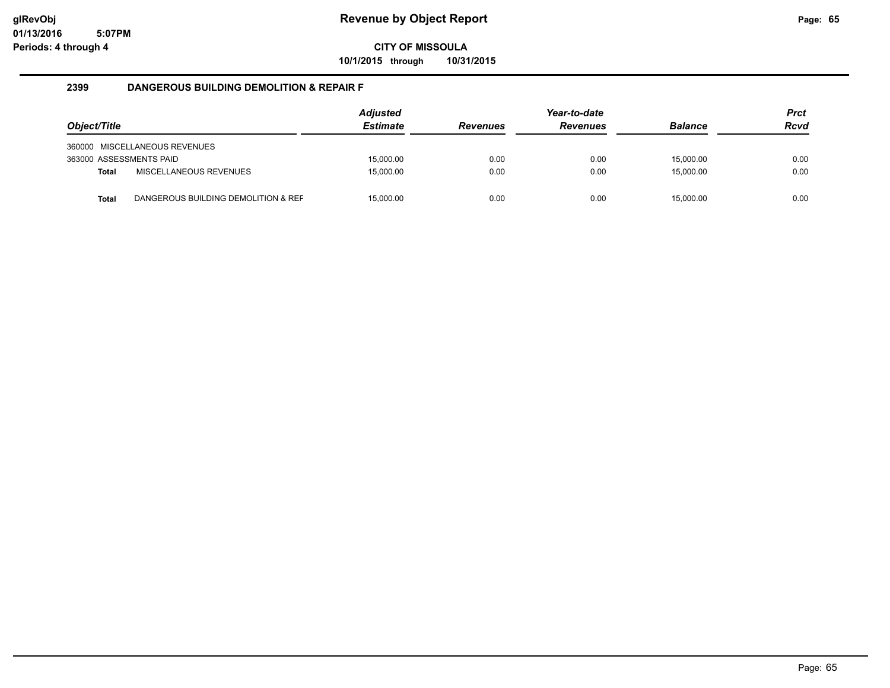# Revenue by Object Report

glRevObj
01/13/2016 5:07PM
Periods: 4 through 4

**CITY OF MISSOULA**

**10/1/2015 through 10/31/2015**

## 2399 DANGEROUS BUILDING DEMOLITION & REPAIR F

| Object/Title | Adjusted Estimate | Revenues | Year-to-date Revenues | Balance | Prct Rcvd |
|---|---|---|---|---|---|
| 360000 MISCELLANEOUS REVENUES | | | | | |
| 363000 ASSESSMENTS PAID | 15,000.00 | 0.00 | 0.00 | 15,000.00 | 0.00 |
| **Total** MISCELLANEOUS REVENUES | 15,000.00 | 0.00 | 0.00 | 15,000.00 | 0.00 |
| **Total** DANGEROUS BUILDING DEMOLITION & REF | 15,000.00 | 0.00 | 0.00 | 15,000.00 | 0.00 |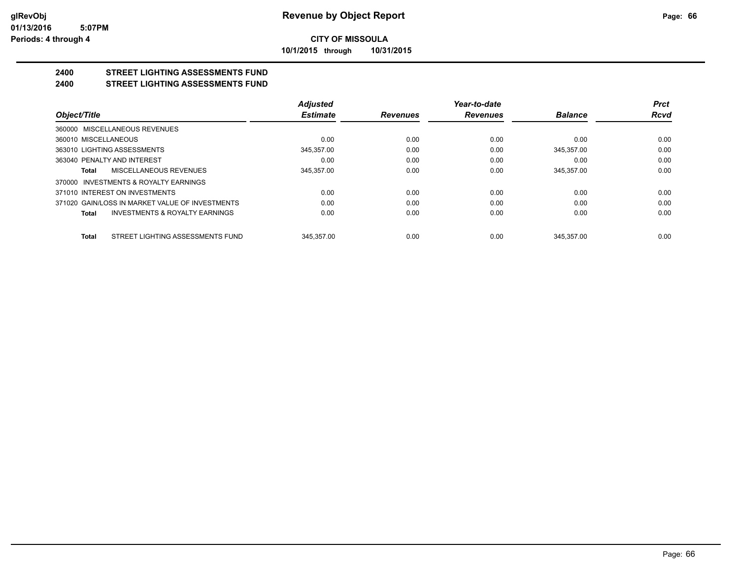**Revenue by Object Report**

**CITY OF MISSOULA**

**10/1/2015 through 10/31/2015**

glRevObj
01/13/2016 5:07PM
Periods: 4 through 4

## 2400 STREET LIGHTING ASSESSMENTS FUND
## 2400 STREET LIGHTING ASSESSMENTS FUND

| Object/Title | Adjusted Estimate | Revenues | Year-to-date Revenues | Balance | Prct Rcvd |
|---|---|---|---|---|---|
| 360000 MISCELLANEOUS REVENUES | | | | | |
| 360010 MISCELLANEOUS | 0.00 | 0.00 | 0.00 | 0.00 | 0.00 |
| 363010 LIGHTING ASSESSMENTS | 345,357.00 | 0.00 | 0.00 | 345,357.00 | 0.00 |
| 363040 PENALTY AND INTEREST | 0.00 | 0.00 | 0.00 | 0.00 | 0.00 |
| **Total** MISCELLANEOUS REVENUES | 345,357.00 | 0.00 | 0.00 | 345,357.00 | 0.00 |
| 370000 INVESTMENTS & ROYALTY EARNINGS | | | | | |
| 371010 INTEREST ON INVESTMENTS | 0.00 | 0.00 | 0.00 | 0.00 | 0.00 |
| 371020 GAIN/LOSS IN MARKET VALUE OF INVESTMENTS | 0.00 | 0.00 | 0.00 | 0.00 | 0.00 |
| **Total** INVESTMENTS & ROYALTY EARNINGS | 0.00 | 0.00 | 0.00 | 0.00 | 0.00 |
| **Total** STREET LIGHTING ASSESSMENTS FUND | 345,357.00 | 0.00 | 0.00 | 345,357.00 | 0.00 |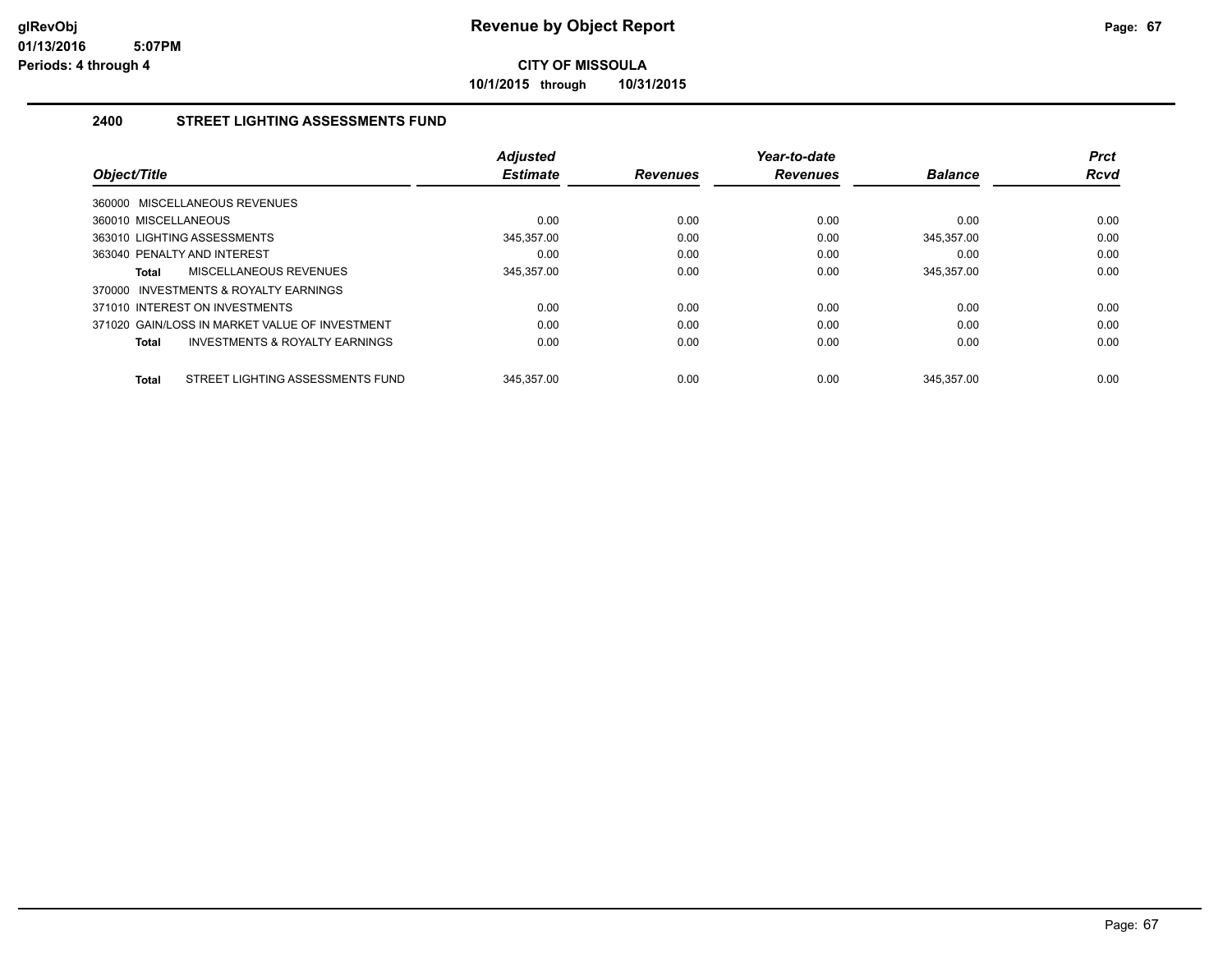# Revenue by Object Report

**CITY OF MISSOULA**

**10/1/2015 through 10/31/2015**

glRevObj
01/13/2016 5:07PM
Periods: 4 through 4

## 2400 STREET LIGHTING ASSESSMENTS FUND

| Object/Title | Adjusted Estimate | Revenues | Year-to-date Revenues | Balance | Prct Rcvd |
|---|---|---|---|---|---|
| 360000 MISCELLANEOUS REVENUES | | | | | |
| 360010 MISCELLANEOUS | 0.00 | 0.00 | 0.00 | 0.00 | 0.00 |
| 363010 LIGHTING ASSESSMENTS | 345,357.00 | 0.00 | 0.00 | 345,357.00 | 0.00 |
| 363040 PENALTY AND INTEREST | 0.00 | 0.00 | 0.00 | 0.00 | 0.00 |
| **Total** MISCELLANEOUS REVENUES | 345,357.00 | 0.00 | 0.00 | 345,357.00 | 0.00 |
| 370000 INVESTMENTS & ROYALTY EARNINGS | | | | | |
| 371010 INTEREST ON INVESTMENTS | 0.00 | 0.00 | 0.00 | 0.00 | 0.00 |
| 371020 GAIN/LOSS IN MARKET VALUE OF INVESTMENT | 0.00 | 0.00 | 0.00 | 0.00 | 0.00 |
| **Total** INVESTMENTS & ROYALTY EARNINGS | 0.00 | 0.00 | 0.00 | 0.00 | 0.00 |
| **Total** STREET LIGHTING ASSESSMENTS FUND | 345,357.00 | 0.00 | 0.00 | 345,357.00 | 0.00 |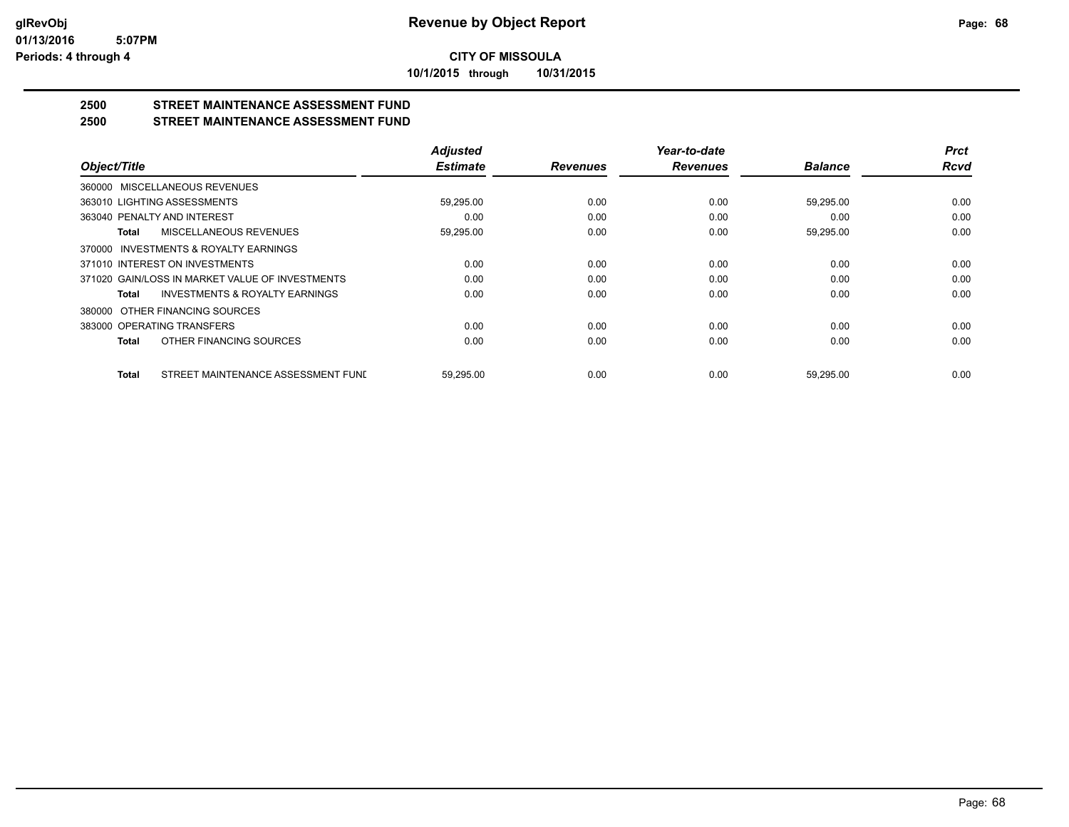**glRevObj**
**01/13/2016 5:07PM**
**Periods: 4 through 4**

# Revenue by Object Report

**CITY OF MISSOULA**

**10/1/2015 through 10/31/2015**

## 2500 STREET MAINTENANCE ASSESSMENT FUND
## 2500 STREET MAINTENANCE ASSESSMENT FUND

| Object/Title | Adjusted Estimate | Revenues | Year-to-date Revenues | Balance | Prct Rcvd |
|---|---|---|---|---|---|
| 360000 MISCELLANEOUS REVENUES | | | | | |
| 363010 LIGHTING ASSESSMENTS | 59,295.00 | 0.00 | 0.00 | 59,295.00 | 0.00 |
| 363040 PENALTY AND INTEREST | 0.00 | 0.00 | 0.00 | 0.00 | 0.00 |
| **Total** MISCELLANEOUS REVENUES | 59,295.00 | 0.00 | 0.00 | 59,295.00 | 0.00 |
| 370000 INVESTMENTS & ROYALTY EARNINGS | | | | | |
| 371010 INTEREST ON INVESTMENTS | 0.00 | 0.00 | 0.00 | 0.00 | 0.00 |
| 371020 GAIN/LOSS IN MARKET VALUE OF INVESTMENTS | 0.00 | 0.00 | 0.00 | 0.00 | 0.00 |
| **Total** INVESTMENTS & ROYALTY EARNINGS | 0.00 | 0.00 | 0.00 | 0.00 | 0.00 |
| 380000 OTHER FINANCING SOURCES | | | | | |
| 383000 OPERATING TRANSFERS | 0.00 | 0.00 | 0.00 | 0.00 | 0.00 |
| **Total** OTHER FINANCING SOURCES | 0.00 | 0.00 | 0.00 | 0.00 | 0.00 |
| **Total** STREET MAINTENANCE ASSESSMENT FUNI | 59,295.00 | 0.00 | 0.00 | 59,295.00 | 0.00 |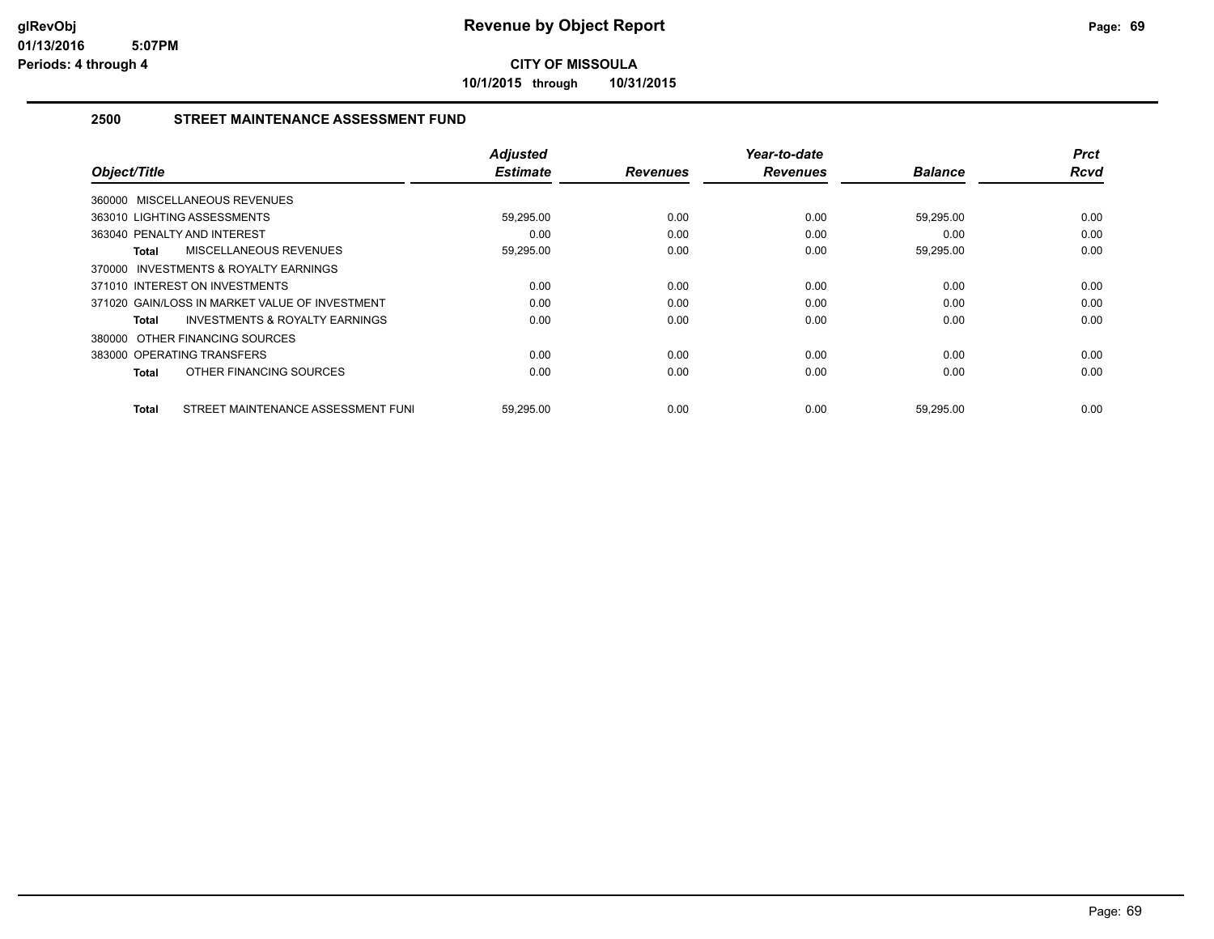# Revenue by Object Report

**CITY OF MISSOULA**

**10/1/2015 through 10/31/2015**

## 2500 STREET MAINTENANCE ASSESSMENT FUND

| Object/Title | Adjusted Estimate | Revenues | Year-to-date Revenues | Balance | Prct Rcvd |
|---|---|---|---|---|---|
| 360000 MISCELLANEOUS REVENUES | | | | | |
| 363010 LIGHTING ASSESSMENTS | 59,295.00 | 0.00 | 0.00 | 59,295.00 | 0.00 |
| 363040 PENALTY AND INTEREST | 0.00 | 0.00 | 0.00 | 0.00 | 0.00 |
| **Total** MISCELLANEOUS REVENUES | 59,295.00 | 0.00 | 0.00 | 59,295.00 | 0.00 |
| 370000 INVESTMENTS & ROYALTY EARNINGS | | | | | |
| 371010 INTEREST ON INVESTMENTS | 0.00 | 0.00 | 0.00 | 0.00 | 0.00 |
| 371020 GAIN/LOSS IN MARKET VALUE OF INVESTMENT | 0.00 | 0.00 | 0.00 | 0.00 | 0.00 |
| **Total** INVESTMENTS & ROYALTY EARNINGS | 0.00 | 0.00 | 0.00 | 0.00 | 0.00 |
| 380000 OTHER FINANCING SOURCES | | | | | |
| 383000 OPERATING TRANSFERS | 0.00 | 0.00 | 0.00 | 0.00 | 0.00 |
| **Total** OTHER FINANCING SOURCES | 0.00 | 0.00 | 0.00 | 0.00 | 0.00 |
| **Total** STREET MAINTENANCE ASSESSMENT FUNI | 59,295.00 | 0.00 | 0.00 | 59,295.00 | 0.00 |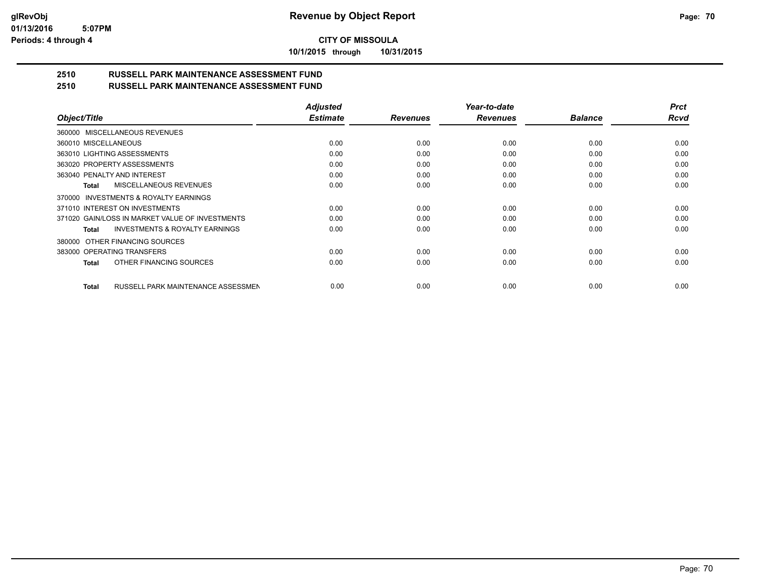# Revenue by Object Report

**CITY OF MISSOULA**

**10/1/2015 through 10/31/2015**

## 2510 RUSSELL PARK MAINTENANCE ASSESSMENT FUND
## 2510 RUSSELL PARK MAINTENANCE ASSESSMENT FUND

| Object/Title | Adjusted Estimate | Revenues | Year-to-date Revenues | Balance | Prct Rcvd |
|---|---|---|---|---|---|
| 360000 MISCELLANEOUS REVENUES | | | | | |
| 360010 MISCELLANEOUS | 0.00 | 0.00 | 0.00 | 0.00 | 0.00 |
| 363010 LIGHTING ASSESSMENTS | 0.00 | 0.00 | 0.00 | 0.00 | 0.00 |
| 363020 PROPERTY ASSESSMENTS | 0.00 | 0.00 | 0.00 | 0.00 | 0.00 |
| 363040 PENALTY AND INTEREST | 0.00 | 0.00 | 0.00 | 0.00 | 0.00 |
| **Total** MISCELLANEOUS REVENUES | 0.00 | 0.00 | 0.00 | 0.00 | 0.00 |
| 370000 INVESTMENTS & ROYALTY EARNINGS | | | | | |
| 371010 INTEREST ON INVESTMENTS | 0.00 | 0.00 | 0.00 | 0.00 | 0.00 |
| 371020 GAIN/LOSS IN MARKET VALUE OF INVESTMENTS | 0.00 | 0.00 | 0.00 | 0.00 | 0.00 |
| **Total** INVESTMENTS & ROYALTY EARNINGS | 0.00 | 0.00 | 0.00 | 0.00 | 0.00 |
| 380000 OTHER FINANCING SOURCES | | | | | |
| 383000 OPERATING TRANSFERS | 0.00 | 0.00 | 0.00 | 0.00 | 0.00 |
| **Total** OTHER FINANCING SOURCES | 0.00 | 0.00 | 0.00 | 0.00 | 0.00 |
| **Total** RUSSELL PARK MAINTENANCE ASSESSMEN | 0.00 | 0.00 | 0.00 | 0.00 | 0.00 |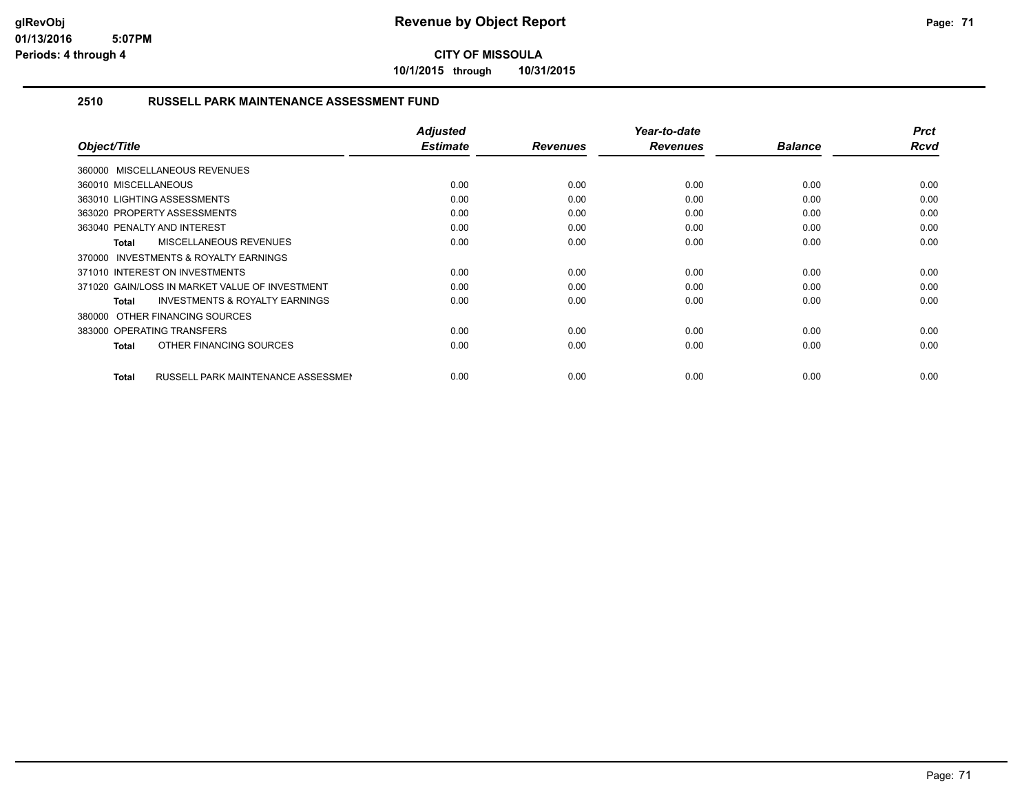# Revenue by Object Report

**CITY OF MISSOULA**

**10/1/2015 through 10/31/2015**

glRevObj
01/13/2016 5:07PM
Periods: 4 through 4

## 2510 RUSSELL PARK MAINTENANCE ASSESSMENT FUND

| Object/Title | Adjusted Estimate | Revenues | Year-to-date Revenues | Balance | Prct Rcvd |
|---|---|---|---|---|---|
| 360000 MISCELLANEOUS REVENUES | | | | | |
| 360010 MISCELLANEOUS | 0.00 | 0.00 | 0.00 | 0.00 | 0.00 |
| 363010 LIGHTING ASSESSMENTS | 0.00 | 0.00 | 0.00 | 0.00 | 0.00 |
| 363020 PROPERTY ASSESSMENTS | 0.00 | 0.00 | 0.00 | 0.00 | 0.00 |
| 363040 PENALTY AND INTEREST | 0.00 | 0.00 | 0.00 | 0.00 | 0.00 |
| **Total** MISCELLANEOUS REVENUES | 0.00 | 0.00 | 0.00 | 0.00 | 0.00 |
| 370000 INVESTMENTS & ROYALTY EARNINGS | | | | | |
| 371010 INTEREST ON INVESTMENTS | 0.00 | 0.00 | 0.00 | 0.00 | 0.00 |
| 371020 GAIN/LOSS IN MARKET VALUE OF INVESTMENT | 0.00 | 0.00 | 0.00 | 0.00 | 0.00 |
| **Total** INVESTMENTS & ROYALTY EARNINGS | 0.00 | 0.00 | 0.00 | 0.00 | 0.00 |
| 380000 OTHER FINANCING SOURCES | | | | | |
| 383000 OPERATING TRANSFERS | 0.00 | 0.00 | 0.00 | 0.00 | 0.00 |
| **Total** OTHER FINANCING SOURCES | 0.00 | 0.00 | 0.00 | 0.00 | 0.00 |
| **Total** RUSSELL PARK MAINTENANCE ASSESSMENT | 0.00 | 0.00 | 0.00 | 0.00 | 0.00 |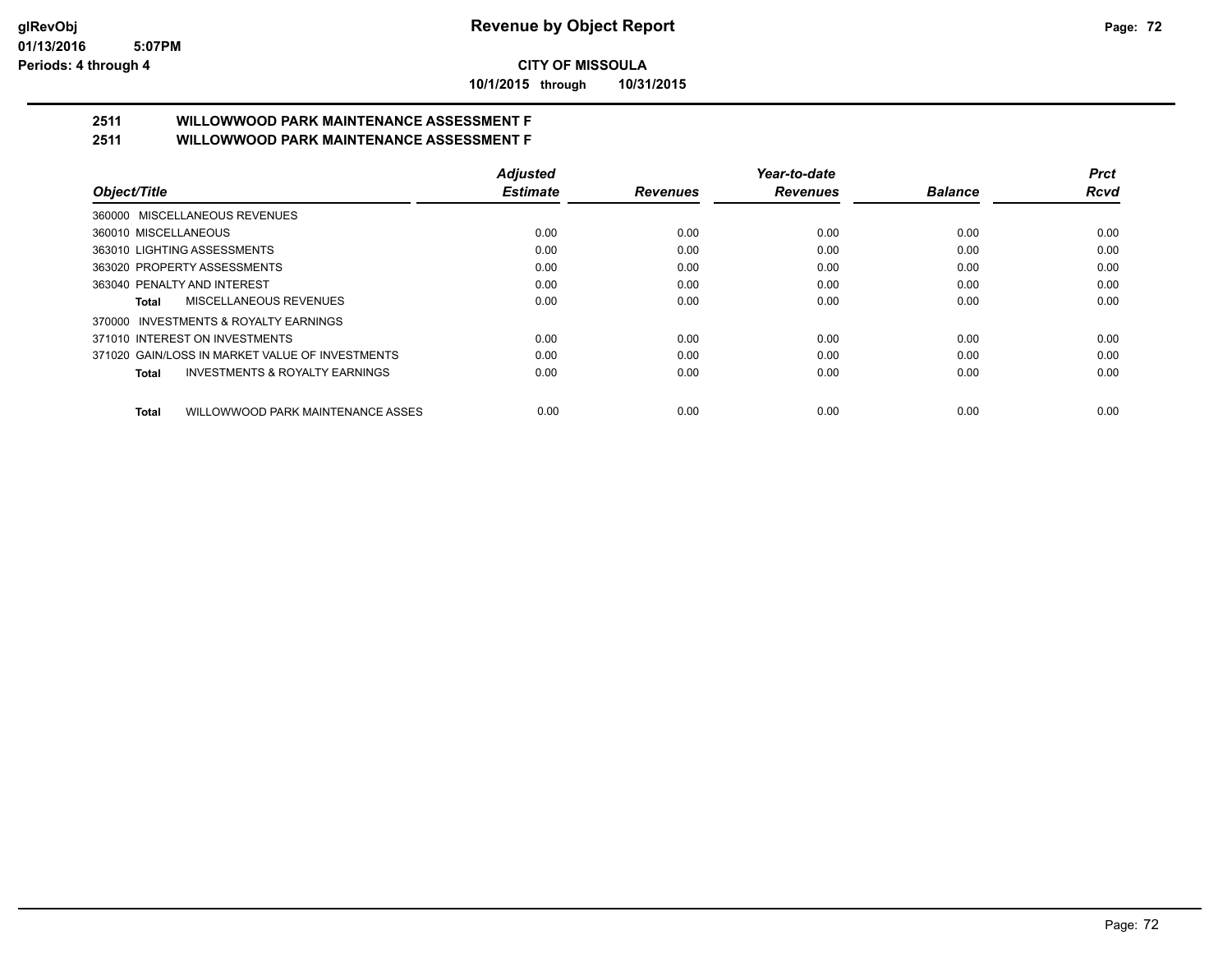**CITY OF MISSOULA**

**10/1/2015 through 10/31/2015**

## 2511 WILLOWWOOD PARK MAINTENANCE ASSESSMENT F
## 2511 WILLOWWOOD PARK MAINTENANCE ASSESSMENT F

| Object/Title | Adjusted Estimate | Revenues | Year-to-date Revenues | Balance | Prct Rcvd |
|---|---|---|---|---|---|
| 360000 MISCELLANEOUS REVENUES | | | | | |
| 360010 MISCELLANEOUS | 0.00 | 0.00 | 0.00 | 0.00 | 0.00 |
| 363010 LIGHTING ASSESSMENTS | 0.00 | 0.00 | 0.00 | 0.00 | 0.00 |
| 363020 PROPERTY ASSESSMENTS | 0.00 | 0.00 | 0.00 | 0.00 | 0.00 |
| 363040 PENALTY AND INTEREST | 0.00 | 0.00 | 0.00 | 0.00 | 0.00 |
| **Total** MISCELLANEOUS REVENUES | 0.00 | 0.00 | 0.00 | 0.00 | 0.00 |
| 370000 INVESTMENTS & ROYALTY EARNINGS | | | | | |
| 371010 INTEREST ON INVESTMENTS | 0.00 | 0.00 | 0.00 | 0.00 | 0.00 |
| 371020 GAIN/LOSS IN MARKET VALUE OF INVESTMENTS | 0.00 | 0.00 | 0.00 | 0.00 | 0.00 |
| **Total** INVESTMENTS & ROYALTY EARNINGS | 0.00 | 0.00 | 0.00 | 0.00 | 0.00 |
| **Total** WILLOWWOOD PARK MAINTENANCE ASSES | 0.00 | 0.00 | 0.00 | 0.00 | 0.00 |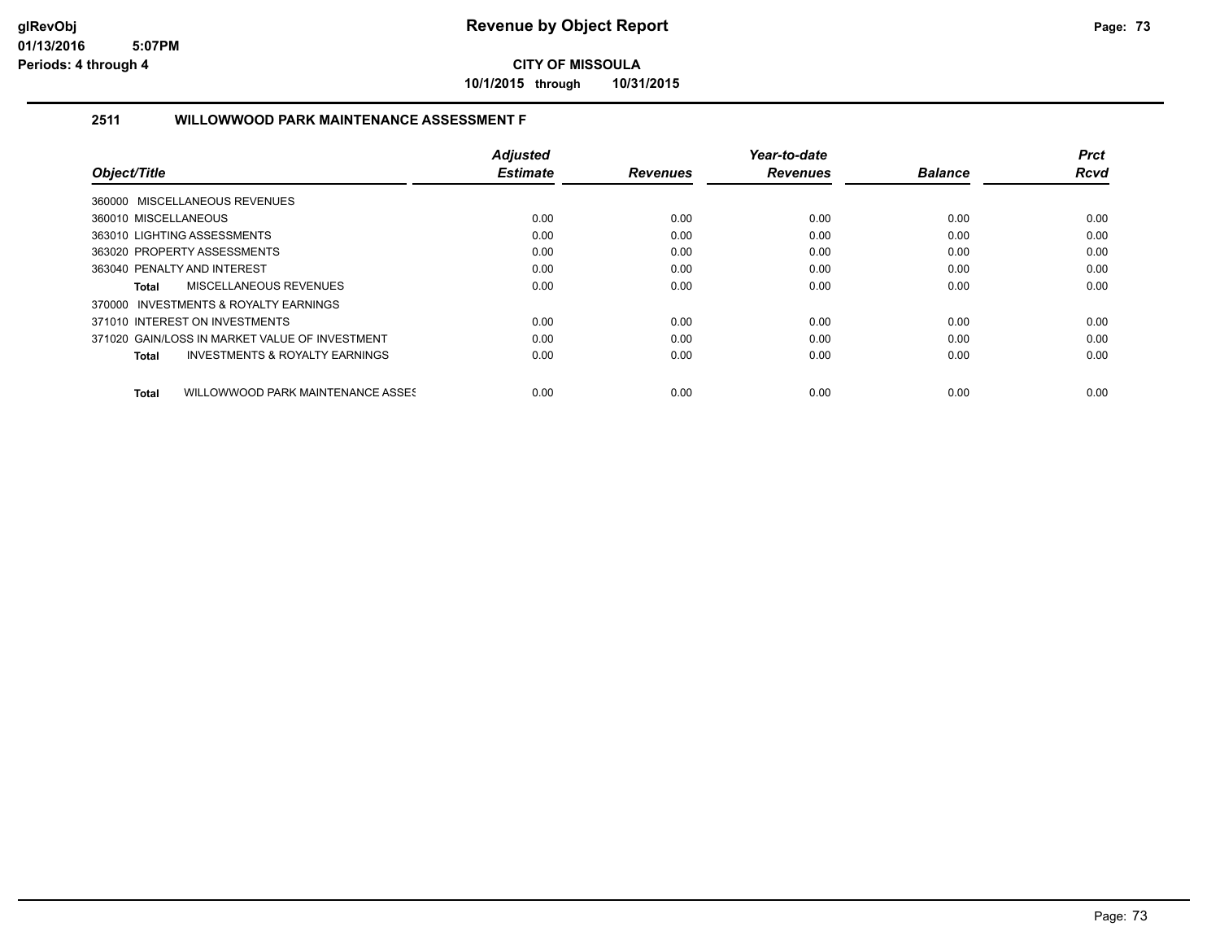# Revenue by Object Report

glRevObj
01/13/2016 5:07PM
Periods: 4 through 4

**CITY OF MISSOULA**

**10/1/2015 through 10/31/2015**

## 2511 WILLOWWOOD PARK MAINTENANCE ASSESSMENT F

| Object/Title | Adjusted Estimate | Revenues | Year-to-date Revenues | Balance | Prct Rcvd |
|---|---|---|---|---|---|
| 360000 MISCELLANEOUS REVENUES | | | | | |
| 360010 MISCELLANEOUS | 0.00 | 0.00 | 0.00 | 0.00 | 0.00 |
| 363010 LIGHTING ASSESSMENTS | 0.00 | 0.00 | 0.00 | 0.00 | 0.00 |
| 363020 PROPERTY ASSESSMENTS | 0.00 | 0.00 | 0.00 | 0.00 | 0.00 |
| 363040 PENALTY AND INTEREST | 0.00 | 0.00 | 0.00 | 0.00 | 0.00 |
| **Total** MISCELLANEOUS REVENUES | 0.00 | 0.00 | 0.00 | 0.00 | 0.00 |
| 370000 INVESTMENTS & ROYALTY EARNINGS | | | | | |
| 371010 INTEREST ON INVESTMENTS | 0.00 | 0.00 | 0.00 | 0.00 | 0.00 |
| 371020 GAIN/LOSS IN MARKET VALUE OF INVESTMENT | 0.00 | 0.00 | 0.00 | 0.00 | 0.00 |
| **Total** INVESTMENTS & ROYALTY EARNINGS | 0.00 | 0.00 | 0.00 | 0.00 | 0.00 |
| **Total** WILLOWWOOD PARK MAINTENANCE ASSES | 0.00 | 0.00 | 0.00 | 0.00 | 0.00 |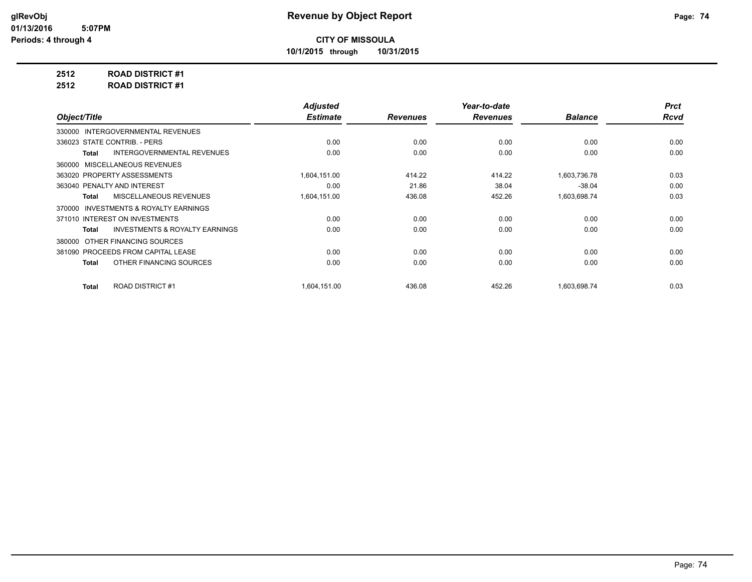# Revenue by Object Report

**CITY OF MISSOULA**

**10/1/2015 through 10/31/2015**

glRevObj
01/13/2016 5:07PM
Periods: 4 through 4

**2512 ROAD DISTRICT #1**

**2512 ROAD DISTRICT #1**

| Object/Title | Adjusted Estimate | Revenues | Year-to-date Revenues | Balance | Prct Rcvd |
|---|---|---|---|---|---|
| 330000 INTERGOVERNMENTAL REVENUES | | | | | |
| 336023 STATE CONTRIB. - PERS | 0.00 | 0.00 | 0.00 | 0.00 | 0.00 |
| **Total** INTERGOVERNMENTAL REVENUES | 0.00 | 0.00 | 0.00 | 0.00 | 0.00 |
| 360000 MISCELLANEOUS REVENUES | | | | | |
| 363020 PROPERTY ASSESSMENTS | 1,604,151.00 | 414.22 | 414.22 | 1,603,736.78 | 0.03 |
| 363040 PENALTY AND INTEREST | 0.00 | 21.86 | 38.04 | -38.04 | 0.00 |
| **Total** MISCELLANEOUS REVENUES | 1,604,151.00 | 436.08 | 452.26 | 1,603,698.74 | 0.03 |
| 370000 INVESTMENTS & ROYALTY EARNINGS | | | | | |
| 371010 INTEREST ON INVESTMENTS | 0.00 | 0.00 | 0.00 | 0.00 | 0.00 |
| **Total** INVESTMENTS & ROYALTY EARNINGS | 0.00 | 0.00 | 0.00 | 0.00 | 0.00 |
| 380000 OTHER FINANCING SOURCES | | | | | |
| 381090 PROCEEDS FROM CAPITAL LEASE | 0.00 | 0.00 | 0.00 | 0.00 | 0.00 |
| **Total** OTHER FINANCING SOURCES | 0.00 | 0.00 | 0.00 | 0.00 | 0.00 |
| **Total** ROAD DISTRICT #1 | 1,604,151.00 | 436.08 | 452.26 | 1,603,698.74 | 0.03 |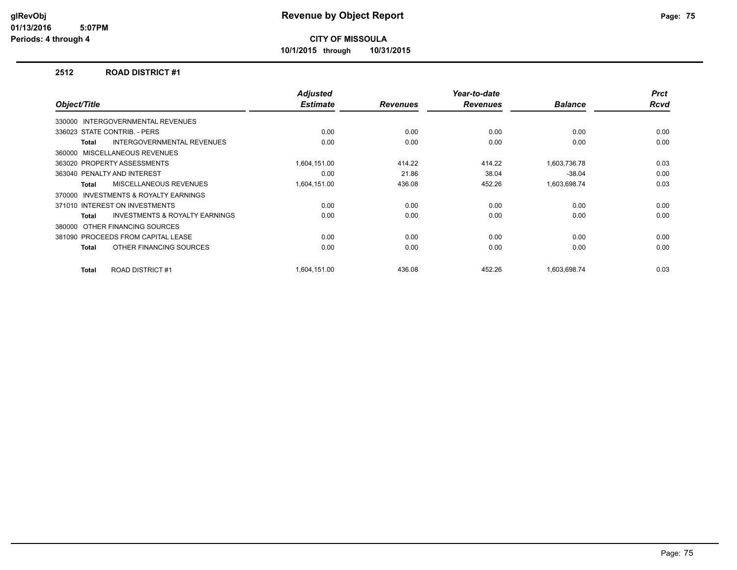**CITY OF MISSOULA**

**10/1/2015 through 10/31/2015**

**glRevObj**
**01/13/2016 5:07PM**
**Periods: 4 through 4**

# Revenue by Object Report

## 2512 ROAD DISTRICT #1

| Object/Title | Adjusted Estimate | Revenues | Year-to-date Revenues | Balance | Prct Rcvd |
|---|---|---|---|---|---|
| 330000 INTERGOVERNMENTAL REVENUES | | | | | |
| 336023 STATE CONTRIB. - PERS | 0.00 | 0.00 | 0.00 | 0.00 | 0.00 |
| **Total** INTERGOVERNMENTAL REVENUES | 0.00 | 0.00 | 0.00 | 0.00 | 0.00 |
| 360000 MISCELLANEOUS REVENUES | | | | | |
| 363020 PROPERTY ASSESSMENTS | 1,604,151.00 | 414.22 | 414.22 | 1,603,736.78 | 0.03 |
| 363040 PENALTY AND INTEREST | 0.00 | 21.86 | 38.04 | -38.04 | 0.00 |
| **Total** MISCELLANEOUS REVENUES | 1,604,151.00 | 436.08 | 452.26 | 1,603,698.74 | 0.03 |
| 370000 INVESTMENTS & ROYALTY EARNINGS | | | | | |
| 371010 INTEREST ON INVESTMENTS | 0.00 | 0.00 | 0.00 | 0.00 | 0.00 |
| **Total** INVESTMENTS & ROYALTY EARNINGS | 0.00 | 0.00 | 0.00 | 0.00 | 0.00 |
| 380000 OTHER FINANCING SOURCES | | | | | |
| 381090 PROCEEDS FROM CAPITAL LEASE | 0.00 | 0.00 | 0.00 | 0.00 | 0.00 |
| **Total** OTHER FINANCING SOURCES | 0.00 | 0.00 | 0.00 | 0.00 | 0.00 |
| **Total** ROAD DISTRICT #1 | 1,604,151.00 | 436.08 | 452.26 | 1,603,698.74 | 0.03 |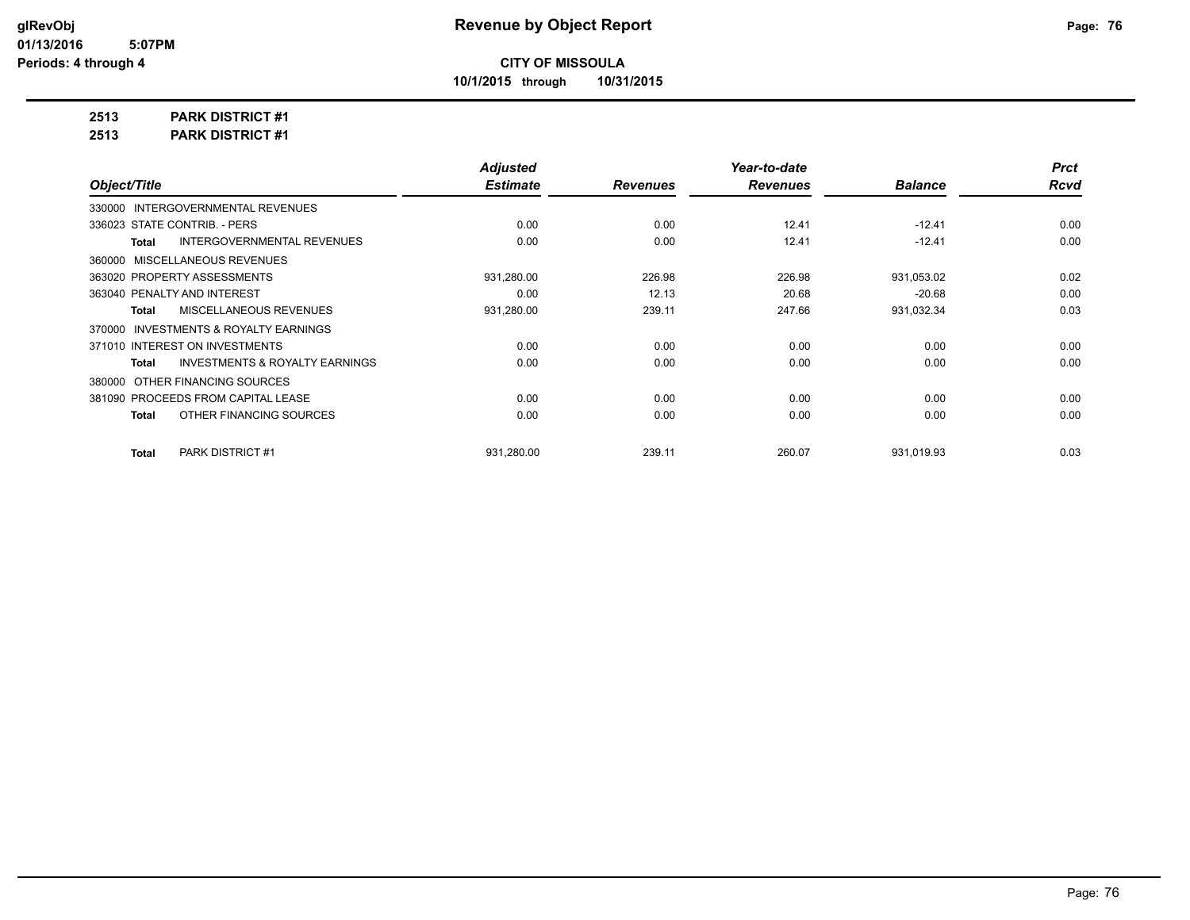**CITY OF MISSOULA**

**10/1/2015 through 10/31/2015**

**2513 PARK DISTRICT #1**

**2513 PARK DISTRICT #1**

| Object/Title | Adjusted Estimate | Revenues | Year-to-date Revenues | Balance | Prct Rcvd |
|---|---|---|---|---|---|
| 330000 INTERGOVERNMENTAL REVENUES | | | | | |
| 336023 STATE CONTRIB. - PERS | 0.00 | 0.00 | 12.41 | -12.41 | 0.00 |
| **Total** INTERGOVERNMENTAL REVENUES | 0.00 | 0.00 | 12.41 | -12.41 | 0.00 |
| 360000 MISCELLANEOUS REVENUES | | | | | |
| 363020 PROPERTY ASSESSMENTS | 931,280.00 | 226.98 | 226.98 | 931,053.02 | 0.02 |
| 363040 PENALTY AND INTEREST | 0.00 | 12.13 | 20.68 | -20.68 | 0.00 |
| **Total** MISCELLANEOUS REVENUES | 931,280.00 | 239.11 | 247.66 | 931,032.34 | 0.03 |
| 370000 INVESTMENTS & ROYALTY EARNINGS | | | | | |
| 371010 INTEREST ON INVESTMENTS | 0.00 | 0.00 | 0.00 | 0.00 | 0.00 |
| **Total** INVESTMENTS & ROYALTY EARNINGS | 0.00 | 0.00 | 0.00 | 0.00 | 0.00 |
| 380000 OTHER FINANCING SOURCES | | | | | |
| 381090 PROCEEDS FROM CAPITAL LEASE | 0.00 | 0.00 | 0.00 | 0.00 | 0.00 |
| **Total** OTHER FINANCING SOURCES | 0.00 | 0.00 | 0.00 | 0.00 | 0.00 |
| **Total** PARK DISTRICT #1 | 931,280.00 | 239.11 | 260.07 | 931,019.93 | 0.03 |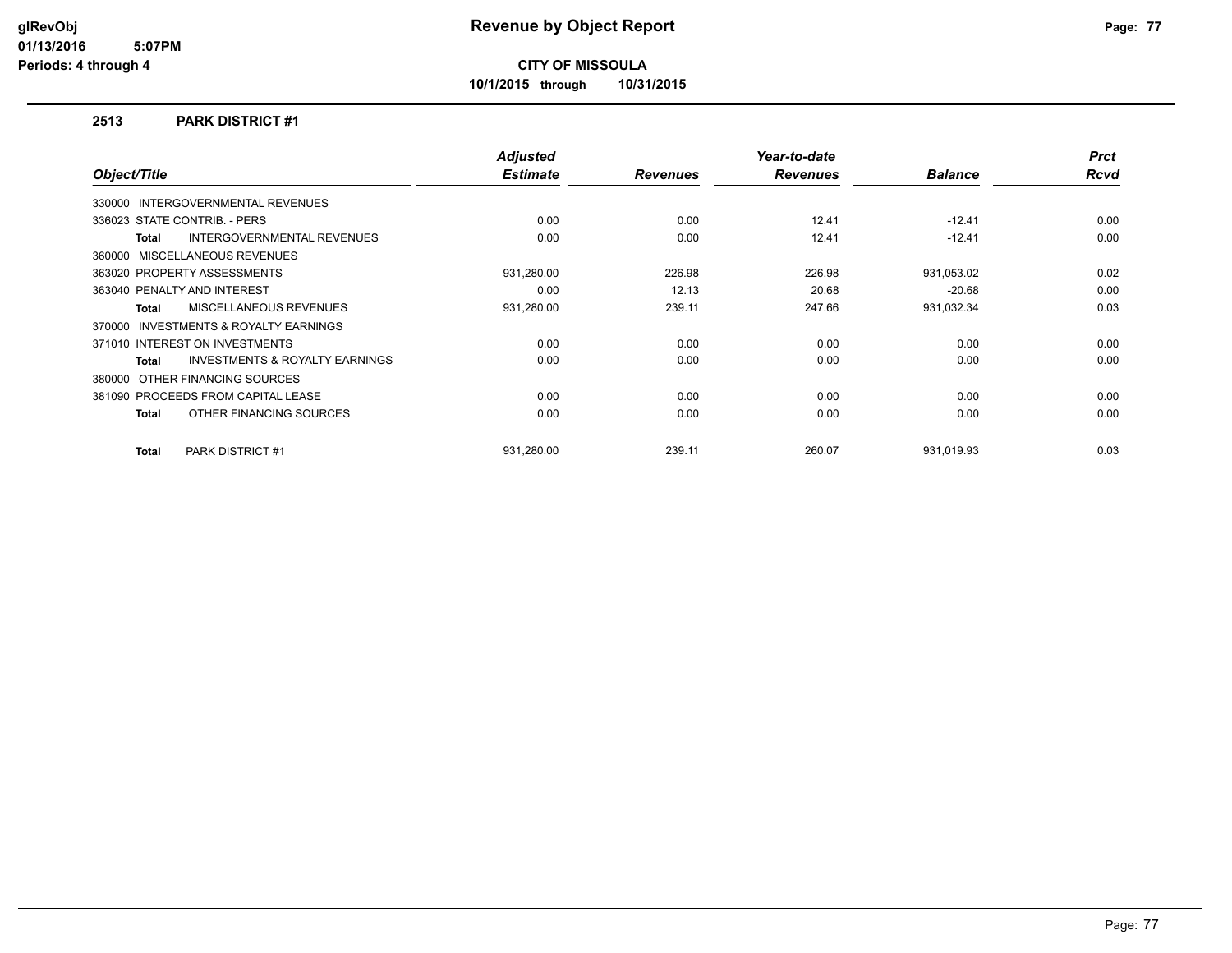# Revenue by Object Report

**CITY OF MISSOULA**

**10/1/2015 through 10/31/2015**

glRevObj
01/13/2016 5:07PM
Periods: 4 through 4

## 2513 PARK DISTRICT #1

| Object/Title | Adjusted Estimate | Revenues | Year-to-date Revenues | Balance | Prct Rcvd |
|---|---|---|---|---|---|
| 330000 INTERGOVERNMENTAL REVENUES | | | | | |
| 336023 STATE CONTRIB. - PERS | 0.00 | 0.00 | 12.41 | -12.41 | 0.00 |
| **Total** INTERGOVERNMENTAL REVENUES | 0.00 | 0.00 | 12.41 | -12.41 | 0.00 |
| 360000 MISCELLANEOUS REVENUES | | | | | |
| 363020 PROPERTY ASSESSMENTS | 931,280.00 | 226.98 | 226.98 | 931,053.02 | 0.02 |
| 363040 PENALTY AND INTEREST | 0.00 | 12.13 | 20.68 | -20.68 | 0.00 |
| **Total** MISCELLANEOUS REVENUES | 931,280.00 | 239.11 | 247.66 | 931,032.34 | 0.03 |
| 370000 INVESTMENTS & ROYALTY EARNINGS | | | | | |
| 371010 INTEREST ON INVESTMENTS | 0.00 | 0.00 | 0.00 | 0.00 | 0.00 |
| **Total** INVESTMENTS & ROYALTY EARNINGS | 0.00 | 0.00 | 0.00 | 0.00 | 0.00 |
| 380000 OTHER FINANCING SOURCES | | | | | |
| 381090 PROCEEDS FROM CAPITAL LEASE | 0.00 | 0.00 | 0.00 | 0.00 | 0.00 |
| **Total** OTHER FINANCING SOURCES | 0.00 | 0.00 | 0.00 | 0.00 | 0.00 |
| **Total** PARK DISTRICT #1 | 931,280.00 | 239.11 | 260.07 | 931,019.93 | 0.03 |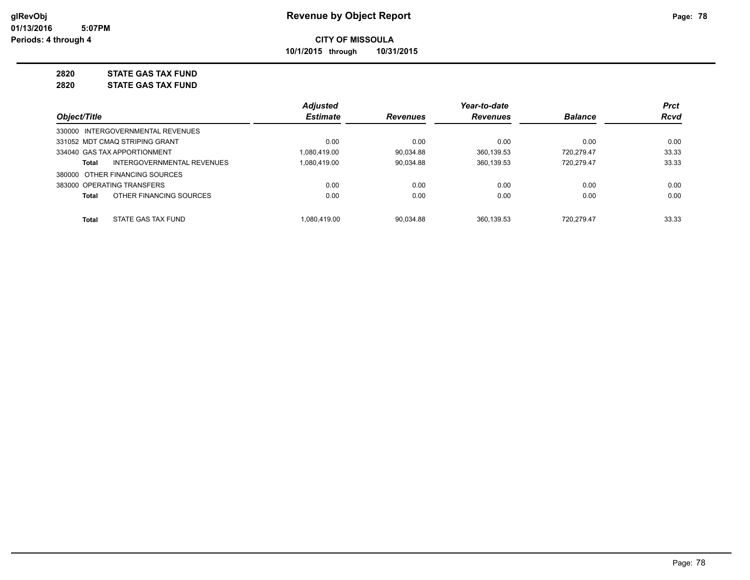# Revenue by Object Report

**CITY OF MISSOULA**

**10/1/2015 through 10/31/2015**

glRevObj
01/13/2016 5:07PM
Periods: 4 through 4

**2820 STATE GAS TAX FUND**

**2820 STATE GAS TAX FUND**

| Object/Title | Adjusted Estimate | Revenues | Year-to-date Revenues | Balance | Prct Rcvd |
|---|---|---|---|---|---|
| 330000 INTERGOVERNMENTAL REVENUES | | | | | |
| 331052 MDT CMAQ STRIPING GRANT | 0.00 | 0.00 | 0.00 | 0.00 | 0.00 |
| 334040 GAS TAX APPORTIONMENT | 1,080,419.00 | 90,034.88 | 360,139.53 | 720,279.47 | 33.33 |
| **Total** INTERGOVERNMENTAL REVENUES | 1,080,419.00 | 90,034.88 | 360,139.53 | 720,279.47 | 33.33 |
| 380000 OTHER FINANCING SOURCES | | | | | |
| 383000 OPERATING TRANSFERS | 0.00 | 0.00 | 0.00 | 0.00 | 0.00 |
| **Total** OTHER FINANCING SOURCES | 0.00 | 0.00 | 0.00 | 0.00 | 0.00 |
| **Total** STATE GAS TAX FUND | 1,080,419.00 | 90,034.88 | 360,139.53 | 720,279.47 | 33.33 |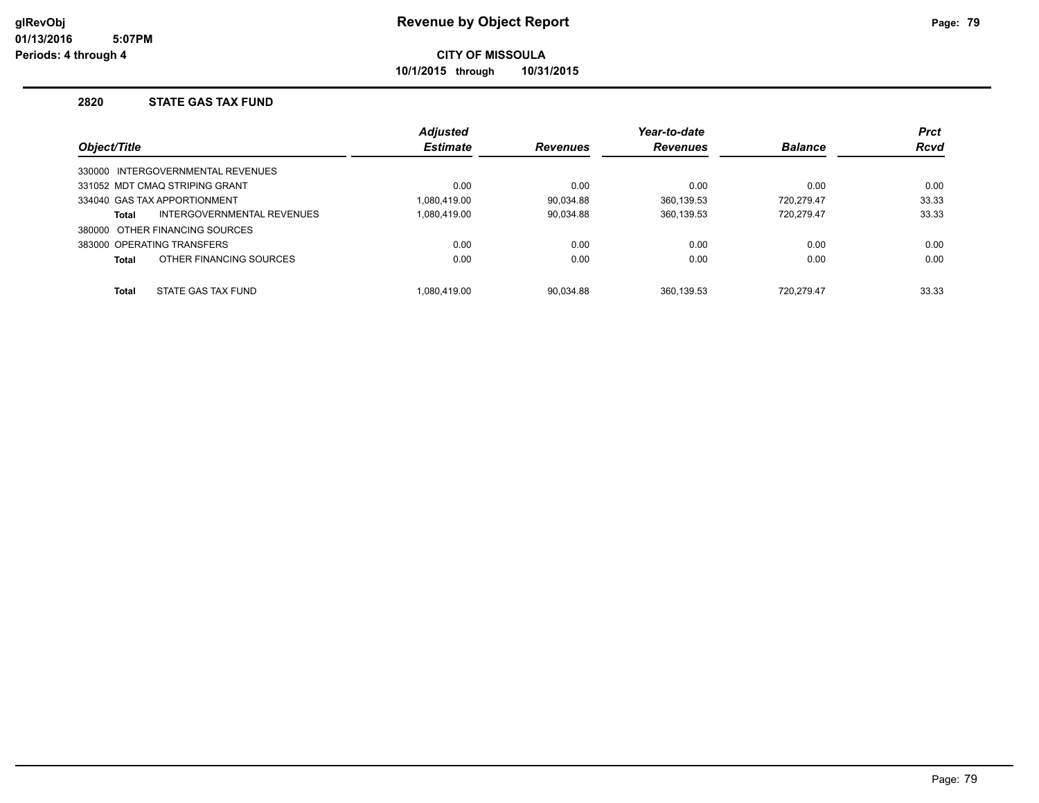# Revenue by Object Report

glRevObj
01/13/2016 5:07PM
Periods: 4 through 4

**CITY OF MISSOULA**

**10/1/2015 through 10/31/2015**

## 2820 STATE GAS TAX FUND

| Object/Title | Adjusted Estimate | Revenues | Year-to-date Revenues | Balance | Prct Rcvd |
|---|---|---|---|---|---|
| 330000 INTERGOVERNMENTAL REVENUES | | | | | |
| 331052 MDT CMAQ STRIPING GRANT | 0.00 | 0.00 | 0.00 | 0.00 | 0.00 |
| 334040 GAS TAX APPORTIONMENT | 1,080,419.00 | 90,034.88 | 360,139.53 | 720,279.47 | 33.33 |
| **Total** INTERGOVERNMENTAL REVENUES | 1,080,419.00 | 90,034.88 | 360,139.53 | 720,279.47 | 33.33 |
| 380000 OTHER FINANCING SOURCES | | | | | |
| 383000 OPERATING TRANSFERS | 0.00 | 0.00 | 0.00 | 0.00 | 0.00 |
| **Total** OTHER FINANCING SOURCES | 0.00 | 0.00 | 0.00 | 0.00 | 0.00 |
| **Total** STATE GAS TAX FUND | 1,080,419.00 | 90,034.88 | 360,139.53 | 720,279.47 | 33.33 |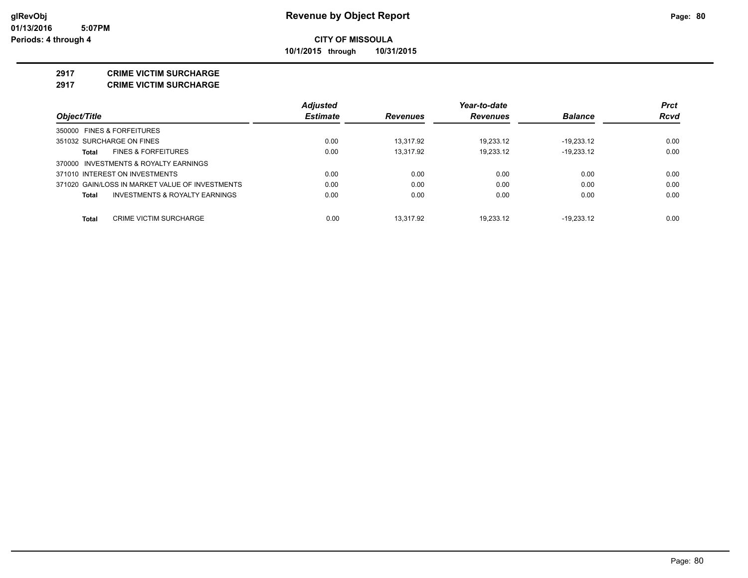# Revenue by Object Report

**CITY OF MISSOULA**

**10/1/2015 through 10/31/2015**

glRevObj
01/13/2016 5:07PM
Periods: 4 through 4

## 2917 CRIME VICTIM SURCHARGE
## 2917 CRIME VICTIM SURCHARGE

| Object/Title | Adjusted Estimate | Revenues | Year-to-date Revenues | Balance | Prct Rcvd |
|---|---|---|---|---|---|
| 350000 FINES & FORFEITURES | | | | | |
| 351032 SURCHARGE ON FINES | 0.00 | 13,317.92 | 19,233.12 | -19,233.12 | 0.00 |
| **Total** FINES & FORFEITURES | 0.00 | 13,317.92 | 19,233.12 | -19,233.12 | 0.00 |
| 370000 INVESTMENTS & ROYALTY EARNINGS | | | | | |
| 371010 INTEREST ON INVESTMENTS | 0.00 | 0.00 | 0.00 | 0.00 | 0.00 |
| 371020 GAIN/LOSS IN MARKET VALUE OF INVESTMENTS | 0.00 | 0.00 | 0.00 | 0.00 | 0.00 |
| **Total** INVESTMENTS & ROYALTY EARNINGS | 0.00 | 0.00 | 0.00 | 0.00 | 0.00 |
| **Total** CRIME VICTIM SURCHARGE | 0.00 | 13,317.92 | 19,233.12 | -19,233.12 | 0.00 |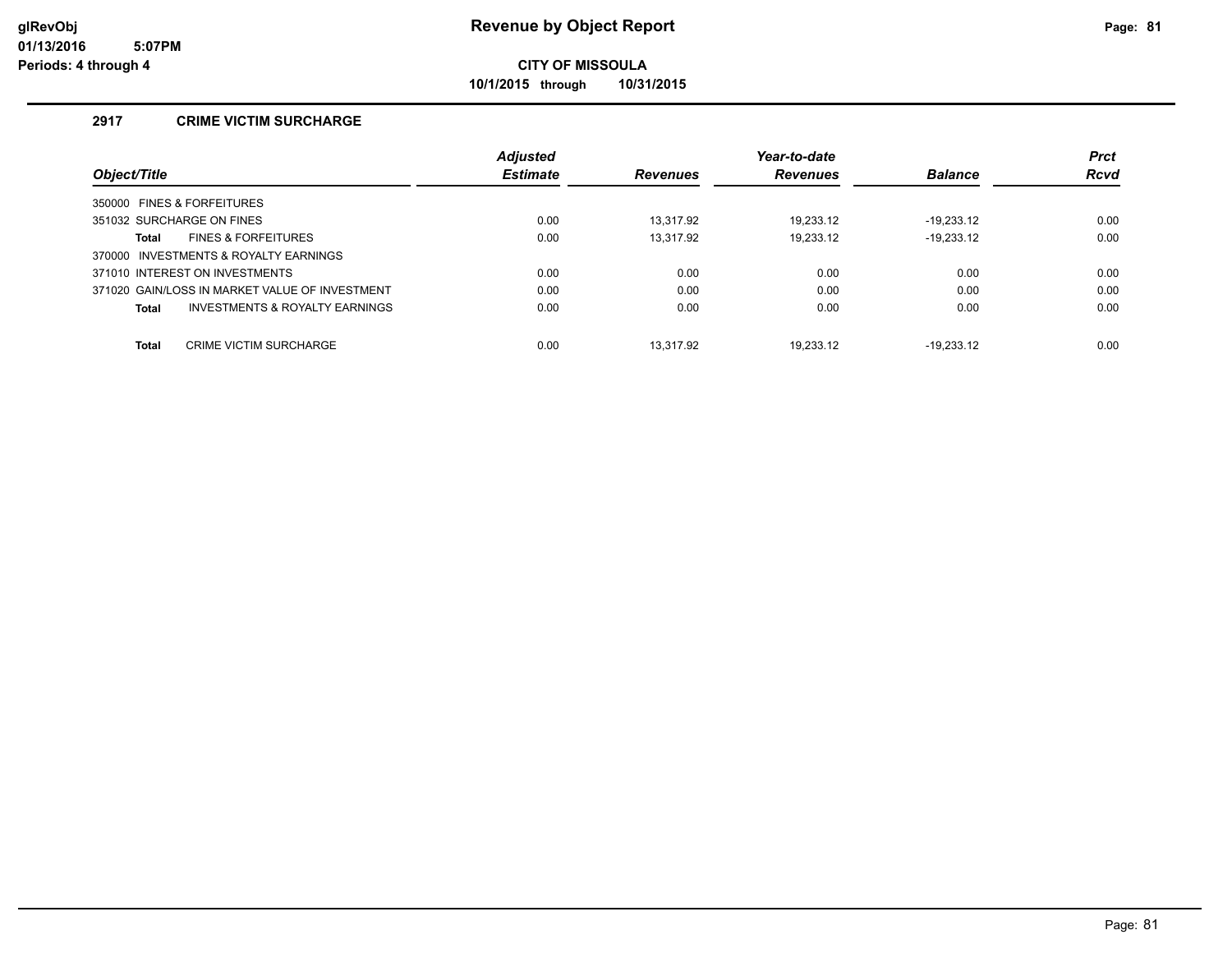# Revenue by Object Report

**CITY OF MISSOULA**

**10/1/2015 through 10/31/2015**

glRevObj
01/13/2016 5:07PM
Periods: 4 through 4

## 2917 CRIME VICTIM SURCHARGE

| Object/Title | Adjusted Estimate | Revenues | Year-to-date Revenues | Balance | Prct Rcvd |
|---|---|---|---|---|---|
| 350000 FINES & FORFEITURES | | | | | |
| 351032 SURCHARGE ON FINES | 0.00 | 13,317.92 | 19,233.12 | -19,233.12 | 0.00 |
| **Total** FINES & FORFEITURES | 0.00 | 13,317.92 | 19,233.12 | -19,233.12 | 0.00 |
| 370000 INVESTMENTS & ROYALTY EARNINGS | | | | | |
| 371010 INTEREST ON INVESTMENTS | 0.00 | 0.00 | 0.00 | 0.00 | 0.00 |
| 371020 GAIN/LOSS IN MARKET VALUE OF INVESTMENT | 0.00 | 0.00 | 0.00 | 0.00 | 0.00 |
| **Total** INVESTMENTS & ROYALTY EARNINGS | 0.00 | 0.00 | 0.00 | 0.00 | 0.00 |
| **Total** CRIME VICTIM SURCHARGE | 0.00 | 13,317.92 | 19,233.12 | -19,233.12 | 0.00 |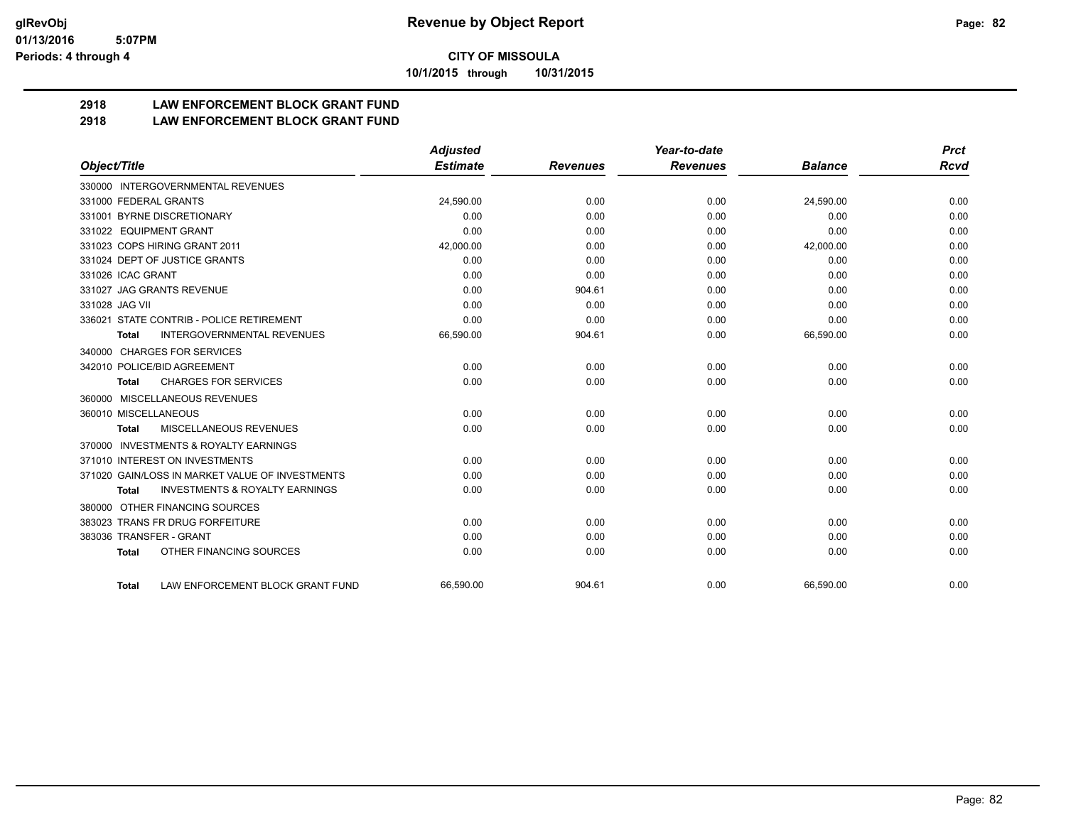# CITY OF MISSOULA

**10/1/2015 through 10/31/2015**

## 2918 LAW ENFORCEMENT BLOCK GRANT FUND
## 2918 LAW ENFORCEMENT BLOCK GRANT FUND

| Object/Title | Adjusted Estimate | Revenues | Year-to-date Revenues | Balance | Prct Rcvd |
|---|---|---|---|---|---|
| 330000 INTERGOVERNMENTAL REVENUES | | | | | |
| 331000 FEDERAL GRANTS | 24,590.00 | 0.00 | 0.00 | 24,590.00 | 0.00 |
| 331001 BYRNE DISCRETIONARY | 0.00 | 0.00 | 0.00 | 0.00 | 0.00 |
| 331022 EQUIPMENT GRANT | 0.00 | 0.00 | 0.00 | 0.00 | 0.00 |
| 331023 COPS HIRING GRANT 2011 | 42,000.00 | 0.00 | 0.00 | 42,000.00 | 0.00 |
| 331024 DEPT OF JUSTICE GRANTS | 0.00 | 0.00 | 0.00 | 0.00 | 0.00 |
| 331026 ICAC GRANT | 0.00 | 0.00 | 0.00 | 0.00 | 0.00 |
| 331027 JAG GRANTS REVENUE | 0.00 | 904.61 | 0.00 | 0.00 | 0.00 |
| 331028 JAG VII | 0.00 | 0.00 | 0.00 | 0.00 | 0.00 |
| 336021 STATE CONTRIB - POLICE RETIREMENT | 0.00 | 0.00 | 0.00 | 0.00 | 0.00 |
| **Total** INTERGOVERNMENTAL REVENUES | 66,590.00 | 904.61 | 0.00 | 66,590.00 | 0.00 |
| 340000 CHARGES FOR SERVICES | | | | | |
| 342010 POLICE/BID AGREEMENT | 0.00 | 0.00 | 0.00 | 0.00 | 0.00 |
| **Total** CHARGES FOR SERVICES | 0.00 | 0.00 | 0.00 | 0.00 | 0.00 |
| 360000 MISCELLANEOUS REVENUES | | | | | |
| 360010 MISCELLANEOUS | 0.00 | 0.00 | 0.00 | 0.00 | 0.00 |
| **Total** MISCELLANEOUS REVENUES | 0.00 | 0.00 | 0.00 | 0.00 | 0.00 |
| 370000 INVESTMENTS & ROYALTY EARNINGS | | | | | |
| 371010 INTEREST ON INVESTMENTS | 0.00 | 0.00 | 0.00 | 0.00 | 0.00 |
| 371020 GAIN/LOSS IN MARKET VALUE OF INVESTMENTS | 0.00 | 0.00 | 0.00 | 0.00 | 0.00 |
| **Total** INVESTMENTS & ROYALTY EARNINGS | 0.00 | 0.00 | 0.00 | 0.00 | 0.00 |
| 380000 OTHER FINANCING SOURCES | | | | | |
| 383023 TRANS FR DRUG FORFEITURE | 0.00 | 0.00 | 0.00 | 0.00 | 0.00 |
| 383036 TRANSFER - GRANT | 0.00 | 0.00 | 0.00 | 0.00 | 0.00 |
| **Total** OTHER FINANCING SOURCES | 0.00 | 0.00 | 0.00 | 0.00 | 0.00 |
| **Total** LAW ENFORCEMENT BLOCK GRANT FUND | 66,590.00 | 904.61 | 0.00 | 66,590.00 | 0.00 |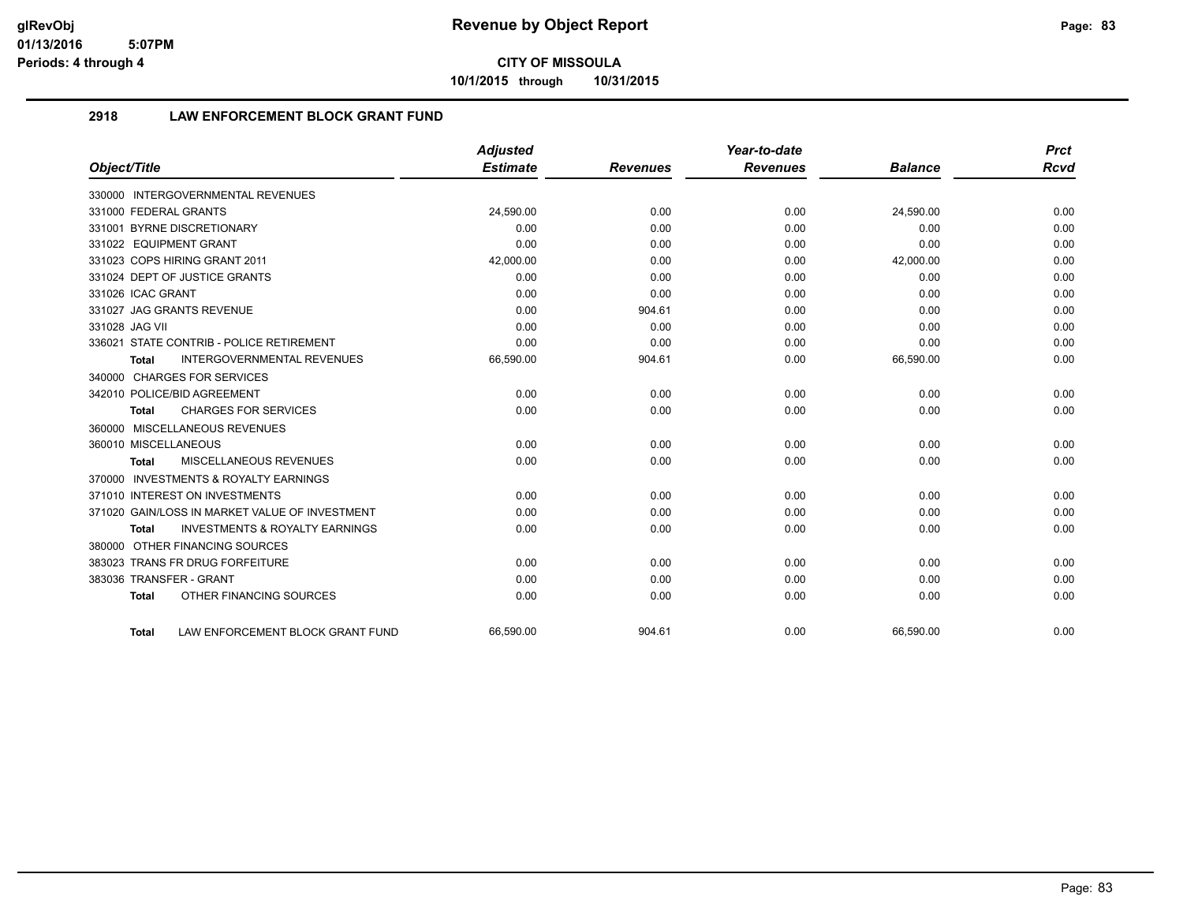**CITY OF MISSOULA**

**10/1/2015 through 10/31/2015**

## 2918 LAW ENFORCEMENT BLOCK GRANT FUND

| Object/Title | Adjusted Estimate | Revenues | Year-to-date Revenues | Balance | Prct Rcvd |
|---|---|---|---|---|---|
| 330000 INTERGOVERNMENTAL REVENUES | | | | | |
| 331000 FEDERAL GRANTS | 24,590.00 | 0.00 | 0.00 | 24,590.00 | 0.00 |
| 331001 BYRNE DISCRETIONARY | 0.00 | 0.00 | 0.00 | 0.00 | 0.00 |
| 331022 EQUIPMENT GRANT | 0.00 | 0.00 | 0.00 | 0.00 | 0.00 |
| 331023 COPS HIRING GRANT 2011 | 42,000.00 | 0.00 | 0.00 | 42,000.00 | 0.00 |
| 331024 DEPT OF JUSTICE GRANTS | 0.00 | 0.00 | 0.00 | 0.00 | 0.00 |
| 331026 ICAC GRANT | 0.00 | 0.00 | 0.00 | 0.00 | 0.00 |
| 331027 JAG GRANTS REVENUE | 0.00 | 904.61 | 0.00 | 0.00 | 0.00 |
| 331028 JAG VII | 0.00 | 0.00 | 0.00 | 0.00 | 0.00 |
| 336021 STATE CONTRIB - POLICE RETIREMENT | 0.00 | 0.00 | 0.00 | 0.00 | 0.00 |
| **Total** INTERGOVERNMENTAL REVENUES | 66,590.00 | 904.61 | 0.00 | 66,590.00 | 0.00 |
| 340000 CHARGES FOR SERVICES | | | | | |
| 342010 POLICE/BID AGREEMENT | 0.00 | 0.00 | 0.00 | 0.00 | 0.00 |
| **Total** CHARGES FOR SERVICES | 0.00 | 0.00 | 0.00 | 0.00 | 0.00 |
| 360000 MISCELLANEOUS REVENUES | | | | | |
| 360010 MISCELLANEOUS | 0.00 | 0.00 | 0.00 | 0.00 | 0.00 |
| **Total** MISCELLANEOUS REVENUES | 0.00 | 0.00 | 0.00 | 0.00 | 0.00 |
| 370000 INVESTMENTS & ROYALTY EARNINGS | | | | | |
| 371010 INTEREST ON INVESTMENTS | 0.00 | 0.00 | 0.00 | 0.00 | 0.00 |
| 371020 GAIN/LOSS IN MARKET VALUE OF INVESTMENT | 0.00 | 0.00 | 0.00 | 0.00 | 0.00 |
| **Total** INVESTMENTS & ROYALTY EARNINGS | 0.00 | 0.00 | 0.00 | 0.00 | 0.00 |
| 380000 OTHER FINANCING SOURCES | | | | | |
| 383023 TRANS FR DRUG FORFEITURE | 0.00 | 0.00 | 0.00 | 0.00 | 0.00 |
| 383036 TRANSFER - GRANT | 0.00 | 0.00 | 0.00 | 0.00 | 0.00 |
| **Total** OTHER FINANCING SOURCES | 0.00 | 0.00 | 0.00 | 0.00 | 0.00 |
| **Total** LAW ENFORCEMENT BLOCK GRANT FUND | 66,590.00 | 904.61 | 0.00 | 66,590.00 | 0.00 |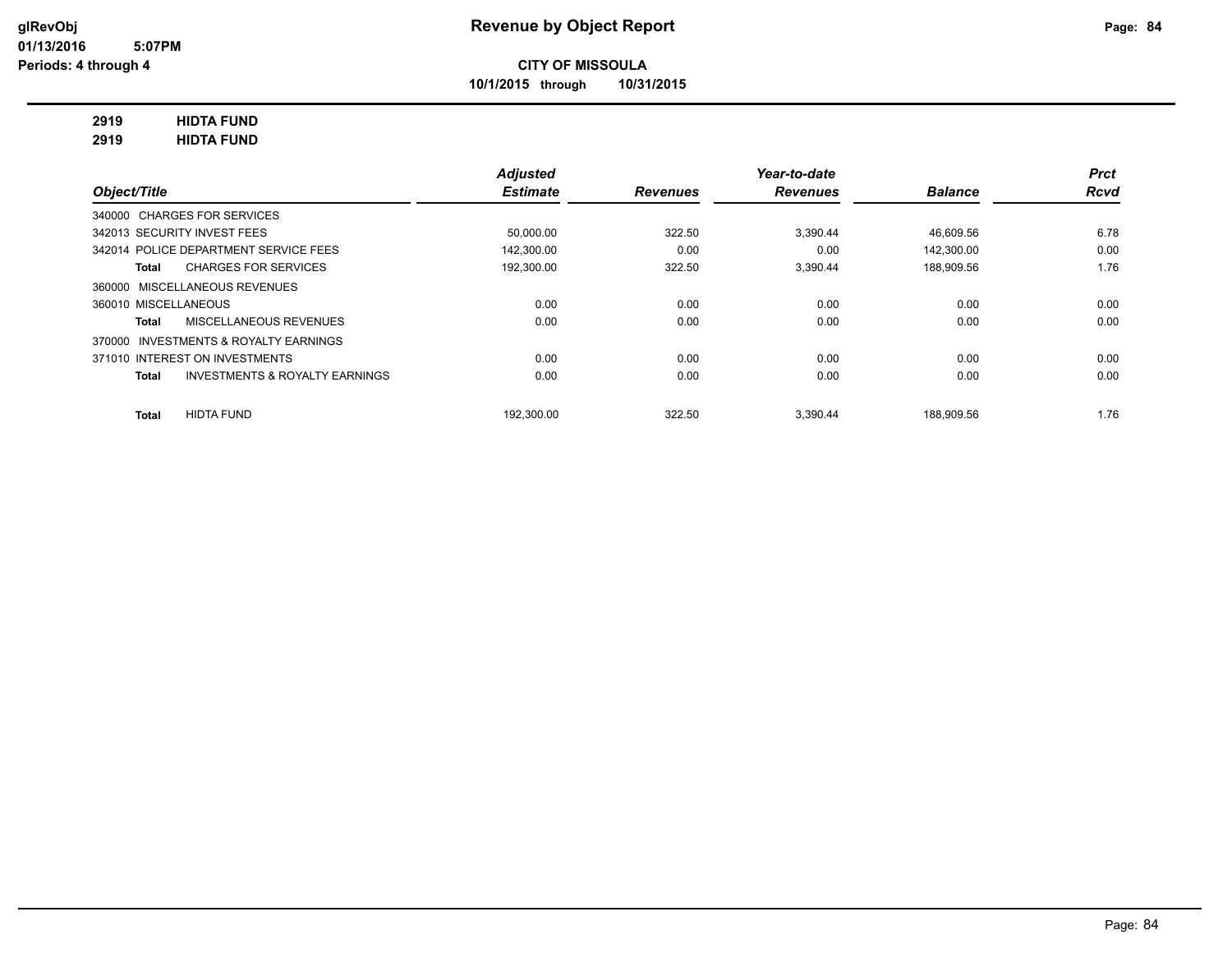glRevObj
01/13/2016 5:07PM
Periods: 4 through 4

# Revenue by Object Report

**CITY OF MISSOULA**

**10/1/2015 through 10/31/2015**

**2919 HIDTA FUND**
**2919 HIDTA FUND**

| Object/Title | Adjusted Estimate | Revenues | Year-to-date Revenues | Balance | Prct Rcvd |
|---|---|---|---|---|---|
| 340000 CHARGES FOR SERVICES | | | | | |
| 342013 SECURITY INVEST FEES | 50,000.00 | 322.50 | 3,390.44 | 46,609.56 | 6.78 |
| 342014 POLICE DEPARTMENT SERVICE FEES | 142,300.00 | 0.00 | 0.00 | 142,300.00 | 0.00 |
| **Total** CHARGES FOR SERVICES | 192,300.00 | 322.50 | 3,390.44 | 188,909.56 | 1.76 |
| 360000 MISCELLANEOUS REVENUES | | | | | |
| 360010 MISCELLANEOUS | 0.00 | 0.00 | 0.00 | 0.00 | 0.00 |
| **Total** MISCELLANEOUS REVENUES | 0.00 | 0.00 | 0.00 | 0.00 | 0.00 |
| 370000 INVESTMENTS & ROYALTY EARNINGS | | | | | |
| 371010 INTEREST ON INVESTMENTS | 0.00 | 0.00 | 0.00 | 0.00 | 0.00 |
| **Total** INVESTMENTS & ROYALTY EARNINGS | 0.00 | 0.00 | 0.00 | 0.00 | 0.00 |
| **Total** HIDTA FUND | 192,300.00 | 322.50 | 3,390.44 | 188,909.56 | 1.76 |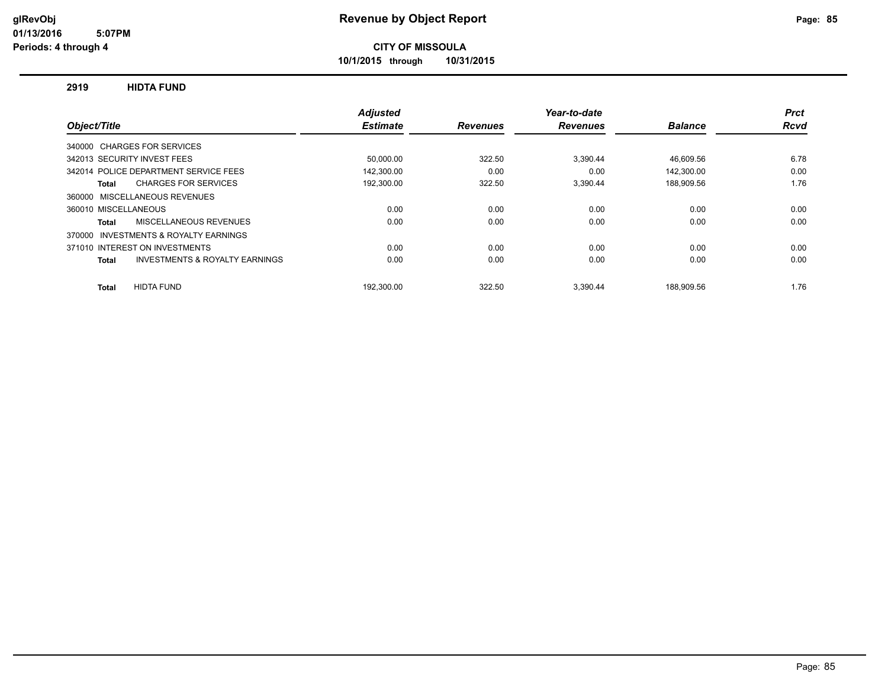# Revenue by Object Report

**CITY OF MISSOULA**

**10/1/2015 through 10/31/2015**

glRevObj
01/13/2016 5:07PM
Periods: 4 through 4

## 2919 HIDTA FUND

| Object/Title | Adjusted Estimate | Revenues | Year-to-date Revenues | Balance | Prct Rcvd |
|---|---|---|---|---|---|
| 340000 CHARGES FOR SERVICES | | | | | |
| 342013 SECURITY INVEST FEES | 50,000.00 | 322.50 | 3,390.44 | 46,609.56 | 6.78 |
| 342014 POLICE DEPARTMENT SERVICE FEES | 142,300.00 | 0.00 | 0.00 | 142,300.00 | 0.00 |
| **Total** CHARGES FOR SERVICES | 192,300.00 | 322.50 | 3,390.44 | 188,909.56 | 1.76 |
| 360000 MISCELLANEOUS REVENUES | | | | | |
| 360010 MISCELLANEOUS | 0.00 | 0.00 | 0.00 | 0.00 | 0.00 |
| **Total** MISCELLANEOUS REVENUES | 0.00 | 0.00 | 0.00 | 0.00 | 0.00 |
| 370000 INVESTMENTS & ROYALTY EARNINGS | | | | | |
| 371010 INTEREST ON INVESTMENTS | 0.00 | 0.00 | 0.00 | 0.00 | 0.00 |
| **Total** INVESTMENTS & ROYALTY EARNINGS | 0.00 | 0.00 | 0.00 | 0.00 | 0.00 |
| **Total** HIDTA FUND | 192,300.00 | 322.50 | 3,390.44 | 188,909.56 | 1.76 |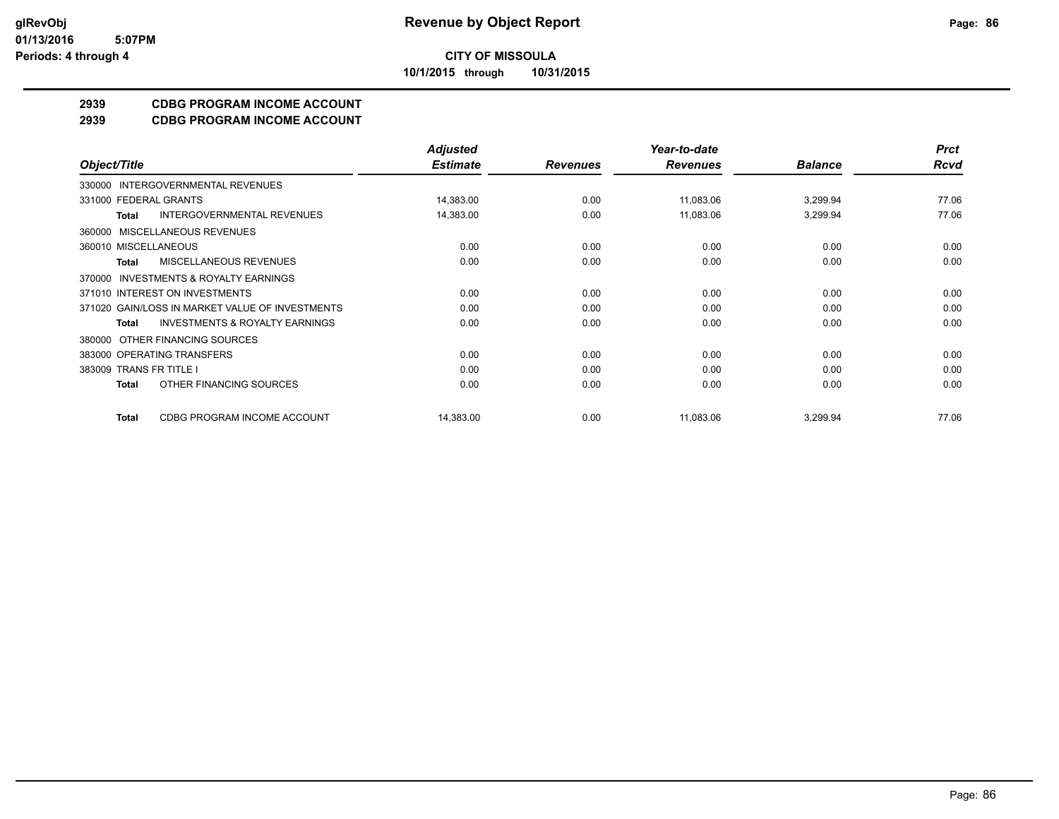# CITY OF MISSOULA

**10/1/2015 through 10/31/2015**

## 2939 CDBG PROGRAM INCOME ACCOUNT
## 2939 CDBG PROGRAM INCOME ACCOUNT

| Object/Title | | Adjusted Estimate | Revenues | Year-to-date Revenues | Balance | Prct Rcvd |
|---|---|---|---|---|---|---|
| 330000 INTERGOVERNMENTAL REVENUES | | | | | | |
| 331000 FEDERAL GRANTS | | 14,383.00 | 0.00 | 11,083.06 | 3,299.94 | 77.06 |
| **Total** | INTERGOVERNMENTAL REVENUES | 14,383.00 | 0.00 | 11,083.06 | 3,299.94 | 77.06 |
| 360000 MISCELLANEOUS REVENUES | | | | | | |
| 360010 MISCELLANEOUS | | 0.00 | 0.00 | 0.00 | 0.00 | 0.00 |
| **Total** | MISCELLANEOUS REVENUES | 0.00 | 0.00 | 0.00 | 0.00 | 0.00 |
| 370000 INVESTMENTS & ROYALTY EARNINGS | | | | | | |
| 371010 INTEREST ON INVESTMENTS | | 0.00 | 0.00 | 0.00 | 0.00 | 0.00 |
| 371020 GAIN/LOSS IN MARKET VALUE OF INVESTMENTS | | 0.00 | 0.00 | 0.00 | 0.00 | 0.00 |
| **Total** | INVESTMENTS & ROYALTY EARNINGS | 0.00 | 0.00 | 0.00 | 0.00 | 0.00 |
| 380000 OTHER FINANCING SOURCES | | | | | | |
| 383000 OPERATING TRANSFERS | | 0.00 | 0.00 | 0.00 | 0.00 | 0.00 |
| 383009 TRANS FR TITLE I | | 0.00 | 0.00 | 0.00 | 0.00 | 0.00 |
| **Total** | OTHER FINANCING SOURCES | 0.00 | 0.00 | 0.00 | 0.00 | 0.00 |
| **Total** | CDBG PROGRAM INCOME ACCOUNT | 14,383.00 | 0.00 | 11,083.06 | 3,299.94 | 77.06 |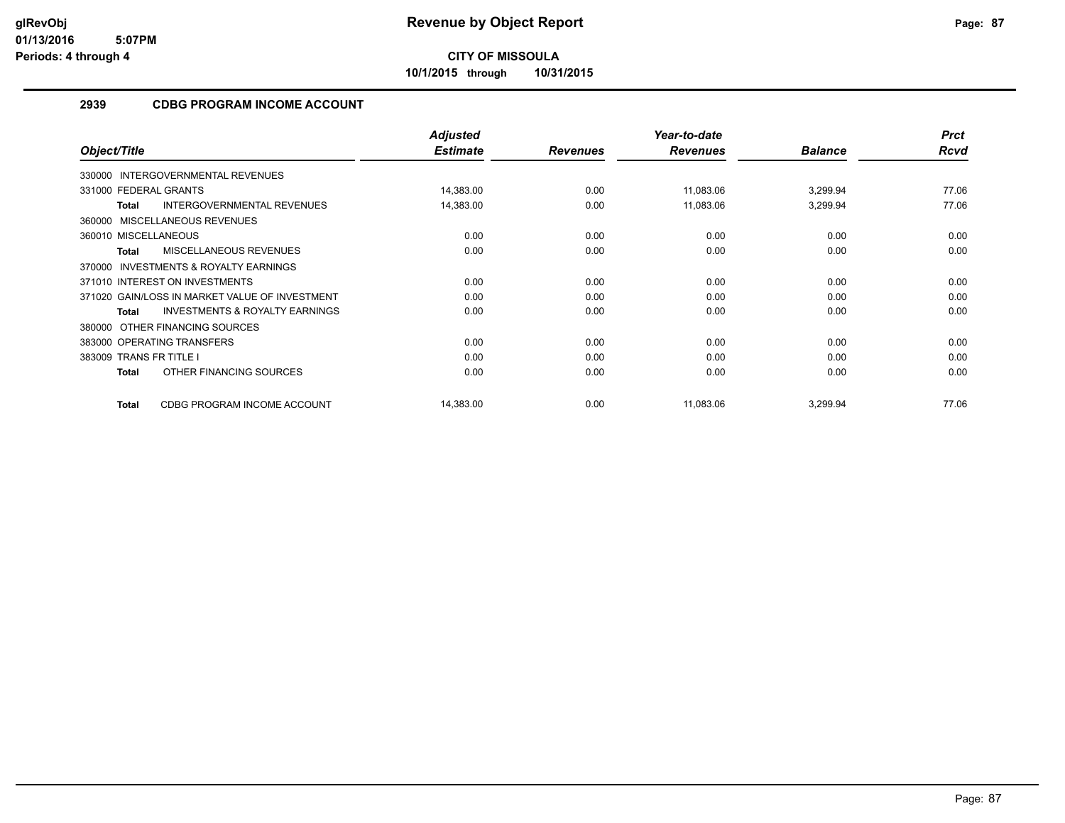glRevObj
01/13/2016 5:07PM
Periods: 4 through 4

# Revenue by Object Report

**CITY OF MISSOULA**

**10/1/2015 through 10/31/2015**

## 2939 CDBG PROGRAM INCOME ACCOUNT

| Object/Title | Adjusted Estimate | Revenues | Year-to-date Revenues | Balance | Prct Rcvd |
|---|---|---|---|---|---|
| 330000 INTERGOVERNMENTAL REVENUES | | | | | |
| 331000 FEDERAL GRANTS | 14,383.00 | 0.00 | 11,083.06 | 3,299.94 | 77.06 |
| **Total** INTERGOVERNMENTAL REVENUES | 14,383.00 | 0.00 | 11,083.06 | 3,299.94 | 77.06 |
| 360000 MISCELLANEOUS REVENUES | | | | | |
| 360010 MISCELLANEOUS | 0.00 | 0.00 | 0.00 | 0.00 | 0.00 |
| **Total** MISCELLANEOUS REVENUES | 0.00 | 0.00 | 0.00 | 0.00 | 0.00 |
| 370000 INVESTMENTS & ROYALTY EARNINGS | | | | | |
| 371010 INTEREST ON INVESTMENTS | 0.00 | 0.00 | 0.00 | 0.00 | 0.00 |
| 371020 GAIN/LOSS IN MARKET VALUE OF INVESTMENT | 0.00 | 0.00 | 0.00 | 0.00 | 0.00 |
| **Total** INVESTMENTS & ROYALTY EARNINGS | 0.00 | 0.00 | 0.00 | 0.00 | 0.00 |
| 380000 OTHER FINANCING SOURCES | | | | | |
| 383000 OPERATING TRANSFERS | 0.00 | 0.00 | 0.00 | 0.00 | 0.00 |
| 383009 TRANS FR TITLE I | 0.00 | 0.00 | 0.00 | 0.00 | 0.00 |
| **Total** OTHER FINANCING SOURCES | 0.00 | 0.00 | 0.00 | 0.00 | 0.00 |
| **Total** CDBG PROGRAM INCOME ACCOUNT | 14,383.00 | 0.00 | 11,083.06 | 3,299.94 | 77.06 |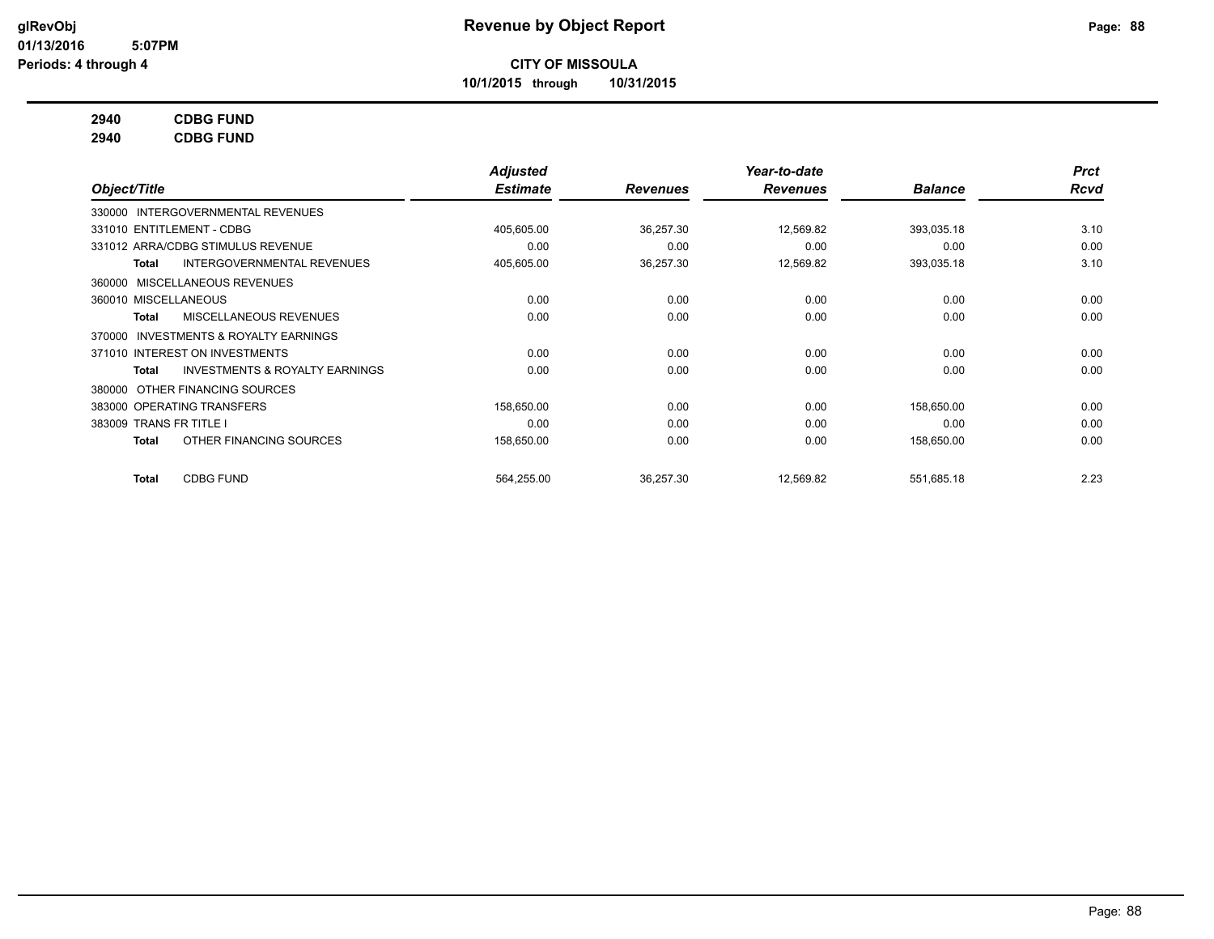# Revenue by Object Report

**CITY OF MISSOULA**

**10/1/2015 through 10/31/2015**

glRevObj
01/13/2016 5:07PM
Periods: 4 through 4

**2940 CDBG FUND**
**2940 CDBG FUND**

| Object/Title | Adjusted Estimate | Revenues | Year-to-date Revenues | Balance | Prct Rcvd |
|---|---|---|---|---|---|
| 330000 INTERGOVERNMENTAL REVENUES | | | | | |
| 331010 ENTITLEMENT - CDBG | 405,605.00 | 36,257.30 | 12,569.82 | 393,035.18 | 3.10 |
| 331012 ARRA/CDBG STIMULUS REVENUE | 0.00 | 0.00 | 0.00 | 0.00 | 0.00 |
| **Total** INTERGOVERNMENTAL REVENUES | 405,605.00 | 36,257.30 | 12,569.82 | 393,035.18 | 3.10 |
| 360000 MISCELLANEOUS REVENUES | | | | | |
| 360010 MISCELLANEOUS | 0.00 | 0.00 | 0.00 | 0.00 | 0.00 |
| **Total** MISCELLANEOUS REVENUES | 0.00 | 0.00 | 0.00 | 0.00 | 0.00 |
| 370000 INVESTMENTS & ROYALTY EARNINGS | | | | | |
| 371010 INTEREST ON INVESTMENTS | 0.00 | 0.00 | 0.00 | 0.00 | 0.00 |
| **Total** INVESTMENTS & ROYALTY EARNINGS | 0.00 | 0.00 | 0.00 | 0.00 | 0.00 |
| 380000 OTHER FINANCING SOURCES | | | | | |
| 383000 OPERATING TRANSFERS | 158,650.00 | 0.00 | 0.00 | 158,650.00 | 0.00 |
| 383009 TRANS FR TITLE I | 0.00 | 0.00 | 0.00 | 0.00 | 0.00 |
| **Total** OTHER FINANCING SOURCES | 158,650.00 | 0.00 | 0.00 | 158,650.00 | 0.00 |
| **Total** CDBG FUND | 564,255.00 | 36,257.30 | 12,569.82 | 551,685.18 | 2.23 |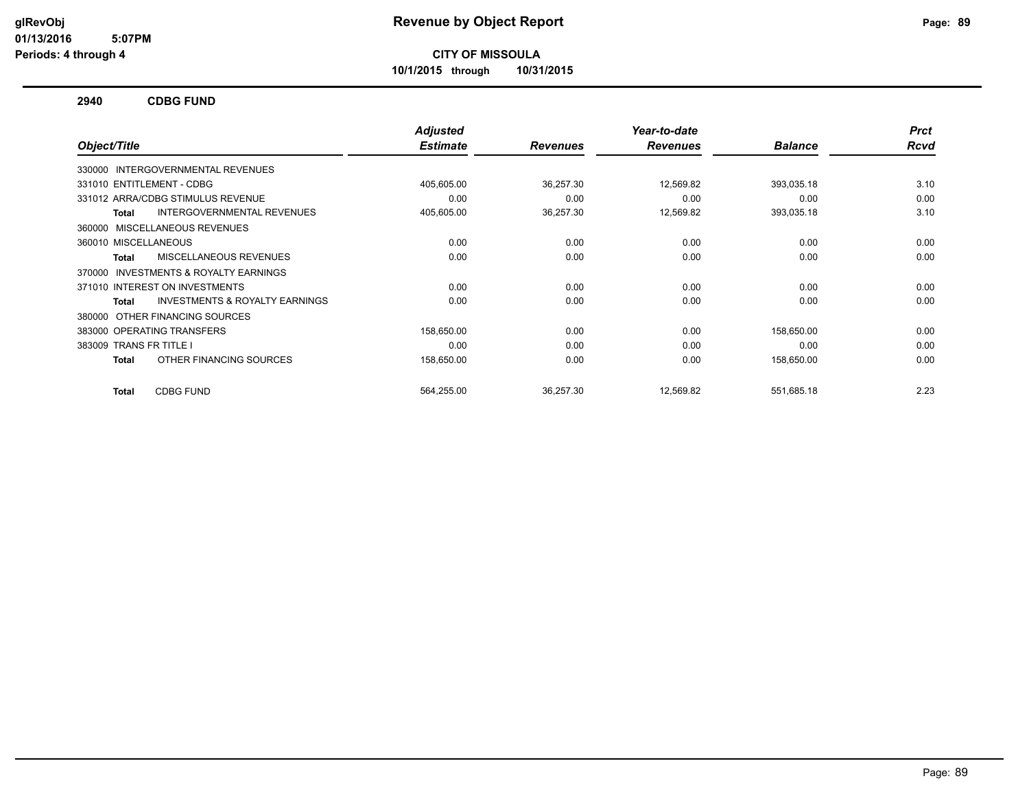**CITY OF MISSOULA**

**10/1/2015 through 10/31/2015**

**Revenue by Object Report**

glRevObj
01/13/2016 5:07PM
Periods: 4 through 4

## 2940 CDBG FUND

| Object/Title | Adjusted Estimate | Revenues | Year-to-date Revenues | Balance | Prct Rcvd |
|---|---|---|---|---|---|
| 330000 INTERGOVERNMENTAL REVENUES | | | | | |
| 331010 ENTITLEMENT - CDBG | 405,605.00 | 36,257.30 | 12,569.82 | 393,035.18 | 3.10 |
| 331012 ARRA/CDBG STIMULUS REVENUE | 0.00 | 0.00 | 0.00 | 0.00 | 0.00 |
| **Total** INTERGOVERNMENTAL REVENUES | 405,605.00 | 36,257.30 | 12,569.82 | 393,035.18 | 3.10 |
| 360000 MISCELLANEOUS REVENUES | | | | | |
| 360010 MISCELLANEOUS | 0.00 | 0.00 | 0.00 | 0.00 | 0.00 |
| **Total** MISCELLANEOUS REVENUES | 0.00 | 0.00 | 0.00 | 0.00 | 0.00 |
| 370000 INVESTMENTS & ROYALTY EARNINGS | | | | | |
| 371010 INTEREST ON INVESTMENTS | 0.00 | 0.00 | 0.00 | 0.00 | 0.00 |
| **Total** INVESTMENTS & ROYALTY EARNINGS | 0.00 | 0.00 | 0.00 | 0.00 | 0.00 |
| 380000 OTHER FINANCING SOURCES | | | | | |
| 383000 OPERATING TRANSFERS | 158,650.00 | 0.00 | 0.00 | 158,650.00 | 0.00 |
| 383009 TRANS FR TITLE I | 0.00 | 0.00 | 0.00 | 0.00 | 0.00 |
| **Total** OTHER FINANCING SOURCES | 158,650.00 | 0.00 | 0.00 | 158,650.00 | 0.00 |
| **Total** CDBG FUND | 564,255.00 | 36,257.30 | 12,569.82 | 551,685.18 | 2.23 |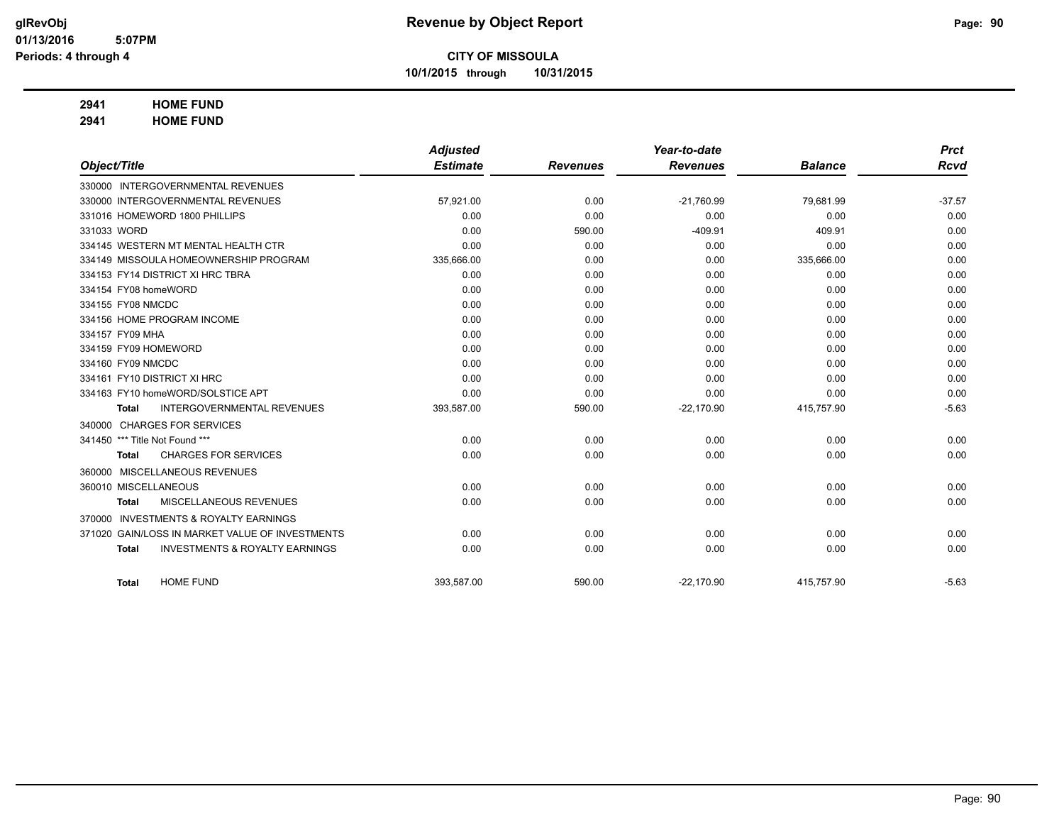**CITY OF MISSOULA**

**10/1/2015 through 10/31/2015**

**2941 HOME FUND**

**2941 HOME FUND**

| Object/Title | Adjusted Estimate | Revenues | Year-to-date Revenues | Balance | Prct Rcvd |
|---|---|---|---|---|---|
| 330000 INTERGOVERNMENTAL REVENUES | | | | | |
| 330000 INTERGOVERNMENTAL REVENUES | 57,921.00 | 0.00 | -21,760.99 | 79,681.99 | -37.57 |
| 331016 HOMEWORD 1800 PHILLIPS | 0.00 | 0.00 | 0.00 | 0.00 | 0.00 |
| 331033 WORD | 0.00 | 590.00 | -409.91 | 409.91 | 0.00 |
| 334145 WESTERN MT MENTAL HEALTH CTR | 0.00 | 0.00 | 0.00 | 0.00 | 0.00 |
| 334149 MISSOULA HOMEOWNERSHIP PROGRAM | 335,666.00 | 0.00 | 0.00 | 335,666.00 | 0.00 |
| 334153 FY14 DISTRICT XI HRC TBRA | 0.00 | 0.00 | 0.00 | 0.00 | 0.00 |
| 334154 FY08 homeWORD | 0.00 | 0.00 | 0.00 | 0.00 | 0.00 |
| 334155 FY08 NMCDC | 0.00 | 0.00 | 0.00 | 0.00 | 0.00 |
| 334156 HOME PROGRAM INCOME | 0.00 | 0.00 | 0.00 | 0.00 | 0.00 |
| 334157 FY09 MHA | 0.00 | 0.00 | 0.00 | 0.00 | 0.00 |
| 334159 FY09 HOMEWORD | 0.00 | 0.00 | 0.00 | 0.00 | 0.00 |
| 334160 FY09 NMCDC | 0.00 | 0.00 | 0.00 | 0.00 | 0.00 |
| 334161 FY10 DISTRICT XI HRC | 0.00 | 0.00 | 0.00 | 0.00 | 0.00 |
| 334163 FY10 homeWORD/SOLSTICE APT | 0.00 | 0.00 | 0.00 | 0.00 | 0.00 |
| **Total** INTERGOVERNMENTAL REVENUES | 393,587.00 | 590.00 | -22,170.90 | 415,757.90 | -5.63 |
| 340000 CHARGES FOR SERVICES | | | | | |
| 341450 *** Title Not Found *** | 0.00 | 0.00 | 0.00 | 0.00 | 0.00 |
| **Total** CHARGES FOR SERVICES | 0.00 | 0.00 | 0.00 | 0.00 | 0.00 |
| 360000 MISCELLANEOUS REVENUES | | | | | |
| 360010 MISCELLANEOUS | 0.00 | 0.00 | 0.00 | 0.00 | 0.00 |
| **Total** MISCELLANEOUS REVENUES | 0.00 | 0.00 | 0.00 | 0.00 | 0.00 |
| 370000 INVESTMENTS & ROYALTY EARNINGS | | | | | |
| 371020 GAIN/LOSS IN MARKET VALUE OF INVESTMENTS | 0.00 | 0.00 | 0.00 | 0.00 | 0.00 |
| **Total** INVESTMENTS & ROYALTY EARNINGS | 0.00 | 0.00 | 0.00 | 0.00 | 0.00 |
| **Total** HOME FUND | 393,587.00 | 590.00 | -22,170.90 | 415,757.90 | -5.63 |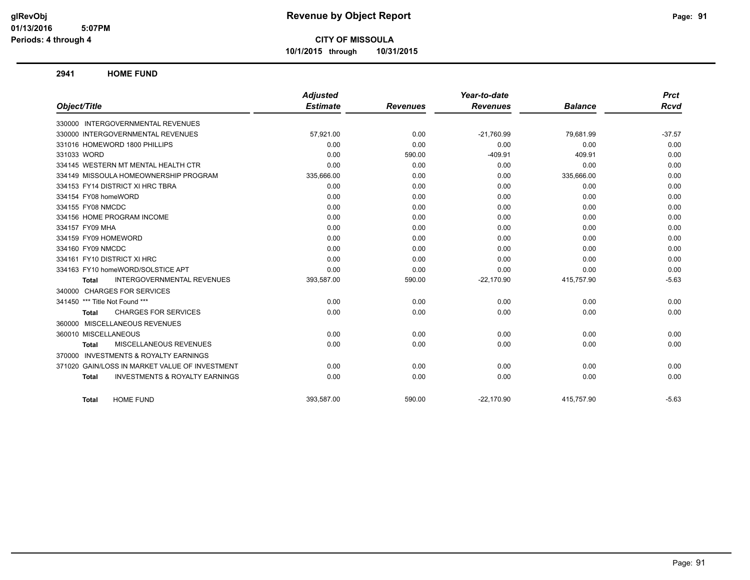# Revenue by Object Report

**CITY OF MISSOULA**

**10/1/2015 through 10/31/2015**

glRevObj
01/13/2016 5:07PM
Periods: 4 through 4

## 2941 HOME FUND

| Object/Title | Adjusted Estimate | Revenues | Year-to-date Revenues | Balance | Prct Rcvd |
|---|---|---|---|---|---|
| 330000 INTERGOVERNMENTAL REVENUES | | | | | |
| 330000 INTERGOVERNMENTAL REVENUES | 57,921.00 | 0.00 | -21,760.99 | 79,681.99 | -37.57 |
| 331016 HOMEWORD 1800 PHILLIPS | 0.00 | 0.00 | 0.00 | 0.00 | 0.00 |
| 331033 WORD | 0.00 | 590.00 | -409.91 | 409.91 | 0.00 |
| 334145 WESTERN MT MENTAL HEALTH CTR | 0.00 | 0.00 | 0.00 | 0.00 | 0.00 |
| 334149 MISSOULA HOMEOWNERSHIP PROGRAM | 335,666.00 | 0.00 | 0.00 | 335,666.00 | 0.00 |
| 334153 FY14 DISTRICT XI HRC TBRA | 0.00 | 0.00 | 0.00 | 0.00 | 0.00 |
| 334154 FY08 homeWORD | 0.00 | 0.00 | 0.00 | 0.00 | 0.00 |
| 334155 FY08 NMCDC | 0.00 | 0.00 | 0.00 | 0.00 | 0.00 |
| 334156 HOME PROGRAM INCOME | 0.00 | 0.00 | 0.00 | 0.00 | 0.00 |
| 334157 FY09 MHA | 0.00 | 0.00 | 0.00 | 0.00 | 0.00 |
| 334159 FY09 HOMEWORD | 0.00 | 0.00 | 0.00 | 0.00 | 0.00 |
| 334160 FY09 NMCDC | 0.00 | 0.00 | 0.00 | 0.00 | 0.00 |
| 334161 FY10 DISTRICT XI HRC | 0.00 | 0.00 | 0.00 | 0.00 | 0.00 |
| 334163 FY10 homeWORD/SOLSTICE APT | 0.00 | 0.00 | 0.00 | 0.00 | 0.00 |
| **Total** INTERGOVERNMENTAL REVENUES | 393,587.00 | 590.00 | -22,170.90 | 415,757.90 | -5.63 |
| 340000 CHARGES FOR SERVICES | | | | | |
| 341450 *** Title Not Found *** | 0.00 | 0.00 | 0.00 | 0.00 | 0.00 |
| **Total** CHARGES FOR SERVICES | 0.00 | 0.00 | 0.00 | 0.00 | 0.00 |
| 360000 MISCELLANEOUS REVENUES | | | | | |
| 360010 MISCELLANEOUS | 0.00 | 0.00 | 0.00 | 0.00 | 0.00 |
| **Total** MISCELLANEOUS REVENUES | 0.00 | 0.00 | 0.00 | 0.00 | 0.00 |
| 370000 INVESTMENTS & ROYALTY EARNINGS | | | | | |
| 371020 GAIN/LOSS IN MARKET VALUE OF INVESTMENT | 0.00 | 0.00 | 0.00 | 0.00 | 0.00 |
| **Total** INVESTMENTS & ROYALTY EARNINGS | 0.00 | 0.00 | 0.00 | 0.00 | 0.00 |
| **Total** HOME FUND | 393,587.00 | 590.00 | -22,170.90 | 415,757.90 | -5.63 |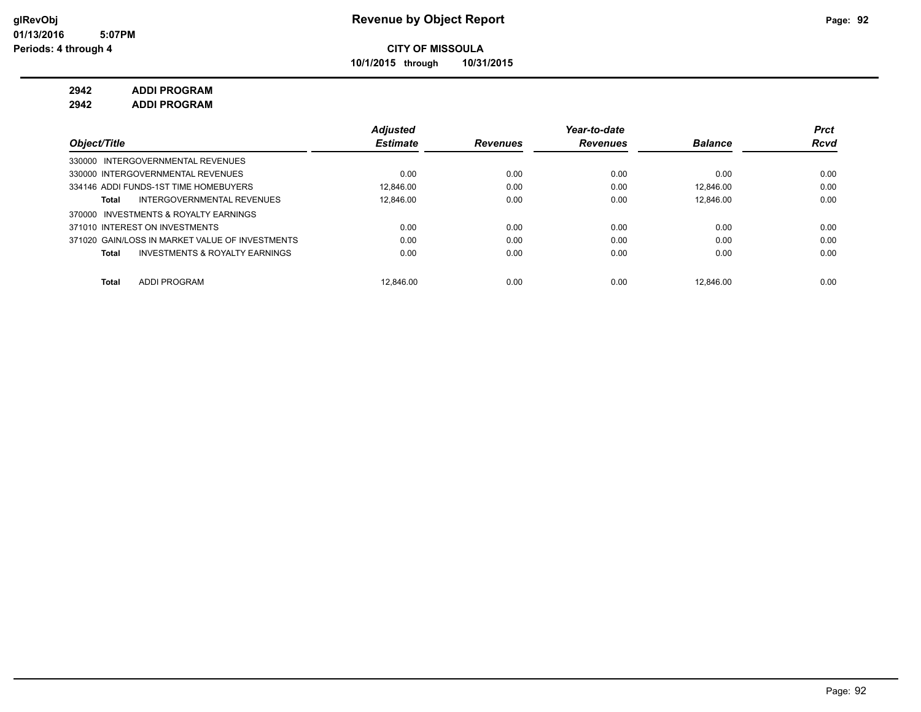glRevObj
01/13/2016 5:07PM
Periods: 4 through 4

# Revenue by Object Report

**CITY OF MISSOULA**

**10/1/2015 through 10/31/2015**

**2942 ADDI PROGRAM**
**2942 ADDI PROGRAM**

| Object/Title | Adjusted Estimate | Revenues | Year-to-date Revenues | Balance | Prct Rcvd |
|---|---|---|---|---|---|
| 330000 INTERGOVERNMENTAL REVENUES | | | | | |
| 330000 INTERGOVERNMENTAL REVENUES | 0.00 | 0.00 | 0.00 | 0.00 | 0.00 |
| 334146 ADDI FUNDS-1ST TIME HOMEBUYERS | 12,846.00 | 0.00 | 0.00 | 12,846.00 | 0.00 |
| **Total** INTERGOVERNMENTAL REVENUES | 12,846.00 | 0.00 | 0.00 | 12,846.00 | 0.00 |
| 370000 INVESTMENTS & ROYALTY EARNINGS | | | | | |
| 371010 INTEREST ON INVESTMENTS | 0.00 | 0.00 | 0.00 | 0.00 | 0.00 |
| 371020 GAIN/LOSS IN MARKET VALUE OF INVESTMENTS | 0.00 | 0.00 | 0.00 | 0.00 | 0.00 |
| **Total** INVESTMENTS & ROYALTY EARNINGS | 0.00 | 0.00 | 0.00 | 0.00 | 0.00 |
| **Total** ADDI PROGRAM | 12,846.00 | 0.00 | 0.00 | 12,846.00 | 0.00 |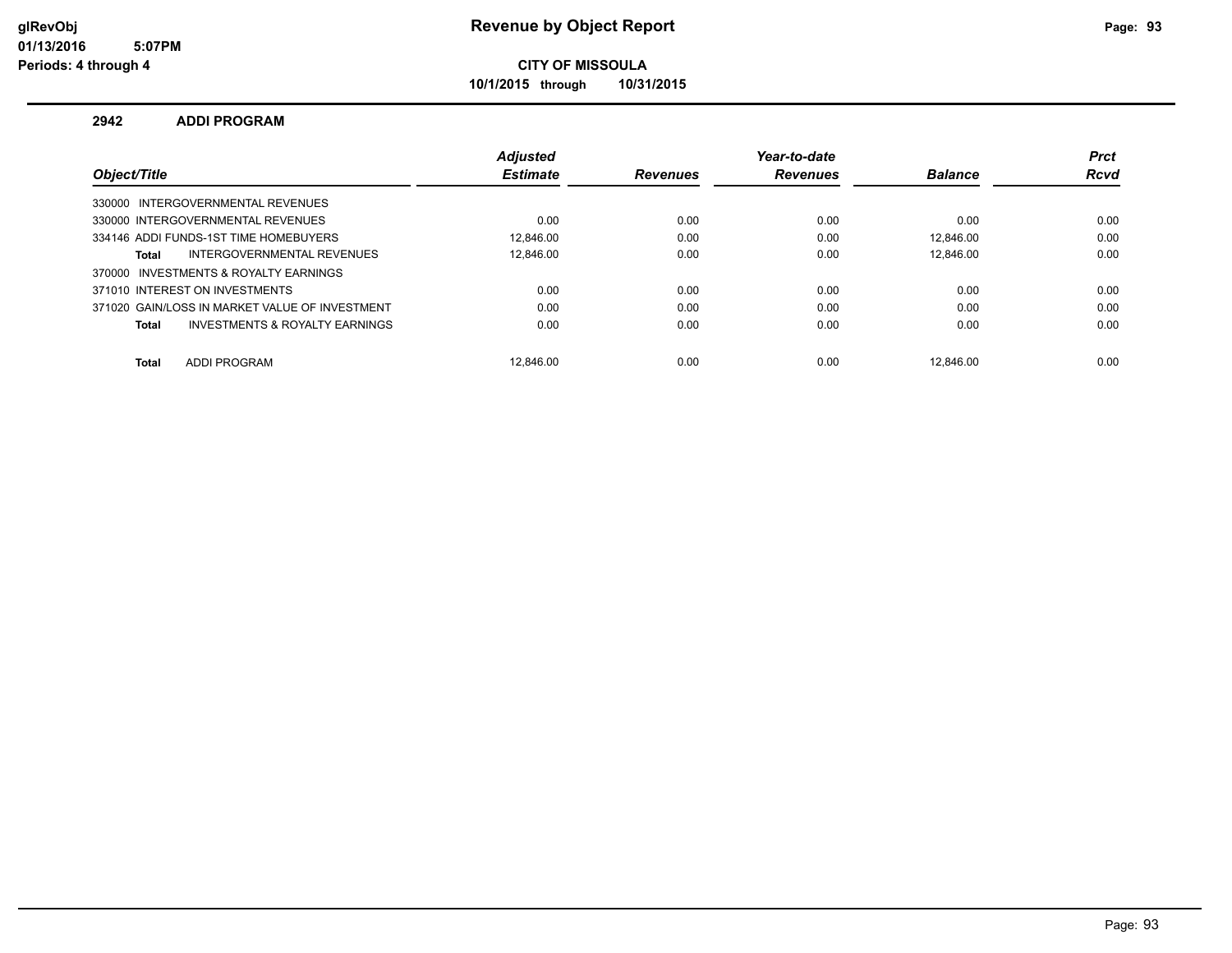# Revenue by Object Report

glRevObj
01/13/2016 5:07PM
Periods: 4 through 4

**CITY OF MISSOULA**

10/1/2015 through 10/31/2015

## 2942 ADDI PROGRAM

| Object/Title | Adjusted Estimate | Revenues | Year-to-date Revenues | Balance | Prct Rcvd |
|---|---|---|---|---|---|
| 330000 INTERGOVERNMENTAL REVENUES | | | | | |
| 330000 INTERGOVERNMENTAL REVENUES | 0.00 | 0.00 | 0.00 | 0.00 | 0.00 |
| 334146 ADDI FUNDS-1ST TIME HOMEBUYERS | 12,846.00 | 0.00 | 0.00 | 12,846.00 | 0.00 |
| **Total** INTERGOVERNMENTAL REVENUES | 12,846.00 | 0.00 | 0.00 | 12,846.00 | 0.00 |
| 370000 INVESTMENTS & ROYALTY EARNINGS | | | | | |
| 371010 INTEREST ON INVESTMENTS | 0.00 | 0.00 | 0.00 | 0.00 | 0.00 |
| 371020 GAIN/LOSS IN MARKET VALUE OF INVESTMENT | 0.00 | 0.00 | 0.00 | 0.00 | 0.00 |
| **Total** INVESTMENTS & ROYALTY EARNINGS | 0.00 | 0.00 | 0.00 | 0.00 | 0.00 |
| **Total** ADDI PROGRAM | 12,846.00 | 0.00 | 0.00 | 12,846.00 | 0.00 |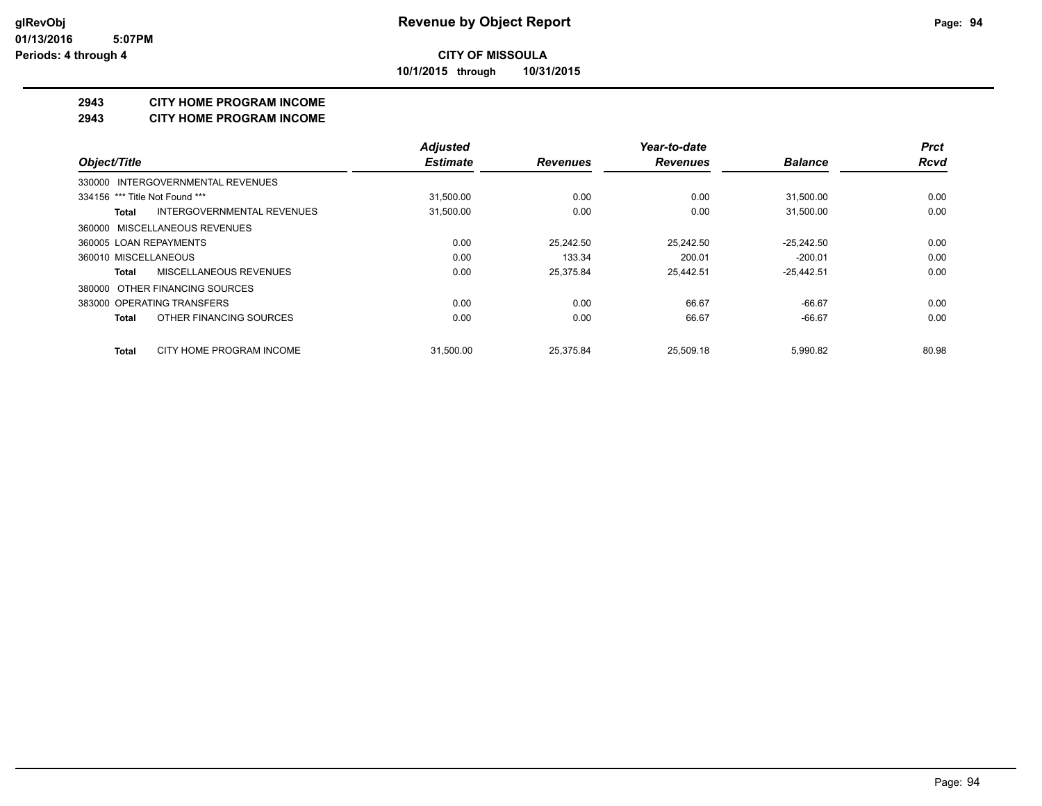**glRevObj**
**01/13/2016 5:07PM**
**Periods: 4 through 4**

# Revenue by Object Report

**CITY OF MISSOULA**

**10/1/2015 through 10/31/2015**

## 2943 CITY HOME PROGRAM INCOME
## 2943 CITY HOME PROGRAM INCOME

| Object/Title | Adjusted Estimate | Revenues | Year-to-date Revenues | Balance | Prct Rcvd |
|---|---|---|---|---|---|
| 330000 INTERGOVERNMENTAL REVENUES | | | | | |
| 334156 *** Title Not Found *** | 31,500.00 | 0.00 | 0.00 | 31,500.00 | 0.00 |
| **Total** INTERGOVERNMENTAL REVENUES | 31,500.00 | 0.00 | 0.00 | 31,500.00 | 0.00 |
| 360000 MISCELLANEOUS REVENUES | | | | | |
| 360005 LOAN REPAYMENTS | 0.00 | 25,242.50 | 25,242.50 | -25,242.50 | 0.00 |
| 360010 MISCELLANEOUS | 0.00 | 133.34 | 200.01 | -200.01 | 0.00 |
| **Total** MISCELLANEOUS REVENUES | 0.00 | 25,375.84 | 25,442.51 | -25,442.51 | 0.00 |
| 380000 OTHER FINANCING SOURCES | | | | | |
| 383000 OPERATING TRANSFERS | 0.00 | 0.00 | 66.67 | -66.67 | 0.00 |
| **Total** OTHER FINANCING SOURCES | 0.00 | 0.00 | 66.67 | -66.67 | 0.00 |
| **Total** CITY HOME PROGRAM INCOME | 31,500.00 | 25,375.84 | 25,509.18 | 5,990.82 | 80.98 |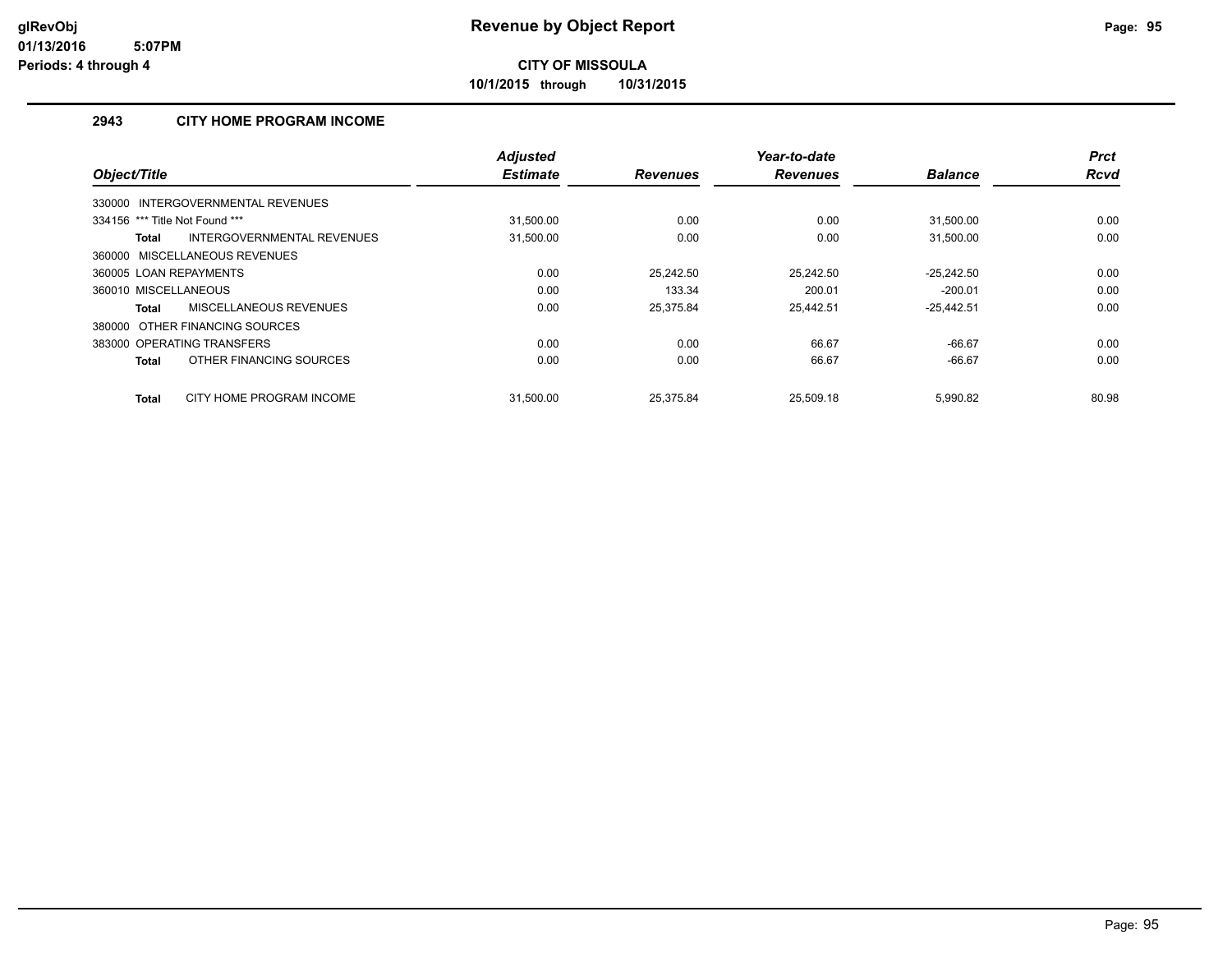# Revenue by Object Report

**CITY OF MISSOULA**

**10/1/2015 through 10/31/2015**

glRevObj
01/13/2016 5:07PM
Periods: 4 through 4

## 2943 CITY HOME PROGRAM INCOME

| Object/Title | Adjusted Estimate | Revenues | Year-to-date Revenues | Balance | Prct Rcvd |
|---|---|---|---|---|---|
| 330000 INTERGOVERNMENTAL REVENUES | | | | | |
| 334156 *** Title Not Found *** | 31,500.00 | 0.00 | 0.00 | 31,500.00 | 0.00 |
| **Total** INTERGOVERNMENTAL REVENUES | 31,500.00 | 0.00 | 0.00 | 31,500.00 | 0.00 |
| 360000 MISCELLANEOUS REVENUES | | | | | |
| 360005 LOAN REPAYMENTS | 0.00 | 25,242.50 | 25,242.50 | -25,242.50 | 0.00 |
| 360010 MISCELLANEOUS | 0.00 | 133.34 | 200.01 | -200.01 | 0.00 |
| **Total** MISCELLANEOUS REVENUES | 0.00 | 25,375.84 | 25,442.51 | -25,442.51 | 0.00 |
| 380000 OTHER FINANCING SOURCES | | | | | |
| 383000 OPERATING TRANSFERS | 0.00 | 0.00 | 66.67 | -66.67 | 0.00 |
| **Total** OTHER FINANCING SOURCES | 0.00 | 0.00 | 66.67 | -66.67 | 0.00 |
| **Total** CITY HOME PROGRAM INCOME | 31,500.00 | 25,375.84 | 25,509.18 | 5,990.82 | 80.98 |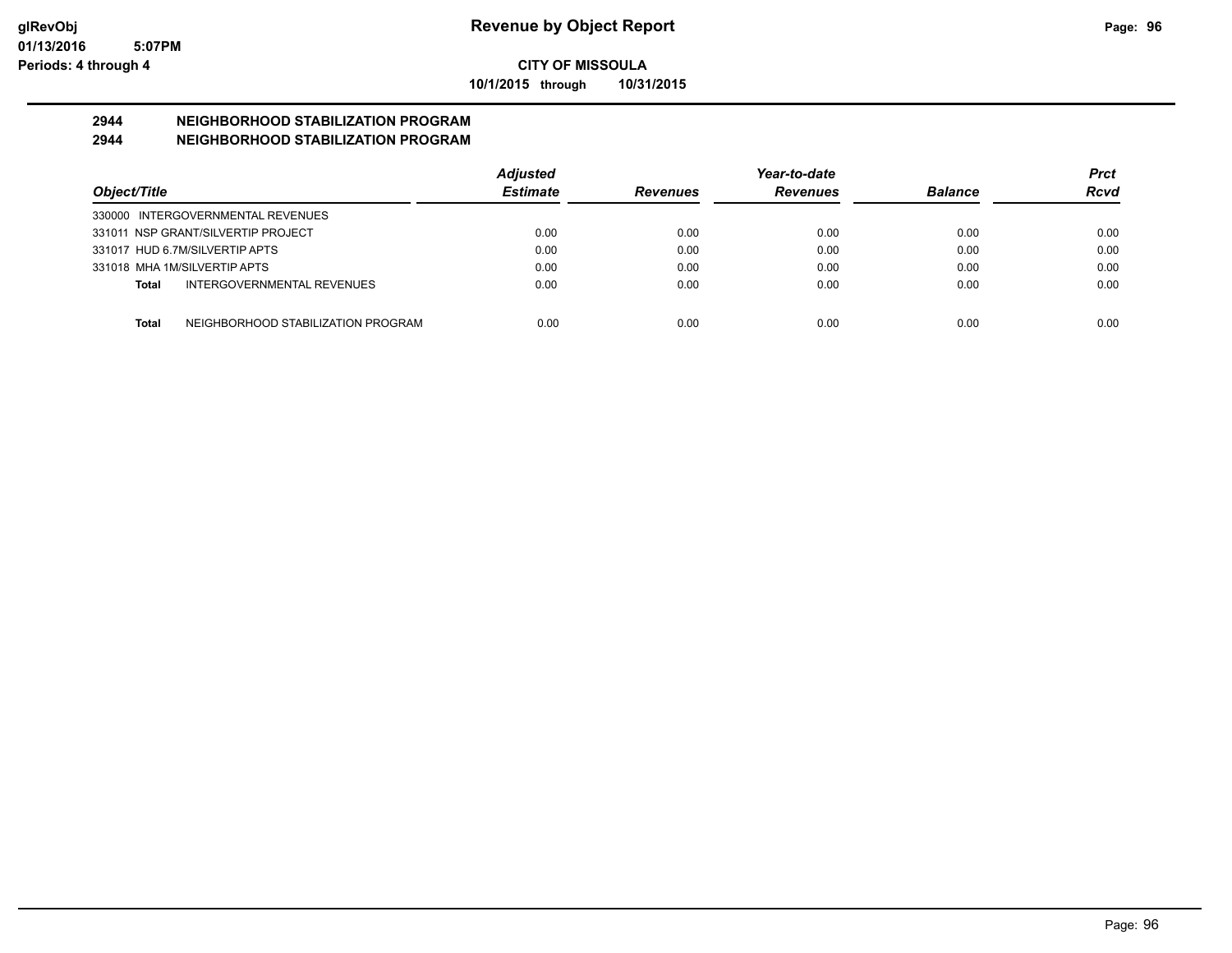**glRevObj**
**01/13/2016 5:07PM**
**Periods: 4 through 4**

# Revenue by Object Report

**CITY OF MISSOULA**

**10/1/2015 through 10/31/2015**

## 2944 NEIGHBORHOOD STABILIZATION PROGRAM
## 2944 NEIGHBORHOOD STABILIZATION PROGRAM

| Object/Title | Adjusted Estimate | Revenues | Year-to-date Revenues | Balance | Prct Rcvd |
|---|---|---|---|---|---|
| 330000 INTERGOVERNMENTAL REVENUES | | | | | |
| 331011 NSP GRANT/SILVERTIP PROJECT | 0.00 | 0.00 | 0.00 | 0.00 | 0.00 |
| 331017 HUD 6.7M/SILVERTIP APTS | 0.00 | 0.00 | 0.00 | 0.00 | 0.00 |
| 331018 MHA 1M/SILVERTIP APTS | 0.00 | 0.00 | 0.00 | 0.00 | 0.00 |
| **Total** INTERGOVERNMENTAL REVENUES | 0.00 | 0.00 | 0.00 | 0.00 | 0.00 |
| **Total** NEIGHBORHOOD STABILIZATION PROGRAM | 0.00 | 0.00 | 0.00 | 0.00 | 0.00 |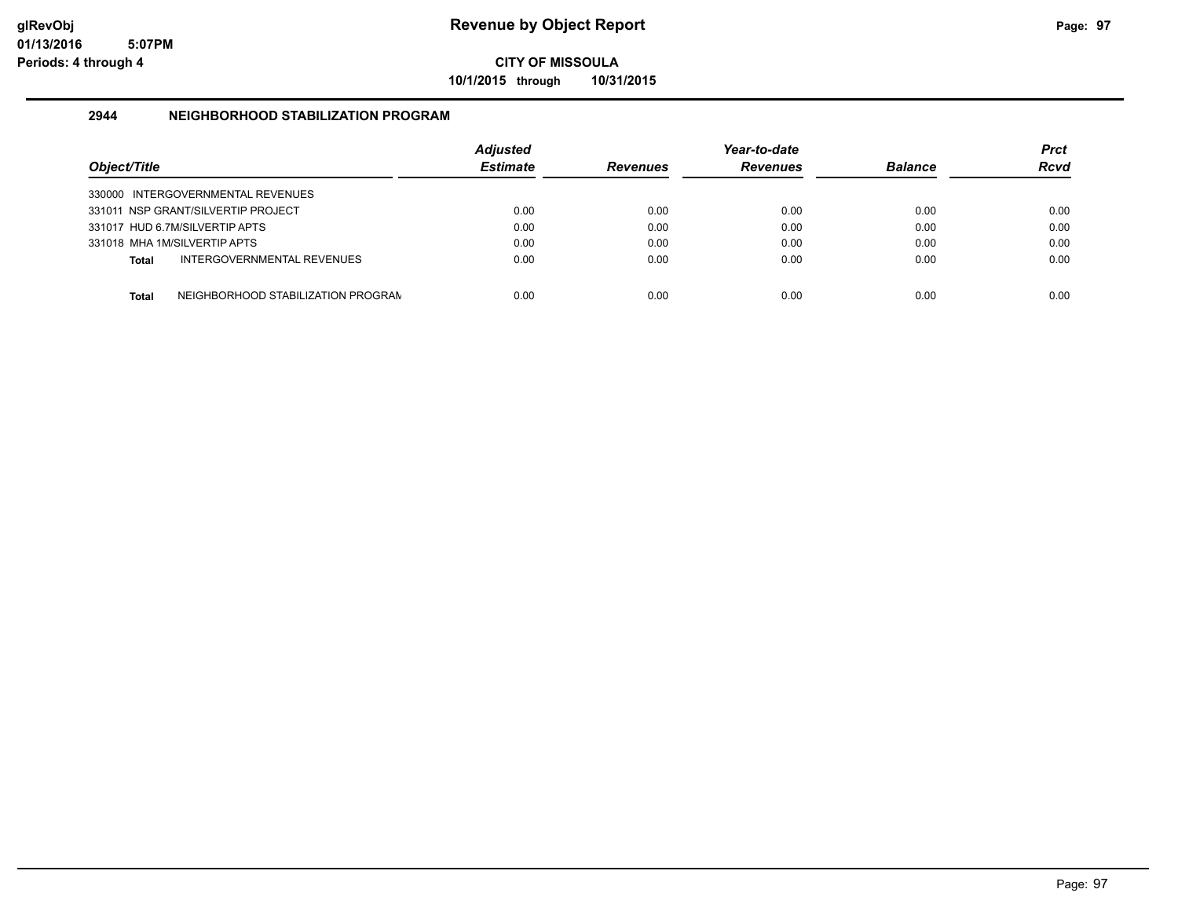**glRevObj**
**01/13/2016 5:07PM**
**Periods: 4 through 4**

# Revenue by Object Report

**CITY OF MISSOULA**
**10/1/2015 through 10/31/2015**

## 2944 NEIGHBORHOOD STABILIZATION PROGRAM

| Object/Title | Adjusted Estimate | Revenues | Year-to-date Revenues | Balance | Prct Rcvd |
|---|---|---|---|---|---|
| 330000 INTERGOVERNMENTAL REVENUES | | | | | |
| 331011 NSP GRANT/SILVERTIP PROJECT | 0.00 | 0.00 | 0.00 | 0.00 | 0.00 |
| 331017 HUD 6.7M/SILVERTIP APTS | 0.00 | 0.00 | 0.00 | 0.00 | 0.00 |
| 331018 MHA 1M/SILVERTIP APTS | 0.00 | 0.00 | 0.00 | 0.00 | 0.00 |
| **Total** INTERGOVERNMENTAL REVENUES | 0.00 | 0.00 | 0.00 | 0.00 | 0.00 |
| **Total** NEIGHBORHOOD STABILIZATION PROGRAM | 0.00 | 0.00 | 0.00 | 0.00 | 0.00 |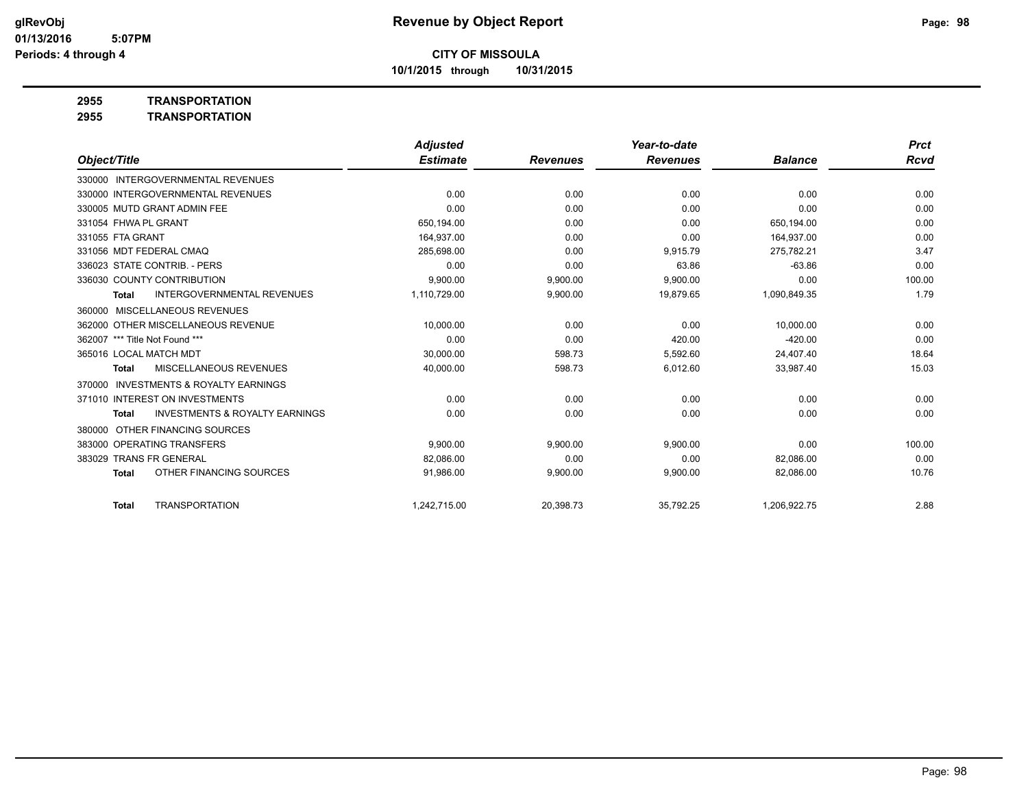# Revenue by Object Report

**CITY OF MISSOULA**

**10/1/2015 through 10/31/2015**

glRevObj
01/13/2016 5:07PM
Periods: 4 through 4

**2955 TRANSPORTATION**

**2955 TRANSPORTATION**

| Object/Title | Adjusted Estimate | Revenues | Year-to-date Revenues | Balance | Prct Rcvd |
|---|---|---|---|---|---|
| 330000 INTERGOVERNMENTAL REVENUES | | | | | |
| 330000 INTERGOVERNMENTAL REVENUES | 0.00 | 0.00 | 0.00 | 0.00 | 0.00 |
| 330005 MUTD GRANT ADMIN FEE | 0.00 | 0.00 | 0.00 | 0.00 | 0.00 |
| 331054 FHWA PL GRANT | 650,194.00 | 0.00 | 0.00 | 650,194.00 | 0.00 |
| 331055 FTA GRANT | 164,937.00 | 0.00 | 0.00 | 164,937.00 | 0.00 |
| 331056 MDT FEDERAL CMAQ | 285,698.00 | 0.00 | 9,915.79 | 275,782.21 | 3.47 |
| 336023 STATE CONTRIB. - PERS | 0.00 | 0.00 | 63.86 | -63.86 | 0.00 |
| 336030 COUNTY CONTRIBUTION | 9,900.00 | 9,900.00 | 9,900.00 | 0.00 | 100.00 |
| **Total** INTERGOVERNMENTAL REVENUES | 1,110,729.00 | 9,900.00 | 19,879.65 | 1,090,849.35 | 1.79 |
| 360000 MISCELLANEOUS REVENUES | | | | | |
| 362000 OTHER MISCELLANEOUS REVENUE | 10,000.00 | 0.00 | 0.00 | 10,000.00 | 0.00 |
| 362007 *** Title Not Found *** | 0.00 | 0.00 | 420.00 | -420.00 | 0.00 |
| 365016 LOCAL MATCH MDT | 30,000.00 | 598.73 | 5,592.60 | 24,407.40 | 18.64 |
| **Total** MISCELLANEOUS REVENUES | 40,000.00 | 598.73 | 6,012.60 | 33,987.40 | 15.03 |
| 370000 INVESTMENTS & ROYALTY EARNINGS | | | | | |
| 371010 INTEREST ON INVESTMENTS | 0.00 | 0.00 | 0.00 | 0.00 | 0.00 |
| **Total** INVESTMENTS & ROYALTY EARNINGS | 0.00 | 0.00 | 0.00 | 0.00 | 0.00 |
| 380000 OTHER FINANCING SOURCES | | | | | |
| 383000 OPERATING TRANSFERS | 9,900.00 | 9,900.00 | 9,900.00 | 0.00 | 100.00 |
| 383029 TRANS FR GENERAL | 82,086.00 | 0.00 | 0.00 | 82,086.00 | 0.00 |
| **Total** OTHER FINANCING SOURCES | 91,986.00 | 9,900.00 | 9,900.00 | 82,086.00 | 10.76 |
| **Total** TRANSPORTATION | 1,242,715.00 | 20,398.73 | 35,792.25 | 1,206,922.75 | 2.88 |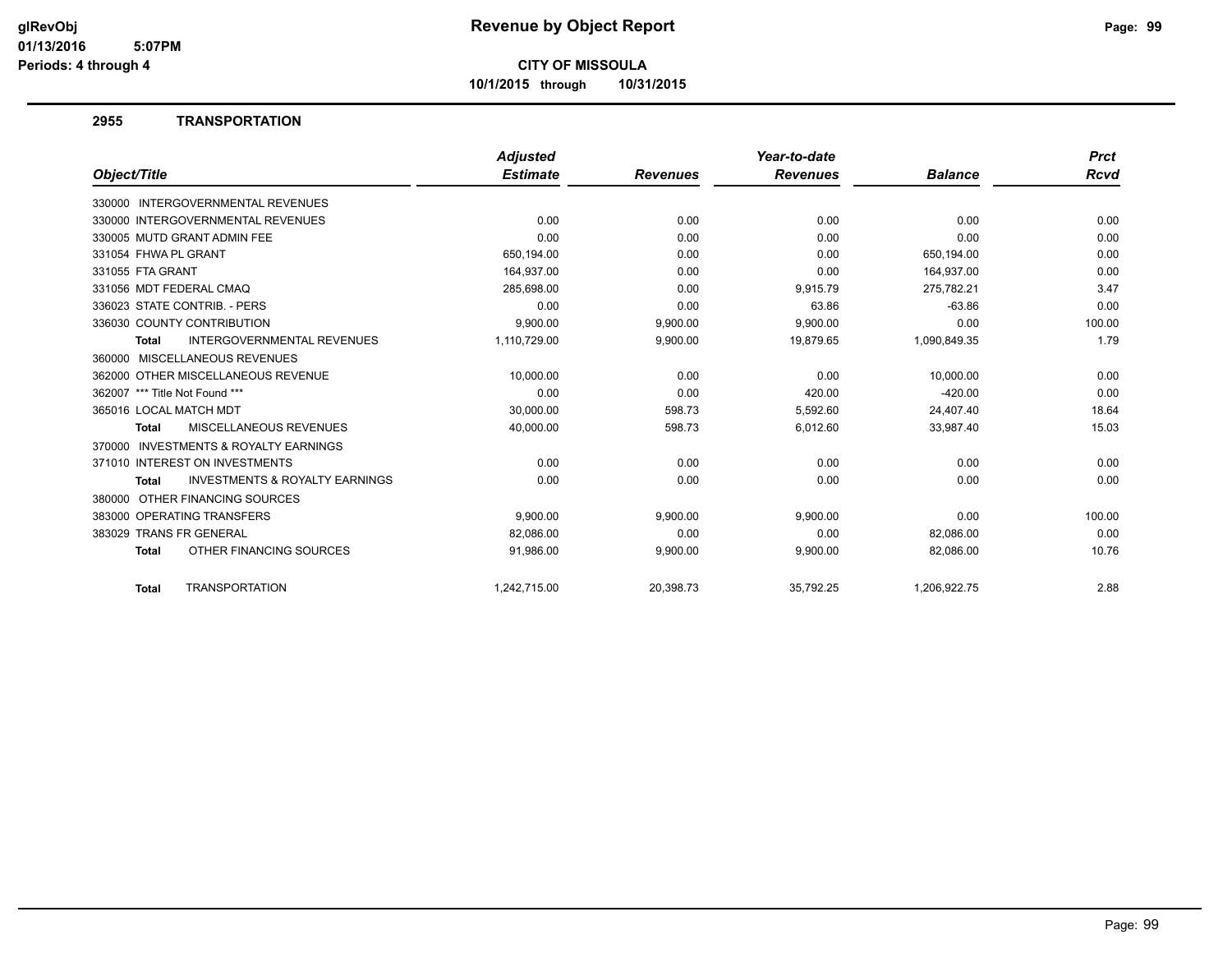# Revenue by Object Report

glRevObj
01/13/2016 5:07PM
Periods: 4 through 4

**CITY OF MISSOULA**

**10/1/2015 through 10/31/2015**

## 2955 TRANSPORTATION

| Object/Title | Adjusted Estimate | Revenues | Year-to-date Revenues | Balance | Prct Rcvd |
|---|---|---|---|---|---|
| 330000 INTERGOVERNMENTAL REVENUES | | | | | |
| 330000 INTERGOVERNMENTAL REVENUES | 0.00 | 0.00 | 0.00 | 0.00 | 0.00 |
| 330005 MUTD GRANT ADMIN FEE | 0.00 | 0.00 | 0.00 | 0.00 | 0.00 |
| 331054 FHWA PL GRANT | 650,194.00 | 0.00 | 0.00 | 650,194.00 | 0.00 |
| 331055 FTA GRANT | 164,937.00 | 0.00 | 0.00 | 164,937.00 | 0.00 |
| 331056 MDT FEDERAL CMAQ | 285,698.00 | 0.00 | 9,915.79 | 275,782.21 | 3.47 |
| 336023 STATE CONTRIB. - PERS | 0.00 | 0.00 | 63.86 | -63.86 | 0.00 |
| 336030 COUNTY CONTRIBUTION | 9,900.00 | 9,900.00 | 9,900.00 | 0.00 | 100.00 |
| **Total** INTERGOVERNMENTAL REVENUES | 1,110,729.00 | 9,900.00 | 19,879.65 | 1,090,849.35 | 1.79 |
| 360000 MISCELLANEOUS REVENUES | | | | | |
| 362000 OTHER MISCELLANEOUS REVENUE | 10,000.00 | 0.00 | 0.00 | 10,000.00 | 0.00 |
| 362007 *** Title Not Found *** | 0.00 | 0.00 | 420.00 | -420.00 | 0.00 |
| 365016 LOCAL MATCH MDT | 30,000.00 | 598.73 | 5,592.60 | 24,407.40 | 18.64 |
| **Total** MISCELLANEOUS REVENUES | 40,000.00 | 598.73 | 6,012.60 | 33,987.40 | 15.03 |
| 370000 INVESTMENTS & ROYALTY EARNINGS | | | | | |
| 371010 INTEREST ON INVESTMENTS | 0.00 | 0.00 | 0.00 | 0.00 | 0.00 |
| **Total** INVESTMENTS & ROYALTY EARNINGS | 0.00 | 0.00 | 0.00 | 0.00 | 0.00 |
| 380000 OTHER FINANCING SOURCES | | | | | |
| 383000 OPERATING TRANSFERS | 9,900.00 | 9,900.00 | 9,900.00 | 0.00 | 100.00 |
| 383029 TRANS FR GENERAL | 82,086.00 | 0.00 | 0.00 | 82,086.00 | 0.00 |
| **Total** OTHER FINANCING SOURCES | 91,986.00 | 9,900.00 | 9,900.00 | 82,086.00 | 10.76 |
| **Total** TRANSPORTATION | 1,242,715.00 | 20,398.73 | 35,792.25 | 1,206,922.75 | 2.88 |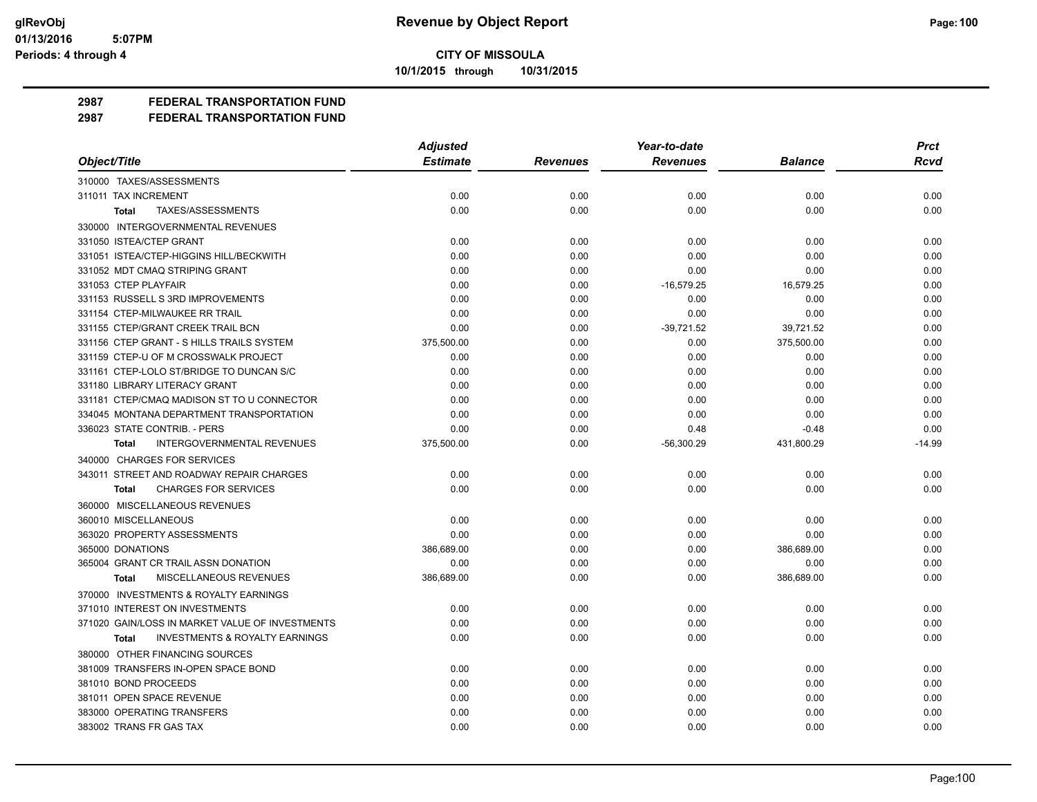# CITY OF MISSOULA

10/1/2015 through 10/31/2015

## 2987 FEDERAL TRANSPORTATION FUND
## 2987 FEDERAL TRANSPORTATION FUND

| Object/Title | Adjusted Estimate | Revenues | Year-to-date Revenues | Balance | Prct Rcvd |
|---|---|---|---|---|---|
| 310000 TAXES/ASSESSMENTS | | | | | |
| 311011 TAX INCREMENT | 0.00 | 0.00 | 0.00 | 0.00 | 0.00 |
| **Total** TAXES/ASSESSMENTS | 0.00 | 0.00 | 0.00 | 0.00 | 0.00 |
| 330000 INTERGOVERNMENTAL REVENUES | | | | | |
| 331050 ISTEA/CTEP GRANT | 0.00 | 0.00 | 0.00 | 0.00 | 0.00 |
| 331051 ISTEA/CTEP-HIGGINS HILL/BECKWITH | 0.00 | 0.00 | 0.00 | 0.00 | 0.00 |
| 331052 MDT CMAQ STRIPING GRANT | 0.00 | 0.00 | 0.00 | 0.00 | 0.00 |
| 331053 CTEP PLAYFAIR | 0.00 | 0.00 | -16,579.25 | 16,579.25 | 0.00 |
| 331153 RUSSELL S 3RD IMPROVEMENTS | 0.00 | 0.00 | 0.00 | 0.00 | 0.00 |
| 331154 CTEP-MILWAUKEE RR TRAIL | 0.00 | 0.00 | 0.00 | 0.00 | 0.00 |
| 331155 CTEP/GRANT CREEK TRAIL BCN | 0.00 | 0.00 | -39,721.52 | 39,721.52 | 0.00 |
| 331156 CTEP GRANT - S HILLS TRAILS SYSTEM | 375,500.00 | 0.00 | 0.00 | 375,500.00 | 0.00 |
| 331159 CTEP-U OF M CROSSWALK PROJECT | 0.00 | 0.00 | 0.00 | 0.00 | 0.00 |
| 331161 CTEP-LOLO ST/BRIDGE TO DUNCAN S/C | 0.00 | 0.00 | 0.00 | 0.00 | 0.00 |
| 331180 LIBRARY LITERACY GRANT | 0.00 | 0.00 | 0.00 | 0.00 | 0.00 |
| 331181 CTEP/CMAQ MADISON ST TO U CONNECTOR | 0.00 | 0.00 | 0.00 | 0.00 | 0.00 |
| 334045 MONTANA DEPARTMENT TRANSPORTATION | 0.00 | 0.00 | 0.00 | 0.00 | 0.00 |
| 336023 STATE CONTRIB. - PERS | 0.00 | 0.00 | 0.48 | -0.48 | 0.00 |
| **Total** INTERGOVERNMENTAL REVENUES | 375,500.00 | 0.00 | -56,300.29 | 431,800.29 | -14.99 |
| 340000 CHARGES FOR SERVICES | | | | | |
| 343011 STREET AND ROADWAY REPAIR CHARGES | 0.00 | 0.00 | 0.00 | 0.00 | 0.00 |
| **Total** CHARGES FOR SERVICES | 0.00 | 0.00 | 0.00 | 0.00 | 0.00 |
| 360000 MISCELLANEOUS REVENUES | | | | | |
| 360010 MISCELLANEOUS | 0.00 | 0.00 | 0.00 | 0.00 | 0.00 |
| 363020 PROPERTY ASSESSMENTS | 0.00 | 0.00 | 0.00 | 0.00 | 0.00 |
| 365000 DONATIONS | 386,689.00 | 0.00 | 0.00 | 386,689.00 | 0.00 |
| 365004 GRANT CR TRAIL ASSN DONATION | 0.00 | 0.00 | 0.00 | 0.00 | 0.00 |
| **Total** MISCELLANEOUS REVENUES | 386,689.00 | 0.00 | 0.00 | 386,689.00 | 0.00 |
| 370000 INVESTMENTS & ROYALTY EARNINGS | | | | | |
| 371010 INTEREST ON INVESTMENTS | 0.00 | 0.00 | 0.00 | 0.00 | 0.00 |
| 371020 GAIN/LOSS IN MARKET VALUE OF INVESTMENTS | 0.00 | 0.00 | 0.00 | 0.00 | 0.00 |
| **Total** INVESTMENTS & ROYALTY EARNINGS | 0.00 | 0.00 | 0.00 | 0.00 | 0.00 |
| 380000 OTHER FINANCING SOURCES | | | | | |
| 381009 TRANSFERS IN-OPEN SPACE BOND | 0.00 | 0.00 | 0.00 | 0.00 | 0.00 |
| 381010 BOND PROCEEDS | 0.00 | 0.00 | 0.00 | 0.00 | 0.00 |
| 381011 OPEN SPACE REVENUE | 0.00 | 0.00 | 0.00 | 0.00 | 0.00 |
| 383000 OPERATING TRANSFERS | 0.00 | 0.00 | 0.00 | 0.00 | 0.00 |
| 383002 TRANS FR GAS TAX | 0.00 | 0.00 | 0.00 | 0.00 | 0.00 |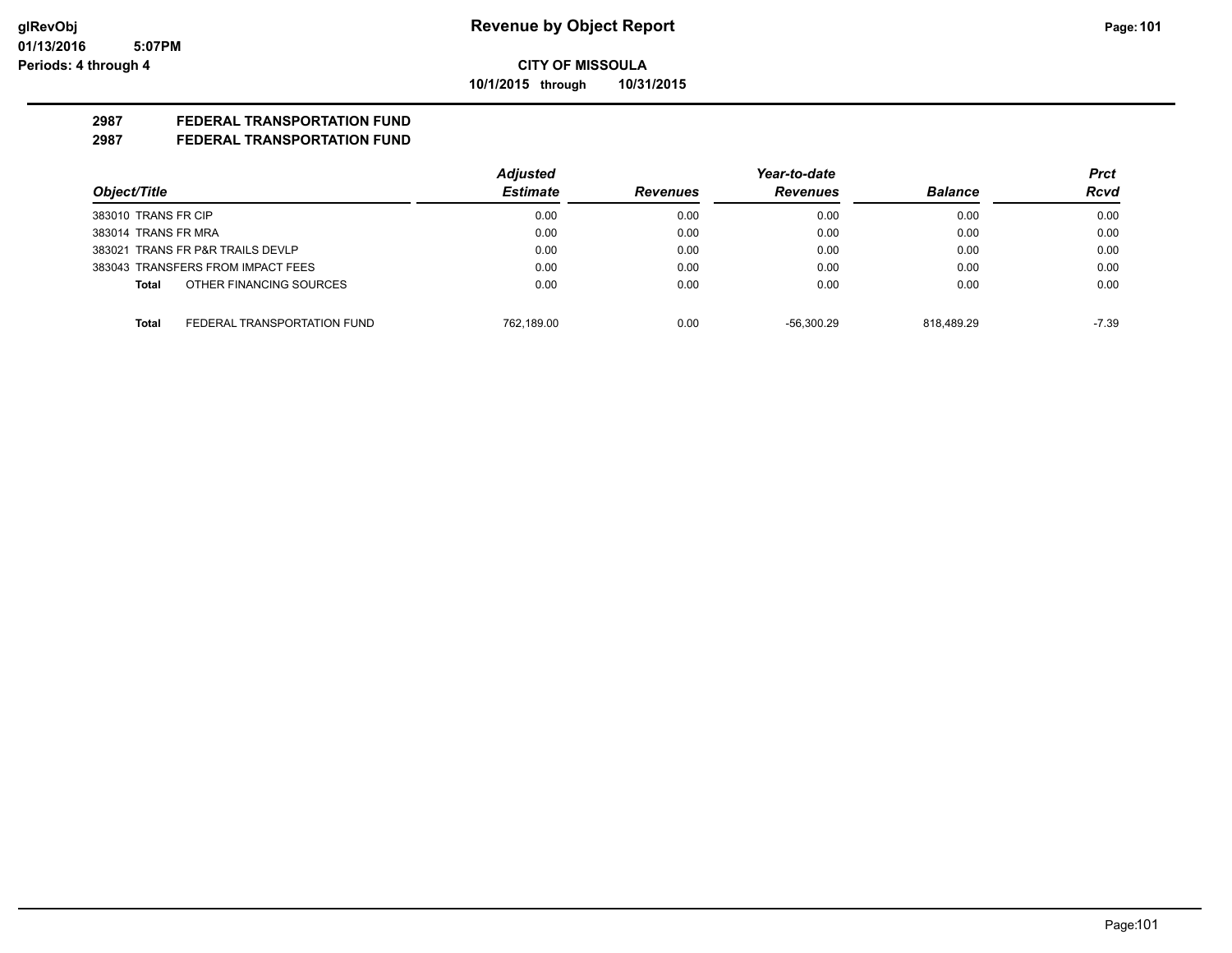glRevObj
01/13/2016 5:07PM
Periods: 4 through 4

# Revenue by Object Report

**CITY OF MISSOULA**

**10/1/2015 through 10/31/2015**

**2987 FEDERAL TRANSPORTATION FUND**

**2987 FEDERAL TRANSPORTATION FUND**

| Object/Title | | Adjusted Estimate | Revenues | Year-to-date Revenues | Balance | Prct Rcvd |
|---|---|---|---|---|---|---|
| 383010 TRANS FR CIP | | 0.00 | 0.00 | 0.00 | 0.00 | 0.00 |
| 383014 TRANS FR MRA | | 0.00 | 0.00 | 0.00 | 0.00 | 0.00 |
| 383021 TRANS FR P&R TRAILS DEVLP | | 0.00 | 0.00 | 0.00 | 0.00 | 0.00 |
| 383043 TRANSFERS FROM IMPACT FEES | | 0.00 | 0.00 | 0.00 | 0.00 | 0.00 |
| **Total** | OTHER FINANCING SOURCES | 0.00 | 0.00 | 0.00 | 0.00 | 0.00 |
| **Total** | FEDERAL TRANSPORTATION FUND | 762,189.00 | 0.00 | -56,300.29 | 818,489.29 | -7.39 |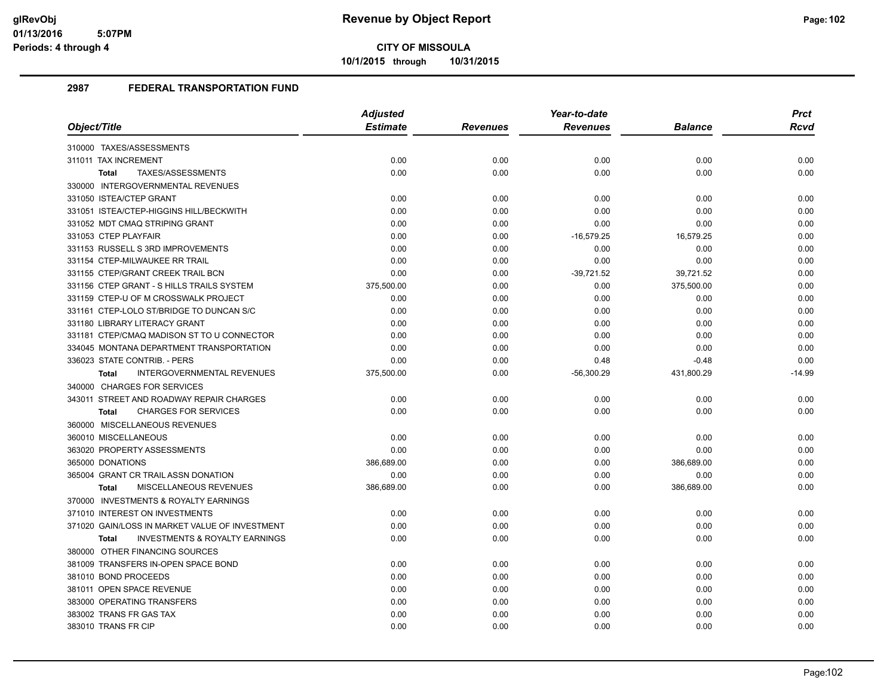**CITY OF MISSOULA**

**10/1/2015 through 10/31/2015**

## 2987 FEDERAL TRANSPORTATION FUND

| Object/Title | Adjusted Estimate | Revenues | Year-to-date Revenues | Balance | Prct Rcvd |
|---|---|---|---|---|---|
| 310000 TAXES/ASSESSMENTS | | | | | |
| 311011 TAX INCREMENT | 0.00 | 0.00 | 0.00 | 0.00 | 0.00 |
| **Total** TAXES/ASSESSMENTS | 0.00 | 0.00 | 0.00 | 0.00 | 0.00 |
| 330000 INTERGOVERNMENTAL REVENUES | | | | | |
| 331050 ISTEA/CTEP GRANT | 0.00 | 0.00 | 0.00 | 0.00 | 0.00 |
| 331051 ISTEA/CTEP-HIGGINS HILL/BECKWITH | 0.00 | 0.00 | 0.00 | 0.00 | 0.00 |
| 331052 MDT CMAQ STRIPING GRANT | 0.00 | 0.00 | 0.00 | 0.00 | 0.00 |
| 331053 CTEP PLAYFAIR | 0.00 | 0.00 | -16,579.25 | 16,579.25 | 0.00 |
| 331153 RUSSELL S 3RD IMPROVEMENTS | 0.00 | 0.00 | 0.00 | 0.00 | 0.00 |
| 331154 CTEP-MILWAUKEE RR TRAIL | 0.00 | 0.00 | 0.00 | 0.00 | 0.00 |
| 331155 CTEP/GRANT CREEK TRAIL BCN | 0.00 | 0.00 | -39,721.52 | 39,721.52 | 0.00 |
| 331156 CTEP GRANT - S HILLS TRAILS SYSTEM | 375,500.00 | 0.00 | 0.00 | 375,500.00 | 0.00 |
| 331159 CTEP-U OF M CROSSWALK PROJECT | 0.00 | 0.00 | 0.00 | 0.00 | 0.00 |
| 331161 CTEP-LOLO ST/BRIDGE TO DUNCAN S/C | 0.00 | 0.00 | 0.00 | 0.00 | 0.00 |
| 331180 LIBRARY LITERACY GRANT | 0.00 | 0.00 | 0.00 | 0.00 | 0.00 |
| 331181 CTEP/CMAQ MADISON ST TO U CONNECTOR | 0.00 | 0.00 | 0.00 | 0.00 | 0.00 |
| 334045 MONTANA DEPARTMENT TRANSPORTATION | 0.00 | 0.00 | 0.00 | 0.00 | 0.00 |
| 336023 STATE CONTRIB. - PERS | 0.00 | 0.00 | 0.48 | -0.48 | 0.00 |
| **Total** INTERGOVERNMENTAL REVENUES | 375,500.00 | 0.00 | -56,300.29 | 431,800.29 | -14.99 |
| 340000 CHARGES FOR SERVICES | | | | | |
| 343011 STREET AND ROADWAY REPAIR CHARGES | 0.00 | 0.00 | 0.00 | 0.00 | 0.00 |
| **Total** CHARGES FOR SERVICES | 0.00 | 0.00 | 0.00 | 0.00 | 0.00 |
| 360000 MISCELLANEOUS REVENUES | | | | | |
| 360010 MISCELLANEOUS | 0.00 | 0.00 | 0.00 | 0.00 | 0.00 |
| 363020 PROPERTY ASSESSMENTS | 0.00 | 0.00 | 0.00 | 0.00 | 0.00 |
| 365000 DONATIONS | 386,689.00 | 0.00 | 0.00 | 386,689.00 | 0.00 |
| 365004 GRANT CR TRAIL ASSN DONATION | 0.00 | 0.00 | 0.00 | 0.00 | 0.00 |
| **Total** MISCELLANEOUS REVENUES | 386,689.00 | 0.00 | 0.00 | 386,689.00 | 0.00 |
| 370000 INVESTMENTS & ROYALTY EARNINGS | | | | | |
| 371010 INTEREST ON INVESTMENTS | 0.00 | 0.00 | 0.00 | 0.00 | 0.00 |
| 371020 GAIN/LOSS IN MARKET VALUE OF INVESTMENT | 0.00 | 0.00 | 0.00 | 0.00 | 0.00 |
| **Total** INVESTMENTS & ROYALTY EARNINGS | 0.00 | 0.00 | 0.00 | 0.00 | 0.00 |
| 380000 OTHER FINANCING SOURCES | | | | | |
| 381009 TRANSFERS IN-OPEN SPACE BOND | 0.00 | 0.00 | 0.00 | 0.00 | 0.00 |
| 381010 BOND PROCEEDS | 0.00 | 0.00 | 0.00 | 0.00 | 0.00 |
| 381011 OPEN SPACE REVENUE | 0.00 | 0.00 | 0.00 | 0.00 | 0.00 |
| 383000 OPERATING TRANSFERS | 0.00 | 0.00 | 0.00 | 0.00 | 0.00 |
| 383002 TRANS FR GAS TAX | 0.00 | 0.00 | 0.00 | 0.00 | 0.00 |
| 383010 TRANS FR CIP | 0.00 | 0.00 | 0.00 | 0.00 | 0.00 |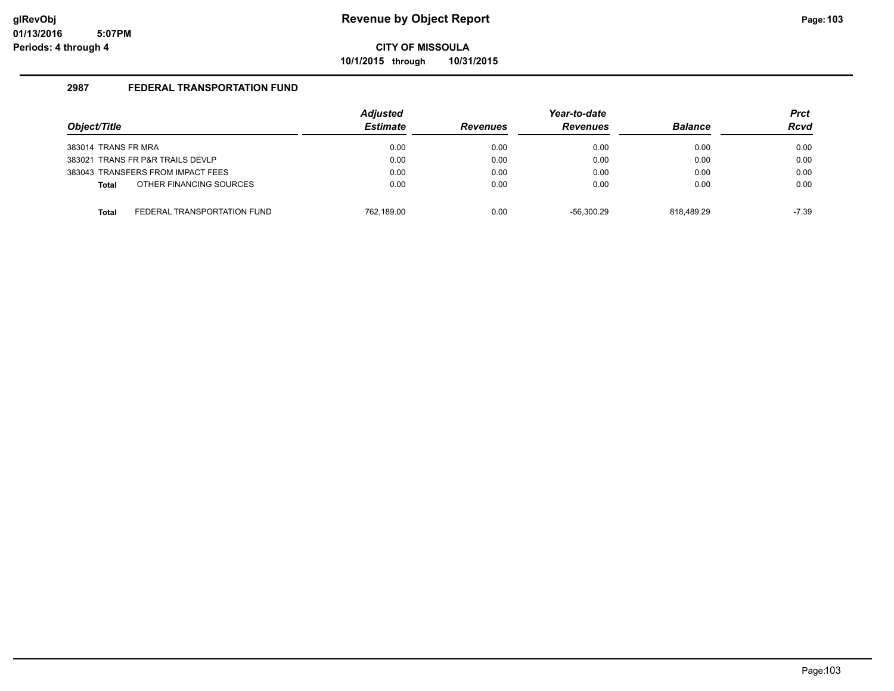**Revenue by Object Report**

**CITY OF MISSOULA**

**10/1/2015 through 10/31/2015**

## 2987 FEDERAL TRANSPORTATION FUND

| Object/Title | | Adjusted Estimate | Revenues | Year-to-date Revenues | Balance | Prct Rcvd |
|---|---|---|---|---|---|---|
| 383014 TRANS FR MRA | | 0.00 | 0.00 | 0.00 | 0.00 | 0.00 |
| 383021 TRANS FR P&R TRAILS DEVLP | | 0.00 | 0.00 | 0.00 | 0.00 | 0.00 |
| 383043 TRANSFERS FROM IMPACT FEES | | 0.00 | 0.00 | 0.00 | 0.00 | 0.00 |
| **Total** | OTHER FINANCING SOURCES | 0.00 | 0.00 | 0.00 | 0.00 | 0.00 |
| **Total** | FEDERAL TRANSPORTATION FUND | 762,189.00 | 0.00 | -56,300.29 | 818,489.29 | -7.39 |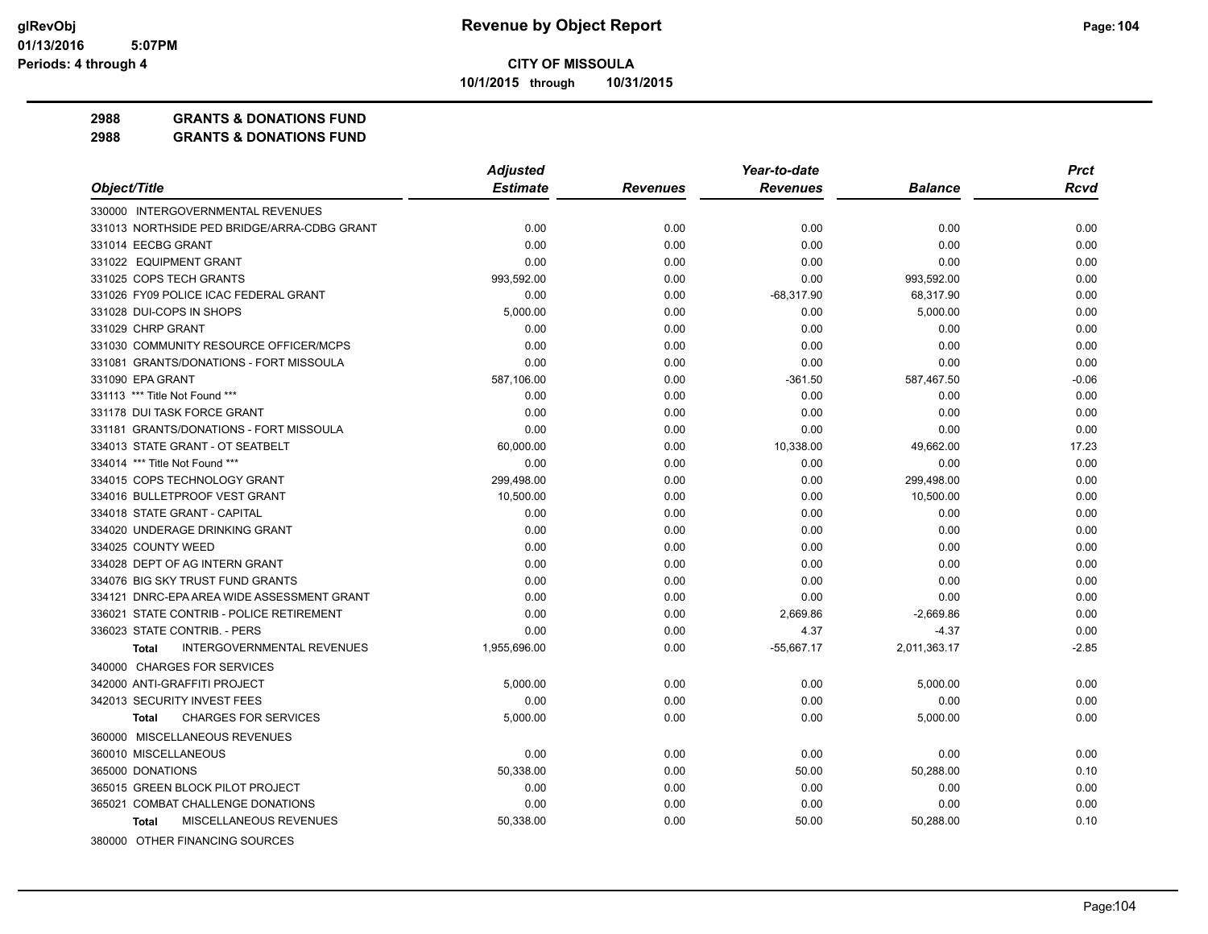# Revenue by Object Report

**CITY OF MISSOULA**

10/1/2015 through 10/31/2015

glRevObj
01/13/2016 5:07PM
Periods: 4 through 4

## 2988 GRANTS & DONATIONS FUND
## 2988 GRANTS & DONATIONS FUND

| Object/Title | Adjusted Estimate | Revenues | Year-to-date Revenues | Balance | Prct Rcvd |
|---|---|---|---|---|---|
| 330000 INTERGOVERNMENTAL REVENUES | | | | | |
| 331013 NORTHSIDE PED BRIDGE/ARRA-CDBG GRANT | 0.00 | 0.00 | 0.00 | 0.00 | 0.00 |
| 331014 EECBG GRANT | 0.00 | 0.00 | 0.00 | 0.00 | 0.00 |
| 331022 EQUIPMENT GRANT | 0.00 | 0.00 | 0.00 | 0.00 | 0.00 |
| 331025 COPS TECH GRANTS | 993,592.00 | 0.00 | 0.00 | 993,592.00 | 0.00 |
| 331026 FY09 POLICE ICAC FEDERAL GRANT | 0.00 | 0.00 | -68,317.90 | 68,317.90 | 0.00 |
| 331028 DUI-COPS IN SHOPS | 5,000.00 | 0.00 | 0.00 | 5,000.00 | 0.00 |
| 331029 CHRP GRANT | 0.00 | 0.00 | 0.00 | 0.00 | 0.00 |
| 331030 COMMUNITY RESOURCE OFFICER/MCPS | 0.00 | 0.00 | 0.00 | 0.00 | 0.00 |
| 331081 GRANTS/DONATIONS - FORT MISSOULA | 0.00 | 0.00 | 0.00 | 0.00 | 0.00 |
| 331090 EPA GRANT | 587,106.00 | 0.00 | -361.50 | 587,467.50 | -0.06 |
| 331113 *** Title Not Found *** | 0.00 | 0.00 | 0.00 | 0.00 | 0.00 |
| 331178 DUI TASK FORCE GRANT | 0.00 | 0.00 | 0.00 | 0.00 | 0.00 |
| 331181 GRANTS/DONATIONS - FORT MISSOULA | 0.00 | 0.00 | 0.00 | 0.00 | 0.00 |
| 334013 STATE GRANT - OT SEATBELT | 60,000.00 | 0.00 | 10,338.00 | 49,662.00 | 17.23 |
| 334014 *** Title Not Found *** | 0.00 | 0.00 | 0.00 | 0.00 | 0.00 |
| 334015 COPS TECHNOLOGY GRANT | 299,498.00 | 0.00 | 0.00 | 299,498.00 | 0.00 |
| 334016 BULLETPROOF VEST GRANT | 10,500.00 | 0.00 | 0.00 | 10,500.00 | 0.00 |
| 334018 STATE GRANT - CAPITAL | 0.00 | 0.00 | 0.00 | 0.00 | 0.00 |
| 334020 UNDERAGE DRINKING GRANT | 0.00 | 0.00 | 0.00 | 0.00 | 0.00 |
| 334025 COUNTY WEED | 0.00 | 0.00 | 0.00 | 0.00 | 0.00 |
| 334028 DEPT OF AG INTERN GRANT | 0.00 | 0.00 | 0.00 | 0.00 | 0.00 |
| 334076 BIG SKY TRUST FUND GRANTS | 0.00 | 0.00 | 0.00 | 0.00 | 0.00 |
| 334121 DNRC-EPA AREA WIDE ASSESSMENT GRANT | 0.00 | 0.00 | 0.00 | 0.00 | 0.00 |
| 336021 STATE CONTRIB - POLICE RETIREMENT | 0.00 | 0.00 | 2,669.86 | -2,669.86 | 0.00 |
| 336023 STATE CONTRIB. - PERS | 0.00 | 0.00 | 4.37 | -4.37 | 0.00 |
| **Total** INTERGOVERNMENTAL REVENUES | 1,955,696.00 | 0.00 | -55,667.17 | 2,011,363.17 | -2.85 |
| 340000 CHARGES FOR SERVICES | | | | | |
| 342000 ANTI-GRAFFITI PROJECT | 5,000.00 | 0.00 | 0.00 | 5,000.00 | 0.00 |
| 342013 SECURITY INVEST FEES | 0.00 | 0.00 | 0.00 | 0.00 | 0.00 |
| **Total** CHARGES FOR SERVICES | 5,000.00 | 0.00 | 0.00 | 5,000.00 | 0.00 |
| 360000 MISCELLANEOUS REVENUES | | | | | |
| 360010 MISCELLANEOUS | 0.00 | 0.00 | 0.00 | 0.00 | 0.00 |
| 365000 DONATIONS | 50,338.00 | 0.00 | 50.00 | 50,288.00 | 0.10 |
| 365015 GREEN BLOCK PILOT PROJECT | 0.00 | 0.00 | 0.00 | 0.00 | 0.00 |
| 365021 COMBAT CHALLENGE DONATIONS | 0.00 | 0.00 | 0.00 | 0.00 | 0.00 |
| **Total** MISCELLANEOUS REVENUES | 50,338.00 | 0.00 | 50.00 | 50,288.00 | 0.10 |
| 380000 OTHER FINANCING SOURCES | | | | | |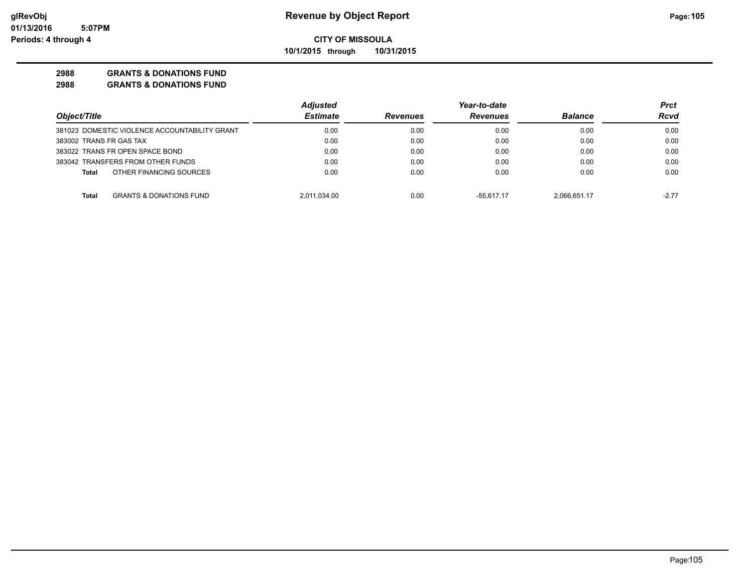**CITY OF MISSOULA**

**10/1/2015 through 10/31/2015**

**2988 GRANTS & DONATIONS FUND**

**2988 GRANTS & DONATIONS FUND**

| Object/Title | Adjusted Estimate | Revenues | Year-to-date Revenues | Balance | Prct Rcvd |
|---|---|---|---|---|---|
| 381023 DOMESTIC VIOLENCE ACCOUNTABILITY GRANT | 0.00 | 0.00 | 0.00 | 0.00 | 0.00 |
| 383002 TRANS FR GAS TAX | 0.00 | 0.00 | 0.00 | 0.00 | 0.00 |
| 383022 TRANS FR OPEN SPACE BOND | 0.00 | 0.00 | 0.00 | 0.00 | 0.00 |
| 383042 TRANSFERS FROM OTHER FUNDS | 0.00 | 0.00 | 0.00 | 0.00 | 0.00 |
| **Total** OTHER FINANCING SOURCES | 0.00 | 0.00 | 0.00 | 0.00 | 0.00 |
| **Total** GRANTS & DONATIONS FUND | 2,011,034.00 | 0.00 | -55,617.17 | 2,066,651.17 | -2.77 |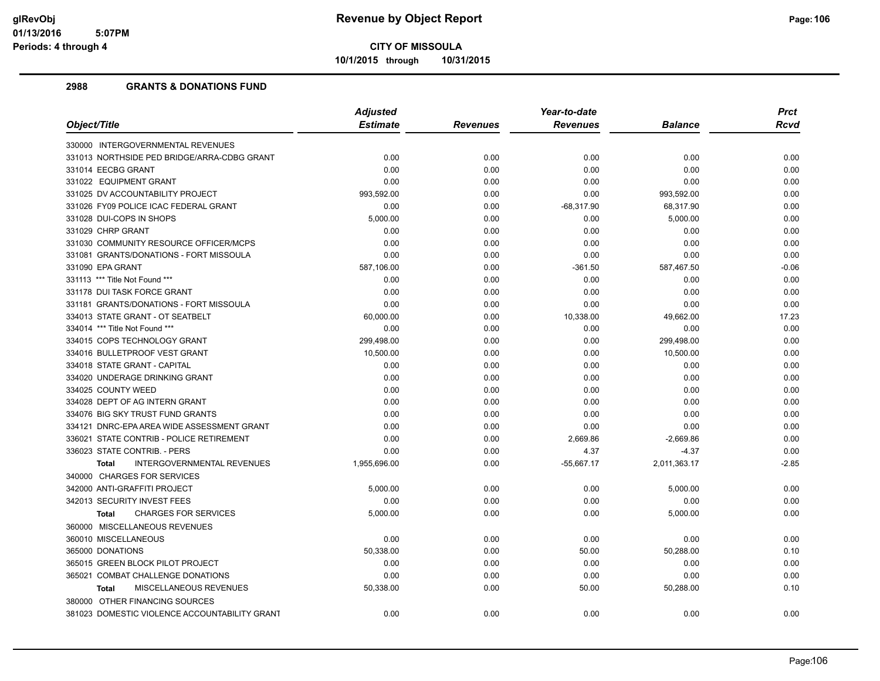**Revenue by Object Report**

**CITY OF MISSOULA**

**10/1/2015 through 10/31/2015**

glRevObj
01/13/2016 5:07PM
Periods: 4 through 4

## 2988 GRANTS & DONATIONS FUND

| Object/Title | Adjusted Estimate | Revenues | Year-to-date Revenues | Balance | Prct Rcvd |
|---|---|---|---|---|---|
| 330000 INTERGOVERNMENTAL REVENUES | | | | | |
| 331013 NORTHSIDE PED BRIDGE/ARRA-CDBG GRANT | 0.00 | 0.00 | 0.00 | 0.00 | 0.00 |
| 331014 EECBG GRANT | 0.00 | 0.00 | 0.00 | 0.00 | 0.00 |
| 331022 EQUIPMENT GRANT | 0.00 | 0.00 | 0.00 | 0.00 | 0.00 |
| 331025 DV ACCOUNTABILITY PROJECT | 993,592.00 | 0.00 | 0.00 | 993,592.00 | 0.00 |
| 331026 FY09 POLICE ICAC FEDERAL GRANT | 0.00 | 0.00 | -68,317.90 | 68,317.90 | 0.00 |
| 331028 DUI-COPS IN SHOPS | 5,000.00 | 0.00 | 0.00 | 5,000.00 | 0.00 |
| 331029 CHRP GRANT | 0.00 | 0.00 | 0.00 | 0.00 | 0.00 |
| 331030 COMMUNITY RESOURCE OFFICER/MCPS | 0.00 | 0.00 | 0.00 | 0.00 | 0.00 |
| 331081 GRANTS/DONATIONS - FORT MISSOULA | 0.00 | 0.00 | 0.00 | 0.00 | 0.00 |
| 331090 EPA GRANT | 587,106.00 | 0.00 | -361.50 | 587,467.50 | -0.06 |
| 331113 *** Title Not Found *** | 0.00 | 0.00 | 0.00 | 0.00 | 0.00 |
| 331178 DUI TASK FORCE GRANT | 0.00 | 0.00 | 0.00 | 0.00 | 0.00 |
| 331181 GRANTS/DONATIONS - FORT MISSOULA | 0.00 | 0.00 | 0.00 | 0.00 | 0.00 |
| 334013 STATE GRANT - OT SEATBELT | 60,000.00 | 0.00 | 10,338.00 | 49,662.00 | 17.23 |
| 334014 *** Title Not Found *** | 0.00 | 0.00 | 0.00 | 0.00 | 0.00 |
| 334015 COPS TECHNOLOGY GRANT | 299,498.00 | 0.00 | 0.00 | 299,498.00 | 0.00 |
| 334016 BULLETPROOF VEST GRANT | 10,500.00 | 0.00 | 0.00 | 10,500.00 | 0.00 |
| 334018 STATE GRANT - CAPITAL | 0.00 | 0.00 | 0.00 | 0.00 | 0.00 |
| 334020 UNDERAGE DRINKING GRANT | 0.00 | 0.00 | 0.00 | 0.00 | 0.00 |
| 334025 COUNTY WEED | 0.00 | 0.00 | 0.00 | 0.00 | 0.00 |
| 334028 DEPT OF AG INTERN GRANT | 0.00 | 0.00 | 0.00 | 0.00 | 0.00 |
| 334076 BIG SKY TRUST FUND GRANTS | 0.00 | 0.00 | 0.00 | 0.00 | 0.00 |
| 334121 DNRC-EPA AREA WIDE ASSESSMENT GRANT | 0.00 | 0.00 | 0.00 | 0.00 | 0.00 |
| 336021 STATE CONTRIB - POLICE RETIREMENT | 0.00 | 0.00 | 2,669.86 | -2,669.86 | 0.00 |
| 336023 STATE CONTRIB. - PERS | 0.00 | 0.00 | 4.37 | -4.37 | 0.00 |
| **Total** INTERGOVERNMENTAL REVENUES | 1,955,696.00 | 0.00 | -55,667.17 | 2,011,363.17 | -2.85 |
| 340000 CHARGES FOR SERVICES | | | | | |
| 342000 ANTI-GRAFFITI PROJECT | 5,000.00 | 0.00 | 0.00 | 5,000.00 | 0.00 |
| 342013 SECURITY INVEST FEES | 0.00 | 0.00 | 0.00 | 0.00 | 0.00 |
| **Total** CHARGES FOR SERVICES | 5,000.00 | 0.00 | 0.00 | 5,000.00 | 0.00 |
| 360000 MISCELLANEOUS REVENUES | | | | | |
| 360010 MISCELLANEOUS | 0.00 | 0.00 | 0.00 | 0.00 | 0.00 |
| 365000 DONATIONS | 50,338.00 | 0.00 | 50.00 | 50,288.00 | 0.10 |
| 365015 GREEN BLOCK PILOT PROJECT | 0.00 | 0.00 | 0.00 | 0.00 | 0.00 |
| 365021 COMBAT CHALLENGE DONATIONS | 0.00 | 0.00 | 0.00 | 0.00 | 0.00 |
| **Total** MISCELLANEOUS REVENUES | 50,338.00 | 0.00 | 50.00 | 50,288.00 | 0.10 |
| 380000 OTHER FINANCING SOURCES | | | | | |
| 381023 DOMESTIC VIOLENCE ACCOUNTABILITY GRANT | 0.00 | 0.00 | 0.00 | 0.00 | 0.00 |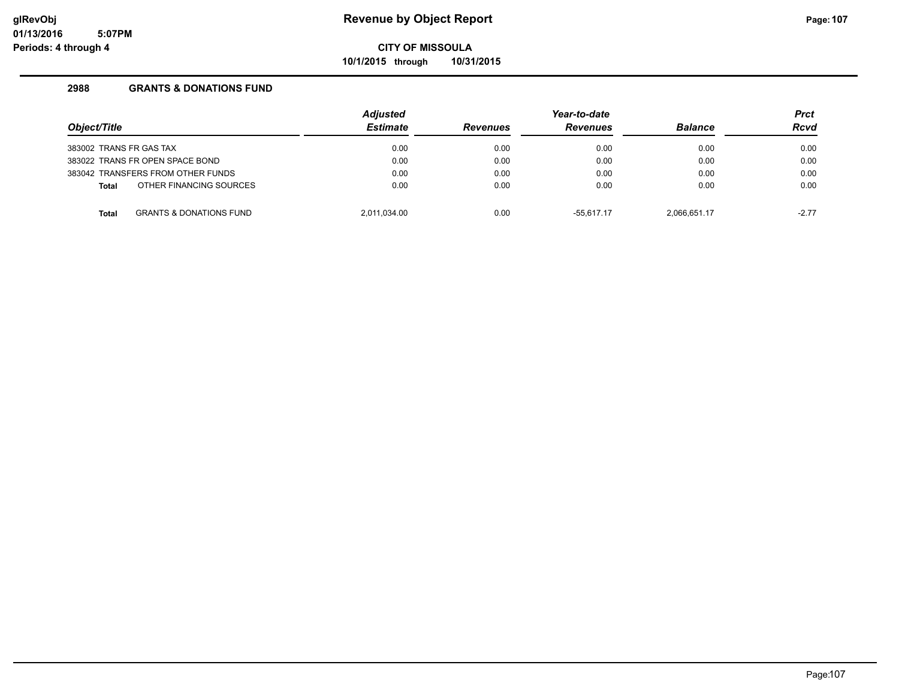# Revenue by Object Report

**CITY OF MISSOULA**

**10/1/2015 through 10/31/2015**

glRevObj
01/13/2016 5:07PM
Periods: 4 through 4

### 2988 GRANTS & DONATIONS FUND

| Object/Title | Adjusted Estimate | Revenues | Year-to-date Revenues | Balance | Prct Rcvd |
|---|---|---|---|---|---|
| 383002 TRANS FR GAS TAX | 0.00 | 0.00 | 0.00 | 0.00 | 0.00 |
| 383022 TRANS FR OPEN SPACE BOND | 0.00 | 0.00 | 0.00 | 0.00 | 0.00 |
| 383042 TRANSFERS FROM OTHER FUNDS | 0.00 | 0.00 | 0.00 | 0.00 | 0.00 |
| **Total** OTHER FINANCING SOURCES | 0.00 | 0.00 | 0.00 | 0.00 | 0.00 |
| **Total** GRANTS & DONATIONS FUND | 2,011,034.00 | 0.00 | -55,617.17 | 2,066,651.17 | -2.77 |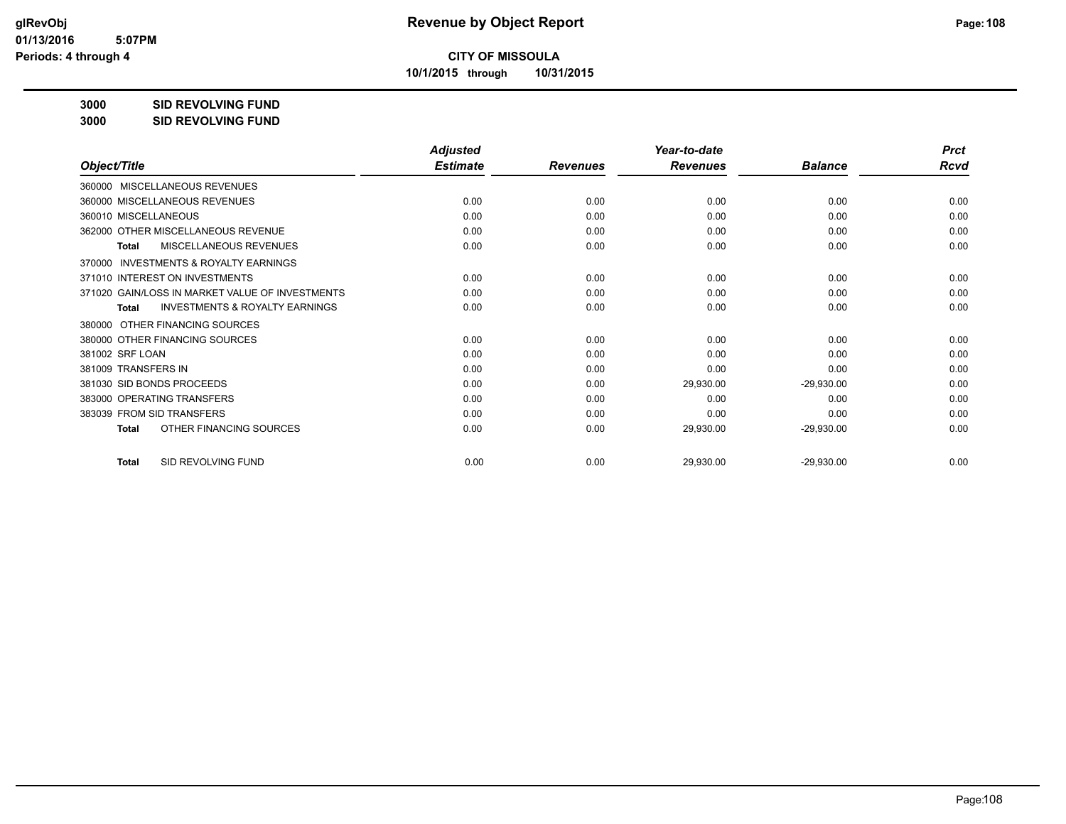# CITY OF MISSOULA

**10/1/2015 through 10/31/2015**

**3000 SID REVOLVING FUND**

**3000 SID REVOLVING FUND**

| Object/Title | Adjusted Estimate | Revenues | Year-to-date Revenues | Balance | Prct Rcvd |
|---|---|---|---|---|---|
| 360000 MISCELLANEOUS REVENUES | | | | | |
| 360000 MISCELLANEOUS REVENUES | 0.00 | 0.00 | 0.00 | 0.00 | 0.00 |
| 360010 MISCELLANEOUS | 0.00 | 0.00 | 0.00 | 0.00 | 0.00 |
| 362000 OTHER MISCELLANEOUS REVENUE | 0.00 | 0.00 | 0.00 | 0.00 | 0.00 |
| **Total** MISCELLANEOUS REVENUES | 0.00 | 0.00 | 0.00 | 0.00 | 0.00 |
| 370000 INVESTMENTS & ROYALTY EARNINGS | | | | | |
| 371010 INTEREST ON INVESTMENTS | 0.00 | 0.00 | 0.00 | 0.00 | 0.00 |
| 371020 GAIN/LOSS IN MARKET VALUE OF INVESTMENTS | 0.00 | 0.00 | 0.00 | 0.00 | 0.00 |
| **Total** INVESTMENTS & ROYALTY EARNINGS | 0.00 | 0.00 | 0.00 | 0.00 | 0.00 |
| 380000 OTHER FINANCING SOURCES | | | | | |
| 380000 OTHER FINANCING SOURCES | 0.00 | 0.00 | 0.00 | 0.00 | 0.00 |
| 381002 SRF LOAN | 0.00 | 0.00 | 0.00 | 0.00 | 0.00 |
| 381009 TRANSFERS IN | 0.00 | 0.00 | 0.00 | 0.00 | 0.00 |
| 381030 SID BONDS PROCEEDS | 0.00 | 0.00 | 29,930.00 | -29,930.00 | 0.00 |
| 383000 OPERATING TRANSFERS | 0.00 | 0.00 | 0.00 | 0.00 | 0.00 |
| 383039 FROM SID TRANSFERS | 0.00 | 0.00 | 0.00 | 0.00 | 0.00 |
| **Total** OTHER FINANCING SOURCES | 0.00 | 0.00 | 29,930.00 | -29,930.00 | 0.00 |
| **Total** SID REVOLVING FUND | 0.00 | 0.00 | 29,930.00 | -29,930.00 | 0.00 |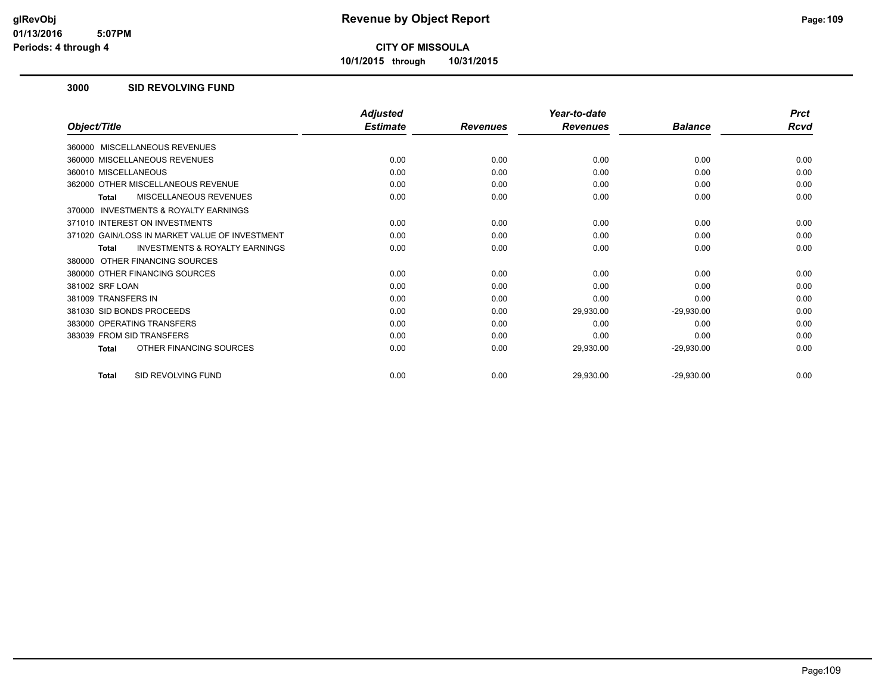# Revenue by Object Report

**CITY OF MISSOULA**

**10/1/2015 through 10/31/2015**

glRevObj
01/13/2016 5:07PM
Periods: 4 through 4

## 3000 SID REVOLVING FUND

| Object/Title | Adjusted Estimate | Revenues | Year-to-date Revenues | Balance | Prct Rcvd |
|---|---|---|---|---|---|
| 360000 MISCELLANEOUS REVENUES | | | | | |
| 360000 MISCELLANEOUS REVENUES | 0.00 | 0.00 | 0.00 | 0.00 | 0.00 |
| 360010 MISCELLANEOUS | 0.00 | 0.00 | 0.00 | 0.00 | 0.00 |
| 362000 OTHER MISCELLANEOUS REVENUE | 0.00 | 0.00 | 0.00 | 0.00 | 0.00 |
| **Total** MISCELLANEOUS REVENUES | 0.00 | 0.00 | 0.00 | 0.00 | 0.00 |
| 370000 INVESTMENTS & ROYALTY EARNINGS | | | | | |
| 371010 INTEREST ON INVESTMENTS | 0.00 | 0.00 | 0.00 | 0.00 | 0.00 |
| 371020 GAIN/LOSS IN MARKET VALUE OF INVESTMENT | 0.00 | 0.00 | 0.00 | 0.00 | 0.00 |
| **Total** INVESTMENTS & ROYALTY EARNINGS | 0.00 | 0.00 | 0.00 | 0.00 | 0.00 |
| 380000 OTHER FINANCING SOURCES | | | | | |
| 380000 OTHER FINANCING SOURCES | 0.00 | 0.00 | 0.00 | 0.00 | 0.00 |
| 381002 SRF LOAN | 0.00 | 0.00 | 0.00 | 0.00 | 0.00 |
| 381009 TRANSFERS IN | 0.00 | 0.00 | 0.00 | 0.00 | 0.00 |
| 381030 SID BONDS PROCEEDS | 0.00 | 0.00 | 29,930.00 | -29,930.00 | 0.00 |
| 383000 OPERATING TRANSFERS | 0.00 | 0.00 | 0.00 | 0.00 | 0.00 |
| 383039 FROM SID TRANSFERS | 0.00 | 0.00 | 0.00 | 0.00 | 0.00 |
| **Total** OTHER FINANCING SOURCES | 0.00 | 0.00 | 29,930.00 | -29,930.00 | 0.00 |
| **Total** SID REVOLVING FUND | 0.00 | 0.00 | 29,930.00 | -29,930.00 | 0.00 |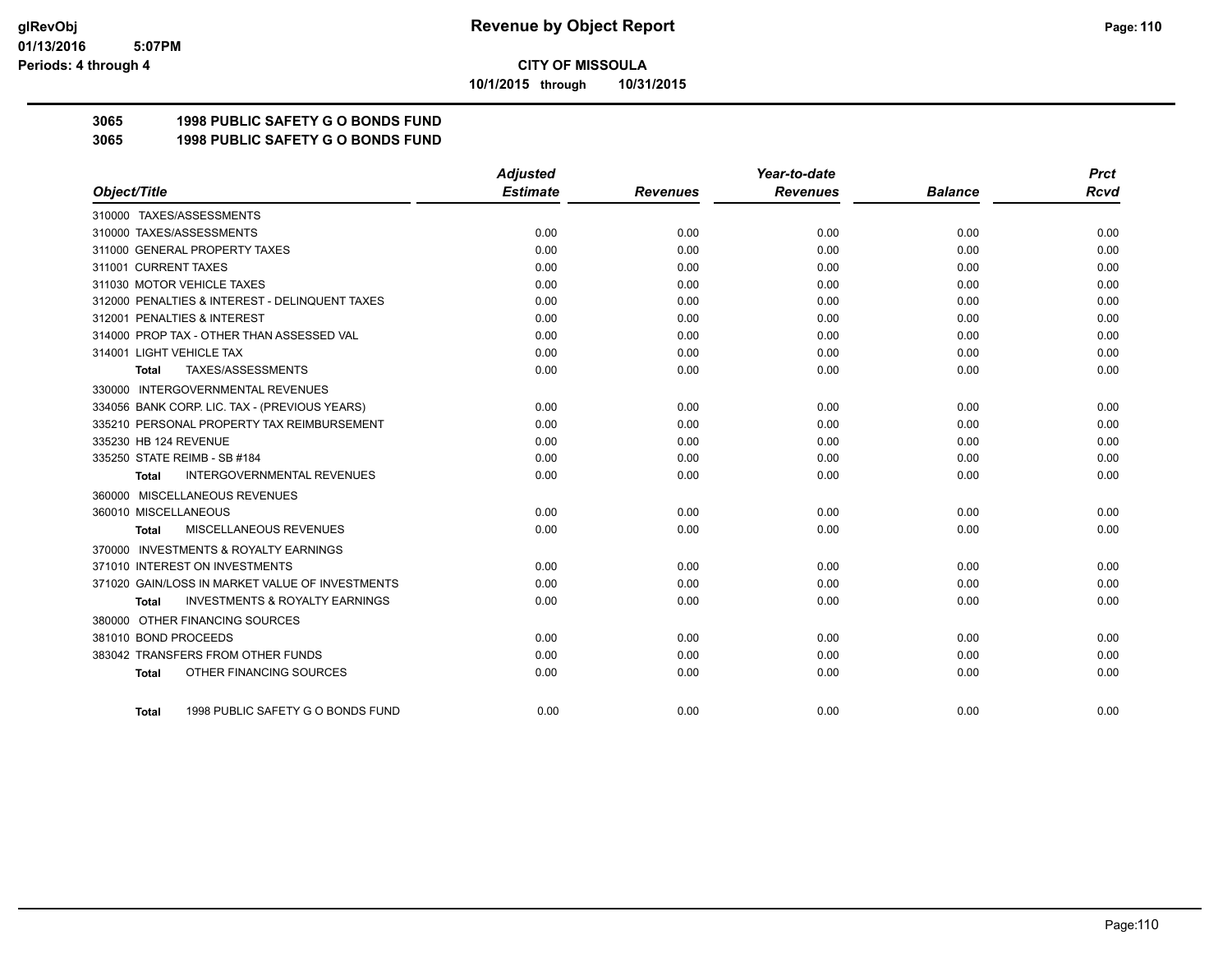**CITY OF MISSOULA**

**10/1/2015 through 10/31/2015**

## 3065 1998 PUBLIC SAFETY G O BONDS FUND

## 3065 1998 PUBLIC SAFETY G O BONDS FUND

| Object/Title | Adjusted Estimate | Revenues | Year-to-date Revenues | Balance | Prct Rcvd |
|---|---|---|---|---|---|
| 310000 TAXES/ASSESSMENTS | | | | | |
| 310000 TAXES/ASSESSMENTS | 0.00 | 0.00 | 0.00 | 0.00 | 0.00 |
| 311000 GENERAL PROPERTY TAXES | 0.00 | 0.00 | 0.00 | 0.00 | 0.00 |
| 311001 CURRENT TAXES | 0.00 | 0.00 | 0.00 | 0.00 | 0.00 |
| 311030 MOTOR VEHICLE TAXES | 0.00 | 0.00 | 0.00 | 0.00 | 0.00 |
| 312000 PENALTIES & INTEREST - DELINQUENT TAXES | 0.00 | 0.00 | 0.00 | 0.00 | 0.00 |
| 312001 PENALTIES & INTEREST | 0.00 | 0.00 | 0.00 | 0.00 | 0.00 |
| 314000 PROP TAX - OTHER THAN ASSESSED VAL | 0.00 | 0.00 | 0.00 | 0.00 | 0.00 |
| 314001 LIGHT VEHICLE TAX | 0.00 | 0.00 | 0.00 | 0.00 | 0.00 |
| **Total** TAXES/ASSESSMENTS | 0.00 | 0.00 | 0.00 | 0.00 | 0.00 |
| 330000 INTERGOVERNMENTAL REVENUES | | | | | |
| 334056 BANK CORP. LIC. TAX - (PREVIOUS YEARS) | 0.00 | 0.00 | 0.00 | 0.00 | 0.00 |
| 335210 PERSONAL PROPERTY TAX REIMBURSEMENT | 0.00 | 0.00 | 0.00 | 0.00 | 0.00 |
| 335230 HB 124 REVENUE | 0.00 | 0.00 | 0.00 | 0.00 | 0.00 |
| 335250 STATE REIMB - SB #184 | 0.00 | 0.00 | 0.00 | 0.00 | 0.00 |
| **Total** INTERGOVERNMENTAL REVENUES | 0.00 | 0.00 | 0.00 | 0.00 | 0.00 |
| 360000 MISCELLANEOUS REVENUES | | | | | |
| 360010 MISCELLANEOUS | 0.00 | 0.00 | 0.00 | 0.00 | 0.00 |
| **Total** MISCELLANEOUS REVENUES | 0.00 | 0.00 | 0.00 | 0.00 | 0.00 |
| 370000 INVESTMENTS & ROYALTY EARNINGS | | | | | |
| 371010 INTEREST ON INVESTMENTS | 0.00 | 0.00 | 0.00 | 0.00 | 0.00 |
| 371020 GAIN/LOSS IN MARKET VALUE OF INVESTMENTS | 0.00 | 0.00 | 0.00 | 0.00 | 0.00 |
| **Total** INVESTMENTS & ROYALTY EARNINGS | 0.00 | 0.00 | 0.00 | 0.00 | 0.00 |
| 380000 OTHER FINANCING SOURCES | | | | | |
| 381010 BOND PROCEEDS | 0.00 | 0.00 | 0.00 | 0.00 | 0.00 |
| 383042 TRANSFERS FROM OTHER FUNDS | 0.00 | 0.00 | 0.00 | 0.00 | 0.00 |
| **Total** OTHER FINANCING SOURCES | 0.00 | 0.00 | 0.00 | 0.00 | 0.00 |
| **Total** 1998 PUBLIC SAFETY G O BONDS FUND | 0.00 | 0.00 | 0.00 | 0.00 | 0.00 |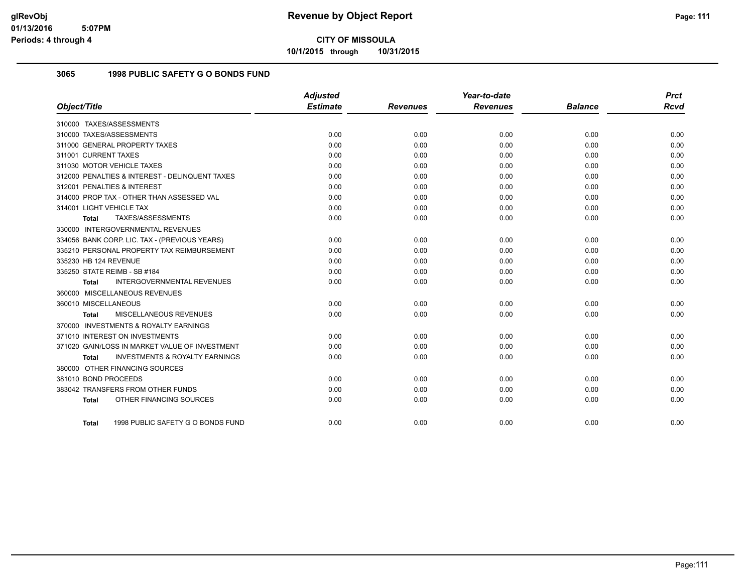# Revenue by Object Report

**CITY OF MISSOULA**

**10/1/2015 through 10/31/2015**

## 3065 1998 PUBLIC SAFETY G O BONDS FUND

| Object/Title | Adjusted Estimate | Revenues | Year-to-date Revenues | Balance | Prct Rcvd |
|---|---|---|---|---|---|
| 310000 TAXES/ASSESSMENTS | | | | | |
| 310000 TAXES/ASSESSMENTS | 0.00 | 0.00 | 0.00 | 0.00 | 0.00 |
| 311000 GENERAL PROPERTY TAXES | 0.00 | 0.00 | 0.00 | 0.00 | 0.00 |
| 311001 CURRENT TAXES | 0.00 | 0.00 | 0.00 | 0.00 | 0.00 |
| 311030 MOTOR VEHICLE TAXES | 0.00 | 0.00 | 0.00 | 0.00 | 0.00 |
| 312000 PENALTIES & INTEREST - DELINQUENT TAXES | 0.00 | 0.00 | 0.00 | 0.00 | 0.00 |
| 312001 PENALTIES & INTEREST | 0.00 | 0.00 | 0.00 | 0.00 | 0.00 |
| 314000 PROP TAX - OTHER THAN ASSESSED VAL | 0.00 | 0.00 | 0.00 | 0.00 | 0.00 |
| 314001 LIGHT VEHICLE TAX | 0.00 | 0.00 | 0.00 | 0.00 | 0.00 |
| **Total** TAXES/ASSESSMENTS | 0.00 | 0.00 | 0.00 | 0.00 | 0.00 |
| 330000 INTERGOVERNMENTAL REVENUES | | | | | |
| 334056 BANK CORP. LIC. TAX - (PREVIOUS YEARS) | 0.00 | 0.00 | 0.00 | 0.00 | 0.00 |
| 335210 PERSONAL PROPERTY TAX REIMBURSEMENT | 0.00 | 0.00 | 0.00 | 0.00 | 0.00 |
| 335230 HB 124 REVENUE | 0.00 | 0.00 | 0.00 | 0.00 | 0.00 |
| 335250 STATE REIMB - SB #184 | 0.00 | 0.00 | 0.00 | 0.00 | 0.00 |
| **Total** INTERGOVERNMENTAL REVENUES | 0.00 | 0.00 | 0.00 | 0.00 | 0.00 |
| 360000 MISCELLANEOUS REVENUES | | | | | |
| 360010 MISCELLANEOUS | 0.00 | 0.00 | 0.00 | 0.00 | 0.00 |
| **Total** MISCELLANEOUS REVENUES | 0.00 | 0.00 | 0.00 | 0.00 | 0.00 |
| 370000 INVESTMENTS & ROYALTY EARNINGS | | | | | |
| 371010 INTEREST ON INVESTMENTS | 0.00 | 0.00 | 0.00 | 0.00 | 0.00 |
| 371020 GAIN/LOSS IN MARKET VALUE OF INVESTMENT | 0.00 | 0.00 | 0.00 | 0.00 | 0.00 |
| **Total** INVESTMENTS & ROYALTY EARNINGS | 0.00 | 0.00 | 0.00 | 0.00 | 0.00 |
| 380000 OTHER FINANCING SOURCES | | | | | |
| 381010 BOND PROCEEDS | 0.00 | 0.00 | 0.00 | 0.00 | 0.00 |
| 383042 TRANSFERS FROM OTHER FUNDS | 0.00 | 0.00 | 0.00 | 0.00 | 0.00 |
| **Total** OTHER FINANCING SOURCES | 0.00 | 0.00 | 0.00 | 0.00 | 0.00 |
| **Total** 1998 PUBLIC SAFETY G O BONDS FUND | 0.00 | 0.00 | 0.00 | 0.00 | 0.00 |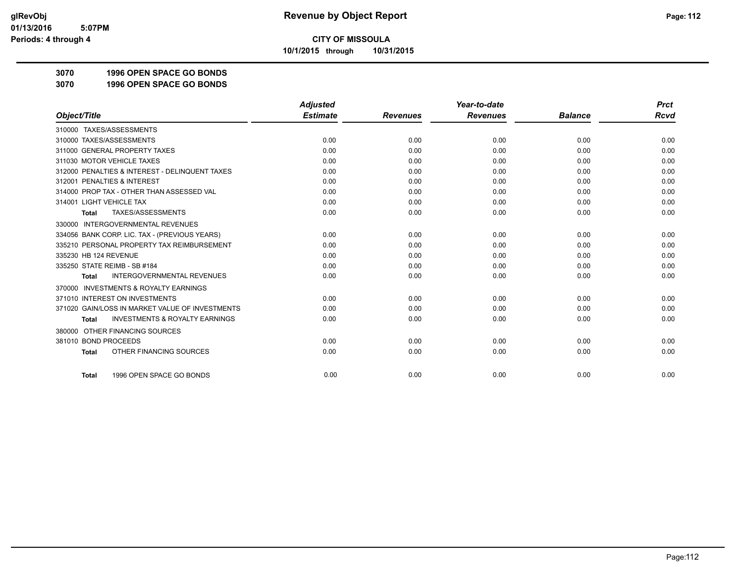**Revenue by Object Report**

**CITY OF MISSOULA**

**10/1/2015 through 10/31/2015**

glRevObj
01/13/2016 5:07PM
Periods: 4 through 4

## 3070 1996 OPEN SPACE GO BONDS

## 3070 1996 OPEN SPACE GO BONDS

| Object/Title | Adjusted Estimate | Revenues | Year-to-date Revenues | Balance | Prct Rcvd |
|---|---|---|---|---|---|
| 310000 TAXES/ASSESSMENTS | | | | | |
| 310000 TAXES/ASSESSMENTS | 0.00 | 0.00 | 0.00 | 0.00 | 0.00 |
| 311000 GENERAL PROPERTY TAXES | 0.00 | 0.00 | 0.00 | 0.00 | 0.00 |
| 311030 MOTOR VEHICLE TAXES | 0.00 | 0.00 | 0.00 | 0.00 | 0.00 |
| 312000 PENALTIES & INTEREST - DELINQUENT TAXES | 0.00 | 0.00 | 0.00 | 0.00 | 0.00 |
| 312001 PENALTIES & INTEREST | 0.00 | 0.00 | 0.00 | 0.00 | 0.00 |
| 314000 PROP TAX - OTHER THAN ASSESSED VAL | 0.00 | 0.00 | 0.00 | 0.00 | 0.00 |
| 314001 LIGHT VEHICLE TAX | 0.00 | 0.00 | 0.00 | 0.00 | 0.00 |
| **Total** TAXES/ASSESSMENTS | 0.00 | 0.00 | 0.00 | 0.00 | 0.00 |
| 330000 INTERGOVERNMENTAL REVENUES | | | | | |
| 334056 BANK CORP. LIC. TAX - (PREVIOUS YEARS) | 0.00 | 0.00 | 0.00 | 0.00 | 0.00 |
| 335210 PERSONAL PROPERTY TAX REIMBURSEMENT | 0.00 | 0.00 | 0.00 | 0.00 | 0.00 |
| 335230 HB 124 REVENUE | 0.00 | 0.00 | 0.00 | 0.00 | 0.00 |
| 335250 STATE REIMB - SB #184 | 0.00 | 0.00 | 0.00 | 0.00 | 0.00 |
| **Total** INTERGOVERNMENTAL REVENUES | 0.00 | 0.00 | 0.00 | 0.00 | 0.00 |
| 370000 INVESTMENTS & ROYALTY EARNINGS | | | | | |
| 371010 INTEREST ON INVESTMENTS | 0.00 | 0.00 | 0.00 | 0.00 | 0.00 |
| 371020 GAIN/LOSS IN MARKET VALUE OF INVESTMENTS | 0.00 | 0.00 | 0.00 | 0.00 | 0.00 |
| **Total** INVESTMENTS & ROYALTY EARNINGS | 0.00 | 0.00 | 0.00 | 0.00 | 0.00 |
| 380000 OTHER FINANCING SOURCES | | | | | |
| 381010 BOND PROCEEDS | 0.00 | 0.00 | 0.00 | 0.00 | 0.00 |
| **Total** OTHER FINANCING SOURCES | 0.00 | 0.00 | 0.00 | 0.00 | 0.00 |
| **Total** 1996 OPEN SPACE GO BONDS | 0.00 | 0.00 | 0.00 | 0.00 | 0.00 |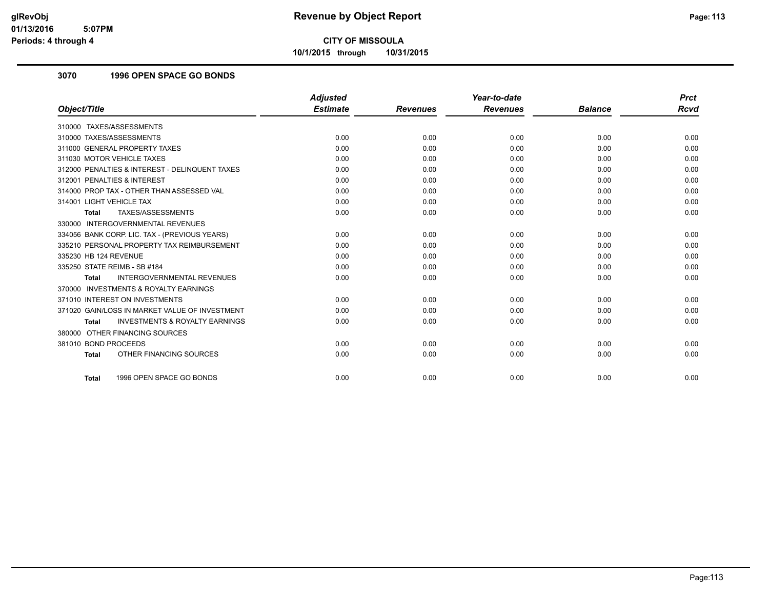**glRevObj**
**01/13/2016 5:07PM**
**Periods: 4 through 4**

# Revenue by Object Report

**CITY OF MISSOULA**

**10/1/2015 through 10/31/2015**

## 3070 1996 OPEN SPACE GO BONDS

| Object/Title | Adjusted Estimate | Revenues | Year-to-date Revenues | Balance | Prct Rcvd |
|---|---|---|---|---|---|
| 310000 TAXES/ASSESSMENTS | | | | | |
| 310000 TAXES/ASSESSMENTS | 0.00 | 0.00 | 0.00 | 0.00 | 0.00 |
| 311000 GENERAL PROPERTY TAXES | 0.00 | 0.00 | 0.00 | 0.00 | 0.00 |
| 311030 MOTOR VEHICLE TAXES | 0.00 | 0.00 | 0.00 | 0.00 | 0.00 |
| 312000 PENALTIES & INTEREST - DELINQUENT TAXES | 0.00 | 0.00 | 0.00 | 0.00 | 0.00 |
| 312001 PENALTIES & INTEREST | 0.00 | 0.00 | 0.00 | 0.00 | 0.00 |
| 314000 PROP TAX - OTHER THAN ASSESSED VAL | 0.00 | 0.00 | 0.00 | 0.00 | 0.00 |
| 314001 LIGHT VEHICLE TAX | 0.00 | 0.00 | 0.00 | 0.00 | 0.00 |
| **Total** TAXES/ASSESSMENTS | 0.00 | 0.00 | 0.00 | 0.00 | 0.00 |
| 330000 INTERGOVERNMENTAL REVENUES | | | | | |
| 334056 BANK CORP. LIC. TAX - (PREVIOUS YEARS) | 0.00 | 0.00 | 0.00 | 0.00 | 0.00 |
| 335210 PERSONAL PROPERTY TAX REIMBURSEMENT | 0.00 | 0.00 | 0.00 | 0.00 | 0.00 |
| 335230 HB 124 REVENUE | 0.00 | 0.00 | 0.00 | 0.00 | 0.00 |
| 335250 STATE REIMB - SB #184 | 0.00 | 0.00 | 0.00 | 0.00 | 0.00 |
| **Total** INTERGOVERNMENTAL REVENUES | 0.00 | 0.00 | 0.00 | 0.00 | 0.00 |
| 370000 INVESTMENTS & ROYALTY EARNINGS | | | | | |
| 371010 INTEREST ON INVESTMENTS | 0.00 | 0.00 | 0.00 | 0.00 | 0.00 |
| 371020 GAIN/LOSS IN MARKET VALUE OF INVESTMENT | 0.00 | 0.00 | 0.00 | 0.00 | 0.00 |
| **Total** INVESTMENTS & ROYALTY EARNINGS | 0.00 | 0.00 | 0.00 | 0.00 | 0.00 |
| 380000 OTHER FINANCING SOURCES | | | | | |
| 381010 BOND PROCEEDS | 0.00 | 0.00 | 0.00 | 0.00 | 0.00 |
| **Total** OTHER FINANCING SOURCES | 0.00 | 0.00 | 0.00 | 0.00 | 0.00 |
| **Total** 1996 OPEN SPACE GO BONDS | 0.00 | 0.00 | 0.00 | 0.00 | 0.00 |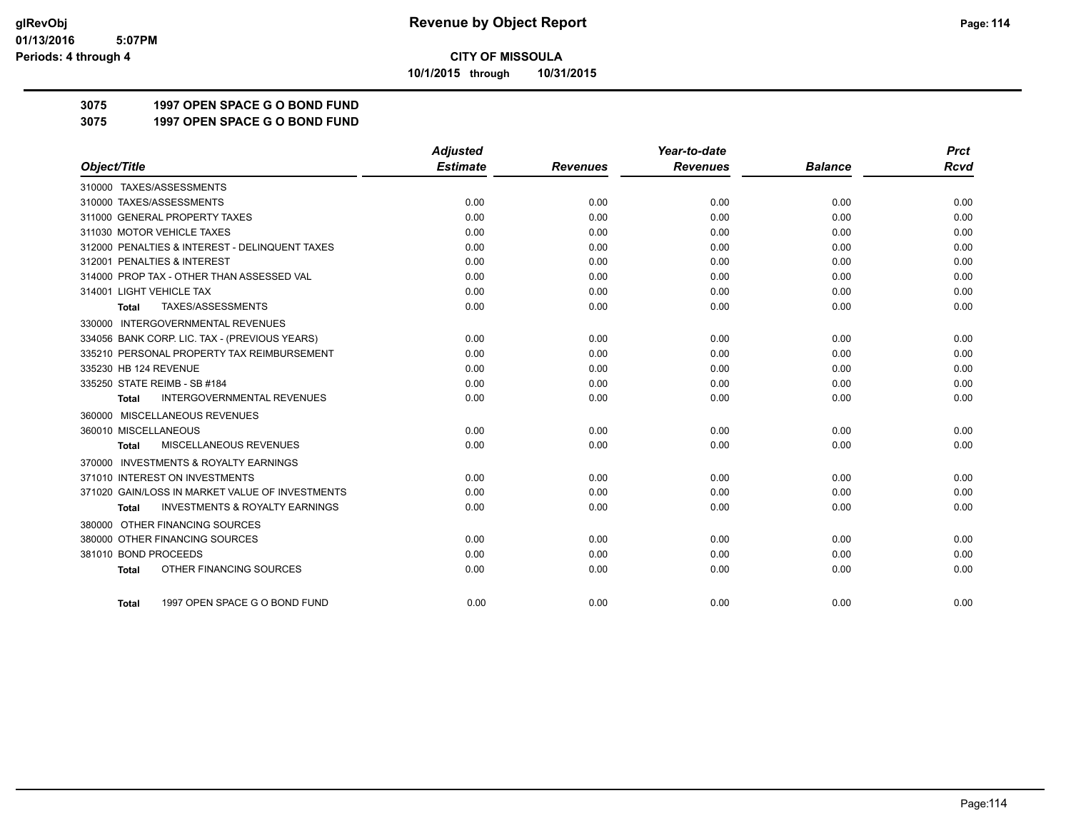# Revenue by Object Report

**CITY OF MISSOULA**

**10/1/2015 through 10/31/2015**

glRevObj
01/13/2016 5:07PM
Periods: 4 through 4

## 3075 1997 OPEN SPACE G O BOND FUND

## 3075 1997 OPEN SPACE G O BOND FUND

| Object/Title | Adjusted Estimate | Revenues | Year-to-date Revenues | Balance | Prct Rcvd |
|---|---|---|---|---|---|
| 310000 TAXES/ASSESSMENTS | | | | | |
| 310000 TAXES/ASSESSMENTS | 0.00 | 0.00 | 0.00 | 0.00 | 0.00 |
| 311000 GENERAL PROPERTY TAXES | 0.00 | 0.00 | 0.00 | 0.00 | 0.00 |
| 311030 MOTOR VEHICLE TAXES | 0.00 | 0.00 | 0.00 | 0.00 | 0.00 |
| 312000 PENALTIES & INTEREST - DELINQUENT TAXES | 0.00 | 0.00 | 0.00 | 0.00 | 0.00 |
| 312001 PENALTIES & INTEREST | 0.00 | 0.00 | 0.00 | 0.00 | 0.00 |
| 314000 PROP TAX - OTHER THAN ASSESSED VAL | 0.00 | 0.00 | 0.00 | 0.00 | 0.00 |
| 314001 LIGHT VEHICLE TAX | 0.00 | 0.00 | 0.00 | 0.00 | 0.00 |
| **Total** TAXES/ASSESSMENTS | 0.00 | 0.00 | 0.00 | 0.00 | 0.00 |
| 330000 INTERGOVERNMENTAL REVENUES | | | | | |
| 334056 BANK CORP. LIC. TAX - (PREVIOUS YEARS) | 0.00 | 0.00 | 0.00 | 0.00 | 0.00 |
| 335210 PERSONAL PROPERTY TAX REIMBURSEMENT | 0.00 | 0.00 | 0.00 | 0.00 | 0.00 |
| 335230 HB 124 REVENUE | 0.00 | 0.00 | 0.00 | 0.00 | 0.00 |
| 335250 STATE REIMB - SB #184 | 0.00 | 0.00 | 0.00 | 0.00 | 0.00 |
| **Total** INTERGOVERNMENTAL REVENUES | 0.00 | 0.00 | 0.00 | 0.00 | 0.00 |
| 360000 MISCELLANEOUS REVENUES | | | | | |
| 360010 MISCELLANEOUS | 0.00 | 0.00 | 0.00 | 0.00 | 0.00 |
| **Total** MISCELLANEOUS REVENUES | 0.00 | 0.00 | 0.00 | 0.00 | 0.00 |
| 370000 INVESTMENTS & ROYALTY EARNINGS | | | | | |
| 371010 INTEREST ON INVESTMENTS | 0.00 | 0.00 | 0.00 | 0.00 | 0.00 |
| 371020 GAIN/LOSS IN MARKET VALUE OF INVESTMENTS | 0.00 | 0.00 | 0.00 | 0.00 | 0.00 |
| **Total** INVESTMENTS & ROYALTY EARNINGS | 0.00 | 0.00 | 0.00 | 0.00 | 0.00 |
| 380000 OTHER FINANCING SOURCES | | | | | |
| 380000 OTHER FINANCING SOURCES | 0.00 | 0.00 | 0.00 | 0.00 | 0.00 |
| 381010 BOND PROCEEDS | 0.00 | 0.00 | 0.00 | 0.00 | 0.00 |
| **Total** OTHER FINANCING SOURCES | 0.00 | 0.00 | 0.00 | 0.00 | 0.00 |
| **Total** 1997 OPEN SPACE G O BOND FUND | 0.00 | 0.00 | 0.00 | 0.00 | 0.00 |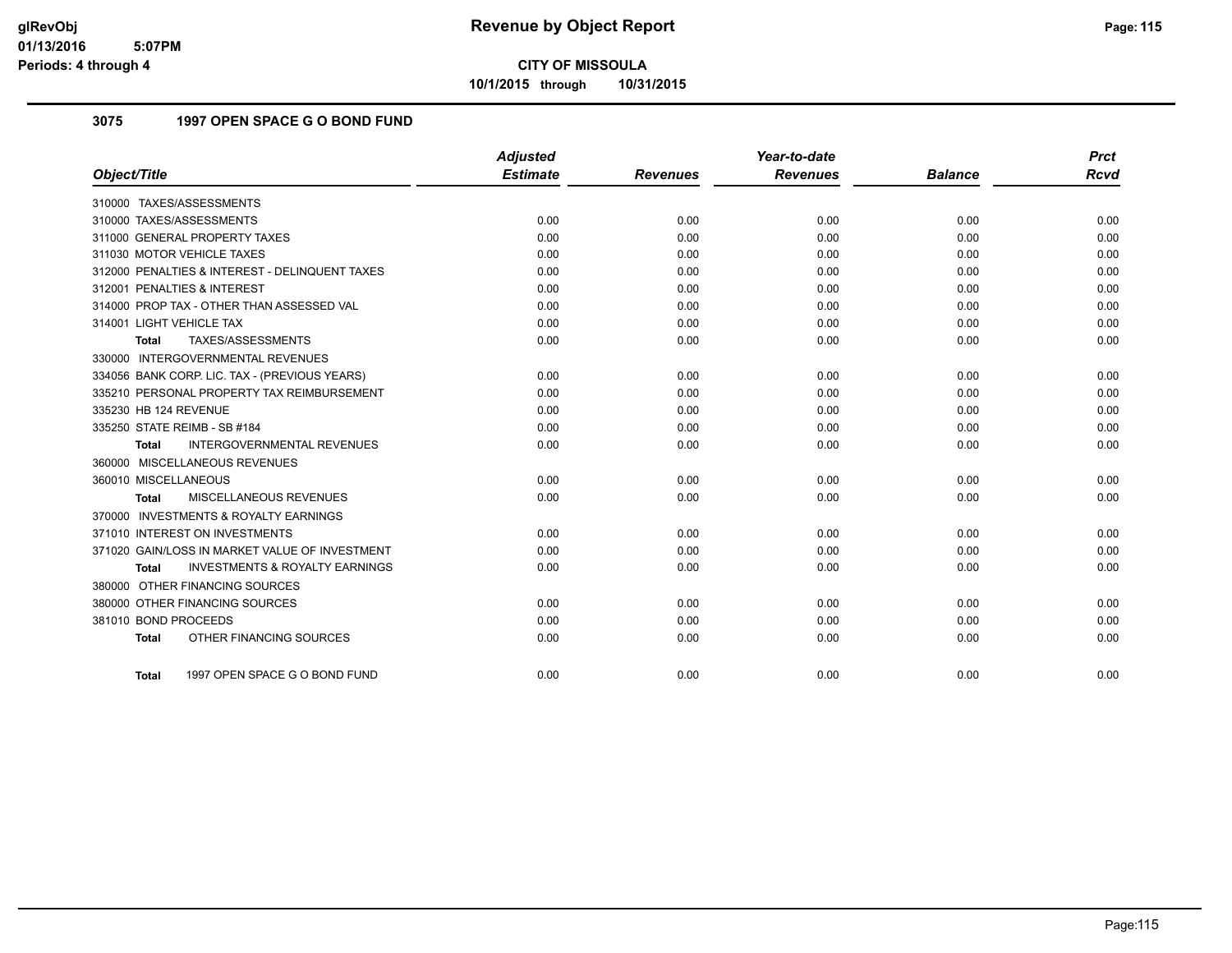**CITY OF MISSOULA**

**10/1/2015 through 10/31/2015**

### 3075 1997 OPEN SPACE G O BOND FUND

| Object/Title | Adjusted Estimate | Revenues | Year-to-date Revenues | Balance | Prct Rcvd |
|---|---|---|---|---|---|
| 310000 TAXES/ASSESSMENTS | | | | | |
| 310000 TAXES/ASSESSMENTS | 0.00 | 0.00 | 0.00 | 0.00 | 0.00 |
| 311000 GENERAL PROPERTY TAXES | 0.00 | 0.00 | 0.00 | 0.00 | 0.00 |
| 311030 MOTOR VEHICLE TAXES | 0.00 | 0.00 | 0.00 | 0.00 | 0.00 |
| 312000 PENALTIES & INTEREST - DELINQUENT TAXES | 0.00 | 0.00 | 0.00 | 0.00 | 0.00 |
| 312001 PENALTIES & INTEREST | 0.00 | 0.00 | 0.00 | 0.00 | 0.00 |
| 314000 PROP TAX - OTHER THAN ASSESSED VAL | 0.00 | 0.00 | 0.00 | 0.00 | 0.00 |
| 314001 LIGHT VEHICLE TAX | 0.00 | 0.00 | 0.00 | 0.00 | 0.00 |
| **Total** TAXES/ASSESSMENTS | 0.00 | 0.00 | 0.00 | 0.00 | 0.00 |
| 330000 INTERGOVERNMENTAL REVENUES | | | | | |
| 334056 BANK CORP. LIC. TAX - (PREVIOUS YEARS) | 0.00 | 0.00 | 0.00 | 0.00 | 0.00 |
| 335210 PERSONAL PROPERTY TAX REIMBURSEMENT | 0.00 | 0.00 | 0.00 | 0.00 | 0.00 |
| 335230 HB 124 REVENUE | 0.00 | 0.00 | 0.00 | 0.00 | 0.00 |
| 335250 STATE REIMB - SB #184 | 0.00 | 0.00 | 0.00 | 0.00 | 0.00 |
| **Total** INTERGOVERNMENTAL REVENUES | 0.00 | 0.00 | 0.00 | 0.00 | 0.00 |
| 360000 MISCELLANEOUS REVENUES | | | | | |
| 360010 MISCELLANEOUS | 0.00 | 0.00 | 0.00 | 0.00 | 0.00 |
| **Total** MISCELLANEOUS REVENUES | 0.00 | 0.00 | 0.00 | 0.00 | 0.00 |
| 370000 INVESTMENTS & ROYALTY EARNINGS | | | | | |
| 371010 INTEREST ON INVESTMENTS | 0.00 | 0.00 | 0.00 | 0.00 | 0.00 |
| 371020 GAIN/LOSS IN MARKET VALUE OF INVESTMENT | 0.00 | 0.00 | 0.00 | 0.00 | 0.00 |
| **Total** INVESTMENTS & ROYALTY EARNINGS | 0.00 | 0.00 | 0.00 | 0.00 | 0.00 |
| 380000 OTHER FINANCING SOURCES | | | | | |
| 380000 OTHER FINANCING SOURCES | 0.00 | 0.00 | 0.00 | 0.00 | 0.00 |
| 381010 BOND PROCEEDS | 0.00 | 0.00 | 0.00 | 0.00 | 0.00 |
| **Total** OTHER FINANCING SOURCES | 0.00 | 0.00 | 0.00 | 0.00 | 0.00 |
| **Total** 1997 OPEN SPACE G O BOND FUND | 0.00 | 0.00 | 0.00 | 0.00 | 0.00 |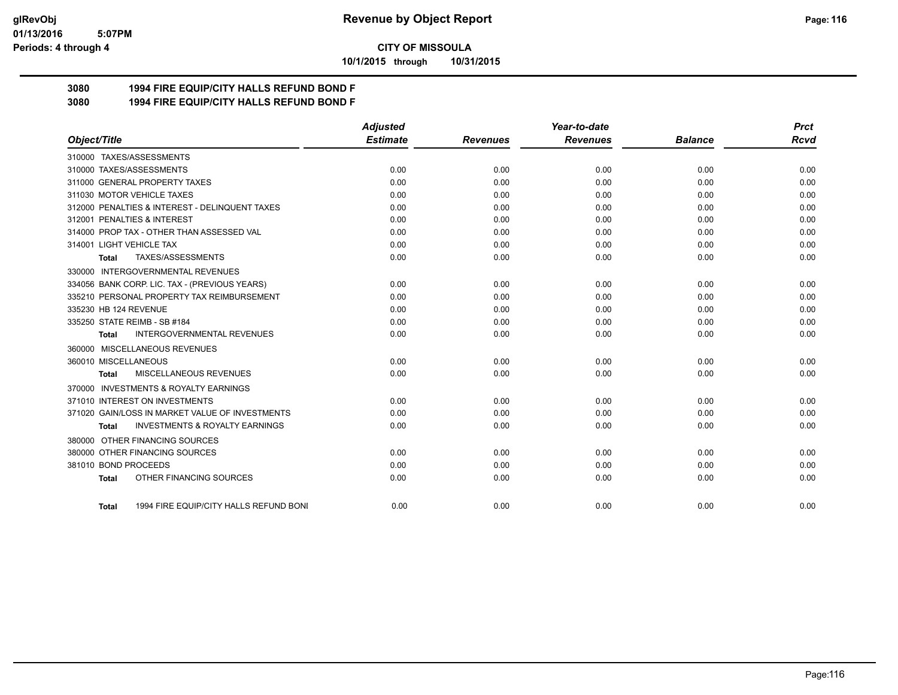# CITY OF MISSOULA

**10/1/2015 through 10/31/2015**

## 3080 1994 FIRE EQUIP/CITY HALLS REFUND BOND F

## 3080 1994 FIRE EQUIP/CITY HALLS REFUND BOND F

| Object/Title | Adjusted Estimate | Revenues | Year-to-date Revenues | Balance | Prct Rcvd |
|---|---|---|---|---|---|
| 310000 TAXES/ASSESSMENTS | | | | | |
| 310000 TAXES/ASSESSMENTS | 0.00 | 0.00 | 0.00 | 0.00 | 0.00 |
| 311000 GENERAL PROPERTY TAXES | 0.00 | 0.00 | 0.00 | 0.00 | 0.00 |
| 311030 MOTOR VEHICLE TAXES | 0.00 | 0.00 | 0.00 | 0.00 | 0.00 |
| 312000 PENALTIES & INTEREST - DELINQUENT TAXES | 0.00 | 0.00 | 0.00 | 0.00 | 0.00 |
| 312001 PENALTIES & INTEREST | 0.00 | 0.00 | 0.00 | 0.00 | 0.00 |
| 314000 PROP TAX - OTHER THAN ASSESSED VAL | 0.00 | 0.00 | 0.00 | 0.00 | 0.00 |
| 314001 LIGHT VEHICLE TAX | 0.00 | 0.00 | 0.00 | 0.00 | 0.00 |
| **Total** TAXES/ASSESSMENTS | 0.00 | 0.00 | 0.00 | 0.00 | 0.00 |
| 330000 INTERGOVERNMENTAL REVENUES | | | | | |
| 334056 BANK CORP. LIC. TAX - (PREVIOUS YEARS) | 0.00 | 0.00 | 0.00 | 0.00 | 0.00 |
| 335210 PERSONAL PROPERTY TAX REIMBURSEMENT | 0.00 | 0.00 | 0.00 | 0.00 | 0.00 |
| 335230 HB 124 REVENUE | 0.00 | 0.00 | 0.00 | 0.00 | 0.00 |
| 335250 STATE REIMB - SB #184 | 0.00 | 0.00 | 0.00 | 0.00 | 0.00 |
| **Total** INTERGOVERNMENTAL REVENUES | 0.00 | 0.00 | 0.00 | 0.00 | 0.00 |
| 360000 MISCELLANEOUS REVENUES | | | | | |
| 360010 MISCELLANEOUS | 0.00 | 0.00 | 0.00 | 0.00 | 0.00 |
| **Total** MISCELLANEOUS REVENUES | 0.00 | 0.00 | 0.00 | 0.00 | 0.00 |
| 370000 INVESTMENTS & ROYALTY EARNINGS | | | | | |
| 371010 INTEREST ON INVESTMENTS | 0.00 | 0.00 | 0.00 | 0.00 | 0.00 |
| 371020 GAIN/LOSS IN MARKET VALUE OF INVESTMENTS | 0.00 | 0.00 | 0.00 | 0.00 | 0.00 |
| **Total** INVESTMENTS & ROYALTY EARNINGS | 0.00 | 0.00 | 0.00 | 0.00 | 0.00 |
| 380000 OTHER FINANCING SOURCES | | | | | |
| 380000 OTHER FINANCING SOURCES | 0.00 | 0.00 | 0.00 | 0.00 | 0.00 |
| 381010 BOND PROCEEDS | 0.00 | 0.00 | 0.00 | 0.00 | 0.00 |
| **Total** OTHER FINANCING SOURCES | 0.00 | 0.00 | 0.00 | 0.00 | 0.00 |
| **Total** 1994 FIRE EQUIP/CITY HALLS REFUND BONI | 0.00 | 0.00 | 0.00 | 0.00 | 0.00 |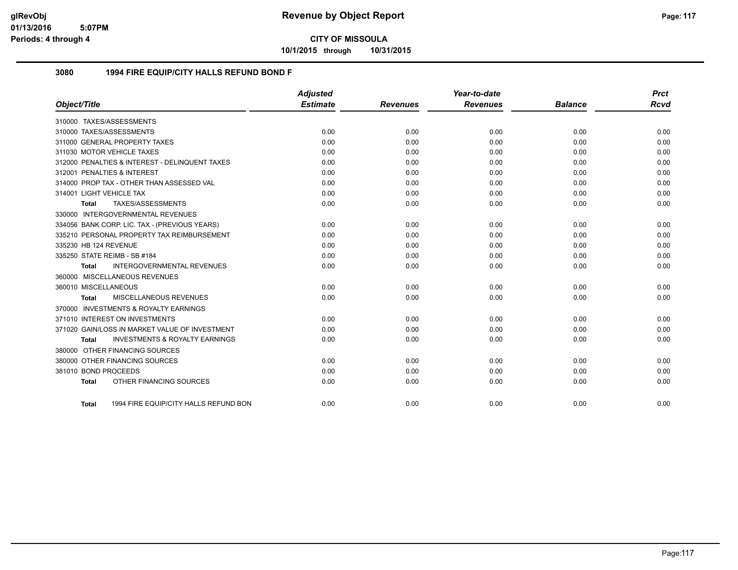**CITY OF MISSOULA**

**10/1/2015 through 10/31/2015**

**Revenue by Object Report**

glRevObj
01/13/2016 5:07PM
Periods: 4 through 4

## 3080 1994 FIRE EQUIP/CITY HALLS REFUND BOND F

| Object/Title | Adjusted Estimate | Revenues | Year-to-date Revenues | Balance | Prct Rcvd |
|---|---|---|---|---|---|
| 310000 TAXES/ASSESSMENTS | | | | | |
| 310000 TAXES/ASSESSMENTS | 0.00 | 0.00 | 0.00 | 0.00 | 0.00 |
| 311000 GENERAL PROPERTY TAXES | 0.00 | 0.00 | 0.00 | 0.00 | 0.00 |
| 311030 MOTOR VEHICLE TAXES | 0.00 | 0.00 | 0.00 | 0.00 | 0.00 |
| 312000 PENALTIES & INTEREST - DELINQUENT TAXES | 0.00 | 0.00 | 0.00 | 0.00 | 0.00 |
| 312001 PENALTIES & INTEREST | 0.00 | 0.00 | 0.00 | 0.00 | 0.00 |
| 314000 PROP TAX - OTHER THAN ASSESSED VAL | 0.00 | 0.00 | 0.00 | 0.00 | 0.00 |
| 314001 LIGHT VEHICLE TAX | 0.00 | 0.00 | 0.00 | 0.00 | 0.00 |
| **Total** TAXES/ASSESSMENTS | 0.00 | 0.00 | 0.00 | 0.00 | 0.00 |
| 330000 INTERGOVERNMENTAL REVENUES | | | | | |
| 334056 BANK CORP. LIC. TAX - (PREVIOUS YEARS) | 0.00 | 0.00 | 0.00 | 0.00 | 0.00 |
| 335210 PERSONAL PROPERTY TAX REIMBURSEMENT | 0.00 | 0.00 | 0.00 | 0.00 | 0.00 |
| 335230 HB 124 REVENUE | 0.00 | 0.00 | 0.00 | 0.00 | 0.00 |
| 335250 STATE REIMB - SB #184 | 0.00 | 0.00 | 0.00 | 0.00 | 0.00 |
| **Total** INTERGOVERNMENTAL REVENUES | 0.00 | 0.00 | 0.00 | 0.00 | 0.00 |
| 360000 MISCELLANEOUS REVENUES | | | | | |
| 360010 MISCELLANEOUS | 0.00 | 0.00 | 0.00 | 0.00 | 0.00 |
| **Total** MISCELLANEOUS REVENUES | 0.00 | 0.00 | 0.00 | 0.00 | 0.00 |
| 370000 INVESTMENTS & ROYALTY EARNINGS | | | | | |
| 371010 INTEREST ON INVESTMENTS | 0.00 | 0.00 | 0.00 | 0.00 | 0.00 |
| 371020 GAIN/LOSS IN MARKET VALUE OF INVESTMENT | 0.00 | 0.00 | 0.00 | 0.00 | 0.00 |
| **Total** INVESTMENTS & ROYALTY EARNINGS | 0.00 | 0.00 | 0.00 | 0.00 | 0.00 |
| 380000 OTHER FINANCING SOURCES | | | | | |
| 380000 OTHER FINANCING SOURCES | 0.00 | 0.00 | 0.00 | 0.00 | 0.00 |
| 381010 BOND PROCEEDS | 0.00 | 0.00 | 0.00 | 0.00 | 0.00 |
| **Total** OTHER FINANCING SOURCES | 0.00 | 0.00 | 0.00 | 0.00 | 0.00 |
| **Total** 1994 FIRE EQUIP/CITY HALLS REFUND BON | 0.00 | 0.00 | 0.00 | 0.00 | 0.00 |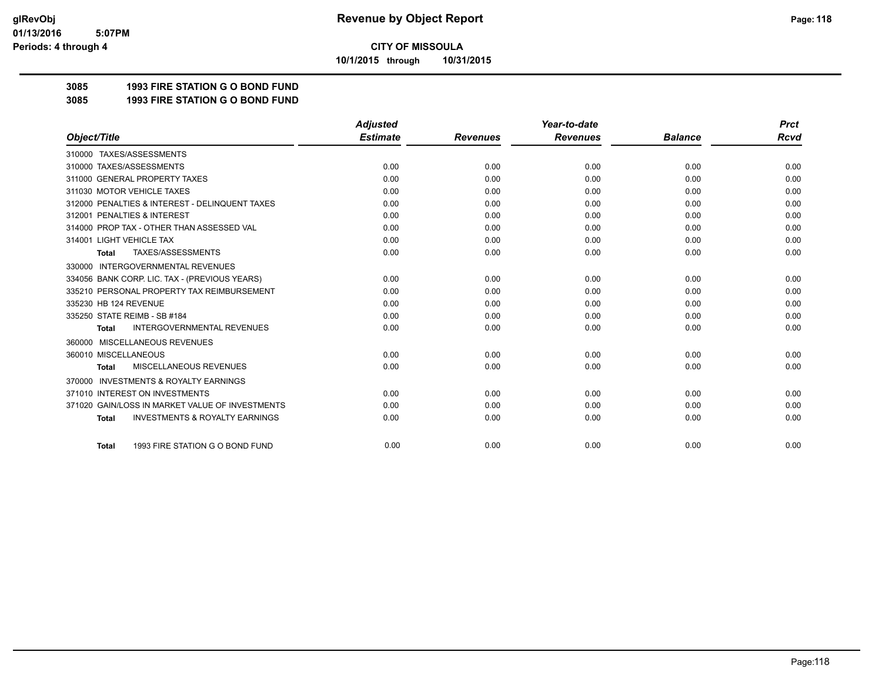# Revenue by Object Report

**CITY OF MISSOULA**

**10/1/2015 through 10/31/2015**

glRevObj
01/13/2016 5:07PM
Periods: 4 through 4

**3085 1993 FIRE STATION G O BOND FUND**

**3085 1993 FIRE STATION G O BOND FUND**

| Object/Title | Adjusted Estimate | Revenues | Year-to-date Revenues | Balance | Prct Rcvd |
|---|---|---|---|---|---|
| 310000 TAXES/ASSESSMENTS | | | | | |
| 310000 TAXES/ASSESSMENTS | 0.00 | 0.00 | 0.00 | 0.00 | 0.00 |
| 311000 GENERAL PROPERTY TAXES | 0.00 | 0.00 | 0.00 | 0.00 | 0.00 |
| 311030 MOTOR VEHICLE TAXES | 0.00 | 0.00 | 0.00 | 0.00 | 0.00 |
| 312000 PENALTIES & INTEREST - DELINQUENT TAXES | 0.00 | 0.00 | 0.00 | 0.00 | 0.00 |
| 312001 PENALTIES & INTEREST | 0.00 | 0.00 | 0.00 | 0.00 | 0.00 |
| 314000 PROP TAX - OTHER THAN ASSESSED VAL | 0.00 | 0.00 | 0.00 | 0.00 | 0.00 |
| 314001 LIGHT VEHICLE TAX | 0.00 | 0.00 | 0.00 | 0.00 | 0.00 |
| **Total** TAXES/ASSESSMENTS | 0.00 | 0.00 | 0.00 | 0.00 | 0.00 |
| 330000 INTERGOVERNMENTAL REVENUES | | | | | |
| 334056 BANK CORP. LIC. TAX - (PREVIOUS YEARS) | 0.00 | 0.00 | 0.00 | 0.00 | 0.00 |
| 335210 PERSONAL PROPERTY TAX REIMBURSEMENT | 0.00 | 0.00 | 0.00 | 0.00 | 0.00 |
| 335230 HB 124 REVENUE | 0.00 | 0.00 | 0.00 | 0.00 | 0.00 |
| 335250 STATE REIMB - SB #184 | 0.00 | 0.00 | 0.00 | 0.00 | 0.00 |
| **Total** INTERGOVERNMENTAL REVENUES | 0.00 | 0.00 | 0.00 | 0.00 | 0.00 |
| 360000 MISCELLANEOUS REVENUES | | | | | |
| 360010 MISCELLANEOUS | 0.00 | 0.00 | 0.00 | 0.00 | 0.00 |
| **Total** MISCELLANEOUS REVENUES | 0.00 | 0.00 | 0.00 | 0.00 | 0.00 |
| 370000 INVESTMENTS & ROYALTY EARNINGS | | | | | |
| 371010 INTEREST ON INVESTMENTS | 0.00 | 0.00 | 0.00 | 0.00 | 0.00 |
| 371020 GAIN/LOSS IN MARKET VALUE OF INVESTMENTS | 0.00 | 0.00 | 0.00 | 0.00 | 0.00 |
| **Total** INVESTMENTS & ROYALTY EARNINGS | 0.00 | 0.00 | 0.00 | 0.00 | 0.00 |
| **Total** 1993 FIRE STATION G O BOND FUND | 0.00 | 0.00 | 0.00 | 0.00 | 0.00 |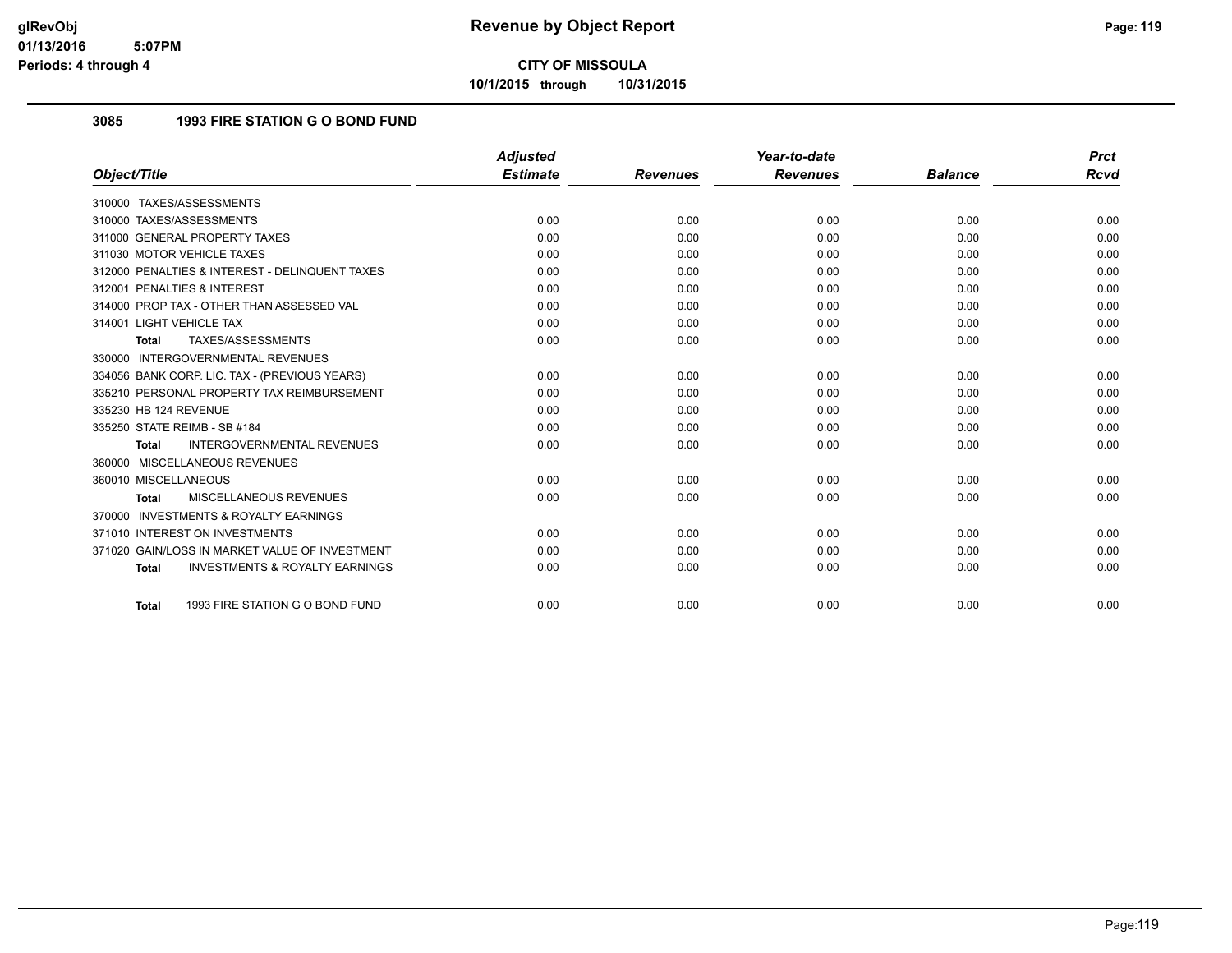# Revenue by Object Report

**CITY OF MISSOULA**

**10/1/2015 through 10/31/2015**

### 3085 1993 FIRE STATION G O BOND FUND

| Object/Title | Adjusted Estimate | Revenues | Year-to-date Revenues | Balance | Prct Rcvd |
|---|---|---|---|---|---|
| 310000 TAXES/ASSESSMENTS | | | | | |
| 310000 TAXES/ASSESSMENTS | 0.00 | 0.00 | 0.00 | 0.00 | 0.00 |
| 311000 GENERAL PROPERTY TAXES | 0.00 | 0.00 | 0.00 | 0.00 | 0.00 |
| 311030 MOTOR VEHICLE TAXES | 0.00 | 0.00 | 0.00 | 0.00 | 0.00 |
| 312000 PENALTIES & INTEREST - DELINQUENT TAXES | 0.00 | 0.00 | 0.00 | 0.00 | 0.00 |
| 312001 PENALTIES & INTEREST | 0.00 | 0.00 | 0.00 | 0.00 | 0.00 |
| 314000 PROP TAX - OTHER THAN ASSESSED VAL | 0.00 | 0.00 | 0.00 | 0.00 | 0.00 |
| 314001 LIGHT VEHICLE TAX | 0.00 | 0.00 | 0.00 | 0.00 | 0.00 |
| **Total** TAXES/ASSESSMENTS | 0.00 | 0.00 | 0.00 | 0.00 | 0.00 |
| 330000 INTERGOVERNMENTAL REVENUES | | | | | |
| 334056 BANK CORP. LIC. TAX - (PREVIOUS YEARS) | 0.00 | 0.00 | 0.00 | 0.00 | 0.00 |
| 335210 PERSONAL PROPERTY TAX REIMBURSEMENT | 0.00 | 0.00 | 0.00 | 0.00 | 0.00 |
| 335230 HB 124 REVENUE | 0.00 | 0.00 | 0.00 | 0.00 | 0.00 |
| 335250 STATE REIMB - SB #184 | 0.00 | 0.00 | 0.00 | 0.00 | 0.00 |
| **Total** INTERGOVERNMENTAL REVENUES | 0.00 | 0.00 | 0.00 | 0.00 | 0.00 |
| 360000 MISCELLANEOUS REVENUES | | | | | |
| 360010 MISCELLANEOUS | 0.00 | 0.00 | 0.00 | 0.00 | 0.00 |
| **Total** MISCELLANEOUS REVENUES | 0.00 | 0.00 | 0.00 | 0.00 | 0.00 |
| 370000 INVESTMENTS & ROYALTY EARNINGS | | | | | |
| 371010 INTEREST ON INVESTMENTS | 0.00 | 0.00 | 0.00 | 0.00 | 0.00 |
| 371020 GAIN/LOSS IN MARKET VALUE OF INVESTMENT | 0.00 | 0.00 | 0.00 | 0.00 | 0.00 |
| **Total** INVESTMENTS & ROYALTY EARNINGS | 0.00 | 0.00 | 0.00 | 0.00 | 0.00 |
| **Total** 1993 FIRE STATION G O BOND FUND | 0.00 | 0.00 | 0.00 | 0.00 | 0.00 |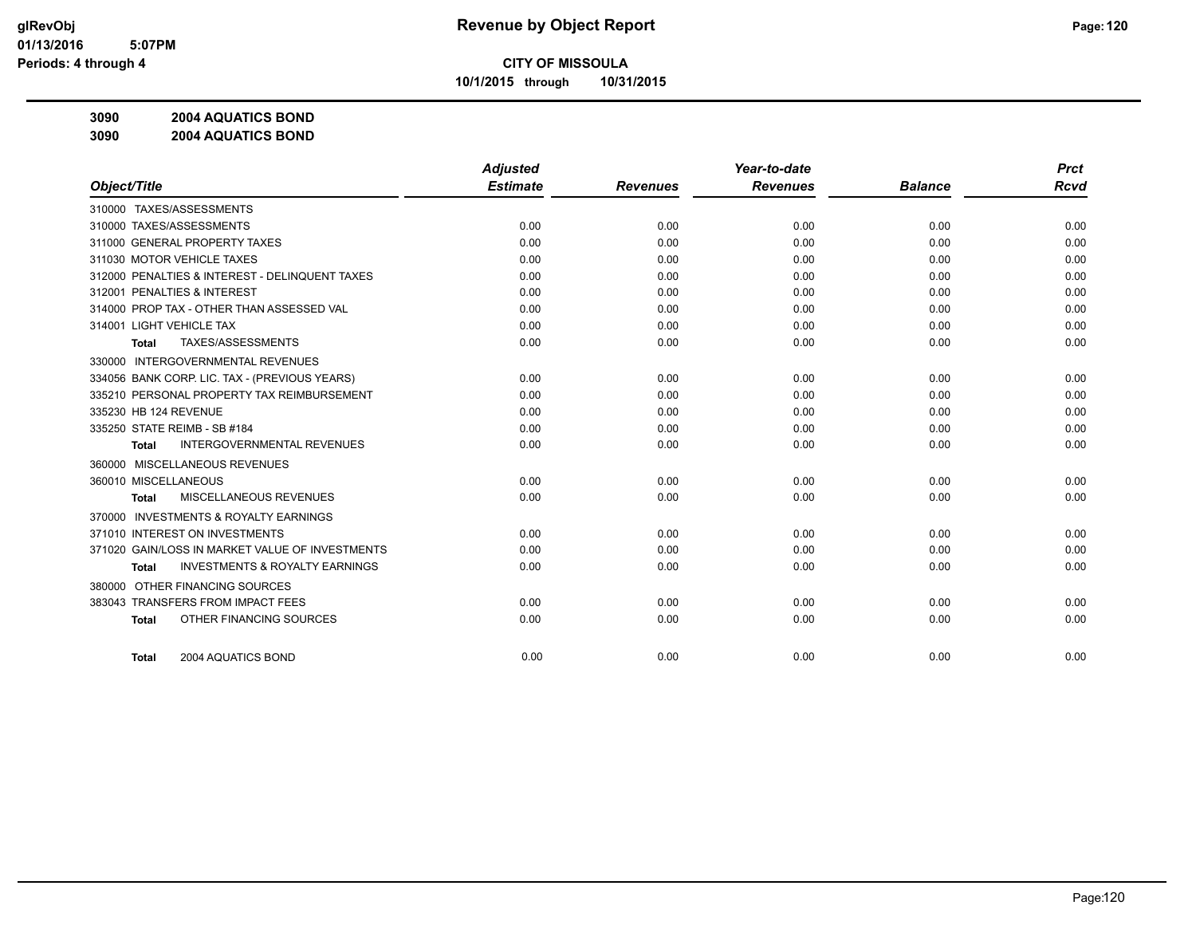# Revenue by Object Report

**CITY OF MISSOULA**

**10/1/2015 through 10/31/2015**

glRevObj
01/13/2016 5:07PM
Periods: 4 through 4

**3090 2004 AQUATICS BOND**

**3090 2004 AQUATICS BOND**

| Object/Title | Adjusted Estimate | Revenues | Year-to-date Revenues | Balance | Prct Rcvd |
|---|---|---|---|---|---|
| 310000 TAXES/ASSESSMENTS | | | | | |
| 310000 TAXES/ASSESSMENTS | 0.00 | 0.00 | 0.00 | 0.00 | 0.00 |
| 311000 GENERAL PROPERTY TAXES | 0.00 | 0.00 | 0.00 | 0.00 | 0.00 |
| 311030 MOTOR VEHICLE TAXES | 0.00 | 0.00 | 0.00 | 0.00 | 0.00 |
| 312000 PENALTIES & INTEREST - DELINQUENT TAXES | 0.00 | 0.00 | 0.00 | 0.00 | 0.00 |
| 312001 PENALTIES & INTEREST | 0.00 | 0.00 | 0.00 | 0.00 | 0.00 |
| 314000 PROP TAX - OTHER THAN ASSESSED VAL | 0.00 | 0.00 | 0.00 | 0.00 | 0.00 |
| 314001 LIGHT VEHICLE TAX | 0.00 | 0.00 | 0.00 | 0.00 | 0.00 |
| **Total** TAXES/ASSESSMENTS | 0.00 | 0.00 | 0.00 | 0.00 | 0.00 |
| 330000 INTERGOVERNMENTAL REVENUES | | | | | |
| 334056 BANK CORP. LIC. TAX - (PREVIOUS YEARS) | 0.00 | 0.00 | 0.00 | 0.00 | 0.00 |
| 335210 PERSONAL PROPERTY TAX REIMBURSEMENT | 0.00 | 0.00 | 0.00 | 0.00 | 0.00 |
| 335230 HB 124 REVENUE | 0.00 | 0.00 | 0.00 | 0.00 | 0.00 |
| 335250 STATE REIMB - SB #184 | 0.00 | 0.00 | 0.00 | 0.00 | 0.00 |
| **Total** INTERGOVERNMENTAL REVENUES | 0.00 | 0.00 | 0.00 | 0.00 | 0.00 |
| 360000 MISCELLANEOUS REVENUES | | | | | |
| 360010 MISCELLANEOUS | 0.00 | 0.00 | 0.00 | 0.00 | 0.00 |
| **Total** MISCELLANEOUS REVENUES | 0.00 | 0.00 | 0.00 | 0.00 | 0.00 |
| 370000 INVESTMENTS & ROYALTY EARNINGS | | | | | |
| 371010 INTEREST ON INVESTMENTS | 0.00 | 0.00 | 0.00 | 0.00 | 0.00 |
| 371020 GAIN/LOSS IN MARKET VALUE OF INVESTMENTS | 0.00 | 0.00 | 0.00 | 0.00 | 0.00 |
| **Total** INVESTMENTS & ROYALTY EARNINGS | 0.00 | 0.00 | 0.00 | 0.00 | 0.00 |
| 380000 OTHER FINANCING SOURCES | | | | | |
| 383043 TRANSFERS FROM IMPACT FEES | 0.00 | 0.00 | 0.00 | 0.00 | 0.00 |
| **Total** OTHER FINANCING SOURCES | 0.00 | 0.00 | 0.00 | 0.00 | 0.00 |
| **Total** 2004 AQUATICS BOND | 0.00 | 0.00 | 0.00 | 0.00 | 0.00 |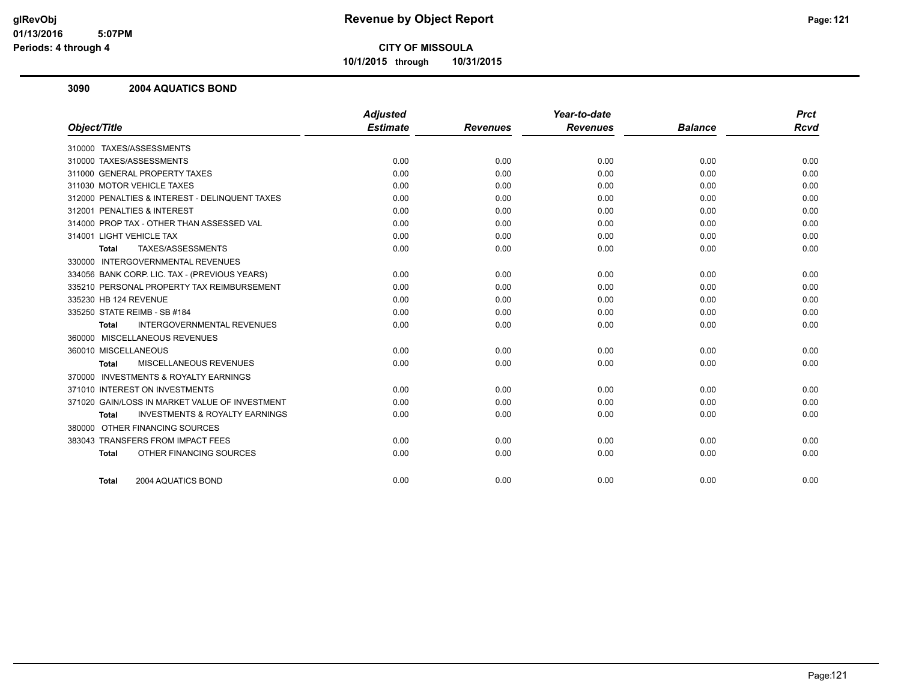**Revenue by Object Report**

**CITY OF MISSOULA**

**10/1/2015 through 10/31/2015**

glRevObj
01/13/2016 5:07PM
Periods: 4 through 4

## 3090 2004 AQUATICS BOND

| Object/Title | Adjusted Estimate | Revenues | Year-to-date Revenues | Balance | Prct Rcvd |
|---|---|---|---|---|---|
| 310000 TAXES/ASSESSMENTS | | | | | |
| 310000 TAXES/ASSESSMENTS | 0.00 | 0.00 | 0.00 | 0.00 | 0.00 |
| 311000 GENERAL PROPERTY TAXES | 0.00 | 0.00 | 0.00 | 0.00 | 0.00 |
| 311030 MOTOR VEHICLE TAXES | 0.00 | 0.00 | 0.00 | 0.00 | 0.00 |
| 312000 PENALTIES & INTEREST - DELINQUENT TAXES | 0.00 | 0.00 | 0.00 | 0.00 | 0.00 |
| 312001 PENALTIES & INTEREST | 0.00 | 0.00 | 0.00 | 0.00 | 0.00 |
| 314000 PROP TAX - OTHER THAN ASSESSED VAL | 0.00 | 0.00 | 0.00 | 0.00 | 0.00 |
| 314001 LIGHT VEHICLE TAX | 0.00 | 0.00 | 0.00 | 0.00 | 0.00 |
| **Total** TAXES/ASSESSMENTS | 0.00 | 0.00 | 0.00 | 0.00 | 0.00 |
| 330000 INTERGOVERNMENTAL REVENUES | | | | | |
| 334056 BANK CORP. LIC. TAX - (PREVIOUS YEARS) | 0.00 | 0.00 | 0.00 | 0.00 | 0.00 |
| 335210 PERSONAL PROPERTY TAX REIMBURSEMENT | 0.00 | 0.00 | 0.00 | 0.00 | 0.00 |
| 335230 HB 124 REVENUE | 0.00 | 0.00 | 0.00 | 0.00 | 0.00 |
| 335250 STATE REIMB - SB #184 | 0.00 | 0.00 | 0.00 | 0.00 | 0.00 |
| **Total** INTERGOVERNMENTAL REVENUES | 0.00 | 0.00 | 0.00 | 0.00 | 0.00 |
| 360000 MISCELLANEOUS REVENUES | | | | | |
| 360010 MISCELLANEOUS | 0.00 | 0.00 | 0.00 | 0.00 | 0.00 |
| **Total** MISCELLANEOUS REVENUES | 0.00 | 0.00 | 0.00 | 0.00 | 0.00 |
| 370000 INVESTMENTS & ROYALTY EARNINGS | | | | | |
| 371010 INTEREST ON INVESTMENTS | 0.00 | 0.00 | 0.00 | 0.00 | 0.00 |
| 371020 GAIN/LOSS IN MARKET VALUE OF INVESTMENT | 0.00 | 0.00 | 0.00 | 0.00 | 0.00 |
| **Total** INVESTMENTS & ROYALTY EARNINGS | 0.00 | 0.00 | 0.00 | 0.00 | 0.00 |
| 380000 OTHER FINANCING SOURCES | | | | | |
| 383043 TRANSFERS FROM IMPACT FEES | 0.00 | 0.00 | 0.00 | 0.00 | 0.00 |
| **Total** OTHER FINANCING SOURCES | 0.00 | 0.00 | 0.00 | 0.00 | 0.00 |
| **Total** 2004 AQUATICS BOND | 0.00 | 0.00 | 0.00 | 0.00 | 0.00 |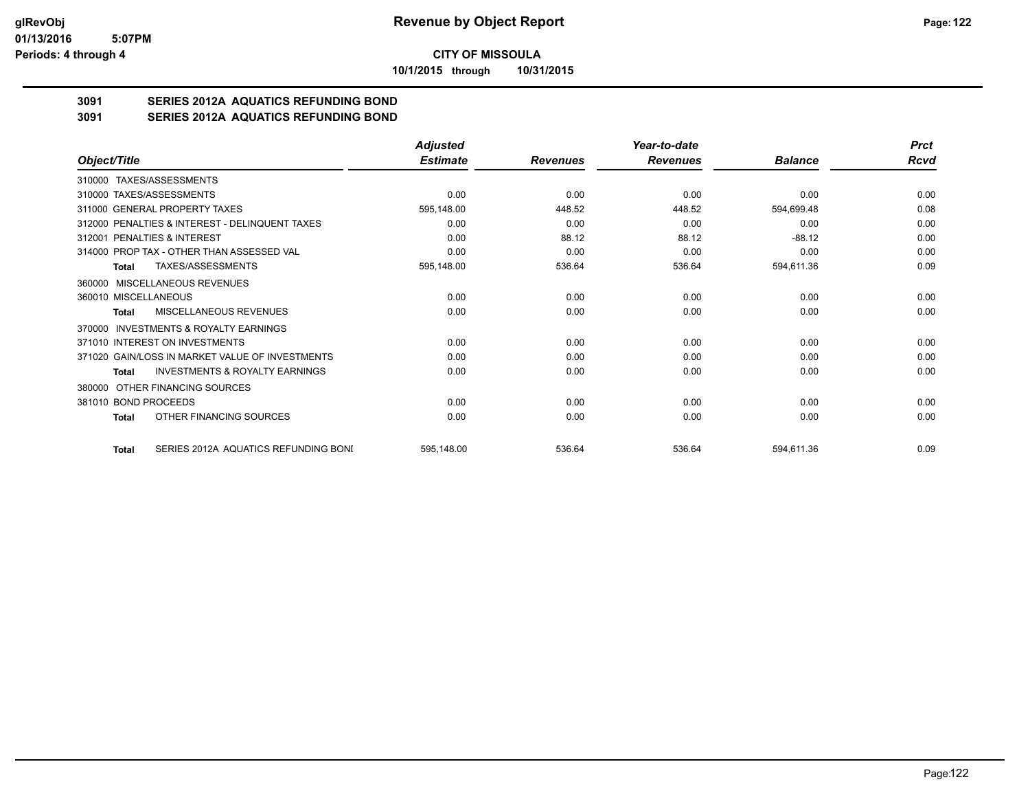# Revenue by Object Report

**CITY OF MISSOULA**

**10/1/2015 through 10/31/2015**

glRevObj
01/13/2016 5:07PM
Periods: 4 through 4

## 3091 SERIES 2012A AQUATICS REFUNDING BOND
## 3091 SERIES 2012A AQUATICS REFUNDING BOND

| Object/Title | Adjusted Estimate | Revenues | Year-to-date Revenues | Balance | Prct Rcvd |
|---|---|---|---|---|---|
| 310000 TAXES/ASSESSMENTS | | | | | |
| 310000 TAXES/ASSESSMENTS | 0.00 | 0.00 | 0.00 | 0.00 | 0.00 |
| 311000 GENERAL PROPERTY TAXES | 595,148.00 | 448.52 | 448.52 | 594,699.48 | 0.08 |
| 312000 PENALTIES & INTEREST - DELINQUENT TAXES | 0.00 | 0.00 | 0.00 | 0.00 | 0.00 |
| 312001 PENALTIES & INTEREST | 0.00 | 88.12 | 88.12 | -88.12 | 0.00 |
| 314000 PROP TAX - OTHER THAN ASSESSED VAL | 0.00 | 0.00 | 0.00 | 0.00 | 0.00 |
| **Total** TAXES/ASSESSMENTS | 595,148.00 | 536.64 | 536.64 | 594,611.36 | 0.09 |
| 360000 MISCELLANEOUS REVENUES | | | | | |
| 360010 MISCELLANEOUS | 0.00 | 0.00 | 0.00 | 0.00 | 0.00 |
| **Total** MISCELLANEOUS REVENUES | 0.00 | 0.00 | 0.00 | 0.00 | 0.00 |
| 370000 INVESTMENTS & ROYALTY EARNINGS | | | | | |
| 371010 INTEREST ON INVESTMENTS | 0.00 | 0.00 | 0.00 | 0.00 | 0.00 |
| 371020 GAIN/LOSS IN MARKET VALUE OF INVESTMENTS | 0.00 | 0.00 | 0.00 | 0.00 | 0.00 |
| **Total** INVESTMENTS & ROYALTY EARNINGS | 0.00 | 0.00 | 0.00 | 0.00 | 0.00 |
| 380000 OTHER FINANCING SOURCES | | | | | |
| 381010 BOND PROCEEDS | 0.00 | 0.00 | 0.00 | 0.00 | 0.00 |
| **Total** OTHER FINANCING SOURCES | 0.00 | 0.00 | 0.00 | 0.00 | 0.00 |
| **Total** SERIES 2012A AQUATICS REFUNDING BONI | 595,148.00 | 536.64 | 536.64 | 594,611.36 | 0.09 |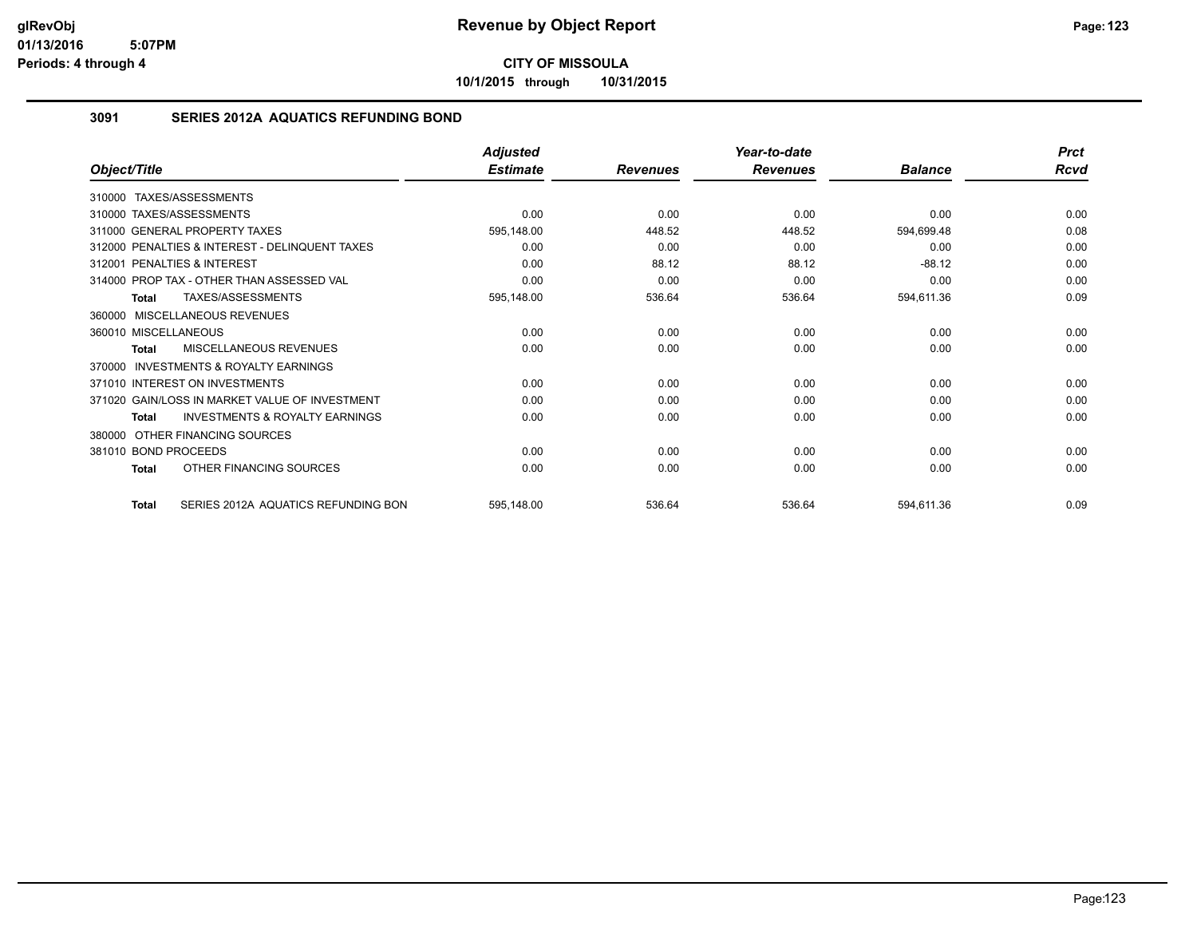**CITY OF MISSOULA**

**10/1/2015 through 10/31/2015**

## 3091 SERIES 2012A AQUATICS REFUNDING BOND

| Object/Title | Adjusted Estimate | Revenues | Year-to-date Revenues | Balance | Prct Rcvd |
|---|---|---|---|---|---|
| 310000 TAXES/ASSESSMENTS | | | | | |
| 310000 TAXES/ASSESSMENTS | 0.00 | 0.00 | 0.00 | 0.00 | 0.00 |
| 311000 GENERAL PROPERTY TAXES | 595,148.00 | 448.52 | 448.52 | 594,699.48 | 0.08 |
| 312000 PENALTIES & INTEREST - DELINQUENT TAXES | 0.00 | 0.00 | 0.00 | 0.00 | 0.00 |
| 312001 PENALTIES & INTEREST | 0.00 | 88.12 | 88.12 | -88.12 | 0.00 |
| 314000 PROP TAX - OTHER THAN ASSESSED VAL | 0.00 | 0.00 | 0.00 | 0.00 | 0.00 |
| **Total** TAXES/ASSESSMENTS | 595,148.00 | 536.64 | 536.64 | 594,611.36 | 0.09 |
| 360000 MISCELLANEOUS REVENUES | | | | | |
| 360010 MISCELLANEOUS | 0.00 | 0.00 | 0.00 | 0.00 | 0.00 |
| **Total** MISCELLANEOUS REVENUES | 0.00 | 0.00 | 0.00 | 0.00 | 0.00 |
| 370000 INVESTMENTS & ROYALTY EARNINGS | | | | | |
| 371010 INTEREST ON INVESTMENTS | 0.00 | 0.00 | 0.00 | 0.00 | 0.00 |
| 371020 GAIN/LOSS IN MARKET VALUE OF INVESTMENT | 0.00 | 0.00 | 0.00 | 0.00 | 0.00 |
| **Total** INVESTMENTS & ROYALTY EARNINGS | 0.00 | 0.00 | 0.00 | 0.00 | 0.00 |
| 380000 OTHER FINANCING SOURCES | | | | | |
| 381010 BOND PROCEEDS | 0.00 | 0.00 | 0.00 | 0.00 | 0.00 |
| **Total** OTHER FINANCING SOURCES | 0.00 | 0.00 | 0.00 | 0.00 | 0.00 |
| **Total** SERIES 2012A AQUATICS REFUNDING BON | 595,148.00 | 536.64 | 536.64 | 594,611.36 | 0.09 |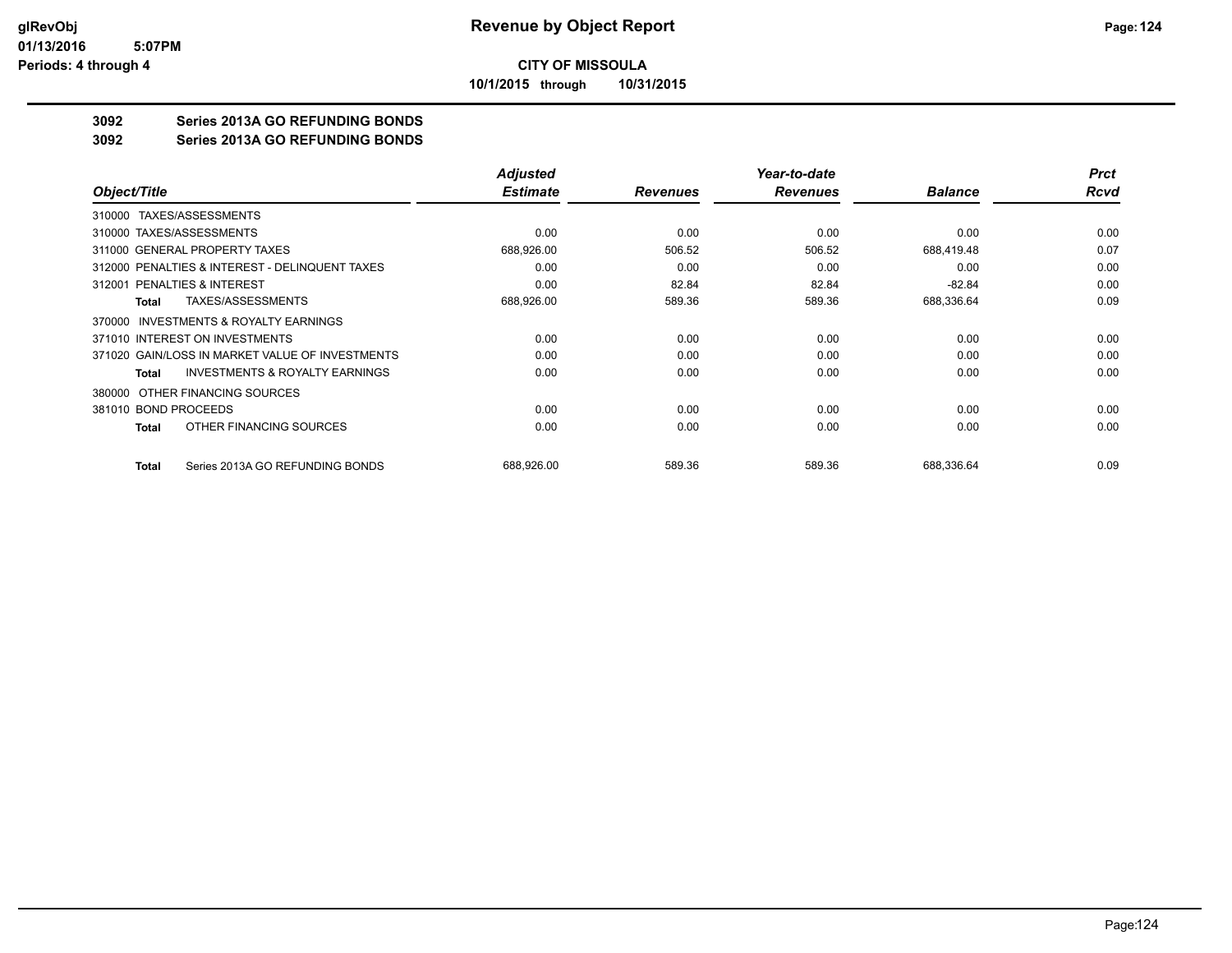**Revenue by Object Report**

**CITY OF MISSOULA**

**10/1/2015 through 10/31/2015**

glRevObj
01/13/2016 5:07PM
Periods: 4 through 4

## 3092 Series 2013A GO REFUNDING BONDS
## 3092 Series 2013A GO REFUNDING BONDS

| Object/Title | Adjusted Estimate | Revenues | Year-to-date Revenues | Balance | Prct Rcvd |
|---|---|---|---|---|---|
| 310000 TAXES/ASSESSMENTS | | | | | |
| 310000 TAXES/ASSESSMENTS | 0.00 | 0.00 | 0.00 | 0.00 | 0.00 |
| 311000 GENERAL PROPERTY TAXES | 688,926.00 | 506.52 | 506.52 | 688,419.48 | 0.07 |
| 312000 PENALTIES & INTEREST - DELINQUENT TAXES | 0.00 | 0.00 | 0.00 | 0.00 | 0.00 |
| 312001 PENALTIES & INTEREST | 0.00 | 82.84 | 82.84 | -82.84 | 0.00 |
| **Total** TAXES/ASSESSMENTS | 688,926.00 | 589.36 | 589.36 | 688,336.64 | 0.09 |
| 370000 INVESTMENTS & ROYALTY EARNINGS | | | | | |
| 371010 INTEREST ON INVESTMENTS | 0.00 | 0.00 | 0.00 | 0.00 | 0.00 |
| 371020 GAIN/LOSS IN MARKET VALUE OF INVESTMENTS | 0.00 | 0.00 | 0.00 | 0.00 | 0.00 |
| **Total** INVESTMENTS & ROYALTY EARNINGS | 0.00 | 0.00 | 0.00 | 0.00 | 0.00 |
| 380000 OTHER FINANCING SOURCES | | | | | |
| 381010 BOND PROCEEDS | 0.00 | 0.00 | 0.00 | 0.00 | 0.00 |
| **Total** OTHER FINANCING SOURCES | 0.00 | 0.00 | 0.00 | 0.00 | 0.00 |
| **Total** Series 2013A GO REFUNDING BONDS | 688,926.00 | 589.36 | 589.36 | 688,336.64 | 0.09 |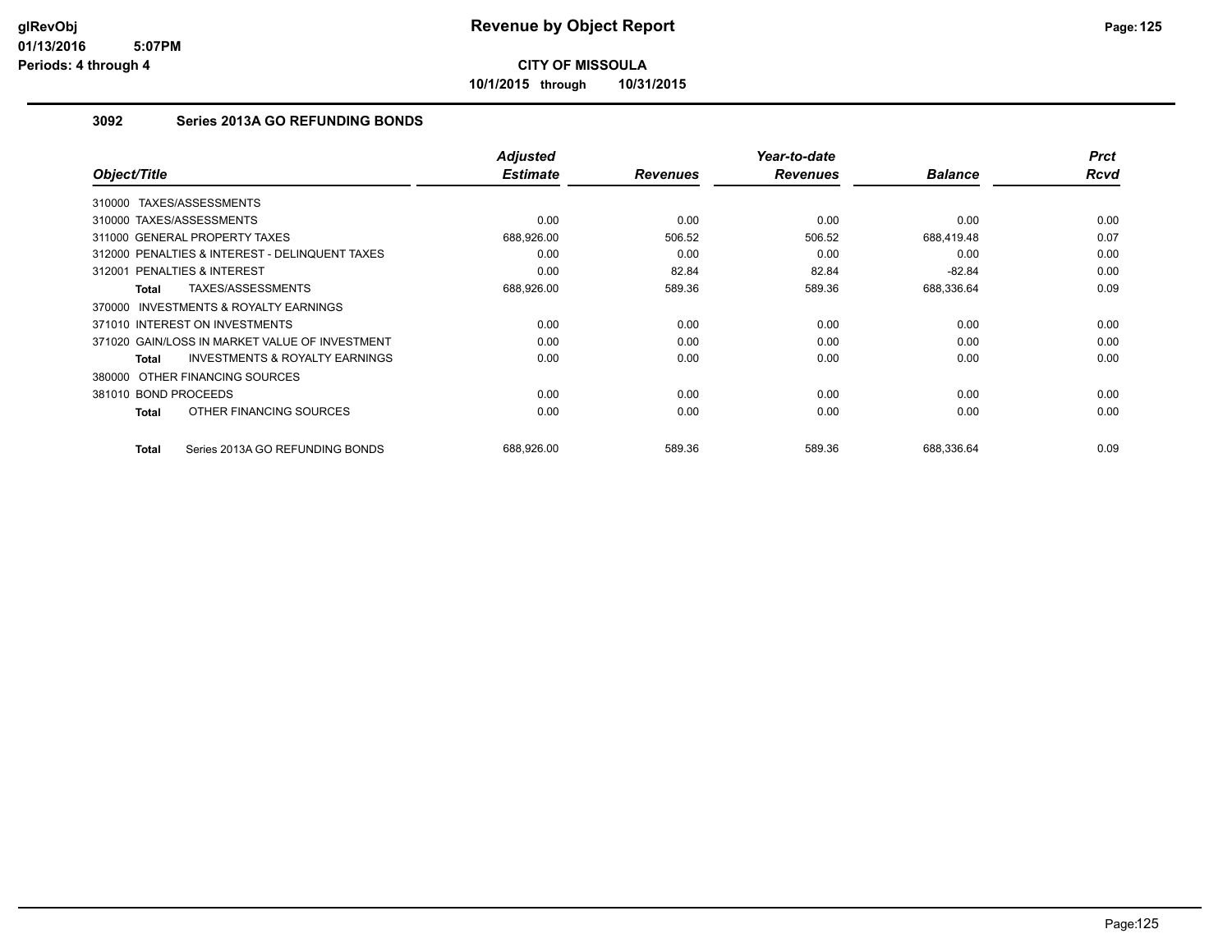# Revenue by Object Report

**CITY OF MISSOULA**

**10/1/2015 through 10/31/2015**

glRevObj
01/13/2016 5:07PM
Periods: 4 through 4

## 3092 Series 2013A GO REFUNDING BONDS

| Object/Title | Adjusted Estimate | Revenues | Year-to-date Revenues | Balance | Prct Rcvd |
|---|---|---|---|---|---|
| 310000 TAXES/ASSESSMENTS | | | | | |
| 310000 TAXES/ASSESSMENTS | 0.00 | 0.00 | 0.00 | 0.00 | 0.00 |
| 311000 GENERAL PROPERTY TAXES | 688,926.00 | 506.52 | 506.52 | 688,419.48 | 0.07 |
| 312000 PENALTIES & INTEREST - DELINQUENT TAXES | 0.00 | 0.00 | 0.00 | 0.00 | 0.00 |
| 312001 PENALTIES & INTEREST | 0.00 | 82.84 | 82.84 | -82.84 | 0.00 |
| **Total** TAXES/ASSESSMENTS | 688,926.00 | 589.36 | 589.36 | 688,336.64 | 0.09 |
| 370000 INVESTMENTS & ROYALTY EARNINGS | | | | | |
| 371010 INTEREST ON INVESTMENTS | 0.00 | 0.00 | 0.00 | 0.00 | 0.00 |
| 371020 GAIN/LOSS IN MARKET VALUE OF INVESTMENT | 0.00 | 0.00 | 0.00 | 0.00 | 0.00 |
| **Total** INVESTMENTS & ROYALTY EARNINGS | 0.00 | 0.00 | 0.00 | 0.00 | 0.00 |
| 380000 OTHER FINANCING SOURCES | | | | | |
| 381010 BOND PROCEEDS | 0.00 | 0.00 | 0.00 | 0.00 | 0.00 |
| **Total** OTHER FINANCING SOURCES | 0.00 | 0.00 | 0.00 | 0.00 | 0.00 |
| **Total** Series 2013A GO REFUNDING BONDS | 688,926.00 | 589.36 | 589.36 | 688,336.64 | 0.09 |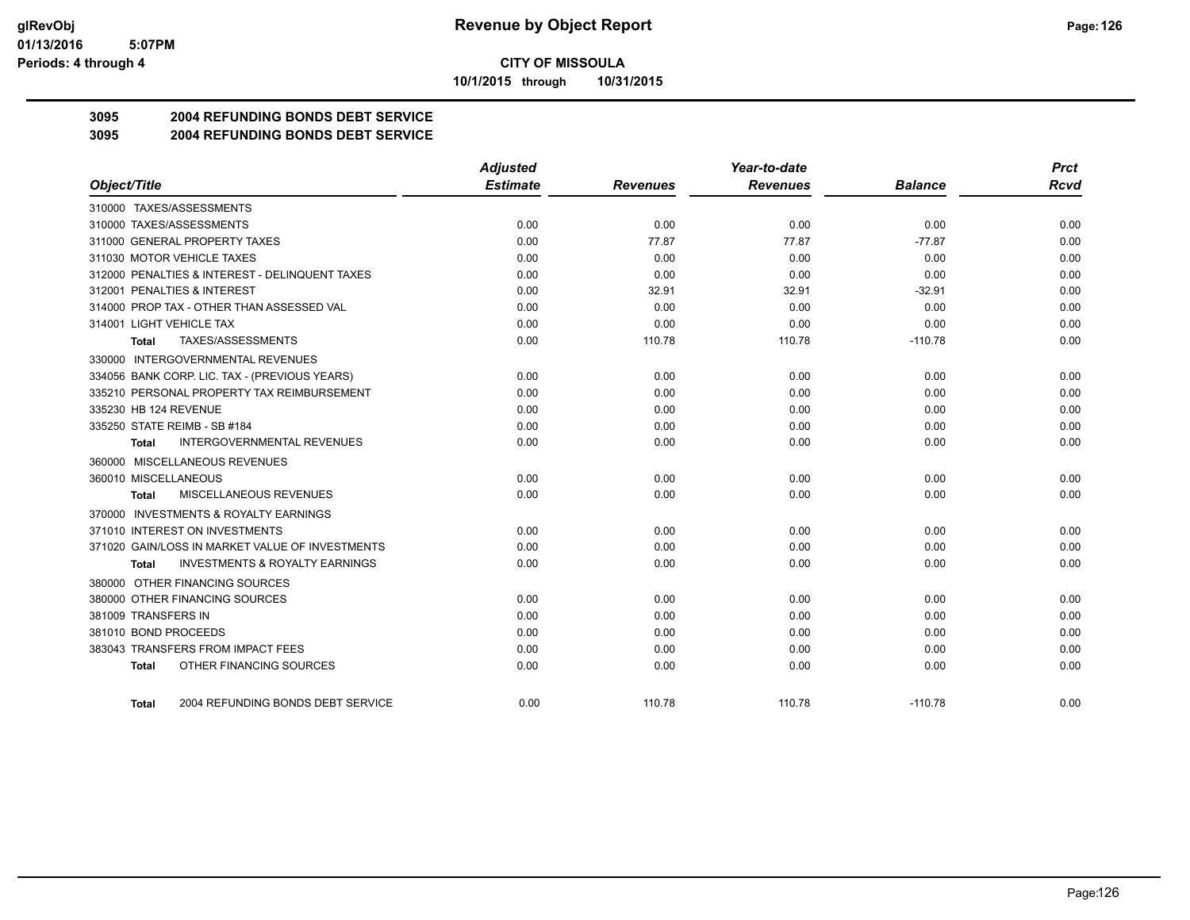**CITY OF MISSOULA**

**10/1/2015 through 10/31/2015**

## 3095 2004 REFUNDING BONDS DEBT SERVICE

## 3095 2004 REFUNDING BONDS DEBT SERVICE

| Object/Title | Adjusted Estimate | Revenues | Year-to-date Revenues | Balance | Prct Rcvd |
|---|---|---|---|---|---|
| 310000 TAXES/ASSESSMENTS | | | | | |
| 310000 TAXES/ASSESSMENTS | 0.00 | 0.00 | 0.00 | 0.00 | 0.00 |
| 311000 GENERAL PROPERTY TAXES | 0.00 | 77.87 | 77.87 | -77.87 | 0.00 |
| 311030 MOTOR VEHICLE TAXES | 0.00 | 0.00 | 0.00 | 0.00 | 0.00 |
| 312000 PENALTIES & INTEREST - DELINQUENT TAXES | 0.00 | 0.00 | 0.00 | 0.00 | 0.00 |
| 312001 PENALTIES & INTEREST | 0.00 | 32.91 | 32.91 | -32.91 | 0.00 |
| 314000 PROP TAX - OTHER THAN ASSESSED VAL | 0.00 | 0.00 | 0.00 | 0.00 | 0.00 |
| 314001 LIGHT VEHICLE TAX | 0.00 | 0.00 | 0.00 | 0.00 | 0.00 |
| **Total** TAXES/ASSESSMENTS | 0.00 | 110.78 | 110.78 | -110.78 | 0.00 |
| 330000 INTERGOVERNMENTAL REVENUES | | | | | |
| 334056 BANK CORP. LIC. TAX - (PREVIOUS YEARS) | 0.00 | 0.00 | 0.00 | 0.00 | 0.00 |
| 335210 PERSONAL PROPERTY TAX REIMBURSEMENT | 0.00 | 0.00 | 0.00 | 0.00 | 0.00 |
| 335230 HB 124 REVENUE | 0.00 | 0.00 | 0.00 | 0.00 | 0.00 |
| 335250 STATE REIMB - SB #184 | 0.00 | 0.00 | 0.00 | 0.00 | 0.00 |
| **Total** INTERGOVERNMENTAL REVENUES | 0.00 | 0.00 | 0.00 | 0.00 | 0.00 |
| 360000 MISCELLANEOUS REVENUES | | | | | |
| 360010 MISCELLANEOUS | 0.00 | 0.00 | 0.00 | 0.00 | 0.00 |
| **Total** MISCELLANEOUS REVENUES | 0.00 | 0.00 | 0.00 | 0.00 | 0.00 |
| 370000 INVESTMENTS & ROYALTY EARNINGS | | | | | |
| 371010 INTEREST ON INVESTMENTS | 0.00 | 0.00 | 0.00 | 0.00 | 0.00 |
| 371020 GAIN/LOSS IN MARKET VALUE OF INVESTMENTS | 0.00 | 0.00 | 0.00 | 0.00 | 0.00 |
| **Total** INVESTMENTS & ROYALTY EARNINGS | 0.00 | 0.00 | 0.00 | 0.00 | 0.00 |
| 380000 OTHER FINANCING SOURCES | | | | | |
| 380000 OTHER FINANCING SOURCES | 0.00 | 0.00 | 0.00 | 0.00 | 0.00 |
| 381009 TRANSFERS IN | 0.00 | 0.00 | 0.00 | 0.00 | 0.00 |
| 381010 BOND PROCEEDS | 0.00 | 0.00 | 0.00 | 0.00 | 0.00 |
| 383043 TRANSFERS FROM IMPACT FEES | 0.00 | 0.00 | 0.00 | 0.00 | 0.00 |
| **Total** OTHER FINANCING SOURCES | 0.00 | 0.00 | 0.00 | 0.00 | 0.00 |
| **Total** 2004 REFUNDING BONDS DEBT SERVICE | 0.00 | 110.78 | 110.78 | -110.78 | 0.00 |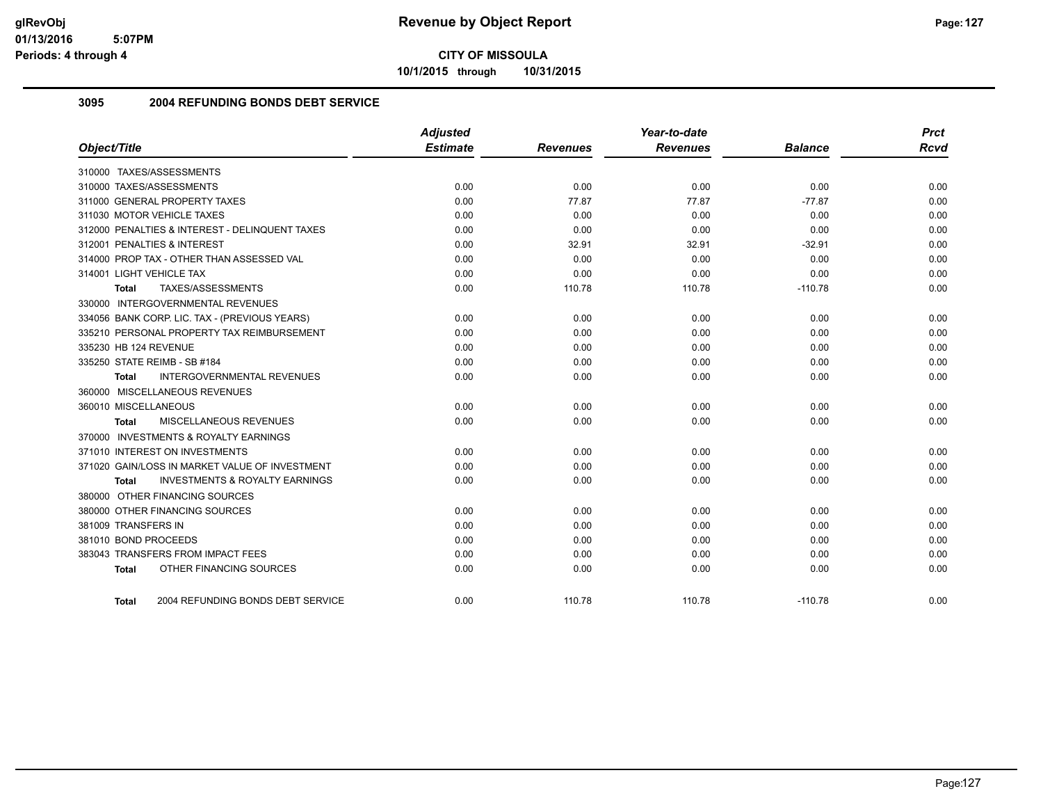**CITY OF MISSOULA**

**10/1/2015 through 10/31/2015**

### 3095 2004 REFUNDING BONDS DEBT SERVICE

| Object/Title | Adjusted Estimate | Revenues | Year-to-date Revenues | Balance | Prct Rcvd |
|---|---|---|---|---|---|
| 310000 TAXES/ASSESSMENTS | | | | | |
| 310000 TAXES/ASSESSMENTS | 0.00 | 0.00 | 0.00 | 0.00 | 0.00 |
| 311000 GENERAL PROPERTY TAXES | 0.00 | 77.87 | 77.87 | -77.87 | 0.00 |
| 311030 MOTOR VEHICLE TAXES | 0.00 | 0.00 | 0.00 | 0.00 | 0.00 |
| 312000 PENALTIES & INTEREST - DELINQUENT TAXES | 0.00 | 0.00 | 0.00 | 0.00 | 0.00 |
| 312001 PENALTIES & INTEREST | 0.00 | 32.91 | 32.91 | -32.91 | 0.00 |
| 314000 PROP TAX - OTHER THAN ASSESSED VAL | 0.00 | 0.00 | 0.00 | 0.00 | 0.00 |
| 314001 LIGHT VEHICLE TAX | 0.00 | 0.00 | 0.00 | 0.00 | 0.00 |
| **Total** TAXES/ASSESSMENTS | 0.00 | 110.78 | 110.78 | -110.78 | 0.00 |
| 330000 INTERGOVERNMENTAL REVENUES | | | | | |
| 334056 BANK CORP. LIC. TAX - (PREVIOUS YEARS) | 0.00 | 0.00 | 0.00 | 0.00 | 0.00 |
| 335210 PERSONAL PROPERTY TAX REIMBURSEMENT | 0.00 | 0.00 | 0.00 | 0.00 | 0.00 |
| 335230 HB 124 REVENUE | 0.00 | 0.00 | 0.00 | 0.00 | 0.00 |
| 335250 STATE REIMB - SB #184 | 0.00 | 0.00 | 0.00 | 0.00 | 0.00 |
| **Total** INTERGOVERNMENTAL REVENUES | 0.00 | 0.00 | 0.00 | 0.00 | 0.00 |
| 360000 MISCELLANEOUS REVENUES | | | | | |
| 360010 MISCELLANEOUS | 0.00 | 0.00 | 0.00 | 0.00 | 0.00 |
| **Total** MISCELLANEOUS REVENUES | 0.00 | 0.00 | 0.00 | 0.00 | 0.00 |
| 370000 INVESTMENTS & ROYALTY EARNINGS | | | | | |
| 371010 INTEREST ON INVESTMENTS | 0.00 | 0.00 | 0.00 | 0.00 | 0.00 |
| 371020 GAIN/LOSS IN MARKET VALUE OF INVESTMENT | 0.00 | 0.00 | 0.00 | 0.00 | 0.00 |
| **Total** INVESTMENTS & ROYALTY EARNINGS | 0.00 | 0.00 | 0.00 | 0.00 | 0.00 |
| 380000 OTHER FINANCING SOURCES | | | | | |
| 380000 OTHER FINANCING SOURCES | 0.00 | 0.00 | 0.00 | 0.00 | 0.00 |
| 381009 TRANSFERS IN | 0.00 | 0.00 | 0.00 | 0.00 | 0.00 |
| 381010 BOND PROCEEDS | 0.00 | 0.00 | 0.00 | 0.00 | 0.00 |
| 383043 TRANSFERS FROM IMPACT FEES | 0.00 | 0.00 | 0.00 | 0.00 | 0.00 |
| **Total** OTHER FINANCING SOURCES | 0.00 | 0.00 | 0.00 | 0.00 | 0.00 |
| **Total** 2004 REFUNDING BONDS DEBT SERVICE | 0.00 | 110.78 | 110.78 | -110.78 | 0.00 |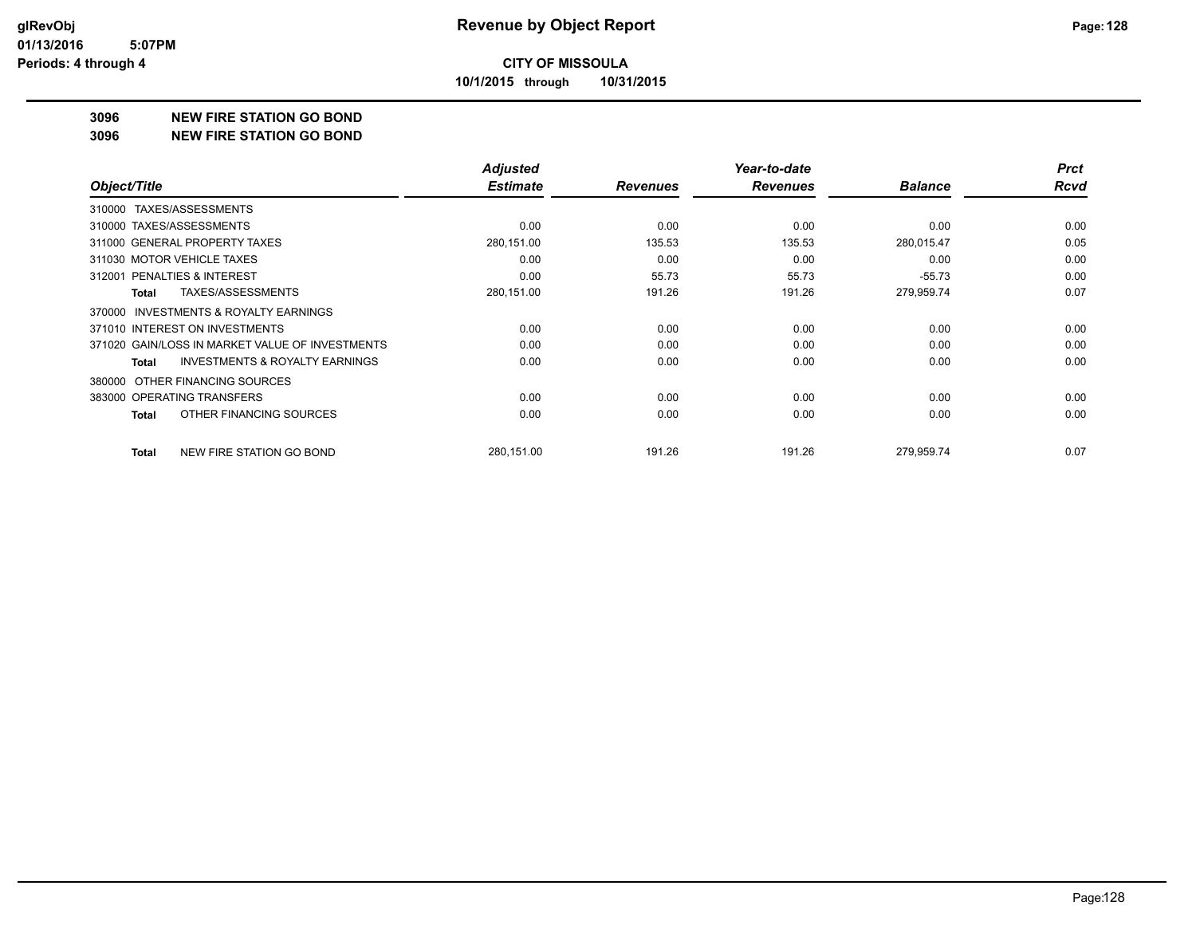**glRevObj**
**01/13/2016 5:07PM**
**Periods: 4 through 4**

# Revenue by Object Report

**CITY OF MISSOULA**

**10/1/2015 through 10/31/2015**

## 3096 NEW FIRE STATION GO BOND
## 3096 NEW FIRE STATION GO BOND

| Object/Title | Adjusted Estimate | Revenues | Year-to-date Revenues | Balance | Prct Rcvd |
|---|---|---|---|---|---|
| 310000 TAXES/ASSESSMENTS | | | | | |
| 310000 TAXES/ASSESSMENTS | 0.00 | 0.00 | 0.00 | 0.00 | 0.00 |
| 311000 GENERAL PROPERTY TAXES | 280,151.00 | 135.53 | 135.53 | 280,015.47 | 0.05 |
| 311030 MOTOR VEHICLE TAXES | 0.00 | 0.00 | 0.00 | 0.00 | 0.00 |
| 312001 PENALTIES & INTEREST | 0.00 | 55.73 | 55.73 | -55.73 | 0.00 |
| **Total** TAXES/ASSESSMENTS | 280,151.00 | 191.26 | 191.26 | 279,959.74 | 0.07 |
| 370000 INVESTMENTS & ROYALTY EARNINGS | | | | | |
| 371010 INTEREST ON INVESTMENTS | 0.00 | 0.00 | 0.00 | 0.00 | 0.00 |
| 371020 GAIN/LOSS IN MARKET VALUE OF INVESTMENTS | 0.00 | 0.00 | 0.00 | 0.00 | 0.00 |
| **Total** INVESTMENTS & ROYALTY EARNINGS | 0.00 | 0.00 | 0.00 | 0.00 | 0.00 |
| 380000 OTHER FINANCING SOURCES | | | | | |
| 383000 OPERATING TRANSFERS | 0.00 | 0.00 | 0.00 | 0.00 | 0.00 |
| **Total** OTHER FINANCING SOURCES | 0.00 | 0.00 | 0.00 | 0.00 | 0.00 |
| **Total** NEW FIRE STATION GO BOND | 280,151.00 | 191.26 | 191.26 | 279,959.74 | 0.07 |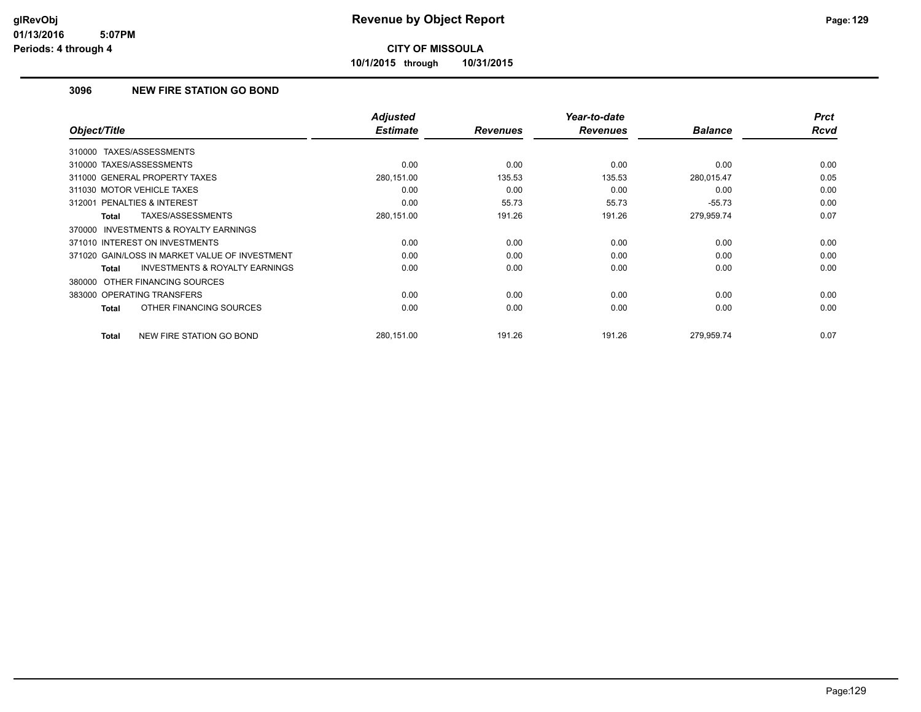**glRevObj** **Revenue by Object Report**
**01/13/2016 5:07PM**
**Periods: 4 through 4**

**CITY OF MISSOULA**

**10/1/2015 through 10/31/2015**

### 3096 NEW FIRE STATION GO BOND

| Object/Title | Adjusted Estimate | Revenues | Year-to-date Revenues | Balance | Prct Rcvd |
|---|---|---|---|---|---|
| 310000 TAXES/ASSESSMENTS | | | | | |
| 310000 TAXES/ASSESSMENTS | 0.00 | 0.00 | 0.00 | 0.00 | 0.00 |
| 311000 GENERAL PROPERTY TAXES | 280,151.00 | 135.53 | 135.53 | 280,015.47 | 0.05 |
| 311030 MOTOR VEHICLE TAXES | 0.00 | 0.00 | 0.00 | 0.00 | 0.00 |
| 312001 PENALTIES & INTEREST | 0.00 | 55.73 | 55.73 | -55.73 | 0.00 |
| **Total** TAXES/ASSESSMENTS | 280,151.00 | 191.26 | 191.26 | 279,959.74 | 0.07 |
| 370000 INVESTMENTS & ROYALTY EARNINGS | | | | | |
| 371010 INTEREST ON INVESTMENTS | 0.00 | 0.00 | 0.00 | 0.00 | 0.00 |
| 371020 GAIN/LOSS IN MARKET VALUE OF INVESTMENT | 0.00 | 0.00 | 0.00 | 0.00 | 0.00 |
| **Total** INVESTMENTS & ROYALTY EARNINGS | 0.00 | 0.00 | 0.00 | 0.00 | 0.00 |
| 380000 OTHER FINANCING SOURCES | | | | | |
| 383000 OPERATING TRANSFERS | 0.00 | 0.00 | 0.00 | 0.00 | 0.00 |
| **Total** OTHER FINANCING SOURCES | 0.00 | 0.00 | 0.00 | 0.00 | 0.00 |
| **Total** NEW FIRE STATION GO BOND | 280,151.00 | 191.26 | 191.26 | 279,959.74 | 0.07 |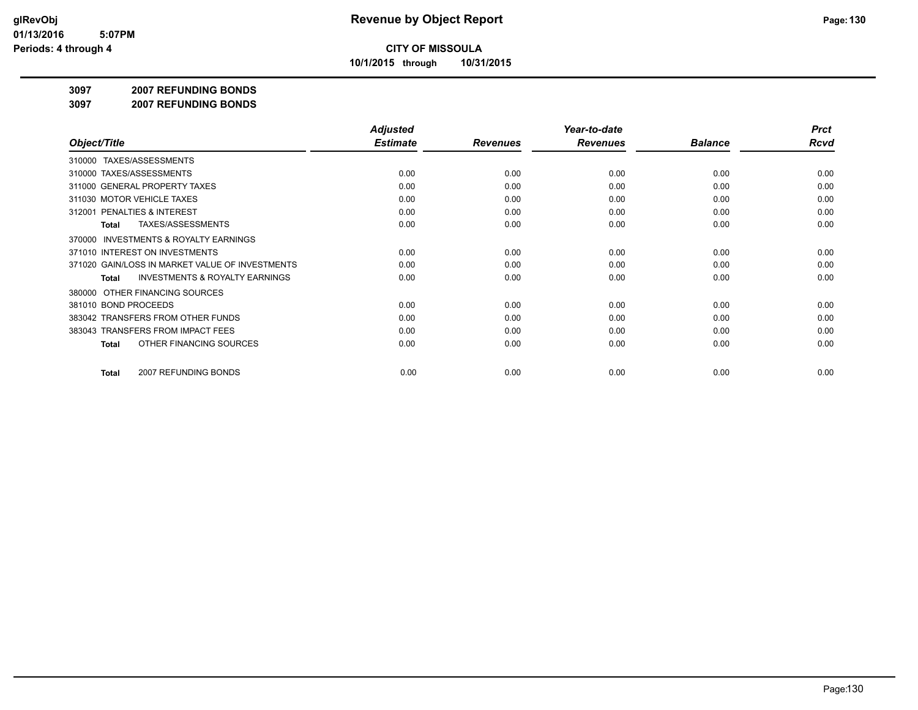# Revenue by Object Report

**CITY OF MISSOULA**

**10/1/2015 through 10/31/2015**

glRevObj
01/13/2016 5:07PM
Periods: 4 through 4

**3097 2007 REFUNDING BONDS**

**3097 2007 REFUNDING BONDS**

| Object/Title | Adjusted Estimate | Revenues | Year-to-date Revenues | Balance | Prct Rcvd |
|---|---|---|---|---|---|
| 310000 TAXES/ASSESSMENTS | | | | | |
| 310000 TAXES/ASSESSMENTS | 0.00 | 0.00 | 0.00 | 0.00 | 0.00 |
| 311000 GENERAL PROPERTY TAXES | 0.00 | 0.00 | 0.00 | 0.00 | 0.00 |
| 311030 MOTOR VEHICLE TAXES | 0.00 | 0.00 | 0.00 | 0.00 | 0.00 |
| 312001 PENALTIES & INTEREST | 0.00 | 0.00 | 0.00 | 0.00 | 0.00 |
| **Total** TAXES/ASSESSMENTS | 0.00 | 0.00 | 0.00 | 0.00 | 0.00 |
| 370000 INVESTMENTS & ROYALTY EARNINGS | | | | | |
| 371010 INTEREST ON INVESTMENTS | 0.00 | 0.00 | 0.00 | 0.00 | 0.00 |
| 371020 GAIN/LOSS IN MARKET VALUE OF INVESTMENTS | 0.00 | 0.00 | 0.00 | 0.00 | 0.00 |
| **Total** INVESTMENTS & ROYALTY EARNINGS | 0.00 | 0.00 | 0.00 | 0.00 | 0.00 |
| 380000 OTHER FINANCING SOURCES | | | | | |
| 381010 BOND PROCEEDS | 0.00 | 0.00 | 0.00 | 0.00 | 0.00 |
| 383042 TRANSFERS FROM OTHER FUNDS | 0.00 | 0.00 | 0.00 | 0.00 | 0.00 |
| 383043 TRANSFERS FROM IMPACT FEES | 0.00 | 0.00 | 0.00 | 0.00 | 0.00 |
| **Total** OTHER FINANCING SOURCES | 0.00 | 0.00 | 0.00 | 0.00 | 0.00 |
| **Total** 2007 REFUNDING BONDS | 0.00 | 0.00 | 0.00 | 0.00 | 0.00 |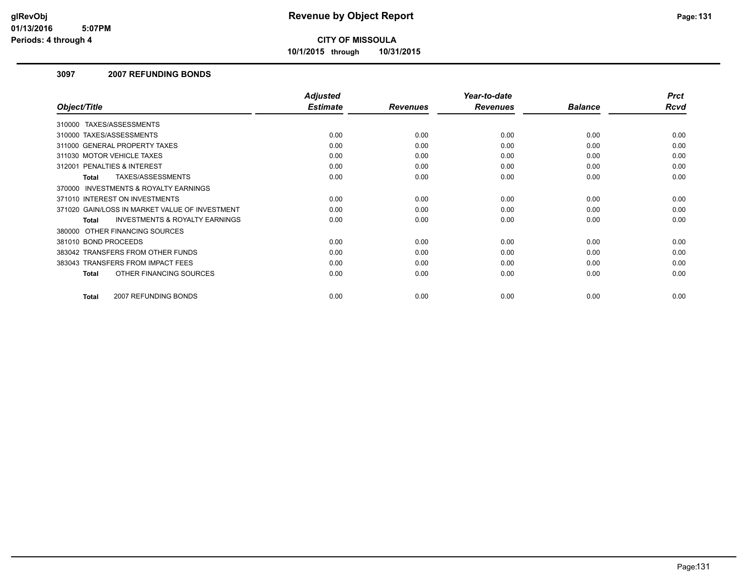**CITY OF MISSOULA**

**10/1/2015 through 10/31/2015**

### 3097 2007 REFUNDING BONDS

| Object/Title | Adjusted Estimate | Revenues | Year-to-date Revenues | Balance | Prct Rcvd |
|---|---|---|---|---|---|
| 310000 TAXES/ASSESSMENTS | | | | | |
| 310000 TAXES/ASSESSMENTS | 0.00 | 0.00 | 0.00 | 0.00 | 0.00 |
| 311000 GENERAL PROPERTY TAXES | 0.00 | 0.00 | 0.00 | 0.00 | 0.00 |
| 311030 MOTOR VEHICLE TAXES | 0.00 | 0.00 | 0.00 | 0.00 | 0.00 |
| 312001 PENALTIES & INTEREST | 0.00 | 0.00 | 0.00 | 0.00 | 0.00 |
| **Total** TAXES/ASSESSMENTS | 0.00 | 0.00 | 0.00 | 0.00 | 0.00 |
| 370000 INVESTMENTS & ROYALTY EARNINGS | | | | | |
| 371010 INTEREST ON INVESTMENTS | 0.00 | 0.00 | 0.00 | 0.00 | 0.00 |
| 371020 GAIN/LOSS IN MARKET VALUE OF INVESTMENT | 0.00 | 0.00 | 0.00 | 0.00 | 0.00 |
| **Total** INVESTMENTS & ROYALTY EARNINGS | 0.00 | 0.00 | 0.00 | 0.00 | 0.00 |
| 380000 OTHER FINANCING SOURCES | | | | | |
| 381010 BOND PROCEEDS | 0.00 | 0.00 | 0.00 | 0.00 | 0.00 |
| 383042 TRANSFERS FROM OTHER FUNDS | 0.00 | 0.00 | 0.00 | 0.00 | 0.00 |
| 383043 TRANSFERS FROM IMPACT FEES | 0.00 | 0.00 | 0.00 | 0.00 | 0.00 |
| **Total** OTHER FINANCING SOURCES | 0.00 | 0.00 | 0.00 | 0.00 | 0.00 |
| **Total** 2007 REFUNDING BONDS | 0.00 | 0.00 | 0.00 | 0.00 | 0.00 |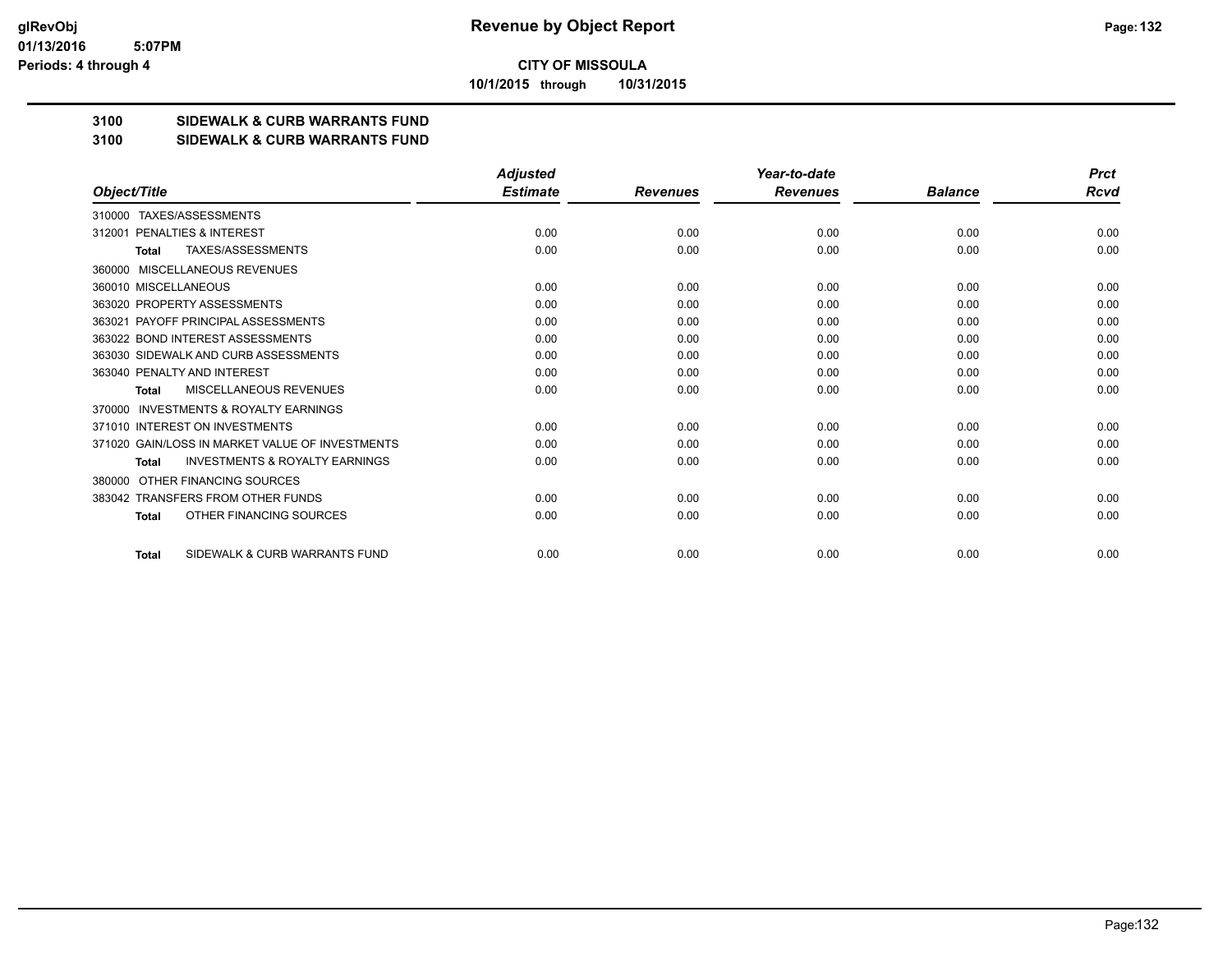# Revenue by Object Report

**CITY OF MISSOULA**

**10/1/2015 through 10/31/2015**

glRevObj
01/13/2016 5:07PM
Periods: 4 through 4

## 3100 SIDEWALK & CURB WARRANTS FUND
## 3100 SIDEWALK & CURB WARRANTS FUND

| Object/Title | Adjusted Estimate | Revenues | Year-to-date Revenues | Balance | Prct Rcvd |
|---|---|---|---|---|---|
| 310000 TAXES/ASSESSMENTS | | | | | |
| 312001 PENALTIES & INTEREST | 0.00 | 0.00 | 0.00 | 0.00 | 0.00 |
| **Total** TAXES/ASSESSMENTS | 0.00 | 0.00 | 0.00 | 0.00 | 0.00 |
| 360000 MISCELLANEOUS REVENUES | | | | | |
| 360010 MISCELLANEOUS | 0.00 | 0.00 | 0.00 | 0.00 | 0.00 |
| 363020 PROPERTY ASSESSMENTS | 0.00 | 0.00 | 0.00 | 0.00 | 0.00 |
| 363021 PAYOFF PRINCIPAL ASSESSMENTS | 0.00 | 0.00 | 0.00 | 0.00 | 0.00 |
| 363022 BOND INTEREST ASSESSMENTS | 0.00 | 0.00 | 0.00 | 0.00 | 0.00 |
| 363030 SIDEWALK AND CURB ASSESSMENTS | 0.00 | 0.00 | 0.00 | 0.00 | 0.00 |
| 363040 PENALTY AND INTEREST | 0.00 | 0.00 | 0.00 | 0.00 | 0.00 |
| **Total** MISCELLANEOUS REVENUES | 0.00 | 0.00 | 0.00 | 0.00 | 0.00 |
| 370000 INVESTMENTS & ROYALTY EARNINGS | | | | | |
| 371010 INTEREST ON INVESTMENTS | 0.00 | 0.00 | 0.00 | 0.00 | 0.00 |
| 371020 GAIN/LOSS IN MARKET VALUE OF INVESTMENTS | 0.00 | 0.00 | 0.00 | 0.00 | 0.00 |
| **Total** INVESTMENTS & ROYALTY EARNINGS | 0.00 | 0.00 | 0.00 | 0.00 | 0.00 |
| 380000 OTHER FINANCING SOURCES | | | | | |
| 383042 TRANSFERS FROM OTHER FUNDS | 0.00 | 0.00 | 0.00 | 0.00 | 0.00 |
| **Total** OTHER FINANCING SOURCES | 0.00 | 0.00 | 0.00 | 0.00 | 0.00 |
| **Total** SIDEWALK & CURB WARRANTS FUND | 0.00 | 0.00 | 0.00 | 0.00 | 0.00 |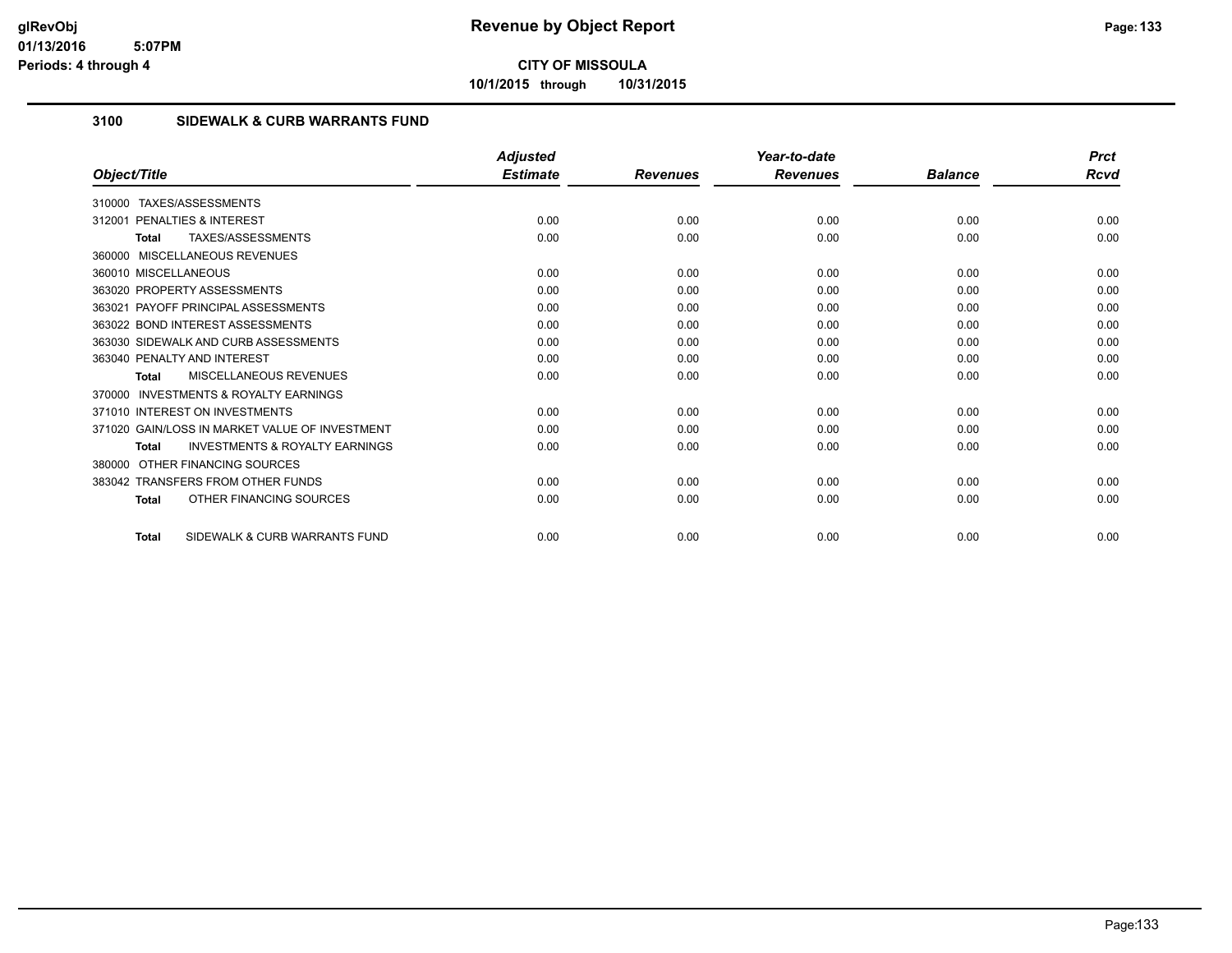**CITY OF MISSOULA**

**10/1/2015 through 10/31/2015**

## 3100 SIDEWALK & CURB WARRANTS FUND

| Object/Title | Adjusted Estimate | Revenues | Year-to-date Revenues | Balance | Prct Rcvd |
|---|---|---|---|---|---|
| 310000 TAXES/ASSESSMENTS | | | | | |
| 312001 PENALTIES & INTEREST | 0.00 | 0.00 | 0.00 | 0.00 | 0.00 |
| **Total** TAXES/ASSESSMENTS | 0.00 | 0.00 | 0.00 | 0.00 | 0.00 |
| 360000 MISCELLANEOUS REVENUES | | | | | |
| 360010 MISCELLANEOUS | 0.00 | 0.00 | 0.00 | 0.00 | 0.00 |
| 363020 PROPERTY ASSESSMENTS | 0.00 | 0.00 | 0.00 | 0.00 | 0.00 |
| 363021 PAYOFF PRINCIPAL ASSESSMENTS | 0.00 | 0.00 | 0.00 | 0.00 | 0.00 |
| 363022 BOND INTEREST ASSESSMENTS | 0.00 | 0.00 | 0.00 | 0.00 | 0.00 |
| 363030 SIDEWALK AND CURB ASSESSMENTS | 0.00 | 0.00 | 0.00 | 0.00 | 0.00 |
| 363040 PENALTY AND INTEREST | 0.00 | 0.00 | 0.00 | 0.00 | 0.00 |
| **Total** MISCELLANEOUS REVENUES | 0.00 | 0.00 | 0.00 | 0.00 | 0.00 |
| 370000 INVESTMENTS & ROYALTY EARNINGS | | | | | |
| 371010 INTEREST ON INVESTMENTS | 0.00 | 0.00 | 0.00 | 0.00 | 0.00 |
| 371020 GAIN/LOSS IN MARKET VALUE OF INVESTMENT | 0.00 | 0.00 | 0.00 | 0.00 | 0.00 |
| **Total** INVESTMENTS & ROYALTY EARNINGS | 0.00 | 0.00 | 0.00 | 0.00 | 0.00 |
| 380000 OTHER FINANCING SOURCES | | | | | |
| 383042 TRANSFERS FROM OTHER FUNDS | 0.00 | 0.00 | 0.00 | 0.00 | 0.00 |
| **Total** OTHER FINANCING SOURCES | 0.00 | 0.00 | 0.00 | 0.00 | 0.00 |
| **Total** SIDEWALK & CURB WARRANTS FUND | 0.00 | 0.00 | 0.00 | 0.00 | 0.00 |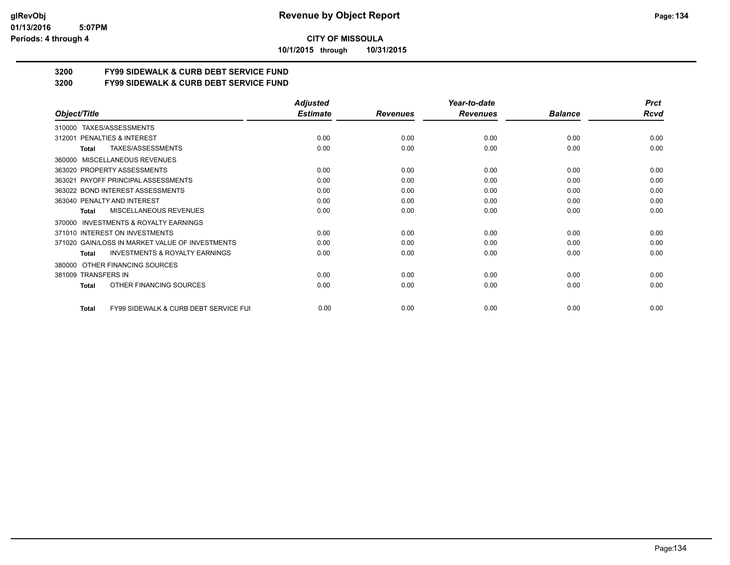**glRevObj**
**01/13/2016 5:07PM**
**Periods: 4 through 4**

# Revenue by Object Report

**CITY OF MISSOULA**

**10/1/2015 through 10/31/2015**

## 3200 FY99 SIDEWALK & CURB DEBT SERVICE FUND
## 3200 FY99 SIDEWALK & CURB DEBT SERVICE FUND

| Object/Title | Adjusted Estimate | Revenues | Year-to-date Revenues | Balance | Prct Rcvd |
|---|---|---|---|---|---|
| 310000 TAXES/ASSESSMENTS | | | | | |
| 312001 PENALTIES & INTEREST | 0.00 | 0.00 | 0.00 | 0.00 | 0.00 |
| **Total** TAXES/ASSESSMENTS | 0.00 | 0.00 | 0.00 | 0.00 | 0.00 |
| 360000 MISCELLANEOUS REVENUES | | | | | |
| 363020 PROPERTY ASSESSMENTS | 0.00 | 0.00 | 0.00 | 0.00 | 0.00 |
| 363021 PAYOFF PRINCIPAL ASSESSMENTS | 0.00 | 0.00 | 0.00 | 0.00 | 0.00 |
| 363022 BOND INTEREST ASSESSMENTS | 0.00 | 0.00 | 0.00 | 0.00 | 0.00 |
| 363040 PENALTY AND INTEREST | 0.00 | 0.00 | 0.00 | 0.00 | 0.00 |
| **Total** MISCELLANEOUS REVENUES | 0.00 | 0.00 | 0.00 | 0.00 | 0.00 |
| 370000 INVESTMENTS & ROYALTY EARNINGS | | | | | |
| 371010 INTEREST ON INVESTMENTS | 0.00 | 0.00 | 0.00 | 0.00 | 0.00 |
| 371020 GAIN/LOSS IN MARKET VALUE OF INVESTMENTS | 0.00 | 0.00 | 0.00 | 0.00 | 0.00 |
| **Total** INVESTMENTS & ROYALTY EARNINGS | 0.00 | 0.00 | 0.00 | 0.00 | 0.00 |
| 380000 OTHER FINANCING SOURCES | | | | | |
| 381009 TRANSFERS IN | 0.00 | 0.00 | 0.00 | 0.00 | 0.00 |
| **Total** OTHER FINANCING SOURCES | 0.00 | 0.00 | 0.00 | 0.00 | 0.00 |
| **Total** FY99 SIDEWALK & CURB DEBT SERVICE FUI | 0.00 | 0.00 | 0.00 | 0.00 | 0.00 |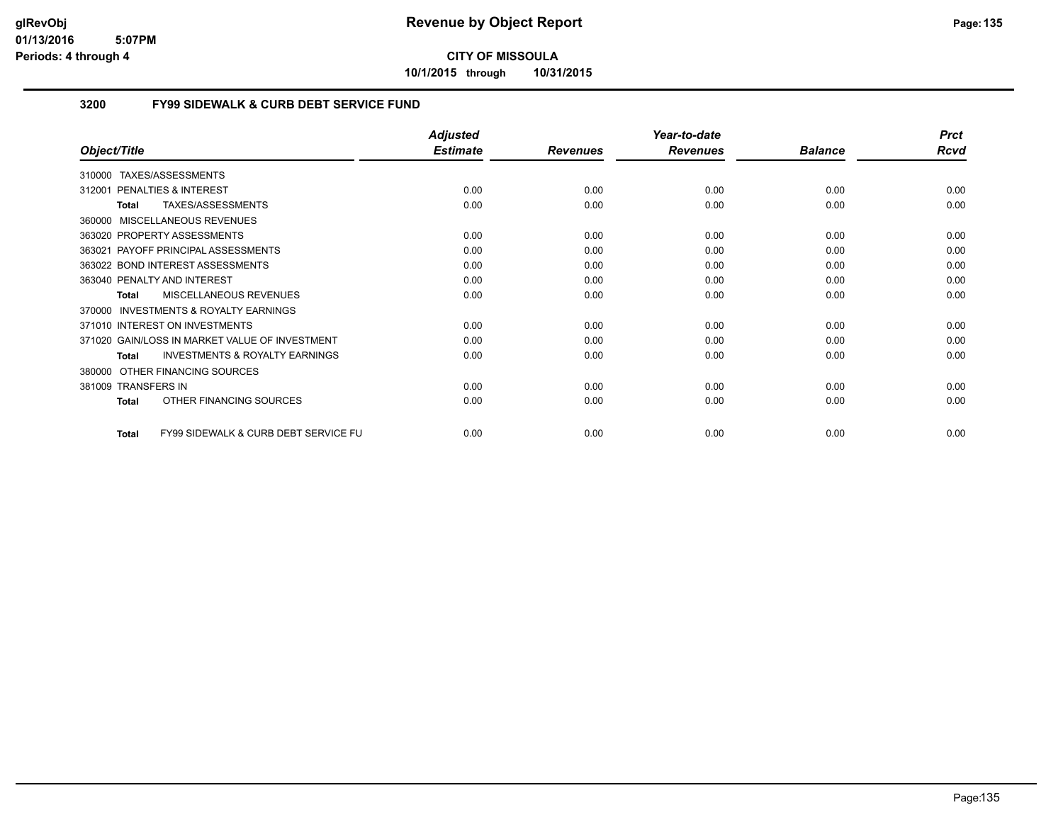**CITY OF MISSOULA**

**10/1/2015 through 10/31/2015**

### 3200 FY99 SIDEWALK & CURB DEBT SERVICE FUND

| Object/Title | Adjusted Estimate | Revenues | Year-to-date Revenues | Balance | Prct Rcvd |
|---|---|---|---|---|---|
| 310000 TAXES/ASSESSMENTS | | | | | |
| 312001 PENALTIES & INTEREST | 0.00 | 0.00 | 0.00 | 0.00 | 0.00 |
| **Total** TAXES/ASSESSMENTS | 0.00 | 0.00 | 0.00 | 0.00 | 0.00 |
| 360000 MISCELLANEOUS REVENUES | | | | | |
| 363020 PROPERTY ASSESSMENTS | 0.00 | 0.00 | 0.00 | 0.00 | 0.00 |
| 363021 PAYOFF PRINCIPAL ASSESSMENTS | 0.00 | 0.00 | 0.00 | 0.00 | 0.00 |
| 363022 BOND INTEREST ASSESSMENTS | 0.00 | 0.00 | 0.00 | 0.00 | 0.00 |
| 363040 PENALTY AND INTEREST | 0.00 | 0.00 | 0.00 | 0.00 | 0.00 |
| **Total** MISCELLANEOUS REVENUES | 0.00 | 0.00 | 0.00 | 0.00 | 0.00 |
| 370000 INVESTMENTS & ROYALTY EARNINGS | | | | | |
| 371010 INTEREST ON INVESTMENTS | 0.00 | 0.00 | 0.00 | 0.00 | 0.00 |
| 371020 GAIN/LOSS IN MARKET VALUE OF INVESTMENT | 0.00 | 0.00 | 0.00 | 0.00 | 0.00 |
| **Total** INVESTMENTS & ROYALTY EARNINGS | 0.00 | 0.00 | 0.00 | 0.00 | 0.00 |
| 380000 OTHER FINANCING SOURCES | | | | | |
| 381009 TRANSFERS IN | 0.00 | 0.00 | 0.00 | 0.00 | 0.00 |
| **Total** OTHER FINANCING SOURCES | 0.00 | 0.00 | 0.00 | 0.00 | 0.00 |
| **Total** FY99 SIDEWALK & CURB DEBT SERVICE FU | 0.00 | 0.00 | 0.00 | 0.00 | 0.00 |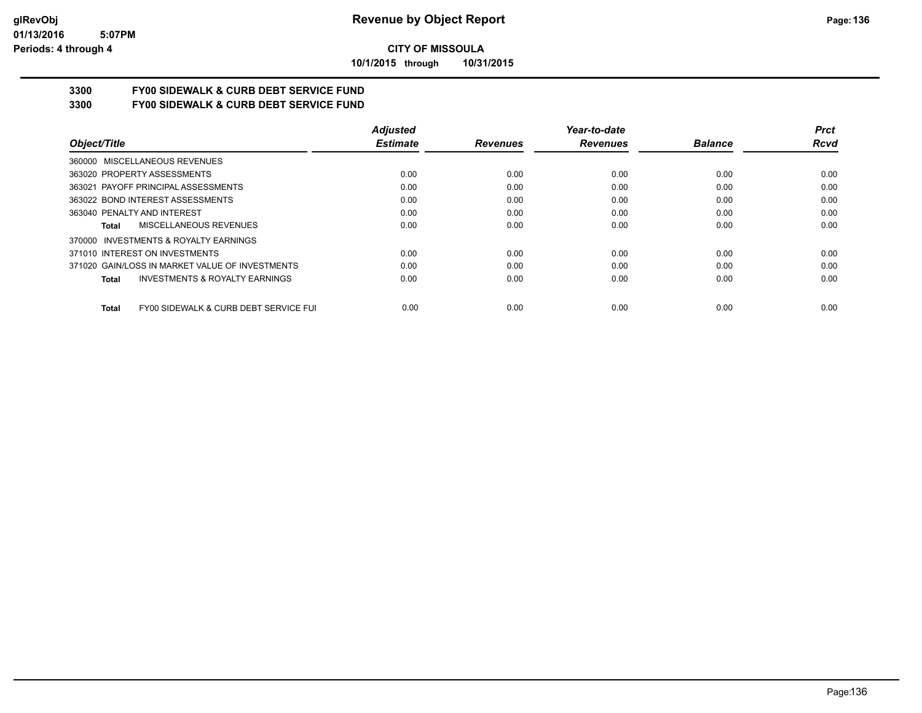**CITY OF MISSOULA**

**10/1/2015 through 10/31/2015**

**Revenue by Object Report**

## 3300 FY00 SIDEWALK & CURB DEBT SERVICE FUND

## 3300 FY00 SIDEWALK & CURB DEBT SERVICE FUND

| Object/Title | Adjusted Estimate | Revenues | Year-to-date Revenues | Balance | Prct Rcvd |
|---|---|---|---|---|---|
| 360000 MISCELLANEOUS REVENUES | | | | | |
| 363020 PROPERTY ASSESSMENTS | 0.00 | 0.00 | 0.00 | 0.00 | 0.00 |
| 363021 PAYOFF PRINCIPAL ASSESSMENTS | 0.00 | 0.00 | 0.00 | 0.00 | 0.00 |
| 363022 BOND INTEREST ASSESSMENTS | 0.00 | 0.00 | 0.00 | 0.00 | 0.00 |
| 363040 PENALTY AND INTEREST | 0.00 | 0.00 | 0.00 | 0.00 | 0.00 |
| **Total** MISCELLANEOUS REVENUES | 0.00 | 0.00 | 0.00 | 0.00 | 0.00 |
| 370000 INVESTMENTS & ROYALTY EARNINGS | | | | | |
| 371010 INTEREST ON INVESTMENTS | 0.00 | 0.00 | 0.00 | 0.00 | 0.00 |
| 371020 GAIN/LOSS IN MARKET VALUE OF INVESTMENTS | 0.00 | 0.00 | 0.00 | 0.00 | 0.00 |
| **Total** INVESTMENTS & ROYALTY EARNINGS | 0.00 | 0.00 | 0.00 | 0.00 | 0.00 |
| **Total** FY00 SIDEWALK & CURB DEBT SERVICE FUI | 0.00 | 0.00 | 0.00 | 0.00 | 0.00 |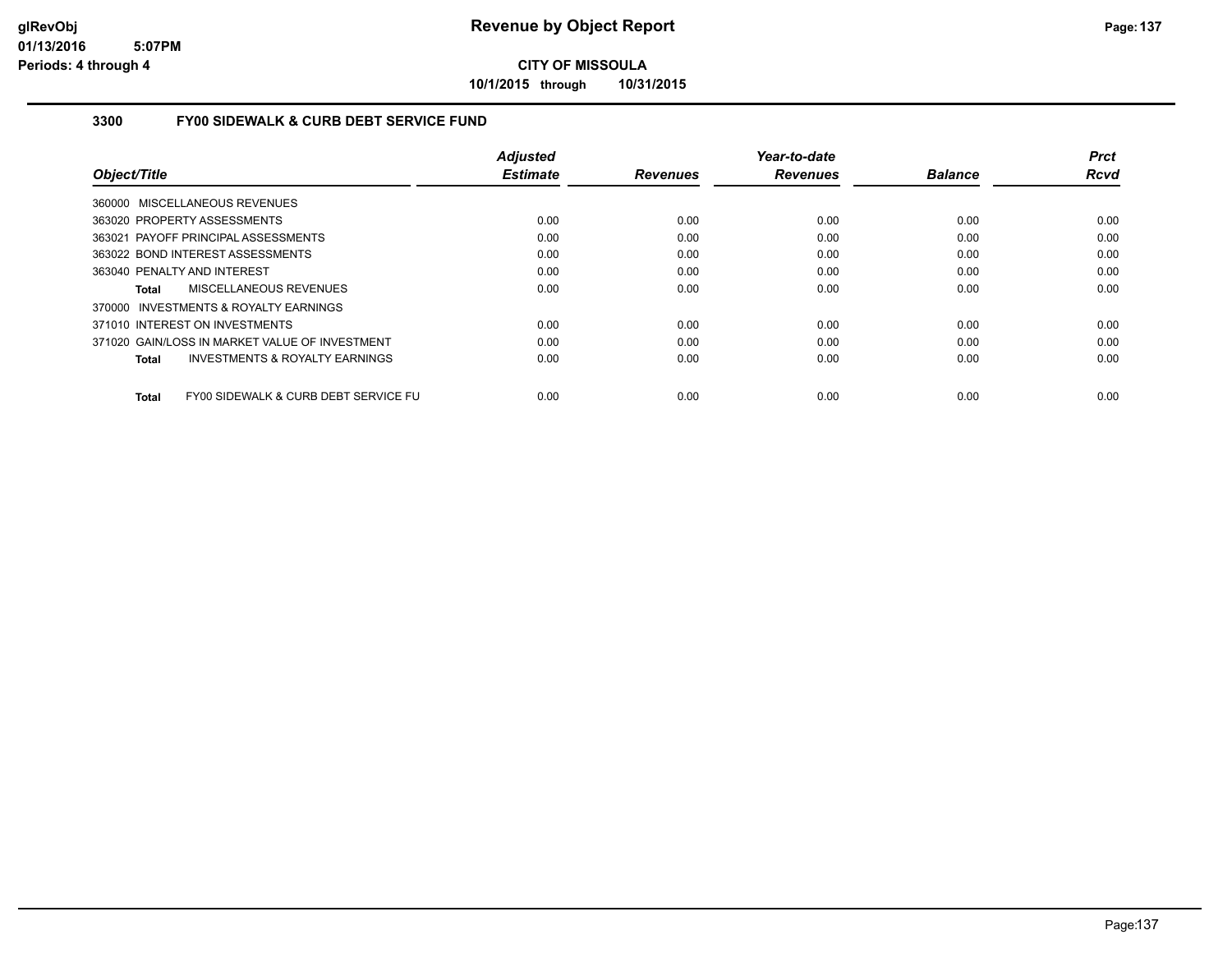# Revenue by Object Report

**CITY OF MISSOULA**

**10/1/2015 through 10/31/2015**

glRevObj
01/13/2016 5:07PM
Periods: 4 through 4

## 3300 FY00 SIDEWALK & CURB DEBT SERVICE FUND

| Object/Title | Adjusted Estimate | Revenues | Year-to-date Revenues | Balance | Prct Rcvd |
|---|---|---|---|---|---|
| 360000 MISCELLANEOUS REVENUES | | | | | |
| 363020 PROPERTY ASSESSMENTS | 0.00 | 0.00 | 0.00 | 0.00 | 0.00 |
| 363021 PAYOFF PRINCIPAL ASSESSMENTS | 0.00 | 0.00 | 0.00 | 0.00 | 0.00 |
| 363022 BOND INTEREST ASSESSMENTS | 0.00 | 0.00 | 0.00 | 0.00 | 0.00 |
| 363040 PENALTY AND INTEREST | 0.00 | 0.00 | 0.00 | 0.00 | 0.00 |
| **Total** MISCELLANEOUS REVENUES | 0.00 | 0.00 | 0.00 | 0.00 | 0.00 |
| 370000 INVESTMENTS & ROYALTY EARNINGS | | | | | |
| 371010 INTEREST ON INVESTMENTS | 0.00 | 0.00 | 0.00 | 0.00 | 0.00 |
| 371020 GAIN/LOSS IN MARKET VALUE OF INVESTMENT | 0.00 | 0.00 | 0.00 | 0.00 | 0.00 |
| **Total** INVESTMENTS & ROYALTY EARNINGS | 0.00 | 0.00 | 0.00 | 0.00 | 0.00 |
| **Total** FY00 SIDEWALK & CURB DEBT SERVICE FU | 0.00 | 0.00 | 0.00 | 0.00 | 0.00 |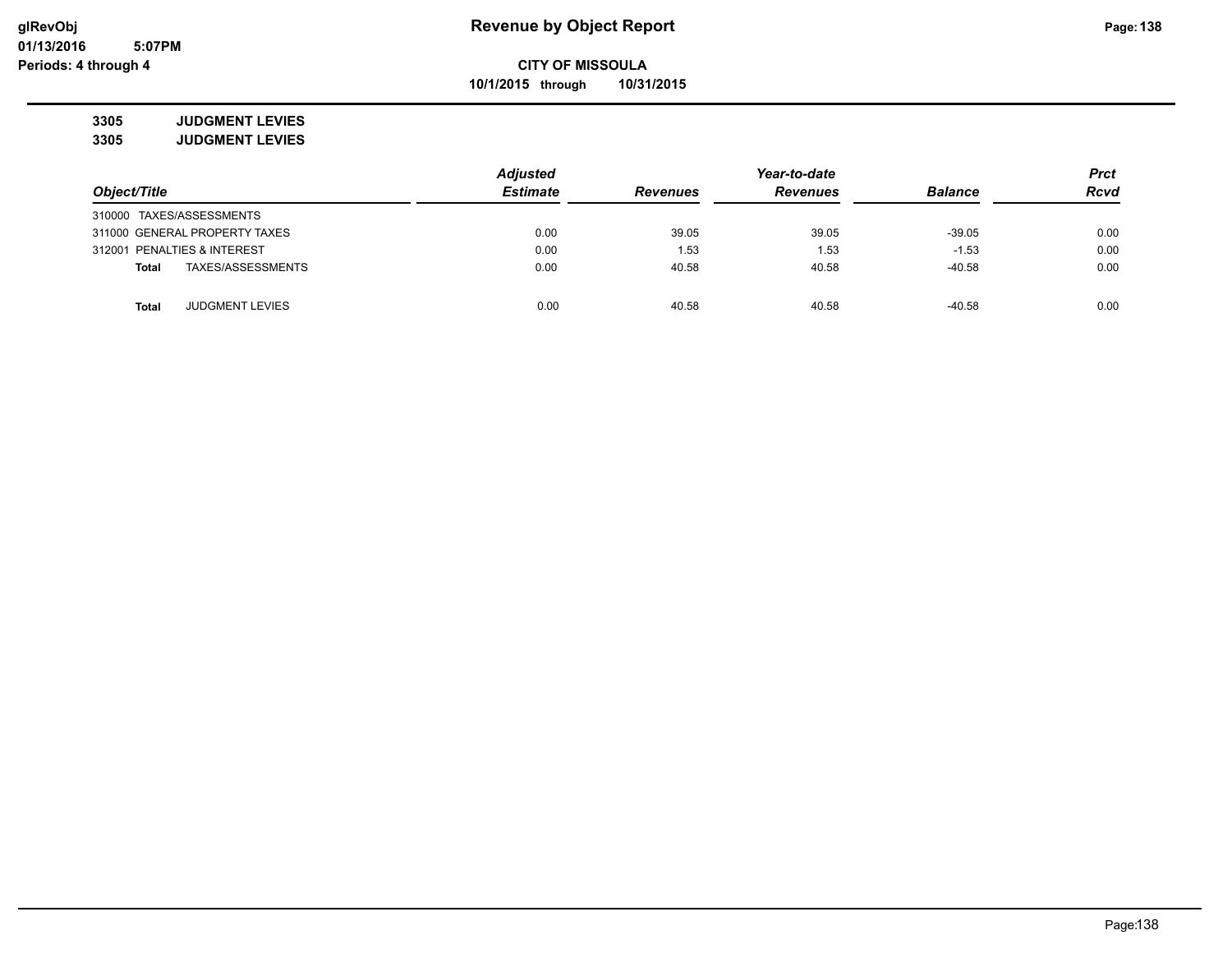**CITY OF MISSOULA**

**10/1/2015 through 10/31/2015**

**3305 JUDGMENT LEVIES**

**3305 JUDGMENT LEVIES**

| Object/Title | Adjusted Estimate | Revenues | Year-to-date Revenues | Balance | Prct Rcvd |
|---|---|---|---|---|---|
| 310000 TAXES/ASSESSMENTS | | | | | |
| 311000 GENERAL PROPERTY TAXES | 0.00 | 39.05 | 39.05 | -39.05 | 0.00 |
| 312001 PENALTIES & INTEREST | 0.00 | 1.53 | 1.53 | -1.53 | 0.00 |
| **Total** TAXES/ASSESSMENTS | 0.00 | 40.58 | 40.58 | -40.58 | 0.00 |
| **Total** JUDGMENT LEVIES | 0.00 | 40.58 | 40.58 | -40.58 | 0.00 |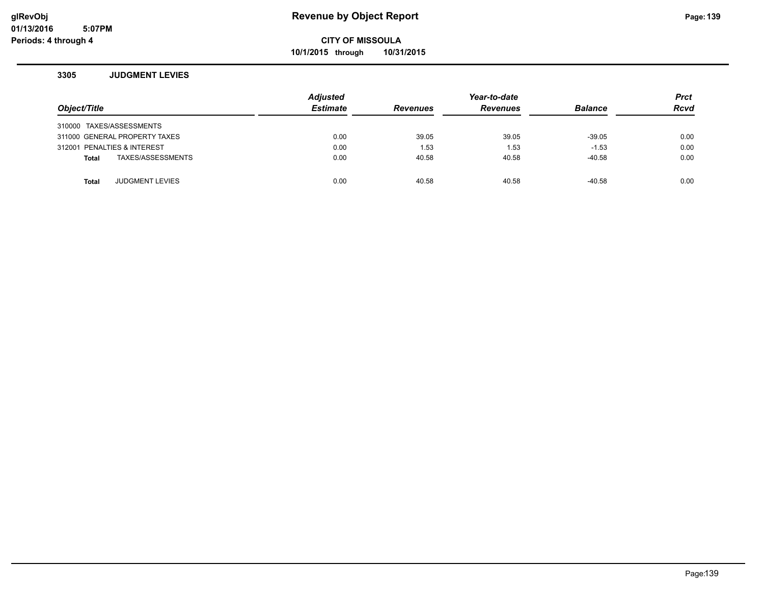# Revenue by Object Report

**CITY OF MISSOULA**

**10/1/2015 through 10/31/2015**

glRevObj
01/13/2016 5:07PM
Periods: 4 through 4

### 3305 JUDGMENT LEVIES

| Object/Title | Adjusted Estimate | Revenues | Year-to-date Revenues | Balance | Prct Rcvd |
|---|---|---|---|---|---|
| 310000 TAXES/ASSESSMENTS | | | | | |
| 311000 GENERAL PROPERTY TAXES | 0.00 | 39.05 | 39.05 | -39.05 | 0.00 |
| 312001 PENALTIES & INTEREST | 0.00 | 1.53 | 1.53 | -1.53 | 0.00 |
| **Total** TAXES/ASSESSMENTS | 0.00 | 40.58 | 40.58 | -40.58 | 0.00 |
| **Total** JUDGMENT LEVIES | 0.00 | 40.58 | 40.58 | -40.58 | 0.00 |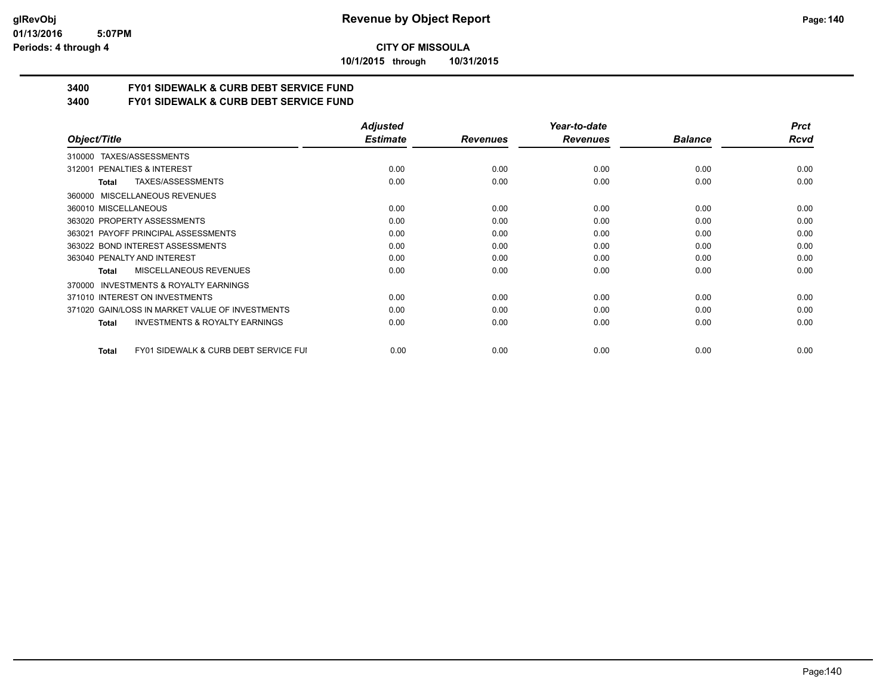# Revenue by Object Report

**CITY OF MISSOULA**

**10/1/2015 through 10/31/2015**

glRevObj
01/13/2016 5:07PM
Periods: 4 through 4

## 3400 FY01 SIDEWALK & CURB DEBT SERVICE FUND
## 3400 FY01 SIDEWALK & CURB DEBT SERVICE FUND

| Object/Title | Adjusted Estimate | Revenues | Year-to-date Revenues | Balance | Prct Rcvd |
|---|---|---|---|---|---|
| 310000 TAXES/ASSESSMENTS | | | | | |
| 312001 PENALTIES & INTEREST | 0.00 | 0.00 | 0.00 | 0.00 | 0.00 |
| **Total** TAXES/ASSESSMENTS | 0.00 | 0.00 | 0.00 | 0.00 | 0.00 |
| 360000 MISCELLANEOUS REVENUES | | | | | |
| 360010 MISCELLANEOUS | 0.00 | 0.00 | 0.00 | 0.00 | 0.00 |
| 363020 PROPERTY ASSESSMENTS | 0.00 | 0.00 | 0.00 | 0.00 | 0.00 |
| 363021 PAYOFF PRINCIPAL ASSESSMENTS | 0.00 | 0.00 | 0.00 | 0.00 | 0.00 |
| 363022 BOND INTEREST ASSESSMENTS | 0.00 | 0.00 | 0.00 | 0.00 | 0.00 |
| 363040 PENALTY AND INTEREST | 0.00 | 0.00 | 0.00 | 0.00 | 0.00 |
| **Total** MISCELLANEOUS REVENUES | 0.00 | 0.00 | 0.00 | 0.00 | 0.00 |
| 370000 INVESTMENTS & ROYALTY EARNINGS | | | | | |
| 371010 INTEREST ON INVESTMENTS | 0.00 | 0.00 | 0.00 | 0.00 | 0.00 |
| 371020 GAIN/LOSS IN MARKET VALUE OF INVESTMENTS | 0.00 | 0.00 | 0.00 | 0.00 | 0.00 |
| **Total** INVESTMENTS & ROYALTY EARNINGS | 0.00 | 0.00 | 0.00 | 0.00 | 0.00 |
| **Total** FY01 SIDEWALK & CURB DEBT SERVICE FUI | 0.00 | 0.00 | 0.00 | 0.00 | 0.00 |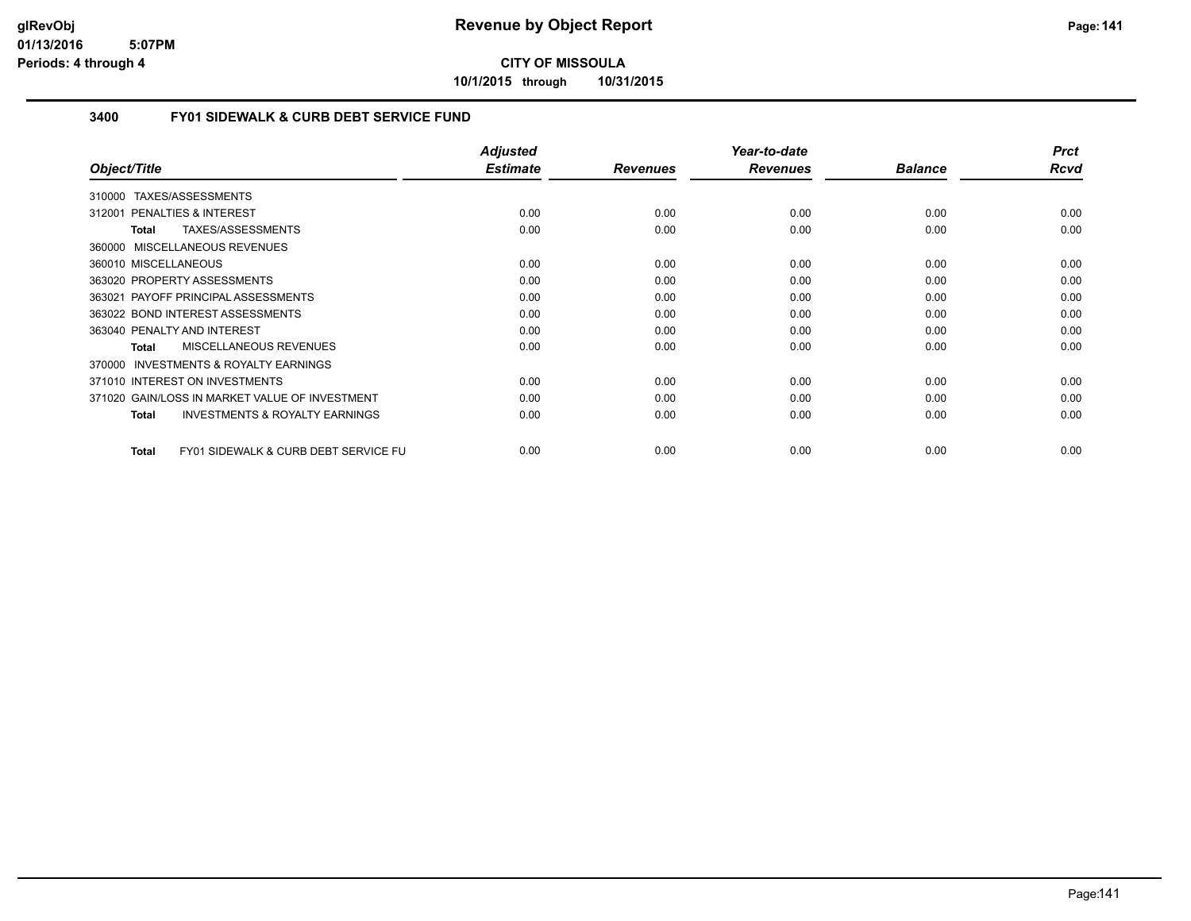**CITY OF MISSOULA**

**10/1/2015 through 10/31/2015**

### 3400 FY01 SIDEWALK & CURB DEBT SERVICE FUND

| Object/Title | Adjusted Estimate | Revenues | Year-to-date Revenues | Balance | Prct Rcvd |
|---|---|---|---|---|---|
| 310000 TAXES/ASSESSMENTS | | | | | |
| 312001 PENALTIES & INTEREST | 0.00 | 0.00 | 0.00 | 0.00 | 0.00 |
| **Total** TAXES/ASSESSMENTS | 0.00 | 0.00 | 0.00 | 0.00 | 0.00 |
| 360000 MISCELLANEOUS REVENUES | | | | | |
| 360010 MISCELLANEOUS | 0.00 | 0.00 | 0.00 | 0.00 | 0.00 |
| 363020 PROPERTY ASSESSMENTS | 0.00 | 0.00 | 0.00 | 0.00 | 0.00 |
| 363021 PAYOFF PRINCIPAL ASSESSMENTS | 0.00 | 0.00 | 0.00 | 0.00 | 0.00 |
| 363022 BOND INTEREST ASSESSMENTS | 0.00 | 0.00 | 0.00 | 0.00 | 0.00 |
| 363040 PENALTY AND INTEREST | 0.00 | 0.00 | 0.00 | 0.00 | 0.00 |
| **Total** MISCELLANEOUS REVENUES | 0.00 | 0.00 | 0.00 | 0.00 | 0.00 |
| 370000 INVESTMENTS & ROYALTY EARNINGS | | | | | |
| 371010 INTEREST ON INVESTMENTS | 0.00 | 0.00 | 0.00 | 0.00 | 0.00 |
| 371020 GAIN/LOSS IN MARKET VALUE OF INVESTMENT | 0.00 | 0.00 | 0.00 | 0.00 | 0.00 |
| **Total** INVESTMENTS & ROYALTY EARNINGS | 0.00 | 0.00 | 0.00 | 0.00 | 0.00 |
| **Total** FY01 SIDEWALK & CURB DEBT SERVICE FU | 0.00 | 0.00 | 0.00 | 0.00 | 0.00 |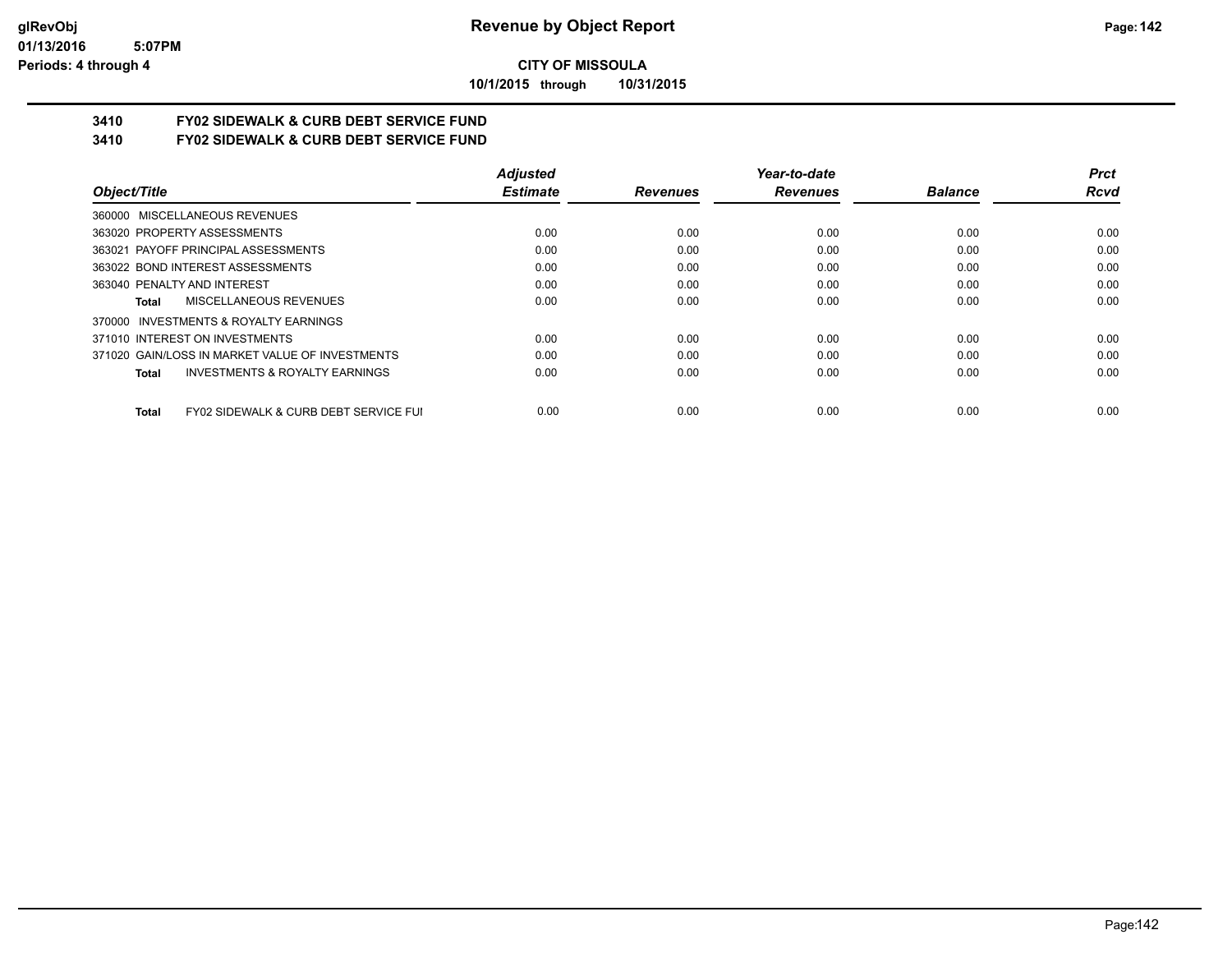# Revenue by Object Report

**CITY OF MISSOULA**

**10/1/2015 through 10/31/2015**

**3410 FY02 SIDEWALK & CURB DEBT SERVICE FUND**

**3410 FY02 SIDEWALK & CURB DEBT SERVICE FUND**

| Object/Title | Adjusted Estimate | Revenues | Year-to-date Revenues | Balance | Prct Rcvd |
|---|---|---|---|---|---|
| 360000 MISCELLANEOUS REVENUES | | | | | |
| 363020 PROPERTY ASSESSMENTS | 0.00 | 0.00 | 0.00 | 0.00 | 0.00 |
| 363021 PAYOFF PRINCIPAL ASSESSMENTS | 0.00 | 0.00 | 0.00 | 0.00 | 0.00 |
| 363022 BOND INTEREST ASSESSMENTS | 0.00 | 0.00 | 0.00 | 0.00 | 0.00 |
| 363040 PENALTY AND INTEREST | 0.00 | 0.00 | 0.00 | 0.00 | 0.00 |
| **Total** MISCELLANEOUS REVENUES | 0.00 | 0.00 | 0.00 | 0.00 | 0.00 |
| 370000 INVESTMENTS & ROYALTY EARNINGS | | | | | |
| 371010 INTEREST ON INVESTMENTS | 0.00 | 0.00 | 0.00 | 0.00 | 0.00 |
| 371020 GAIN/LOSS IN MARKET VALUE OF INVESTMENTS | 0.00 | 0.00 | 0.00 | 0.00 | 0.00 |
| **Total** INVESTMENTS & ROYALTY EARNINGS | 0.00 | 0.00 | 0.00 | 0.00 | 0.00 |
| **Total** FY02 SIDEWALK & CURB DEBT SERVICE FUI | 0.00 | 0.00 | 0.00 | 0.00 | 0.00 |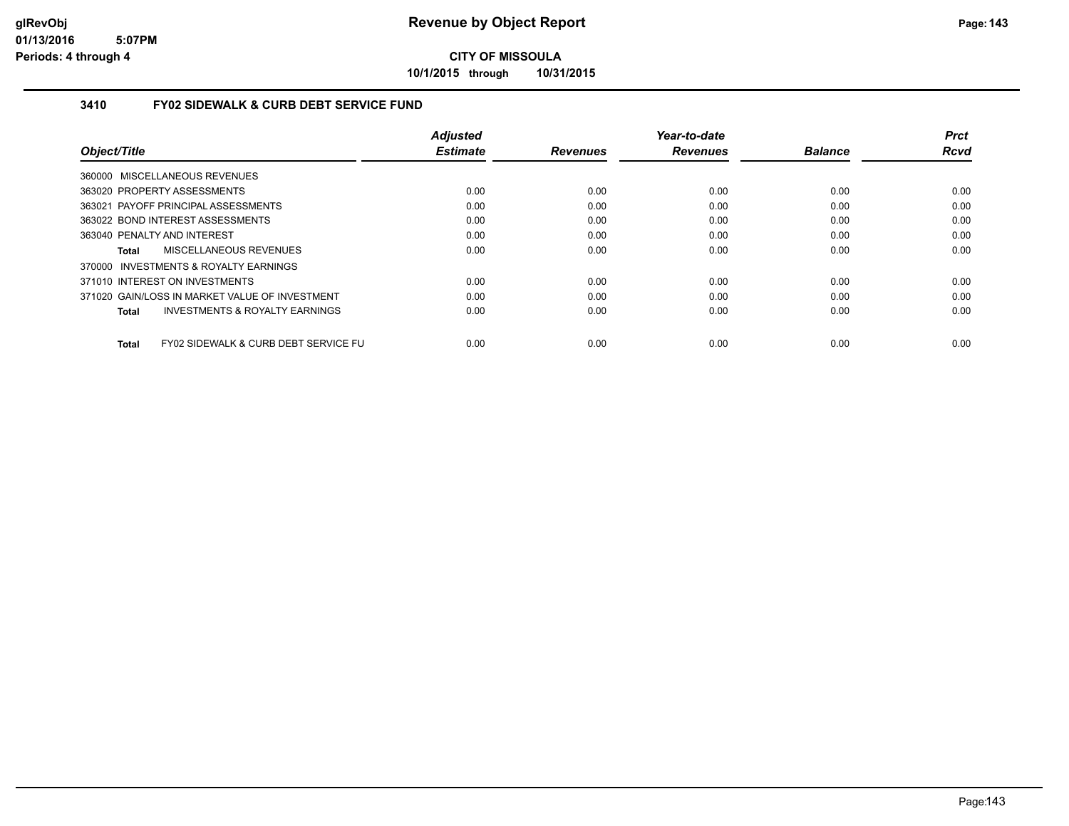# Revenue by Object Report

**CITY OF MISSOULA**

**10/1/2015 through 10/31/2015**

glRevObj
01/13/2016 5:07PM
Periods: 4 through 4

## 3410 FY02 SIDEWALK & CURB DEBT SERVICE FUND

| Object/Title | Adjusted Estimate | Revenues | Year-to-date Revenues | Balance | Prct Rcvd |
|---|---|---|---|---|---|
| 360000 MISCELLANEOUS REVENUES | | | | | |
| 363020 PROPERTY ASSESSMENTS | 0.00 | 0.00 | 0.00 | 0.00 | 0.00 |
| 363021 PAYOFF PRINCIPAL ASSESSMENTS | 0.00 | 0.00 | 0.00 | 0.00 | 0.00 |
| 363022 BOND INTEREST ASSESSMENTS | 0.00 | 0.00 | 0.00 | 0.00 | 0.00 |
| 363040 PENALTY AND INTEREST | 0.00 | 0.00 | 0.00 | 0.00 | 0.00 |
| **Total** MISCELLANEOUS REVENUES | 0.00 | 0.00 | 0.00 | 0.00 | 0.00 |
| 370000 INVESTMENTS & ROYALTY EARNINGS | | | | | |
| 371010 INTEREST ON INVESTMENTS | 0.00 | 0.00 | 0.00 | 0.00 | 0.00 |
| 371020 GAIN/LOSS IN MARKET VALUE OF INVESTMENT | 0.00 | 0.00 | 0.00 | 0.00 | 0.00 |
| **Total** INVESTMENTS & ROYALTY EARNINGS | 0.00 | 0.00 | 0.00 | 0.00 | 0.00 |
| **Total** FY02 SIDEWALK & CURB DEBT SERVICE FU | 0.00 | 0.00 | 0.00 | 0.00 | 0.00 |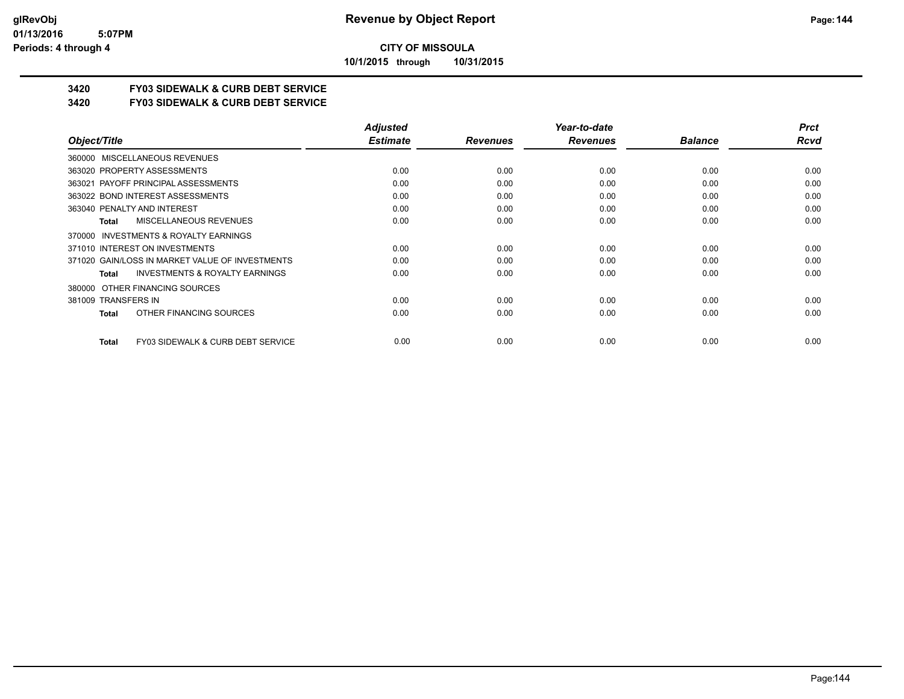# CITY OF MISSOULA

**10/1/2015 through 10/31/2015**

## Revenue by Object Report

glRevObj
01/13/2016 5:07PM
Periods: 4 through 4

**3420 FY03 SIDEWALK & CURB DEBT SERVICE**

**3420 FY03 SIDEWALK & CURB DEBT SERVICE**

| Object/Title | Adjusted Estimate | Revenues | Year-to-date Revenues | Balance | Prct Rcvd |
|---|---|---|---|---|---|
| 360000 MISCELLANEOUS REVENUES | | | | | |
| 363020 PROPERTY ASSESSMENTS | 0.00 | 0.00 | 0.00 | 0.00 | 0.00 |
| 363021 PAYOFF PRINCIPAL ASSESSMENTS | 0.00 | 0.00 | 0.00 | 0.00 | 0.00 |
| 363022 BOND INTEREST ASSESSMENTS | 0.00 | 0.00 | 0.00 | 0.00 | 0.00 |
| 363040 PENALTY AND INTEREST | 0.00 | 0.00 | 0.00 | 0.00 | 0.00 |
| **Total** MISCELLANEOUS REVENUES | 0.00 | 0.00 | 0.00 | 0.00 | 0.00 |
| 370000 INVESTMENTS & ROYALTY EARNINGS | | | | | |
| 371010 INTEREST ON INVESTMENTS | 0.00 | 0.00 | 0.00 | 0.00 | 0.00 |
| 371020 GAIN/LOSS IN MARKET VALUE OF INVESTMENTS | 0.00 | 0.00 | 0.00 | 0.00 | 0.00 |
| **Total** INVESTMENTS & ROYALTY EARNINGS | 0.00 | 0.00 | 0.00 | 0.00 | 0.00 |
| 380000 OTHER FINANCING SOURCES | | | | | |
| 381009 TRANSFERS IN | 0.00 | 0.00 | 0.00 | 0.00 | 0.00 |
| **Total** OTHER FINANCING SOURCES | 0.00 | 0.00 | 0.00 | 0.00 | 0.00 |
| **Total** FY03 SIDEWALK & CURB DEBT SERVICE | 0.00 | 0.00 | 0.00 | 0.00 | 0.00 |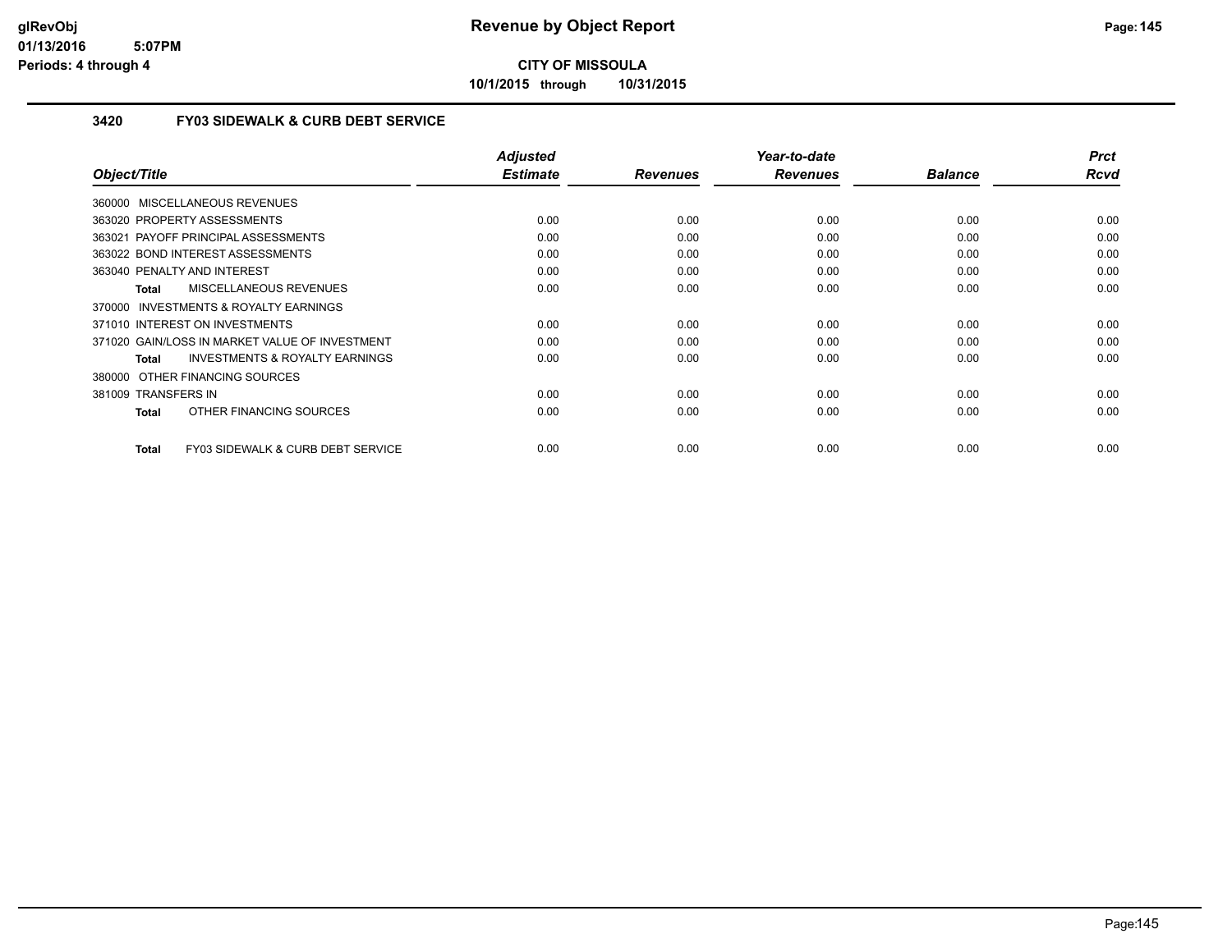# Revenue by Object Report

**CITY OF MISSOULA**

**10/1/2015 through 10/31/2015**

glRevObj
01/13/2016 5:07PM
Periods: 4 through 4

## 3420 FY03 SIDEWALK & CURB DEBT SERVICE

| Object/Title | Adjusted Estimate | Revenues | Year-to-date Revenues | Balance | Prct Rcvd |
|---|---|---|---|---|---|
| 360000 MISCELLANEOUS REVENUES | | | | | |
| 363020 PROPERTY ASSESSMENTS | 0.00 | 0.00 | 0.00 | 0.00 | 0.00 |
| 363021 PAYOFF PRINCIPAL ASSESSMENTS | 0.00 | 0.00 | 0.00 | 0.00 | 0.00 |
| 363022 BOND INTEREST ASSESSMENTS | 0.00 | 0.00 | 0.00 | 0.00 | 0.00 |
| 363040 PENALTY AND INTEREST | 0.00 | 0.00 | 0.00 | 0.00 | 0.00 |
| **Total** MISCELLANEOUS REVENUES | 0.00 | 0.00 | 0.00 | 0.00 | 0.00 |
| 370000 INVESTMENTS & ROYALTY EARNINGS | | | | | |
| 371010 INTEREST ON INVESTMENTS | 0.00 | 0.00 | 0.00 | 0.00 | 0.00 |
| 371020 GAIN/LOSS IN MARKET VALUE OF INVESTMENT | 0.00 | 0.00 | 0.00 | 0.00 | 0.00 |
| **Total** INVESTMENTS & ROYALTY EARNINGS | 0.00 | 0.00 | 0.00 | 0.00 | 0.00 |
| 380000 OTHER FINANCING SOURCES | | | | | |
| 381009 TRANSFERS IN | 0.00 | 0.00 | 0.00 | 0.00 | 0.00 |
| **Total** OTHER FINANCING SOURCES | 0.00 | 0.00 | 0.00 | 0.00 | 0.00 |
| **Total** FY03 SIDEWALK & CURB DEBT SERVICE | 0.00 | 0.00 | 0.00 | 0.00 | 0.00 |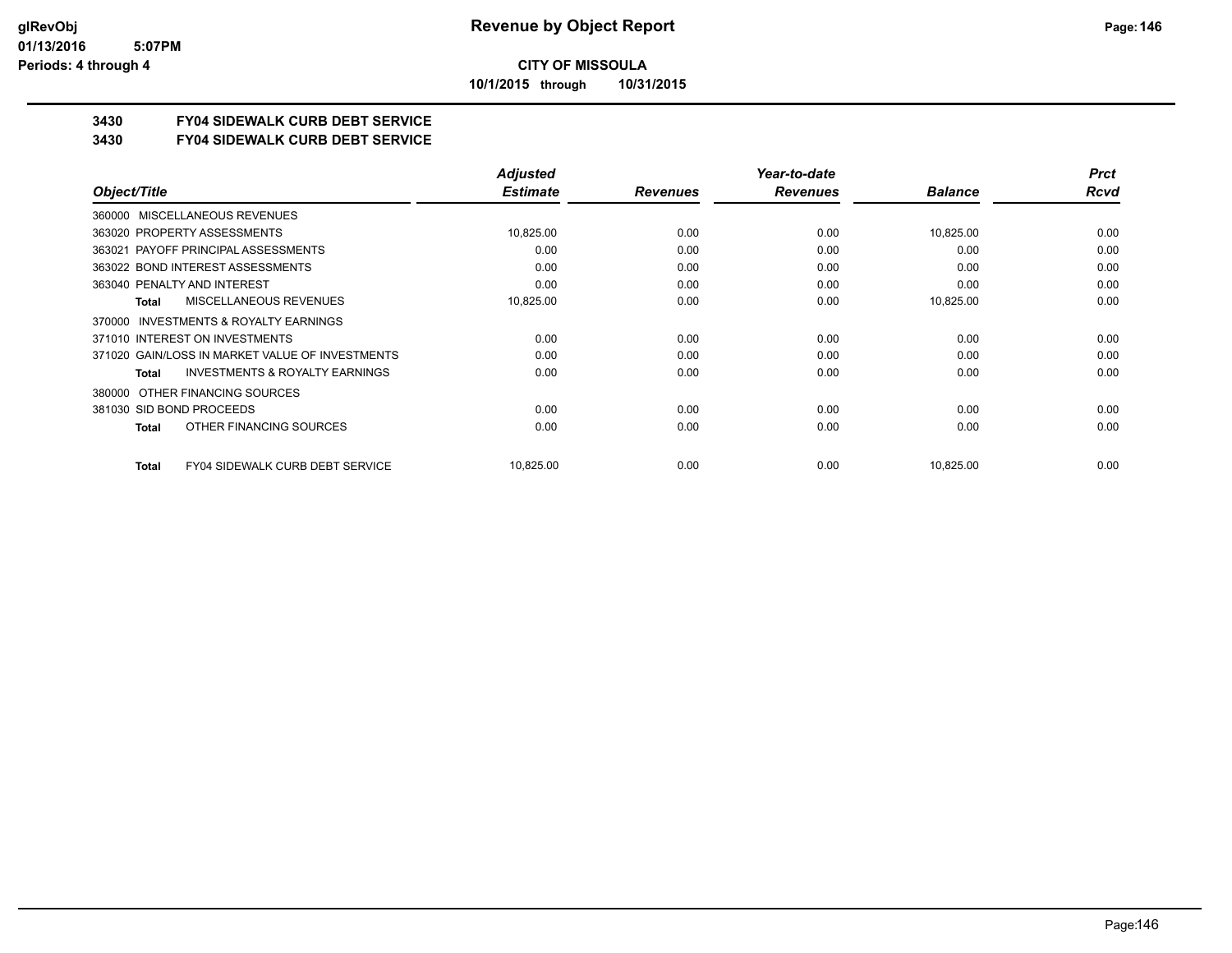**CITY OF MISSOULA**

**10/1/2015 through 10/31/2015**

## 3430 FY04 SIDEWALK CURB DEBT SERVICE

## 3430 FY04 SIDEWALK CURB DEBT SERVICE

| Object/Title | Adjusted Estimate | Revenues | Year-to-date Revenues | Balance | Prct Rcvd |
|---|---|---|---|---|---|
| 360000 MISCELLANEOUS REVENUES | | | | | |
| 363020 PROPERTY ASSESSMENTS | 10,825.00 | 0.00 | 0.00 | 10,825.00 | 0.00 |
| 363021 PAYOFF PRINCIPAL ASSESSMENTS | 0.00 | 0.00 | 0.00 | 0.00 | 0.00 |
| 363022 BOND INTEREST ASSESSMENTS | 0.00 | 0.00 | 0.00 | 0.00 | 0.00 |
| 363040 PENALTY AND INTEREST | 0.00 | 0.00 | 0.00 | 0.00 | 0.00 |
| **Total** MISCELLANEOUS REVENUES | 10,825.00 | 0.00 | 0.00 | 10,825.00 | 0.00 |
| 370000 INVESTMENTS & ROYALTY EARNINGS | | | | | |
| 371010 INTEREST ON INVESTMENTS | 0.00 | 0.00 | 0.00 | 0.00 | 0.00 |
| 371020 GAIN/LOSS IN MARKET VALUE OF INVESTMENTS | 0.00 | 0.00 | 0.00 | 0.00 | 0.00 |
| **Total** INVESTMENTS & ROYALTY EARNINGS | 0.00 | 0.00 | 0.00 | 0.00 | 0.00 |
| 380000 OTHER FINANCING SOURCES | | | | | |
| 381030 SID BOND PROCEEDS | 0.00 | 0.00 | 0.00 | 0.00 | 0.00 |
| **Total** OTHER FINANCING SOURCES | 0.00 | 0.00 | 0.00 | 0.00 | 0.00 |
| **Total** FY04 SIDEWALK CURB DEBT SERVICE | 10,825.00 | 0.00 | 0.00 | 10,825.00 | 0.00 |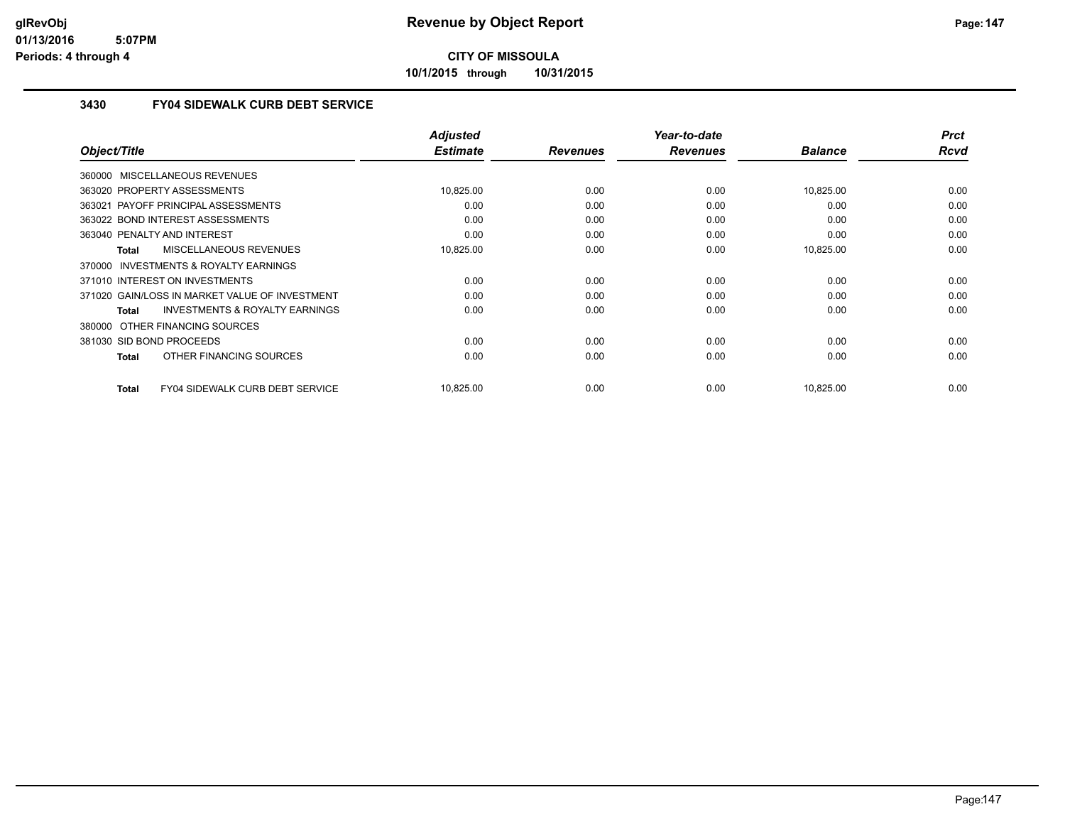**CITY OF MISSOULA**

**10/1/2015 through 10/31/2015**

## 3430 FY04 SIDEWALK CURB DEBT SERVICE

| Object/Title | Adjusted Estimate | Revenues | Year-to-date Revenues | Balance | Prct Rcvd |
|---|---|---|---|---|---|
| 360000 MISCELLANEOUS REVENUES | | | | | |
| 363020 PROPERTY ASSESSMENTS | 10,825.00 | 0.00 | 0.00 | 10,825.00 | 0.00 |
| 363021 PAYOFF PRINCIPAL ASSESSMENTS | 0.00 | 0.00 | 0.00 | 0.00 | 0.00 |
| 363022 BOND INTEREST ASSESSMENTS | 0.00 | 0.00 | 0.00 | 0.00 | 0.00 |
| 363040 PENALTY AND INTEREST | 0.00 | 0.00 | 0.00 | 0.00 | 0.00 |
| **Total** MISCELLANEOUS REVENUES | 10,825.00 | 0.00 | 0.00 | 10,825.00 | 0.00 |
| 370000 INVESTMENTS & ROYALTY EARNINGS | | | | | |
| 371010 INTEREST ON INVESTMENTS | 0.00 | 0.00 | 0.00 | 0.00 | 0.00 |
| 371020 GAIN/LOSS IN MARKET VALUE OF INVESTMENT | 0.00 | 0.00 | 0.00 | 0.00 | 0.00 |
| **Total** INVESTMENTS & ROYALTY EARNINGS | 0.00 | 0.00 | 0.00 | 0.00 | 0.00 |
| 380000 OTHER FINANCING SOURCES | | | | | |
| 381030 SID BOND PROCEEDS | 0.00 | 0.00 | 0.00 | 0.00 | 0.00 |
| **Total** OTHER FINANCING SOURCES | 0.00 | 0.00 | 0.00 | 0.00 | 0.00 |
| **Total** FY04 SIDEWALK CURB DEBT SERVICE | 10,825.00 | 0.00 | 0.00 | 10,825.00 | 0.00 |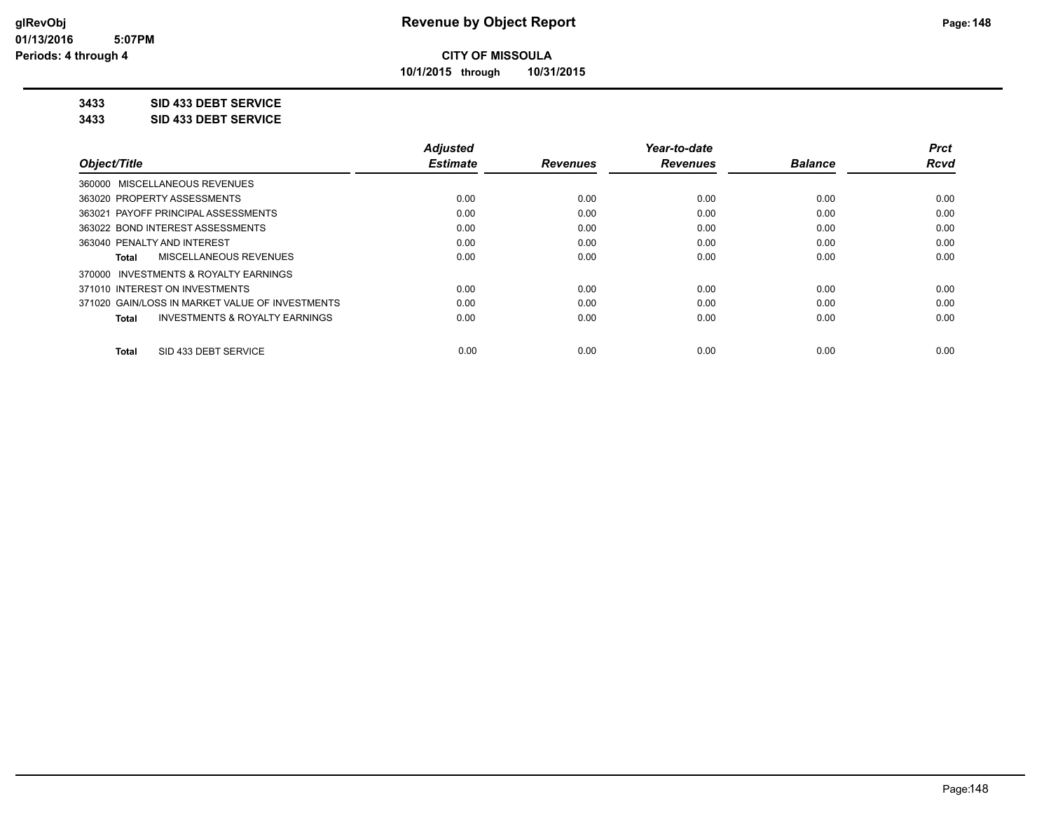# CITY OF MISSOULA

**10/1/2015 through 10/31/2015**

## 3433 SID 433 DEBT SERVICE

## 3433 SID 433 DEBT SERVICE

| Object/Title | Adjusted Estimate | Revenues | Year-to-date Revenues | Balance | Prct Rcvd |
|---|---|---|---|---|---|
| 360000 MISCELLANEOUS REVENUES | | | | | |
| 363020 PROPERTY ASSESSMENTS | 0.00 | 0.00 | 0.00 | 0.00 | 0.00 |
| 363021 PAYOFF PRINCIPAL ASSESSMENTS | 0.00 | 0.00 | 0.00 | 0.00 | 0.00 |
| 363022 BOND INTEREST ASSESSMENTS | 0.00 | 0.00 | 0.00 | 0.00 | 0.00 |
| 363040 PENALTY AND INTEREST | 0.00 | 0.00 | 0.00 | 0.00 | 0.00 |
| **Total** MISCELLANEOUS REVENUES | 0.00 | 0.00 | 0.00 | 0.00 | 0.00 |
| 370000 INVESTMENTS & ROYALTY EARNINGS | | | | | |
| 371010 INTEREST ON INVESTMENTS | 0.00 | 0.00 | 0.00 | 0.00 | 0.00 |
| 371020 GAIN/LOSS IN MARKET VALUE OF INVESTMENTS | 0.00 | 0.00 | 0.00 | 0.00 | 0.00 |
| **Total** INVESTMENTS & ROYALTY EARNINGS | 0.00 | 0.00 | 0.00 | 0.00 | 0.00 |
| **Total** SID 433 DEBT SERVICE | 0.00 | 0.00 | 0.00 | 0.00 | 0.00 |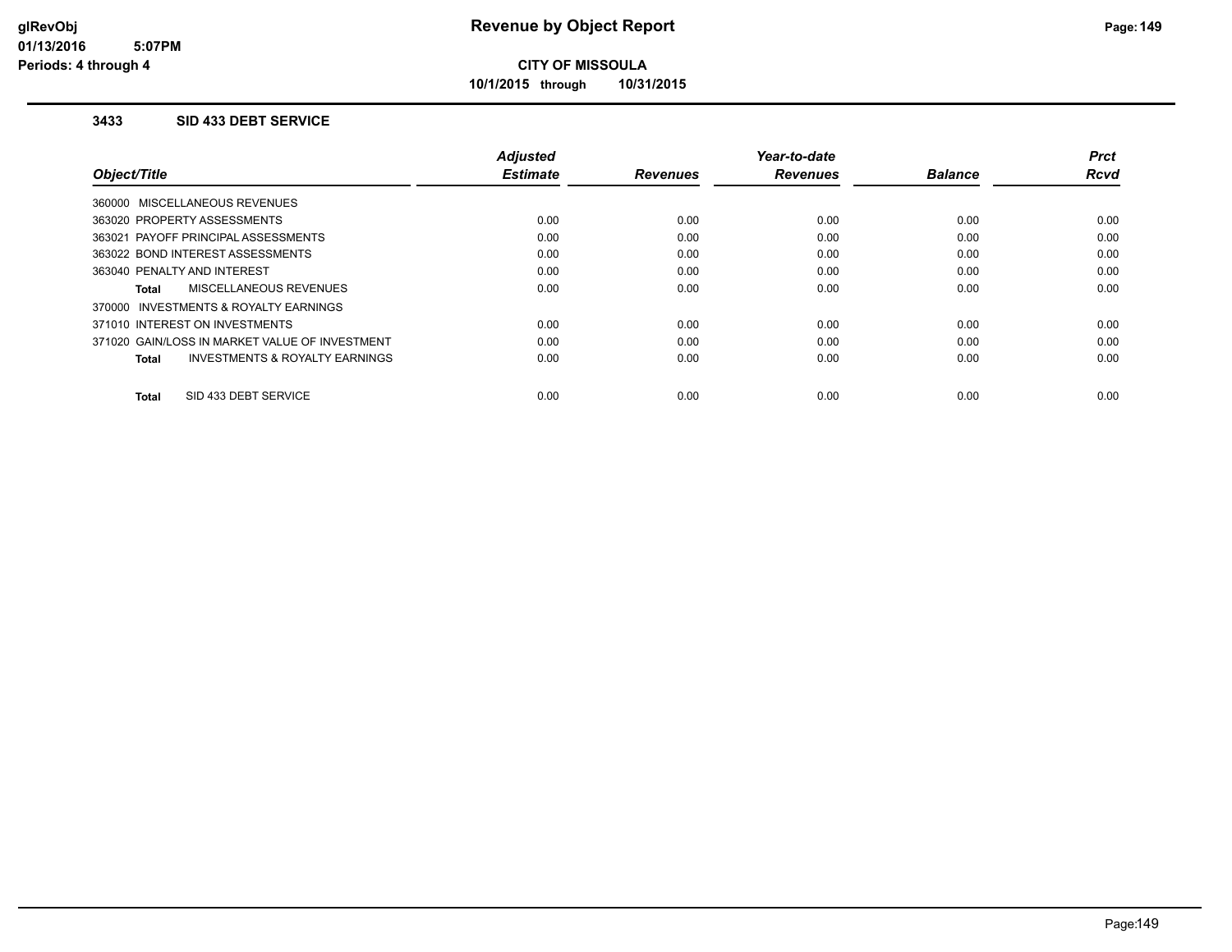# Revenue by Object Report

glRevObj
01/13/2016 5:07PM
Periods: 4 through 4

**CITY OF MISSOULA**

10/1/2015 through 10/31/2015

### 3433 SID 433 DEBT SERVICE

| Object/Title | Adjusted Estimate | Revenues | Year-to-date Revenues | Balance | Prct Rcvd |
|---|---|---|---|---|---|
| 360000 MISCELLANEOUS REVENUES | | | | | |
| 363020 PROPERTY ASSESSMENTS | 0.00 | 0.00 | 0.00 | 0.00 | 0.00 |
| 363021 PAYOFF PRINCIPAL ASSESSMENTS | 0.00 | 0.00 | 0.00 | 0.00 | 0.00 |
| 363022 BOND INTEREST ASSESSMENTS | 0.00 | 0.00 | 0.00 | 0.00 | 0.00 |
| 363040 PENALTY AND INTEREST | 0.00 | 0.00 | 0.00 | 0.00 | 0.00 |
| **Total** MISCELLANEOUS REVENUES | 0.00 | 0.00 | 0.00 | 0.00 | 0.00 |
| 370000 INVESTMENTS & ROYALTY EARNINGS | | | | | |
| 371010 INTEREST ON INVESTMENTS | 0.00 | 0.00 | 0.00 | 0.00 | 0.00 |
| 371020 GAIN/LOSS IN MARKET VALUE OF INVESTMENT | 0.00 | 0.00 | 0.00 | 0.00 | 0.00 |
| **Total** INVESTMENTS & ROYALTY EARNINGS | 0.00 | 0.00 | 0.00 | 0.00 | 0.00 |
| **Total** SID 433 DEBT SERVICE | 0.00 | 0.00 | 0.00 | 0.00 | 0.00 |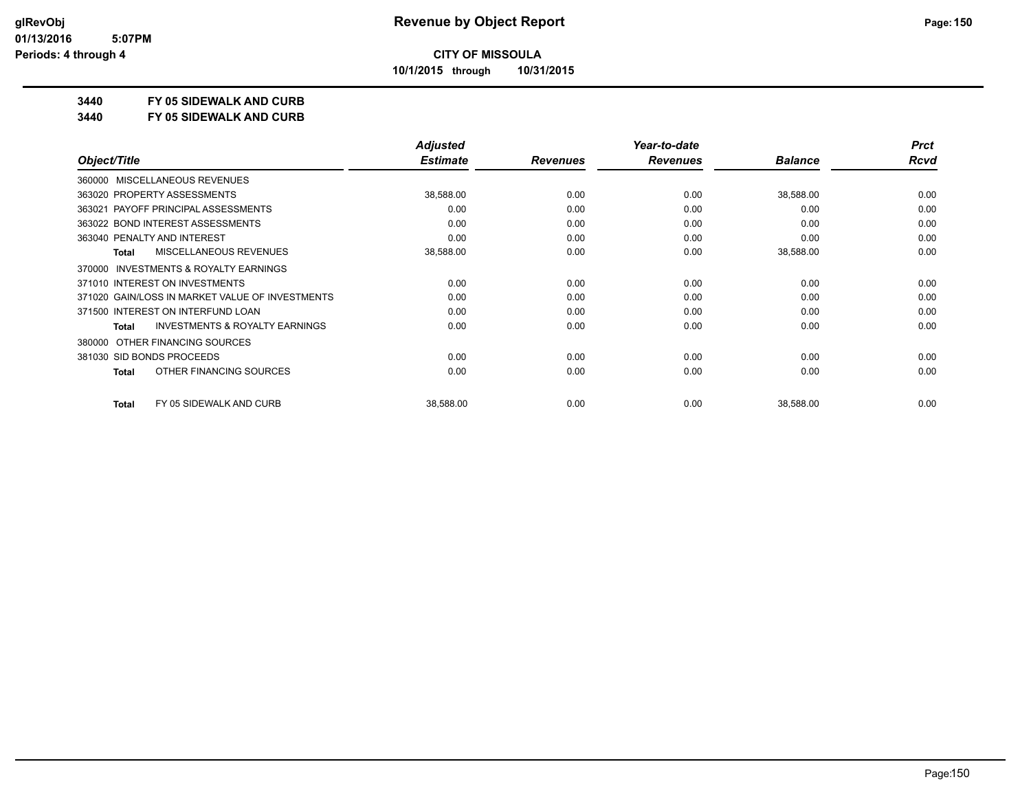# Revenue by Object Report

**CITY OF MISSOULA**

**10/1/2015 through 10/31/2015**

**3440 FY 05 SIDEWALK AND CURB**

**3440 FY 05 SIDEWALK AND CURB**

| Object/Title | Adjusted Estimate | Revenues | Year-to-date Revenues | Balance | Prct Rcvd |
|---|---|---|---|---|---|
| 360000 MISCELLANEOUS REVENUES | | | | | |
| 363020 PROPERTY ASSESSMENTS | 38,588.00 | 0.00 | 0.00 | 38,588.00 | 0.00 |
| 363021 PAYOFF PRINCIPAL ASSESSMENTS | 0.00 | 0.00 | 0.00 | 0.00 | 0.00 |
| 363022 BOND INTEREST ASSESSMENTS | 0.00 | 0.00 | 0.00 | 0.00 | 0.00 |
| 363040 PENALTY AND INTEREST | 0.00 | 0.00 | 0.00 | 0.00 | 0.00 |
| **Total** MISCELLANEOUS REVENUES | 38,588.00 | 0.00 | 0.00 | 38,588.00 | 0.00 |
| 370000 INVESTMENTS & ROYALTY EARNINGS | | | | | |
| 371010 INTEREST ON INVESTMENTS | 0.00 | 0.00 | 0.00 | 0.00 | 0.00 |
| 371020 GAIN/LOSS IN MARKET VALUE OF INVESTMENTS | 0.00 | 0.00 | 0.00 | 0.00 | 0.00 |
| 371500 INTEREST ON INTERFUND LOAN | 0.00 | 0.00 | 0.00 | 0.00 | 0.00 |
| **Total** INVESTMENTS & ROYALTY EARNINGS | 0.00 | 0.00 | 0.00 | 0.00 | 0.00 |
| 380000 OTHER FINANCING SOURCES | | | | | |
| 381030 SID BONDS PROCEEDS | 0.00 | 0.00 | 0.00 | 0.00 | 0.00 |
| **Total** OTHER FINANCING SOURCES | 0.00 | 0.00 | 0.00 | 0.00 | 0.00 |
| **Total** FY 05 SIDEWALK AND CURB | 38,588.00 | 0.00 | 0.00 | 38,588.00 | 0.00 |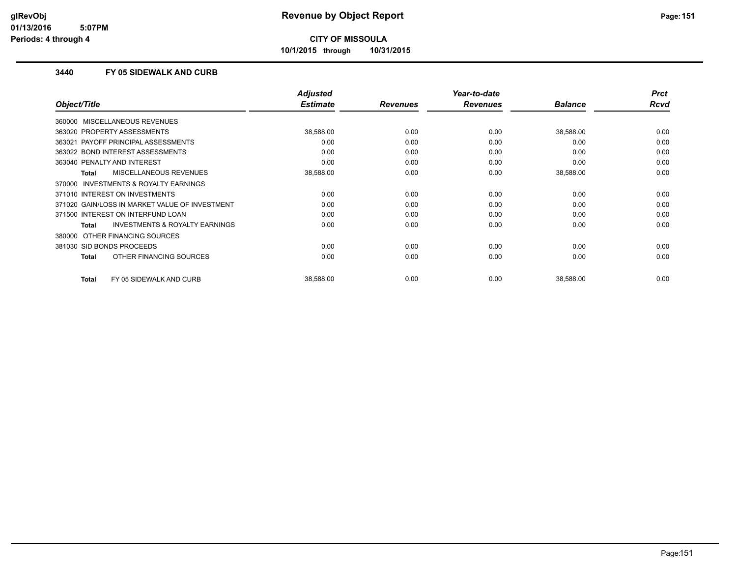**CITY OF MISSOULA**

**10/1/2015 through 10/31/2015**

### 3440 FY 05 SIDEWALK AND CURB

| Object/Title | Adjusted Estimate | Revenues | Year-to-date Revenues | Balance | Prct Rcvd |
|---|---|---|---|---|---|
| 360000 MISCELLANEOUS REVENUES | | | | | |
| 363020 PROPERTY ASSESSMENTS | 38,588.00 | 0.00 | 0.00 | 38,588.00 | 0.00 |
| 363021 PAYOFF PRINCIPAL ASSESSMENTS | 0.00 | 0.00 | 0.00 | 0.00 | 0.00 |
| 363022 BOND INTEREST ASSESSMENTS | 0.00 | 0.00 | 0.00 | 0.00 | 0.00 |
| 363040 PENALTY AND INTEREST | 0.00 | 0.00 | 0.00 | 0.00 | 0.00 |
| **Total** MISCELLANEOUS REVENUES | 38,588.00 | 0.00 | 0.00 | 38,588.00 | 0.00 |
| 370000 INVESTMENTS & ROYALTY EARNINGS | | | | | |
| 371010 INTEREST ON INVESTMENTS | 0.00 | 0.00 | 0.00 | 0.00 | 0.00 |
| 371020 GAIN/LOSS IN MARKET VALUE OF INVESTMENT | 0.00 | 0.00 | 0.00 | 0.00 | 0.00 |
| 371500 INTEREST ON INTERFUND LOAN | 0.00 | 0.00 | 0.00 | 0.00 | 0.00 |
| **Total** INVESTMENTS & ROYALTY EARNINGS | 0.00 | 0.00 | 0.00 | 0.00 | 0.00 |
| 380000 OTHER FINANCING SOURCES | | | | | |
| 381030 SID BONDS PROCEEDS | 0.00 | 0.00 | 0.00 | 0.00 | 0.00 |
| **Total** OTHER FINANCING SOURCES | 0.00 | 0.00 | 0.00 | 0.00 | 0.00 |
| **Total** FY 05 SIDEWALK AND CURB | 38,588.00 | 0.00 | 0.00 | 38,588.00 | 0.00 |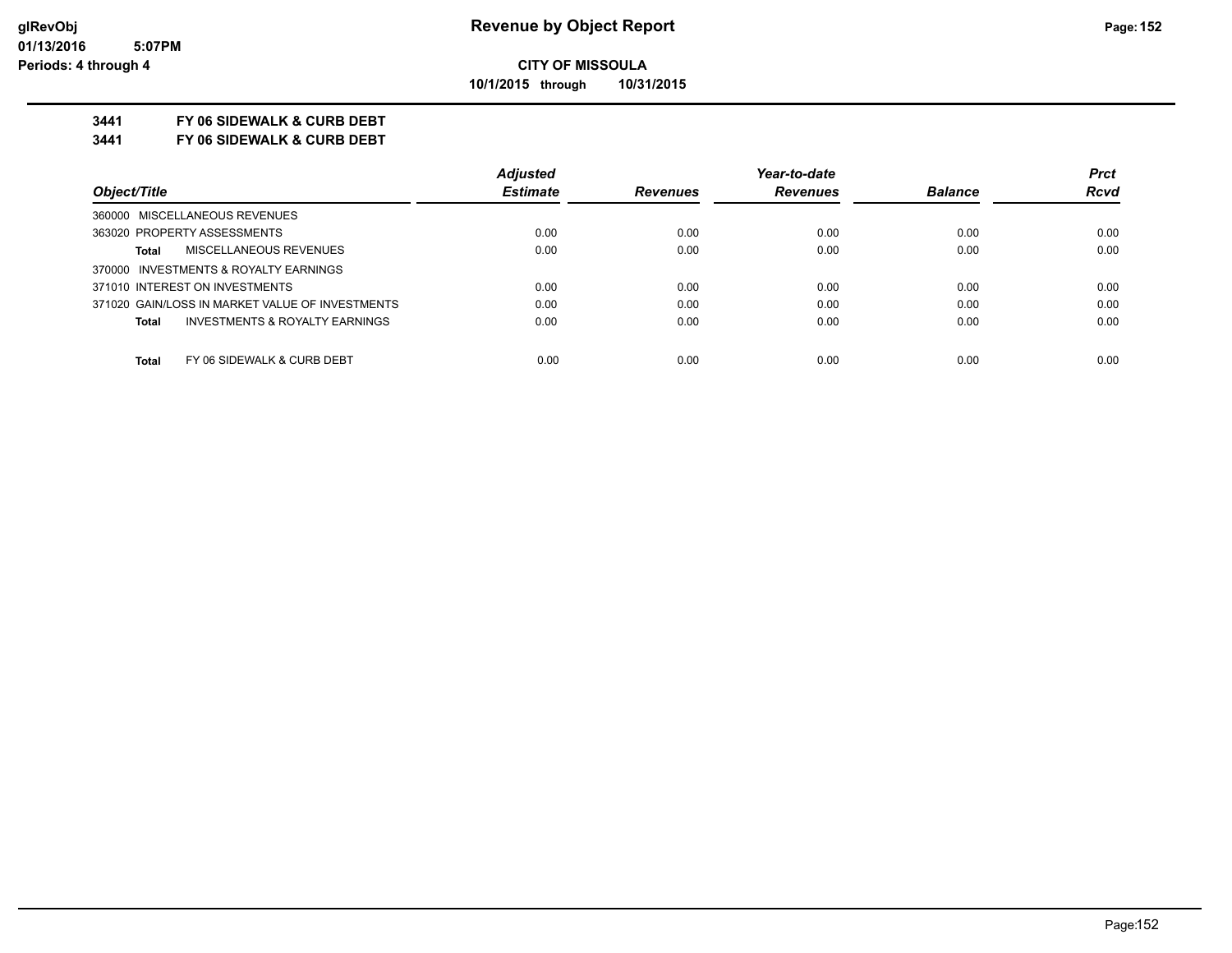**CITY OF MISSOULA**

**10/1/2015 through 10/31/2015**

## 3441 FY 06 SIDEWALK & CURB DEBT

## 3441 FY 06 SIDEWALK & CURB DEBT

| Object/Title | Adjusted Estimate | Revenues | Year-to-date Revenues | Balance | Prct Rcvd |
|---|---|---|---|---|---|
| 360000 MISCELLANEOUS REVENUES | | | | | |
| 363020 PROPERTY ASSESSMENTS | 0.00 | 0.00 | 0.00 | 0.00 | 0.00 |
| **Total** MISCELLANEOUS REVENUES | 0.00 | 0.00 | 0.00 | 0.00 | 0.00 |
| 370000 INVESTMENTS & ROYALTY EARNINGS | | | | | |
| 371010 INTEREST ON INVESTMENTS | 0.00 | 0.00 | 0.00 | 0.00 | 0.00 |
| 371020 GAIN/LOSS IN MARKET VALUE OF INVESTMENTS | 0.00 | 0.00 | 0.00 | 0.00 | 0.00 |
| **Total** INVESTMENTS & ROYALTY EARNINGS | 0.00 | 0.00 | 0.00 | 0.00 | 0.00 |
| **Total** FY 06 SIDEWALK & CURB DEBT | 0.00 | 0.00 | 0.00 | 0.00 | 0.00 |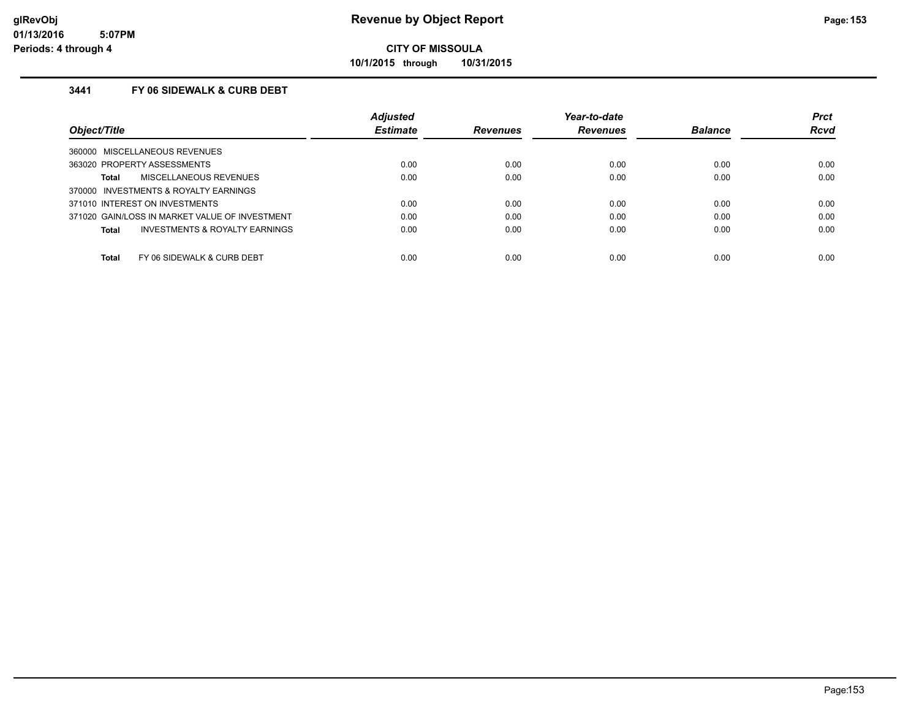# Revenue by Object Report

**CITY OF MISSOULA**

**10/1/2015 through 10/31/2015**

glRevObj
01/13/2016 5:07PM
Periods: 4 through 4

### 3441 FY 06 SIDEWALK & CURB DEBT

| Object/Title | Adjusted Estimate | Revenues | Year-to-date Revenues | Balance | Prct Rcvd |
|---|---|---|---|---|---|
| 360000 MISCELLANEOUS REVENUES | | | | | |
| 363020 PROPERTY ASSESSMENTS | 0.00 | 0.00 | 0.00 | 0.00 | 0.00 |
| **Total** MISCELLANEOUS REVENUES | 0.00 | 0.00 | 0.00 | 0.00 | 0.00 |
| 370000 INVESTMENTS & ROYALTY EARNINGS | | | | | |
| 371010 INTEREST ON INVESTMENTS | 0.00 | 0.00 | 0.00 | 0.00 | 0.00 |
| 371020 GAIN/LOSS IN MARKET VALUE OF INVESTMENT | 0.00 | 0.00 | 0.00 | 0.00 | 0.00 |
| **Total** INVESTMENTS & ROYALTY EARNINGS | 0.00 | 0.00 | 0.00 | 0.00 | 0.00 |
| **Total** FY 06 SIDEWALK & CURB DEBT | 0.00 | 0.00 | 0.00 | 0.00 | 0.00 |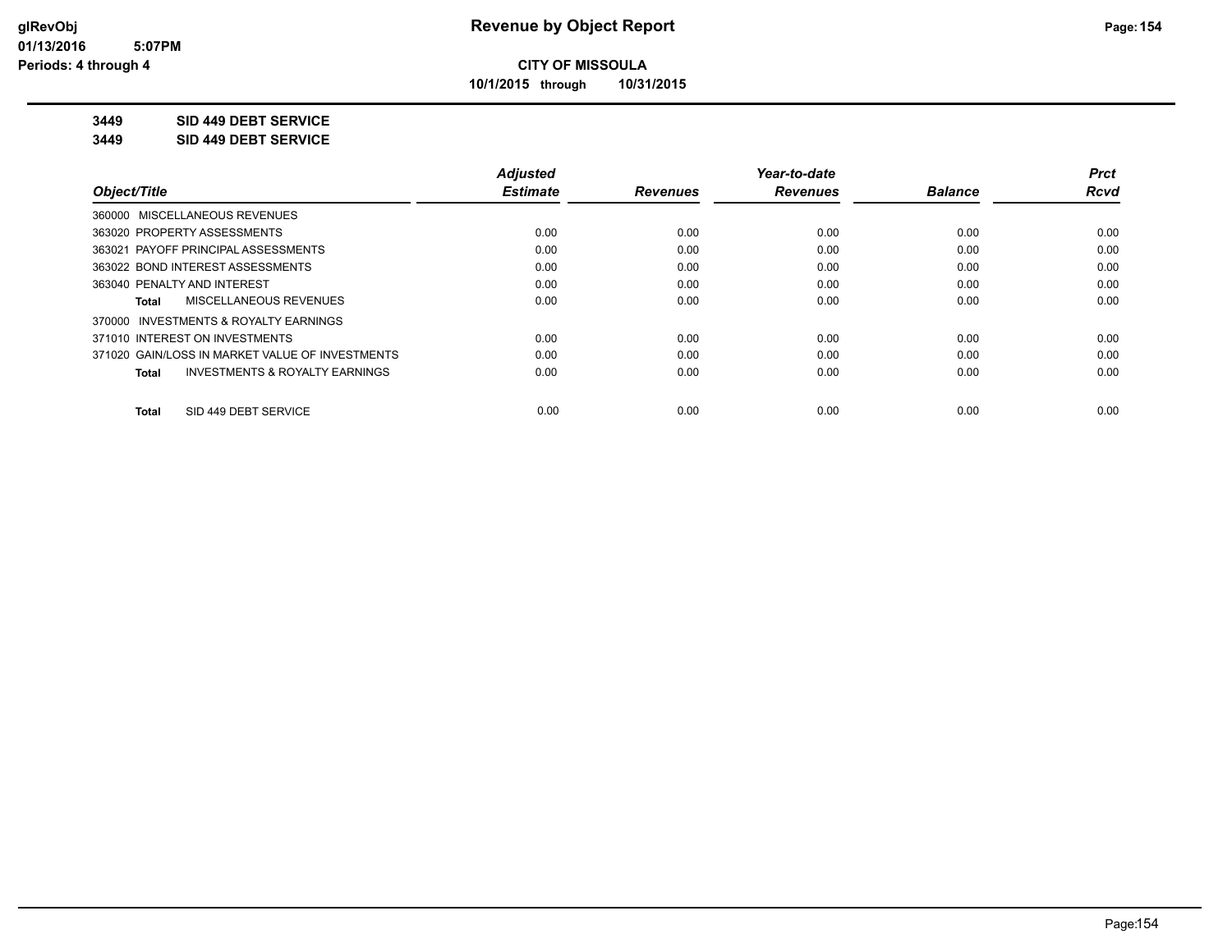**CITY OF MISSOULA**

**10/1/2015 through 10/31/2015**

**3449 SID 449 DEBT SERVICE**

**3449 SID 449 DEBT SERVICE**

| Object/Title | Adjusted Estimate | Revenues | Year-to-date Revenues | Balance | Prct Rcvd |
|---|---|---|---|---|---|
| 360000 MISCELLANEOUS REVENUES | | | | | |
| 363020 PROPERTY ASSESSMENTS | 0.00 | 0.00 | 0.00 | 0.00 | 0.00 |
| 363021 PAYOFF PRINCIPAL ASSESSMENTS | 0.00 | 0.00 | 0.00 | 0.00 | 0.00 |
| 363022 BOND INTEREST ASSESSMENTS | 0.00 | 0.00 | 0.00 | 0.00 | 0.00 |
| 363040 PENALTY AND INTEREST | 0.00 | 0.00 | 0.00 | 0.00 | 0.00 |
| **Total** MISCELLANEOUS REVENUES | 0.00 | 0.00 | 0.00 | 0.00 | 0.00 |
| 370000 INVESTMENTS & ROYALTY EARNINGS | | | | | |
| 371010 INTEREST ON INVESTMENTS | 0.00 | 0.00 | 0.00 | 0.00 | 0.00 |
| 371020 GAIN/LOSS IN MARKET VALUE OF INVESTMENTS | 0.00 | 0.00 | 0.00 | 0.00 | 0.00 |
| **Total** INVESTMENTS & ROYALTY EARNINGS | 0.00 | 0.00 | 0.00 | 0.00 | 0.00 |
| **Total** SID 449 DEBT SERVICE | 0.00 | 0.00 | 0.00 | 0.00 | 0.00 |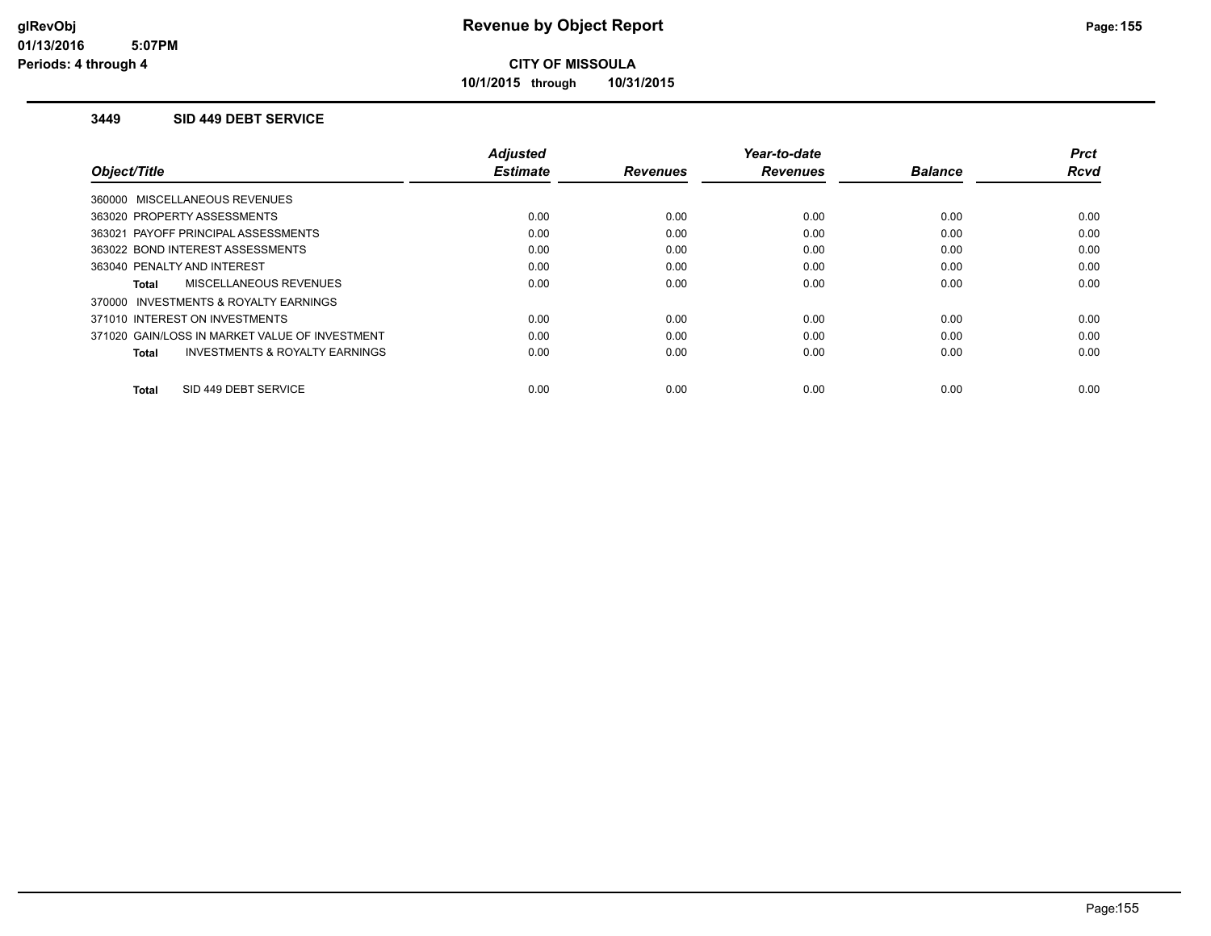# Revenue by Object Report

**CITY OF MISSOULA**

**10/1/2015 through 10/31/2015**

glRevObj
01/13/2016 5:07PM
Periods: 4 through 4

## 3449 SID 449 DEBT SERVICE

| Object/Title | Adjusted Estimate | Revenues | Year-to-date Revenues | Balance | Prct Rcvd |
|---|---|---|---|---|---|
| 360000 MISCELLANEOUS REVENUES | | | | | |
| 363020 PROPERTY ASSESSMENTS | 0.00 | 0.00 | 0.00 | 0.00 | 0.00 |
| 363021 PAYOFF PRINCIPAL ASSESSMENTS | 0.00 | 0.00 | 0.00 | 0.00 | 0.00 |
| 363022 BOND INTEREST ASSESSMENTS | 0.00 | 0.00 | 0.00 | 0.00 | 0.00 |
| 363040 PENALTY AND INTEREST | 0.00 | 0.00 | 0.00 | 0.00 | 0.00 |
| **Total** MISCELLANEOUS REVENUES | 0.00 | 0.00 | 0.00 | 0.00 | 0.00 |
| 370000 INVESTMENTS & ROYALTY EARNINGS | | | | | |
| 371010 INTEREST ON INVESTMENTS | 0.00 | 0.00 | 0.00 | 0.00 | 0.00 |
| 371020 GAIN/LOSS IN MARKET VALUE OF INVESTMENT | 0.00 | 0.00 | 0.00 | 0.00 | 0.00 |
| **Total** INVESTMENTS & ROYALTY EARNINGS | 0.00 | 0.00 | 0.00 | 0.00 | 0.00 |
| **Total** SID 449 DEBT SERVICE | 0.00 | 0.00 | 0.00 | 0.00 | 0.00 |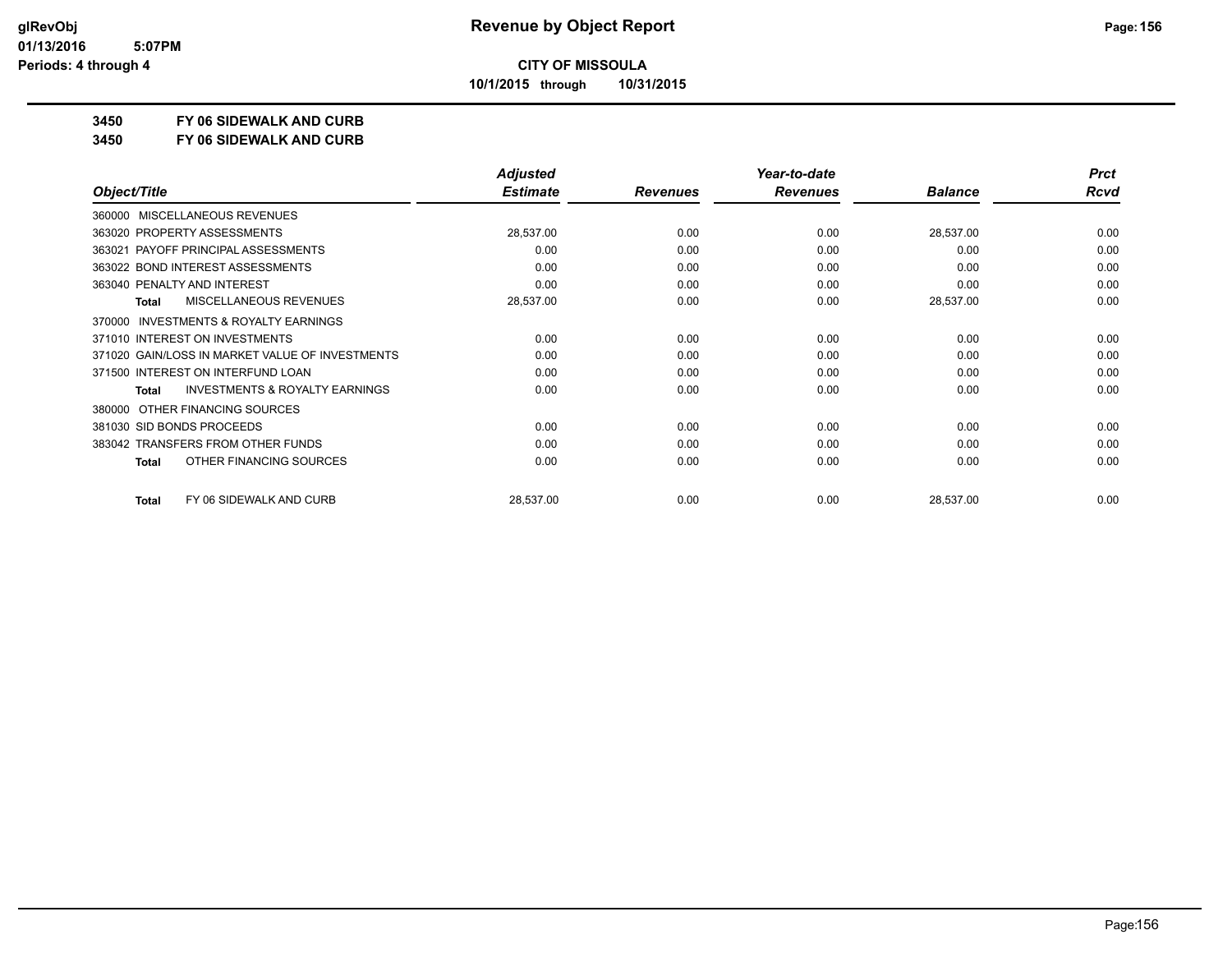**CITY OF MISSOULA**

**10/1/2015 through 10/31/2015**

**3450 FY 06 SIDEWALK AND CURB**

**3450 FY 06 SIDEWALK AND CURB**

| Object/Title | Adjusted Estimate | Revenues | Year-to-date Revenues | Balance | Prct Rcvd |
|---|---|---|---|---|---|
| 360000 MISCELLANEOUS REVENUES | | | | | |
| 363020 PROPERTY ASSESSMENTS | 28,537.00 | 0.00 | 0.00 | 28,537.00 | 0.00 |
| 363021 PAYOFF PRINCIPAL ASSESSMENTS | 0.00 | 0.00 | 0.00 | 0.00 | 0.00 |
| 363022 BOND INTEREST ASSESSMENTS | 0.00 | 0.00 | 0.00 | 0.00 | 0.00 |
| 363040 PENALTY AND INTEREST | 0.00 | 0.00 | 0.00 | 0.00 | 0.00 |
| **Total** MISCELLANEOUS REVENUES | 28,537.00 | 0.00 | 0.00 | 28,537.00 | 0.00 |
| 370000 INVESTMENTS & ROYALTY EARNINGS | | | | | |
| 371010 INTEREST ON INVESTMENTS | 0.00 | 0.00 | 0.00 | 0.00 | 0.00 |
| 371020 GAIN/LOSS IN MARKET VALUE OF INVESTMENTS | 0.00 | 0.00 | 0.00 | 0.00 | 0.00 |
| 371500 INTEREST ON INTERFUND LOAN | 0.00 | 0.00 | 0.00 | 0.00 | 0.00 |
| **Total** INVESTMENTS & ROYALTY EARNINGS | 0.00 | 0.00 | 0.00 | 0.00 | 0.00 |
| 380000 OTHER FINANCING SOURCES | | | | | |
| 381030 SID BONDS PROCEEDS | 0.00 | 0.00 | 0.00 | 0.00 | 0.00 |
| 383042 TRANSFERS FROM OTHER FUNDS | 0.00 | 0.00 | 0.00 | 0.00 | 0.00 |
| **Total** OTHER FINANCING SOURCES | 0.00 | 0.00 | 0.00 | 0.00 | 0.00 |
| **Total** FY 06 SIDEWALK AND CURB | 28,537.00 | 0.00 | 0.00 | 28,537.00 | 0.00 |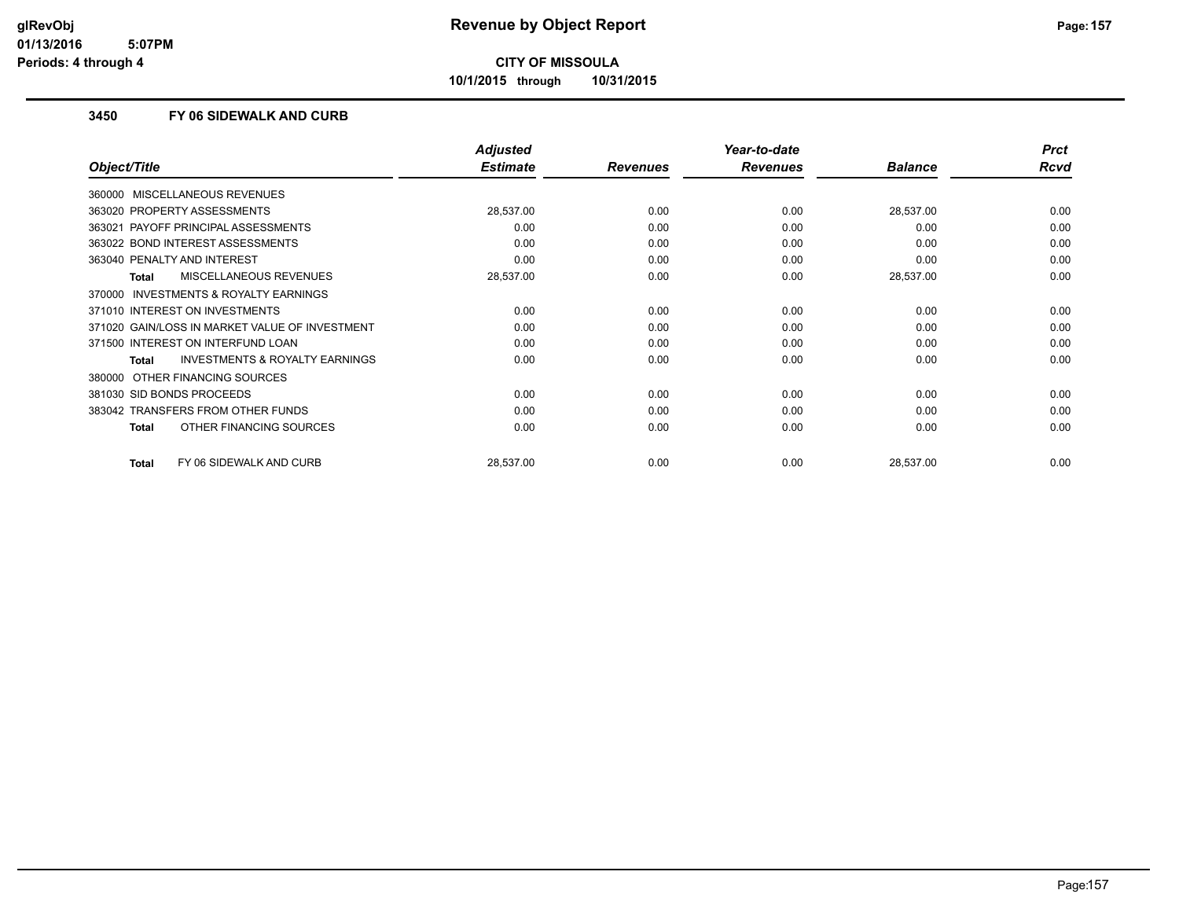# Revenue by Object Report

**CITY OF MISSOULA**

**10/1/2015 through 10/31/2015**

glRevObj
01/13/2016 5:07PM
Periods: 4 through 4

### 3450 FY 06 SIDEWALK AND CURB

| Object/Title | Adjusted Estimate | Revenues | Year-to-date Revenues | Balance | Prct Rcvd |
|---|---|---|---|---|---|
| 360000 MISCELLANEOUS REVENUES | | | | | |
| 363020 PROPERTY ASSESSMENTS | 28,537.00 | 0.00 | 0.00 | 28,537.00 | 0.00 |
| 363021 PAYOFF PRINCIPAL ASSESSMENTS | 0.00 | 0.00 | 0.00 | 0.00 | 0.00 |
| 363022 BOND INTEREST ASSESSMENTS | 0.00 | 0.00 | 0.00 | 0.00 | 0.00 |
| 363040 PENALTY AND INTEREST | 0.00 | 0.00 | 0.00 | 0.00 | 0.00 |
| **Total** MISCELLANEOUS REVENUES | 28,537.00 | 0.00 | 0.00 | 28,537.00 | 0.00 |
| 370000 INVESTMENTS & ROYALTY EARNINGS | | | | | |
| 371010 INTEREST ON INVESTMENTS | 0.00 | 0.00 | 0.00 | 0.00 | 0.00 |
| 371020 GAIN/LOSS IN MARKET VALUE OF INVESTMENT | 0.00 | 0.00 | 0.00 | 0.00 | 0.00 |
| 371500 INTEREST ON INTERFUND LOAN | 0.00 | 0.00 | 0.00 | 0.00 | 0.00 |
| **Total** INVESTMENTS & ROYALTY EARNINGS | 0.00 | 0.00 | 0.00 | 0.00 | 0.00 |
| 380000 OTHER FINANCING SOURCES | | | | | |
| 381030 SID BONDS PROCEEDS | 0.00 | 0.00 | 0.00 | 0.00 | 0.00 |
| 383042 TRANSFERS FROM OTHER FUNDS | 0.00 | 0.00 | 0.00 | 0.00 | 0.00 |
| **Total** OTHER FINANCING SOURCES | 0.00 | 0.00 | 0.00 | 0.00 | 0.00 |
| **Total** FY 06 SIDEWALK AND CURB | 28,537.00 | 0.00 | 0.00 | 28,537.00 | 0.00 |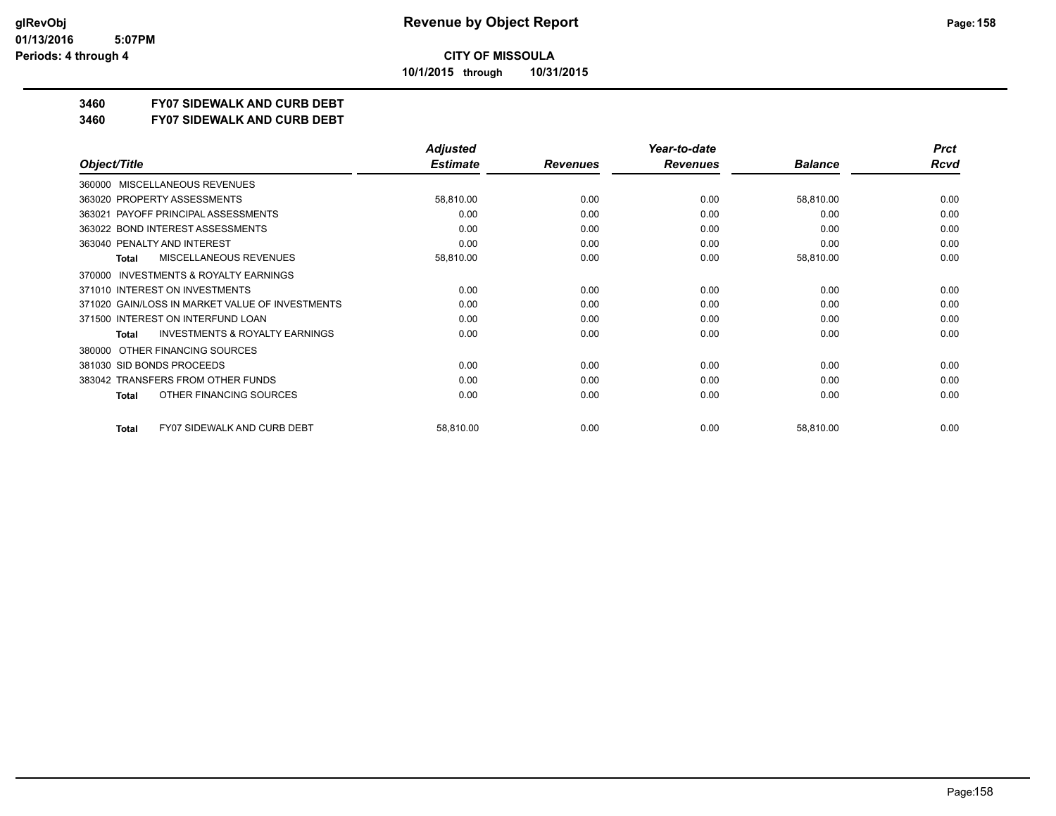# Revenue by Object Report

**CITY OF MISSOULA**

**10/1/2015 through 10/31/2015**

glRevObj
01/13/2016 5:07PM
Periods: 4 through 4

## 3460 FY07 SIDEWALK AND CURB DEBT
## 3460 FY07 SIDEWALK AND CURB DEBT

| Object/Title | Adjusted Estimate | Revenues | Year-to-date Revenues | Balance | Prct Rcvd |
|---|---|---|---|---|---|
| 360000 MISCELLANEOUS REVENUES | | | | | |
| 363020 PROPERTY ASSESSMENTS | 58,810.00 | 0.00 | 0.00 | 58,810.00 | 0.00 |
| 363021 PAYOFF PRINCIPAL ASSESSMENTS | 0.00 | 0.00 | 0.00 | 0.00 | 0.00 |
| 363022 BOND INTEREST ASSESSMENTS | 0.00 | 0.00 | 0.00 | 0.00 | 0.00 |
| 363040 PENALTY AND INTEREST | 0.00 | 0.00 | 0.00 | 0.00 | 0.00 |
| **Total** MISCELLANEOUS REVENUES | 58,810.00 | 0.00 | 0.00 | 58,810.00 | 0.00 |
| 370000 INVESTMENTS & ROYALTY EARNINGS | | | | | |
| 371010 INTEREST ON INVESTMENTS | 0.00 | 0.00 | 0.00 | 0.00 | 0.00 |
| 371020 GAIN/LOSS IN MARKET VALUE OF INVESTMENTS | 0.00 | 0.00 | 0.00 | 0.00 | 0.00 |
| 371500 INTEREST ON INTERFUND LOAN | 0.00 | 0.00 | 0.00 | 0.00 | 0.00 |
| **Total** INVESTMENTS & ROYALTY EARNINGS | 0.00 | 0.00 | 0.00 | 0.00 | 0.00 |
| 380000 OTHER FINANCING SOURCES | | | | | |
| 381030 SID BONDS PROCEEDS | 0.00 | 0.00 | 0.00 | 0.00 | 0.00 |
| 383042 TRANSFERS FROM OTHER FUNDS | 0.00 | 0.00 | 0.00 | 0.00 | 0.00 |
| **Total** OTHER FINANCING SOURCES | 0.00 | 0.00 | 0.00 | 0.00 | 0.00 |
| **Total** FY07 SIDEWALK AND CURB DEBT | 58,810.00 | 0.00 | 0.00 | 58,810.00 | 0.00 |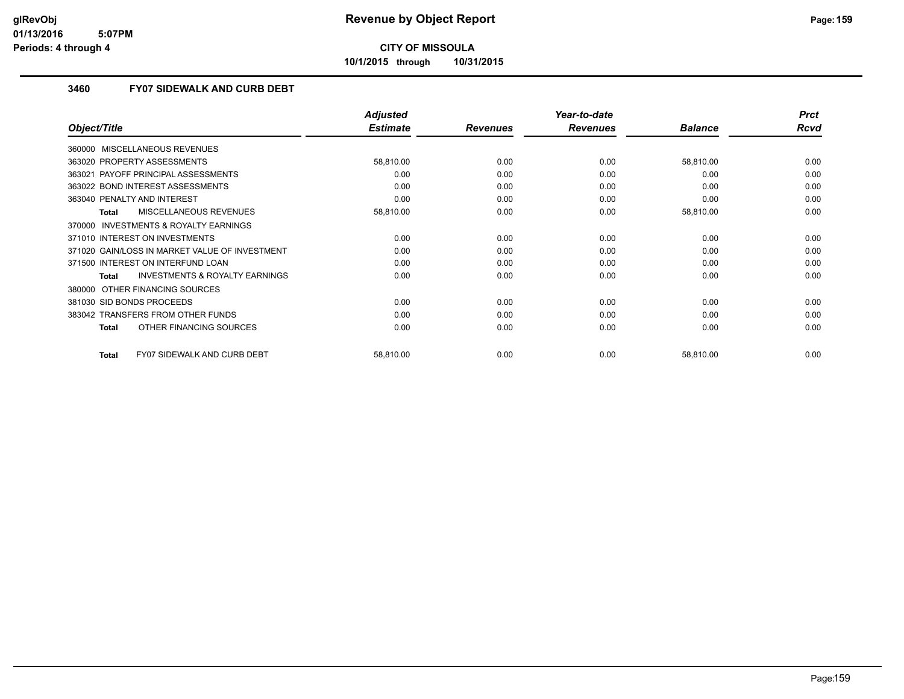# Revenue by Object Report

**CITY OF MISSOULA**

**10/1/2015 through 10/31/2015**

glRevObj
01/13/2016 5:07PM
Periods: 4 through 4

### 3460 FY07 SIDEWALK AND CURB DEBT

| Object/Title | Adjusted Estimate | Revenues | Year-to-date Revenues | Balance | Prct Rcvd |
|---|---|---|---|---|---|
| 360000 MISCELLANEOUS REVENUES | | | | | |
| 363020 PROPERTY ASSESSMENTS | 58,810.00 | 0.00 | 0.00 | 58,810.00 | 0.00 |
| 363021 PAYOFF PRINCIPAL ASSESSMENTS | 0.00 | 0.00 | 0.00 | 0.00 | 0.00 |
| 363022 BOND INTEREST ASSESSMENTS | 0.00 | 0.00 | 0.00 | 0.00 | 0.00 |
| 363040 PENALTY AND INTEREST | 0.00 | 0.00 | 0.00 | 0.00 | 0.00 |
| **Total** MISCELLANEOUS REVENUES | 58,810.00 | 0.00 | 0.00 | 58,810.00 | 0.00 |
| 370000 INVESTMENTS & ROYALTY EARNINGS | | | | | |
| 371010 INTEREST ON INVESTMENTS | 0.00 | 0.00 | 0.00 | 0.00 | 0.00 |
| 371020 GAIN/LOSS IN MARKET VALUE OF INVESTMENT | 0.00 | 0.00 | 0.00 | 0.00 | 0.00 |
| 371500 INTEREST ON INTERFUND LOAN | 0.00 | 0.00 | 0.00 | 0.00 | 0.00 |
| **Total** INVESTMENTS & ROYALTY EARNINGS | 0.00 | 0.00 | 0.00 | 0.00 | 0.00 |
| 380000 OTHER FINANCING SOURCES | | | | | |
| 381030 SID BONDS PROCEEDS | 0.00 | 0.00 | 0.00 | 0.00 | 0.00 |
| 383042 TRANSFERS FROM OTHER FUNDS | 0.00 | 0.00 | 0.00 | 0.00 | 0.00 |
| **Total** OTHER FINANCING SOURCES | 0.00 | 0.00 | 0.00 | 0.00 | 0.00 |
| **Total** FY07 SIDEWALK AND CURB DEBT | 58,810.00 | 0.00 | 0.00 | 58,810.00 | 0.00 |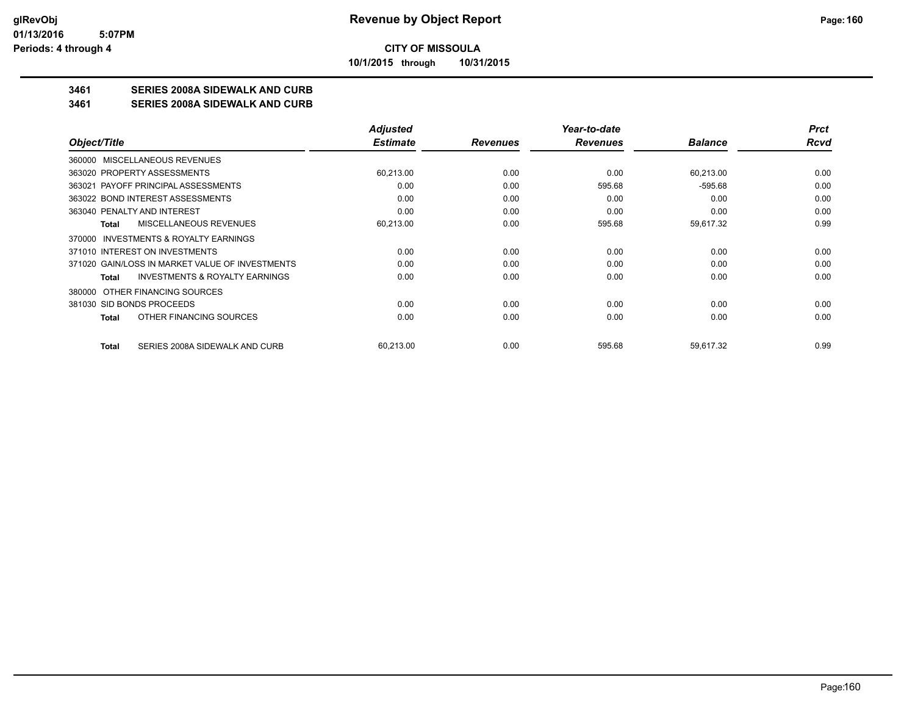**CITY OF MISSOULA**

**10/1/2015 through 10/31/2015**

## 3461 SERIES 2008A SIDEWALK AND CURB

## 3461 SERIES 2008A SIDEWALK AND CURB

| Object/Title | Adjusted Estimate | Revenues | Year-to-date Revenues | Balance | Prct Rcvd |
|---|---|---|---|---|---|
| 360000 MISCELLANEOUS REVENUES | | | | | |
| 363020 PROPERTY ASSESSMENTS | 60,213.00 | 0.00 | 0.00 | 60,213.00 | 0.00 |
| 363021 PAYOFF PRINCIPAL ASSESSMENTS | 0.00 | 0.00 | 595.68 | -595.68 | 0.00 |
| 363022 BOND INTEREST ASSESSMENTS | 0.00 | 0.00 | 0.00 | 0.00 | 0.00 |
| 363040 PENALTY AND INTEREST | 0.00 | 0.00 | 0.00 | 0.00 | 0.00 |
| **Total** MISCELLANEOUS REVENUES | 60,213.00 | 0.00 | 595.68 | 59,617.32 | 0.99 |
| 370000 INVESTMENTS & ROYALTY EARNINGS | | | | | |
| 371010 INTEREST ON INVESTMENTS | 0.00 | 0.00 | 0.00 | 0.00 | 0.00 |
| 371020 GAIN/LOSS IN MARKET VALUE OF INVESTMENTS | 0.00 | 0.00 | 0.00 | 0.00 | 0.00 |
| **Total** INVESTMENTS & ROYALTY EARNINGS | 0.00 | 0.00 | 0.00 | 0.00 | 0.00 |
| 380000 OTHER FINANCING SOURCES | | | | | |
| 381030 SID BONDS PROCEEDS | 0.00 | 0.00 | 0.00 | 0.00 | 0.00 |
| **Total** OTHER FINANCING SOURCES | 0.00 | 0.00 | 0.00 | 0.00 | 0.00 |
| **Total** SERIES 2008A SIDEWALK AND CURB | 60,213.00 | 0.00 | 595.68 | 59,617.32 | 0.99 |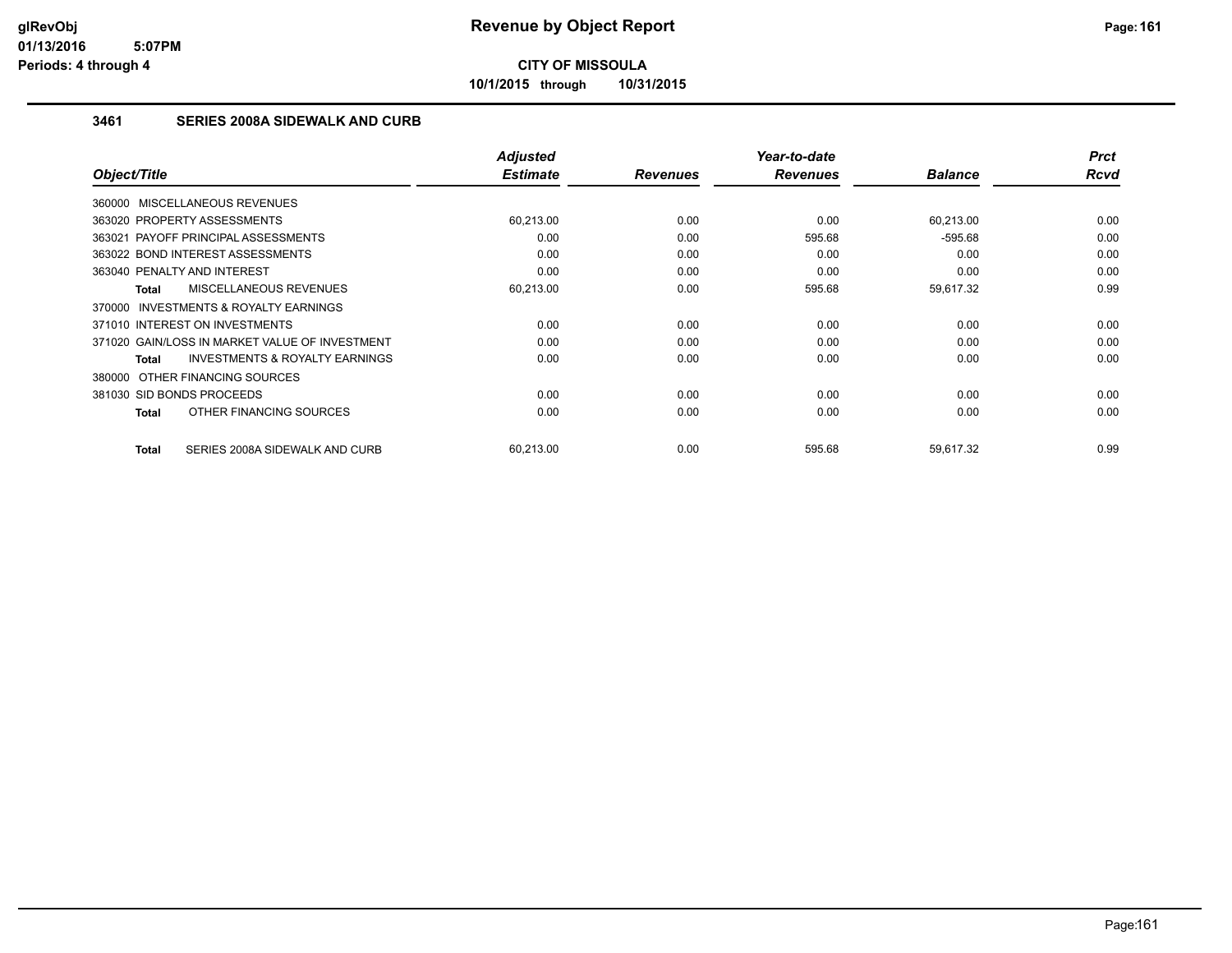# Revenue by Object Report

**CITY OF MISSOULA**

**10/1/2015 through 10/31/2015**

glRevObj
01/13/2016 5:07PM
Periods: 4 through 4

### 3461 SERIES 2008A SIDEWALK AND CURB

| Object/Title | Adjusted Estimate | Revenues | Year-to-date Revenues | Balance | Prct Rcvd |
|---|---|---|---|---|---|
| 360000 MISCELLANEOUS REVENUES | | | | | |
| 363020 PROPERTY ASSESSMENTS | 60,213.00 | 0.00 | 0.00 | 60,213.00 | 0.00 |
| 363021 PAYOFF PRINCIPAL ASSESSMENTS | 0.00 | 0.00 | 595.68 | -595.68 | 0.00 |
| 363022 BOND INTEREST ASSESSMENTS | 0.00 | 0.00 | 0.00 | 0.00 | 0.00 |
| 363040 PENALTY AND INTEREST | 0.00 | 0.00 | 0.00 | 0.00 | 0.00 |
| **Total** MISCELLANEOUS REVENUES | 60,213.00 | 0.00 | 595.68 | 59,617.32 | 0.99 |
| 370000 INVESTMENTS & ROYALTY EARNINGS | | | | | |
| 371010 INTEREST ON INVESTMENTS | 0.00 | 0.00 | 0.00 | 0.00 | 0.00 |
| 371020 GAIN/LOSS IN MARKET VALUE OF INVESTMENT | 0.00 | 0.00 | 0.00 | 0.00 | 0.00 |
| **Total** INVESTMENTS & ROYALTY EARNINGS | 0.00 | 0.00 | 0.00 | 0.00 | 0.00 |
| 380000 OTHER FINANCING SOURCES | | | | | |
| 381030 SID BONDS PROCEEDS | 0.00 | 0.00 | 0.00 | 0.00 | 0.00 |
| **Total** OTHER FINANCING SOURCES | 0.00 | 0.00 | 0.00 | 0.00 | 0.00 |
| **Total** SERIES 2008A SIDEWALK AND CURB | 60,213.00 | 0.00 | 595.68 | 59,617.32 | 0.99 |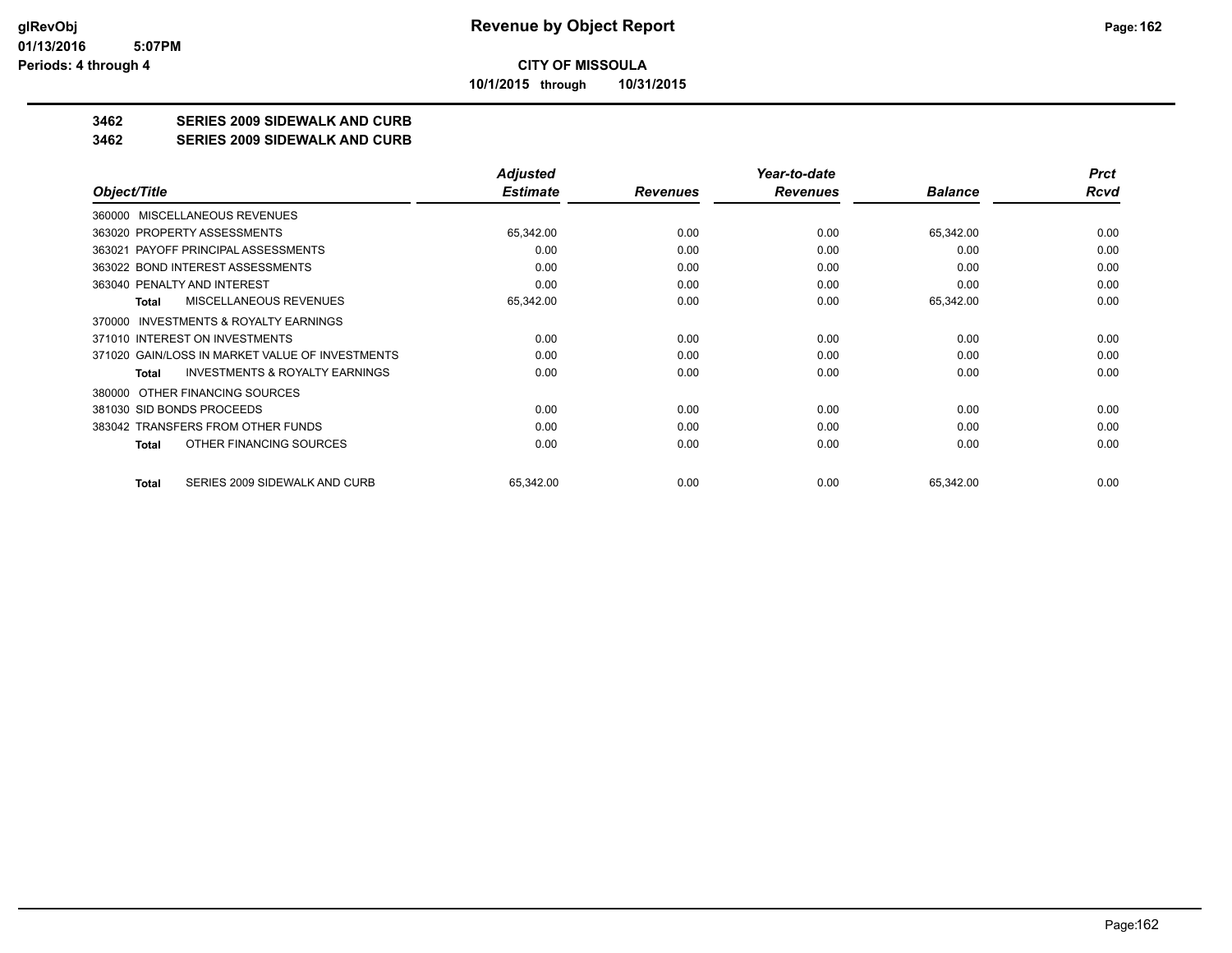**CITY OF MISSOULA**

**10/1/2015 through 10/31/2015**

**3462 SERIES 2009 SIDEWALK AND CURB**

**3462 SERIES 2009 SIDEWALK AND CURB**

| Object/Title | Adjusted Estimate | Revenues | Year-to-date Revenues | Balance | Prct Rcvd |
|---|---|---|---|---|---|
| 360000 MISCELLANEOUS REVENUES | | | | | |
| 363020 PROPERTY ASSESSMENTS | 65,342.00 | 0.00 | 0.00 | 65,342.00 | 0.00 |
| 363021 PAYOFF PRINCIPAL ASSESSMENTS | 0.00 | 0.00 | 0.00 | 0.00 | 0.00 |
| 363022 BOND INTEREST ASSESSMENTS | 0.00 | 0.00 | 0.00 | 0.00 | 0.00 |
| 363040 PENALTY AND INTEREST | 0.00 | 0.00 | 0.00 | 0.00 | 0.00 |
| **Total** MISCELLANEOUS REVENUES | 65,342.00 | 0.00 | 0.00 | 65,342.00 | 0.00 |
| 370000 INVESTMENTS & ROYALTY EARNINGS | | | | | |
| 371010 INTEREST ON INVESTMENTS | 0.00 | 0.00 | 0.00 | 0.00 | 0.00 |
| 371020 GAIN/LOSS IN MARKET VALUE OF INVESTMENTS | 0.00 | 0.00 | 0.00 | 0.00 | 0.00 |
| **Total** INVESTMENTS & ROYALTY EARNINGS | 0.00 | 0.00 | 0.00 | 0.00 | 0.00 |
| 380000 OTHER FINANCING SOURCES | | | | | |
| 381030 SID BONDS PROCEEDS | 0.00 | 0.00 | 0.00 | 0.00 | 0.00 |
| 383042 TRANSFERS FROM OTHER FUNDS | 0.00 | 0.00 | 0.00 | 0.00 | 0.00 |
| **Total** OTHER FINANCING SOURCES | 0.00 | 0.00 | 0.00 | 0.00 | 0.00 |
| **Total** SERIES 2009 SIDEWALK AND CURB | 65,342.00 | 0.00 | 0.00 | 65,342.00 | 0.00 |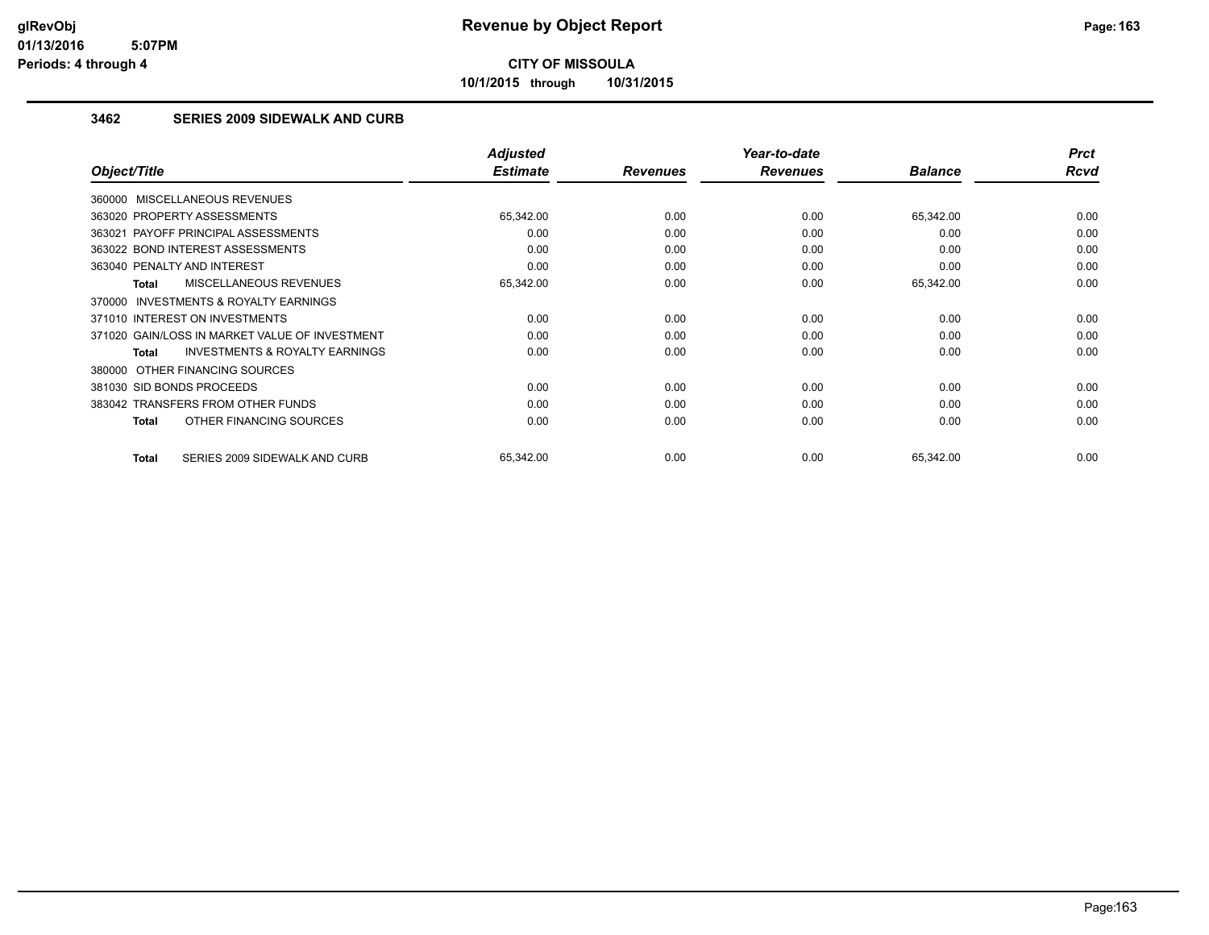**CITY OF MISSOULA**

**10/1/2015 through 10/31/2015**

### 3462 SERIES 2009 SIDEWALK AND CURB

| Object/Title | Adjusted Estimate | Revenues | Year-to-date Revenues | Balance | Prct Rcvd |
|---|---|---|---|---|---|
| 360000 MISCELLANEOUS REVENUES | | | | | |
| 363020 PROPERTY ASSESSMENTS | 65,342.00 | 0.00 | 0.00 | 65,342.00 | 0.00 |
| 363021 PAYOFF PRINCIPAL ASSESSMENTS | 0.00 | 0.00 | 0.00 | 0.00 | 0.00 |
| 363022 BOND INTEREST ASSESSMENTS | 0.00 | 0.00 | 0.00 | 0.00 | 0.00 |
| 363040 PENALTY AND INTEREST | 0.00 | 0.00 | 0.00 | 0.00 | 0.00 |
| **Total** MISCELLANEOUS REVENUES | 65,342.00 | 0.00 | 0.00 | 65,342.00 | 0.00 |
| 370000 INVESTMENTS & ROYALTY EARNINGS | | | | | |
| 371010 INTEREST ON INVESTMENTS | 0.00 | 0.00 | 0.00 | 0.00 | 0.00 |
| 371020 GAIN/LOSS IN MARKET VALUE OF INVESTMENT | 0.00 | 0.00 | 0.00 | 0.00 | 0.00 |
| **Total** INVESTMENTS & ROYALTY EARNINGS | 0.00 | 0.00 | 0.00 | 0.00 | 0.00 |
| 380000 OTHER FINANCING SOURCES | | | | | |
| 381030 SID BONDS PROCEEDS | 0.00 | 0.00 | 0.00 | 0.00 | 0.00 |
| 383042 TRANSFERS FROM OTHER FUNDS | 0.00 | 0.00 | 0.00 | 0.00 | 0.00 |
| **Total** OTHER FINANCING SOURCES | 0.00 | 0.00 | 0.00 | 0.00 | 0.00 |
| **Total** SERIES 2009 SIDEWALK AND CURB | 65,342.00 | 0.00 | 0.00 | 65,342.00 | 0.00 |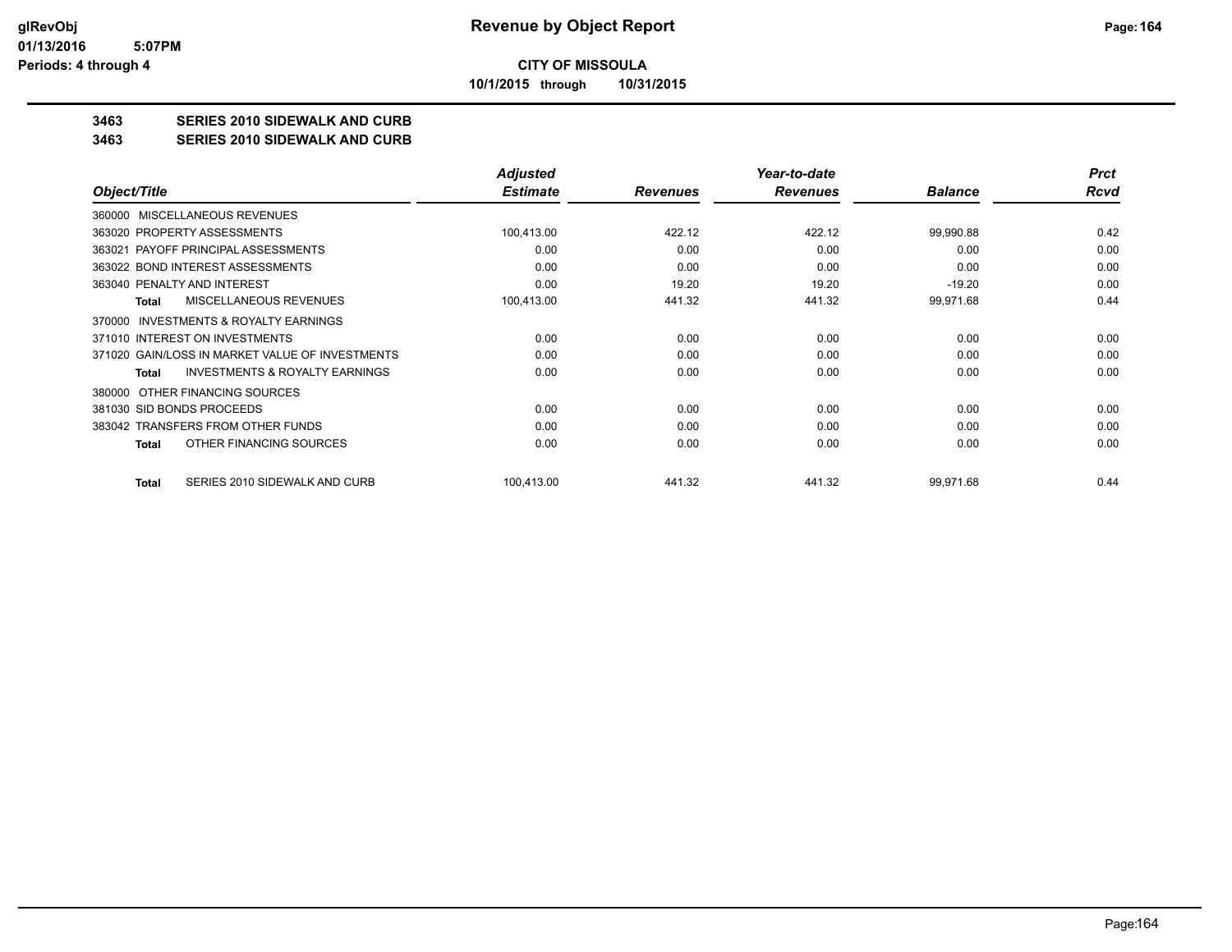**CITY OF MISSOULA**

**10/1/2015 through 10/31/2015**

**3463 SERIES 2010 SIDEWALK AND CURB**

**3463 SERIES 2010 SIDEWALK AND CURB**

| Object/Title | Adjusted Estimate | Revenues | Year-to-date Revenues | Balance | Prct Rcvd |
|---|---|---|---|---|---|
| 360000 MISCELLANEOUS REVENUES | | | | | |
| 363020 PROPERTY ASSESSMENTS | 100,413.00 | 422.12 | 422.12 | 99,990.88 | 0.42 |
| 363021 PAYOFF PRINCIPAL ASSESSMENTS | 0.00 | 0.00 | 0.00 | 0.00 | 0.00 |
| 363022 BOND INTEREST ASSESSMENTS | 0.00 | 0.00 | 0.00 | 0.00 | 0.00 |
| 363040 PENALTY AND INTEREST | 0.00 | 19.20 | 19.20 | -19.20 | 0.00 |
| **Total** MISCELLANEOUS REVENUES | 100,413.00 | 441.32 | 441.32 | 99,971.68 | 0.44 |
| 370000 INVESTMENTS & ROYALTY EARNINGS | | | | | |
| 371010 INTEREST ON INVESTMENTS | 0.00 | 0.00 | 0.00 | 0.00 | 0.00 |
| 371020 GAIN/LOSS IN MARKET VALUE OF INVESTMENTS | 0.00 | 0.00 | 0.00 | 0.00 | 0.00 |
| **Total** INVESTMENTS & ROYALTY EARNINGS | 0.00 | 0.00 | 0.00 | 0.00 | 0.00 |
| 380000 OTHER FINANCING SOURCES | | | | | |
| 381030 SID BONDS PROCEEDS | 0.00 | 0.00 | 0.00 | 0.00 | 0.00 |
| 383042 TRANSFERS FROM OTHER FUNDS | 0.00 | 0.00 | 0.00 | 0.00 | 0.00 |
| **Total** OTHER FINANCING SOURCES | 0.00 | 0.00 | 0.00 | 0.00 | 0.00 |
| **Total** SERIES 2010 SIDEWALK AND CURB | 100,413.00 | 441.32 | 441.32 | 99,971.68 | 0.44 |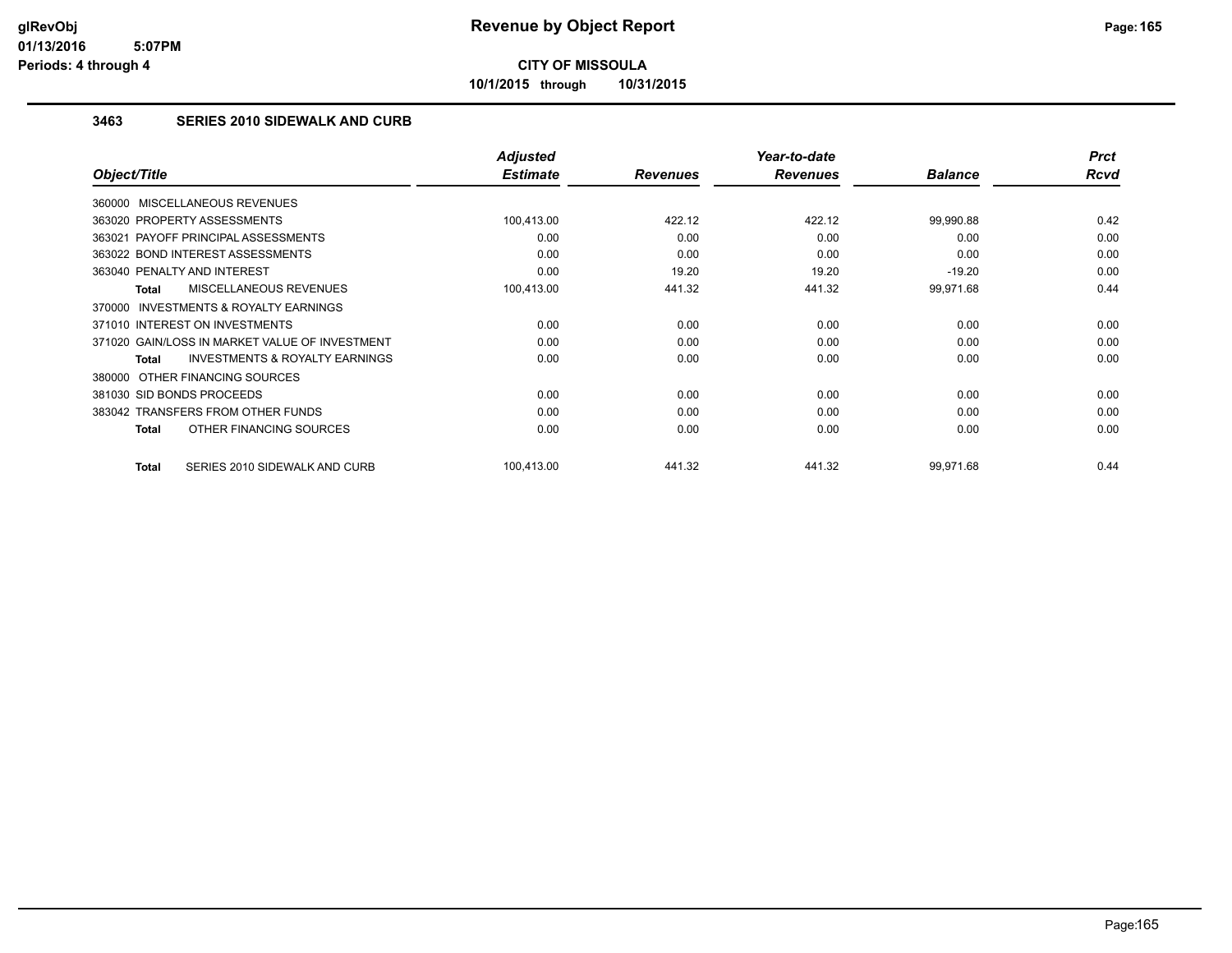# Revenue by Object Report

**CITY OF MISSOULA**

**10/1/2015 through 10/31/2015**

glRevObj
01/13/2016 5:07PM
Periods: 4 through 4

### 3463 SERIES 2010 SIDEWALK AND CURB

| Object/Title | Adjusted Estimate | Revenues | Year-to-date Revenues | Balance | Prct Rcvd |
|---|---|---|---|---|---|
| 360000 MISCELLANEOUS REVENUES | | | | | |
| 363020 PROPERTY ASSESSMENTS | 100,413.00 | 422.12 | 422.12 | 99,990.88 | 0.42 |
| 363021 PAYOFF PRINCIPAL ASSESSMENTS | 0.00 | 0.00 | 0.00 | 0.00 | 0.00 |
| 363022 BOND INTEREST ASSESSMENTS | 0.00 | 0.00 | 0.00 | 0.00 | 0.00 |
| 363040 PENALTY AND INTEREST | 0.00 | 19.20 | 19.20 | -19.20 | 0.00 |
| **Total** MISCELLANEOUS REVENUES | 100,413.00 | 441.32 | 441.32 | 99,971.68 | 0.44 |
| 370000 INVESTMENTS & ROYALTY EARNINGS | | | | | |
| 371010 INTEREST ON INVESTMENTS | 0.00 | 0.00 | 0.00 | 0.00 | 0.00 |
| 371020 GAIN/LOSS IN MARKET VALUE OF INVESTMENT | 0.00 | 0.00 | 0.00 | 0.00 | 0.00 |
| **Total** INVESTMENTS & ROYALTY EARNINGS | 0.00 | 0.00 | 0.00 | 0.00 | 0.00 |
| 380000 OTHER FINANCING SOURCES | | | | | |
| 381030 SID BONDS PROCEEDS | 0.00 | 0.00 | 0.00 | 0.00 | 0.00 |
| 383042 TRANSFERS FROM OTHER FUNDS | 0.00 | 0.00 | 0.00 | 0.00 | 0.00 |
| **Total** OTHER FINANCING SOURCES | 0.00 | 0.00 | 0.00 | 0.00 | 0.00 |
| **Total** SERIES 2010 SIDEWALK AND CURB | 100,413.00 | 441.32 | 441.32 | 99,971.68 | 0.44 |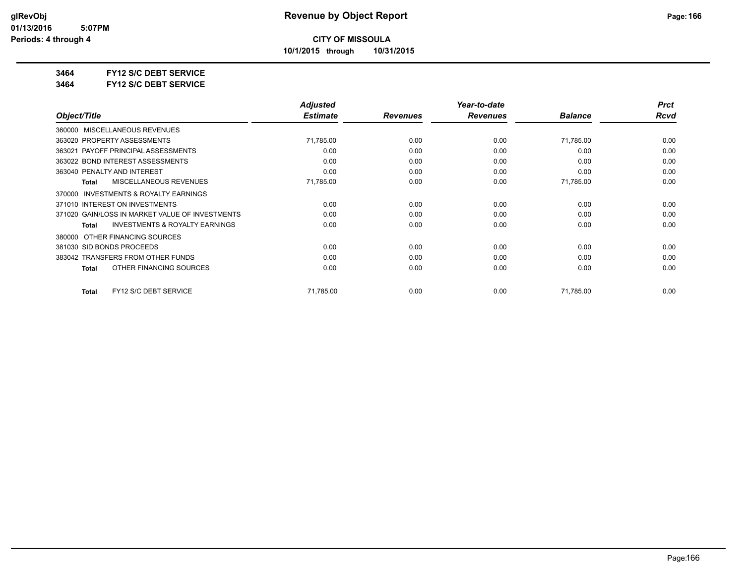# CITY OF MISSOULA

**10/1/2015 through 10/31/2015**

**3464 FY12 S/C DEBT SERVICE**

**3464 FY12 S/C DEBT SERVICE**

| Object/Title | Adjusted Estimate | Revenues | Year-to-date Revenues | Balance | Prct Rcvd |
|---|---|---|---|---|---|
| 360000 MISCELLANEOUS REVENUES | | | | | |
| 363020 PROPERTY ASSESSMENTS | 71,785.00 | 0.00 | 0.00 | 71,785.00 | 0.00 |
| 363021 PAYOFF PRINCIPAL ASSESSMENTS | 0.00 | 0.00 | 0.00 | 0.00 | 0.00 |
| 363022 BOND INTEREST ASSESSMENTS | 0.00 | 0.00 | 0.00 | 0.00 | 0.00 |
| 363040 PENALTY AND INTEREST | 0.00 | 0.00 | 0.00 | 0.00 | 0.00 |
| **Total** MISCELLANEOUS REVENUES | 71,785.00 | 0.00 | 0.00 | 71,785.00 | 0.00 |
| 370000 INVESTMENTS & ROYALTY EARNINGS | | | | | |
| 371010 INTEREST ON INVESTMENTS | 0.00 | 0.00 | 0.00 | 0.00 | 0.00 |
| 371020 GAIN/LOSS IN MARKET VALUE OF INVESTMENTS | 0.00 | 0.00 | 0.00 | 0.00 | 0.00 |
| **Total** INVESTMENTS & ROYALTY EARNINGS | 0.00 | 0.00 | 0.00 | 0.00 | 0.00 |
| 380000 OTHER FINANCING SOURCES | | | | | |
| 381030 SID BONDS PROCEEDS | 0.00 | 0.00 | 0.00 | 0.00 | 0.00 |
| 383042 TRANSFERS FROM OTHER FUNDS | 0.00 | 0.00 | 0.00 | 0.00 | 0.00 |
| **Total** OTHER FINANCING SOURCES | 0.00 | 0.00 | 0.00 | 0.00 | 0.00 |
| **Total** FY12 S/C DEBT SERVICE | 71,785.00 | 0.00 | 0.00 | 71,785.00 | 0.00 |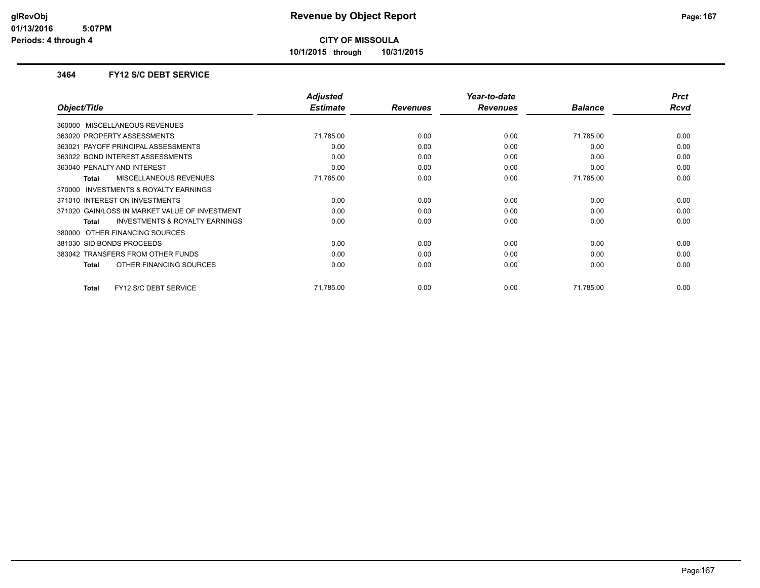**glRevObj**
**01/13/2016 5:07PM**
**Periods: 4 through 4**

# Revenue by Object Report

**CITY OF MISSOULA**

**10/1/2015 through 10/31/2015**

## 3464 FY12 S/C DEBT SERVICE

| Object/Title | Adjusted Estimate | Revenues | Year-to-date Revenues | Balance | Prct Rcvd |
|---|---|---|---|---|---|
| 360000 MISCELLANEOUS REVENUES | | | | | |
| 363020 PROPERTY ASSESSMENTS | 71,785.00 | 0.00 | 0.00 | 71,785.00 | 0.00 |
| 363021 PAYOFF PRINCIPAL ASSESSMENTS | 0.00 | 0.00 | 0.00 | 0.00 | 0.00 |
| 363022 BOND INTEREST ASSESSMENTS | 0.00 | 0.00 | 0.00 | 0.00 | 0.00 |
| 363040 PENALTY AND INTEREST | 0.00 | 0.00 | 0.00 | 0.00 | 0.00 |
| **Total** MISCELLANEOUS REVENUES | 71,785.00 | 0.00 | 0.00 | 71,785.00 | 0.00 |
| 370000 INVESTMENTS & ROYALTY EARNINGS | | | | | |
| 371010 INTEREST ON INVESTMENTS | 0.00 | 0.00 | 0.00 | 0.00 | 0.00 |
| 371020 GAIN/LOSS IN MARKET VALUE OF INVESTMENT | 0.00 | 0.00 | 0.00 | 0.00 | 0.00 |
| **Total** INVESTMENTS & ROYALTY EARNINGS | 0.00 | 0.00 | 0.00 | 0.00 | 0.00 |
| 380000 OTHER FINANCING SOURCES | | | | | |
| 381030 SID BONDS PROCEEDS | 0.00 | 0.00 | 0.00 | 0.00 | 0.00 |
| 383042 TRANSFERS FROM OTHER FUNDS | 0.00 | 0.00 | 0.00 | 0.00 | 0.00 |
| **Total** OTHER FINANCING SOURCES | 0.00 | 0.00 | 0.00 | 0.00 | 0.00 |
| **Total** FY12 S/C DEBT SERVICE | 71,785.00 | 0.00 | 0.00 | 71,785.00 | 0.00 |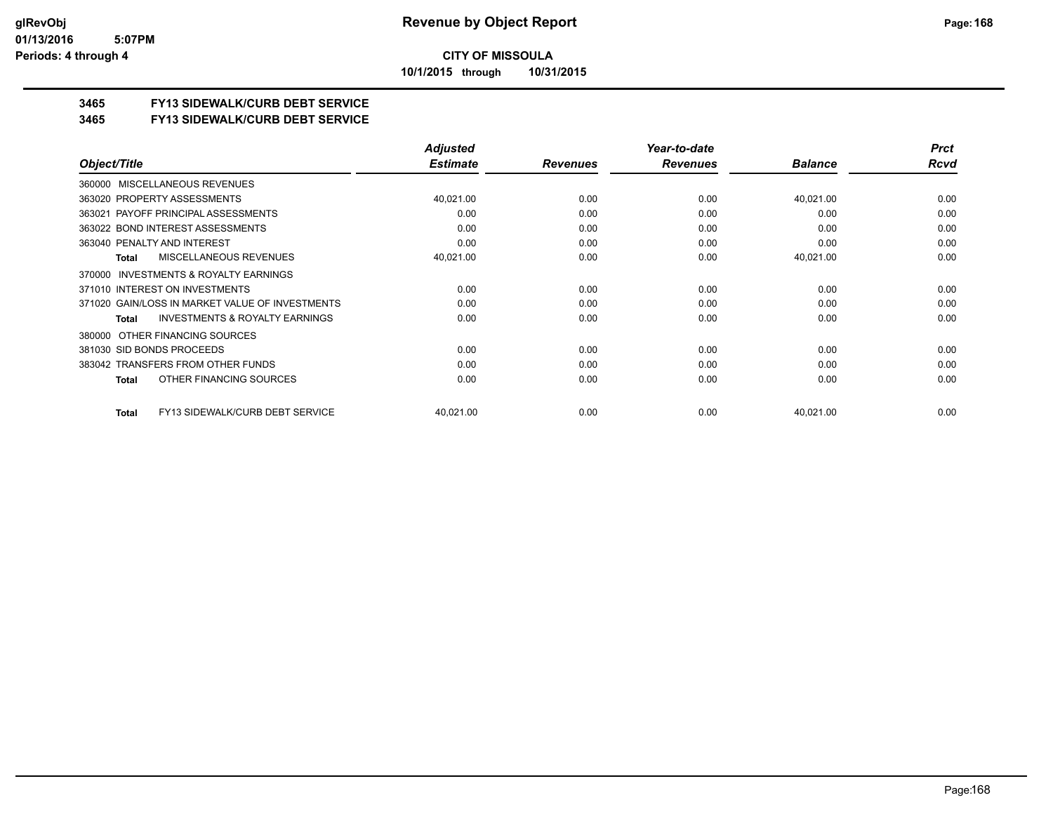**CITY OF MISSOULA**

**10/1/2015 through 10/31/2015**

## 3465 FY13 SIDEWALK/CURB DEBT SERVICE

## 3465 FY13 SIDEWALK/CURB DEBT SERVICE

| Object/Title | Adjusted Estimate | Revenues | Year-to-date Revenues | Balance | Prct Rcvd |
|---|---|---|---|---|---|
| 360000 MISCELLANEOUS REVENUES | | | | | |
| 363020 PROPERTY ASSESSMENTS | 40,021.00 | 0.00 | 0.00 | 40,021.00 | 0.00 |
| 363021 PAYOFF PRINCIPAL ASSESSMENTS | 0.00 | 0.00 | 0.00 | 0.00 | 0.00 |
| 363022 BOND INTEREST ASSESSMENTS | 0.00 | 0.00 | 0.00 | 0.00 | 0.00 |
| 363040 PENALTY AND INTEREST | 0.00 | 0.00 | 0.00 | 0.00 | 0.00 |
| **Total** MISCELLANEOUS REVENUES | 40,021.00 | 0.00 | 0.00 | 40,021.00 | 0.00 |
| 370000 INVESTMENTS & ROYALTY EARNINGS | | | | | |
| 371010 INTEREST ON INVESTMENTS | 0.00 | 0.00 | 0.00 | 0.00 | 0.00 |
| 371020 GAIN/LOSS IN MARKET VALUE OF INVESTMENTS | 0.00 | 0.00 | 0.00 | 0.00 | 0.00 |
| **Total** INVESTMENTS & ROYALTY EARNINGS | 0.00 | 0.00 | 0.00 | 0.00 | 0.00 |
| 380000 OTHER FINANCING SOURCES | | | | | |
| 381030 SID BONDS PROCEEDS | 0.00 | 0.00 | 0.00 | 0.00 | 0.00 |
| 383042 TRANSFERS FROM OTHER FUNDS | 0.00 | 0.00 | 0.00 | 0.00 | 0.00 |
| **Total** OTHER FINANCING SOURCES | 0.00 | 0.00 | 0.00 | 0.00 | 0.00 |
| **Total** FY13 SIDEWALK/CURB DEBT SERVICE | 40,021.00 | 0.00 | 0.00 | 40,021.00 | 0.00 |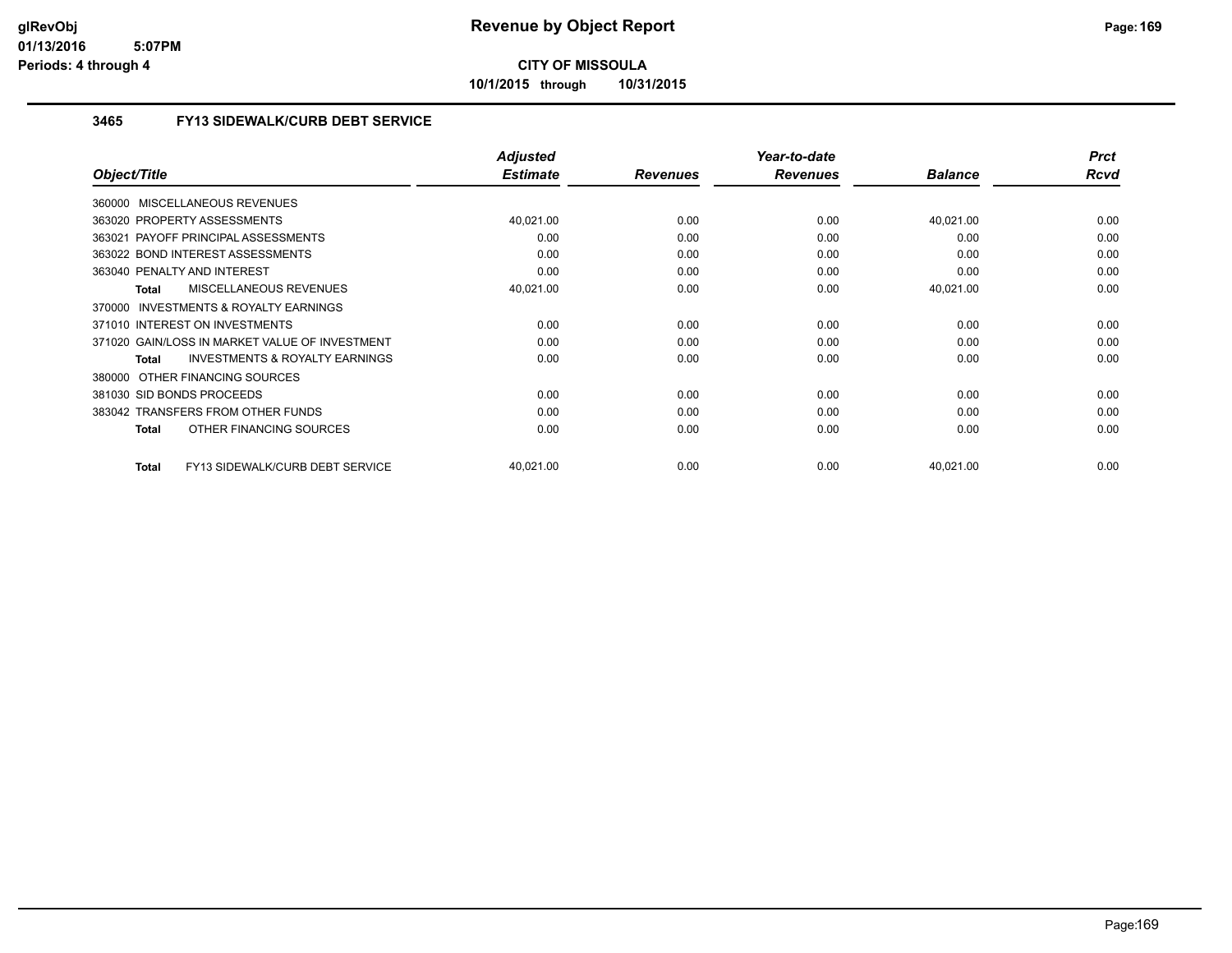# CITY OF MISSOULA

**Revenue by Object Report**

10/1/2015 through 10/31/2015

glRevObj
01/13/2016 5:07PM
Periods: 4 through 4

## 3465 FY13 SIDEWALK/CURB DEBT SERVICE

| Object/Title | Adjusted Estimate | Revenues | Year-to-date Revenues | Balance | Prct Rcvd |
|---|---|---|---|---|---|
| 360000 MISCELLANEOUS REVENUES | | | | | |
| 363020 PROPERTY ASSESSMENTS | 40,021.00 | 0.00 | 0.00 | 40,021.00 | 0.00 |
| 363021 PAYOFF PRINCIPAL ASSESSMENTS | 0.00 | 0.00 | 0.00 | 0.00 | 0.00 |
| 363022 BOND INTEREST ASSESSMENTS | 0.00 | 0.00 | 0.00 | 0.00 | 0.00 |
| 363040 PENALTY AND INTEREST | 0.00 | 0.00 | 0.00 | 0.00 | 0.00 |
| **Total** MISCELLANEOUS REVENUES | 40,021.00 | 0.00 | 0.00 | 40,021.00 | 0.00 |
| 370000 INVESTMENTS & ROYALTY EARNINGS | | | | | |
| 371010 INTEREST ON INVESTMENTS | 0.00 | 0.00 | 0.00 | 0.00 | 0.00 |
| 371020 GAIN/LOSS IN MARKET VALUE OF INVESTMENT | 0.00 | 0.00 | 0.00 | 0.00 | 0.00 |
| **Total** INVESTMENTS & ROYALTY EARNINGS | 0.00 | 0.00 | 0.00 | 0.00 | 0.00 |
| 380000 OTHER FINANCING SOURCES | | | | | |
| 381030 SID BONDS PROCEEDS | 0.00 | 0.00 | 0.00 | 0.00 | 0.00 |
| 383042 TRANSFERS FROM OTHER FUNDS | 0.00 | 0.00 | 0.00 | 0.00 | 0.00 |
| **Total** OTHER FINANCING SOURCES | 0.00 | 0.00 | 0.00 | 0.00 | 0.00 |
| **Total** FY13 SIDEWALK/CURB DEBT SERVICE | 40,021.00 | 0.00 | 0.00 | 40,021.00 | 0.00 |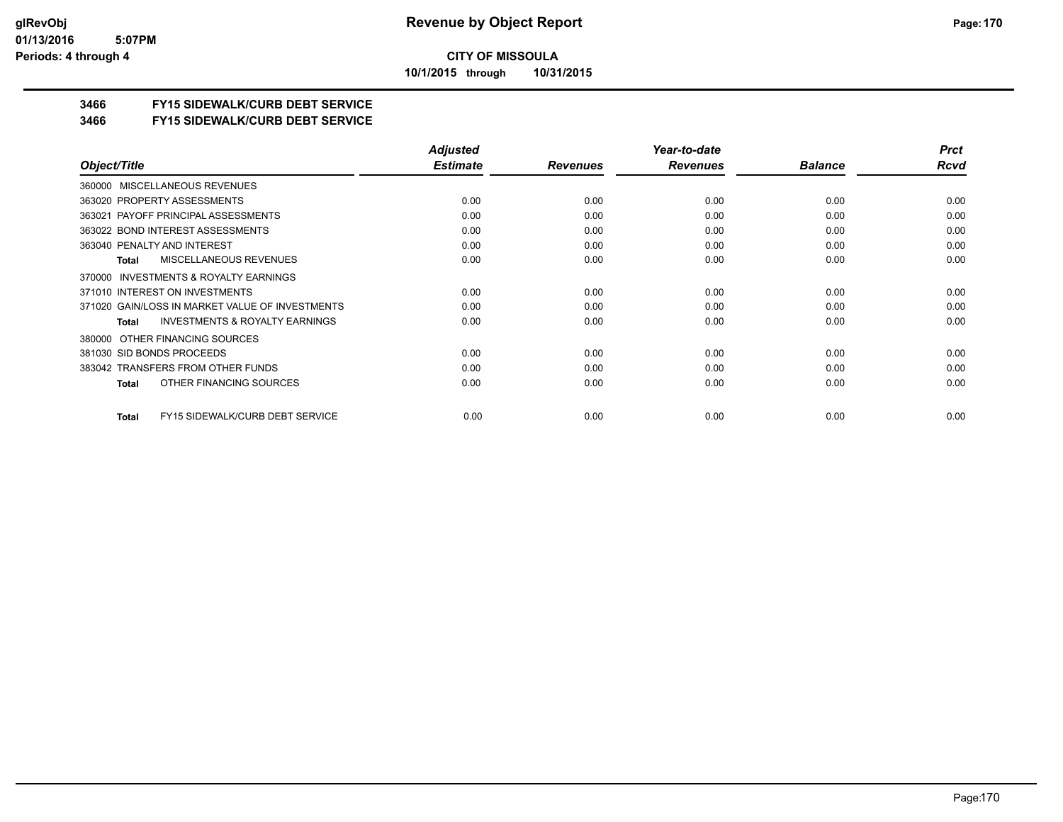**CITY OF MISSOULA**

**10/1/2015 through 10/31/2015**

## 3466 FY15 SIDEWALK/CURB DEBT SERVICE

## 3466 FY15 SIDEWALK/CURB DEBT SERVICE

| Object/Title | Adjusted Estimate | Revenues | Year-to-date Revenues | Balance | Prct Rcvd |
|---|---|---|---|---|---|
| 360000 MISCELLANEOUS REVENUES | | | | | |
| 363020 PROPERTY ASSESSMENTS | 0.00 | 0.00 | 0.00 | 0.00 | 0.00 |
| 363021 PAYOFF PRINCIPAL ASSESSMENTS | 0.00 | 0.00 | 0.00 | 0.00 | 0.00 |
| 363022 BOND INTEREST ASSESSMENTS | 0.00 | 0.00 | 0.00 | 0.00 | 0.00 |
| 363040 PENALTY AND INTEREST | 0.00 | 0.00 | 0.00 | 0.00 | 0.00 |
| **Total** MISCELLANEOUS REVENUES | 0.00 | 0.00 | 0.00 | 0.00 | 0.00 |
| 370000 INVESTMENTS & ROYALTY EARNINGS | | | | | |
| 371010 INTEREST ON INVESTMENTS | 0.00 | 0.00 | 0.00 | 0.00 | 0.00 |
| 371020 GAIN/LOSS IN MARKET VALUE OF INVESTMENTS | 0.00 | 0.00 | 0.00 | 0.00 | 0.00 |
| **Total** INVESTMENTS & ROYALTY EARNINGS | 0.00 | 0.00 | 0.00 | 0.00 | 0.00 |
| 380000 OTHER FINANCING SOURCES | | | | | |
| 381030 SID BONDS PROCEEDS | 0.00 | 0.00 | 0.00 | 0.00 | 0.00 |
| 383042 TRANSFERS FROM OTHER FUNDS | 0.00 | 0.00 | 0.00 | 0.00 | 0.00 |
| **Total** OTHER FINANCING SOURCES | 0.00 | 0.00 | 0.00 | 0.00 | 0.00 |
| **Total** FY15 SIDEWALK/CURB DEBT SERVICE | 0.00 | 0.00 | 0.00 | 0.00 | 0.00 |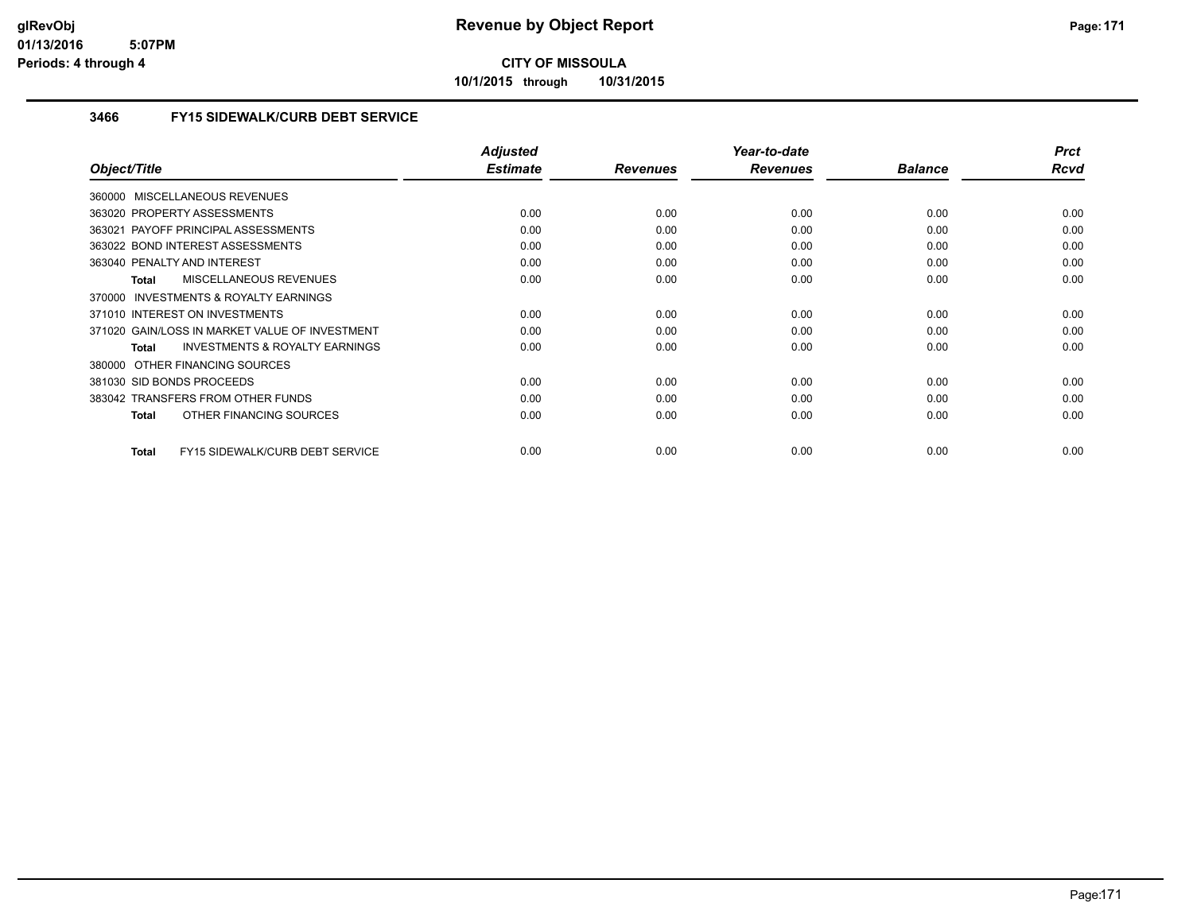**CITY OF MISSOULA**

**10/1/2015 through 10/31/2015**

### 3466 FY15 SIDEWALK/CURB DEBT SERVICE

| Object/Title | Adjusted Estimate | Revenues | Year-to-date Revenues | Balance | Prct Rcvd |
|---|---|---|---|---|---|
| 360000 MISCELLANEOUS REVENUES | | | | | |
| 363020 PROPERTY ASSESSMENTS | 0.00 | 0.00 | 0.00 | 0.00 | 0.00 |
| 363021 PAYOFF PRINCIPAL ASSESSMENTS | 0.00 | 0.00 | 0.00 | 0.00 | 0.00 |
| 363022 BOND INTEREST ASSESSMENTS | 0.00 | 0.00 | 0.00 | 0.00 | 0.00 |
| 363040 PENALTY AND INTEREST | 0.00 | 0.00 | 0.00 | 0.00 | 0.00 |
| **Total** MISCELLANEOUS REVENUES | 0.00 | 0.00 | 0.00 | 0.00 | 0.00 |
| 370000 INVESTMENTS & ROYALTY EARNINGS | | | | | |
| 371010 INTEREST ON INVESTMENTS | 0.00 | 0.00 | 0.00 | 0.00 | 0.00 |
| 371020 GAIN/LOSS IN MARKET VALUE OF INVESTMENT | 0.00 | 0.00 | 0.00 | 0.00 | 0.00 |
| **Total** INVESTMENTS & ROYALTY EARNINGS | 0.00 | 0.00 | 0.00 | 0.00 | 0.00 |
| 380000 OTHER FINANCING SOURCES | | | | | |
| 381030 SID BONDS PROCEEDS | 0.00 | 0.00 | 0.00 | 0.00 | 0.00 |
| 383042 TRANSFERS FROM OTHER FUNDS | 0.00 | 0.00 | 0.00 | 0.00 | 0.00 |
| **Total** OTHER FINANCING SOURCES | 0.00 | 0.00 | 0.00 | 0.00 | 0.00 |
| **Total** FY15 SIDEWALK/CURB DEBT SERVICE | 0.00 | 0.00 | 0.00 | 0.00 | 0.00 |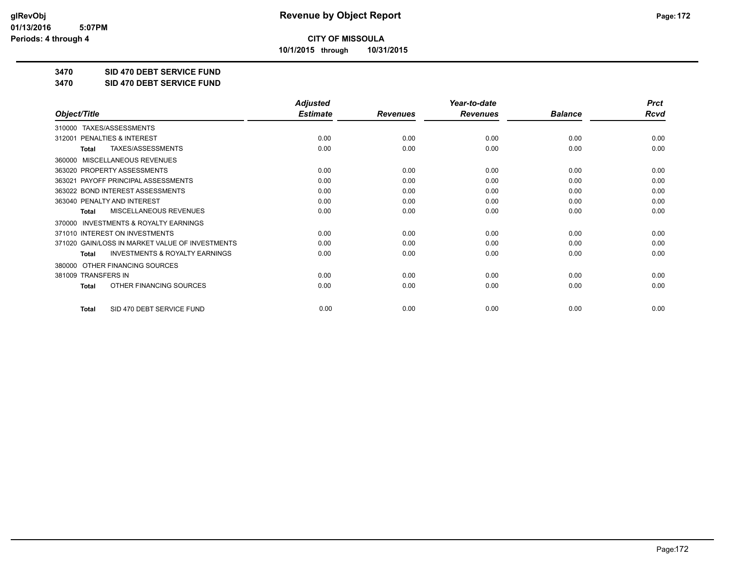# Revenue by Object Report

**CITY OF MISSOULA**

**10/1/2015 through 10/31/2015**

glRevObj
01/13/2016 5:07PM
Periods: 4 through 4

**3470 SID 470 DEBT SERVICE FUND**

**3470 SID 470 DEBT SERVICE FUND**

| Object/Title | Adjusted Estimate | Revenues | Year-to-date Revenues | Balance | Prct Rcvd |
|---|---|---|---|---|---|
| 310000 TAXES/ASSESSMENTS | | | | | |
| 312001 PENALTIES & INTEREST | 0.00 | 0.00 | 0.00 | 0.00 | 0.00 |
| **Total** TAXES/ASSESSMENTS | 0.00 | 0.00 | 0.00 | 0.00 | 0.00 |
| 360000 MISCELLANEOUS REVENUES | | | | | |
| 363020 PROPERTY ASSESSMENTS | 0.00 | 0.00 | 0.00 | 0.00 | 0.00 |
| 363021 PAYOFF PRINCIPAL ASSESSMENTS | 0.00 | 0.00 | 0.00 | 0.00 | 0.00 |
| 363022 BOND INTEREST ASSESSMENTS | 0.00 | 0.00 | 0.00 | 0.00 | 0.00 |
| 363040 PENALTY AND INTEREST | 0.00 | 0.00 | 0.00 | 0.00 | 0.00 |
| **Total** MISCELLANEOUS REVENUES | 0.00 | 0.00 | 0.00 | 0.00 | 0.00 |
| 370000 INVESTMENTS & ROYALTY EARNINGS | | | | | |
| 371010 INTEREST ON INVESTMENTS | 0.00 | 0.00 | 0.00 | 0.00 | 0.00 |
| 371020 GAIN/LOSS IN MARKET VALUE OF INVESTMENTS | 0.00 | 0.00 | 0.00 | 0.00 | 0.00 |
| **Total** INVESTMENTS & ROYALTY EARNINGS | 0.00 | 0.00 | 0.00 | 0.00 | 0.00 |
| 380000 OTHER FINANCING SOURCES | | | | | |
| 381009 TRANSFERS IN | 0.00 | 0.00 | 0.00 | 0.00 | 0.00 |
| **Total** OTHER FINANCING SOURCES | 0.00 | 0.00 | 0.00 | 0.00 | 0.00 |
| **Total** SID 470 DEBT SERVICE FUND | 0.00 | 0.00 | 0.00 | 0.00 | 0.00 |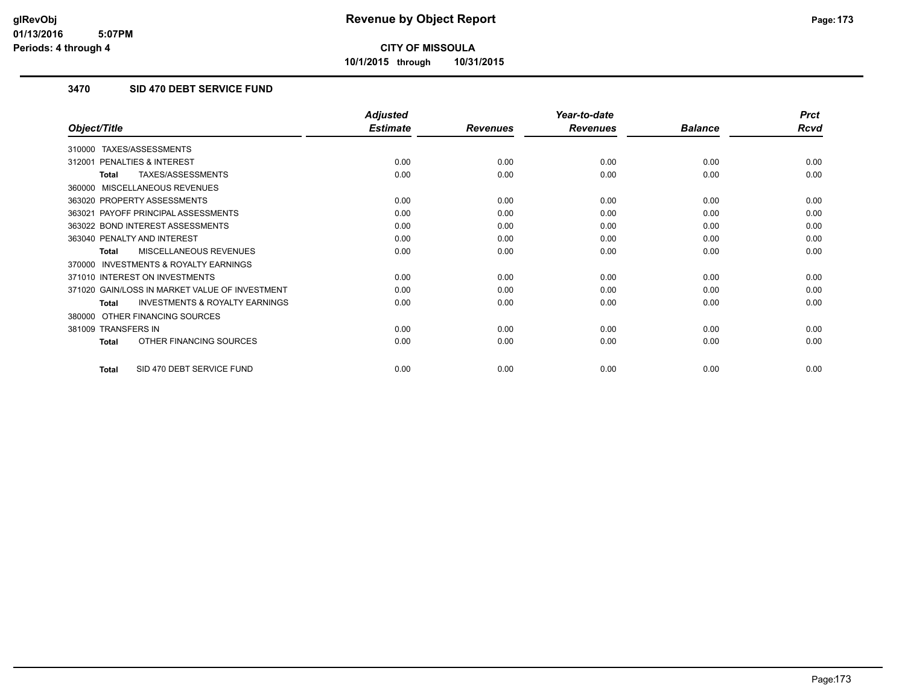# Revenue by Object Report

**CITY OF MISSOULA**

**10/1/2015 through 10/31/2015**

glRevObj
01/13/2016 5:07PM
Periods: 4 through 4

## 3470 SID 470 DEBT SERVICE FUND

| Object/Title | Adjusted Estimate | Revenues | Year-to-date Revenues | Balance | Prct Rcvd |
|---|---|---|---|---|---|
| 310000 TAXES/ASSESSMENTS | | | | | |
| 312001 PENALTIES & INTEREST | 0.00 | 0.00 | 0.00 | 0.00 | 0.00 |
| **Total** TAXES/ASSESSMENTS | 0.00 | 0.00 | 0.00 | 0.00 | 0.00 |
| 360000 MISCELLANEOUS REVENUES | | | | | |
| 363020 PROPERTY ASSESSMENTS | 0.00 | 0.00 | 0.00 | 0.00 | 0.00 |
| 363021 PAYOFF PRINCIPAL ASSESSMENTS | 0.00 | 0.00 | 0.00 | 0.00 | 0.00 |
| 363022 BOND INTEREST ASSESSMENTS | 0.00 | 0.00 | 0.00 | 0.00 | 0.00 |
| 363040 PENALTY AND INTEREST | 0.00 | 0.00 | 0.00 | 0.00 | 0.00 |
| **Total** MISCELLANEOUS REVENUES | 0.00 | 0.00 | 0.00 | 0.00 | 0.00 |
| 370000 INVESTMENTS & ROYALTY EARNINGS | | | | | |
| 371010 INTEREST ON INVESTMENTS | 0.00 | 0.00 | 0.00 | 0.00 | 0.00 |
| 371020 GAIN/LOSS IN MARKET VALUE OF INVESTMENT | 0.00 | 0.00 | 0.00 | 0.00 | 0.00 |
| **Total** INVESTMENTS & ROYALTY EARNINGS | 0.00 | 0.00 | 0.00 | 0.00 | 0.00 |
| 380000 OTHER FINANCING SOURCES | | | | | |
| 381009 TRANSFERS IN | 0.00 | 0.00 | 0.00 | 0.00 | 0.00 |
| **Total** OTHER FINANCING SOURCES | 0.00 | 0.00 | 0.00 | 0.00 | 0.00 |
| **Total** SID 470 DEBT SERVICE FUND | 0.00 | 0.00 | 0.00 | 0.00 | 0.00 |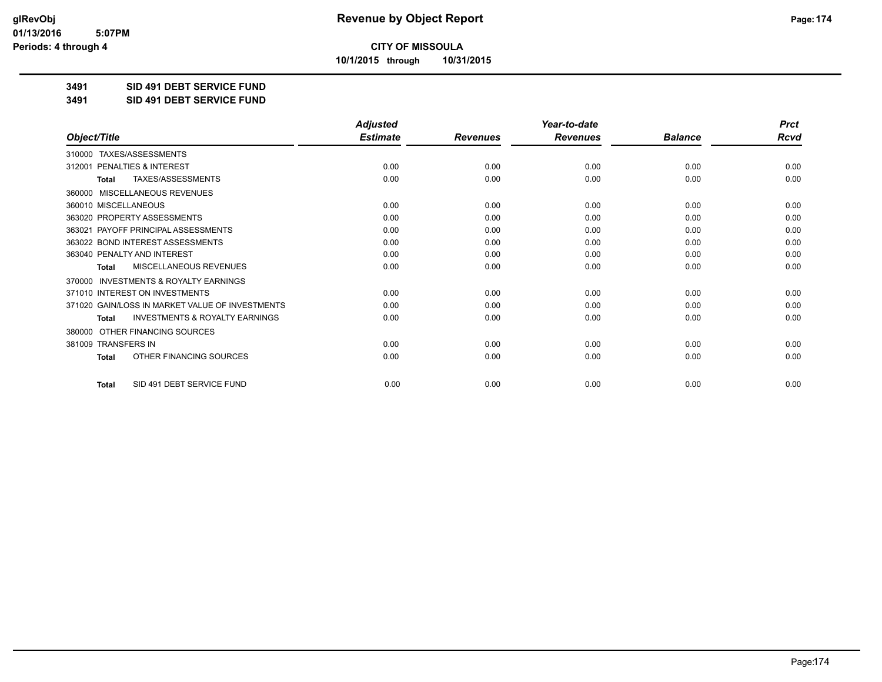**CITY OF MISSOULA**

**10/1/2015 through 10/31/2015**

**3491 SID 491 DEBT SERVICE FUND**

**3491 SID 491 DEBT SERVICE FUND**

| Object/Title | Adjusted Estimate | Revenues | Year-to-date Revenues | Balance | Prct Rcvd |
|---|---|---|---|---|---|
| 310000 TAXES/ASSESSMENTS | | | | | |
| 312001 PENALTIES & INTEREST | 0.00 | 0.00 | 0.00 | 0.00 | 0.00 |
| **Total** TAXES/ASSESSMENTS | 0.00 | 0.00 | 0.00 | 0.00 | 0.00 |
| 360000 MISCELLANEOUS REVENUES | | | | | |
| 360010 MISCELLANEOUS | 0.00 | 0.00 | 0.00 | 0.00 | 0.00 |
| 363020 PROPERTY ASSESSMENTS | 0.00 | 0.00 | 0.00 | 0.00 | 0.00 |
| 363021 PAYOFF PRINCIPAL ASSESSMENTS | 0.00 | 0.00 | 0.00 | 0.00 | 0.00 |
| 363022 BOND INTEREST ASSESSMENTS | 0.00 | 0.00 | 0.00 | 0.00 | 0.00 |
| 363040 PENALTY AND INTEREST | 0.00 | 0.00 | 0.00 | 0.00 | 0.00 |
| **Total** MISCELLANEOUS REVENUES | 0.00 | 0.00 | 0.00 | 0.00 | 0.00 |
| 370000 INVESTMENTS & ROYALTY EARNINGS | | | | | |
| 371010 INTEREST ON INVESTMENTS | 0.00 | 0.00 | 0.00 | 0.00 | 0.00 |
| 371020 GAIN/LOSS IN MARKET VALUE OF INVESTMENTS | 0.00 | 0.00 | 0.00 | 0.00 | 0.00 |
| **Total** INVESTMENTS & ROYALTY EARNINGS | 0.00 | 0.00 | 0.00 | 0.00 | 0.00 |
| 380000 OTHER FINANCING SOURCES | | | | | |
| 381009 TRANSFERS IN | 0.00 | 0.00 | 0.00 | 0.00 | 0.00 |
| **Total** OTHER FINANCING SOURCES | 0.00 | 0.00 | 0.00 | 0.00 | 0.00 |
| **Total** SID 491 DEBT SERVICE FUND | 0.00 | 0.00 | 0.00 | 0.00 | 0.00 |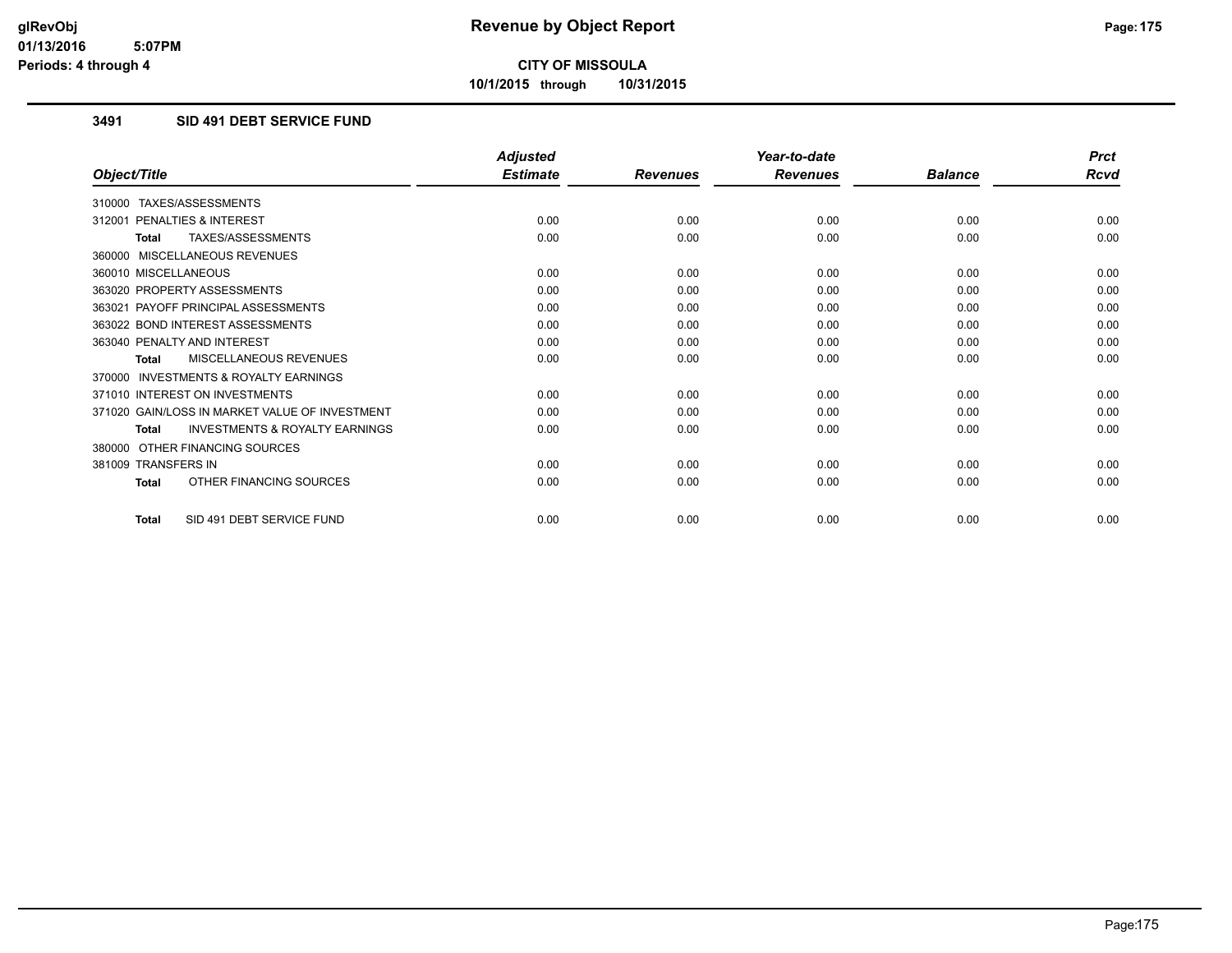**CITY OF MISSOULA**

**10/1/2015 through 10/31/2015**

### 3491 SID 491 DEBT SERVICE FUND

| Object/Title | Adjusted Estimate | Revenues | Year-to-date Revenues | Balance | Prct Rcvd |
|---|---|---|---|---|---|
| 310000 TAXES/ASSESSMENTS | | | | | |
| 312001 PENALTIES & INTEREST | 0.00 | 0.00 | 0.00 | 0.00 | 0.00 |
| **Total** TAXES/ASSESSMENTS | 0.00 | 0.00 | 0.00 | 0.00 | 0.00 |
| 360000 MISCELLANEOUS REVENUES | | | | | |
| 360010 MISCELLANEOUS | 0.00 | 0.00 | 0.00 | 0.00 | 0.00 |
| 363020 PROPERTY ASSESSMENTS | 0.00 | 0.00 | 0.00 | 0.00 | 0.00 |
| 363021 PAYOFF PRINCIPAL ASSESSMENTS | 0.00 | 0.00 | 0.00 | 0.00 | 0.00 |
| 363022 BOND INTEREST ASSESSMENTS | 0.00 | 0.00 | 0.00 | 0.00 | 0.00 |
| 363040 PENALTY AND INTEREST | 0.00 | 0.00 | 0.00 | 0.00 | 0.00 |
| **Total** MISCELLANEOUS REVENUES | 0.00 | 0.00 | 0.00 | 0.00 | 0.00 |
| 370000 INVESTMENTS & ROYALTY EARNINGS | | | | | |
| 371010 INTEREST ON INVESTMENTS | 0.00 | 0.00 | 0.00 | 0.00 | 0.00 |
| 371020 GAIN/LOSS IN MARKET VALUE OF INVESTMENT | 0.00 | 0.00 | 0.00 | 0.00 | 0.00 |
| **Total** INVESTMENTS & ROYALTY EARNINGS | 0.00 | 0.00 | 0.00 | 0.00 | 0.00 |
| 380000 OTHER FINANCING SOURCES | | | | | |
| 381009 TRANSFERS IN | 0.00 | 0.00 | 0.00 | 0.00 | 0.00 |
| **Total** OTHER FINANCING SOURCES | 0.00 | 0.00 | 0.00 | 0.00 | 0.00 |
| **Total** SID 491 DEBT SERVICE FUND | 0.00 | 0.00 | 0.00 | 0.00 | 0.00 |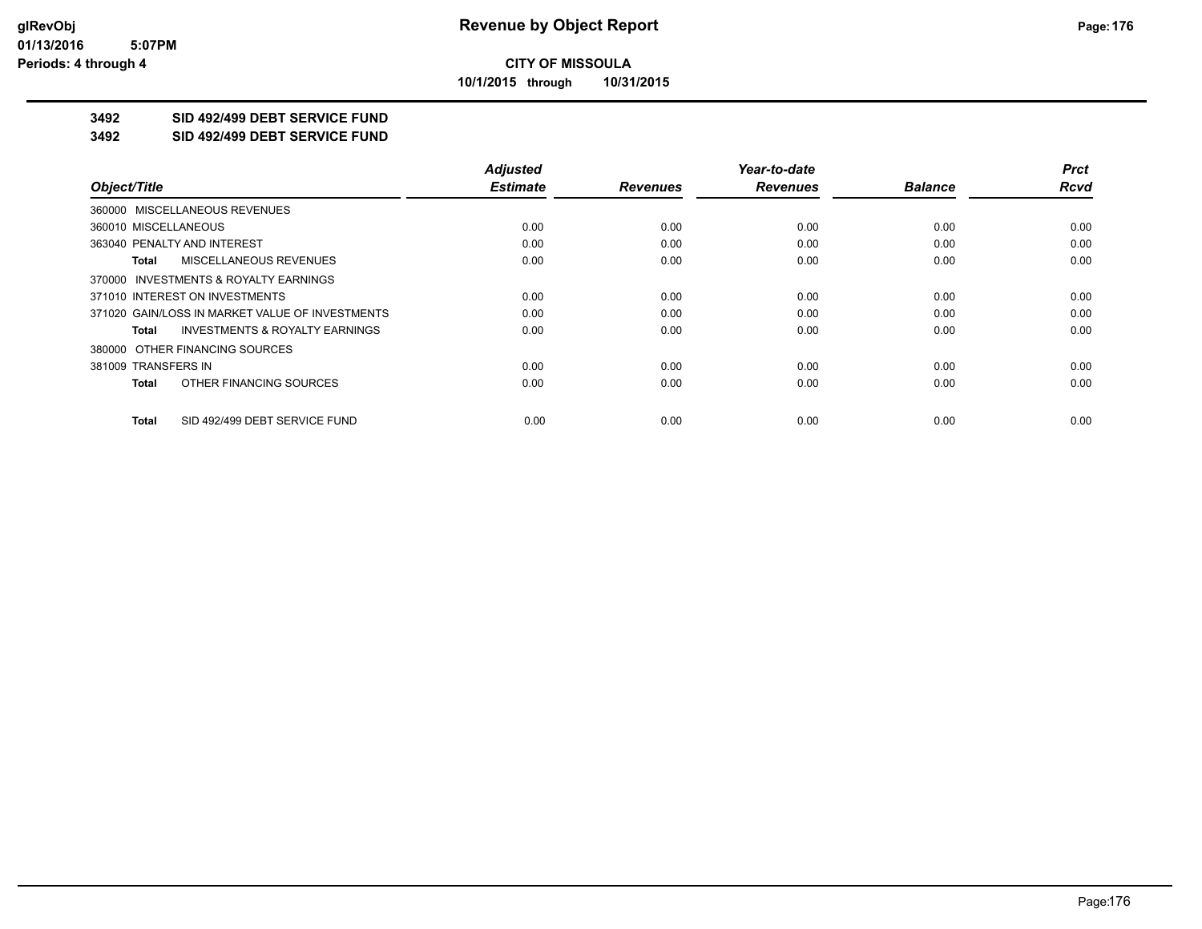# CITY OF MISSOULA

**10/1/2015 through 10/31/2015**

## 3492 SID 492/499 DEBT SERVICE FUND

## 3492 SID 492/499 DEBT SERVICE FUND

| Object/Title | Adjusted Estimate | Revenues | Year-to-date Revenues | Balance | Prct Rcvd |
|---|---|---|---|---|---|
| 360000 MISCELLANEOUS REVENUES | | | | | |
| 360010 MISCELLANEOUS | 0.00 | 0.00 | 0.00 | 0.00 | 0.00 |
| 363040 PENALTY AND INTEREST | 0.00 | 0.00 | 0.00 | 0.00 | 0.00 |
| **Total** MISCELLANEOUS REVENUES | 0.00 | 0.00 | 0.00 | 0.00 | 0.00 |
| 370000 INVESTMENTS & ROYALTY EARNINGS | | | | | |
| 371010 INTEREST ON INVESTMENTS | 0.00 | 0.00 | 0.00 | 0.00 | 0.00 |
| 371020 GAIN/LOSS IN MARKET VALUE OF INVESTMENTS | 0.00 | 0.00 | 0.00 | 0.00 | 0.00 |
| **Total** INVESTMENTS & ROYALTY EARNINGS | 0.00 | 0.00 | 0.00 | 0.00 | 0.00 |
| 380000 OTHER FINANCING SOURCES | | | | | |
| 381009 TRANSFERS IN | 0.00 | 0.00 | 0.00 | 0.00 | 0.00 |
| **Total** OTHER FINANCING SOURCES | 0.00 | 0.00 | 0.00 | 0.00 | 0.00 |
| **Total** SID 492/499 DEBT SERVICE FUND | 0.00 | 0.00 | 0.00 | 0.00 | 0.00 |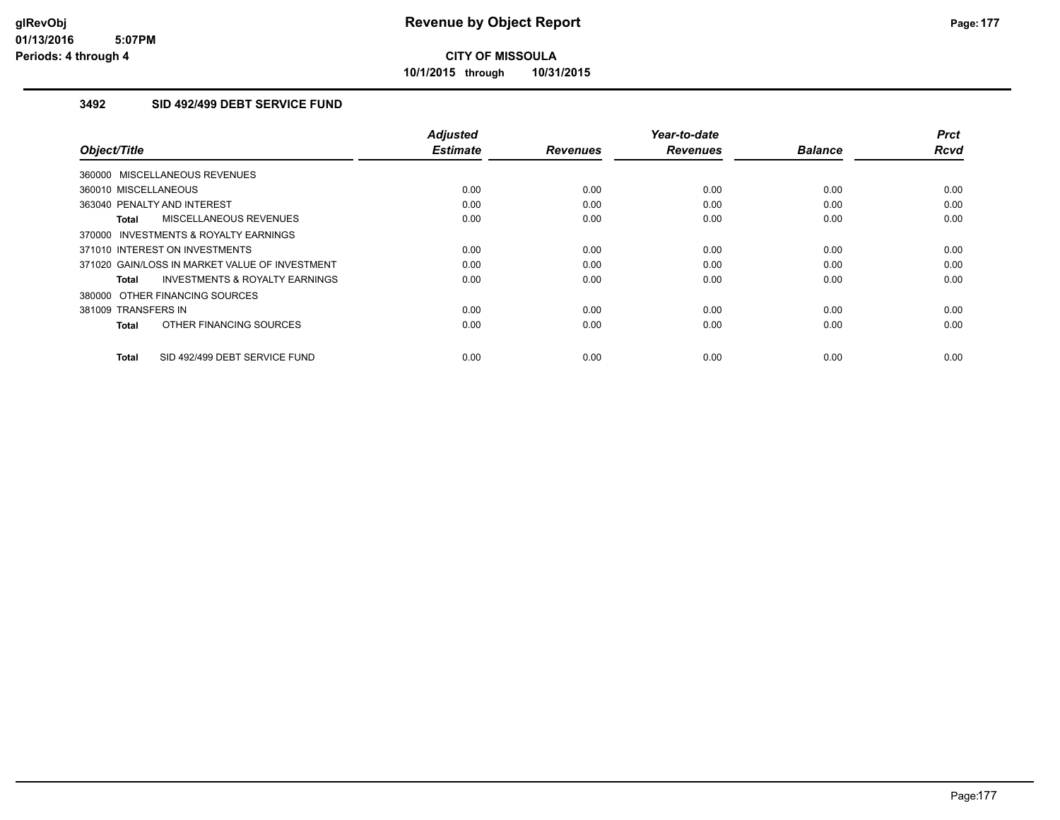**CITY OF MISSOULA**

**10/1/2015 through 10/31/2015**

### 3492 SID 492/499 DEBT SERVICE FUND

| Object/Title | Adjusted Estimate | Revenues | Year-to-date Revenues | Balance | Prct Rcvd |
|---|---|---|---|---|---|
| 360000 MISCELLANEOUS REVENUES | | | | | |
| 360010 MISCELLANEOUS | 0.00 | 0.00 | 0.00 | 0.00 | 0.00 |
| 363040 PENALTY AND INTEREST | 0.00 | 0.00 | 0.00 | 0.00 | 0.00 |
| **Total** MISCELLANEOUS REVENUES | 0.00 | 0.00 | 0.00 | 0.00 | 0.00 |
| 370000 INVESTMENTS & ROYALTY EARNINGS | | | | | |
| 371010 INTEREST ON INVESTMENTS | 0.00 | 0.00 | 0.00 | 0.00 | 0.00 |
| 371020 GAIN/LOSS IN MARKET VALUE OF INVESTMENT | 0.00 | 0.00 | 0.00 | 0.00 | 0.00 |
| **Total** INVESTMENTS & ROYALTY EARNINGS | 0.00 | 0.00 | 0.00 | 0.00 | 0.00 |
| 380000 OTHER FINANCING SOURCES | | | | | |
| 381009 TRANSFERS IN | 0.00 | 0.00 | 0.00 | 0.00 | 0.00 |
| **Total** OTHER FINANCING SOURCES | 0.00 | 0.00 | 0.00 | 0.00 | 0.00 |
| **Total** SID 492/499 DEBT SERVICE FUND | 0.00 | 0.00 | 0.00 | 0.00 | 0.00 |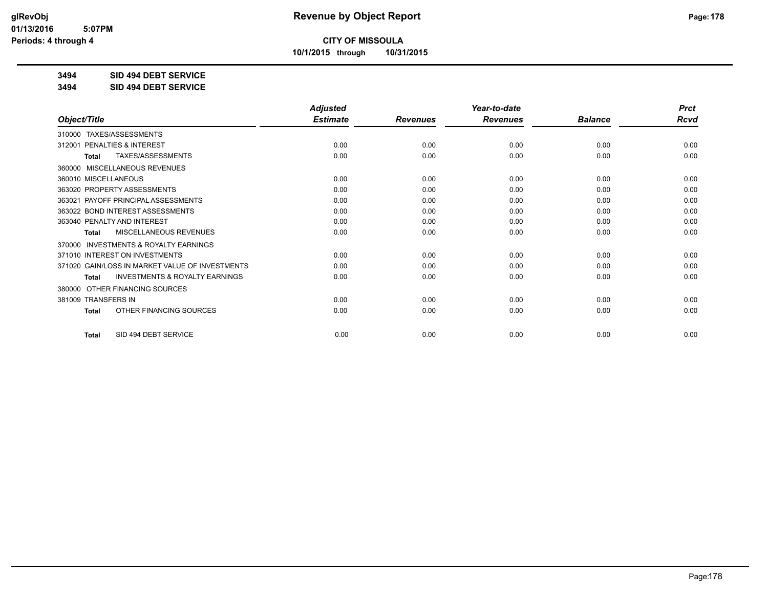**CITY OF MISSOULA**

**10/1/2015 through 10/31/2015**

**3494 SID 494 DEBT SERVICE**

**3494 SID 494 DEBT SERVICE**

| Object/Title | Adjusted Estimate | Revenues | Year-to-date Revenues | Balance | Prct Rcvd |
|---|---|---|---|---|---|
| 310000 TAXES/ASSESSMENTS | | | | | |
| 312001 PENALTIES & INTEREST | 0.00 | 0.00 | 0.00 | 0.00 | 0.00 |
| Total TAXES/ASSESSMENTS | 0.00 | 0.00 | 0.00 | 0.00 | 0.00 |
| 360000 MISCELLANEOUS REVENUES | | | | | |
| 360010 MISCELLANEOUS | 0.00 | 0.00 | 0.00 | 0.00 | 0.00 |
| 363020 PROPERTY ASSESSMENTS | 0.00 | 0.00 | 0.00 | 0.00 | 0.00 |
| 363021 PAYOFF PRINCIPAL ASSESSMENTS | 0.00 | 0.00 | 0.00 | 0.00 | 0.00 |
| 363022 BOND INTEREST ASSESSMENTS | 0.00 | 0.00 | 0.00 | 0.00 | 0.00 |
| 363040 PENALTY AND INTEREST | 0.00 | 0.00 | 0.00 | 0.00 | 0.00 |
| Total MISCELLANEOUS REVENUES | 0.00 | 0.00 | 0.00 | 0.00 | 0.00 |
| 370000 INVESTMENTS & ROYALTY EARNINGS | | | | | |
| 371010 INTEREST ON INVESTMENTS | 0.00 | 0.00 | 0.00 | 0.00 | 0.00 |
| 371020 GAIN/LOSS IN MARKET VALUE OF INVESTMENTS | 0.00 | 0.00 | 0.00 | 0.00 | 0.00 |
| Total INVESTMENTS & ROYALTY EARNINGS | 0.00 | 0.00 | 0.00 | 0.00 | 0.00 |
| 380000 OTHER FINANCING SOURCES | | | | | |
| 381009 TRANSFERS IN | 0.00 | 0.00 | 0.00 | 0.00 | 0.00 |
| Total OTHER FINANCING SOURCES | 0.00 | 0.00 | 0.00 | 0.00 | 0.00 |
| Total SID 494 DEBT SERVICE | 0.00 | 0.00 | 0.00 | 0.00 | 0.00 |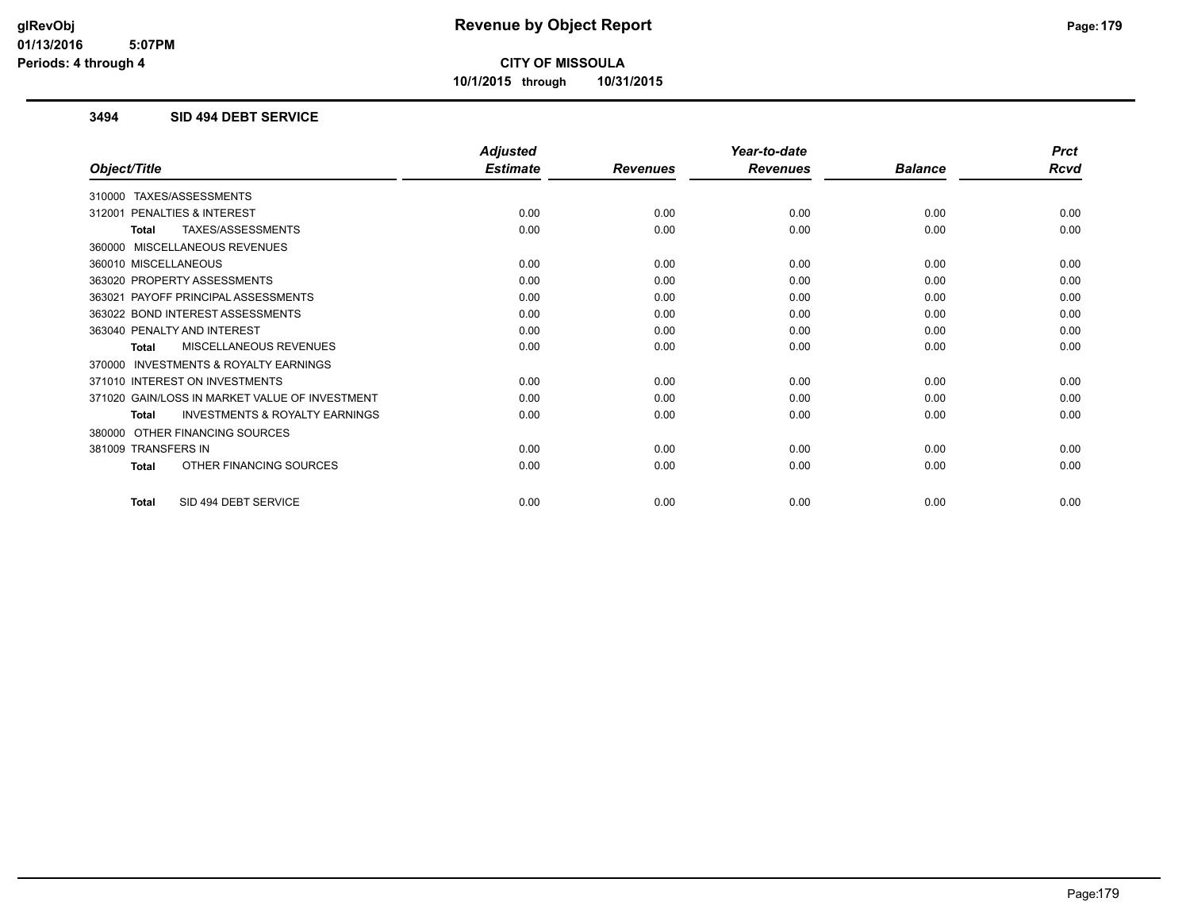# Revenue by Object Report

glRevObj
01/13/2016 5:07PM
Periods: 4 through 4

**CITY OF MISSOULA**

10/1/2015 through 10/31/2015

### 3494 SID 494 DEBT SERVICE

| Object/Title | Adjusted Estimate | Revenues | Year-to-date Revenues | Balance | Prct Rcvd |
|---|---|---|---|---|---|
| 310000 TAXES/ASSESSMENTS | | | | | |
| 312001 PENALTIES & INTEREST | 0.00 | 0.00 | 0.00 | 0.00 | 0.00 |
| **Total** TAXES/ASSESSMENTS | 0.00 | 0.00 | 0.00 | 0.00 | 0.00 |
| 360000 MISCELLANEOUS REVENUES | | | | | |
| 360010 MISCELLANEOUS | 0.00 | 0.00 | 0.00 | 0.00 | 0.00 |
| 363020 PROPERTY ASSESSMENTS | 0.00 | 0.00 | 0.00 | 0.00 | 0.00 |
| 363021 PAYOFF PRINCIPAL ASSESSMENTS | 0.00 | 0.00 | 0.00 | 0.00 | 0.00 |
| 363022 BOND INTEREST ASSESSMENTS | 0.00 | 0.00 | 0.00 | 0.00 | 0.00 |
| 363040 PENALTY AND INTEREST | 0.00 | 0.00 | 0.00 | 0.00 | 0.00 |
| **Total** MISCELLANEOUS REVENUES | 0.00 | 0.00 | 0.00 | 0.00 | 0.00 |
| 370000 INVESTMENTS & ROYALTY EARNINGS | | | | | |
| 371010 INTEREST ON INVESTMENTS | 0.00 | 0.00 | 0.00 | 0.00 | 0.00 |
| 371020 GAIN/LOSS IN MARKET VALUE OF INVESTMENT | 0.00 | 0.00 | 0.00 | 0.00 | 0.00 |
| **Total** INVESTMENTS & ROYALTY EARNINGS | 0.00 | 0.00 | 0.00 | 0.00 | 0.00 |
| 380000 OTHER FINANCING SOURCES | | | | | |
| 381009 TRANSFERS IN | 0.00 | 0.00 | 0.00 | 0.00 | 0.00 |
| **Total** OTHER FINANCING SOURCES | 0.00 | 0.00 | 0.00 | 0.00 | 0.00 |
| **Total** SID 494 DEBT SERVICE | 0.00 | 0.00 | 0.00 | 0.00 | 0.00 |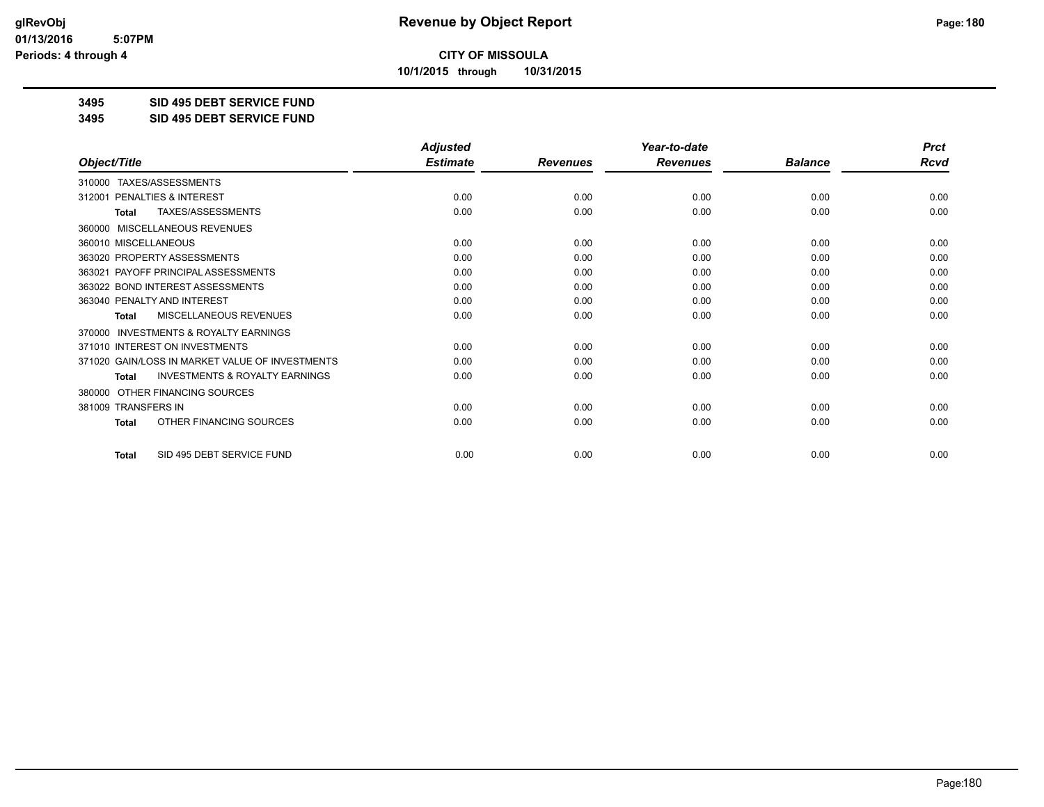**CITY OF MISSOULA**

**10/1/2015 through 10/31/2015**

**3495 SID 495 DEBT SERVICE FUND**

**3495 SID 495 DEBT SERVICE FUND**

| Object/Title | Adjusted Estimate | Revenues | Year-to-date Revenues | Balance | Prct Rcvd |
|---|---|---|---|---|---|
| 310000 TAXES/ASSESSMENTS | | | | | |
| 312001 PENALTIES & INTEREST | 0.00 | 0.00 | 0.00 | 0.00 | 0.00 |
| **Total** TAXES/ASSESSMENTS | 0.00 | 0.00 | 0.00 | 0.00 | 0.00 |
| 360000 MISCELLANEOUS REVENUES | | | | | |
| 360010 MISCELLANEOUS | 0.00 | 0.00 | 0.00 | 0.00 | 0.00 |
| 363020 PROPERTY ASSESSMENTS | 0.00 | 0.00 | 0.00 | 0.00 | 0.00 |
| 363021 PAYOFF PRINCIPAL ASSESSMENTS | 0.00 | 0.00 | 0.00 | 0.00 | 0.00 |
| 363022 BOND INTEREST ASSESSMENTS | 0.00 | 0.00 | 0.00 | 0.00 | 0.00 |
| 363040 PENALTY AND INTEREST | 0.00 | 0.00 | 0.00 | 0.00 | 0.00 |
| **Total** MISCELLANEOUS REVENUES | 0.00 | 0.00 | 0.00 | 0.00 | 0.00 |
| 370000 INVESTMENTS & ROYALTY EARNINGS | | | | | |
| 371010 INTEREST ON INVESTMENTS | 0.00 | 0.00 | 0.00 | 0.00 | 0.00 |
| 371020 GAIN/LOSS IN MARKET VALUE OF INVESTMENTS | 0.00 | 0.00 | 0.00 | 0.00 | 0.00 |
| **Total** INVESTMENTS & ROYALTY EARNINGS | 0.00 | 0.00 | 0.00 | 0.00 | 0.00 |
| 380000 OTHER FINANCING SOURCES | | | | | |
| 381009 TRANSFERS IN | 0.00 | 0.00 | 0.00 | 0.00 | 0.00 |
| **Total** OTHER FINANCING SOURCES | 0.00 | 0.00 | 0.00 | 0.00 | 0.00 |
| **Total** SID 495 DEBT SERVICE FUND | 0.00 | 0.00 | 0.00 | 0.00 | 0.00 |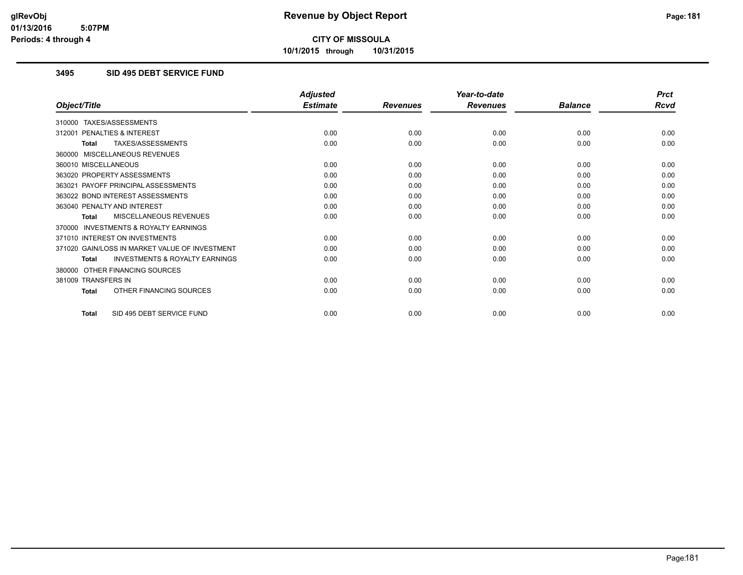**CITY OF MISSOULA**

**10/1/2015 through 10/31/2015**

### 3495 SID 495 DEBT SERVICE FUND

| Object/Title | Adjusted Estimate | Revenues | Year-to-date Revenues | Balance | Prct Rcvd |
|---|---|---|---|---|---|
| 310000 TAXES/ASSESSMENTS | | | | | |
| 312001 PENALTIES & INTEREST | 0.00 | 0.00 | 0.00 | 0.00 | 0.00 |
| **Total** TAXES/ASSESSMENTS | 0.00 | 0.00 | 0.00 | 0.00 | 0.00 |
| 360000 MISCELLANEOUS REVENUES | | | | | |
| 360010 MISCELLANEOUS | 0.00 | 0.00 | 0.00 | 0.00 | 0.00 |
| 363020 PROPERTY ASSESSMENTS | 0.00 | 0.00 | 0.00 | 0.00 | 0.00 |
| 363021 PAYOFF PRINCIPAL ASSESSMENTS | 0.00 | 0.00 | 0.00 | 0.00 | 0.00 |
| 363022 BOND INTEREST ASSESSMENTS | 0.00 | 0.00 | 0.00 | 0.00 | 0.00 |
| 363040 PENALTY AND INTEREST | 0.00 | 0.00 | 0.00 | 0.00 | 0.00 |
| **Total** MISCELLANEOUS REVENUES | 0.00 | 0.00 | 0.00 | 0.00 | 0.00 |
| 370000 INVESTMENTS & ROYALTY EARNINGS | | | | | |
| 371010 INTEREST ON INVESTMENTS | 0.00 | 0.00 | 0.00 | 0.00 | 0.00 |
| 371020 GAIN/LOSS IN MARKET VALUE OF INVESTMENT | 0.00 | 0.00 | 0.00 | 0.00 | 0.00 |
| **Total** INVESTMENTS & ROYALTY EARNINGS | 0.00 | 0.00 | 0.00 | 0.00 | 0.00 |
| 380000 OTHER FINANCING SOURCES | | | | | |
| 381009 TRANSFERS IN | 0.00 | 0.00 | 0.00 | 0.00 | 0.00 |
| **Total** OTHER FINANCING SOURCES | 0.00 | 0.00 | 0.00 | 0.00 | 0.00 |
| **Total** SID 495 DEBT SERVICE FUND | 0.00 | 0.00 | 0.00 | 0.00 | 0.00 |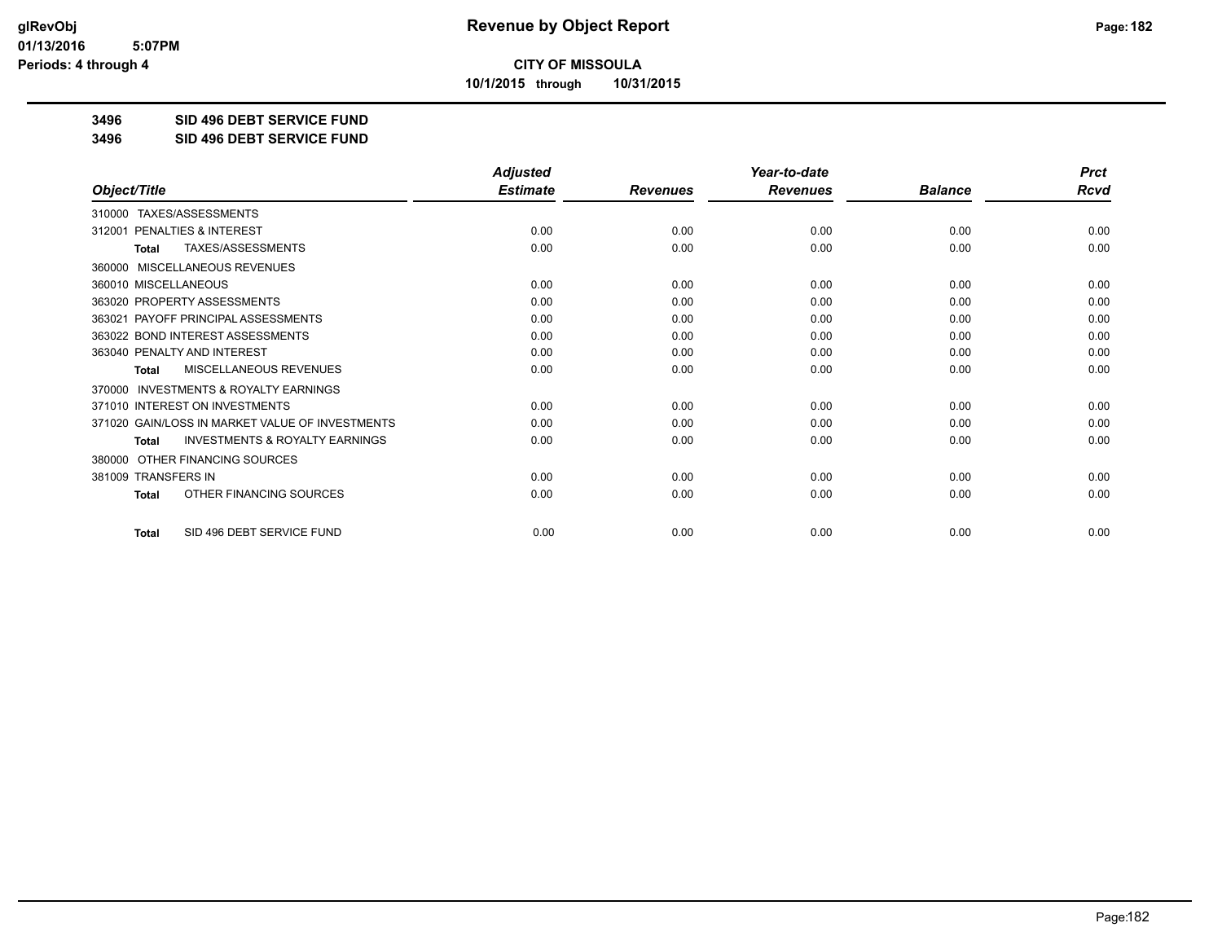**CITY OF MISSOULA**

**10/1/2015 through 10/31/2015**

**3496 SID 496 DEBT SERVICE FUND**

**3496 SID 496 DEBT SERVICE FUND**

| Object/Title | Adjusted Estimate | Revenues | Year-to-date Revenues | Balance | Prct Rcvd |
|---|---|---|---|---|---|
| 310000 TAXES/ASSESSMENTS | | | | | |
| 312001 PENALTIES & INTEREST | 0.00 | 0.00 | 0.00 | 0.00 | 0.00 |
| **Total** TAXES/ASSESSMENTS | 0.00 | 0.00 | 0.00 | 0.00 | 0.00 |
| 360000 MISCELLANEOUS REVENUES | | | | | |
| 360010 MISCELLANEOUS | 0.00 | 0.00 | 0.00 | 0.00 | 0.00 |
| 363020 PROPERTY ASSESSMENTS | 0.00 | 0.00 | 0.00 | 0.00 | 0.00 |
| 363021 PAYOFF PRINCIPAL ASSESSMENTS | 0.00 | 0.00 | 0.00 | 0.00 | 0.00 |
| 363022 BOND INTEREST ASSESSMENTS | 0.00 | 0.00 | 0.00 | 0.00 | 0.00 |
| 363040 PENALTY AND INTEREST | 0.00 | 0.00 | 0.00 | 0.00 | 0.00 |
| **Total** MISCELLANEOUS REVENUES | 0.00 | 0.00 | 0.00 | 0.00 | 0.00 |
| 370000 INVESTMENTS & ROYALTY EARNINGS | | | | | |
| 371010 INTEREST ON INVESTMENTS | 0.00 | 0.00 | 0.00 | 0.00 | 0.00 |
| 371020 GAIN/LOSS IN MARKET VALUE OF INVESTMENTS | 0.00 | 0.00 | 0.00 | 0.00 | 0.00 |
| **Total** INVESTMENTS & ROYALTY EARNINGS | 0.00 | 0.00 | 0.00 | 0.00 | 0.00 |
| 380000 OTHER FINANCING SOURCES | | | | | |
| 381009 TRANSFERS IN | 0.00 | 0.00 | 0.00 | 0.00 | 0.00 |
| **Total** OTHER FINANCING SOURCES | 0.00 | 0.00 | 0.00 | 0.00 | 0.00 |
| **Total** SID 496 DEBT SERVICE FUND | 0.00 | 0.00 | 0.00 | 0.00 | 0.00 |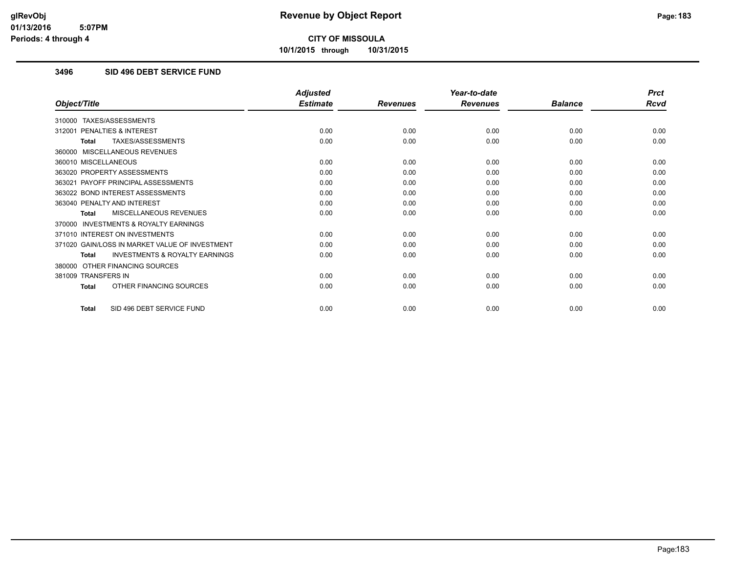# Revenue by Object Report

**CITY OF MISSOULA**

**10/1/2015 through 10/31/2015**

glRevObj
01/13/2016 5:07PM
Periods: 4 through 4

### 3496 SID 496 DEBT SERVICE FUND

| Object/Title | Adjusted Estimate | Revenues | Year-to-date Revenues | Balance | Prct Rcvd |
|---|---|---|---|---|---|
| 310000 TAXES/ASSESSMENTS | | | | | |
| 312001 PENALTIES & INTEREST | 0.00 | 0.00 | 0.00 | 0.00 | 0.00 |
| **Total** TAXES/ASSESSMENTS | 0.00 | 0.00 | 0.00 | 0.00 | 0.00 |
| 360000 MISCELLANEOUS REVENUES | | | | | |
| 360010 MISCELLANEOUS | 0.00 | 0.00 | 0.00 | 0.00 | 0.00 |
| 363020 PROPERTY ASSESSMENTS | 0.00 | 0.00 | 0.00 | 0.00 | 0.00 |
| 363021 PAYOFF PRINCIPAL ASSESSMENTS | 0.00 | 0.00 | 0.00 | 0.00 | 0.00 |
| 363022 BOND INTEREST ASSESSMENTS | 0.00 | 0.00 | 0.00 | 0.00 | 0.00 |
| 363040 PENALTY AND INTEREST | 0.00 | 0.00 | 0.00 | 0.00 | 0.00 |
| **Total** MISCELLANEOUS REVENUES | 0.00 | 0.00 | 0.00 | 0.00 | 0.00 |
| 370000 INVESTMENTS & ROYALTY EARNINGS | | | | | |
| 371010 INTEREST ON INVESTMENTS | 0.00 | 0.00 | 0.00 | 0.00 | 0.00 |
| 371020 GAIN/LOSS IN MARKET VALUE OF INVESTMENT | 0.00 | 0.00 | 0.00 | 0.00 | 0.00 |
| **Total** INVESTMENTS & ROYALTY EARNINGS | 0.00 | 0.00 | 0.00 | 0.00 | 0.00 |
| 380000 OTHER FINANCING SOURCES | | | | | |
| 381009 TRANSFERS IN | 0.00 | 0.00 | 0.00 | 0.00 | 0.00 |
| **Total** OTHER FINANCING SOURCES | 0.00 | 0.00 | 0.00 | 0.00 | 0.00 |
| **Total** SID 496 DEBT SERVICE FUND | 0.00 | 0.00 | 0.00 | 0.00 | 0.00 |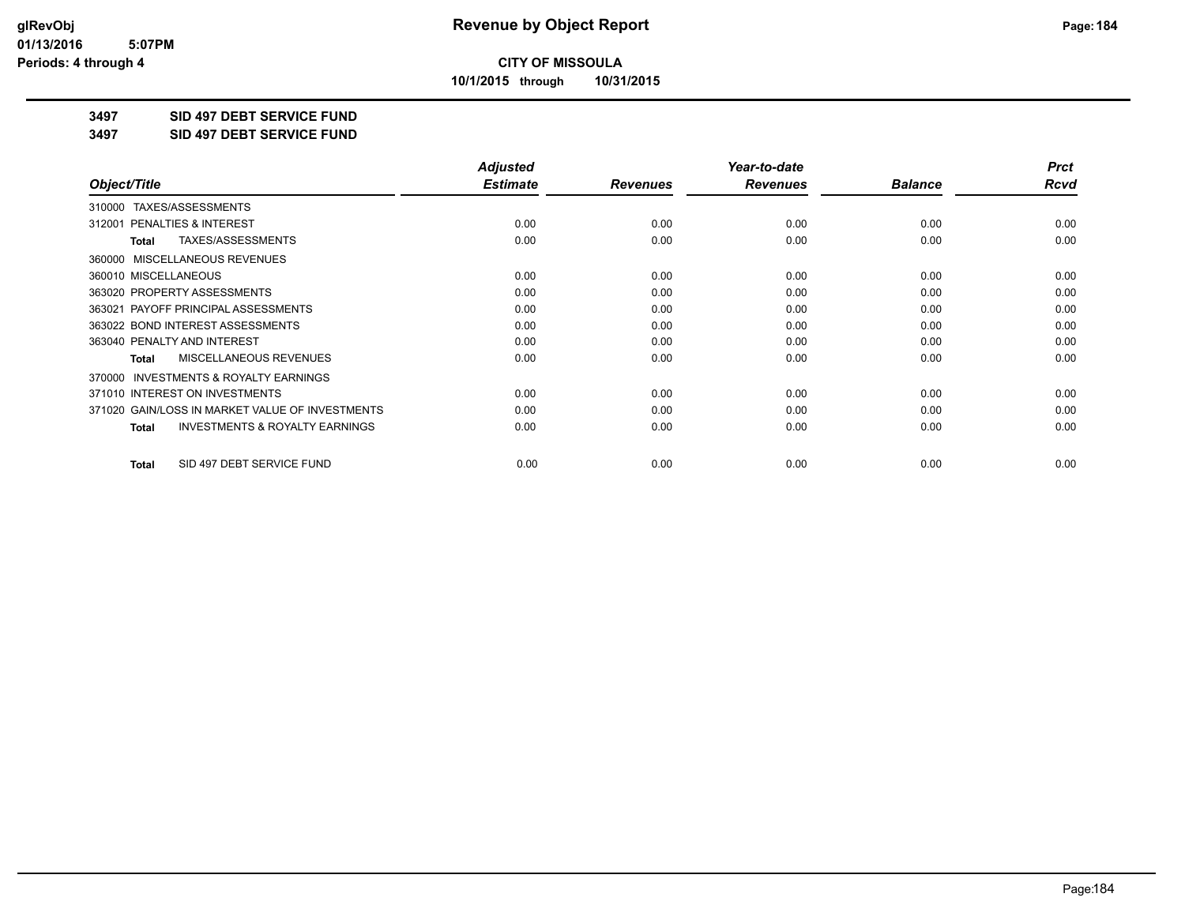**CITY OF MISSOULA**

**10/1/2015 through 10/31/2015**

**3497 SID 497 DEBT SERVICE FUND**

**3497 SID 497 DEBT SERVICE FUND**

| Object/Title | Adjusted Estimate | Revenues | Year-to-date Revenues | Balance | Prct Rcvd |
|---|---|---|---|---|---|
| 310000 TAXES/ASSESSMENTS | | | | | |
| 312001 PENALTIES & INTEREST | 0.00 | 0.00 | 0.00 | 0.00 | 0.00 |
| **Total** TAXES/ASSESSMENTS | 0.00 | 0.00 | 0.00 | 0.00 | 0.00 |
| 360000 MISCELLANEOUS REVENUES | | | | | |
| 360010 MISCELLANEOUS | 0.00 | 0.00 | 0.00 | 0.00 | 0.00 |
| 363020 PROPERTY ASSESSMENTS | 0.00 | 0.00 | 0.00 | 0.00 | 0.00 |
| 363021 PAYOFF PRINCIPAL ASSESSMENTS | 0.00 | 0.00 | 0.00 | 0.00 | 0.00 |
| 363022 BOND INTEREST ASSESSMENTS | 0.00 | 0.00 | 0.00 | 0.00 | 0.00 |
| 363040 PENALTY AND INTEREST | 0.00 | 0.00 | 0.00 | 0.00 | 0.00 |
| **Total** MISCELLANEOUS REVENUES | 0.00 | 0.00 | 0.00 | 0.00 | 0.00 |
| 370000 INVESTMENTS & ROYALTY EARNINGS | | | | | |
| 371010 INTEREST ON INVESTMENTS | 0.00 | 0.00 | 0.00 | 0.00 | 0.00 |
| 371020 GAIN/LOSS IN MARKET VALUE OF INVESTMENTS | 0.00 | 0.00 | 0.00 | 0.00 | 0.00 |
| **Total** INVESTMENTS & ROYALTY EARNINGS | 0.00 | 0.00 | 0.00 | 0.00 | 0.00 |
| **Total** SID 497 DEBT SERVICE FUND | 0.00 | 0.00 | 0.00 | 0.00 | 0.00 |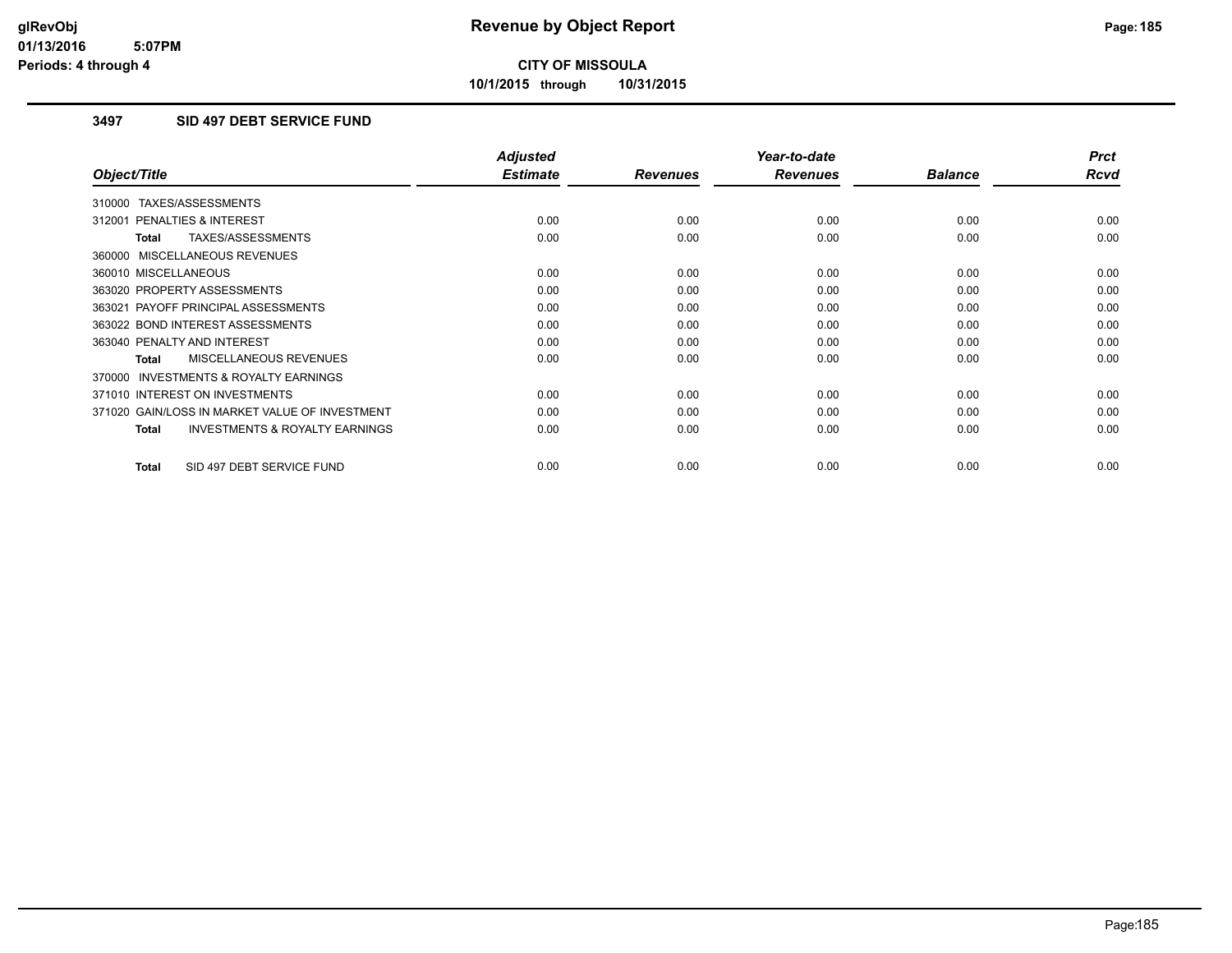**CITY OF MISSOULA**

**10/1/2015 through 10/31/2015**

### 3497 SID 497 DEBT SERVICE FUND

| Object/Title | Adjusted Estimate | Revenues | Year-to-date Revenues | Balance | Prct Rcvd |
|---|---|---|---|---|---|
| 310000 TAXES/ASSESSMENTS | | | | | |
| 312001 PENALTIES & INTEREST | 0.00 | 0.00 | 0.00 | 0.00 | 0.00 |
| **Total** TAXES/ASSESSMENTS | 0.00 | 0.00 | 0.00 | 0.00 | 0.00 |
| 360000 MISCELLANEOUS REVENUES | | | | | |
| 360010 MISCELLANEOUS | 0.00 | 0.00 | 0.00 | 0.00 | 0.00 |
| 363020 PROPERTY ASSESSMENTS | 0.00 | 0.00 | 0.00 | 0.00 | 0.00 |
| 363021 PAYOFF PRINCIPAL ASSESSMENTS | 0.00 | 0.00 | 0.00 | 0.00 | 0.00 |
| 363022 BOND INTEREST ASSESSMENTS | 0.00 | 0.00 | 0.00 | 0.00 | 0.00 |
| 363040 PENALTY AND INTEREST | 0.00 | 0.00 | 0.00 | 0.00 | 0.00 |
| **Total** MISCELLANEOUS REVENUES | 0.00 | 0.00 | 0.00 | 0.00 | 0.00 |
| 370000 INVESTMENTS & ROYALTY EARNINGS | | | | | |
| 371010 INTEREST ON INVESTMENTS | 0.00 | 0.00 | 0.00 | 0.00 | 0.00 |
| 371020 GAIN/LOSS IN MARKET VALUE OF INVESTMENT | 0.00 | 0.00 | 0.00 | 0.00 | 0.00 |
| **Total** INVESTMENTS & ROYALTY EARNINGS | 0.00 | 0.00 | 0.00 | 0.00 | 0.00 |
| **Total** SID 497 DEBT SERVICE FUND | 0.00 | 0.00 | 0.00 | 0.00 | 0.00 |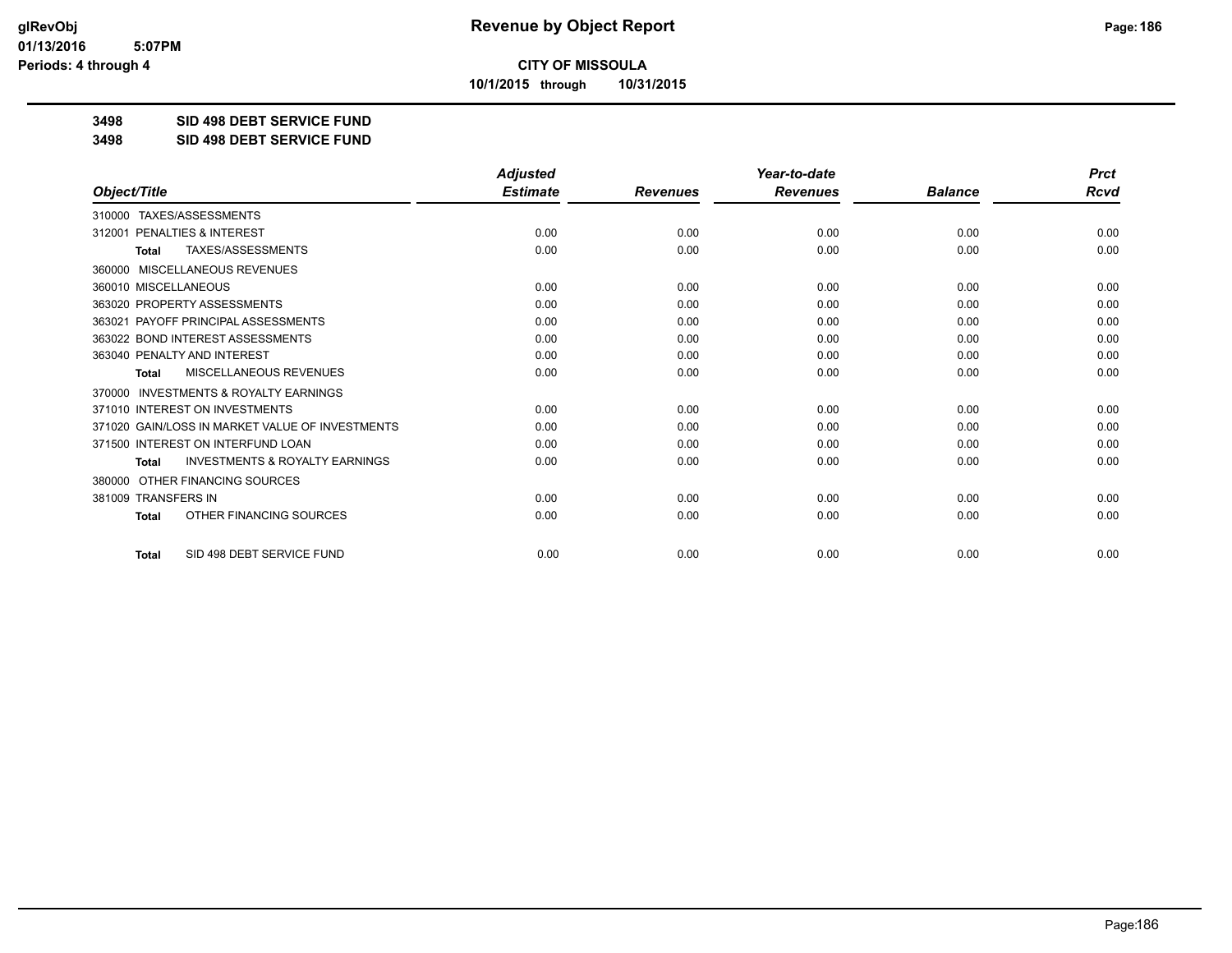**CITY OF MISSOULA**

**10/1/2015 through 10/31/2015**

**3498 SID 498 DEBT SERVICE FUND**

**3498 SID 498 DEBT SERVICE FUND**

| Object/Title | Adjusted Estimate | Revenues | Year-to-date Revenues | Balance | Prct Rcvd |
|---|---|---|---|---|---|
| 310000 TAXES/ASSESSMENTS | | | | | |
| 312001 PENALTIES & INTEREST | 0.00 | 0.00 | 0.00 | 0.00 | 0.00 |
| **Total** TAXES/ASSESSMENTS | 0.00 | 0.00 | 0.00 | 0.00 | 0.00 |
| 360000 MISCELLANEOUS REVENUES | | | | | |
| 360010 MISCELLANEOUS | 0.00 | 0.00 | 0.00 | 0.00 | 0.00 |
| 363020 PROPERTY ASSESSMENTS | 0.00 | 0.00 | 0.00 | 0.00 | 0.00 |
| 363021 PAYOFF PRINCIPAL ASSESSMENTS | 0.00 | 0.00 | 0.00 | 0.00 | 0.00 |
| 363022 BOND INTEREST ASSESSMENTS | 0.00 | 0.00 | 0.00 | 0.00 | 0.00 |
| 363040 PENALTY AND INTEREST | 0.00 | 0.00 | 0.00 | 0.00 | 0.00 |
| **Total** MISCELLANEOUS REVENUES | 0.00 | 0.00 | 0.00 | 0.00 | 0.00 |
| 370000 INVESTMENTS & ROYALTY EARNINGS | | | | | |
| 371010 INTEREST ON INVESTMENTS | 0.00 | 0.00 | 0.00 | 0.00 | 0.00 |
| 371020 GAIN/LOSS IN MARKET VALUE OF INVESTMENTS | 0.00 | 0.00 | 0.00 | 0.00 | 0.00 |
| 371500 INTEREST ON INTERFUND LOAN | 0.00 | 0.00 | 0.00 | 0.00 | 0.00 |
| **Total** INVESTMENTS & ROYALTY EARNINGS | 0.00 | 0.00 | 0.00 | 0.00 | 0.00 |
| 380000 OTHER FINANCING SOURCES | | | | | |
| 381009 TRANSFERS IN | 0.00 | 0.00 | 0.00 | 0.00 | 0.00 |
| **Total** OTHER FINANCING SOURCES | 0.00 | 0.00 | 0.00 | 0.00 | 0.00 |
| **Total** SID 498 DEBT SERVICE FUND | 0.00 | 0.00 | 0.00 | 0.00 | 0.00 |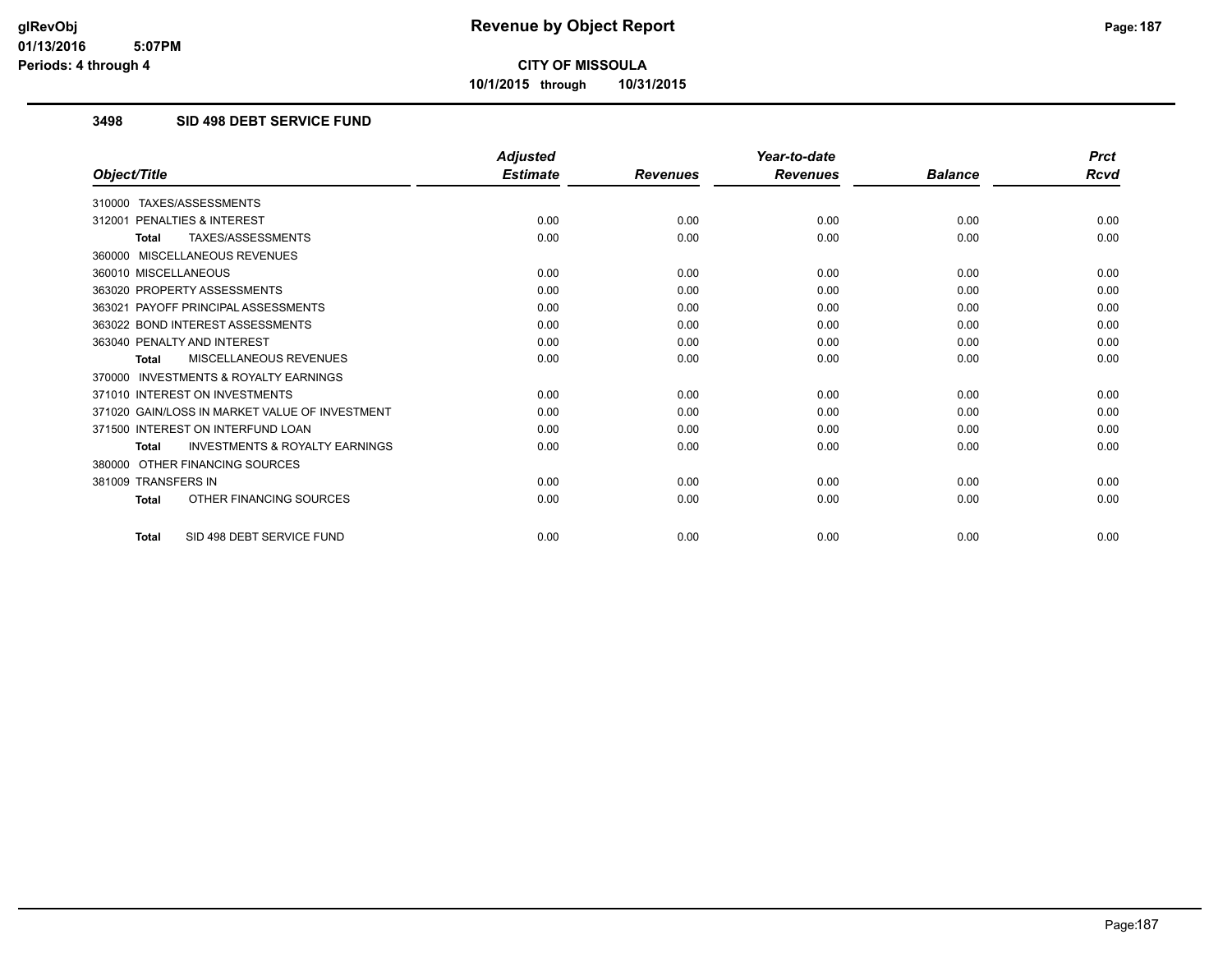**CITY OF MISSOULA**

**10/1/2015 through 10/31/2015**

## 3498 SID 498 DEBT SERVICE FUND

| Object/Title | Adjusted Estimate | Revenues | Year-to-date Revenues | Balance | Prct Rcvd |
|---|---|---|---|---|---|
| 310000 TAXES/ASSESSMENTS | | | | | |
| 312001 PENALTIES & INTEREST | 0.00 | 0.00 | 0.00 | 0.00 | 0.00 |
| **Total** TAXES/ASSESSMENTS | 0.00 | 0.00 | 0.00 | 0.00 | 0.00 |
| 360000 MISCELLANEOUS REVENUES | | | | | |
| 360010 MISCELLANEOUS | 0.00 | 0.00 | 0.00 | 0.00 | 0.00 |
| 363020 PROPERTY ASSESSMENTS | 0.00 | 0.00 | 0.00 | 0.00 | 0.00 |
| 363021 PAYOFF PRINCIPAL ASSESSMENTS | 0.00 | 0.00 | 0.00 | 0.00 | 0.00 |
| 363022 BOND INTEREST ASSESSMENTS | 0.00 | 0.00 | 0.00 | 0.00 | 0.00 |
| 363040 PENALTY AND INTEREST | 0.00 | 0.00 | 0.00 | 0.00 | 0.00 |
| **Total** MISCELLANEOUS REVENUES | 0.00 | 0.00 | 0.00 | 0.00 | 0.00 |
| 370000 INVESTMENTS & ROYALTY EARNINGS | | | | | |
| 371010 INTEREST ON INVESTMENTS | 0.00 | 0.00 | 0.00 | 0.00 | 0.00 |
| 371020 GAIN/LOSS IN MARKET VALUE OF INVESTMENT | 0.00 | 0.00 | 0.00 | 0.00 | 0.00 |
| 371500 INTEREST ON INTERFUND LOAN | 0.00 | 0.00 | 0.00 | 0.00 | 0.00 |
| **Total** INVESTMENTS & ROYALTY EARNINGS | 0.00 | 0.00 | 0.00 | 0.00 | 0.00 |
| 380000 OTHER FINANCING SOURCES | | | | | |
| 381009 TRANSFERS IN | 0.00 | 0.00 | 0.00 | 0.00 | 0.00 |
| **Total** OTHER FINANCING SOURCES | 0.00 | 0.00 | 0.00 | 0.00 | 0.00 |
| **Total** SID 498 DEBT SERVICE FUND | 0.00 | 0.00 | 0.00 | 0.00 | 0.00 |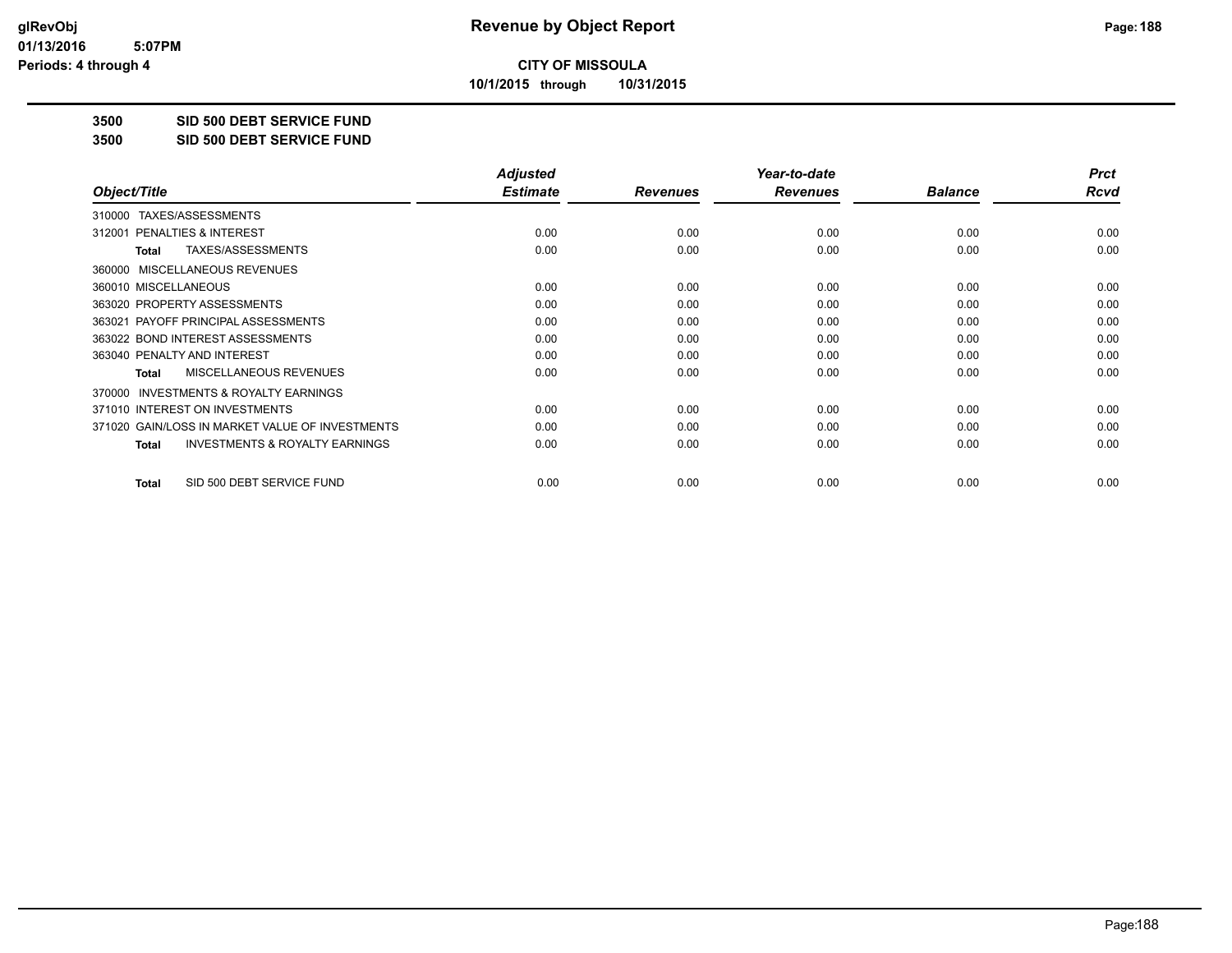# Revenue by Object Report

**CITY OF MISSOULA**

**10/1/2015 through 10/31/2015**

glRevObj
01/13/2016 5:07PM
Periods: 4 through 4

**3500 SID 500 DEBT SERVICE FUND**

**3500 SID 500 DEBT SERVICE FUND**

| Object/Title | Adjusted Estimate | Revenues | Year-to-date Revenues | Balance | Prct Rcvd |
|---|---|---|---|---|---|
| 310000 TAXES/ASSESSMENTS | | | | | |
| 312001 PENALTIES & INTEREST | 0.00 | 0.00 | 0.00 | 0.00 | 0.00 |
| **Total** TAXES/ASSESSMENTS | 0.00 | 0.00 | 0.00 | 0.00 | 0.00 |
| 360000 MISCELLANEOUS REVENUES | | | | | |
| 360010 MISCELLANEOUS | 0.00 | 0.00 | 0.00 | 0.00 | 0.00 |
| 363020 PROPERTY ASSESSMENTS | 0.00 | 0.00 | 0.00 | 0.00 | 0.00 |
| 363021 PAYOFF PRINCIPAL ASSESSMENTS | 0.00 | 0.00 | 0.00 | 0.00 | 0.00 |
| 363022 BOND INTEREST ASSESSMENTS | 0.00 | 0.00 | 0.00 | 0.00 | 0.00 |
| 363040 PENALTY AND INTEREST | 0.00 | 0.00 | 0.00 | 0.00 | 0.00 |
| **Total** MISCELLANEOUS REVENUES | 0.00 | 0.00 | 0.00 | 0.00 | 0.00 |
| 370000 INVESTMENTS & ROYALTY EARNINGS | | | | | |
| 371010 INTEREST ON INVESTMENTS | 0.00 | 0.00 | 0.00 | 0.00 | 0.00 |
| 371020 GAIN/LOSS IN MARKET VALUE OF INVESTMENTS | 0.00 | 0.00 | 0.00 | 0.00 | 0.00 |
| **Total** INVESTMENTS & ROYALTY EARNINGS | 0.00 | 0.00 | 0.00 | 0.00 | 0.00 |
| **Total** SID 500 DEBT SERVICE FUND | 0.00 | 0.00 | 0.00 | 0.00 | 0.00 |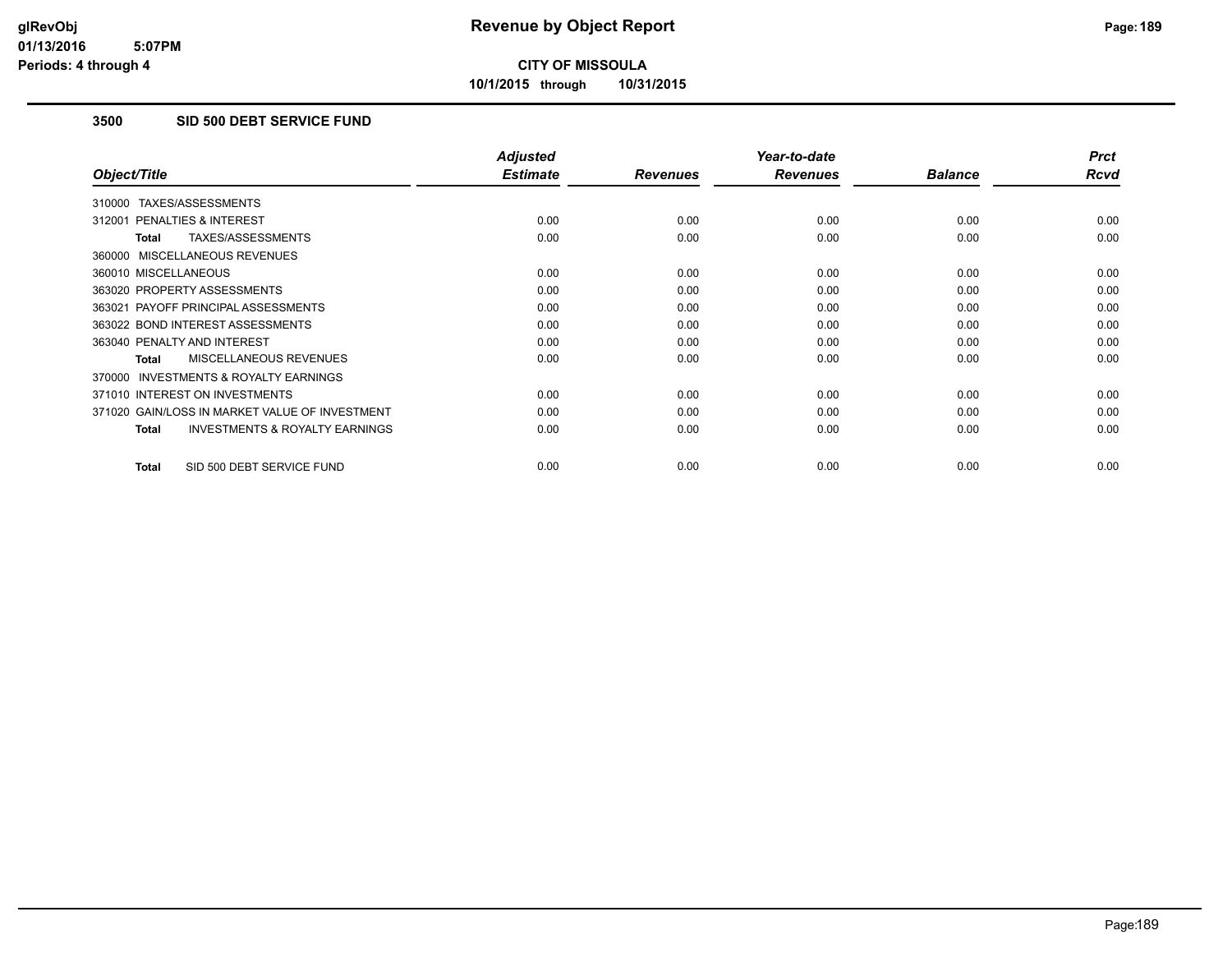**CITY OF MISSOULA**

**10/1/2015 through 10/31/2015**

### 3500 SID 500 DEBT SERVICE FUND

| Object/Title | Adjusted Estimate | Revenues | Year-to-date Revenues | Balance | Prct Rcvd |
|---|---|---|---|---|---|
| 310000 TAXES/ASSESSMENTS | | | | | |
| 312001 PENALTIES & INTEREST | 0.00 | 0.00 | 0.00 | 0.00 | 0.00 |
| **Total** TAXES/ASSESSMENTS | 0.00 | 0.00 | 0.00 | 0.00 | 0.00 |
| 360000 MISCELLANEOUS REVENUES | | | | | |
| 360010 MISCELLANEOUS | 0.00 | 0.00 | 0.00 | 0.00 | 0.00 |
| 363020 PROPERTY ASSESSMENTS | 0.00 | 0.00 | 0.00 | 0.00 | 0.00 |
| 363021 PAYOFF PRINCIPAL ASSESSMENTS | 0.00 | 0.00 | 0.00 | 0.00 | 0.00 |
| 363022 BOND INTEREST ASSESSMENTS | 0.00 | 0.00 | 0.00 | 0.00 | 0.00 |
| 363040 PENALTY AND INTEREST | 0.00 | 0.00 | 0.00 | 0.00 | 0.00 |
| **Total** MISCELLANEOUS REVENUES | 0.00 | 0.00 | 0.00 | 0.00 | 0.00 |
| 370000 INVESTMENTS & ROYALTY EARNINGS | | | | | |
| 371010 INTEREST ON INVESTMENTS | 0.00 | 0.00 | 0.00 | 0.00 | 0.00 |
| 371020 GAIN/LOSS IN MARKET VALUE OF INVESTMENT | 0.00 | 0.00 | 0.00 | 0.00 | 0.00 |
| **Total** INVESTMENTS & ROYALTY EARNINGS | 0.00 | 0.00 | 0.00 | 0.00 | 0.00 |
| **Total** SID 500 DEBT SERVICE FUND | 0.00 | 0.00 | 0.00 | 0.00 | 0.00 |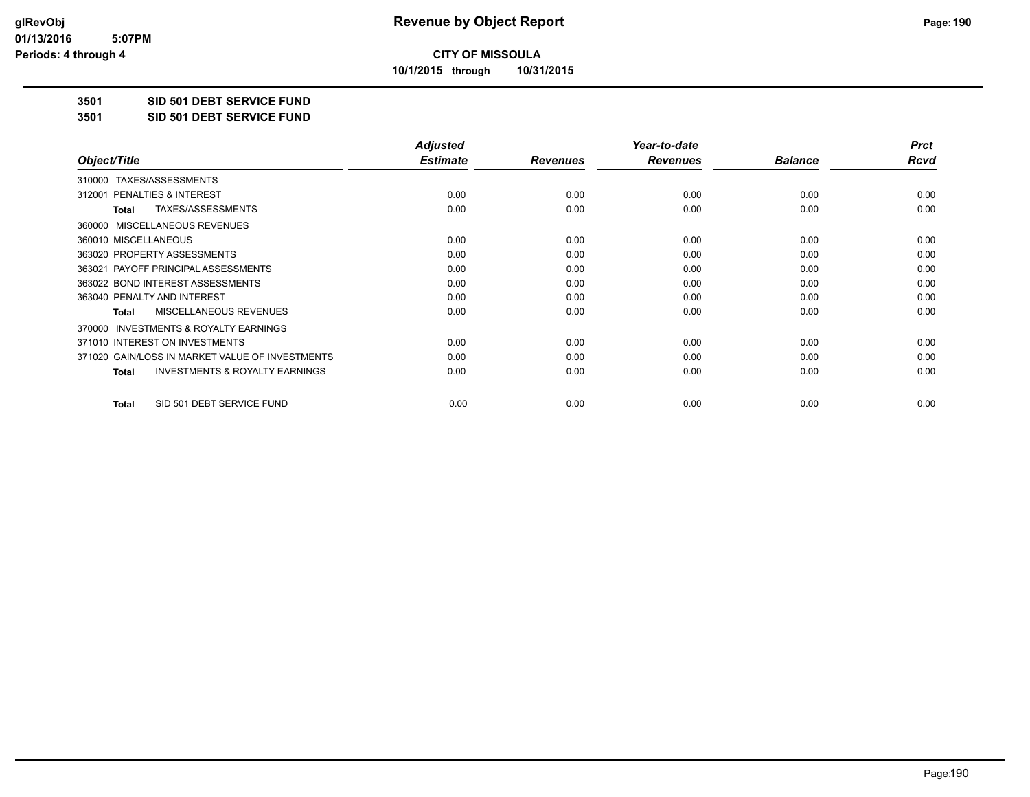**CITY OF MISSOULA**

**10/1/2015 through 10/31/2015**

**3501 SID 501 DEBT SERVICE FUND**

**3501 SID 501 DEBT SERVICE FUND**

| Object/Title | Adjusted Estimate | Revenues | Year-to-date Revenues | Balance | Prct Rcvd |
|---|---|---|---|---|---|
| 310000 TAXES/ASSESSMENTS | | | | | |
| 312001 PENALTIES & INTEREST | 0.00 | 0.00 | 0.00 | 0.00 | 0.00 |
| **Total** TAXES/ASSESSMENTS | 0.00 | 0.00 | 0.00 | 0.00 | 0.00 |
| 360000 MISCELLANEOUS REVENUES | | | | | |
| 360010 MISCELLANEOUS | 0.00 | 0.00 | 0.00 | 0.00 | 0.00 |
| 363020 PROPERTY ASSESSMENTS | 0.00 | 0.00 | 0.00 | 0.00 | 0.00 |
| 363021 PAYOFF PRINCIPAL ASSESSMENTS | 0.00 | 0.00 | 0.00 | 0.00 | 0.00 |
| 363022 BOND INTEREST ASSESSMENTS | 0.00 | 0.00 | 0.00 | 0.00 | 0.00 |
| 363040 PENALTY AND INTEREST | 0.00 | 0.00 | 0.00 | 0.00 | 0.00 |
| **Total** MISCELLANEOUS REVENUES | 0.00 | 0.00 | 0.00 | 0.00 | 0.00 |
| 370000 INVESTMENTS & ROYALTY EARNINGS | | | | | |
| 371010 INTEREST ON INVESTMENTS | 0.00 | 0.00 | 0.00 | 0.00 | 0.00 |
| 371020 GAIN/LOSS IN MARKET VALUE OF INVESTMENTS | 0.00 | 0.00 | 0.00 | 0.00 | 0.00 |
| **Total** INVESTMENTS & ROYALTY EARNINGS | 0.00 | 0.00 | 0.00 | 0.00 | 0.00 |
| **Total** SID 501 DEBT SERVICE FUND | 0.00 | 0.00 | 0.00 | 0.00 | 0.00 |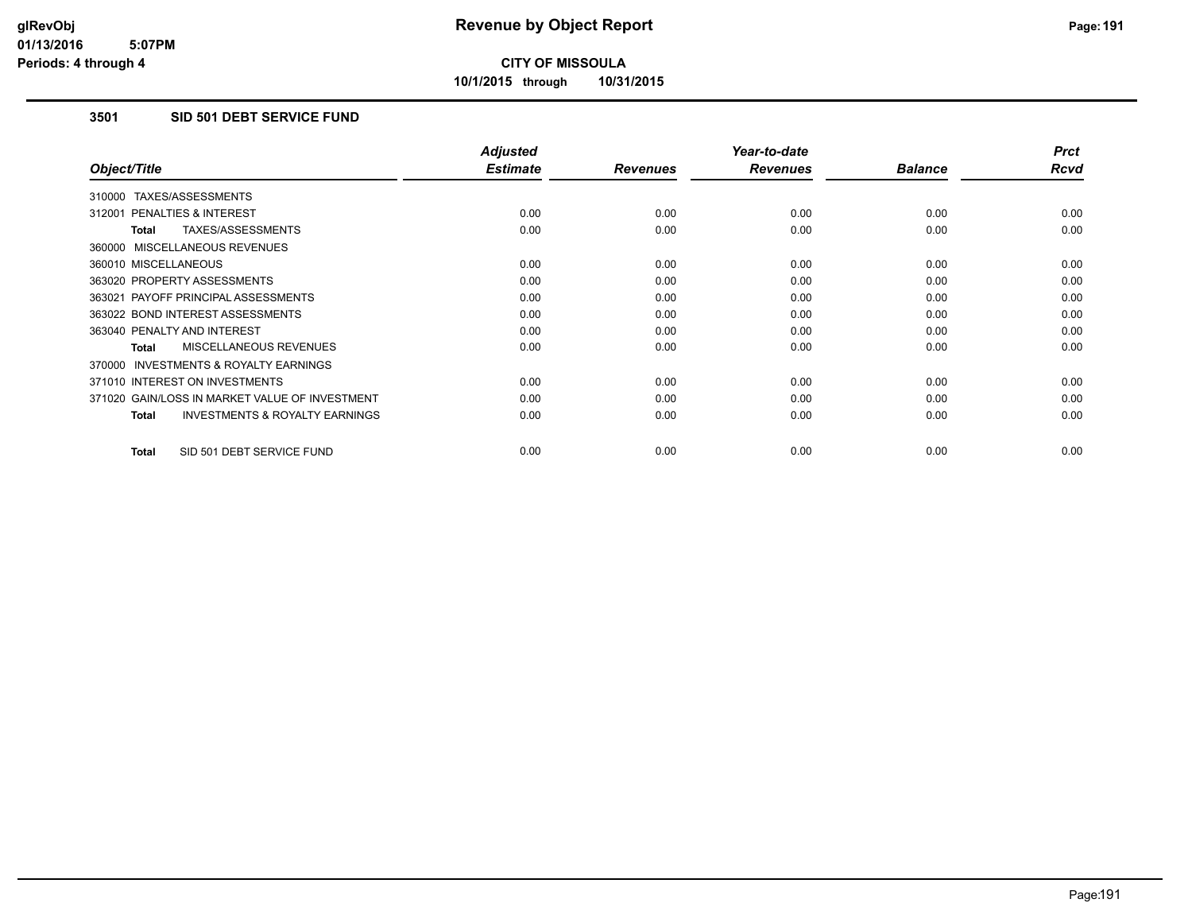# Revenue by Object Report

**CITY OF MISSOULA**

10/1/2015 through 10/31/2015

glRevObj
01/13/2016 5:07PM
Periods: 4 through 4

## 3501 SID 501 DEBT SERVICE FUND

| Object/Title | Adjusted Estimate | Revenues | Year-to-date Revenues | Balance | Prct Rcvd |
|---|---|---|---|---|---|
| 310000 TAXES/ASSESSMENTS | | | | | |
| 312001 PENALTIES & INTEREST | 0.00 | 0.00 | 0.00 | 0.00 | 0.00 |
| **Total** TAXES/ASSESSMENTS | 0.00 | 0.00 | 0.00 | 0.00 | 0.00 |
| 360000 MISCELLANEOUS REVENUES | | | | | |
| 360010 MISCELLANEOUS | 0.00 | 0.00 | 0.00 | 0.00 | 0.00 |
| 363020 PROPERTY ASSESSMENTS | 0.00 | 0.00 | 0.00 | 0.00 | 0.00 |
| 363021 PAYOFF PRINCIPAL ASSESSMENTS | 0.00 | 0.00 | 0.00 | 0.00 | 0.00 |
| 363022 BOND INTEREST ASSESSMENTS | 0.00 | 0.00 | 0.00 | 0.00 | 0.00 |
| 363040 PENALTY AND INTEREST | 0.00 | 0.00 | 0.00 | 0.00 | 0.00 |
| **Total** MISCELLANEOUS REVENUES | 0.00 | 0.00 | 0.00 | 0.00 | 0.00 |
| 370000 INVESTMENTS & ROYALTY EARNINGS | | | | | |
| 371010 INTEREST ON INVESTMENTS | 0.00 | 0.00 | 0.00 | 0.00 | 0.00 |
| 371020 GAIN/LOSS IN MARKET VALUE OF INVESTMENT | 0.00 | 0.00 | 0.00 | 0.00 | 0.00 |
| **Total** INVESTMENTS & ROYALTY EARNINGS | 0.00 | 0.00 | 0.00 | 0.00 | 0.00 |
| **Total** SID 501 DEBT SERVICE FUND | 0.00 | 0.00 | 0.00 | 0.00 | 0.00 |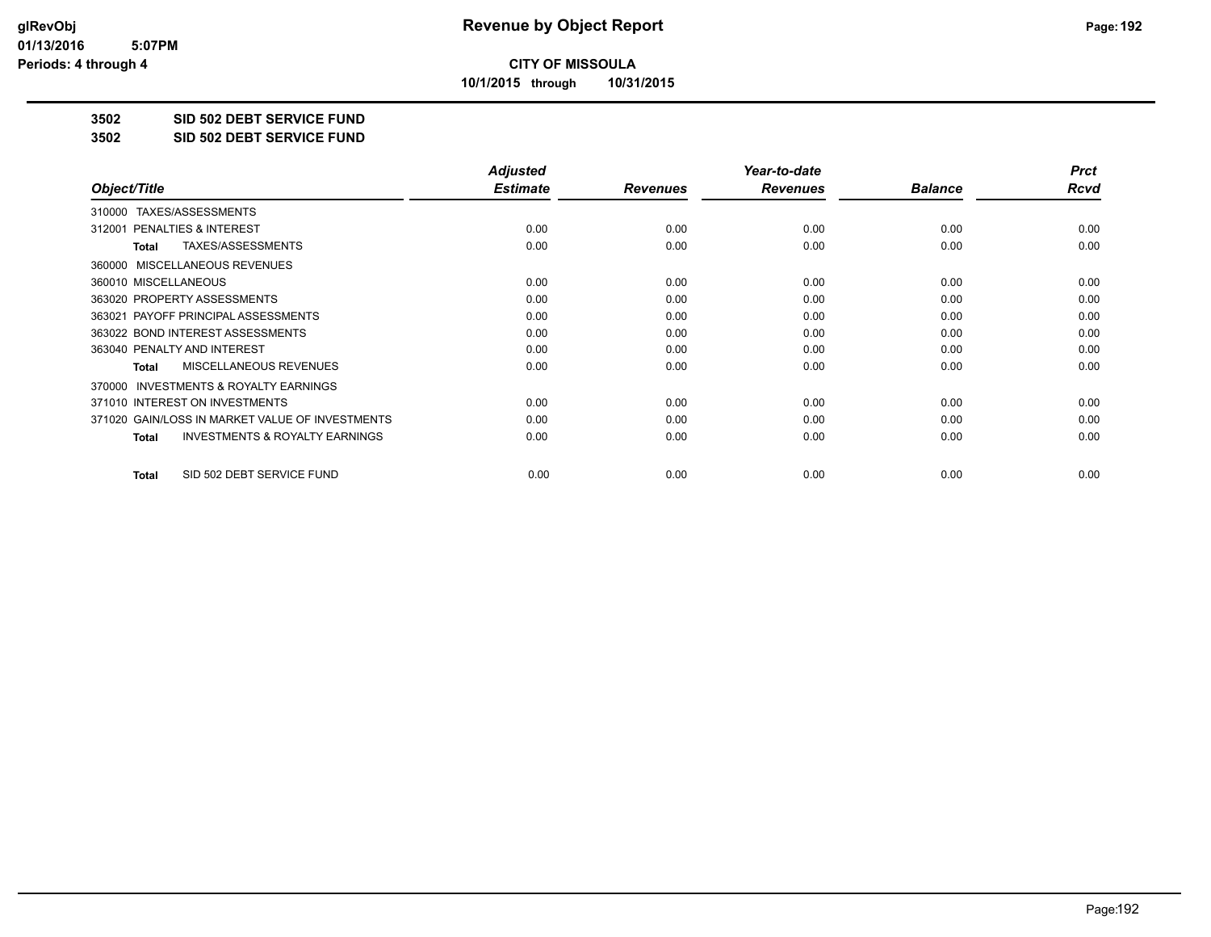# Revenue by Object Report

**CITY OF MISSOULA**

**10/1/2015 through 10/31/2015**

glRevObj
01/13/2016 5:07PM
Periods: 4 through 4

**3502 SID 502 DEBT SERVICE FUND**

**3502 SID 502 DEBT SERVICE FUND**

| Object/Title | Adjusted Estimate | Revenues | Year-to-date Revenues | Balance | Prct Rcvd |
|---|---|---|---|---|---|
| 310000 TAXES/ASSESSMENTS | | | | | |
| 312001 PENALTIES & INTEREST | 0.00 | 0.00 | 0.00 | 0.00 | 0.00 |
| **Total** TAXES/ASSESSMENTS | 0.00 | 0.00 | 0.00 | 0.00 | 0.00 |
| 360000 MISCELLANEOUS REVENUES | | | | | |
| 360010 MISCELLANEOUS | 0.00 | 0.00 | 0.00 | 0.00 | 0.00 |
| 363020 PROPERTY ASSESSMENTS | 0.00 | 0.00 | 0.00 | 0.00 | 0.00 |
| 363021 PAYOFF PRINCIPAL ASSESSMENTS | 0.00 | 0.00 | 0.00 | 0.00 | 0.00 |
| 363022 BOND INTEREST ASSESSMENTS | 0.00 | 0.00 | 0.00 | 0.00 | 0.00 |
| 363040 PENALTY AND INTEREST | 0.00 | 0.00 | 0.00 | 0.00 | 0.00 |
| **Total** MISCELLANEOUS REVENUES | 0.00 | 0.00 | 0.00 | 0.00 | 0.00 |
| 370000 INVESTMENTS & ROYALTY EARNINGS | | | | | |
| 371010 INTEREST ON INVESTMENTS | 0.00 | 0.00 | 0.00 | 0.00 | 0.00 |
| 371020 GAIN/LOSS IN MARKET VALUE OF INVESTMENTS | 0.00 | 0.00 | 0.00 | 0.00 | 0.00 |
| **Total** INVESTMENTS & ROYALTY EARNINGS | 0.00 | 0.00 | 0.00 | 0.00 | 0.00 |
| **Total** SID 502 DEBT SERVICE FUND | 0.00 | 0.00 | 0.00 | 0.00 | 0.00 |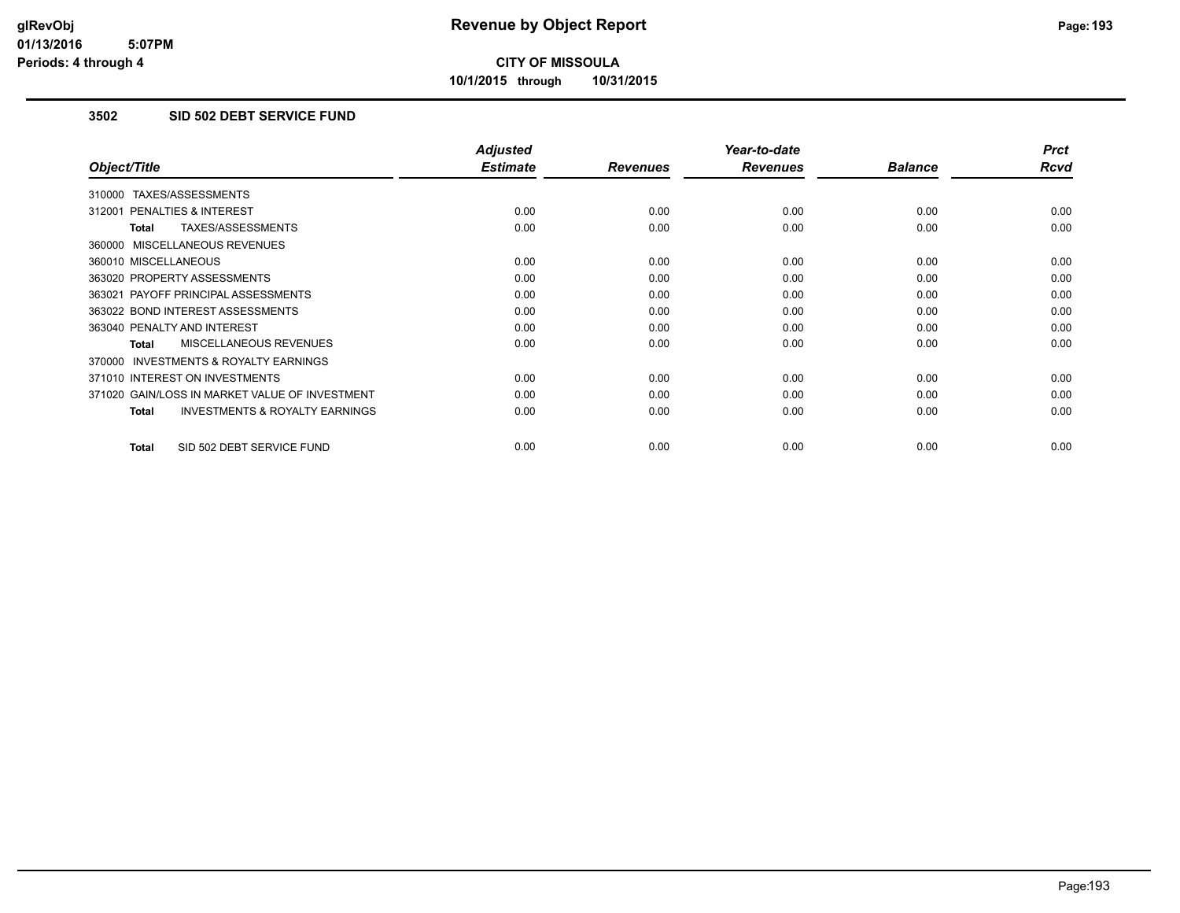**CITY OF MISSOULA**

**10/1/2015 through 10/31/2015**

## 3502 SID 502 DEBT SERVICE FUND

| Object/Title | Adjusted Estimate | Revenues | Year-to-date Revenues | Balance | Prct Rcvd |
|---|---|---|---|---|---|
| 310000 TAXES/ASSESSMENTS | | | | | |
| 312001 PENALTIES & INTEREST | 0.00 | 0.00 | 0.00 | 0.00 | 0.00 |
| **Total** TAXES/ASSESSMENTS | 0.00 | 0.00 | 0.00 | 0.00 | 0.00 |
| 360000 MISCELLANEOUS REVENUES | | | | | |
| 360010 MISCELLANEOUS | 0.00 | 0.00 | 0.00 | 0.00 | 0.00 |
| 363020 PROPERTY ASSESSMENTS | 0.00 | 0.00 | 0.00 | 0.00 | 0.00 |
| 363021 PAYOFF PRINCIPAL ASSESSMENTS | 0.00 | 0.00 | 0.00 | 0.00 | 0.00 |
| 363022 BOND INTEREST ASSESSMENTS | 0.00 | 0.00 | 0.00 | 0.00 | 0.00 |
| 363040 PENALTY AND INTEREST | 0.00 | 0.00 | 0.00 | 0.00 | 0.00 |
| **Total** MISCELLANEOUS REVENUES | 0.00 | 0.00 | 0.00 | 0.00 | 0.00 |
| 370000 INVESTMENTS & ROYALTY EARNINGS | | | | | |
| 371010 INTEREST ON INVESTMENTS | 0.00 | 0.00 | 0.00 | 0.00 | 0.00 |
| 371020 GAIN/LOSS IN MARKET VALUE OF INVESTMENT | 0.00 | 0.00 | 0.00 | 0.00 | 0.00 |
| **Total** INVESTMENTS & ROYALTY EARNINGS | 0.00 | 0.00 | 0.00 | 0.00 | 0.00 |
| **Total** SID 502 DEBT SERVICE FUND | 0.00 | 0.00 | 0.00 | 0.00 | 0.00 |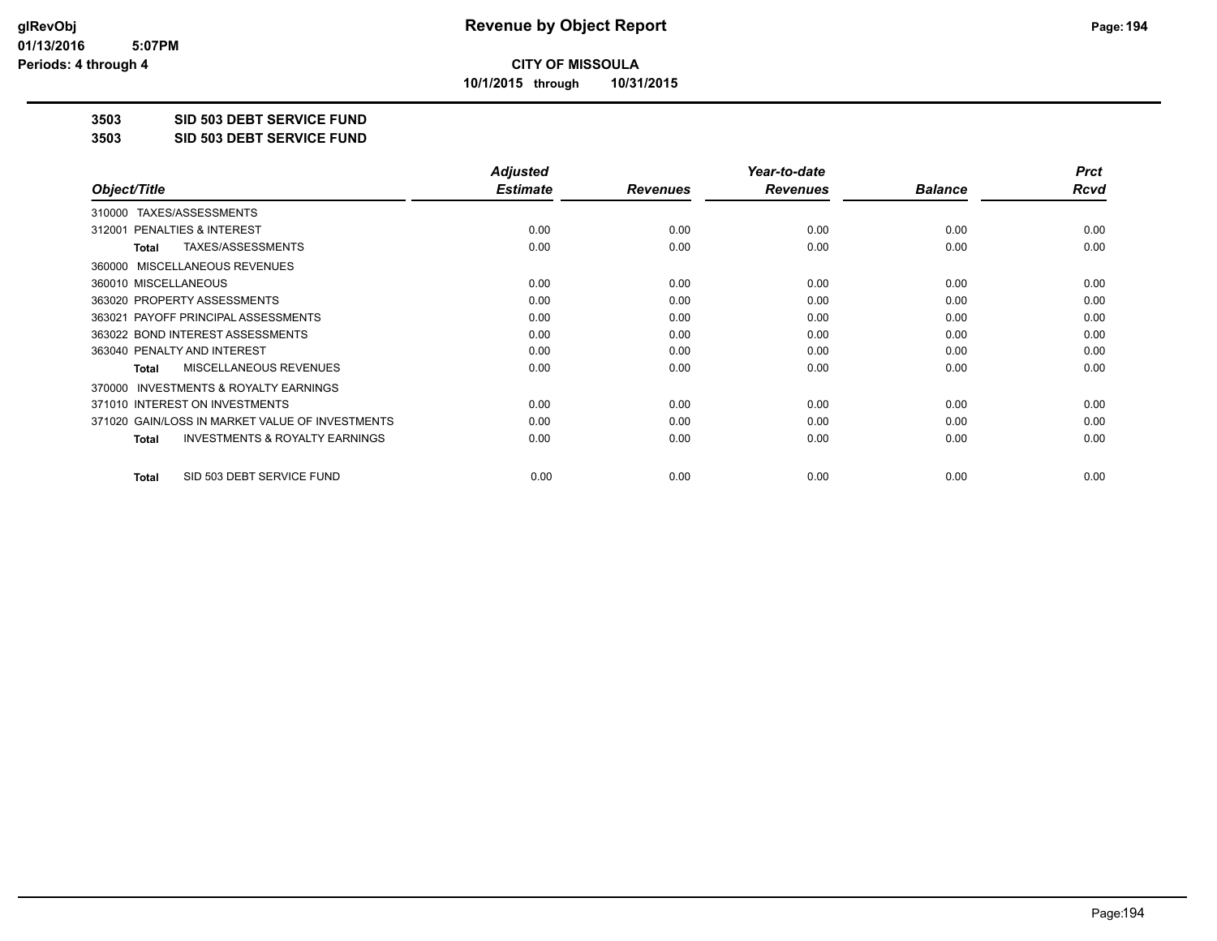# Revenue by Object Report

**CITY OF MISSOULA**

**10/1/2015 through 10/31/2015**

glRevObj
01/13/2016 5:07PM
Periods: 4 through 4

**3503 SID 503 DEBT SERVICE FUND**

**3503 SID 503 DEBT SERVICE FUND**

| Object/Title | Adjusted Estimate | Revenues | Year-to-date Revenues | Balance | Prct Rcvd |
|---|---|---|---|---|---|
| 310000 TAXES/ASSESSMENTS | | | | | |
| 312001 PENALTIES & INTEREST | 0.00 | 0.00 | 0.00 | 0.00 | 0.00 |
| **Total** TAXES/ASSESSMENTS | 0.00 | 0.00 | 0.00 | 0.00 | 0.00 |
| 360000 MISCELLANEOUS REVENUES | | | | | |
| 360010 MISCELLANEOUS | 0.00 | 0.00 | 0.00 | 0.00 | 0.00 |
| 363020 PROPERTY ASSESSMENTS | 0.00 | 0.00 | 0.00 | 0.00 | 0.00 |
| 363021 PAYOFF PRINCIPAL ASSESSMENTS | 0.00 | 0.00 | 0.00 | 0.00 | 0.00 |
| 363022 BOND INTEREST ASSESSMENTS | 0.00 | 0.00 | 0.00 | 0.00 | 0.00 |
| 363040 PENALTY AND INTEREST | 0.00 | 0.00 | 0.00 | 0.00 | 0.00 |
| **Total** MISCELLANEOUS REVENUES | 0.00 | 0.00 | 0.00 | 0.00 | 0.00 |
| 370000 INVESTMENTS & ROYALTY EARNINGS | | | | | |
| 371010 INTEREST ON INVESTMENTS | 0.00 | 0.00 | 0.00 | 0.00 | 0.00 |
| 371020 GAIN/LOSS IN MARKET VALUE OF INVESTMENTS | 0.00 | 0.00 | 0.00 | 0.00 | 0.00 |
| **Total** INVESTMENTS & ROYALTY EARNINGS | 0.00 | 0.00 | 0.00 | 0.00 | 0.00 |
| **Total** SID 503 DEBT SERVICE FUND | 0.00 | 0.00 | 0.00 | 0.00 | 0.00 |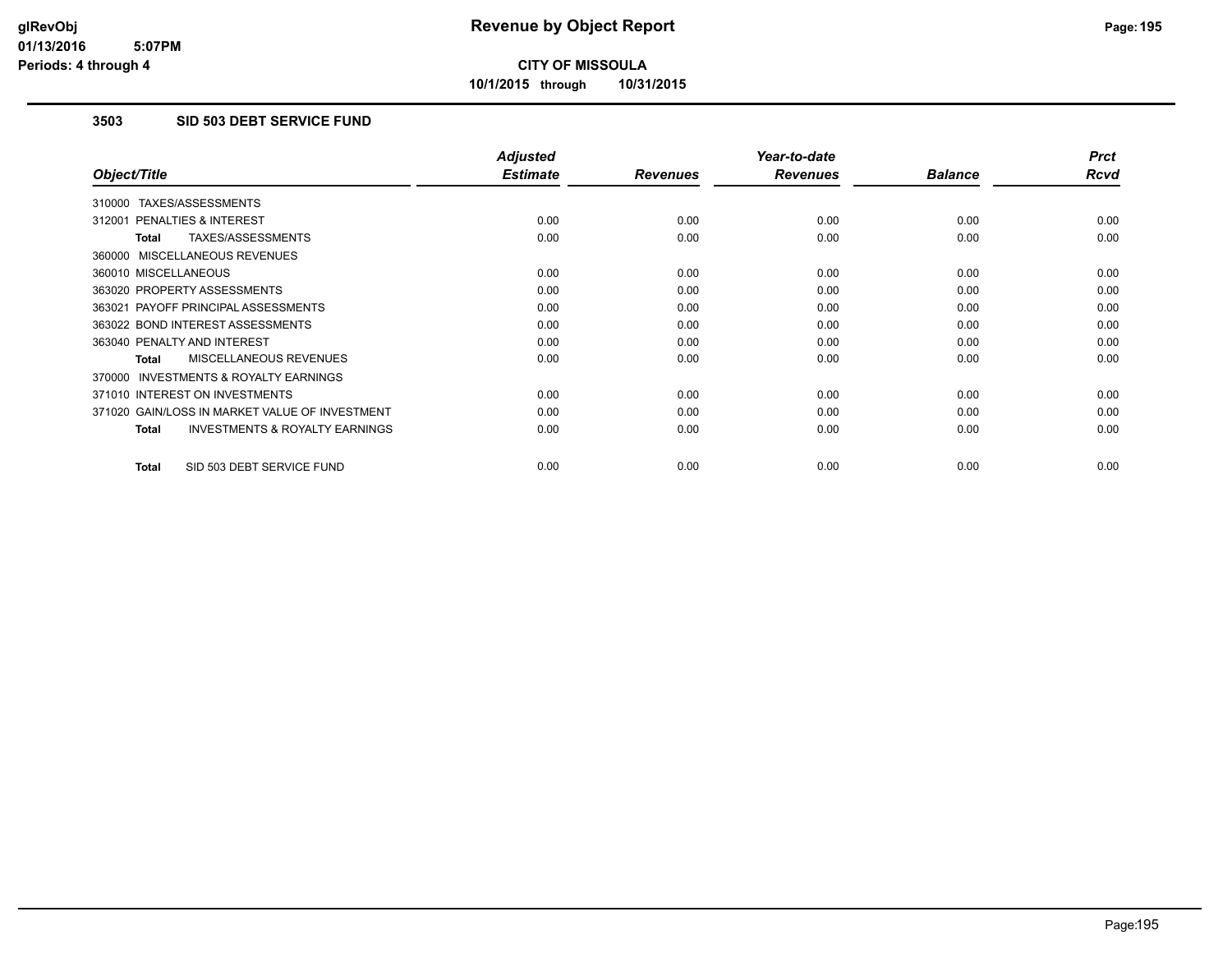**CITY OF MISSOULA**

**10/1/2015 through 10/31/2015**

## 3503 SID 503 DEBT SERVICE FUND

| Object/Title | Adjusted Estimate | Revenues | Year-to-date Revenues | Balance | Prct Rcvd |
|---|---|---|---|---|---|
| 310000 TAXES/ASSESSMENTS | | | | | |
| 312001 PENALTIES & INTEREST | 0.00 | 0.00 | 0.00 | 0.00 | 0.00 |
| **Total** TAXES/ASSESSMENTS | 0.00 | 0.00 | 0.00 | 0.00 | 0.00 |
| 360000 MISCELLANEOUS REVENUES | | | | | |
| 360010 MISCELLANEOUS | 0.00 | 0.00 | 0.00 | 0.00 | 0.00 |
| 363020 PROPERTY ASSESSMENTS | 0.00 | 0.00 | 0.00 | 0.00 | 0.00 |
| 363021 PAYOFF PRINCIPAL ASSESSMENTS | 0.00 | 0.00 | 0.00 | 0.00 | 0.00 |
| 363022 BOND INTEREST ASSESSMENTS | 0.00 | 0.00 | 0.00 | 0.00 | 0.00 |
| 363040 PENALTY AND INTEREST | 0.00 | 0.00 | 0.00 | 0.00 | 0.00 |
| **Total** MISCELLANEOUS REVENUES | 0.00 | 0.00 | 0.00 | 0.00 | 0.00 |
| 370000 INVESTMENTS & ROYALTY EARNINGS | | | | | |
| 371010 INTEREST ON INVESTMENTS | 0.00 | 0.00 | 0.00 | 0.00 | 0.00 |
| 371020 GAIN/LOSS IN MARKET VALUE OF INVESTMENT | 0.00 | 0.00 | 0.00 | 0.00 | 0.00 |
| **Total** INVESTMENTS & ROYALTY EARNINGS | 0.00 | 0.00 | 0.00 | 0.00 | 0.00 |
| **Total** SID 503 DEBT SERVICE FUND | 0.00 | 0.00 | 0.00 | 0.00 | 0.00 |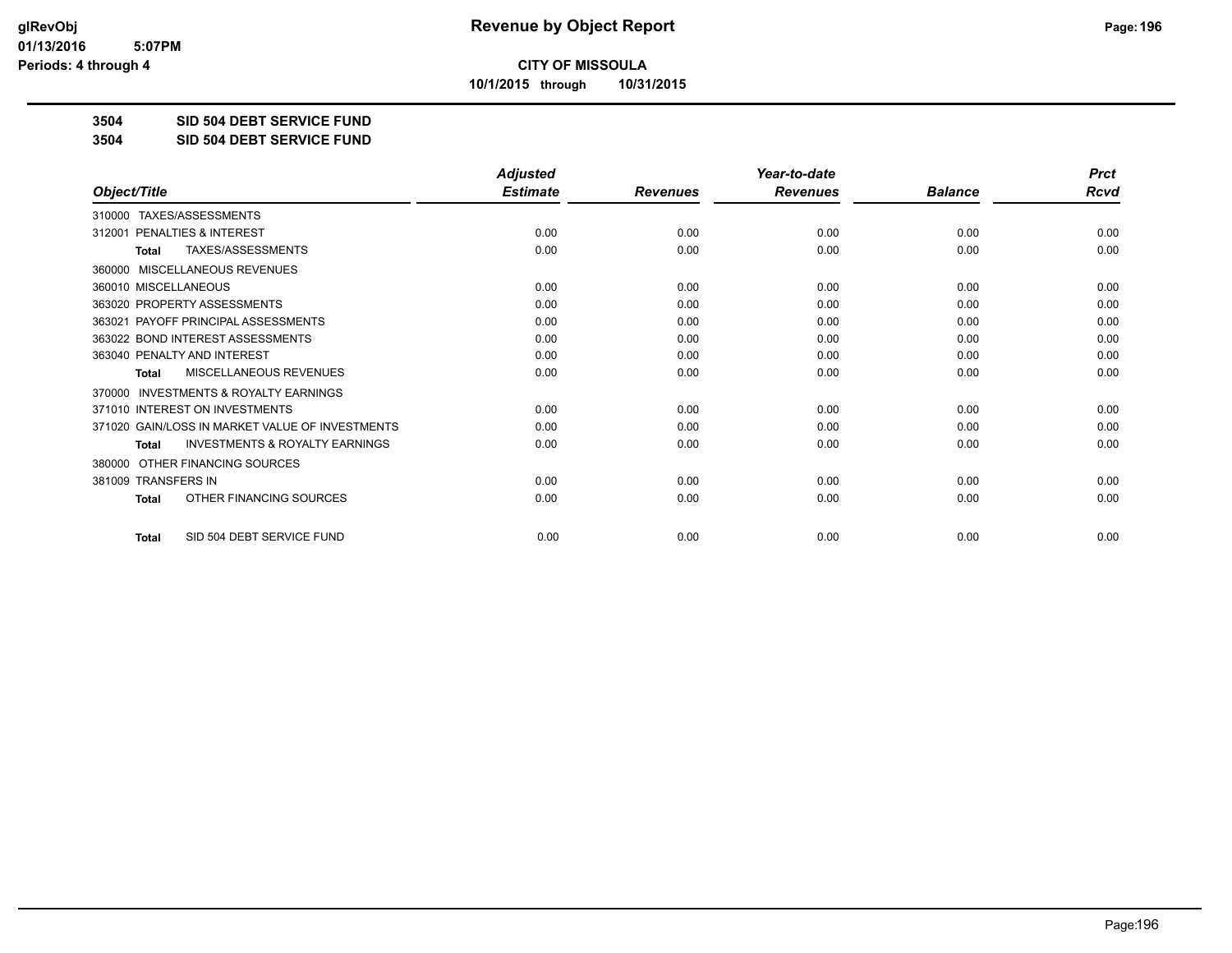**CITY OF MISSOULA**

**10/1/2015 through 10/31/2015**

**Revenue by Object Report**

**3504 SID 504 DEBT SERVICE FUND**

**3504 SID 504 DEBT SERVICE FUND**

| Object/Title | Adjusted Estimate | Revenues | Year-to-date Revenues | Balance | Prct Rcvd |
|---|---|---|---|---|---|
| 310000 TAXES/ASSESSMENTS | | | | | |
| 312001 PENALTIES & INTEREST | 0.00 | 0.00 | 0.00 | 0.00 | 0.00 |
| **Total** TAXES/ASSESSMENTS | 0.00 | 0.00 | 0.00 | 0.00 | 0.00 |
| 360000 MISCELLANEOUS REVENUES | | | | | |
| 360010 MISCELLANEOUS | 0.00 | 0.00 | 0.00 | 0.00 | 0.00 |
| 363020 PROPERTY ASSESSMENTS | 0.00 | 0.00 | 0.00 | 0.00 | 0.00 |
| 363021 PAYOFF PRINCIPAL ASSESSMENTS | 0.00 | 0.00 | 0.00 | 0.00 | 0.00 |
| 363022 BOND INTEREST ASSESSMENTS | 0.00 | 0.00 | 0.00 | 0.00 | 0.00 |
| 363040 PENALTY AND INTEREST | 0.00 | 0.00 | 0.00 | 0.00 | 0.00 |
| **Total** MISCELLANEOUS REVENUES | 0.00 | 0.00 | 0.00 | 0.00 | 0.00 |
| 370000 INVESTMENTS & ROYALTY EARNINGS | | | | | |
| 371010 INTEREST ON INVESTMENTS | 0.00 | 0.00 | 0.00 | 0.00 | 0.00 |
| 371020 GAIN/LOSS IN MARKET VALUE OF INVESTMENTS | 0.00 | 0.00 | 0.00 | 0.00 | 0.00 |
| **Total** INVESTMENTS & ROYALTY EARNINGS | 0.00 | 0.00 | 0.00 | 0.00 | 0.00 |
| 380000 OTHER FINANCING SOURCES | | | | | |
| 381009 TRANSFERS IN | 0.00 | 0.00 | 0.00 | 0.00 | 0.00 |
| **Total** OTHER FINANCING SOURCES | 0.00 | 0.00 | 0.00 | 0.00 | 0.00 |
| **Total** SID 504 DEBT SERVICE FUND | 0.00 | 0.00 | 0.00 | 0.00 | 0.00 |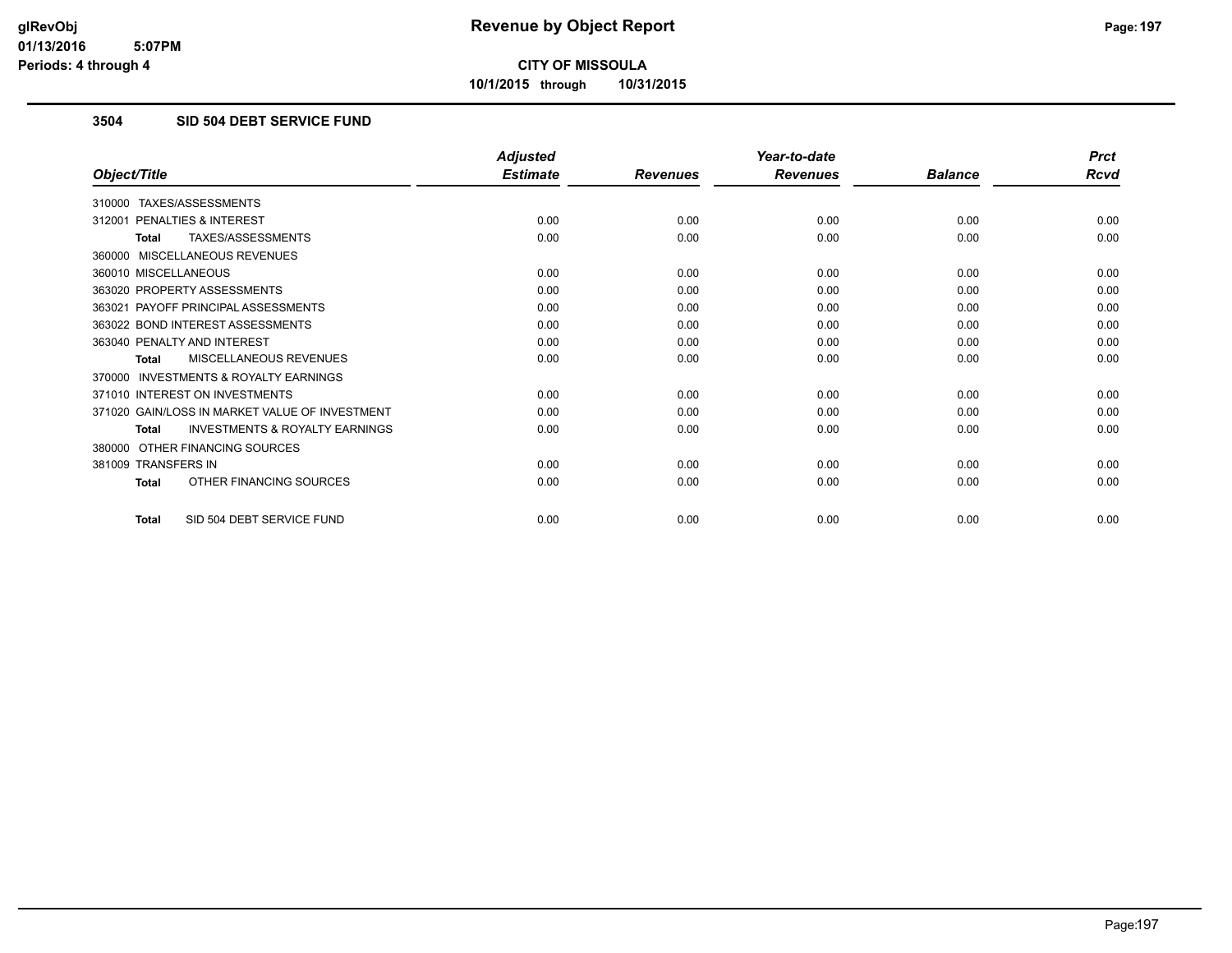**CITY OF MISSOULA**

**10/1/2015 through 10/31/2015**

### 3504 SID 504 DEBT SERVICE FUND

| Object/Title | Adjusted Estimate | Revenues | Year-to-date Revenues | Balance | Prct Rcvd |
|---|---|---|---|---|---|
| 310000 TAXES/ASSESSMENTS | | | | | |
| 312001 PENALTIES & INTEREST | 0.00 | 0.00 | 0.00 | 0.00 | 0.00 |
| **Total** TAXES/ASSESSMENTS | 0.00 | 0.00 | 0.00 | 0.00 | 0.00 |
| 360000 MISCELLANEOUS REVENUES | | | | | |
| 360010 MISCELLANEOUS | 0.00 | 0.00 | 0.00 | 0.00 | 0.00 |
| 363020 PROPERTY ASSESSMENTS | 0.00 | 0.00 | 0.00 | 0.00 | 0.00 |
| 363021 PAYOFF PRINCIPAL ASSESSMENTS | 0.00 | 0.00 | 0.00 | 0.00 | 0.00 |
| 363022 BOND INTEREST ASSESSMENTS | 0.00 | 0.00 | 0.00 | 0.00 | 0.00 |
| 363040 PENALTY AND INTEREST | 0.00 | 0.00 | 0.00 | 0.00 | 0.00 |
| **Total** MISCELLANEOUS REVENUES | 0.00 | 0.00 | 0.00 | 0.00 | 0.00 |
| 370000 INVESTMENTS & ROYALTY EARNINGS | | | | | |
| 371010 INTEREST ON INVESTMENTS | 0.00 | 0.00 | 0.00 | 0.00 | 0.00 |
| 371020 GAIN/LOSS IN MARKET VALUE OF INVESTMENT | 0.00 | 0.00 | 0.00 | 0.00 | 0.00 |
| **Total** INVESTMENTS & ROYALTY EARNINGS | 0.00 | 0.00 | 0.00 | 0.00 | 0.00 |
| 380000 OTHER FINANCING SOURCES | | | | | |
| 381009 TRANSFERS IN | 0.00 | 0.00 | 0.00 | 0.00 | 0.00 |
| **Total** OTHER FINANCING SOURCES | 0.00 | 0.00 | 0.00 | 0.00 | 0.00 |
| **Total** SID 504 DEBT SERVICE FUND | 0.00 | 0.00 | 0.00 | 0.00 | 0.00 |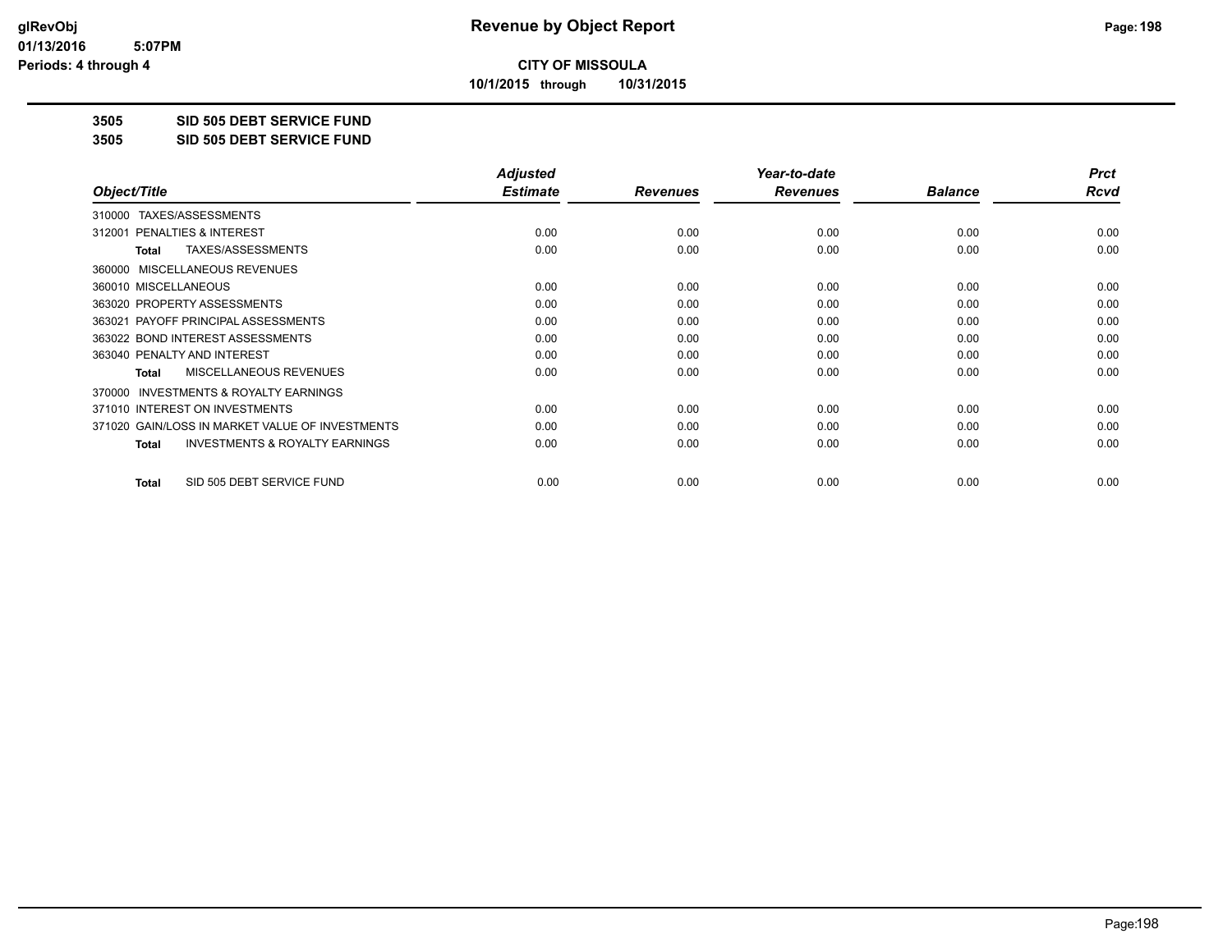**CITY OF MISSOULA**

**10/1/2015 through 10/31/2015**

## 3505 SID 505 DEBT SERVICE FUND

## 3505 SID 505 DEBT SERVICE FUND

| Object/Title | Adjusted Estimate | Revenues | Year-to-date Revenues | Balance | Prct Rcvd |
|---|---|---|---|---|---|
| 310000 TAXES/ASSESSMENTS | | | | | |
| 312001 PENALTIES & INTEREST | 0.00 | 0.00 | 0.00 | 0.00 | 0.00 |
| **Total** TAXES/ASSESSMENTS | 0.00 | 0.00 | 0.00 | 0.00 | 0.00 |
| 360000 MISCELLANEOUS REVENUES | | | | | |
| 360010 MISCELLANEOUS | 0.00 | 0.00 | 0.00 | 0.00 | 0.00 |
| 363020 PROPERTY ASSESSMENTS | 0.00 | 0.00 | 0.00 | 0.00 | 0.00 |
| 363021 PAYOFF PRINCIPAL ASSESSMENTS | 0.00 | 0.00 | 0.00 | 0.00 | 0.00 |
| 363022 BOND INTEREST ASSESSMENTS | 0.00 | 0.00 | 0.00 | 0.00 | 0.00 |
| 363040 PENALTY AND INTEREST | 0.00 | 0.00 | 0.00 | 0.00 | 0.00 |
| **Total** MISCELLANEOUS REVENUES | 0.00 | 0.00 | 0.00 | 0.00 | 0.00 |
| 370000 INVESTMENTS & ROYALTY EARNINGS | | | | | |
| 371010 INTEREST ON INVESTMENTS | 0.00 | 0.00 | 0.00 | 0.00 | 0.00 |
| 371020 GAIN/LOSS IN MARKET VALUE OF INVESTMENTS | 0.00 | 0.00 | 0.00 | 0.00 | 0.00 |
| **Total** INVESTMENTS & ROYALTY EARNINGS | 0.00 | 0.00 | 0.00 | 0.00 | 0.00 |
| **Total** SID 505 DEBT SERVICE FUND | 0.00 | 0.00 | 0.00 | 0.00 | 0.00 |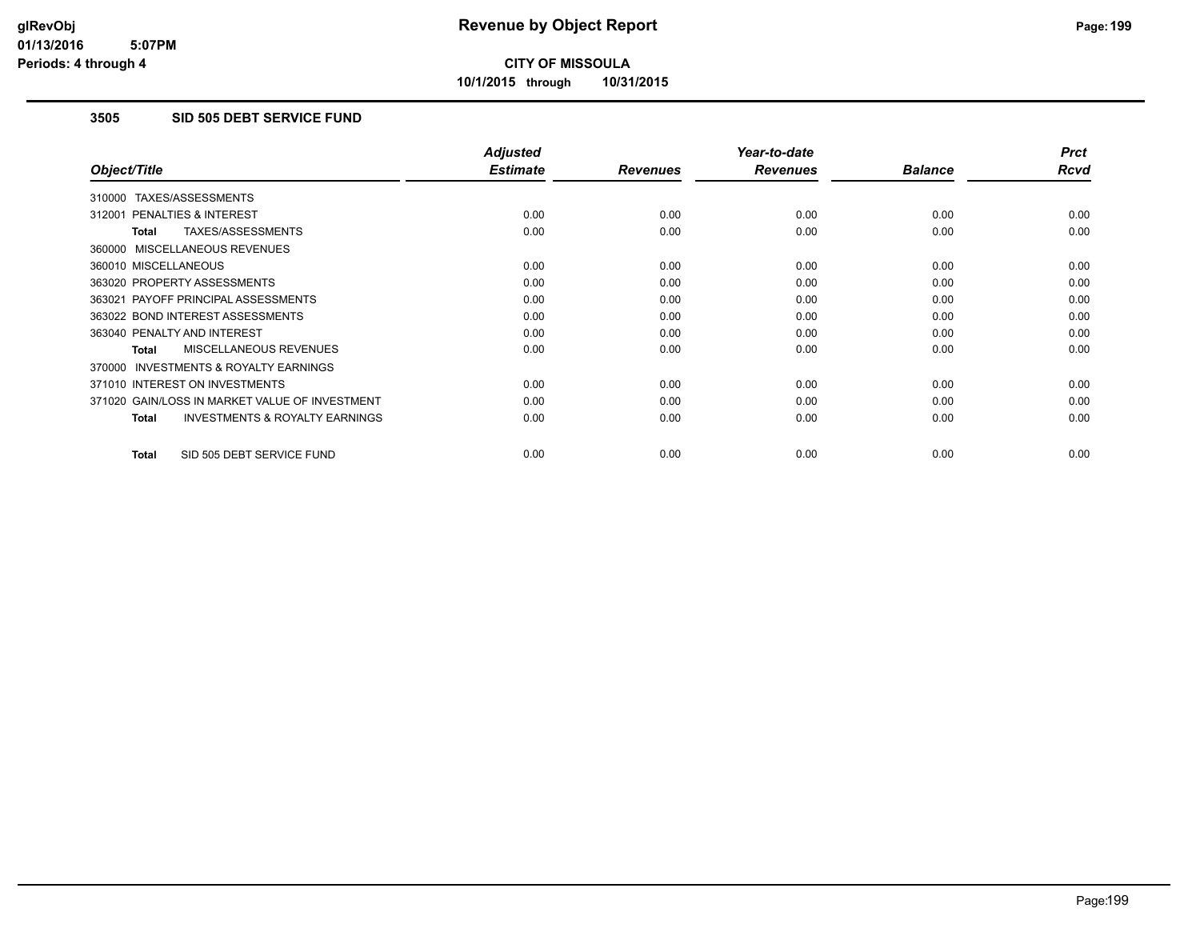**CITY OF MISSOULA**

**10/1/2015 through 10/31/2015**

### 3505 SID 505 DEBT SERVICE FUND

| Object/Title | Adjusted Estimate | Revenues | Year-to-date Revenues | Balance | Prct Rcvd |
|---|---|---|---|---|---|
| 310000 TAXES/ASSESSMENTS | | | | | |
| 312001 PENALTIES & INTEREST | 0.00 | 0.00 | 0.00 | 0.00 | 0.00 |
| **Total** TAXES/ASSESSMENTS | 0.00 | 0.00 | 0.00 | 0.00 | 0.00 |
| 360000 MISCELLANEOUS REVENUES | | | | | |
| 360010 MISCELLANEOUS | 0.00 | 0.00 | 0.00 | 0.00 | 0.00 |
| 363020 PROPERTY ASSESSMENTS | 0.00 | 0.00 | 0.00 | 0.00 | 0.00 |
| 363021 PAYOFF PRINCIPAL ASSESSMENTS | 0.00 | 0.00 | 0.00 | 0.00 | 0.00 |
| 363022 BOND INTEREST ASSESSMENTS | 0.00 | 0.00 | 0.00 | 0.00 | 0.00 |
| 363040 PENALTY AND INTEREST | 0.00 | 0.00 | 0.00 | 0.00 | 0.00 |
| **Total** MISCELLANEOUS REVENUES | 0.00 | 0.00 | 0.00 | 0.00 | 0.00 |
| 370000 INVESTMENTS & ROYALTY EARNINGS | | | | | |
| 371010 INTEREST ON INVESTMENTS | 0.00 | 0.00 | 0.00 | 0.00 | 0.00 |
| 371020 GAIN/LOSS IN MARKET VALUE OF INVESTMENT | 0.00 | 0.00 | 0.00 | 0.00 | 0.00 |
| **Total** INVESTMENTS & ROYALTY EARNINGS | 0.00 | 0.00 | 0.00 | 0.00 | 0.00 |
| **Total** SID 505 DEBT SERVICE FUND | 0.00 | 0.00 | 0.00 | 0.00 | 0.00 |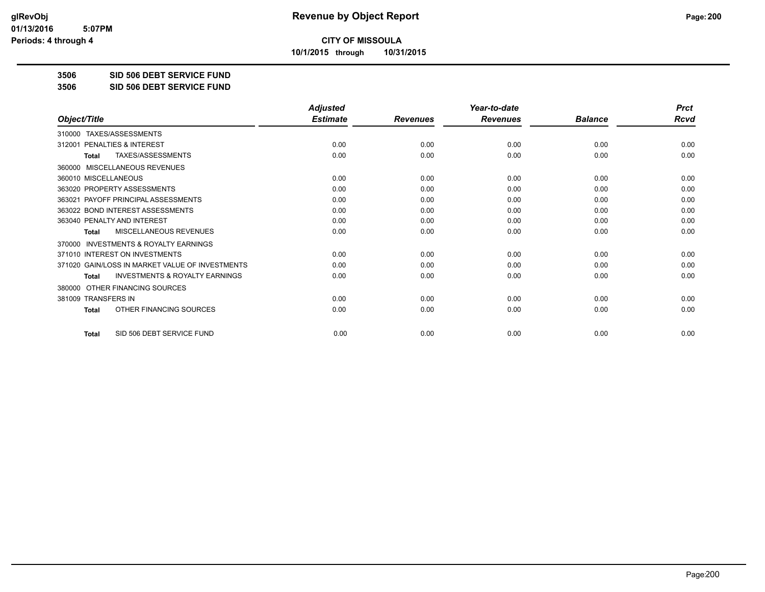# Revenue by Object Report

**CITY OF MISSOULA**

**10/1/2015 through 10/31/2015**

**3506 SID 506 DEBT SERVICE FUND**

**3506 SID 506 DEBT SERVICE FUND**

| Object/Title | Adjusted Estimate | Revenues | Year-to-date Revenues | Balance | Prct Rcvd |
|---|---|---|---|---|---|
| 310000 TAXES/ASSESSMENTS | | | | | |
| 312001 PENALTIES & INTEREST | 0.00 | 0.00 | 0.00 | 0.00 | 0.00 |
| **Total** TAXES/ASSESSMENTS | 0.00 | 0.00 | 0.00 | 0.00 | 0.00 |
| 360000 MISCELLANEOUS REVENUES | | | | | |
| 360010 MISCELLANEOUS | 0.00 | 0.00 | 0.00 | 0.00 | 0.00 |
| 363020 PROPERTY ASSESSMENTS | 0.00 | 0.00 | 0.00 | 0.00 | 0.00 |
| 363021 PAYOFF PRINCIPAL ASSESSMENTS | 0.00 | 0.00 | 0.00 | 0.00 | 0.00 |
| 363022 BOND INTEREST ASSESSMENTS | 0.00 | 0.00 | 0.00 | 0.00 | 0.00 |
| 363040 PENALTY AND INTEREST | 0.00 | 0.00 | 0.00 | 0.00 | 0.00 |
| **Total** MISCELLANEOUS REVENUES | 0.00 | 0.00 | 0.00 | 0.00 | 0.00 |
| 370000 INVESTMENTS & ROYALTY EARNINGS | | | | | |
| 371010 INTEREST ON INVESTMENTS | 0.00 | 0.00 | 0.00 | 0.00 | 0.00 |
| 371020 GAIN/LOSS IN MARKET VALUE OF INVESTMENTS | 0.00 | 0.00 | 0.00 | 0.00 | 0.00 |
| **Total** INVESTMENTS & ROYALTY EARNINGS | 0.00 | 0.00 | 0.00 | 0.00 | 0.00 |
| 380000 OTHER FINANCING SOURCES | | | | | |
| 381009 TRANSFERS IN | 0.00 | 0.00 | 0.00 | 0.00 | 0.00 |
| **Total** OTHER FINANCING SOURCES | 0.00 | 0.00 | 0.00 | 0.00 | 0.00 |
| **Total** SID 506 DEBT SERVICE FUND | 0.00 | 0.00 | 0.00 | 0.00 | 0.00 |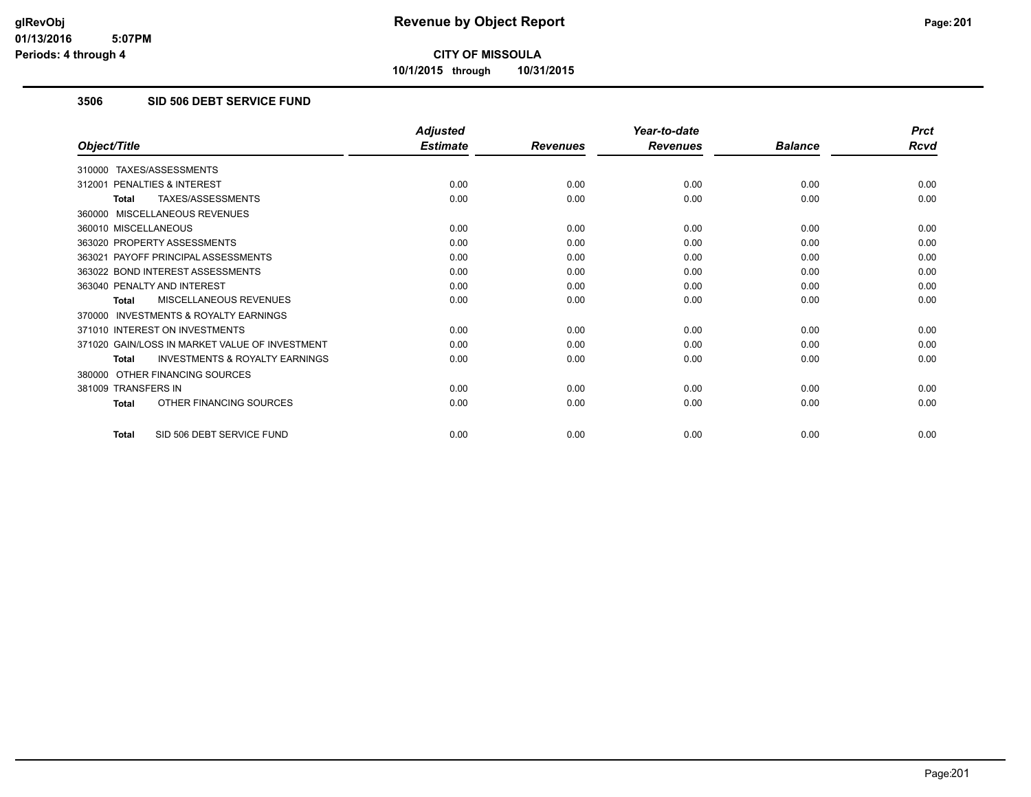# CITY OF MISSOULA

**10/1/2015 through 10/31/2015**

## 3506 SID 506 DEBT SERVICE FUND

| Object/Title | Adjusted Estimate | Revenues | Year-to-date Revenues | Balance | Prct Rcvd |
|---|---|---|---|---|---|
| 310000 TAXES/ASSESSMENTS | | | | | |
| 312001 PENALTIES & INTEREST | 0.00 | 0.00 | 0.00 | 0.00 | 0.00 |
| **Total** TAXES/ASSESSMENTS | 0.00 | 0.00 | 0.00 | 0.00 | 0.00 |
| 360000 MISCELLANEOUS REVENUES | | | | | |
| 360010 MISCELLANEOUS | 0.00 | 0.00 | 0.00 | 0.00 | 0.00 |
| 363020 PROPERTY ASSESSMENTS | 0.00 | 0.00 | 0.00 | 0.00 | 0.00 |
| 363021 PAYOFF PRINCIPAL ASSESSMENTS | 0.00 | 0.00 | 0.00 | 0.00 | 0.00 |
| 363022 BOND INTEREST ASSESSMENTS | 0.00 | 0.00 | 0.00 | 0.00 | 0.00 |
| 363040 PENALTY AND INTEREST | 0.00 | 0.00 | 0.00 | 0.00 | 0.00 |
| **Total** MISCELLANEOUS REVENUES | 0.00 | 0.00 | 0.00 | 0.00 | 0.00 |
| 370000 INVESTMENTS & ROYALTY EARNINGS | | | | | |
| 371010 INTEREST ON INVESTMENTS | 0.00 | 0.00 | 0.00 | 0.00 | 0.00 |
| 371020 GAIN/LOSS IN MARKET VALUE OF INVESTMENT | 0.00 | 0.00 | 0.00 | 0.00 | 0.00 |
| **Total** INVESTMENTS & ROYALTY EARNINGS | 0.00 | 0.00 | 0.00 | 0.00 | 0.00 |
| 380000 OTHER FINANCING SOURCES | | | | | |
| 381009 TRANSFERS IN | 0.00 | 0.00 | 0.00 | 0.00 | 0.00 |
| **Total** OTHER FINANCING SOURCES | 0.00 | 0.00 | 0.00 | 0.00 | 0.00 |
| **Total** SID 506 DEBT SERVICE FUND | 0.00 | 0.00 | 0.00 | 0.00 | 0.00 |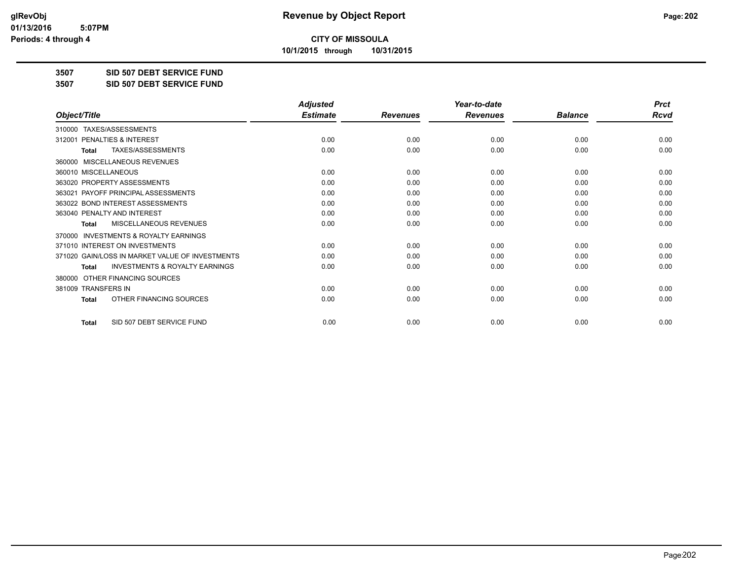**CITY OF MISSOULA**

**10/1/2015 through 10/31/2015**

**Revenue by Object Report**

# 3507 SID 507 DEBT SERVICE FUND

## 3507 SID 507 DEBT SERVICE FUND

| Object/Title | Adjusted Estimate | Revenues | Year-to-date Revenues | Balance | Prct Rcvd |
|---|---|---|---|---|---|
| 310000 TAXES/ASSESSMENTS | | | | | |
| 312001 PENALTIES & INTEREST | 0.00 | 0.00 | 0.00 | 0.00 | 0.00 |
| **Total** TAXES/ASSESSMENTS | 0.00 | 0.00 | 0.00 | 0.00 | 0.00 |
| 360000 MISCELLANEOUS REVENUES | | | | | |
| 360010 MISCELLANEOUS | 0.00 | 0.00 | 0.00 | 0.00 | 0.00 |
| 363020 PROPERTY ASSESSMENTS | 0.00 | 0.00 | 0.00 | 0.00 | 0.00 |
| 363021 PAYOFF PRINCIPAL ASSESSMENTS | 0.00 | 0.00 | 0.00 | 0.00 | 0.00 |
| 363022 BOND INTEREST ASSESSMENTS | 0.00 | 0.00 | 0.00 | 0.00 | 0.00 |
| 363040 PENALTY AND INTEREST | 0.00 | 0.00 | 0.00 | 0.00 | 0.00 |
| **Total** MISCELLANEOUS REVENUES | 0.00 | 0.00 | 0.00 | 0.00 | 0.00 |
| 370000 INVESTMENTS & ROYALTY EARNINGS | | | | | |
| 371010 INTEREST ON INVESTMENTS | 0.00 | 0.00 | 0.00 | 0.00 | 0.00 |
| 371020 GAIN/LOSS IN MARKET VALUE OF INVESTMENTS | 0.00 | 0.00 | 0.00 | 0.00 | 0.00 |
| **Total** INVESTMENTS & ROYALTY EARNINGS | 0.00 | 0.00 | 0.00 | 0.00 | 0.00 |
| 380000 OTHER FINANCING SOURCES | | | | | |
| 381009 TRANSFERS IN | 0.00 | 0.00 | 0.00 | 0.00 | 0.00 |
| **Total** OTHER FINANCING SOURCES | 0.00 | 0.00 | 0.00 | 0.00 | 0.00 |
| **Total** SID 507 DEBT SERVICE FUND | 0.00 | 0.00 | 0.00 | 0.00 | 0.00 |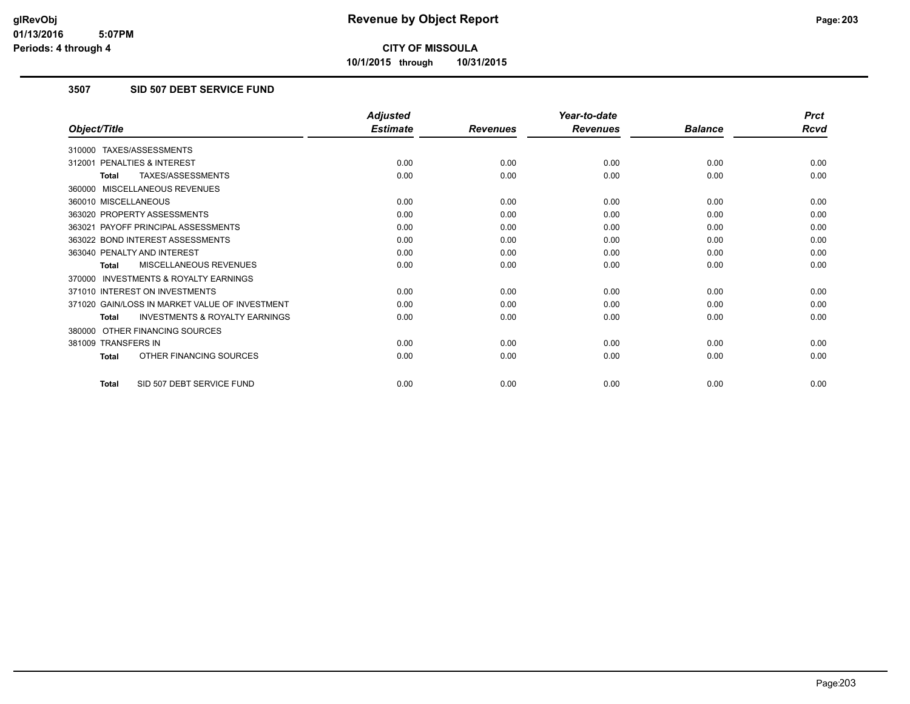**CITY OF MISSOULA**

**10/1/2015 through 10/31/2015**

### 3507 SID 507 DEBT SERVICE FUND

| Object/Title | Adjusted Estimate | Revenues | Year-to-date Revenues | Balance | Prct Rcvd |
|---|---|---|---|---|---|
| 310000 TAXES/ASSESSMENTS | | | | | |
| 312001 PENALTIES & INTEREST | 0.00 | 0.00 | 0.00 | 0.00 | 0.00 |
| **Total** TAXES/ASSESSMENTS | 0.00 | 0.00 | 0.00 | 0.00 | 0.00 |
| 360000 MISCELLANEOUS REVENUES | | | | | |
| 360010 MISCELLANEOUS | 0.00 | 0.00 | 0.00 | 0.00 | 0.00 |
| 363020 PROPERTY ASSESSMENTS | 0.00 | 0.00 | 0.00 | 0.00 | 0.00 |
| 363021 PAYOFF PRINCIPAL ASSESSMENTS | 0.00 | 0.00 | 0.00 | 0.00 | 0.00 |
| 363022 BOND INTEREST ASSESSMENTS | 0.00 | 0.00 | 0.00 | 0.00 | 0.00 |
| 363040 PENALTY AND INTEREST | 0.00 | 0.00 | 0.00 | 0.00 | 0.00 |
| **Total** MISCELLANEOUS REVENUES | 0.00 | 0.00 | 0.00 | 0.00 | 0.00 |
| 370000 INVESTMENTS & ROYALTY EARNINGS | | | | | |
| 371010 INTEREST ON INVESTMENTS | 0.00 | 0.00 | 0.00 | 0.00 | 0.00 |
| 371020 GAIN/LOSS IN MARKET VALUE OF INVESTMENT | 0.00 | 0.00 | 0.00 | 0.00 | 0.00 |
| **Total** INVESTMENTS & ROYALTY EARNINGS | 0.00 | 0.00 | 0.00 | 0.00 | 0.00 |
| 380000 OTHER FINANCING SOURCES | | | | | |
| 381009 TRANSFERS IN | 0.00 | 0.00 | 0.00 | 0.00 | 0.00 |
| **Total** OTHER FINANCING SOURCES | 0.00 | 0.00 | 0.00 | 0.00 | 0.00 |
| **Total** SID 507 DEBT SERVICE FUND | 0.00 | 0.00 | 0.00 | 0.00 | 0.00 |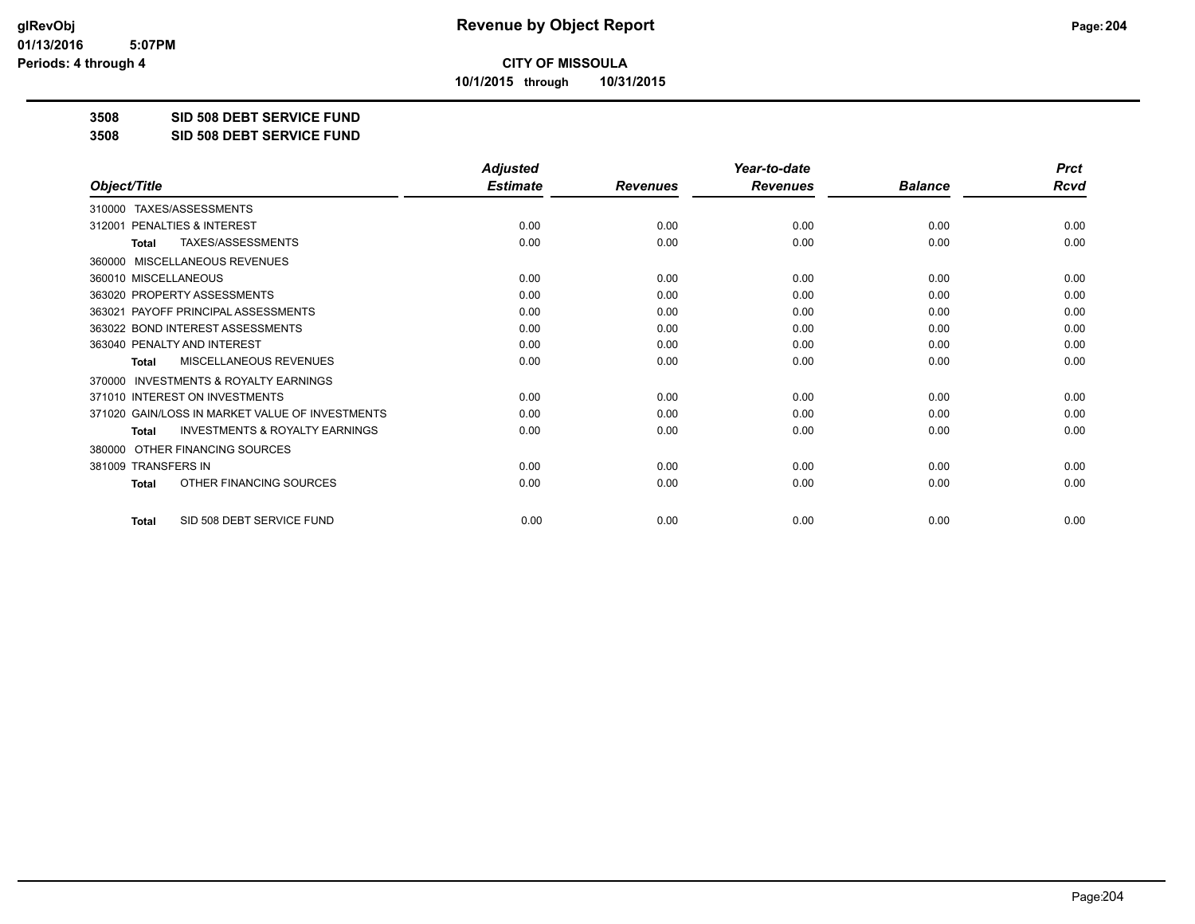# Revenue by Object Report

**CITY OF MISSOULA**

**10/1/2015 through 10/31/2015**

glRevObj
01/13/2016 5:07PM
Periods: 4 through 4

**3508 SID 508 DEBT SERVICE FUND**

**3508 SID 508 DEBT SERVICE FUND**

| Object/Title | Adjusted Estimate | Revenues | Year-to-date Revenues | Balance | Prct Rcvd |
|---|---|---|---|---|---|
| 310000 TAXES/ASSESSMENTS | | | | | |
| 312001 PENALTIES & INTEREST | 0.00 | 0.00 | 0.00 | 0.00 | 0.00 |
| **Total** TAXES/ASSESSMENTS | 0.00 | 0.00 | 0.00 | 0.00 | 0.00 |
| 360000 MISCELLANEOUS REVENUES | | | | | |
| 360010 MISCELLANEOUS | 0.00 | 0.00 | 0.00 | 0.00 | 0.00 |
| 363020 PROPERTY ASSESSMENTS | 0.00 | 0.00 | 0.00 | 0.00 | 0.00 |
| 363021 PAYOFF PRINCIPAL ASSESSMENTS | 0.00 | 0.00 | 0.00 | 0.00 | 0.00 |
| 363022 BOND INTEREST ASSESSMENTS | 0.00 | 0.00 | 0.00 | 0.00 | 0.00 |
| 363040 PENALTY AND INTEREST | 0.00 | 0.00 | 0.00 | 0.00 | 0.00 |
| **Total** MISCELLANEOUS REVENUES | 0.00 | 0.00 | 0.00 | 0.00 | 0.00 |
| 370000 INVESTMENTS & ROYALTY EARNINGS | | | | | |
| 371010 INTEREST ON INVESTMENTS | 0.00 | 0.00 | 0.00 | 0.00 | 0.00 |
| 371020 GAIN/LOSS IN MARKET VALUE OF INVESTMENTS | 0.00 | 0.00 | 0.00 | 0.00 | 0.00 |
| **Total** INVESTMENTS & ROYALTY EARNINGS | 0.00 | 0.00 | 0.00 | 0.00 | 0.00 |
| 380000 OTHER FINANCING SOURCES | | | | | |
| 381009 TRANSFERS IN | 0.00 | 0.00 | 0.00 | 0.00 | 0.00 |
| **Total** OTHER FINANCING SOURCES | 0.00 | 0.00 | 0.00 | 0.00 | 0.00 |
| **Total** SID 508 DEBT SERVICE FUND | 0.00 | 0.00 | 0.00 | 0.00 | 0.00 |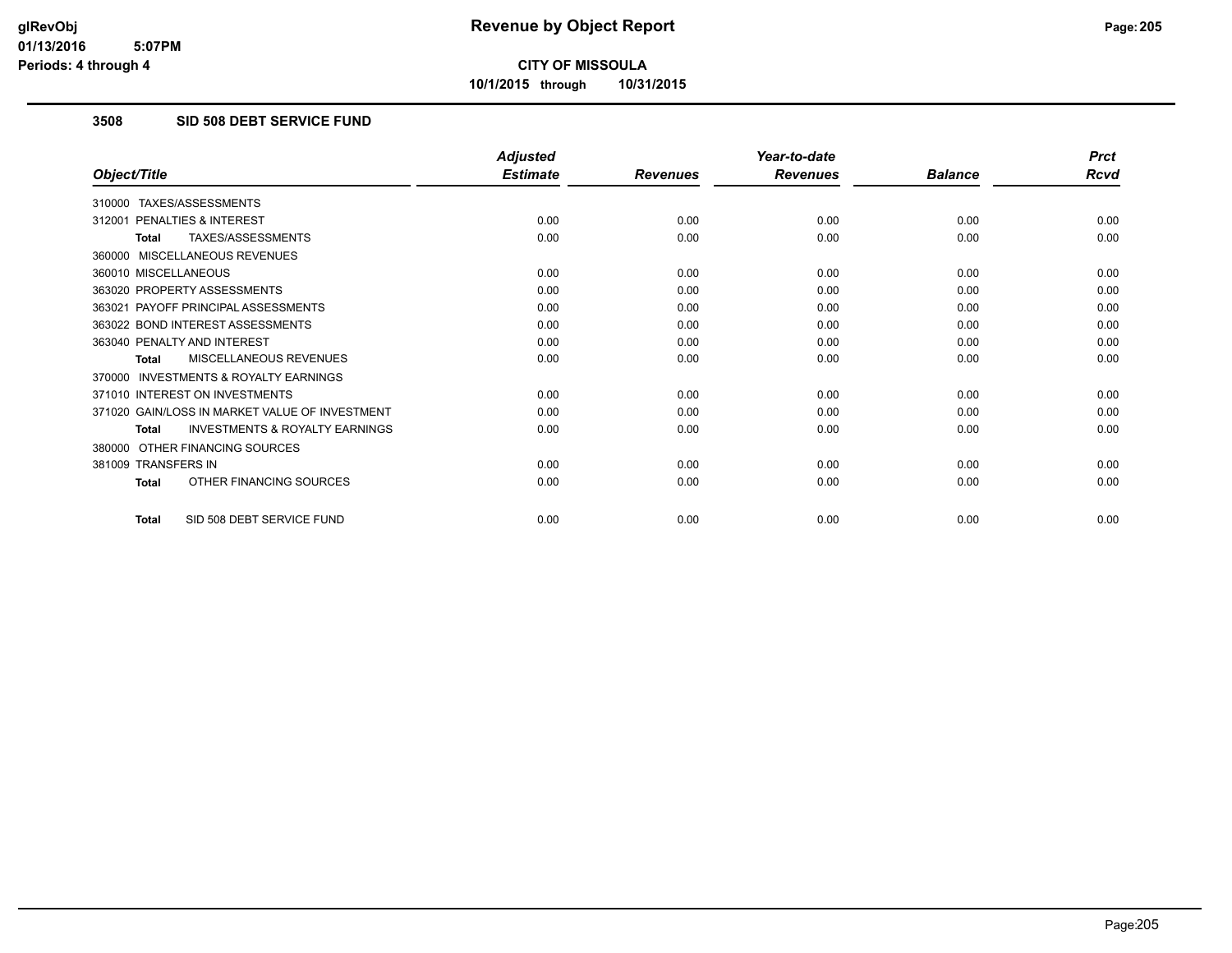# Revenue by Object Report

**CITY OF MISSOULA**

**10/1/2015 through 10/31/2015**

glRevObj
01/13/2016 5:07PM
Periods: 4 through 4

## 3508 SID 508 DEBT SERVICE FUND

| Object/Title | Adjusted Estimate | Revenues | Year-to-date Revenues | Balance | Prct Rcvd |
|---|---|---|---|---|---|
| 310000 TAXES/ASSESSMENTS | | | | | |
| 312001 PENALTIES & INTEREST | 0.00 | 0.00 | 0.00 | 0.00 | 0.00 |
| **Total** TAXES/ASSESSMENTS | 0.00 | 0.00 | 0.00 | 0.00 | 0.00 |
| 360000 MISCELLANEOUS REVENUES | | | | | |
| 360010 MISCELLANEOUS | 0.00 | 0.00 | 0.00 | 0.00 | 0.00 |
| 363020 PROPERTY ASSESSMENTS | 0.00 | 0.00 | 0.00 | 0.00 | 0.00 |
| 363021 PAYOFF PRINCIPAL ASSESSMENTS | 0.00 | 0.00 | 0.00 | 0.00 | 0.00 |
| 363022 BOND INTEREST ASSESSMENTS | 0.00 | 0.00 | 0.00 | 0.00 | 0.00 |
| 363040 PENALTY AND INTEREST | 0.00 | 0.00 | 0.00 | 0.00 | 0.00 |
| **Total** MISCELLANEOUS REVENUES | 0.00 | 0.00 | 0.00 | 0.00 | 0.00 |
| 370000 INVESTMENTS & ROYALTY EARNINGS | | | | | |
| 371010 INTEREST ON INVESTMENTS | 0.00 | 0.00 | 0.00 | 0.00 | 0.00 |
| 371020 GAIN/LOSS IN MARKET VALUE OF INVESTMENT | 0.00 | 0.00 | 0.00 | 0.00 | 0.00 |
| **Total** INVESTMENTS & ROYALTY EARNINGS | 0.00 | 0.00 | 0.00 | 0.00 | 0.00 |
| 380000 OTHER FINANCING SOURCES | | | | | |
| 381009 TRANSFERS IN | 0.00 | 0.00 | 0.00 | 0.00 | 0.00 |
| **Total** OTHER FINANCING SOURCES | 0.00 | 0.00 | 0.00 | 0.00 | 0.00 |
| **Total** SID 508 DEBT SERVICE FUND | 0.00 | 0.00 | 0.00 | 0.00 | 0.00 |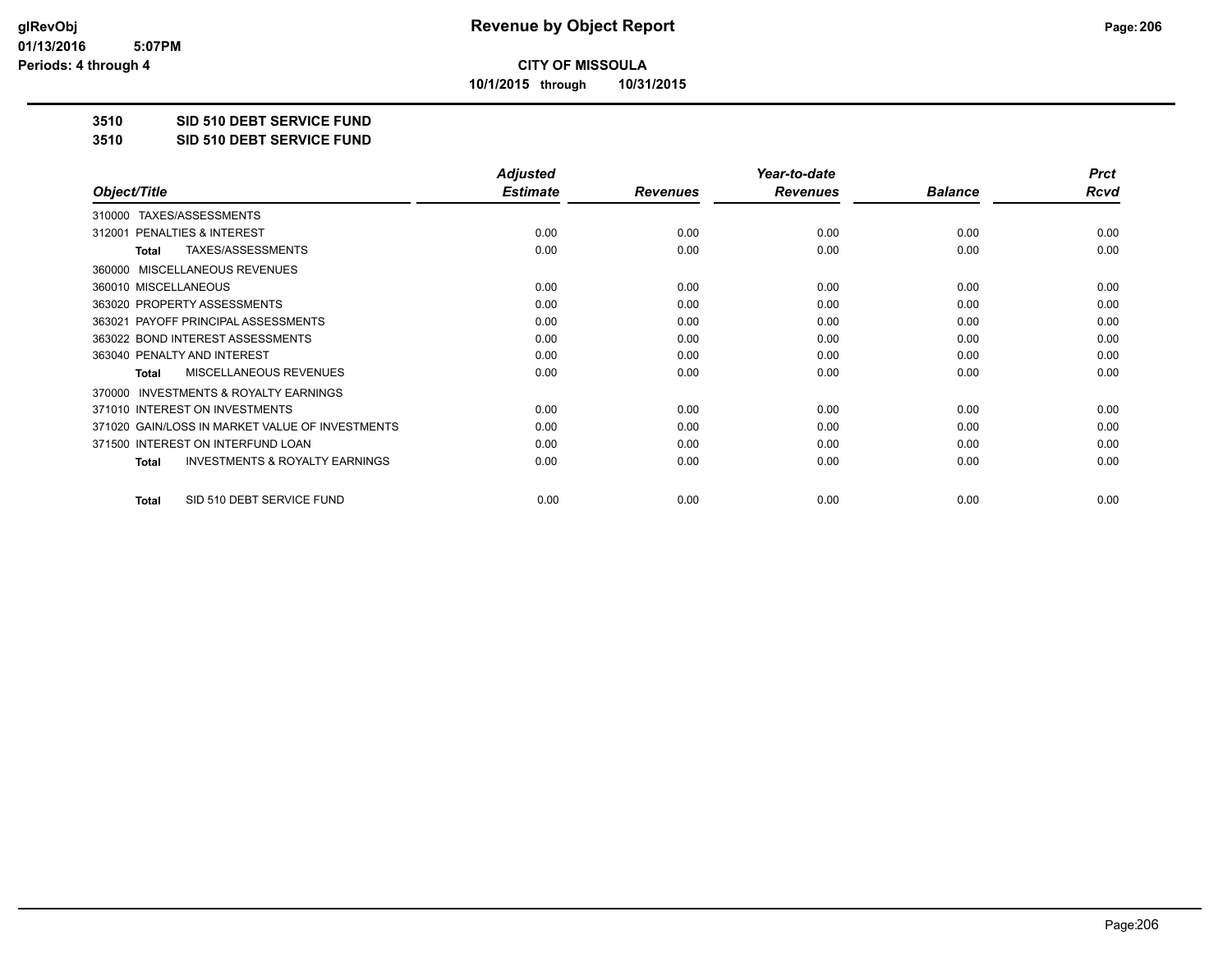# Revenue by Object Report

**CITY OF MISSOULA**

**10/1/2015 through 10/31/2015**

glRevObj
01/13/2016 5:07PM
Periods: 4 through 4

**3510 SID 510 DEBT SERVICE FUND**

**3510 SID 510 DEBT SERVICE FUND**

| Object/Title | Adjusted Estimate | Revenues | Year-to-date Revenues | Balance | Prct Rcvd |
|---|---|---|---|---|---|
| 310000 TAXES/ASSESSMENTS | | | | | |
| 312001 PENALTIES & INTEREST | 0.00 | 0.00 | 0.00 | 0.00 | 0.00 |
| **Total** TAXES/ASSESSMENTS | 0.00 | 0.00 | 0.00 | 0.00 | 0.00 |
| 360000 MISCELLANEOUS REVENUES | | | | | |
| 360010 MISCELLANEOUS | 0.00 | 0.00 | 0.00 | 0.00 | 0.00 |
| 363020 PROPERTY ASSESSMENTS | 0.00 | 0.00 | 0.00 | 0.00 | 0.00 |
| 363021 PAYOFF PRINCIPAL ASSESSMENTS | 0.00 | 0.00 | 0.00 | 0.00 | 0.00 |
| 363022 BOND INTEREST ASSESSMENTS | 0.00 | 0.00 | 0.00 | 0.00 | 0.00 |
| 363040 PENALTY AND INTEREST | 0.00 | 0.00 | 0.00 | 0.00 | 0.00 |
| **Total** MISCELLANEOUS REVENUES | 0.00 | 0.00 | 0.00 | 0.00 | 0.00 |
| 370000 INVESTMENTS & ROYALTY EARNINGS | | | | | |
| 371010 INTEREST ON INVESTMENTS | 0.00 | 0.00 | 0.00 | 0.00 | 0.00 |
| 371020 GAIN/LOSS IN MARKET VALUE OF INVESTMENTS | 0.00 | 0.00 | 0.00 | 0.00 | 0.00 |
| 371500 INTEREST ON INTERFUND LOAN | 0.00 | 0.00 | 0.00 | 0.00 | 0.00 |
| **Total** INVESTMENTS & ROYALTY EARNINGS | 0.00 | 0.00 | 0.00 | 0.00 | 0.00 |
| **Total** SID 510 DEBT SERVICE FUND | 0.00 | 0.00 | 0.00 | 0.00 | 0.00 |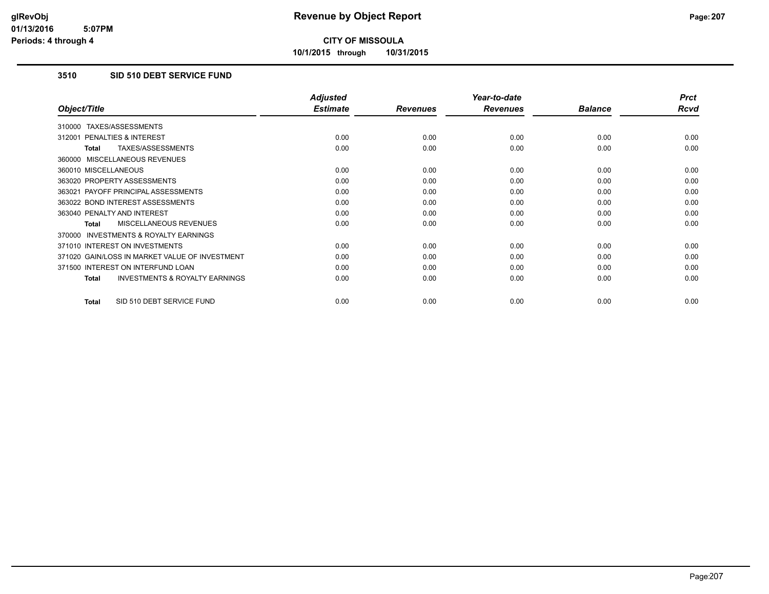**Revenue by Object Report**

**CITY OF MISSOULA**

**10/1/2015 through 10/31/2015**

glRevObj
01/13/2016 5:07PM
Periods: 4 through 4

### 3510 SID 510 DEBT SERVICE FUND

| Object/Title | Adjusted Estimate | Revenues | Year-to-date Revenues | Balance | Prct Rcvd |
|---|---|---|---|---|---|
| 310000 TAXES/ASSESSMENTS | | | | | |
| 312001 PENALTIES & INTEREST | 0.00 | 0.00 | 0.00 | 0.00 | 0.00 |
| **Total** TAXES/ASSESSMENTS | 0.00 | 0.00 | 0.00 | 0.00 | 0.00 |
| 360000 MISCELLANEOUS REVENUES | | | | | |
| 360010 MISCELLANEOUS | 0.00 | 0.00 | 0.00 | 0.00 | 0.00 |
| 363020 PROPERTY ASSESSMENTS | 0.00 | 0.00 | 0.00 | 0.00 | 0.00 |
| 363021 PAYOFF PRINCIPAL ASSESSMENTS | 0.00 | 0.00 | 0.00 | 0.00 | 0.00 |
| 363022 BOND INTEREST ASSESSMENTS | 0.00 | 0.00 | 0.00 | 0.00 | 0.00 |
| 363040 PENALTY AND INTEREST | 0.00 | 0.00 | 0.00 | 0.00 | 0.00 |
| **Total** MISCELLANEOUS REVENUES | 0.00 | 0.00 | 0.00 | 0.00 | 0.00 |
| 370000 INVESTMENTS & ROYALTY EARNINGS | | | | | |
| 371010 INTEREST ON INVESTMENTS | 0.00 | 0.00 | 0.00 | 0.00 | 0.00 |
| 371020 GAIN/LOSS IN MARKET VALUE OF INVESTMENT | 0.00 | 0.00 | 0.00 | 0.00 | 0.00 |
| 371500 INTEREST ON INTERFUND LOAN | 0.00 | 0.00 | 0.00 | 0.00 | 0.00 |
| **Total** INVESTMENTS & ROYALTY EARNINGS | 0.00 | 0.00 | 0.00 | 0.00 | 0.00 |
| **Total** SID 510 DEBT SERVICE FUND | 0.00 | 0.00 | 0.00 | 0.00 | 0.00 |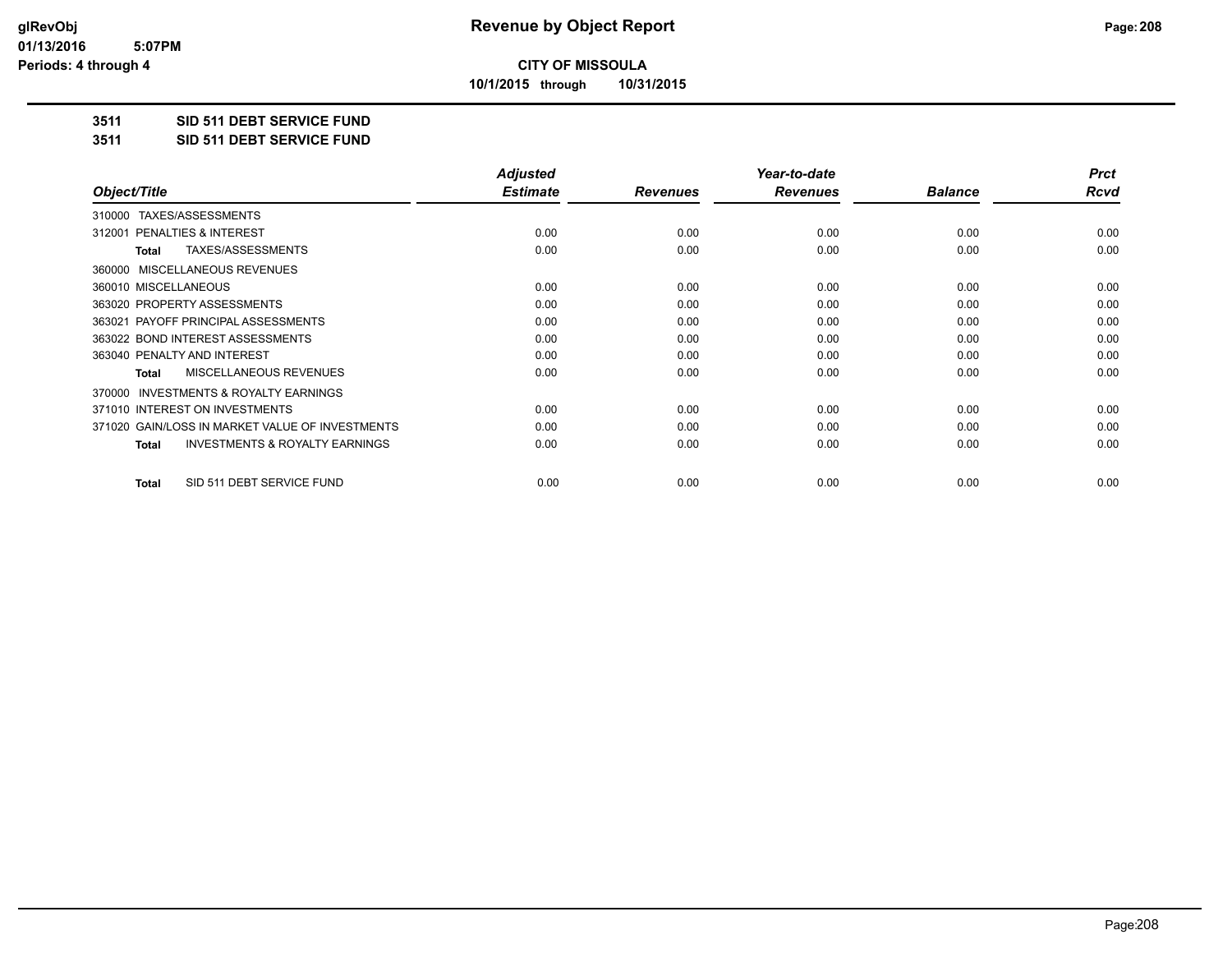# Revenue by Object Report

**CITY OF MISSOULA**

**10/1/2015 through 10/31/2015**

glRevObj
01/13/2016 5:07PM
Periods: 4 through 4

**3511 SID 511 DEBT SERVICE FUND**

**3511 SID 511 DEBT SERVICE FUND**

| Object/Title | Adjusted Estimate | Revenues | Year-to-date Revenues | Balance | Prct Rcvd |
|---|---|---|---|---|---|
| 310000 TAXES/ASSESSMENTS | | | | | |
| 312001 PENALTIES & INTEREST | 0.00 | 0.00 | 0.00 | 0.00 | 0.00 |
| **Total** TAXES/ASSESSMENTS | 0.00 | 0.00 | 0.00 | 0.00 | 0.00 |
| 360000 MISCELLANEOUS REVENUES | | | | | |
| 360010 MISCELLANEOUS | 0.00 | 0.00 | 0.00 | 0.00 | 0.00 |
| 363020 PROPERTY ASSESSMENTS | 0.00 | 0.00 | 0.00 | 0.00 | 0.00 |
| 363021 PAYOFF PRINCIPAL ASSESSMENTS | 0.00 | 0.00 | 0.00 | 0.00 | 0.00 |
| 363022 BOND INTEREST ASSESSMENTS | 0.00 | 0.00 | 0.00 | 0.00 | 0.00 |
| 363040 PENALTY AND INTEREST | 0.00 | 0.00 | 0.00 | 0.00 | 0.00 |
| **Total** MISCELLANEOUS REVENUES | 0.00 | 0.00 | 0.00 | 0.00 | 0.00 |
| 370000 INVESTMENTS & ROYALTY EARNINGS | | | | | |
| 371010 INTEREST ON INVESTMENTS | 0.00 | 0.00 | 0.00 | 0.00 | 0.00 |
| 371020 GAIN/LOSS IN MARKET VALUE OF INVESTMENTS | 0.00 | 0.00 | 0.00 | 0.00 | 0.00 |
| **Total** INVESTMENTS & ROYALTY EARNINGS | 0.00 | 0.00 | 0.00 | 0.00 | 0.00 |
| **Total** SID 511 DEBT SERVICE FUND | 0.00 | 0.00 | 0.00 | 0.00 | 0.00 |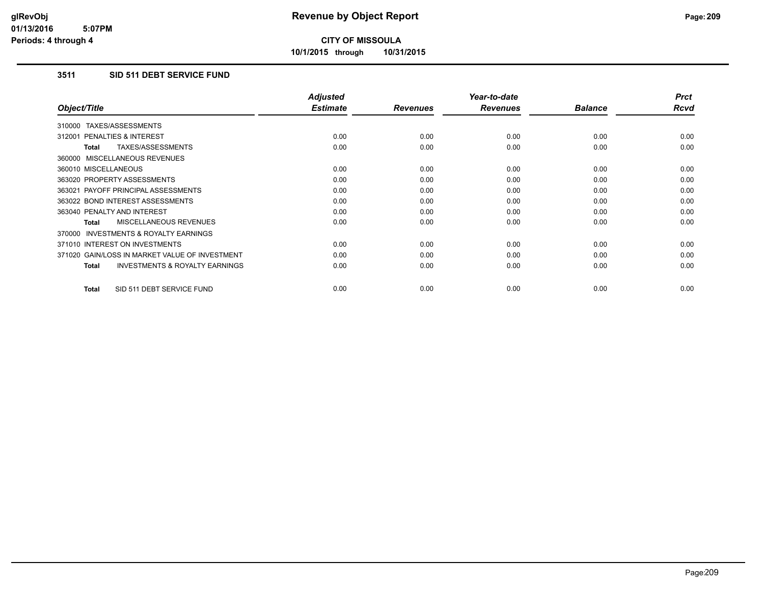# Revenue by Object Report

**CITY OF MISSOULA**

**10/1/2015 through 10/31/2015**

glRevObj
01/13/2016 5:07PM
Periods: 4 through 4

## 3511 SID 511 DEBT SERVICE FUND

| Object/Title | Adjusted Estimate | Revenues | Year-to-date Revenues | Balance | Prct Rcvd |
|---|---|---|---|---|---|
| 310000 TAXES/ASSESSMENTS | | | | | |
| 312001 PENALTIES & INTEREST | 0.00 | 0.00 | 0.00 | 0.00 | 0.00 |
| **Total** TAXES/ASSESSMENTS | 0.00 | 0.00 | 0.00 | 0.00 | 0.00 |
| 360000 MISCELLANEOUS REVENUES | | | | | |
| 360010 MISCELLANEOUS | 0.00 | 0.00 | 0.00 | 0.00 | 0.00 |
| 363020 PROPERTY ASSESSMENTS | 0.00 | 0.00 | 0.00 | 0.00 | 0.00 |
| 363021 PAYOFF PRINCIPAL ASSESSMENTS | 0.00 | 0.00 | 0.00 | 0.00 | 0.00 |
| 363022 BOND INTEREST ASSESSMENTS | 0.00 | 0.00 | 0.00 | 0.00 | 0.00 |
| 363040 PENALTY AND INTEREST | 0.00 | 0.00 | 0.00 | 0.00 | 0.00 |
| **Total** MISCELLANEOUS REVENUES | 0.00 | 0.00 | 0.00 | 0.00 | 0.00 |
| 370000 INVESTMENTS & ROYALTY EARNINGS | | | | | |
| 371010 INTEREST ON INVESTMENTS | 0.00 | 0.00 | 0.00 | 0.00 | 0.00 |
| 371020 GAIN/LOSS IN MARKET VALUE OF INVESTMENT | 0.00 | 0.00 | 0.00 | 0.00 | 0.00 |
| **Total** INVESTMENTS & ROYALTY EARNINGS | 0.00 | 0.00 | 0.00 | 0.00 | 0.00 |
| **Total** SID 511 DEBT SERVICE FUND | 0.00 | 0.00 | 0.00 | 0.00 | 0.00 |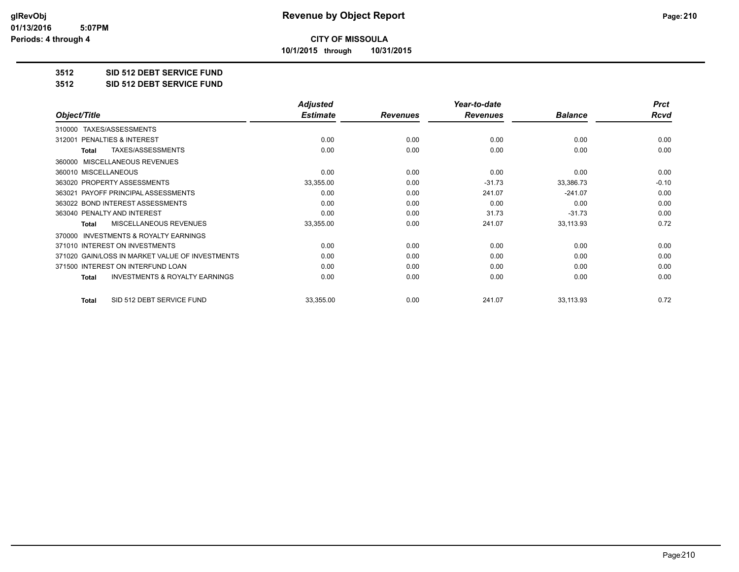**CITY OF MISSOULA**

**10/1/2015 through 10/31/2015**

# 3512 SID 512 DEBT SERVICE FUND

## 3512 SID 512 DEBT SERVICE FUND

| Object/Title | Adjusted Estimate | Revenues | Year-to-date Revenues | Balance | Prct Rcvd |
|---|---|---|---|---|---|
| 310000 TAXES/ASSESSMENTS | | | | | |
| 312001 PENALTIES & INTEREST | 0.00 | 0.00 | 0.00 | 0.00 | 0.00 |
| Total TAXES/ASSESSMENTS | 0.00 | 0.00 | 0.00 | 0.00 | 0.00 |
| 360000 MISCELLANEOUS REVENUES | | | | | |
| 360010 MISCELLANEOUS | 0.00 | 0.00 | 0.00 | 0.00 | 0.00 |
| 363020 PROPERTY ASSESSMENTS | 33,355.00 | 0.00 | -31.73 | 33,386.73 | -0.10 |
| 363021 PAYOFF PRINCIPAL ASSESSMENTS | 0.00 | 0.00 | 241.07 | -241.07 | 0.00 |
| 363022 BOND INTEREST ASSESSMENTS | 0.00 | 0.00 | 0.00 | 0.00 | 0.00 |
| 363040 PENALTY AND INTEREST | 0.00 | 0.00 | 31.73 | -31.73 | 0.00 |
| Total MISCELLANEOUS REVENUES | 33,355.00 | 0.00 | 241.07 | 33,113.93 | 0.72 |
| 370000 INVESTMENTS & ROYALTY EARNINGS | | | | | |
| 371010 INTEREST ON INVESTMENTS | 0.00 | 0.00 | 0.00 | 0.00 | 0.00 |
| 371020 GAIN/LOSS IN MARKET VALUE OF INVESTMENTS | 0.00 | 0.00 | 0.00 | 0.00 | 0.00 |
| 371500 INTEREST ON INTERFUND LOAN | 0.00 | 0.00 | 0.00 | 0.00 | 0.00 |
| Total INVESTMENTS & ROYALTY EARNINGS | 0.00 | 0.00 | 0.00 | 0.00 | 0.00 |
| Total SID 512 DEBT SERVICE FUND | 33,355.00 | 0.00 | 241.07 | 33,113.93 | 0.72 |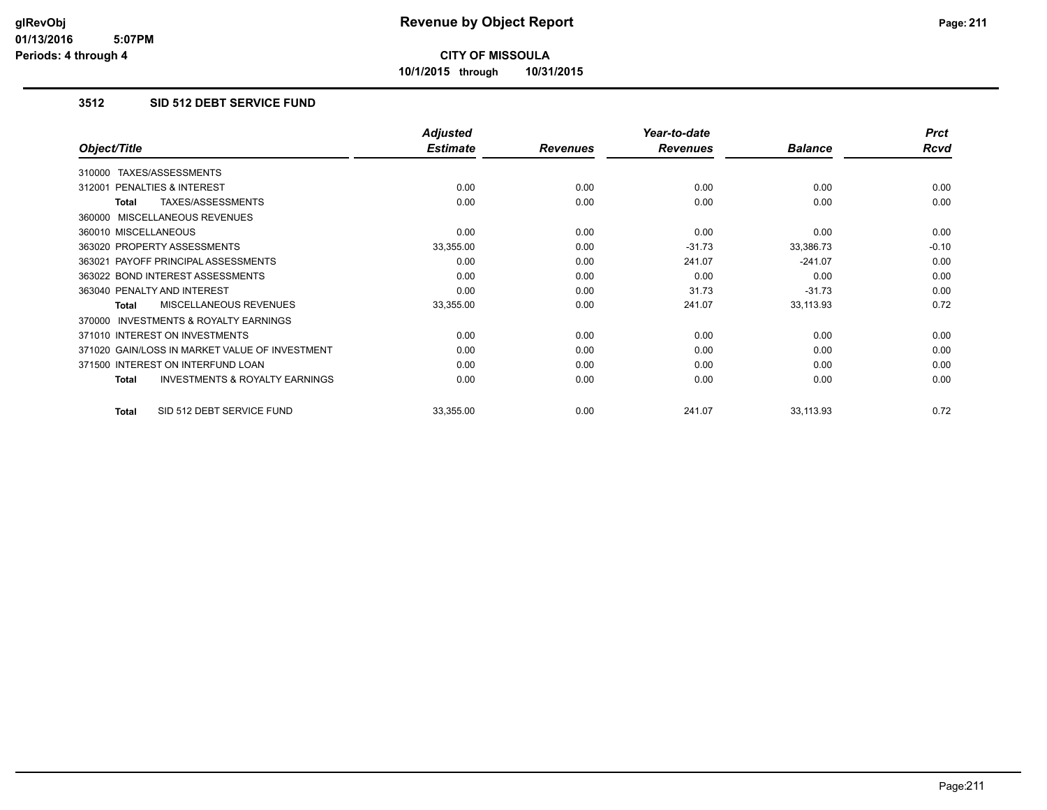# Revenue by Object Report

**CITY OF MISSOULA**

**10/1/2015 through 10/31/2015**

glRevObj
01/13/2016 5:07PM
Periods: 4 through 4

### 3512 SID 512 DEBT SERVICE FUND

| Object/Title | Adjusted Estimate | Revenues | Year-to-date Revenues | Balance | Prct Rcvd |
|---|---|---|---|---|---|
| 310000 TAXES/ASSESSMENTS | | | | | |
| 312001 PENALTIES & INTEREST | 0.00 | 0.00 | 0.00 | 0.00 | 0.00 |
| **Total** TAXES/ASSESSMENTS | 0.00 | 0.00 | 0.00 | 0.00 | 0.00 |
| 360000 MISCELLANEOUS REVENUES | | | | | |
| 360010 MISCELLANEOUS | 0.00 | 0.00 | 0.00 | 0.00 | 0.00 |
| 363020 PROPERTY ASSESSMENTS | 33,355.00 | 0.00 | -31.73 | 33,386.73 | -0.10 |
| 363021 PAYOFF PRINCIPAL ASSESSMENTS | 0.00 | 0.00 | 241.07 | -241.07 | 0.00 |
| 363022 BOND INTEREST ASSESSMENTS | 0.00 | 0.00 | 0.00 | 0.00 | 0.00 |
| 363040 PENALTY AND INTEREST | 0.00 | 0.00 | 31.73 | -31.73 | 0.00 |
| **Total** MISCELLANEOUS REVENUES | 33,355.00 | 0.00 | 241.07 | 33,113.93 | 0.72 |
| 370000 INVESTMENTS & ROYALTY EARNINGS | | | | | |
| 371010 INTEREST ON INVESTMENTS | 0.00 | 0.00 | 0.00 | 0.00 | 0.00 |
| 371020 GAIN/LOSS IN MARKET VALUE OF INVESTMENT | 0.00 | 0.00 | 0.00 | 0.00 | 0.00 |
| 371500 INTEREST ON INTERFUND LOAN | 0.00 | 0.00 | 0.00 | 0.00 | 0.00 |
| **Total** INVESTMENTS & ROYALTY EARNINGS | 0.00 | 0.00 | 0.00 | 0.00 | 0.00 |
| **Total** SID 512 DEBT SERVICE FUND | 33,355.00 | 0.00 | 241.07 | 33,113.93 | 0.72 |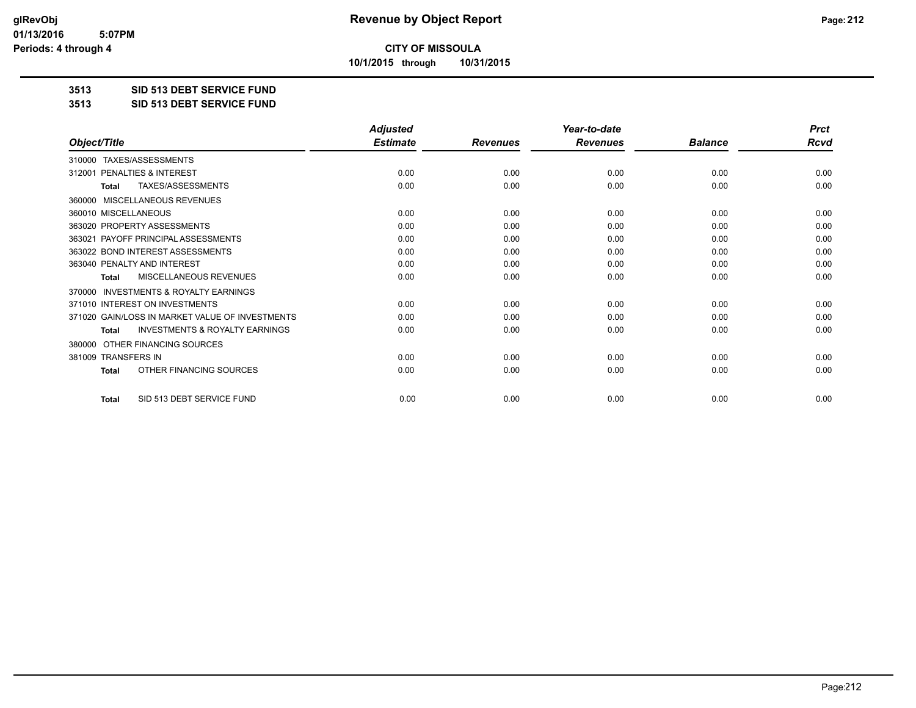# Revenue by Object Report

**CITY OF MISSOULA**

**10/1/2015 through 10/31/2015**

glRevObj
01/13/2016 5:07PM
Periods: 4 through 4

## 3513 SID 513 DEBT SERVICE FUND

## 3513 SID 513 DEBT SERVICE FUND

| Object/Title | Adjusted Estimate | Revenues | Year-to-date Revenues | Balance | Prct Rcvd |
|---|---|---|---|---|---|
| 310000 TAXES/ASSESSMENTS | | | | | |
| 312001 PENALTIES & INTEREST | 0.00 | 0.00 | 0.00 | 0.00 | 0.00 |
| **Total** TAXES/ASSESSMENTS | 0.00 | 0.00 | 0.00 | 0.00 | 0.00 |
| 360000 MISCELLANEOUS REVENUES | | | | | |
| 360010 MISCELLANEOUS | 0.00 | 0.00 | 0.00 | 0.00 | 0.00 |
| 363020 PROPERTY ASSESSMENTS | 0.00 | 0.00 | 0.00 | 0.00 | 0.00 |
| 363021 PAYOFF PRINCIPAL ASSESSMENTS | 0.00 | 0.00 | 0.00 | 0.00 | 0.00 |
| 363022 BOND INTEREST ASSESSMENTS | 0.00 | 0.00 | 0.00 | 0.00 | 0.00 |
| 363040 PENALTY AND INTEREST | 0.00 | 0.00 | 0.00 | 0.00 | 0.00 |
| **Total** MISCELLANEOUS REVENUES | 0.00 | 0.00 | 0.00 | 0.00 | 0.00 |
| 370000 INVESTMENTS & ROYALTY EARNINGS | | | | | |
| 371010 INTEREST ON INVESTMENTS | 0.00 | 0.00 | 0.00 | 0.00 | 0.00 |
| 371020 GAIN/LOSS IN MARKET VALUE OF INVESTMENTS | 0.00 | 0.00 | 0.00 | 0.00 | 0.00 |
| **Total** INVESTMENTS & ROYALTY EARNINGS | 0.00 | 0.00 | 0.00 | 0.00 | 0.00 |
| 380000 OTHER FINANCING SOURCES | | | | | |
| 381009 TRANSFERS IN | 0.00 | 0.00 | 0.00 | 0.00 | 0.00 |
| **Total** OTHER FINANCING SOURCES | 0.00 | 0.00 | 0.00 | 0.00 | 0.00 |
| **Total** SID 513 DEBT SERVICE FUND | 0.00 | 0.00 | 0.00 | 0.00 | 0.00 |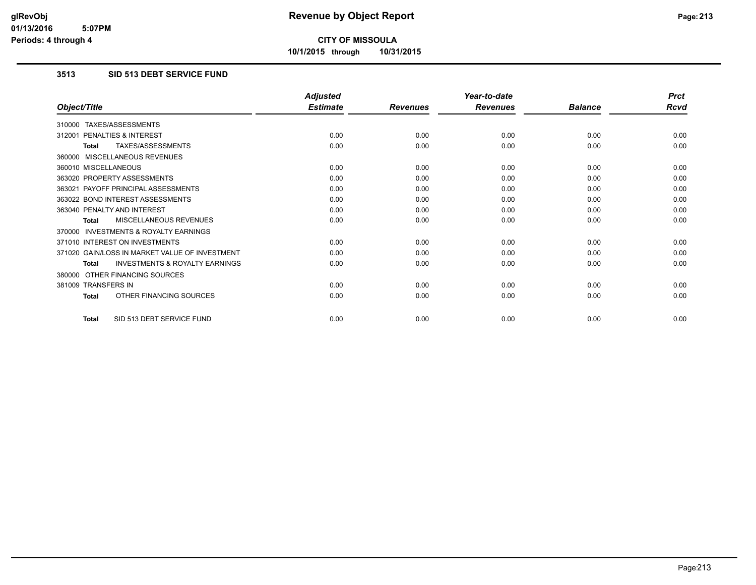# Revenue by Object Report

**CITY OF MISSOULA**

**10/1/2015 through 10/31/2015**

glRevObj
01/13/2016 5:07PM
Periods: 4 through 4

### 3513 SID 513 DEBT SERVICE FUND

| Object/Title | Adjusted Estimate | Revenues | Year-to-date Revenues | Balance | Prct Rcvd |
|---|---|---|---|---|---|
| 310000 TAXES/ASSESSMENTS | | | | | |
| 312001 PENALTIES & INTEREST | 0.00 | 0.00 | 0.00 | 0.00 | 0.00 |
| **Total** TAXES/ASSESSMENTS | 0.00 | 0.00 | 0.00 | 0.00 | 0.00 |
| 360000 MISCELLANEOUS REVENUES | | | | | |
| 360010 MISCELLANEOUS | 0.00 | 0.00 | 0.00 | 0.00 | 0.00 |
| 363020 PROPERTY ASSESSMENTS | 0.00 | 0.00 | 0.00 | 0.00 | 0.00 |
| 363021 PAYOFF PRINCIPAL ASSESSMENTS | 0.00 | 0.00 | 0.00 | 0.00 | 0.00 |
| 363022 BOND INTEREST ASSESSMENTS | 0.00 | 0.00 | 0.00 | 0.00 | 0.00 |
| 363040 PENALTY AND INTEREST | 0.00 | 0.00 | 0.00 | 0.00 | 0.00 |
| **Total** MISCELLANEOUS REVENUES | 0.00 | 0.00 | 0.00 | 0.00 | 0.00 |
| 370000 INVESTMENTS & ROYALTY EARNINGS | | | | | |
| 371010 INTEREST ON INVESTMENTS | 0.00 | 0.00 | 0.00 | 0.00 | 0.00 |
| 371020 GAIN/LOSS IN MARKET VALUE OF INVESTMENT | 0.00 | 0.00 | 0.00 | 0.00 | 0.00 |
| **Total** INVESTMENTS & ROYALTY EARNINGS | 0.00 | 0.00 | 0.00 | 0.00 | 0.00 |
| 380000 OTHER FINANCING SOURCES | | | | | |
| 381009 TRANSFERS IN | 0.00 | 0.00 | 0.00 | 0.00 | 0.00 |
| **Total** OTHER FINANCING SOURCES | 0.00 | 0.00 | 0.00 | 0.00 | 0.00 |
| **Total** SID 513 DEBT SERVICE FUND | 0.00 | 0.00 | 0.00 | 0.00 | 0.00 |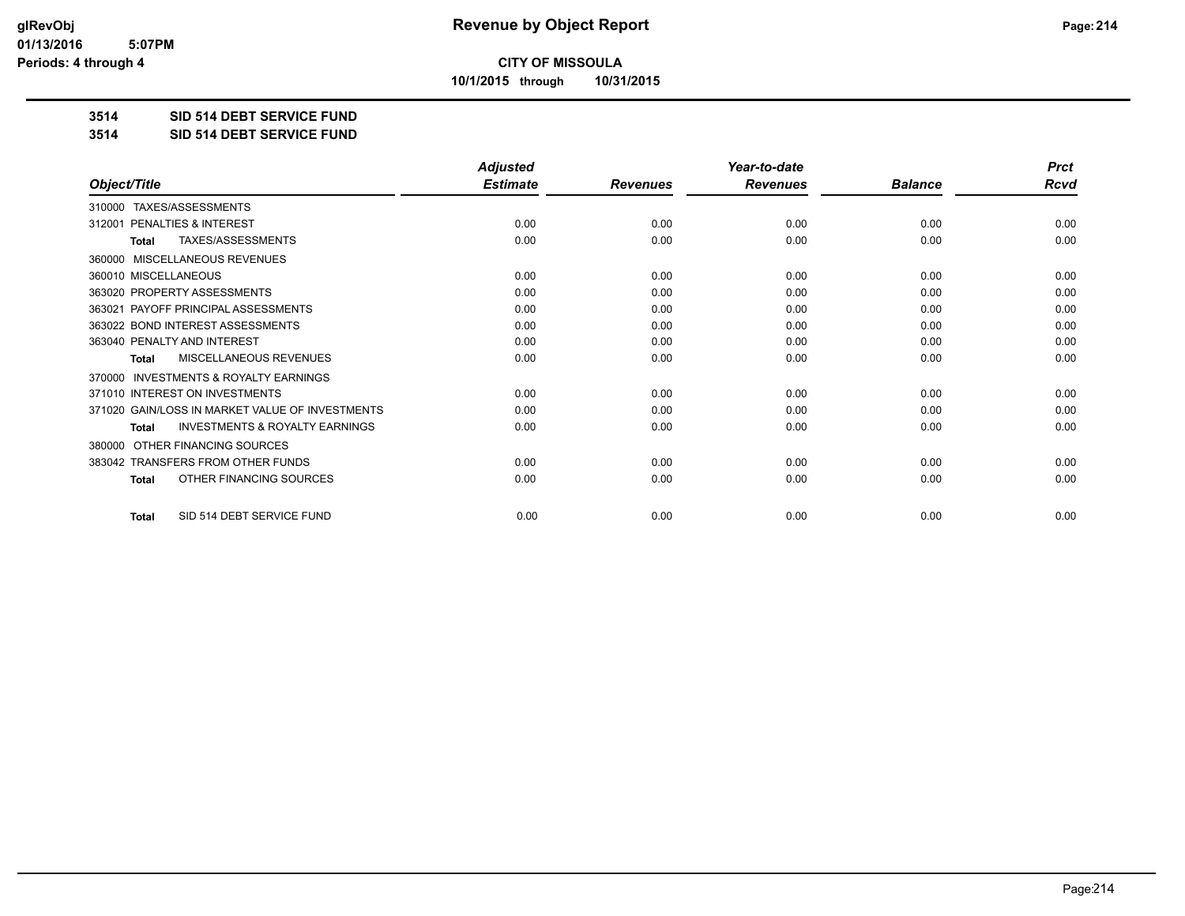# Revenue by Object Report

**CITY OF MISSOULA**

**10/1/2015 through 10/31/2015**

glRevObj
01/13/2016 5:07PM
Periods: 4 through 4

## 3514 SID 514 DEBT SERVICE FUND

## 3514 SID 514 DEBT SERVICE FUND

| Object/Title | Adjusted Estimate | Revenues | Year-to-date Revenues | Balance | Prct Rcvd |
|---|---|---|---|---|---|
| 310000 TAXES/ASSESSMENTS | | | | | |
| 312001 PENALTIES & INTEREST | 0.00 | 0.00 | 0.00 | 0.00 | 0.00 |
| **Total** TAXES/ASSESSMENTS | 0.00 | 0.00 | 0.00 | 0.00 | 0.00 |
| 360000 MISCELLANEOUS REVENUES | | | | | |
| 360010 MISCELLANEOUS | 0.00 | 0.00 | 0.00 | 0.00 | 0.00 |
| 363020 PROPERTY ASSESSMENTS | 0.00 | 0.00 | 0.00 | 0.00 | 0.00 |
| 363021 PAYOFF PRINCIPAL ASSESSMENTS | 0.00 | 0.00 | 0.00 | 0.00 | 0.00 |
| 363022 BOND INTEREST ASSESSMENTS | 0.00 | 0.00 | 0.00 | 0.00 | 0.00 |
| 363040 PENALTY AND INTEREST | 0.00 | 0.00 | 0.00 | 0.00 | 0.00 |
| **Total** MISCELLANEOUS REVENUES | 0.00 | 0.00 | 0.00 | 0.00 | 0.00 |
| 370000 INVESTMENTS & ROYALTY EARNINGS | | | | | |
| 371010 INTEREST ON INVESTMENTS | 0.00 | 0.00 | 0.00 | 0.00 | 0.00 |
| 371020 GAIN/LOSS IN MARKET VALUE OF INVESTMENTS | 0.00 | 0.00 | 0.00 | 0.00 | 0.00 |
| **Total** INVESTMENTS & ROYALTY EARNINGS | 0.00 | 0.00 | 0.00 | 0.00 | 0.00 |
| 380000 OTHER FINANCING SOURCES | | | | | |
| 383042 TRANSFERS FROM OTHER FUNDS | 0.00 | 0.00 | 0.00 | 0.00 | 0.00 |
| **Total** OTHER FINANCING SOURCES | 0.00 | 0.00 | 0.00 | 0.00 | 0.00 |
| **Total** SID 514 DEBT SERVICE FUND | 0.00 | 0.00 | 0.00 | 0.00 | 0.00 |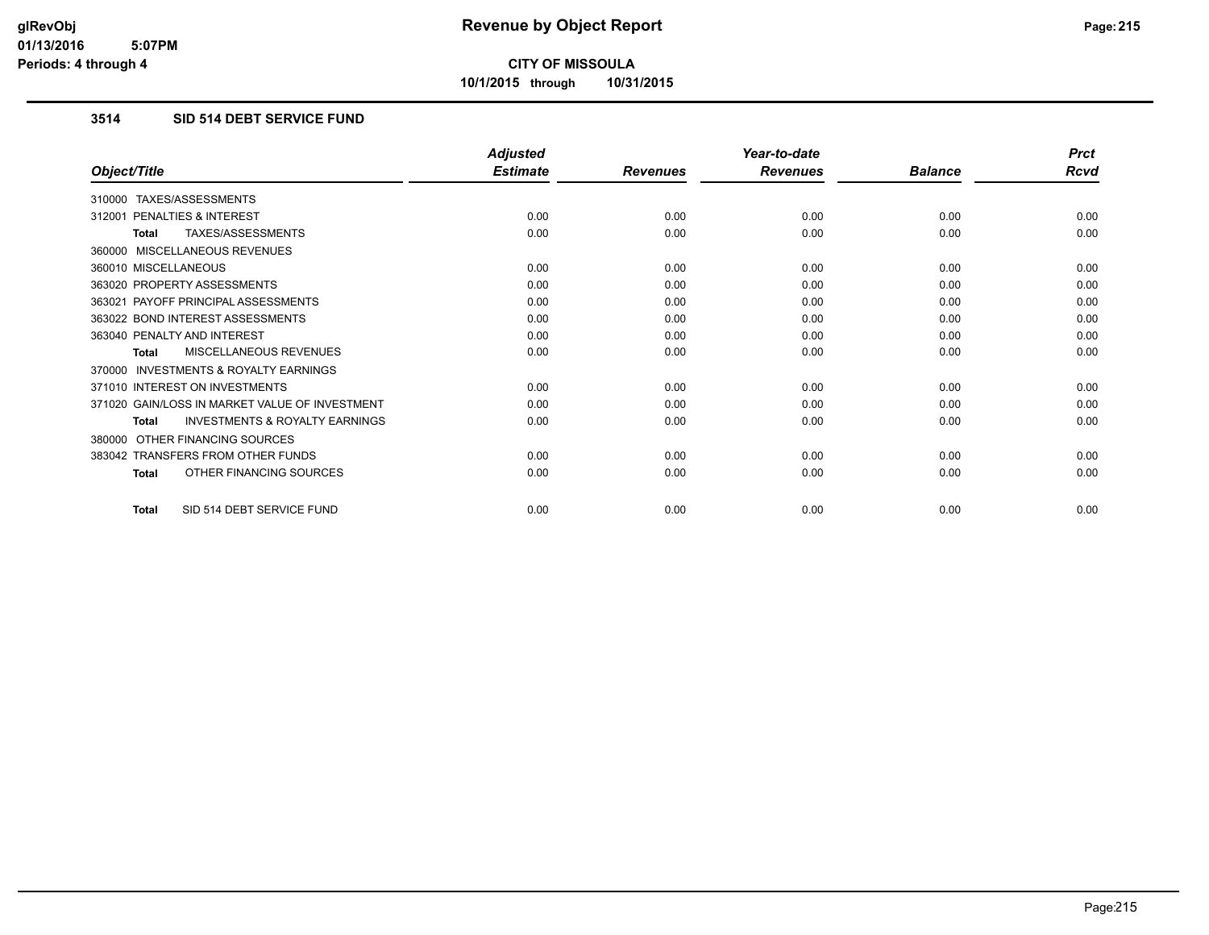# Revenue by Object Report

**CITY OF MISSOULA**

**10/1/2015 through 10/31/2015**

glRevObj
01/13/2016 5:07PM
Periods: 4 through 4

### 3514 SID 514 DEBT SERVICE FUND

| Object/Title | Adjusted Estimate | Revenues | Year-to-date Revenues | Balance | Prct Rcvd |
|---|---|---|---|---|---|
| 310000 TAXES/ASSESSMENTS | | | | | |
| 312001 PENALTIES & INTEREST | 0.00 | 0.00 | 0.00 | 0.00 | 0.00 |
| **Total** TAXES/ASSESSMENTS | 0.00 | 0.00 | 0.00 | 0.00 | 0.00 |
| 360000 MISCELLANEOUS REVENUES | | | | | |
| 360010 MISCELLANEOUS | 0.00 | 0.00 | 0.00 | 0.00 | 0.00 |
| 363020 PROPERTY ASSESSMENTS | 0.00 | 0.00 | 0.00 | 0.00 | 0.00 |
| 363021 PAYOFF PRINCIPAL ASSESSMENTS | 0.00 | 0.00 | 0.00 | 0.00 | 0.00 |
| 363022 BOND INTEREST ASSESSMENTS | 0.00 | 0.00 | 0.00 | 0.00 | 0.00 |
| 363040 PENALTY AND INTEREST | 0.00 | 0.00 | 0.00 | 0.00 | 0.00 |
| **Total** MISCELLANEOUS REVENUES | 0.00 | 0.00 | 0.00 | 0.00 | 0.00 |
| 370000 INVESTMENTS & ROYALTY EARNINGS | | | | | |
| 371010 INTEREST ON INVESTMENTS | 0.00 | 0.00 | 0.00 | 0.00 | 0.00 |
| 371020 GAIN/LOSS IN MARKET VALUE OF INVESTMENT | 0.00 | 0.00 | 0.00 | 0.00 | 0.00 |
| **Total** INVESTMENTS & ROYALTY EARNINGS | 0.00 | 0.00 | 0.00 | 0.00 | 0.00 |
| 380000 OTHER FINANCING SOURCES | | | | | |
| 383042 TRANSFERS FROM OTHER FUNDS | 0.00 | 0.00 | 0.00 | 0.00 | 0.00 |
| **Total** OTHER FINANCING SOURCES | 0.00 | 0.00 | 0.00 | 0.00 | 0.00 |
| **Total** SID 514 DEBT SERVICE FUND | 0.00 | 0.00 | 0.00 | 0.00 | 0.00 |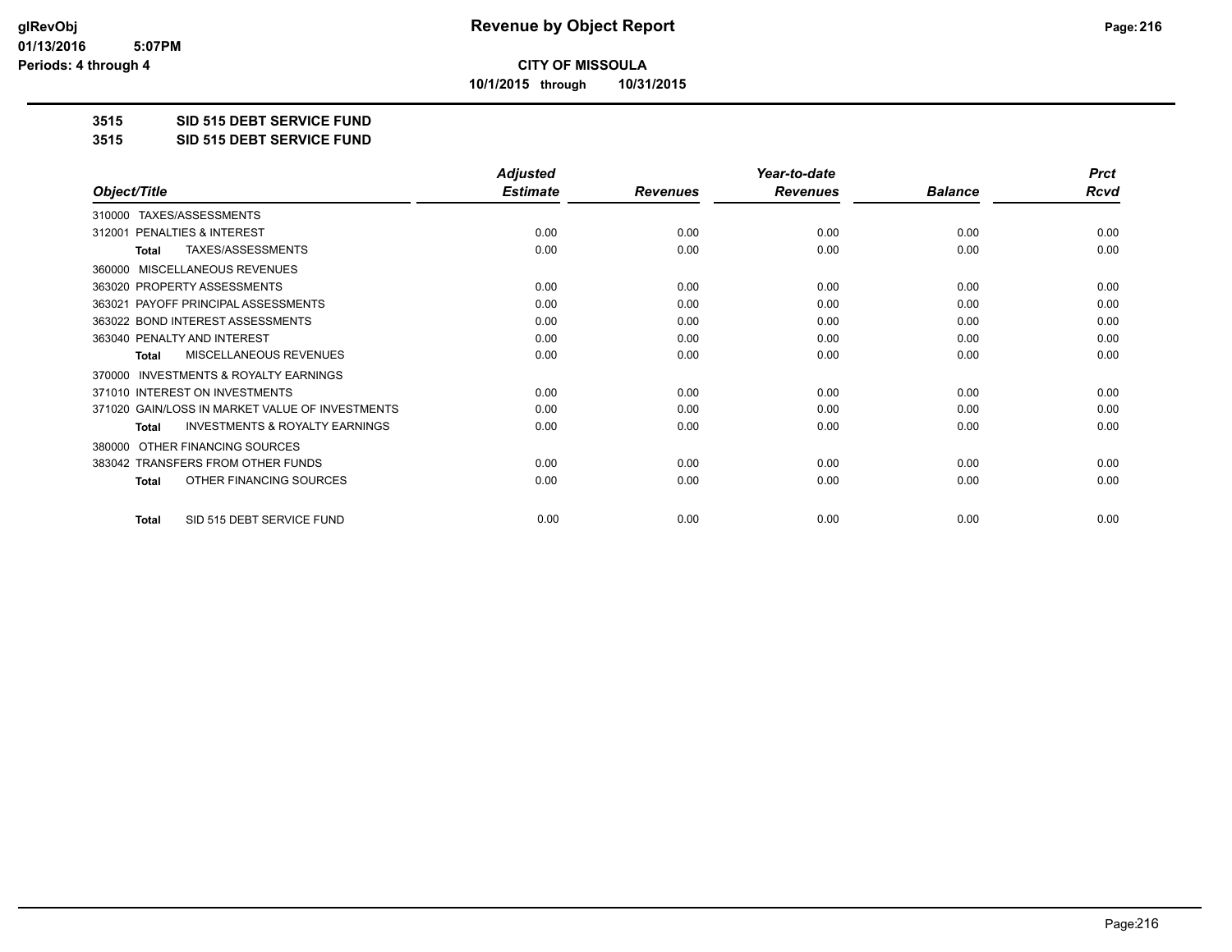glRevObj
01/13/2016 5:07PM
Periods: 4 through 4

# Revenue by Object Report

**CITY OF MISSOULA**

**10/1/2015 through 10/31/2015**

**3515 SID 515 DEBT SERVICE FUND**

**3515 SID 515 DEBT SERVICE FUND**

| Object/Title | Adjusted Estimate | Revenues | Year-to-date Revenues | Balance | Prct Rcvd |
|---|---|---|---|---|---|
| 310000 TAXES/ASSESSMENTS | | | | | |
| 312001 PENALTIES & INTEREST | 0.00 | 0.00 | 0.00 | 0.00 | 0.00 |
| **Total** TAXES/ASSESSMENTS | 0.00 | 0.00 | 0.00 | 0.00 | 0.00 |
| 360000 MISCELLANEOUS REVENUES | | | | | |
| 363020 PROPERTY ASSESSMENTS | 0.00 | 0.00 | 0.00 | 0.00 | 0.00 |
| 363021 PAYOFF PRINCIPAL ASSESSMENTS | 0.00 | 0.00 | 0.00 | 0.00 | 0.00 |
| 363022 BOND INTEREST ASSESSMENTS | 0.00 | 0.00 | 0.00 | 0.00 | 0.00 |
| 363040 PENALTY AND INTEREST | 0.00 | 0.00 | 0.00 | 0.00 | 0.00 |
| **Total** MISCELLANEOUS REVENUES | 0.00 | 0.00 | 0.00 | 0.00 | 0.00 |
| 370000 INVESTMENTS & ROYALTY EARNINGS | | | | | |
| 371010 INTEREST ON INVESTMENTS | 0.00 | 0.00 | 0.00 | 0.00 | 0.00 |
| 371020 GAIN/LOSS IN MARKET VALUE OF INVESTMENTS | 0.00 | 0.00 | 0.00 | 0.00 | 0.00 |
| **Total** INVESTMENTS & ROYALTY EARNINGS | 0.00 | 0.00 | 0.00 | 0.00 | 0.00 |
| 380000 OTHER FINANCING SOURCES | | | | | |
| 383042 TRANSFERS FROM OTHER FUNDS | 0.00 | 0.00 | 0.00 | 0.00 | 0.00 |
| **Total** OTHER FINANCING SOURCES | 0.00 | 0.00 | 0.00 | 0.00 | 0.00 |
| **Total** SID 515 DEBT SERVICE FUND | 0.00 | 0.00 | 0.00 | 0.00 | 0.00 |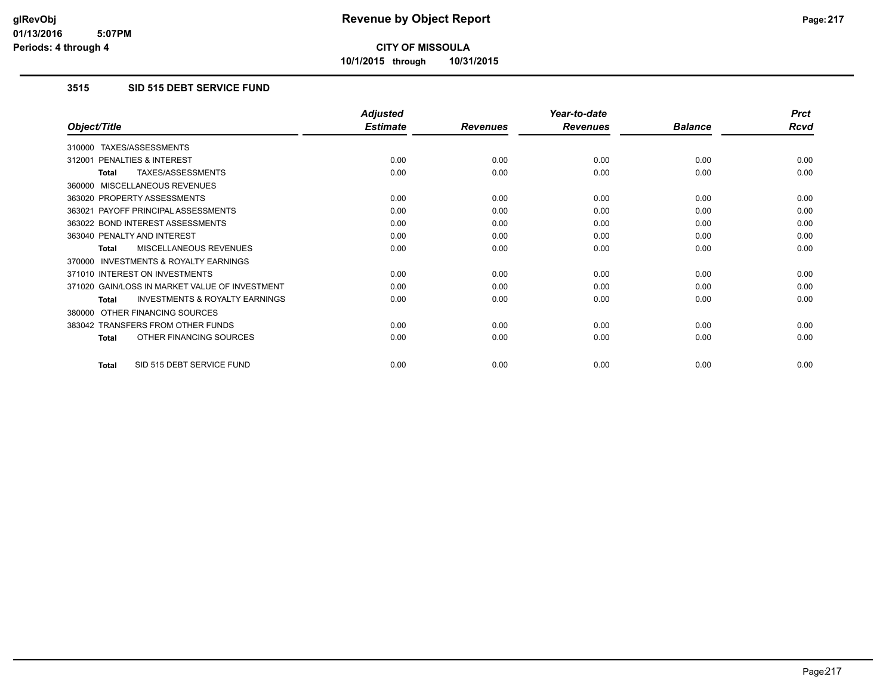glRevObj
01/13/2016 5:07PM
Periods: 4 through 4

# Revenue by Object Report

**CITY OF MISSOULA**

**10/1/2015 through 10/31/2015**

## 3515 SID 515 DEBT SERVICE FUND

| Object/Title | Adjusted Estimate | Revenues | Year-to-date Revenues | Balance | Prct Rcvd |
|---|---|---|---|---|---|
| 310000 TAXES/ASSESSMENTS | | | | | |
| 312001 PENALTIES & INTEREST | 0.00 | 0.00 | 0.00 | 0.00 | 0.00 |
| **Total** TAXES/ASSESSMENTS | 0.00 | 0.00 | 0.00 | 0.00 | 0.00 |
| 360000 MISCELLANEOUS REVENUES | | | | | |
| 363020 PROPERTY ASSESSMENTS | 0.00 | 0.00 | 0.00 | 0.00 | 0.00 |
| 363021 PAYOFF PRINCIPAL ASSESSMENTS | 0.00 | 0.00 | 0.00 | 0.00 | 0.00 |
| 363022 BOND INTEREST ASSESSMENTS | 0.00 | 0.00 | 0.00 | 0.00 | 0.00 |
| 363040 PENALTY AND INTEREST | 0.00 | 0.00 | 0.00 | 0.00 | 0.00 |
| **Total** MISCELLANEOUS REVENUES | 0.00 | 0.00 | 0.00 | 0.00 | 0.00 |
| 370000 INVESTMENTS & ROYALTY EARNINGS | | | | | |
| 371010 INTEREST ON INVESTMENTS | 0.00 | 0.00 | 0.00 | 0.00 | 0.00 |
| 371020 GAIN/LOSS IN MARKET VALUE OF INVESTMENT | 0.00 | 0.00 | 0.00 | 0.00 | 0.00 |
| **Total** INVESTMENTS & ROYALTY EARNINGS | 0.00 | 0.00 | 0.00 | 0.00 | 0.00 |
| 380000 OTHER FINANCING SOURCES | | | | | |
| 383042 TRANSFERS FROM OTHER FUNDS | 0.00 | 0.00 | 0.00 | 0.00 | 0.00 |
| **Total** OTHER FINANCING SOURCES | 0.00 | 0.00 | 0.00 | 0.00 | 0.00 |
| **Total** SID 515 DEBT SERVICE FUND | 0.00 | 0.00 | 0.00 | 0.00 | 0.00 |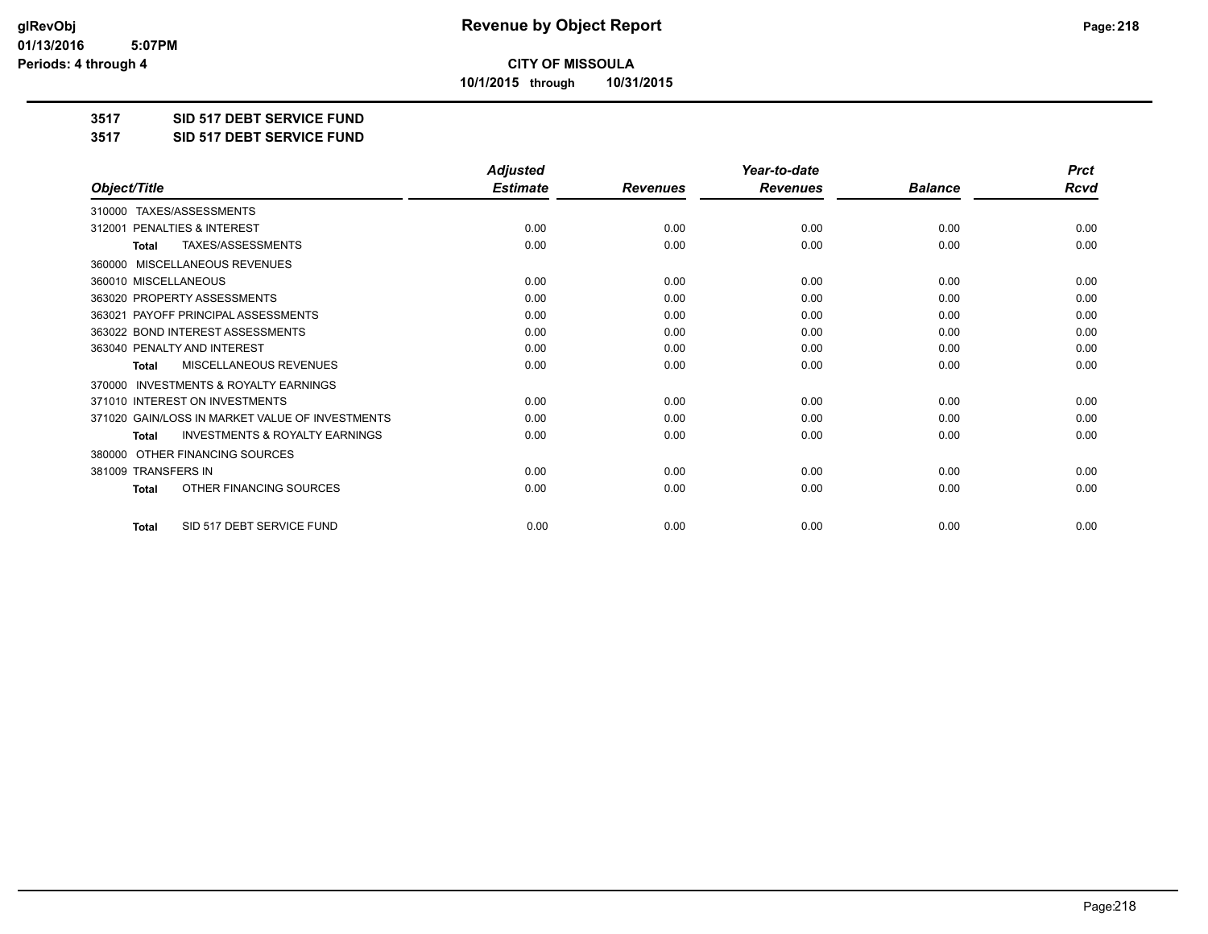**CITY OF MISSOULA**

**10/1/2015 through 10/31/2015**

## 3517 SID 517 DEBT SERVICE FUND

## 3517 SID 517 DEBT SERVICE FUND

| Object/Title | Adjusted Estimate | Revenues | Year-to-date Revenues | Balance | Prct Rcvd |
|---|---|---|---|---|---|
| 310000 TAXES/ASSESSMENTS | | | | | |
| 312001 PENALTIES & INTEREST | 0.00 | 0.00 | 0.00 | 0.00 | 0.00 |
| **Total** TAXES/ASSESSMENTS | 0.00 | 0.00 | 0.00 | 0.00 | 0.00 |
| 360000 MISCELLANEOUS REVENUES | | | | | |
| 360010 MISCELLANEOUS | 0.00 | 0.00 | 0.00 | 0.00 | 0.00 |
| 363020 PROPERTY ASSESSMENTS | 0.00 | 0.00 | 0.00 | 0.00 | 0.00 |
| 363021 PAYOFF PRINCIPAL ASSESSMENTS | 0.00 | 0.00 | 0.00 | 0.00 | 0.00 |
| 363022 BOND INTEREST ASSESSMENTS | 0.00 | 0.00 | 0.00 | 0.00 | 0.00 |
| 363040 PENALTY AND INTEREST | 0.00 | 0.00 | 0.00 | 0.00 | 0.00 |
| **Total** MISCELLANEOUS REVENUES | 0.00 | 0.00 | 0.00 | 0.00 | 0.00 |
| 370000 INVESTMENTS & ROYALTY EARNINGS | | | | | |
| 371010 INTEREST ON INVESTMENTS | 0.00 | 0.00 | 0.00 | 0.00 | 0.00 |
| 371020 GAIN/LOSS IN MARKET VALUE OF INVESTMENTS | 0.00 | 0.00 | 0.00 | 0.00 | 0.00 |
| **Total** INVESTMENTS & ROYALTY EARNINGS | 0.00 | 0.00 | 0.00 | 0.00 | 0.00 |
| 380000 OTHER FINANCING SOURCES | | | | | |
| 381009 TRANSFERS IN | 0.00 | 0.00 | 0.00 | 0.00 | 0.00 |
| **Total** OTHER FINANCING SOURCES | 0.00 | 0.00 | 0.00 | 0.00 | 0.00 |
| **Total** SID 517 DEBT SERVICE FUND | 0.00 | 0.00 | 0.00 | 0.00 | 0.00 |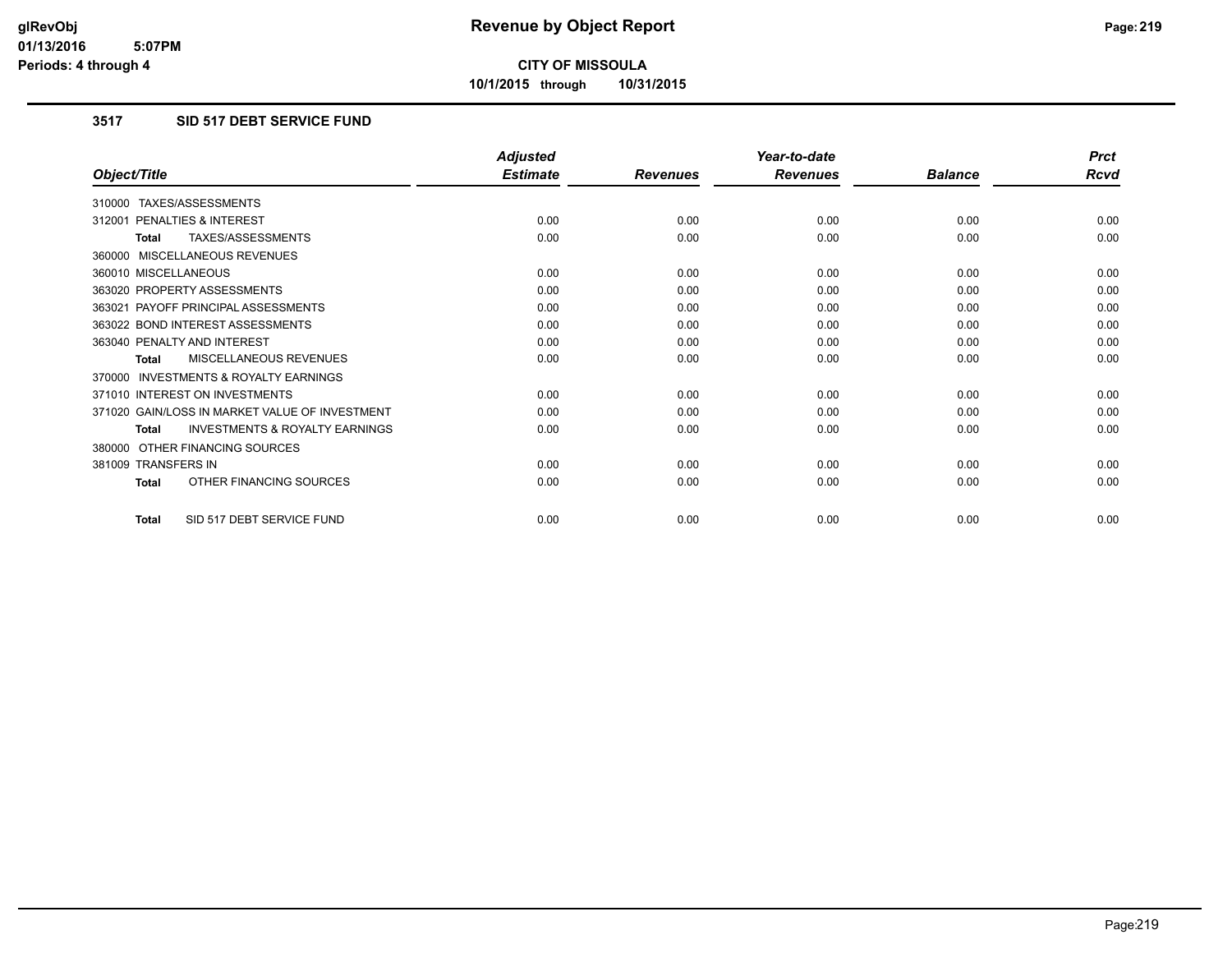**CITY OF MISSOULA**

**10/1/2015 through 10/31/2015**

### 3517 SID 517 DEBT SERVICE FUND

| Object/Title | Adjusted Estimate | Revenues | Year-to-date Revenues | Balance | Prct Rcvd |
|---|---|---|---|---|---|
| 310000 TAXES/ASSESSMENTS | | | | | |
| 312001 PENALTIES & INTEREST | 0.00 | 0.00 | 0.00 | 0.00 | 0.00 |
| **Total** TAXES/ASSESSMENTS | 0.00 | 0.00 | 0.00 | 0.00 | 0.00 |
| 360000 MISCELLANEOUS REVENUES | | | | | |
| 360010 MISCELLANEOUS | 0.00 | 0.00 | 0.00 | 0.00 | 0.00 |
| 363020 PROPERTY ASSESSMENTS | 0.00 | 0.00 | 0.00 | 0.00 | 0.00 |
| 363021 PAYOFF PRINCIPAL ASSESSMENTS | 0.00 | 0.00 | 0.00 | 0.00 | 0.00 |
| 363022 BOND INTEREST ASSESSMENTS | 0.00 | 0.00 | 0.00 | 0.00 | 0.00 |
| 363040 PENALTY AND INTEREST | 0.00 | 0.00 | 0.00 | 0.00 | 0.00 |
| **Total** MISCELLANEOUS REVENUES | 0.00 | 0.00 | 0.00 | 0.00 | 0.00 |
| 370000 INVESTMENTS & ROYALTY EARNINGS | | | | | |
| 371010 INTEREST ON INVESTMENTS | 0.00 | 0.00 | 0.00 | 0.00 | 0.00 |
| 371020 GAIN/LOSS IN MARKET VALUE OF INVESTMENT | 0.00 | 0.00 | 0.00 | 0.00 | 0.00 |
| **Total** INVESTMENTS & ROYALTY EARNINGS | 0.00 | 0.00 | 0.00 | 0.00 | 0.00 |
| 380000 OTHER FINANCING SOURCES | | | | | |
| 381009 TRANSFERS IN | 0.00 | 0.00 | 0.00 | 0.00 | 0.00 |
| **Total** OTHER FINANCING SOURCES | 0.00 | 0.00 | 0.00 | 0.00 | 0.00 |
| **Total** SID 517 DEBT SERVICE FUND | 0.00 | 0.00 | 0.00 | 0.00 | 0.00 |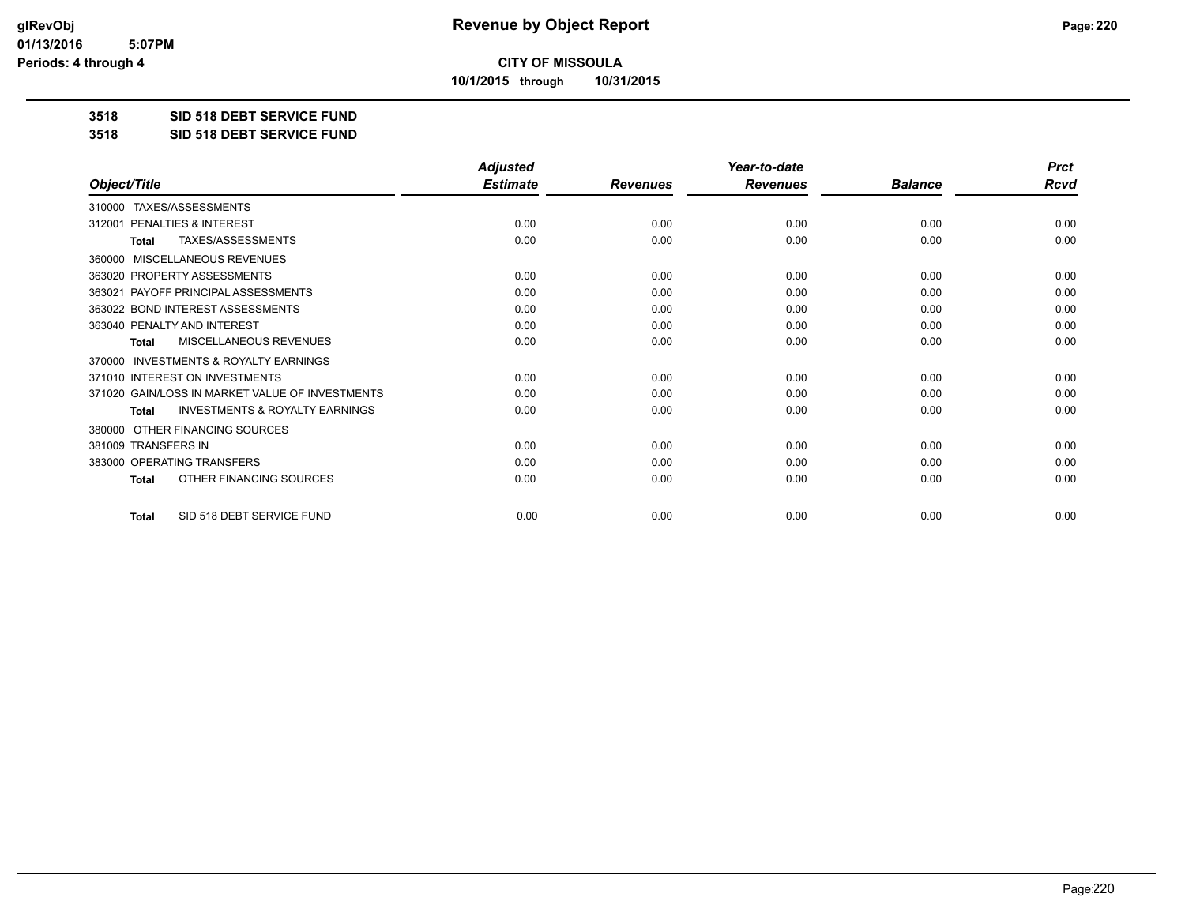# Revenue by Object Report

**CITY OF MISSOULA**

**10/1/2015 through 10/31/2015**

**3518 SID 518 DEBT SERVICE FUND**

**3518 SID 518 DEBT SERVICE FUND**

| Object/Title | Adjusted Estimate | Revenues | Year-to-date Revenues | Balance | Prct Rcvd |
|---|---|---|---|---|---|
| 310000 TAXES/ASSESSMENTS | | | | | |
| 312001 PENALTIES & INTEREST | 0.00 | 0.00 | 0.00 | 0.00 | 0.00 |
| **Total** TAXES/ASSESSMENTS | 0.00 | 0.00 | 0.00 | 0.00 | 0.00 |
| 360000 MISCELLANEOUS REVENUES | | | | | |
| 363020 PROPERTY ASSESSMENTS | 0.00 | 0.00 | 0.00 | 0.00 | 0.00 |
| 363021 PAYOFF PRINCIPAL ASSESSMENTS | 0.00 | 0.00 | 0.00 | 0.00 | 0.00 |
| 363022 BOND INTEREST ASSESSMENTS | 0.00 | 0.00 | 0.00 | 0.00 | 0.00 |
| 363040 PENALTY AND INTEREST | 0.00 | 0.00 | 0.00 | 0.00 | 0.00 |
| **Total** MISCELLANEOUS REVENUES | 0.00 | 0.00 | 0.00 | 0.00 | 0.00 |
| 370000 INVESTMENTS & ROYALTY EARNINGS | | | | | |
| 371010 INTEREST ON INVESTMENTS | 0.00 | 0.00 | 0.00 | 0.00 | 0.00 |
| 371020 GAIN/LOSS IN MARKET VALUE OF INVESTMENTS | 0.00 | 0.00 | 0.00 | 0.00 | 0.00 |
| **Total** INVESTMENTS & ROYALTY EARNINGS | 0.00 | 0.00 | 0.00 | 0.00 | 0.00 |
| 380000 OTHER FINANCING SOURCES | | | | | |
| 381009 TRANSFERS IN | 0.00 | 0.00 | 0.00 | 0.00 | 0.00 |
| 383000 OPERATING TRANSFERS | 0.00 | 0.00 | 0.00 | 0.00 | 0.00 |
| **Total** OTHER FINANCING SOURCES | 0.00 | 0.00 | 0.00 | 0.00 | 0.00 |
| **Total** SID 518 DEBT SERVICE FUND | 0.00 | 0.00 | 0.00 | 0.00 | 0.00 |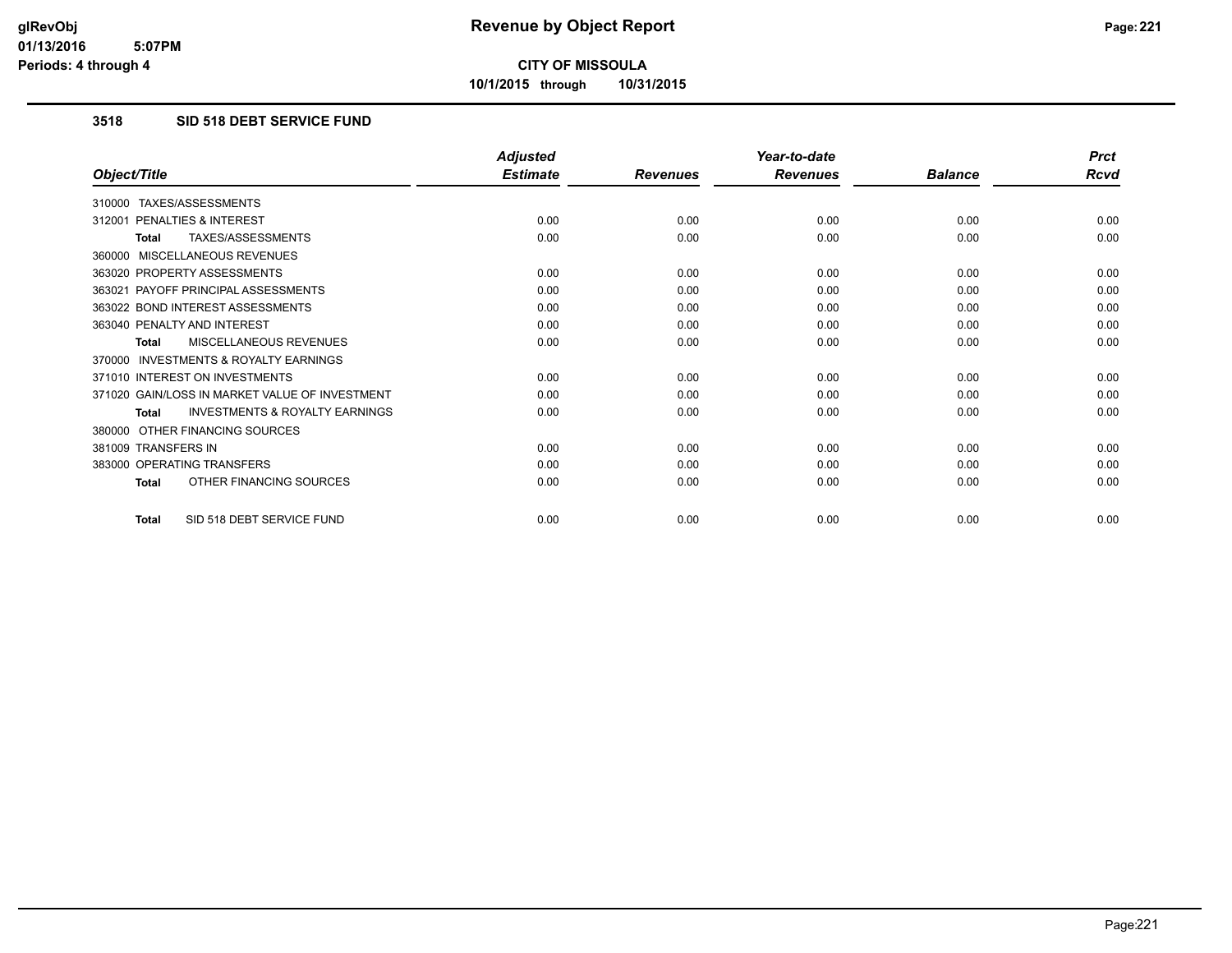**CITY OF MISSOULA**

**10/1/2015 through 10/31/2015**

### 3518 SID 518 DEBT SERVICE FUND

| Object/Title | Adjusted Estimate | Revenues | Year-to-date Revenues | Balance | Prct Rcvd |
|---|---|---|---|---|---|
| 310000 TAXES/ASSESSMENTS | | | | | |
| 312001 PENALTIES & INTEREST | 0.00 | 0.00 | 0.00 | 0.00 | 0.00 |
| **Total** TAXES/ASSESSMENTS | 0.00 | 0.00 | 0.00 | 0.00 | 0.00 |
| 360000 MISCELLANEOUS REVENUES | | | | | |
| 363020 PROPERTY ASSESSMENTS | 0.00 | 0.00 | 0.00 | 0.00 | 0.00 |
| 363021 PAYOFF PRINCIPAL ASSESSMENTS | 0.00 | 0.00 | 0.00 | 0.00 | 0.00 |
| 363022 BOND INTEREST ASSESSMENTS | 0.00 | 0.00 | 0.00 | 0.00 | 0.00 |
| 363040 PENALTY AND INTEREST | 0.00 | 0.00 | 0.00 | 0.00 | 0.00 |
| **Total** MISCELLANEOUS REVENUES | 0.00 | 0.00 | 0.00 | 0.00 | 0.00 |
| 370000 INVESTMENTS & ROYALTY EARNINGS | | | | | |
| 371010 INTEREST ON INVESTMENTS | 0.00 | 0.00 | 0.00 | 0.00 | 0.00 |
| 371020 GAIN/LOSS IN MARKET VALUE OF INVESTMENT | 0.00 | 0.00 | 0.00 | 0.00 | 0.00 |
| **Total** INVESTMENTS & ROYALTY EARNINGS | 0.00 | 0.00 | 0.00 | 0.00 | 0.00 |
| 380000 OTHER FINANCING SOURCES | | | | | |
| 381009 TRANSFERS IN | 0.00 | 0.00 | 0.00 | 0.00 | 0.00 |
| 383000 OPERATING TRANSFERS | 0.00 | 0.00 | 0.00 | 0.00 | 0.00 |
| **Total** OTHER FINANCING SOURCES | 0.00 | 0.00 | 0.00 | 0.00 | 0.00 |
| **Total** SID 518 DEBT SERVICE FUND | 0.00 | 0.00 | 0.00 | 0.00 | 0.00 |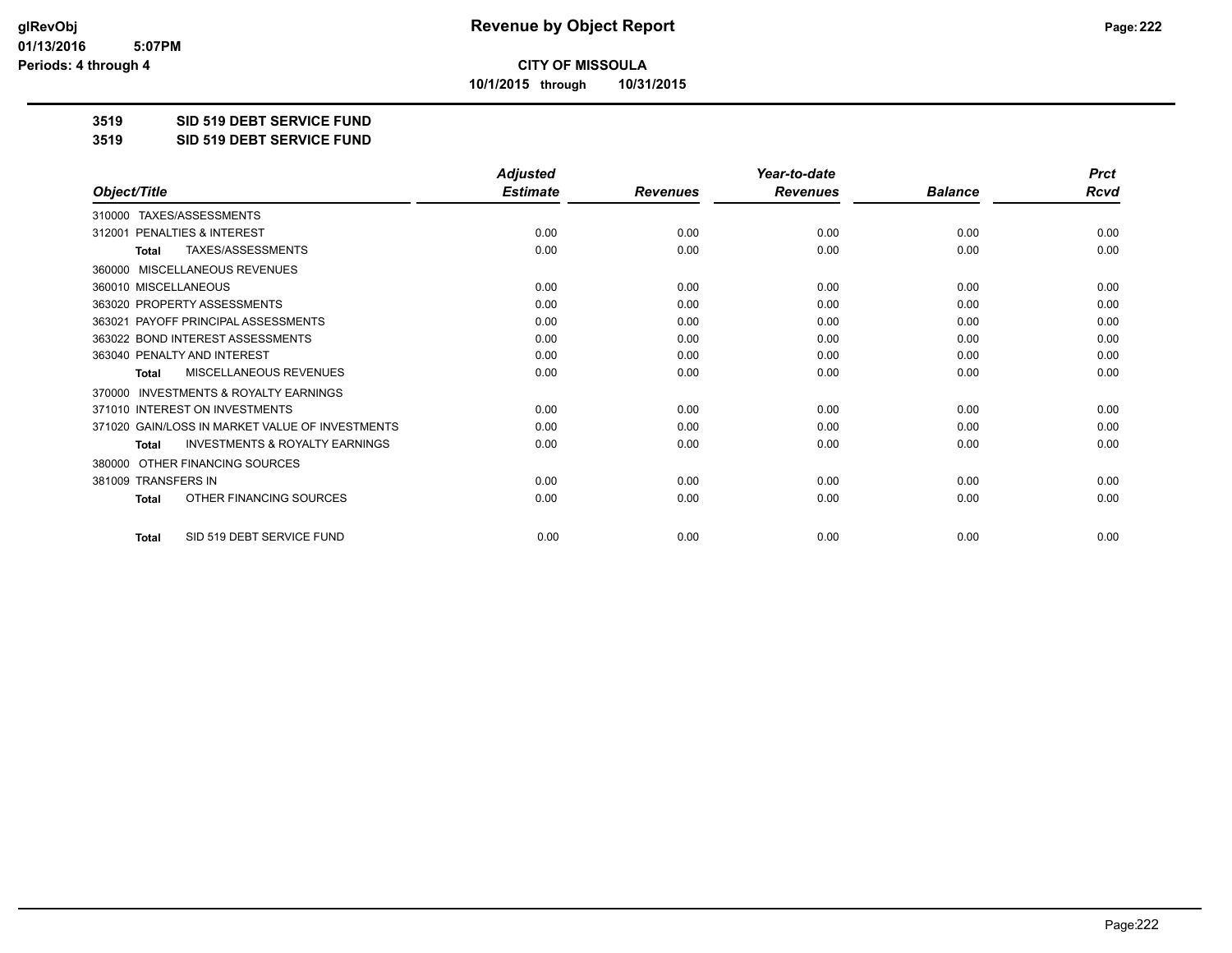# Revenue by Object Report

**CITY OF MISSOULA**

**10/1/2015 through 10/31/2015**

glRevObj
01/13/2016 5:07PM
Periods: 4 through 4

**3519 SID 519 DEBT SERVICE FUND**

**3519 SID 519 DEBT SERVICE FUND**

| Object/Title | Adjusted Estimate | Revenues | Year-to-date Revenues | Balance | Prct Rcvd |
|---|---|---|---|---|---|
| 310000 TAXES/ASSESSMENTS | | | | | |
| 312001 PENALTIES & INTEREST | 0.00 | 0.00 | 0.00 | 0.00 | 0.00 |
| **Total** TAXES/ASSESSMENTS | 0.00 | 0.00 | 0.00 | 0.00 | 0.00 |
| 360000 MISCELLANEOUS REVENUES | | | | | |
| 360010 MISCELLANEOUS | 0.00 | 0.00 | 0.00 | 0.00 | 0.00 |
| 363020 PROPERTY ASSESSMENTS | 0.00 | 0.00 | 0.00 | 0.00 | 0.00 |
| 363021 PAYOFF PRINCIPAL ASSESSMENTS | 0.00 | 0.00 | 0.00 | 0.00 | 0.00 |
| 363022 BOND INTEREST ASSESSMENTS | 0.00 | 0.00 | 0.00 | 0.00 | 0.00 |
| 363040 PENALTY AND INTEREST | 0.00 | 0.00 | 0.00 | 0.00 | 0.00 |
| **Total** MISCELLANEOUS REVENUES | 0.00 | 0.00 | 0.00 | 0.00 | 0.00 |
| 370000 INVESTMENTS & ROYALTY EARNINGS | | | | | |
| 371010 INTEREST ON INVESTMENTS | 0.00 | 0.00 | 0.00 | 0.00 | 0.00 |
| 371020 GAIN/LOSS IN MARKET VALUE OF INVESTMENTS | 0.00 | 0.00 | 0.00 | 0.00 | 0.00 |
| **Total** INVESTMENTS & ROYALTY EARNINGS | 0.00 | 0.00 | 0.00 | 0.00 | 0.00 |
| 380000 OTHER FINANCING SOURCES | | | | | |
| 381009 TRANSFERS IN | 0.00 | 0.00 | 0.00 | 0.00 | 0.00 |
| **Total** OTHER FINANCING SOURCES | 0.00 | 0.00 | 0.00 | 0.00 | 0.00 |
| **Total** SID 519 DEBT SERVICE FUND | 0.00 | 0.00 | 0.00 | 0.00 | 0.00 |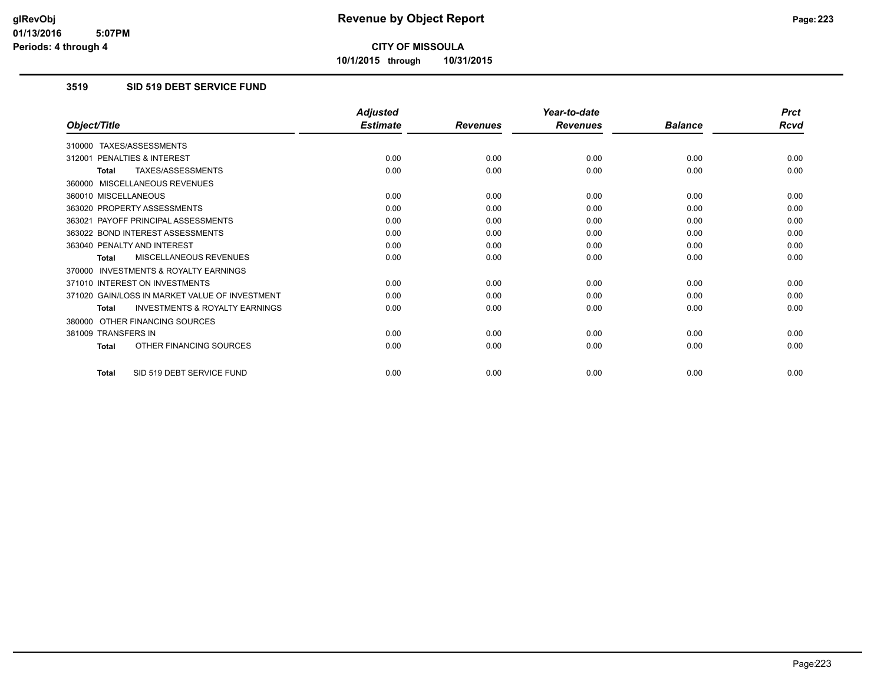**glRevObj**
**01/13/2016 5:07PM**
**Periods: 4 through 4**

# Revenue by Object Report

**CITY OF MISSOULA**

**10/1/2015 through 10/31/2015**

## 3519 SID 519 DEBT SERVICE FUND

| Object/Title | Adjusted Estimate | Revenues | Year-to-date Revenues | Balance | Prct Rcvd |
|---|---|---|---|---|---|
| 310000 TAXES/ASSESSMENTS | | | | | |
| 312001 PENALTIES & INTEREST | 0.00 | 0.00 | 0.00 | 0.00 | 0.00 |
| **Total** TAXES/ASSESSMENTS | 0.00 | 0.00 | 0.00 | 0.00 | 0.00 |
| 360000 MISCELLANEOUS REVENUES | | | | | |
| 360010 MISCELLANEOUS | 0.00 | 0.00 | 0.00 | 0.00 | 0.00 |
| 363020 PROPERTY ASSESSMENTS | 0.00 | 0.00 | 0.00 | 0.00 | 0.00 |
| 363021 PAYOFF PRINCIPAL ASSESSMENTS | 0.00 | 0.00 | 0.00 | 0.00 | 0.00 |
| 363022 BOND INTEREST ASSESSMENTS | 0.00 | 0.00 | 0.00 | 0.00 | 0.00 |
| 363040 PENALTY AND INTEREST | 0.00 | 0.00 | 0.00 | 0.00 | 0.00 |
| **Total** MISCELLANEOUS REVENUES | 0.00 | 0.00 | 0.00 | 0.00 | 0.00 |
| 370000 INVESTMENTS & ROYALTY EARNINGS | | | | | |
| 371010 INTEREST ON INVESTMENTS | 0.00 | 0.00 | 0.00 | 0.00 | 0.00 |
| 371020 GAIN/LOSS IN MARKET VALUE OF INVESTMENT | 0.00 | 0.00 | 0.00 | 0.00 | 0.00 |
| **Total** INVESTMENTS & ROYALTY EARNINGS | 0.00 | 0.00 | 0.00 | 0.00 | 0.00 |
| 380000 OTHER FINANCING SOURCES | | | | | |
| 381009 TRANSFERS IN | 0.00 | 0.00 | 0.00 | 0.00 | 0.00 |
| **Total** OTHER FINANCING SOURCES | 0.00 | 0.00 | 0.00 | 0.00 | 0.00 |
| **Total** SID 519 DEBT SERVICE FUND | 0.00 | 0.00 | 0.00 | 0.00 | 0.00 |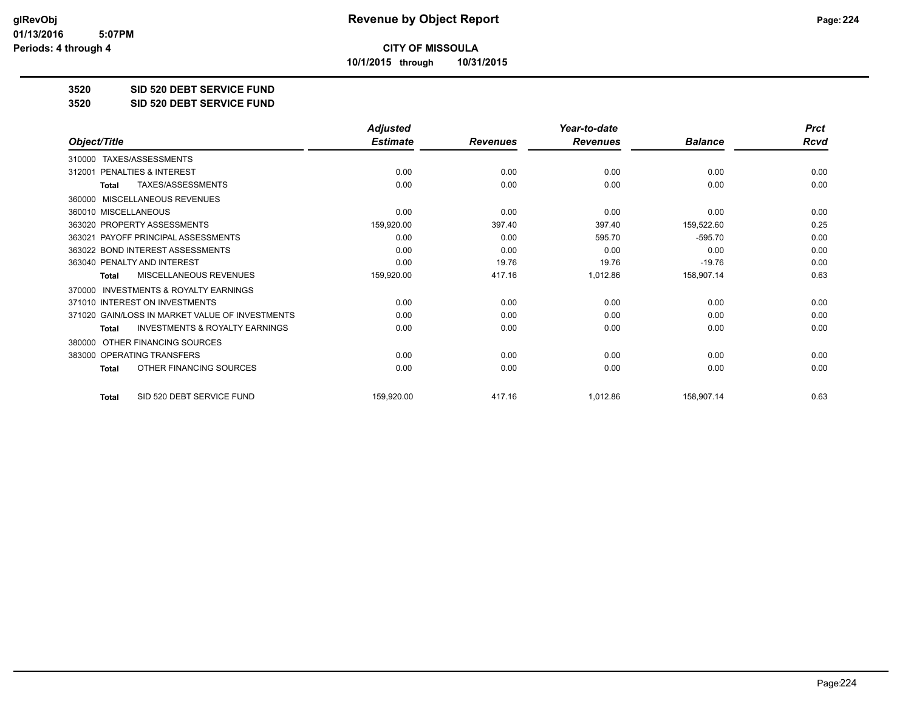# Revenue by Object Report

**CITY OF MISSOULA**

**10/1/2015 through 10/31/2015**

glRevObj
01/13/2016 5:07PM
Periods: 4 through 4

**3520 SID 520 DEBT SERVICE FUND**

**3520 SID 520 DEBT SERVICE FUND**

| Object/Title | Adjusted Estimate | Revenues | Year-to-date Revenues | Balance | Prct Rcvd |
|---|---|---|---|---|---|
| 310000 TAXES/ASSESSMENTS | | | | | |
| 312001 PENALTIES & INTEREST | 0.00 | 0.00 | 0.00 | 0.00 | 0.00 |
| **Total** TAXES/ASSESSMENTS | 0.00 | 0.00 | 0.00 | 0.00 | 0.00 |
| 360000 MISCELLANEOUS REVENUES | | | | | |
| 360010 MISCELLANEOUS | 0.00 | 0.00 | 0.00 | 0.00 | 0.00 |
| 363020 PROPERTY ASSESSMENTS | 159,920.00 | 397.40 | 397.40 | 159,522.60 | 0.25 |
| 363021 PAYOFF PRINCIPAL ASSESSMENTS | 0.00 | 0.00 | 595.70 | -595.70 | 0.00 |
| 363022 BOND INTEREST ASSESSMENTS | 0.00 | 0.00 | 0.00 | 0.00 | 0.00 |
| 363040 PENALTY AND INTEREST | 0.00 | 19.76 | 19.76 | -19.76 | 0.00 |
| **Total** MISCELLANEOUS REVENUES | 159,920.00 | 417.16 | 1,012.86 | 158,907.14 | 0.63 |
| 370000 INVESTMENTS & ROYALTY EARNINGS | | | | | |
| 371010 INTEREST ON INVESTMENTS | 0.00 | 0.00 | 0.00 | 0.00 | 0.00 |
| 371020 GAIN/LOSS IN MARKET VALUE OF INVESTMENTS | 0.00 | 0.00 | 0.00 | 0.00 | 0.00 |
| **Total** INVESTMENTS & ROYALTY EARNINGS | 0.00 | 0.00 | 0.00 | 0.00 | 0.00 |
| 380000 OTHER FINANCING SOURCES | | | | | |
| 383000 OPERATING TRANSFERS | 0.00 | 0.00 | 0.00 | 0.00 | 0.00 |
| **Total** OTHER FINANCING SOURCES | 0.00 | 0.00 | 0.00 | 0.00 | 0.00 |
| **Total** SID 520 DEBT SERVICE FUND | 159,920.00 | 417.16 | 1,012.86 | 158,907.14 | 0.63 |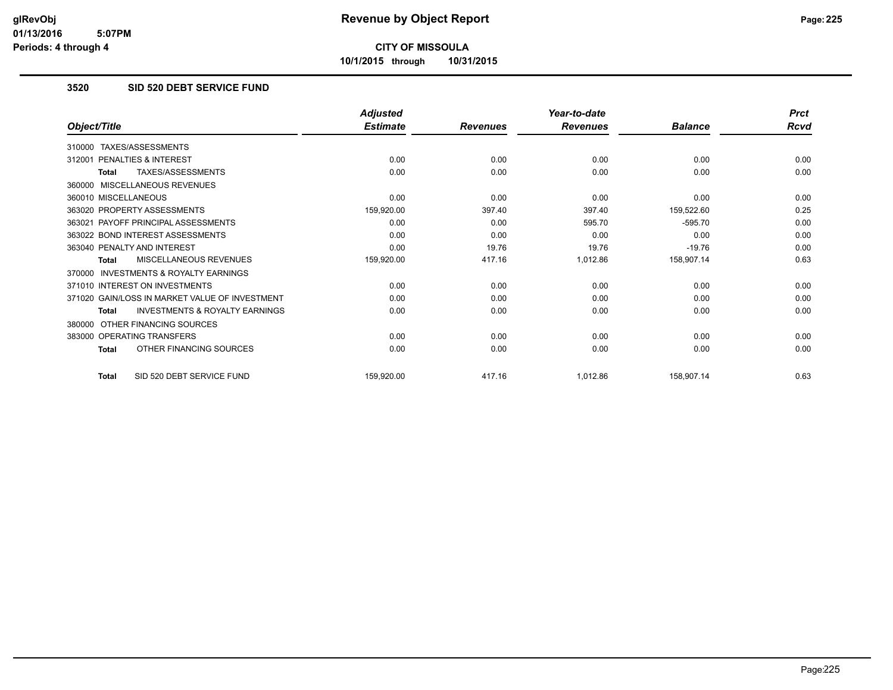**CITY OF MISSOULA**

**10/1/2015 through 10/31/2015**

### 3520 SID 520 DEBT SERVICE FUND

| Object/Title | Adjusted Estimate | Revenues | Year-to-date Revenues | Balance | Prct Rcvd |
|---|---|---|---|---|---|
| 310000 TAXES/ASSESSMENTS | | | | | |
| 312001 PENALTIES & INTEREST | 0.00 | 0.00 | 0.00 | 0.00 | 0.00 |
| **Total** TAXES/ASSESSMENTS | 0.00 | 0.00 | 0.00 | 0.00 | 0.00 |
| 360000 MISCELLANEOUS REVENUES | | | | | |
| 360010 MISCELLANEOUS | 0.00 | 0.00 | 0.00 | 0.00 | 0.00 |
| 363020 PROPERTY ASSESSMENTS | 159,920.00 | 397.40 | 397.40 | 159,522.60 | 0.25 |
| 363021 PAYOFF PRINCIPAL ASSESSMENTS | 0.00 | 0.00 | 595.70 | -595.70 | 0.00 |
| 363022 BOND INTEREST ASSESSMENTS | 0.00 | 0.00 | 0.00 | 0.00 | 0.00 |
| 363040 PENALTY AND INTEREST | 0.00 | 19.76 | 19.76 | -19.76 | 0.00 |
| **Total** MISCELLANEOUS REVENUES | 159,920.00 | 417.16 | 1,012.86 | 158,907.14 | 0.63 |
| 370000 INVESTMENTS & ROYALTY EARNINGS | | | | | |
| 371010 INTEREST ON INVESTMENTS | 0.00 | 0.00 | 0.00 | 0.00 | 0.00 |
| 371020 GAIN/LOSS IN MARKET VALUE OF INVESTMENT | 0.00 | 0.00 | 0.00 | 0.00 | 0.00 |
| **Total** INVESTMENTS & ROYALTY EARNINGS | 0.00 | 0.00 | 0.00 | 0.00 | 0.00 |
| 380000 OTHER FINANCING SOURCES | | | | | |
| 383000 OPERATING TRANSFERS | 0.00 | 0.00 | 0.00 | 0.00 | 0.00 |
| **Total** OTHER FINANCING SOURCES | 0.00 | 0.00 | 0.00 | 0.00 | 0.00 |
| **Total** SID 520 DEBT SERVICE FUND | 159,920.00 | 417.16 | 1,012.86 | 158,907.14 | 0.63 |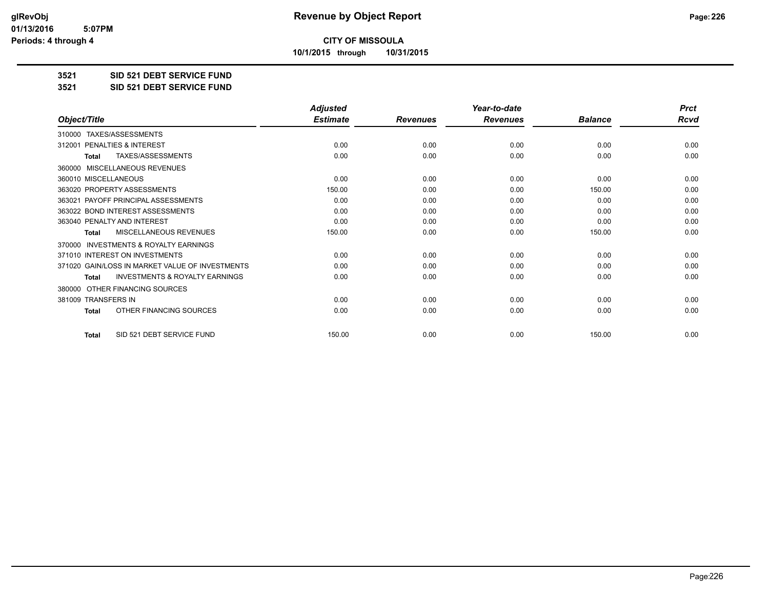# Revenue by Object Report

**CITY OF MISSOULA**

**10/1/2015 through 10/31/2015**

glRevObj
01/13/2016 5:07PM
Periods: 4 through 4

**3521 SID 521 DEBT SERVICE FUND**

**3521 SID 521 DEBT SERVICE FUND**

| Object/Title | Adjusted Estimate | Revenues | Year-to-date Revenues | Balance | Prct Rcvd |
|---|---|---|---|---|---|
| 310000 TAXES/ASSESSMENTS | | | | | |
| 312001 PENALTIES & INTEREST | 0.00 | 0.00 | 0.00 | 0.00 | 0.00 |
| **Total** TAXES/ASSESSMENTS | 0.00 | 0.00 | 0.00 | 0.00 | 0.00 |
| 360000 MISCELLANEOUS REVENUES | | | | | |
| 360010 MISCELLANEOUS | 0.00 | 0.00 | 0.00 | 0.00 | 0.00 |
| 363020 PROPERTY ASSESSMENTS | 150.00 | 0.00 | 0.00 | 150.00 | 0.00 |
| 363021 PAYOFF PRINCIPAL ASSESSMENTS | 0.00 | 0.00 | 0.00 | 0.00 | 0.00 |
| 363022 BOND INTEREST ASSESSMENTS | 0.00 | 0.00 | 0.00 | 0.00 | 0.00 |
| 363040 PENALTY AND INTEREST | 0.00 | 0.00 | 0.00 | 0.00 | 0.00 |
| **Total** MISCELLANEOUS REVENUES | 150.00 | 0.00 | 0.00 | 150.00 | 0.00 |
| 370000 INVESTMENTS & ROYALTY EARNINGS | | | | | |
| 371010 INTEREST ON INVESTMENTS | 0.00 | 0.00 | 0.00 | 0.00 | 0.00 |
| 371020 GAIN/LOSS IN MARKET VALUE OF INVESTMENTS | 0.00 | 0.00 | 0.00 | 0.00 | 0.00 |
| **Total** INVESTMENTS & ROYALTY EARNINGS | 0.00 | 0.00 | 0.00 | 0.00 | 0.00 |
| 380000 OTHER FINANCING SOURCES | | | | | |
| 381009 TRANSFERS IN | 0.00 | 0.00 | 0.00 | 0.00 | 0.00 |
| **Total** OTHER FINANCING SOURCES | 0.00 | 0.00 | 0.00 | 0.00 | 0.00 |
| **Total** SID 521 DEBT SERVICE FUND | 150.00 | 0.00 | 0.00 | 150.00 | 0.00 |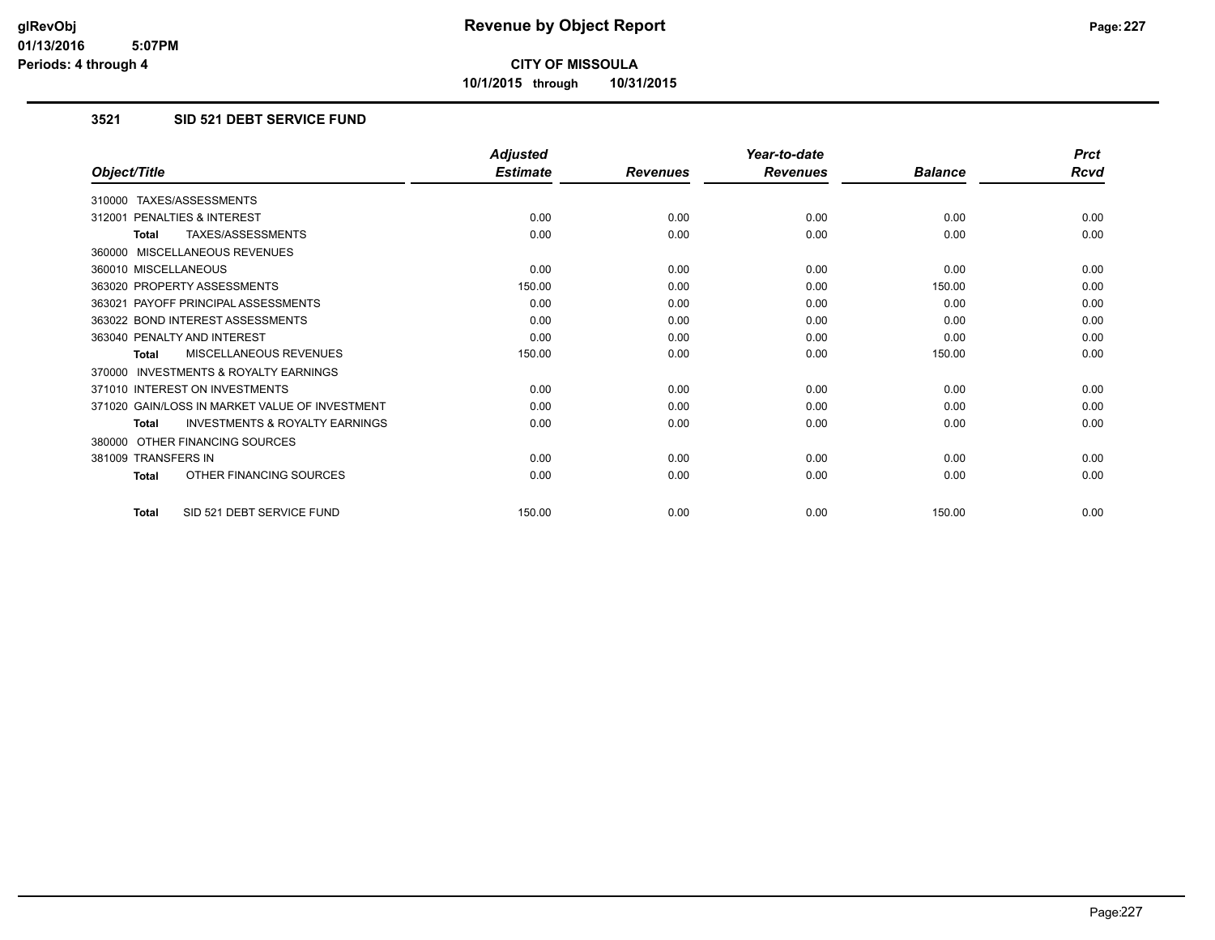# Revenue by Object Report

glRevObj
01/13/2016 5:07PM
Periods: 4 through 4

**CITY OF MISSOULA**

10/1/2015 through 10/31/2015

### 3521 SID 521 DEBT SERVICE FUND

| Object/Title | Adjusted Estimate | Revenues | Year-to-date Revenues | Balance | Prct Rcvd |
|---|---|---|---|---|---|
| 310000 TAXES/ASSESSMENTS | | | | | |
| 312001 PENALTIES & INTEREST | 0.00 | 0.00 | 0.00 | 0.00 | 0.00 |
| **Total** TAXES/ASSESSMENTS | 0.00 | 0.00 | 0.00 | 0.00 | 0.00 |
| 360000 MISCELLANEOUS REVENUES | | | | | |
| 360010 MISCELLANEOUS | 0.00 | 0.00 | 0.00 | 0.00 | 0.00 |
| 363020 PROPERTY ASSESSMENTS | 150.00 | 0.00 | 0.00 | 150.00 | 0.00 |
| 363021 PAYOFF PRINCIPAL ASSESSMENTS | 0.00 | 0.00 | 0.00 | 0.00 | 0.00 |
| 363022 BOND INTEREST ASSESSMENTS | 0.00 | 0.00 | 0.00 | 0.00 | 0.00 |
| 363040 PENALTY AND INTEREST | 0.00 | 0.00 | 0.00 | 0.00 | 0.00 |
| **Total** MISCELLANEOUS REVENUES | 150.00 | 0.00 | 0.00 | 150.00 | 0.00 |
| 370000 INVESTMENTS & ROYALTY EARNINGS | | | | | |
| 371010 INTEREST ON INVESTMENTS | 0.00 | 0.00 | 0.00 | 0.00 | 0.00 |
| 371020 GAIN/LOSS IN MARKET VALUE OF INVESTMENT | 0.00 | 0.00 | 0.00 | 0.00 | 0.00 |
| **Total** INVESTMENTS & ROYALTY EARNINGS | 0.00 | 0.00 | 0.00 | 0.00 | 0.00 |
| 380000 OTHER FINANCING SOURCES | | | | | |
| 381009 TRANSFERS IN | 0.00 | 0.00 | 0.00 | 0.00 | 0.00 |
| **Total** OTHER FINANCING SOURCES | 0.00 | 0.00 | 0.00 | 0.00 | 0.00 |
| **Total** SID 521 DEBT SERVICE FUND | 150.00 | 0.00 | 0.00 | 150.00 | 0.00 |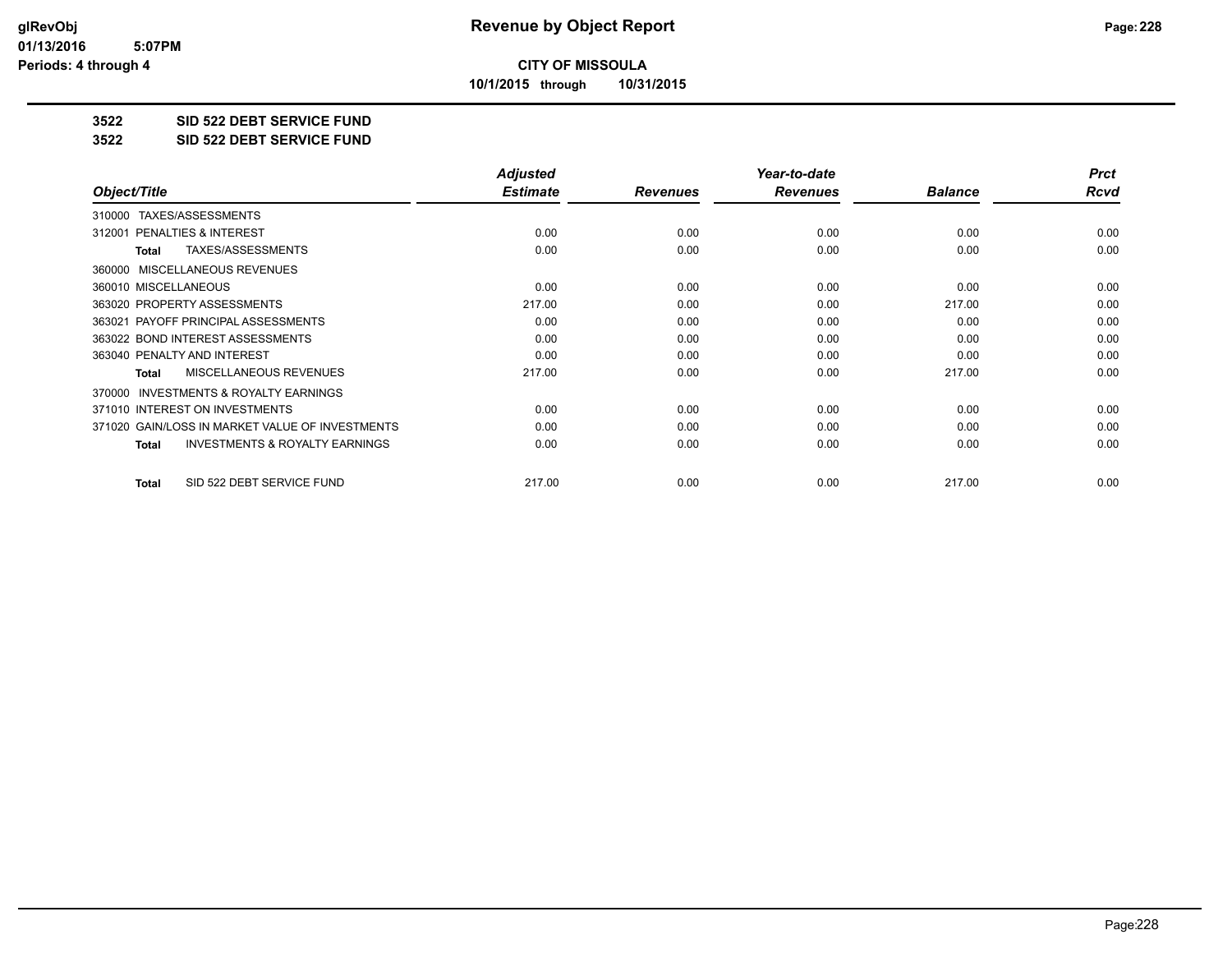# Revenue by Object Report

**CITY OF MISSOULA**

**10/1/2015 through 10/31/2015**

glRevObj
01/13/2016 5:07PM
Periods: 4 through 4

**3522 SID 522 DEBT SERVICE FUND**

**3522 SID 522 DEBT SERVICE FUND**

| Object/Title | Adjusted Estimate | Revenues | Year-to-date Revenues | Balance | Prct Rcvd |
|---|---|---|---|---|---|
| 310000 TAXES/ASSESSMENTS | | | | | |
| 312001 PENALTIES & INTEREST | 0.00 | 0.00 | 0.00 | 0.00 | 0.00 |
| **Total** TAXES/ASSESSMENTS | 0.00 | 0.00 | 0.00 | 0.00 | 0.00 |
| 360000 MISCELLANEOUS REVENUES | | | | | |
| 360010 MISCELLANEOUS | 0.00 | 0.00 | 0.00 | 0.00 | 0.00 |
| 363020 PROPERTY ASSESSMENTS | 217.00 | 0.00 | 0.00 | 217.00 | 0.00 |
| 363021 PAYOFF PRINCIPAL ASSESSMENTS | 0.00 | 0.00 | 0.00 | 0.00 | 0.00 |
| 363022 BOND INTEREST ASSESSMENTS | 0.00 | 0.00 | 0.00 | 0.00 | 0.00 |
| 363040 PENALTY AND INTEREST | 0.00 | 0.00 | 0.00 | 0.00 | 0.00 |
| **Total** MISCELLANEOUS REVENUES | 217.00 | 0.00 | 0.00 | 217.00 | 0.00 |
| 370000 INVESTMENTS & ROYALTY EARNINGS | | | | | |
| 371010 INTEREST ON INVESTMENTS | 0.00 | 0.00 | 0.00 | 0.00 | 0.00 |
| 371020 GAIN/LOSS IN MARKET VALUE OF INVESTMENTS | 0.00 | 0.00 | 0.00 | 0.00 | 0.00 |
| **Total** INVESTMENTS & ROYALTY EARNINGS | 0.00 | 0.00 | 0.00 | 0.00 | 0.00 |
| **Total** SID 522 DEBT SERVICE FUND | 217.00 | 0.00 | 0.00 | 217.00 | 0.00 |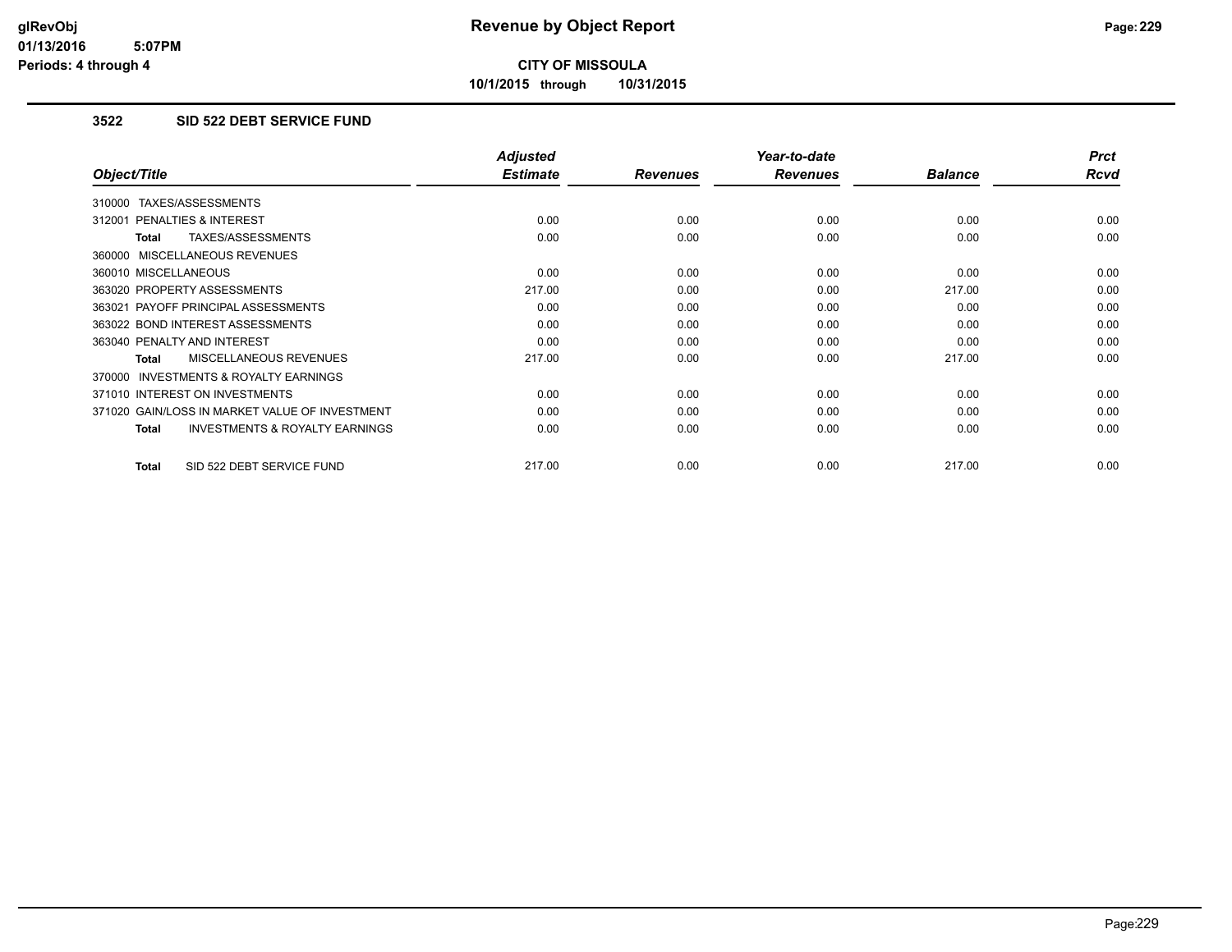glRevObj
01/13/2016 5:07PM
Periods: 4 through 4

# Revenue by Object Report

**CITY OF MISSOULA**

**10/1/2015 through 10/31/2015**

### 3522 SID 522 DEBT SERVICE FUND

| Object/Title | Adjusted Estimate | Revenues | Year-to-date Revenues | Balance | Prct Rcvd |
|---|---|---|---|---|---|
| 310000 TAXES/ASSESSMENTS | | | | | |
| 312001 PENALTIES & INTEREST | 0.00 | 0.00 | 0.00 | 0.00 | 0.00 |
| **Total** TAXES/ASSESSMENTS | 0.00 | 0.00 | 0.00 | 0.00 | 0.00 |
| 360000 MISCELLANEOUS REVENUES | | | | | |
| 360010 MISCELLANEOUS | 0.00 | 0.00 | 0.00 | 0.00 | 0.00 |
| 363020 PROPERTY ASSESSMENTS | 217.00 | 0.00 | 0.00 | 217.00 | 0.00 |
| 363021 PAYOFF PRINCIPAL ASSESSMENTS | 0.00 | 0.00 | 0.00 | 0.00 | 0.00 |
| 363022 BOND INTEREST ASSESSMENTS | 0.00 | 0.00 | 0.00 | 0.00 | 0.00 |
| 363040 PENALTY AND INTEREST | 0.00 | 0.00 | 0.00 | 0.00 | 0.00 |
| **Total** MISCELLANEOUS REVENUES | 217.00 | 0.00 | 0.00 | 217.00 | 0.00 |
| 370000 INVESTMENTS & ROYALTY EARNINGS | | | | | |
| 371010 INTEREST ON INVESTMENTS | 0.00 | 0.00 | 0.00 | 0.00 | 0.00 |
| 371020 GAIN/LOSS IN MARKET VALUE OF INVESTMENT | 0.00 | 0.00 | 0.00 | 0.00 | 0.00 |
| **Total** INVESTMENTS & ROYALTY EARNINGS | 0.00 | 0.00 | 0.00 | 0.00 | 0.00 |
| **Total** SID 522 DEBT SERVICE FUND | 217.00 | 0.00 | 0.00 | 217.00 | 0.00 |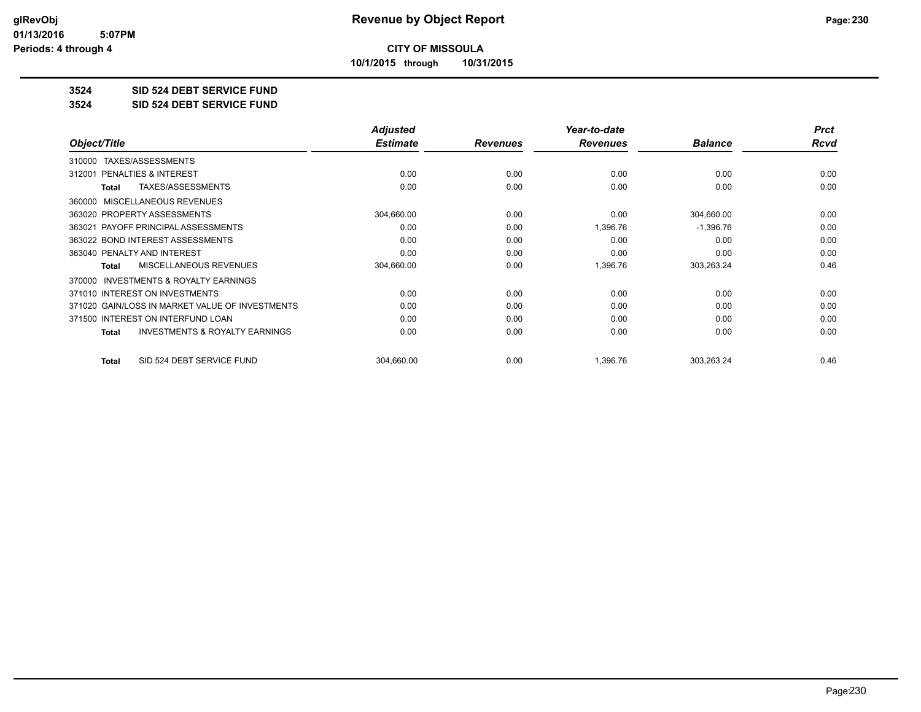**CITY OF MISSOULA**

**10/1/2015 through 10/31/2015**

**3524 SID 524 DEBT SERVICE FUND**

**3524 SID 524 DEBT SERVICE FUND**

| Object/Title | Adjusted Estimate | Revenues | Year-to-date Revenues | Balance | Prct Rcvd |
|---|---|---|---|---|---|
| 310000 TAXES/ASSESSMENTS | | | | | |
| 312001 PENALTIES & INTEREST | 0.00 | 0.00 | 0.00 | 0.00 | 0.00 |
| **Total** TAXES/ASSESSMENTS | 0.00 | 0.00 | 0.00 | 0.00 | 0.00 |
| 360000 MISCELLANEOUS REVENUES | | | | | |
| 363020 PROPERTY ASSESSMENTS | 304,660.00 | 0.00 | 0.00 | 304,660.00 | 0.00 |
| 363021 PAYOFF PRINCIPAL ASSESSMENTS | 0.00 | 0.00 | 1,396.76 | -1,396.76 | 0.00 |
| 363022 BOND INTEREST ASSESSMENTS | 0.00 | 0.00 | 0.00 | 0.00 | 0.00 |
| 363040 PENALTY AND INTEREST | 0.00 | 0.00 | 0.00 | 0.00 | 0.00 |
| **Total** MISCELLANEOUS REVENUES | 304,660.00 | 0.00 | 1,396.76 | 303,263.24 | 0.46 |
| 370000 INVESTMENTS & ROYALTY EARNINGS | | | | | |
| 371010 INTEREST ON INVESTMENTS | 0.00 | 0.00 | 0.00 | 0.00 | 0.00 |
| 371020 GAIN/LOSS IN MARKET VALUE OF INVESTMENTS | 0.00 | 0.00 | 0.00 | 0.00 | 0.00 |
| 371500 INTEREST ON INTERFUND LOAN | 0.00 | 0.00 | 0.00 | 0.00 | 0.00 |
| **Total** INVESTMENTS & ROYALTY EARNINGS | 0.00 | 0.00 | 0.00 | 0.00 | 0.00 |
| **Total** SID 524 DEBT SERVICE FUND | 304,660.00 | 0.00 | 1,396.76 | 303,263.24 | 0.46 |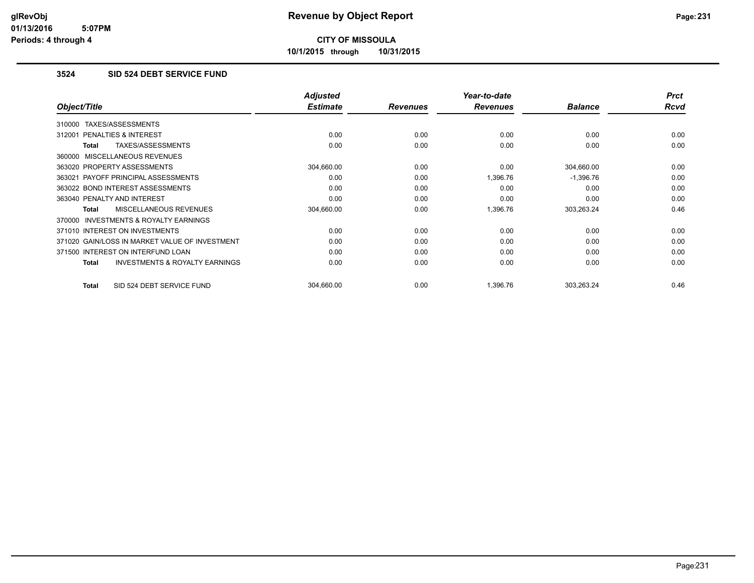# Revenue by Object Report

**CITY OF MISSOULA**

**10/1/2015 through 10/31/2015**

glRevObj
01/13/2016 5:07PM
Periods: 4 through 4

### 3524 SID 524 DEBT SERVICE FUND

| Object/Title | Adjusted Estimate | Revenues | Year-to-date Revenues | Balance | Prct Rcvd |
|---|---|---|---|---|---|
| 310000 TAXES/ASSESSMENTS | | | | | |
| 312001 PENALTIES & INTEREST | 0.00 | 0.00 | 0.00 | 0.00 | 0.00 |
| **Total** TAXES/ASSESSMENTS | 0.00 | 0.00 | 0.00 | 0.00 | 0.00 |
| 360000 MISCELLANEOUS REVENUES | | | | | |
| 363020 PROPERTY ASSESSMENTS | 304,660.00 | 0.00 | 0.00 | 304,660.00 | 0.00 |
| 363021 PAYOFF PRINCIPAL ASSESSMENTS | 0.00 | 0.00 | 1,396.76 | -1,396.76 | 0.00 |
| 363022 BOND INTEREST ASSESSMENTS | 0.00 | 0.00 | 0.00 | 0.00 | 0.00 |
| 363040 PENALTY AND INTEREST | 0.00 | 0.00 | 0.00 | 0.00 | 0.00 |
| **Total** MISCELLANEOUS REVENUES | 304,660.00 | 0.00 | 1,396.76 | 303,263.24 | 0.46 |
| 370000 INVESTMENTS & ROYALTY EARNINGS | | | | | |
| 371010 INTEREST ON INVESTMENTS | 0.00 | 0.00 | 0.00 | 0.00 | 0.00 |
| 371020 GAIN/LOSS IN MARKET VALUE OF INVESTMENT | 0.00 | 0.00 | 0.00 | 0.00 | 0.00 |
| 371500 INTEREST ON INTERFUND LOAN | 0.00 | 0.00 | 0.00 | 0.00 | 0.00 |
| **Total** INVESTMENTS & ROYALTY EARNINGS | 0.00 | 0.00 | 0.00 | 0.00 | 0.00 |
| **Total** SID 524 DEBT SERVICE FUND | 304,660.00 | 0.00 | 1,396.76 | 303,263.24 | 0.46 |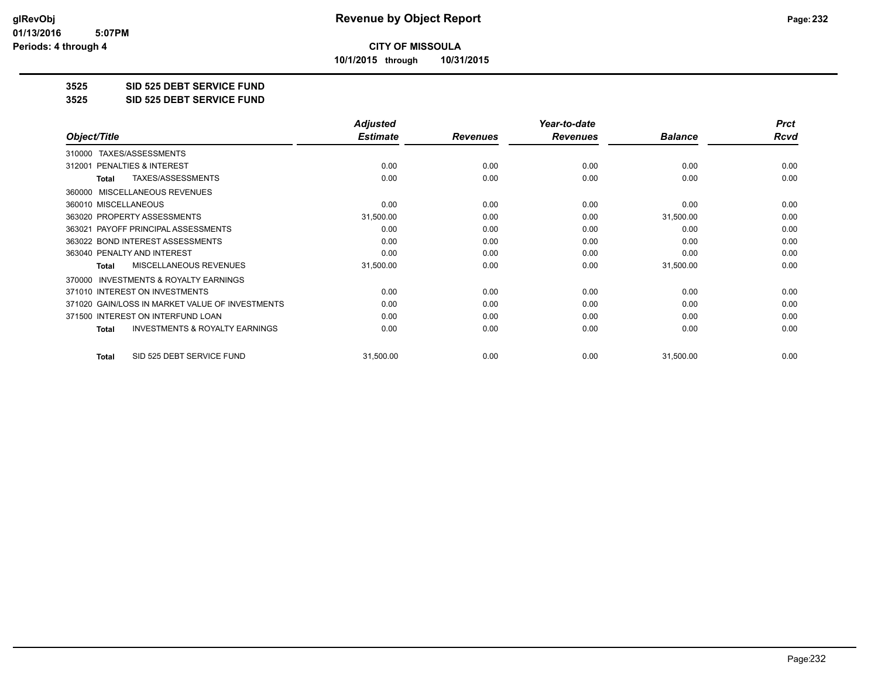**CITY OF MISSOULA**

**10/1/2015 through 10/31/2015**

**3525 SID 525 DEBT SERVICE FUND**

**3525 SID 525 DEBT SERVICE FUND**

| Object/Title | Adjusted Estimate | Revenues | Year-to-date Revenues | Balance | Prct Rcvd |
|---|---|---|---|---|---|
| 310000 TAXES/ASSESSMENTS | | | | | |
| 312001 PENALTIES & INTEREST | 0.00 | 0.00 | 0.00 | 0.00 | 0.00 |
| **Total** TAXES/ASSESSMENTS | 0.00 | 0.00 | 0.00 | 0.00 | 0.00 |
| 360000 MISCELLANEOUS REVENUES | | | | | |
| 360010 MISCELLANEOUS | 0.00 | 0.00 | 0.00 | 0.00 | 0.00 |
| 363020 PROPERTY ASSESSMENTS | 31,500.00 | 0.00 | 0.00 | 31,500.00 | 0.00 |
| 363021 PAYOFF PRINCIPAL ASSESSMENTS | 0.00 | 0.00 | 0.00 | 0.00 | 0.00 |
| 363022 BOND INTEREST ASSESSMENTS | 0.00 | 0.00 | 0.00 | 0.00 | 0.00 |
| 363040 PENALTY AND INTEREST | 0.00 | 0.00 | 0.00 | 0.00 | 0.00 |
| **Total** MISCELLANEOUS REVENUES | 31,500.00 | 0.00 | 0.00 | 31,500.00 | 0.00 |
| 370000 INVESTMENTS & ROYALTY EARNINGS | | | | | |
| 371010 INTEREST ON INVESTMENTS | 0.00 | 0.00 | 0.00 | 0.00 | 0.00 |
| 371020 GAIN/LOSS IN MARKET VALUE OF INVESTMENTS | 0.00 | 0.00 | 0.00 | 0.00 | 0.00 |
| 371500 INTEREST ON INTERFUND LOAN | 0.00 | 0.00 | 0.00 | 0.00 | 0.00 |
| **Total** INVESTMENTS & ROYALTY EARNINGS | 0.00 | 0.00 | 0.00 | 0.00 | 0.00 |
| **Total** SID 525 DEBT SERVICE FUND | 31,500.00 | 0.00 | 0.00 | 31,500.00 | 0.00 |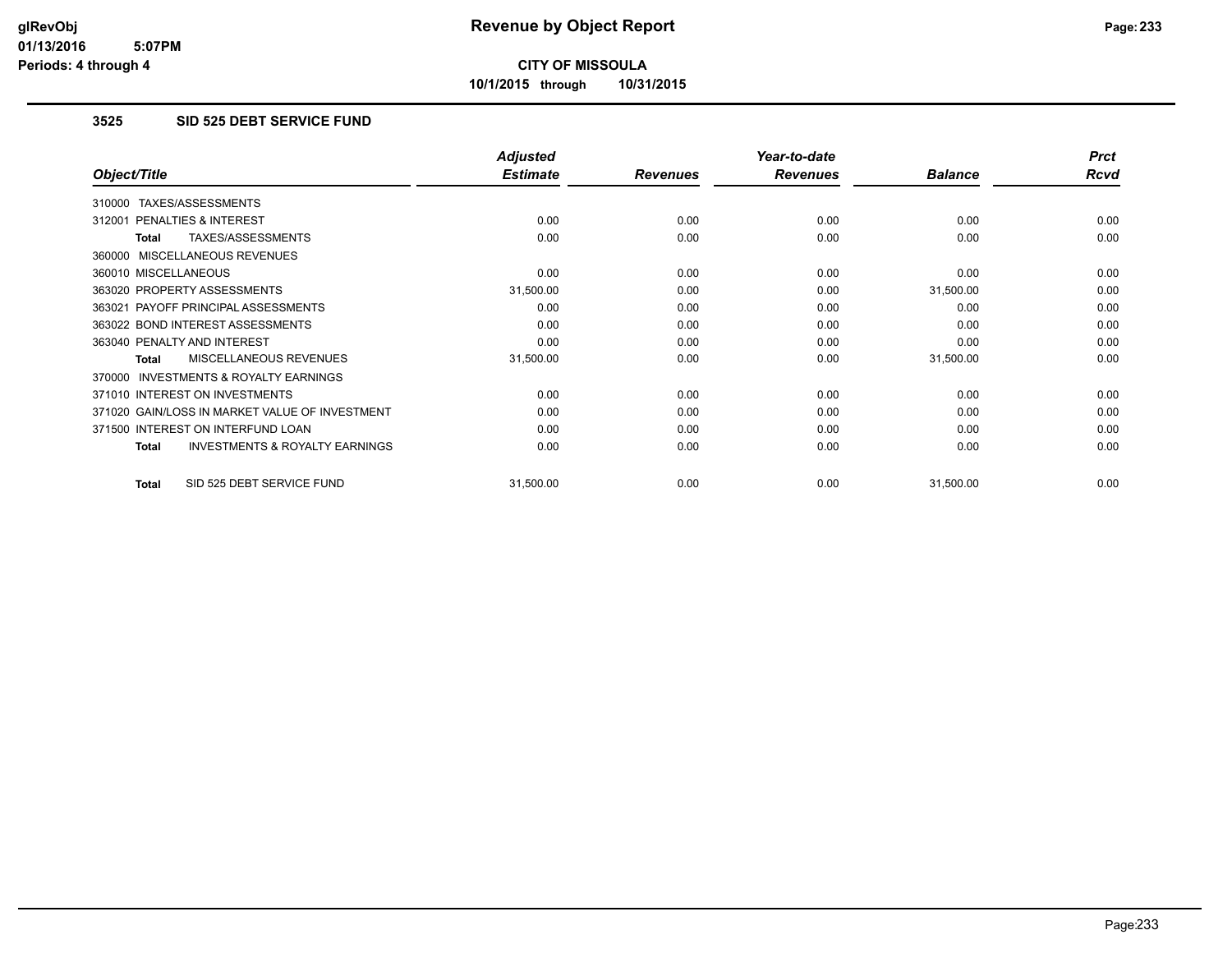**CITY OF MISSOULA**

**10/1/2015 through 10/31/2015**

### 3525 SID 525 DEBT SERVICE FUND

| Object/Title | Adjusted Estimate | Revenues | Year-to-date Revenues | Balance | Prct Rcvd |
|---|---|---|---|---|---|
| 310000 TAXES/ASSESSMENTS | | | | | |
| 312001 PENALTIES & INTEREST | 0.00 | 0.00 | 0.00 | 0.00 | 0.00 |
| **Total** TAXES/ASSESSMENTS | 0.00 | 0.00 | 0.00 | 0.00 | 0.00 |
| 360000 MISCELLANEOUS REVENUES | | | | | |
| 360010 MISCELLANEOUS | 0.00 | 0.00 | 0.00 | 0.00 | 0.00 |
| 363020 PROPERTY ASSESSMENTS | 31,500.00 | 0.00 | 0.00 | 31,500.00 | 0.00 |
| 363021 PAYOFF PRINCIPAL ASSESSMENTS | 0.00 | 0.00 | 0.00 | 0.00 | 0.00 |
| 363022 BOND INTEREST ASSESSMENTS | 0.00 | 0.00 | 0.00 | 0.00 | 0.00 |
| 363040 PENALTY AND INTEREST | 0.00 | 0.00 | 0.00 | 0.00 | 0.00 |
| **Total** MISCELLANEOUS REVENUES | 31,500.00 | 0.00 | 0.00 | 31,500.00 | 0.00 |
| 370000 INVESTMENTS & ROYALTY EARNINGS | | | | | |
| 371010 INTEREST ON INVESTMENTS | 0.00 | 0.00 | 0.00 | 0.00 | 0.00 |
| 371020 GAIN/LOSS IN MARKET VALUE OF INVESTMENT | 0.00 | 0.00 | 0.00 | 0.00 | 0.00 |
| 371500 INTEREST ON INTERFUND LOAN | 0.00 | 0.00 | 0.00 | 0.00 | 0.00 |
| **Total** INVESTMENTS & ROYALTY EARNINGS | 0.00 | 0.00 | 0.00 | 0.00 | 0.00 |
| **Total** SID 525 DEBT SERVICE FUND | 31,500.00 | 0.00 | 0.00 | 31,500.00 | 0.00 |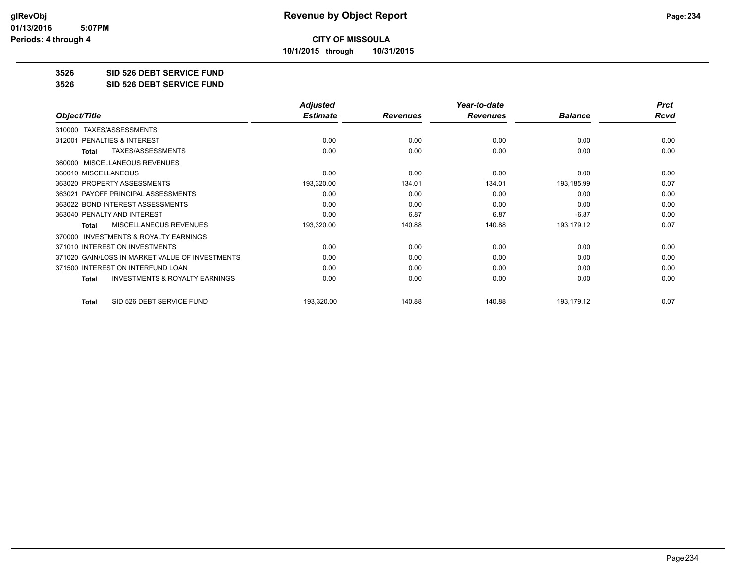**CITY OF MISSOULA**

**10/1/2015 through 10/31/2015**

**Revenue by Object Report**

glRevObj
01/13/2016 5:07PM
Periods: 4 through 4

## 3526 SID 526 DEBT SERVICE FUND

## 3526 SID 526 DEBT SERVICE FUND

| Object/Title | Adjusted Estimate | Revenues | Year-to-date Revenues | Balance | Prct Rcvd |
|---|---|---|---|---|---|
| 310000 TAXES/ASSESSMENTS | | | | | |
| 312001 PENALTIES & INTEREST | 0.00 | 0.00 | 0.00 | 0.00 | 0.00 |
| **Total** TAXES/ASSESSMENTS | 0.00 | 0.00 | 0.00 | 0.00 | 0.00 |
| 360000 MISCELLANEOUS REVENUES | | | | | |
| 360010 MISCELLANEOUS | 0.00 | 0.00 | 0.00 | 0.00 | 0.00 |
| 363020 PROPERTY ASSESSMENTS | 193,320.00 | 134.01 | 134.01 | 193,185.99 | 0.07 |
| 363021 PAYOFF PRINCIPAL ASSESSMENTS | 0.00 | 0.00 | 0.00 | 0.00 | 0.00 |
| 363022 BOND INTEREST ASSESSMENTS | 0.00 | 0.00 | 0.00 | 0.00 | 0.00 |
| 363040 PENALTY AND INTEREST | 0.00 | 6.87 | 6.87 | -6.87 | 0.00 |
| **Total** MISCELLANEOUS REVENUES | 193,320.00 | 140.88 | 140.88 | 193,179.12 | 0.07 |
| 370000 INVESTMENTS & ROYALTY EARNINGS | | | | | |
| 371010 INTEREST ON INVESTMENTS | 0.00 | 0.00 | 0.00 | 0.00 | 0.00 |
| 371020 GAIN/LOSS IN MARKET VALUE OF INVESTMENTS | 0.00 | 0.00 | 0.00 | 0.00 | 0.00 |
| 371500 INTEREST ON INTERFUND LOAN | 0.00 | 0.00 | 0.00 | 0.00 | 0.00 |
| **Total** INVESTMENTS & ROYALTY EARNINGS | 0.00 | 0.00 | 0.00 | 0.00 | 0.00 |
| **Total** SID 526 DEBT SERVICE FUND | 193,320.00 | 140.88 | 140.88 | 193,179.12 | 0.07 |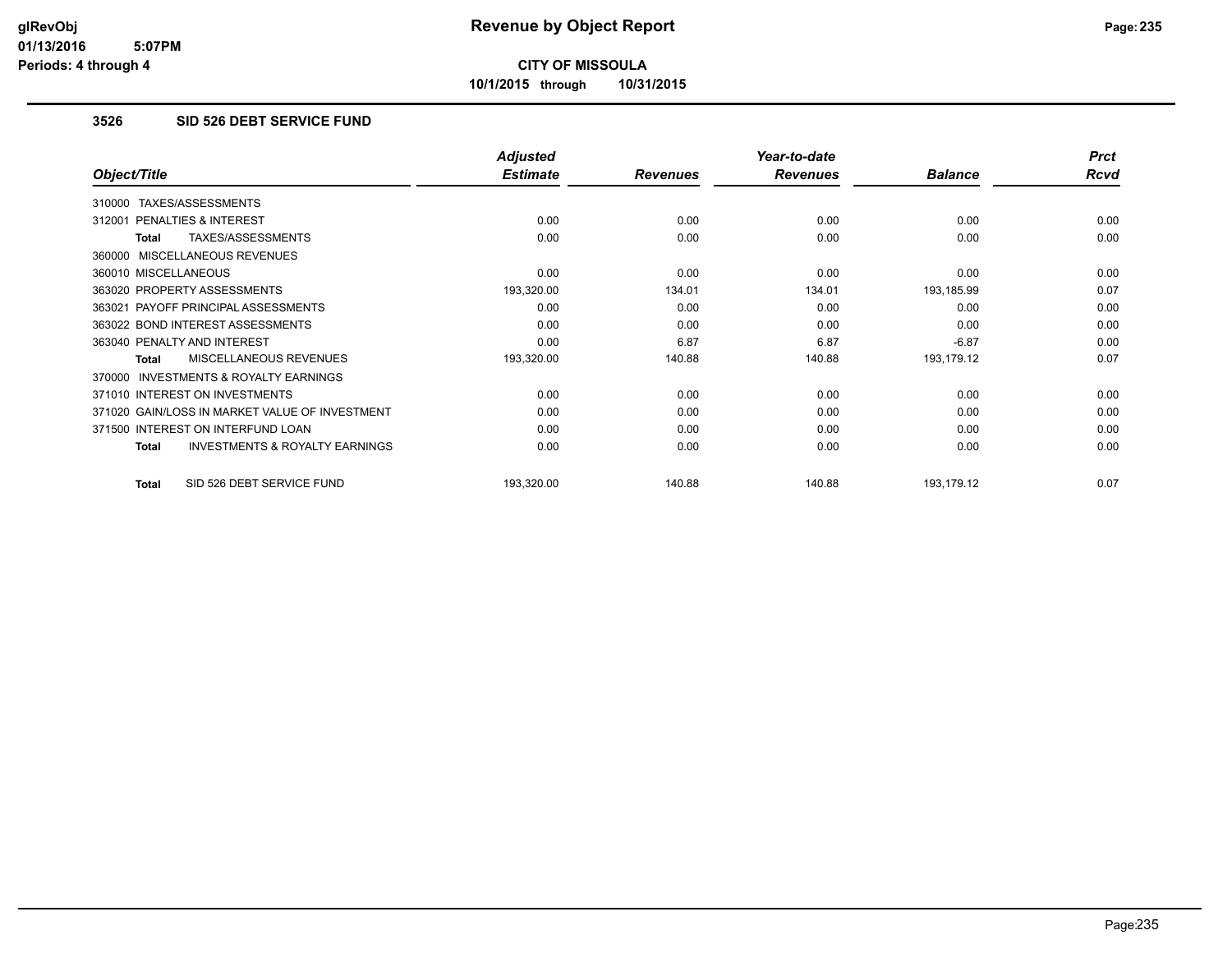# Revenue by Object Report

**CITY OF MISSOULA**

**10/1/2015 through 10/31/2015**

glRevObj
01/13/2016 5:07PM
Periods: 4 through 4

## 3526 SID 526 DEBT SERVICE FUND

| Object/Title | Adjusted Estimate | Revenues | Year-to-date Revenues | Balance | Prct Rcvd |
|---|---|---|---|---|---|
| 310000 TAXES/ASSESSMENTS | | | | | |
| 312001 PENALTIES & INTEREST | 0.00 | 0.00 | 0.00 | 0.00 | 0.00 |
| **Total** TAXES/ASSESSMENTS | 0.00 | 0.00 | 0.00 | 0.00 | 0.00 |
| 360000 MISCELLANEOUS REVENUES | | | | | |
| 360010 MISCELLANEOUS | 0.00 | 0.00 | 0.00 | 0.00 | 0.00 |
| 363020 PROPERTY ASSESSMENTS | 193,320.00 | 134.01 | 134.01 | 193,185.99 | 0.07 |
| 363021 PAYOFF PRINCIPAL ASSESSMENTS | 0.00 | 0.00 | 0.00 | 0.00 | 0.00 |
| 363022 BOND INTEREST ASSESSMENTS | 0.00 | 0.00 | 0.00 | 0.00 | 0.00 |
| 363040 PENALTY AND INTEREST | 0.00 | 6.87 | 6.87 | -6.87 | 0.00 |
| **Total** MISCELLANEOUS REVENUES | 193,320.00 | 140.88 | 140.88 | 193,179.12 | 0.07 |
| 370000 INVESTMENTS & ROYALTY EARNINGS | | | | | |
| 371010 INTEREST ON INVESTMENTS | 0.00 | 0.00 | 0.00 | 0.00 | 0.00 |
| 371020 GAIN/LOSS IN MARKET VALUE OF INVESTMENT | 0.00 | 0.00 | 0.00 | 0.00 | 0.00 |
| 371500 INTEREST ON INTERFUND LOAN | 0.00 | 0.00 | 0.00 | 0.00 | 0.00 |
| **Total** INVESTMENTS & ROYALTY EARNINGS | 0.00 | 0.00 | 0.00 | 0.00 | 0.00 |
| **Total** SID 526 DEBT SERVICE FUND | 193,320.00 | 140.88 | 140.88 | 193,179.12 | 0.07 |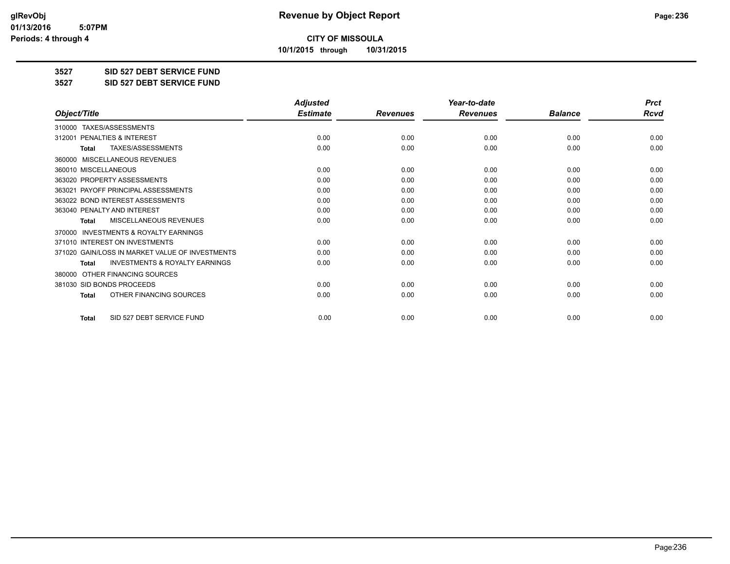**CITY OF MISSOULA**

**10/1/2015 through 10/31/2015**

**3527 SID 527 DEBT SERVICE FUND**

**3527 SID 527 DEBT SERVICE FUND**

| Object/Title | Adjusted Estimate | Revenues | Year-to-date Revenues | Balance | Prct Rcvd |
|---|---|---|---|---|---|
| 310000 TAXES/ASSESSMENTS | | | | | |
| 312001 PENALTIES & INTEREST | 0.00 | 0.00 | 0.00 | 0.00 | 0.00 |
| **Total** TAXES/ASSESSMENTS | 0.00 | 0.00 | 0.00 | 0.00 | 0.00 |
| 360000 MISCELLANEOUS REVENUES | | | | | |
| 360010 MISCELLANEOUS | 0.00 | 0.00 | 0.00 | 0.00 | 0.00 |
| 363020 PROPERTY ASSESSMENTS | 0.00 | 0.00 | 0.00 | 0.00 | 0.00 |
| 363021 PAYOFF PRINCIPAL ASSESSMENTS | 0.00 | 0.00 | 0.00 | 0.00 | 0.00 |
| 363022 BOND INTEREST ASSESSMENTS | 0.00 | 0.00 | 0.00 | 0.00 | 0.00 |
| 363040 PENALTY AND INTEREST | 0.00 | 0.00 | 0.00 | 0.00 | 0.00 |
| **Total** MISCELLANEOUS REVENUES | 0.00 | 0.00 | 0.00 | 0.00 | 0.00 |
| 370000 INVESTMENTS & ROYALTY EARNINGS | | | | | |
| 371010 INTEREST ON INVESTMENTS | 0.00 | 0.00 | 0.00 | 0.00 | 0.00 |
| 371020 GAIN/LOSS IN MARKET VALUE OF INVESTMENTS | 0.00 | 0.00 | 0.00 | 0.00 | 0.00 |
| **Total** INVESTMENTS & ROYALTY EARNINGS | 0.00 | 0.00 | 0.00 | 0.00 | 0.00 |
| 380000 OTHER FINANCING SOURCES | | | | | |
| 381030 SID BONDS PROCEEDS | 0.00 | 0.00 | 0.00 | 0.00 | 0.00 |
| **Total** OTHER FINANCING SOURCES | 0.00 | 0.00 | 0.00 | 0.00 | 0.00 |
| **Total** SID 527 DEBT SERVICE FUND | 0.00 | 0.00 | 0.00 | 0.00 | 0.00 |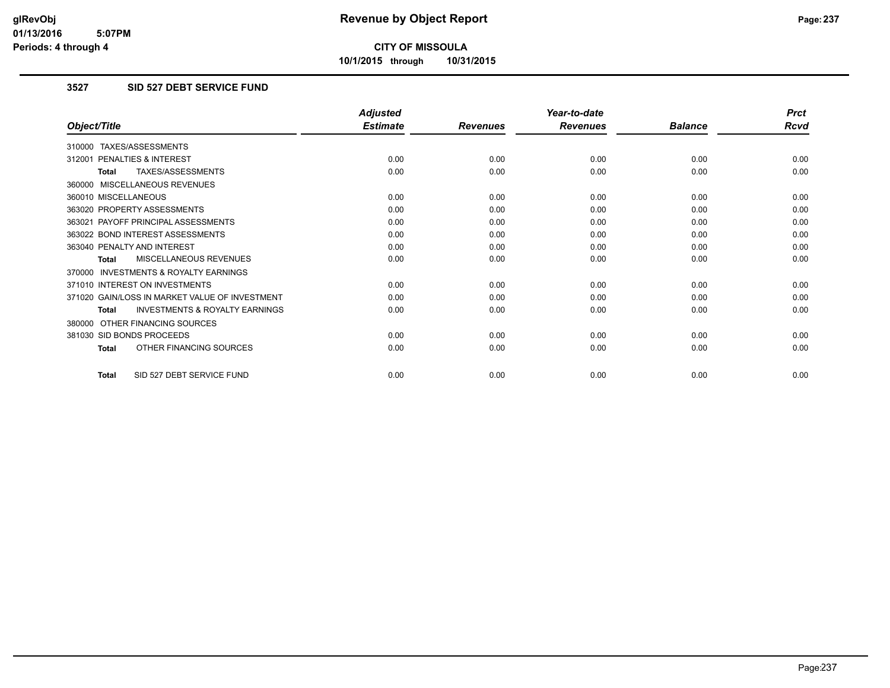**CITY OF MISSOULA**

**10/1/2015 through 10/31/2015**

## 3527 SID 527 DEBT SERVICE FUND

| Object/Title | Adjusted Estimate | Revenues | Year-to-date Revenues | Balance | Prct Rcvd |
|---|---|---|---|---|---|
| 310000 TAXES/ASSESSMENTS | | | | | |
| 312001 PENALTIES & INTEREST | 0.00 | 0.00 | 0.00 | 0.00 | 0.00 |
| **Total** TAXES/ASSESSMENTS | 0.00 | 0.00 | 0.00 | 0.00 | 0.00 |
| 360000 MISCELLANEOUS REVENUES | | | | | |
| 360010 MISCELLANEOUS | 0.00 | 0.00 | 0.00 | 0.00 | 0.00 |
| 363020 PROPERTY ASSESSMENTS | 0.00 | 0.00 | 0.00 | 0.00 | 0.00 |
| 363021 PAYOFF PRINCIPAL ASSESSMENTS | 0.00 | 0.00 | 0.00 | 0.00 | 0.00 |
| 363022 BOND INTEREST ASSESSMENTS | 0.00 | 0.00 | 0.00 | 0.00 | 0.00 |
| 363040 PENALTY AND INTEREST | 0.00 | 0.00 | 0.00 | 0.00 | 0.00 |
| **Total** MISCELLANEOUS REVENUES | 0.00 | 0.00 | 0.00 | 0.00 | 0.00 |
| 370000 INVESTMENTS & ROYALTY EARNINGS | | | | | |
| 371010 INTEREST ON INVESTMENTS | 0.00 | 0.00 | 0.00 | 0.00 | 0.00 |
| 371020 GAIN/LOSS IN MARKET VALUE OF INVESTMENT | 0.00 | 0.00 | 0.00 | 0.00 | 0.00 |
| **Total** INVESTMENTS & ROYALTY EARNINGS | 0.00 | 0.00 | 0.00 | 0.00 | 0.00 |
| 380000 OTHER FINANCING SOURCES | | | | | |
| 381030 SID BONDS PROCEEDS | 0.00 | 0.00 | 0.00 | 0.00 | 0.00 |
| **Total** OTHER FINANCING SOURCES | 0.00 | 0.00 | 0.00 | 0.00 | 0.00 |
| **Total** SID 527 DEBT SERVICE FUND | 0.00 | 0.00 | 0.00 | 0.00 | 0.00 |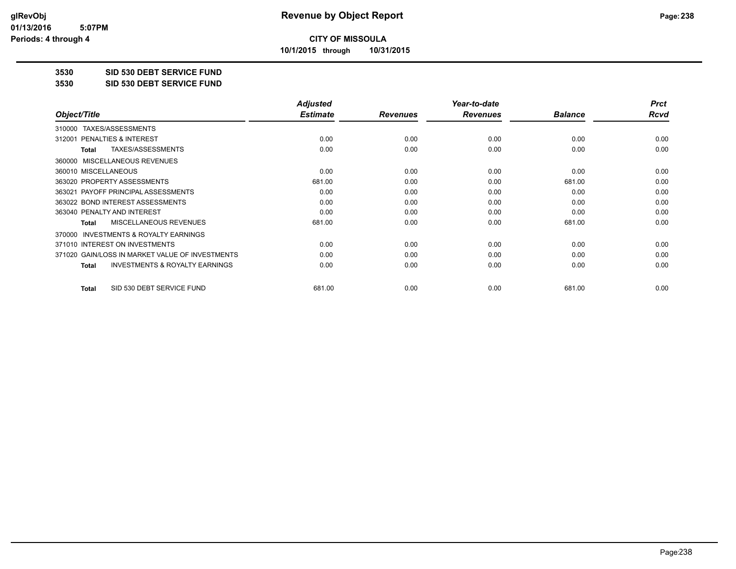**CITY OF MISSOULA**

**10/1/2015 through 10/31/2015**

**3530 SID 530 DEBT SERVICE FUND**

**3530 SID 530 DEBT SERVICE FUND**

| Object/Title | Adjusted Estimate | Revenues | Year-to-date Revenues | Balance | Prct Rcvd |
|---|---|---|---|---|---|
| 310000 TAXES/ASSESSMENTS | | | | | |
| 312001 PENALTIES & INTEREST | 0.00 | 0.00 | 0.00 | 0.00 | 0.00 |
| **Total** TAXES/ASSESSMENTS | 0.00 | 0.00 | 0.00 | 0.00 | 0.00 |
| 360000 MISCELLANEOUS REVENUES | | | | | |
| 360010 MISCELLANEOUS | 0.00 | 0.00 | 0.00 | 0.00 | 0.00 |
| 363020 PROPERTY ASSESSMENTS | 681.00 | 0.00 | 0.00 | 681.00 | 0.00 |
| 363021 PAYOFF PRINCIPAL ASSESSMENTS | 0.00 | 0.00 | 0.00 | 0.00 | 0.00 |
| 363022 BOND INTEREST ASSESSMENTS | 0.00 | 0.00 | 0.00 | 0.00 | 0.00 |
| 363040 PENALTY AND INTEREST | 0.00 | 0.00 | 0.00 | 0.00 | 0.00 |
| **Total** MISCELLANEOUS REVENUES | 681.00 | 0.00 | 0.00 | 681.00 | 0.00 |
| 370000 INVESTMENTS & ROYALTY EARNINGS | | | | | |
| 371010 INTEREST ON INVESTMENTS | 0.00 | 0.00 | 0.00 | 0.00 | 0.00 |
| 371020 GAIN/LOSS IN MARKET VALUE OF INVESTMENTS | 0.00 | 0.00 | 0.00 | 0.00 | 0.00 |
| **Total** INVESTMENTS & ROYALTY EARNINGS | 0.00 | 0.00 | 0.00 | 0.00 | 0.00 |
| **Total** SID 530 DEBT SERVICE FUND | 681.00 | 0.00 | 0.00 | 681.00 | 0.00 |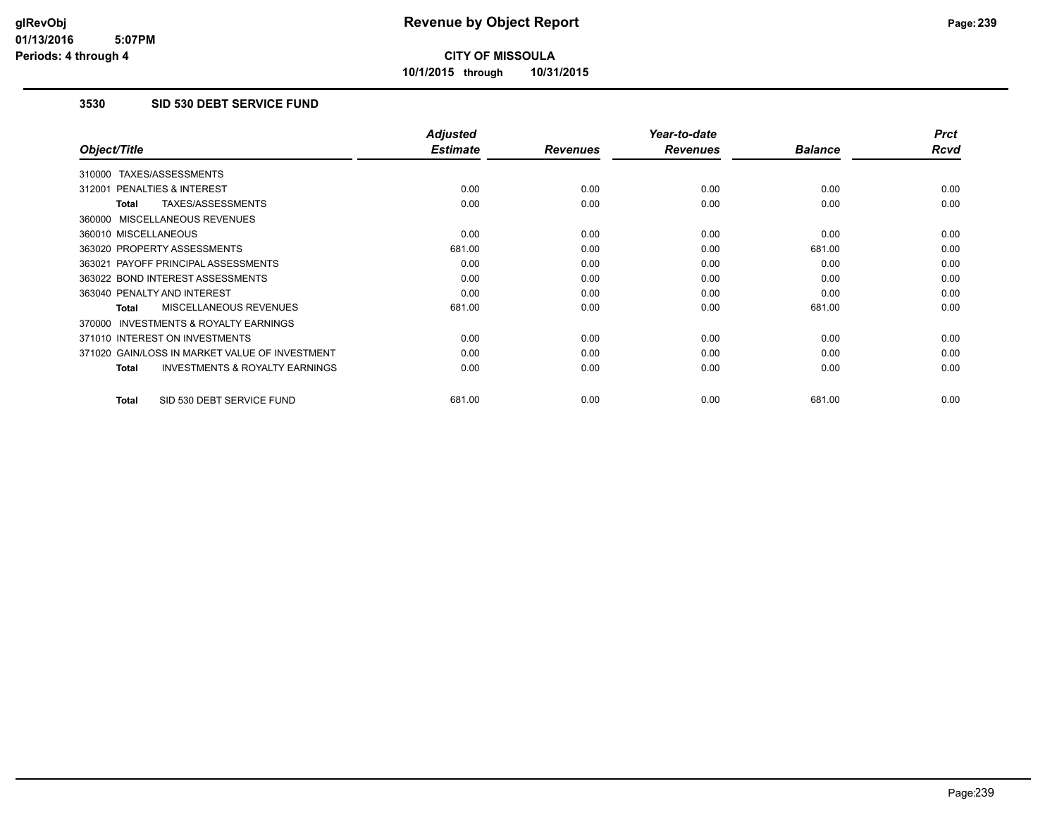# Revenue by Object Report

**CITY OF MISSOULA**

**10/1/2015 through 10/31/2015**

glRevObj
01/13/2016 5:07PM
Periods: 4 through 4

## 3530 SID 530 DEBT SERVICE FUND

| Object/Title | Adjusted Estimate | Revenues | Year-to-date Revenues | Balance | Prct Rcvd |
|---|---|---|---|---|---|
| 310000 TAXES/ASSESSMENTS | | | | | |
| 312001 PENALTIES & INTEREST | 0.00 | 0.00 | 0.00 | 0.00 | 0.00 |
| **Total** TAXES/ASSESSMENTS | 0.00 | 0.00 | 0.00 | 0.00 | 0.00 |
| 360000 MISCELLANEOUS REVENUES | | | | | |
| 360010 MISCELLANEOUS | 0.00 | 0.00 | 0.00 | 0.00 | 0.00 |
| 363020 PROPERTY ASSESSMENTS | 681.00 | 0.00 | 0.00 | 681.00 | 0.00 |
| 363021 PAYOFF PRINCIPAL ASSESSMENTS | 0.00 | 0.00 | 0.00 | 0.00 | 0.00 |
| 363022 BOND INTEREST ASSESSMENTS | 0.00 | 0.00 | 0.00 | 0.00 | 0.00 |
| 363040 PENALTY AND INTEREST | 0.00 | 0.00 | 0.00 | 0.00 | 0.00 |
| **Total** MISCELLANEOUS REVENUES | 681.00 | 0.00 | 0.00 | 681.00 | 0.00 |
| 370000 INVESTMENTS & ROYALTY EARNINGS | | | | | |
| 371010 INTEREST ON INVESTMENTS | 0.00 | 0.00 | 0.00 | 0.00 | 0.00 |
| 371020 GAIN/LOSS IN MARKET VALUE OF INVESTMENT | 0.00 | 0.00 | 0.00 | 0.00 | 0.00 |
| **Total** INVESTMENTS & ROYALTY EARNINGS | 0.00 | 0.00 | 0.00 | 0.00 | 0.00 |
| **Total** SID 530 DEBT SERVICE FUND | 681.00 | 0.00 | 0.00 | 681.00 | 0.00 |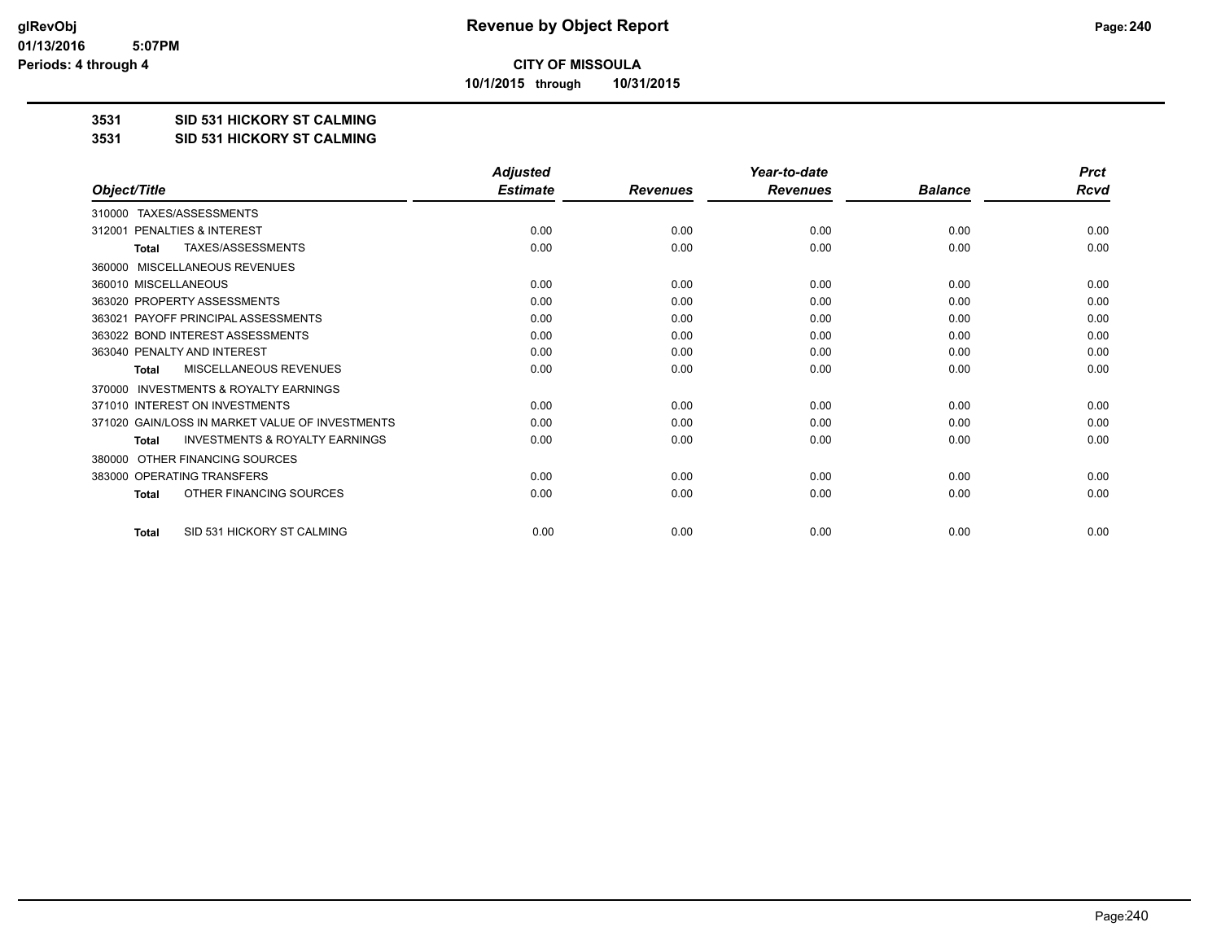**CITY OF MISSOULA**

**10/1/2015 through 10/31/2015**

**3531 SID 531 HICKORY ST CALMING**

**3531 SID 531 HICKORY ST CALMING**

| Object/Title | Adjusted Estimate | Revenues | Year-to-date Revenues | Balance | Prct Rcvd |
|---|---|---|---|---|---|
| 310000 TAXES/ASSESSMENTS | | | | | |
| 312001 PENALTIES & INTEREST | 0.00 | 0.00 | 0.00 | 0.00 | 0.00 |
| **Total** TAXES/ASSESSMENTS | 0.00 | 0.00 | 0.00 | 0.00 | 0.00 |
| 360000 MISCELLANEOUS REVENUES | | | | | |
| 360010 MISCELLANEOUS | 0.00 | 0.00 | 0.00 | 0.00 | 0.00 |
| 363020 PROPERTY ASSESSMENTS | 0.00 | 0.00 | 0.00 | 0.00 | 0.00 |
| 363021 PAYOFF PRINCIPAL ASSESSMENTS | 0.00 | 0.00 | 0.00 | 0.00 | 0.00 |
| 363022 BOND INTEREST ASSESSMENTS | 0.00 | 0.00 | 0.00 | 0.00 | 0.00 |
| 363040 PENALTY AND INTEREST | 0.00 | 0.00 | 0.00 | 0.00 | 0.00 |
| **Total** MISCELLANEOUS REVENUES | 0.00 | 0.00 | 0.00 | 0.00 | 0.00 |
| 370000 INVESTMENTS & ROYALTY EARNINGS | | | | | |
| 371010 INTEREST ON INVESTMENTS | 0.00 | 0.00 | 0.00 | 0.00 | 0.00 |
| 371020 GAIN/LOSS IN MARKET VALUE OF INVESTMENTS | 0.00 | 0.00 | 0.00 | 0.00 | 0.00 |
| **Total** INVESTMENTS & ROYALTY EARNINGS | 0.00 | 0.00 | 0.00 | 0.00 | 0.00 |
| 380000 OTHER FINANCING SOURCES | | | | | |
| 383000 OPERATING TRANSFERS | 0.00 | 0.00 | 0.00 | 0.00 | 0.00 |
| **Total** OTHER FINANCING SOURCES | 0.00 | 0.00 | 0.00 | 0.00 | 0.00 |
| **Total** SID 531 HICKORY ST CALMING | 0.00 | 0.00 | 0.00 | 0.00 | 0.00 |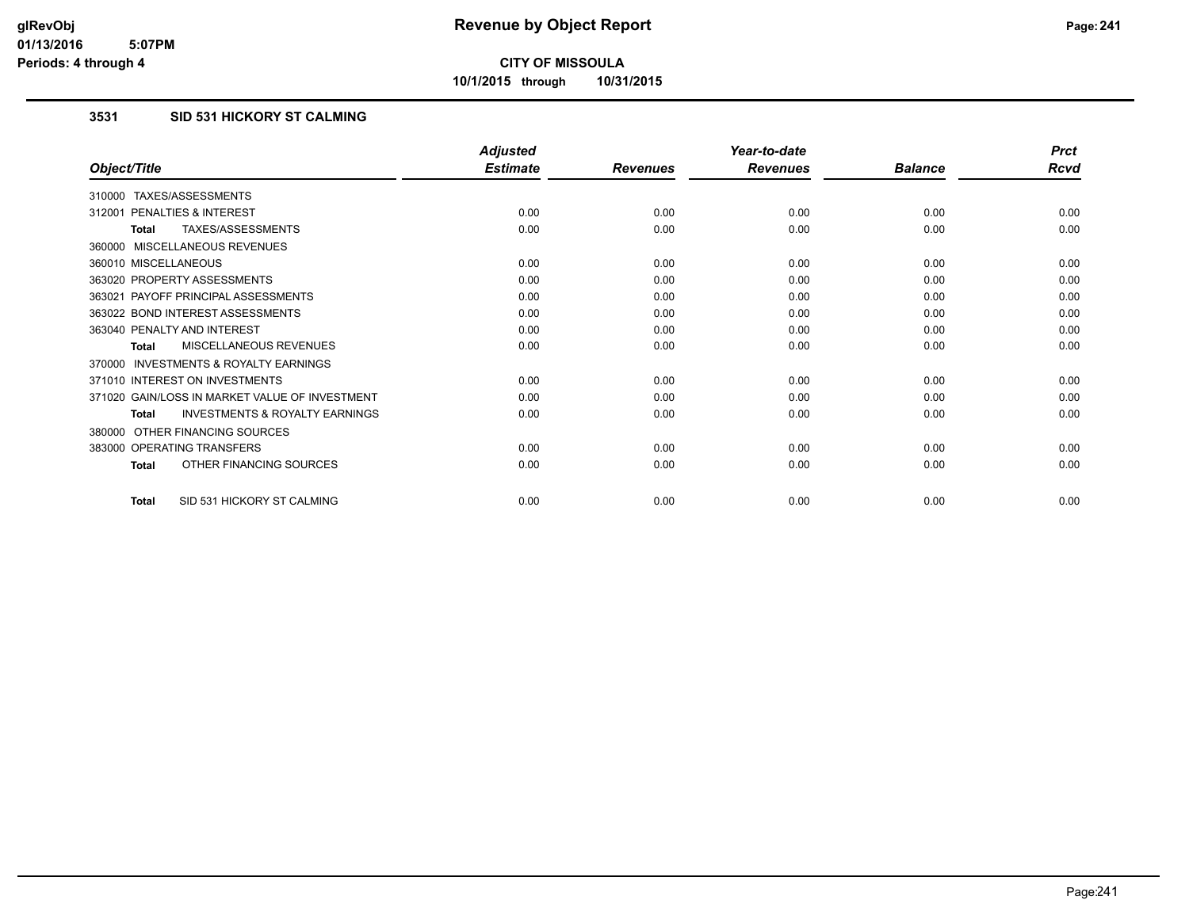**CITY OF MISSOULA**

**10/1/2015 through 10/31/2015**

### 3531 SID 531 HICKORY ST CALMING

| Object/Title | Adjusted Estimate | Revenues | Year-to-date Revenues | Balance | Prct Rcvd |
|---|---|---|---|---|---|
| 310000 TAXES/ASSESSMENTS | | | | | |
| 312001 PENALTIES & INTEREST | 0.00 | 0.00 | 0.00 | 0.00 | 0.00 |
| **Total** TAXES/ASSESSMENTS | 0.00 | 0.00 | 0.00 | 0.00 | 0.00 |
| 360000 MISCELLANEOUS REVENUES | | | | | |
| 360010 MISCELLANEOUS | 0.00 | 0.00 | 0.00 | 0.00 | 0.00 |
| 363020 PROPERTY ASSESSMENTS | 0.00 | 0.00 | 0.00 | 0.00 | 0.00 |
| 363021 PAYOFF PRINCIPAL ASSESSMENTS | 0.00 | 0.00 | 0.00 | 0.00 | 0.00 |
| 363022 BOND INTEREST ASSESSMENTS | 0.00 | 0.00 | 0.00 | 0.00 | 0.00 |
| 363040 PENALTY AND INTEREST | 0.00 | 0.00 | 0.00 | 0.00 | 0.00 |
| **Total** MISCELLANEOUS REVENUES | 0.00 | 0.00 | 0.00 | 0.00 | 0.00 |
| 370000 INVESTMENTS & ROYALTY EARNINGS | | | | | |
| 371010 INTEREST ON INVESTMENTS | 0.00 | 0.00 | 0.00 | 0.00 | 0.00 |
| 371020 GAIN/LOSS IN MARKET VALUE OF INVESTMENT | 0.00 | 0.00 | 0.00 | 0.00 | 0.00 |
| **Total** INVESTMENTS & ROYALTY EARNINGS | 0.00 | 0.00 | 0.00 | 0.00 | 0.00 |
| 380000 OTHER FINANCING SOURCES | | | | | |
| 383000 OPERATING TRANSFERS | 0.00 | 0.00 | 0.00 | 0.00 | 0.00 |
| **Total** OTHER FINANCING SOURCES | 0.00 | 0.00 | 0.00 | 0.00 | 0.00 |
| **Total** SID 531 HICKORY ST CALMING | 0.00 | 0.00 | 0.00 | 0.00 | 0.00 |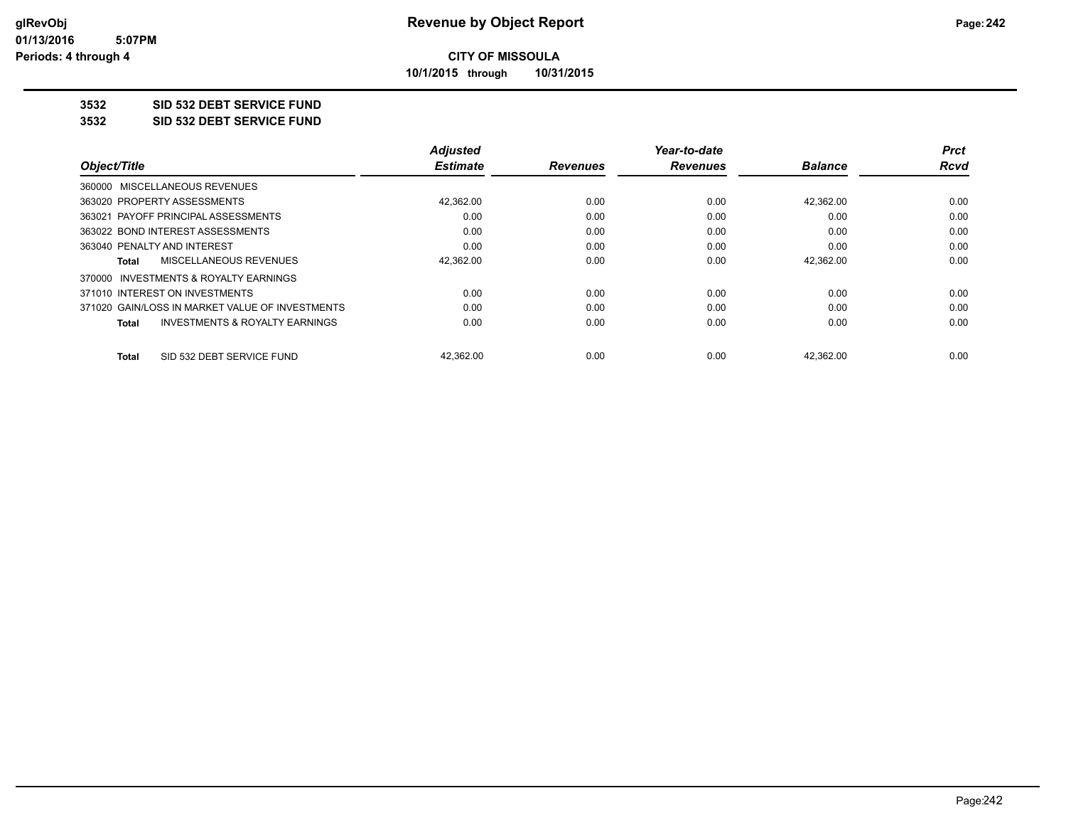**CITY OF MISSOULA**

**10/1/2015 through 10/31/2015**

## 3532 SID 532 DEBT SERVICE FUND

## 3532 SID 532 DEBT SERVICE FUND

| Object/Title | Adjusted Estimate | Revenues | Year-to-date Revenues | Balance | Prct Rcvd |
|---|---|---|---|---|---|
| 360000 MISCELLANEOUS REVENUES | | | | | |
| 363020 PROPERTY ASSESSMENTS | 42,362.00 | 0.00 | 0.00 | 42,362.00 | 0.00 |
| 363021 PAYOFF PRINCIPAL ASSESSMENTS | 0.00 | 0.00 | 0.00 | 0.00 | 0.00 |
| 363022 BOND INTEREST ASSESSMENTS | 0.00 | 0.00 | 0.00 | 0.00 | 0.00 |
| 363040 PENALTY AND INTEREST | 0.00 | 0.00 | 0.00 | 0.00 | 0.00 |
| **Total** MISCELLANEOUS REVENUES | 42,362.00 | 0.00 | 0.00 | 42,362.00 | 0.00 |
| 370000 INVESTMENTS & ROYALTY EARNINGS | | | | | |
| 371010 INTEREST ON INVESTMENTS | 0.00 | 0.00 | 0.00 | 0.00 | 0.00 |
| 371020 GAIN/LOSS IN MARKET VALUE OF INVESTMENTS | 0.00 | 0.00 | 0.00 | 0.00 | 0.00 |
| **Total** INVESTMENTS & ROYALTY EARNINGS | 0.00 | 0.00 | 0.00 | 0.00 | 0.00 |
| **Total** SID 532 DEBT SERVICE FUND | 42,362.00 | 0.00 | 0.00 | 42,362.00 | 0.00 |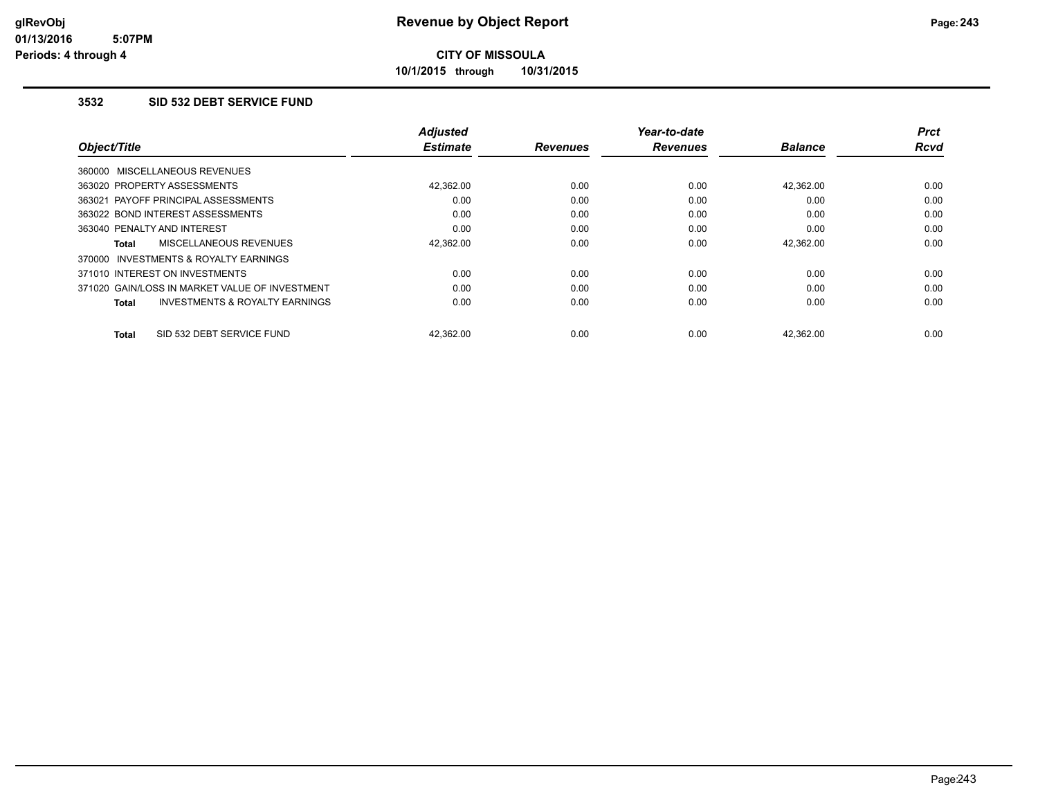# Revenue by Object Report

**CITY OF MISSOULA**

**10/1/2015 through 10/31/2015**

glRevObj
01/13/2016 5:07PM
Periods: 4 through 4

## 3532 SID 532 DEBT SERVICE FUND

| Object/Title | Adjusted Estimate | Revenues | Year-to-date Revenues | Balance | Prct Rcvd |
|---|---|---|---|---|---|
| 360000 MISCELLANEOUS REVENUES | | | | | |
| 363020 PROPERTY ASSESSMENTS | 42,362.00 | 0.00 | 0.00 | 42,362.00 | 0.00 |
| 363021 PAYOFF PRINCIPAL ASSESSMENTS | 0.00 | 0.00 | 0.00 | 0.00 | 0.00 |
| 363022 BOND INTEREST ASSESSMENTS | 0.00 | 0.00 | 0.00 | 0.00 | 0.00 |
| 363040 PENALTY AND INTEREST | 0.00 | 0.00 | 0.00 | 0.00 | 0.00 |
| **Total** MISCELLANEOUS REVENUES | 42,362.00 | 0.00 | 0.00 | 42,362.00 | 0.00 |
| 370000 INVESTMENTS & ROYALTY EARNINGS | | | | | |
| 371010 INTEREST ON INVESTMENTS | 0.00 | 0.00 | 0.00 | 0.00 | 0.00 |
| 371020 GAIN/LOSS IN MARKET VALUE OF INVESTMENT | 0.00 | 0.00 | 0.00 | 0.00 | 0.00 |
| **Total** INVESTMENTS & ROYALTY EARNINGS | 0.00 | 0.00 | 0.00 | 0.00 | 0.00 |
| **Total** SID 532 DEBT SERVICE FUND | 42,362.00 | 0.00 | 0.00 | 42,362.00 | 0.00 |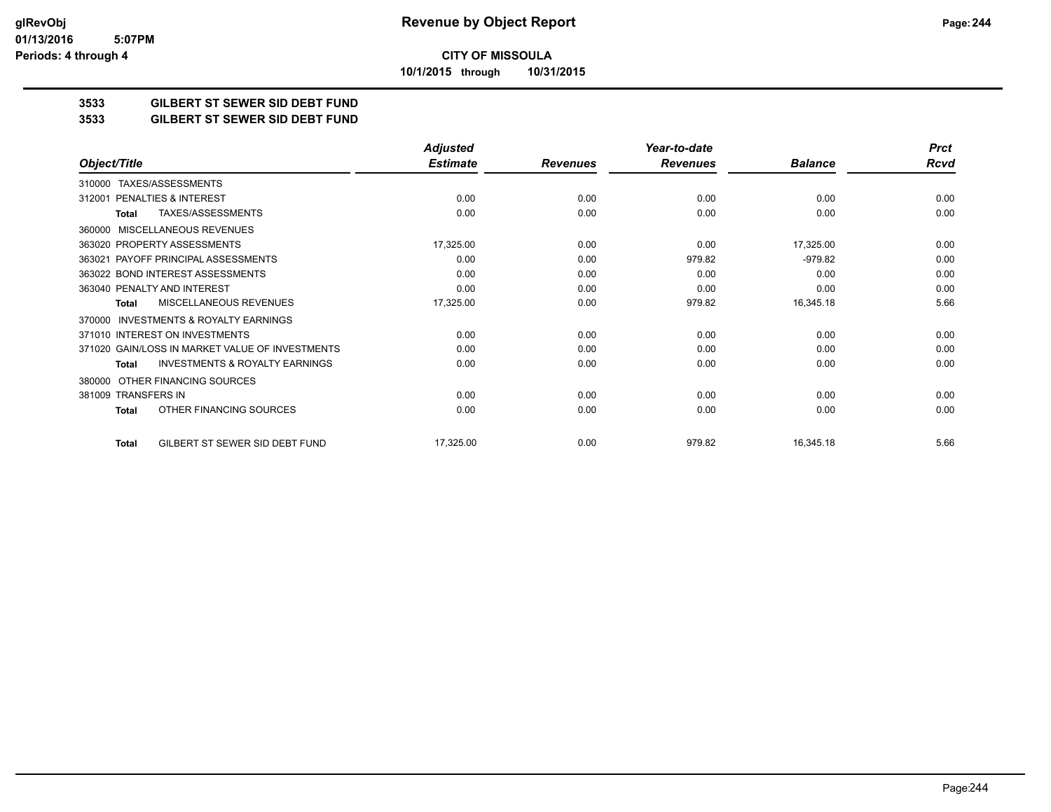glRevObj
01/13/2016 5:07PM
Periods: 4 through 4

# Revenue by Object Report

**CITY OF MISSOULA**

**10/1/2015 through 10/31/2015**

## 3533 GILBERT ST SEWER SID DEBT FUND
## 3533 GILBERT ST SEWER SID DEBT FUND

| Object/Title | Adjusted Estimate | Revenues | Year-to-date Revenues | Balance | Prct Rcvd |
|---|---|---|---|---|---|
| 310000 TAXES/ASSESSMENTS | | | | | |
| 312001 PENALTIES & INTEREST | 0.00 | 0.00 | 0.00 | 0.00 | 0.00 |
| **Total** TAXES/ASSESSMENTS | 0.00 | 0.00 | 0.00 | 0.00 | 0.00 |
| 360000 MISCELLANEOUS REVENUES | | | | | |
| 363020 PROPERTY ASSESSMENTS | 17,325.00 | 0.00 | 0.00 | 17,325.00 | 0.00 |
| 363021 PAYOFF PRINCIPAL ASSESSMENTS | 0.00 | 0.00 | 979.82 | -979.82 | 0.00 |
| 363022 BOND INTEREST ASSESSMENTS | 0.00 | 0.00 | 0.00 | 0.00 | 0.00 |
| 363040 PENALTY AND INTEREST | 0.00 | 0.00 | 0.00 | 0.00 | 0.00 |
| **Total** MISCELLANEOUS REVENUES | 17,325.00 | 0.00 | 979.82 | 16,345.18 | 5.66 |
| 370000 INVESTMENTS & ROYALTY EARNINGS | | | | | |
| 371010 INTEREST ON INVESTMENTS | 0.00 | 0.00 | 0.00 | 0.00 | 0.00 |
| 371020 GAIN/LOSS IN MARKET VALUE OF INVESTMENTS | 0.00 | 0.00 | 0.00 | 0.00 | 0.00 |
| **Total** INVESTMENTS & ROYALTY EARNINGS | 0.00 | 0.00 | 0.00 | 0.00 | 0.00 |
| 380000 OTHER FINANCING SOURCES | | | | | |
| 381009 TRANSFERS IN | 0.00 | 0.00 | 0.00 | 0.00 | 0.00 |
| **Total** OTHER FINANCING SOURCES | 0.00 | 0.00 | 0.00 | 0.00 | 0.00 |
| **Total** GILBERT ST SEWER SID DEBT FUND | 17,325.00 | 0.00 | 979.82 | 16,345.18 | 5.66 |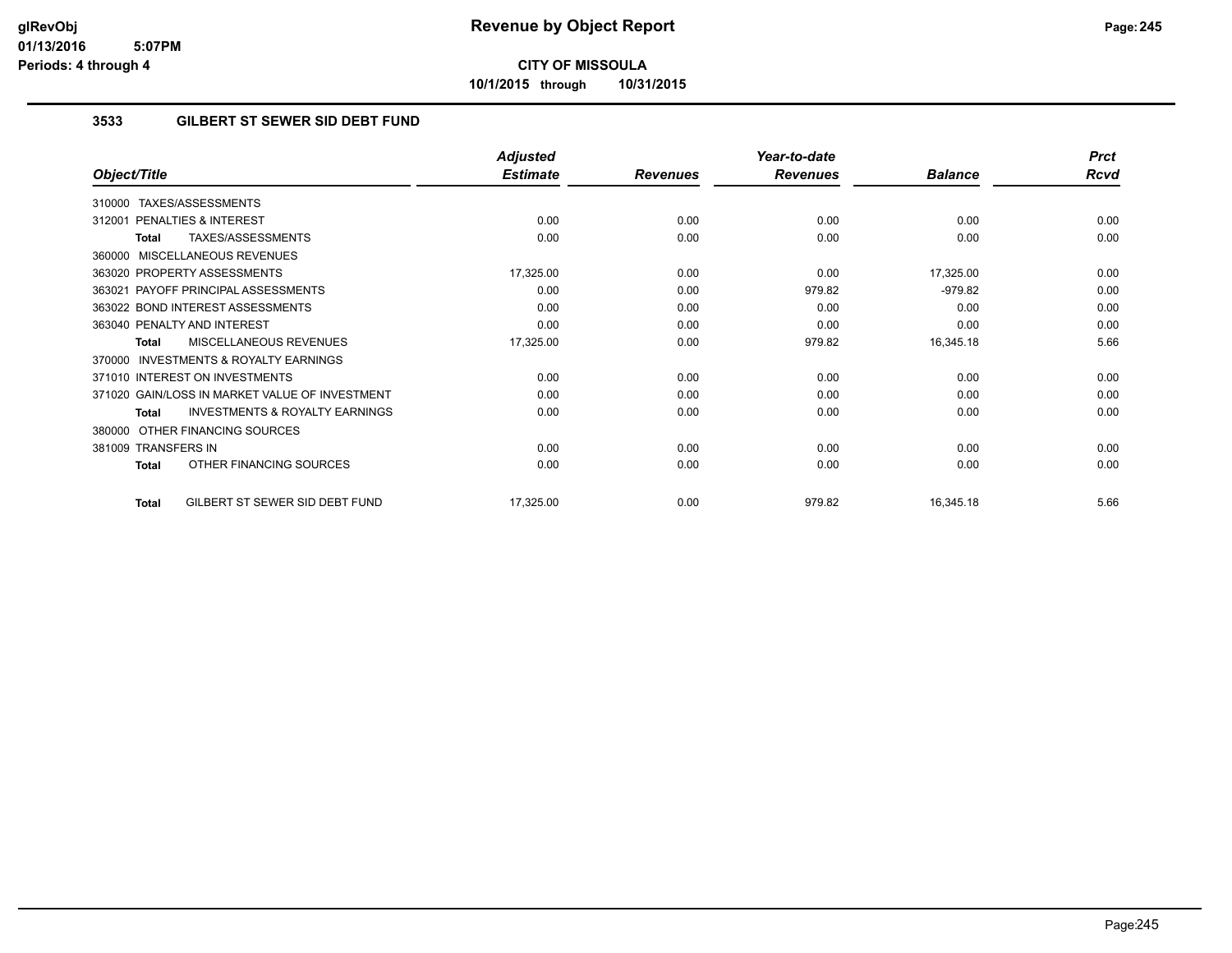# CITY OF MISSOULA

**10/1/2015 through 10/31/2015**

## 3533 GILBERT ST SEWER SID DEBT FUND

| Object/Title | Adjusted Estimate | Revenues | Year-to-date Revenues | Balance | Prct Rcvd |
|---|---|---|---|---|---|
| 310000 TAXES/ASSESSMENTS | | | | | |
| 312001 PENALTIES & INTEREST | 0.00 | 0.00 | 0.00 | 0.00 | 0.00 |
| **Total** TAXES/ASSESSMENTS | 0.00 | 0.00 | 0.00 | 0.00 | 0.00 |
| 360000 MISCELLANEOUS REVENUES | | | | | |
| 363020 PROPERTY ASSESSMENTS | 17,325.00 | 0.00 | 0.00 | 17,325.00 | 0.00 |
| 363021 PAYOFF PRINCIPAL ASSESSMENTS | 0.00 | 0.00 | 979.82 | -979.82 | 0.00 |
| 363022 BOND INTEREST ASSESSMENTS | 0.00 | 0.00 | 0.00 | 0.00 | 0.00 |
| 363040 PENALTY AND INTEREST | 0.00 | 0.00 | 0.00 | 0.00 | 0.00 |
| **Total** MISCELLANEOUS REVENUES | 17,325.00 | 0.00 | 979.82 | 16,345.18 | 5.66 |
| 370000 INVESTMENTS & ROYALTY EARNINGS | | | | | |
| 371010 INTEREST ON INVESTMENTS | 0.00 | 0.00 | 0.00 | 0.00 | 0.00 |
| 371020 GAIN/LOSS IN MARKET VALUE OF INVESTMENT | 0.00 | 0.00 | 0.00 | 0.00 | 0.00 |
| **Total** INVESTMENTS & ROYALTY EARNINGS | 0.00 | 0.00 | 0.00 | 0.00 | 0.00 |
| 380000 OTHER FINANCING SOURCES | | | | | |
| 381009 TRANSFERS IN | 0.00 | 0.00 | 0.00 | 0.00 | 0.00 |
| **Total** OTHER FINANCING SOURCES | 0.00 | 0.00 | 0.00 | 0.00 | 0.00 |
| **Total** GILBERT ST SEWER SID DEBT FUND | 17,325.00 | 0.00 | 979.82 | 16,345.18 | 5.66 |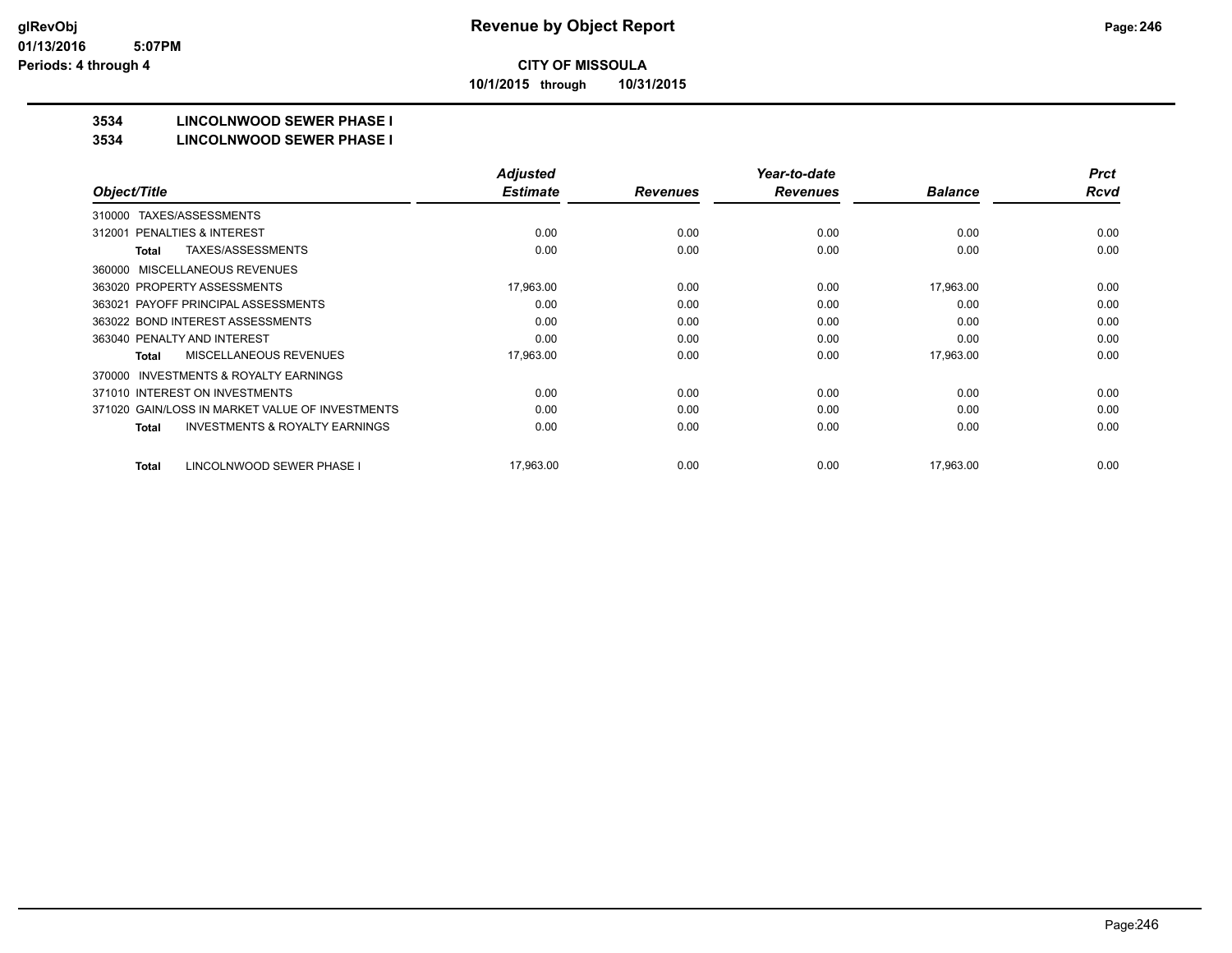**CITY OF MISSOULA**

**10/1/2015 through 10/31/2015**

## 3534 LINCOLNWOOD SEWER PHASE I

## 3534 LINCOLNWOOD SEWER PHASE I

| Object/Title | Adjusted Estimate | Revenues | Year-to-date Revenues | Balance | Prct Rcvd |
|---|---|---|---|---|---|
| 310000 TAXES/ASSESSMENTS | | | | | |
| 312001 PENALTIES & INTEREST | 0.00 | 0.00 | 0.00 | 0.00 | 0.00 |
| **Total** TAXES/ASSESSMENTS | 0.00 | 0.00 | 0.00 | 0.00 | 0.00 |
| 360000 MISCELLANEOUS REVENUES | | | | | |
| 363020 PROPERTY ASSESSMENTS | 17,963.00 | 0.00 | 0.00 | 17,963.00 | 0.00 |
| 363021 PAYOFF PRINCIPAL ASSESSMENTS | 0.00 | 0.00 | 0.00 | 0.00 | 0.00 |
| 363022 BOND INTEREST ASSESSMENTS | 0.00 | 0.00 | 0.00 | 0.00 | 0.00 |
| 363040 PENALTY AND INTEREST | 0.00 | 0.00 | 0.00 | 0.00 | 0.00 |
| **Total** MISCELLANEOUS REVENUES | 17,963.00 | 0.00 | 0.00 | 17,963.00 | 0.00 |
| 370000 INVESTMENTS & ROYALTY EARNINGS | | | | | |
| 371010 INTEREST ON INVESTMENTS | 0.00 | 0.00 | 0.00 | 0.00 | 0.00 |
| 371020 GAIN/LOSS IN MARKET VALUE OF INVESTMENTS | 0.00 | 0.00 | 0.00 | 0.00 | 0.00 |
| **Total** INVESTMENTS & ROYALTY EARNINGS | 0.00 | 0.00 | 0.00 | 0.00 | 0.00 |
| **Total** LINCOLNWOOD SEWER PHASE I | 17,963.00 | 0.00 | 0.00 | 17,963.00 | 0.00 |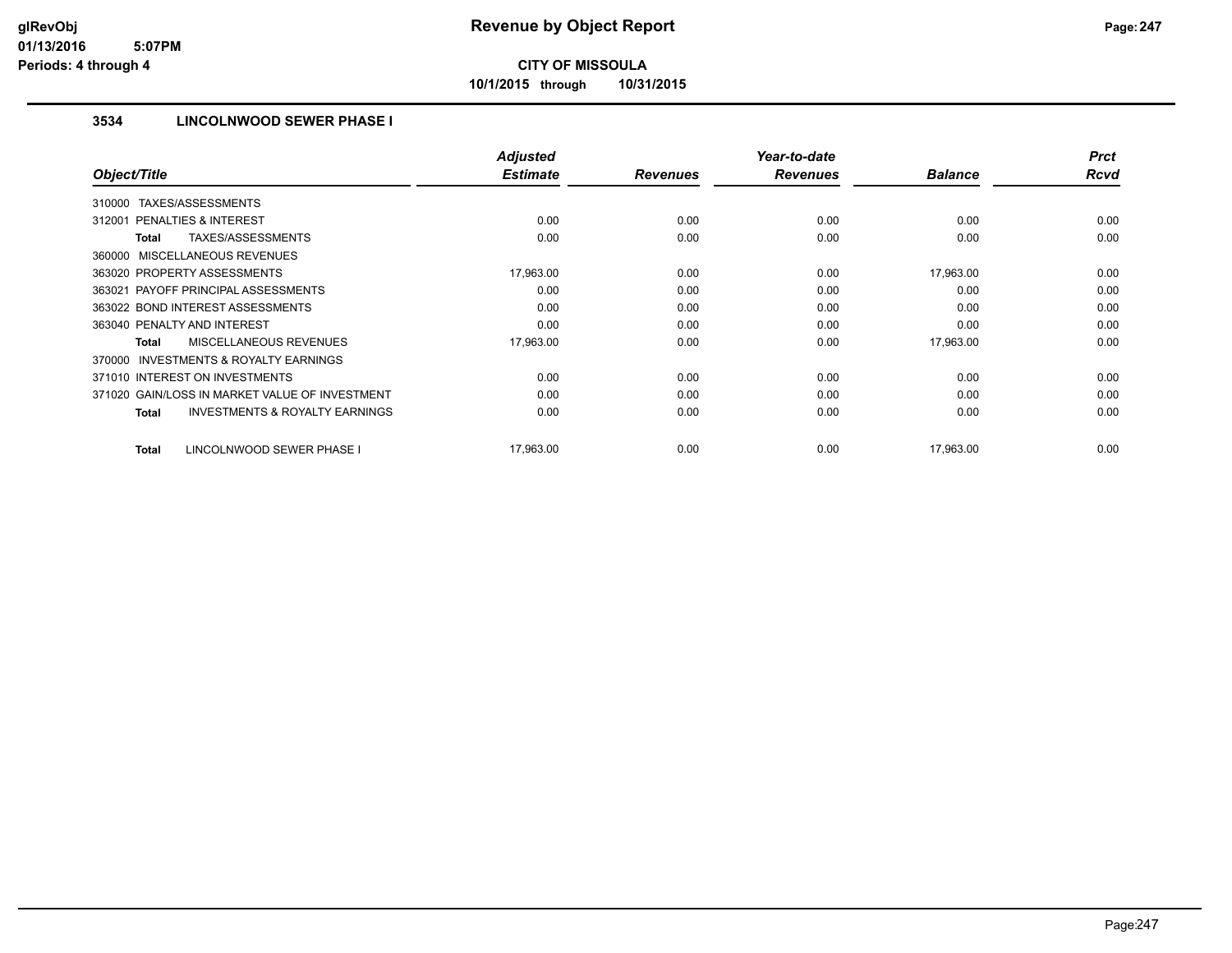**CITY OF MISSOULA**

**10/1/2015 through 10/31/2015**

### 3534 LINCOLNWOOD SEWER PHASE I

| Object/Title | Adjusted Estimate | Revenues | Year-to-date Revenues | Balance | Prct Rcvd |
|---|---|---|---|---|---|
| 310000 TAXES/ASSESSMENTS | | | | | |
| 312001 PENALTIES & INTEREST | 0.00 | 0.00 | 0.00 | 0.00 | 0.00 |
| **Total** TAXES/ASSESSMENTS | 0.00 | 0.00 | 0.00 | 0.00 | 0.00 |
| 360000 MISCELLANEOUS REVENUES | | | | | |
| 363020 PROPERTY ASSESSMENTS | 17,963.00 | 0.00 | 0.00 | 17,963.00 | 0.00 |
| 363021 PAYOFF PRINCIPAL ASSESSMENTS | 0.00 | 0.00 | 0.00 | 0.00 | 0.00 |
| 363022 BOND INTEREST ASSESSMENTS | 0.00 | 0.00 | 0.00 | 0.00 | 0.00 |
| 363040 PENALTY AND INTEREST | 0.00 | 0.00 | 0.00 | 0.00 | 0.00 |
| **Total** MISCELLANEOUS REVENUES | 17,963.00 | 0.00 | 0.00 | 17,963.00 | 0.00 |
| 370000 INVESTMENTS & ROYALTY EARNINGS | | | | | |
| 371010 INTEREST ON INVESTMENTS | 0.00 | 0.00 | 0.00 | 0.00 | 0.00 |
| 371020 GAIN/LOSS IN MARKET VALUE OF INVESTMENT | 0.00 | 0.00 | 0.00 | 0.00 | 0.00 |
| **Total** INVESTMENTS & ROYALTY EARNINGS | 0.00 | 0.00 | 0.00 | 0.00 | 0.00 |
| **Total** LINCOLNWOOD SEWER PHASE I | 17,963.00 | 0.00 | 0.00 | 17,963.00 | 0.00 |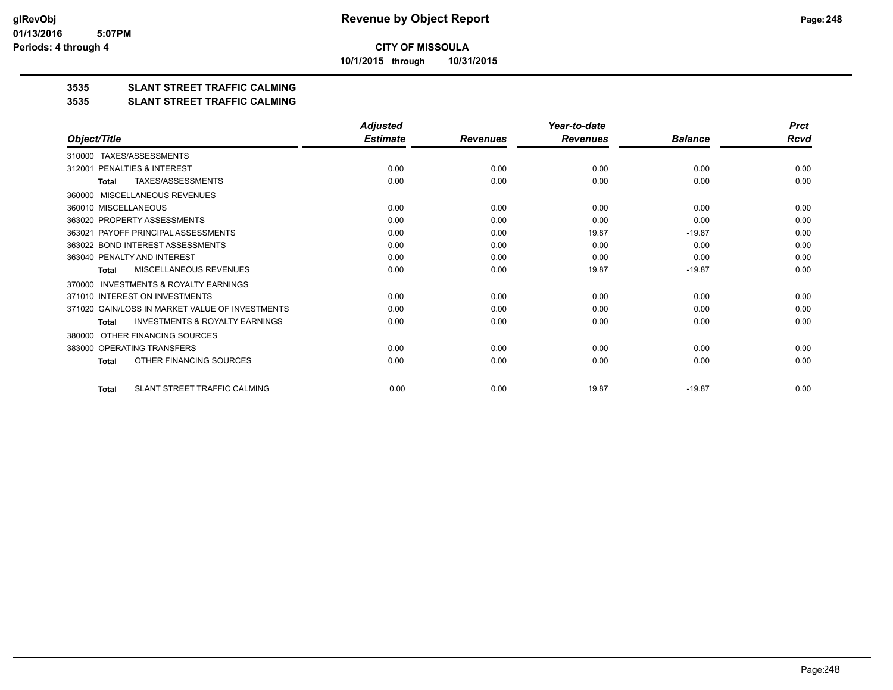**CITY OF MISSOULA**

**10/1/2015 through 10/31/2015**

**3535 SLANT STREET TRAFFIC CALMING**

**3535 SLANT STREET TRAFFIC CALMING**

| Object/Title | Adjusted Estimate | Revenues | Year-to-date Revenues | Balance | Prct Rcvd |
|---|---|---|---|---|---|
| 310000 TAXES/ASSESSMENTS | | | | | |
| 312001 PENALTIES & INTEREST | 0.00 | 0.00 | 0.00 | 0.00 | 0.00 |
| Total TAXES/ASSESSMENTS | 0.00 | 0.00 | 0.00 | 0.00 | 0.00 |
| 360000 MISCELLANEOUS REVENUES | | | | | |
| 360010 MISCELLANEOUS | 0.00 | 0.00 | 0.00 | 0.00 | 0.00 |
| 363020 PROPERTY ASSESSMENTS | 0.00 | 0.00 | 0.00 | 0.00 | 0.00 |
| 363021 PAYOFF PRINCIPAL ASSESSMENTS | 0.00 | 0.00 | 19.87 | -19.87 | 0.00 |
| 363022 BOND INTEREST ASSESSMENTS | 0.00 | 0.00 | 0.00 | 0.00 | 0.00 |
| 363040 PENALTY AND INTEREST | 0.00 | 0.00 | 0.00 | 0.00 | 0.00 |
| Total MISCELLANEOUS REVENUES | 0.00 | 0.00 | 19.87 | -19.87 | 0.00 |
| 370000 INVESTMENTS & ROYALTY EARNINGS | | | | | |
| 371010 INTEREST ON INVESTMENTS | 0.00 | 0.00 | 0.00 | 0.00 | 0.00 |
| 371020 GAIN/LOSS IN MARKET VALUE OF INVESTMENTS | 0.00 | 0.00 | 0.00 | 0.00 | 0.00 |
| Total INVESTMENTS & ROYALTY EARNINGS | 0.00 | 0.00 | 0.00 | 0.00 | 0.00 |
| 380000 OTHER FINANCING SOURCES | | | | | |
| 383000 OPERATING TRANSFERS | 0.00 | 0.00 | 0.00 | 0.00 | 0.00 |
| Total OTHER FINANCING SOURCES | 0.00 | 0.00 | 0.00 | 0.00 | 0.00 |
| Total SLANT STREET TRAFFIC CALMING | 0.00 | 0.00 | 19.87 | -19.87 | 0.00 |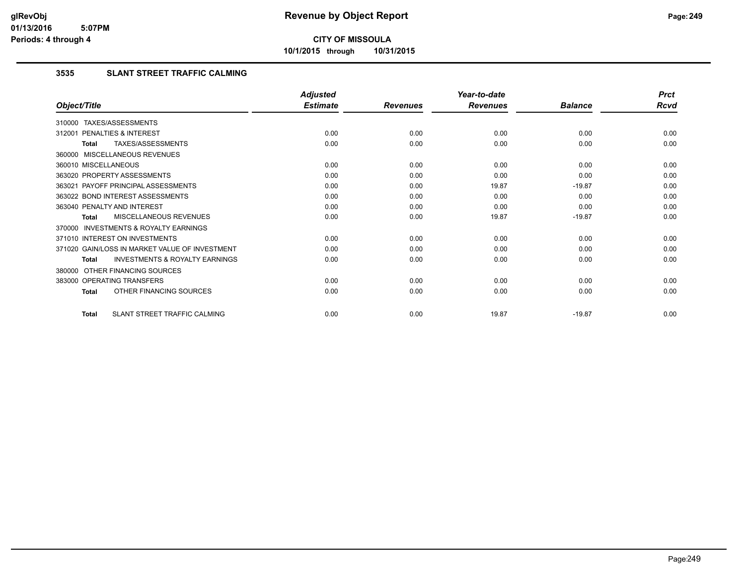**CITY OF MISSOULA**

**10/1/2015 through 10/31/2015**

### 3535 SLANT STREET TRAFFIC CALMING

| Object/Title | Adjusted Estimate | Revenues | Year-to-date Revenues | Balance | Prct Rcvd |
|---|---|---|---|---|---|
| 310000 TAXES/ASSESSMENTS | | | | | |
| 312001 PENALTIES & INTEREST | 0.00 | 0.00 | 0.00 | 0.00 | 0.00 |
| **Total** TAXES/ASSESSMENTS | 0.00 | 0.00 | 0.00 | 0.00 | 0.00 |
| 360000 MISCELLANEOUS REVENUES | | | | | |
| 360010 MISCELLANEOUS | 0.00 | 0.00 | 0.00 | 0.00 | 0.00 |
| 363020 PROPERTY ASSESSMENTS | 0.00 | 0.00 | 0.00 | 0.00 | 0.00 |
| 363021 PAYOFF PRINCIPAL ASSESSMENTS | 0.00 | 0.00 | 19.87 | -19.87 | 0.00 |
| 363022 BOND INTEREST ASSESSMENTS | 0.00 | 0.00 | 0.00 | 0.00 | 0.00 |
| 363040 PENALTY AND INTEREST | 0.00 | 0.00 | 0.00 | 0.00 | 0.00 |
| **Total** MISCELLANEOUS REVENUES | 0.00 | 0.00 | 19.87 | -19.87 | 0.00 |
| 370000 INVESTMENTS & ROYALTY EARNINGS | | | | | |
| 371010 INTEREST ON INVESTMENTS | 0.00 | 0.00 | 0.00 | 0.00 | 0.00 |
| 371020 GAIN/LOSS IN MARKET VALUE OF INVESTMENT | 0.00 | 0.00 | 0.00 | 0.00 | 0.00 |
| **Total** INVESTMENTS & ROYALTY EARNINGS | 0.00 | 0.00 | 0.00 | 0.00 | 0.00 |
| 380000 OTHER FINANCING SOURCES | | | | | |
| 383000 OPERATING TRANSFERS | 0.00 | 0.00 | 0.00 | 0.00 | 0.00 |
| **Total** OTHER FINANCING SOURCES | 0.00 | 0.00 | 0.00 | 0.00 | 0.00 |
| **Total** SLANT STREET TRAFFIC CALMING | 0.00 | 0.00 | 19.87 | -19.87 | 0.00 |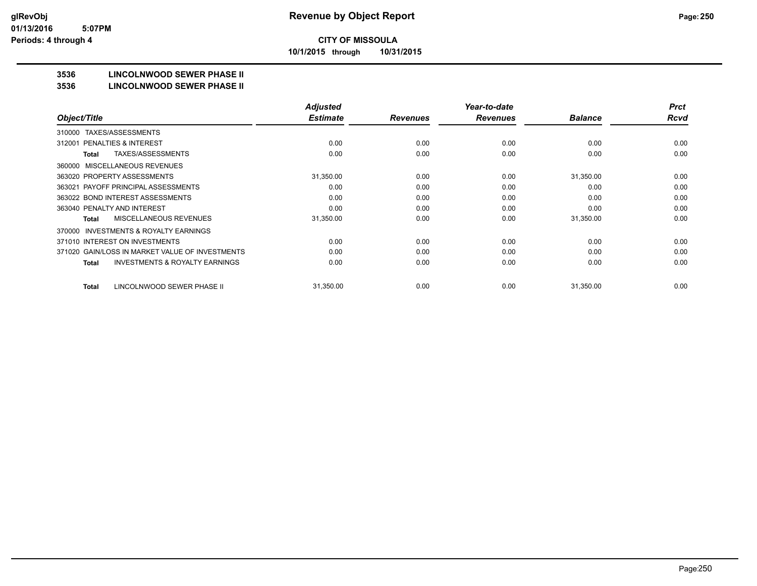**Revenue by Object Report**

**CITY OF MISSOULA**

**10/1/2015 through 10/31/2015**

glRevObj
01/13/2016 5:07PM
Periods: 4 through 4

## 3536 LINCOLNWOOD SEWER PHASE II
## 3536 LINCOLNWOOD SEWER PHASE II

| Object/Title | Adjusted Estimate | Revenues | Year-to-date Revenues | Balance | Prct Rcvd |
|---|---|---|---|---|---|
| 310000 TAXES/ASSESSMENTS | | | | | |
| 312001 PENALTIES & INTEREST | 0.00 | 0.00 | 0.00 | 0.00 | 0.00 |
| **Total** TAXES/ASSESSMENTS | 0.00 | 0.00 | 0.00 | 0.00 | 0.00 |
| 360000 MISCELLANEOUS REVENUES | | | | | |
| 363020 PROPERTY ASSESSMENTS | 31,350.00 | 0.00 | 0.00 | 31,350.00 | 0.00 |
| 363021 PAYOFF PRINCIPAL ASSESSMENTS | 0.00 | 0.00 | 0.00 | 0.00 | 0.00 |
| 363022 BOND INTEREST ASSESSMENTS | 0.00 | 0.00 | 0.00 | 0.00 | 0.00 |
| 363040 PENALTY AND INTEREST | 0.00 | 0.00 | 0.00 | 0.00 | 0.00 |
| **Total** MISCELLANEOUS REVENUES | 31,350.00 | 0.00 | 0.00 | 31,350.00 | 0.00 |
| 370000 INVESTMENTS & ROYALTY EARNINGS | | | | | |
| 371010 INTEREST ON INVESTMENTS | 0.00 | 0.00 | 0.00 | 0.00 | 0.00 |
| 371020 GAIN/LOSS IN MARKET VALUE OF INVESTMENTS | 0.00 | 0.00 | 0.00 | 0.00 | 0.00 |
| **Total** INVESTMENTS & ROYALTY EARNINGS | 0.00 | 0.00 | 0.00 | 0.00 | 0.00 |
| **Total** LINCOLNWOOD SEWER PHASE II | 31,350.00 | 0.00 | 0.00 | 31,350.00 | 0.00 |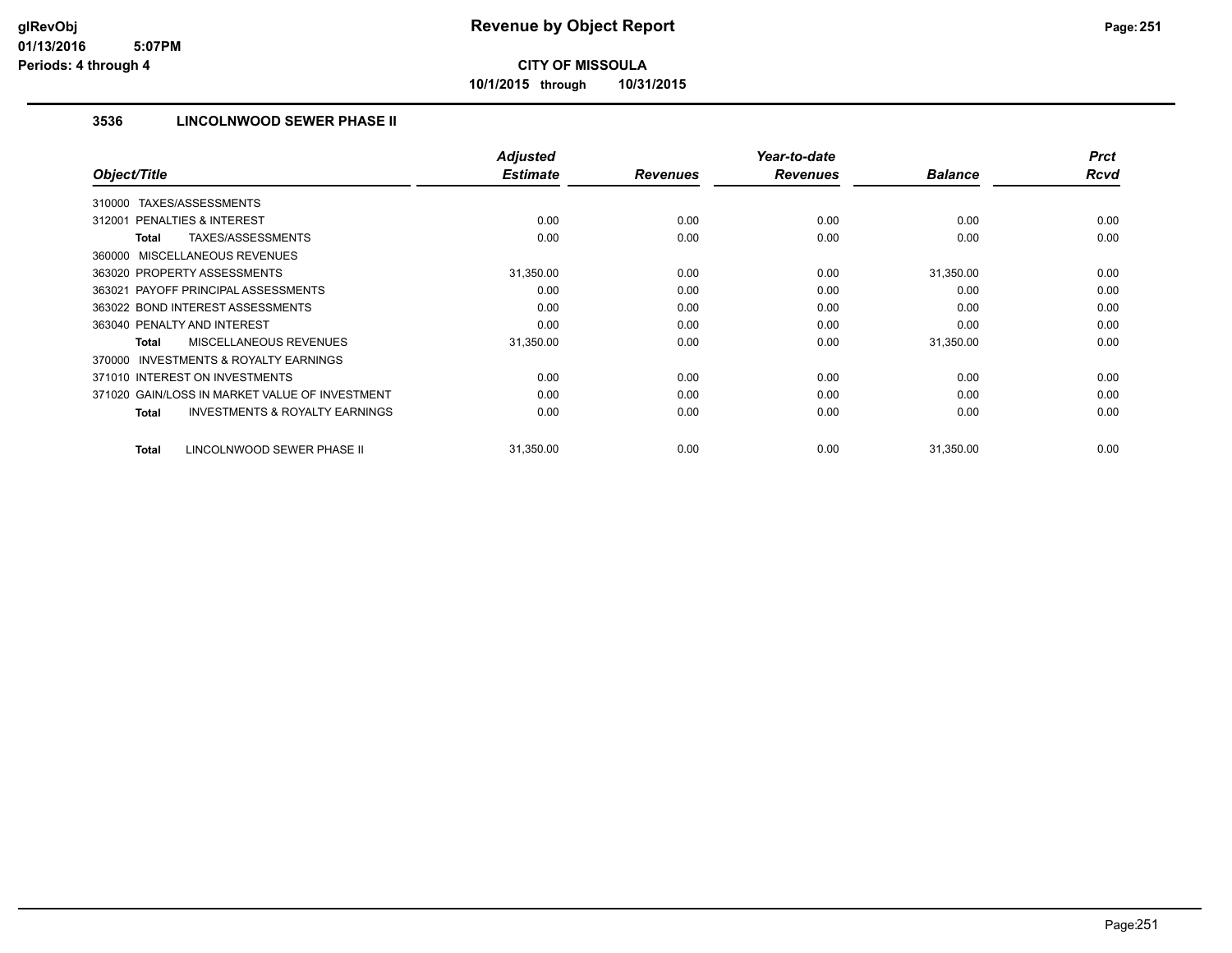**CITY OF MISSOULA**

**10/1/2015 through 10/31/2015**

### 3536 LINCOLNWOOD SEWER PHASE II

| Object/Title | Adjusted Estimate | Revenues | Year-to-date Revenues | Balance | Prct Rcvd |
|---|---|---|---|---|---|
| 310000 TAXES/ASSESSMENTS | | | | | |
| 312001 PENALTIES & INTEREST | 0.00 | 0.00 | 0.00 | 0.00 | 0.00 |
| **Total** TAXES/ASSESSMENTS | 0.00 | 0.00 | 0.00 | 0.00 | 0.00 |
| 360000 MISCELLANEOUS REVENUES | | | | | |
| 363020 PROPERTY ASSESSMENTS | 31,350.00 | 0.00 | 0.00 | 31,350.00 | 0.00 |
| 363021 PAYOFF PRINCIPAL ASSESSMENTS | 0.00 | 0.00 | 0.00 | 0.00 | 0.00 |
| 363022 BOND INTEREST ASSESSMENTS | 0.00 | 0.00 | 0.00 | 0.00 | 0.00 |
| 363040 PENALTY AND INTEREST | 0.00 | 0.00 | 0.00 | 0.00 | 0.00 |
| **Total** MISCELLANEOUS REVENUES | 31,350.00 | 0.00 | 0.00 | 31,350.00 | 0.00 |
| 370000 INVESTMENTS & ROYALTY EARNINGS | | | | | |
| 371010 INTEREST ON INVESTMENTS | 0.00 | 0.00 | 0.00 | 0.00 | 0.00 |
| 371020 GAIN/LOSS IN MARKET VALUE OF INVESTMENT | 0.00 | 0.00 | 0.00 | 0.00 | 0.00 |
| **Total** INVESTMENTS & ROYALTY EARNINGS | 0.00 | 0.00 | 0.00 | 0.00 | 0.00 |
| **Total** LINCOLNWOOD SEWER PHASE II | 31,350.00 | 0.00 | 0.00 | 31,350.00 | 0.00 |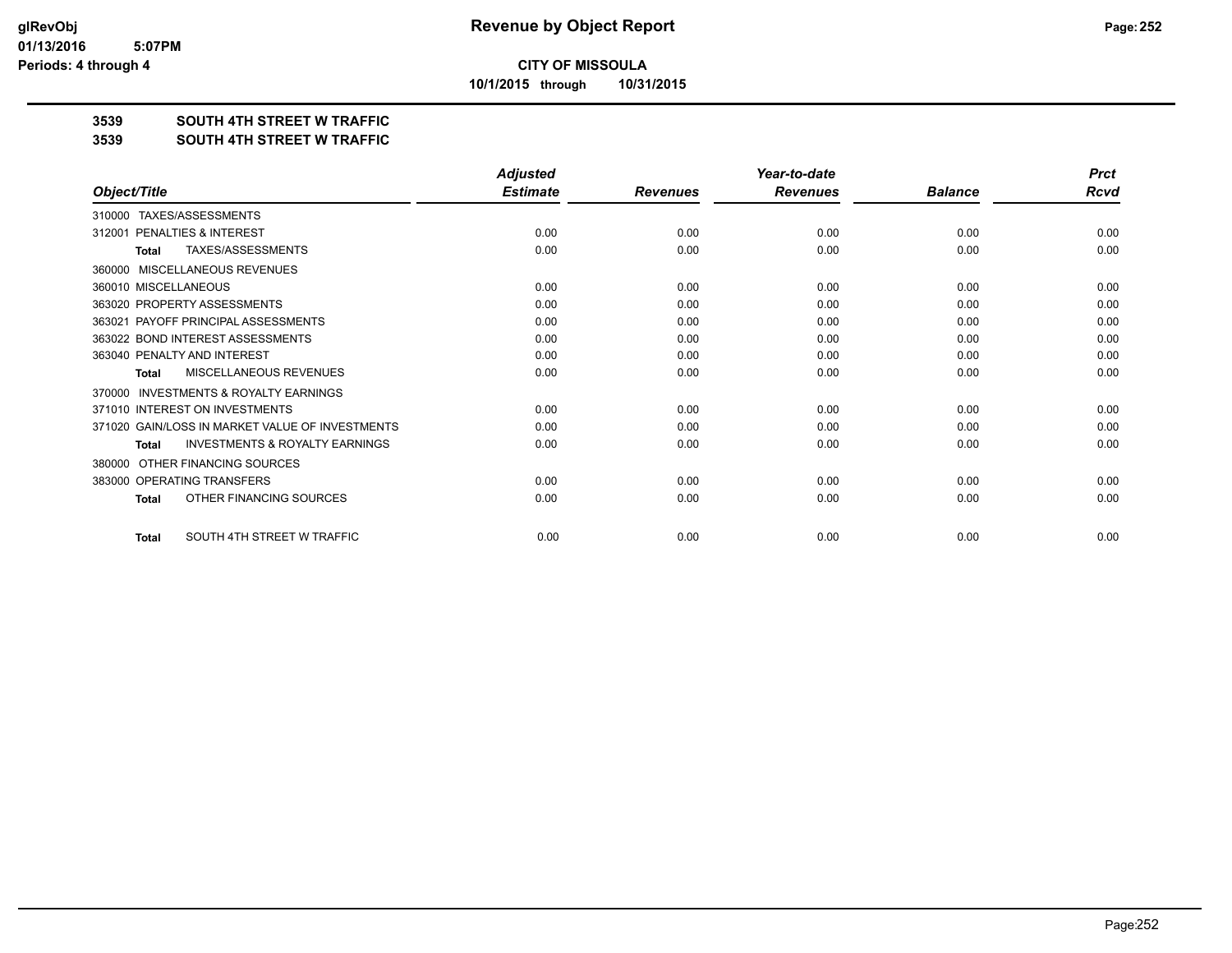**glRevObj**
**01/13/2016 5:07PM**
**Periods: 4 through 4**

# Revenue by Object Report

**CITY OF MISSOULA**

**10/1/2015 through 10/31/2015**

## 3539 SOUTH 4TH STREET W TRAFFIC
## 3539 SOUTH 4TH STREET W TRAFFIC

| Object/Title | Adjusted Estimate | Revenues | Year-to-date Revenues | Balance | Prct Rcvd |
|---|---|---|---|---|---|
| 310000 TAXES/ASSESSMENTS | | | | | |
| 312001 PENALTIES & INTEREST | 0.00 | 0.00 | 0.00 | 0.00 | 0.00 |
| **Total** TAXES/ASSESSMENTS | 0.00 | 0.00 | 0.00 | 0.00 | 0.00 |
| 360000 MISCELLANEOUS REVENUES | | | | | |
| 360010 MISCELLANEOUS | 0.00 | 0.00 | 0.00 | 0.00 | 0.00 |
| 363020 PROPERTY ASSESSMENTS | 0.00 | 0.00 | 0.00 | 0.00 | 0.00 |
| 363021 PAYOFF PRINCIPAL ASSESSMENTS | 0.00 | 0.00 | 0.00 | 0.00 | 0.00 |
| 363022 BOND INTEREST ASSESSMENTS | 0.00 | 0.00 | 0.00 | 0.00 | 0.00 |
| 363040 PENALTY AND INTEREST | 0.00 | 0.00 | 0.00 | 0.00 | 0.00 |
| **Total** MISCELLANEOUS REVENUES | 0.00 | 0.00 | 0.00 | 0.00 | 0.00 |
| 370000 INVESTMENTS & ROYALTY EARNINGS | | | | | |
| 371010 INTEREST ON INVESTMENTS | 0.00 | 0.00 | 0.00 | 0.00 | 0.00 |
| 371020 GAIN/LOSS IN MARKET VALUE OF INVESTMENTS | 0.00 | 0.00 | 0.00 | 0.00 | 0.00 |
| **Total** INVESTMENTS & ROYALTY EARNINGS | 0.00 | 0.00 | 0.00 | 0.00 | 0.00 |
| 380000 OTHER FINANCING SOURCES | | | | | |
| 383000 OPERATING TRANSFERS | 0.00 | 0.00 | 0.00 | 0.00 | 0.00 |
| **Total** OTHER FINANCING SOURCES | 0.00 | 0.00 | 0.00 | 0.00 | 0.00 |
| **Total** SOUTH 4TH STREET W TRAFFIC | 0.00 | 0.00 | 0.00 | 0.00 | 0.00 |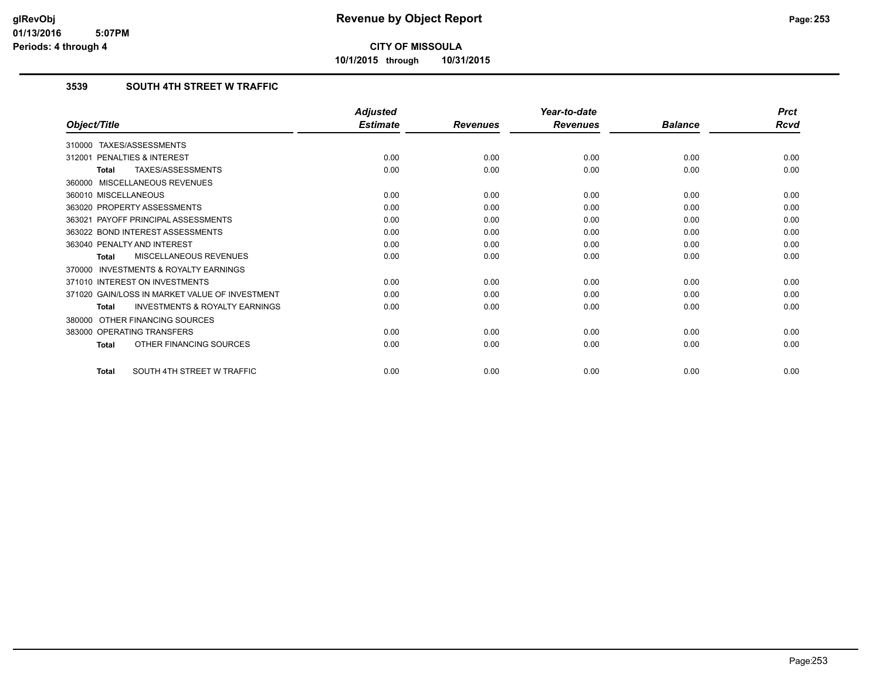# CITY OF MISSOULA

**10/1/2015 through 10/31/2015**

### 3539 SOUTH 4TH STREET W TRAFFIC

| Object/Title | Adjusted Estimate | Revenues | Year-to-date Revenues | Balance | Prct Rcvd |
|---|---|---|---|---|---|
| 310000 TAXES/ASSESSMENTS | | | | | |
| 312001 PENALTIES & INTEREST | 0.00 | 0.00 | 0.00 | 0.00 | 0.00 |
| **Total** TAXES/ASSESSMENTS | 0.00 | 0.00 | 0.00 | 0.00 | 0.00 |
| 360000 MISCELLANEOUS REVENUES | | | | | |
| 360010 MISCELLANEOUS | 0.00 | 0.00 | 0.00 | 0.00 | 0.00 |
| 363020 PROPERTY ASSESSMENTS | 0.00 | 0.00 | 0.00 | 0.00 | 0.00 |
| 363021 PAYOFF PRINCIPAL ASSESSMENTS | 0.00 | 0.00 | 0.00 | 0.00 | 0.00 |
| 363022 BOND INTEREST ASSESSMENTS | 0.00 | 0.00 | 0.00 | 0.00 | 0.00 |
| 363040 PENALTY AND INTEREST | 0.00 | 0.00 | 0.00 | 0.00 | 0.00 |
| **Total** MISCELLANEOUS REVENUES | 0.00 | 0.00 | 0.00 | 0.00 | 0.00 |
| 370000 INVESTMENTS & ROYALTY EARNINGS | | | | | |
| 371010 INTEREST ON INVESTMENTS | 0.00 | 0.00 | 0.00 | 0.00 | 0.00 |
| 371020 GAIN/LOSS IN MARKET VALUE OF INVESTMENT | 0.00 | 0.00 | 0.00 | 0.00 | 0.00 |
| **Total** INVESTMENTS & ROYALTY EARNINGS | 0.00 | 0.00 | 0.00 | 0.00 | 0.00 |
| 380000 OTHER FINANCING SOURCES | | | | | |
| 383000 OPERATING TRANSFERS | 0.00 | 0.00 | 0.00 | 0.00 | 0.00 |
| **Total** OTHER FINANCING SOURCES | 0.00 | 0.00 | 0.00 | 0.00 | 0.00 |
| **Total** SOUTH 4TH STREET W TRAFFIC | 0.00 | 0.00 | 0.00 | 0.00 | 0.00 |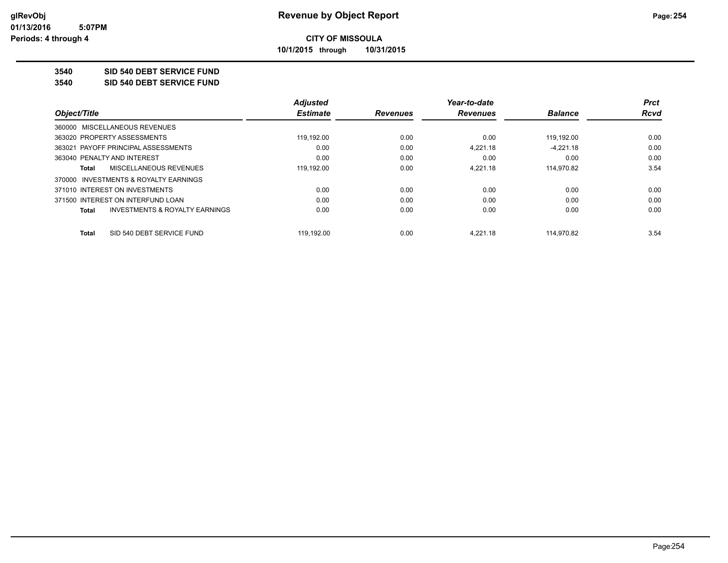**Revenue by Object Report**

**CITY OF MISSOULA**

**10/1/2015 through 10/31/2015**

glRevObj
01/13/2016 5:07PM
Periods: 4 through 4

**3540 SID 540 DEBT SERVICE FUND**

**3540 SID 540 DEBT SERVICE FUND**

| Object/Title | Adjusted Estimate | Revenues | Year-to-date Revenues | Balance | Prct Rcvd |
|---|---|---|---|---|---|
| 360000 MISCELLANEOUS REVENUES | | | | | |
| 363020 PROPERTY ASSESSMENTS | 119,192.00 | 0.00 | 0.00 | 119,192.00 | 0.00 |
| 363021 PAYOFF PRINCIPAL ASSESSMENTS | 0.00 | 0.00 | 4,221.18 | -4,221.18 | 0.00 |
| 363040 PENALTY AND INTEREST | 0.00 | 0.00 | 0.00 | 0.00 | 0.00 |
| **Total** MISCELLANEOUS REVENUES | 119,192.00 | 0.00 | 4,221.18 | 114,970.82 | 3.54 |
| 370000 INVESTMENTS & ROYALTY EARNINGS | | | | | |
| 371010 INTEREST ON INVESTMENTS | 0.00 | 0.00 | 0.00 | 0.00 | 0.00 |
| 371500 INTEREST ON INTERFUND LOAN | 0.00 | 0.00 | 0.00 | 0.00 | 0.00 |
| **Total** INVESTMENTS & ROYALTY EARNINGS | 0.00 | 0.00 | 0.00 | 0.00 | 0.00 |
| **Total** SID 540 DEBT SERVICE FUND | 119,192.00 | 0.00 | 4,221.18 | 114,970.82 | 3.54 |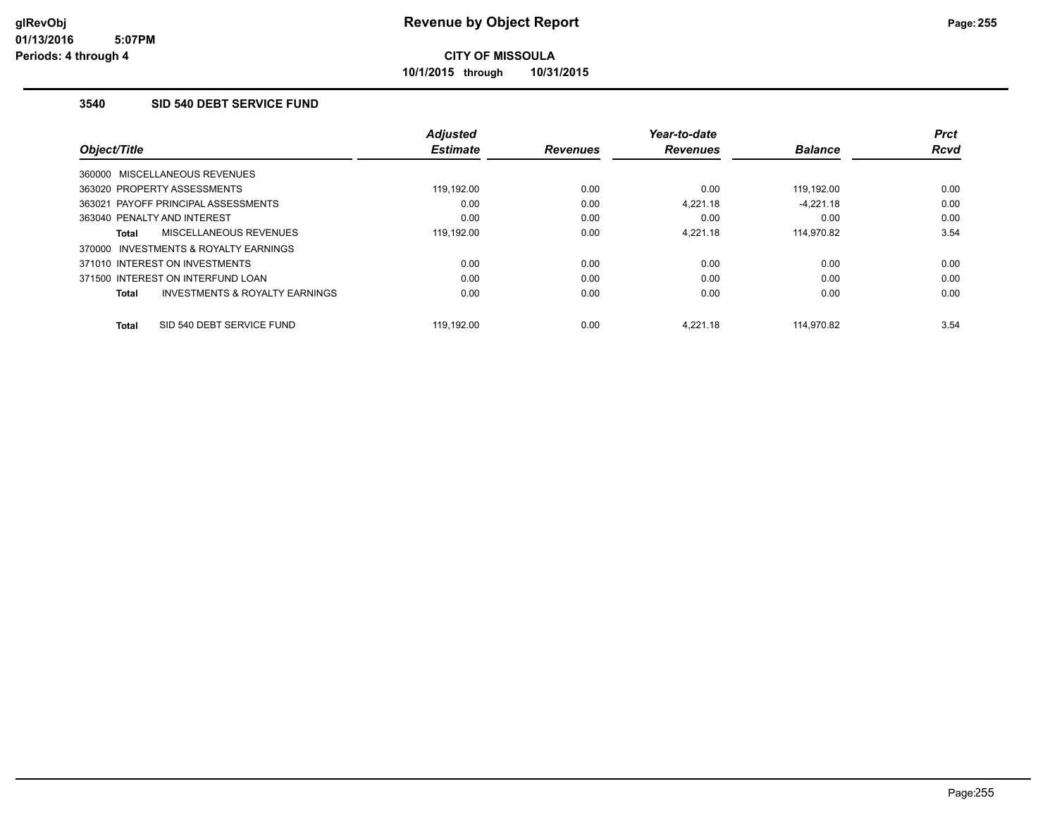# Revenue by Object Report

**CITY OF MISSOULA**

**10/1/2015 through 10/31/2015**

glRevObj
01/13/2016 5:07PM
Periods: 4 through 4

## 3540 SID 540 DEBT SERVICE FUND

| Object/Title | Adjusted Estimate | Revenues | Year-to-date Revenues | Balance | Prct Rcvd |
|---|---|---|---|---|---|
| 360000 MISCELLANEOUS REVENUES | | | | | |
| 363020 PROPERTY ASSESSMENTS | 119,192.00 | 0.00 | 0.00 | 119,192.00 | 0.00 |
| 363021 PAYOFF PRINCIPAL ASSESSMENTS | 0.00 | 0.00 | 4,221.18 | -4,221.18 | 0.00 |
| 363040 PENALTY AND INTEREST | 0.00 | 0.00 | 0.00 | 0.00 | 0.00 |
| **Total** MISCELLANEOUS REVENUES | 119,192.00 | 0.00 | 4,221.18 | 114,970.82 | 3.54 |
| 370000 INVESTMENTS & ROYALTY EARNINGS | | | | | |
| 371010 INTEREST ON INVESTMENTS | 0.00 | 0.00 | 0.00 | 0.00 | 0.00 |
| 371500 INTEREST ON INTERFUND LOAN | 0.00 | 0.00 | 0.00 | 0.00 | 0.00 |
| **Total** INVESTMENTS & ROYALTY EARNINGS | 0.00 | 0.00 | 0.00 | 0.00 | 0.00 |
| **Total** SID 540 DEBT SERVICE FUND | 119,192.00 | 0.00 | 4,221.18 | 114,970.82 | 3.54 |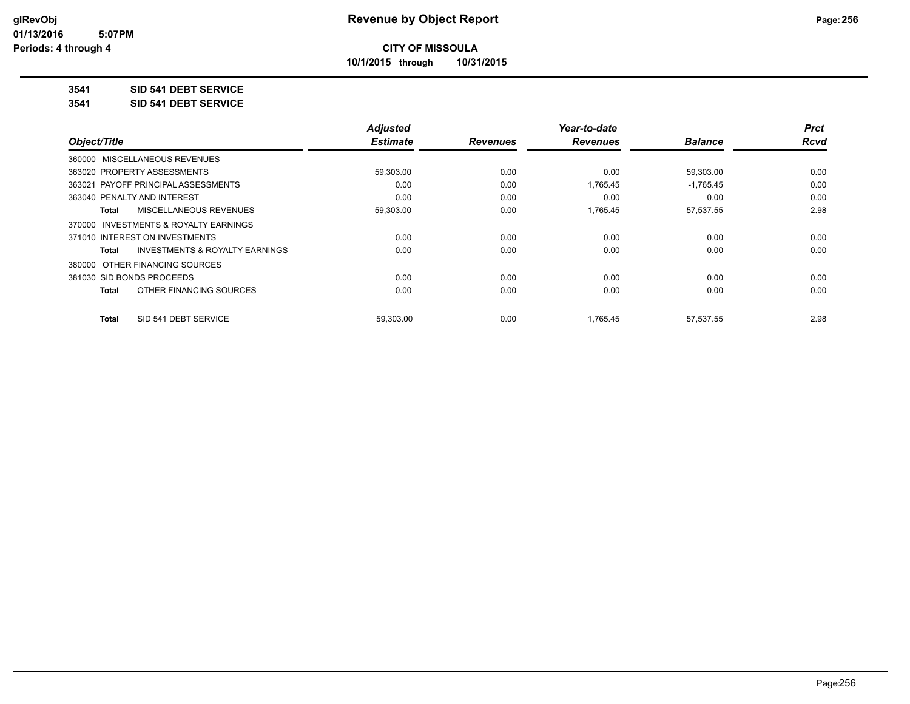**glRevObj**
**01/13/2016 5:07PM**
**Periods: 4 through 4**

# Revenue by Object Report

**CITY OF MISSOULA**
**10/1/2015 through 10/31/2015**

**3541 SID 541 DEBT SERVICE**
**3541 SID 541 DEBT SERVICE**

| Object/Title | Adjusted Estimate | Revenues | Year-to-date Revenues | Balance | Prct Rcvd |
|---|---|---|---|---|---|
| 360000 MISCELLANEOUS REVENUES | | | | | |
| 363020 PROPERTY ASSESSMENTS | 59,303.00 | 0.00 | 0.00 | 59,303.00 | 0.00 |
| 363021 PAYOFF PRINCIPAL ASSESSMENTS | 0.00 | 0.00 | 1,765.45 | -1,765.45 | 0.00 |
| 363040 PENALTY AND INTEREST | 0.00 | 0.00 | 0.00 | 0.00 | 0.00 |
| **Total** MISCELLANEOUS REVENUES | 59,303.00 | 0.00 | 1,765.45 | 57,537.55 | 2.98 |
| 370000 INVESTMENTS & ROYALTY EARNINGS | | | | | |
| 371010 INTEREST ON INVESTMENTS | 0.00 | 0.00 | 0.00 | 0.00 | 0.00 |
| **Total** INVESTMENTS & ROYALTY EARNINGS | 0.00 | 0.00 | 0.00 | 0.00 | 0.00 |
| 380000 OTHER FINANCING SOURCES | | | | | |
| 381030 SID BONDS PROCEEDS | 0.00 | 0.00 | 0.00 | 0.00 | 0.00 |
| **Total** OTHER FINANCING SOURCES | 0.00 | 0.00 | 0.00 | 0.00 | 0.00 |
| **Total** SID 541 DEBT SERVICE | 59,303.00 | 0.00 | 1,765.45 | 57,537.55 | 2.98 |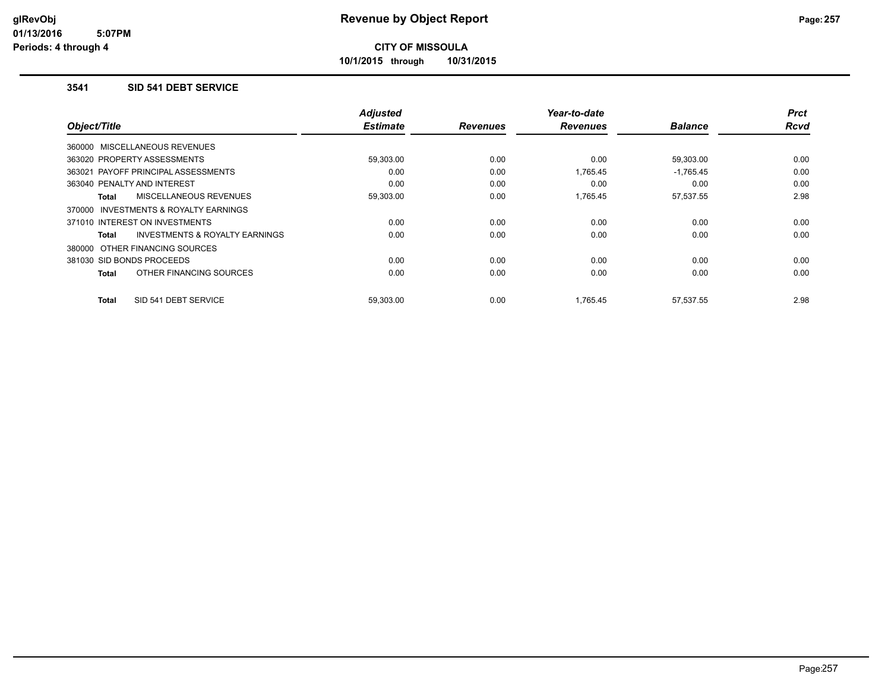# Revenue by Object Report

**CITY OF MISSOULA**

**10/1/2015 through 10/31/2015**

glRevObj
01/13/2016 5:07PM
Periods: 4 through 4

### 3541 SID 541 DEBT SERVICE

| Object/Title | Adjusted Estimate | Revenues | Year-to-date Revenues | Balance | Prct Rcvd |
|---|---|---|---|---|---|
| 360000 MISCELLANEOUS REVENUES | | | | | |
| 363020 PROPERTY ASSESSMENTS | 59,303.00 | 0.00 | 0.00 | 59,303.00 | 0.00 |
| 363021 PAYOFF PRINCIPAL ASSESSMENTS | 0.00 | 0.00 | 1,765.45 | -1,765.45 | 0.00 |
| 363040 PENALTY AND INTEREST | 0.00 | 0.00 | 0.00 | 0.00 | 0.00 |
| **Total** MISCELLANEOUS REVENUES | 59,303.00 | 0.00 | 1,765.45 | 57,537.55 | 2.98 |
| 370000 INVESTMENTS & ROYALTY EARNINGS | | | | | |
| 371010 INTEREST ON INVESTMENTS | 0.00 | 0.00 | 0.00 | 0.00 | 0.00 |
| **Total** INVESTMENTS & ROYALTY EARNINGS | 0.00 | 0.00 | 0.00 | 0.00 | 0.00 |
| 380000 OTHER FINANCING SOURCES | | | | | |
| 381030 SID BONDS PROCEEDS | 0.00 | 0.00 | 0.00 | 0.00 | 0.00 |
| **Total** OTHER FINANCING SOURCES | 0.00 | 0.00 | 0.00 | 0.00 | 0.00 |
| **Total** SID 541 DEBT SERVICE | 59,303.00 | 0.00 | 1,765.45 | 57,537.55 | 2.98 |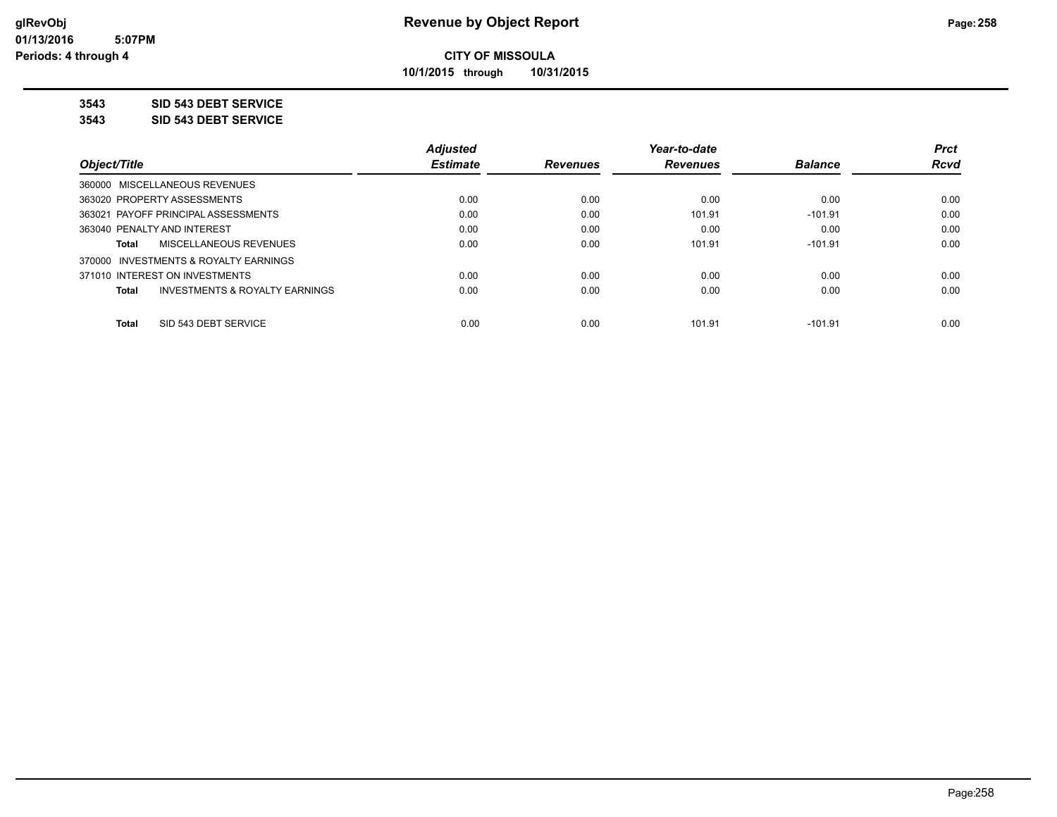# Revenue by Object Report

**CITY OF MISSOULA**

**10/1/2015 through 10/31/2015**

glRevObj
01/13/2016 5:07PM
Periods: 4 through 4

**3543 SID 543 DEBT SERVICE**

**3543 SID 543 DEBT SERVICE**

| Object/Title | Adjusted Estimate | Revenues | Year-to-date Revenues | Balance | Prct Rcvd |
|---|---|---|---|---|---|
| 360000 MISCELLANEOUS REVENUES | | | | | |
| 363020 PROPERTY ASSESSMENTS | 0.00 | 0.00 | 0.00 | 0.00 | 0.00 |
| 363021 PAYOFF PRINCIPAL ASSESSMENTS | 0.00 | 0.00 | 101.91 | -101.91 | 0.00 |
| 363040 PENALTY AND INTEREST | 0.00 | 0.00 | 0.00 | 0.00 | 0.00 |
| **Total** MISCELLANEOUS REVENUES | 0.00 | 0.00 | 101.91 | -101.91 | 0.00 |
| 370000 INVESTMENTS & ROYALTY EARNINGS | | | | | |
| 371010 INTEREST ON INVESTMENTS | 0.00 | 0.00 | 0.00 | 0.00 | 0.00 |
| **Total** INVESTMENTS & ROYALTY EARNINGS | 0.00 | 0.00 | 0.00 | 0.00 | 0.00 |
| **Total** SID 543 DEBT SERVICE | 0.00 | 0.00 | 101.91 | -101.91 | 0.00 |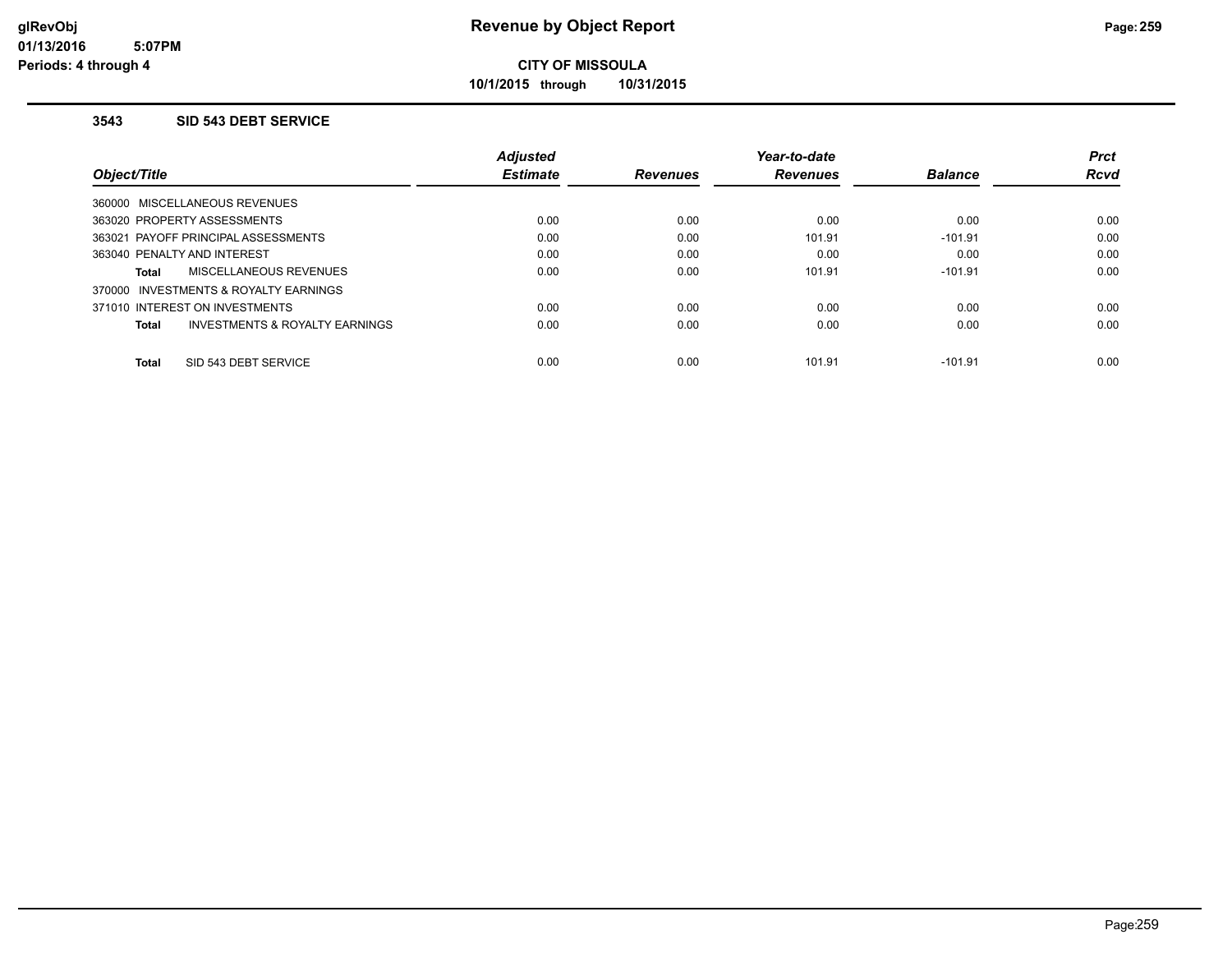# Revenue by Object Report

**CITY OF MISSOULA**

**10/1/2015 through 10/31/2015**

glRevObj
01/13/2016 5:07PM
Periods: 4 through 4

### 3543 SID 543 DEBT SERVICE

| Object/Title | Adjusted Estimate | Revenues | Year-to-date Revenues | Balance | Prct Rcvd |
|---|---|---|---|---|---|
| 360000 MISCELLANEOUS REVENUES | | | | | |
| 363020 PROPERTY ASSESSMENTS | 0.00 | 0.00 | 0.00 | 0.00 | 0.00 |
| 363021 PAYOFF PRINCIPAL ASSESSMENTS | 0.00 | 0.00 | 101.91 | -101.91 | 0.00 |
| 363040 PENALTY AND INTEREST | 0.00 | 0.00 | 0.00 | 0.00 | 0.00 |
| **Total** MISCELLANEOUS REVENUES | 0.00 | 0.00 | 101.91 | -101.91 | 0.00 |
| 370000 INVESTMENTS & ROYALTY EARNINGS | | | | | |
| 371010 INTEREST ON INVESTMENTS | 0.00 | 0.00 | 0.00 | 0.00 | 0.00 |
| **Total** INVESTMENTS & ROYALTY EARNINGS | 0.00 | 0.00 | 0.00 | 0.00 | 0.00 |
| **Total** SID 543 DEBT SERVICE | 0.00 | 0.00 | 101.91 | -101.91 | 0.00 |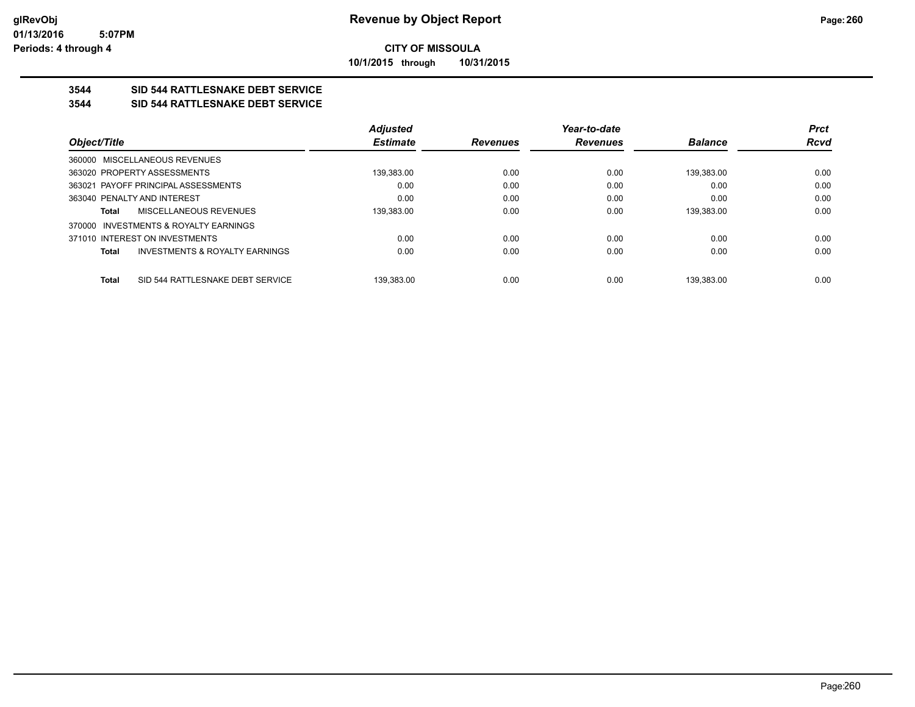**CITY OF MISSOULA**

**10/1/2015 through 10/31/2015**

## 3544 SID 544 RATTLESNAKE DEBT SERVICE

## 3544 SID 544 RATTLESNAKE DEBT SERVICE

| Object/Title | Adjusted Estimate | Revenues | Year-to-date Revenues | Balance | Prct Rcvd |
|---|---|---|---|---|---|
| 360000 MISCELLANEOUS REVENUES | | | | | |
| 363020 PROPERTY ASSESSMENTS | 139,383.00 | 0.00 | 0.00 | 139,383.00 | 0.00 |
| 363021 PAYOFF PRINCIPAL ASSESSMENTS | 0.00 | 0.00 | 0.00 | 0.00 | 0.00 |
| 363040 PENALTY AND INTEREST | 0.00 | 0.00 | 0.00 | 0.00 | 0.00 |
| **Total** MISCELLANEOUS REVENUES | 139,383.00 | 0.00 | 0.00 | 139,383.00 | 0.00 |
| 370000 INVESTMENTS & ROYALTY EARNINGS | | | | | |
| 371010 INTEREST ON INVESTMENTS | 0.00 | 0.00 | 0.00 | 0.00 | 0.00 |
| **Total** INVESTMENTS & ROYALTY EARNINGS | 0.00 | 0.00 | 0.00 | 0.00 | 0.00 |
| **Total** SID 544 RATTLESNAKE DEBT SERVICE | 139,383.00 | 0.00 | 0.00 | 139,383.00 | 0.00 |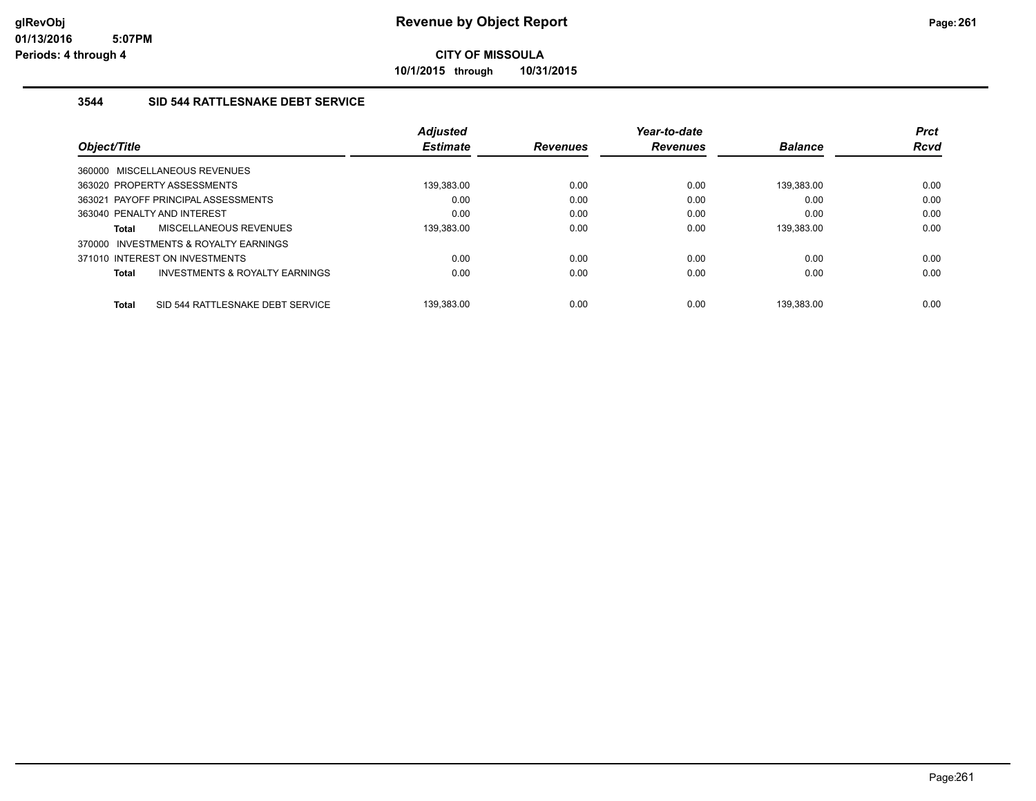**glRevObj**
**01/13/2016 5:07PM**
**Periods: 4 through 4**

# Revenue by Object Report

**CITY OF MISSOULA**

**10/1/2015 through 10/31/2015**

### 3544 SID 544 RATTLESNAKE DEBT SERVICE

| Object/Title | Adjusted Estimate | Revenues | Year-to-date Revenues | Balance | Prct Rcvd |
|---|---|---|---|---|---|
| 360000 MISCELLANEOUS REVENUES | | | | | |
| 363020 PROPERTY ASSESSMENTS | 139,383.00 | 0.00 | 0.00 | 139,383.00 | 0.00 |
| 363021 PAYOFF PRINCIPAL ASSESSMENTS | 0.00 | 0.00 | 0.00 | 0.00 | 0.00 |
| 363040 PENALTY AND INTEREST | 0.00 | 0.00 | 0.00 | 0.00 | 0.00 |
| **Total** MISCELLANEOUS REVENUES | 139,383.00 | 0.00 | 0.00 | 139,383.00 | 0.00 |
| 370000 INVESTMENTS & ROYALTY EARNINGS | | | | | |
| 371010 INTEREST ON INVESTMENTS | 0.00 | 0.00 | 0.00 | 0.00 | 0.00 |
| **Total** INVESTMENTS & ROYALTY EARNINGS | 0.00 | 0.00 | 0.00 | 0.00 | 0.00 |
| **Total** SID 544 RATTLESNAKE DEBT SERVICE | 139,383.00 | 0.00 | 0.00 | 139,383.00 | 0.00 |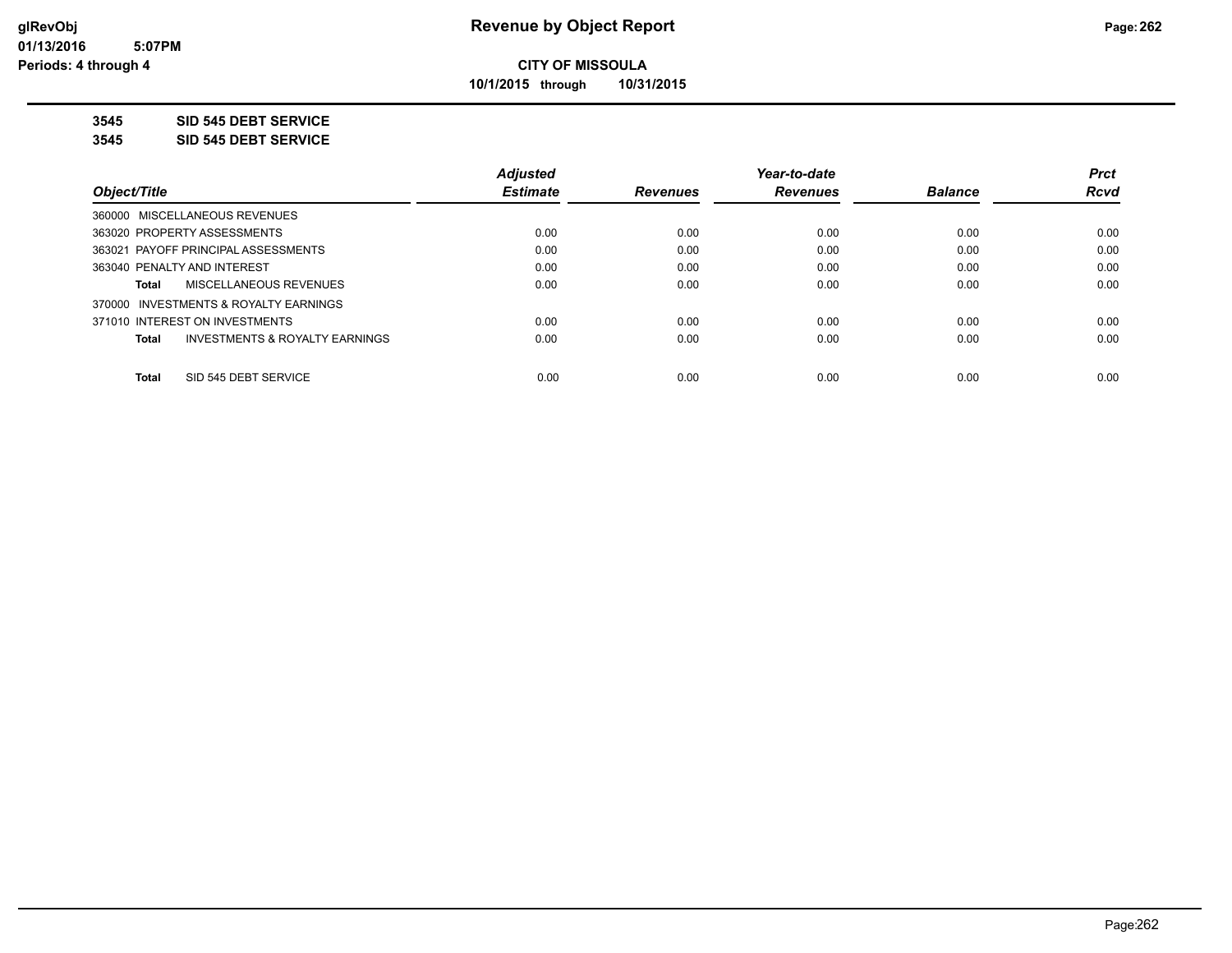# Revenue by Object Report

**CITY OF MISSOULA**

**10/1/2015 through 10/31/2015**

glRevObj
01/13/2016 5:07PM
Periods: 4 through 4

**3545 SID 545 DEBT SERVICE**

**3545 SID 545 DEBT SERVICE**

| Object/Title | Adjusted Estimate | Revenues | Year-to-date Revenues | Balance | Prct Rcvd |
|---|---|---|---|---|---|
| 360000 MISCELLANEOUS REVENUES | | | | | |
| 363020 PROPERTY ASSESSMENTS | 0.00 | 0.00 | 0.00 | 0.00 | 0.00 |
| 363021 PAYOFF PRINCIPAL ASSESSMENTS | 0.00 | 0.00 | 0.00 | 0.00 | 0.00 |
| 363040 PENALTY AND INTEREST | 0.00 | 0.00 | 0.00 | 0.00 | 0.00 |
| **Total** MISCELLANEOUS REVENUES | 0.00 | 0.00 | 0.00 | 0.00 | 0.00 |
| 370000 INVESTMENTS & ROYALTY EARNINGS | | | | | |
| 371010 INTEREST ON INVESTMENTS | 0.00 | 0.00 | 0.00 | 0.00 | 0.00 |
| **Total** INVESTMENTS & ROYALTY EARNINGS | 0.00 | 0.00 | 0.00 | 0.00 | 0.00 |
| **Total** SID 545 DEBT SERVICE | 0.00 | 0.00 | 0.00 | 0.00 | 0.00 |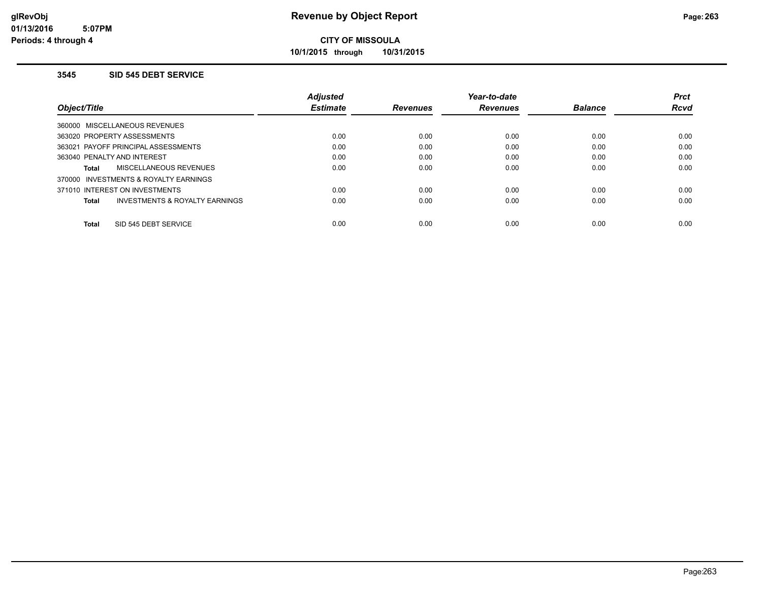**Revenue by Object Report**

**CITY OF MISSOULA**

**10/1/2015 through 10/31/2015**

glRevObj
01/13/2016 5:07PM
Periods: 4 through 4

### 3545 SID 545 DEBT SERVICE

| Object/Title | Adjusted Estimate | Revenues | Year-to-date Revenues | Balance | Prct Rcvd |
|---|---|---|---|---|---|
| 360000 MISCELLANEOUS REVENUES | | | | | |
| 363020 PROPERTY ASSESSMENTS | 0.00 | 0.00 | 0.00 | 0.00 | 0.00 |
| 363021 PAYOFF PRINCIPAL ASSESSMENTS | 0.00 | 0.00 | 0.00 | 0.00 | 0.00 |
| 363040 PENALTY AND INTEREST | 0.00 | 0.00 | 0.00 | 0.00 | 0.00 |
| **Total** MISCELLANEOUS REVENUES | 0.00 | 0.00 | 0.00 | 0.00 | 0.00 |
| 370000 INVESTMENTS & ROYALTY EARNINGS | | | | | |
| 371010 INTEREST ON INVESTMENTS | 0.00 | 0.00 | 0.00 | 0.00 | 0.00 |
| **Total** INVESTMENTS & ROYALTY EARNINGS | 0.00 | 0.00 | 0.00 | 0.00 | 0.00 |
| **Total** SID 545 DEBT SERVICE | 0.00 | 0.00 | 0.00 | 0.00 | 0.00 |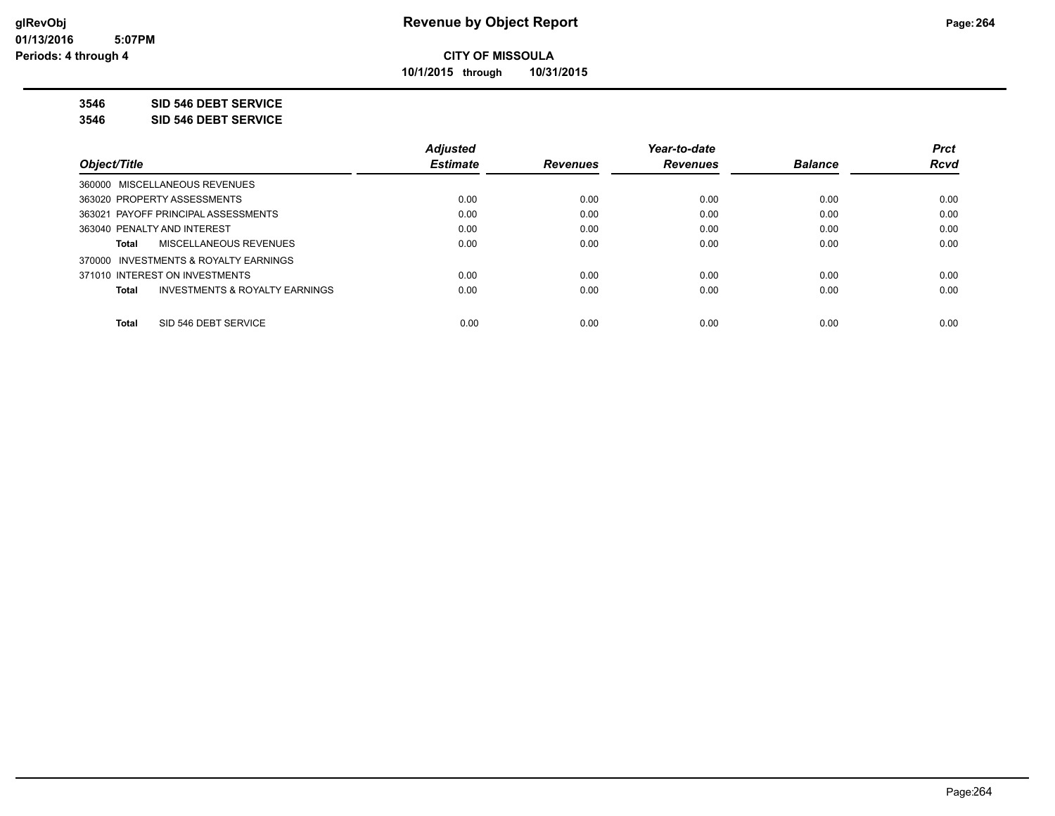**CITY OF MISSOULA**

**10/1/2015 through 10/31/2015**

**3546 SID 546 DEBT SERVICE**

**3546 SID 546 DEBT SERVICE**

| Object/Title | Adjusted Estimate | Revenues | Year-to-date Revenues | Balance | Prct Rcvd |
|---|---|---|---|---|---|
| 360000 MISCELLANEOUS REVENUES | | | | | |
| 363020 PROPERTY ASSESSMENTS | 0.00 | 0.00 | 0.00 | 0.00 | 0.00 |
| 363021 PAYOFF PRINCIPAL ASSESSMENTS | 0.00 | 0.00 | 0.00 | 0.00 | 0.00 |
| 363040 PENALTY AND INTEREST | 0.00 | 0.00 | 0.00 | 0.00 | 0.00 |
| **Total** MISCELLANEOUS REVENUES | 0.00 | 0.00 | 0.00 | 0.00 | 0.00 |
| 370000 INVESTMENTS & ROYALTY EARNINGS | | | | | |
| 371010 INTEREST ON INVESTMENTS | 0.00 | 0.00 | 0.00 | 0.00 | 0.00 |
| **Total** INVESTMENTS & ROYALTY EARNINGS | 0.00 | 0.00 | 0.00 | 0.00 | 0.00 |
| **Total** SID 546 DEBT SERVICE | 0.00 | 0.00 | 0.00 | 0.00 | 0.00 |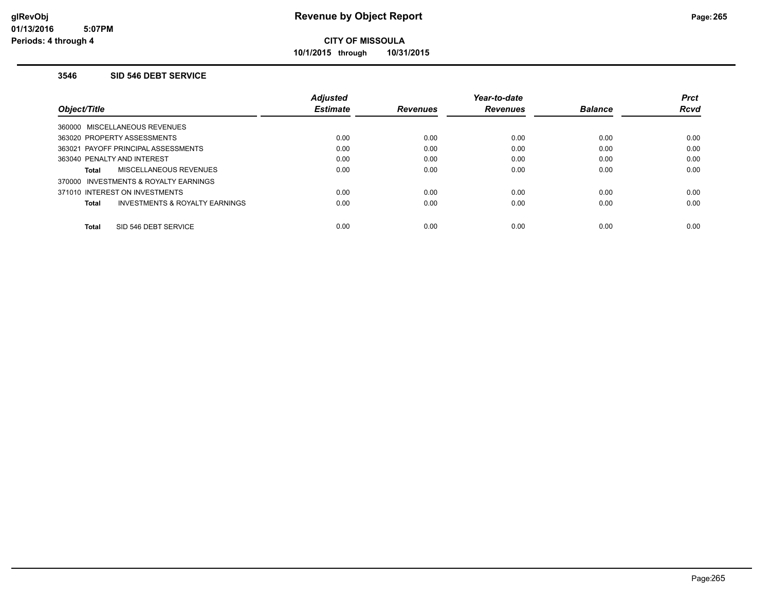# Revenue by Object Report

**CITY OF MISSOULA**

**10/1/2015 through 10/31/2015**

glRevObj
01/13/2016 5:07PM
Periods: 4 through 4

### 3546 SID 546 DEBT SERVICE

| Object/Title | Adjusted Estimate | Revenues | Year-to-date Revenues | Balance | Prct Rcvd |
|---|---|---|---|---|---|
| 360000 MISCELLANEOUS REVENUES | | | | | |
| 363020 PROPERTY ASSESSMENTS | 0.00 | 0.00 | 0.00 | 0.00 | 0.00 |
| 363021 PAYOFF PRINCIPAL ASSESSMENTS | 0.00 | 0.00 | 0.00 | 0.00 | 0.00 |
| 363040 PENALTY AND INTEREST | 0.00 | 0.00 | 0.00 | 0.00 | 0.00 |
| **Total** MISCELLANEOUS REVENUES | 0.00 | 0.00 | 0.00 | 0.00 | 0.00 |
| 370000 INVESTMENTS & ROYALTY EARNINGS | | | | | |
| 371010 INTEREST ON INVESTMENTS | 0.00 | 0.00 | 0.00 | 0.00 | 0.00 |
| **Total** INVESTMENTS & ROYALTY EARNINGS | 0.00 | 0.00 | 0.00 | 0.00 | 0.00 |
| **Total** SID 546 DEBT SERVICE | 0.00 | 0.00 | 0.00 | 0.00 | 0.00 |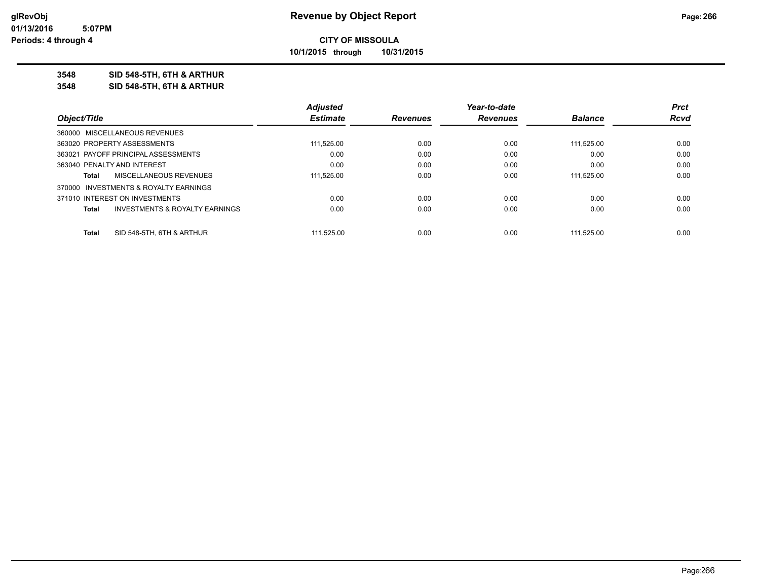**CITY OF MISSOULA**

**10/1/2015 through 10/31/2015**

**3548 SID 548-5TH, 6TH & ARTHUR**

**3548 SID 548-5TH, 6TH & ARTHUR**

| Object/Title | Adjusted Estimate | Revenues | Year-to-date Revenues | Balance | Prct Rcvd |
|---|---|---|---|---|---|
| 360000 MISCELLANEOUS REVENUES | | | | | |
| 363020 PROPERTY ASSESSMENTS | 111,525.00 | 0.00 | 0.00 | 111,525.00 | 0.00 |
| 363021 PAYOFF PRINCIPAL ASSESSMENTS | 0.00 | 0.00 | 0.00 | 0.00 | 0.00 |
| 363040 PENALTY AND INTEREST | 0.00 | 0.00 | 0.00 | 0.00 | 0.00 |
| **Total** MISCELLANEOUS REVENUES | 111,525.00 | 0.00 | 0.00 | 111,525.00 | 0.00 |
| 370000 INVESTMENTS & ROYALTY EARNINGS | | | | | |
| 371010 INTEREST ON INVESTMENTS | 0.00 | 0.00 | 0.00 | 0.00 | 0.00 |
| **Total** INVESTMENTS & ROYALTY EARNINGS | 0.00 | 0.00 | 0.00 | 0.00 | 0.00 |
| **Total** SID 548-5TH, 6TH & ARTHUR | 111,525.00 | 0.00 | 0.00 | 111,525.00 | 0.00 |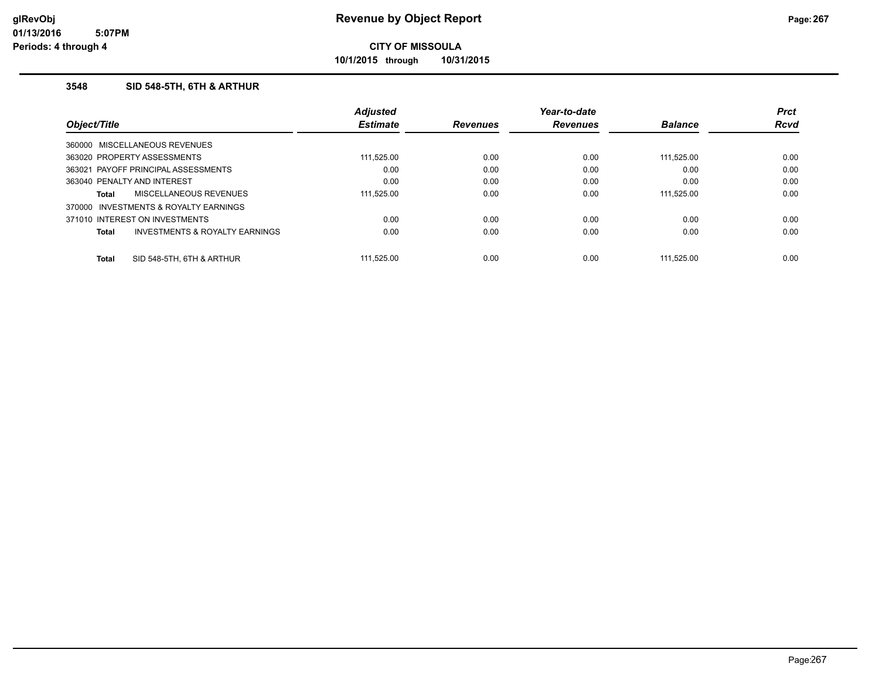**glRevObj**
**01/13/2016 5:07PM**
**Periods: 4 through 4**

# Revenue by Object Report

**CITY OF MISSOULA**

**10/1/2015 through 10/31/2015**

## 3548 SID 548-5TH, 6TH & ARTHUR

| Object/Title | Adjusted Estimate | Revenues | Year-to-date Revenues | Balance | Prct Rcvd |
|---|---|---|---|---|---|
| 360000 MISCELLANEOUS REVENUES | | | | | |
| 363020 PROPERTY ASSESSMENTS | 111,525.00 | 0.00 | 0.00 | 111,525.00 | 0.00 |
| 363021 PAYOFF PRINCIPAL ASSESSMENTS | 0.00 | 0.00 | 0.00 | 0.00 | 0.00 |
| 363040 PENALTY AND INTEREST | 0.00 | 0.00 | 0.00 | 0.00 | 0.00 |
| **Total** MISCELLANEOUS REVENUES | 111,525.00 | 0.00 | 0.00 | 111,525.00 | 0.00 |
| 370000 INVESTMENTS & ROYALTY EARNINGS | | | | | |
| 371010 INTEREST ON INVESTMENTS | 0.00 | 0.00 | 0.00 | 0.00 | 0.00 |
| **Total** INVESTMENTS & ROYALTY EARNINGS | 0.00 | 0.00 | 0.00 | 0.00 | 0.00 |
| **Total** SID 548-5TH, 6TH & ARTHUR | 111,525.00 | 0.00 | 0.00 | 111,525.00 | 0.00 |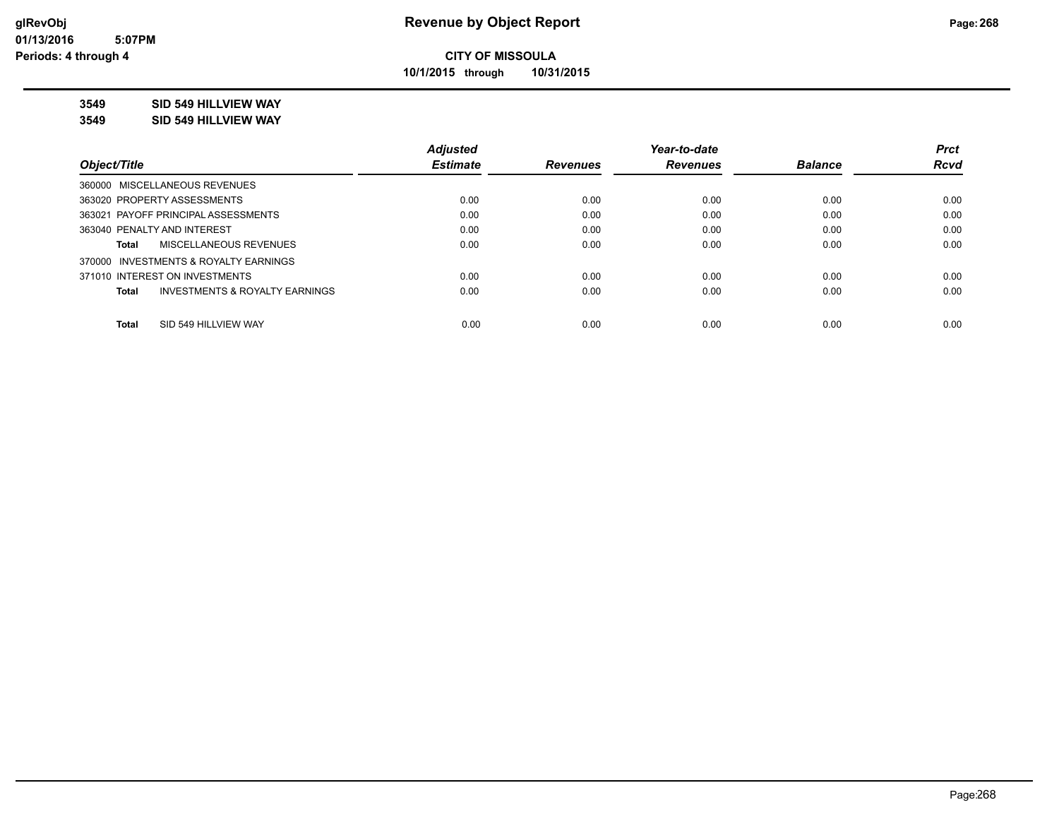**CITY OF MISSOULA**

**10/1/2015 through 10/31/2015**

**3549 SID 549 HILLVIEW WAY**

**3549 SID 549 HILLVIEW WAY**

| Object/Title | Adjusted Estimate | Revenues | Year-to-date Revenues | Balance | Prct Rcvd |
|---|---|---|---|---|---|
| 360000 MISCELLANEOUS REVENUES | | | | | |
| 363020 PROPERTY ASSESSMENTS | 0.00 | 0.00 | 0.00 | 0.00 | 0.00 |
| 363021 PAYOFF PRINCIPAL ASSESSMENTS | 0.00 | 0.00 | 0.00 | 0.00 | 0.00 |
| 363040 PENALTY AND INTEREST | 0.00 | 0.00 | 0.00 | 0.00 | 0.00 |
| **Total** MISCELLANEOUS REVENUES | 0.00 | 0.00 | 0.00 | 0.00 | 0.00 |
| 370000 INVESTMENTS & ROYALTY EARNINGS | | | | | |
| 371010 INTEREST ON INVESTMENTS | 0.00 | 0.00 | 0.00 | 0.00 | 0.00 |
| **Total** INVESTMENTS & ROYALTY EARNINGS | 0.00 | 0.00 | 0.00 | 0.00 | 0.00 |
| **Total** SID 549 HILLVIEW WAY | 0.00 | 0.00 | 0.00 | 0.00 | 0.00 |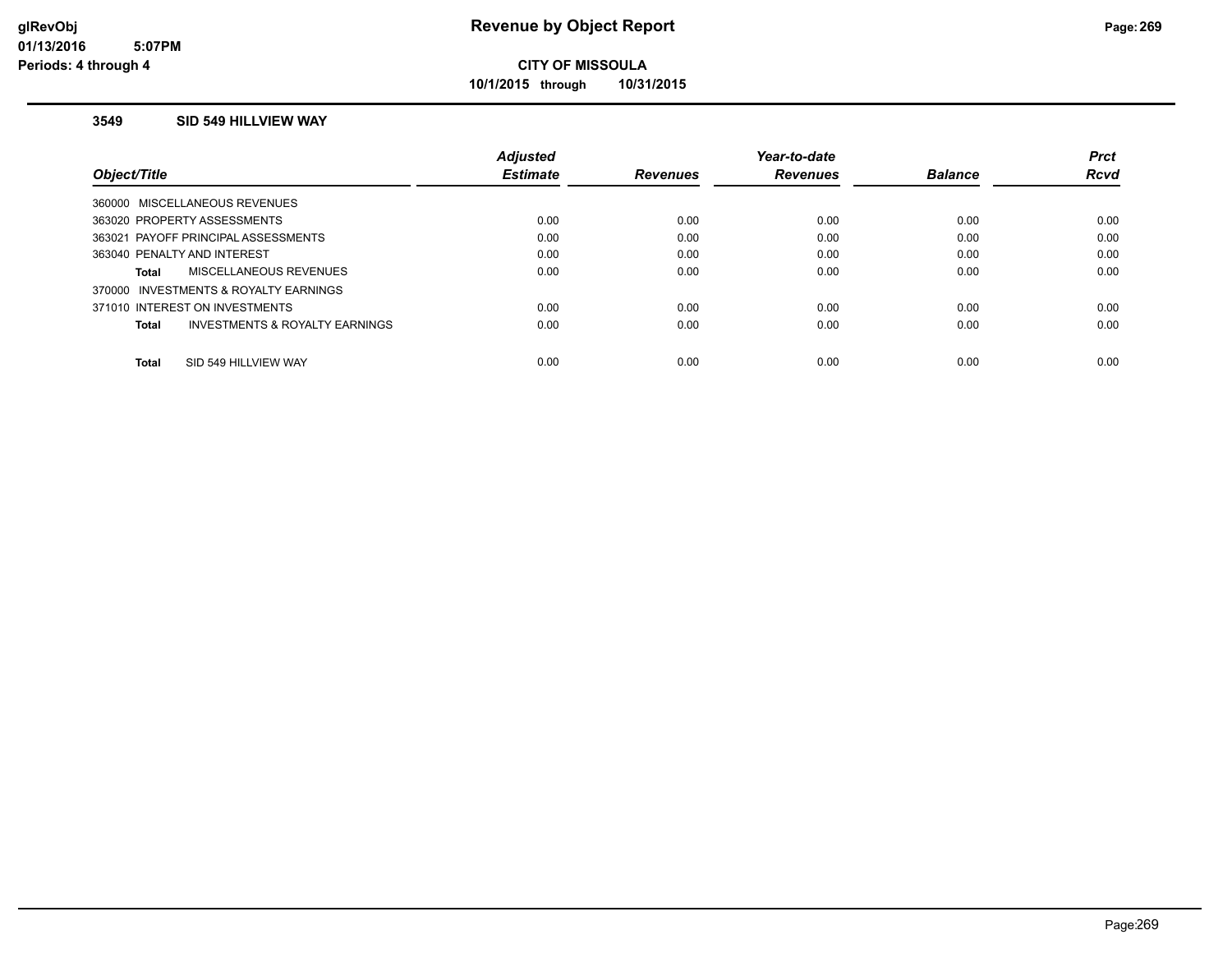# Revenue by Object Report

**CITY OF MISSOULA**

**10/1/2015 through 10/31/2015**

### 3549 SID 549 HILLVIEW WAY

| Object/Title | Adjusted Estimate | Revenues | Year-to-date Revenues | Balance | Prct Rcvd |
|---|---|---|---|---|---|
| 360000 MISCELLANEOUS REVENUES | | | | | |
| 363020 PROPERTY ASSESSMENTS | 0.00 | 0.00 | 0.00 | 0.00 | 0.00 |
| 363021 PAYOFF PRINCIPAL ASSESSMENTS | 0.00 | 0.00 | 0.00 | 0.00 | 0.00 |
| 363040 PENALTY AND INTEREST | 0.00 | 0.00 | 0.00 | 0.00 | 0.00 |
| **Total** MISCELLANEOUS REVENUES | 0.00 | 0.00 | 0.00 | 0.00 | 0.00 |
| 370000 INVESTMENTS & ROYALTY EARNINGS | | | | | |
| 371010 INTEREST ON INVESTMENTS | 0.00 | 0.00 | 0.00 | 0.00 | 0.00 |
| **Total** INVESTMENTS & ROYALTY EARNINGS | 0.00 | 0.00 | 0.00 | 0.00 | 0.00 |
| **Total** SID 549 HILLVIEW WAY | 0.00 | 0.00 | 0.00 | 0.00 | 0.00 |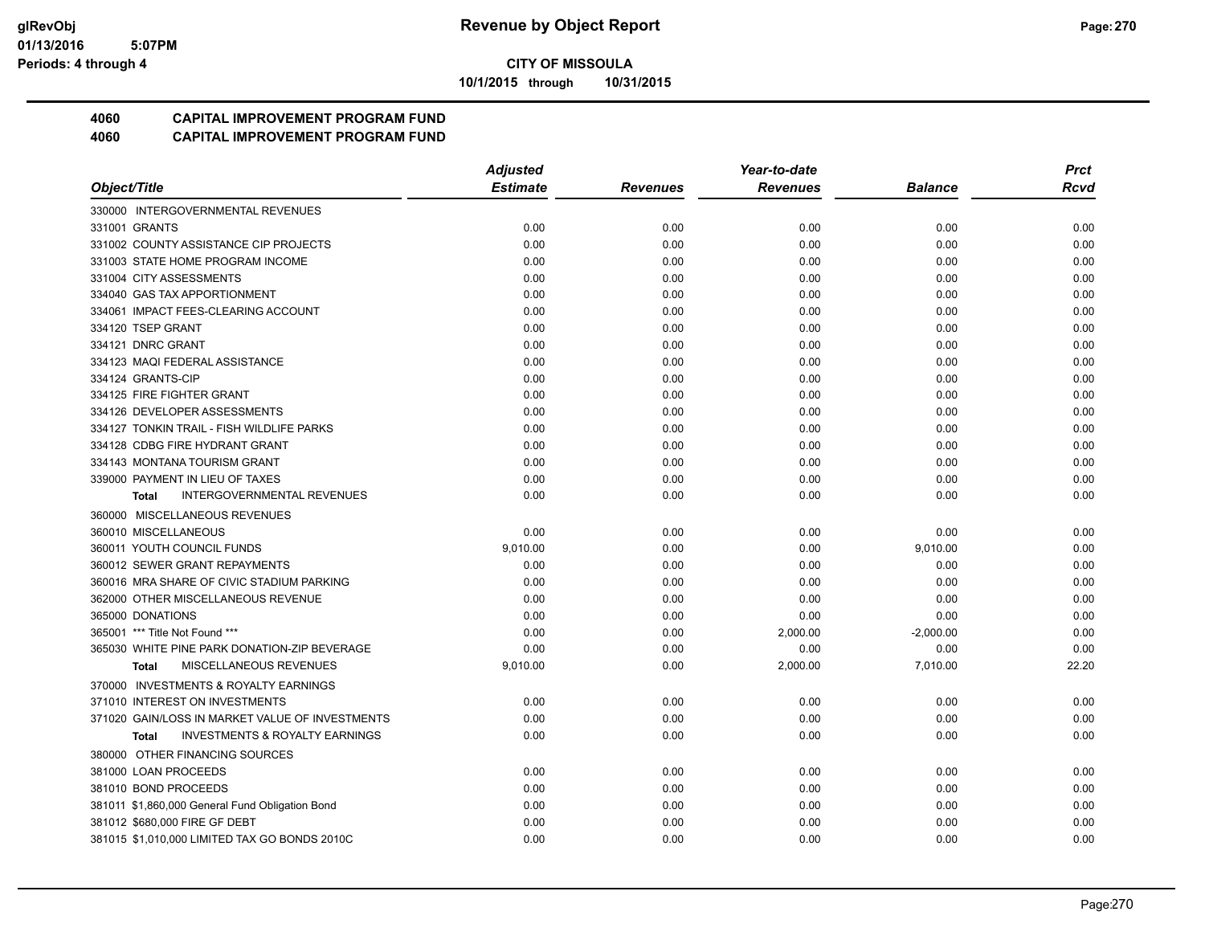# CITY OF MISSOULA

**10/1/2015 through 10/31/2015**

## 4060 CAPITAL IMPROVEMENT PROGRAM FUND
## 4060 CAPITAL IMPROVEMENT PROGRAM FUND

| Object/Title | Adjusted Estimate | Revenues | Year-to-date Revenues | Balance | Prct Rcvd |
|---|---|---|---|---|---|
| 330000 INTERGOVERNMENTAL REVENUES | | | | | |
| 331001 GRANTS | 0.00 | 0.00 | 0.00 | 0.00 | 0.00 |
| 331002 COUNTY ASSISTANCE CIP PROJECTS | 0.00 | 0.00 | 0.00 | 0.00 | 0.00 |
| 331003 STATE HOME PROGRAM INCOME | 0.00 | 0.00 | 0.00 | 0.00 | 0.00 |
| 331004 CITY ASSESSMENTS | 0.00 | 0.00 | 0.00 | 0.00 | 0.00 |
| 334040 GAS TAX APPORTIONMENT | 0.00 | 0.00 | 0.00 | 0.00 | 0.00 |
| 334061 IMPACT FEES-CLEARING ACCOUNT | 0.00 | 0.00 | 0.00 | 0.00 | 0.00 |
| 334120 TSEP GRANT | 0.00 | 0.00 | 0.00 | 0.00 | 0.00 |
| 334121 DNRC GRANT | 0.00 | 0.00 | 0.00 | 0.00 | 0.00 |
| 334123 MAQI FEDERAL ASSISTANCE | 0.00 | 0.00 | 0.00 | 0.00 | 0.00 |
| 334124 GRANTS-CIP | 0.00 | 0.00 | 0.00 | 0.00 | 0.00 |
| 334125 FIRE FIGHTER GRANT | 0.00 | 0.00 | 0.00 | 0.00 | 0.00 |
| 334126 DEVELOPER ASSESSMENTS | 0.00 | 0.00 | 0.00 | 0.00 | 0.00 |
| 334127 TONKIN TRAIL - FISH WILDLIFE PARKS | 0.00 | 0.00 | 0.00 | 0.00 | 0.00 |
| 334128 CDBG FIRE HYDRANT GRANT | 0.00 | 0.00 | 0.00 | 0.00 | 0.00 |
| 334143 MONTANA TOURISM GRANT | 0.00 | 0.00 | 0.00 | 0.00 | 0.00 |
| 339000 PAYMENT IN LIEU OF TAXES | 0.00 | 0.00 | 0.00 | 0.00 | 0.00 |
| **Total** INTERGOVERNMENTAL REVENUES | 0.00 | 0.00 | 0.00 | 0.00 | 0.00 |
| 360000 MISCELLANEOUS REVENUES | | | | | |
| 360010 MISCELLANEOUS | 0.00 | 0.00 | 0.00 | 0.00 | 0.00 |
| 360011 YOUTH COUNCIL FUNDS | 9,010.00 | 0.00 | 0.00 | 9,010.00 | 0.00 |
| 360012 SEWER GRANT REPAYMENTS | 0.00 | 0.00 | 0.00 | 0.00 | 0.00 |
| 360016 MRA SHARE OF CIVIC STADIUM PARKING | 0.00 | 0.00 | 0.00 | 0.00 | 0.00 |
| 362000 OTHER MISCELLANEOUS REVENUE | 0.00 | 0.00 | 0.00 | 0.00 | 0.00 |
| 365000 DONATIONS | 0.00 | 0.00 | 0.00 | 0.00 | 0.00 |
| 365001 *** Title Not Found *** | 0.00 | 0.00 | 2,000.00 | -2,000.00 | 0.00 |
| 365030 WHITE PINE PARK DONATION-ZIP BEVERAGE | 0.00 | 0.00 | 0.00 | 0.00 | 0.00 |
| **Total** MISCELLANEOUS REVENUES | 9,010.00 | 0.00 | 2,000.00 | 7,010.00 | 22.20 |
| 370000 INVESTMENTS & ROYALTY EARNINGS | | | | | |
| 371010 INTEREST ON INVESTMENTS | 0.00 | 0.00 | 0.00 | 0.00 | 0.00 |
| 371020 GAIN/LOSS IN MARKET VALUE OF INVESTMENTS | 0.00 | 0.00 | 0.00 | 0.00 | 0.00 |
| **Total** INVESTMENTS & ROYALTY EARNINGS | 0.00 | 0.00 | 0.00 | 0.00 | 0.00 |
| 380000 OTHER FINANCING SOURCES | | | | | |
| 381000 LOAN PROCEEDS | 0.00 | 0.00 | 0.00 | 0.00 | 0.00 |
| 381010 BOND PROCEEDS | 0.00 | 0.00 | 0.00 | 0.00 | 0.00 |
| 381011 $1,860,000 General Fund Obligation Bond | 0.00 | 0.00 | 0.00 | 0.00 | 0.00 |
| 381012 $680,000 FIRE GF DEBT | 0.00 | 0.00 | 0.00 | 0.00 | 0.00 |
| 381015 $1,010,000 LIMITED TAX GO BONDS 2010C | 0.00 | 0.00 | 0.00 | 0.00 | 0.00 |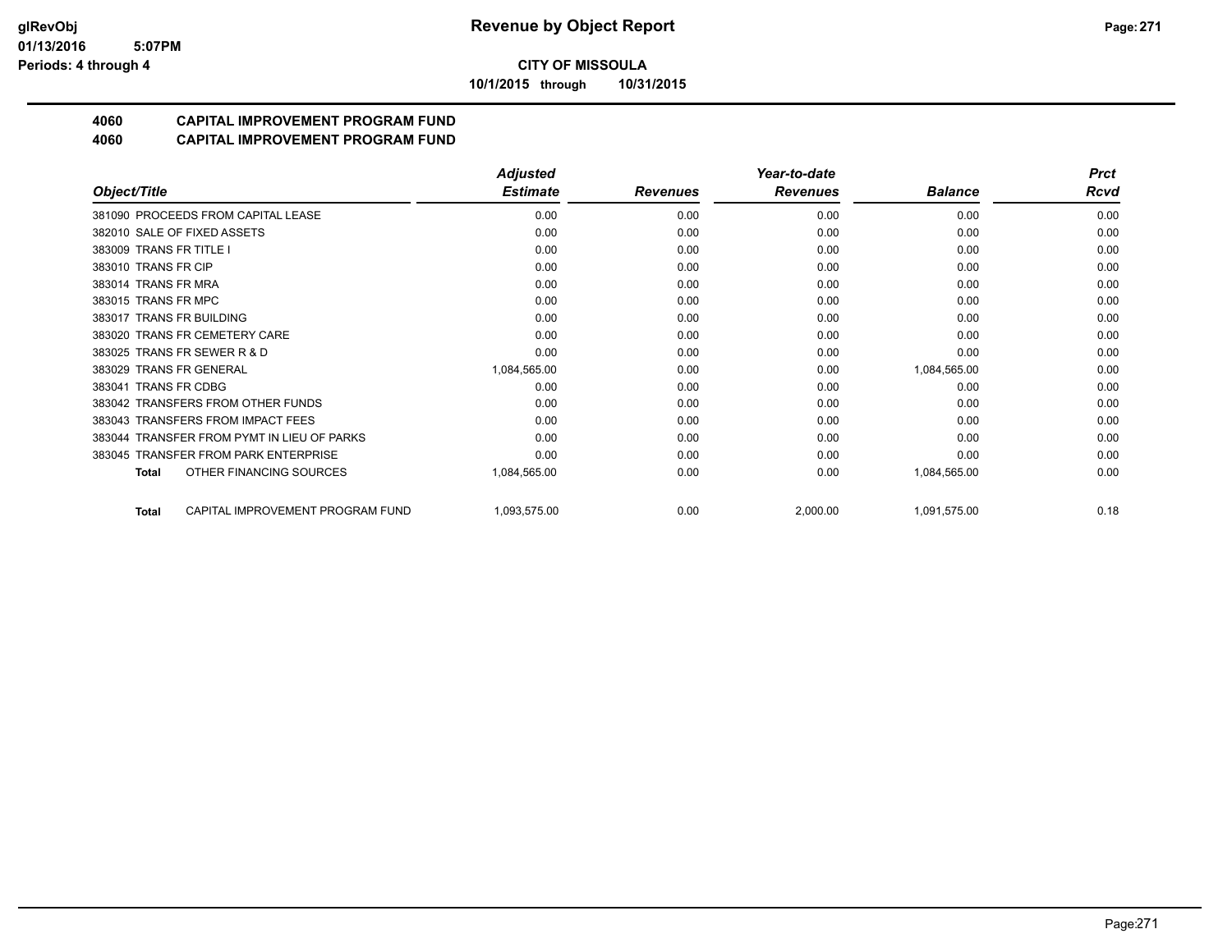**CITY OF MISSOULA**

**10/1/2015 through 10/31/2015**

**Revenue by Object Report**

## 4060 CAPITAL IMPROVEMENT PROGRAM FUND

## 4060 CAPITAL IMPROVEMENT PROGRAM FUND

| Object/Title | Adjusted Estimate | Revenues | Year-to-date Revenues | Balance | Prct Rcvd |
|---|---|---|---|---|---|
| 381090 PROCEEDS FROM CAPITAL LEASE | 0.00 | 0.00 | 0.00 | 0.00 | 0.00 |
| 382010 SALE OF FIXED ASSETS | 0.00 | 0.00 | 0.00 | 0.00 | 0.00 |
| 383009 TRANS FR TITLE I | 0.00 | 0.00 | 0.00 | 0.00 | 0.00 |
| 383010 TRANS FR CIP | 0.00 | 0.00 | 0.00 | 0.00 | 0.00 |
| 383014 TRANS FR MRA | 0.00 | 0.00 | 0.00 | 0.00 | 0.00 |
| 383015 TRANS FR MPC | 0.00 | 0.00 | 0.00 | 0.00 | 0.00 |
| 383017 TRANS FR BUILDING | 0.00 | 0.00 | 0.00 | 0.00 | 0.00 |
| 383020 TRANS FR CEMETERY CARE | 0.00 | 0.00 | 0.00 | 0.00 | 0.00 |
| 383025 TRANS FR SEWER R & D | 0.00 | 0.00 | 0.00 | 0.00 | 0.00 |
| 383029 TRANS FR GENERAL | 1,084,565.00 | 0.00 | 0.00 | 1,084,565.00 | 0.00 |
| 383041 TRANS FR CDBG | 0.00 | 0.00 | 0.00 | 0.00 | 0.00 |
| 383042 TRANSFERS FROM OTHER FUNDS | 0.00 | 0.00 | 0.00 | 0.00 | 0.00 |
| 383043 TRANSFERS FROM IMPACT FEES | 0.00 | 0.00 | 0.00 | 0.00 | 0.00 |
| 383044 TRANSFER FROM PYMT IN LIEU OF PARKS | 0.00 | 0.00 | 0.00 | 0.00 | 0.00 |
| 383045 TRANSFER FROM PARK ENTERPRISE | 0.00 | 0.00 | 0.00 | 0.00 | 0.00 |
| **Total** OTHER FINANCING SOURCES | 1,084,565.00 | 0.00 | 0.00 | 1,084,565.00 | 0.00 |
| **Total** CAPITAL IMPROVEMENT PROGRAM FUND | 1,093,575.00 | 0.00 | 2,000.00 | 1,091,575.00 | 0.18 |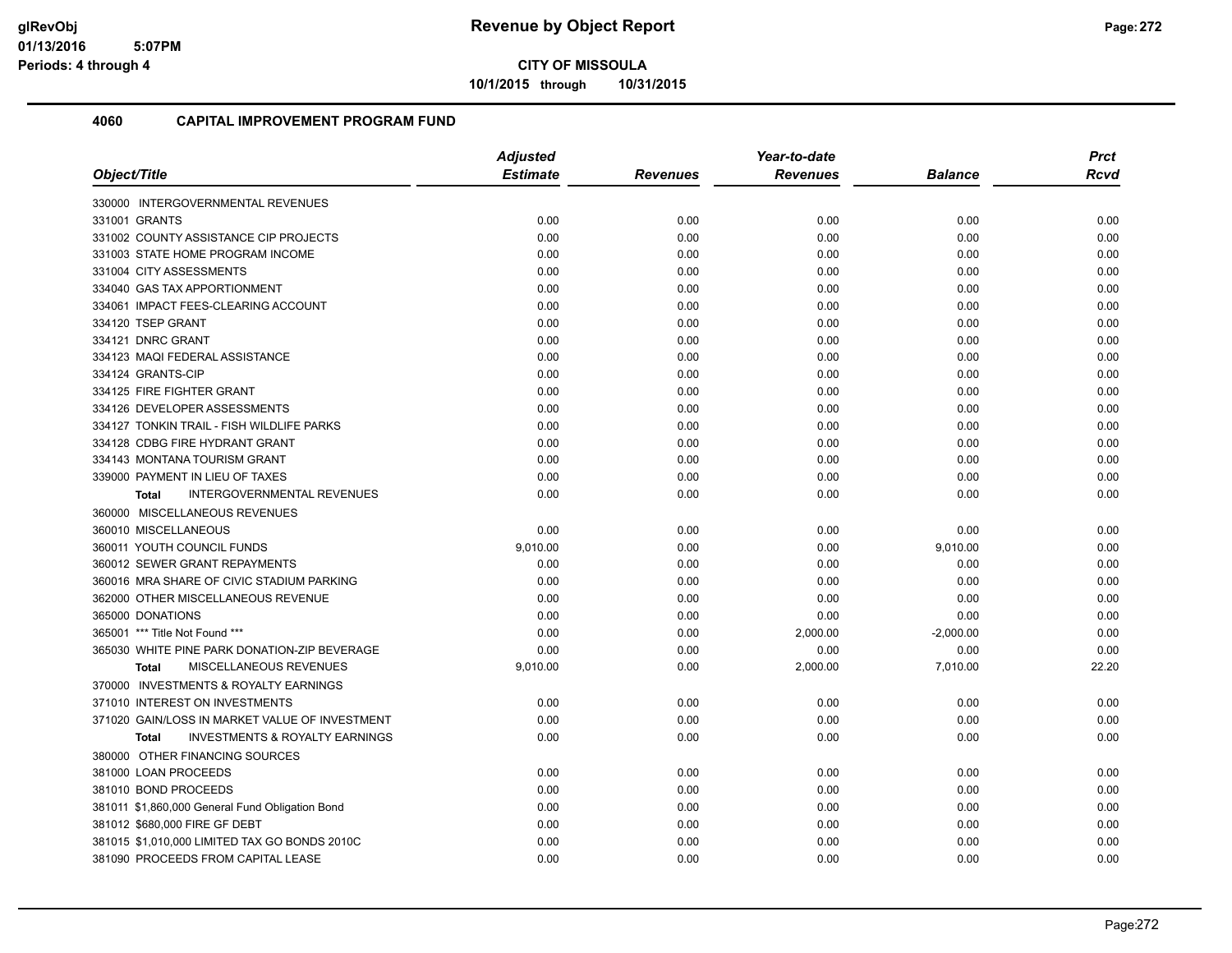**CITY OF MISSOULA**

**10/1/2015 through 10/31/2015**

## 4060 CAPITAL IMPROVEMENT PROGRAM FUND

| Object/Title | Adjusted Estimate | Revenues | Year-to-date Revenues | Balance | Prct Rcvd |
|---|---|---|---|---|---|
| 330000 INTERGOVERNMENTAL REVENUES | | | | | |
| 331001 GRANTS | 0.00 | 0.00 | 0.00 | 0.00 | 0.00 |
| 331002 COUNTY ASSISTANCE CIP PROJECTS | 0.00 | 0.00 | 0.00 | 0.00 | 0.00 |
| 331003 STATE HOME PROGRAM INCOME | 0.00 | 0.00 | 0.00 | 0.00 | 0.00 |
| 331004 CITY ASSESSMENTS | 0.00 | 0.00 | 0.00 | 0.00 | 0.00 |
| 334040 GAS TAX APPORTIONMENT | 0.00 | 0.00 | 0.00 | 0.00 | 0.00 |
| 334061 IMPACT FEES-CLEARING ACCOUNT | 0.00 | 0.00 | 0.00 | 0.00 | 0.00 |
| 334120 TSEP GRANT | 0.00 | 0.00 | 0.00 | 0.00 | 0.00 |
| 334121 DNRC GRANT | 0.00 | 0.00 | 0.00 | 0.00 | 0.00 |
| 334123 MAQI FEDERAL ASSISTANCE | 0.00 | 0.00 | 0.00 | 0.00 | 0.00 |
| 334124 GRANTS-CIP | 0.00 | 0.00 | 0.00 | 0.00 | 0.00 |
| 334125 FIRE FIGHTER GRANT | 0.00 | 0.00 | 0.00 | 0.00 | 0.00 |
| 334126 DEVELOPER ASSESSMENTS | 0.00 | 0.00 | 0.00 | 0.00 | 0.00 |
| 334127 TONKIN TRAIL - FISH WILDLIFE PARKS | 0.00 | 0.00 | 0.00 | 0.00 | 0.00 |
| 334128 CDBG FIRE HYDRANT GRANT | 0.00 | 0.00 | 0.00 | 0.00 | 0.00 |
| 334143 MONTANA TOURISM GRANT | 0.00 | 0.00 | 0.00 | 0.00 | 0.00 |
| 339000 PAYMENT IN LIEU OF TAXES | 0.00 | 0.00 | 0.00 | 0.00 | 0.00 |
| **Total** INTERGOVERNMENTAL REVENUES | 0.00 | 0.00 | 0.00 | 0.00 | 0.00 |
| 360000 MISCELLANEOUS REVENUES | | | | | |
| 360010 MISCELLANEOUS | 0.00 | 0.00 | 0.00 | 0.00 | 0.00 |
| 360011 YOUTH COUNCIL FUNDS | 9,010.00 | 0.00 | 0.00 | 9,010.00 | 0.00 |
| 360012 SEWER GRANT REPAYMENTS | 0.00 | 0.00 | 0.00 | 0.00 | 0.00 |
| 360016 MRA SHARE OF CIVIC STADIUM PARKING | 0.00 | 0.00 | 0.00 | 0.00 | 0.00 |
| 362000 OTHER MISCELLANEOUS REVENUE | 0.00 | 0.00 | 0.00 | 0.00 | 0.00 |
| 365000 DONATIONS | 0.00 | 0.00 | 0.00 | 0.00 | 0.00 |
| 365001 *** Title Not Found *** | 0.00 | 0.00 | 2,000.00 | -2,000.00 | 0.00 |
| 365030 WHITE PINE PARK DONATION-ZIP BEVERAGE | 0.00 | 0.00 | 0.00 | 0.00 | 0.00 |
| **Total** MISCELLANEOUS REVENUES | 9,010.00 | 0.00 | 2,000.00 | 7,010.00 | 22.20 |
| 370000 INVESTMENTS & ROYALTY EARNINGS | | | | | |
| 371010 INTEREST ON INVESTMENTS | 0.00 | 0.00 | 0.00 | 0.00 | 0.00 |
| 371020 GAIN/LOSS IN MARKET VALUE OF INVESTMENT | 0.00 | 0.00 | 0.00 | 0.00 | 0.00 |
| **Total** INVESTMENTS & ROYALTY EARNINGS | 0.00 | 0.00 | 0.00 | 0.00 | 0.00 |
| 380000 OTHER FINANCING SOURCES | | | | | |
| 381000 LOAN PROCEEDS | 0.00 | 0.00 | 0.00 | 0.00 | 0.00 |
| 381010 BOND PROCEEDS | 0.00 | 0.00 | 0.00 | 0.00 | 0.00 |
| 381011 $1,860,000 General Fund Obligation Bond | 0.00 | 0.00 | 0.00 | 0.00 | 0.00 |
| 381012 $680,000 FIRE GF DEBT | 0.00 | 0.00 | 0.00 | 0.00 | 0.00 |
| 381015 $1,010,000 LIMITED TAX GO BONDS 2010C | 0.00 | 0.00 | 0.00 | 0.00 | 0.00 |
| 381090 PROCEEDS FROM CAPITAL LEASE | 0.00 | 0.00 | 0.00 | 0.00 | 0.00 |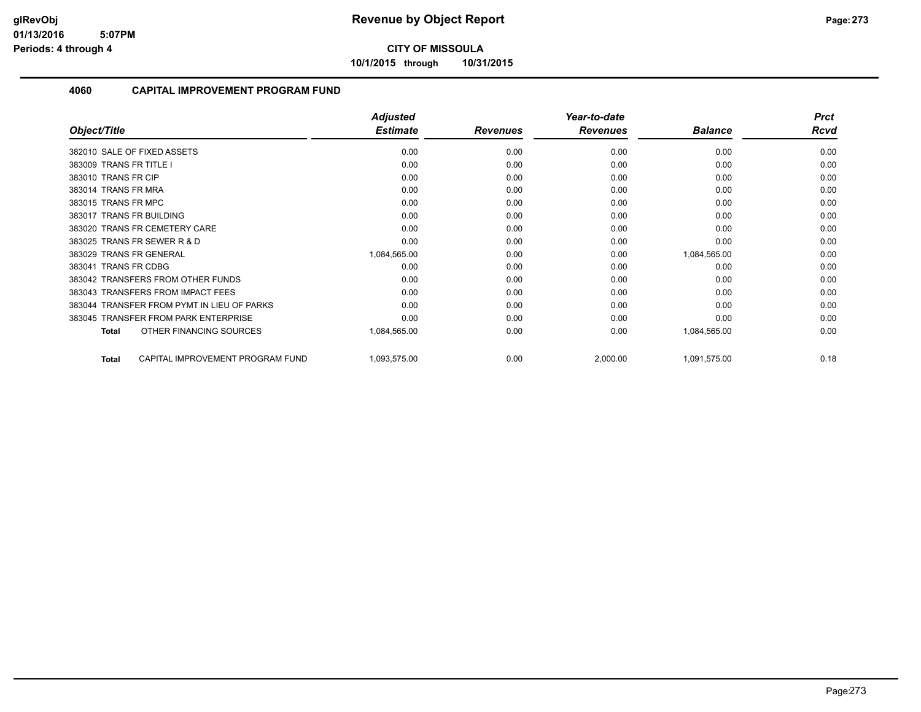# Revenue by Object Report

**CITY OF MISSOULA**

**10/1/2015 through 10/31/2015**

glRevObj
01/13/2016 5:07PM
Periods: 4 through 4

## 4060 CAPITAL IMPROVEMENT PROGRAM FUND

| Object/Title | Adjusted Estimate | Revenues | Year-to-date Revenues | Balance | Prct Rcvd |
|---|---|---|---|---|---|
| 382010 SALE OF FIXED ASSETS | 0.00 | 0.00 | 0.00 | 0.00 | 0.00 |
| 383009 TRANS FR TITLE I | 0.00 | 0.00 | 0.00 | 0.00 | 0.00 |
| 383010 TRANS FR CIP | 0.00 | 0.00 | 0.00 | 0.00 | 0.00 |
| 383014 TRANS FR MRA | 0.00 | 0.00 | 0.00 | 0.00 | 0.00 |
| 383015 TRANS FR MPC | 0.00 | 0.00 | 0.00 | 0.00 | 0.00 |
| 383017 TRANS FR BUILDING | 0.00 | 0.00 | 0.00 | 0.00 | 0.00 |
| 383020 TRANS FR CEMETERY CARE | 0.00 | 0.00 | 0.00 | 0.00 | 0.00 |
| 383025 TRANS FR SEWER R & D | 0.00 | 0.00 | 0.00 | 0.00 | 0.00 |
| 383029 TRANS FR GENERAL | 1,084,565.00 | 0.00 | 0.00 | 1,084,565.00 | 0.00 |
| 383041 TRANS FR CDBG | 0.00 | 0.00 | 0.00 | 0.00 | 0.00 |
| 383042 TRANSFERS FROM OTHER FUNDS | 0.00 | 0.00 | 0.00 | 0.00 | 0.00 |
| 383043 TRANSFERS FROM IMPACT FEES | 0.00 | 0.00 | 0.00 | 0.00 | 0.00 |
| 383044 TRANSFER FROM PYMT IN LIEU OF PARKS | 0.00 | 0.00 | 0.00 | 0.00 | 0.00 |
| 383045 TRANSFER FROM PARK ENTERPRISE | 0.00 | 0.00 | 0.00 | 0.00 | 0.00 |
| **Total** OTHER FINANCING SOURCES | 1,084,565.00 | 0.00 | 0.00 | 1,084,565.00 | 0.00 |
| **Total** CAPITAL IMPROVEMENT PROGRAM FUND | 1,093,575.00 | 0.00 | 2,000.00 | 1,091,575.00 | 0.18 |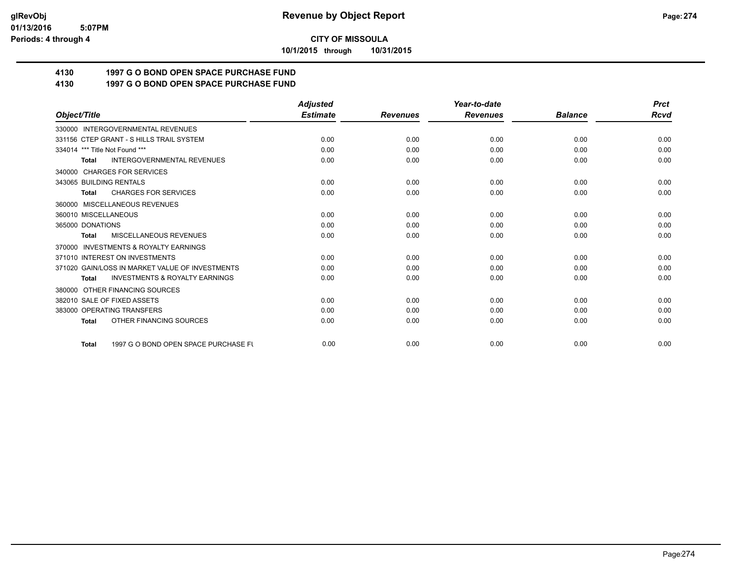# Revenue by Object Report

**CITY OF MISSOULA**

**10/1/2015 through 10/31/2015**

glRevObj
01/13/2016 5:07PM
Periods: 4 through 4

## 4130 1997 G O BOND OPEN SPACE PURCHASE FUND
## 4130 1997 G O BOND OPEN SPACE PURCHASE FUND

| Object/Title | Adjusted Estimate | Revenues | Year-to-date Revenues | Balance | Prct Rcvd |
|---|---|---|---|---|---|
| 330000 INTERGOVERNMENTAL REVENUES | | | | | |
| 331156 CTEP GRANT - S HILLS TRAIL SYSTEM | 0.00 | 0.00 | 0.00 | 0.00 | 0.00 |
| 334014 *** Title Not Found *** | 0.00 | 0.00 | 0.00 | 0.00 | 0.00 |
| **Total** INTERGOVERNMENTAL REVENUES | 0.00 | 0.00 | 0.00 | 0.00 | 0.00 |
| 340000 CHARGES FOR SERVICES | | | | | |
| 343065 BUILDING RENTALS | 0.00 | 0.00 | 0.00 | 0.00 | 0.00 |
| **Total** CHARGES FOR SERVICES | 0.00 | 0.00 | 0.00 | 0.00 | 0.00 |
| 360000 MISCELLANEOUS REVENUES | | | | | |
| 360010 MISCELLANEOUS | 0.00 | 0.00 | 0.00 | 0.00 | 0.00 |
| 365000 DONATIONS | 0.00 | 0.00 | 0.00 | 0.00 | 0.00 |
| **Total** MISCELLANEOUS REVENUES | 0.00 | 0.00 | 0.00 | 0.00 | 0.00 |
| 370000 INVESTMENTS & ROYALTY EARNINGS | | | | | |
| 371010 INTEREST ON INVESTMENTS | 0.00 | 0.00 | 0.00 | 0.00 | 0.00 |
| 371020 GAIN/LOSS IN MARKET VALUE OF INVESTMENTS | 0.00 | 0.00 | 0.00 | 0.00 | 0.00 |
| **Total** INVESTMENTS & ROYALTY EARNINGS | 0.00 | 0.00 | 0.00 | 0.00 | 0.00 |
| 380000 OTHER FINANCING SOURCES | | | | | |
| 382010 SALE OF FIXED ASSETS | 0.00 | 0.00 | 0.00 | 0.00 | 0.00 |
| 383000 OPERATING TRANSFERS | 0.00 | 0.00 | 0.00 | 0.00 | 0.00 |
| **Total** OTHER FINANCING SOURCES | 0.00 | 0.00 | 0.00 | 0.00 | 0.00 |
| **Total** 1997 G O BOND OPEN SPACE PURCHASE FU | 0.00 | 0.00 | 0.00 | 0.00 | 0.00 |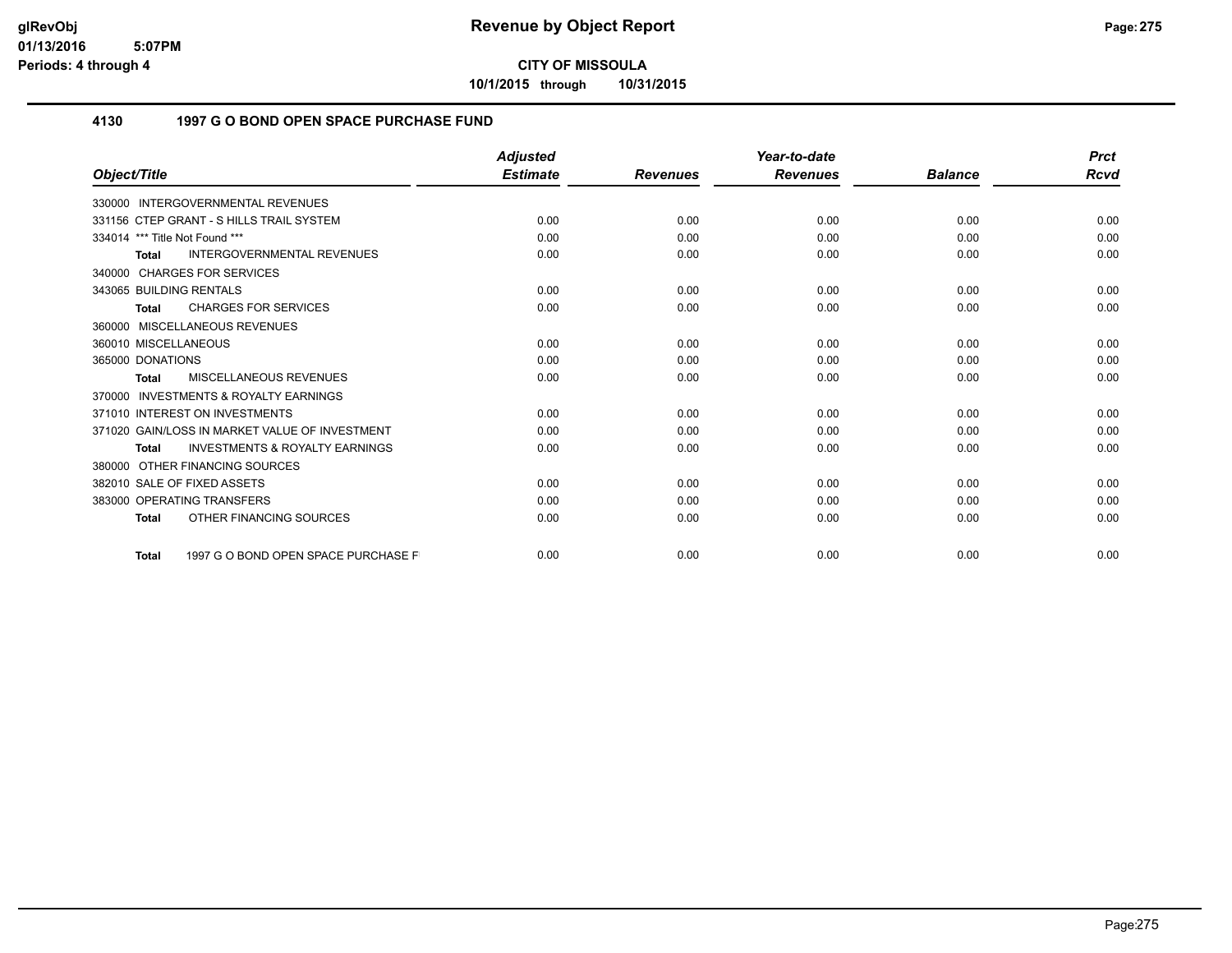# Revenue by Object Report

**CITY OF MISSOULA**

**10/1/2015 through 10/31/2015**

## 4130 1997 G O BOND OPEN SPACE PURCHASE FUND

| Object/Title | Adjusted Estimate | Revenues | Year-to-date Revenues | Balance | Prct Rcvd |
|---|---|---|---|---|---|
| 330000 INTERGOVERNMENTAL REVENUES | | | | | |
| 331156 CTEP GRANT - S HILLS TRAIL SYSTEM | 0.00 | 0.00 | 0.00 | 0.00 | 0.00 |
| 334014 *** Title Not Found *** | 0.00 | 0.00 | 0.00 | 0.00 | 0.00 |
| **Total** INTERGOVERNMENTAL REVENUES | 0.00 | 0.00 | 0.00 | 0.00 | 0.00 |
| 340000 CHARGES FOR SERVICES | | | | | |
| 343065 BUILDING RENTALS | 0.00 | 0.00 | 0.00 | 0.00 | 0.00 |
| **Total** CHARGES FOR SERVICES | 0.00 | 0.00 | 0.00 | 0.00 | 0.00 |
| 360000 MISCELLANEOUS REVENUES | | | | | |
| 360010 MISCELLANEOUS | 0.00 | 0.00 | 0.00 | 0.00 | 0.00 |
| 365000 DONATIONS | 0.00 | 0.00 | 0.00 | 0.00 | 0.00 |
| **Total** MISCELLANEOUS REVENUES | 0.00 | 0.00 | 0.00 | 0.00 | 0.00 |
| 370000 INVESTMENTS & ROYALTY EARNINGS | | | | | |
| 371010 INTEREST ON INVESTMENTS | 0.00 | 0.00 | 0.00 | 0.00 | 0.00 |
| 371020 GAIN/LOSS IN MARKET VALUE OF INVESTMENT | 0.00 | 0.00 | 0.00 | 0.00 | 0.00 |
| **Total** INVESTMENTS & ROYALTY EARNINGS | 0.00 | 0.00 | 0.00 | 0.00 | 0.00 |
| 380000 OTHER FINANCING SOURCES | | | | | |
| 382010 SALE OF FIXED ASSETS | 0.00 | 0.00 | 0.00 | 0.00 | 0.00 |
| 383000 OPERATING TRANSFERS | 0.00 | 0.00 | 0.00 | 0.00 | 0.00 |
| **Total** OTHER FINANCING SOURCES | 0.00 | 0.00 | 0.00 | 0.00 | 0.00 |
| **Total** 1997 G O BOND OPEN SPACE PURCHASE F | 0.00 | 0.00 | 0.00 | 0.00 | 0.00 |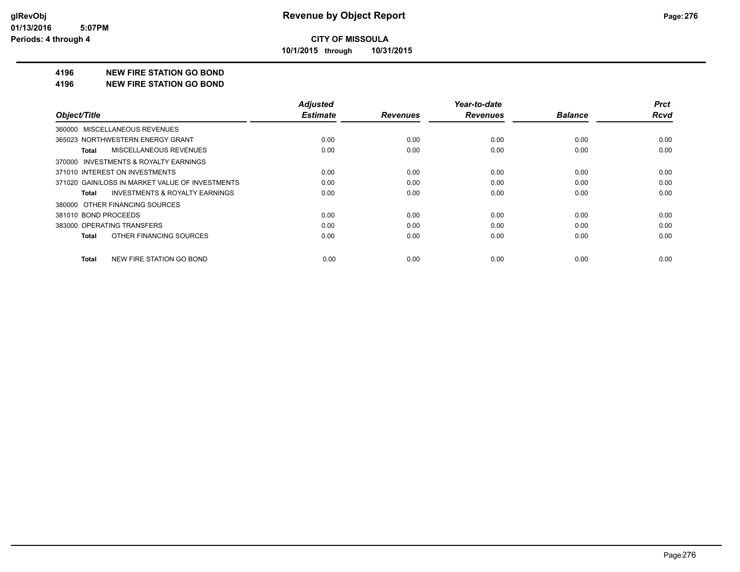**CITY OF MISSOULA**

**10/1/2015 through 10/31/2015**

## 4196 NEW FIRE STATION GO BOND

## 4196 NEW FIRE STATION GO BOND

| Object/Title | Adjusted Estimate | Revenues | Year-to-date Revenues | Balance | Prct Rcvd |
|---|---|---|---|---|---|
| 360000 MISCELLANEOUS REVENUES | | | | | |
| 365023 NORTHWESTERN ENERGY GRANT | 0.00 | 0.00 | 0.00 | 0.00 | 0.00 |
| **Total** MISCELLANEOUS REVENUES | 0.00 | 0.00 | 0.00 | 0.00 | 0.00 |
| 370000 INVESTMENTS & ROYALTY EARNINGS | | | | | |
| 371010 INTEREST ON INVESTMENTS | 0.00 | 0.00 | 0.00 | 0.00 | 0.00 |
| 371020 GAIN/LOSS IN MARKET VALUE OF INVESTMENTS | 0.00 | 0.00 | 0.00 | 0.00 | 0.00 |
| **Total** INVESTMENTS & ROYALTY EARNINGS | 0.00 | 0.00 | 0.00 | 0.00 | 0.00 |
| 380000 OTHER FINANCING SOURCES | | | | | |
| 381010 BOND PROCEEDS | 0.00 | 0.00 | 0.00 | 0.00 | 0.00 |
| 383000 OPERATING TRANSFERS | 0.00 | 0.00 | 0.00 | 0.00 | 0.00 |
| **Total** OTHER FINANCING SOURCES | 0.00 | 0.00 | 0.00 | 0.00 | 0.00 |
| **Total** NEW FIRE STATION GO BOND | 0.00 | 0.00 | 0.00 | 0.00 | 0.00 |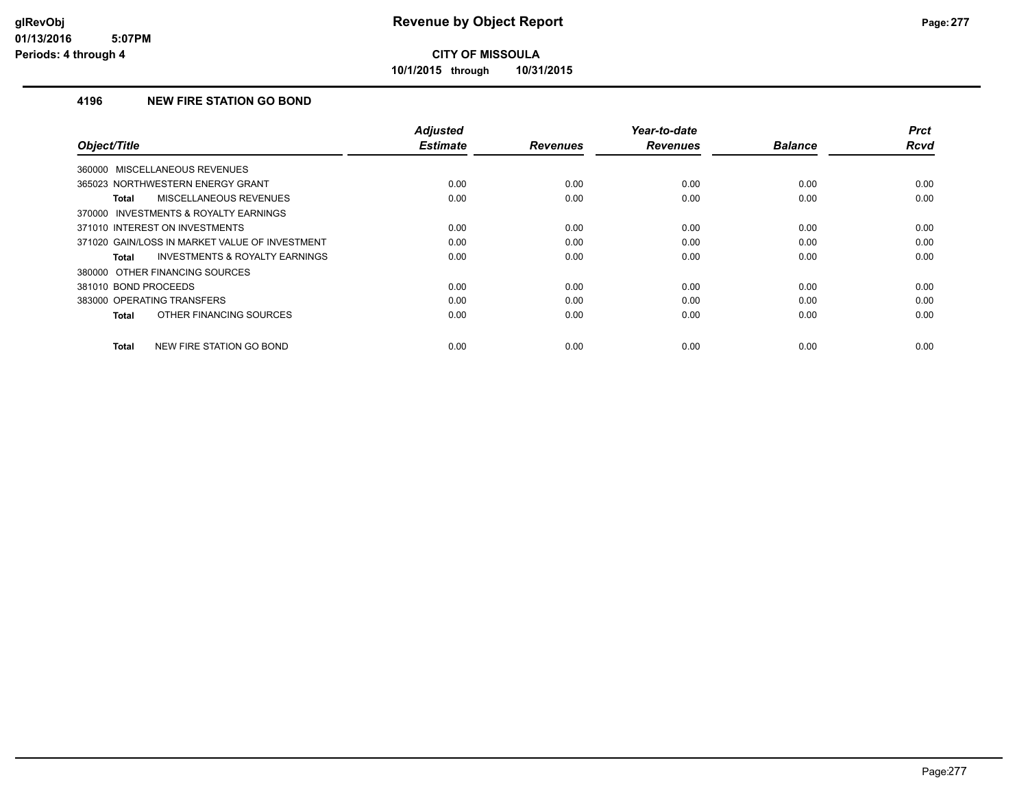# Revenue by Object Report

**CITY OF MISSOULA**

**10/1/2015 through 10/31/2015**

glRevObj
01/13/2016 5:07PM
Periods: 4 through 4

## 4196 NEW FIRE STATION GO BOND

| Object/Title | Adjusted Estimate | Revenues | Year-to-date Revenues | Balance | Prct Rcvd |
|---|---|---|---|---|---|
| 360000 MISCELLANEOUS REVENUES | | | | | |
| 365023 NORTHWESTERN ENERGY GRANT | 0.00 | 0.00 | 0.00 | 0.00 | 0.00 |
| **Total** MISCELLANEOUS REVENUES | 0.00 | 0.00 | 0.00 | 0.00 | 0.00 |
| 370000 INVESTMENTS & ROYALTY EARNINGS | | | | | |
| 371010 INTEREST ON INVESTMENTS | 0.00 | 0.00 | 0.00 | 0.00 | 0.00 |
| 371020 GAIN/LOSS IN MARKET VALUE OF INVESTMENT | 0.00 | 0.00 | 0.00 | 0.00 | 0.00 |
| **Total** INVESTMENTS & ROYALTY EARNINGS | 0.00 | 0.00 | 0.00 | 0.00 | 0.00 |
| 380000 OTHER FINANCING SOURCES | | | | | |
| 381010 BOND PROCEEDS | 0.00 | 0.00 | 0.00 | 0.00 | 0.00 |
| 383000 OPERATING TRANSFERS | 0.00 | 0.00 | 0.00 | 0.00 | 0.00 |
| **Total** OTHER FINANCING SOURCES | 0.00 | 0.00 | 0.00 | 0.00 | 0.00 |
| **Total** NEW FIRE STATION GO BOND | 0.00 | 0.00 | 0.00 | 0.00 | 0.00 |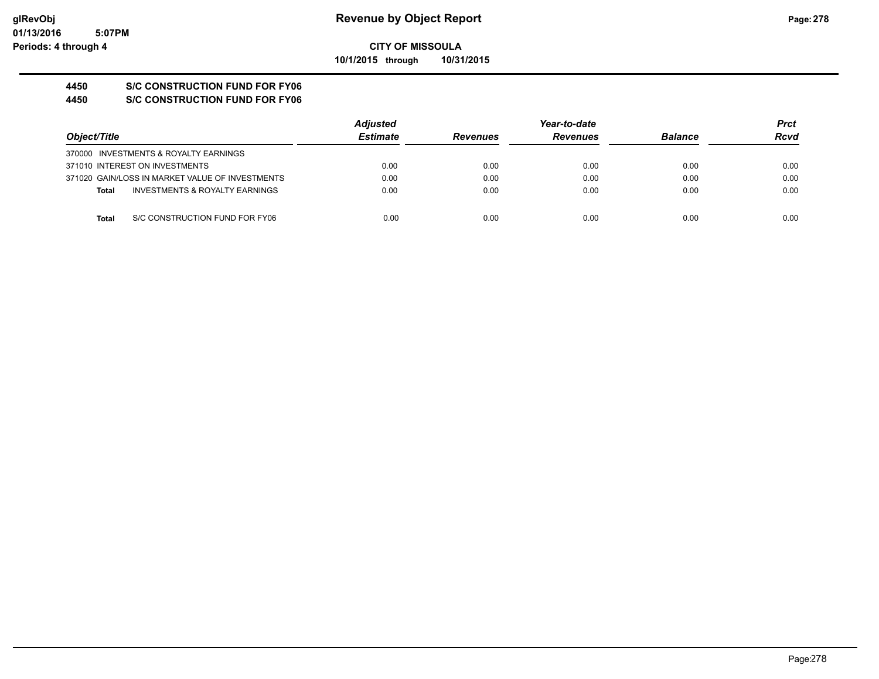# Revenue by Object Report

**CITY OF MISSOULA**

**10/1/2015 through 10/31/2015**

glRevObj
01/13/2016 5:07PM
Periods: 4 through 4

**4450 S/C CONSTRUCTION FUND FOR FY06**

**4450 S/C CONSTRUCTION FUND FOR FY06**

| Object/Title | Adjusted Estimate | Revenues | Year-to-date Revenues | Balance | Prct Rcvd |
|---|---|---|---|---|---|
| 370000 INVESTMENTS & ROYALTY EARNINGS | | | | | |
| 371010 INTEREST ON INVESTMENTS | 0.00 | 0.00 | 0.00 | 0.00 | 0.00 |
| 371020 GAIN/LOSS IN MARKET VALUE OF INVESTMENTS | 0.00 | 0.00 | 0.00 | 0.00 | 0.00 |
| **Total** INVESTMENTS & ROYALTY EARNINGS | 0.00 | 0.00 | 0.00 | 0.00 | 0.00 |
| **Total** S/C CONSTRUCTION FUND FOR FY06 | 0.00 | 0.00 | 0.00 | 0.00 | 0.00 |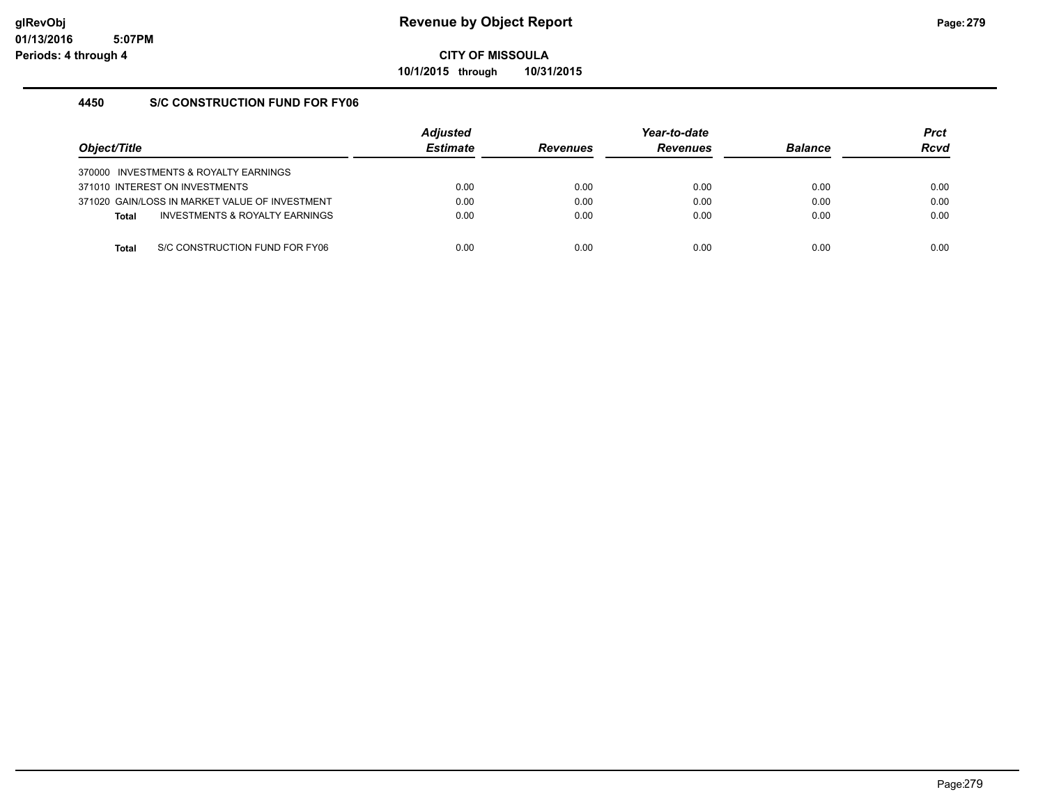**CITY OF MISSOULA**

**10/1/2015 through 10/31/2015**

## 4450 S/C CONSTRUCTION FUND FOR FY06

| Object/Title | Adjusted Estimate | Revenues | Year-to-date Revenues | Balance | Prct Rcvd |
|---|---|---|---|---|---|
| 370000 INVESTMENTS & ROYALTY EARNINGS | | | | | |
| 371010 INTEREST ON INVESTMENTS | 0.00 | 0.00 | 0.00 | 0.00 | 0.00 |
| 371020 GAIN/LOSS IN MARKET VALUE OF INVESTMENT | 0.00 | 0.00 | 0.00 | 0.00 | 0.00 |
| **Total** INVESTMENTS & ROYALTY EARNINGS | 0.00 | 0.00 | 0.00 | 0.00 | 0.00 |
| **Total** S/C CONSTRUCTION FUND FOR FY06 | 0.00 | 0.00 | 0.00 | 0.00 | 0.00 |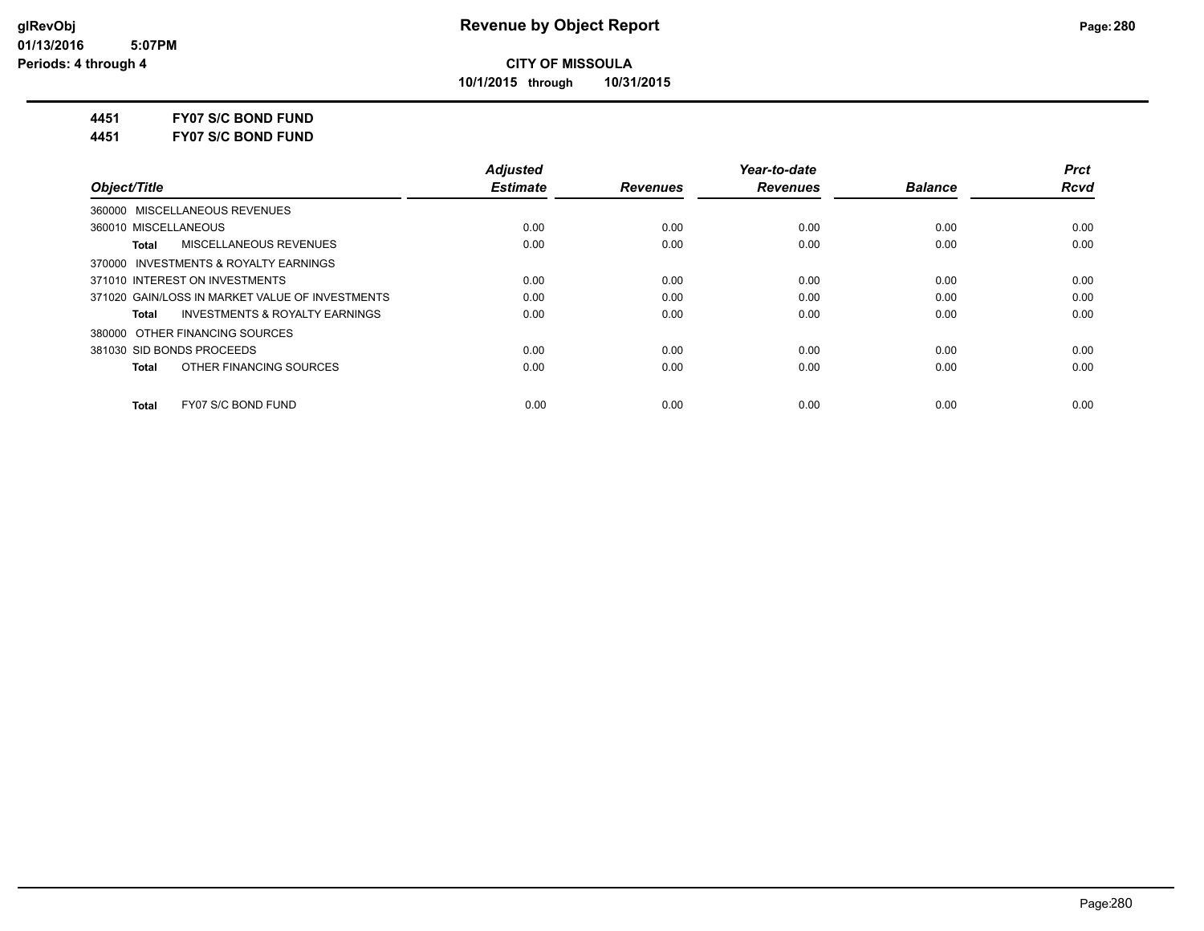**CITY OF MISSOULA**

**10/1/2015 through 10/31/2015**

**4451 FY07 S/C BOND FUND**

**4451 FY07 S/C BOND FUND**

| Object/Title | Adjusted Estimate | Revenues | Year-to-date Revenues | Balance | Prct Rcvd |
|---|---|---|---|---|---|
| 360000 MISCELLANEOUS REVENUES | | | | | |
| 360010 MISCELLANEOUS | 0.00 | 0.00 | 0.00 | 0.00 | 0.00 |
| **Total** MISCELLANEOUS REVENUES | 0.00 | 0.00 | 0.00 | 0.00 | 0.00 |
| 370000 INVESTMENTS & ROYALTY EARNINGS | | | | | |
| 371010 INTEREST ON INVESTMENTS | 0.00 | 0.00 | 0.00 | 0.00 | 0.00 |
| 371020 GAIN/LOSS IN MARKET VALUE OF INVESTMENTS | 0.00 | 0.00 | 0.00 | 0.00 | 0.00 |
| **Total** INVESTMENTS & ROYALTY EARNINGS | 0.00 | 0.00 | 0.00 | 0.00 | 0.00 |
| 380000 OTHER FINANCING SOURCES | | | | | |
| 381030 SID BONDS PROCEEDS | 0.00 | 0.00 | 0.00 | 0.00 | 0.00 |
| **Total** OTHER FINANCING SOURCES | 0.00 | 0.00 | 0.00 | 0.00 | 0.00 |
| **Total** FY07 S/C BOND FUND | 0.00 | 0.00 | 0.00 | 0.00 | 0.00 |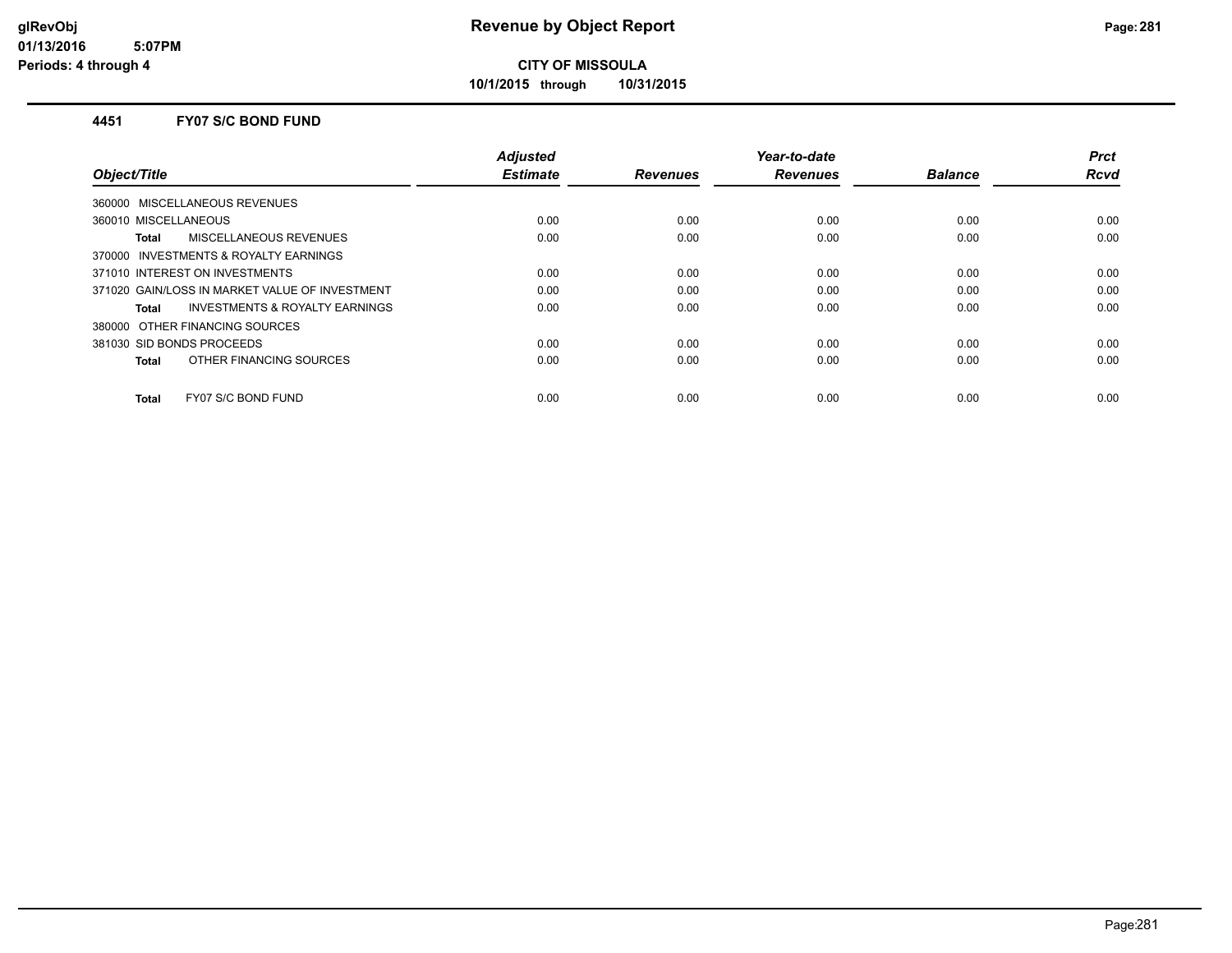# Revenue by Object Report

**CITY OF MISSOULA**

**10/1/2015 through 10/31/2015**

glRevObj
01/13/2016 5:07PM
Periods: 4 through 4

### 4451 FY07 S/C BOND FUND

| Object/Title | Adjusted Estimate | Revenues | Year-to-date Revenues | Balance | Prct Rcvd |
|---|---|---|---|---|---|
| 360000 MISCELLANEOUS REVENUES | | | | | |
| 360010 MISCELLANEOUS | 0.00 | 0.00 | 0.00 | 0.00 | 0.00 |
| **Total** MISCELLANEOUS REVENUES | 0.00 | 0.00 | 0.00 | 0.00 | 0.00 |
| 370000 INVESTMENTS & ROYALTY EARNINGS | | | | | |
| 371010 INTEREST ON INVESTMENTS | 0.00 | 0.00 | 0.00 | 0.00 | 0.00 |
| 371020 GAIN/LOSS IN MARKET VALUE OF INVESTMENT | 0.00 | 0.00 | 0.00 | 0.00 | 0.00 |
| **Total** INVESTMENTS & ROYALTY EARNINGS | 0.00 | 0.00 | 0.00 | 0.00 | 0.00 |
| 380000 OTHER FINANCING SOURCES | | | | | |
| 381030 SID BONDS PROCEEDS | 0.00 | 0.00 | 0.00 | 0.00 | 0.00 |
| **Total** OTHER FINANCING SOURCES | 0.00 | 0.00 | 0.00 | 0.00 | 0.00 |
| **Total** FY07 S/C BOND FUND | 0.00 | 0.00 | 0.00 | 0.00 | 0.00 |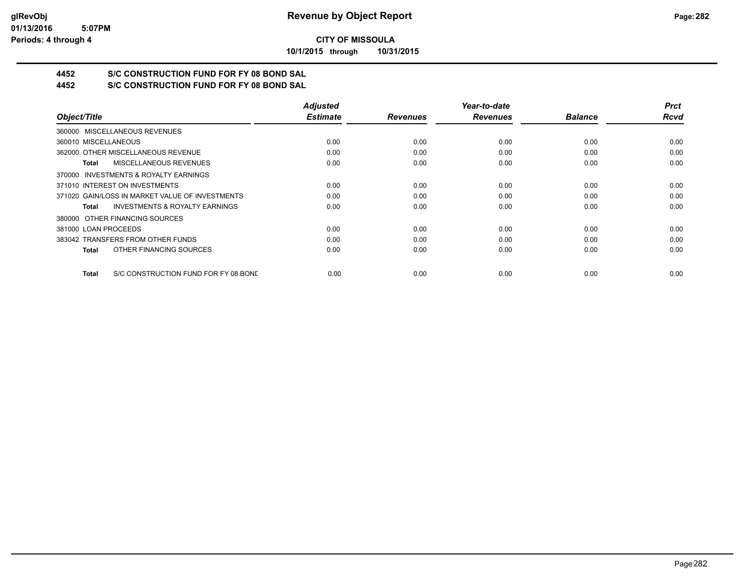# Revenue by Object Report

**CITY OF MISSOULA**

**10/1/2015 through 10/31/2015**

glRevObj
01/13/2016 5:07PM
Periods: 4 through 4

## 4452 S/C CONSTRUCTION FUND FOR FY 08 BOND SAL
## 4452 S/C CONSTRUCTION FUND FOR FY 08 BOND SAL

| Object/Title | Adjusted Estimate | Revenues | Year-to-date Revenues | Balance | Prct Rcvd |
|---|---|---|---|---|---|
| 360000 MISCELLANEOUS REVENUES | | | | | |
| 360010 MISCELLANEOUS | 0.00 | 0.00 | 0.00 | 0.00 | 0.00 |
| 362000 OTHER MISCELLANEOUS REVENUE | 0.00 | 0.00 | 0.00 | 0.00 | 0.00 |
| **Total** MISCELLANEOUS REVENUES | 0.00 | 0.00 | 0.00 | 0.00 | 0.00 |
| 370000 INVESTMENTS & ROYALTY EARNINGS | | | | | |
| 371010 INTEREST ON INVESTMENTS | 0.00 | 0.00 | 0.00 | 0.00 | 0.00 |
| 371020 GAIN/LOSS IN MARKET VALUE OF INVESTMENTS | 0.00 | 0.00 | 0.00 | 0.00 | 0.00 |
| **Total** INVESTMENTS & ROYALTY EARNINGS | 0.00 | 0.00 | 0.00 | 0.00 | 0.00 |
| 380000 OTHER FINANCING SOURCES | | | | | |
| 381000 LOAN PROCEEDS | 0.00 | 0.00 | 0.00 | 0.00 | 0.00 |
| 383042 TRANSFERS FROM OTHER FUNDS | 0.00 | 0.00 | 0.00 | 0.00 | 0.00 |
| **Total** OTHER FINANCING SOURCES | 0.00 | 0.00 | 0.00 | 0.00 | 0.00 |
| **Total** S/C CONSTRUCTION FUND FOR FY 08 BONE | 0.00 | 0.00 | 0.00 | 0.00 | 0.00 |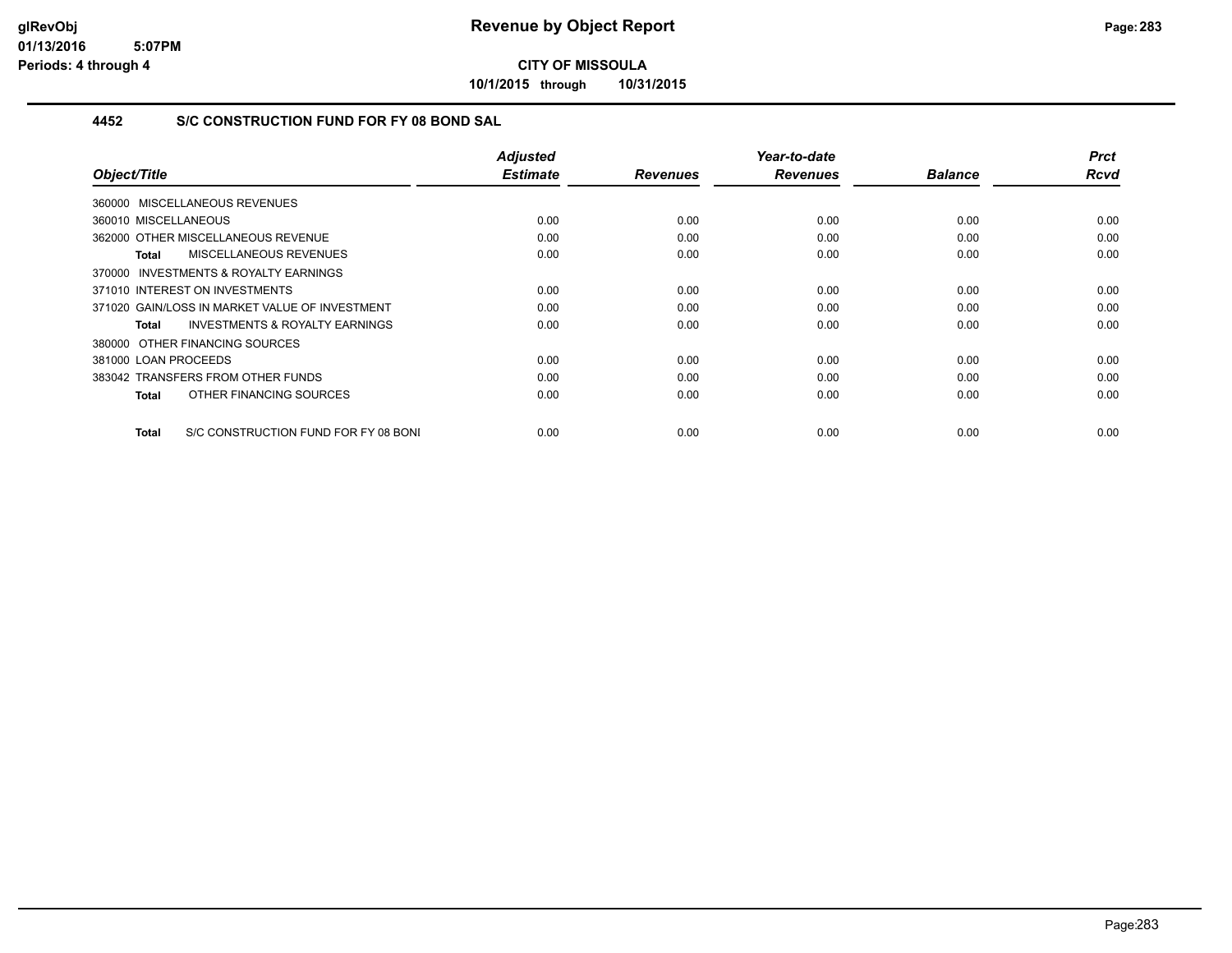**CITY OF MISSOULA**

**10/1/2015 through 10/31/2015**

## 4452 S/C CONSTRUCTION FUND FOR FY 08 BOND SAL

| Object/Title | Adjusted Estimate | Revenues | Year-to-date Revenues | Balance | Prct Rcvd |
|---|---|---|---|---|---|
| 360000 MISCELLANEOUS REVENUES | | | | | |
| 360010 MISCELLANEOUS | 0.00 | 0.00 | 0.00 | 0.00 | 0.00 |
| 362000 OTHER MISCELLANEOUS REVENUE | 0.00 | 0.00 | 0.00 | 0.00 | 0.00 |
| **Total** MISCELLANEOUS REVENUES | 0.00 | 0.00 | 0.00 | 0.00 | 0.00 |
| 370000 INVESTMENTS & ROYALTY EARNINGS | | | | | |
| 371010 INTEREST ON INVESTMENTS | 0.00 | 0.00 | 0.00 | 0.00 | 0.00 |
| 371020 GAIN/LOSS IN MARKET VALUE OF INVESTMENT | 0.00 | 0.00 | 0.00 | 0.00 | 0.00 |
| **Total** INVESTMENTS & ROYALTY EARNINGS | 0.00 | 0.00 | 0.00 | 0.00 | 0.00 |
| 380000 OTHER FINANCING SOURCES | | | | | |
| 381000 LOAN PROCEEDS | 0.00 | 0.00 | 0.00 | 0.00 | 0.00 |
| 383042 TRANSFERS FROM OTHER FUNDS | 0.00 | 0.00 | 0.00 | 0.00 | 0.00 |
| **Total** OTHER FINANCING SOURCES | 0.00 | 0.00 | 0.00 | 0.00 | 0.00 |
| **Total** S/C CONSTRUCTION FUND FOR FY 08 BONI | 0.00 | 0.00 | 0.00 | 0.00 | 0.00 |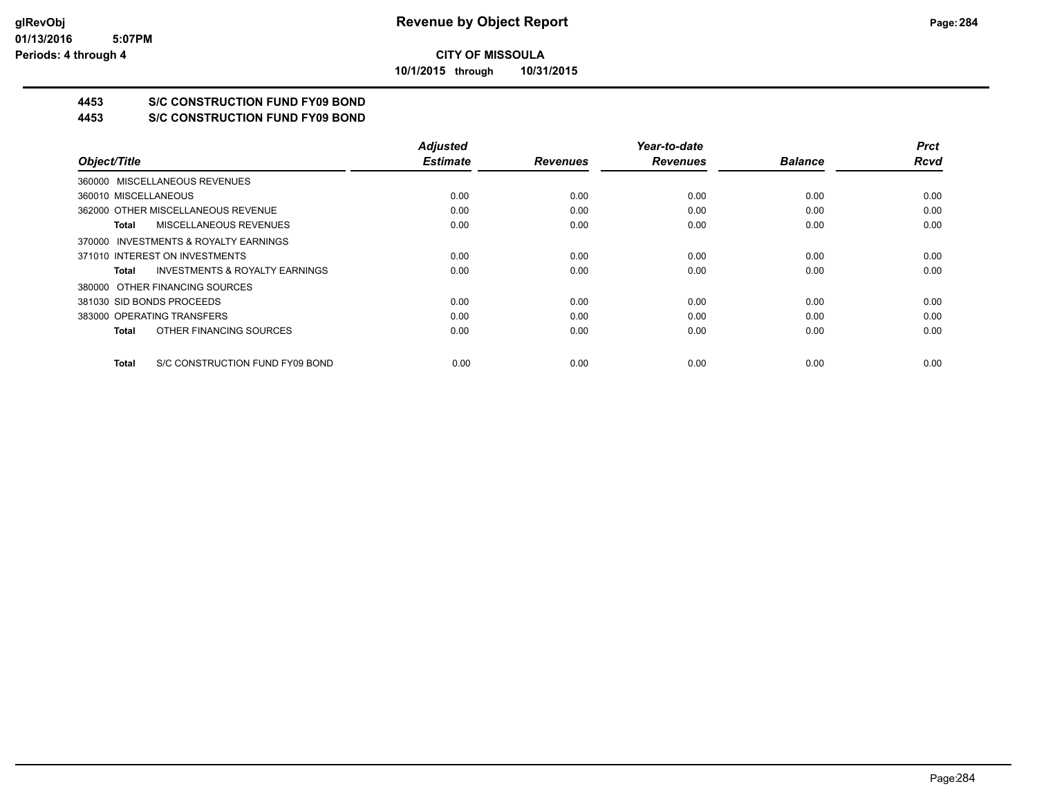**CITY OF MISSOULA**

**10/1/2015 through 10/31/2015**

**4453 S/C CONSTRUCTION FUND FY09 BOND**

**4453 S/C CONSTRUCTION FUND FY09 BOND**

| Object/Title | Adjusted Estimate | Revenues | Year-to-date Revenues | Balance | Prct Rcvd |
|---|---|---|---|---|---|
| 360000 MISCELLANEOUS REVENUES | | | | | |
| 360010 MISCELLANEOUS | 0.00 | 0.00 | 0.00 | 0.00 | 0.00 |
| 362000 OTHER MISCELLANEOUS REVENUE | 0.00 | 0.00 | 0.00 | 0.00 | 0.00 |
| **Total** MISCELLANEOUS REVENUES | 0.00 | 0.00 | 0.00 | 0.00 | 0.00 |
| 370000 INVESTMENTS & ROYALTY EARNINGS | | | | | |
| 371010 INTEREST ON INVESTMENTS | 0.00 | 0.00 | 0.00 | 0.00 | 0.00 |
| **Total** INVESTMENTS & ROYALTY EARNINGS | 0.00 | 0.00 | 0.00 | 0.00 | 0.00 |
| 380000 OTHER FINANCING SOURCES | | | | | |
| 381030 SID BONDS PROCEEDS | 0.00 | 0.00 | 0.00 | 0.00 | 0.00 |
| 383000 OPERATING TRANSFERS | 0.00 | 0.00 | 0.00 | 0.00 | 0.00 |
| **Total** OTHER FINANCING SOURCES | 0.00 | 0.00 | 0.00 | 0.00 | 0.00 |
| **Total** S/C CONSTRUCTION FUND FY09 BOND | 0.00 | 0.00 | 0.00 | 0.00 | 0.00 |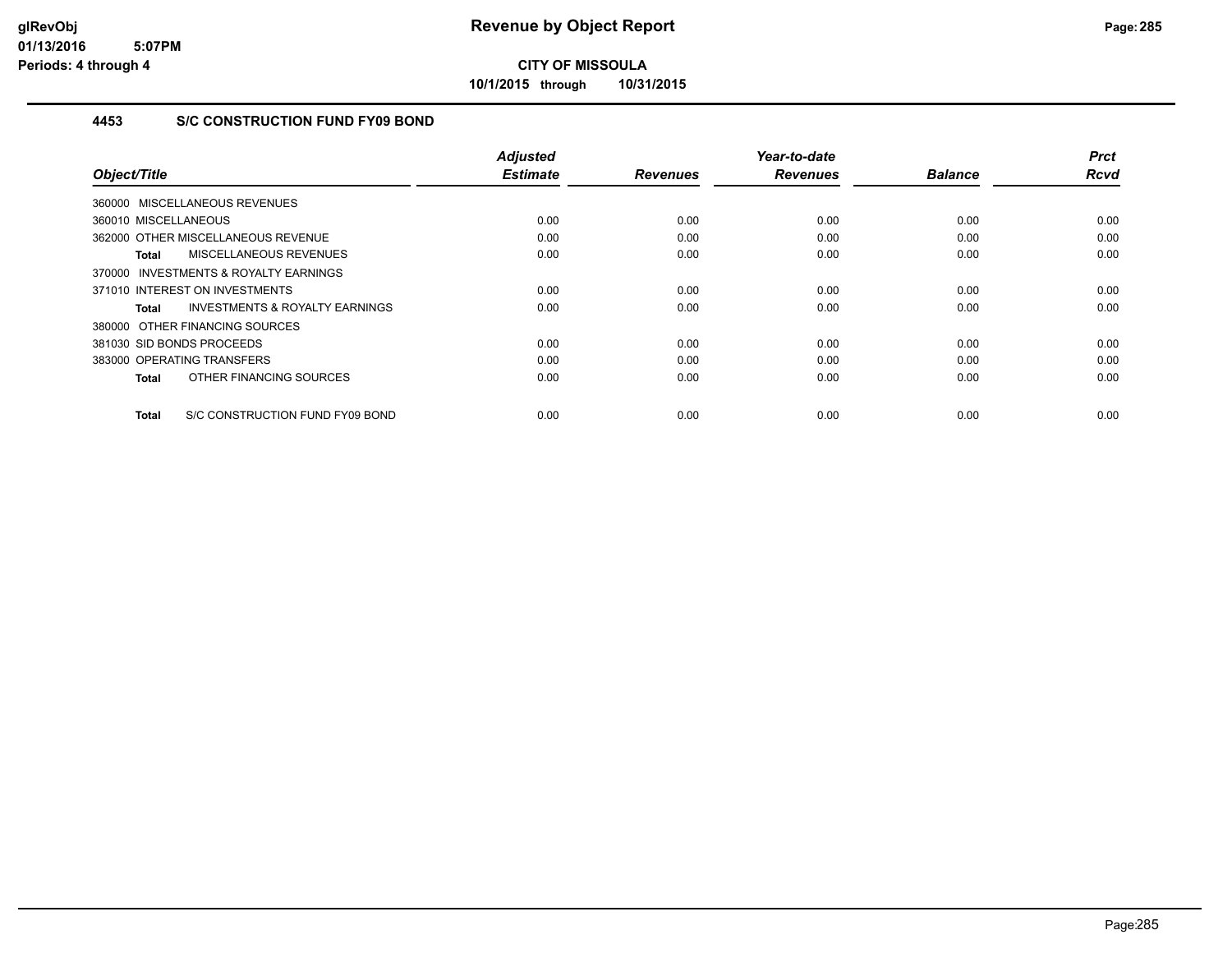**CITY OF MISSOULA**

**10/1/2015 through 10/31/2015**

## 4453 S/C CONSTRUCTION FUND FY09 BOND

| Object/Title | Adjusted Estimate | Revenues | Year-to-date Revenues | Balance | Prct Rcvd |
|---|---|---|---|---|---|
| 360000 MISCELLANEOUS REVENUES | | | | | |
| 360010 MISCELLANEOUS | 0.00 | 0.00 | 0.00 | 0.00 | 0.00 |
| 362000 OTHER MISCELLANEOUS REVENUE | 0.00 | 0.00 | 0.00 | 0.00 | 0.00 |
| **Total** MISCELLANEOUS REVENUES | 0.00 | 0.00 | 0.00 | 0.00 | 0.00 |
| 370000 INVESTMENTS & ROYALTY EARNINGS | | | | | |
| 371010 INTEREST ON INVESTMENTS | 0.00 | 0.00 | 0.00 | 0.00 | 0.00 |
| **Total** INVESTMENTS & ROYALTY EARNINGS | 0.00 | 0.00 | 0.00 | 0.00 | 0.00 |
| 380000 OTHER FINANCING SOURCES | | | | | |
| 381030 SID BONDS PROCEEDS | 0.00 | 0.00 | 0.00 | 0.00 | 0.00 |
| 383000 OPERATING TRANSFERS | 0.00 | 0.00 | 0.00 | 0.00 | 0.00 |
| **Total** OTHER FINANCING SOURCES | 0.00 | 0.00 | 0.00 | 0.00 | 0.00 |
| **Total** S/C CONSTRUCTION FUND FY09 BOND | 0.00 | 0.00 | 0.00 | 0.00 | 0.00 |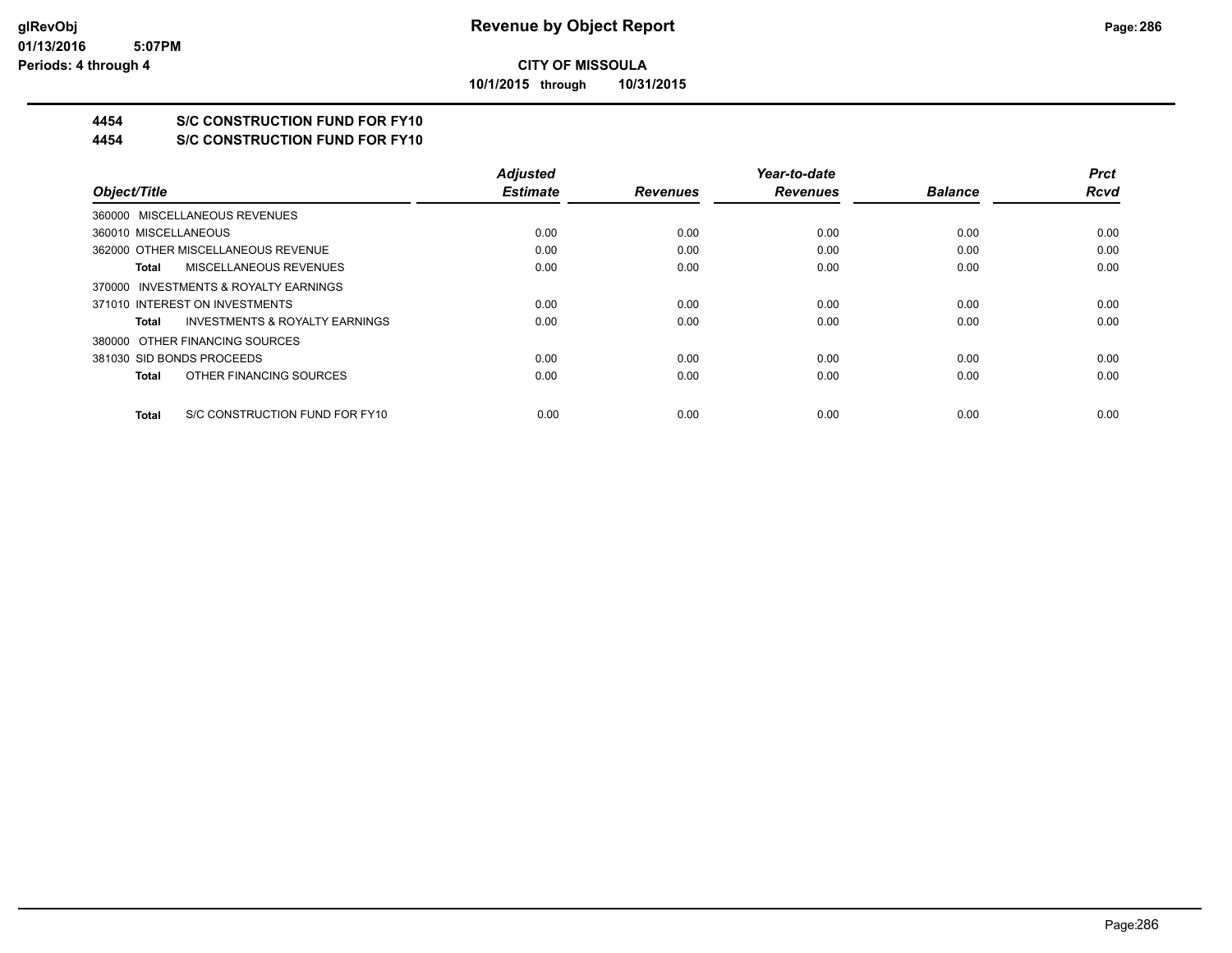**CITY OF MISSOULA**

**10/1/2015 through 10/31/2015**

## 4454 S/C CONSTRUCTION FUND FOR FY10

## 4454 S/C CONSTRUCTION FUND FOR FY10

| Object/Title | Adjusted Estimate | Revenues | Year-to-date Revenues | Balance | Prct Rcvd |
|---|---|---|---|---|---|
| 360000 MISCELLANEOUS REVENUES | | | | | |
| 360010 MISCELLANEOUS | 0.00 | 0.00 | 0.00 | 0.00 | 0.00 |
| 362000 OTHER MISCELLANEOUS REVENUE | 0.00 | 0.00 | 0.00 | 0.00 | 0.00 |
| **Total** MISCELLANEOUS REVENUES | 0.00 | 0.00 | 0.00 | 0.00 | 0.00 |
| 370000 INVESTMENTS & ROYALTY EARNINGS | | | | | |
| 371010 INTEREST ON INVESTMENTS | 0.00 | 0.00 | 0.00 | 0.00 | 0.00 |
| **Total** INVESTMENTS & ROYALTY EARNINGS | 0.00 | 0.00 | 0.00 | 0.00 | 0.00 |
| 380000 OTHER FINANCING SOURCES | | | | | |
| 381030 SID BONDS PROCEEDS | 0.00 | 0.00 | 0.00 | 0.00 | 0.00 |
| **Total** OTHER FINANCING SOURCES | 0.00 | 0.00 | 0.00 | 0.00 | 0.00 |
| **Total** S/C CONSTRUCTION FUND FOR FY10 | 0.00 | 0.00 | 0.00 | 0.00 | 0.00 |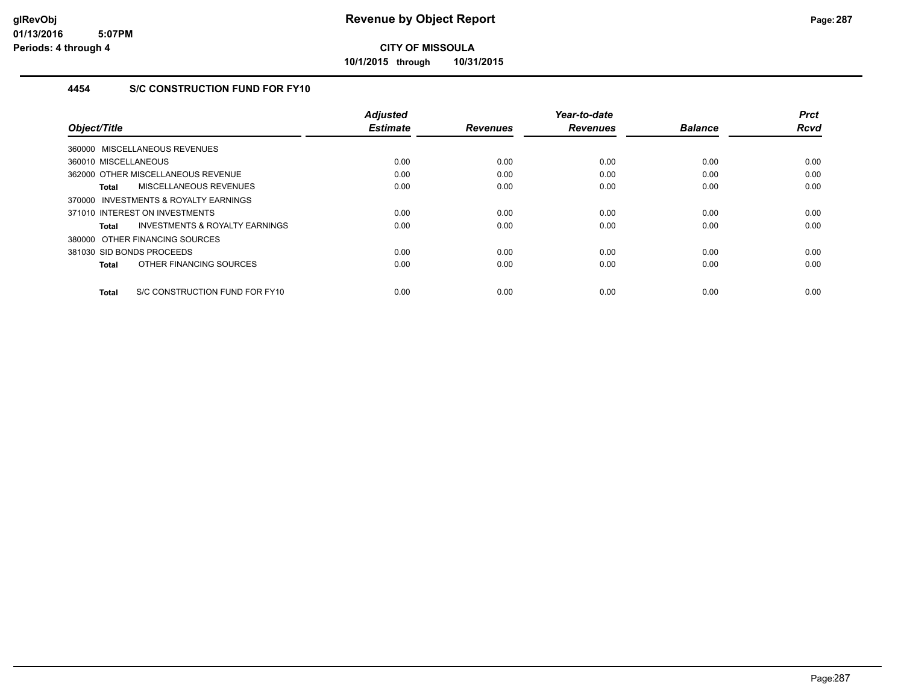# Revenue by Object Report

**CITY OF MISSOULA**

**10/1/2015 through 10/31/2015**

glRevObj
01/13/2016 5:07PM
Periods: 4 through 4

## 4454 S/C CONSTRUCTION FUND FOR FY10

| Object/Title | Adjusted Estimate | Revenues | Year-to-date Revenues | Balance | Prct Rcvd |
|---|---|---|---|---|---|
| 360000 MISCELLANEOUS REVENUES | | | | | |
| 360010 MISCELLANEOUS | 0.00 | 0.00 | 0.00 | 0.00 | 0.00 |
| 362000 OTHER MISCELLANEOUS REVENUE | 0.00 | 0.00 | 0.00 | 0.00 | 0.00 |
| **Total** MISCELLANEOUS REVENUES | 0.00 | 0.00 | 0.00 | 0.00 | 0.00 |
| 370000 INVESTMENTS & ROYALTY EARNINGS | | | | | |
| 371010 INTEREST ON INVESTMENTS | 0.00 | 0.00 | 0.00 | 0.00 | 0.00 |
| **Total** INVESTMENTS & ROYALTY EARNINGS | 0.00 | 0.00 | 0.00 | 0.00 | 0.00 |
| 380000 OTHER FINANCING SOURCES | | | | | |
| 381030 SID BONDS PROCEEDS | 0.00 | 0.00 | 0.00 | 0.00 | 0.00 |
| **Total** OTHER FINANCING SOURCES | 0.00 | 0.00 | 0.00 | 0.00 | 0.00 |
| **Total** S/C CONSTRUCTION FUND FOR FY10 | 0.00 | 0.00 | 0.00 | 0.00 | 0.00 |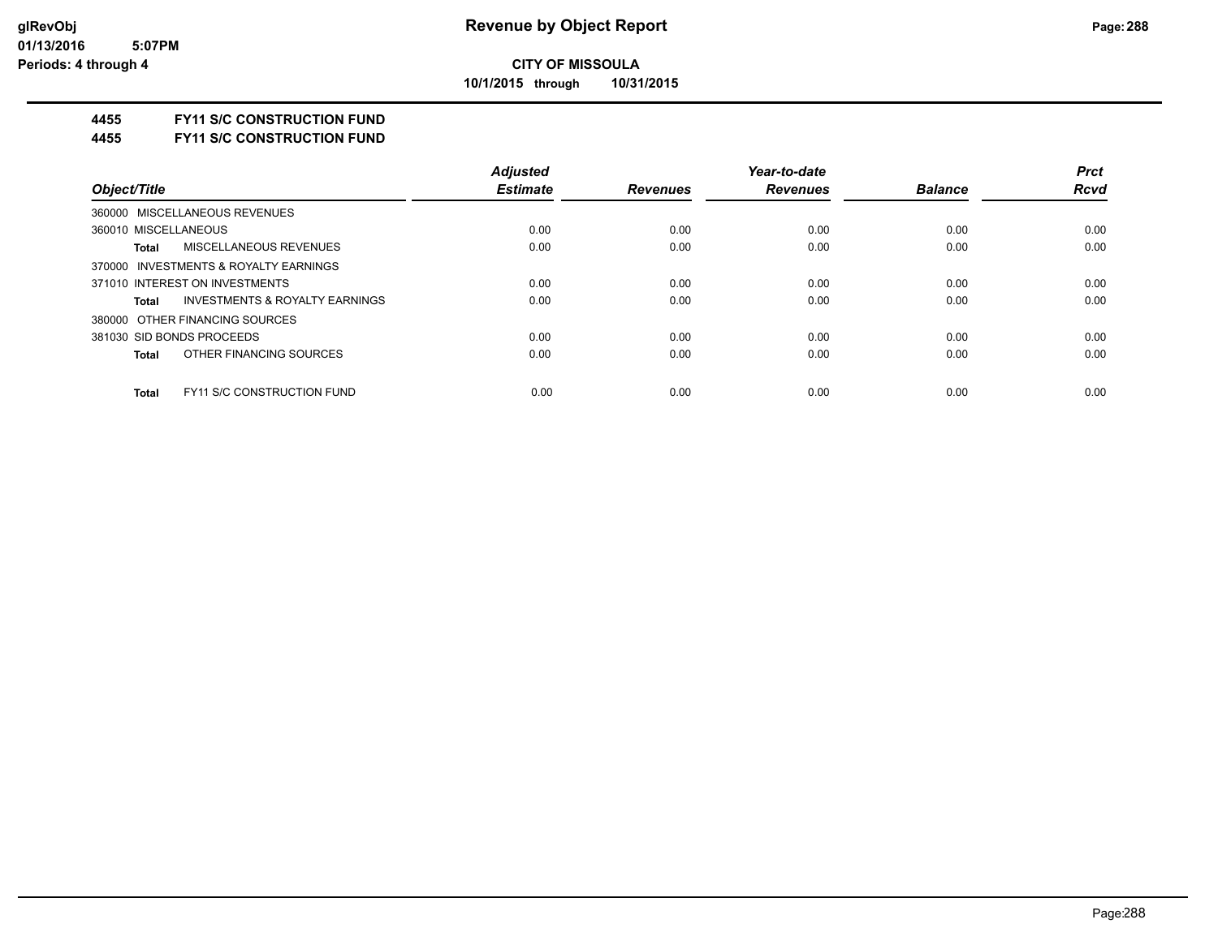# Revenue by Object Report

**CITY OF MISSOULA**

**10/1/2015 through 10/31/2015**

glRevObj
01/13/2016 5:07PM
Periods: 4 through 4

## 4455 FY11 S/C CONSTRUCTION FUND
## 4455 FY11 S/C CONSTRUCTION FUND

| Object/Title | Adjusted Estimate | Revenues | Year-to-date Revenues | Balance | Prct Rcvd |
|---|---|---|---|---|---|
| 360000 MISCELLANEOUS REVENUES | | | | | |
| 360010 MISCELLANEOUS | 0.00 | 0.00 | 0.00 | 0.00 | 0.00 |
| **Total** MISCELLANEOUS REVENUES | 0.00 | 0.00 | 0.00 | 0.00 | 0.00 |
| 370000 INVESTMENTS & ROYALTY EARNINGS | | | | | |
| 371010 INTEREST ON INVESTMENTS | 0.00 | 0.00 | 0.00 | 0.00 | 0.00 |
| **Total** INVESTMENTS & ROYALTY EARNINGS | 0.00 | 0.00 | 0.00 | 0.00 | 0.00 |
| 380000 OTHER FINANCING SOURCES | | | | | |
| 381030 SID BONDS PROCEEDS | 0.00 | 0.00 | 0.00 | 0.00 | 0.00 |
| **Total** OTHER FINANCING SOURCES | 0.00 | 0.00 | 0.00 | 0.00 | 0.00 |
| **Total** FY11 S/C CONSTRUCTION FUND | 0.00 | 0.00 | 0.00 | 0.00 | 0.00 |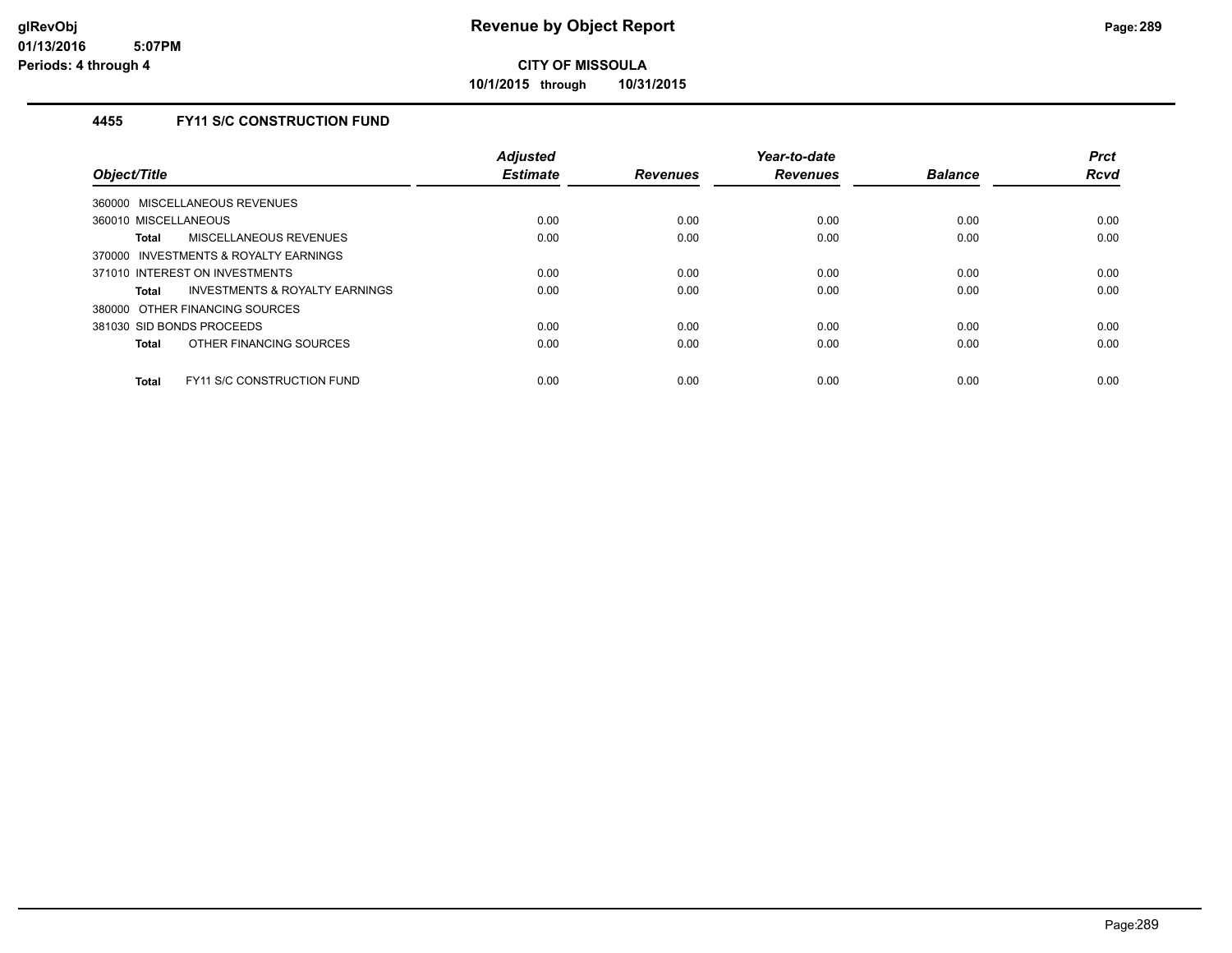**CITY OF MISSOULA**

**10/1/2015 through 10/31/2015**

### 4455 FY11 S/C CONSTRUCTION FUND

| Object/Title | Adjusted Estimate | Revenues | Year-to-date Revenues | Balance | Prct Rcvd |
|---|---|---|---|---|---|
| 360000 MISCELLANEOUS REVENUES | | | | | |
| 360010 MISCELLANEOUS | 0.00 | 0.00 | 0.00 | 0.00 | 0.00 |
| **Total** MISCELLANEOUS REVENUES | 0.00 | 0.00 | 0.00 | 0.00 | 0.00 |
| 370000 INVESTMENTS & ROYALTY EARNINGS | | | | | |
| 371010 INTEREST ON INVESTMENTS | 0.00 | 0.00 | 0.00 | 0.00 | 0.00 |
| **Total** INVESTMENTS & ROYALTY EARNINGS | 0.00 | 0.00 | 0.00 | 0.00 | 0.00 |
| 380000 OTHER FINANCING SOURCES | | | | | |
| 381030 SID BONDS PROCEEDS | 0.00 | 0.00 | 0.00 | 0.00 | 0.00 |
| **Total** OTHER FINANCING SOURCES | 0.00 | 0.00 | 0.00 | 0.00 | 0.00 |
| **Total** FY11 S/C CONSTRUCTION FUND | 0.00 | 0.00 | 0.00 | 0.00 | 0.00 |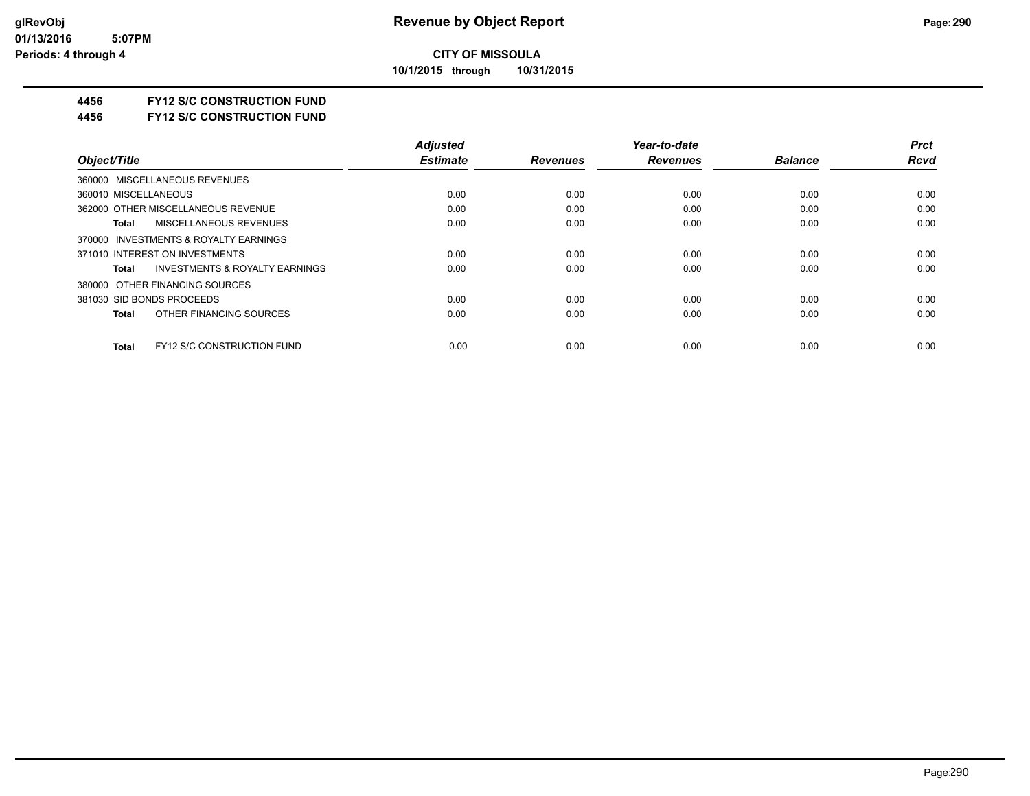**Revenue by Object Report**

**CITY OF MISSOULA**

**10/1/2015 through 10/31/2015**

**4456 FY12 S/C CONSTRUCTION FUND**

**4456 FY12 S/C CONSTRUCTION FUND**

| Object/Title | Adjusted Estimate | Revenues | Year-to-date Revenues | Balance | Prct Rcvd |
|---|---|---|---|---|---|
| 360000 MISCELLANEOUS REVENUES | | | | | |
| 360010 MISCELLANEOUS | 0.00 | 0.00 | 0.00 | 0.00 | 0.00 |
| 362000 OTHER MISCELLANEOUS REVENUE | 0.00 | 0.00 | 0.00 | 0.00 | 0.00 |
| **Total** MISCELLANEOUS REVENUES | 0.00 | 0.00 | 0.00 | 0.00 | 0.00 |
| 370000 INVESTMENTS & ROYALTY EARNINGS | | | | | |
| 371010 INTEREST ON INVESTMENTS | 0.00 | 0.00 | 0.00 | 0.00 | 0.00 |
| **Total** INVESTMENTS & ROYALTY EARNINGS | 0.00 | 0.00 | 0.00 | 0.00 | 0.00 |
| 380000 OTHER FINANCING SOURCES | | | | | |
| 381030 SID BONDS PROCEEDS | 0.00 | 0.00 | 0.00 | 0.00 | 0.00 |
| **Total** OTHER FINANCING SOURCES | 0.00 | 0.00 | 0.00 | 0.00 | 0.00 |
| **Total** FY12 S/C CONSTRUCTION FUND | 0.00 | 0.00 | 0.00 | 0.00 | 0.00 |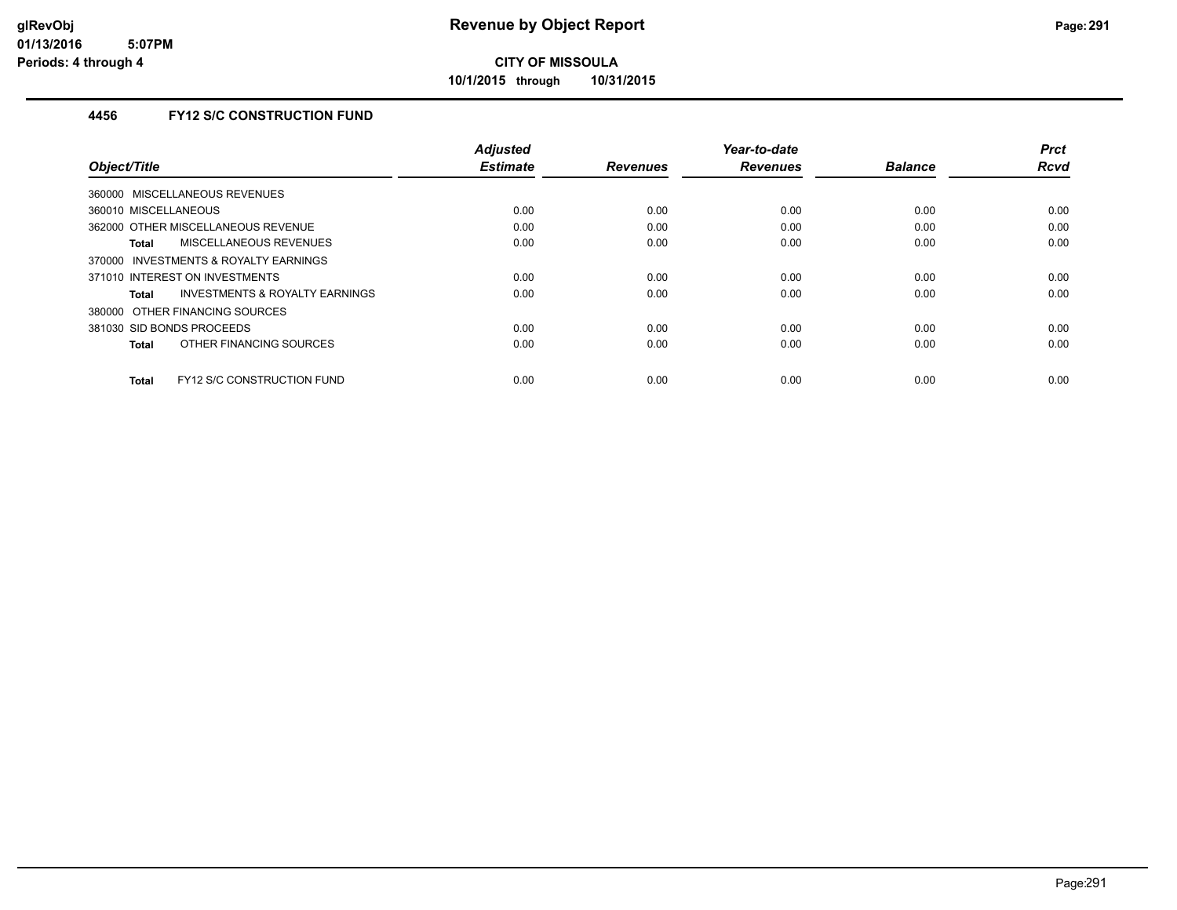# Revenue by Object Report

**CITY OF MISSOULA**

**10/1/2015 through 10/31/2015**

glRevObj
01/13/2016 5:07PM
Periods: 4 through 4

### 4456 FY12 S/C CONSTRUCTION FUND

| Object/Title | Adjusted Estimate | Revenues | Year-to-date Revenues | Balance | Prct Rcvd |
|---|---|---|---|---|---|
| 360000 MISCELLANEOUS REVENUES | | | | | |
| 360010 MISCELLANEOUS | 0.00 | 0.00 | 0.00 | 0.00 | 0.00 |
| 362000 OTHER MISCELLANEOUS REVENUE | 0.00 | 0.00 | 0.00 | 0.00 | 0.00 |
| **Total** MISCELLANEOUS REVENUES | 0.00 | 0.00 | 0.00 | 0.00 | 0.00 |
| 370000 INVESTMENTS & ROYALTY EARNINGS | | | | | |
| 371010 INTEREST ON INVESTMENTS | 0.00 | 0.00 | 0.00 | 0.00 | 0.00 |
| **Total** INVESTMENTS & ROYALTY EARNINGS | 0.00 | 0.00 | 0.00 | 0.00 | 0.00 |
| 380000 OTHER FINANCING SOURCES | | | | | |
| 381030 SID BONDS PROCEEDS | 0.00 | 0.00 | 0.00 | 0.00 | 0.00 |
| **Total** OTHER FINANCING SOURCES | 0.00 | 0.00 | 0.00 | 0.00 | 0.00 |
| **Total** FY12 S/C CONSTRUCTION FUND | 0.00 | 0.00 | 0.00 | 0.00 | 0.00 |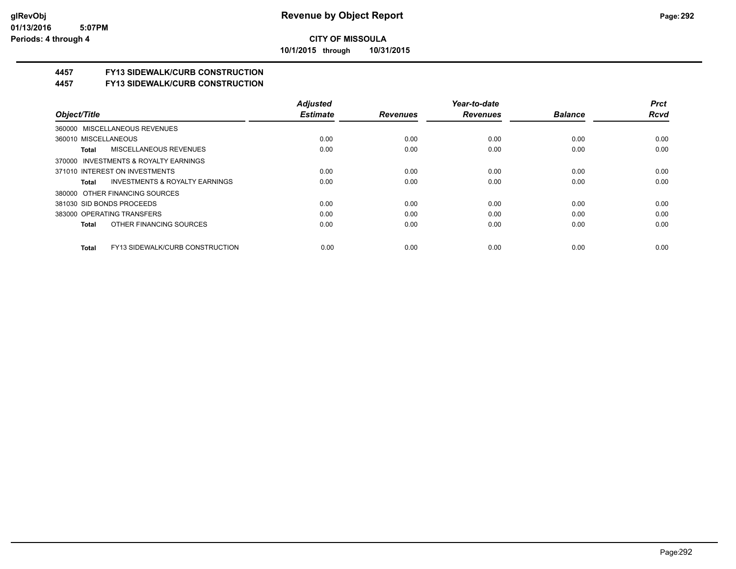**CITY OF MISSOULA**

**10/1/2015 through 10/31/2015**

## 4457 FY13 SIDEWALK/CURB CONSTRUCTION

## 4457 FY13 SIDEWALK/CURB CONSTRUCTION

| Object/Title | | Adjusted Estimate | Revenues | Year-to-date Revenues | Balance | Prct Rcvd |
|---|---|---|---|---|---|---|
| 360000 MISCELLANEOUS REVENUES | | | | | | |
| 360010 MISCELLANEOUS | | 0.00 | 0.00 | 0.00 | 0.00 | 0.00 |
| **Total** | MISCELLANEOUS REVENUES | 0.00 | 0.00 | 0.00 | 0.00 | 0.00 |
| 370000 INVESTMENTS & ROYALTY EARNINGS | | | | | | |
| 371010 INTEREST ON INVESTMENTS | | 0.00 | 0.00 | 0.00 | 0.00 | 0.00 |
| **Total** | INVESTMENTS & ROYALTY EARNINGS | 0.00 | 0.00 | 0.00 | 0.00 | 0.00 |
| 380000 OTHER FINANCING SOURCES | | | | | | |
| 381030 SID BONDS PROCEEDS | | 0.00 | 0.00 | 0.00 | 0.00 | 0.00 |
| 383000 OPERATING TRANSFERS | | 0.00 | 0.00 | 0.00 | 0.00 | 0.00 |
| **Total** | OTHER FINANCING SOURCES | 0.00 | 0.00 | 0.00 | 0.00 | 0.00 |
| **Total** | FY13 SIDEWALK/CURB CONSTRUCTION | 0.00 | 0.00 | 0.00 | 0.00 | 0.00 |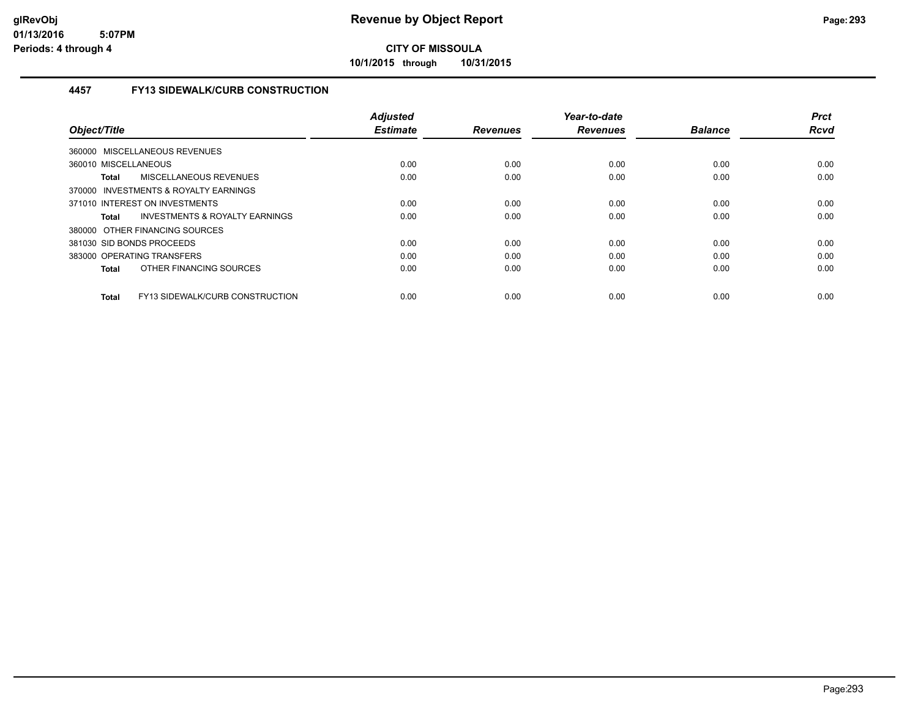**CITY OF MISSOULA**

**10/1/2015 through 10/31/2015**

## 4457 FY13 SIDEWALK/CURB CONSTRUCTION

| Object/Title | Adjusted Estimate | Revenues | Year-to-date Revenues | Balance | Prct Rcvd |
|---|---|---|---|---|---|
| 360000 MISCELLANEOUS REVENUES | | | | | |
| 360010 MISCELLANEOUS | 0.00 | 0.00 | 0.00 | 0.00 | 0.00 |
| **Total** MISCELLANEOUS REVENUES | 0.00 | 0.00 | 0.00 | 0.00 | 0.00 |
| 370000 INVESTMENTS & ROYALTY EARNINGS | | | | | |
| 371010 INTEREST ON INVESTMENTS | 0.00 | 0.00 | 0.00 | 0.00 | 0.00 |
| **Total** INVESTMENTS & ROYALTY EARNINGS | 0.00 | 0.00 | 0.00 | 0.00 | 0.00 |
| 380000 OTHER FINANCING SOURCES | | | | | |
| 381030 SID BONDS PROCEEDS | 0.00 | 0.00 | 0.00 | 0.00 | 0.00 |
| 383000 OPERATING TRANSFERS | 0.00 | 0.00 | 0.00 | 0.00 | 0.00 |
| **Total** OTHER FINANCING SOURCES | 0.00 | 0.00 | 0.00 | 0.00 | 0.00 |
| **Total** FY13 SIDEWALK/CURB CONSTRUCTION | 0.00 | 0.00 | 0.00 | 0.00 | 0.00 |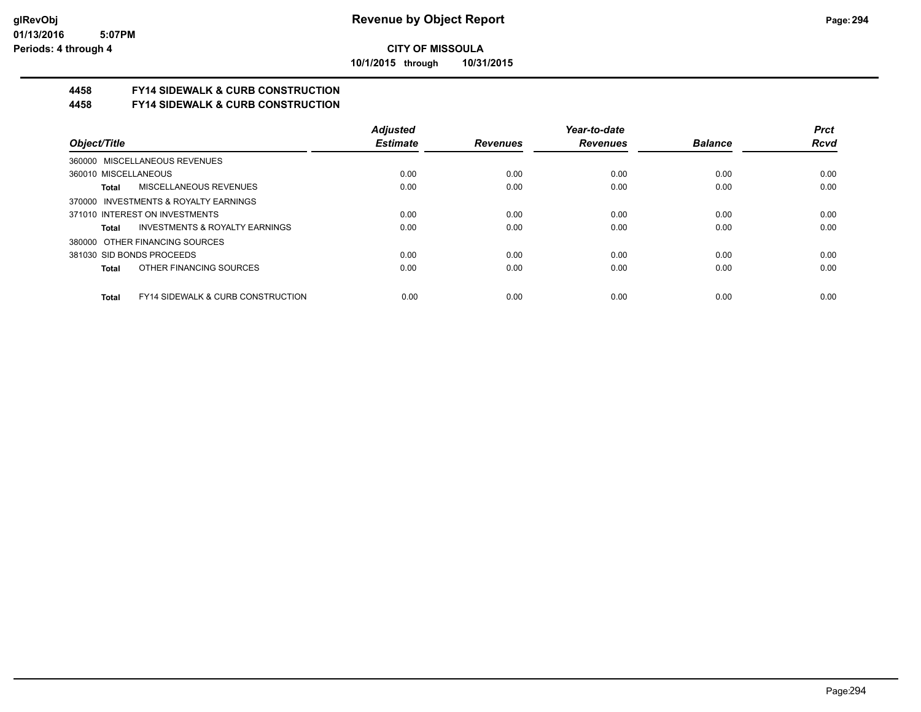**CITY OF MISSOULA**

**10/1/2015 through 10/31/2015**

## 4458 FY14 SIDEWALK & CURB CONSTRUCTION

## 4458 FY14 SIDEWALK & CURB CONSTRUCTION

| Object/Title | Adjusted Estimate | Revenues | Year-to-date Revenues | Balance | Prct Rcvd |
|---|---|---|---|---|---|
| 360000 MISCELLANEOUS REVENUES | | | | | |
| 360010 MISCELLANEOUS | 0.00 | 0.00 | 0.00 | 0.00 | 0.00 |
| **Total** MISCELLANEOUS REVENUES | 0.00 | 0.00 | 0.00 | 0.00 | 0.00 |
| 370000 INVESTMENTS & ROYALTY EARNINGS | | | | | |
| 371010 INTEREST ON INVESTMENTS | 0.00 | 0.00 | 0.00 | 0.00 | 0.00 |
| **Total** INVESTMENTS & ROYALTY EARNINGS | 0.00 | 0.00 | 0.00 | 0.00 | 0.00 |
| 380000 OTHER FINANCING SOURCES | | | | | |
| 381030 SID BONDS PROCEEDS | 0.00 | 0.00 | 0.00 | 0.00 | 0.00 |
| **Total** OTHER FINANCING SOURCES | 0.00 | 0.00 | 0.00 | 0.00 | 0.00 |
| **Total** FY14 SIDEWALK & CURB CONSTRUCTION | 0.00 | 0.00 | 0.00 | 0.00 | 0.00 |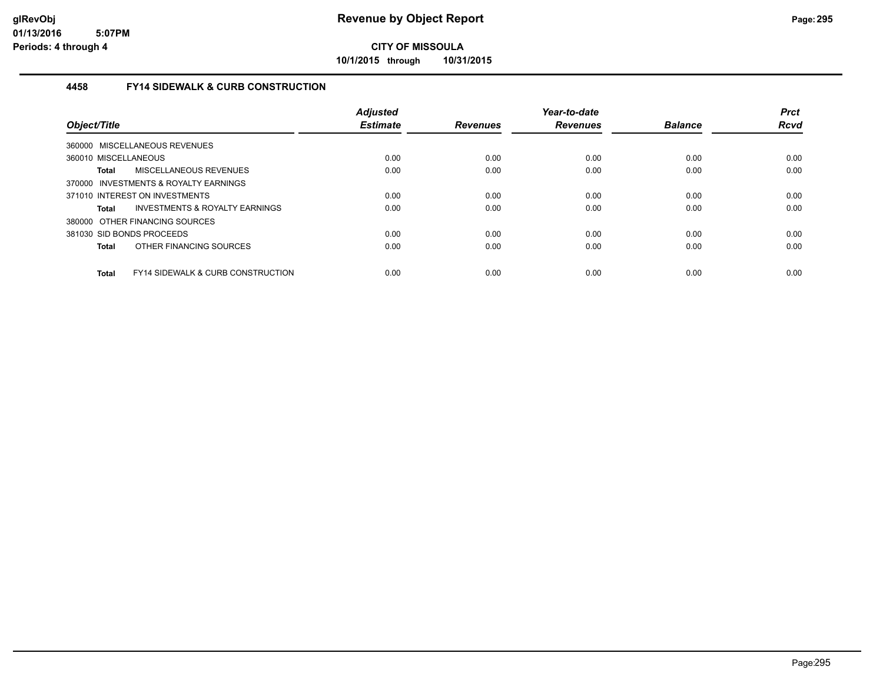# Revenue by Object Report

**CITY OF MISSOULA**

**10/1/2015 through 10/31/2015**

glRevObj
01/13/2016 5:07PM
Periods: 4 through 4

## 4458 FY14 SIDEWALK & CURB CONSTRUCTION

| Object/Title | Adjusted Estimate | Revenues | Year-to-date Revenues | Balance | Prct Rcvd |
|---|---|---|---|---|---|
| 360000 MISCELLANEOUS REVENUES | | | | | |
| 360010 MISCELLANEOUS | 0.00 | 0.00 | 0.00 | 0.00 | 0.00 |
| **Total** MISCELLANEOUS REVENUES | 0.00 | 0.00 | 0.00 | 0.00 | 0.00 |
| 370000 INVESTMENTS & ROYALTY EARNINGS | | | | | |
| 371010 INTEREST ON INVESTMENTS | 0.00 | 0.00 | 0.00 | 0.00 | 0.00 |
| **Total** INVESTMENTS & ROYALTY EARNINGS | 0.00 | 0.00 | 0.00 | 0.00 | 0.00 |
| 380000 OTHER FINANCING SOURCES | | | | | |
| 381030 SID BONDS PROCEEDS | 0.00 | 0.00 | 0.00 | 0.00 | 0.00 |
| **Total** OTHER FINANCING SOURCES | 0.00 | 0.00 | 0.00 | 0.00 | 0.00 |
| **Total** FY14 SIDEWALK & CURB CONSTRUCTION | 0.00 | 0.00 | 0.00 | 0.00 | 0.00 |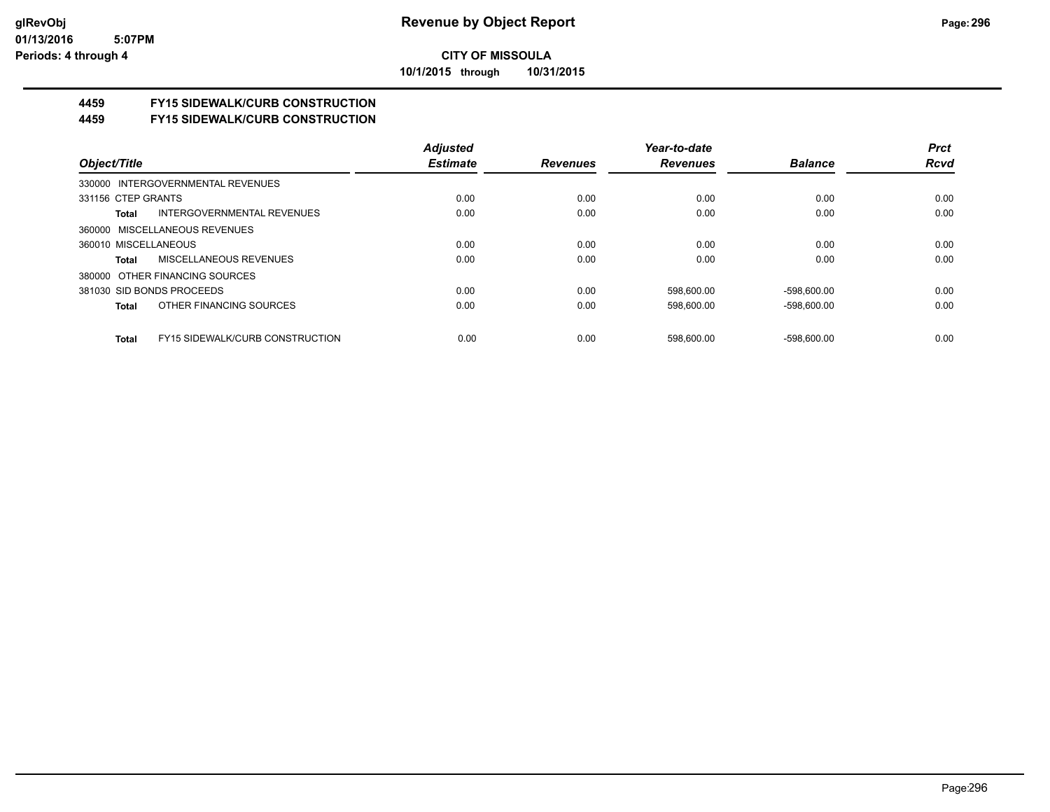# Revenue by Object Report

**CITY OF MISSOULA**

**10/1/2015 through 10/31/2015**

glRevObj
01/13/2016 5:07PM
Periods: 4 through 4

## 4459 FY15 SIDEWALK/CURB CONSTRUCTION
## 4459 FY15 SIDEWALK/CURB CONSTRUCTION

| Object/Title | | Adjusted Estimate | Revenues | Year-to-date Revenues | Balance | Prct Rcvd |
|---|---|---|---|---|---|---|
| 330000 INTERGOVERNMENTAL REVENUES | | | | | | |
| 331156 CTEP GRANTS | | 0.00 | 0.00 | 0.00 | 0.00 | 0.00 |
| **Total** | INTERGOVERNMENTAL REVENUES | 0.00 | 0.00 | 0.00 | 0.00 | 0.00 |
| 360000 MISCELLANEOUS REVENUES | | | | | | |
| 360010 MISCELLANEOUS | | 0.00 | 0.00 | 0.00 | 0.00 | 0.00 |
| **Total** | MISCELLANEOUS REVENUES | 0.00 | 0.00 | 0.00 | 0.00 | 0.00 |
| 380000 OTHER FINANCING SOURCES | | | | | | |
| 381030 SID BONDS PROCEEDS | | 0.00 | 0.00 | 598,600.00 | -598,600.00 | 0.00 |
| **Total** | OTHER FINANCING SOURCES | 0.00 | 0.00 | 598,600.00 | -598,600.00 | 0.00 |
| **Total** | FY15 SIDEWALK/CURB CONSTRUCTION | 0.00 | 0.00 | 598,600.00 | -598,600.00 | 0.00 |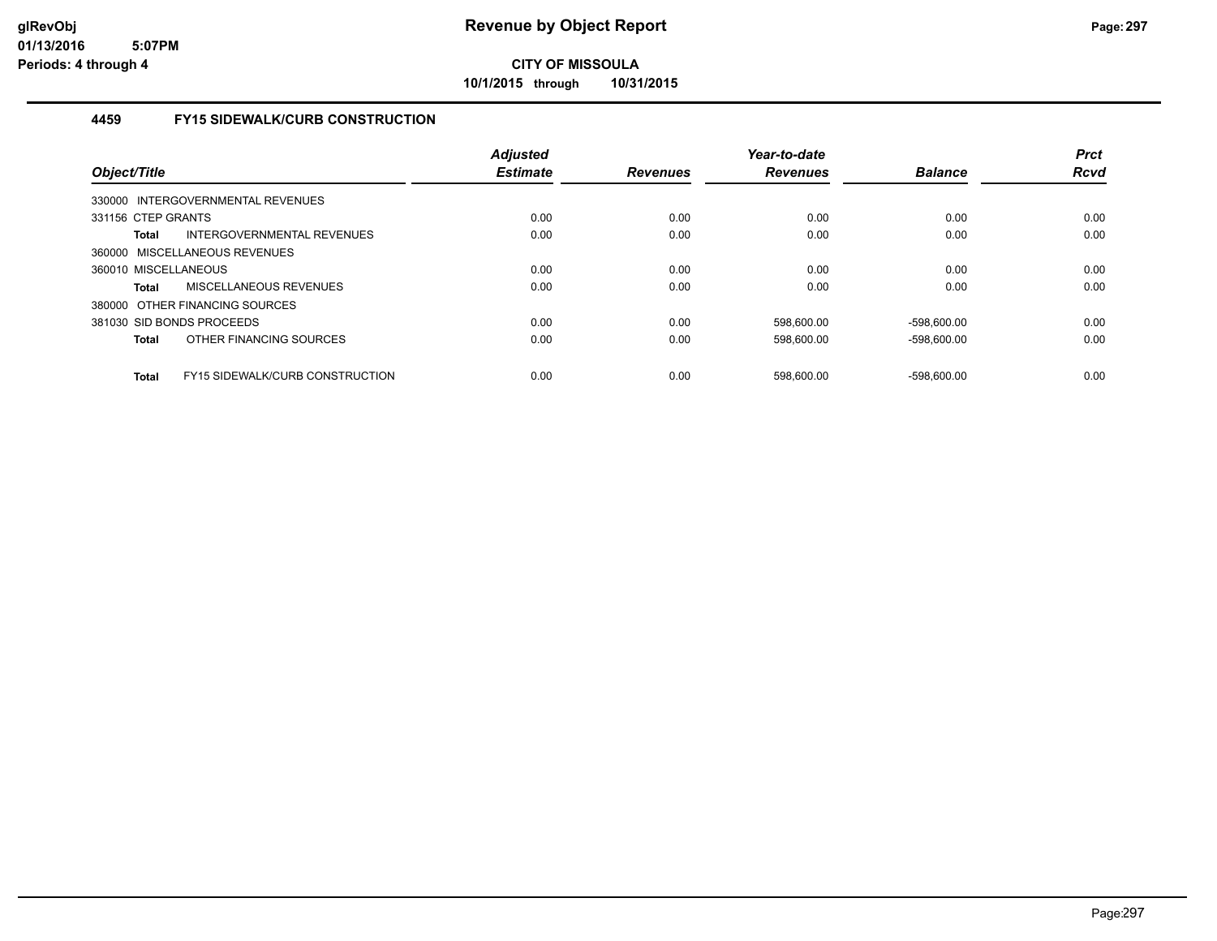# Revenue by Object Report

**CITY OF MISSOULA**

**10/1/2015 through 10/31/2015**

glRevObj
01/13/2016 5:07PM
Periods: 4 through 4

### 4459 FY15 SIDEWALK/CURB CONSTRUCTION

| Object/Title | Adjusted Estimate | Revenues | Year-to-date Revenues | Balance | Prct Rcvd |
|---|---|---|---|---|---|
| 330000 INTERGOVERNMENTAL REVENUES | | | | | |
| 331156 CTEP GRANTS | 0.00 | 0.00 | 0.00 | 0.00 | 0.00 |
| **Total** INTERGOVERNMENTAL REVENUES | 0.00 | 0.00 | 0.00 | 0.00 | 0.00 |
| 360000 MISCELLANEOUS REVENUES | | | | | |
| 360010 MISCELLANEOUS | 0.00 | 0.00 | 0.00 | 0.00 | 0.00 |
| **Total** MISCELLANEOUS REVENUES | 0.00 | 0.00 | 0.00 | 0.00 | 0.00 |
| 380000 OTHER FINANCING SOURCES | | | | | |
| 381030 SID BONDS PROCEEDS | 0.00 | 0.00 | 598,600.00 | -598,600.00 | 0.00 |
| **Total** OTHER FINANCING SOURCES | 0.00 | 0.00 | 598,600.00 | -598,600.00 | 0.00 |
| **Total** FY15 SIDEWALK/CURB CONSTRUCTION | 0.00 | 0.00 | 598,600.00 | -598,600.00 | 0.00 |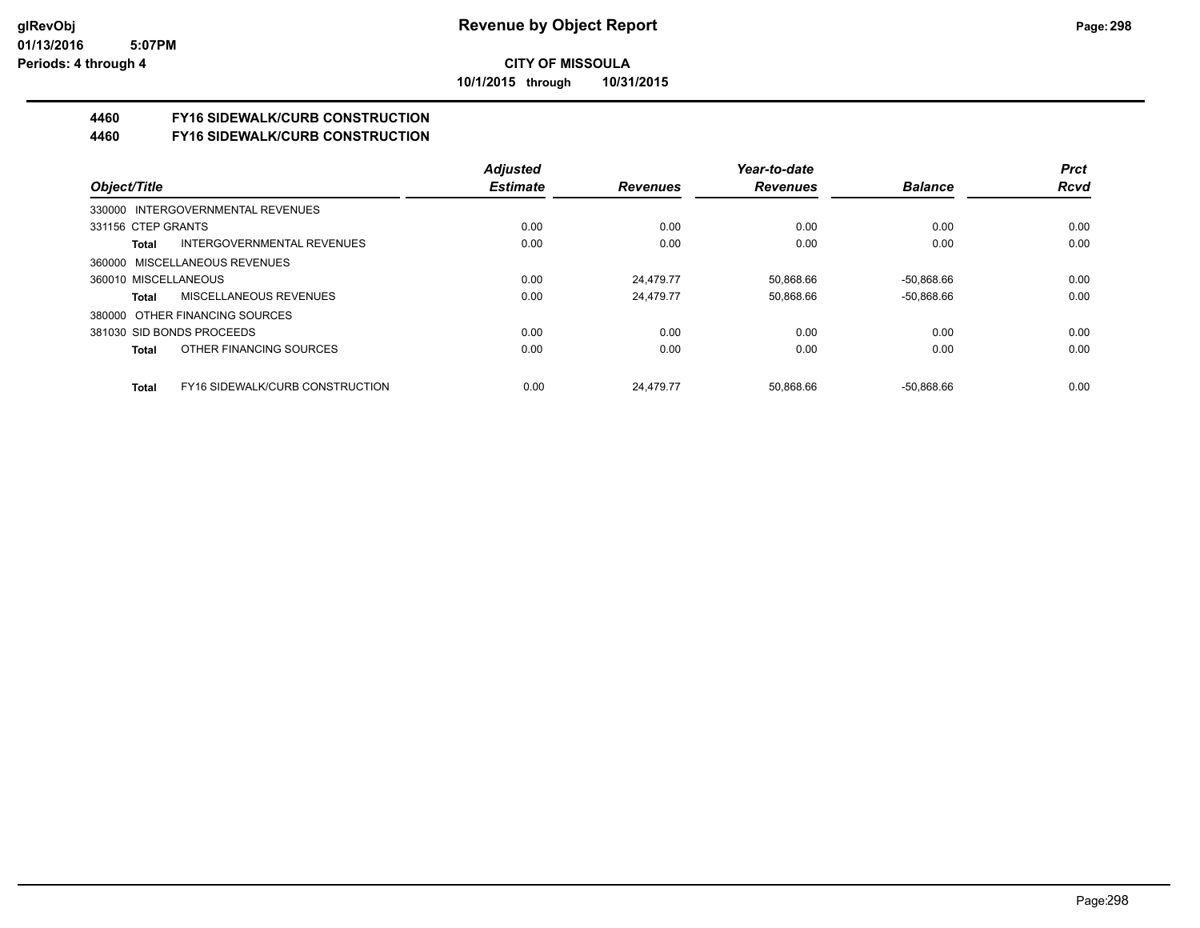**CITY OF MISSOULA**

**10/1/2015 through 10/31/2015**

## 4460 FY16 SIDEWALK/CURB CONSTRUCTION

## 4460 FY16 SIDEWALK/CURB CONSTRUCTION

| Object/Title | | Adjusted Estimate | Revenues | Year-to-date Revenues | Balance | Prct Rcvd |
|---|---|---|---|---|---|---|
| 330000 INTERGOVERNMENTAL REVENUES | | | | | | |
| 331156 CTEP GRANTS | | 0.00 | 0.00 | 0.00 | 0.00 | 0.00 |
| Total | INTERGOVERNMENTAL REVENUES | 0.00 | 0.00 | 0.00 | 0.00 | 0.00 |
| 360000 MISCELLANEOUS REVENUES | | | | | | |
| 360010 MISCELLANEOUS | | 0.00 | 24,479.77 | 50,868.66 | -50,868.66 | 0.00 |
| Total | MISCELLANEOUS REVENUES | 0.00 | 24,479.77 | 50,868.66 | -50,868.66 | 0.00 |
| 380000 OTHER FINANCING SOURCES | | | | | | |
| 381030 SID BONDS PROCEEDS | | 0.00 | 0.00 | 0.00 | 0.00 | 0.00 |
| Total | OTHER FINANCING SOURCES | 0.00 | 0.00 | 0.00 | 0.00 | 0.00 |
| Total | FY16 SIDEWALK/CURB CONSTRUCTION | 0.00 | 24,479.77 | 50,868.66 | -50,868.66 | 0.00 |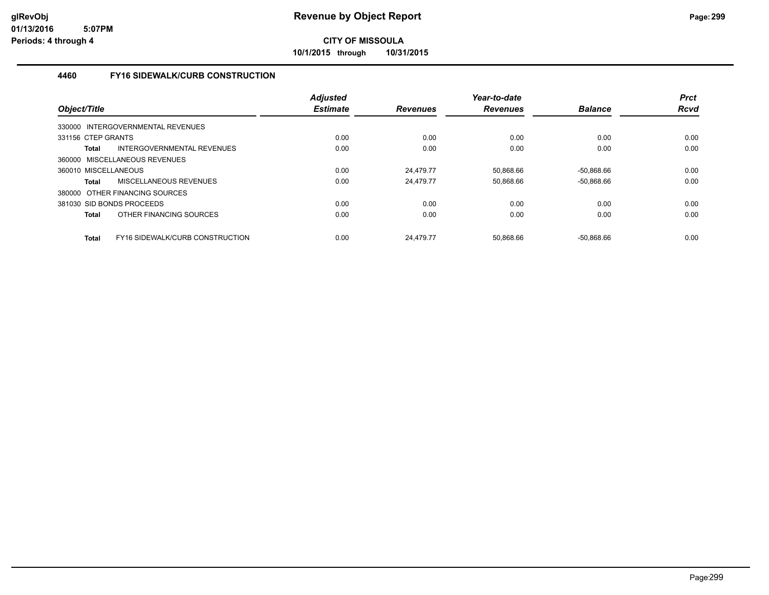**CITY OF MISSOULA**

**10/1/2015 through 10/31/2015**

### 4460 FY16 SIDEWALK/CURB CONSTRUCTION

| Object/Title | Adjusted Estimate | Revenues | Year-to-date Revenues | Balance | Prct Rcvd |
|---|---|---|---|---|---|
| 330000 INTERGOVERNMENTAL REVENUES | | | | | |
| 331156 CTEP GRANTS | 0.00 | 0.00 | 0.00 | 0.00 | 0.00 |
| **Total** INTERGOVERNMENTAL REVENUES | 0.00 | 0.00 | 0.00 | 0.00 | 0.00 |
| 360000 MISCELLANEOUS REVENUES | | | | | |
| 360010 MISCELLANEOUS | 0.00 | 24,479.77 | 50,868.66 | -50,868.66 | 0.00 |
| **Total** MISCELLANEOUS REVENUES | 0.00 | 24,479.77 | 50,868.66 | -50,868.66 | 0.00 |
| 380000 OTHER FINANCING SOURCES | | | | | |
| 381030 SID BONDS PROCEEDS | 0.00 | 0.00 | 0.00 | 0.00 | 0.00 |
| **Total** OTHER FINANCING SOURCES | 0.00 | 0.00 | 0.00 | 0.00 | 0.00 |
| **Total** FY16 SIDEWALK/CURB CONSTRUCTION | 0.00 | 24,479.77 | 50,868.66 | -50,868.66 | 0.00 |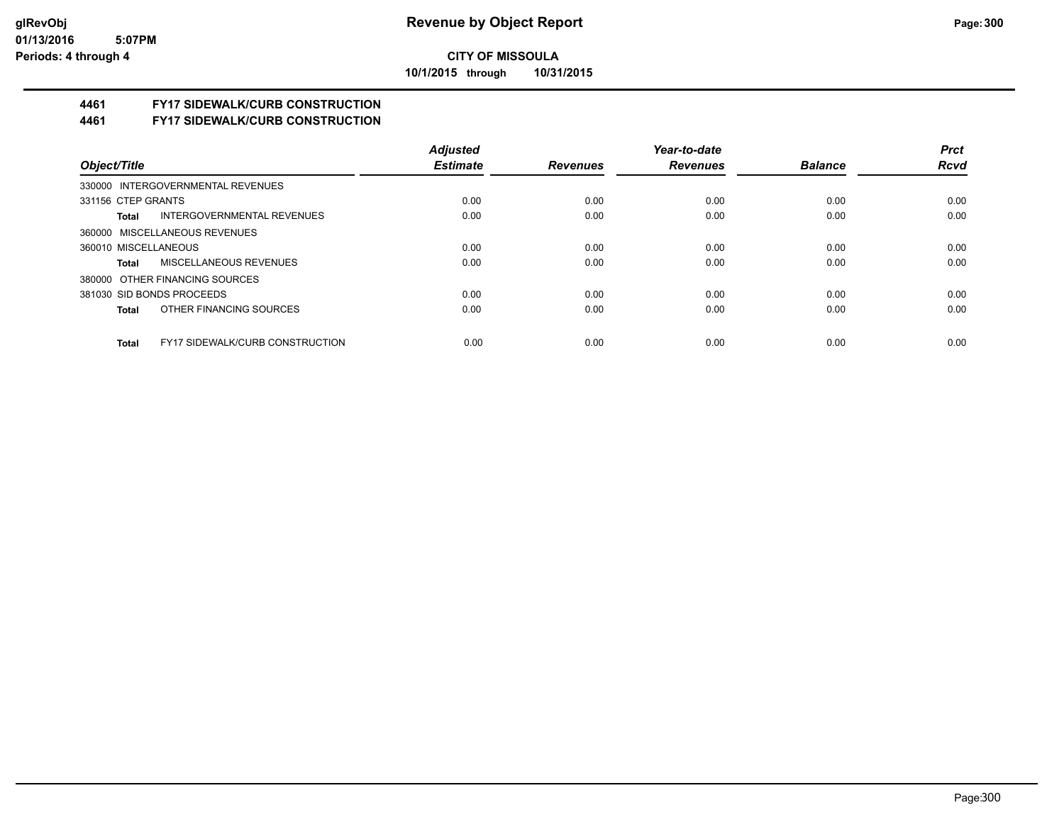# Revenue by Object Report

**CITY OF MISSOULA**

**10/1/2015 through 10/31/2015**

glRevObj
01/13/2016 5:07PM
Periods: 4 through 4

## 4461 FY17 SIDEWALK/CURB CONSTRUCTION
## 4461 FY17 SIDEWALK/CURB CONSTRUCTION

| Object/Title | Adjusted Estimate | Revenues | Year-to-date Revenues | Balance | Prct Rcvd |
|---|---|---|---|---|---|
| 330000 INTERGOVERNMENTAL REVENUES | | | | | |
| 331156 CTEP GRANTS | 0.00 | 0.00 | 0.00 | 0.00 | 0.00 |
| **Total** INTERGOVERNMENTAL REVENUES | 0.00 | 0.00 | 0.00 | 0.00 | 0.00 |
| 360000 MISCELLANEOUS REVENUES | | | | | |
| 360010 MISCELLANEOUS | 0.00 | 0.00 | 0.00 | 0.00 | 0.00 |
| **Total** MISCELLANEOUS REVENUES | 0.00 | 0.00 | 0.00 | 0.00 | 0.00 |
| 380000 OTHER FINANCING SOURCES | | | | | |
| 381030 SID BONDS PROCEEDS | 0.00 | 0.00 | 0.00 | 0.00 | 0.00 |
| **Total** OTHER FINANCING SOURCES | 0.00 | 0.00 | 0.00 | 0.00 | 0.00 |
| **Total** FY17 SIDEWALK/CURB CONSTRUCTION | 0.00 | 0.00 | 0.00 | 0.00 | 0.00 |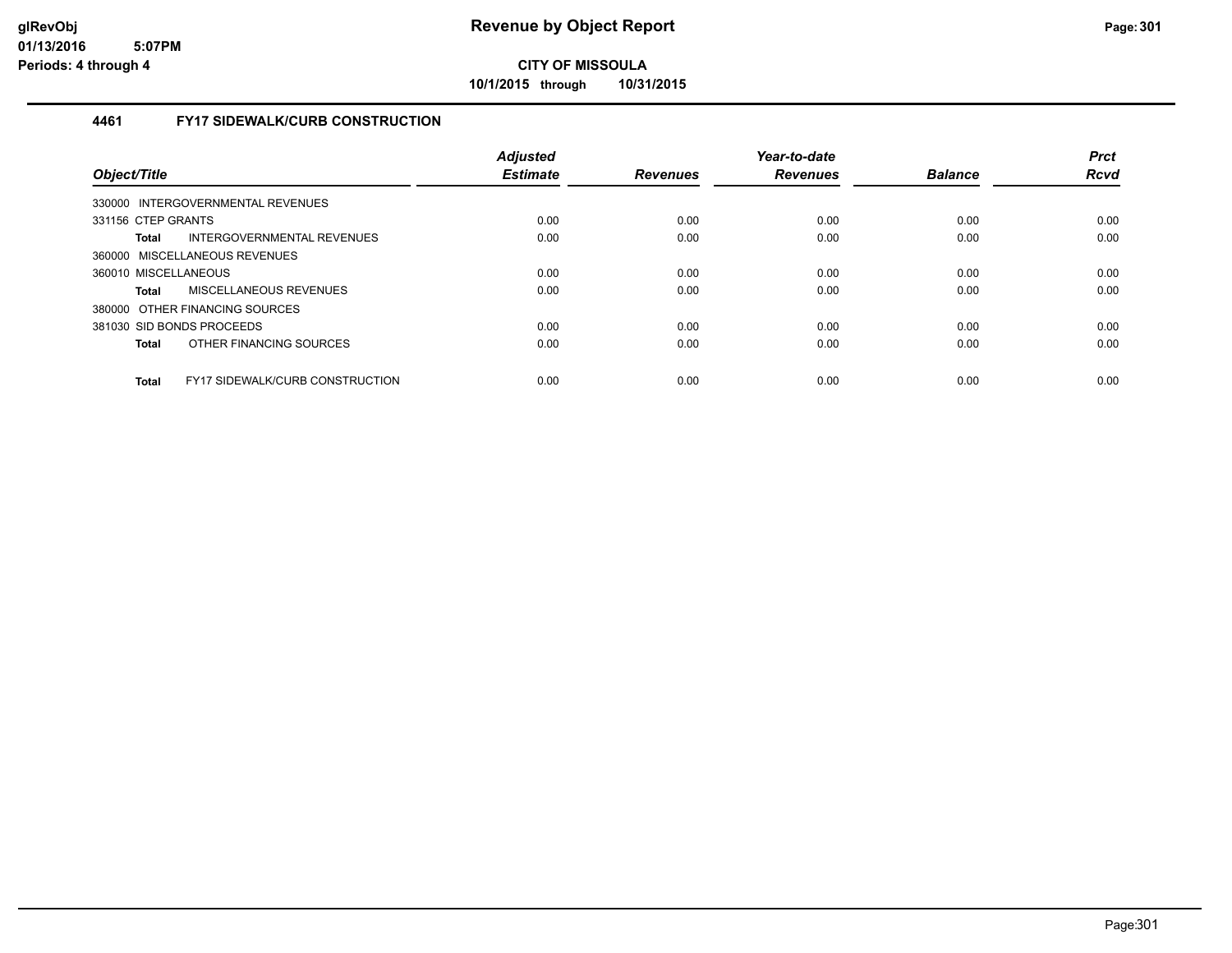# Revenue by Object Report

glRevObj
01/13/2016 5:07PM
Periods: 4 through 4

**CITY OF MISSOULA**

**10/1/2015 through 10/31/2015**

## 4461 FY17 SIDEWALK/CURB CONSTRUCTION

| Object/Title | Adjusted Estimate | Revenues | Year-to-date Revenues | Balance | Prct Rcvd |
|---|---|---|---|---|---|
| 330000 INTERGOVERNMENTAL REVENUES | | | | | |
| 331156 CTEP GRANTS | 0.00 | 0.00 | 0.00 | 0.00 | 0.00 |
| **Total** INTERGOVERNMENTAL REVENUES | 0.00 | 0.00 | 0.00 | 0.00 | 0.00 |
| 360000 MISCELLANEOUS REVENUES | | | | | |
| 360010 MISCELLANEOUS | 0.00 | 0.00 | 0.00 | 0.00 | 0.00 |
| **Total** MISCELLANEOUS REVENUES | 0.00 | 0.00 | 0.00 | 0.00 | 0.00 |
| 380000 OTHER FINANCING SOURCES | | | | | |
| 381030 SID BONDS PROCEEDS | 0.00 | 0.00 | 0.00 | 0.00 | 0.00 |
| **Total** OTHER FINANCING SOURCES | 0.00 | 0.00 | 0.00 | 0.00 | 0.00 |
| **Total** FY17 SIDEWALK/CURB CONSTRUCTION | 0.00 | 0.00 | 0.00 | 0.00 | 0.00 |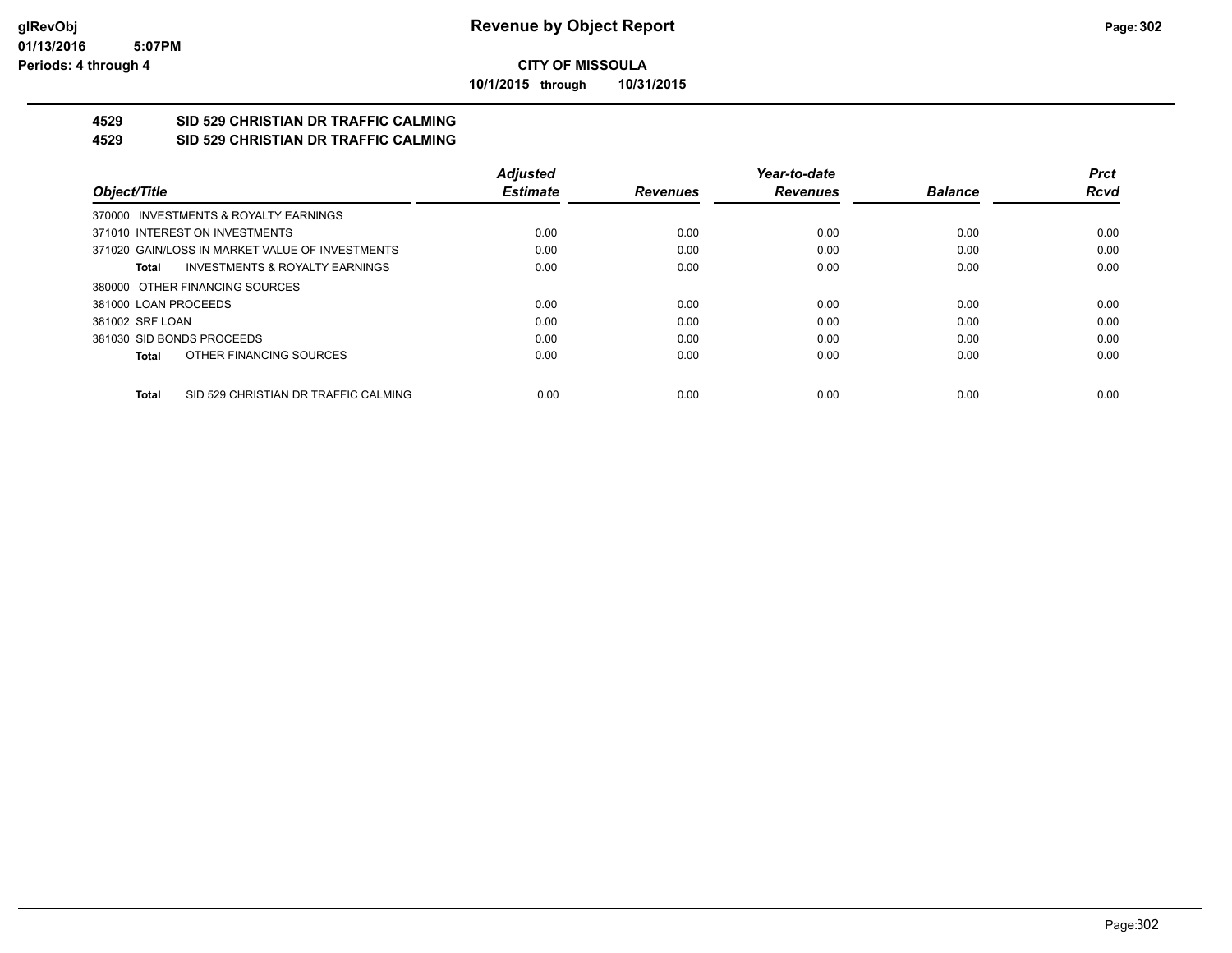# CITY OF MISSOULA

**10/1/2015 through 10/31/2015**

## 4529 SID 529 CHRISTIAN DR TRAFFIC CALMING

## 4529 SID 529 CHRISTIAN DR TRAFFIC CALMING

| Object/Title | Adjusted Estimate | Revenues | Year-to-date Revenues | Balance | Prct Rcvd |
|---|---|---|---|---|---|
| 370000 INVESTMENTS & ROYALTY EARNINGS | | | | | |
| 371010 INTEREST ON INVESTMENTS | 0.00 | 0.00 | 0.00 | 0.00 | 0.00 |
| 371020 GAIN/LOSS IN MARKET VALUE OF INVESTMENTS | 0.00 | 0.00 | 0.00 | 0.00 | 0.00 |
| **Total** INVESTMENTS & ROYALTY EARNINGS | 0.00 | 0.00 | 0.00 | 0.00 | 0.00 |
| 380000 OTHER FINANCING SOURCES | | | | | |
| 381000 LOAN PROCEEDS | 0.00 | 0.00 | 0.00 | 0.00 | 0.00 |
| 381002 SRF LOAN | 0.00 | 0.00 | 0.00 | 0.00 | 0.00 |
| 381030 SID BONDS PROCEEDS | 0.00 | 0.00 | 0.00 | 0.00 | 0.00 |
| **Total** OTHER FINANCING SOURCES | 0.00 | 0.00 | 0.00 | 0.00 | 0.00 |
| **Total** SID 529 CHRISTIAN DR TRAFFIC CALMING | 0.00 | 0.00 | 0.00 | 0.00 | 0.00 |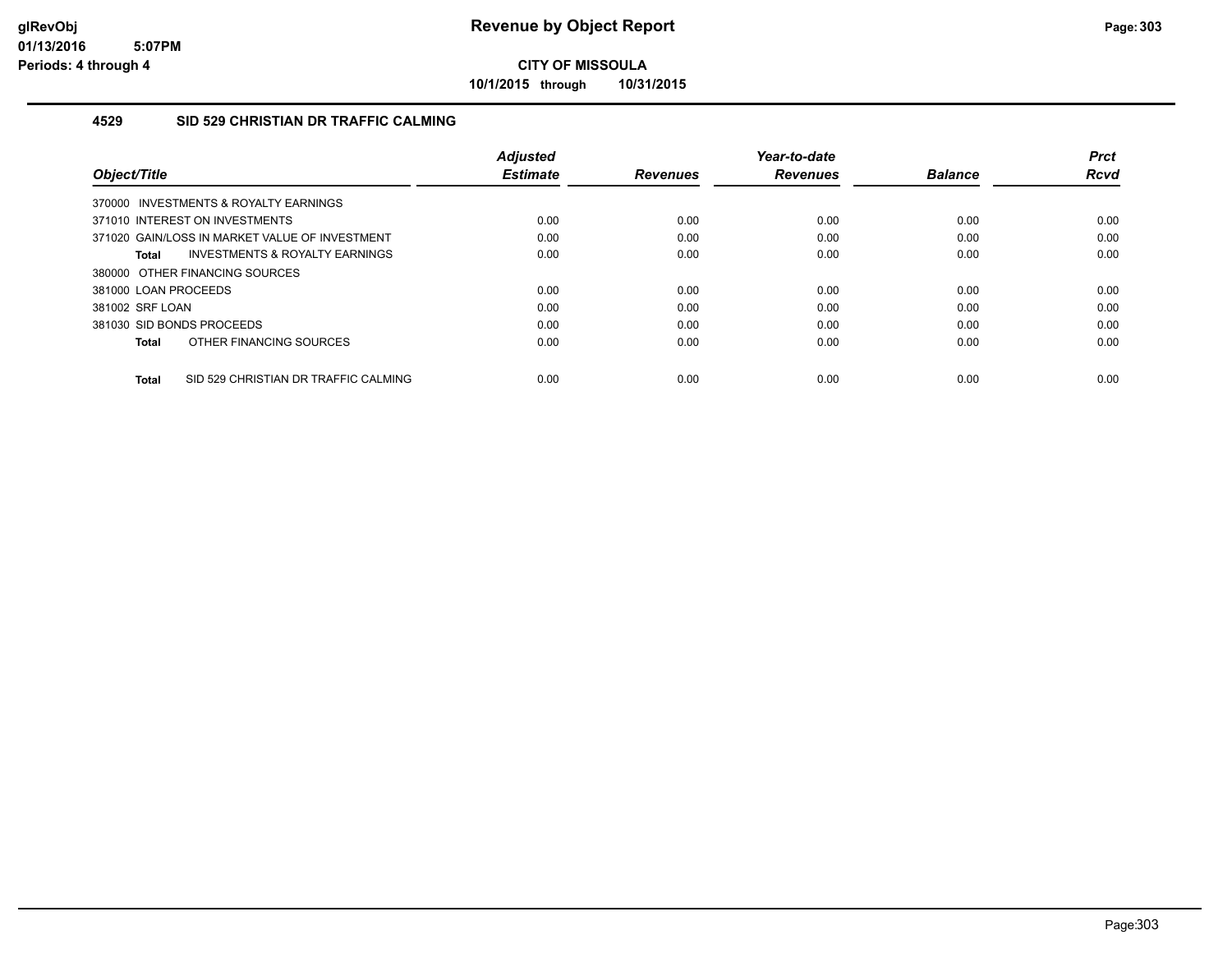# Revenue by Object Report

**CITY OF MISSOULA**

**10/1/2015 through 10/31/2015**

glRevObj
01/13/2016 5:07PM
Periods: 4 through 4

### 4529 SID 529 CHRISTIAN DR TRAFFIC CALMING

| Object/Title | Adjusted Estimate | Revenues | Year-to-date Revenues | Balance | Prct Rcvd |
|---|---|---|---|---|---|
| 370000 INVESTMENTS & ROYALTY EARNINGS | | | | | |
| 371010 INTEREST ON INVESTMENTS | 0.00 | 0.00 | 0.00 | 0.00 | 0.00 |
| 371020 GAIN/LOSS IN MARKET VALUE OF INVESTMENT | 0.00 | 0.00 | 0.00 | 0.00 | 0.00 |
| **Total** INVESTMENTS & ROYALTY EARNINGS | 0.00 | 0.00 | 0.00 | 0.00 | 0.00 |
| 380000 OTHER FINANCING SOURCES | | | | | |
| 381000 LOAN PROCEEDS | 0.00 | 0.00 | 0.00 | 0.00 | 0.00 |
| 381002 SRF LOAN | 0.00 | 0.00 | 0.00 | 0.00 | 0.00 |
| 381030 SID BONDS PROCEEDS | 0.00 | 0.00 | 0.00 | 0.00 | 0.00 |
| **Total** OTHER FINANCING SOURCES | 0.00 | 0.00 | 0.00 | 0.00 | 0.00 |
| **Total** SID 529 CHRISTIAN DR TRAFFIC CALMING | 0.00 | 0.00 | 0.00 | 0.00 | 0.00 |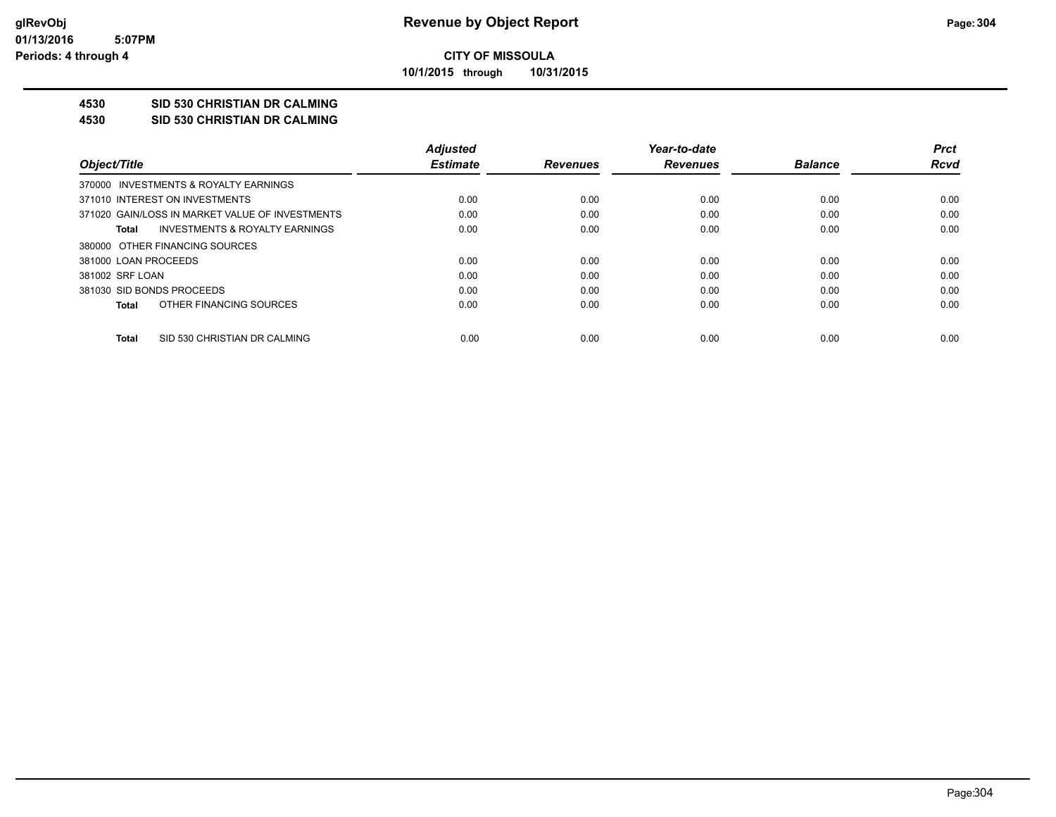**CITY OF MISSOULA**

**10/1/2015 through 10/31/2015**

## 4530 SID 530 CHRISTIAN DR CALMING

## 4530 SID 530 CHRISTIAN DR CALMING

| Object/Title | Adjusted Estimate | Revenues | Year-to-date Revenues | Balance | Prct Rcvd |
|---|---|---|---|---|---|
| 370000 INVESTMENTS & ROYALTY EARNINGS | | | | | |
| 371010 INTEREST ON INVESTMENTS | 0.00 | 0.00 | 0.00 | 0.00 | 0.00 |
| 371020 GAIN/LOSS IN MARKET VALUE OF INVESTMENTS | 0.00 | 0.00 | 0.00 | 0.00 | 0.00 |
| **Total** INVESTMENTS & ROYALTY EARNINGS | 0.00 | 0.00 | 0.00 | 0.00 | 0.00 |
| 380000 OTHER FINANCING SOURCES | | | | | |
| 381000 LOAN PROCEEDS | 0.00 | 0.00 | 0.00 | 0.00 | 0.00 |
| 381002 SRF LOAN | 0.00 | 0.00 | 0.00 | 0.00 | 0.00 |
| 381030 SID BONDS PROCEEDS | 0.00 | 0.00 | 0.00 | 0.00 | 0.00 |
| **Total** OTHER FINANCING SOURCES | 0.00 | 0.00 | 0.00 | 0.00 | 0.00 |
| **Total** SID 530 CHRISTIAN DR CALMING | 0.00 | 0.00 | 0.00 | 0.00 | 0.00 |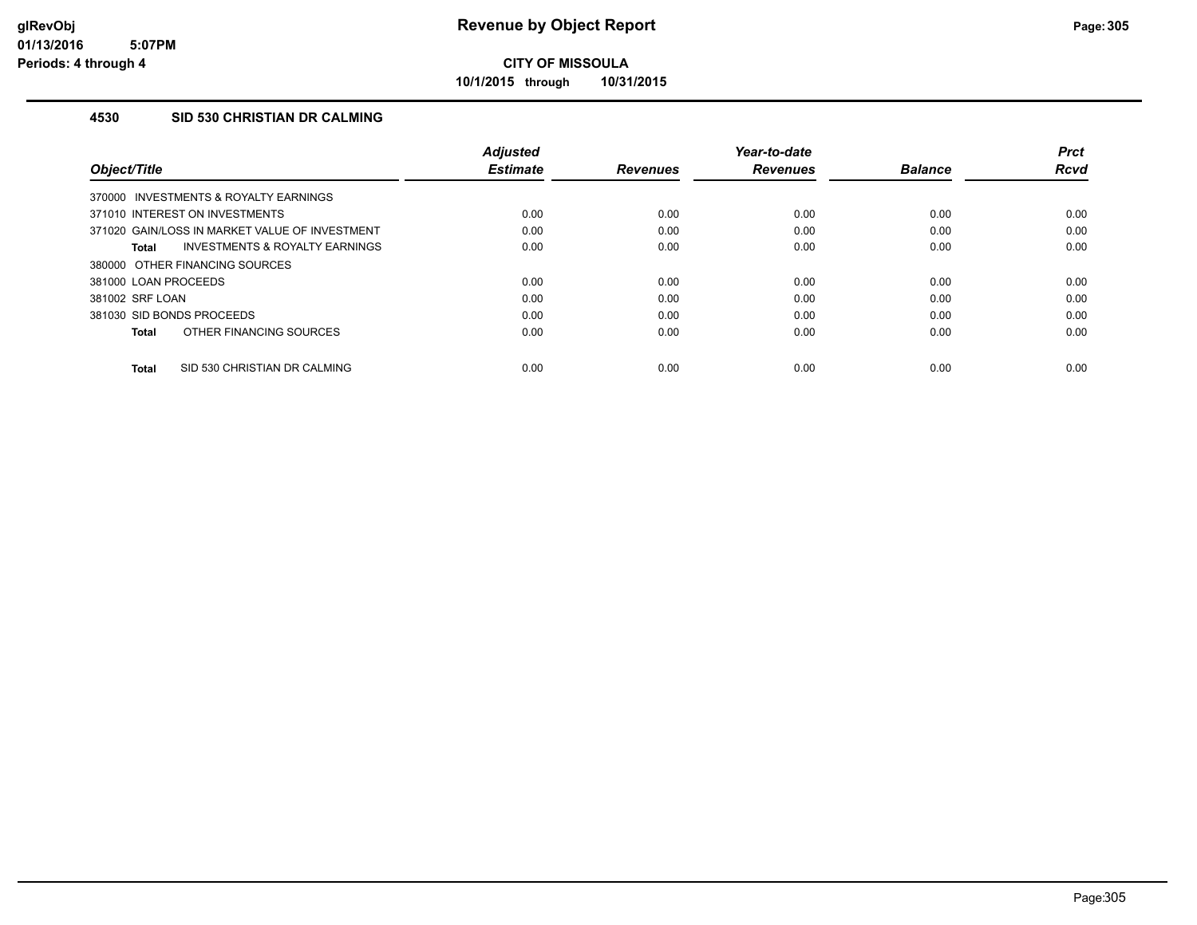**glRevObj**
**01/13/2016 5:07PM**
**Periods: 4 through 4**

# Revenue by Object Report

**CITY OF MISSOULA**

**10/1/2015 through 10/31/2015**

## 4530 SID 530 CHRISTIAN DR CALMING

| Object/Title | Adjusted Estimate | Revenues | Year-to-date Revenues | Balance | Prct Rcvd |
|---|---|---|---|---|---|
| 370000 INVESTMENTS & ROYALTY EARNINGS | | | | | |
| 371010 INTEREST ON INVESTMENTS | 0.00 | 0.00 | 0.00 | 0.00 | 0.00 |
| 371020 GAIN/LOSS IN MARKET VALUE OF INVESTMENT | 0.00 | 0.00 | 0.00 | 0.00 | 0.00 |
| **Total** INVESTMENTS & ROYALTY EARNINGS | 0.00 | 0.00 | 0.00 | 0.00 | 0.00 |
| 380000 OTHER FINANCING SOURCES | | | | | |
| 381000 LOAN PROCEEDS | 0.00 | 0.00 | 0.00 | 0.00 | 0.00 |
| 381002 SRF LOAN | 0.00 | 0.00 | 0.00 | 0.00 | 0.00 |
| 381030 SID BONDS PROCEEDS | 0.00 | 0.00 | 0.00 | 0.00 | 0.00 |
| **Total** OTHER FINANCING SOURCES | 0.00 | 0.00 | 0.00 | 0.00 | 0.00 |
| **Total** SID 530 CHRISTIAN DR CALMING | 0.00 | 0.00 | 0.00 | 0.00 | 0.00 |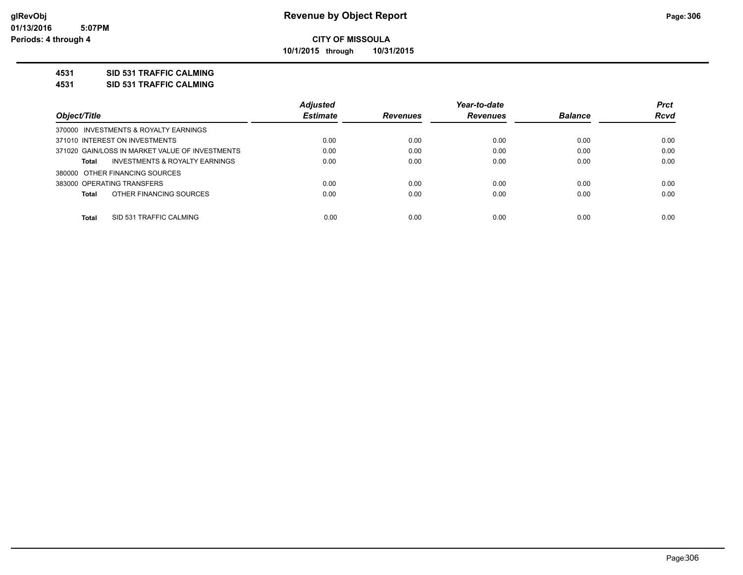**CITY OF MISSOULA**

**10/1/2015 through 10/31/2015**

## 4531 SID 531 TRAFFIC CALMING

## 4531 SID 531 TRAFFIC CALMING

| Object/Title | Adjusted Estimate | Revenues | Year-to-date Revenues | Balance | Prct Rcvd |
|---|---|---|---|---|---|
| 370000 INVESTMENTS & ROYALTY EARNINGS | | | | | |
| 371010 INTEREST ON INVESTMENTS | 0.00 | 0.00 | 0.00 | 0.00 | 0.00 |
| 371020 GAIN/LOSS IN MARKET VALUE OF INVESTMENTS | 0.00 | 0.00 | 0.00 | 0.00 | 0.00 |
| **Total** INVESTMENTS & ROYALTY EARNINGS | 0.00 | 0.00 | 0.00 | 0.00 | 0.00 |
| 380000 OTHER FINANCING SOURCES | | | | | |
| 383000 OPERATING TRANSFERS | 0.00 | 0.00 | 0.00 | 0.00 | 0.00 |
| **Total** OTHER FINANCING SOURCES | 0.00 | 0.00 | 0.00 | 0.00 | 0.00 |
| **Total** SID 531 TRAFFIC CALMING | 0.00 | 0.00 | 0.00 | 0.00 | 0.00 |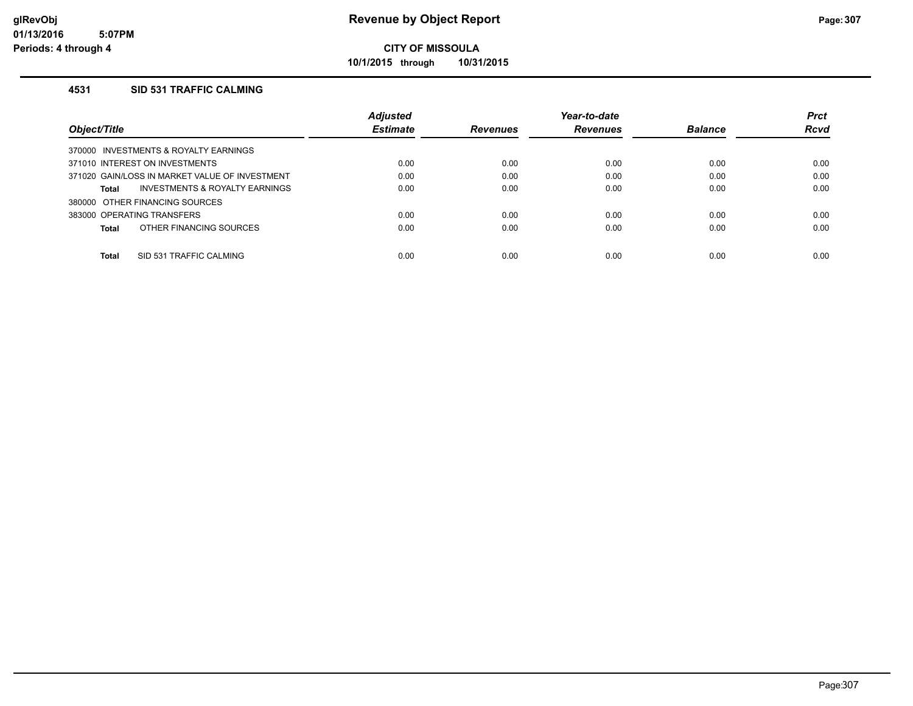**glRevObj**
**01/13/2016 5:07PM**
**Periods: 4 through 4**

# Revenue by Object Report

**CITY OF MISSOULA**

**10/1/2015 through 10/31/2015**

## 4531 SID 531 TRAFFIC CALMING

| Object/Title | Adjusted Estimate | Revenues | Year-to-date Revenues | Balance | Prct Rcvd |
|---|---|---|---|---|---|
| 370000 INVESTMENTS & ROYALTY EARNINGS | | | | | |
| 371010 INTEREST ON INVESTMENTS | 0.00 | 0.00 | 0.00 | 0.00 | 0.00 |
| 371020 GAIN/LOSS IN MARKET VALUE OF INVESTMENT | 0.00 | 0.00 | 0.00 | 0.00 | 0.00 |
| **Total** INVESTMENTS & ROYALTY EARNINGS | 0.00 | 0.00 | 0.00 | 0.00 | 0.00 |
| 380000 OTHER FINANCING SOURCES | | | | | |
| 383000 OPERATING TRANSFERS | 0.00 | 0.00 | 0.00 | 0.00 | 0.00 |
| **Total** OTHER FINANCING SOURCES | 0.00 | 0.00 | 0.00 | 0.00 | 0.00 |
| **Total** SID 531 TRAFFIC CALMING | 0.00 | 0.00 | 0.00 | 0.00 | 0.00 |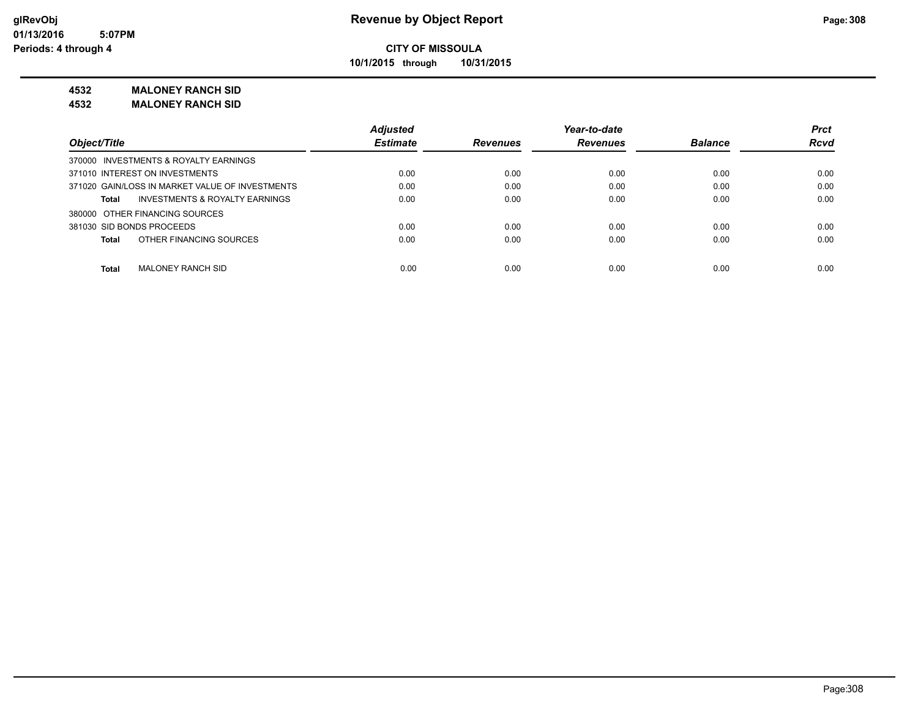# Revenue by Object Report

glRevObj
01/13/2016 5:07PM
Periods: 4 through 4

**CITY OF MISSOULA**

**10/1/2015 through 10/31/2015**

**4532 MALONEY RANCH SID**
**4532 MALONEY RANCH SID**

| Object/Title | Adjusted Estimate | Revenues | Year-to-date Revenues | Balance | Prct Rcvd |
|---|---|---|---|---|---|
| 370000 INVESTMENTS & ROYALTY EARNINGS | | | | | |
| 371010 INTEREST ON INVESTMENTS | 0.00 | 0.00 | 0.00 | 0.00 | 0.00 |
| 371020 GAIN/LOSS IN MARKET VALUE OF INVESTMENTS | 0.00 | 0.00 | 0.00 | 0.00 | 0.00 |
| **Total** INVESTMENTS & ROYALTY EARNINGS | 0.00 | 0.00 | 0.00 | 0.00 | 0.00 |
| 380000 OTHER FINANCING SOURCES | | | | | |
| 381030 SID BONDS PROCEEDS | 0.00 | 0.00 | 0.00 | 0.00 | 0.00 |
| **Total** OTHER FINANCING SOURCES | 0.00 | 0.00 | 0.00 | 0.00 | 0.00 |
| **Total** MALONEY RANCH SID | 0.00 | 0.00 | 0.00 | 0.00 | 0.00 |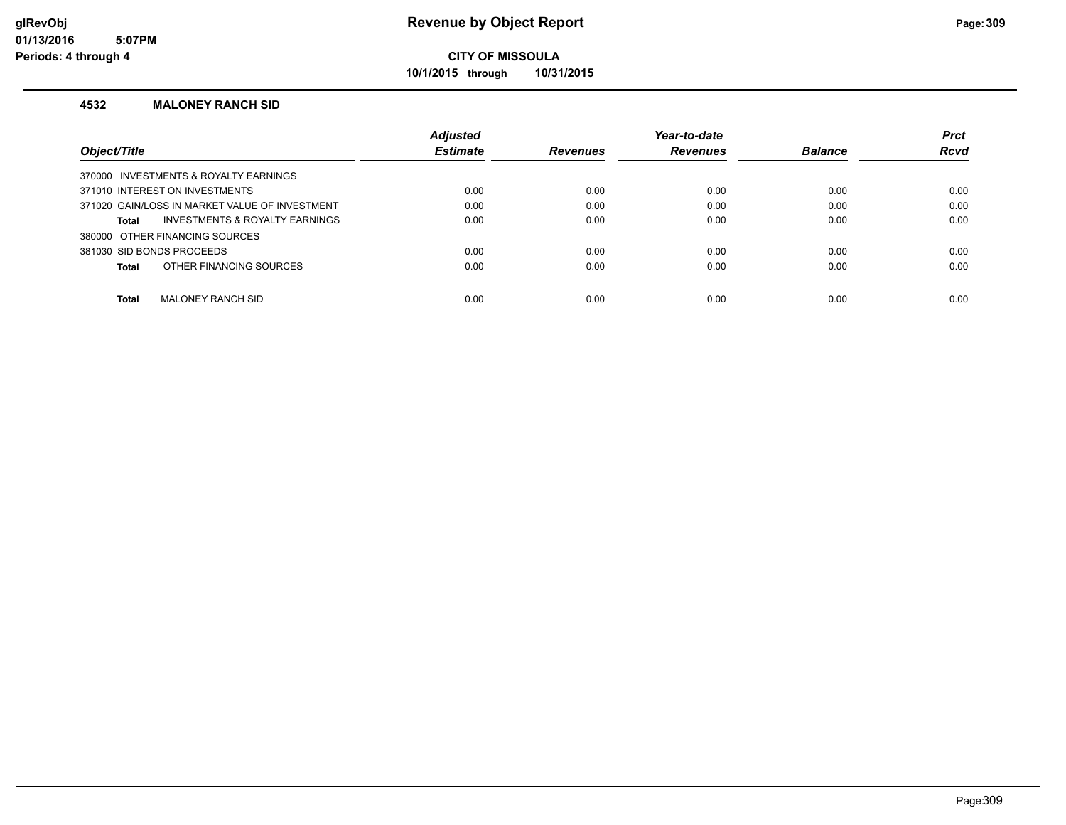# Revenue by Object Report

**CITY OF MISSOULA**

**10/1/2015 through 10/31/2015**

### 4532 MALONEY RANCH SID

| Object/Title | Adjusted Estimate | Revenues | Year-to-date Revenues | Balance | Prct Rcvd |
|---|---|---|---|---|---|
| 370000 INVESTMENTS & ROYALTY EARNINGS | | | | | |
| 371010 INTEREST ON INVESTMENTS | 0.00 | 0.00 | 0.00 | 0.00 | 0.00 |
| 371020 GAIN/LOSS IN MARKET VALUE OF INVESTMENT | 0.00 | 0.00 | 0.00 | 0.00 | 0.00 |
| **Total** INVESTMENTS & ROYALTY EARNINGS | 0.00 | 0.00 | 0.00 | 0.00 | 0.00 |
| 380000 OTHER FINANCING SOURCES | | | | | |
| 381030 SID BONDS PROCEEDS | 0.00 | 0.00 | 0.00 | 0.00 | 0.00 |
| **Total** OTHER FINANCING SOURCES | 0.00 | 0.00 | 0.00 | 0.00 | 0.00 |
| **Total** MALONEY RANCH SID | 0.00 | 0.00 | 0.00 | 0.00 | 0.00 |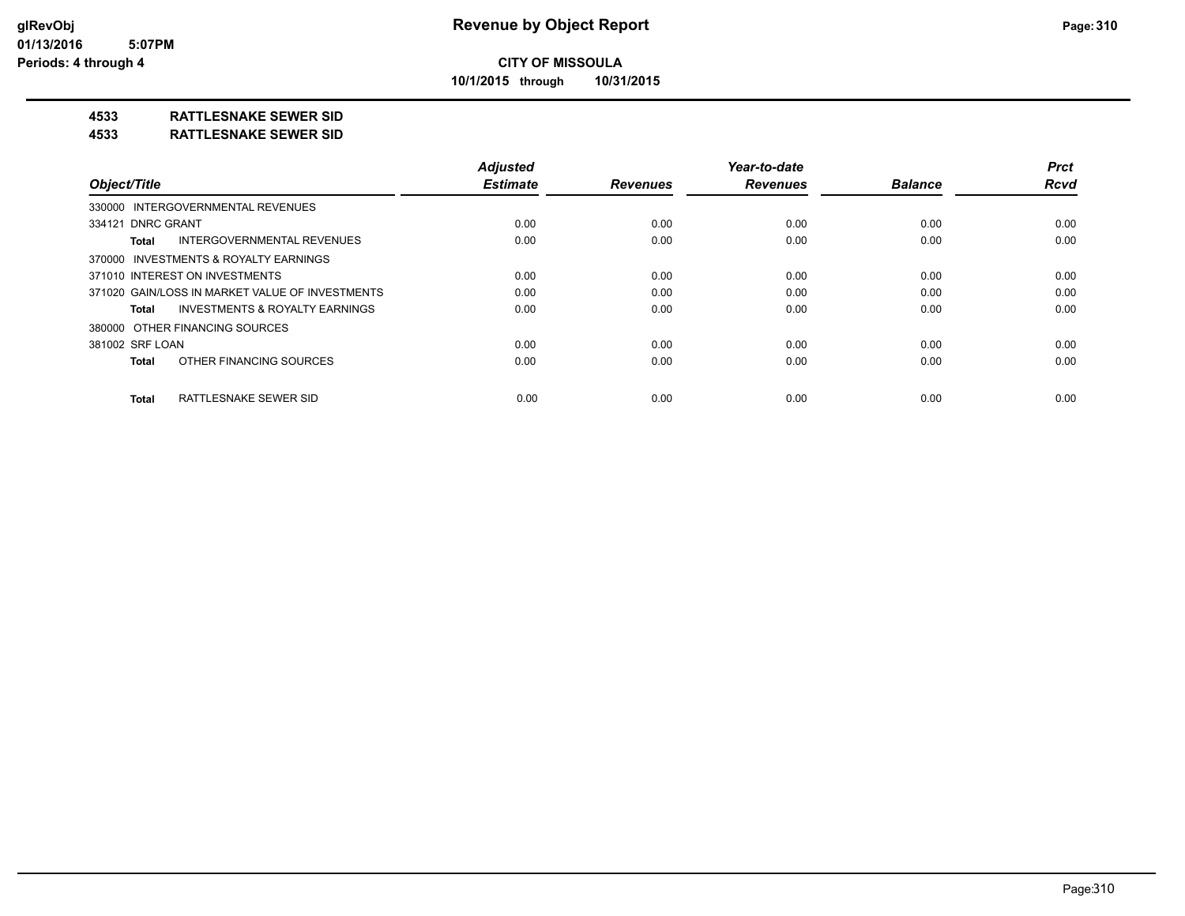**CITY OF MISSOULA**

**10/1/2015 through 10/31/2015**

## 4533 RATTLESNAKE SEWER SID

## 4533 RATTLESNAKE SEWER SID

| Object/Title | Adjusted Estimate | Revenues | Year-to-date Revenues | Balance | Prct Rcvd |
|---|---|---|---|---|---|
| 330000 INTERGOVERNMENTAL REVENUES | | | | | |
| 334121 DNRC GRANT | 0.00 | 0.00 | 0.00 | 0.00 | 0.00 |
| **Total** INTERGOVERNMENTAL REVENUES | 0.00 | 0.00 | 0.00 | 0.00 | 0.00 |
| 370000 INVESTMENTS & ROYALTY EARNINGS | | | | | |
| 371010 INTEREST ON INVESTMENTS | 0.00 | 0.00 | 0.00 | 0.00 | 0.00 |
| 371020 GAIN/LOSS IN MARKET VALUE OF INVESTMENTS | 0.00 | 0.00 | 0.00 | 0.00 | 0.00 |
| **Total** INVESTMENTS & ROYALTY EARNINGS | 0.00 | 0.00 | 0.00 | 0.00 | 0.00 |
| 380000 OTHER FINANCING SOURCES | | | | | |
| 381002 SRF LOAN | 0.00 | 0.00 | 0.00 | 0.00 | 0.00 |
| **Total** OTHER FINANCING SOURCES | 0.00 | 0.00 | 0.00 | 0.00 | 0.00 |
| **Total** RATTLESNAKE SEWER SID | 0.00 | 0.00 | 0.00 | 0.00 | 0.00 |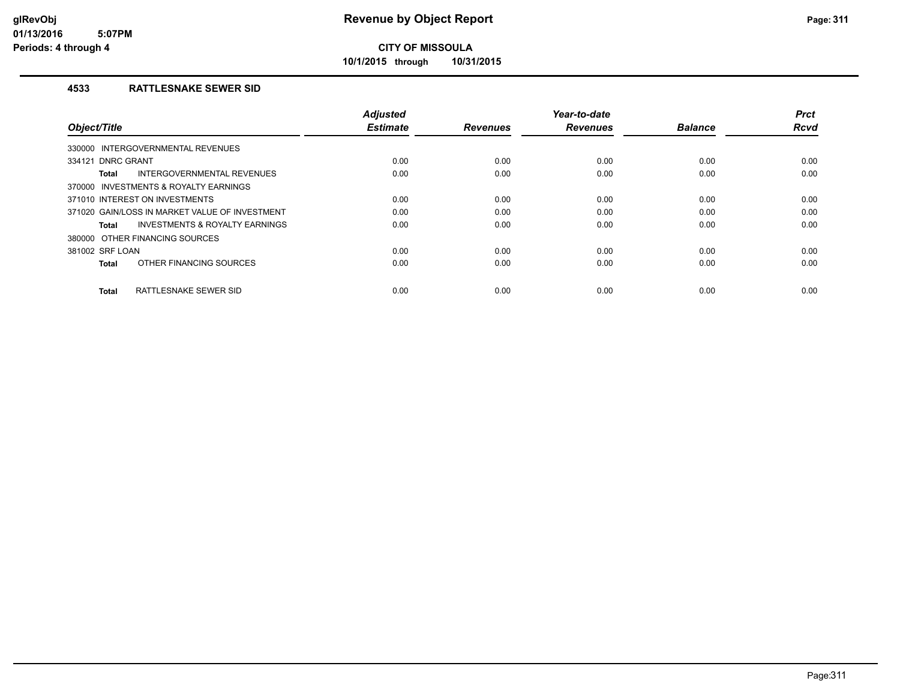# Revenue by Object Report

**CITY OF MISSOULA**

**10/1/2015 through 10/31/2015**

glRevObj
01/13/2016 5:07PM
Periods: 4 through 4

### 4533 RATTLESNAKE SEWER SID

| Object/Title | Adjusted Estimate | Revenues | Year-to-date Revenues | Balance | Prct Rcvd |
|---|---|---|---|---|---|
| 330000 INTERGOVERNMENTAL REVENUES | | | | | |
| 334121 DNRC GRANT | 0.00 | 0.00 | 0.00 | 0.00 | 0.00 |
| **Total** INTERGOVERNMENTAL REVENUES | 0.00 | 0.00 | 0.00 | 0.00 | 0.00 |
| 370000 INVESTMENTS & ROYALTY EARNINGS | | | | | |
| 371010 INTEREST ON INVESTMENTS | 0.00 | 0.00 | 0.00 | 0.00 | 0.00 |
| 371020 GAIN/LOSS IN MARKET VALUE OF INVESTMENT | 0.00 | 0.00 | 0.00 | 0.00 | 0.00 |
| **Total** INVESTMENTS & ROYALTY EARNINGS | 0.00 | 0.00 | 0.00 | 0.00 | 0.00 |
| 380000 OTHER FINANCING SOURCES | | | | | |
| 381002 SRF LOAN | 0.00 | 0.00 | 0.00 | 0.00 | 0.00 |
| **Total** OTHER FINANCING SOURCES | 0.00 | 0.00 | 0.00 | 0.00 | 0.00 |
| **Total** RATTLESNAKE SEWER SID | 0.00 | 0.00 | 0.00 | 0.00 | 0.00 |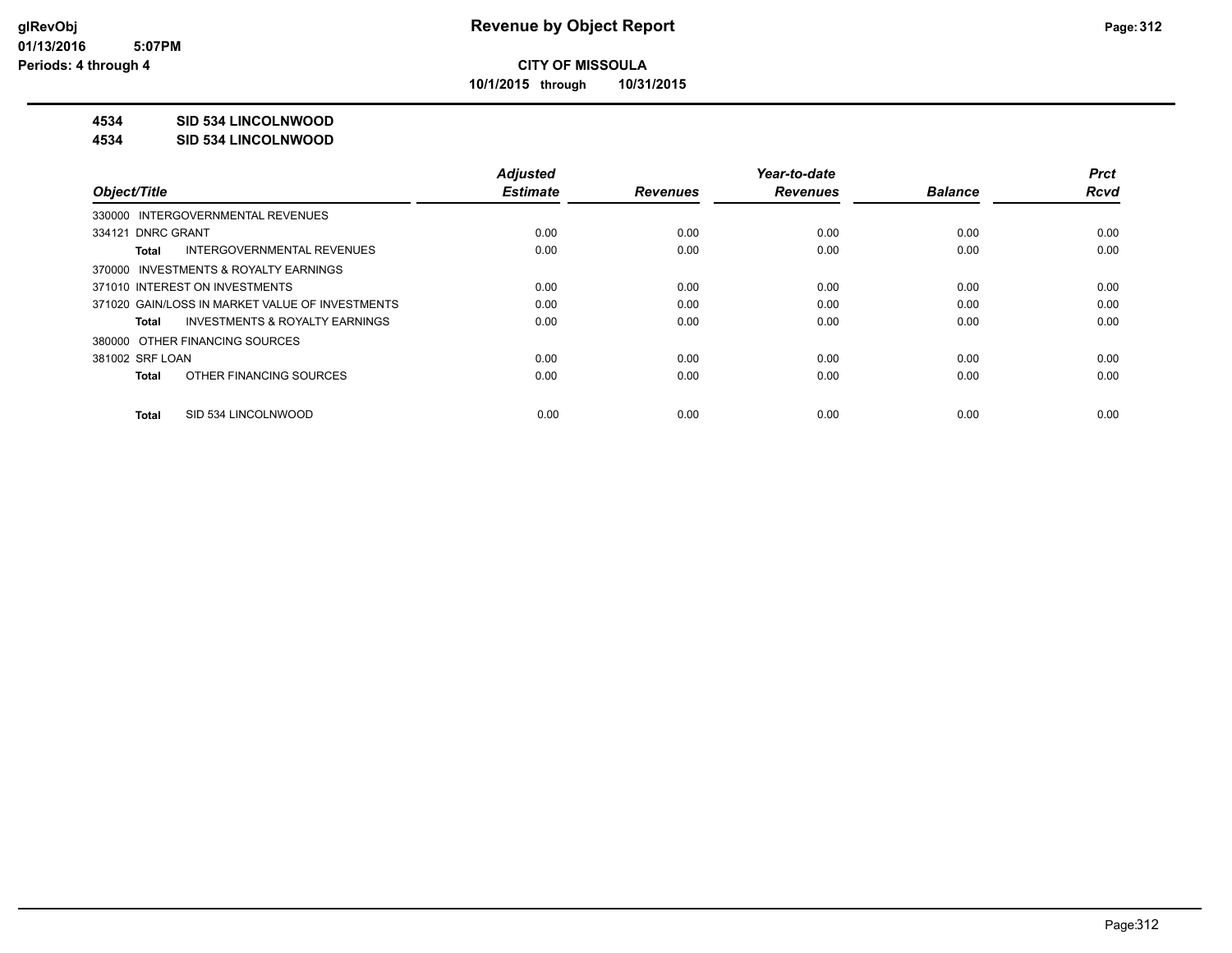**CITY OF MISSOULA**

**10/1/2015 through 10/31/2015**

**4534 SID 534 LINCOLNWOOD**

**4534 SID 534 LINCOLNWOOD**

| Object/Title | Adjusted Estimate | Revenues | Year-to-date Revenues | Balance | Prct Rcvd |
|---|---|---|---|---|---|
| 330000 INTERGOVERNMENTAL REVENUES | | | | | |
| 334121 DNRC GRANT | 0.00 | 0.00 | 0.00 | 0.00 | 0.00 |
| **Total** INTERGOVERNMENTAL REVENUES | 0.00 | 0.00 | 0.00 | 0.00 | 0.00 |
| 370000 INVESTMENTS & ROYALTY EARNINGS | | | | | |
| 371010 INTEREST ON INVESTMENTS | 0.00 | 0.00 | 0.00 | 0.00 | 0.00 |
| 371020 GAIN/LOSS IN MARKET VALUE OF INVESTMENTS | 0.00 | 0.00 | 0.00 | 0.00 | 0.00 |
| **Total** INVESTMENTS & ROYALTY EARNINGS | 0.00 | 0.00 | 0.00 | 0.00 | 0.00 |
| 380000 OTHER FINANCING SOURCES | | | | | |
| 381002 SRF LOAN | 0.00 | 0.00 | 0.00 | 0.00 | 0.00 |
| **Total** OTHER FINANCING SOURCES | 0.00 | 0.00 | 0.00 | 0.00 | 0.00 |
| **Total** SID 534 LINCOLNWOOD | 0.00 | 0.00 | 0.00 | 0.00 | 0.00 |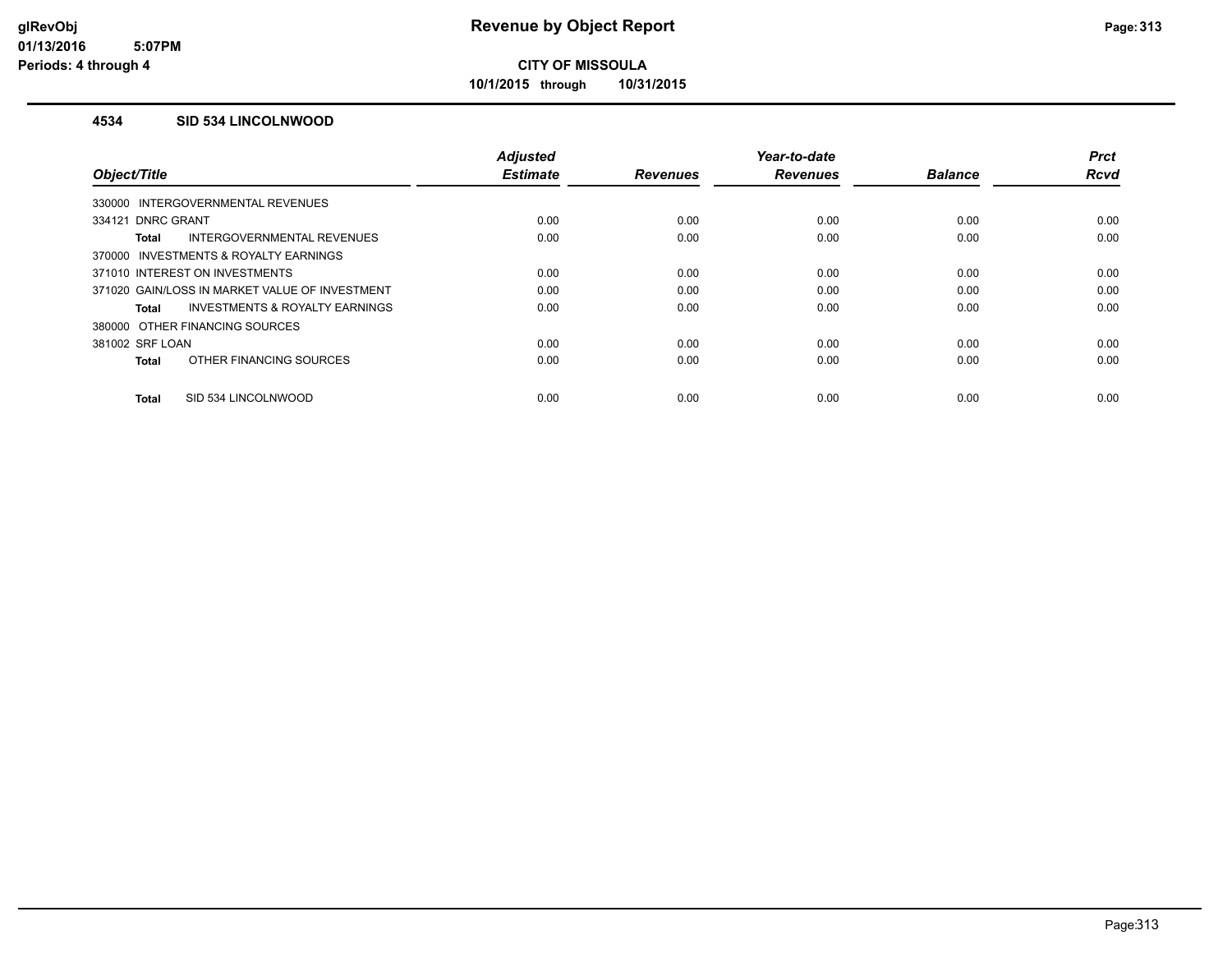**CITY OF MISSOULA**

**10/1/2015 through 10/31/2015**

### 4534 SID 534 LINCOLNWOOD

| Object/Title | Adjusted Estimate | Revenues | Year-to-date Revenues | Balance | Prct Rcvd |
|---|---|---|---|---|---|
| 330000 INTERGOVERNMENTAL REVENUES | | | | | |
| 334121 DNRC GRANT | 0.00 | 0.00 | 0.00 | 0.00 | 0.00 |
| **Total** INTERGOVERNMENTAL REVENUES | 0.00 | 0.00 | 0.00 | 0.00 | 0.00 |
| 370000 INVESTMENTS & ROYALTY EARNINGS | | | | | |
| 371010 INTEREST ON INVESTMENTS | 0.00 | 0.00 | 0.00 | 0.00 | 0.00 |
| 371020 GAIN/LOSS IN MARKET VALUE OF INVESTMENT | 0.00 | 0.00 | 0.00 | 0.00 | 0.00 |
| **Total** INVESTMENTS & ROYALTY EARNINGS | 0.00 | 0.00 | 0.00 | 0.00 | 0.00 |
| 380000 OTHER FINANCING SOURCES | | | | | |
| 381002 SRF LOAN | 0.00 | 0.00 | 0.00 | 0.00 | 0.00 |
| **Total** OTHER FINANCING SOURCES | 0.00 | 0.00 | 0.00 | 0.00 | 0.00 |
| **Total** SID 534 LINCOLNWOOD | 0.00 | 0.00 | 0.00 | 0.00 | 0.00 |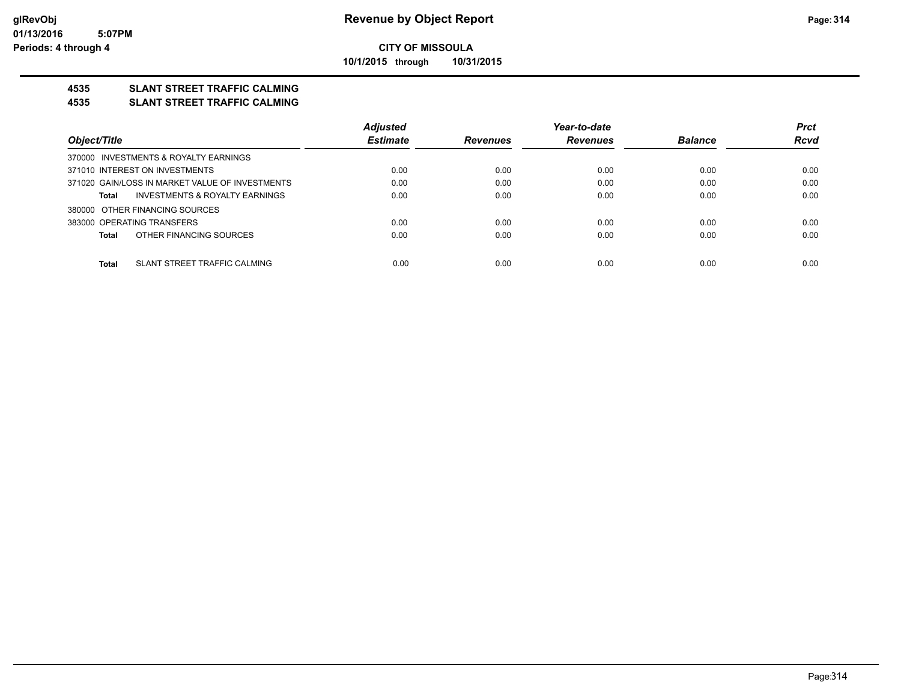**CITY OF MISSOULA**

**10/1/2015 through 10/31/2015**

## 4535 SLANT STREET TRAFFIC CALMING

## 4535 SLANT STREET TRAFFIC CALMING

| Object/Title | Adjusted Estimate | Revenues | Year-to-date Revenues | Balance | Prct Rcvd |
|---|---|---|---|---|---|
| 370000 INVESTMENTS & ROYALTY EARNINGS | | | | | |
| 371010 INTEREST ON INVESTMENTS | 0.00 | 0.00 | 0.00 | 0.00 | 0.00 |
| 371020 GAIN/LOSS IN MARKET VALUE OF INVESTMENTS | 0.00 | 0.00 | 0.00 | 0.00 | 0.00 |
| **Total** INVESTMENTS & ROYALTY EARNINGS | 0.00 | 0.00 | 0.00 | 0.00 | 0.00 |
| 380000 OTHER FINANCING SOURCES | | | | | |
| 383000 OPERATING TRANSFERS | 0.00 | 0.00 | 0.00 | 0.00 | 0.00 |
| **Total** OTHER FINANCING SOURCES | 0.00 | 0.00 | 0.00 | 0.00 | 0.00 |
| **Total** SLANT STREET TRAFFIC CALMING | 0.00 | 0.00 | 0.00 | 0.00 | 0.00 |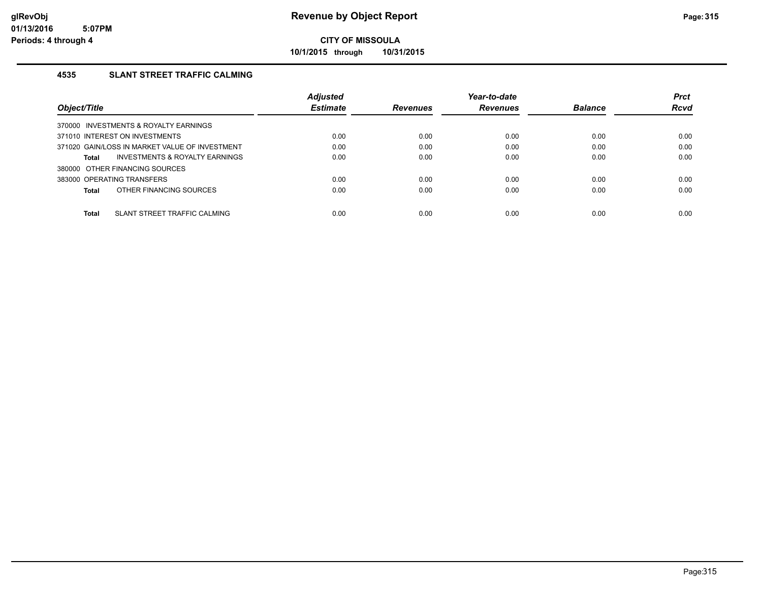**glRevObj**
**01/13/2016 5:07PM**
**Periods: 4 through 4**

# Revenue by Object Report

**CITY OF MISSOULA**

**10/1/2015 through 10/31/2015**

### 4535 SLANT STREET TRAFFIC CALMING

| Object/Title | Adjusted Estimate | Revenues | Year-to-date Revenues | Balance | Prct Rcvd |
|---|---|---|---|---|---|
| 370000 INVESTMENTS & ROYALTY EARNINGS | | | | | |
| 371010 INTEREST ON INVESTMENTS | 0.00 | 0.00 | 0.00 | 0.00 | 0.00 |
| 371020 GAIN/LOSS IN MARKET VALUE OF INVESTMENT | 0.00 | 0.00 | 0.00 | 0.00 | 0.00 |
| **Total** INVESTMENTS & ROYALTY EARNINGS | 0.00 | 0.00 | 0.00 | 0.00 | 0.00 |
| 380000 OTHER FINANCING SOURCES | | | | | |
| 383000 OPERATING TRANSFERS | 0.00 | 0.00 | 0.00 | 0.00 | 0.00 |
| **Total** OTHER FINANCING SOURCES | 0.00 | 0.00 | 0.00 | 0.00 | 0.00 |
| **Total** SLANT STREET TRAFFIC CALMING | 0.00 | 0.00 | 0.00 | 0.00 | 0.00 |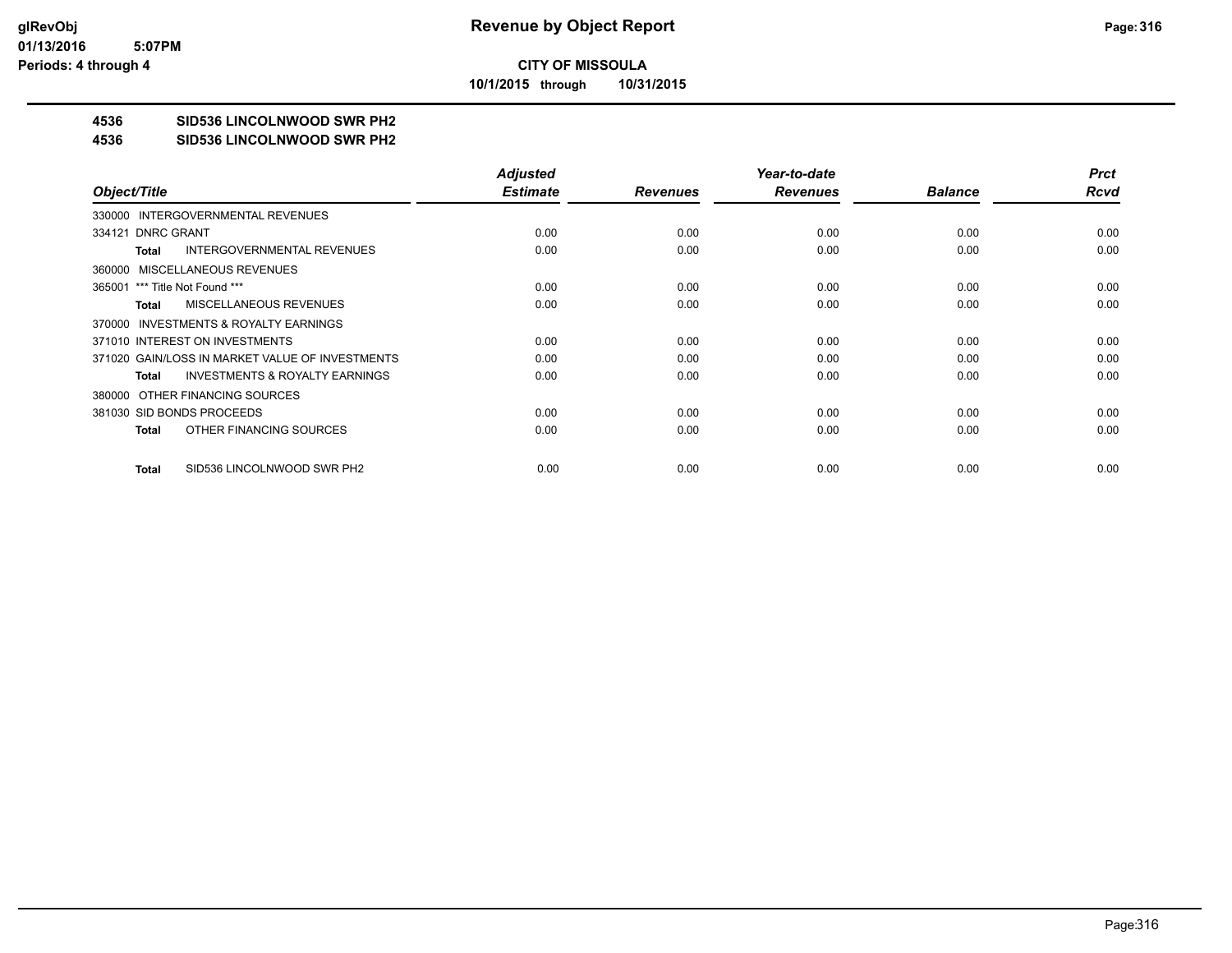**CITY OF MISSOULA**

**10/1/2015 through 10/31/2015**

## 4536 SID536 LINCOLNWOOD SWR PH2

## 4536 SID536 LINCOLNWOOD SWR PH2

| Object/Title | Adjusted Estimate | Revenues | Year-to-date Revenues | Balance | Prct Rcvd |
|---|---|---|---|---|---|
| 330000 INTERGOVERNMENTAL REVENUES | | | | | |
| 334121 DNRC GRANT | 0.00 | 0.00 | 0.00 | 0.00 | 0.00 |
| **Total** INTERGOVERNMENTAL REVENUES | 0.00 | 0.00 | 0.00 | 0.00 | 0.00 |
| 360000 MISCELLANEOUS REVENUES | | | | | |
| 365001 *** Title Not Found *** | 0.00 | 0.00 | 0.00 | 0.00 | 0.00 |
| **Total** MISCELLANEOUS REVENUES | 0.00 | 0.00 | 0.00 | 0.00 | 0.00 |
| 370000 INVESTMENTS & ROYALTY EARNINGS | | | | | |
| 371010 INTEREST ON INVESTMENTS | 0.00 | 0.00 | 0.00 | 0.00 | 0.00 |
| 371020 GAIN/LOSS IN MARKET VALUE OF INVESTMENTS | 0.00 | 0.00 | 0.00 | 0.00 | 0.00 |
| **Total** INVESTMENTS & ROYALTY EARNINGS | 0.00 | 0.00 | 0.00 | 0.00 | 0.00 |
| 380000 OTHER FINANCING SOURCES | | | | | |
| 381030 SID BONDS PROCEEDS | 0.00 | 0.00 | 0.00 | 0.00 | 0.00 |
| **Total** OTHER FINANCING SOURCES | 0.00 | 0.00 | 0.00 | 0.00 | 0.00 |
| **Total** SID536 LINCOLNWOOD SWR PH2 | 0.00 | 0.00 | 0.00 | 0.00 | 0.00 |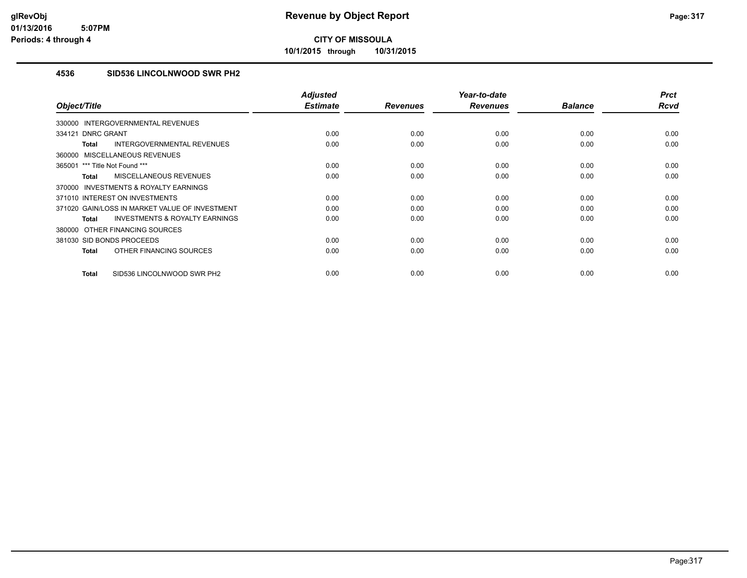**CITY OF MISSOULA**

**10/1/2015 through 10/31/2015**

## 4536 SID536 LINCOLNWOOD SWR PH2

| Object/Title | Adjusted Estimate | Revenues | Year-to-date Revenues | Balance | Prct Rcvd |
|---|---|---|---|---|---|
| 330000 INTERGOVERNMENTAL REVENUES | | | | | |
| 334121 DNRC GRANT | 0.00 | 0.00 | 0.00 | 0.00 | 0.00 |
| **Total** INTERGOVERNMENTAL REVENUES | 0.00 | 0.00 | 0.00 | 0.00 | 0.00 |
| 360000 MISCELLANEOUS REVENUES | | | | | |
| 365001 *** Title Not Found *** | 0.00 | 0.00 | 0.00 | 0.00 | 0.00 |
| **Total** MISCELLANEOUS REVENUES | 0.00 | 0.00 | 0.00 | 0.00 | 0.00 |
| 370000 INVESTMENTS & ROYALTY EARNINGS | | | | | |
| 371010 INTEREST ON INVESTMENTS | 0.00 | 0.00 | 0.00 | 0.00 | 0.00 |
| 371020 GAIN/LOSS IN MARKET VALUE OF INVESTMENT | 0.00 | 0.00 | 0.00 | 0.00 | 0.00 |
| **Total** INVESTMENTS & ROYALTY EARNINGS | 0.00 | 0.00 | 0.00 | 0.00 | 0.00 |
| 380000 OTHER FINANCING SOURCES | | | | | |
| 381030 SID BONDS PROCEEDS | 0.00 | 0.00 | 0.00 | 0.00 | 0.00 |
| **Total** OTHER FINANCING SOURCES | 0.00 | 0.00 | 0.00 | 0.00 | 0.00 |
| **Total** SID536 LINCOLNWOOD SWR PH2 | 0.00 | 0.00 | 0.00 | 0.00 | 0.00 |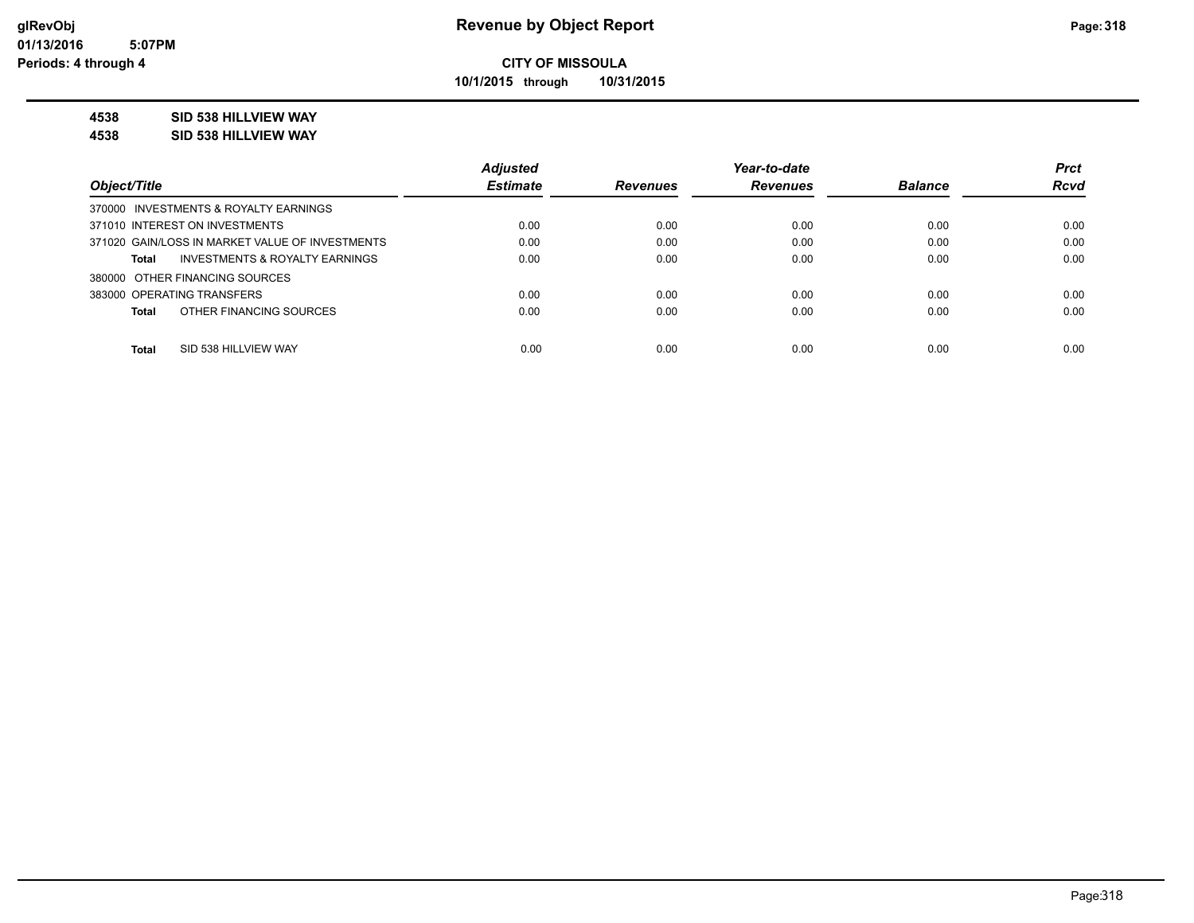**CITY OF MISSOULA**

**10/1/2015 through 10/31/2015**

**4538 SID 538 HILLVIEW WAY**

**4538 SID 538 HILLVIEW WAY**

| Object/Title | Adjusted Estimate | Revenues | Year-to-date Revenues | Balance | Prct Rcvd |
|---|---|---|---|---|---|
| 370000 INVESTMENTS & ROYALTY EARNINGS | | | | | |
| 371010 INTEREST ON INVESTMENTS | 0.00 | 0.00 | 0.00 | 0.00 | 0.00 |
| 371020 GAIN/LOSS IN MARKET VALUE OF INVESTMENTS | 0.00 | 0.00 | 0.00 | 0.00 | 0.00 |
| **Total** INVESTMENTS & ROYALTY EARNINGS | 0.00 | 0.00 | 0.00 | 0.00 | 0.00 |
| 380000 OTHER FINANCING SOURCES | | | | | |
| 383000 OPERATING TRANSFERS | 0.00 | 0.00 | 0.00 | 0.00 | 0.00 |
| **Total** OTHER FINANCING SOURCES | 0.00 | 0.00 | 0.00 | 0.00 | 0.00 |
| **Total** SID 538 HILLVIEW WAY | 0.00 | 0.00 | 0.00 | 0.00 | 0.00 |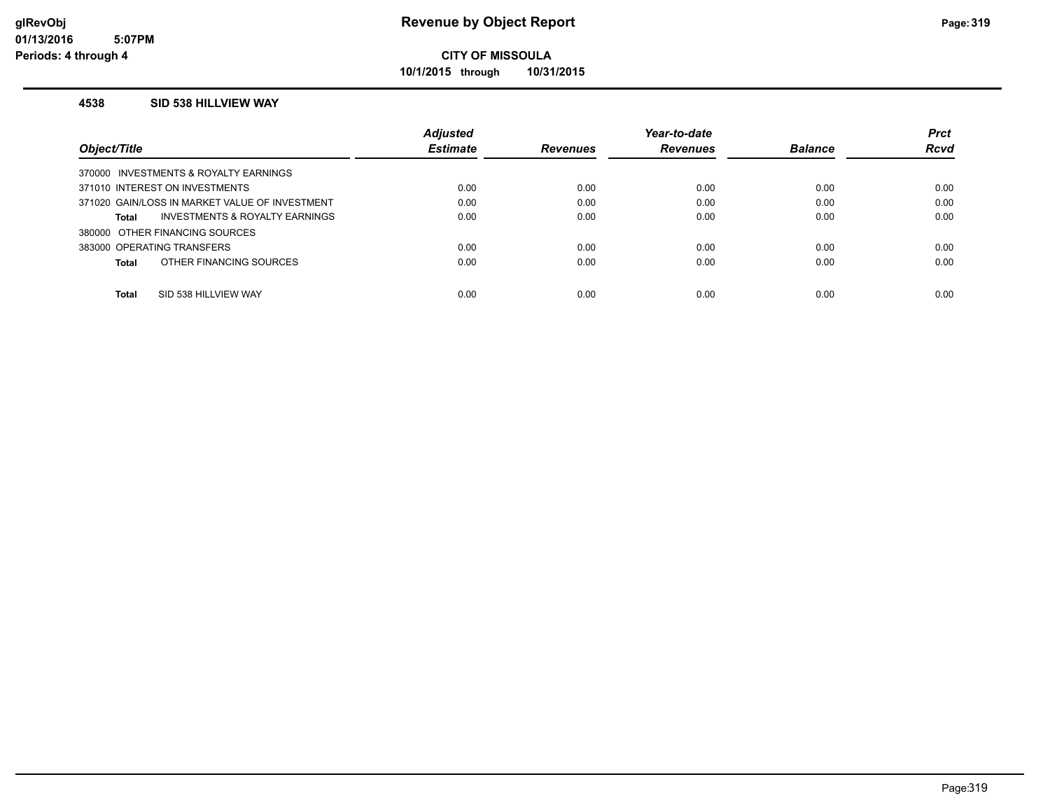# Revenue by Object Report

**CITY OF MISSOULA**

**10/1/2015 through 10/31/2015**

glRevObj
01/13/2016 5:07PM
Periods: 4 through 4

### 4538 SID 538 HILLVIEW WAY

| Object/Title | Adjusted Estimate | Revenues | Year-to-date Revenues | Balance | Prct Rcvd |
|---|---|---|---|---|---|
| 370000 INVESTMENTS & ROYALTY EARNINGS | | | | | |
| 371010 INTEREST ON INVESTMENTS | 0.00 | 0.00 | 0.00 | 0.00 | 0.00 |
| 371020 GAIN/LOSS IN MARKET VALUE OF INVESTMENT | 0.00 | 0.00 | 0.00 | 0.00 | 0.00 |
| **Total** INVESTMENTS & ROYALTY EARNINGS | 0.00 | 0.00 | 0.00 | 0.00 | 0.00 |
| 380000 OTHER FINANCING SOURCES | | | | | |
| 383000 OPERATING TRANSFERS | 0.00 | 0.00 | 0.00 | 0.00 | 0.00 |
| **Total** OTHER FINANCING SOURCES | 0.00 | 0.00 | 0.00 | 0.00 | 0.00 |
| **Total** SID 538 HILLVIEW WAY | 0.00 | 0.00 | 0.00 | 0.00 | 0.00 |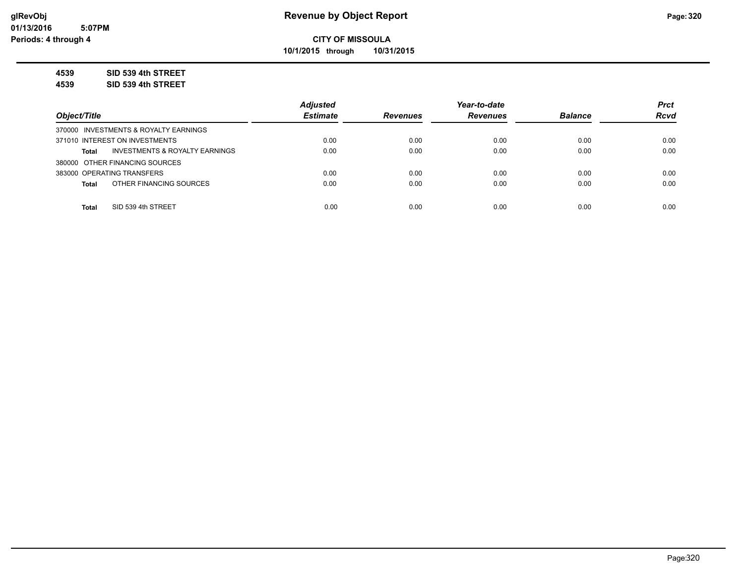**CITY OF MISSOULA**

**10/1/2015 through 10/31/2015**

**4539 SID 539 4th STREET**

**4539 SID 539 4th STREET**

| Object/Title | | Adjusted Estimate | Revenues | Year-to-date Revenues | Balance | Prct Rcvd |
|---|---|---|---|---|---|---|
| 370000 INVESTMENTS & ROYALTY EARNINGS | | | | | | |
| 371010 INTEREST ON INVESTMENTS | | 0.00 | 0.00 | 0.00 | 0.00 | 0.00 |
| **Total** | INVESTMENTS & ROYALTY EARNINGS | 0.00 | 0.00 | 0.00 | 0.00 | 0.00 |
| 380000 OTHER FINANCING SOURCES | | | | | | |
| 383000 OPERATING TRANSFERS | | 0.00 | 0.00 | 0.00 | 0.00 | 0.00 |
| **Total** | OTHER FINANCING SOURCES | 0.00 | 0.00 | 0.00 | 0.00 | 0.00 |
| **Total** | SID 539 4th STREET | 0.00 | 0.00 | 0.00 | 0.00 | 0.00 |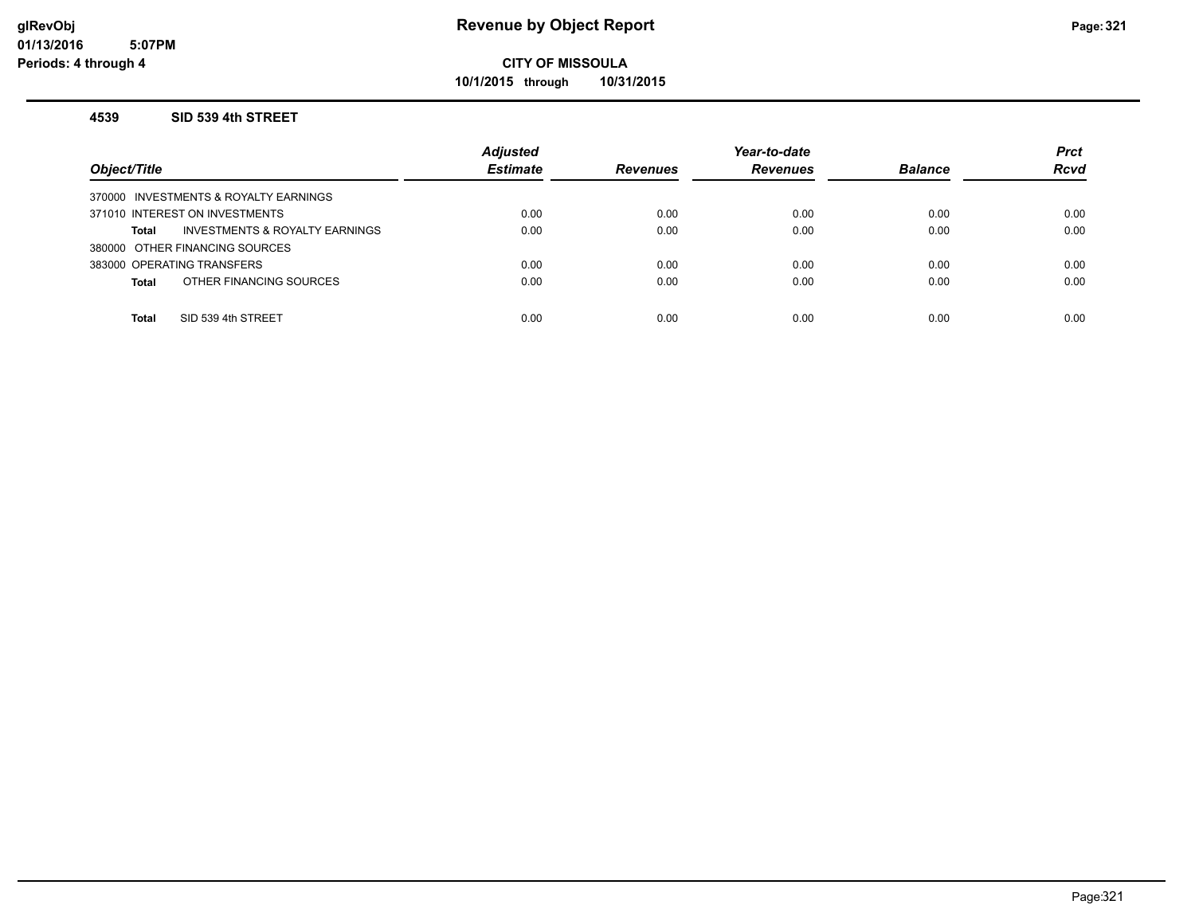**glRevObj**
**01/13/2016 5:07PM**
**Periods: 4 through 4**

# Revenue by Object Report

**CITY OF MISSOULA**

**10/1/2015 through 10/31/2015**

## 4539 SID 539 4th STREET

| Object/Title | Adjusted Estimate | Revenues | Year-to-date Revenues | Balance | Prct Rcvd |
|---|---|---|---|---|---|
| 370000 INVESTMENTS & ROYALTY EARNINGS | | | | | |
| 371010 INTEREST ON INVESTMENTS | 0.00 | 0.00 | 0.00 | 0.00 | 0.00 |
| **Total** INVESTMENTS & ROYALTY EARNINGS | 0.00 | 0.00 | 0.00 | 0.00 | 0.00 |
| 380000 OTHER FINANCING SOURCES | | | | | |
| 383000 OPERATING TRANSFERS | 0.00 | 0.00 | 0.00 | 0.00 | 0.00 |
| **Total** OTHER FINANCING SOURCES | 0.00 | 0.00 | 0.00 | 0.00 | 0.00 |
| **Total** SID 539 4th STREET | 0.00 | 0.00 | 0.00 | 0.00 | 0.00 |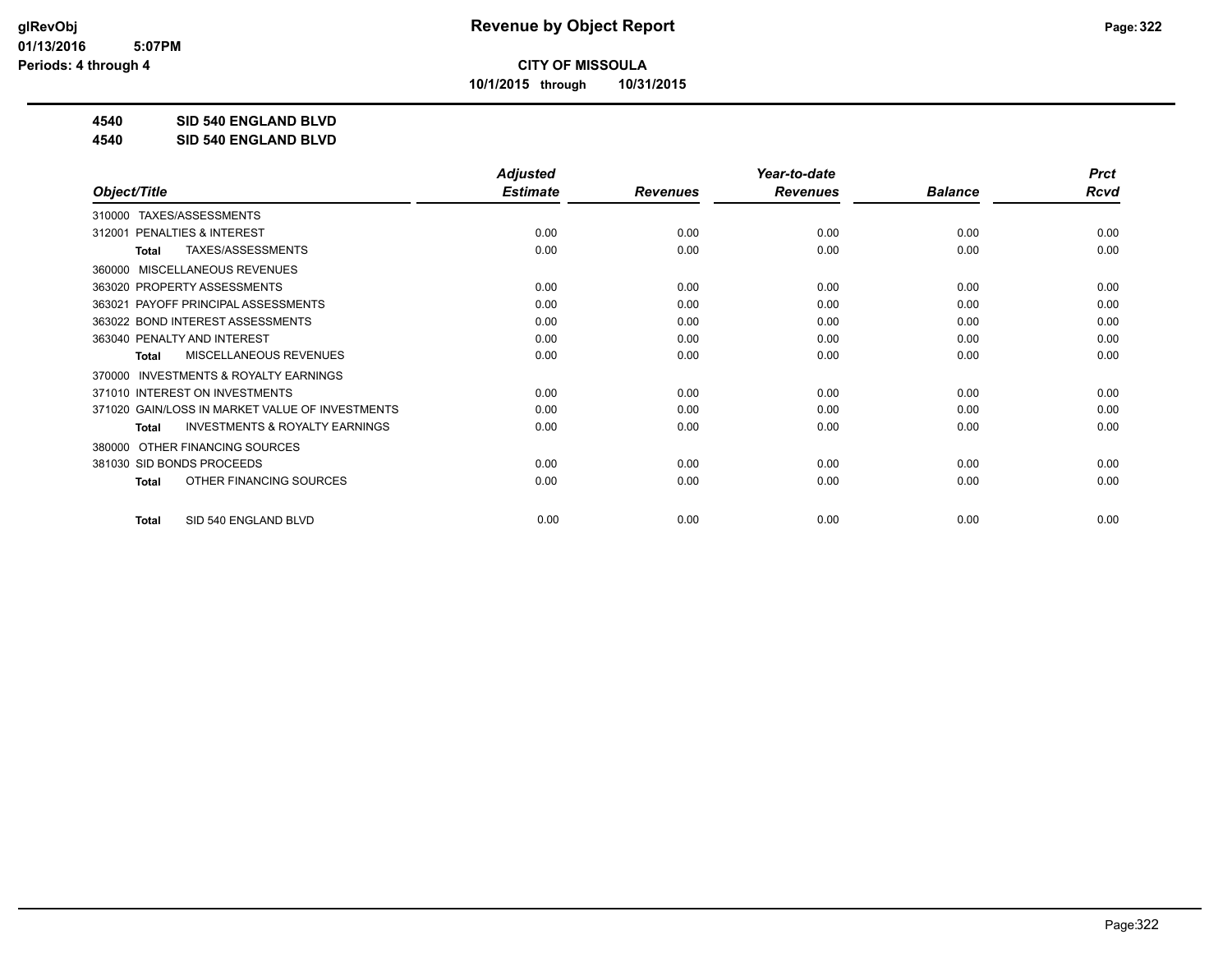**CITY OF MISSOULA**

**10/1/2015 through 10/31/2015**

**4540 SID 540 ENGLAND BLVD**

**4540 SID 540 ENGLAND BLVD**

| Object/Title | Adjusted Estimate | Revenues | Year-to-date Revenues | Balance | Prct Rcvd |
|---|---|---|---|---|---|
| 310000 TAXES/ASSESSMENTS | | | | | |
| 312001 PENALTIES & INTEREST | 0.00 | 0.00 | 0.00 | 0.00 | 0.00 |
| **Total** TAXES/ASSESSMENTS | 0.00 | 0.00 | 0.00 | 0.00 | 0.00 |
| 360000 MISCELLANEOUS REVENUES | | | | | |
| 363020 PROPERTY ASSESSMENTS | 0.00 | 0.00 | 0.00 | 0.00 | 0.00 |
| 363021 PAYOFF PRINCIPAL ASSESSMENTS | 0.00 | 0.00 | 0.00 | 0.00 | 0.00 |
| 363022 BOND INTEREST ASSESSMENTS | 0.00 | 0.00 | 0.00 | 0.00 | 0.00 |
| 363040 PENALTY AND INTEREST | 0.00 | 0.00 | 0.00 | 0.00 | 0.00 |
| **Total** MISCELLANEOUS REVENUES | 0.00 | 0.00 | 0.00 | 0.00 | 0.00 |
| 370000 INVESTMENTS & ROYALTY EARNINGS | | | | | |
| 371010 INTEREST ON INVESTMENTS | 0.00 | 0.00 | 0.00 | 0.00 | 0.00 |
| 371020 GAIN/LOSS IN MARKET VALUE OF INVESTMENTS | 0.00 | 0.00 | 0.00 | 0.00 | 0.00 |
| **Total** INVESTMENTS & ROYALTY EARNINGS | 0.00 | 0.00 | 0.00 | 0.00 | 0.00 |
| 380000 OTHER FINANCING SOURCES | | | | | |
| 381030 SID BONDS PROCEEDS | 0.00 | 0.00 | 0.00 | 0.00 | 0.00 |
| **Total** OTHER FINANCING SOURCES | 0.00 | 0.00 | 0.00 | 0.00 | 0.00 |
| **Total** SID 540 ENGLAND BLVD | 0.00 | 0.00 | 0.00 | 0.00 | 0.00 |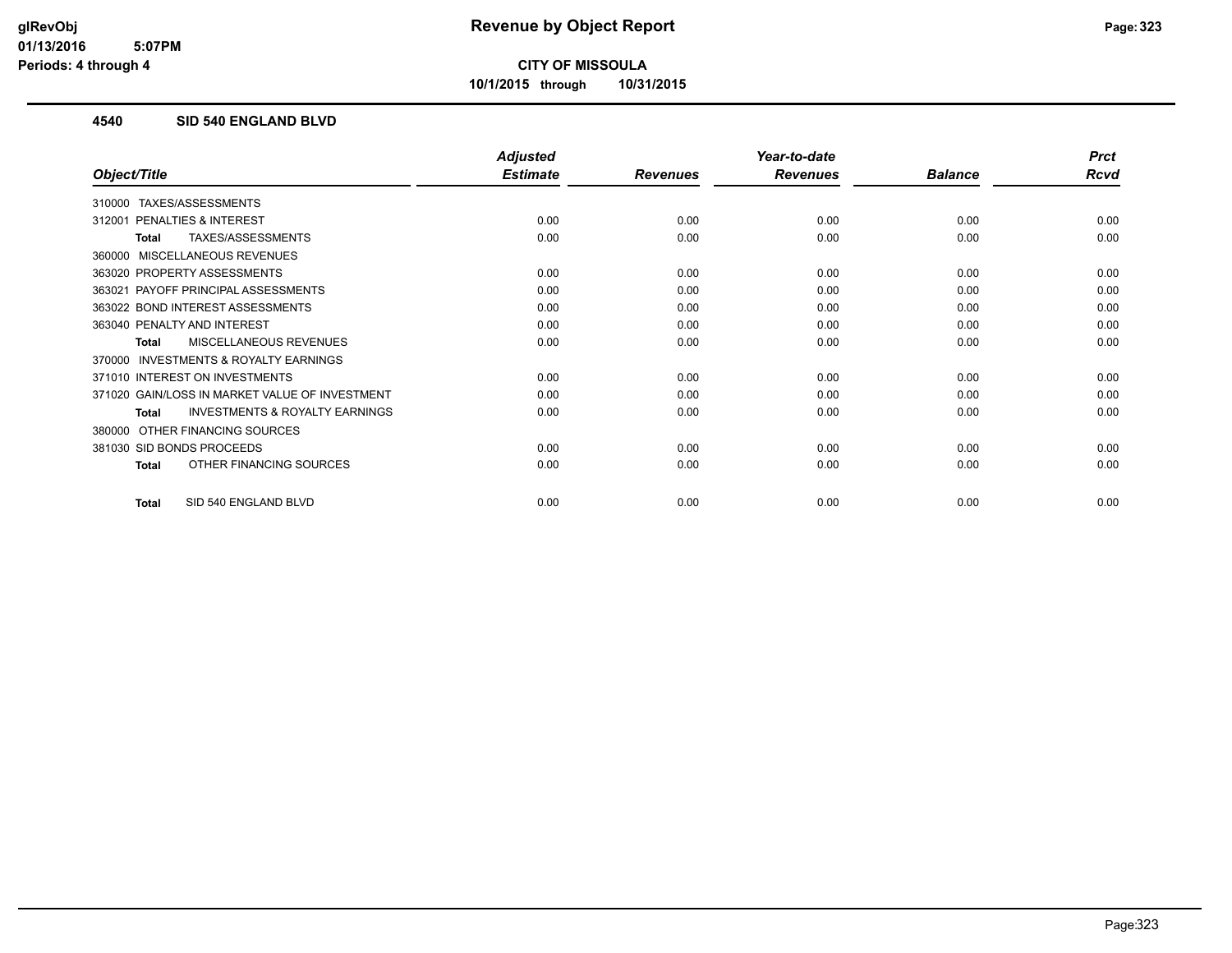**CITY OF MISSOULA**

**10/1/2015 through 10/31/2015**

### 4540 SID 540 ENGLAND BLVD

| Object/Title | Adjusted Estimate | Revenues | Year-to-date Revenues | Balance | Prct Rcvd |
|---|---|---|---|---|---|
| 310000 TAXES/ASSESSMENTS | | | | | |
| 312001 PENALTIES & INTEREST | 0.00 | 0.00 | 0.00 | 0.00 | 0.00 |
| **Total** TAXES/ASSESSMENTS | 0.00 | 0.00 | 0.00 | 0.00 | 0.00 |
| 360000 MISCELLANEOUS REVENUES | | | | | |
| 363020 PROPERTY ASSESSMENTS | 0.00 | 0.00 | 0.00 | 0.00 | 0.00 |
| 363021 PAYOFF PRINCIPAL ASSESSMENTS | 0.00 | 0.00 | 0.00 | 0.00 | 0.00 |
| 363022 BOND INTEREST ASSESSMENTS | 0.00 | 0.00 | 0.00 | 0.00 | 0.00 |
| 363040 PENALTY AND INTEREST | 0.00 | 0.00 | 0.00 | 0.00 | 0.00 |
| **Total** MISCELLANEOUS REVENUES | 0.00 | 0.00 | 0.00 | 0.00 | 0.00 |
| 370000 INVESTMENTS & ROYALTY EARNINGS | | | | | |
| 371010 INTEREST ON INVESTMENTS | 0.00 | 0.00 | 0.00 | 0.00 | 0.00 |
| 371020 GAIN/LOSS IN MARKET VALUE OF INVESTMENT | 0.00 | 0.00 | 0.00 | 0.00 | 0.00 |
| **Total** INVESTMENTS & ROYALTY EARNINGS | 0.00 | 0.00 | 0.00 | 0.00 | 0.00 |
| 380000 OTHER FINANCING SOURCES | | | | | |
| 381030 SID BONDS PROCEEDS | 0.00 | 0.00 | 0.00 | 0.00 | 0.00 |
| **Total** OTHER FINANCING SOURCES | 0.00 | 0.00 | 0.00 | 0.00 | 0.00 |
| **Total** SID 540 ENGLAND BLVD | 0.00 | 0.00 | 0.00 | 0.00 | 0.00 |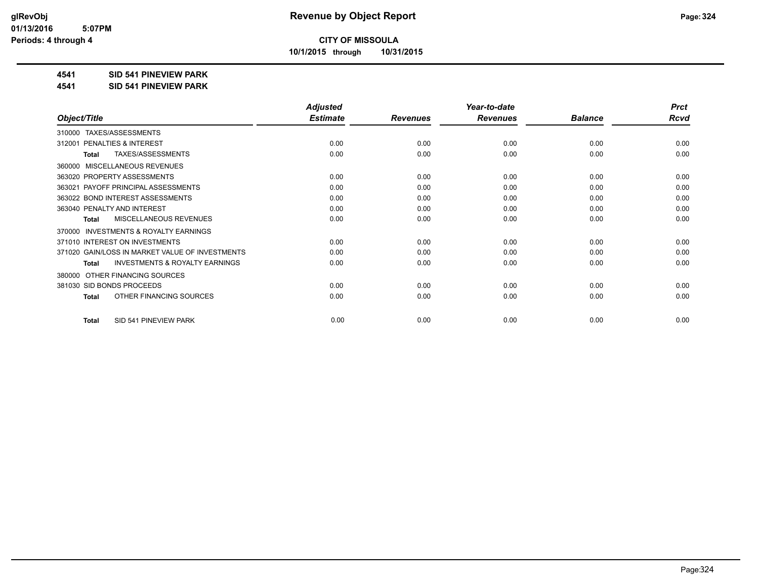**CITY OF MISSOULA**

**10/1/2015 through 10/31/2015**

**4541 SID 541 PINEVIEW PARK**

**4541 SID 541 PINEVIEW PARK**

| Object/Title | Adjusted Estimate | Revenues | Year-to-date Revenues | Balance | Prct Rcvd |
|---|---|---|---|---|---|
| 310000 TAXES/ASSESSMENTS | | | | | |
| 312001 PENALTIES & INTEREST | 0.00 | 0.00 | 0.00 | 0.00 | 0.00 |
| **Total** TAXES/ASSESSMENTS | 0.00 | 0.00 | 0.00 | 0.00 | 0.00 |
| 360000 MISCELLANEOUS REVENUES | | | | | |
| 363020 PROPERTY ASSESSMENTS | 0.00 | 0.00 | 0.00 | 0.00 | 0.00 |
| 363021 PAYOFF PRINCIPAL ASSESSMENTS | 0.00 | 0.00 | 0.00 | 0.00 | 0.00 |
| 363022 BOND INTEREST ASSESSMENTS | 0.00 | 0.00 | 0.00 | 0.00 | 0.00 |
| 363040 PENALTY AND INTEREST | 0.00 | 0.00 | 0.00 | 0.00 | 0.00 |
| **Total** MISCELLANEOUS REVENUES | 0.00 | 0.00 | 0.00 | 0.00 | 0.00 |
| 370000 INVESTMENTS & ROYALTY EARNINGS | | | | | |
| 371010 INTEREST ON INVESTMENTS | 0.00 | 0.00 | 0.00 | 0.00 | 0.00 |
| 371020 GAIN/LOSS IN MARKET VALUE OF INVESTMENTS | 0.00 | 0.00 | 0.00 | 0.00 | 0.00 |
| **Total** INVESTMENTS & ROYALTY EARNINGS | 0.00 | 0.00 | 0.00 | 0.00 | 0.00 |
| 380000 OTHER FINANCING SOURCES | | | | | |
| 381030 SID BONDS PROCEEDS | 0.00 | 0.00 | 0.00 | 0.00 | 0.00 |
| **Total** OTHER FINANCING SOURCES | 0.00 | 0.00 | 0.00 | 0.00 | 0.00 |
| **Total** SID 541 PINEVIEW PARK | 0.00 | 0.00 | 0.00 | 0.00 | 0.00 |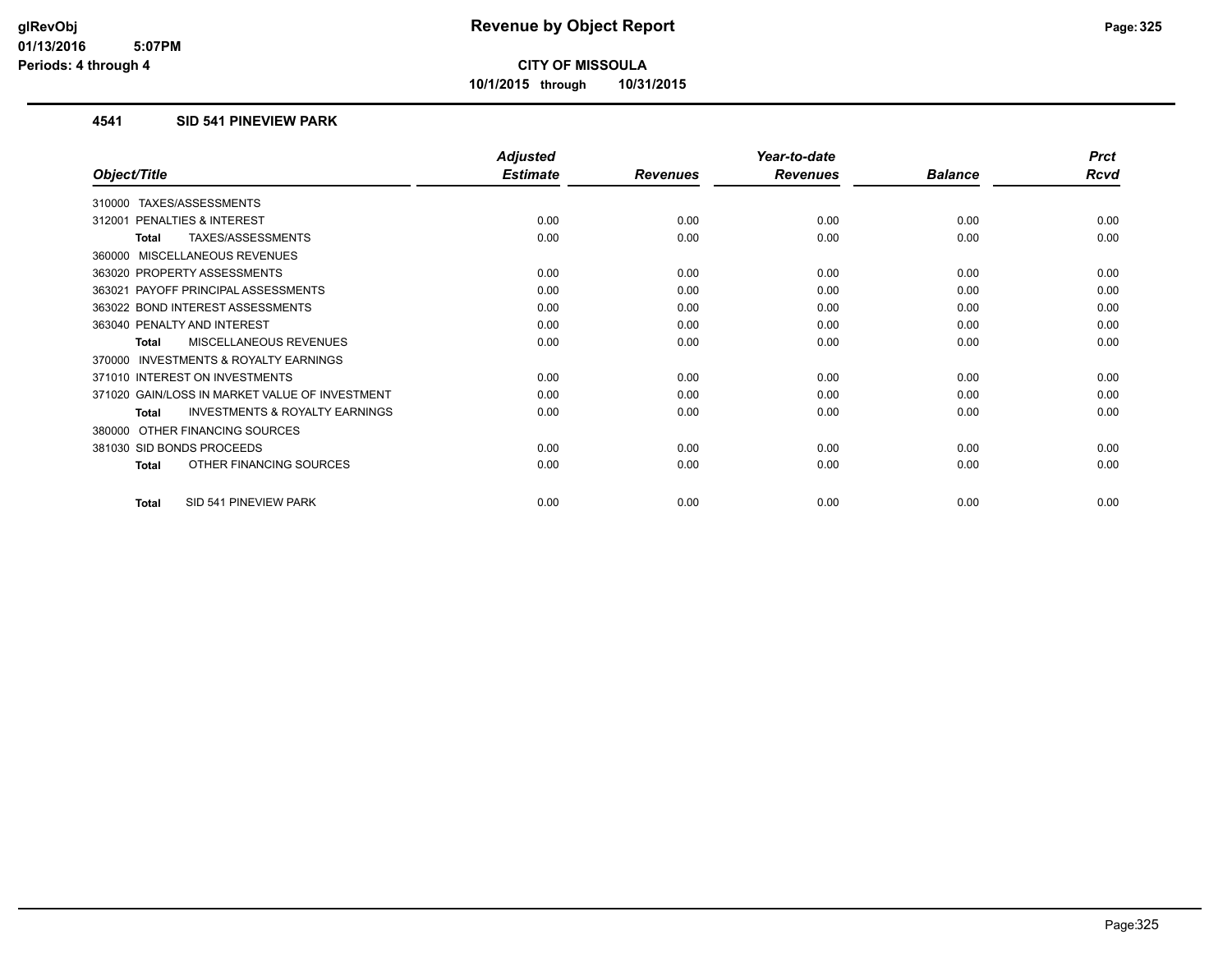**CITY OF MISSOULA**

**10/1/2015 through 10/31/2015**

### 4541 SID 541 PINEVIEW PARK

| Object/Title | Adjusted Estimate | Revenues | Year-to-date Revenues | Balance | Prct Rcvd |
|---|---|---|---|---|---|
| 310000 TAXES/ASSESSMENTS | | | | | |
| 312001 PENALTIES & INTEREST | 0.00 | 0.00 | 0.00 | 0.00 | 0.00 |
| **Total** TAXES/ASSESSMENTS | 0.00 | 0.00 | 0.00 | 0.00 | 0.00 |
| 360000 MISCELLANEOUS REVENUES | | | | | |
| 363020 PROPERTY ASSESSMENTS | 0.00 | 0.00 | 0.00 | 0.00 | 0.00 |
| 363021 PAYOFF PRINCIPAL ASSESSMENTS | 0.00 | 0.00 | 0.00 | 0.00 | 0.00 |
| 363022 BOND INTEREST ASSESSMENTS | 0.00 | 0.00 | 0.00 | 0.00 | 0.00 |
| 363040 PENALTY AND INTEREST | 0.00 | 0.00 | 0.00 | 0.00 | 0.00 |
| **Total** MISCELLANEOUS REVENUES | 0.00 | 0.00 | 0.00 | 0.00 | 0.00 |
| 370000 INVESTMENTS & ROYALTY EARNINGS | | | | | |
| 371010 INTEREST ON INVESTMENTS | 0.00 | 0.00 | 0.00 | 0.00 | 0.00 |
| 371020 GAIN/LOSS IN MARKET VALUE OF INVESTMENT | 0.00 | 0.00 | 0.00 | 0.00 | 0.00 |
| **Total** INVESTMENTS & ROYALTY EARNINGS | 0.00 | 0.00 | 0.00 | 0.00 | 0.00 |
| 380000 OTHER FINANCING SOURCES | | | | | |
| 381030 SID BONDS PROCEEDS | 0.00 | 0.00 | 0.00 | 0.00 | 0.00 |
| **Total** OTHER FINANCING SOURCES | 0.00 | 0.00 | 0.00 | 0.00 | 0.00 |
| **Total** SID 541 PINEVIEW PARK | 0.00 | 0.00 | 0.00 | 0.00 | 0.00 |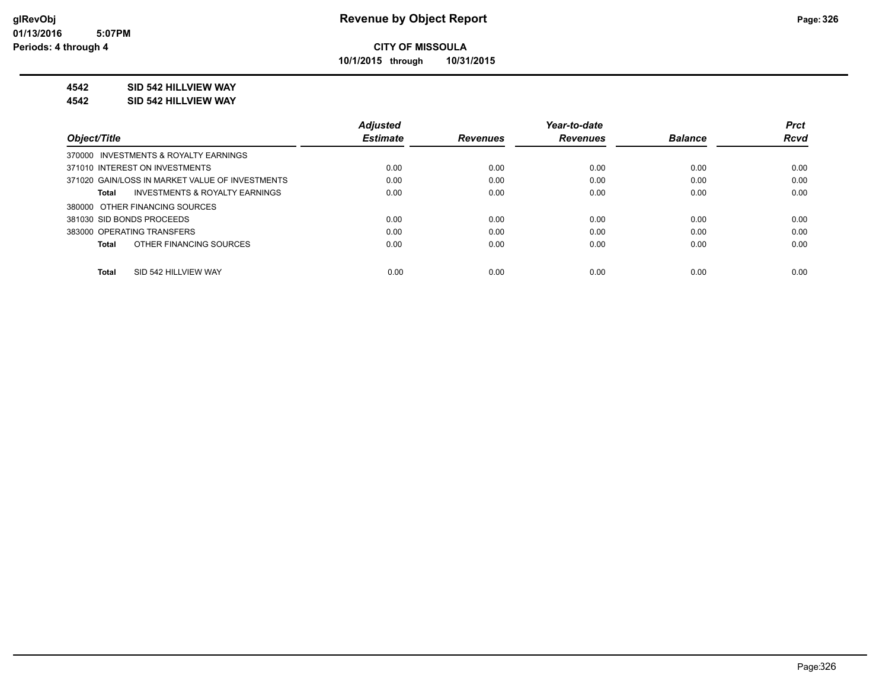# Revenue by Object Report

**CITY OF MISSOULA**

**10/1/2015 through 10/31/2015**

glRevObj
01/13/2016 5:07PM
Periods: 4 through 4

**4542 SID 542 HILLVIEW WAY**

**4542 SID 542 HILLVIEW WAY**

| Object/Title | Adjusted Estimate | Revenues | Year-to-date Revenues | Balance | Prct Rcvd |
|---|---|---|---|---|---|
| 370000 INVESTMENTS & ROYALTY EARNINGS | | | | | |
| 371010 INTEREST ON INVESTMENTS | 0.00 | 0.00 | 0.00 | 0.00 | 0.00 |
| 371020 GAIN/LOSS IN MARKET VALUE OF INVESTMENTS | 0.00 | 0.00 | 0.00 | 0.00 | 0.00 |
| **Total** INVESTMENTS & ROYALTY EARNINGS | 0.00 | 0.00 | 0.00 | 0.00 | 0.00 |
| 380000 OTHER FINANCING SOURCES | | | | | |
| 381030 SID BONDS PROCEEDS | 0.00 | 0.00 | 0.00 | 0.00 | 0.00 |
| 383000 OPERATING TRANSFERS | 0.00 | 0.00 | 0.00 | 0.00 | 0.00 |
| **Total** OTHER FINANCING SOURCES | 0.00 | 0.00 | 0.00 | 0.00 | 0.00 |
| **Total** SID 542 HILLVIEW WAY | 0.00 | 0.00 | 0.00 | 0.00 | 0.00 |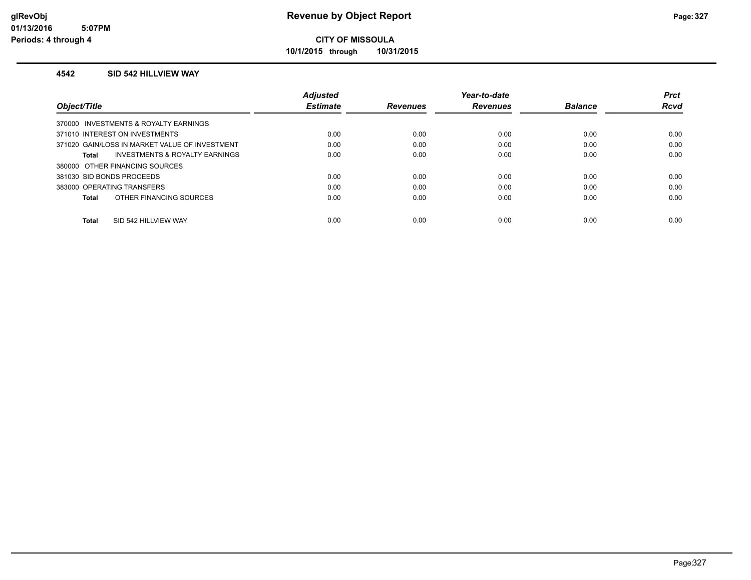# Revenue by Object Report

## CITY OF MISSOULA

**10/1/2015 through 10/31/2015**

glRevObj
01/13/2016 5:07PM
Periods: 4 through 4

### 4542 SID 542 HILLVIEW WAY

| Object/Title | Adjusted Estimate | Revenues | Year-to-date Revenues | Balance | Prct Rcvd |
|---|---|---|---|---|---|
| 370000 INVESTMENTS & ROYALTY EARNINGS | | | | | |
| 371010 INTEREST ON INVESTMENTS | 0.00 | 0.00 | 0.00 | 0.00 | 0.00 |
| 371020 GAIN/LOSS IN MARKET VALUE OF INVESTMENT | 0.00 | 0.00 | 0.00 | 0.00 | 0.00 |
| **Total** INVESTMENTS & ROYALTY EARNINGS | 0.00 | 0.00 | 0.00 | 0.00 | 0.00 |
| 380000 OTHER FINANCING SOURCES | | | | | |
| 381030 SID BONDS PROCEEDS | 0.00 | 0.00 | 0.00 | 0.00 | 0.00 |
| 383000 OPERATING TRANSFERS | 0.00 | 0.00 | 0.00 | 0.00 | 0.00 |
| **Total** OTHER FINANCING SOURCES | 0.00 | 0.00 | 0.00 | 0.00 | 0.00 |
| **Total** SID 542 HILLVIEW WAY | 0.00 | 0.00 | 0.00 | 0.00 | 0.00 |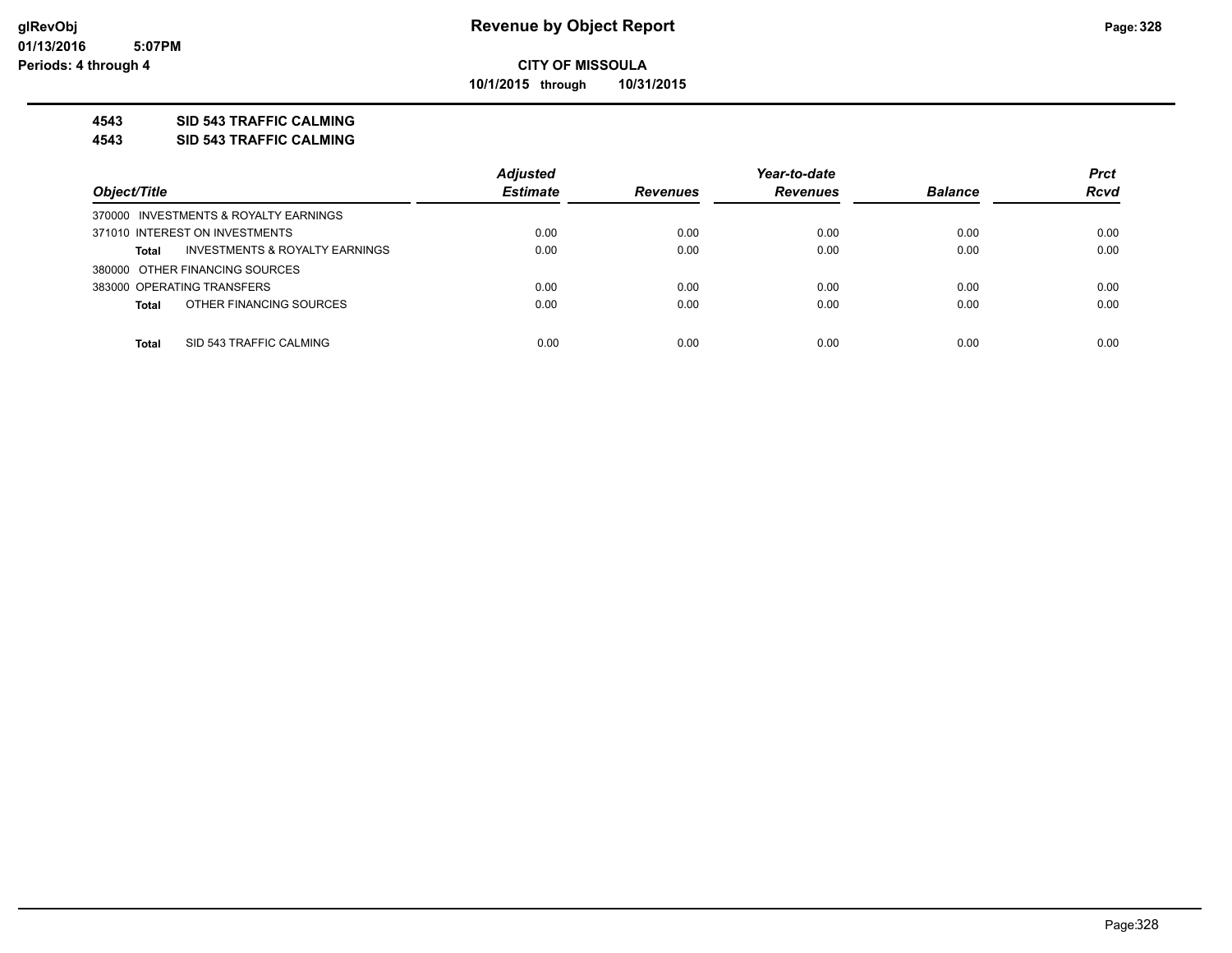**glRevObj**
**01/13/2016 5:07PM**
**Periods: 4 through 4**

# Revenue by Object Report

**CITY OF MISSOULA**

**10/1/2015 through 10/31/2015**

## 4543 SID 543 TRAFFIC CALMING

## 4543 SID 543 TRAFFIC CALMING

| Object/Title | Adjusted Estimate | Revenues | Year-to-date Revenues | Balance | Prct Rcvd |
|---|---|---|---|---|---|
| 370000 INVESTMENTS & ROYALTY EARNINGS | | | | | |
| 371010 INTEREST ON INVESTMENTS | 0.00 | 0.00 | 0.00 | 0.00 | 0.00 |
| **Total** INVESTMENTS & ROYALTY EARNINGS | 0.00 | 0.00 | 0.00 | 0.00 | 0.00 |
| 380000 OTHER FINANCING SOURCES | | | | | |
| 383000 OPERATING TRANSFERS | 0.00 | 0.00 | 0.00 | 0.00 | 0.00 |
| **Total** OTHER FINANCING SOURCES | 0.00 | 0.00 | 0.00 | 0.00 | 0.00 |
| **Total** SID 543 TRAFFIC CALMING | 0.00 | 0.00 | 0.00 | 0.00 | 0.00 |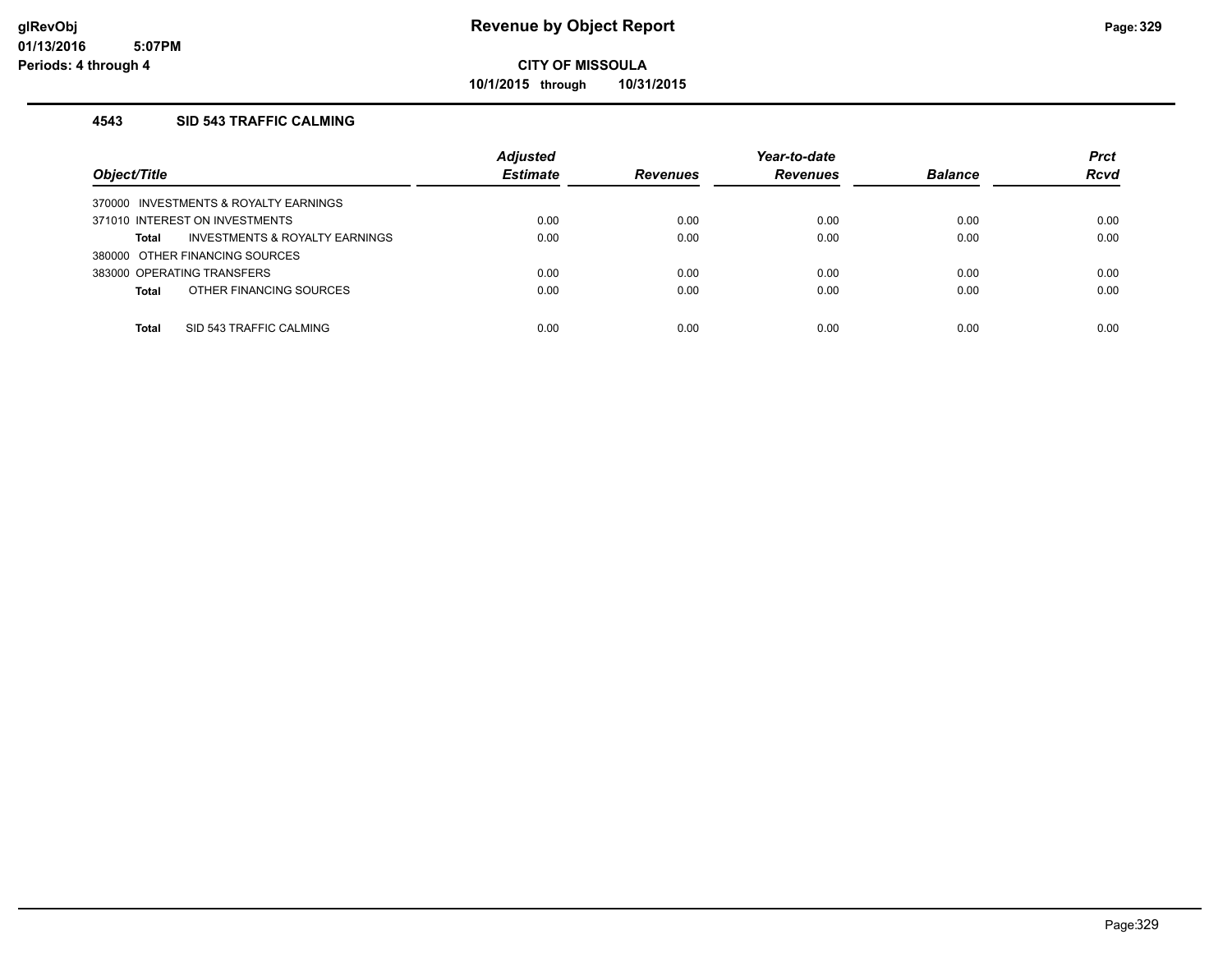# Revenue by Object Report

**CITY OF MISSOULA**

**10/1/2015 through 10/31/2015**

glRevObj
01/13/2016 5:07PM
Periods: 4 through 4

### 4543 SID 543 TRAFFIC CALMING

| Object/Title | Adjusted Estimate | Revenues | Year-to-date Revenues | Balance | Prct Rcvd |
|---|---|---|---|---|---|
| 370000 INVESTMENTS & ROYALTY EARNINGS | | | | | |
| 371010 INTEREST ON INVESTMENTS | 0.00 | 0.00 | 0.00 | 0.00 | 0.00 |
| **Total** INVESTMENTS & ROYALTY EARNINGS | 0.00 | 0.00 | 0.00 | 0.00 | 0.00 |
| 380000 OTHER FINANCING SOURCES | | | | | |
| 383000 OPERATING TRANSFERS | 0.00 | 0.00 | 0.00 | 0.00 | 0.00 |
| **Total** OTHER FINANCING SOURCES | 0.00 | 0.00 | 0.00 | 0.00 | 0.00 |
| **Total** SID 543 TRAFFIC CALMING | 0.00 | 0.00 | 0.00 | 0.00 | 0.00 |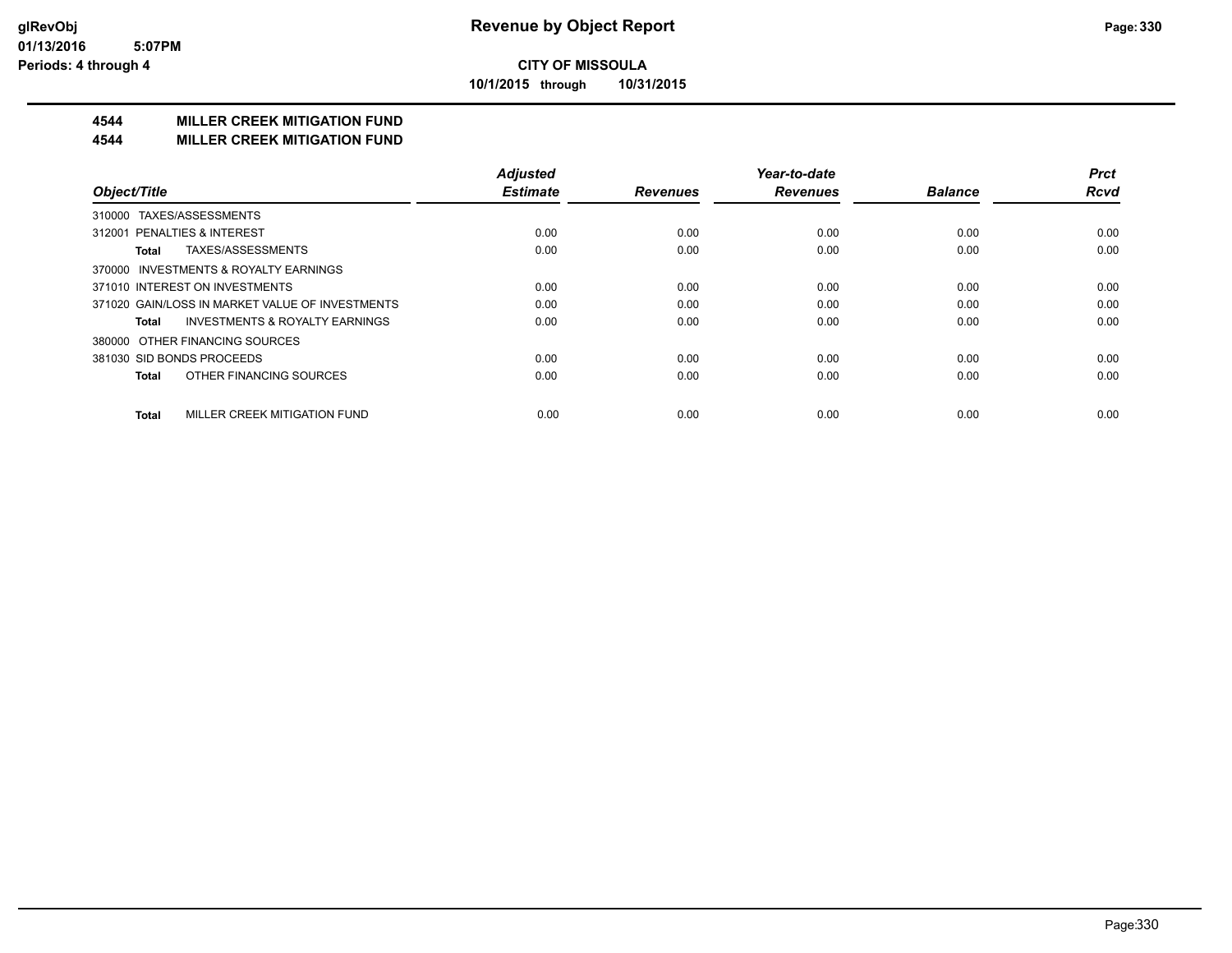**glRevObj**
**01/13/2016 5:07PM**
**Periods: 4 through 4**

# Revenue by Object Report

**CITY OF MISSOULA**

**10/1/2015 through 10/31/2015**

## 4544 MILLER CREEK MITIGATION FUND
## 4544 MILLER CREEK MITIGATION FUND

| Object/Title | Adjusted Estimate | Revenues | Year-to-date Revenues | Balance | Prct Rcvd |
|---|---|---|---|---|---|
| 310000 TAXES/ASSESSMENTS | | | | | |
| 312001 PENALTIES & INTEREST | 0.00 | 0.00 | 0.00 | 0.00 | 0.00 |
| **Total** TAXES/ASSESSMENTS | 0.00 | 0.00 | 0.00 | 0.00 | 0.00 |
| 370000 INVESTMENTS & ROYALTY EARNINGS | | | | | |
| 371010 INTEREST ON INVESTMENTS | 0.00 | 0.00 | 0.00 | 0.00 | 0.00 |
| 371020 GAIN/LOSS IN MARKET VALUE OF INVESTMENTS | 0.00 | 0.00 | 0.00 | 0.00 | 0.00 |
| **Total** INVESTMENTS & ROYALTY EARNINGS | 0.00 | 0.00 | 0.00 | 0.00 | 0.00 |
| 380000 OTHER FINANCING SOURCES | | | | | |
| 381030 SID BONDS PROCEEDS | 0.00 | 0.00 | 0.00 | 0.00 | 0.00 |
| **Total** OTHER FINANCING SOURCES | 0.00 | 0.00 | 0.00 | 0.00 | 0.00 |
| **Total** MILLER CREEK MITIGATION FUND | 0.00 | 0.00 | 0.00 | 0.00 | 0.00 |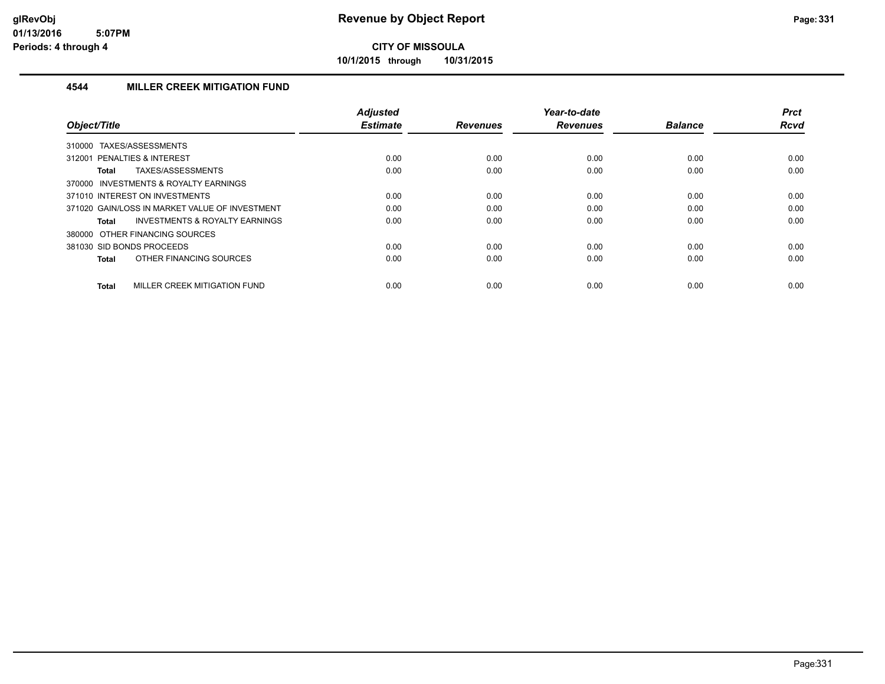**CITY OF MISSOULA**

**10/1/2015 through 10/31/2015**

### 4544 MILLER CREEK MITIGATION FUND

| Object/Title | Adjusted Estimate | Revenues | Year-to-date Revenues | Balance | Prct Rcvd |
|---|---|---|---|---|---|
| 310000 TAXES/ASSESSMENTS | | | | | |
| 312001 PENALTIES & INTEREST | 0.00 | 0.00 | 0.00 | 0.00 | 0.00 |
| **Total** TAXES/ASSESSMENTS | 0.00 | 0.00 | 0.00 | 0.00 | 0.00 |
| 370000 INVESTMENTS & ROYALTY EARNINGS | | | | | |
| 371010 INTEREST ON INVESTMENTS | 0.00 | 0.00 | 0.00 | 0.00 | 0.00 |
| 371020 GAIN/LOSS IN MARKET VALUE OF INVESTMENT | 0.00 | 0.00 | 0.00 | 0.00 | 0.00 |
| **Total** INVESTMENTS & ROYALTY EARNINGS | 0.00 | 0.00 | 0.00 | 0.00 | 0.00 |
| 380000 OTHER FINANCING SOURCES | | | | | |
| 381030 SID BONDS PROCEEDS | 0.00 | 0.00 | 0.00 | 0.00 | 0.00 |
| **Total** OTHER FINANCING SOURCES | 0.00 | 0.00 | 0.00 | 0.00 | 0.00 |
| **Total** MILLER CREEK MITIGATION FUND | 0.00 | 0.00 | 0.00 | 0.00 | 0.00 |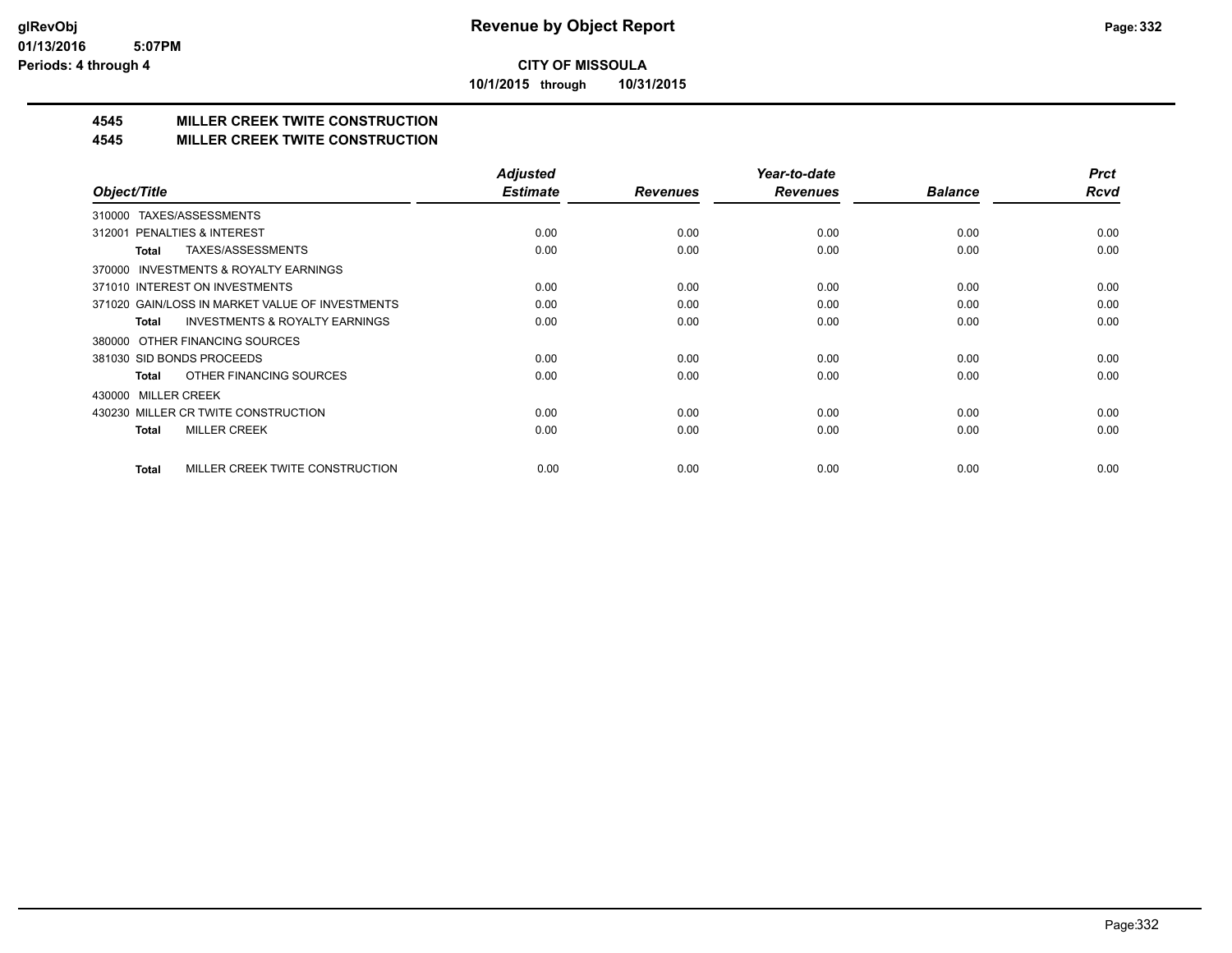# Revenue by Object Report

**CITY OF MISSOULA**

**10/1/2015 through 10/31/2015**

glRevObj
01/13/2016 5:07PM
Periods: 4 through 4

## 4545 MILLER CREEK TWITE CONSTRUCTION
## 4545 MILLER CREEK TWITE CONSTRUCTION

| Object/Title | Adjusted Estimate | Revenues | Year-to-date Revenues | Balance | Prct Rcvd |
|---|---|---|---|---|---|
| 310000 TAXES/ASSESSMENTS | | | | | |
| 312001 PENALTIES & INTEREST | 0.00 | 0.00 | 0.00 | 0.00 | 0.00 |
| **Total** TAXES/ASSESSMENTS | 0.00 | 0.00 | 0.00 | 0.00 | 0.00 |
| 370000 INVESTMENTS & ROYALTY EARNINGS | | | | | |
| 371010 INTEREST ON INVESTMENTS | 0.00 | 0.00 | 0.00 | 0.00 | 0.00 |
| 371020 GAIN/LOSS IN MARKET VALUE OF INVESTMENTS | 0.00 | 0.00 | 0.00 | 0.00 | 0.00 |
| **Total** INVESTMENTS & ROYALTY EARNINGS | 0.00 | 0.00 | 0.00 | 0.00 | 0.00 |
| 380000 OTHER FINANCING SOURCES | | | | | |
| 381030 SID BONDS PROCEEDS | 0.00 | 0.00 | 0.00 | 0.00 | 0.00 |
| **Total** OTHER FINANCING SOURCES | 0.00 | 0.00 | 0.00 | 0.00 | 0.00 |
| 430000 MILLER CREEK | | | | | |
| 430230 MILLER CR TWITE CONSTRUCTION | 0.00 | 0.00 | 0.00 | 0.00 | 0.00 |
| **Total** MILLER CREEK | 0.00 | 0.00 | 0.00 | 0.00 | 0.00 |
| **Total** MILLER CREEK TWITE CONSTRUCTION | 0.00 | 0.00 | 0.00 | 0.00 | 0.00 |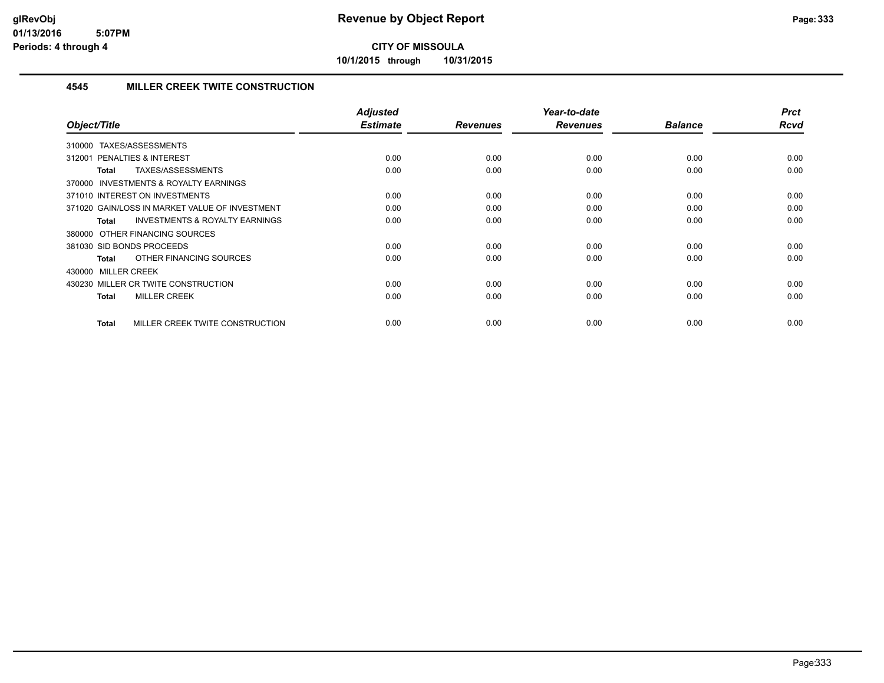# Revenue by Object Report

**CITY OF MISSOULA**

**10/1/2015 through 10/31/2015**

glRevObj
01/13/2016 5:07PM
Periods: 4 through 4

## 4545 MILLER CREEK TWITE CONSTRUCTION

| Object/Title | Adjusted Estimate | Revenues | Year-to-date Revenues | Balance | Prct Rcvd |
|---|---|---|---|---|---|
| 310000 TAXES/ASSESSMENTS | | | | | |
| 312001 PENALTIES & INTEREST | 0.00 | 0.00 | 0.00 | 0.00 | 0.00 |
| **Total** TAXES/ASSESSMENTS | 0.00 | 0.00 | 0.00 | 0.00 | 0.00 |
| 370000 INVESTMENTS & ROYALTY EARNINGS | | | | | |
| 371010 INTEREST ON INVESTMENTS | 0.00 | 0.00 | 0.00 | 0.00 | 0.00 |
| 371020 GAIN/LOSS IN MARKET VALUE OF INVESTMENT | 0.00 | 0.00 | 0.00 | 0.00 | 0.00 |
| **Total** INVESTMENTS & ROYALTY EARNINGS | 0.00 | 0.00 | 0.00 | 0.00 | 0.00 |
| 380000 OTHER FINANCING SOURCES | | | | | |
| 381030 SID BONDS PROCEEDS | 0.00 | 0.00 | 0.00 | 0.00 | 0.00 |
| **Total** OTHER FINANCING SOURCES | 0.00 | 0.00 | 0.00 | 0.00 | 0.00 |
| 430000 MILLER CREEK | | | | | |
| 430230 MILLER CR TWITE CONSTRUCTION | 0.00 | 0.00 | 0.00 | 0.00 | 0.00 |
| **Total** MILLER CREEK | 0.00 | 0.00 | 0.00 | 0.00 | 0.00 |
| **Total** MILLER CREEK TWITE CONSTRUCTION | 0.00 | 0.00 | 0.00 | 0.00 | 0.00 |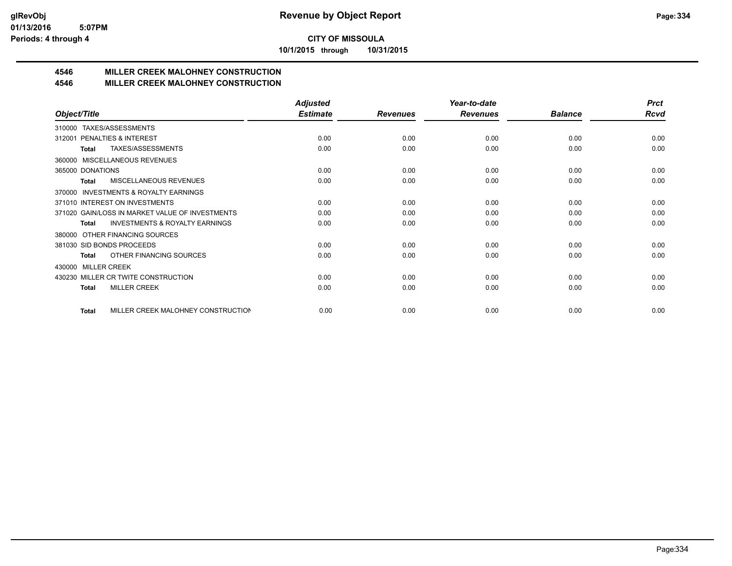**CITY OF MISSOULA**

**10/1/2015 through 10/31/2015**

## 4546 MILLER CREEK MALOHNEY CONSTRUCTION

## 4546 MILLER CREEK MALOHNEY CONSTRUCTION

| Object/Title | Adjusted Estimate | Revenues | Year-to-date Revenues | Balance | Prct Rcvd |
|---|---|---|---|---|---|
| 310000 TAXES/ASSESSMENTS | | | | | |
| 312001 PENALTIES & INTEREST | 0.00 | 0.00 | 0.00 | 0.00 | 0.00 |
| **Total** TAXES/ASSESSMENTS | 0.00 | 0.00 | 0.00 | 0.00 | 0.00 |
| 360000 MISCELLANEOUS REVENUES | | | | | |
| 365000 DONATIONS | 0.00 | 0.00 | 0.00 | 0.00 | 0.00 |
| **Total** MISCELLANEOUS REVENUES | 0.00 | 0.00 | 0.00 | 0.00 | 0.00 |
| 370000 INVESTMENTS & ROYALTY EARNINGS | | | | | |
| 371010 INTEREST ON INVESTMENTS | 0.00 | 0.00 | 0.00 | 0.00 | 0.00 |
| 371020 GAIN/LOSS IN MARKET VALUE OF INVESTMENTS | 0.00 | 0.00 | 0.00 | 0.00 | 0.00 |
| **Total** INVESTMENTS & ROYALTY EARNINGS | 0.00 | 0.00 | 0.00 | 0.00 | 0.00 |
| 380000 OTHER FINANCING SOURCES | | | | | |
| 381030 SID BONDS PROCEEDS | 0.00 | 0.00 | 0.00 | 0.00 | 0.00 |
| **Total** OTHER FINANCING SOURCES | 0.00 | 0.00 | 0.00 | 0.00 | 0.00 |
| 430000 MILLER CREEK | | | | | |
| 430230 MILLER CR TWITE CONSTRUCTION | 0.00 | 0.00 | 0.00 | 0.00 | 0.00 |
| **Total** MILLER CREEK | 0.00 | 0.00 | 0.00 | 0.00 | 0.00 |
| **Total** MILLER CREEK MALOHNEY CONSTRUCTION | 0.00 | 0.00 | 0.00 | 0.00 | 0.00 |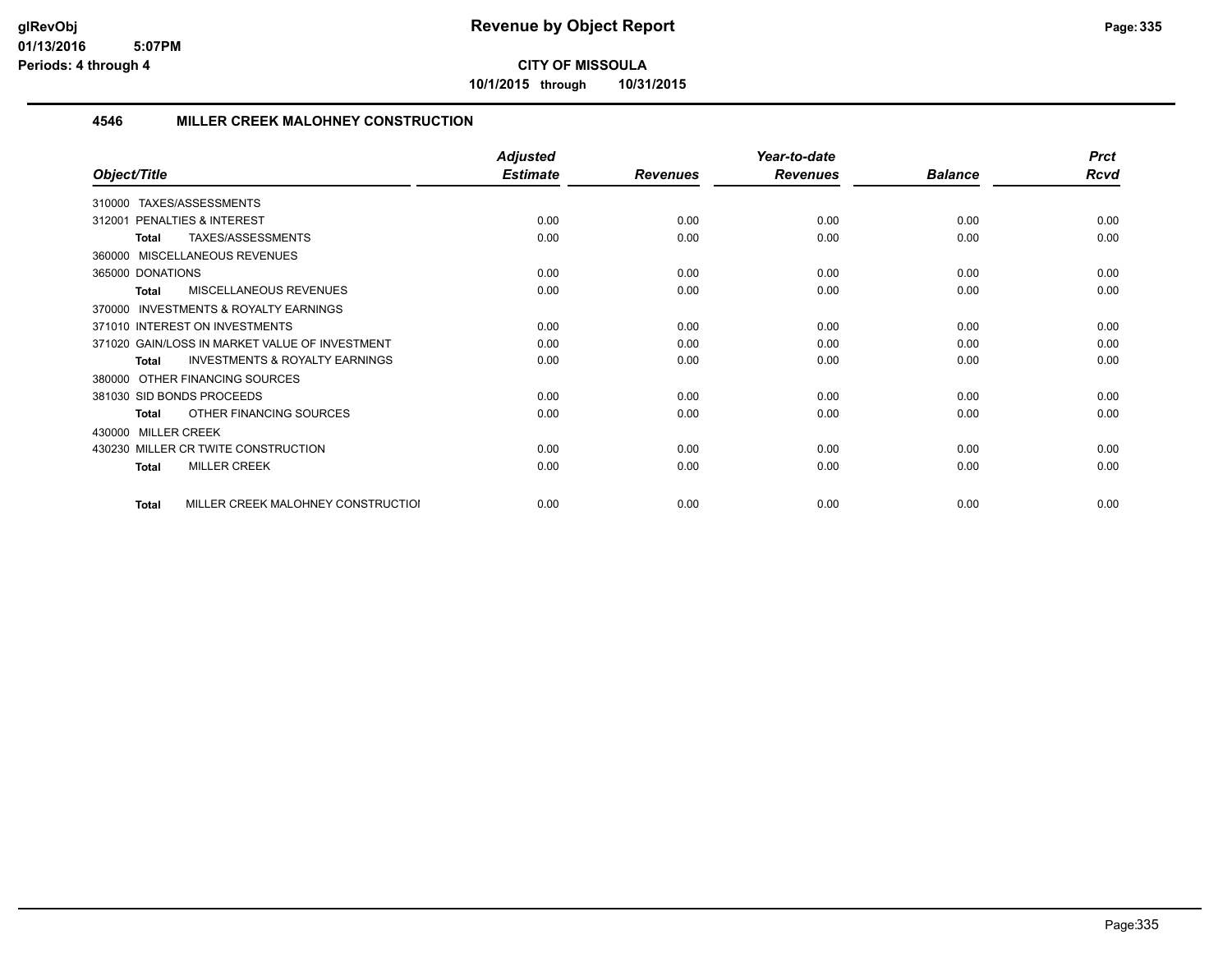**CITY OF MISSOULA**

**10/1/2015 through 10/31/2015**

## 4546 MILLER CREEK MALOHNEY CONSTRUCTION

| Object/Title | Adjusted Estimate | Revenues | Year-to-date Revenues | Balance | Prct Rcvd |
|---|---|---|---|---|---|
| 310000 TAXES/ASSESSMENTS | | | | | |
| 312001 PENALTIES & INTEREST | 0.00 | 0.00 | 0.00 | 0.00 | 0.00 |
| **Total** TAXES/ASSESSMENTS | 0.00 | 0.00 | 0.00 | 0.00 | 0.00 |
| 360000 MISCELLANEOUS REVENUES | | | | | |
| 365000 DONATIONS | 0.00 | 0.00 | 0.00 | 0.00 | 0.00 |
| **Total** MISCELLANEOUS REVENUES | 0.00 | 0.00 | 0.00 | 0.00 | 0.00 |
| 370000 INVESTMENTS & ROYALTY EARNINGS | | | | | |
| 371010 INTEREST ON INVESTMENTS | 0.00 | 0.00 | 0.00 | 0.00 | 0.00 |
| 371020 GAIN/LOSS IN MARKET VALUE OF INVESTMENT | 0.00 | 0.00 | 0.00 | 0.00 | 0.00 |
| **Total** INVESTMENTS & ROYALTY EARNINGS | 0.00 | 0.00 | 0.00 | 0.00 | 0.00 |
| 380000 OTHER FINANCING SOURCES | | | | | |
| 381030 SID BONDS PROCEEDS | 0.00 | 0.00 | 0.00 | 0.00 | 0.00 |
| **Total** OTHER FINANCING SOURCES | 0.00 | 0.00 | 0.00 | 0.00 | 0.00 |
| 430000 MILLER CREEK | | | | | |
| 430230 MILLER CR TWITE CONSTRUCTION | 0.00 | 0.00 | 0.00 | 0.00 | 0.00 |
| **Total** MILLER CREEK | 0.00 | 0.00 | 0.00 | 0.00 | 0.00 |
| **Total** MILLER CREEK MALOHNEY CONSTRUCTIOI | 0.00 | 0.00 | 0.00 | 0.00 | 0.00 |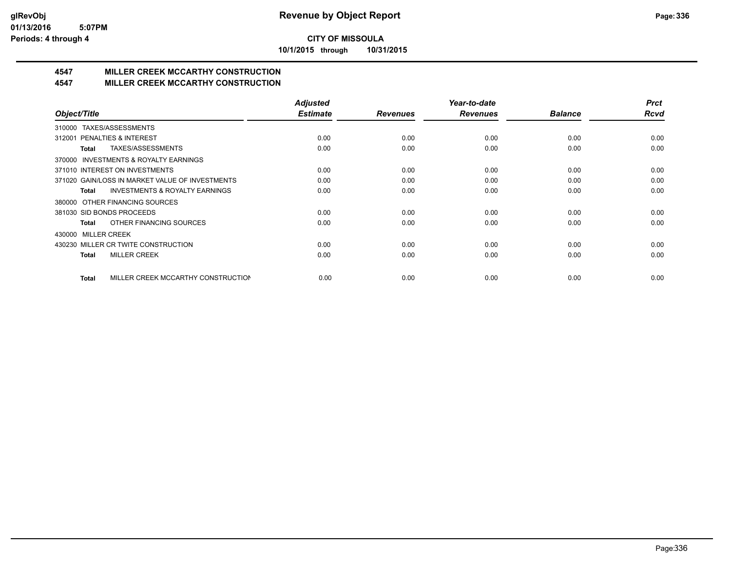# Revenue by Object Report

glRevObj
01/13/2016 5:07PM
Periods: 4 through 4

**CITY OF MISSOULA**

**10/1/2015 through 10/31/2015**

## 4547 MILLER CREEK MCCARTHY CONSTRUCTION
## 4547 MILLER CREEK MCCARTHY CONSTRUCTION

| *Object/Title* | *Adjusted Estimate* | *Revenues* | *Year-to-date Revenues* | *Balance* | *Prct Rcvd* |
|---|---|---|---|---|---|
| 310000 TAXES/ASSESSMENTS | | | | | |
| 312001 PENALTIES & INTEREST | 0.00 | 0.00 | 0.00 | 0.00 | 0.00 |
| **Total** TAXES/ASSESSMENTS | 0.00 | 0.00 | 0.00 | 0.00 | 0.00 |
| 370000 INVESTMENTS & ROYALTY EARNINGS | | | | | |
| 371010 INTEREST ON INVESTMENTS | 0.00 | 0.00 | 0.00 | 0.00 | 0.00 |
| 371020 GAIN/LOSS IN MARKET VALUE OF INVESTMENTS | 0.00 | 0.00 | 0.00 | 0.00 | 0.00 |
| **Total** INVESTMENTS & ROYALTY EARNINGS | 0.00 | 0.00 | 0.00 | 0.00 | 0.00 |
| 380000 OTHER FINANCING SOURCES | | | | | |
| 381030 SID BONDS PROCEEDS | 0.00 | 0.00 | 0.00 | 0.00 | 0.00 |
| **Total** OTHER FINANCING SOURCES | 0.00 | 0.00 | 0.00 | 0.00 | 0.00 |
| 430000 MILLER CREEK | | | | | |
| 430230 MILLER CR TWITE CONSTRUCTION | 0.00 | 0.00 | 0.00 | 0.00 | 0.00 |
| **Total** MILLER CREEK | 0.00 | 0.00 | 0.00 | 0.00 | 0.00 |
| **Total** MILLER CREEK MCCARTHY CONSTRUCTION | 0.00 | 0.00 | 0.00 | 0.00 | 0.00 |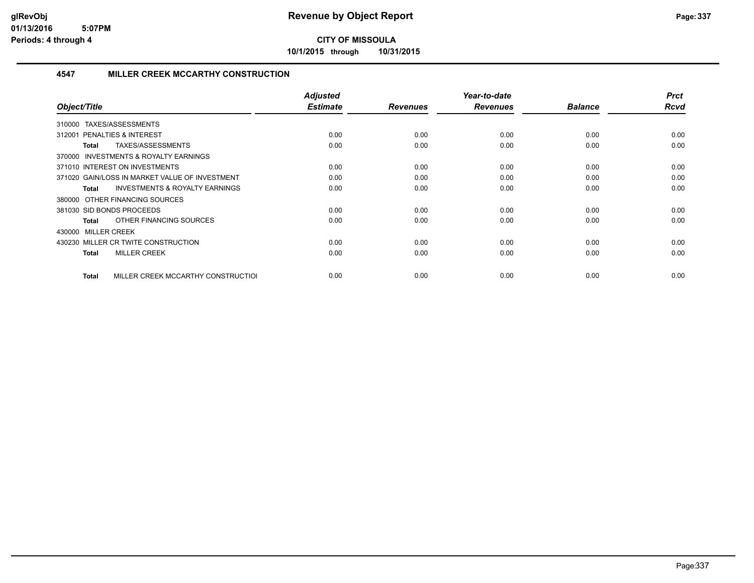**CITY OF MISSOULA**

**10/1/2015 through 10/31/2015**

### 4547 MILLER CREEK MCCARTHY CONSTRUCTION

| Object/Title | Adjusted Estimate | Revenues | Year-to-date Revenues | Balance | Prct Rcvd |
|---|---|---|---|---|---|
| 310000 TAXES/ASSESSMENTS | | | | | |
| 312001 PENALTIES & INTEREST | 0.00 | 0.00 | 0.00 | 0.00 | 0.00 |
| **Total** TAXES/ASSESSMENTS | 0.00 | 0.00 | 0.00 | 0.00 | 0.00 |
| 370000 INVESTMENTS & ROYALTY EARNINGS | | | | | |
| 371010 INTEREST ON INVESTMENTS | 0.00 | 0.00 | 0.00 | 0.00 | 0.00 |
| 371020 GAIN/LOSS IN MARKET VALUE OF INVESTMENT | 0.00 | 0.00 | 0.00 | 0.00 | 0.00 |
| **Total** INVESTMENTS & ROYALTY EARNINGS | 0.00 | 0.00 | 0.00 | 0.00 | 0.00 |
| 380000 OTHER FINANCING SOURCES | | | | | |
| 381030 SID BONDS PROCEEDS | 0.00 | 0.00 | 0.00 | 0.00 | 0.00 |
| **Total** OTHER FINANCING SOURCES | 0.00 | 0.00 | 0.00 | 0.00 | 0.00 |
| 430000 MILLER CREEK | | | | | |
| 430230 MILLER CR TWITE CONSTRUCTION | 0.00 | 0.00 | 0.00 | 0.00 | 0.00 |
| **Total** MILLER CREEK | 0.00 | 0.00 | 0.00 | 0.00 | 0.00 |
| **Total** MILLER CREEK MCCARTHY CONSTRUCTIOI | 0.00 | 0.00 | 0.00 | 0.00 | 0.00 |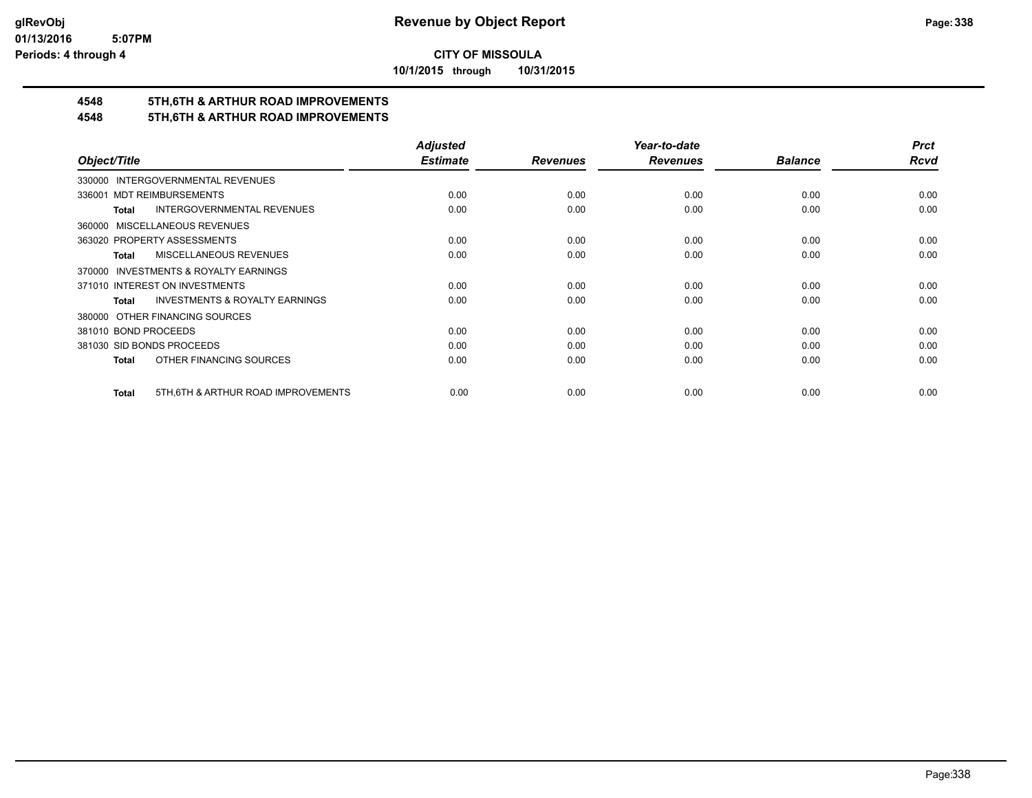**CITY OF MISSOULA**

**10/1/2015 through 10/31/2015**

## 4548 5TH,6TH & ARTHUR ROAD IMPROVEMENTS
## 4548 5TH,6TH & ARTHUR ROAD IMPROVEMENTS

| Object/Title | Adjusted Estimate | Revenues | Year-to-date Revenues | Balance | Prct Rcvd |
|---|---|---|---|---|---|
| 330000 INTERGOVERNMENTAL REVENUES | | | | | |
| 336001 MDT REIMBURSEMENTS | 0.00 | 0.00 | 0.00 | 0.00 | 0.00 |
| **Total** INTERGOVERNMENTAL REVENUES | 0.00 | 0.00 | 0.00 | 0.00 | 0.00 |
| 360000 MISCELLANEOUS REVENUES | | | | | |
| 363020 PROPERTY ASSESSMENTS | 0.00 | 0.00 | 0.00 | 0.00 | 0.00 |
| **Total** MISCELLANEOUS REVENUES | 0.00 | 0.00 | 0.00 | 0.00 | 0.00 |
| 370000 INVESTMENTS & ROYALTY EARNINGS | | | | | |
| 371010 INTEREST ON INVESTMENTS | 0.00 | 0.00 | 0.00 | 0.00 | 0.00 |
| **Total** INVESTMENTS & ROYALTY EARNINGS | 0.00 | 0.00 | 0.00 | 0.00 | 0.00 |
| 380000 OTHER FINANCING SOURCES | | | | | |
| 381010 BOND PROCEEDS | 0.00 | 0.00 | 0.00 | 0.00 | 0.00 |
| 381030 SID BONDS PROCEEDS | 0.00 | 0.00 | 0.00 | 0.00 | 0.00 |
| **Total** OTHER FINANCING SOURCES | 0.00 | 0.00 | 0.00 | 0.00 | 0.00 |
| **Total** 5TH,6TH & ARTHUR ROAD IMPROVEMENTS | 0.00 | 0.00 | 0.00 | 0.00 | 0.00 |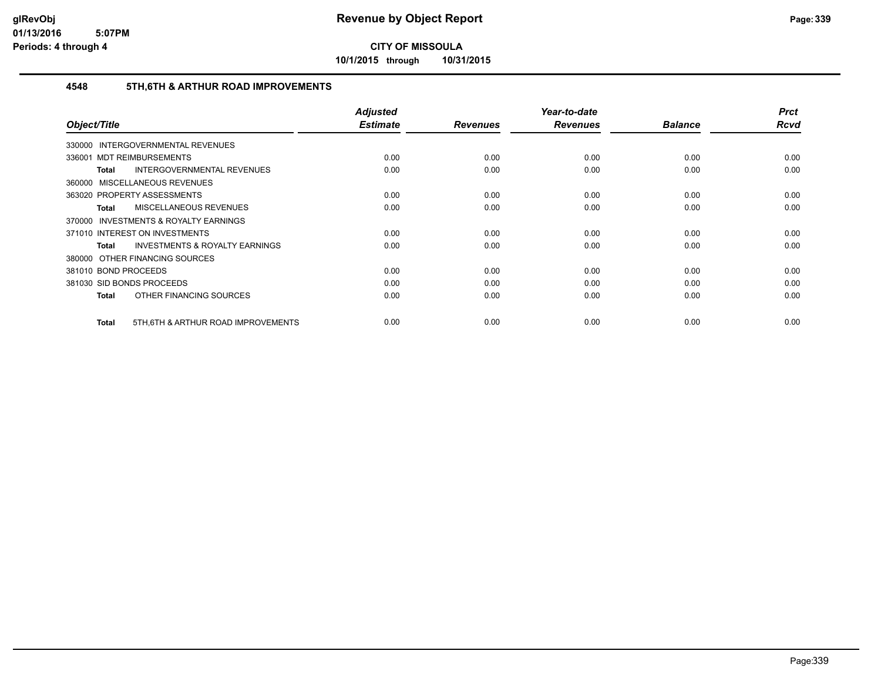**CITY OF MISSOULA**

**10/1/2015 through 10/31/2015**

### 4548 5TH,6TH & ARTHUR ROAD IMPROVEMENTS

| Object/Title | Adjusted Estimate | Revenues | Year-to-date Revenues | Balance | Prct Rcvd |
|---|---|---|---|---|---|
| 330000 INTERGOVERNMENTAL REVENUES | | | | | |
| 336001 MDT REIMBURSEMENTS | 0.00 | 0.00 | 0.00 | 0.00 | 0.00 |
| **Total** INTERGOVERNMENTAL REVENUES | 0.00 | 0.00 | 0.00 | 0.00 | 0.00 |
| 360000 MISCELLANEOUS REVENUES | | | | | |
| 363020 PROPERTY ASSESSMENTS | 0.00 | 0.00 | 0.00 | 0.00 | 0.00 |
| **Total** MISCELLANEOUS REVENUES | 0.00 | 0.00 | 0.00 | 0.00 | 0.00 |
| 370000 INVESTMENTS & ROYALTY EARNINGS | | | | | |
| 371010 INTEREST ON INVESTMENTS | 0.00 | 0.00 | 0.00 | 0.00 | 0.00 |
| **Total** INVESTMENTS & ROYALTY EARNINGS | 0.00 | 0.00 | 0.00 | 0.00 | 0.00 |
| 380000 OTHER FINANCING SOURCES | | | | | |
| 381010 BOND PROCEEDS | 0.00 | 0.00 | 0.00 | 0.00 | 0.00 |
| 381030 SID BONDS PROCEEDS | 0.00 | 0.00 | 0.00 | 0.00 | 0.00 |
| **Total** OTHER FINANCING SOURCES | 0.00 | 0.00 | 0.00 | 0.00 | 0.00 |
| **Total** 5TH,6TH & ARTHUR ROAD IMPROVEMENTS | 0.00 | 0.00 | 0.00 | 0.00 | 0.00 |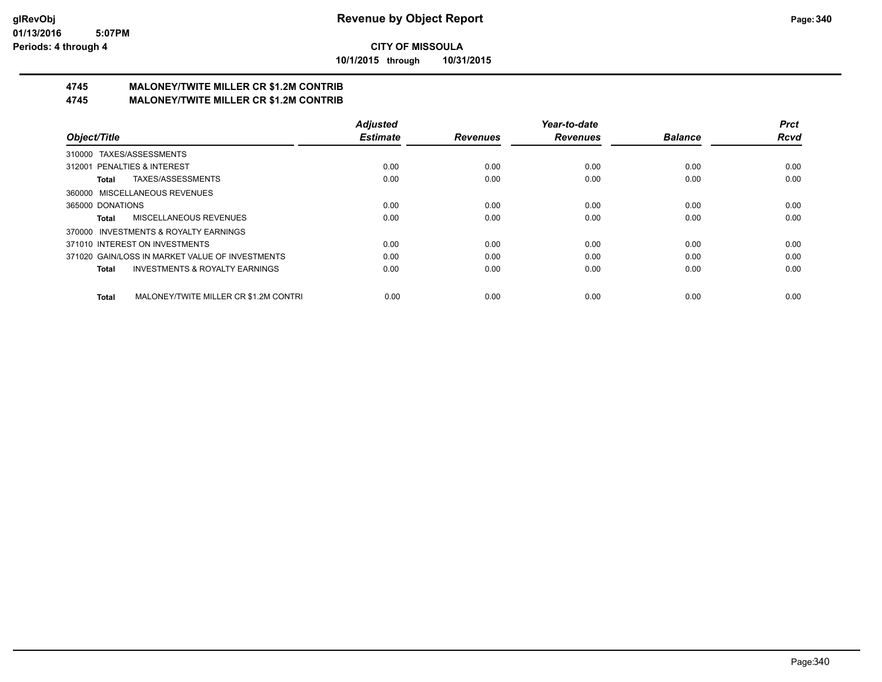# CITY OF MISSOULA

**10/1/2015 through 10/31/2015**

## 4745 MALONEY/TWITE MILLER CR $1.2M CONTRIB

## 4745 MALONEY/TWITE MILLER CR $1.2M CONTRIB

| Object/Title | Adjusted Estimate | Revenues | Year-to-date Revenues | Balance | Prct Rcvd |
|---|---|---|---|---|---|
| 310000 TAXES/ASSESSMENTS | | | | | |
| 312001 PENALTIES & INTEREST | 0.00 | 0.00 | 0.00 | 0.00 | 0.00 |
| **Total** TAXES/ASSESSMENTS | 0.00 | 0.00 | 0.00 | 0.00 | 0.00 |
| 360000 MISCELLANEOUS REVENUES | | | | | |
| 365000 DONATIONS | 0.00 | 0.00 | 0.00 | 0.00 | 0.00 |
| **Total** MISCELLANEOUS REVENUES | 0.00 | 0.00 | 0.00 | 0.00 | 0.00 |
| 370000 INVESTMENTS & ROYALTY EARNINGS | | | | | |
| 371010 INTEREST ON INVESTMENTS | 0.00 | 0.00 | 0.00 | 0.00 | 0.00 |
| 371020 GAIN/LOSS IN MARKET VALUE OF INVESTMENTS | 0.00 | 0.00 | 0.00 | 0.00 | 0.00 |
| **Total** INVESTMENTS & ROYALTY EARNINGS | 0.00 | 0.00 | 0.00 | 0.00 | 0.00 |
| **Total** MALONEY/TWITE MILLER CR $1.2M CONTRI | 0.00 | 0.00 | 0.00 | 0.00 | 0.00 |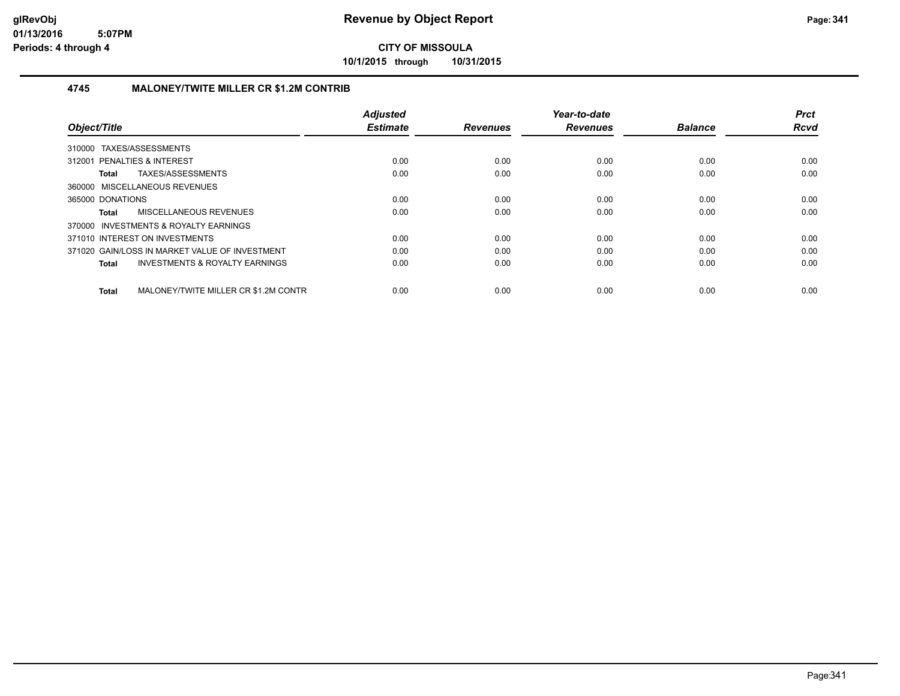# Revenue by Object Report

**CITY OF MISSOULA**

**10/1/2015 through 10/31/2015**

glRevObj
01/13/2016 5:07PM
Periods: 4 through 4

## 4745 MALONEY/TWITE MILLER CR $1.2M CONTRIB

| Object/Title | Adjusted Estimate | Revenues | Year-to-date Revenues | Balance | Prct Rcvd |
|---|---|---|---|---|---|
| 310000 TAXES/ASSESSMENTS | | | | | |
| 312001 PENALTIES & INTEREST | 0.00 | 0.00 | 0.00 | 0.00 | 0.00 |
| **Total** TAXES/ASSESSMENTS | 0.00 | 0.00 | 0.00 | 0.00 | 0.00 |
| 360000 MISCELLANEOUS REVENUES | | | | | |
| 365000 DONATIONS | 0.00 | 0.00 | 0.00 | 0.00 | 0.00 |
| **Total** MISCELLANEOUS REVENUES | 0.00 | 0.00 | 0.00 | 0.00 | 0.00 |
| 370000 INVESTMENTS & ROYALTY EARNINGS | | | | | |
| 371010 INTEREST ON INVESTMENTS | 0.00 | 0.00 | 0.00 | 0.00 | 0.00 |
| 371020 GAIN/LOSS IN MARKET VALUE OF INVESTMENT | 0.00 | 0.00 | 0.00 | 0.00 | 0.00 |
| **Total** INVESTMENTS & ROYALTY EARNINGS | 0.00 | 0.00 | 0.00 | 0.00 | 0.00 |
| **Total** MALONEY/TWITE MILLER CR $1.2M CONTR | 0.00 | 0.00 | 0.00 | 0.00 | 0.00 |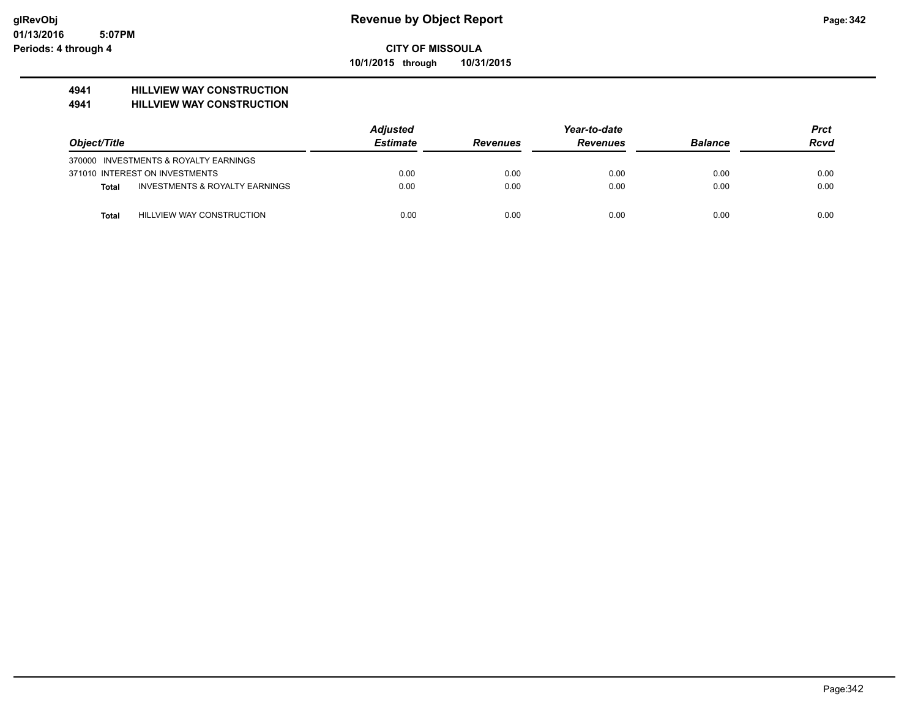# Revenue by Object Report

**CITY OF MISSOULA**

**10/1/2015 through 10/31/2015**

glRevObj
01/13/2016 5:07PM
Periods: 4 through 4

**4941 HILLVIEW WAY CONSTRUCTION**
**4941 HILLVIEW WAY CONSTRUCTION**

| Object/Title | | Adjusted Estimate | Revenues | Year-to-date Revenues | Balance | Prct Rcvd |
|---|---|---|---|---|---|---|
| 370000 INVESTMENTS & ROYALTY EARNINGS | | | | | | |
| 371010 INTEREST ON INVESTMENTS | | 0.00 | 0.00 | 0.00 | 0.00 | 0.00 |
| **Total** | INVESTMENTS & ROYALTY EARNINGS | 0.00 | 0.00 | 0.00 | 0.00 | 0.00 |
| **Total** | HILLVIEW WAY CONSTRUCTION | 0.00 | 0.00 | 0.00 | 0.00 | 0.00 |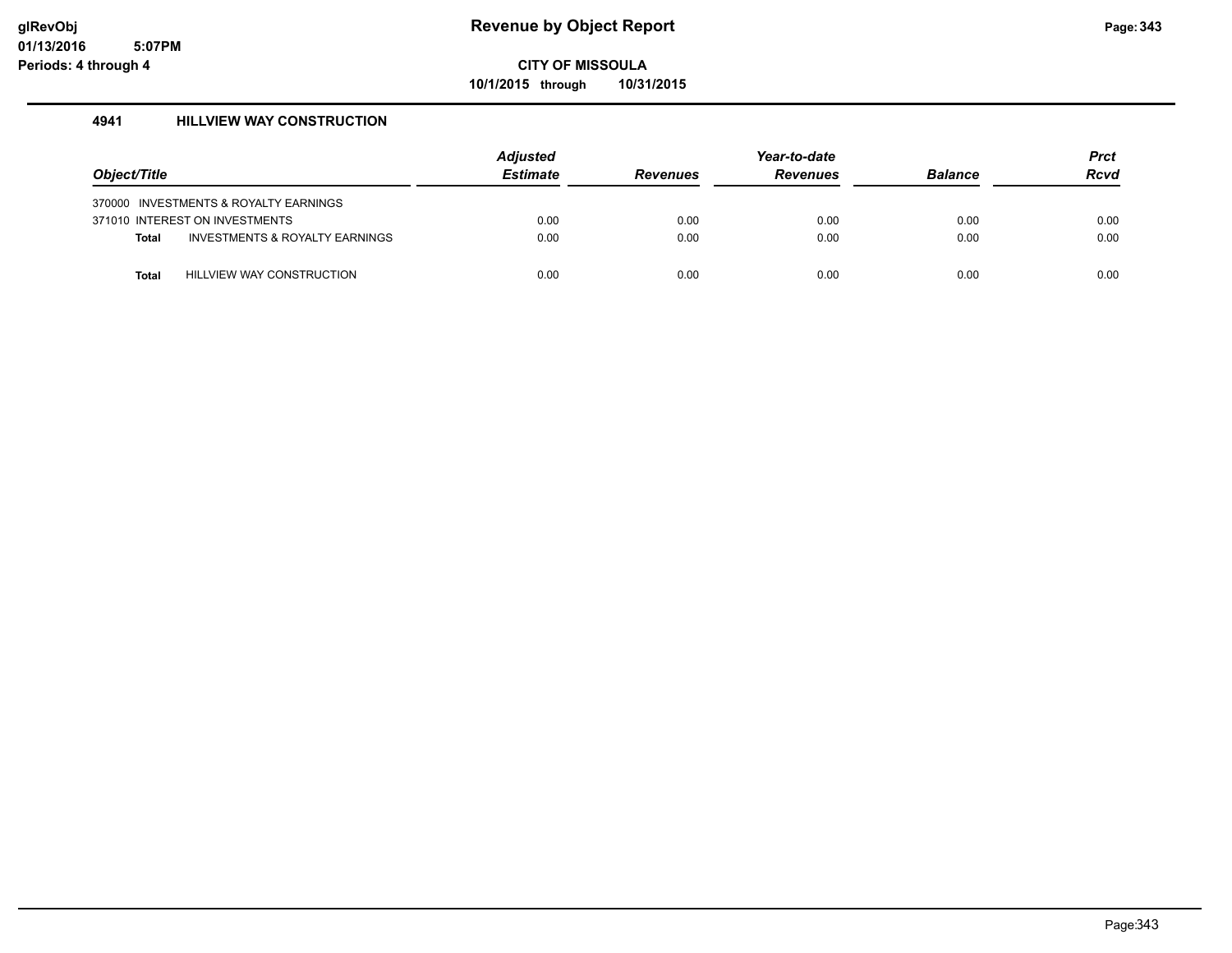# Revenue by Object Report

**CITY OF MISSOULA**

**10/1/2015 through 10/31/2015**

glRevObj
01/13/2016 5:07PM
Periods: 4 through 4

### 4941 HILLVIEW WAY CONSTRUCTION

| Object/Title | Adjusted Estimate | Revenues | Year-to-date Revenues | Balance | Prct Rcvd |
|---|---|---|---|---|---|
| 370000 INVESTMENTS & ROYALTY EARNINGS | | | | | |
| 371010 INTEREST ON INVESTMENTS | 0.00 | 0.00 | 0.00 | 0.00 | 0.00 |
| **Total** INVESTMENTS & ROYALTY EARNINGS | 0.00 | 0.00 | 0.00 | 0.00 | 0.00 |
| **Total** HILLVIEW WAY CONSTRUCTION | 0.00 | 0.00 | 0.00 | 0.00 | 0.00 |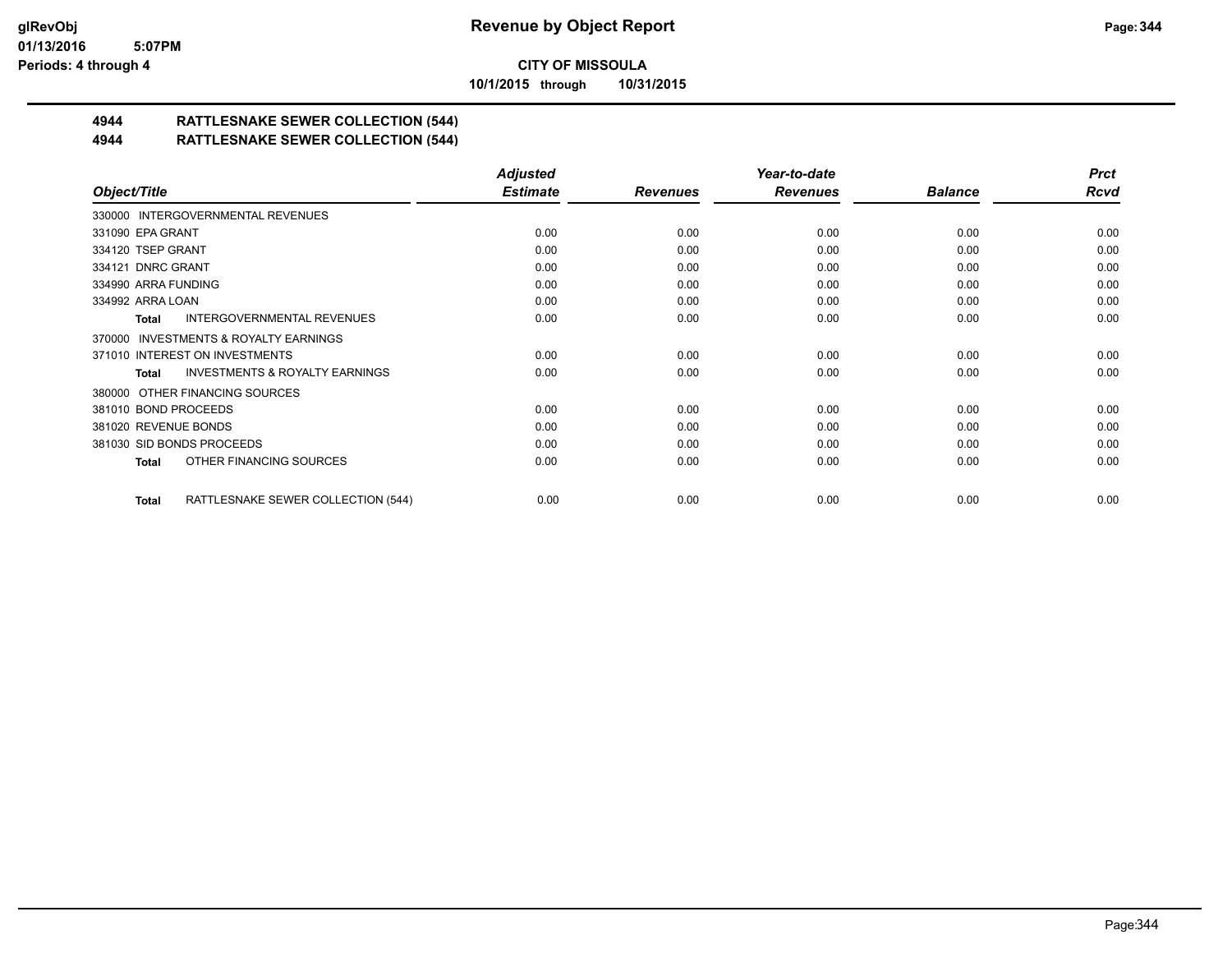# Revenue by Object Report

**CITY OF MISSOULA**

**10/1/2015 through 10/31/2015**

## 4944 RATTLESNAKE SEWER COLLECTION (544)

## 4944 RATTLESNAKE SEWER COLLECTION (544)

| Object/Title | Adjusted Estimate | Revenues | Year-to-date Revenues | Balance | Prct Rcvd |
|---|---|---|---|---|---|
| 330000 INTERGOVERNMENTAL REVENUES | | | | | |
| 331090 EPA GRANT | 0.00 | 0.00 | 0.00 | 0.00 | 0.00 |
| 334120 TSEP GRANT | 0.00 | 0.00 | 0.00 | 0.00 | 0.00 |
| 334121 DNRC GRANT | 0.00 | 0.00 | 0.00 | 0.00 | 0.00 |
| 334990 ARRA FUNDING | 0.00 | 0.00 | 0.00 | 0.00 | 0.00 |
| 334992 ARRA LOAN | 0.00 | 0.00 | 0.00 | 0.00 | 0.00 |
| **Total** INTERGOVERNMENTAL REVENUES | 0.00 | 0.00 | 0.00 | 0.00 | 0.00 |
| 370000 INVESTMENTS & ROYALTY EARNINGS | | | | | |
| 371010 INTEREST ON INVESTMENTS | 0.00 | 0.00 | 0.00 | 0.00 | 0.00 |
| **Total** INVESTMENTS & ROYALTY EARNINGS | 0.00 | 0.00 | 0.00 | 0.00 | 0.00 |
| 380000 OTHER FINANCING SOURCES | | | | | |
| 381010 BOND PROCEEDS | 0.00 | 0.00 | 0.00 | 0.00 | 0.00 |
| 381020 REVENUE BONDS | 0.00 | 0.00 | 0.00 | 0.00 | 0.00 |
| 381030 SID BONDS PROCEEDS | 0.00 | 0.00 | 0.00 | 0.00 | 0.00 |
| **Total** OTHER FINANCING SOURCES | 0.00 | 0.00 | 0.00 | 0.00 | 0.00 |
| **Total** RATTLESNAKE SEWER COLLECTION (544) | 0.00 | 0.00 | 0.00 | 0.00 | 0.00 |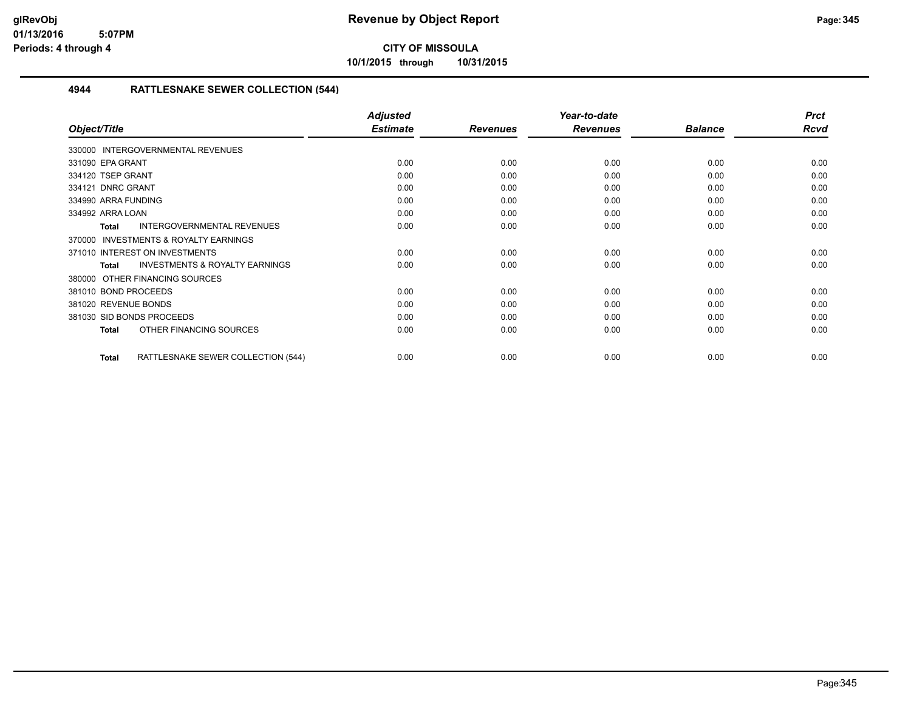**CITY OF MISSOULA**

**10/1/2015 through 10/31/2015**

## 4944 RATTLESNAKE SEWER COLLECTION (544)

| Object/Title | Adjusted Estimate | Revenues | Year-to-date Revenues | Balance | Prct Rcvd |
|---|---|---|---|---|---|
| 330000 INTERGOVERNMENTAL REVENUES | | | | | |
| 331090 EPA GRANT | 0.00 | 0.00 | 0.00 | 0.00 | 0.00 |
| 334120 TSEP GRANT | 0.00 | 0.00 | 0.00 | 0.00 | 0.00 |
| 334121 DNRC GRANT | 0.00 | 0.00 | 0.00 | 0.00 | 0.00 |
| 334990 ARRA FUNDING | 0.00 | 0.00 | 0.00 | 0.00 | 0.00 |
| 334992 ARRA LOAN | 0.00 | 0.00 | 0.00 | 0.00 | 0.00 |
| **Total** INTERGOVERNMENTAL REVENUES | 0.00 | 0.00 | 0.00 | 0.00 | 0.00 |
| 370000 INVESTMENTS & ROYALTY EARNINGS | | | | | |
| 371010 INTEREST ON INVESTMENTS | 0.00 | 0.00 | 0.00 | 0.00 | 0.00 |
| **Total** INVESTMENTS & ROYALTY EARNINGS | 0.00 | 0.00 | 0.00 | 0.00 | 0.00 |
| 380000 OTHER FINANCING SOURCES | | | | | |
| 381010 BOND PROCEEDS | 0.00 | 0.00 | 0.00 | 0.00 | 0.00 |
| 381020 REVENUE BONDS | 0.00 | 0.00 | 0.00 | 0.00 | 0.00 |
| 381030 SID BONDS PROCEEDS | 0.00 | 0.00 | 0.00 | 0.00 | 0.00 |
| **Total** OTHER FINANCING SOURCES | 0.00 | 0.00 | 0.00 | 0.00 | 0.00 |
| **Total** RATTLESNAKE SEWER COLLECTION (544) | 0.00 | 0.00 | 0.00 | 0.00 | 0.00 |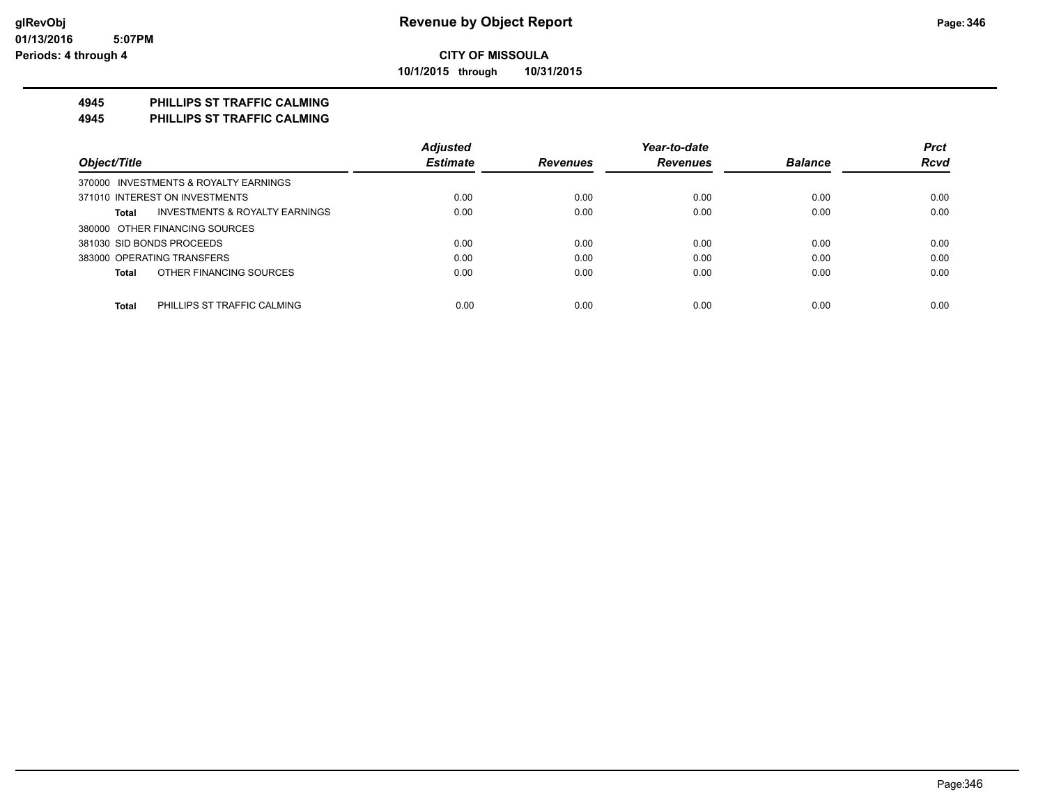**glRevObj**
**01/13/2016 5:07PM**
**Periods: 4 through 4**

# Revenue by Object Report

**CITY OF MISSOULA**
**10/1/2015 through 10/31/2015**

## 4945 PHILLIPS ST TRAFFIC CALMING
## 4945 PHILLIPS ST TRAFFIC CALMING

| Object/Title | Adjusted Estimate | Revenues | Year-to-date Revenues | Balance | Prct Rcvd |
|---|---|---|---|---|---|
| 370000 INVESTMENTS & ROYALTY EARNINGS | | | | | |
| 371010 INTEREST ON INVESTMENTS | 0.00 | 0.00 | 0.00 | 0.00 | 0.00 |
| **Total** INVESTMENTS & ROYALTY EARNINGS | 0.00 | 0.00 | 0.00 | 0.00 | 0.00 |
| 380000 OTHER FINANCING SOURCES | | | | | |
| 381030 SID BONDS PROCEEDS | 0.00 | 0.00 | 0.00 | 0.00 | 0.00 |
| 383000 OPERATING TRANSFERS | 0.00 | 0.00 | 0.00 | 0.00 | 0.00 |
| **Total** OTHER FINANCING SOURCES | 0.00 | 0.00 | 0.00 | 0.00 | 0.00 |
| **Total** PHILLIPS ST TRAFFIC CALMING | 0.00 | 0.00 | 0.00 | 0.00 | 0.00 |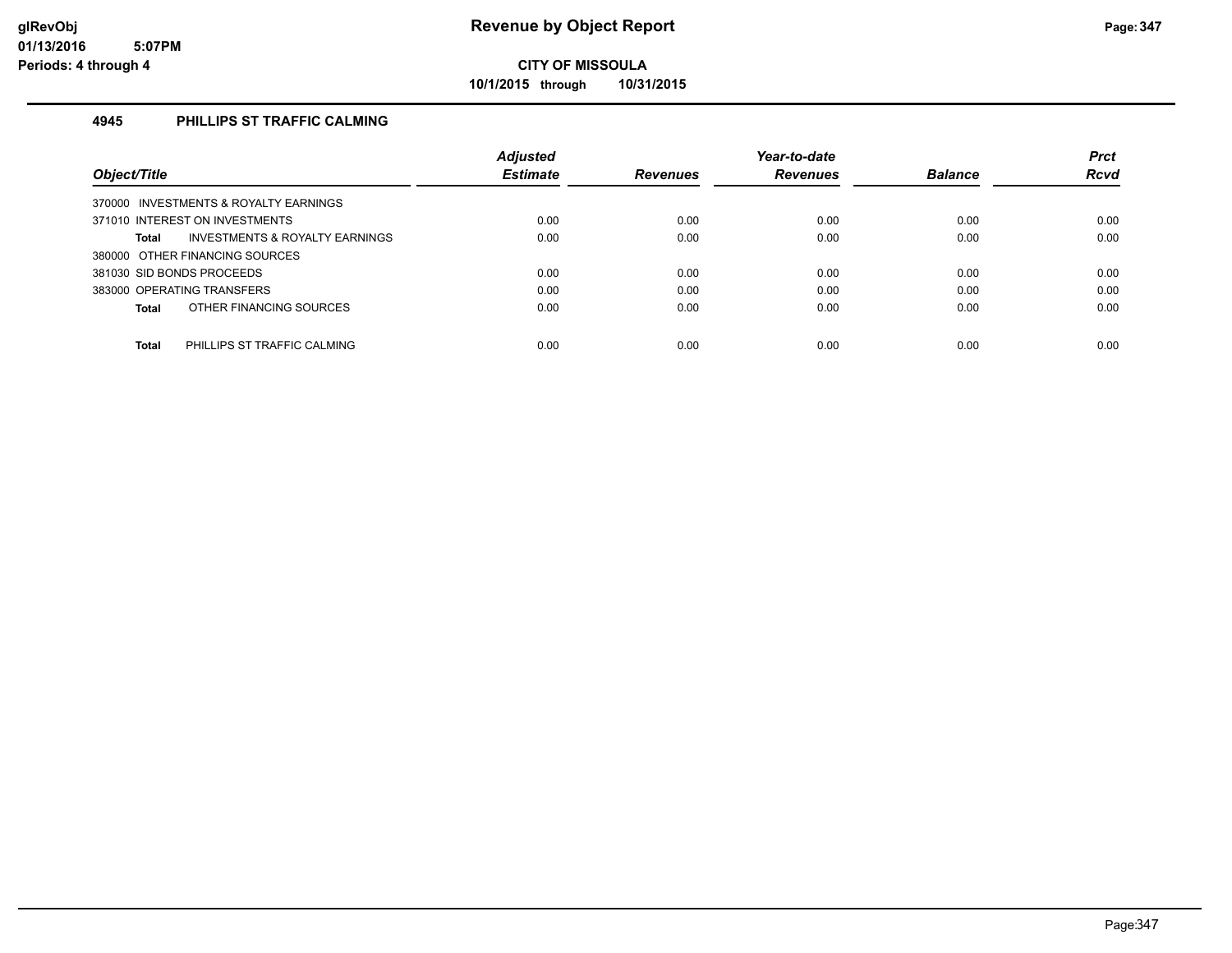# Revenue by Object Report

glRevObj
01/13/2016 5:07PM
Periods: 4 through 4

**CITY OF MISSOULA**

**10/1/2015 through 10/31/2015**

### 4945 PHILLIPS ST TRAFFIC CALMING

| Object/Title | Adjusted Estimate | Revenues | Year-to-date Revenues | Balance | Prct Rcvd |
|---|---|---|---|---|---|
| 370000 INVESTMENTS & ROYALTY EARNINGS | | | | | |
| 371010 INTEREST ON INVESTMENTS | 0.00 | 0.00 | 0.00 | 0.00 | 0.00 |
| **Total** INVESTMENTS & ROYALTY EARNINGS | 0.00 | 0.00 | 0.00 | 0.00 | 0.00 |
| 380000 OTHER FINANCING SOURCES | | | | | |
| 381030 SID BONDS PROCEEDS | 0.00 | 0.00 | 0.00 | 0.00 | 0.00 |
| 383000 OPERATING TRANSFERS | 0.00 | 0.00 | 0.00 | 0.00 | 0.00 |
| **Total** OTHER FINANCING SOURCES | 0.00 | 0.00 | 0.00 | 0.00 | 0.00 |
| **Total** PHILLIPS ST TRAFFIC CALMING | 0.00 | 0.00 | 0.00 | 0.00 | 0.00 |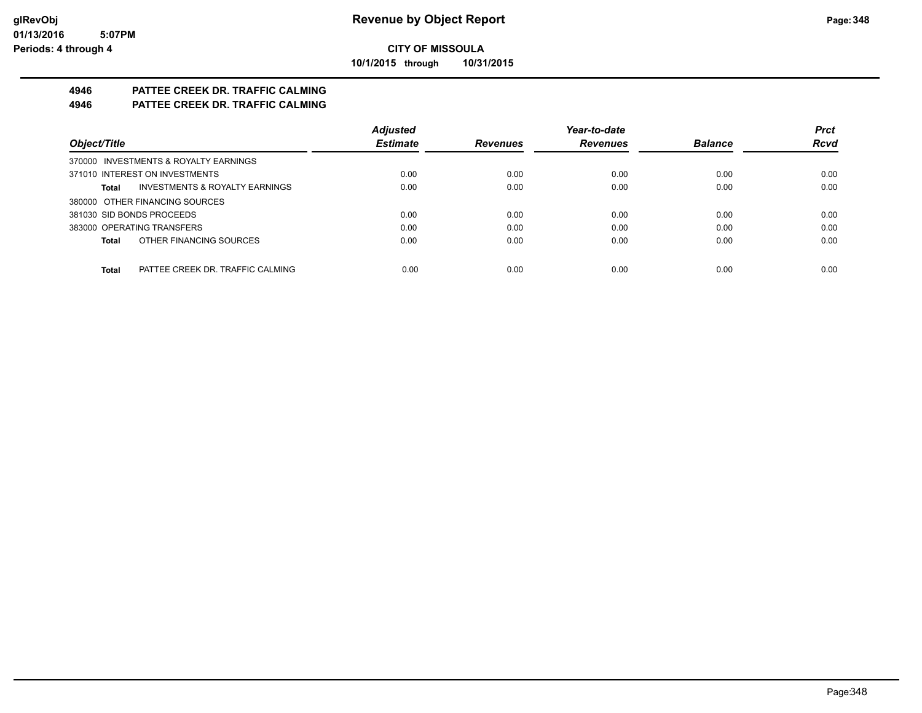# Revenue by Object Report

**CITY OF MISSOULA**

**10/1/2015 through 10/31/2015**

glRevObj
01/13/2016 5:07PM
Periods: 4 through 4

## 4946 PATTEE CREEK DR. TRAFFIC CALMING
## 4946 PATTEE CREEK DR. TRAFFIC CALMING

| Object/Title | Adjusted Estimate | Revenues | Year-to-date Revenues | Balance | Prct Rcvd |
|---|---|---|---|---|---|
| 370000 INVESTMENTS & ROYALTY EARNINGS | | | | | |
| 371010 INTEREST ON INVESTMENTS | 0.00 | 0.00 | 0.00 | 0.00 | 0.00 |
| **Total** INVESTMENTS & ROYALTY EARNINGS | 0.00 | 0.00 | 0.00 | 0.00 | 0.00 |
| 380000 OTHER FINANCING SOURCES | | | | | |
| 381030 SID BONDS PROCEEDS | 0.00 | 0.00 | 0.00 | 0.00 | 0.00 |
| 383000 OPERATING TRANSFERS | 0.00 | 0.00 | 0.00 | 0.00 | 0.00 |
| **Total** OTHER FINANCING SOURCES | 0.00 | 0.00 | 0.00 | 0.00 | 0.00 |
| **Total** PATTEE CREEK DR. TRAFFIC CALMING | 0.00 | 0.00 | 0.00 | 0.00 | 0.00 |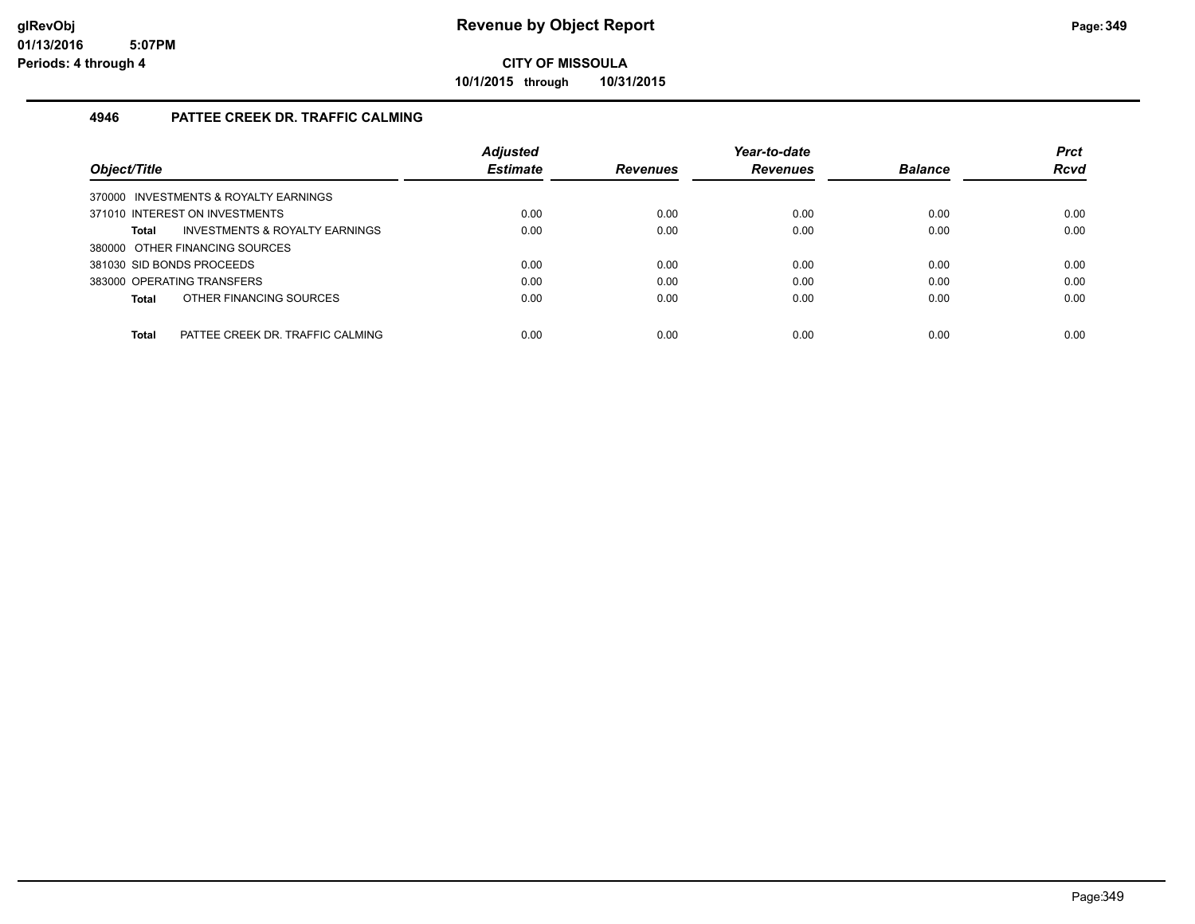**Revenue by Object Report**

**CITY OF MISSOULA**

**10/1/2015 through 10/31/2015**

glRevObj
01/13/2016 5:07PM
Periods: 4 through 4

### 4946 PATTEE CREEK DR. TRAFFIC CALMING

| Object/Title | Adjusted Estimate | Revenues | Year-to-date Revenues | Balance | Prct Rcvd |
|---|---|---|---|---|---|
| 370000 INVESTMENTS & ROYALTY EARNINGS | | | | | |
| 371010 INTEREST ON INVESTMENTS | 0.00 | 0.00 | 0.00 | 0.00 | 0.00 |
| **Total** INVESTMENTS & ROYALTY EARNINGS | 0.00 | 0.00 | 0.00 | 0.00 | 0.00 |
| 380000 OTHER FINANCING SOURCES | | | | | |
| 381030 SID BONDS PROCEEDS | 0.00 | 0.00 | 0.00 | 0.00 | 0.00 |
| 383000 OPERATING TRANSFERS | 0.00 | 0.00 | 0.00 | 0.00 | 0.00 |
| **Total** OTHER FINANCING SOURCES | 0.00 | 0.00 | 0.00 | 0.00 | 0.00 |
| **Total** PATTEE CREEK DR. TRAFFIC CALMING | 0.00 | 0.00 | 0.00 | 0.00 | 0.00 |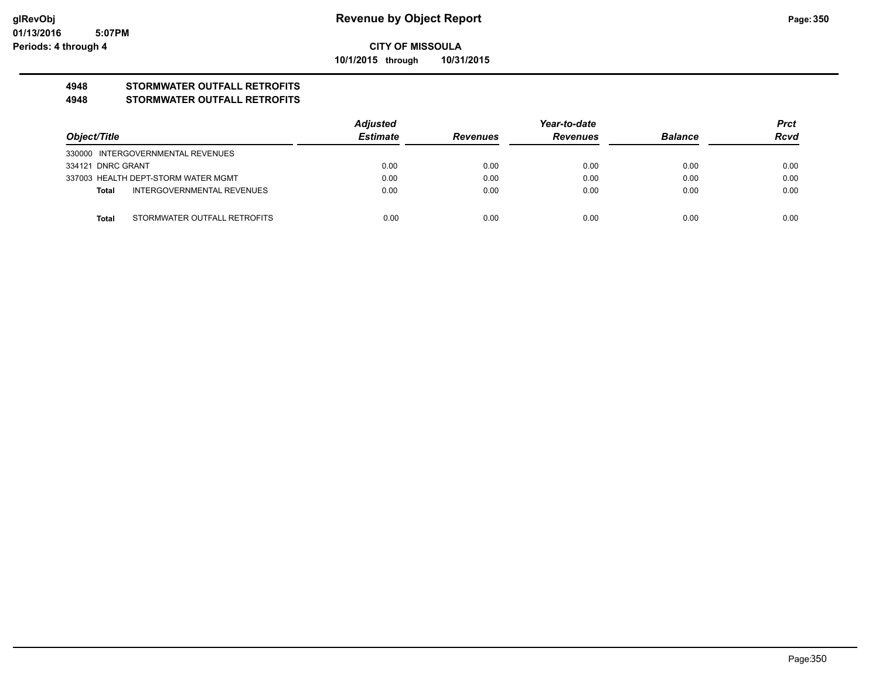# Revenue by Object Report

**CITY OF MISSOULA**

**10/1/2015 through 10/31/2015**

glRevObj
01/13/2016 5:07PM
Periods: 4 through 4

## 4948 STORMWATER OUTFALL RETROFITS
## 4948 STORMWATER OUTFALL RETROFITS

| Object/Title | Adjusted Estimate | Revenues | Year-to-date Revenues | Balance | Prct Rcvd |
|---|---|---|---|---|---|
| 330000 INTERGOVERNMENTAL REVENUES | | | | | |
| 334121 DNRC GRANT | 0.00 | 0.00 | 0.00 | 0.00 | 0.00 |
| 337003 HEALTH DEPT-STORM WATER MGMT | 0.00 | 0.00 | 0.00 | 0.00 | 0.00 |
| **Total** INTERGOVERNMENTAL REVENUES | 0.00 | 0.00 | 0.00 | 0.00 | 0.00 |
| **Total** STORMWATER OUTFALL RETROFITS | 0.00 | 0.00 | 0.00 | 0.00 | 0.00 |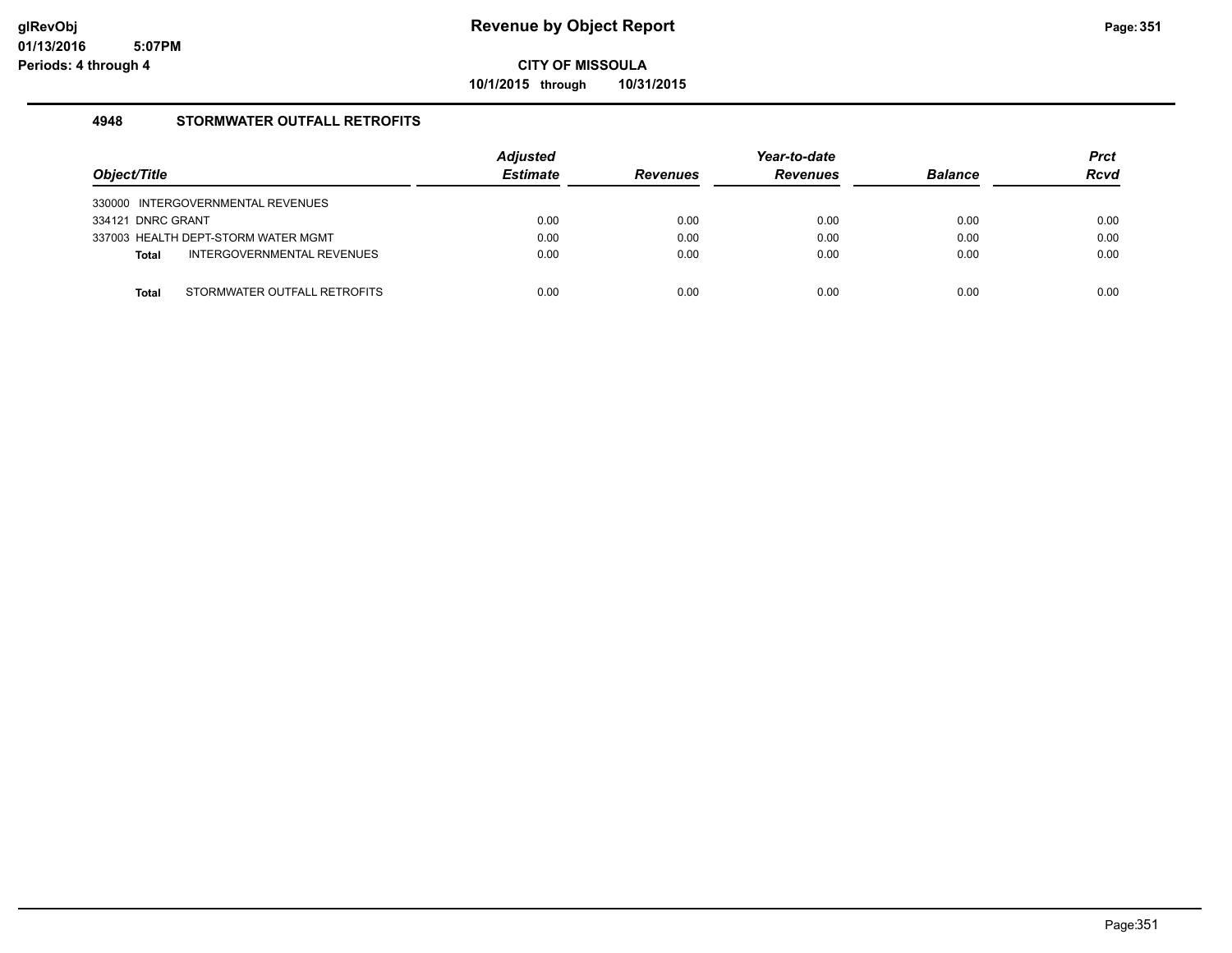# Revenue by Object Report

glRevObj
01/13/2016 5:07PM
Periods: 4 through 4

**CITY OF MISSOULA**

**10/1/2015 through 10/31/2015**

## 4948 STORMWATER OUTFALL RETROFITS

| Object/Title | Adjusted Estimate | Revenues | Year-to-date Revenues | Balance | Prct Rcvd |
|---|---|---|---|---|---|
| 330000 INTERGOVERNMENTAL REVENUES | | | | | |
| 334121 DNRC GRANT | 0.00 | 0.00 | 0.00 | 0.00 | 0.00 |
| 337003 HEALTH DEPT-STORM WATER MGMT | 0.00 | 0.00 | 0.00 | 0.00 | 0.00 |
| **Total** INTERGOVERNMENTAL REVENUES | 0.00 | 0.00 | 0.00 | 0.00 | 0.00 |
| **Total** STORMWATER OUTFALL RETROFITS | 0.00 | 0.00 | 0.00 | 0.00 | 0.00 |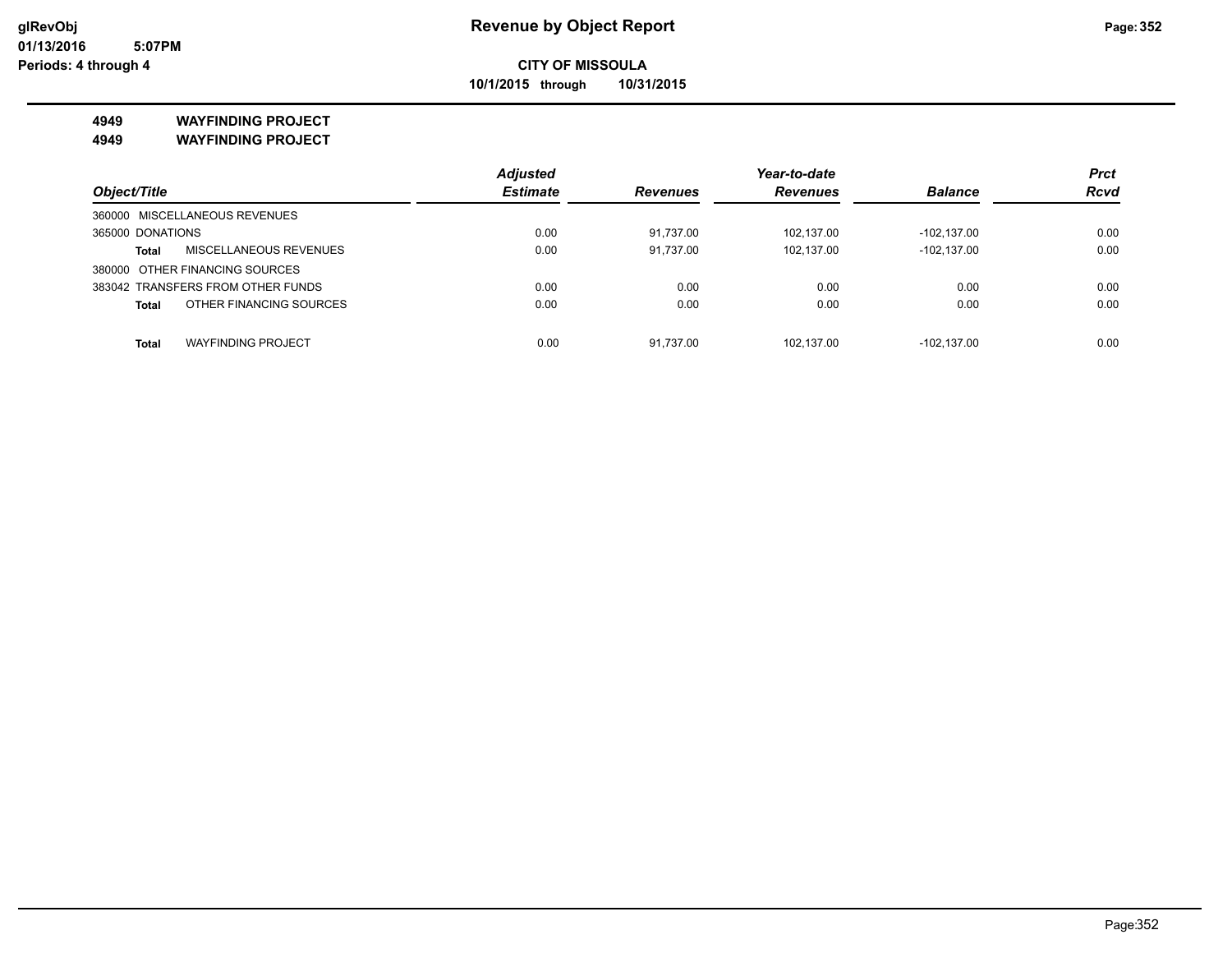**Revenue by Object Report**

**CITY OF MISSOULA**

**10/1/2015 through 10/31/2015**

glRevObj
01/13/2016 5:07PM
Periods: 4 through 4

**4949 WAYFINDING PROJECT**

**4949 WAYFINDING PROJECT**

| Object/Title | | Adjusted Estimate | Revenues | Year-to-date Revenues | Balance | Prct Rcvd |
|---|---|---|---|---|---|---|
| 360000 MISCELLANEOUS REVENUES | | | | | | |
| 365000 DONATIONS | | 0.00 | 91,737.00 | 102,137.00 | -102,137.00 | 0.00 |
| **Total** | MISCELLANEOUS REVENUES | 0.00 | 91,737.00 | 102,137.00 | -102,137.00 | 0.00 |
| 380000 OTHER FINANCING SOURCES | | | | | | |
| 383042 TRANSFERS FROM OTHER FUNDS | | 0.00 | 0.00 | 0.00 | 0.00 | 0.00 |
| **Total** | OTHER FINANCING SOURCES | 0.00 | 0.00 | 0.00 | 0.00 | 0.00 |
| **Total** | WAYFINDING PROJECT | 0.00 | 91,737.00 | 102,137.00 | -102,137.00 | 0.00 |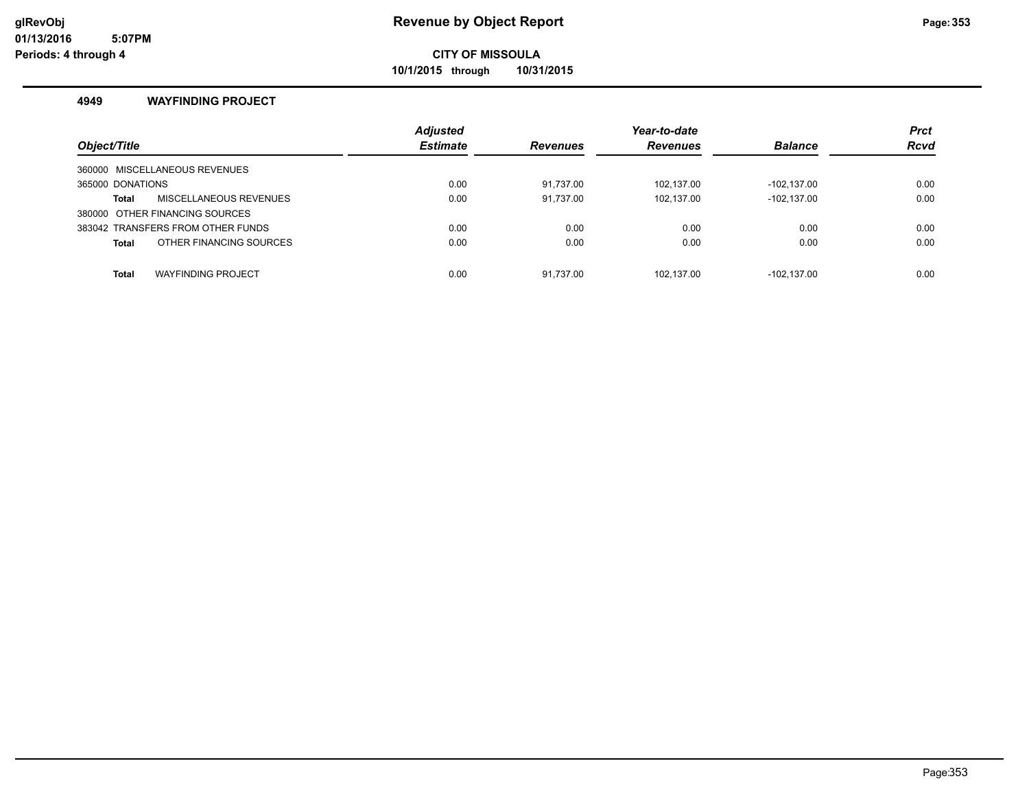# Revenue by Object Report

**CITY OF MISSOULA**

**10/1/2015 through 10/31/2015**

glRevObj
01/13/2016 5:07PM
Periods: 4 through 4

### 4949 WAYFINDING PROJECT

| Object/Title | Adjusted Estimate | Revenues | Year-to-date Revenues | Balance | Prct Rcvd |
|---|---|---|---|---|---|
| 360000 MISCELLANEOUS REVENUES | | | | | |
| 365000 DONATIONS | 0.00 | 91,737.00 | 102,137.00 | -102,137.00 | 0.00 |
| **Total** MISCELLANEOUS REVENUES | 0.00 | 91,737.00 | 102,137.00 | -102,137.00 | 0.00 |
| 380000 OTHER FINANCING SOURCES | | | | | |
| 383042 TRANSFERS FROM OTHER FUNDS | 0.00 | 0.00 | 0.00 | 0.00 | 0.00 |
| **Total** OTHER FINANCING SOURCES | 0.00 | 0.00 | 0.00 | 0.00 | 0.00 |
| **Total** WAYFINDING PROJECT | 0.00 | 91,737.00 | 102,137.00 | -102,137.00 | 0.00 |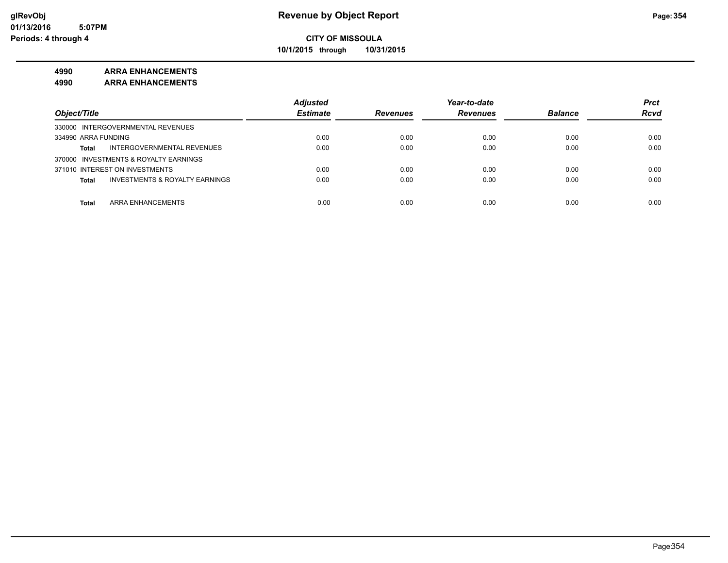**CITY OF MISSOULA**

**10/1/2015 through 10/31/2015**

**4990 ARRA ENHANCEMENTS**

**4990 ARRA ENHANCEMENTS**

| Object/Title | Adjusted Estimate | Revenues | Year-to-date Revenues | Balance | Prct Rcvd |
|---|---|---|---|---|---|
| 330000 INTERGOVERNMENTAL REVENUES | | | | | |
| 334990 ARRA FUNDING | 0.00 | 0.00 | 0.00 | 0.00 | 0.00 |
| **Total** INTERGOVERNMENTAL REVENUES | 0.00 | 0.00 | 0.00 | 0.00 | 0.00 |
| 370000 INVESTMENTS & ROYALTY EARNINGS | | | | | |
| 371010 INTEREST ON INVESTMENTS | 0.00 | 0.00 | 0.00 | 0.00 | 0.00 |
| **Total** INVESTMENTS & ROYALTY EARNINGS | 0.00 | 0.00 | 0.00 | 0.00 | 0.00 |
| **Total** ARRA ENHANCEMENTS | 0.00 | 0.00 | 0.00 | 0.00 | 0.00 |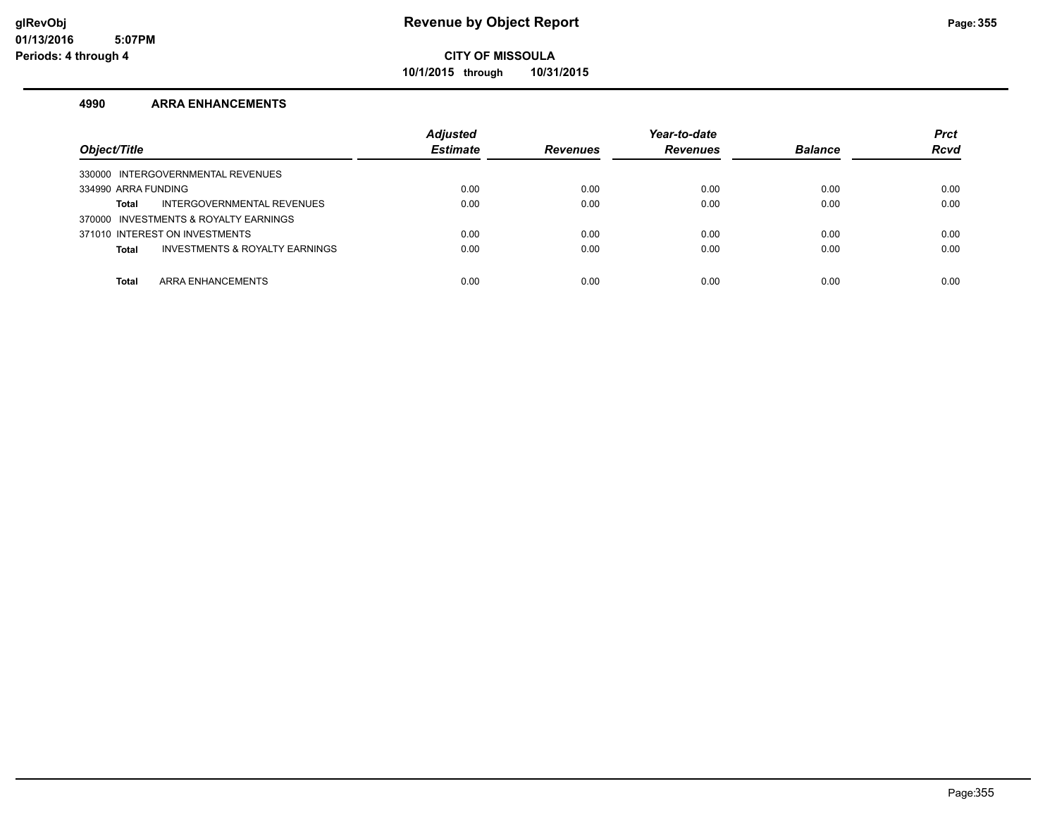**Revenue by Object Report**

**CITY OF MISSOULA**

**10/1/2015 through 10/31/2015**

glRevObj
01/13/2016 5:07PM
Periods: 4 through 4

### 4990 ARRA ENHANCEMENTS

| Object/Title | | Adjusted Estimate | Revenues | Year-to-date Revenues | Balance | Prct Rcvd |
|---|---|---|---|---|---|---|
| 330000 INTERGOVERNMENTAL REVENUES | | | | | | |
| 334990 ARRA FUNDING | | 0.00 | 0.00 | 0.00 | 0.00 | 0.00 |
| **Total** | INTERGOVERNMENTAL REVENUES | 0.00 | 0.00 | 0.00 | 0.00 | 0.00 |
| 370000 INVESTMENTS & ROYALTY EARNINGS | | | | | | |
| 371010 INTEREST ON INVESTMENTS | | 0.00 | 0.00 | 0.00 | 0.00 | 0.00 |
| **Total** | INVESTMENTS & ROYALTY EARNINGS | 0.00 | 0.00 | 0.00 | 0.00 | 0.00 |
| **Total** | ARRA ENHANCEMENTS | 0.00 | 0.00 | 0.00 | 0.00 | 0.00 |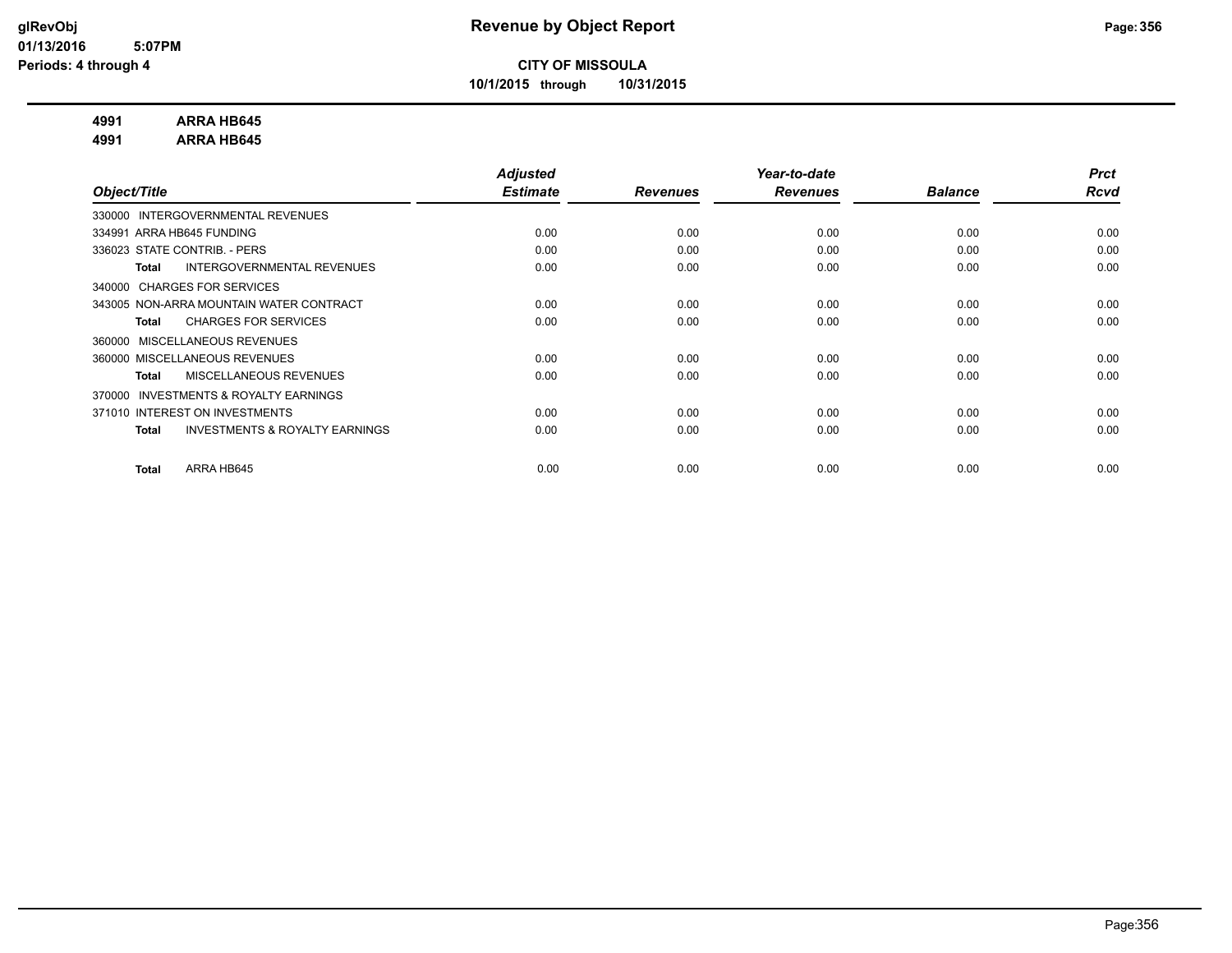# Revenue by Object Report

**CITY OF MISSOULA**

**10/1/2015 through 10/31/2015**

glRevObj
01/13/2016 5:07PM
Periods: 4 through 4

**4991 ARRA HB645**
**4991 ARRA HB645**

| Object/Title | Adjusted Estimate | Revenues | Year-to-date Revenues | Balance | Prct Rcvd |
|---|---|---|---|---|---|
| 330000 INTERGOVERNMENTAL REVENUES | | | | | |
| 334991 ARRA HB645 FUNDING | 0.00 | 0.00 | 0.00 | 0.00 | 0.00 |
| 336023 STATE CONTRIB. - PERS | 0.00 | 0.00 | 0.00 | 0.00 | 0.00 |
| **Total** INTERGOVERNMENTAL REVENUES | 0.00 | 0.00 | 0.00 | 0.00 | 0.00 |
| 340000 CHARGES FOR SERVICES | | | | | |
| 343005 NON-ARRA MOUNTAIN WATER CONTRACT | 0.00 | 0.00 | 0.00 | 0.00 | 0.00 |
| **Total** CHARGES FOR SERVICES | 0.00 | 0.00 | 0.00 | 0.00 | 0.00 |
| 360000 MISCELLANEOUS REVENUES | | | | | |
| 360000 MISCELLANEOUS REVENUES | 0.00 | 0.00 | 0.00 | 0.00 | 0.00 |
| **Total** MISCELLANEOUS REVENUES | 0.00 | 0.00 | 0.00 | 0.00 | 0.00 |
| 370000 INVESTMENTS & ROYALTY EARNINGS | | | | | |
| 371010 INTEREST ON INVESTMENTS | 0.00 | 0.00 | 0.00 | 0.00 | 0.00 |
| **Total** INVESTMENTS & ROYALTY EARNINGS | 0.00 | 0.00 | 0.00 | 0.00 | 0.00 |
| **Total** ARRA HB645 | 0.00 | 0.00 | 0.00 | 0.00 | 0.00 |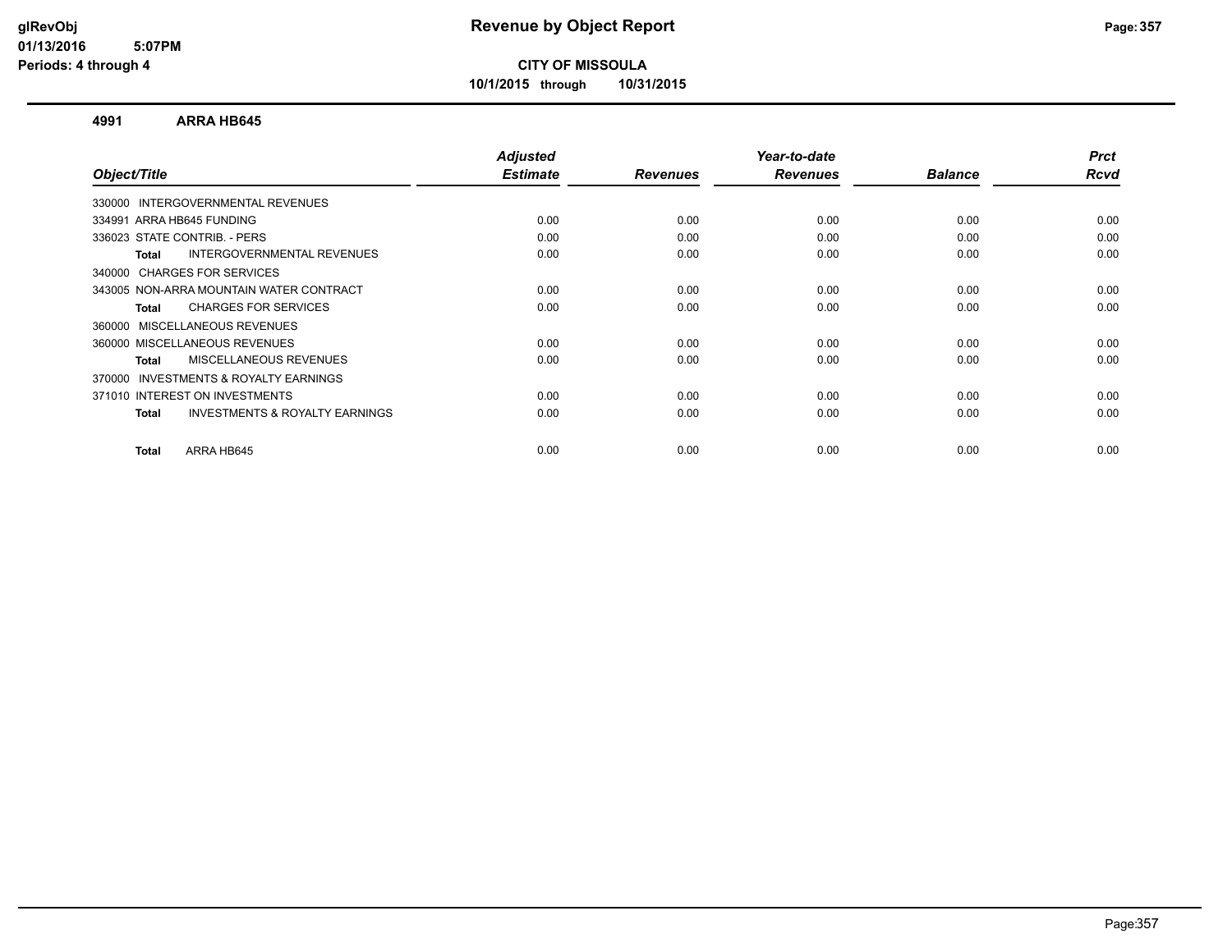# Revenue by Object Report

**CITY OF MISSOULA**

**10/1/2015 through 10/31/2015**

glRevObj
01/13/2016 5:07PM
Periods: 4 through 4

## 4991 ARRA HB645

| Object/Title | Adjusted Estimate | Revenues | Year-to-date Revenues | Balance | Prct Rcvd |
|---|---|---|---|---|---|
| 330000 INTERGOVERNMENTAL REVENUES | | | | | |
| 334991 ARRA HB645 FUNDING | 0.00 | 0.00 | 0.00 | 0.00 | 0.00 |
| 336023 STATE CONTRIB. - PERS | 0.00 | 0.00 | 0.00 | 0.00 | 0.00 |
| **Total** INTERGOVERNMENTAL REVENUES | 0.00 | 0.00 | 0.00 | 0.00 | 0.00 |
| 340000 CHARGES FOR SERVICES | | | | | |
| 343005 NON-ARRA MOUNTAIN WATER CONTRACT | 0.00 | 0.00 | 0.00 | 0.00 | 0.00 |
| **Total** CHARGES FOR SERVICES | 0.00 | 0.00 | 0.00 | 0.00 | 0.00 |
| 360000 MISCELLANEOUS REVENUES | | | | | |
| 360000 MISCELLANEOUS REVENUES | 0.00 | 0.00 | 0.00 | 0.00 | 0.00 |
| **Total** MISCELLANEOUS REVENUES | 0.00 | 0.00 | 0.00 | 0.00 | 0.00 |
| 370000 INVESTMENTS & ROYALTY EARNINGS | | | | | |
| 371010 INTEREST ON INVESTMENTS | 0.00 | 0.00 | 0.00 | 0.00 | 0.00 |
| **Total** INVESTMENTS & ROYALTY EARNINGS | 0.00 | 0.00 | 0.00 | 0.00 | 0.00 |
| **Total** ARRA HB645 | 0.00 | 0.00 | 0.00 | 0.00 | 0.00 |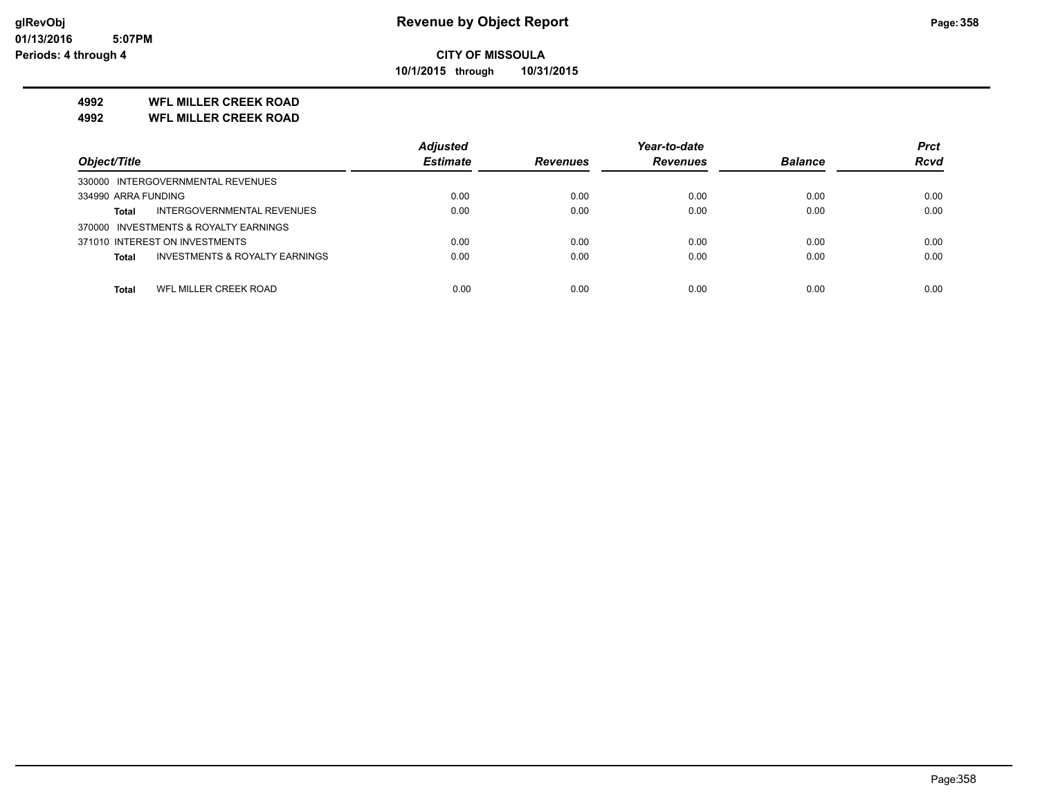# Revenue by Object Report

**CITY OF MISSOULA**

**10/1/2015 through 10/31/2015**

glRevObj
01/13/2016 5:07PM
Periods: 4 through 4

**4992 WFL MILLER CREEK ROAD**
**4992 WFL MILLER CREEK ROAD**

| Object/Title | Adjusted Estimate | Revenues | Year-to-date Revenues | Balance | Prct Rcvd |
|---|---|---|---|---|---|
| 330000 INTERGOVERNMENTAL REVENUES | | | | | |
| 334990 ARRA FUNDING | 0.00 | 0.00 | 0.00 | 0.00 | 0.00 |
| **Total** INTERGOVERNMENTAL REVENUES | 0.00 | 0.00 | 0.00 | 0.00 | 0.00 |
| 370000 INVESTMENTS & ROYALTY EARNINGS | | | | | |
| 371010 INTEREST ON INVESTMENTS | 0.00 | 0.00 | 0.00 | 0.00 | 0.00 |
| **Total** INVESTMENTS & ROYALTY EARNINGS | 0.00 | 0.00 | 0.00 | 0.00 | 0.00 |
| **Total** WFL MILLER CREEK ROAD | 0.00 | 0.00 | 0.00 | 0.00 | 0.00 |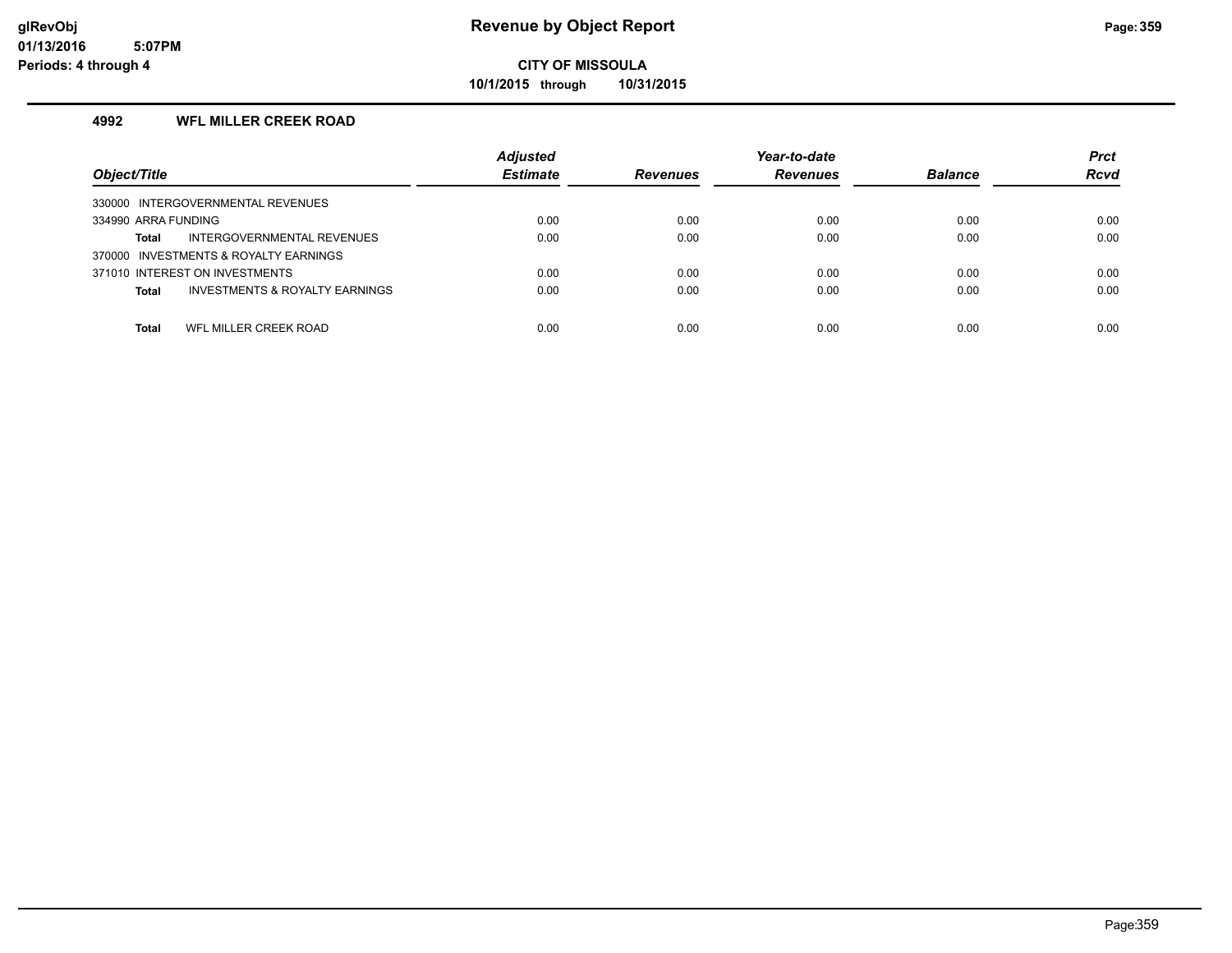# Revenue by Object Report

**CITY OF MISSOULA**

**10/1/2015 through 10/31/2015**

glRevObj
01/13/2016 5:07PM
Periods: 4 through 4

## 4992 WFL MILLER CREEK ROAD

| Object/Title | Adjusted Estimate | Revenues | Year-to-date Revenues | Balance | Prct Rcvd |
|---|---|---|---|---|---|
| 330000 INTERGOVERNMENTAL REVENUES | | | | | |
| 334990 ARRA FUNDING | 0.00 | 0.00 | 0.00 | 0.00 | 0.00 |
| **Total** INTERGOVERNMENTAL REVENUES | 0.00 | 0.00 | 0.00 | 0.00 | 0.00 |
| 370000 INVESTMENTS & ROYALTY EARNINGS | | | | | |
| 371010 INTEREST ON INVESTMENTS | 0.00 | 0.00 | 0.00 | 0.00 | 0.00 |
| **Total** INVESTMENTS & ROYALTY EARNINGS | 0.00 | 0.00 | 0.00 | 0.00 | 0.00 |
| **Total** WFL MILLER CREEK ROAD | 0.00 | 0.00 | 0.00 | 0.00 | 0.00 |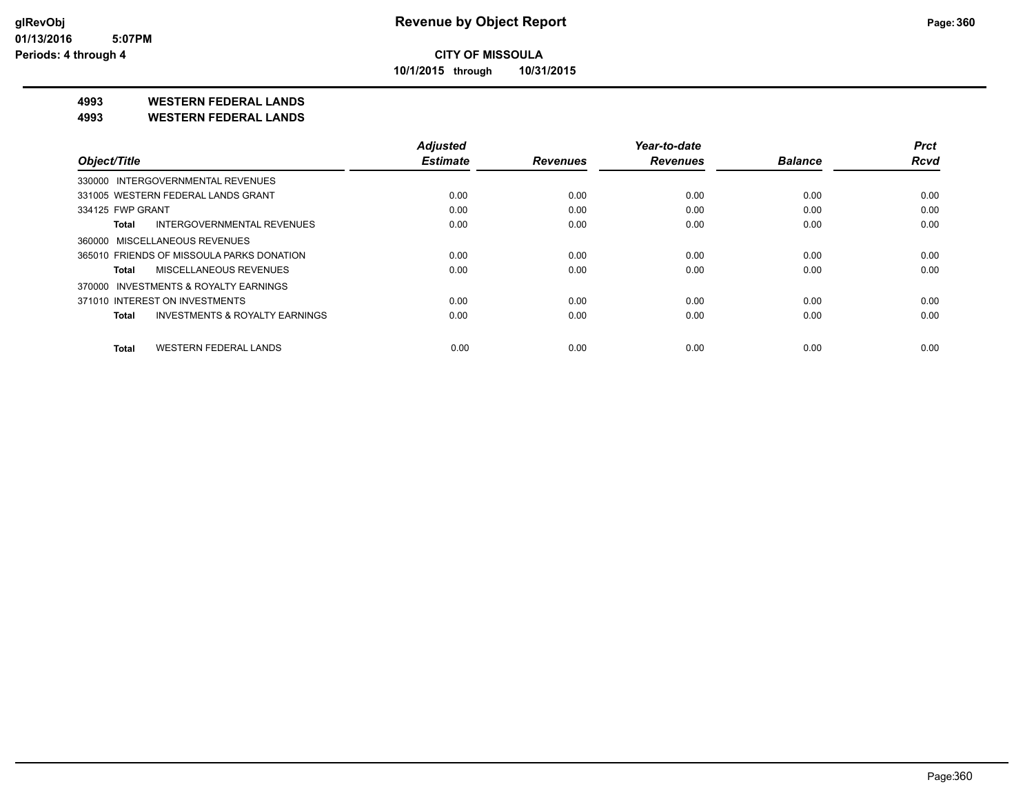**CITY OF MISSOULA**

**10/1/2015 through 10/31/2015**

**4993 WESTERN FEDERAL LANDS**

**4993 WESTERN FEDERAL LANDS**

| Object/Title | Adjusted Estimate | Revenues | Year-to-date Revenues | Balance | Prct Rcvd |
|---|---|---|---|---|---|
| 330000 INTERGOVERNMENTAL REVENUES | | | | | |
| 331005 WESTERN FEDERAL LANDS GRANT | 0.00 | 0.00 | 0.00 | 0.00 | 0.00 |
| 334125 FWP GRANT | 0.00 | 0.00 | 0.00 | 0.00 | 0.00 |
| **Total** INTERGOVERNMENTAL REVENUES | 0.00 | 0.00 | 0.00 | 0.00 | 0.00 |
| 360000 MISCELLANEOUS REVENUES | | | | | |
| 365010 FRIENDS OF MISSOULA PARKS DONATION | 0.00 | 0.00 | 0.00 | 0.00 | 0.00 |
| **Total** MISCELLANEOUS REVENUES | 0.00 | 0.00 | 0.00 | 0.00 | 0.00 |
| 370000 INVESTMENTS & ROYALTY EARNINGS | | | | | |
| 371010 INTEREST ON INVESTMENTS | 0.00 | 0.00 | 0.00 | 0.00 | 0.00 |
| **Total** INVESTMENTS & ROYALTY EARNINGS | 0.00 | 0.00 | 0.00 | 0.00 | 0.00 |
| **Total** WESTERN FEDERAL LANDS | 0.00 | 0.00 | 0.00 | 0.00 | 0.00 |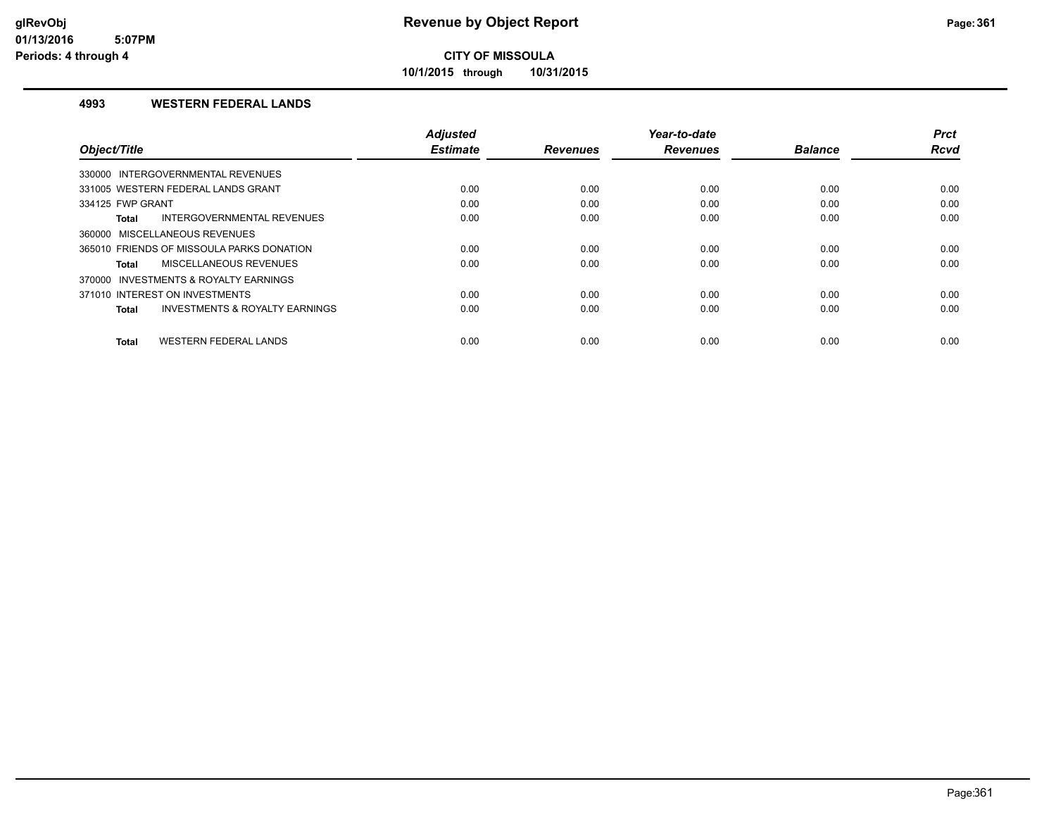# Revenue by Object Report

**CITY OF MISSOULA**

**10/1/2015 through 10/31/2015**

glRevObj
01/13/2016 5:07PM
Periods: 4 through 4

## 4993 WESTERN FEDERAL LANDS

| Object/Title | Adjusted Estimate | Revenues | Year-to-date Revenues | Balance | Prct Rcvd |
|---|---|---|---|---|---|
| 330000 INTERGOVERNMENTAL REVENUES | | | | | |
| 331005 WESTERN FEDERAL LANDS GRANT | 0.00 | 0.00 | 0.00 | 0.00 | 0.00 |
| 334125 FWP GRANT | 0.00 | 0.00 | 0.00 | 0.00 | 0.00 |
| **Total** INTERGOVERNMENTAL REVENUES | 0.00 | 0.00 | 0.00 | 0.00 | 0.00 |
| 360000 MISCELLANEOUS REVENUES | | | | | |
| 365010 FRIENDS OF MISSOULA PARKS DONATION | 0.00 | 0.00 | 0.00 | 0.00 | 0.00 |
| **Total** MISCELLANEOUS REVENUES | 0.00 | 0.00 | 0.00 | 0.00 | 0.00 |
| 370000 INVESTMENTS & ROYALTY EARNINGS | | | | | |
| 371010 INTEREST ON INVESTMENTS | 0.00 | 0.00 | 0.00 | 0.00 | 0.00 |
| **Total** INVESTMENTS & ROYALTY EARNINGS | 0.00 | 0.00 | 0.00 | 0.00 | 0.00 |
| **Total** WESTERN FEDERAL LANDS | 0.00 | 0.00 | 0.00 | 0.00 | 0.00 |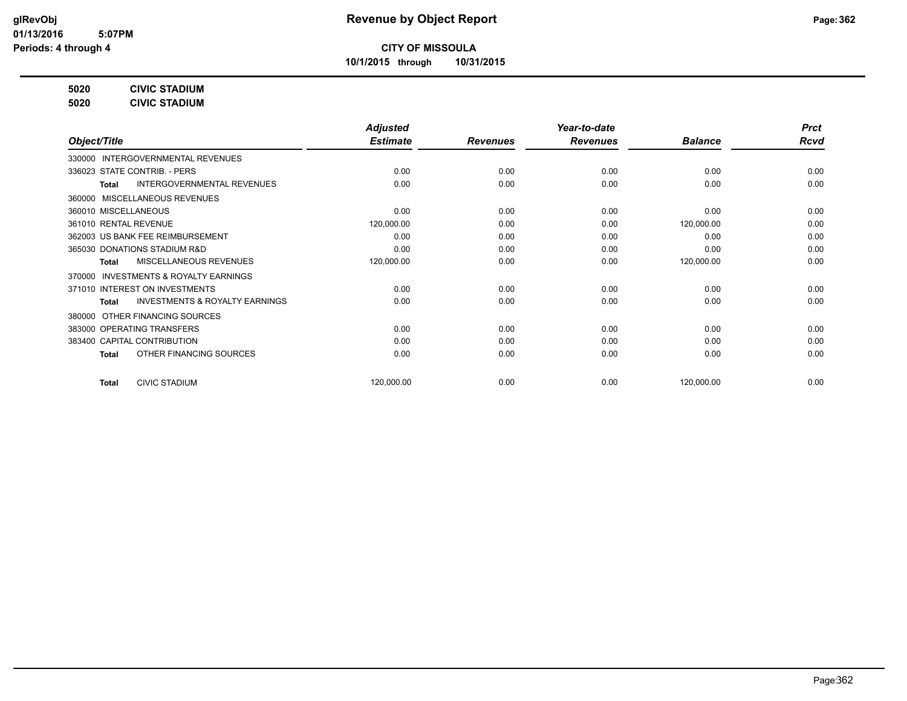**CITY OF MISSOULA**

**10/1/2015 through 10/31/2015**

**5020 CIVIC STADIUM**

**5020 CIVIC STADIUM**

| Object/Title | Adjusted Estimate | Revenues | Year-to-date Revenues | Balance | Prct Rcvd |
|---|---|---|---|---|---|
| 330000 INTERGOVERNMENTAL REVENUES | | | | | |
| 336023 STATE CONTRIB. - PERS | 0.00 | 0.00 | 0.00 | 0.00 | 0.00 |
| **Total** INTERGOVERNMENTAL REVENUES | 0.00 | 0.00 | 0.00 | 0.00 | 0.00 |
| 360000 MISCELLANEOUS REVENUES | | | | | |
| 360010 MISCELLANEOUS | 0.00 | 0.00 | 0.00 | 0.00 | 0.00 |
| 361010 RENTAL REVENUE | 120,000.00 | 0.00 | 0.00 | 120,000.00 | 0.00 |
| 362003 US BANK FEE REIMBURSEMENT | 0.00 | 0.00 | 0.00 | 0.00 | 0.00 |
| 365030 DONATIONS STADIUM R&D | 0.00 | 0.00 | 0.00 | 0.00 | 0.00 |
| **Total** MISCELLANEOUS REVENUES | 120,000.00 | 0.00 | 0.00 | 120,000.00 | 0.00 |
| 370000 INVESTMENTS & ROYALTY EARNINGS | | | | | |
| 371010 INTEREST ON INVESTMENTS | 0.00 | 0.00 | 0.00 | 0.00 | 0.00 |
| **Total** INVESTMENTS & ROYALTY EARNINGS | 0.00 | 0.00 | 0.00 | 0.00 | 0.00 |
| 380000 OTHER FINANCING SOURCES | | | | | |
| 383000 OPERATING TRANSFERS | 0.00 | 0.00 | 0.00 | 0.00 | 0.00 |
| 383400 CAPITAL CONTRIBUTION | 0.00 | 0.00 | 0.00 | 0.00 | 0.00 |
| **Total** OTHER FINANCING SOURCES | 0.00 | 0.00 | 0.00 | 0.00 | 0.00 |
| **Total** CIVIC STADIUM | 120,000.00 | 0.00 | 0.00 | 120,000.00 | 0.00 |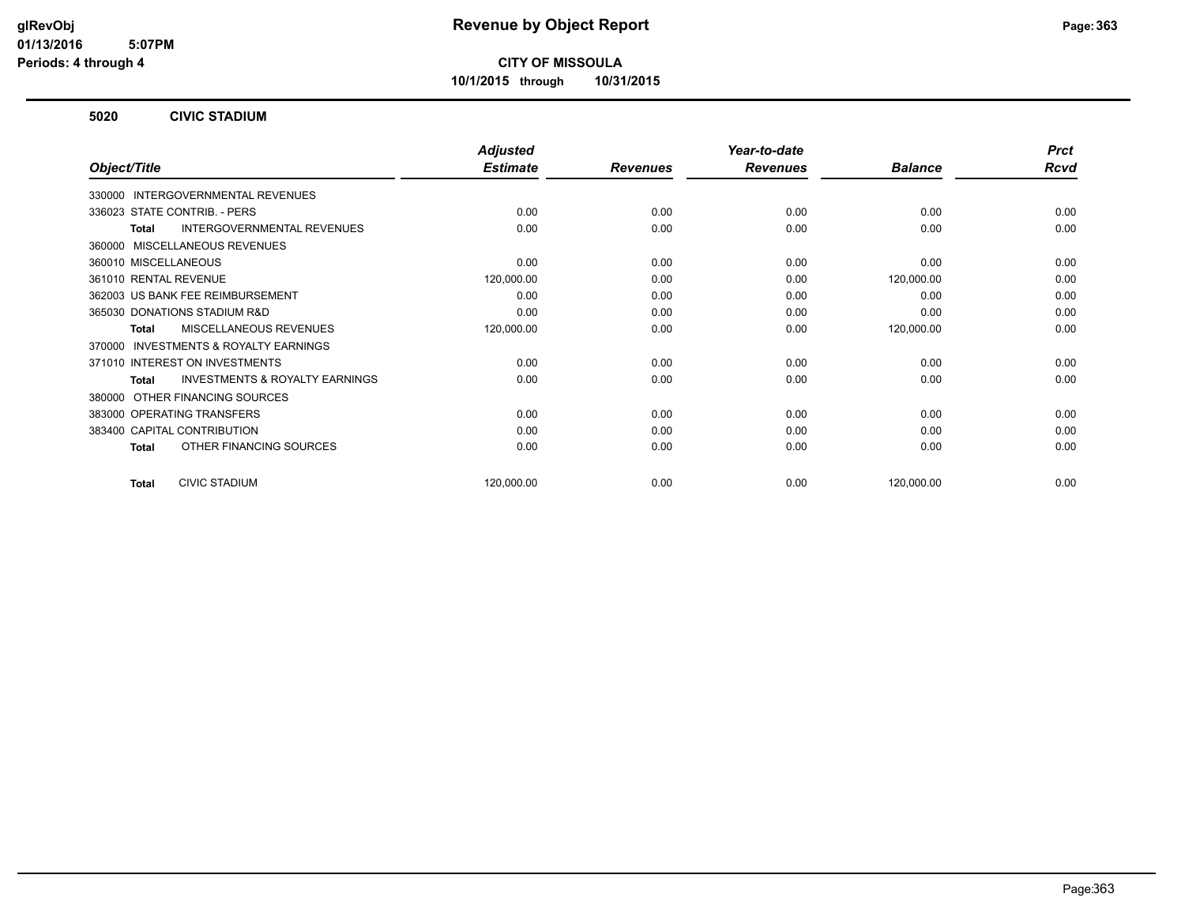# Revenue by Object Report

**CITY OF MISSOULA**

**10/1/2015 through 10/31/2015**

glRevObj
01/13/2016 5:07PM
Periods: 4 through 4

## 5020 CIVIC STADIUM

| Object/Title | Adjusted Estimate | Revenues | Year-to-date Revenues | Balance | Prct Rcvd |
|---|---|---|---|---|---|
| 330000 INTERGOVERNMENTAL REVENUES | | | | | |
| 336023 STATE CONTRIB. - PERS | 0.00 | 0.00 | 0.00 | 0.00 | 0.00 |
| **Total** INTERGOVERNMENTAL REVENUES | 0.00 | 0.00 | 0.00 | 0.00 | 0.00 |
| 360000 MISCELLANEOUS REVENUES | | | | | |
| 360010 MISCELLANEOUS | 0.00 | 0.00 | 0.00 | 0.00 | 0.00 |
| 361010 RENTAL REVENUE | 120,000.00 | 0.00 | 0.00 | 120,000.00 | 0.00 |
| 362003 US BANK FEE REIMBURSEMENT | 0.00 | 0.00 | 0.00 | 0.00 | 0.00 |
| 365030 DONATIONS STADIUM R&D | 0.00 | 0.00 | 0.00 | 0.00 | 0.00 |
| **Total** MISCELLANEOUS REVENUES | 120,000.00 | 0.00 | 0.00 | 120,000.00 | 0.00 |
| 370000 INVESTMENTS & ROYALTY EARNINGS | | | | | |
| 371010 INTEREST ON INVESTMENTS | 0.00 | 0.00 | 0.00 | 0.00 | 0.00 |
| **Total** INVESTMENTS & ROYALTY EARNINGS | 0.00 | 0.00 | 0.00 | 0.00 | 0.00 |
| 380000 OTHER FINANCING SOURCES | | | | | |
| 383000 OPERATING TRANSFERS | 0.00 | 0.00 | 0.00 | 0.00 | 0.00 |
| 383400 CAPITAL CONTRIBUTION | 0.00 | 0.00 | 0.00 | 0.00 | 0.00 |
| **Total** OTHER FINANCING SOURCES | 0.00 | 0.00 | 0.00 | 0.00 | 0.00 |
| **Total** CIVIC STADIUM | 120,000.00 | 0.00 | 0.00 | 120,000.00 | 0.00 |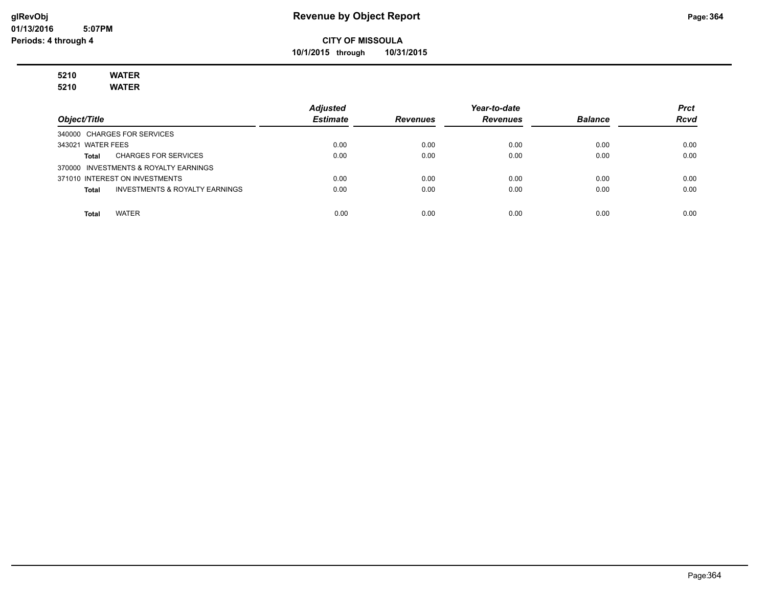# Revenue by Object Report

**CITY OF MISSOULA**

**10/1/2015 through 10/31/2015**

glRevObj
01/13/2016 5:07PM
Periods: 4 through 4

**5210 WATER**
**5210 WATER**

| Object/Title | Adjusted Estimate | Revenues | Year-to-date Revenues | Balance | Prct Rcvd |
|---|---|---|---|---|---|
| 340000 CHARGES FOR SERVICES | | | | | |
| 343021 WATER FEES | 0.00 | 0.00 | 0.00 | 0.00 | 0.00 |
| **Total** CHARGES FOR SERVICES | 0.00 | 0.00 | 0.00 | 0.00 | 0.00 |
| 370000 INVESTMENTS & ROYALTY EARNINGS | | | | | |
| 371010 INTEREST ON INVESTMENTS | 0.00 | 0.00 | 0.00 | 0.00 | 0.00 |
| **Total** INVESTMENTS & ROYALTY EARNINGS | 0.00 | 0.00 | 0.00 | 0.00 | 0.00 |
| **Total** WATER | 0.00 | 0.00 | 0.00 | 0.00 | 0.00 |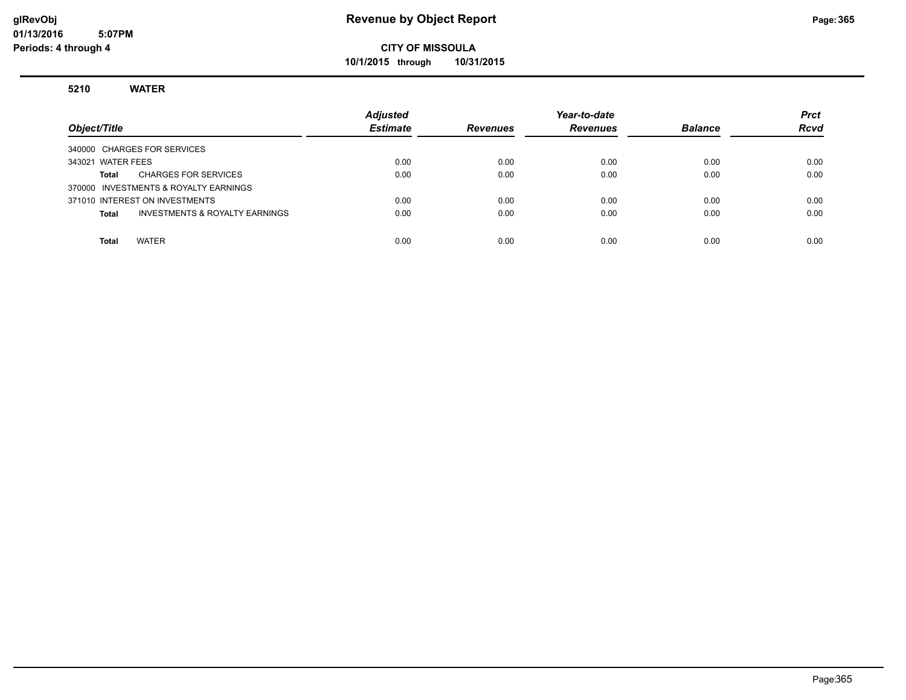# Revenue by Object Report

glRevObj
01/13/2016 5:07PM
Periods: 4 through 4

**CITY OF MISSOULA**

**10/1/2015 through 10/31/2015**

## 5210 WATER

| Object/Title | Adjusted Estimate | Revenues | Year-to-date Revenues | Balance | Prct Rcvd |
|---|---|---|---|---|---|
| 340000 CHARGES FOR SERVICES | | | | | |
| 343021 WATER FEES | 0.00 | 0.00 | 0.00 | 0.00 | 0.00 |
| **Total** CHARGES FOR SERVICES | 0.00 | 0.00 | 0.00 | 0.00 | 0.00 |
| 370000 INVESTMENTS & ROYALTY EARNINGS | | | | | |
| 371010 INTEREST ON INVESTMENTS | 0.00 | 0.00 | 0.00 | 0.00 | 0.00 |
| **Total** INVESTMENTS & ROYALTY EARNINGS | 0.00 | 0.00 | 0.00 | 0.00 | 0.00 |
| **Total** WATER | 0.00 | 0.00 | 0.00 | 0.00 | 0.00 |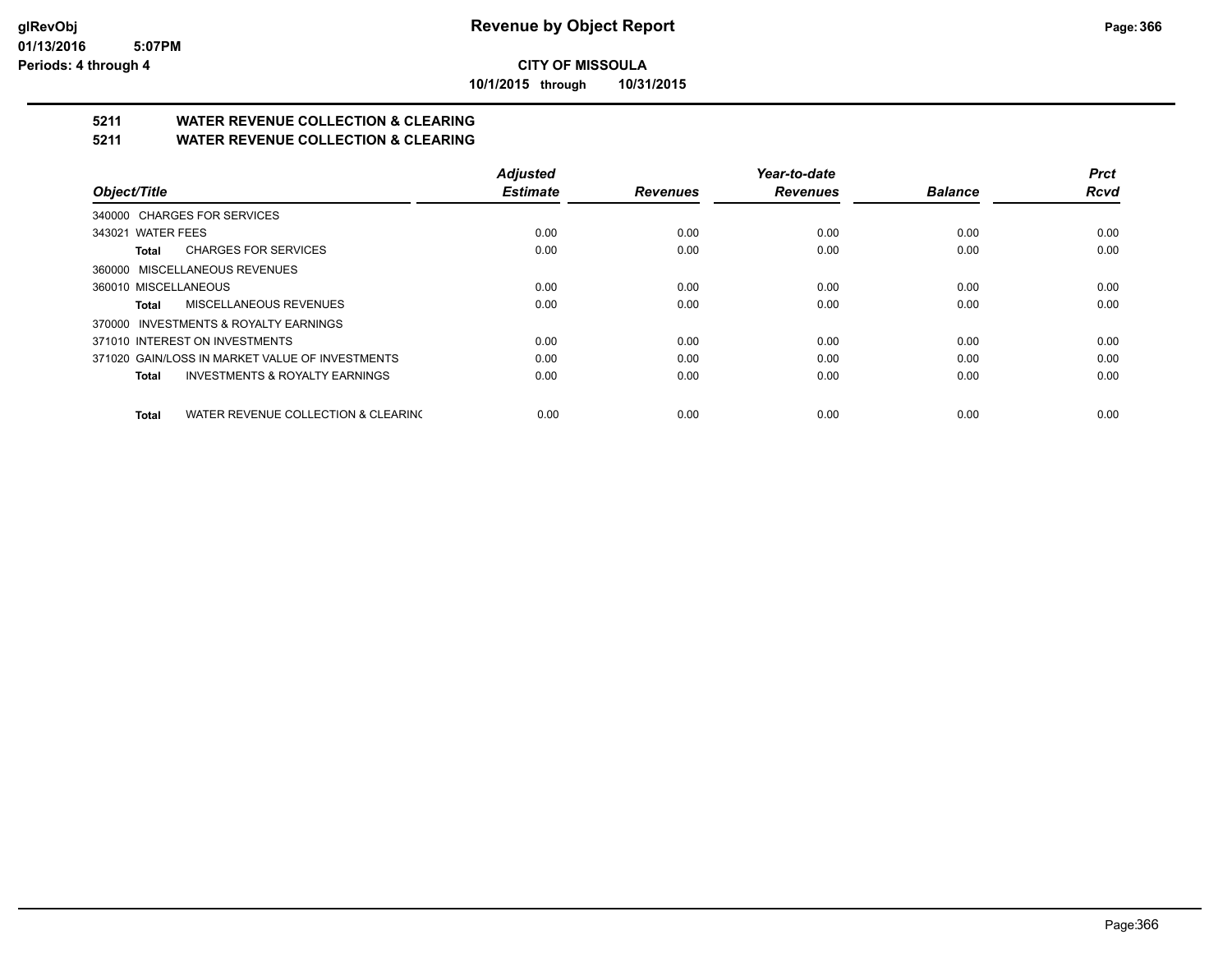**CITY OF MISSOULA**

**10/1/2015 through 10/31/2015**

## 5211 WATER REVENUE COLLECTION & CLEARING

## 5211 WATER REVENUE COLLECTION & CLEARING

| Object/Title | Adjusted Estimate | Revenues | Year-to-date Revenues | Balance | Prct Rcvd |
|---|---|---|---|---|---|
| 340000 CHARGES FOR SERVICES | | | | | |
| 343021 WATER FEES | 0.00 | 0.00 | 0.00 | 0.00 | 0.00 |
| **Total** CHARGES FOR SERVICES | 0.00 | 0.00 | 0.00 | 0.00 | 0.00 |
| 360000 MISCELLANEOUS REVENUES | | | | | |
| 360010 MISCELLANEOUS | 0.00 | 0.00 | 0.00 | 0.00 | 0.00 |
| **Total** MISCELLANEOUS REVENUES | 0.00 | 0.00 | 0.00 | 0.00 | 0.00 |
| 370000 INVESTMENTS & ROYALTY EARNINGS | | | | | |
| 371010 INTEREST ON INVESTMENTS | 0.00 | 0.00 | 0.00 | 0.00 | 0.00 |
| 371020 GAIN/LOSS IN MARKET VALUE OF INVESTMENTS | 0.00 | 0.00 | 0.00 | 0.00 | 0.00 |
| **Total** INVESTMENTS & ROYALTY EARNINGS | 0.00 | 0.00 | 0.00 | 0.00 | 0.00 |
| **Total** WATER REVENUE COLLECTION & CLEARING | 0.00 | 0.00 | 0.00 | 0.00 | 0.00 |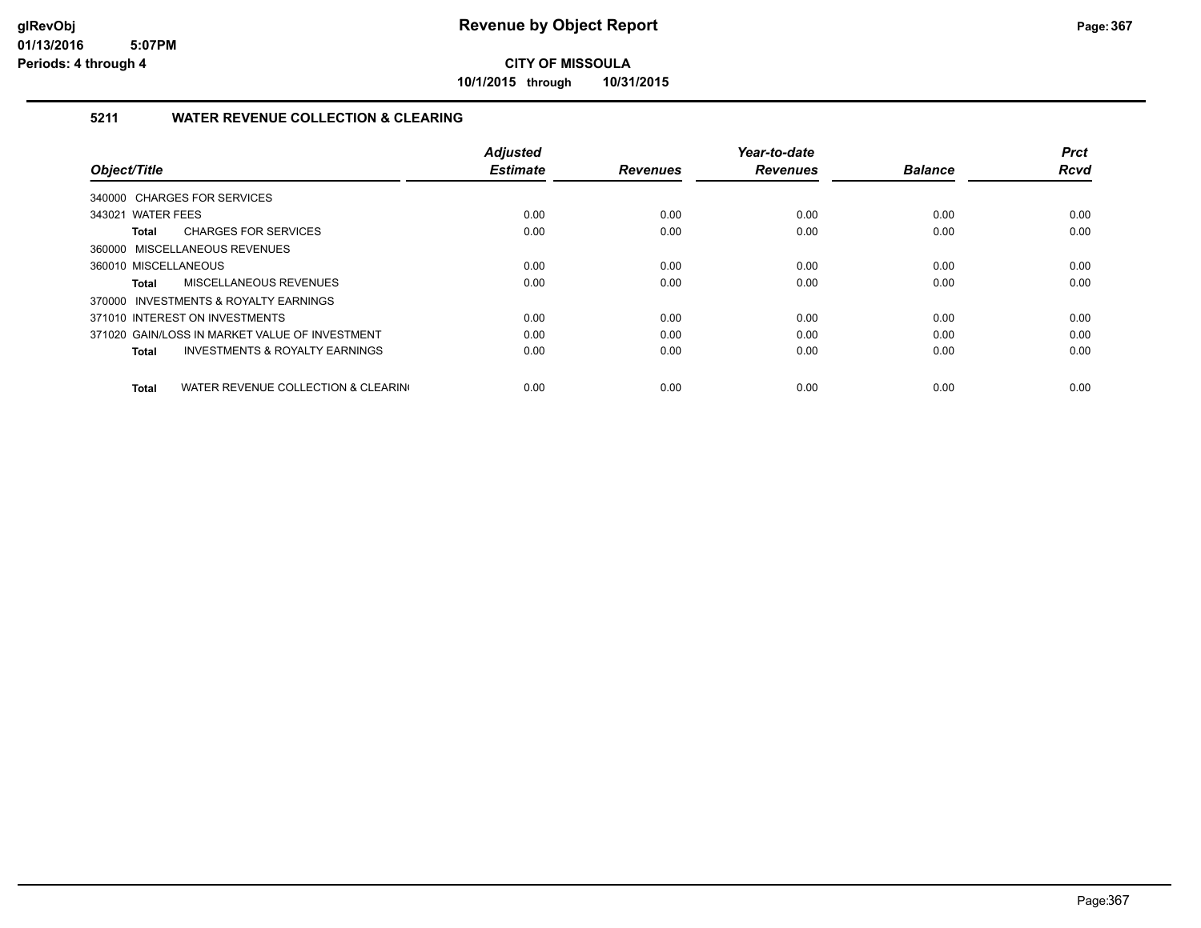# Revenue by Object Report

**CITY OF MISSOULA**

**10/1/2015 through 10/31/2015**

glRevObj
01/13/2016 5:07PM
Periods: 4 through 4

### 5211 WATER REVENUE COLLECTION & CLEARING

| Object/Title | Adjusted Estimate | Revenues | Year-to-date Revenues | Balance | Prct Rcvd |
|---|---|---|---|---|---|
| 340000 CHARGES FOR SERVICES | | | | | |
| 343021 WATER FEES | 0.00 | 0.00 | 0.00 | 0.00 | 0.00 |
| **Total** CHARGES FOR SERVICES | 0.00 | 0.00 | 0.00 | 0.00 | 0.00 |
| 360000 MISCELLANEOUS REVENUES | | | | | |
| 360010 MISCELLANEOUS | 0.00 | 0.00 | 0.00 | 0.00 | 0.00 |
| **Total** MISCELLANEOUS REVENUES | 0.00 | 0.00 | 0.00 | 0.00 | 0.00 |
| 370000 INVESTMENTS & ROYALTY EARNINGS | | | | | |
| 371010 INTEREST ON INVESTMENTS | 0.00 | 0.00 | 0.00 | 0.00 | 0.00 |
| 371020 GAIN/LOSS IN MARKET VALUE OF INVESTMENT | 0.00 | 0.00 | 0.00 | 0.00 | 0.00 |
| **Total** INVESTMENTS & ROYALTY EARNINGS | 0.00 | 0.00 | 0.00 | 0.00 | 0.00 |
| **Total** WATER REVENUE COLLECTION & CLEARIN( | 0.00 | 0.00 | 0.00 | 0.00 | 0.00 |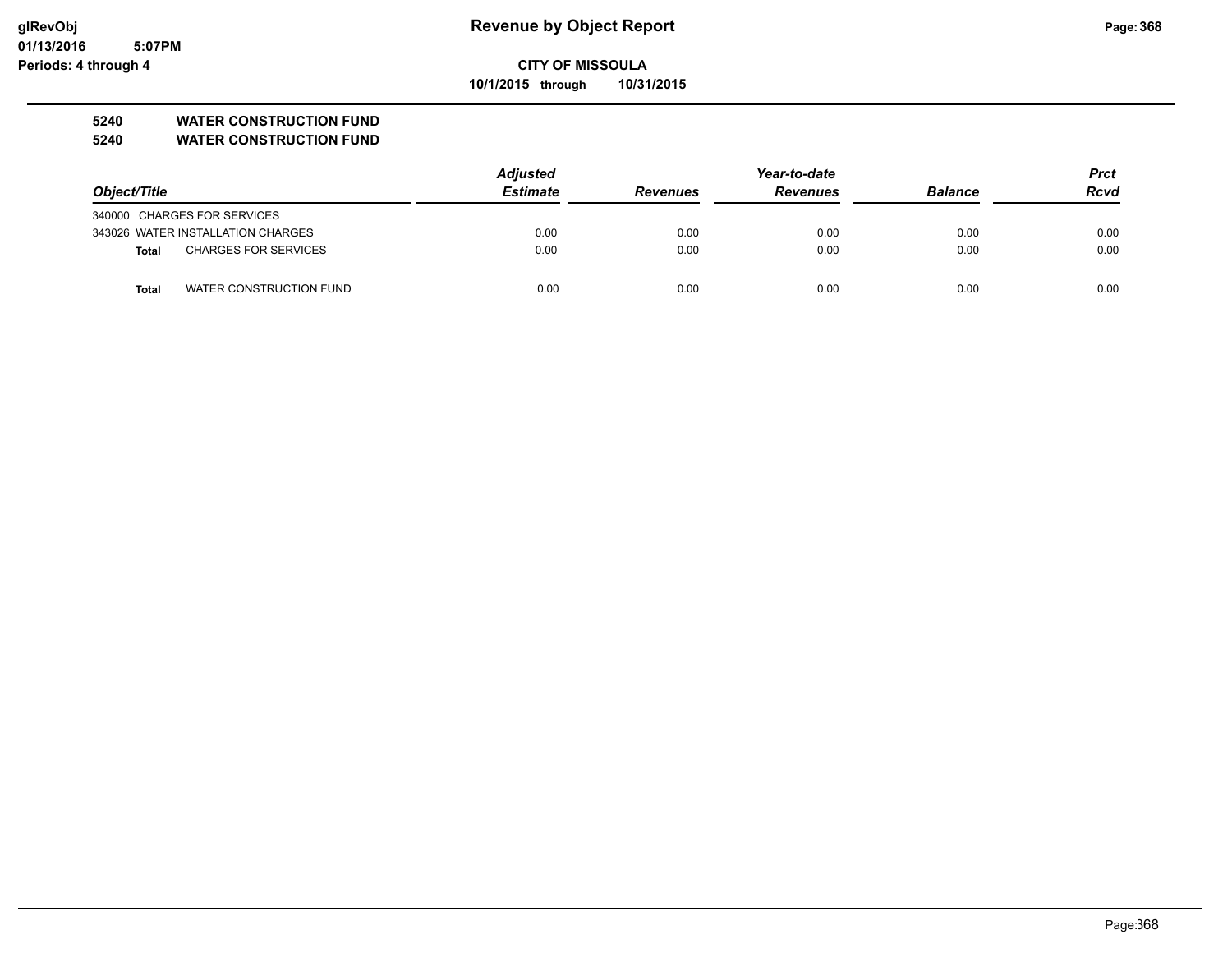# Revenue by Object Report

glRevObj
01/13/2016 5:07PM
Periods: 4 through 4

**CITY OF MISSOULA**

**10/1/2015 through 10/31/2015**

**5240 WATER CONSTRUCTION FUND**

**5240 WATER CONSTRUCTION FUND**

| Object/Title | | Adjusted Estimate | Revenues | Year-to-date Revenues | Balance | Prct Rcvd |
|---|---|---|---|---|---|---|
| 340000 CHARGES FOR SERVICES | | | | | | |
| 343026 WATER INSTALLATION CHARGES | | 0.00 | 0.00 | 0.00 | 0.00 | 0.00 |
| **Total** | CHARGES FOR SERVICES | 0.00 | 0.00 | 0.00 | 0.00 | 0.00 |
| **Total** | WATER CONSTRUCTION FUND | 0.00 | 0.00 | 0.00 | 0.00 | 0.00 |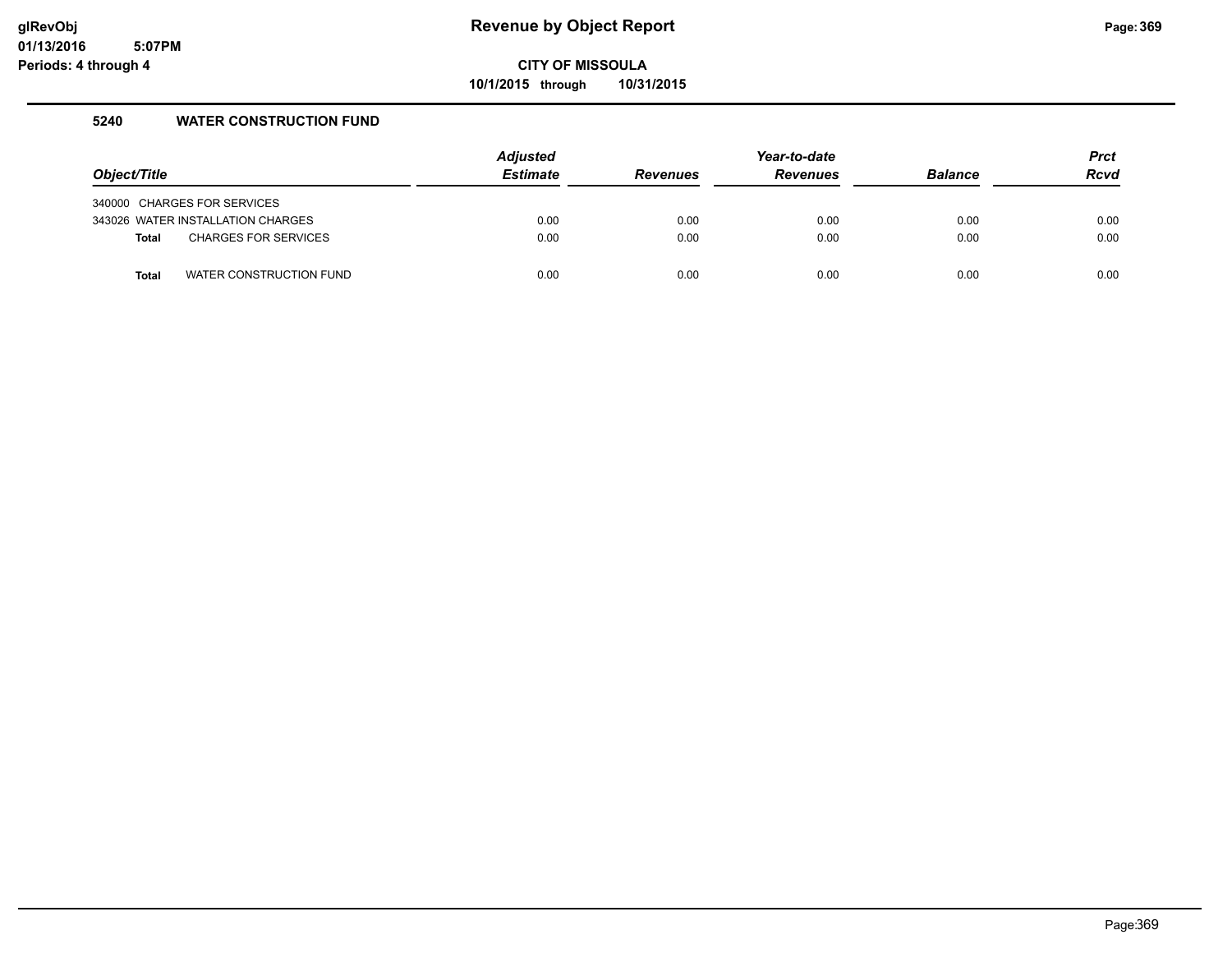**Revenue by Object Report**

glRevObj
01/13/2016 5:07PM
Periods: 4 through 4

**CITY OF MISSOULA**

**10/1/2015 through 10/31/2015**

### 5240 WATER CONSTRUCTION FUND

| Object/Title | Adjusted Estimate | Revenues | Year-to-date Revenues | Balance | Prct Rcvd |
|---|---|---|---|---|---|
| 340000 CHARGES FOR SERVICES | | | | | |
| 343026 WATER INSTALLATION CHARGES | 0.00 | 0.00 | 0.00 | 0.00 | 0.00 |
| **Total** CHARGES FOR SERVICES | 0.00 | 0.00 | 0.00 | 0.00 | 0.00 |
| **Total** WATER CONSTRUCTION FUND | 0.00 | 0.00 | 0.00 | 0.00 | 0.00 |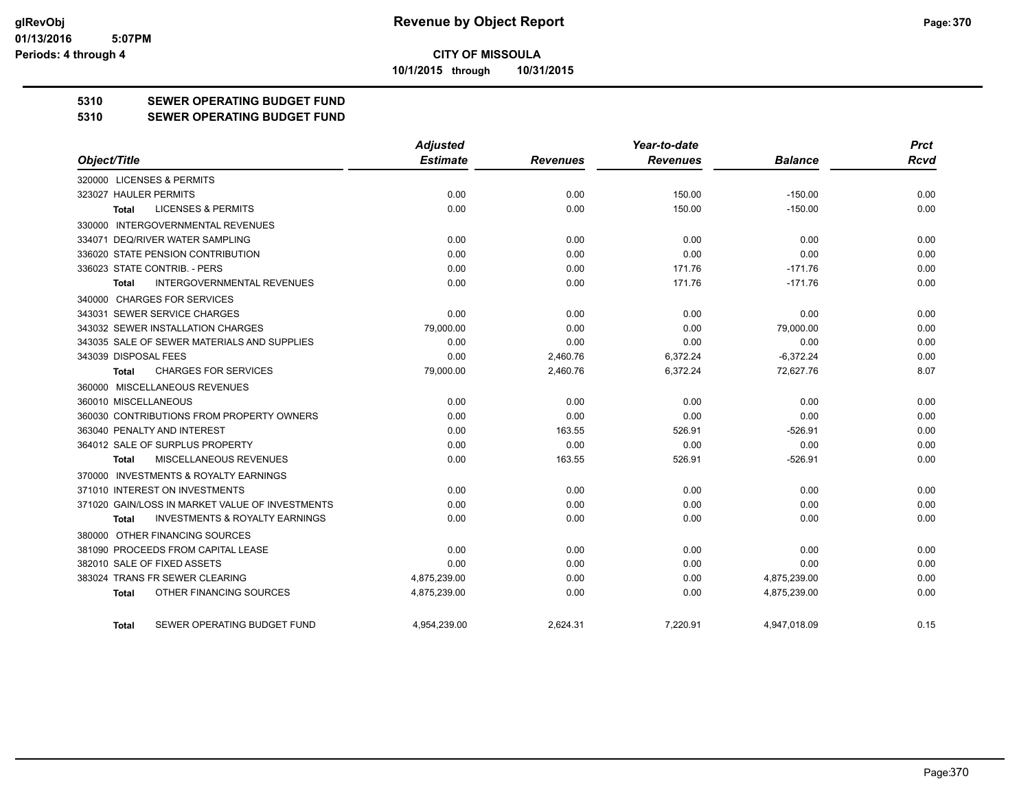**glRevObj**
**01/13/2016 5:07PM**
**Periods: 4 through 4**

# Revenue by Object Report

**CITY OF MISSOULA**

**10/1/2015 through 10/31/2015**

## 5310 SEWER OPERATING BUDGET FUND
## 5310 SEWER OPERATING BUDGET FUND

| Object/Title | Adjusted Estimate | Revenues | Year-to-date Revenues | Balance | Prct Rcvd |
|---|---|---|---|---|---|
| 320000 LICENSES & PERMITS | | | | | |
| 323027 HAULER PERMITS | 0.00 | 0.00 | 150.00 | -150.00 | 0.00 |
| **Total** LICENSES & PERMITS | 0.00 | 0.00 | 150.00 | -150.00 | 0.00 |
| 330000 INTERGOVERNMENTAL REVENUES | | | | | |
| 334071 DEQ/RIVER WATER SAMPLING | 0.00 | 0.00 | 0.00 | 0.00 | 0.00 |
| 336020 STATE PENSION CONTRIBUTION | 0.00 | 0.00 | 0.00 | 0.00 | 0.00 |
| 336023 STATE CONTRIB. - PERS | 0.00 | 0.00 | 171.76 | -171.76 | 0.00 |
| **Total** INTERGOVERNMENTAL REVENUES | 0.00 | 0.00 | 171.76 | -171.76 | 0.00 |
| 340000 CHARGES FOR SERVICES | | | | | |
| 343031 SEWER SERVICE CHARGES | 0.00 | 0.00 | 0.00 | 0.00 | 0.00 |
| 343032 SEWER INSTALLATION CHARGES | 79,000.00 | 0.00 | 0.00 | 79,000.00 | 0.00 |
| 343035 SALE OF SEWER MATERIALS AND SUPPLIES | 0.00 | 0.00 | 0.00 | 0.00 | 0.00 |
| 343039 DISPOSAL FEES | 0.00 | 2,460.76 | 6,372.24 | -6,372.24 | 0.00 |
| **Total** CHARGES FOR SERVICES | 79,000.00 | 2,460.76 | 6,372.24 | 72,627.76 | 8.07 |
| 360000 MISCELLANEOUS REVENUES | | | | | |
| 360010 MISCELLANEOUS | 0.00 | 0.00 | 0.00 | 0.00 | 0.00 |
| 360030 CONTRIBUTIONS FROM PROPERTY OWNERS | 0.00 | 0.00 | 0.00 | 0.00 | 0.00 |
| 363040 PENALTY AND INTEREST | 0.00 | 163.55 | 526.91 | -526.91 | 0.00 |
| 364012 SALE OF SURPLUS PROPERTY | 0.00 | 0.00 | 0.00 | 0.00 | 0.00 |
| **Total** MISCELLANEOUS REVENUES | 0.00 | 163.55 | 526.91 | -526.91 | 0.00 |
| 370000 INVESTMENTS & ROYALTY EARNINGS | | | | | |
| 371010 INTEREST ON INVESTMENTS | 0.00 | 0.00 | 0.00 | 0.00 | 0.00 |
| 371020 GAIN/LOSS IN MARKET VALUE OF INVESTMENTS | 0.00 | 0.00 | 0.00 | 0.00 | 0.00 |
| **Total** INVESTMENTS & ROYALTY EARNINGS | 0.00 | 0.00 | 0.00 | 0.00 | 0.00 |
| 380000 OTHER FINANCING SOURCES | | | | | |
| 381090 PROCEEDS FROM CAPITAL LEASE | 0.00 | 0.00 | 0.00 | 0.00 | 0.00 |
| 382010 SALE OF FIXED ASSETS | 0.00 | 0.00 | 0.00 | 0.00 | 0.00 |
| 383024 TRANS FR SEWER CLEARING | 4,875,239.00 | 0.00 | 0.00 | 4,875,239.00 | 0.00 |
| **Total** OTHER FINANCING SOURCES | 4,875,239.00 | 0.00 | 0.00 | 4,875,239.00 | 0.00 |
| **Total** SEWER OPERATING BUDGET FUND | 4,954,239.00 | 2,624.31 | 7,220.91 | 4,947,018.09 | 0.15 |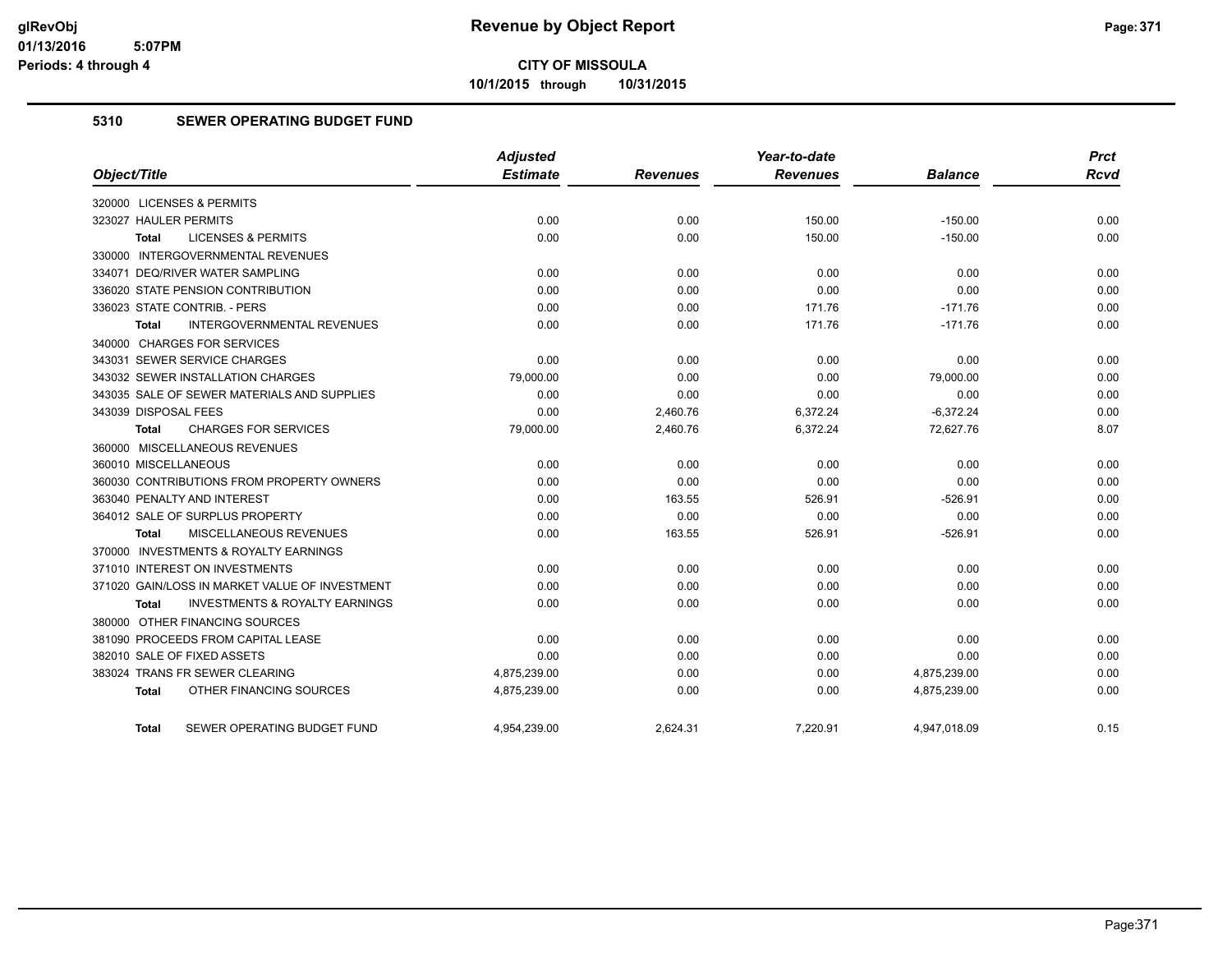# Revenue by Object Report

**CITY OF MISSOULA**

**10/1/2015 through 10/31/2015**

glRevObj
01/13/2016 5:07PM
Periods: 4 through 4

## 5310 SEWER OPERATING BUDGET FUND

| Object/Title | Adjusted Estimate | Revenues | Year-to-date Revenues | Balance | Prct Rcvd |
|---|---|---|---|---|---|
| 320000 LICENSES & PERMITS | | | | | |
| 323027 HAULER PERMITS | 0.00 | 0.00 | 150.00 | -150.00 | 0.00 |
| **Total** LICENSES & PERMITS | 0.00 | 0.00 | 150.00 | -150.00 | 0.00 |
| 330000 INTERGOVERNMENTAL REVENUES | | | | | |
| 334071 DEQ/RIVER WATER SAMPLING | 0.00 | 0.00 | 0.00 | 0.00 | 0.00 |
| 336020 STATE PENSION CONTRIBUTION | 0.00 | 0.00 | 0.00 | 0.00 | 0.00 |
| 336023 STATE CONTRIB. - PERS | 0.00 | 0.00 | 171.76 | -171.76 | 0.00 |
| **Total** INTERGOVERNMENTAL REVENUES | 0.00 | 0.00 | 171.76 | -171.76 | 0.00 |
| 340000 CHARGES FOR SERVICES | | | | | |
| 343031 SEWER SERVICE CHARGES | 0.00 | 0.00 | 0.00 | 0.00 | 0.00 |
| 343032 SEWER INSTALLATION CHARGES | 79,000.00 | 0.00 | 0.00 | 79,000.00 | 0.00 |
| 343035 SALE OF SEWER MATERIALS AND SUPPLIES | 0.00 | 0.00 | 0.00 | 0.00 | 0.00 |
| 343039 DISPOSAL FEES | 0.00 | 2,460.76 | 6,372.24 | -6,372.24 | 0.00 |
| **Total** CHARGES FOR SERVICES | 79,000.00 | 2,460.76 | 6,372.24 | 72,627.76 | 8.07 |
| 360000 MISCELLANEOUS REVENUES | | | | | |
| 360010 MISCELLANEOUS | 0.00 | 0.00 | 0.00 | 0.00 | 0.00 |
| 360030 CONTRIBUTIONS FROM PROPERTY OWNERS | 0.00 | 0.00 | 0.00 | 0.00 | 0.00 |
| 363040 PENALTY AND INTEREST | 0.00 | 163.55 | 526.91 | -526.91 | 0.00 |
| 364012 SALE OF SURPLUS PROPERTY | 0.00 | 0.00 | 0.00 | 0.00 | 0.00 |
| **Total** MISCELLANEOUS REVENUES | 0.00 | 163.55 | 526.91 | -526.91 | 0.00 |
| 370000 INVESTMENTS & ROYALTY EARNINGS | | | | | |
| 371010 INTEREST ON INVESTMENTS | 0.00 | 0.00 | 0.00 | 0.00 | 0.00 |
| 371020 GAIN/LOSS IN MARKET VALUE OF INVESTMENT | 0.00 | 0.00 | 0.00 | 0.00 | 0.00 |
| **Total** INVESTMENTS & ROYALTY EARNINGS | 0.00 | 0.00 | 0.00 | 0.00 | 0.00 |
| 380000 OTHER FINANCING SOURCES | | | | | |
| 381090 PROCEEDS FROM CAPITAL LEASE | 0.00 | 0.00 | 0.00 | 0.00 | 0.00 |
| 382010 SALE OF FIXED ASSETS | 0.00 | 0.00 | 0.00 | 0.00 | 0.00 |
| 383024 TRANS FR SEWER CLEARING | 4,875,239.00 | 0.00 | 0.00 | 4,875,239.00 | 0.00 |
| **Total** OTHER FINANCING SOURCES | 4,875,239.00 | 0.00 | 0.00 | 4,875,239.00 | 0.00 |
| **Total** SEWER OPERATING BUDGET FUND | 4,954,239.00 | 2,624.31 | 7,220.91 | 4,947,018.09 | 0.15 |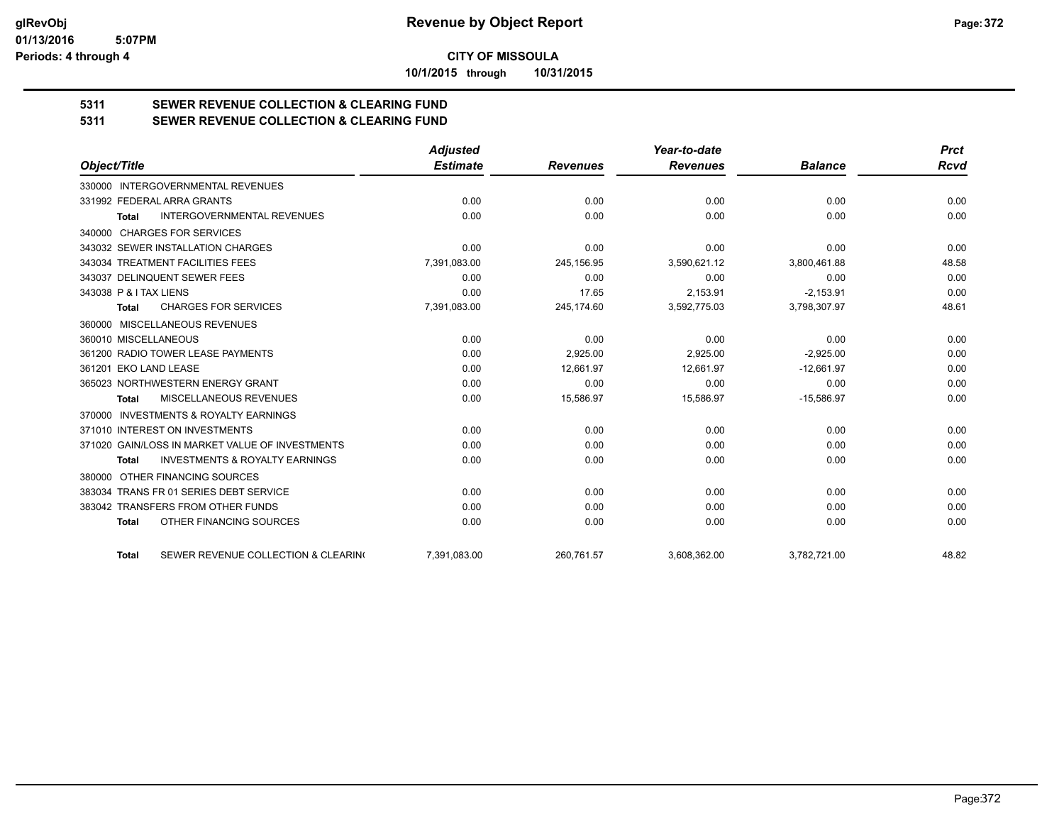# Revenue by Object Report

**CITY OF MISSOULA**

**10/1/2015 through 10/31/2015**

glRevObj
01/13/2016 5:07PM
Periods: 4 through 4

## 5311 SEWER REVENUE COLLECTION & CLEARING FUND
## 5311 SEWER REVENUE COLLECTION & CLEARING FUND

| Object/Title | Adjusted Estimate | Revenues | Year-to-date Revenues | Balance | Prct Rcvd |
|---|---|---|---|---|---|
| 330000 INTERGOVERNMENTAL REVENUES | | | | | |
| 331992 FEDERAL ARRA GRANTS | 0.00 | 0.00 | 0.00 | 0.00 | 0.00 |
| **Total** INTERGOVERNMENTAL REVENUES | 0.00 | 0.00 | 0.00 | 0.00 | 0.00 |
| 340000 CHARGES FOR SERVICES | | | | | |
| 343032 SEWER INSTALLATION CHARGES | 0.00 | 0.00 | 0.00 | 0.00 | 0.00 |
| 343034 TREATMENT FACILITIES FEES | 7,391,083.00 | 245,156.95 | 3,590,621.12 | 3,800,461.88 | 48.58 |
| 343037 DELINQUENT SEWER FEES | 0.00 | 0.00 | 0.00 | 0.00 | 0.00 |
| 343038 P & I TAX LIENS | 0.00 | 17.65 | 2,153.91 | -2,153.91 | 0.00 |
| **Total** CHARGES FOR SERVICES | 7,391,083.00 | 245,174.60 | 3,592,775.03 | 3,798,307.97 | 48.61 |
| 360000 MISCELLANEOUS REVENUES | | | | | |
| 360010 MISCELLANEOUS | 0.00 | 0.00 | 0.00 | 0.00 | 0.00 |
| 361200 RADIO TOWER LEASE PAYMENTS | 0.00 | 2,925.00 | 2,925.00 | -2,925.00 | 0.00 |
| 361201 EKO LAND LEASE | 0.00 | 12,661.97 | 12,661.97 | -12,661.97 | 0.00 |
| 365023 NORTHWESTERN ENERGY GRANT | 0.00 | 0.00 | 0.00 | 0.00 | 0.00 |
| **Total** MISCELLANEOUS REVENUES | 0.00 | 15,586.97 | 15,586.97 | -15,586.97 | 0.00 |
| 370000 INVESTMENTS & ROYALTY EARNINGS | | | | | |
| 371010 INTEREST ON INVESTMENTS | 0.00 | 0.00 | 0.00 | 0.00 | 0.00 |
| 371020 GAIN/LOSS IN MARKET VALUE OF INVESTMENTS | 0.00 | 0.00 | 0.00 | 0.00 | 0.00 |
| **Total** INVESTMENTS & ROYALTY EARNINGS | 0.00 | 0.00 | 0.00 | 0.00 | 0.00 |
| 380000 OTHER FINANCING SOURCES | | | | | |
| 383034 TRANS FR 01 SERIES DEBT SERVICE | 0.00 | 0.00 | 0.00 | 0.00 | 0.00 |
| 383042 TRANSFERS FROM OTHER FUNDS | 0.00 | 0.00 | 0.00 | 0.00 | 0.00 |
| **Total** OTHER FINANCING SOURCES | 0.00 | 0.00 | 0.00 | 0.00 | 0.00 |
| **Total** SEWER REVENUE COLLECTION & CLEARIN( | 7,391,083.00 | 260,761.57 | 3,608,362.00 | 3,782,721.00 | 48.82 |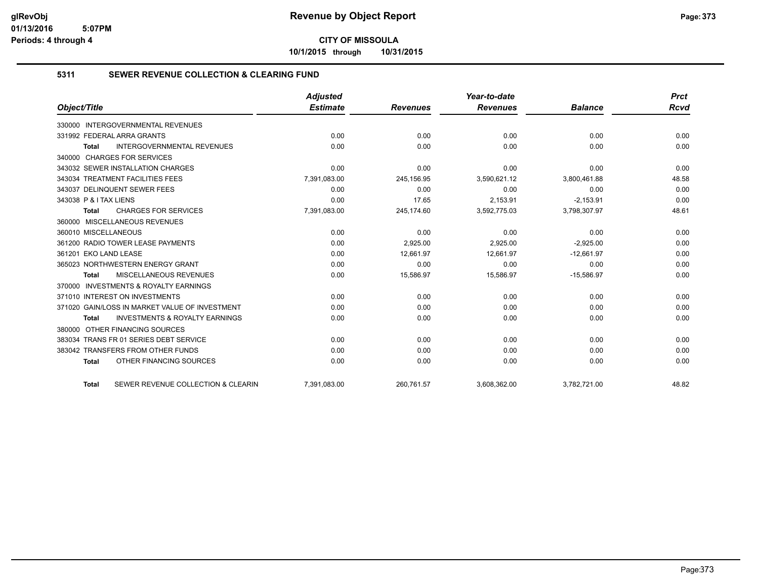glRevObj
01/13/2016 5:07PM
Periods: 4 through 4

# Revenue by Object Report

**CITY OF MISSOULA**

**10/1/2015 through 10/31/2015**

## 5311 SEWER REVENUE COLLECTION & CLEARING FUND

| Object/Title | Adjusted Estimate | Revenues | Year-to-date Revenues | Balance | Prct Rcvd |
|---|---|---|---|---|---|
| 330000 INTERGOVERNMENTAL REVENUES | | | | | |
| 331992 FEDERAL ARRA GRANTS | 0.00 | 0.00 | 0.00 | 0.00 | 0.00 |
| **Total** INTERGOVERNMENTAL REVENUES | 0.00 | 0.00 | 0.00 | 0.00 | 0.00 |
| 340000 CHARGES FOR SERVICES | | | | | |
| 343032 SEWER INSTALLATION CHARGES | 0.00 | 0.00 | 0.00 | 0.00 | 0.00 |
| 343034 TREATMENT FACILITIES FEES | 7,391,083.00 | 245,156.95 | 3,590,621.12 | 3,800,461.88 | 48.58 |
| 343037 DELINQUENT SEWER FEES | 0.00 | 0.00 | 0.00 | 0.00 | 0.00 |
| 343038 P & I TAX LIENS | 0.00 | 17.65 | 2,153.91 | -2,153.91 | 0.00 |
| **Total** CHARGES FOR SERVICES | 7,391,083.00 | 245,174.60 | 3,592,775.03 | 3,798,307.97 | 48.61 |
| 360000 MISCELLANEOUS REVENUES | | | | | |
| 360010 MISCELLANEOUS | 0.00 | 0.00 | 0.00 | 0.00 | 0.00 |
| 361200 RADIO TOWER LEASE PAYMENTS | 0.00 | 2,925.00 | 2,925.00 | -2,925.00 | 0.00 |
| 361201 EKO LAND LEASE | 0.00 | 12,661.97 | 12,661.97 | -12,661.97 | 0.00 |
| 365023 NORTHWESTERN ENERGY GRANT | 0.00 | 0.00 | 0.00 | 0.00 | 0.00 |
| **Total** MISCELLANEOUS REVENUES | 0.00 | 15,586.97 | 15,586.97 | -15,586.97 | 0.00 |
| 370000 INVESTMENTS & ROYALTY EARNINGS | | | | | |
| 371010 INTEREST ON INVESTMENTS | 0.00 | 0.00 | 0.00 | 0.00 | 0.00 |
| 371020 GAIN/LOSS IN MARKET VALUE OF INVESTMENT | 0.00 | 0.00 | 0.00 | 0.00 | 0.00 |
| **Total** INVESTMENTS & ROYALTY EARNINGS | 0.00 | 0.00 | 0.00 | 0.00 | 0.00 |
| 380000 OTHER FINANCING SOURCES | | | | | |
| 383034 TRANS FR 01 SERIES DEBT SERVICE | 0.00 | 0.00 | 0.00 | 0.00 | 0.00 |
| 383042 TRANSFERS FROM OTHER FUNDS | 0.00 | 0.00 | 0.00 | 0.00 | 0.00 |
| **Total** OTHER FINANCING SOURCES | 0.00 | 0.00 | 0.00 | 0.00 | 0.00 |
| **Total** SEWER REVENUE COLLECTION & CLEARIN | 7,391,083.00 | 260,761.57 | 3,608,362.00 | 3,782,721.00 | 48.82 |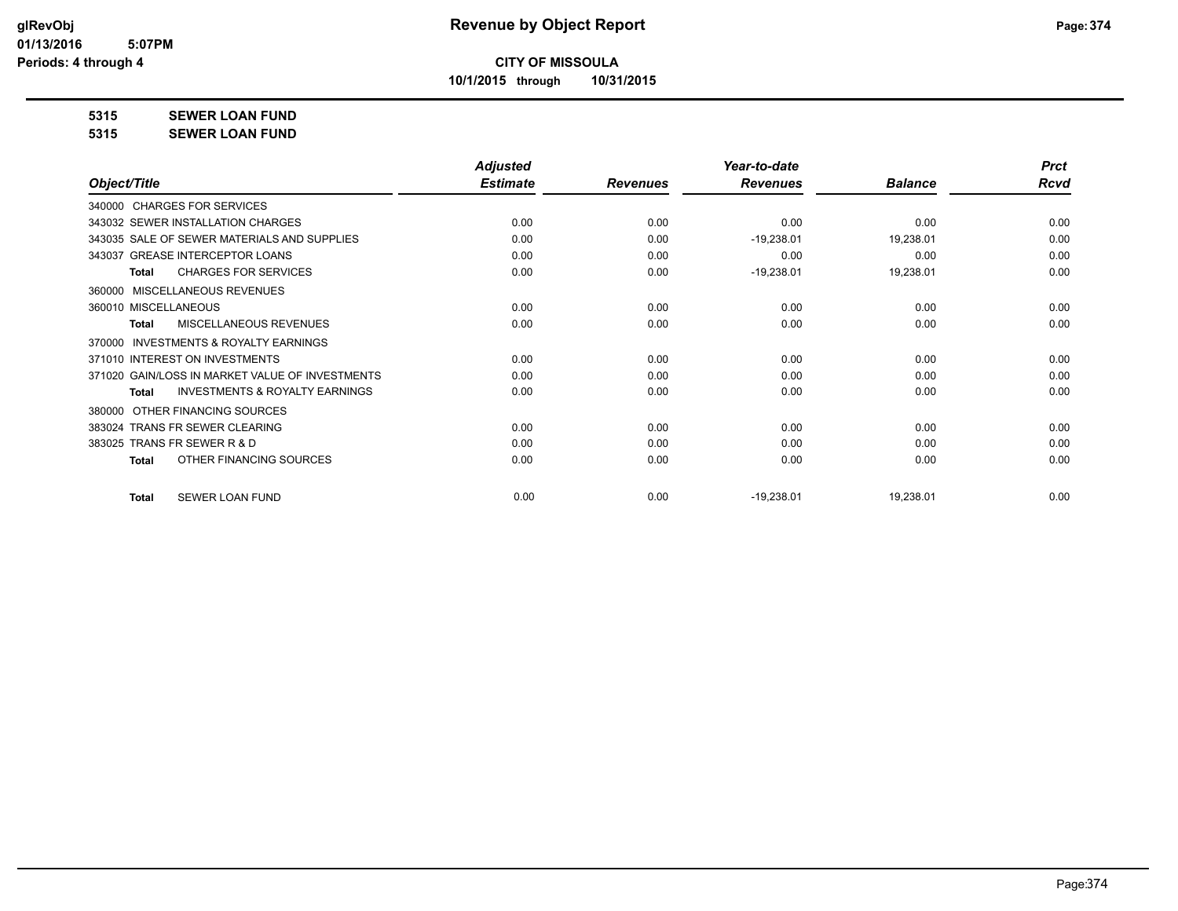# Revenue by Object Report

**CITY OF MISSOULA**

**10/1/2015 through 10/31/2015**

glRevObj
01/13/2016 5:07PM
Periods: 4 through 4

**5315 SEWER LOAN FUND**

**5315 SEWER LOAN FUND**

| Object/Title | Adjusted Estimate | Revenues | Year-to-date Revenues | Balance | Prct Rcvd |
|---|---|---|---|---|---|
| 340000 CHARGES FOR SERVICES | | | | | |
| 343032 SEWER INSTALLATION CHARGES | 0.00 | 0.00 | 0.00 | 0.00 | 0.00 |
| 343035 SALE OF SEWER MATERIALS AND SUPPLIES | 0.00 | 0.00 | -19,238.01 | 19,238.01 | 0.00 |
| 343037 GREASE INTERCEPTOR LOANS | 0.00 | 0.00 | 0.00 | 0.00 | 0.00 |
| **Total** CHARGES FOR SERVICES | 0.00 | 0.00 | -19,238.01 | 19,238.01 | 0.00 |
| 360000 MISCELLANEOUS REVENUES | | | | | |
| 360010 MISCELLANEOUS | 0.00 | 0.00 | 0.00 | 0.00 | 0.00 |
| **Total** MISCELLANEOUS REVENUES | 0.00 | 0.00 | 0.00 | 0.00 | 0.00 |
| 370000 INVESTMENTS & ROYALTY EARNINGS | | | | | |
| 371010 INTEREST ON INVESTMENTS | 0.00 | 0.00 | 0.00 | 0.00 | 0.00 |
| 371020 GAIN/LOSS IN MARKET VALUE OF INVESTMENTS | 0.00 | 0.00 | 0.00 | 0.00 | 0.00 |
| **Total** INVESTMENTS & ROYALTY EARNINGS | 0.00 | 0.00 | 0.00 | 0.00 | 0.00 |
| 380000 OTHER FINANCING SOURCES | | | | | |
| 383024 TRANS FR SEWER CLEARING | 0.00 | 0.00 | 0.00 | 0.00 | 0.00 |
| 383025 TRANS FR SEWER R & D | 0.00 | 0.00 | 0.00 | 0.00 | 0.00 |
| **Total** OTHER FINANCING SOURCES | 0.00 | 0.00 | 0.00 | 0.00 | 0.00 |
| **Total** SEWER LOAN FUND | 0.00 | 0.00 | -19,238.01 | 19,238.01 | 0.00 |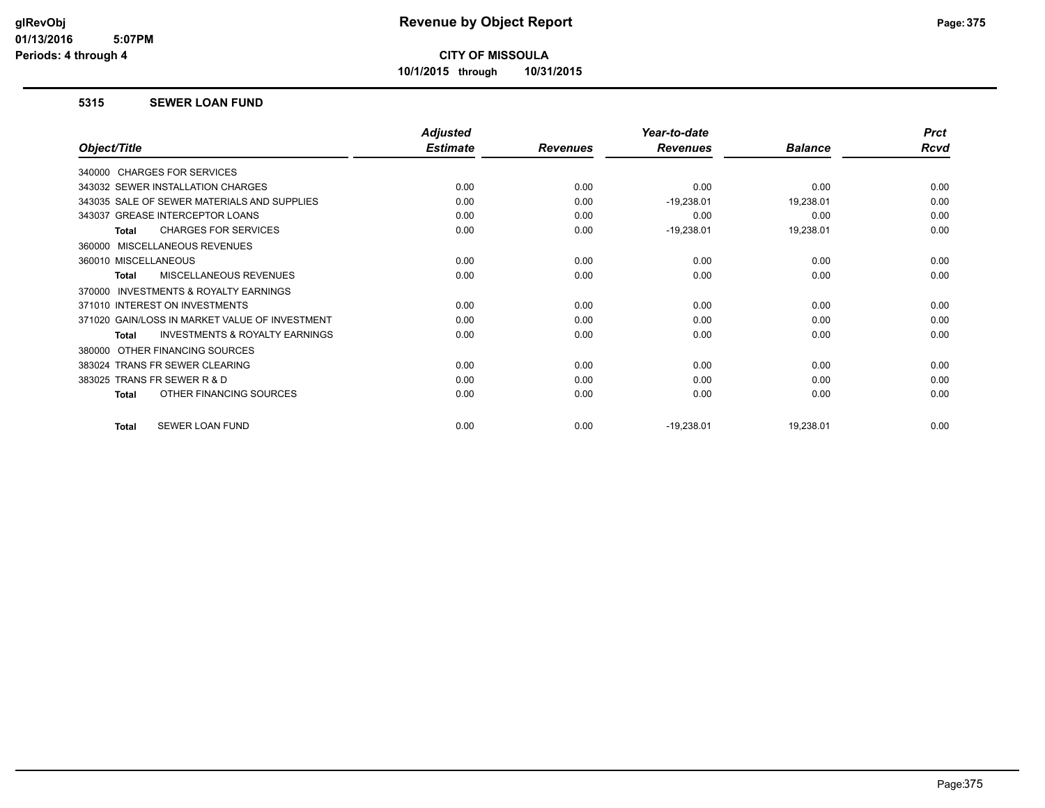**CITY OF MISSOULA**

**10/1/2015 through 10/31/2015**

### 5315 SEWER LOAN FUND

| Object/Title | Adjusted Estimate | Revenues | Year-to-date Revenues | Balance | Prct Rcvd |
|---|---|---|---|---|---|
| 340000 CHARGES FOR SERVICES | | | | | |
| 343032 SEWER INSTALLATION CHARGES | 0.00 | 0.00 | 0.00 | 0.00 | 0.00 |
| 343035 SALE OF SEWER MATERIALS AND SUPPLIES | 0.00 | 0.00 | -19,238.01 | 19,238.01 | 0.00 |
| 343037 GREASE INTERCEPTOR LOANS | 0.00 | 0.00 | 0.00 | 0.00 | 0.00 |
| **Total** CHARGES FOR SERVICES | 0.00 | 0.00 | -19,238.01 | 19,238.01 | 0.00 |
| 360000 MISCELLANEOUS REVENUES | | | | | |
| 360010 MISCELLANEOUS | 0.00 | 0.00 | 0.00 | 0.00 | 0.00 |
| **Total** MISCELLANEOUS REVENUES | 0.00 | 0.00 | 0.00 | 0.00 | 0.00 |
| 370000 INVESTMENTS & ROYALTY EARNINGS | | | | | |
| 371010 INTEREST ON INVESTMENTS | 0.00 | 0.00 | 0.00 | 0.00 | 0.00 |
| 371020 GAIN/LOSS IN MARKET VALUE OF INVESTMENT | 0.00 | 0.00 | 0.00 | 0.00 | 0.00 |
| **Total** INVESTMENTS & ROYALTY EARNINGS | 0.00 | 0.00 | 0.00 | 0.00 | 0.00 |
| 380000 OTHER FINANCING SOURCES | | | | | |
| 383024 TRANS FR SEWER CLEARING | 0.00 | 0.00 | 0.00 | 0.00 | 0.00 |
| 383025 TRANS FR SEWER R & D | 0.00 | 0.00 | 0.00 | 0.00 | 0.00 |
| **Total** OTHER FINANCING SOURCES | 0.00 | 0.00 | 0.00 | 0.00 | 0.00 |
| **Total** SEWER LOAN FUND | 0.00 | 0.00 | -19,238.01 | 19,238.01 | 0.00 |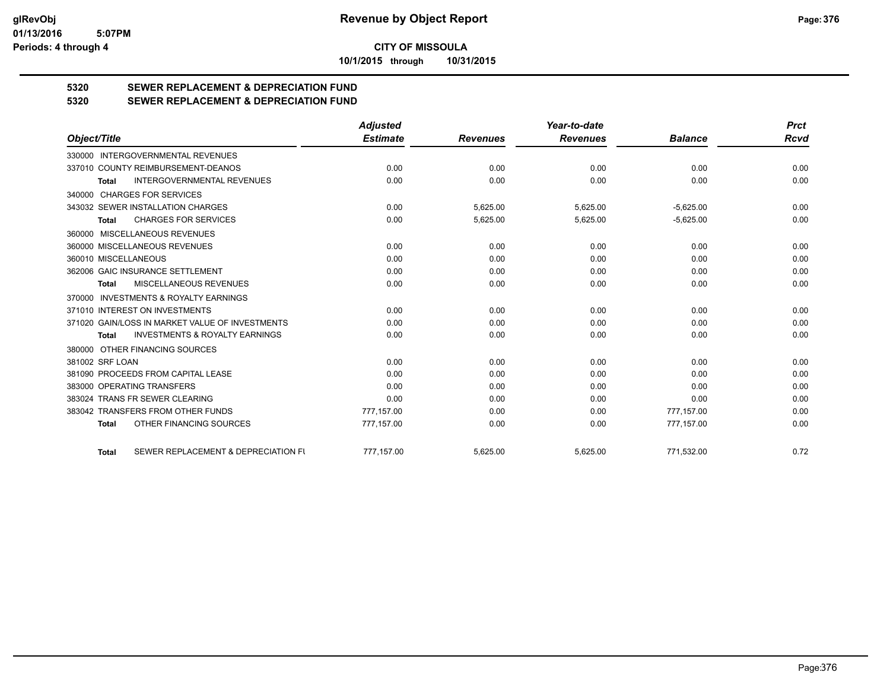**CITY OF MISSOULA**

**10/1/2015 through 10/31/2015**

# Revenue by Object Report

## 5320 SEWER REPLACEMENT & DEPRECIATION FUND
## 5320 SEWER REPLACEMENT & DEPRECIATION FUND

| Object/Title | Adjusted Estimate | Revenues | Year-to-date Revenues | Balance | Prct Rcvd |
|---|---|---|---|---|---|
| 330000 INTERGOVERNMENTAL REVENUES | | | | | |
| 337010 COUNTY REIMBURSEMENT-DEANOS | 0.00 | 0.00 | 0.00 | 0.00 | 0.00 |
| **Total** INTERGOVERNMENTAL REVENUES | 0.00 | 0.00 | 0.00 | 0.00 | 0.00 |
| 340000 CHARGES FOR SERVICES | | | | | |
| 343032 SEWER INSTALLATION CHARGES | 0.00 | 5,625.00 | 5,625.00 | -5,625.00 | 0.00 |
| **Total** CHARGES FOR SERVICES | 0.00 | 5,625.00 | 5,625.00 | -5,625.00 | 0.00 |
| 360000 MISCELLANEOUS REVENUES | | | | | |
| 360000 MISCELLANEOUS REVENUES | 0.00 | 0.00 | 0.00 | 0.00 | 0.00 |
| 360010 MISCELLANEOUS | 0.00 | 0.00 | 0.00 | 0.00 | 0.00 |
| 362006 GAIC INSURANCE SETTLEMENT | 0.00 | 0.00 | 0.00 | 0.00 | 0.00 |
| **Total** MISCELLANEOUS REVENUES | 0.00 | 0.00 | 0.00 | 0.00 | 0.00 |
| 370000 INVESTMENTS & ROYALTY EARNINGS | | | | | |
| 371010 INTEREST ON INVESTMENTS | 0.00 | 0.00 | 0.00 | 0.00 | 0.00 |
| 371020 GAIN/LOSS IN MARKET VALUE OF INVESTMENTS | 0.00 | 0.00 | 0.00 | 0.00 | 0.00 |
| **Total** INVESTMENTS & ROYALTY EARNINGS | 0.00 | 0.00 | 0.00 | 0.00 | 0.00 |
| 380000 OTHER FINANCING SOURCES | | | | | |
| 381002 SRF LOAN | 0.00 | 0.00 | 0.00 | 0.00 | 0.00 |
| 381090 PROCEEDS FROM CAPITAL LEASE | 0.00 | 0.00 | 0.00 | 0.00 | 0.00 |
| 383000 OPERATING TRANSFERS | 0.00 | 0.00 | 0.00 | 0.00 | 0.00 |
| 383024 TRANS FR SEWER CLEARING | 0.00 | 0.00 | 0.00 | 0.00 | 0.00 |
| 383042 TRANSFERS FROM OTHER FUNDS | 777,157.00 | 0.00 | 0.00 | 777,157.00 | 0.00 |
| **Total** OTHER FINANCING SOURCES | 777,157.00 | 0.00 | 0.00 | 777,157.00 | 0.00 |
| **Total** SEWER REPLACEMENT & DEPRECIATION FU | 777,157.00 | 5,625.00 | 5,625.00 | 771,532.00 | 0.72 |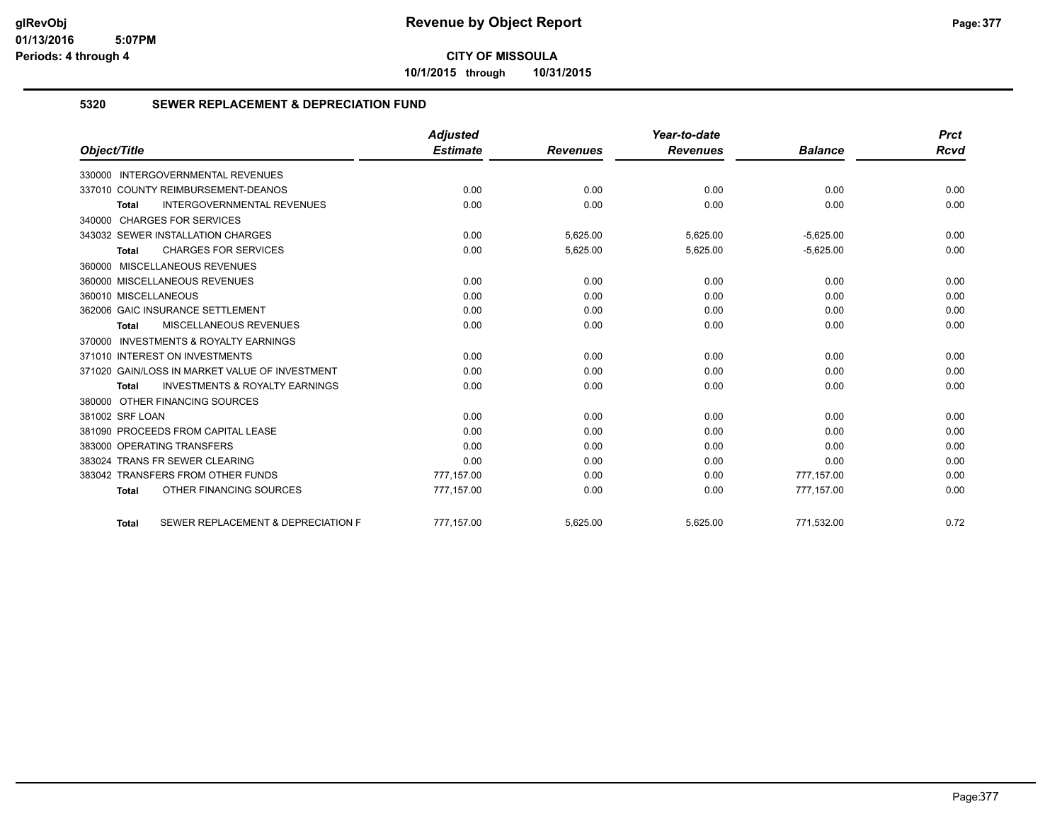**CITY OF MISSOULA**

**10/1/2015 through 10/31/2015**

## 5320 SEWER REPLACEMENT & DEPRECIATION FUND

| Object/Title | Adjusted Estimate | Revenues | Year-to-date Revenues | Balance | Prct Rcvd |
|---|---|---|---|---|---|
| 330000 INTERGOVERNMENTAL REVENUES | | | | | |
| 337010 COUNTY REIMBURSEMENT-DEANOS | 0.00 | 0.00 | 0.00 | 0.00 | 0.00 |
| **Total** INTERGOVERNMENTAL REVENUES | 0.00 | 0.00 | 0.00 | 0.00 | 0.00 |
| 340000 CHARGES FOR SERVICES | | | | | |
| 343032 SEWER INSTALLATION CHARGES | 0.00 | 5,625.00 | 5,625.00 | -5,625.00 | 0.00 |
| **Total** CHARGES FOR SERVICES | 0.00 | 5,625.00 | 5,625.00 | -5,625.00 | 0.00 |
| 360000 MISCELLANEOUS REVENUES | | | | | |
| 360000 MISCELLANEOUS REVENUES | 0.00 | 0.00 | 0.00 | 0.00 | 0.00 |
| 360010 MISCELLANEOUS | 0.00 | 0.00 | 0.00 | 0.00 | 0.00 |
| 362006 GAIC INSURANCE SETTLEMENT | 0.00 | 0.00 | 0.00 | 0.00 | 0.00 |
| **Total** MISCELLANEOUS REVENUES | 0.00 | 0.00 | 0.00 | 0.00 | 0.00 |
| 370000 INVESTMENTS & ROYALTY EARNINGS | | | | | |
| 371010 INTEREST ON INVESTMENTS | 0.00 | 0.00 | 0.00 | 0.00 | 0.00 |
| 371020 GAIN/LOSS IN MARKET VALUE OF INVESTMENT | 0.00 | 0.00 | 0.00 | 0.00 | 0.00 |
| **Total** INVESTMENTS & ROYALTY EARNINGS | 0.00 | 0.00 | 0.00 | 0.00 | 0.00 |
| 380000 OTHER FINANCING SOURCES | | | | | |
| 381002 SRF LOAN | 0.00 | 0.00 | 0.00 | 0.00 | 0.00 |
| 381090 PROCEEDS FROM CAPITAL LEASE | 0.00 | 0.00 | 0.00 | 0.00 | 0.00 |
| 383000 OPERATING TRANSFERS | 0.00 | 0.00 | 0.00 | 0.00 | 0.00 |
| 383024 TRANS FR SEWER CLEARING | 0.00 | 0.00 | 0.00 | 0.00 | 0.00 |
| 383042 TRANSFERS FROM OTHER FUNDS | 777,157.00 | 0.00 | 0.00 | 777,157.00 | 0.00 |
| **Total** OTHER FINANCING SOURCES | 777,157.00 | 0.00 | 0.00 | 777,157.00 | 0.00 |
| **Total** SEWER REPLACEMENT & DEPRECIATION F | 777,157.00 | 5,625.00 | 5,625.00 | 771,532.00 | 0.72 |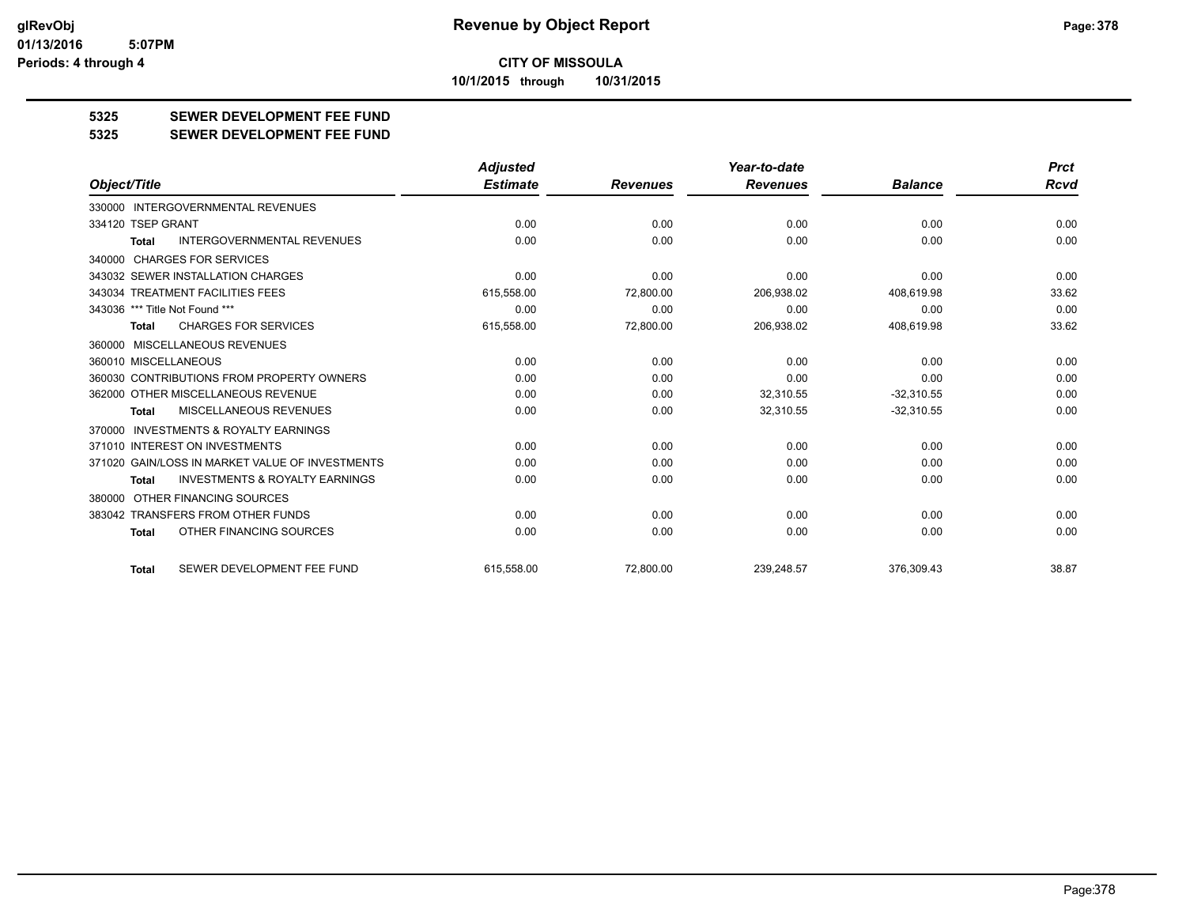**CITY OF MISSOULA**

**10/1/2015 through 10/31/2015**

## 5325 SEWER DEVELOPMENT FEE FUND

## 5325 SEWER DEVELOPMENT FEE FUND

| Object/Title | Adjusted Estimate | Revenues | Year-to-date Revenues | Balance | Prct Rcvd |
|---|---|---|---|---|---|
| 330000 INTERGOVERNMENTAL REVENUES | | | | | |
| 334120 TSEP GRANT | 0.00 | 0.00 | 0.00 | 0.00 | 0.00 |
| **Total** INTERGOVERNMENTAL REVENUES | 0.00 | 0.00 | 0.00 | 0.00 | 0.00 |
| 340000 CHARGES FOR SERVICES | | | | | |
| 343032 SEWER INSTALLATION CHARGES | 0.00 | 0.00 | 0.00 | 0.00 | 0.00 |
| 343034 TREATMENT FACILITIES FEES | 615,558.00 | 72,800.00 | 206,938.02 | 408,619.98 | 33.62 |
| 343036 *** Title Not Found *** | 0.00 | 0.00 | 0.00 | 0.00 | 0.00 |
| **Total** CHARGES FOR SERVICES | 615,558.00 | 72,800.00 | 206,938.02 | 408,619.98 | 33.62 |
| 360000 MISCELLANEOUS REVENUES | | | | | |
| 360010 MISCELLANEOUS | 0.00 | 0.00 | 0.00 | 0.00 | 0.00 |
| 360030 CONTRIBUTIONS FROM PROPERTY OWNERS | 0.00 | 0.00 | 0.00 | 0.00 | 0.00 |
| 362000 OTHER MISCELLANEOUS REVENUE | 0.00 | 0.00 | 32,310.55 | -32,310.55 | 0.00 |
| **Total** MISCELLANEOUS REVENUES | 0.00 | 0.00 | 32,310.55 | -32,310.55 | 0.00 |
| 370000 INVESTMENTS & ROYALTY EARNINGS | | | | | |
| 371010 INTEREST ON INVESTMENTS | 0.00 | 0.00 | 0.00 | 0.00 | 0.00 |
| 371020 GAIN/LOSS IN MARKET VALUE OF INVESTMENTS | 0.00 | 0.00 | 0.00 | 0.00 | 0.00 |
| **Total** INVESTMENTS & ROYALTY EARNINGS | 0.00 | 0.00 | 0.00 | 0.00 | 0.00 |
| 380000 OTHER FINANCING SOURCES | | | | | |
| 383042 TRANSFERS FROM OTHER FUNDS | 0.00 | 0.00 | 0.00 | 0.00 | 0.00 |
| **Total** OTHER FINANCING SOURCES | 0.00 | 0.00 | 0.00 | 0.00 | 0.00 |
| **Total** SEWER DEVELOPMENT FEE FUND | 615,558.00 | 72,800.00 | 239,248.57 | 376,309.43 | 38.87 |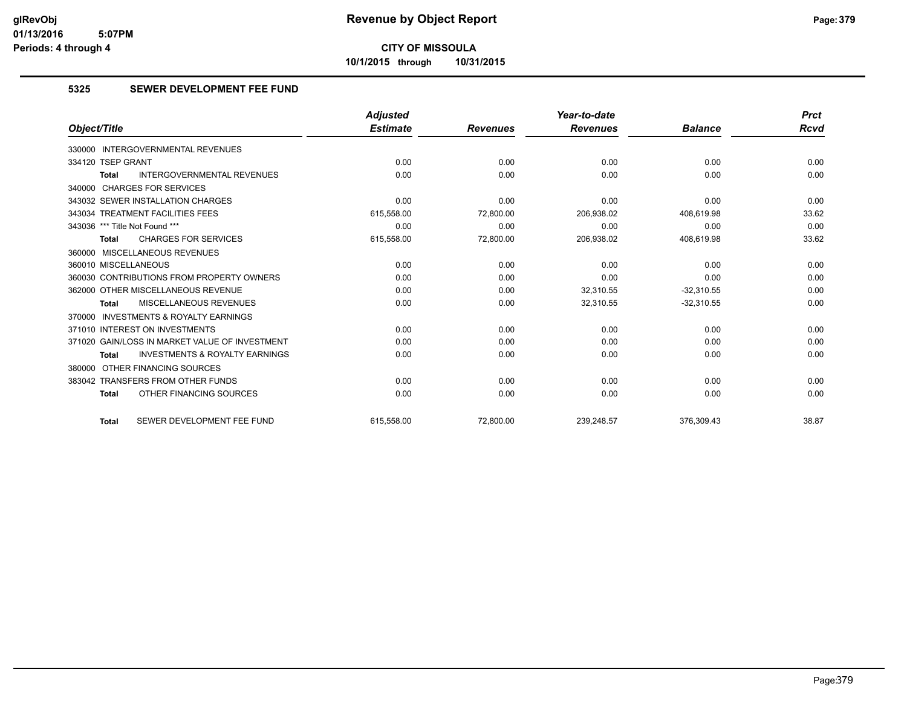**CITY OF MISSOULA**

**10/1/2015 through 10/31/2015**

## 5325 SEWER DEVELOPMENT FEE FUND

| Object/Title | Adjusted Estimate | Revenues | Year-to-date Revenues | Balance | Prct Rcvd |
|---|---|---|---|---|---|
| 330000 INTERGOVERNMENTAL REVENUES | | | | | |
| 334120 TSEP GRANT | 0.00 | 0.00 | 0.00 | 0.00 | 0.00 |
| **Total** INTERGOVERNMENTAL REVENUES | 0.00 | 0.00 | 0.00 | 0.00 | 0.00 |
| 340000 CHARGES FOR SERVICES | | | | | |
| 343032 SEWER INSTALLATION CHARGES | 0.00 | 0.00 | 0.00 | 0.00 | 0.00 |
| 343034 TREATMENT FACILITIES FEES | 615,558.00 | 72,800.00 | 206,938.02 | 408,619.98 | 33.62 |
| 343036 *** Title Not Found *** | 0.00 | 0.00 | 0.00 | 0.00 | 0.00 |
| **Total** CHARGES FOR SERVICES | 615,558.00 | 72,800.00 | 206,938.02 | 408,619.98 | 33.62 |
| 360000 MISCELLANEOUS REVENUES | | | | | |
| 360010 MISCELLANEOUS | 0.00 | 0.00 | 0.00 | 0.00 | 0.00 |
| 360030 CONTRIBUTIONS FROM PROPERTY OWNERS | 0.00 | 0.00 | 0.00 | 0.00 | 0.00 |
| 362000 OTHER MISCELLANEOUS REVENUE | 0.00 | 0.00 | 32,310.55 | -32,310.55 | 0.00 |
| **Total** MISCELLANEOUS REVENUES | 0.00 | 0.00 | 32,310.55 | -32,310.55 | 0.00 |
| 370000 INVESTMENTS & ROYALTY EARNINGS | | | | | |
| 371010 INTEREST ON INVESTMENTS | 0.00 | 0.00 | 0.00 | 0.00 | 0.00 |
| 371020 GAIN/LOSS IN MARKET VALUE OF INVESTMENT | 0.00 | 0.00 | 0.00 | 0.00 | 0.00 |
| **Total** INVESTMENTS & ROYALTY EARNINGS | 0.00 | 0.00 | 0.00 | 0.00 | 0.00 |
| 380000 OTHER FINANCING SOURCES | | | | | |
| 383042 TRANSFERS FROM OTHER FUNDS | 0.00 | 0.00 | 0.00 | 0.00 | 0.00 |
| **Total** OTHER FINANCING SOURCES | 0.00 | 0.00 | 0.00 | 0.00 | 0.00 |
| **Total** SEWER DEVELOPMENT FEE FUND | 615,558.00 | 72,800.00 | 239,248.57 | 376,309.43 | 38.87 |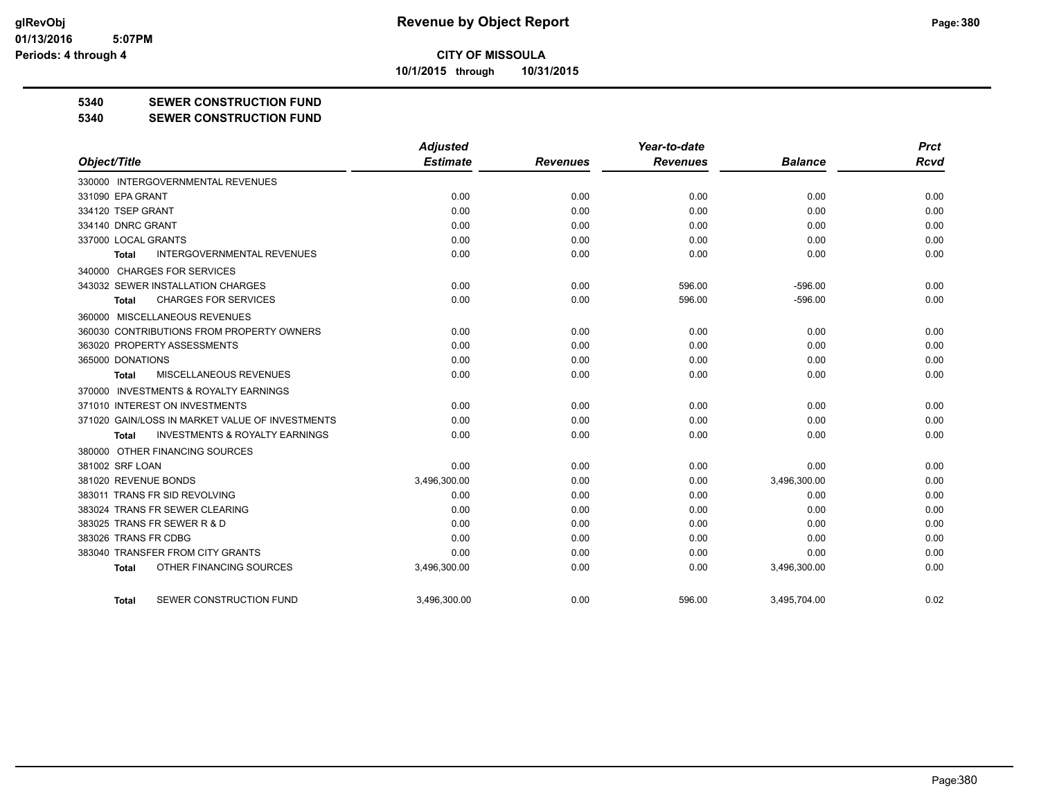**CITY OF MISSOULA**

**10/1/2015 through 10/31/2015**

**5340 SEWER CONSTRUCTION FUND**

**5340 SEWER CONSTRUCTION FUND**

| Object/Title | Adjusted Estimate | Revenues | Year-to-date Revenues | Balance | Prct Rcvd |
|---|---|---|---|---|---|
| 330000 INTERGOVERNMENTAL REVENUES | | | | | |
| 331090 EPA GRANT | 0.00 | 0.00 | 0.00 | 0.00 | 0.00 |
| 334120 TSEP GRANT | 0.00 | 0.00 | 0.00 | 0.00 | 0.00 |
| 334140 DNRC GRANT | 0.00 | 0.00 | 0.00 | 0.00 | 0.00 |
| 337000 LOCAL GRANTS | 0.00 | 0.00 | 0.00 | 0.00 | 0.00 |
| **Total** INTERGOVERNMENTAL REVENUES | 0.00 | 0.00 | 0.00 | 0.00 | 0.00 |
| 340000 CHARGES FOR SERVICES | | | | | |
| 343032 SEWER INSTALLATION CHARGES | 0.00 | 0.00 | 596.00 | -596.00 | 0.00 |
| **Total** CHARGES FOR SERVICES | 0.00 | 0.00 | 596.00 | -596.00 | 0.00 |
| 360000 MISCELLANEOUS REVENUES | | | | | |
| 360030 CONTRIBUTIONS FROM PROPERTY OWNERS | 0.00 | 0.00 | 0.00 | 0.00 | 0.00 |
| 363020 PROPERTY ASSESSMENTS | 0.00 | 0.00 | 0.00 | 0.00 | 0.00 |
| 365000 DONATIONS | 0.00 | 0.00 | 0.00 | 0.00 | 0.00 |
| **Total** MISCELLANEOUS REVENUES | 0.00 | 0.00 | 0.00 | 0.00 | 0.00 |
| 370000 INVESTMENTS & ROYALTY EARNINGS | | | | | |
| 371010 INTEREST ON INVESTMENTS | 0.00 | 0.00 | 0.00 | 0.00 | 0.00 |
| 371020 GAIN/LOSS IN MARKET VALUE OF INVESTMENTS | 0.00 | 0.00 | 0.00 | 0.00 | 0.00 |
| **Total** INVESTMENTS & ROYALTY EARNINGS | 0.00 | 0.00 | 0.00 | 0.00 | 0.00 |
| 380000 OTHER FINANCING SOURCES | | | | | |
| 381002 SRF LOAN | 0.00 | 0.00 | 0.00 | 0.00 | 0.00 |
| 381020 REVENUE BONDS | 3,496,300.00 | 0.00 | 0.00 | 3,496,300.00 | 0.00 |
| 383011 TRANS FR SID REVOLVING | 0.00 | 0.00 | 0.00 | 0.00 | 0.00 |
| 383024 TRANS FR SEWER CLEARING | 0.00 | 0.00 | 0.00 | 0.00 | 0.00 |
| 383025 TRANS FR SEWER R & D | 0.00 | 0.00 | 0.00 | 0.00 | 0.00 |
| 383026 TRANS FR CDBG | 0.00 | 0.00 | 0.00 | 0.00 | 0.00 |
| 383040 TRANSFER FROM CITY GRANTS | 0.00 | 0.00 | 0.00 | 0.00 | 0.00 |
| **Total** OTHER FINANCING SOURCES | 3,496,300.00 | 0.00 | 0.00 | 3,496,300.00 | 0.00 |
| **Total** SEWER CONSTRUCTION FUND | 3,496,300.00 | 0.00 | 596.00 | 3,495,704.00 | 0.02 |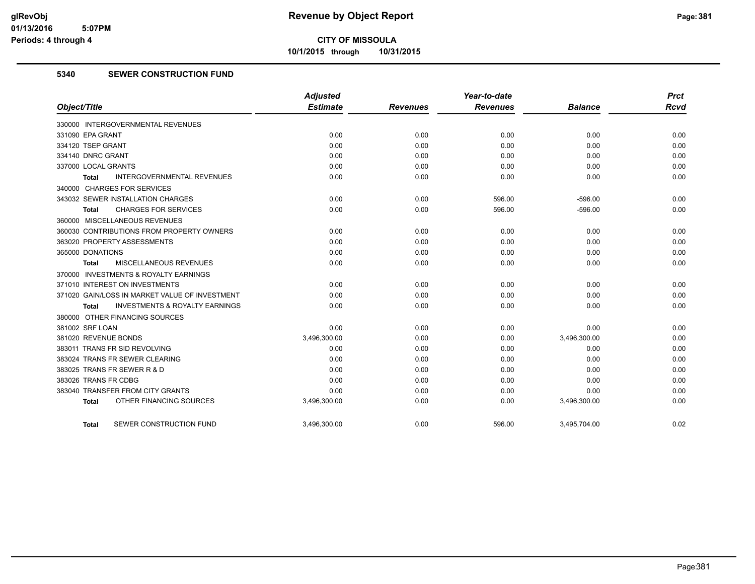# CITY OF MISSOULA

**10/1/2015 through 10/31/2015**

## 5340 SEWER CONSTRUCTION FUND

| Object/Title | Adjusted Estimate | Revenues | Year-to-date Revenues | Balance | Prct Rcvd |
|---|---|---|---|---|---|
| 330000 INTERGOVERNMENTAL REVENUES | | | | | |
| 331090 EPA GRANT | 0.00 | 0.00 | 0.00 | 0.00 | 0.00 |
| 334120 TSEP GRANT | 0.00 | 0.00 | 0.00 | 0.00 | 0.00 |
| 334140 DNRC GRANT | 0.00 | 0.00 | 0.00 | 0.00 | 0.00 |
| 337000 LOCAL GRANTS | 0.00 | 0.00 | 0.00 | 0.00 | 0.00 |
| **Total** INTERGOVERNMENTAL REVENUES | 0.00 | 0.00 | 0.00 | 0.00 | 0.00 |
| 340000 CHARGES FOR SERVICES | | | | | |
| 343032 SEWER INSTALLATION CHARGES | 0.00 | 0.00 | 596.00 | -596.00 | 0.00 |
| **Total** CHARGES FOR SERVICES | 0.00 | 0.00 | 596.00 | -596.00 | 0.00 |
| 360000 MISCELLANEOUS REVENUES | | | | | |
| 360030 CONTRIBUTIONS FROM PROPERTY OWNERS | 0.00 | 0.00 | 0.00 | 0.00 | 0.00 |
| 363020 PROPERTY ASSESSMENTS | 0.00 | 0.00 | 0.00 | 0.00 | 0.00 |
| 365000 DONATIONS | 0.00 | 0.00 | 0.00 | 0.00 | 0.00 |
| **Total** MISCELLANEOUS REVENUES | 0.00 | 0.00 | 0.00 | 0.00 | 0.00 |
| 370000 INVESTMENTS & ROYALTY EARNINGS | | | | | |
| 371010 INTEREST ON INVESTMENTS | 0.00 | 0.00 | 0.00 | 0.00 | 0.00 |
| 371020 GAIN/LOSS IN MARKET VALUE OF INVESTMENT | 0.00 | 0.00 | 0.00 | 0.00 | 0.00 |
| **Total** INVESTMENTS & ROYALTY EARNINGS | 0.00 | 0.00 | 0.00 | 0.00 | 0.00 |
| 380000 OTHER FINANCING SOURCES | | | | | |
| 381002 SRF LOAN | 0.00 | 0.00 | 0.00 | 0.00 | 0.00 |
| 381020 REVENUE BONDS | 3,496,300.00 | 0.00 | 0.00 | 3,496,300.00 | 0.00 |
| 383011 TRANS FR SID REVOLVING | 0.00 | 0.00 | 0.00 | 0.00 | 0.00 |
| 383024 TRANS FR SEWER CLEARING | 0.00 | 0.00 | 0.00 | 0.00 | 0.00 |
| 383025 TRANS FR SEWER R & D | 0.00 | 0.00 | 0.00 | 0.00 | 0.00 |
| 383026 TRANS FR CDBG | 0.00 | 0.00 | 0.00 | 0.00 | 0.00 |
| 383040 TRANSFER FROM CITY GRANTS | 0.00 | 0.00 | 0.00 | 0.00 | 0.00 |
| **Total** OTHER FINANCING SOURCES | 3,496,300.00 | 0.00 | 0.00 | 3,496,300.00 | 0.00 |
| **Total** SEWER CONSTRUCTION FUND | 3,496,300.00 | 0.00 | 596.00 | 3,495,704.00 | 0.02 |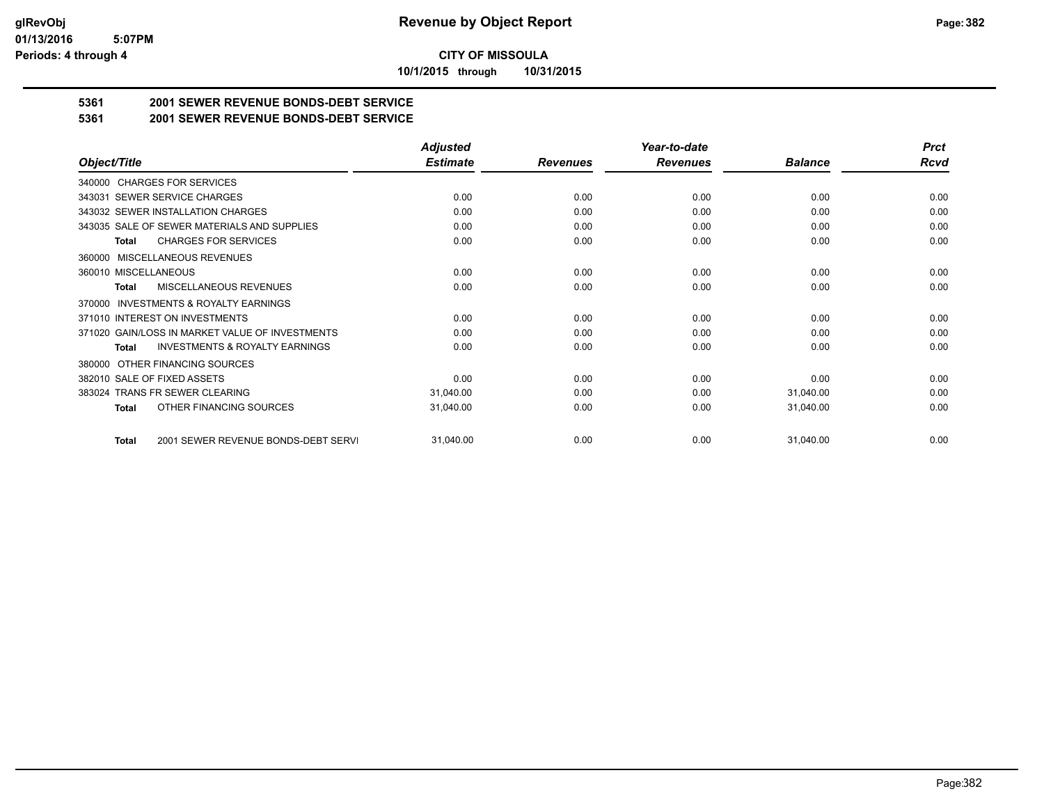**CITY OF MISSOULA**

**10/1/2015 through 10/31/2015**

## 5361 2001 SEWER REVENUE BONDS-DEBT SERVICE

## 5361 2001 SEWER REVENUE BONDS-DEBT SERVICE

| Object/Title | Adjusted Estimate | Revenues | Year-to-date Revenues | Balance | Prct Rcvd |
|---|---|---|---|---|---|
| 340000 CHARGES FOR SERVICES | | | | | |
| 343031 SEWER SERVICE CHARGES | 0.00 | 0.00 | 0.00 | 0.00 | 0.00 |
| 343032 SEWER INSTALLATION CHARGES | 0.00 | 0.00 | 0.00 | 0.00 | 0.00 |
| 343035 SALE OF SEWER MATERIALS AND SUPPLIES | 0.00 | 0.00 | 0.00 | 0.00 | 0.00 |
| **Total** CHARGES FOR SERVICES | 0.00 | 0.00 | 0.00 | 0.00 | 0.00 |
| 360000 MISCELLANEOUS REVENUES | | | | | |
| 360010 MISCELLANEOUS | 0.00 | 0.00 | 0.00 | 0.00 | 0.00 |
| **Total** MISCELLANEOUS REVENUES | 0.00 | 0.00 | 0.00 | 0.00 | 0.00 |
| 370000 INVESTMENTS & ROYALTY EARNINGS | | | | | |
| 371010 INTEREST ON INVESTMENTS | 0.00 | 0.00 | 0.00 | 0.00 | 0.00 |
| 371020 GAIN/LOSS IN MARKET VALUE OF INVESTMENTS | 0.00 | 0.00 | 0.00 | 0.00 | 0.00 |
| **Total** INVESTMENTS & ROYALTY EARNINGS | 0.00 | 0.00 | 0.00 | 0.00 | 0.00 |
| 380000 OTHER FINANCING SOURCES | | | | | |
| 382010 SALE OF FIXED ASSETS | 0.00 | 0.00 | 0.00 | 0.00 | 0.00 |
| 383024 TRANS FR SEWER CLEARING | 31,040.00 | 0.00 | 0.00 | 31,040.00 | 0.00 |
| **Total** OTHER FINANCING SOURCES | 31,040.00 | 0.00 | 0.00 | 31,040.00 | 0.00 |
| **Total** 2001 SEWER REVENUE BONDS-DEBT SERVI | 31,040.00 | 0.00 | 0.00 | 31,040.00 | 0.00 |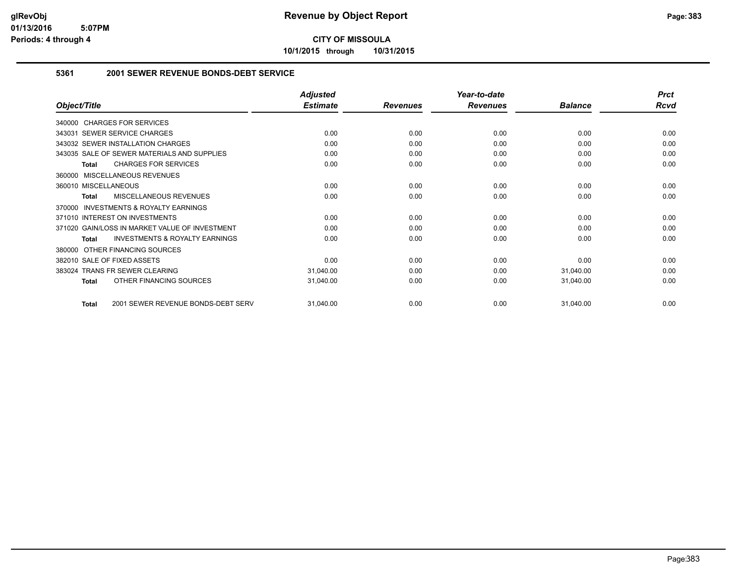# Revenue by Object Report

**CITY OF MISSOULA**

**10/1/2015 through 10/31/2015**

glRevObj
01/13/2016 5:07PM
Periods: 4 through 4

## 5361 2001 SEWER REVENUE BONDS-DEBT SERVICE

| Object/Title | Adjusted Estimate | Revenues | Year-to-date Revenues | Balance | Prct Rcvd |
|---|---|---|---|---|---|
| 340000 CHARGES FOR SERVICES | | | | | |
| 343031 SEWER SERVICE CHARGES | 0.00 | 0.00 | 0.00 | 0.00 | 0.00 |
| 343032 SEWER INSTALLATION CHARGES | 0.00 | 0.00 | 0.00 | 0.00 | 0.00 |
| 343035 SALE OF SEWER MATERIALS AND SUPPLIES | 0.00 | 0.00 | 0.00 | 0.00 | 0.00 |
| **Total** CHARGES FOR SERVICES | 0.00 | 0.00 | 0.00 | 0.00 | 0.00 |
| 360000 MISCELLANEOUS REVENUES | | | | | |
| 360010 MISCELLANEOUS | 0.00 | 0.00 | 0.00 | 0.00 | 0.00 |
| **Total** MISCELLANEOUS REVENUES | 0.00 | 0.00 | 0.00 | 0.00 | 0.00 |
| 370000 INVESTMENTS & ROYALTY EARNINGS | | | | | |
| 371010 INTEREST ON INVESTMENTS | 0.00 | 0.00 | 0.00 | 0.00 | 0.00 |
| 371020 GAIN/LOSS IN MARKET VALUE OF INVESTMENT | 0.00 | 0.00 | 0.00 | 0.00 | 0.00 |
| **Total** INVESTMENTS & ROYALTY EARNINGS | 0.00 | 0.00 | 0.00 | 0.00 | 0.00 |
| 380000 OTHER FINANCING SOURCES | | | | | |
| 382010 SALE OF FIXED ASSETS | 0.00 | 0.00 | 0.00 | 0.00 | 0.00 |
| 383024 TRANS FR SEWER CLEARING | 31,040.00 | 0.00 | 0.00 | 31,040.00 | 0.00 |
| **Total** OTHER FINANCING SOURCES | 31,040.00 | 0.00 | 0.00 | 31,040.00 | 0.00 |
| **Total** 2001 SEWER REVENUE BONDS-DEBT SERV | 31,040.00 | 0.00 | 0.00 | 31,040.00 | 0.00 |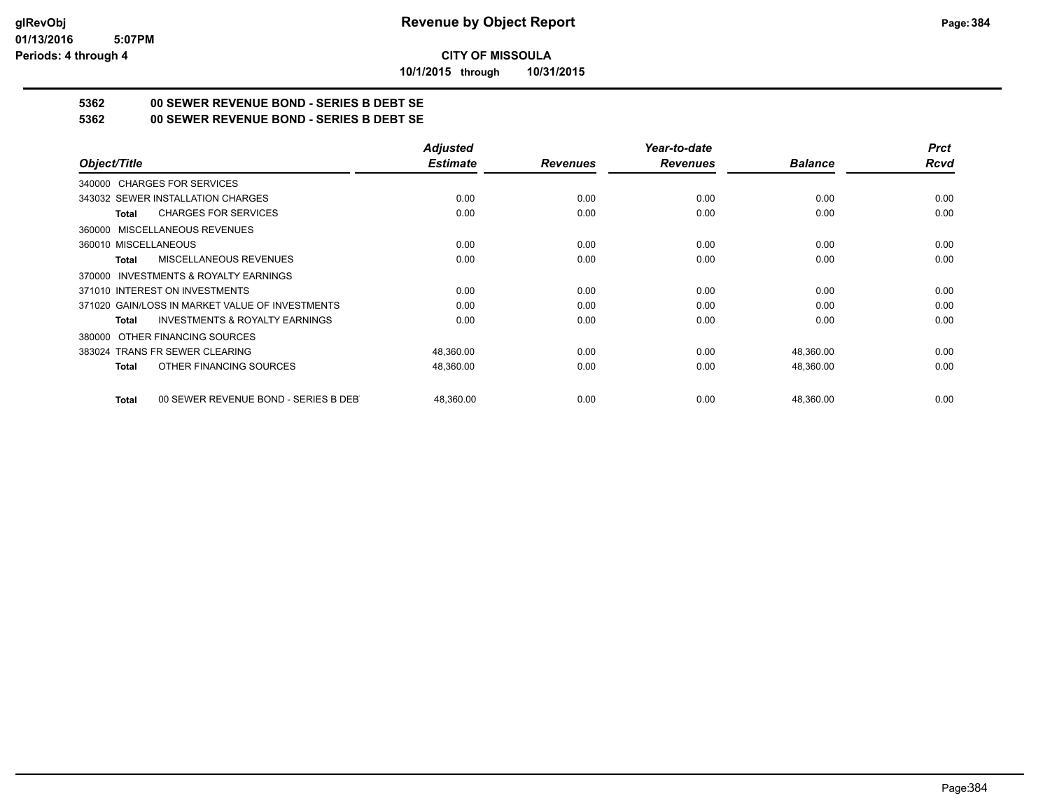**glRevObj**
**01/13/2016 5:07PM**
**Periods: 4 through 4**

# Revenue by Object Report

**CITY OF MISSOULA**

**10/1/2015 through 10/31/2015**

## 5362 00 SEWER REVENUE BOND - SERIES B DEBT SE
## 5362 00 SEWER REVENUE BOND - SERIES B DEBT SE

| Object/Title | Adjusted Estimate | Revenues | Year-to-date Revenues | Balance | Prct Rcvd |
|---|---|---|---|---|---|
| 340000 CHARGES FOR SERVICES | | | | | |
| 343032 SEWER INSTALLATION CHARGES | 0.00 | 0.00 | 0.00 | 0.00 | 0.00 |
| **Total** CHARGES FOR SERVICES | 0.00 | 0.00 | 0.00 | 0.00 | 0.00 |
| 360000 MISCELLANEOUS REVENUES | | | | | |
| 360010 MISCELLANEOUS | 0.00 | 0.00 | 0.00 | 0.00 | 0.00 |
| **Total** MISCELLANEOUS REVENUES | 0.00 | 0.00 | 0.00 | 0.00 | 0.00 |
| 370000 INVESTMENTS & ROYALTY EARNINGS | | | | | |
| 371010 INTEREST ON INVESTMENTS | 0.00 | 0.00 | 0.00 | 0.00 | 0.00 |
| 371020 GAIN/LOSS IN MARKET VALUE OF INVESTMENTS | 0.00 | 0.00 | 0.00 | 0.00 | 0.00 |
| **Total** INVESTMENTS & ROYALTY EARNINGS | 0.00 | 0.00 | 0.00 | 0.00 | 0.00 |
| 380000 OTHER FINANCING SOURCES | | | | | |
| 383024 TRANS FR SEWER CLEARING | 48,360.00 | 0.00 | 0.00 | 48,360.00 | 0.00 |
| **Total** OTHER FINANCING SOURCES | 48,360.00 | 0.00 | 0.00 | 48,360.00 | 0.00 |
| **Total** 00 SEWER REVENUE BOND - SERIES B DEBT | 48,360.00 | 0.00 | 0.00 | 48,360.00 | 0.00 |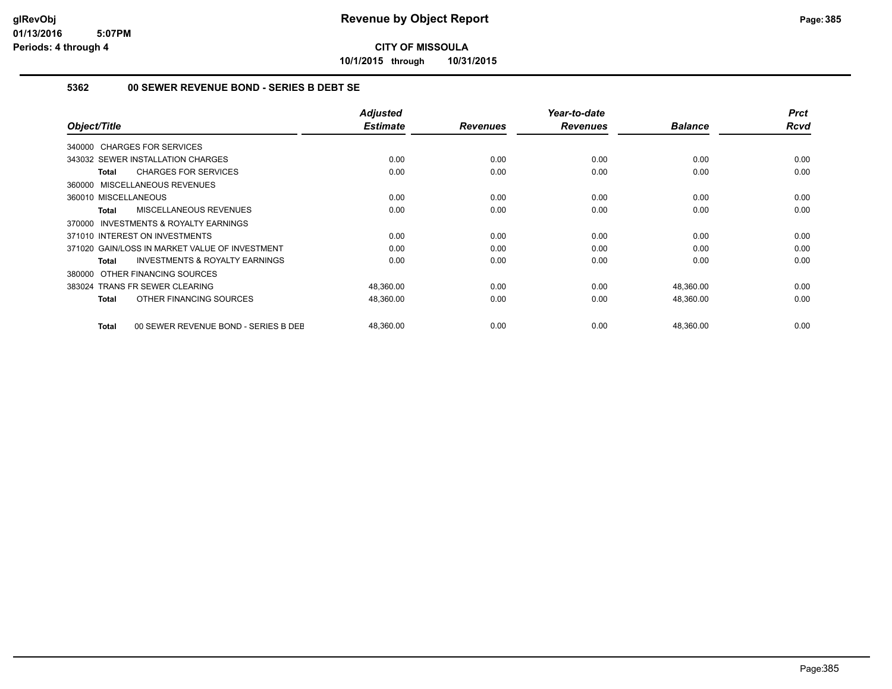# Revenue by Object Report

glRevObj
01/13/2016 5:07PM
Periods: 4 through 4

**CITY OF MISSOULA**

10/1/2015 through 10/31/2015

## 5362 00 SEWER REVENUE BOND - SERIES B DEBT SE

| Object/Title | Adjusted Estimate | Revenues | Year-to-date Revenues | Balance | Prct Rcvd |
|---|---|---|---|---|---|
| 340000 CHARGES FOR SERVICES | | | | | |
| 343032 SEWER INSTALLATION CHARGES | 0.00 | 0.00 | 0.00 | 0.00 | 0.00 |
| **Total** CHARGES FOR SERVICES | 0.00 | 0.00 | 0.00 | 0.00 | 0.00 |
| 360000 MISCELLANEOUS REVENUES | | | | | |
| 360010 MISCELLANEOUS | 0.00 | 0.00 | 0.00 | 0.00 | 0.00 |
| **Total** MISCELLANEOUS REVENUES | 0.00 | 0.00 | 0.00 | 0.00 | 0.00 |
| 370000 INVESTMENTS & ROYALTY EARNINGS | | | | | |
| 371010 INTEREST ON INVESTMENTS | 0.00 | 0.00 | 0.00 | 0.00 | 0.00 |
| 371020 GAIN/LOSS IN MARKET VALUE OF INVESTMENT | 0.00 | 0.00 | 0.00 | 0.00 | 0.00 |
| **Total** INVESTMENTS & ROYALTY EARNINGS | 0.00 | 0.00 | 0.00 | 0.00 | 0.00 |
| 380000 OTHER FINANCING SOURCES | | | | | |
| 383024 TRANS FR SEWER CLEARING | 48,360.00 | 0.00 | 0.00 | 48,360.00 | 0.00 |
| **Total** OTHER FINANCING SOURCES | 48,360.00 | 0.00 | 0.00 | 48,360.00 | 0.00 |
| **Total** 00 SEWER REVENUE BOND - SERIES B DEB | 48,360.00 | 0.00 | 0.00 | 48,360.00 | 0.00 |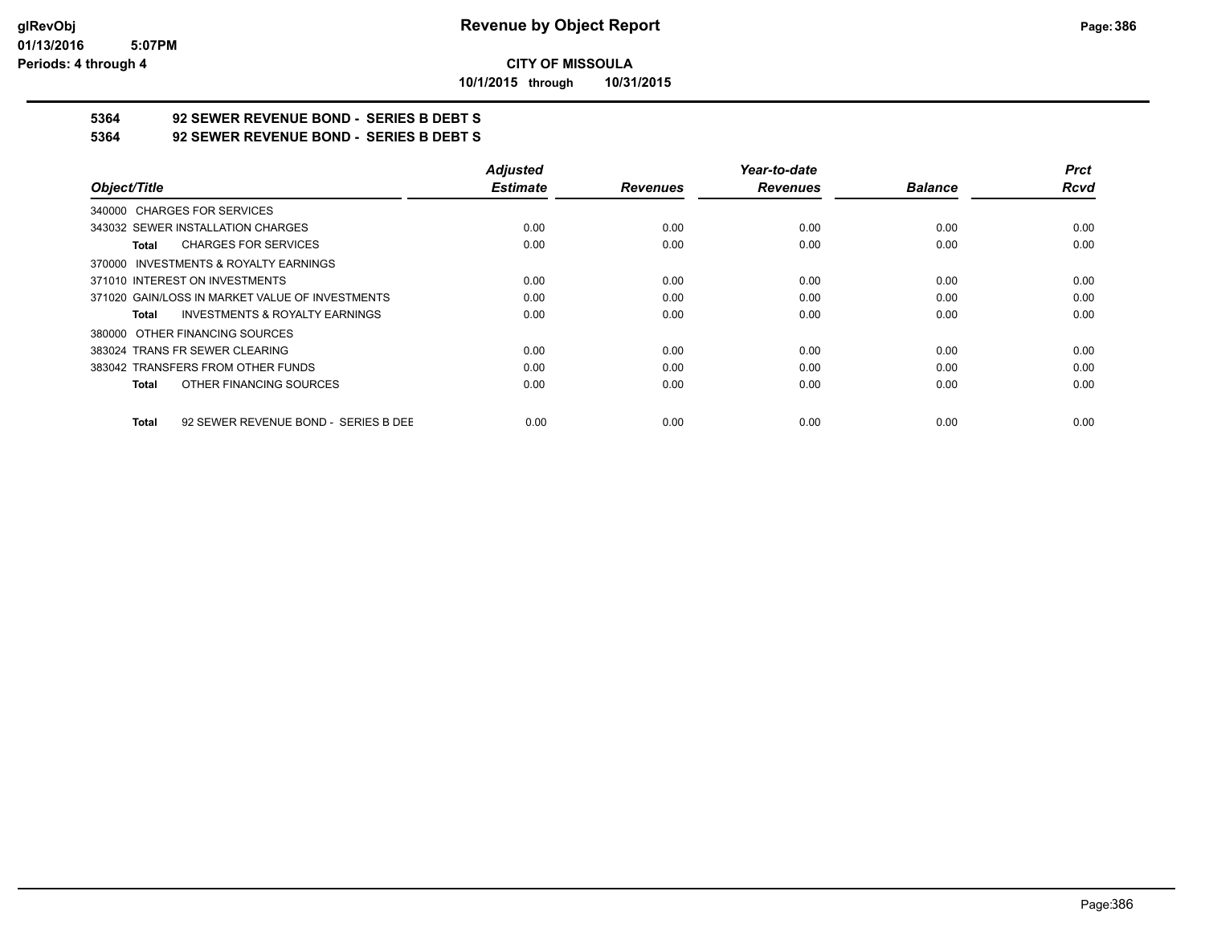**CITY OF MISSOULA**

**10/1/2015 through 10/31/2015**

## Revenue by Object Report

glRevObj
01/13/2016 5:07PM
Periods: 4 through 4

**5364 92 SEWER REVENUE BOND - SERIES B DEBT S**

**5364 92 SEWER REVENUE BOND - SERIES B DEBT S**

| Object/Title | Adjusted Estimate | Revenues | Year-to-date Revenues | Balance | Prct Rcvd |
|---|---|---|---|---|---|
| 340000 CHARGES FOR SERVICES | | | | | |
| 343032 SEWER INSTALLATION CHARGES | 0.00 | 0.00 | 0.00 | 0.00 | 0.00 |
| **Total** CHARGES FOR SERVICES | 0.00 | 0.00 | 0.00 | 0.00 | 0.00 |
| 370000 INVESTMENTS & ROYALTY EARNINGS | | | | | |
| 371010 INTEREST ON INVESTMENTS | 0.00 | 0.00 | 0.00 | 0.00 | 0.00 |
| 371020 GAIN/LOSS IN MARKET VALUE OF INVESTMENTS | 0.00 | 0.00 | 0.00 | 0.00 | 0.00 |
| **Total** INVESTMENTS & ROYALTY EARNINGS | 0.00 | 0.00 | 0.00 | 0.00 | 0.00 |
| 380000 OTHER FINANCING SOURCES | | | | | |
| 383024 TRANS FR SEWER CLEARING | 0.00 | 0.00 | 0.00 | 0.00 | 0.00 |
| 383042 TRANSFERS FROM OTHER FUNDS | 0.00 | 0.00 | 0.00 | 0.00 | 0.00 |
| **Total** OTHER FINANCING SOURCES | 0.00 | 0.00 | 0.00 | 0.00 | 0.00 |
| **Total** 92 SEWER REVENUE BOND - SERIES B DEE | 0.00 | 0.00 | 0.00 | 0.00 | 0.00 |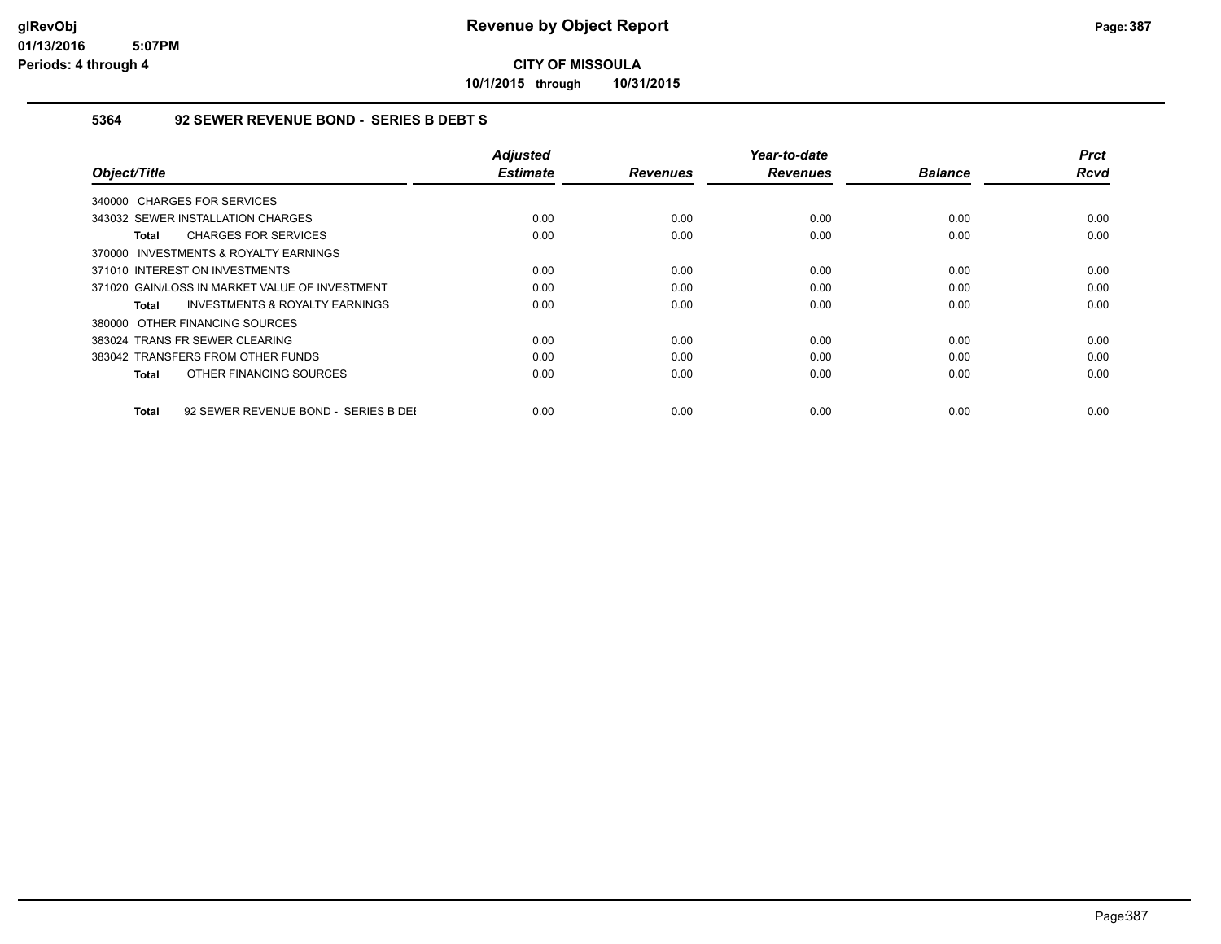# Revenue by Object Report

**CITY OF MISSOULA**

**10/1/2015 through 10/31/2015**

### 5364 92 SEWER REVENUE BOND - SERIES B DEBT S

| Object/Title | Adjusted Estimate | Revenues | Year-to-date Revenues | Balance | Prct Rcvd |
|---|---|---|---|---|---|
| 340000 CHARGES FOR SERVICES | | | | | |
| 343032 SEWER INSTALLATION CHARGES | 0.00 | 0.00 | 0.00 | 0.00 | 0.00 |
| **Total** CHARGES FOR SERVICES | 0.00 | 0.00 | 0.00 | 0.00 | 0.00 |
| 370000 INVESTMENTS & ROYALTY EARNINGS | | | | | |
| 371010 INTEREST ON INVESTMENTS | 0.00 | 0.00 | 0.00 | 0.00 | 0.00 |
| 371020 GAIN/LOSS IN MARKET VALUE OF INVESTMENT | 0.00 | 0.00 | 0.00 | 0.00 | 0.00 |
| **Total** INVESTMENTS & ROYALTY EARNINGS | 0.00 | 0.00 | 0.00 | 0.00 | 0.00 |
| 380000 OTHER FINANCING SOURCES | | | | | |
| 383024 TRANS FR SEWER CLEARING | 0.00 | 0.00 | 0.00 | 0.00 | 0.00 |
| 383042 TRANSFERS FROM OTHER FUNDS | 0.00 | 0.00 | 0.00 | 0.00 | 0.00 |
| **Total** OTHER FINANCING SOURCES | 0.00 | 0.00 | 0.00 | 0.00 | 0.00 |
| **Total** 92 SEWER REVENUE BOND - SERIES B DEI | 0.00 | 0.00 | 0.00 | 0.00 | 0.00 |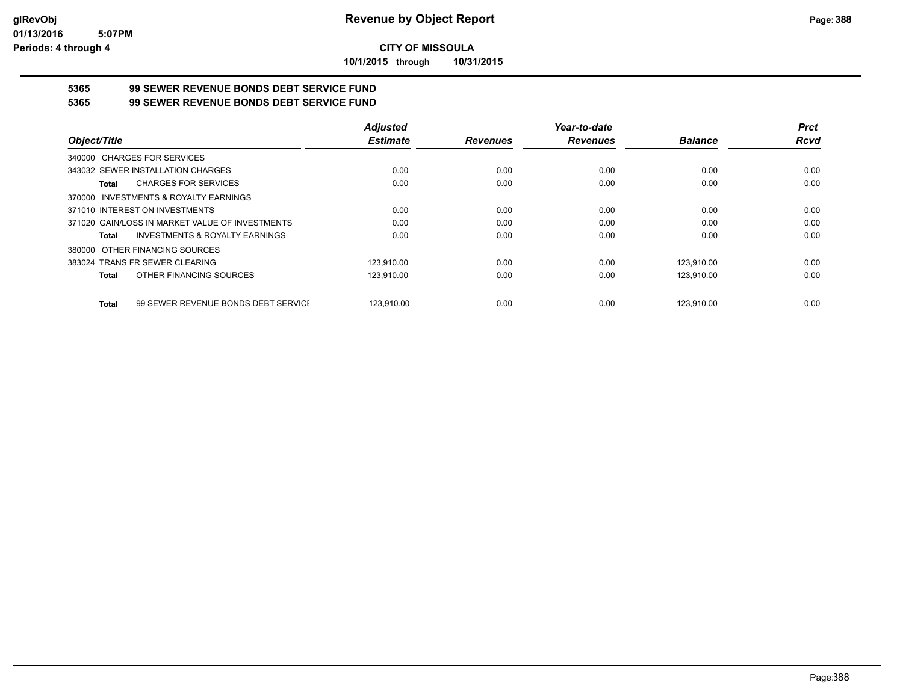**CITY OF MISSOULA**

**10/1/2015 through 10/31/2015**

**5365 99 SEWER REVENUE BONDS DEBT SERVICE FUND**

**5365 99 SEWER REVENUE BONDS DEBT SERVICE FUND**

| Object/Title | Adjusted Estimate | Revenues | Year-to-date Revenues | Balance | Prct Rcvd |
|---|---|---|---|---|---|
| 340000 CHARGES FOR SERVICES | | | | | |
| 343032 SEWER INSTALLATION CHARGES | 0.00 | 0.00 | 0.00 | 0.00 | 0.00 |
| **Total** CHARGES FOR SERVICES | 0.00 | 0.00 | 0.00 | 0.00 | 0.00 |
| 370000 INVESTMENTS & ROYALTY EARNINGS | | | | | |
| 371010 INTEREST ON INVESTMENTS | 0.00 | 0.00 | 0.00 | 0.00 | 0.00 |
| 371020 GAIN/LOSS IN MARKET VALUE OF INVESTMENTS | 0.00 | 0.00 | 0.00 | 0.00 | 0.00 |
| **Total** INVESTMENTS & ROYALTY EARNINGS | 0.00 | 0.00 | 0.00 | 0.00 | 0.00 |
| 380000 OTHER FINANCING SOURCES | | | | | |
| 383024 TRANS FR SEWER CLEARING | 123,910.00 | 0.00 | 0.00 | 123,910.00 | 0.00 |
| **Total** OTHER FINANCING SOURCES | 123,910.00 | 0.00 | 0.00 | 123,910.00 | 0.00 |
| **Total** 99 SEWER REVENUE BONDS DEBT SERVICE | 123,910.00 | 0.00 | 0.00 | 123,910.00 | 0.00 |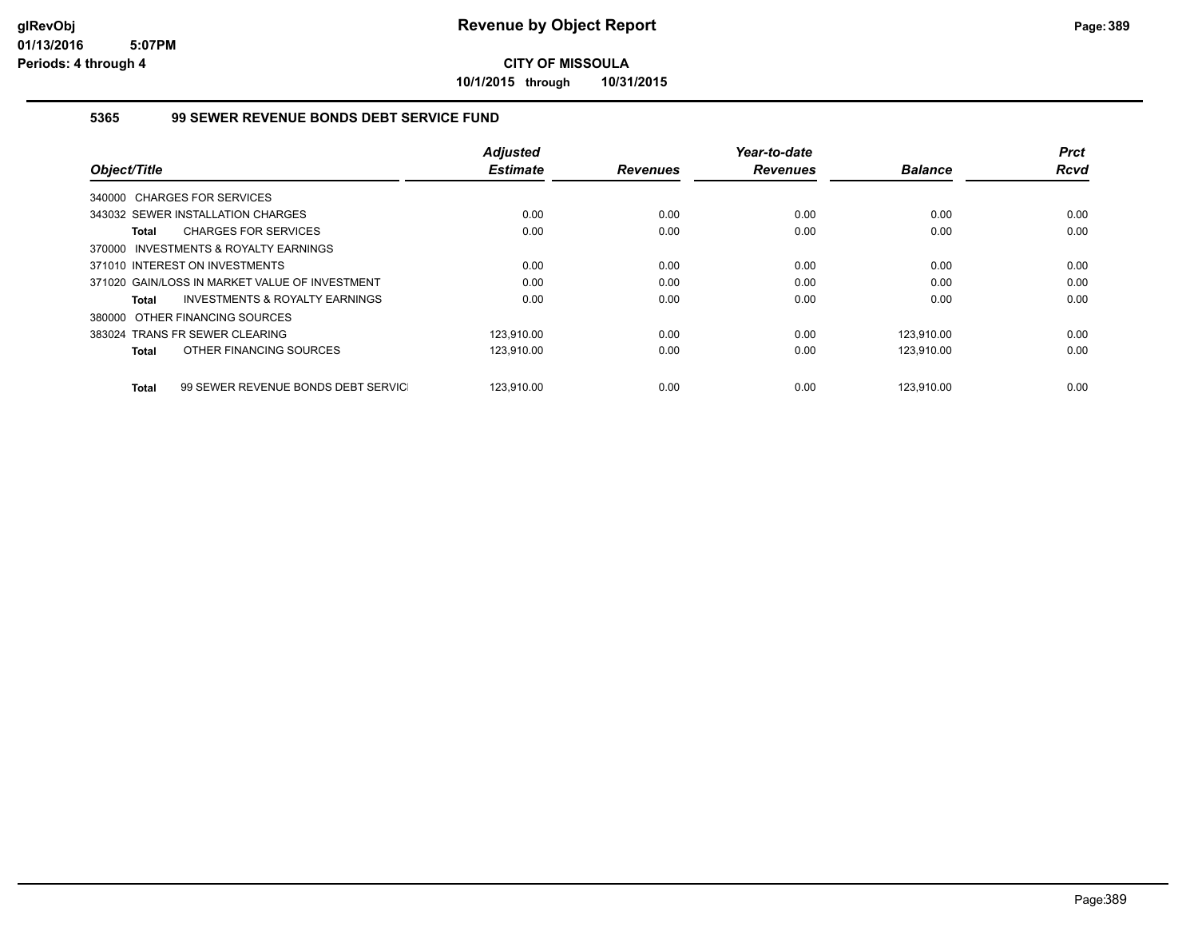# Revenue by Object Report

**CITY OF MISSOULA**

**10/1/2015 through 10/31/2015**

glRevObj
01/13/2016 5:07PM
Periods: 4 through 4

### 5365 99 SEWER REVENUE BONDS DEBT SERVICE FUND

| Object/Title | Adjusted Estimate | Revenues | Year-to-date Revenues | Balance | Prct Rcvd |
|---|---|---|---|---|---|
| 340000 CHARGES FOR SERVICES | | | | | |
| 343032 SEWER INSTALLATION CHARGES | 0.00 | 0.00 | 0.00 | 0.00 | 0.00 |
| **Total** CHARGES FOR SERVICES | 0.00 | 0.00 | 0.00 | 0.00 | 0.00 |
| 370000 INVESTMENTS & ROYALTY EARNINGS | | | | | |
| 371010 INTEREST ON INVESTMENTS | 0.00 | 0.00 | 0.00 | 0.00 | 0.00 |
| 371020 GAIN/LOSS IN MARKET VALUE OF INVESTMENT | 0.00 | 0.00 | 0.00 | 0.00 | 0.00 |
| **Total** INVESTMENTS & ROYALTY EARNINGS | 0.00 | 0.00 | 0.00 | 0.00 | 0.00 |
| 380000 OTHER FINANCING SOURCES | | | | | |
| 383024 TRANS FR SEWER CLEARING | 123,910.00 | 0.00 | 0.00 | 123,910.00 | 0.00 |
| **Total** OTHER FINANCING SOURCES | 123,910.00 | 0.00 | 0.00 | 123,910.00 | 0.00 |
| **Total** 99 SEWER REVENUE BONDS DEBT SERVICI | 123,910.00 | 0.00 | 0.00 | 123,910.00 | 0.00 |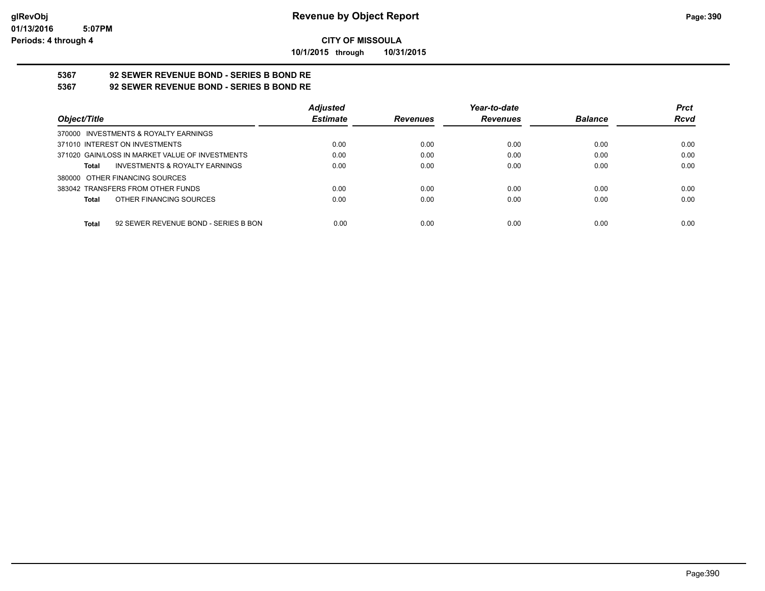**CITY OF MISSOULA**

**10/1/2015 through 10/31/2015**

# Revenue by Object Report

glRevObj
01/13/2016 5:07PM
Periods: 4 through 4

**5367 92 SEWER REVENUE BOND - SERIES B BOND RE**

**5367 92 SEWER REVENUE BOND - SERIES B BOND RE**

| Object/Title | Adjusted Estimate | Revenues | Year-to-date Revenues | Balance | Prct Rcvd |
|---|---|---|---|---|---|
| 370000 INVESTMENTS & ROYALTY EARNINGS | | | | | |
| 371010 INTEREST ON INVESTMENTS | 0.00 | 0.00 | 0.00 | 0.00 | 0.00 |
| 371020 GAIN/LOSS IN MARKET VALUE OF INVESTMENTS | 0.00 | 0.00 | 0.00 | 0.00 | 0.00 |
| **Total** INVESTMENTS & ROYALTY EARNINGS | 0.00 | 0.00 | 0.00 | 0.00 | 0.00 |
| 380000 OTHER FINANCING SOURCES | | | | | |
| 383042 TRANSFERS FROM OTHER FUNDS | 0.00 | 0.00 | 0.00 | 0.00 | 0.00 |
| **Total** OTHER FINANCING SOURCES | 0.00 | 0.00 | 0.00 | 0.00 | 0.00 |
| **Total** 92 SEWER REVENUE BOND - SERIES B BON | 0.00 | 0.00 | 0.00 | 0.00 | 0.00 |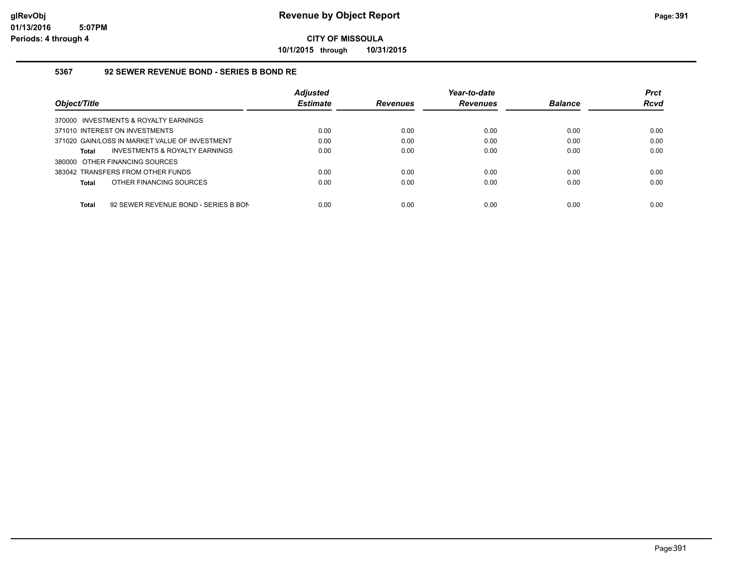**Revenue by Object Report**

**CITY OF MISSOULA**

**10/1/2015 through 10/31/2015**

glRevObj
01/13/2016 5:07PM
Periods: 4 through 4

### 5367 92 SEWER REVENUE BOND - SERIES B BOND RE

| Object/Title | Adjusted Estimate | Revenues | Year-to-date Revenues | Balance | Prct Rcvd |
|---|---|---|---|---|---|
| 370000 INVESTMENTS & ROYALTY EARNINGS | | | | | |
| 371010 INTEREST ON INVESTMENTS | 0.00 | 0.00 | 0.00 | 0.00 | 0.00 |
| 371020 GAIN/LOSS IN MARKET VALUE OF INVESTMENT | 0.00 | 0.00 | 0.00 | 0.00 | 0.00 |
| **Total** INVESTMENTS & ROYALTY EARNINGS | 0.00 | 0.00 | 0.00 | 0.00 | 0.00 |
| 380000 OTHER FINANCING SOURCES | | | | | |
| 383042 TRANSFERS FROM OTHER FUNDS | 0.00 | 0.00 | 0.00 | 0.00 | 0.00 |
| **Total** OTHER FINANCING SOURCES | 0.00 | 0.00 | 0.00 | 0.00 | 0.00 |
| **Total** 92 SEWER REVENUE BOND - SERIES B BON | 0.00 | 0.00 | 0.00 | 0.00 | 0.00 |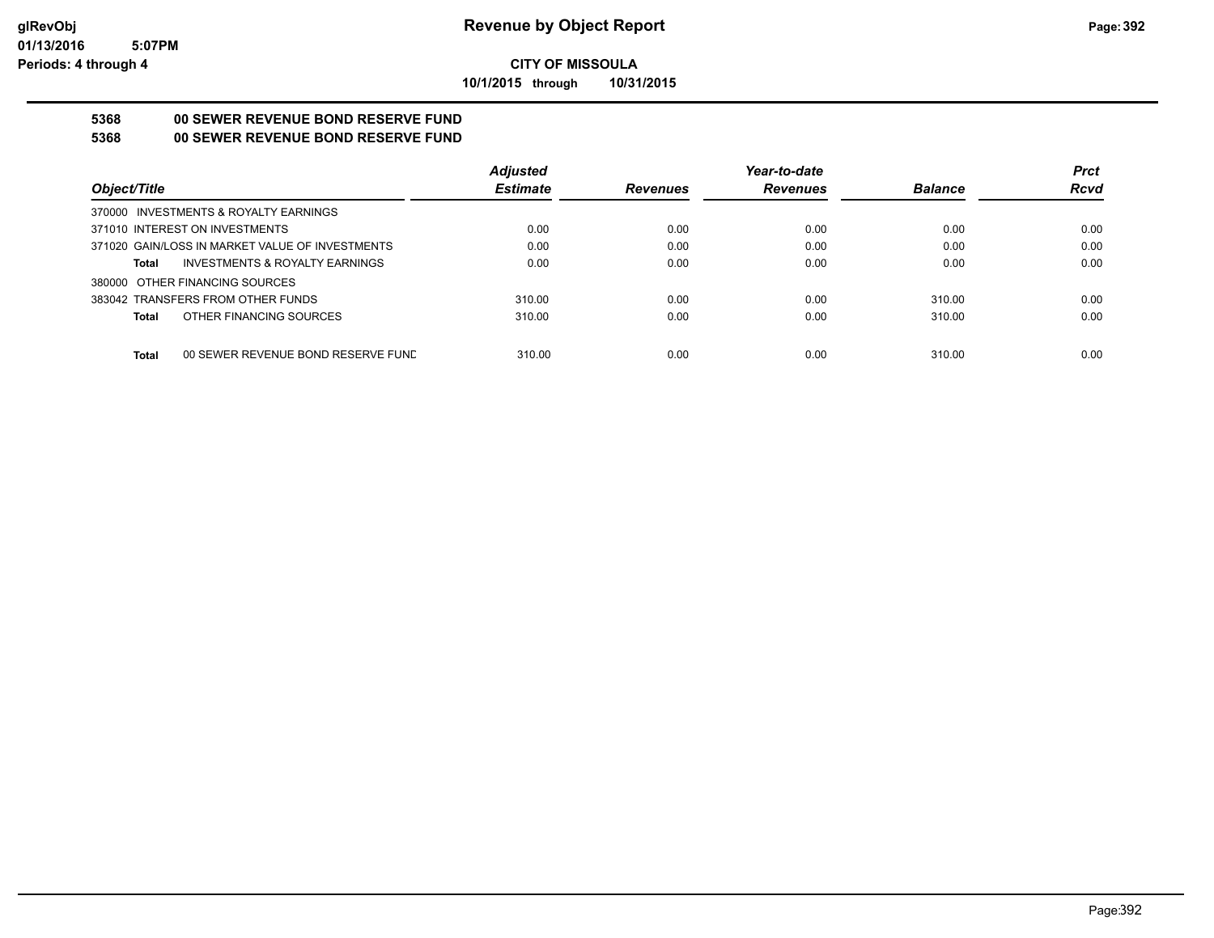**glRevObj**
**01/13/2016 5:07PM**
**Periods: 4 through 4**

# Revenue by Object Report

**CITY OF MISSOULA**

**10/1/2015 through 10/31/2015**

## 5368 00 SEWER REVENUE BOND RESERVE FUND
## 5368 00 SEWER REVENUE BOND RESERVE FUND

| Object/Title | | Adjusted Estimate | Revenues | Year-to-date Revenues | Balance | Prct Rcvd |
|---|---|---|---|---|---|---|
| 370000 INVESTMENTS & ROYALTY EARNINGS | | | | | | |
| 371010 INTEREST ON INVESTMENTS | | 0.00 | 0.00 | 0.00 | 0.00 | 0.00 |
| 371020 GAIN/LOSS IN MARKET VALUE OF INVESTMENTS | | 0.00 | 0.00 | 0.00 | 0.00 | 0.00 |
| **Total** | INVESTMENTS & ROYALTY EARNINGS | 0.00 | 0.00 | 0.00 | 0.00 | 0.00 |
| 380000 OTHER FINANCING SOURCES | | | | | | |
| 383042 TRANSFERS FROM OTHER FUNDS | | 310.00 | 0.00 | 0.00 | 310.00 | 0.00 |
| **Total** | OTHER FINANCING SOURCES | 310.00 | 0.00 | 0.00 | 310.00 | 0.00 |
| **Total** | 00 SEWER REVENUE BOND RESERVE FUND | 310.00 | 0.00 | 0.00 | 310.00 | 0.00 |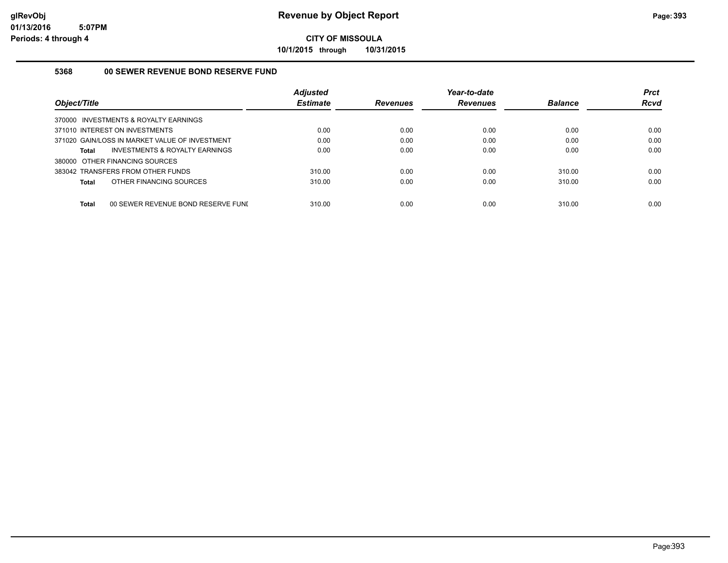# Revenue by Object Report

glRevObj
01/13/2016 5:07PM
Periods: 4 through 4

**CITY OF MISSOULA**

**10/1/2015 through 10/31/2015**

### 5368 00 SEWER REVENUE BOND RESERVE FUND

| Object/Title | Adjusted Estimate | Revenues | Year-to-date Revenues | Balance | Prct Rcvd |
|---|---|---|---|---|---|
| 370000 INVESTMENTS & ROYALTY EARNINGS | | | | | |
| 371010 INTEREST ON INVESTMENTS | 0.00 | 0.00 | 0.00 | 0.00 | 0.00 |
| 371020 GAIN/LOSS IN MARKET VALUE OF INVESTMENT | 0.00 | 0.00 | 0.00 | 0.00 | 0.00 |
| **Total** INVESTMENTS & ROYALTY EARNINGS | 0.00 | 0.00 | 0.00 | 0.00 | 0.00 |
| 380000 OTHER FINANCING SOURCES | | | | | |
| 383042 TRANSFERS FROM OTHER FUNDS | 310.00 | 0.00 | 0.00 | 310.00 | 0.00 |
| **Total** OTHER FINANCING SOURCES | 310.00 | 0.00 | 0.00 | 310.00 | 0.00 |
| **Total** 00 SEWER REVENUE BOND RESERVE FUNI | 310.00 | 0.00 | 0.00 | 310.00 | 0.00 |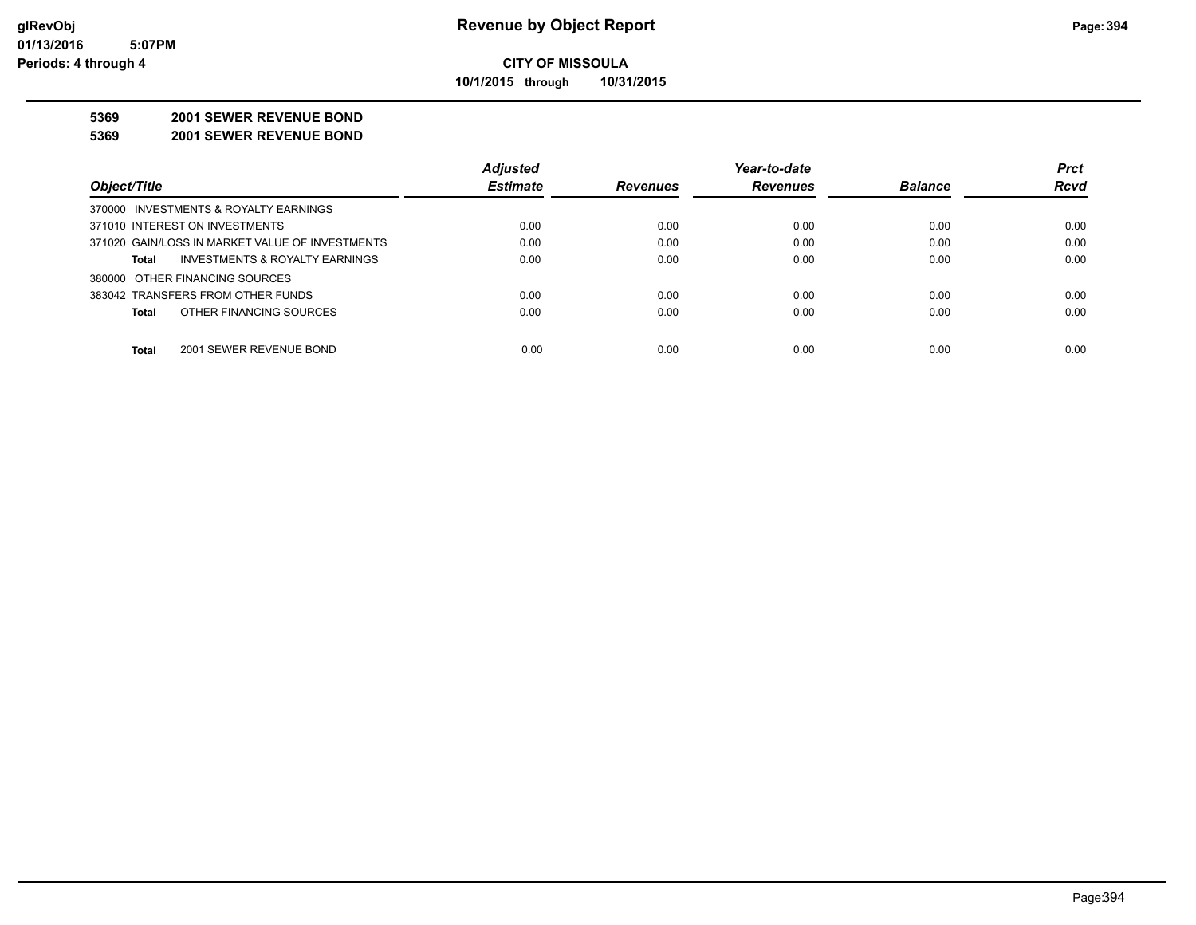**glRevObj**
**01/13/2016 5:07PM**
**Periods: 4 through 4**

# Revenue by Object Report

**CITY OF MISSOULA**

**10/1/2015 through 10/31/2015**

**5369 2001 SEWER REVENUE BOND**

**5369 2001 SEWER REVENUE BOND**

| *Object/Title* | *Adjusted Estimate* | *Revenues* | *Year-to-date Revenues* | *Balance* | *Prct Rcvd* |
|---|---|---|---|---|---|
| 370000 INVESTMENTS & ROYALTY EARNINGS | | | | | |
| 371010 INTEREST ON INVESTMENTS | 0.00 | 0.00 | 0.00 | 0.00 | 0.00 |
| 371020 GAIN/LOSS IN MARKET VALUE OF INVESTMENTS | 0.00 | 0.00 | 0.00 | 0.00 | 0.00 |
| **Total** INVESTMENTS & ROYALTY EARNINGS | 0.00 | 0.00 | 0.00 | 0.00 | 0.00 |
| 380000 OTHER FINANCING SOURCES | | | | | |
| 383042 TRANSFERS FROM OTHER FUNDS | 0.00 | 0.00 | 0.00 | 0.00 | 0.00 |
| **Total** OTHER FINANCING SOURCES | 0.00 | 0.00 | 0.00 | 0.00 | 0.00 |
| **Total** 2001 SEWER REVENUE BOND | 0.00 | 0.00 | 0.00 | 0.00 | 0.00 |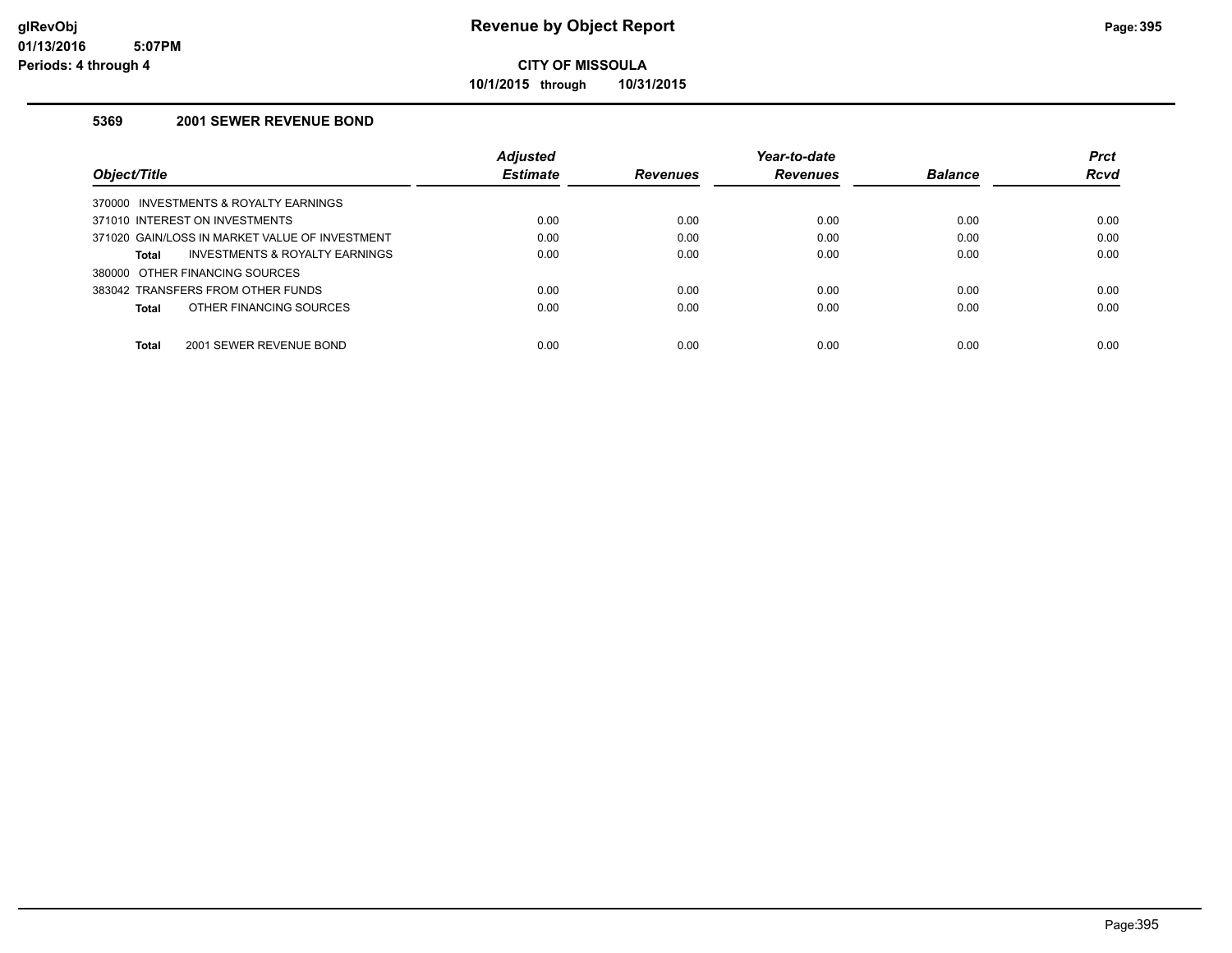**CITY OF MISSOULA**

**10/1/2015 through 10/31/2015**

### 5369 2001 SEWER REVENUE BOND

| Object/Title | Adjusted Estimate | Revenues | Year-to-date Revenues | Balance | Prct Rcvd |
|---|---|---|---|---|---|
| 370000 INVESTMENTS & ROYALTY EARNINGS | | | | | |
| 371010 INTEREST ON INVESTMENTS | 0.00 | 0.00 | 0.00 | 0.00 | 0.00 |
| 371020 GAIN/LOSS IN MARKET VALUE OF INVESTMENT | 0.00 | 0.00 | 0.00 | 0.00 | 0.00 |
| **Total** INVESTMENTS & ROYALTY EARNINGS | 0.00 | 0.00 | 0.00 | 0.00 | 0.00 |
| 380000 OTHER FINANCING SOURCES | | | | | |
| 383042 TRANSFERS FROM OTHER FUNDS | 0.00 | 0.00 | 0.00 | 0.00 | 0.00 |
| **Total** OTHER FINANCING SOURCES | 0.00 | 0.00 | 0.00 | 0.00 | 0.00 |
| **Total** 2001 SEWER REVENUE BOND | 0.00 | 0.00 | 0.00 | 0.00 | 0.00 |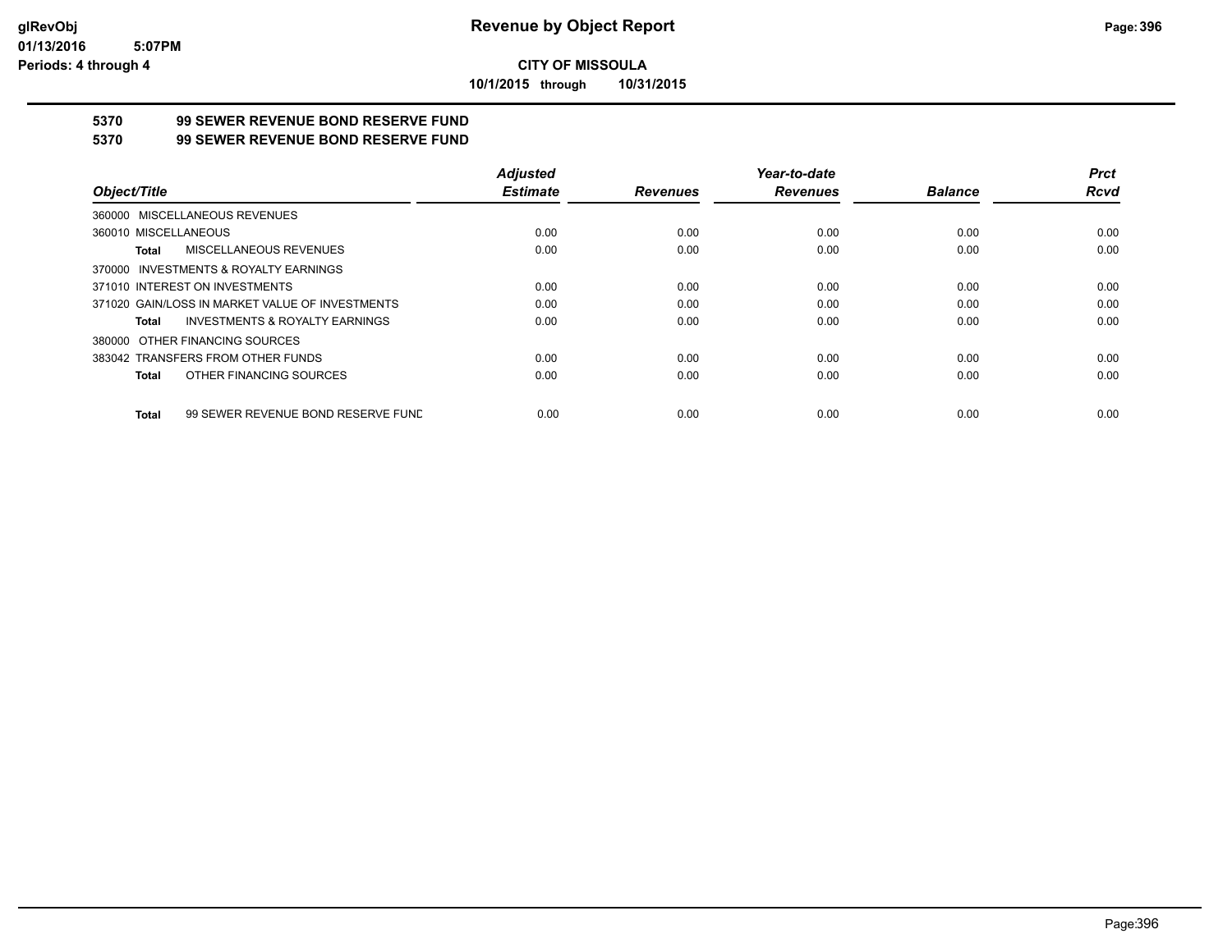**CITY OF MISSOULA**

**10/1/2015 through 10/31/2015**

**5370 99 SEWER REVENUE BOND RESERVE FUND**

**5370 99 SEWER REVENUE BOND RESERVE FUND**

| Object/Title | Adjusted Estimate | Revenues | Year-to-date Revenues | Balance | Prct Rcvd |
|---|---|---|---|---|---|
| 360000 MISCELLANEOUS REVENUES | | | | | |
| 360010 MISCELLANEOUS | 0.00 | 0.00 | 0.00 | 0.00 | 0.00 |
| **Total** MISCELLANEOUS REVENUES | 0.00 | 0.00 | 0.00 | 0.00 | 0.00 |
| 370000 INVESTMENTS & ROYALTY EARNINGS | | | | | |
| 371010 INTEREST ON INVESTMENTS | 0.00 | 0.00 | 0.00 | 0.00 | 0.00 |
| 371020 GAIN/LOSS IN MARKET VALUE OF INVESTMENTS | 0.00 | 0.00 | 0.00 | 0.00 | 0.00 |
| **Total** INVESTMENTS & ROYALTY EARNINGS | 0.00 | 0.00 | 0.00 | 0.00 | 0.00 |
| 380000 OTHER FINANCING SOURCES | | | | | |
| 383042 TRANSFERS FROM OTHER FUNDS | 0.00 | 0.00 | 0.00 | 0.00 | 0.00 |
| **Total** OTHER FINANCING SOURCES | 0.00 | 0.00 | 0.00 | 0.00 | 0.00 |
| **Total** 99 SEWER REVENUE BOND RESERVE FUND | 0.00 | 0.00 | 0.00 | 0.00 | 0.00 |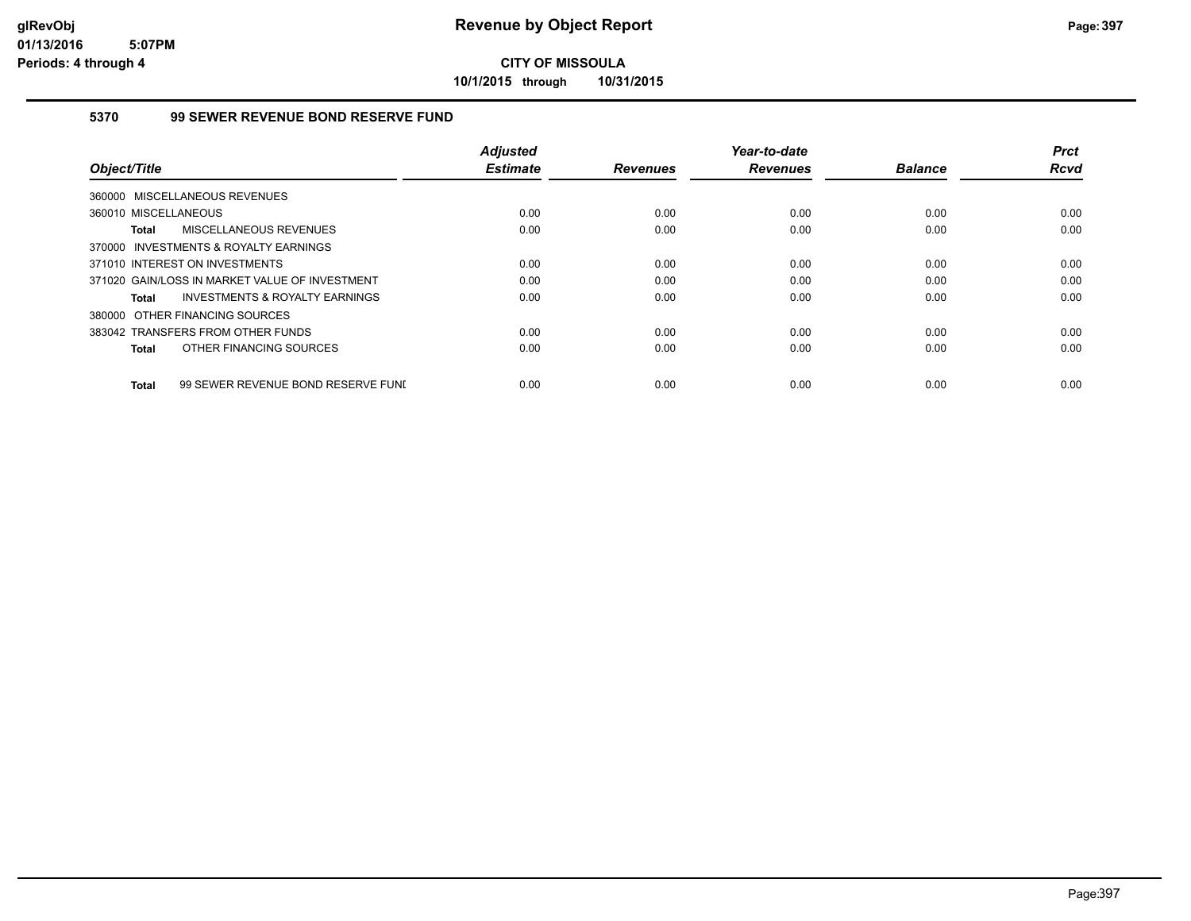# Revenue by Object Report

**CITY OF MISSOULA**

**10/1/2015 through 10/31/2015**

glRevObj
01/13/2016 5:07PM
Periods: 4 through 4

## 5370 99 SEWER REVENUE BOND RESERVE FUND

| Object/Title | Adjusted Estimate | Revenues | Year-to-date Revenues | Balance | Prct Rcvd |
|---|---|---|---|---|---|
| 360000 MISCELLANEOUS REVENUES | | | | | |
| 360010 MISCELLANEOUS | 0.00 | 0.00 | 0.00 | 0.00 | 0.00 |
| **Total** MISCELLANEOUS REVENUES | 0.00 | 0.00 | 0.00 | 0.00 | 0.00 |
| 370000 INVESTMENTS & ROYALTY EARNINGS | | | | | |
| 371010 INTEREST ON INVESTMENTS | 0.00 | 0.00 | 0.00 | 0.00 | 0.00 |
| 371020 GAIN/LOSS IN MARKET VALUE OF INVESTMENT | 0.00 | 0.00 | 0.00 | 0.00 | 0.00 |
| **Total** INVESTMENTS & ROYALTY EARNINGS | 0.00 | 0.00 | 0.00 | 0.00 | 0.00 |
| 380000 OTHER FINANCING SOURCES | | | | | |
| 383042 TRANSFERS FROM OTHER FUNDS | 0.00 | 0.00 | 0.00 | 0.00 | 0.00 |
| **Total** OTHER FINANCING SOURCES | 0.00 | 0.00 | 0.00 | 0.00 | 0.00 |
| **Total** 99 SEWER REVENUE BOND RESERVE FUNI | 0.00 | 0.00 | 0.00 | 0.00 | 0.00 |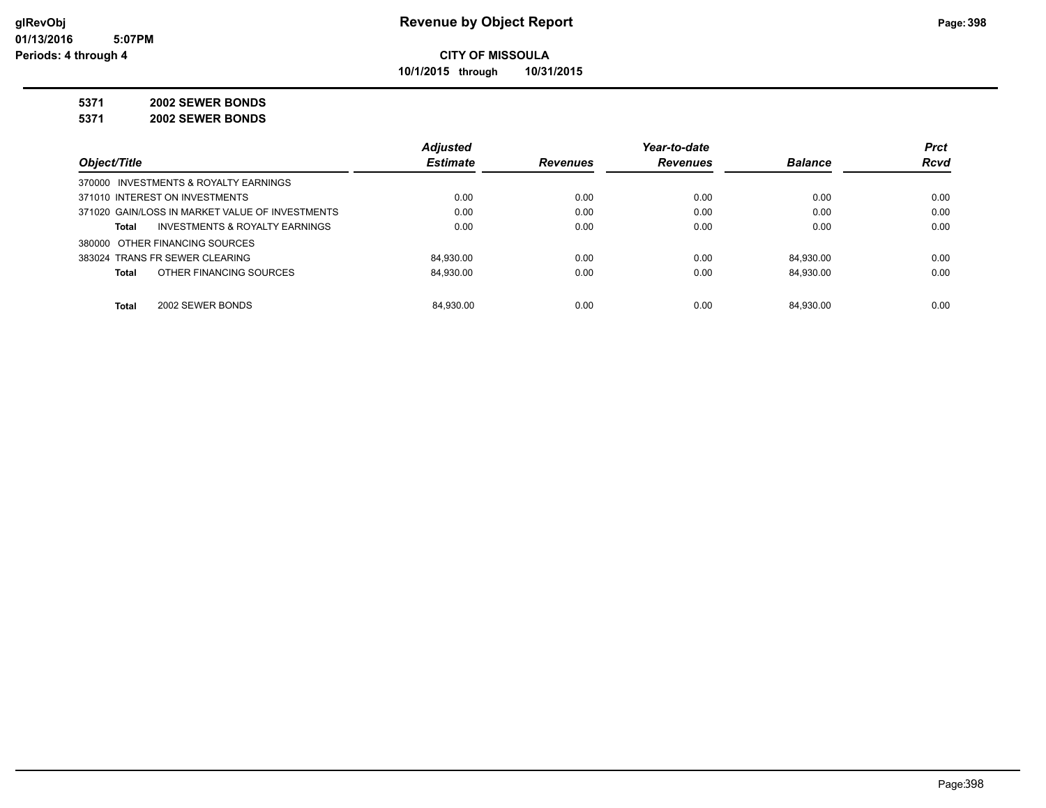# Revenue by Object Report

**glRevObj**
**01/13/2016 5:07PM**
**Periods: 4 through 4**

**CITY OF MISSOULA**
**10/1/2015 through 10/31/2015**

**5371 2002 SEWER BONDS**
**5371 2002 SEWER BONDS**

| Object/Title | Adjusted Estimate | Revenues | Year-to-date Revenues | Balance | Prct Rcvd |
|---|---|---|---|---|---|
| 370000 INVESTMENTS & ROYALTY EARNINGS | | | | | |
| 371010 INTEREST ON INVESTMENTS | 0.00 | 0.00 | 0.00 | 0.00 | 0.00 |
| 371020 GAIN/LOSS IN MARKET VALUE OF INVESTMENTS | 0.00 | 0.00 | 0.00 | 0.00 | 0.00 |
| **Total** INVESTMENTS & ROYALTY EARNINGS | 0.00 | 0.00 | 0.00 | 0.00 | 0.00 |
| 380000 OTHER FINANCING SOURCES | | | | | |
| 383024 TRANS FR SEWER CLEARING | 84,930.00 | 0.00 | 0.00 | 84,930.00 | 0.00 |
| **Total** OTHER FINANCING SOURCES | 84,930.00 | 0.00 | 0.00 | 84,930.00 | 0.00 |
| **Total** 2002 SEWER BONDS | 84,930.00 | 0.00 | 0.00 | 84,930.00 | 0.00 |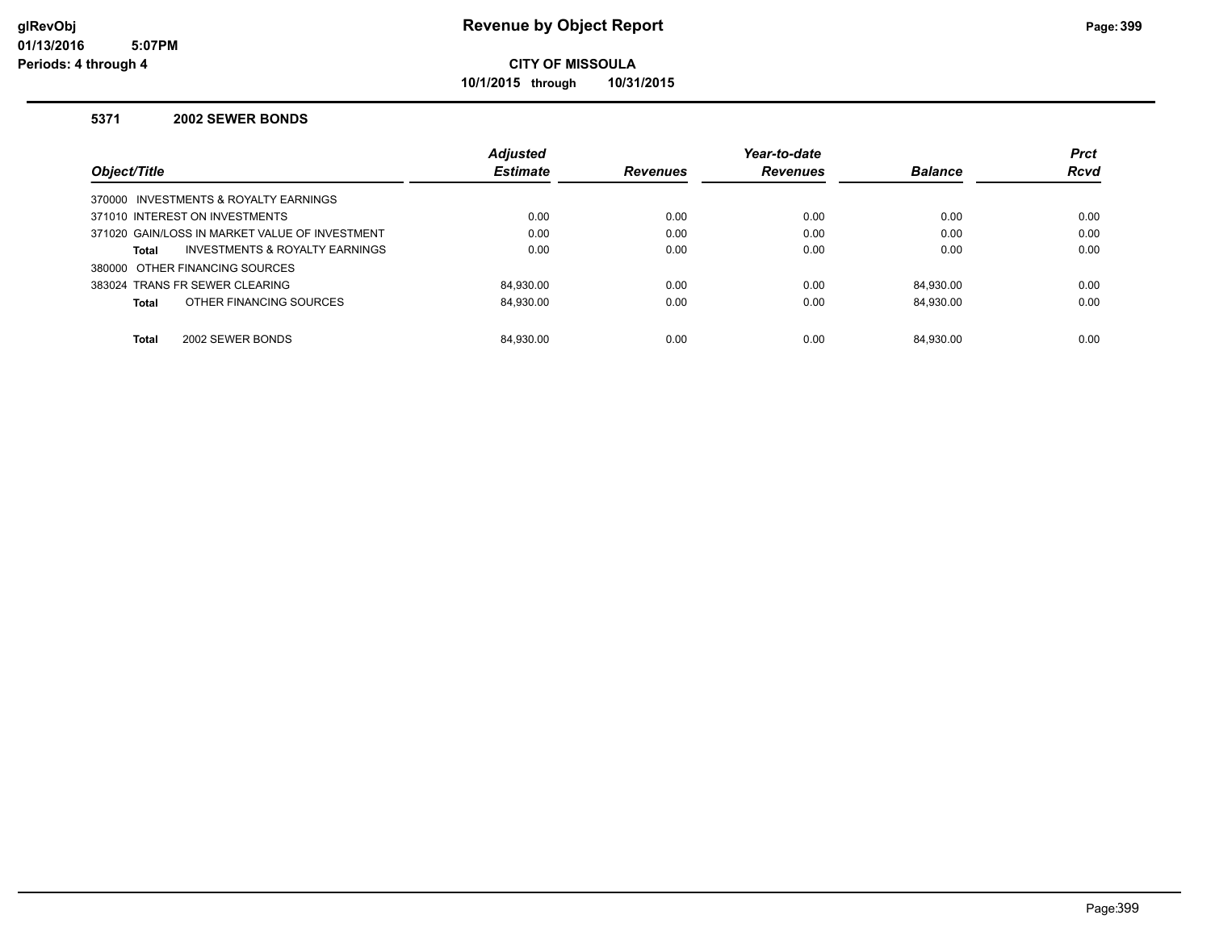# Revenue by Object Report

**CITY OF MISSOULA**

**10/1/2015 through 10/31/2015**

glRevObj
01/13/2016 5:07PM
Periods: 4 through 4

## 5371 2002 SEWER BONDS

| Object/Title | Adjusted Estimate | Revenues | Year-to-date Revenues | Balance | Prct Rcvd |
|---|---|---|---|---|---|
| 370000 INVESTMENTS & ROYALTY EARNINGS | | | | | |
| 371010 INTEREST ON INVESTMENTS | 0.00 | 0.00 | 0.00 | 0.00 | 0.00 |
| 371020 GAIN/LOSS IN MARKET VALUE OF INVESTMENT | 0.00 | 0.00 | 0.00 | 0.00 | 0.00 |
| **Total** INVESTMENTS & ROYALTY EARNINGS | 0.00 | 0.00 | 0.00 | 0.00 | 0.00 |
| 380000 OTHER FINANCING SOURCES | | | | | |
| 383024 TRANS FR SEWER CLEARING | 84,930.00 | 0.00 | 0.00 | 84,930.00 | 0.00 |
| **Total** OTHER FINANCING SOURCES | 84,930.00 | 0.00 | 0.00 | 84,930.00 | 0.00 |
| **Total** 2002 SEWER BONDS | 84,930.00 | 0.00 | 0.00 | 84,930.00 | 0.00 |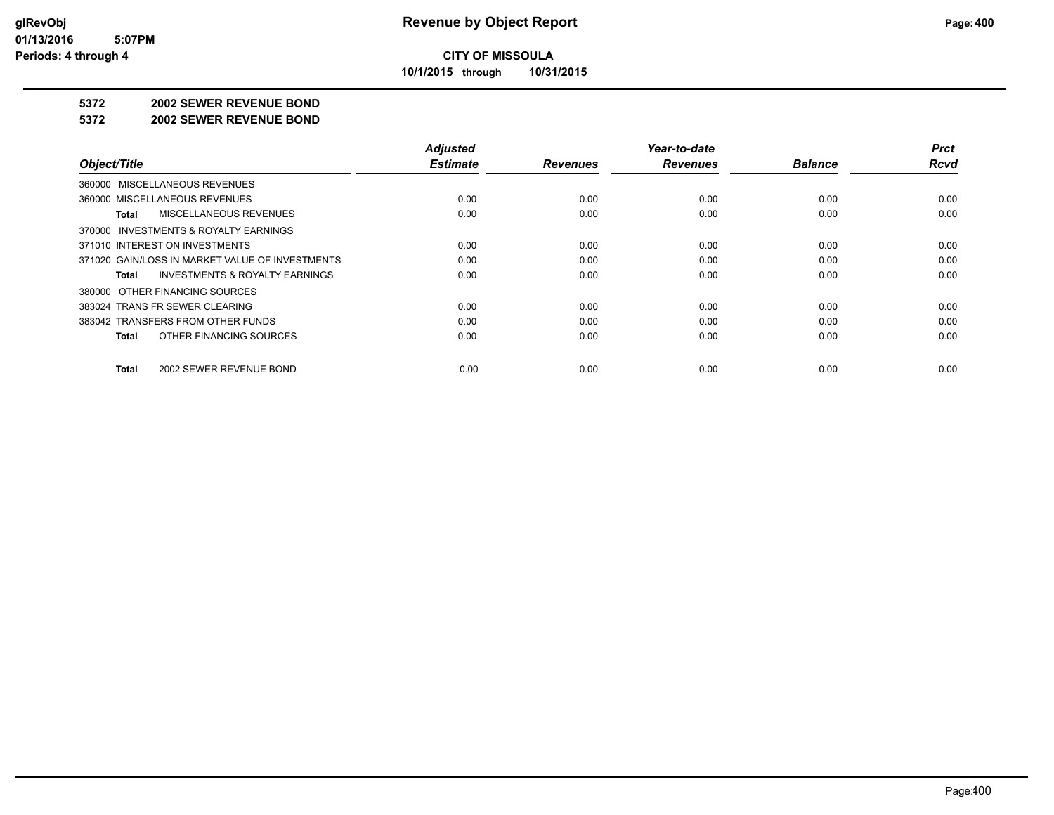**CITY OF MISSOULA**

**10/1/2015 through 10/31/2015**

**Revenue by Object Report**

glRevObj
01/13/2016 5:07PM
Periods: 4 through 4

## 5372 2002 SEWER REVENUE BOND

## 5372 2002 SEWER REVENUE BOND

| Object/Title | Adjusted Estimate | Revenues | Year-to-date Revenues | Balance | Prct Rcvd |
|---|---|---|---|---|---|
| 360000 MISCELLANEOUS REVENUES | | | | | |
| 360000 MISCELLANEOUS REVENUES | 0.00 | 0.00 | 0.00 | 0.00 | 0.00 |
| **Total** MISCELLANEOUS REVENUES | 0.00 | 0.00 | 0.00 | 0.00 | 0.00 |
| 370000 INVESTMENTS & ROYALTY EARNINGS | | | | | |
| 371010 INTEREST ON INVESTMENTS | 0.00 | 0.00 | 0.00 | 0.00 | 0.00 |
| 371020 GAIN/LOSS IN MARKET VALUE OF INVESTMENTS | 0.00 | 0.00 | 0.00 | 0.00 | 0.00 |
| **Total** INVESTMENTS & ROYALTY EARNINGS | 0.00 | 0.00 | 0.00 | 0.00 | 0.00 |
| 380000 OTHER FINANCING SOURCES | | | | | |
| 383024 TRANS FR SEWER CLEARING | 0.00 | 0.00 | 0.00 | 0.00 | 0.00 |
| 383042 TRANSFERS FROM OTHER FUNDS | 0.00 | 0.00 | 0.00 | 0.00 | 0.00 |
| **Total** OTHER FINANCING SOURCES | 0.00 | 0.00 | 0.00 | 0.00 | 0.00 |
| **Total** 2002 SEWER REVENUE BOND | 0.00 | 0.00 | 0.00 | 0.00 | 0.00 |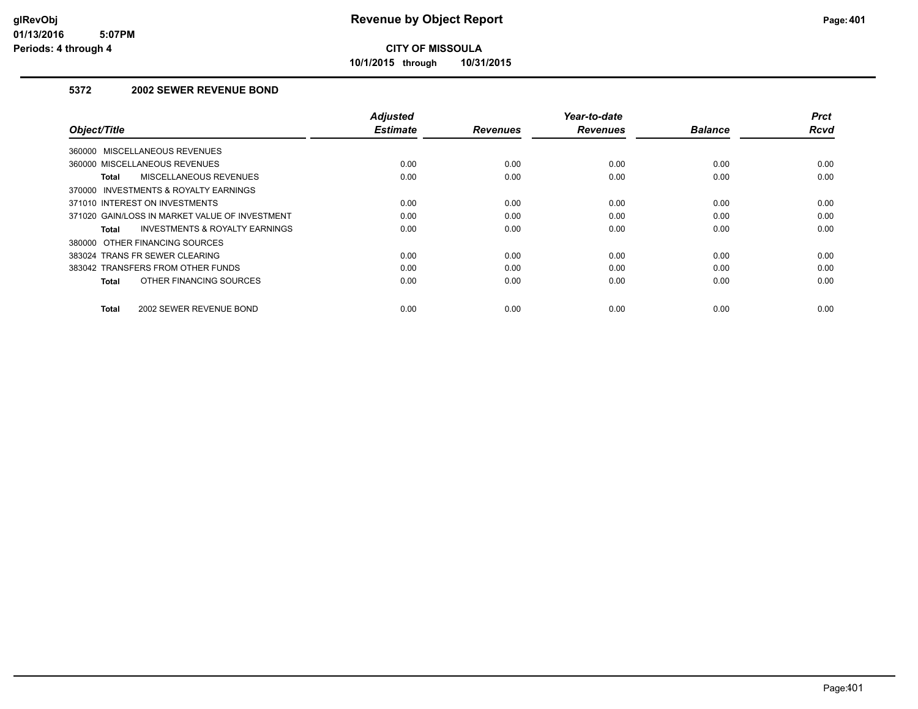**CITY OF MISSOULA**

**10/1/2015 through 10/31/2015**

### 5372 2002 SEWER REVENUE BOND

| Object/Title | Adjusted Estimate | Revenues | Year-to-date Revenues | Balance | Prct Rcvd |
|---|---|---|---|---|---|
| 360000 MISCELLANEOUS REVENUES | | | | | |
| 360000 MISCELLANEOUS REVENUES | 0.00 | 0.00 | 0.00 | 0.00 | 0.00 |
| **Total** MISCELLANEOUS REVENUES | 0.00 | 0.00 | 0.00 | 0.00 | 0.00 |
| 370000 INVESTMENTS & ROYALTY EARNINGS | | | | | |
| 371010 INTEREST ON INVESTMENTS | 0.00 | 0.00 | 0.00 | 0.00 | 0.00 |
| 371020 GAIN/LOSS IN MARKET VALUE OF INVESTMENT | 0.00 | 0.00 | 0.00 | 0.00 | 0.00 |
| **Total** INVESTMENTS & ROYALTY EARNINGS | 0.00 | 0.00 | 0.00 | 0.00 | 0.00 |
| 380000 OTHER FINANCING SOURCES | | | | | |
| 383024 TRANS FR SEWER CLEARING | 0.00 | 0.00 | 0.00 | 0.00 | 0.00 |
| 383042 TRANSFERS FROM OTHER FUNDS | 0.00 | 0.00 | 0.00 | 0.00 | 0.00 |
| **Total** OTHER FINANCING SOURCES | 0.00 | 0.00 | 0.00 | 0.00 | 0.00 |
| **Total** 2002 SEWER REVENUE BOND | 0.00 | 0.00 | 0.00 | 0.00 | 0.00 |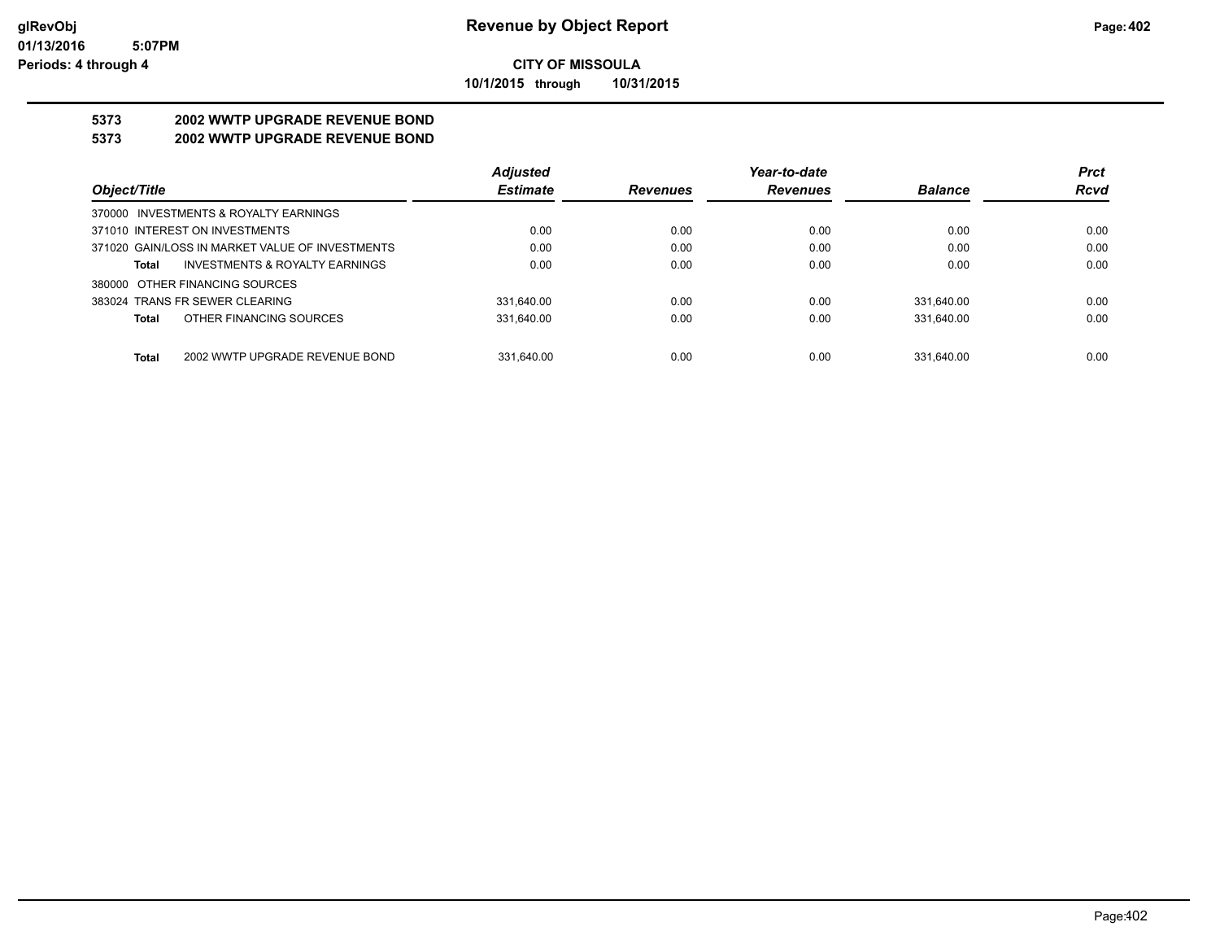**glRevObj**
**01/13/2016 5:07PM**
**Periods: 4 through 4**

# Revenue by Object Report

**CITY OF MISSOULA**

**10/1/2015 through 10/31/2015**

## 5373 2002 WWTP UPGRADE REVENUE BOND
## 5373 2002 WWTP UPGRADE REVENUE BOND

| Object/Title | Adjusted Estimate | Revenues | Year-to-date Revenues | Balance | Prct Rcvd |
|---|---|---|---|---|---|
| 370000 INVESTMENTS & ROYALTY EARNINGS | | | | | |
| 371010 INTEREST ON INVESTMENTS | 0.00 | 0.00 | 0.00 | 0.00 | 0.00 |
| 371020 GAIN/LOSS IN MARKET VALUE OF INVESTMENTS | 0.00 | 0.00 | 0.00 | 0.00 | 0.00 |
| **Total** INVESTMENTS & ROYALTY EARNINGS | 0.00 | 0.00 | 0.00 | 0.00 | 0.00 |
| 380000 OTHER FINANCING SOURCES | | | | | |
| 383024 TRANS FR SEWER CLEARING | 331,640.00 | 0.00 | 0.00 | 331,640.00 | 0.00 |
| **Total** OTHER FINANCING SOURCES | 331,640.00 | 0.00 | 0.00 | 331,640.00 | 0.00 |
| **Total** 2002 WWTP UPGRADE REVENUE BOND | 331,640.00 | 0.00 | 0.00 | 331,640.00 | 0.00 |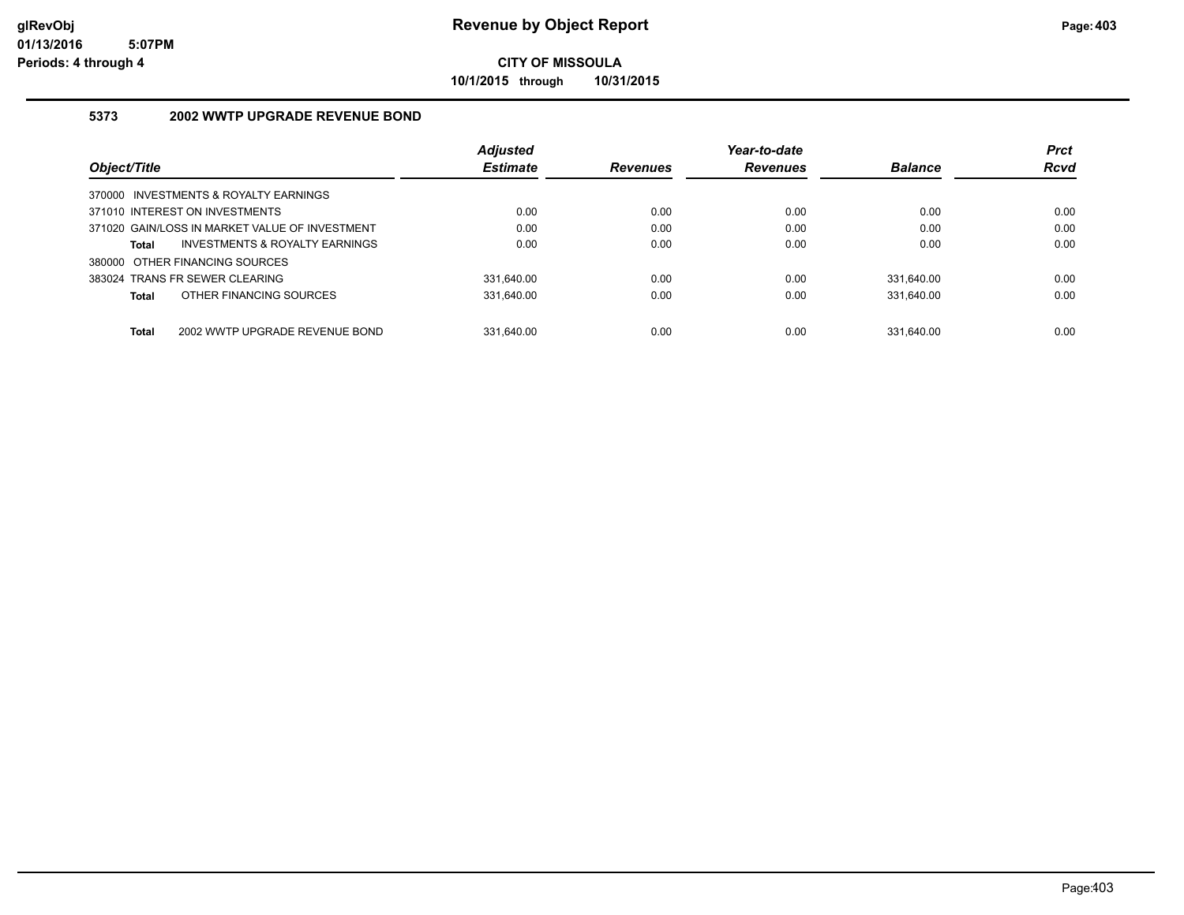# Revenue by Object Report

**CITY OF MISSOULA**

**10/1/2015 through 10/31/2015**

glRevObj
01/13/2016 5:07PM
Periods: 4 through 4

### 5373 2002 WWTP UPGRADE REVENUE BOND

| Object/Title | Adjusted Estimate | Revenues | Year-to-date Revenues | Balance | Prct Rcvd |
|---|---|---|---|---|---|
| 370000 INVESTMENTS & ROYALTY EARNINGS | | | | | |
| 371010 INTEREST ON INVESTMENTS | 0.00 | 0.00 | 0.00 | 0.00 | 0.00 |
| 371020 GAIN/LOSS IN MARKET VALUE OF INVESTMENT | 0.00 | 0.00 | 0.00 | 0.00 | 0.00 |
| **Total** INVESTMENTS & ROYALTY EARNINGS | 0.00 | 0.00 | 0.00 | 0.00 | 0.00 |
| 380000 OTHER FINANCING SOURCES | | | | | |
| 383024 TRANS FR SEWER CLEARING | 331,640.00 | 0.00 | 0.00 | 331,640.00 | 0.00 |
| **Total** OTHER FINANCING SOURCES | 331,640.00 | 0.00 | 0.00 | 331,640.00 | 0.00 |
| **Total** 2002 WWTP UPGRADE REVENUE BOND | 331,640.00 | 0.00 | 0.00 | 331,640.00 | 0.00 |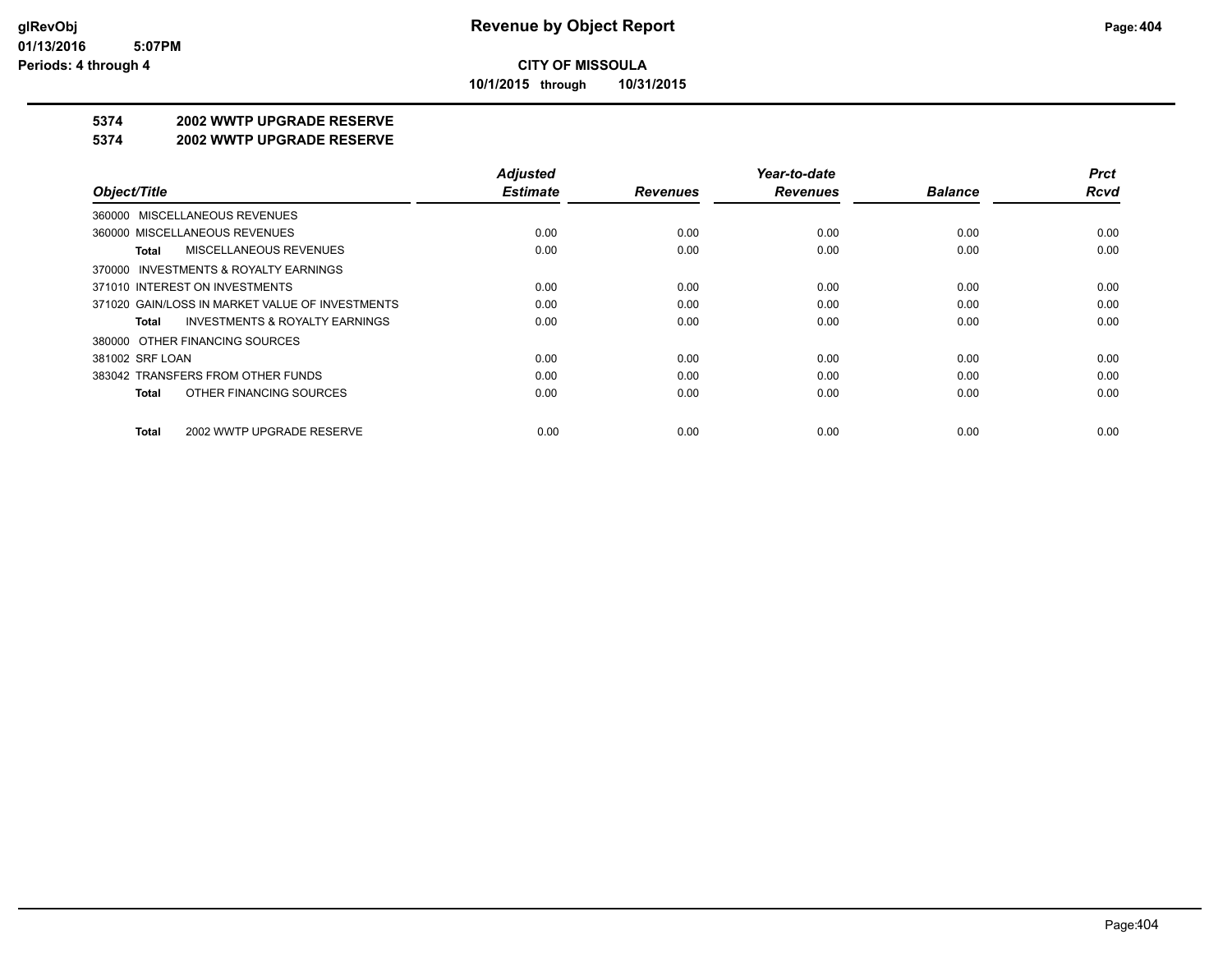# Revenue by Object Report

**CITY OF MISSOULA**

**10/1/2015 through 10/31/2015**

glRevObj
01/13/2016 5:07PM
Periods: 4 through 4

**5374 2002 WWTP UPGRADE RESERVE**

**5374 2002 WWTP UPGRADE RESERVE**

| Object/Title | Adjusted Estimate | Revenues | Year-to-date Revenues | Balance | Prct Rcvd |
|---|---|---|---|---|---|
| 360000 MISCELLANEOUS REVENUES | | | | | |
| 360000 MISCELLANEOUS REVENUES | 0.00 | 0.00 | 0.00 | 0.00 | 0.00 |
| **Total** MISCELLANEOUS REVENUES | 0.00 | 0.00 | 0.00 | 0.00 | 0.00 |
| 370000 INVESTMENTS & ROYALTY EARNINGS | | | | | |
| 371010 INTEREST ON INVESTMENTS | 0.00 | 0.00 | 0.00 | 0.00 | 0.00 |
| 371020 GAIN/LOSS IN MARKET VALUE OF INVESTMENTS | 0.00 | 0.00 | 0.00 | 0.00 | 0.00 |
| **Total** INVESTMENTS & ROYALTY EARNINGS | 0.00 | 0.00 | 0.00 | 0.00 | 0.00 |
| 380000 OTHER FINANCING SOURCES | | | | | |
| 381002 SRF LOAN | 0.00 | 0.00 | 0.00 | 0.00 | 0.00 |
| 383042 TRANSFERS FROM OTHER FUNDS | 0.00 | 0.00 | 0.00 | 0.00 | 0.00 |
| **Total** OTHER FINANCING SOURCES | 0.00 | 0.00 | 0.00 | 0.00 | 0.00 |
| **Total** 2002 WWTP UPGRADE RESERVE | 0.00 | 0.00 | 0.00 | 0.00 | 0.00 |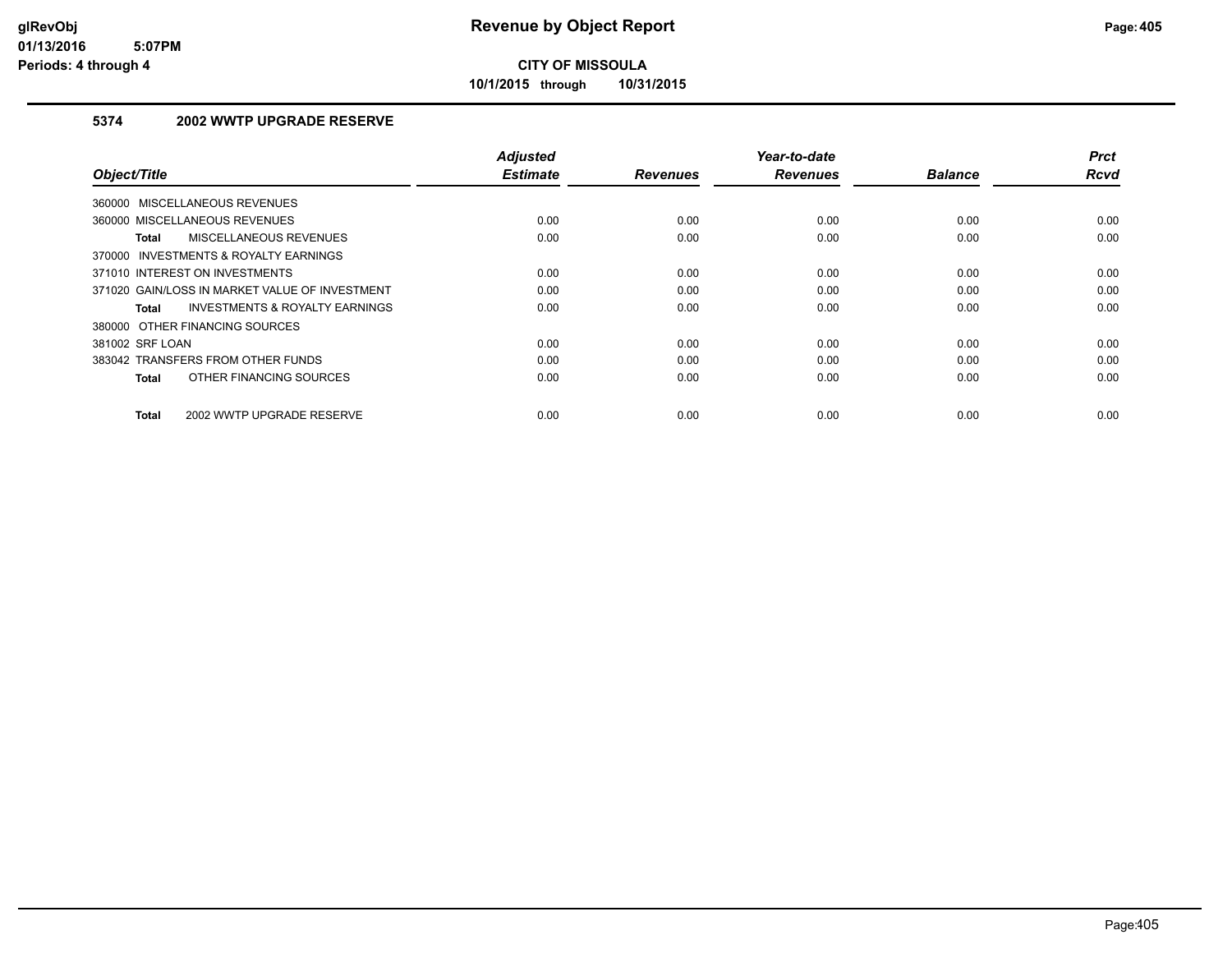**CITY OF MISSOULA**

**10/1/2015 through 10/31/2015**

### 5374 2002 WWTP UPGRADE RESERVE

| Object/Title | Adjusted Estimate | Revenues | Year-to-date Revenues | Balance | Prct Rcvd |
|---|---|---|---|---|---|
| 360000 MISCELLANEOUS REVENUES | | | | | |
| 360000 MISCELLANEOUS REVENUES | 0.00 | 0.00 | 0.00 | 0.00 | 0.00 |
| **Total** MISCELLANEOUS REVENUES | 0.00 | 0.00 | 0.00 | 0.00 | 0.00 |
| 370000 INVESTMENTS & ROYALTY EARNINGS | | | | | |
| 371010 INTEREST ON INVESTMENTS | 0.00 | 0.00 | 0.00 | 0.00 | 0.00 |
| 371020 GAIN/LOSS IN MARKET VALUE OF INVESTMENT | 0.00 | 0.00 | 0.00 | 0.00 | 0.00 |
| **Total** INVESTMENTS & ROYALTY EARNINGS | 0.00 | 0.00 | 0.00 | 0.00 | 0.00 |
| 380000 OTHER FINANCING SOURCES | | | | | |
| 381002 SRF LOAN | 0.00 | 0.00 | 0.00 | 0.00 | 0.00 |
| 383042 TRANSFERS FROM OTHER FUNDS | 0.00 | 0.00 | 0.00 | 0.00 | 0.00 |
| **Total** OTHER FINANCING SOURCES | 0.00 | 0.00 | 0.00 | 0.00 | 0.00 |
| **Total** 2002 WWTP UPGRADE RESERVE | 0.00 | 0.00 | 0.00 | 0.00 | 0.00 |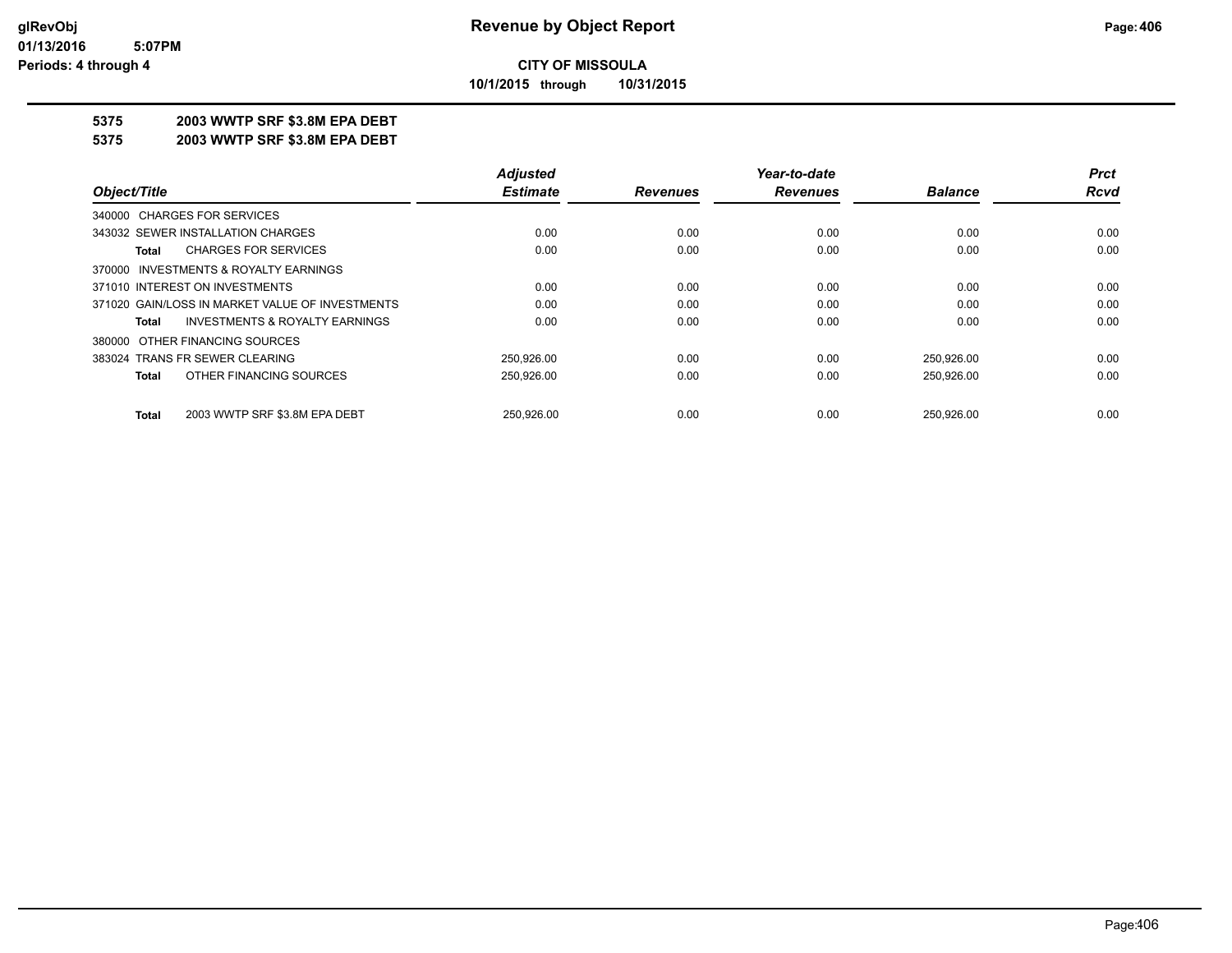# Revenue by Object Report

**CITY OF MISSOULA**

**10/1/2015 through 10/31/2015**

glRevObj
01/13/2016 5:07PM
Periods: 4 through 4

**5375 2003 WWTP SRF $3.8M EPA DEBT**

**5375 2003 WWTP SRF $3.8M EPA DEBT**

| Object/Title | Adjusted Estimate | Revenues | Year-to-date Revenues | Balance | Prct Rcvd |
|---|---|---|---|---|---|
| 340000 CHARGES FOR SERVICES | | | | | |
| 343032 SEWER INSTALLATION CHARGES | 0.00 | 0.00 | 0.00 | 0.00 | 0.00 |
| **Total** CHARGES FOR SERVICES | 0.00 | 0.00 | 0.00 | 0.00 | 0.00 |
| 370000 INVESTMENTS & ROYALTY EARNINGS | | | | | |
| 371010 INTEREST ON INVESTMENTS | 0.00 | 0.00 | 0.00 | 0.00 | 0.00 |
| 371020 GAIN/LOSS IN MARKET VALUE OF INVESTMENTS | 0.00 | 0.00 | 0.00 | 0.00 | 0.00 |
| **Total** INVESTMENTS & ROYALTY EARNINGS | 0.00 | 0.00 | 0.00 | 0.00 | 0.00 |
| 380000 OTHER FINANCING SOURCES | | | | | |
| 383024 TRANS FR SEWER CLEARING | 250,926.00 | 0.00 | 0.00 | 250,926.00 | 0.00 |
| **Total** OTHER FINANCING SOURCES | 250,926.00 | 0.00 | 0.00 | 250,926.00 | 0.00 |
| **Total** 2003 WWTP SRF $3.8M EPA DEBT | 250,926.00 | 0.00 | 0.00 | 250,926.00 | 0.00 |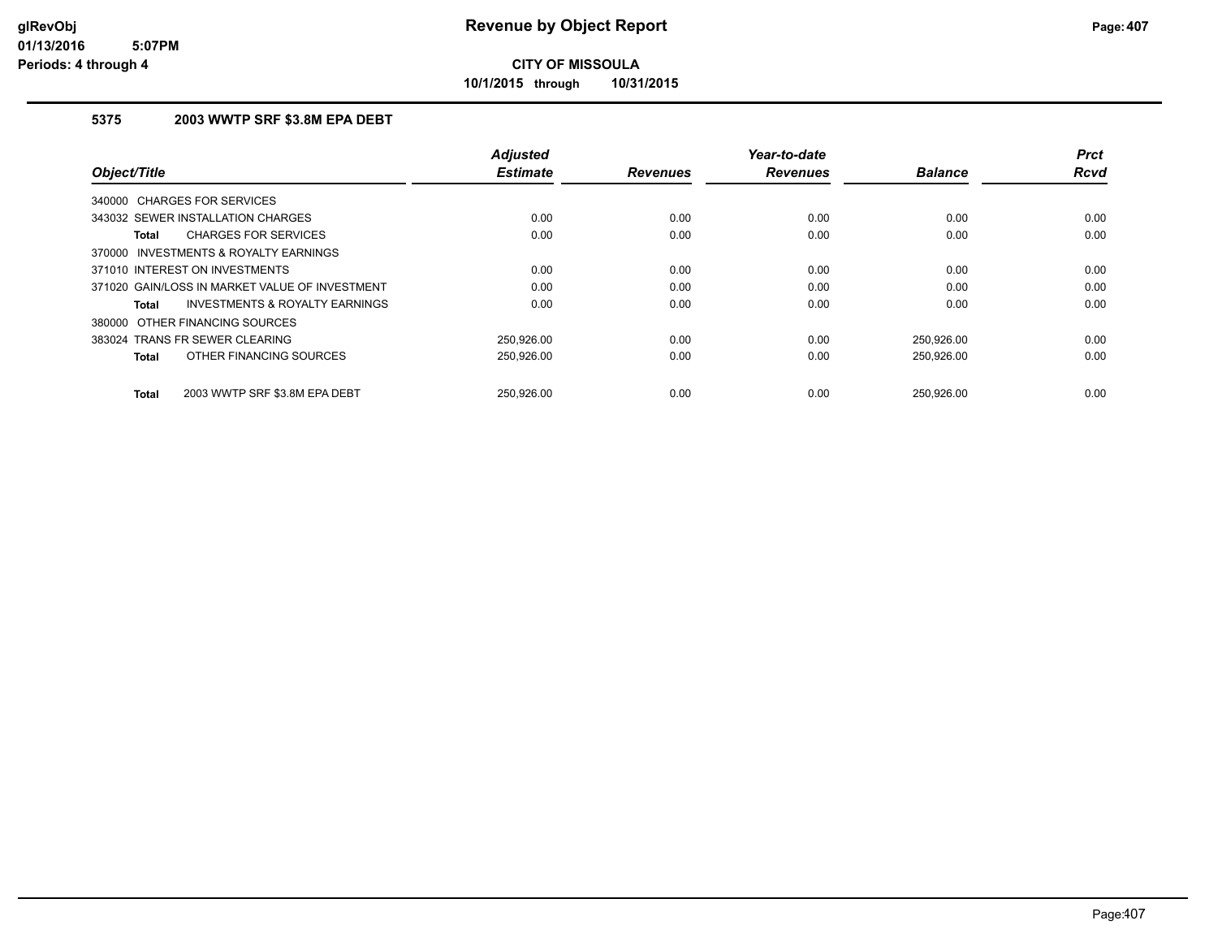# Revenue by Object Report

**CITY OF MISSOULA**

**10/1/2015 through 10/31/2015**

glRevObj
01/13/2016 5:07PM
Periods: 4 through 4

### 5375 2003 WWTP SRF $3.8M EPA DEBT

| Object/Title | Adjusted Estimate | Revenues | Year-to-date Revenues | Balance | Prct Rcvd |
|---|---|---|---|---|---|
| 340000 CHARGES FOR SERVICES | | | | | |
| 343032 SEWER INSTALLATION CHARGES | 0.00 | 0.00 | 0.00 | 0.00 | 0.00 |
| **Total** CHARGES FOR SERVICES | 0.00 | 0.00 | 0.00 | 0.00 | 0.00 |
| 370000 INVESTMENTS & ROYALTY EARNINGS | | | | | |
| 371010 INTEREST ON INVESTMENTS | 0.00 | 0.00 | 0.00 | 0.00 | 0.00 |
| 371020 GAIN/LOSS IN MARKET VALUE OF INVESTMENT | 0.00 | 0.00 | 0.00 | 0.00 | 0.00 |
| **Total** INVESTMENTS & ROYALTY EARNINGS | 0.00 | 0.00 | 0.00 | 0.00 | 0.00 |
| 380000 OTHER FINANCING SOURCES | | | | | |
| 383024 TRANS FR SEWER CLEARING | 250,926.00 | 0.00 | 0.00 | 250,926.00 | 0.00 |
| **Total** OTHER FINANCING SOURCES | 250,926.00 | 0.00 | 0.00 | 250,926.00 | 0.00 |
| **Total** 2003 WWTP SRF $3.8M EPA DEBT | 250,926.00 | 0.00 | 0.00 | 250,926.00 | 0.00 |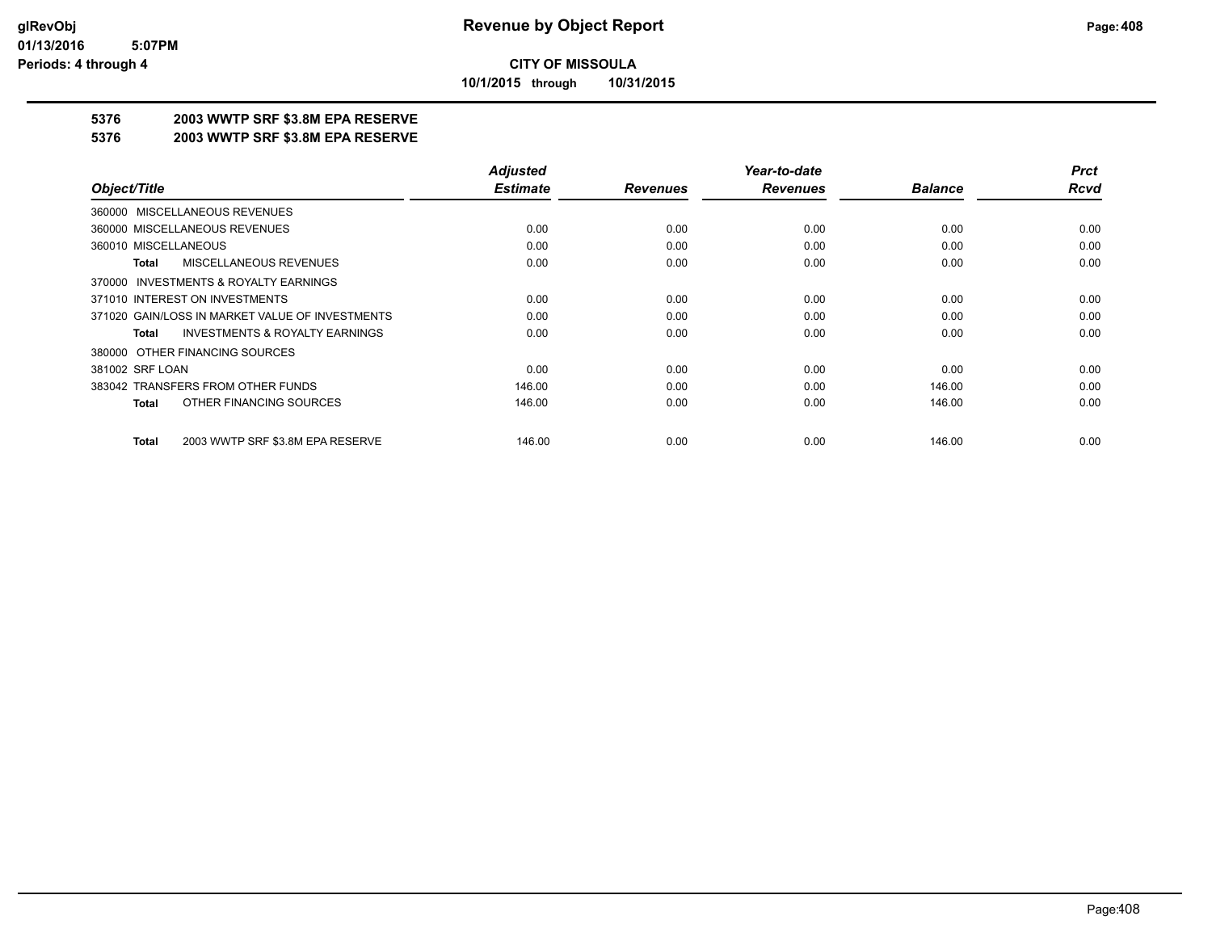**CITY OF MISSOULA**

**10/1/2015 through 10/31/2015**

## 5376 2003 WWTP SRF $3.8M EPA RESERVE

## 5376 2003 WWTP SRF $3.8M EPA RESERVE

| Object/Title | Adjusted Estimate | Revenues | Year-to-date Revenues | Balance | Prct Rcvd |
|---|---|---|---|---|---|
| 360000 MISCELLANEOUS REVENUES | | | | | |
| 360000 MISCELLANEOUS REVENUES | 0.00 | 0.00 | 0.00 | 0.00 | 0.00 |
| 360010 MISCELLANEOUS | 0.00 | 0.00 | 0.00 | 0.00 | 0.00 |
| **Total** MISCELLANEOUS REVENUES | 0.00 | 0.00 | 0.00 | 0.00 | 0.00 |
| 370000 INVESTMENTS & ROYALTY EARNINGS | | | | | |
| 371010 INTEREST ON INVESTMENTS | 0.00 | 0.00 | 0.00 | 0.00 | 0.00 |
| 371020 GAIN/LOSS IN MARKET VALUE OF INVESTMENTS | 0.00 | 0.00 | 0.00 | 0.00 | 0.00 |
| **Total** INVESTMENTS & ROYALTY EARNINGS | 0.00 | 0.00 | 0.00 | 0.00 | 0.00 |
| 380000 OTHER FINANCING SOURCES | | | | | |
| 381002 SRF LOAN | 0.00 | 0.00 | 0.00 | 0.00 | 0.00 |
| 383042 TRANSFERS FROM OTHER FUNDS | 146.00 | 0.00 | 0.00 | 146.00 | 0.00 |
| **Total** OTHER FINANCING SOURCES | 146.00 | 0.00 | 0.00 | 146.00 | 0.00 |
| **Total** 2003 WWTP SRF $3.8M EPA RESERVE | 146.00 | 0.00 | 0.00 | 146.00 | 0.00 |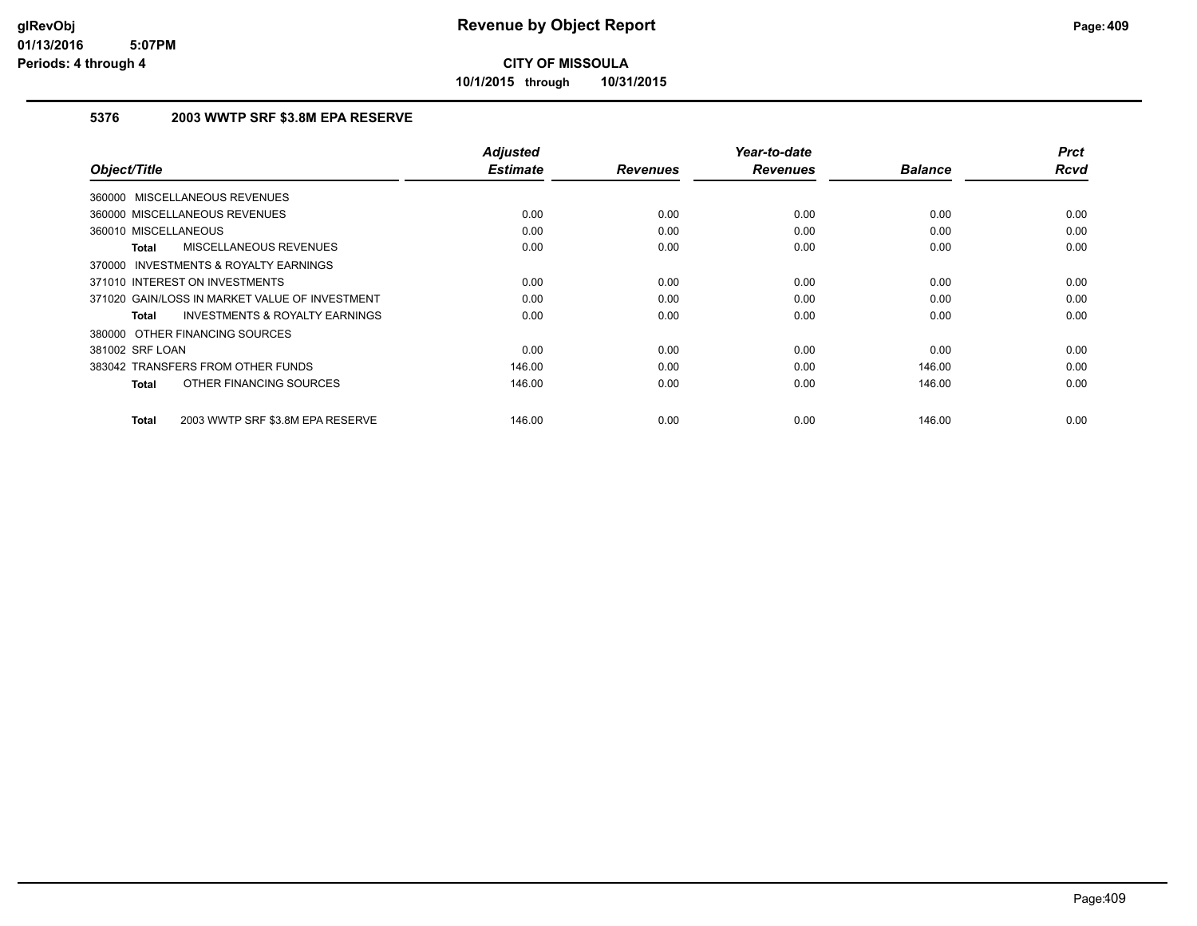# Revenue by Object Report

**CITY OF MISSOULA**

**10/1/2015 through 10/31/2015**

glRevObj
01/13/2016 5:07PM
Periods: 4 through 4

## 5376 2003 WWTP SRF $3.8M EPA RESERVE

| Object/Title | Adjusted Estimate | Revenues | Year-to-date Revenues | Balance | Prct Rcvd |
|---|---|---|---|---|---|
| 360000 MISCELLANEOUS REVENUES | | | | | |
| 360000 MISCELLANEOUS REVENUES | 0.00 | 0.00 | 0.00 | 0.00 | 0.00 |
| 360010 MISCELLANEOUS | 0.00 | 0.00 | 0.00 | 0.00 | 0.00 |
| **Total** MISCELLANEOUS REVENUES | 0.00 | 0.00 | 0.00 | 0.00 | 0.00 |
| 370000 INVESTMENTS & ROYALTY EARNINGS | | | | | |
| 371010 INTEREST ON INVESTMENTS | 0.00 | 0.00 | 0.00 | 0.00 | 0.00 |
| 371020 GAIN/LOSS IN MARKET VALUE OF INVESTMENT | 0.00 | 0.00 | 0.00 | 0.00 | 0.00 |
| **Total** INVESTMENTS & ROYALTY EARNINGS | 0.00 | 0.00 | 0.00 | 0.00 | 0.00 |
| 380000 OTHER FINANCING SOURCES | | | | | |
| 381002 SRF LOAN | 0.00 | 0.00 | 0.00 | 0.00 | 0.00 |
| 383042 TRANSFERS FROM OTHER FUNDS | 146.00 | 0.00 | 0.00 | 146.00 | 0.00 |
| **Total** OTHER FINANCING SOURCES | 146.00 | 0.00 | 0.00 | 146.00 | 0.00 |
| **Total** 2003 WWTP SRF $3.8M EPA RESERVE | 146.00 | 0.00 | 0.00 | 146.00 | 0.00 |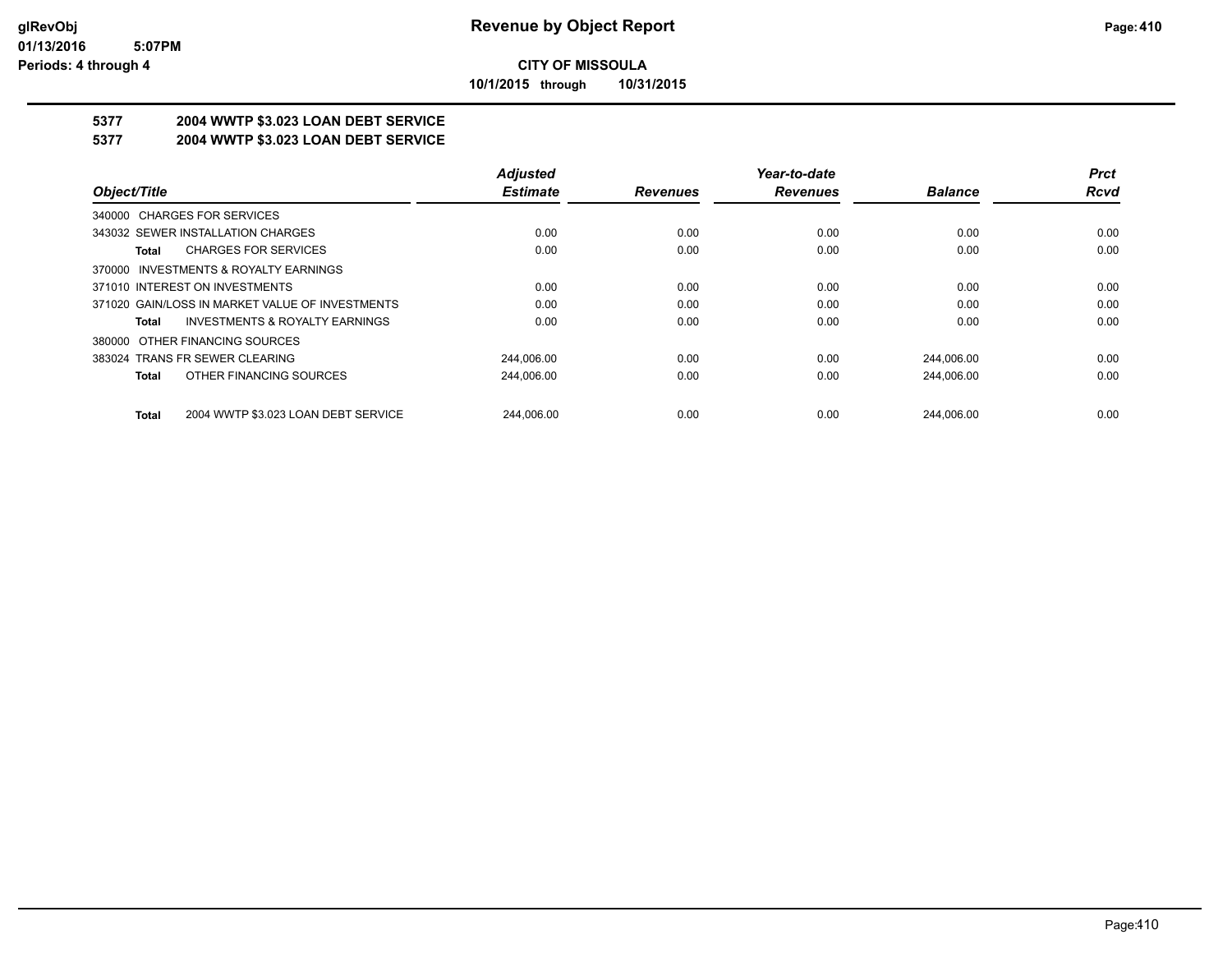**Revenue by Object Report**

**CITY OF MISSOULA**

**10/1/2015 through 10/31/2015**

glRevObj
01/13/2016 5:07PM
Periods: 4 through 4

## 5377 2004 WWTP $3.023 LOAN DEBT SERVICE
## 5377 2004 WWTP $3.023 LOAN DEBT SERVICE

| Object/Title | Adjusted Estimate | Revenues | Year-to-date Revenues | Balance | Prct Rcvd |
|---|---|---|---|---|---|
| 340000 CHARGES FOR SERVICES | | | | | |
| 343032 SEWER INSTALLATION CHARGES | 0.00 | 0.00 | 0.00 | 0.00 | 0.00 |
| **Total** CHARGES FOR SERVICES | 0.00 | 0.00 | 0.00 | 0.00 | 0.00 |
| 370000 INVESTMENTS & ROYALTY EARNINGS | | | | | |
| 371010 INTEREST ON INVESTMENTS | 0.00 | 0.00 | 0.00 | 0.00 | 0.00 |
| 371020 GAIN/LOSS IN MARKET VALUE OF INVESTMENTS | 0.00 | 0.00 | 0.00 | 0.00 | 0.00 |
| **Total** INVESTMENTS & ROYALTY EARNINGS | 0.00 | 0.00 | 0.00 | 0.00 | 0.00 |
| 380000 OTHER FINANCING SOURCES | | | | | |
| 383024 TRANS FR SEWER CLEARING | 244,006.00 | 0.00 | 0.00 | 244,006.00 | 0.00 |
| **Total** OTHER FINANCING SOURCES | 244,006.00 | 0.00 | 0.00 | 244,006.00 | 0.00 |
| **Total** 2004 WWTP $3.023 LOAN DEBT SERVICE | 244,006.00 | 0.00 | 0.00 | 244,006.00 | 0.00 |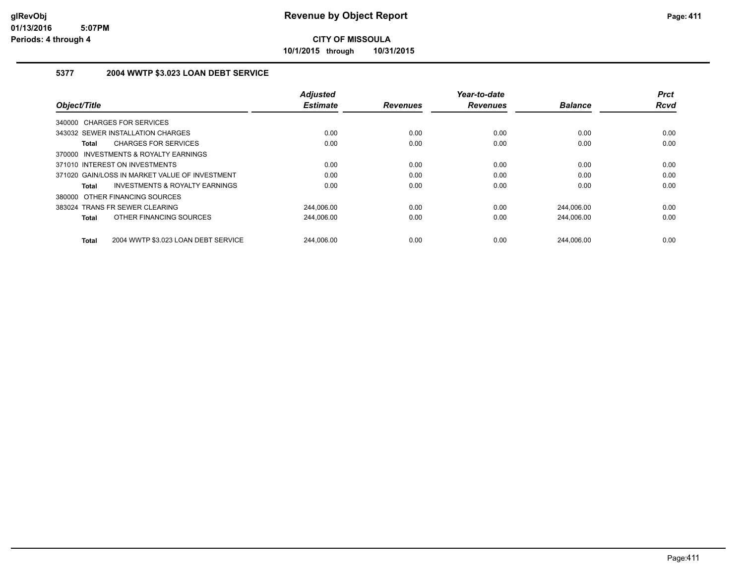glRevObj
01/13/2016 5:07PM
Periods: 4 through 4

# Revenue by Object Report

**CITY OF MISSOULA**

**10/1/2015 through 10/31/2015**

## 5377 2004 WWTP $3.023 LOAN DEBT SERVICE

| Object/Title | Adjusted Estimate | Revenues | Year-to-date Revenues | Balance | Prct Rcvd |
|---|---|---|---|---|---|
| 340000 CHARGES FOR SERVICES | | | | | |
| 343032 SEWER INSTALLATION CHARGES | 0.00 | 0.00 | 0.00 | 0.00 | 0.00 |
| **Total** CHARGES FOR SERVICES | 0.00 | 0.00 | 0.00 | 0.00 | 0.00 |
| 370000 INVESTMENTS & ROYALTY EARNINGS | | | | | |
| 371010 INTEREST ON INVESTMENTS | 0.00 | 0.00 | 0.00 | 0.00 | 0.00 |
| 371020 GAIN/LOSS IN MARKET VALUE OF INVESTMENT | 0.00 | 0.00 | 0.00 | 0.00 | 0.00 |
| **Total** INVESTMENTS & ROYALTY EARNINGS | 0.00 | 0.00 | 0.00 | 0.00 | 0.00 |
| 380000 OTHER FINANCING SOURCES | | | | | |
| 383024 TRANS FR SEWER CLEARING | 244,006.00 | 0.00 | 0.00 | 244,006.00 | 0.00 |
| **Total** OTHER FINANCING SOURCES | 244,006.00 | 0.00 | 0.00 | 244,006.00 | 0.00 |
| **Total** 2004 WWTP $3.023 LOAN DEBT SERVICE | 244,006.00 | 0.00 | 0.00 | 244,006.00 | 0.00 |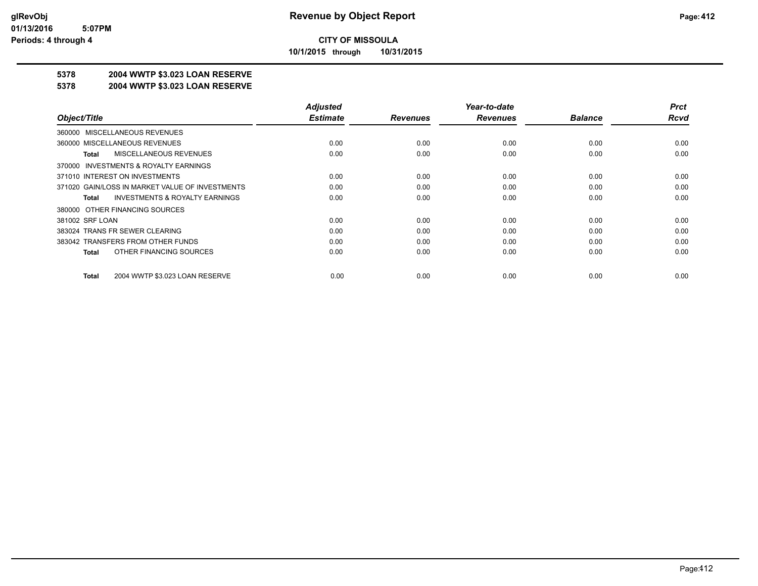# Revenue by Object Report

**CITY OF MISSOULA**

**10/1/2015 through 10/31/2015**

glRevObj
01/13/2016 5:07PM
Periods: 4 through 4

## 5378 2004 WWTP $3.023 LOAN RESERVE
## 5378 2004 WWTP $3.023 LOAN RESERVE

| Object/Title | Adjusted Estimate | Revenues | Year-to-date Revenues | Balance | Prct Rcvd |
|---|---|---|---|---|---|
| 360000 MISCELLANEOUS REVENUES | | | | | |
| 360000 MISCELLANEOUS REVENUES | 0.00 | 0.00 | 0.00 | 0.00 | 0.00 |
| **Total** MISCELLANEOUS REVENUES | 0.00 | 0.00 | 0.00 | 0.00 | 0.00 |
| 370000 INVESTMENTS & ROYALTY EARNINGS | | | | | |
| 371010 INTEREST ON INVESTMENTS | 0.00 | 0.00 | 0.00 | 0.00 | 0.00 |
| 371020 GAIN/LOSS IN MARKET VALUE OF INVESTMENTS | 0.00 | 0.00 | 0.00 | 0.00 | 0.00 |
| **Total** INVESTMENTS & ROYALTY EARNINGS | 0.00 | 0.00 | 0.00 | 0.00 | 0.00 |
| 380000 OTHER FINANCING SOURCES | | | | | |
| 381002 SRF LOAN | 0.00 | 0.00 | 0.00 | 0.00 | 0.00 |
| 383024 TRANS FR SEWER CLEARING | 0.00 | 0.00 | 0.00 | 0.00 | 0.00 |
| 383042 TRANSFERS FROM OTHER FUNDS | 0.00 | 0.00 | 0.00 | 0.00 | 0.00 |
| **Total** OTHER FINANCING SOURCES | 0.00 | 0.00 | 0.00 | 0.00 | 0.00 |
| **Total** 2004 WWTP $3.023 LOAN RESERVE | 0.00 | 0.00 | 0.00 | 0.00 | 0.00 |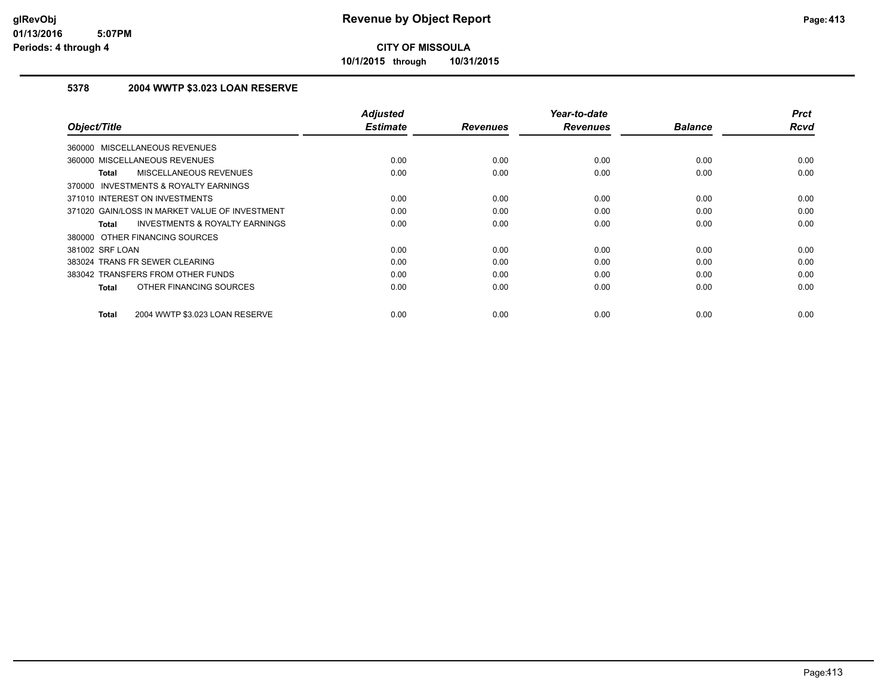**Revenue by Object Report**

**CITY OF MISSOULA**

**10/1/2015 through 10/31/2015**

glRevObj
01/13/2016 5:07PM
Periods: 4 through 4

## 5378 2004 WWTP $3.023 LOAN RESERVE

| Object/Title | Adjusted Estimate | Revenues | Year-to-date Revenues | Balance | Prct Rcvd |
|---|---|---|---|---|---|
| 360000 MISCELLANEOUS REVENUES | | | | | |
| 360000 MISCELLANEOUS REVENUES | 0.00 | 0.00 | 0.00 | 0.00 | 0.00 |
| **Total** MISCELLANEOUS REVENUES | 0.00 | 0.00 | 0.00 | 0.00 | 0.00 |
| 370000 INVESTMENTS & ROYALTY EARNINGS | | | | | |
| 371010 INTEREST ON INVESTMENTS | 0.00 | 0.00 | 0.00 | 0.00 | 0.00 |
| 371020 GAIN/LOSS IN MARKET VALUE OF INVESTMENT | 0.00 | 0.00 | 0.00 | 0.00 | 0.00 |
| **Total** INVESTMENTS & ROYALTY EARNINGS | 0.00 | 0.00 | 0.00 | 0.00 | 0.00 |
| 380000 OTHER FINANCING SOURCES | | | | | |
| 381002 SRF LOAN | 0.00 | 0.00 | 0.00 | 0.00 | 0.00 |
| 383024 TRANS FR SEWER CLEARING | 0.00 | 0.00 | 0.00 | 0.00 | 0.00 |
| 383042 TRANSFERS FROM OTHER FUNDS | 0.00 | 0.00 | 0.00 | 0.00 | 0.00 |
| **Total** OTHER FINANCING SOURCES | 0.00 | 0.00 | 0.00 | 0.00 | 0.00 |
| **Total** 2004 WWTP $3.023 LOAN RESERVE | 0.00 | 0.00 | 0.00 | 0.00 | 0.00 |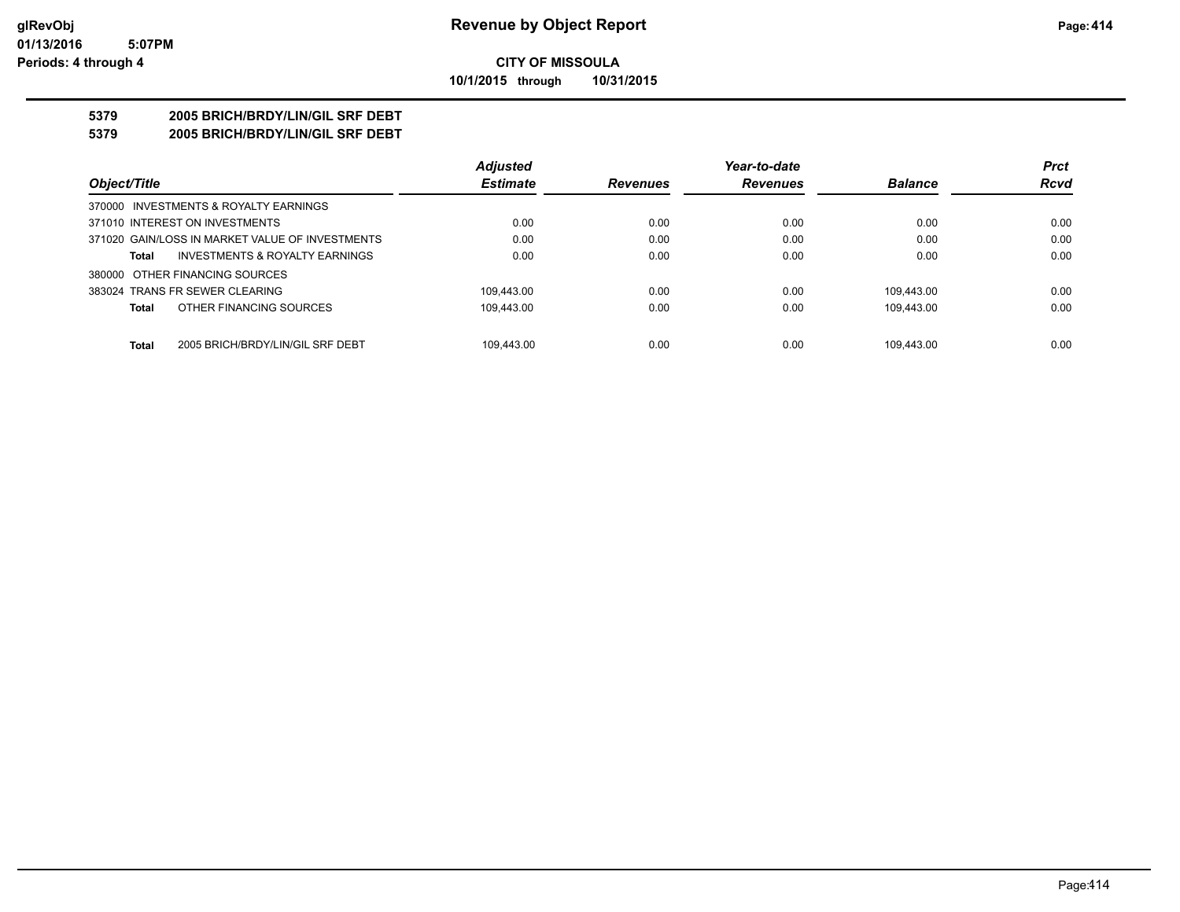**glRevObj**
**01/13/2016 5:07PM**
**Periods: 4 through 4**

# Revenue by Object Report

**CITY OF MISSOULA**

**10/1/2015 through 10/31/2015**

## 5379 2005 BRICH/BRDY/LIN/GIL SRF DEBT
## 5379 2005 BRICH/BRDY/LIN/GIL SRF DEBT

| Object/Title | Adjusted Estimate | Revenues | Year-to-date Revenues | Balance | Prct Rcvd |
|---|---|---|---|---|---|
| 370000 INVESTMENTS & ROYALTY EARNINGS | | | | | |
| 371010 INTEREST ON INVESTMENTS | 0.00 | 0.00 | 0.00 | 0.00 | 0.00 |
| 371020 GAIN/LOSS IN MARKET VALUE OF INVESTMENTS | 0.00 | 0.00 | 0.00 | 0.00 | 0.00 |
| **Total** INVESTMENTS & ROYALTY EARNINGS | 0.00 | 0.00 | 0.00 | 0.00 | 0.00 |
| 380000 OTHER FINANCING SOURCES | | | | | |
| 383024 TRANS FR SEWER CLEARING | 109,443.00 | 0.00 | 0.00 | 109,443.00 | 0.00 |
| **Total** OTHER FINANCING SOURCES | 109,443.00 | 0.00 | 0.00 | 109,443.00 | 0.00 |
| **Total** 2005 BRICH/BRDY/LIN/GIL SRF DEBT | 109,443.00 | 0.00 | 0.00 | 109,443.00 | 0.00 |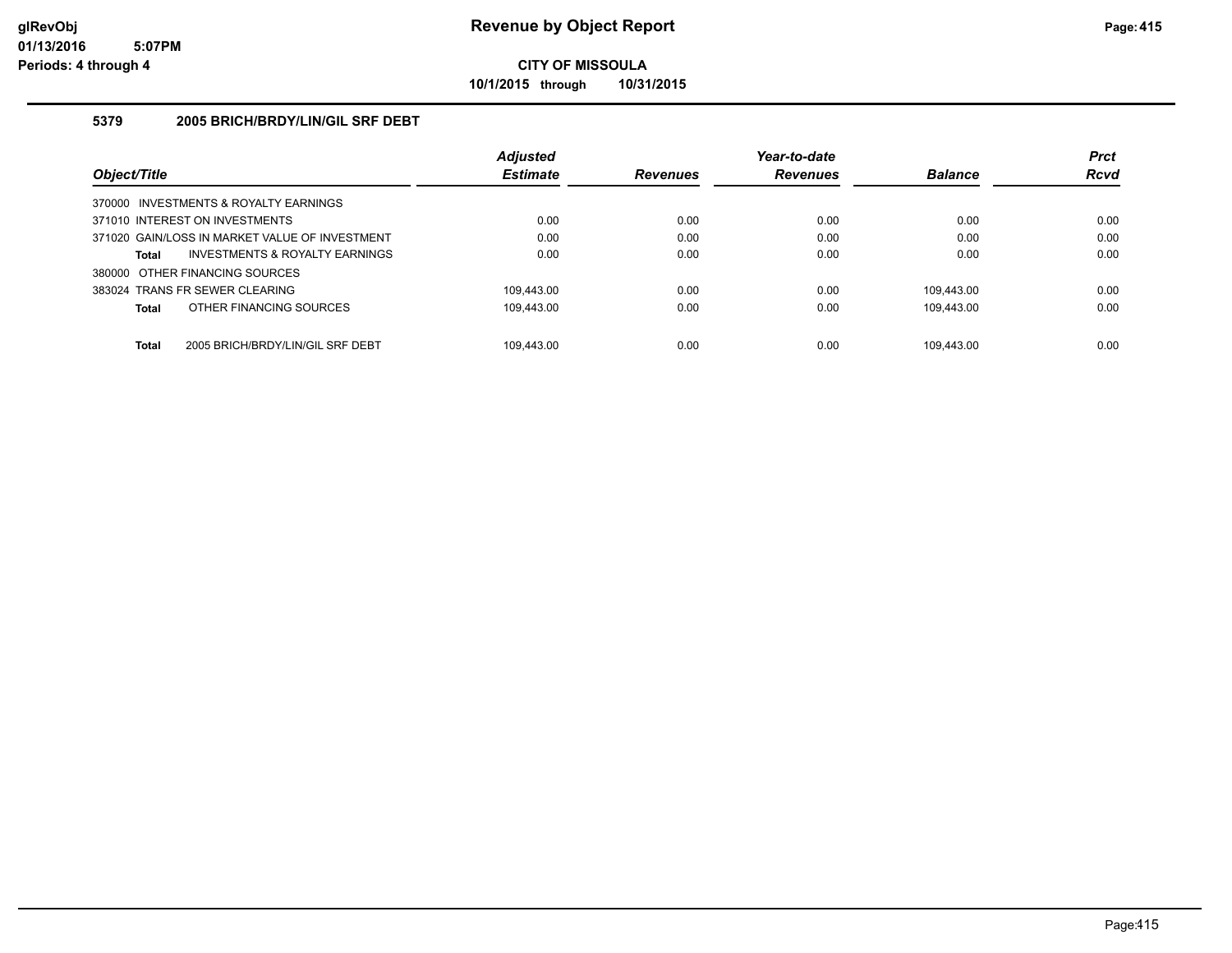# Revenue by Object Report

**CITY OF MISSOULA**

**10/1/2015 through 10/31/2015**

glRevObj
01/13/2016 5:07PM
Periods: 4 through 4

### 5379 2005 BRICH/BRDY/LIN/GIL SRF DEBT

| Object/Title | Adjusted Estimate | Revenues | Year-to-date Revenues | Balance | Prct Rcvd |
|---|---|---|---|---|---|
| 370000 INVESTMENTS & ROYALTY EARNINGS | | | | | |
| 371010 INTEREST ON INVESTMENTS | 0.00 | 0.00 | 0.00 | 0.00 | 0.00 |
| 371020 GAIN/LOSS IN MARKET VALUE OF INVESTMENT | 0.00 | 0.00 | 0.00 | 0.00 | 0.00 |
| **Total** INVESTMENTS & ROYALTY EARNINGS | 0.00 | 0.00 | 0.00 | 0.00 | 0.00 |
| 380000 OTHER FINANCING SOURCES | | | | | |
| 383024 TRANS FR SEWER CLEARING | 109,443.00 | 0.00 | 0.00 | 109,443.00 | 0.00 |
| **Total** OTHER FINANCING SOURCES | 109,443.00 | 0.00 | 0.00 | 109,443.00 | 0.00 |
| **Total** 2005 BRICH/BRDY/LIN/GIL SRF DEBT | 109,443.00 | 0.00 | 0.00 | 109,443.00 | 0.00 |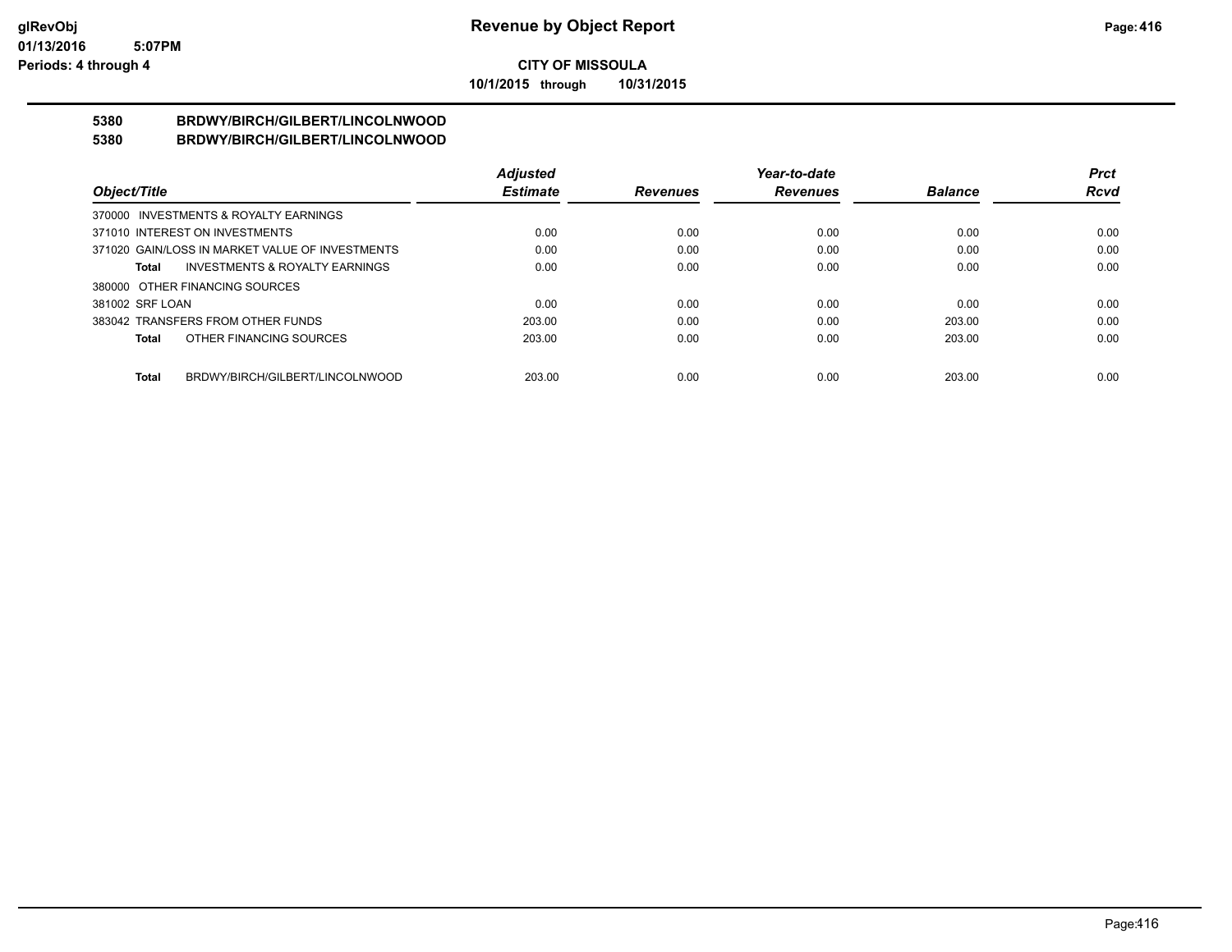**CITY OF MISSOULA**

**10/1/2015 through 10/31/2015**

# Revenue by Object Report

glRevObj
01/13/2016 5:07PM
Periods: 4 through 4

**5380 BRDWY/BIRCH/GILBERT/LINCOLNWOOD**

**5380 BRDWY/BIRCH/GILBERT/LINCOLNWOOD**

| Object/Title | Adjusted Estimate | Revenues | Year-to-date Revenues | Balance | Prct Rcvd |
|---|---|---|---|---|---|
| 370000 INVESTMENTS & ROYALTY EARNINGS | | | | | |
| 371010 INTEREST ON INVESTMENTS | 0.00 | 0.00 | 0.00 | 0.00 | 0.00 |
| 371020 GAIN/LOSS IN MARKET VALUE OF INVESTMENTS | 0.00 | 0.00 | 0.00 | 0.00 | 0.00 |
| **Total** INVESTMENTS & ROYALTY EARNINGS | 0.00 | 0.00 | 0.00 | 0.00 | 0.00 |
| 380000 OTHER FINANCING SOURCES | | | | | |
| 381002 SRF LOAN | 0.00 | 0.00 | 0.00 | 0.00 | 0.00 |
| 383042 TRANSFERS FROM OTHER FUNDS | 203.00 | 0.00 | 0.00 | 203.00 | 0.00 |
| **Total** OTHER FINANCING SOURCES | 203.00 | 0.00 | 0.00 | 203.00 | 0.00 |
| **Total** BRDWY/BIRCH/GILBERT/LINCOLNWOOD | 203.00 | 0.00 | 0.00 | 203.00 | 0.00 |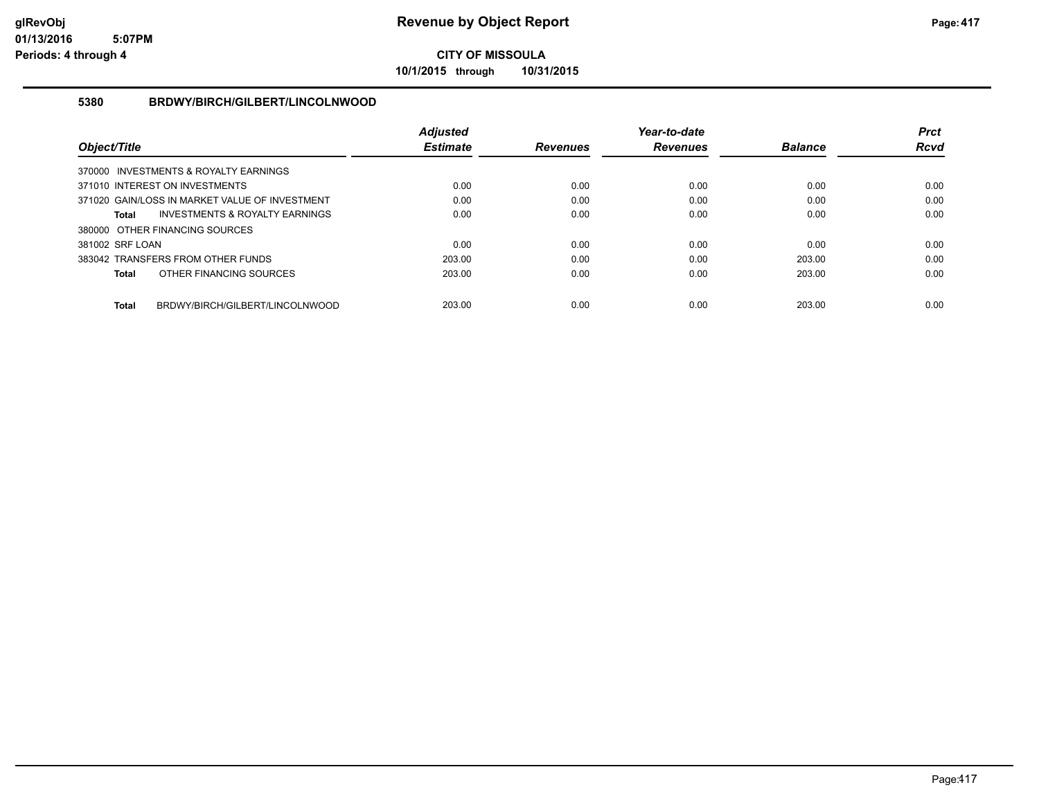**CITY OF MISSOULA**

**10/1/2015 through 10/31/2015**

### 5380 BRDWY/BIRCH/GILBERT/LINCOLNWOOD

| Object/Title | Adjusted Estimate | Revenues | Year-to-date Revenues | Balance | Prct Rcvd |
|---|---|---|---|---|---|
| 370000 INVESTMENTS & ROYALTY EARNINGS | | | | | |
| 371010 INTEREST ON INVESTMENTS | 0.00 | 0.00 | 0.00 | 0.00 | 0.00 |
| 371020 GAIN/LOSS IN MARKET VALUE OF INVESTMENT | 0.00 | 0.00 | 0.00 | 0.00 | 0.00 |
| **Total** INVESTMENTS & ROYALTY EARNINGS | 0.00 | 0.00 | 0.00 | 0.00 | 0.00 |
| 380000 OTHER FINANCING SOURCES | | | | | |
| 381002 SRF LOAN | 0.00 | 0.00 | 0.00 | 0.00 | 0.00 |
| 383042 TRANSFERS FROM OTHER FUNDS | 203.00 | 0.00 | 0.00 | 203.00 | 0.00 |
| **Total** OTHER FINANCING SOURCES | 203.00 | 0.00 | 0.00 | 203.00 | 0.00 |
| **Total** BRDWY/BIRCH/GILBERT/LINCOLNWOOD | 203.00 | 0.00 | 0.00 | 203.00 | 0.00 |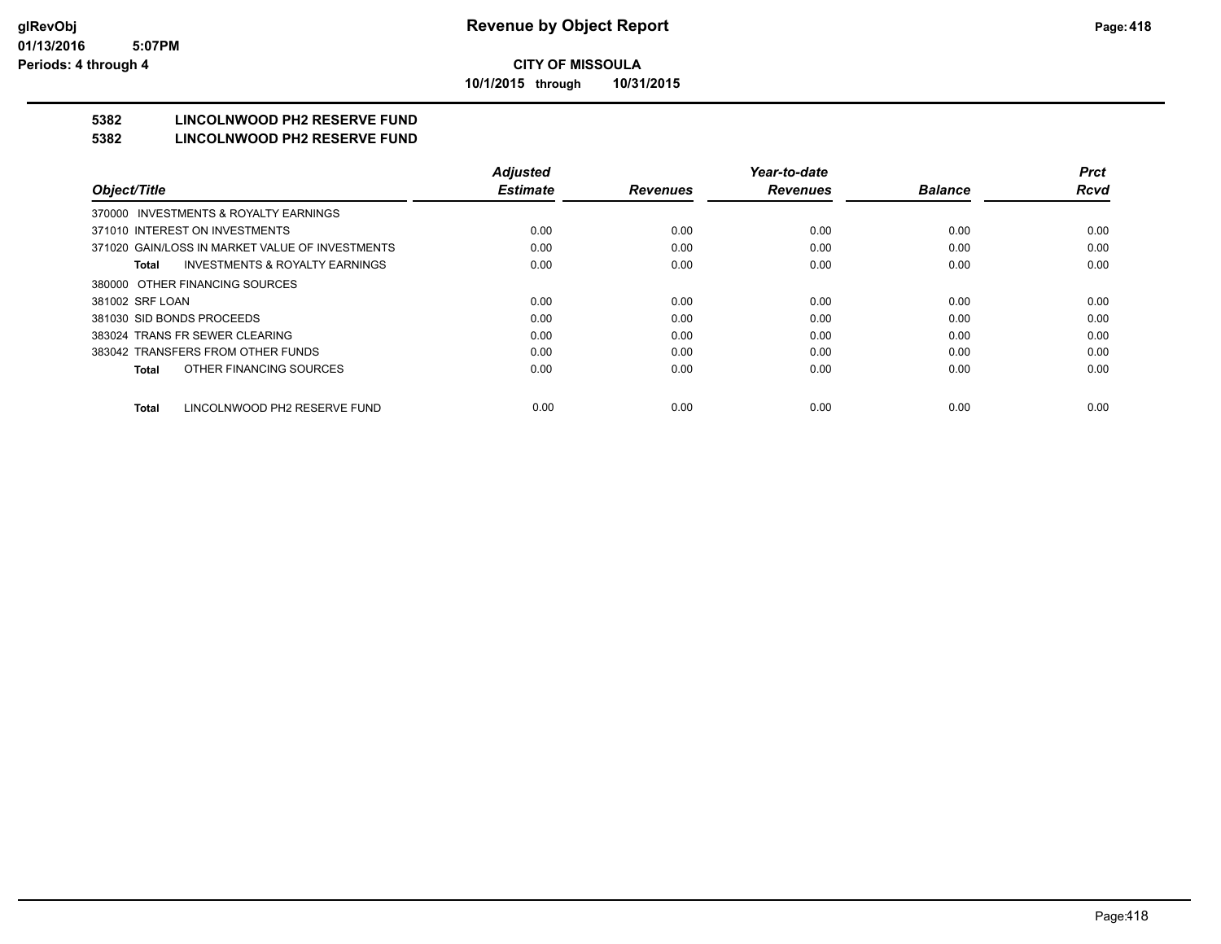# Revenue by Object Report

**CITY OF MISSOULA**

**10/1/2015 through 10/31/2015**

glRevObj
01/13/2016 5:07PM
Periods: 4 through 4

## 5382 LINCOLNWOOD PH2 RESERVE FUND
## 5382 LINCOLNWOOD PH2 RESERVE FUND

| Object/Title | Adjusted Estimate | Revenues | Year-to-date Revenues | Balance | Prct Rcvd |
|---|---|---|---|---|---|
| 370000 INVESTMENTS & ROYALTY EARNINGS | | | | | |
| 371010 INTEREST ON INVESTMENTS | 0.00 | 0.00 | 0.00 | 0.00 | 0.00 |
| 371020 GAIN/LOSS IN MARKET VALUE OF INVESTMENTS | 0.00 | 0.00 | 0.00 | 0.00 | 0.00 |
| **Total** INVESTMENTS & ROYALTY EARNINGS | 0.00 | 0.00 | 0.00 | 0.00 | 0.00 |
| 380000 OTHER FINANCING SOURCES | | | | | |
| 381002 SRF LOAN | 0.00 | 0.00 | 0.00 | 0.00 | 0.00 |
| 381030 SID BONDS PROCEEDS | 0.00 | 0.00 | 0.00 | 0.00 | 0.00 |
| 383024 TRANS FR SEWER CLEARING | 0.00 | 0.00 | 0.00 | 0.00 | 0.00 |
| 383042 TRANSFERS FROM OTHER FUNDS | 0.00 | 0.00 | 0.00 | 0.00 | 0.00 |
| **Total** OTHER FINANCING SOURCES | 0.00 | 0.00 | 0.00 | 0.00 | 0.00 |
| **Total** LINCOLNWOOD PH2 RESERVE FUND | 0.00 | 0.00 | 0.00 | 0.00 | 0.00 |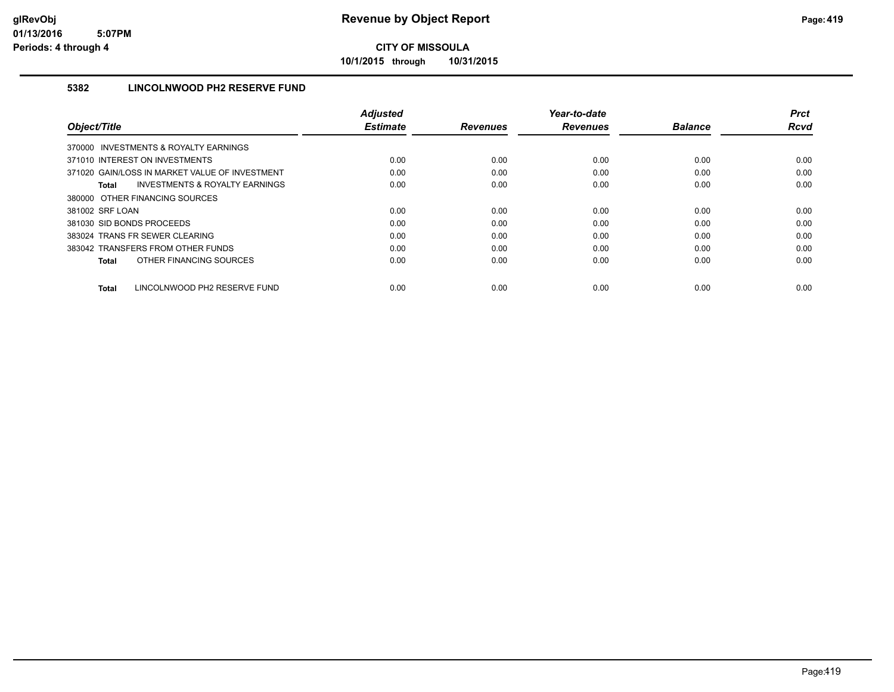# Revenue by Object Report

**CITY OF MISSOULA**

**10/1/2015 through 10/31/2015**

glRevObj
01/13/2016 5:07PM
Periods: 4 through 4

## 5382 LINCOLNWOOD PH2 RESERVE FUND

| Object/Title | Adjusted Estimate | Revenues | Year-to-date Revenues | Balance | Prct Rcvd |
|---|---|---|---|---|---|
| 370000 INVESTMENTS & ROYALTY EARNINGS | | | | | |
| 371010 INTEREST ON INVESTMENTS | 0.00 | 0.00 | 0.00 | 0.00 | 0.00 |
| 371020 GAIN/LOSS IN MARKET VALUE OF INVESTMENT | 0.00 | 0.00 | 0.00 | 0.00 | 0.00 |
| **Total** INVESTMENTS & ROYALTY EARNINGS | 0.00 | 0.00 | 0.00 | 0.00 | 0.00 |
| 380000 OTHER FINANCING SOURCES | | | | | |
| 381002 SRF LOAN | 0.00 | 0.00 | 0.00 | 0.00 | 0.00 |
| 381030 SID BONDS PROCEEDS | 0.00 | 0.00 | 0.00 | 0.00 | 0.00 |
| 383024 TRANS FR SEWER CLEARING | 0.00 | 0.00 | 0.00 | 0.00 | 0.00 |
| 383042 TRANSFERS FROM OTHER FUNDS | 0.00 | 0.00 | 0.00 | 0.00 | 0.00 |
| **Total** OTHER FINANCING SOURCES | 0.00 | 0.00 | 0.00 | 0.00 | 0.00 |
| **Total** LINCOLNWOOD PH2 RESERVE FUND | 0.00 | 0.00 | 0.00 | 0.00 | 0.00 |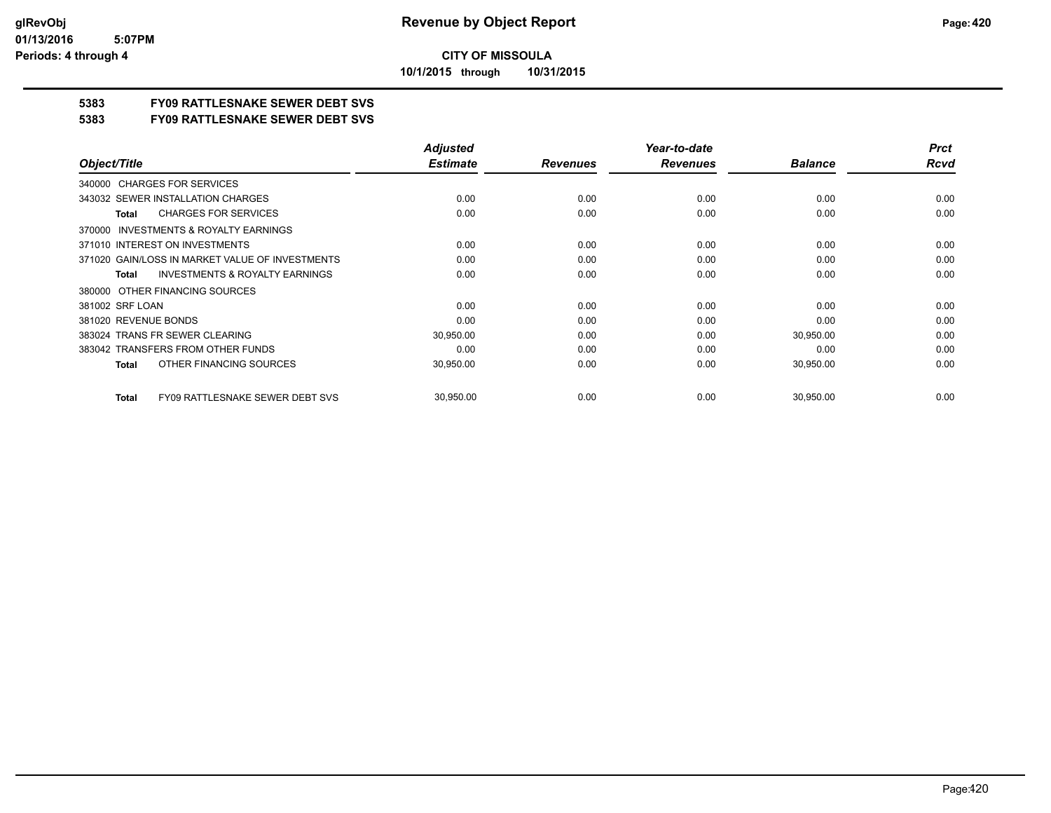**CITY OF MISSOULA**

**10/1/2015 through 10/31/2015**

## 5383 FY09 RATTLESNAKE SEWER DEBT SVS

## 5383 FY09 RATTLESNAKE SEWER DEBT SVS

| Object/Title | Adjusted Estimate | Revenues | Year-to-date Revenues | Balance | Prct Rcvd |
|---|---|---|---|---|---|
| 340000 CHARGES FOR SERVICES | | | | | |
| 343032 SEWER INSTALLATION CHARGES | 0.00 | 0.00 | 0.00 | 0.00 | 0.00 |
| **Total** CHARGES FOR SERVICES | 0.00 | 0.00 | 0.00 | 0.00 | 0.00 |
| 370000 INVESTMENTS & ROYALTY EARNINGS | | | | | |
| 371010 INTEREST ON INVESTMENTS | 0.00 | 0.00 | 0.00 | 0.00 | 0.00 |
| 371020 GAIN/LOSS IN MARKET VALUE OF INVESTMENTS | 0.00 | 0.00 | 0.00 | 0.00 | 0.00 |
| **Total** INVESTMENTS & ROYALTY EARNINGS | 0.00 | 0.00 | 0.00 | 0.00 | 0.00 |
| 380000 OTHER FINANCING SOURCES | | | | | |
| 381002 SRF LOAN | 0.00 | 0.00 | 0.00 | 0.00 | 0.00 |
| 381020 REVENUE BONDS | 0.00 | 0.00 | 0.00 | 0.00 | 0.00 |
| 383024 TRANS FR SEWER CLEARING | 30,950.00 | 0.00 | 0.00 | 30,950.00 | 0.00 |
| 383042 TRANSFERS FROM OTHER FUNDS | 0.00 | 0.00 | 0.00 | 0.00 | 0.00 |
| **Total** OTHER FINANCING SOURCES | 30,950.00 | 0.00 | 0.00 | 30,950.00 | 0.00 |
| **Total** FY09 RATTLESNAKE SEWER DEBT SVS | 30,950.00 | 0.00 | 0.00 | 30,950.00 | 0.00 |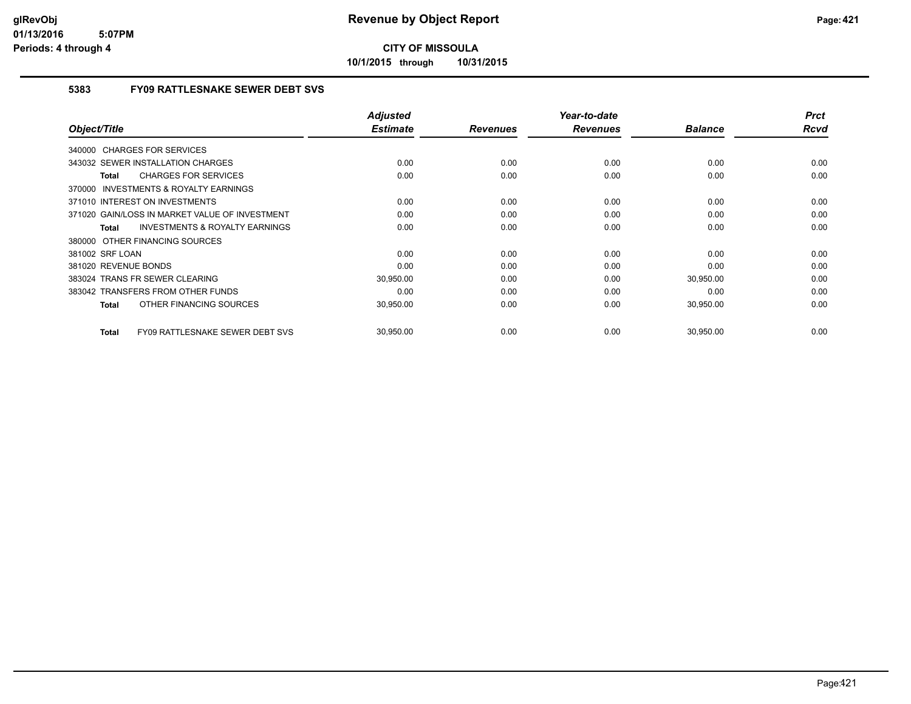# Revenue by Object Report

**CITY OF MISSOULA**

**10/1/2015 through 10/31/2015**

glRevObj
01/13/2016 5:07PM
Periods: 4 through 4

### 5383 FY09 RATTLESNAKE SEWER DEBT SVS

| Object/Title | Adjusted Estimate | Revenues | Year-to-date Revenues | Balance | Prct Rcvd |
|---|---|---|---|---|---|
| 340000 CHARGES FOR SERVICES | | | | | |
| 343032 SEWER INSTALLATION CHARGES | 0.00 | 0.00 | 0.00 | 0.00 | 0.00 |
| **Total** CHARGES FOR SERVICES | 0.00 | 0.00 | 0.00 | 0.00 | 0.00 |
| 370000 INVESTMENTS & ROYALTY EARNINGS | | | | | |
| 371010 INTEREST ON INVESTMENTS | 0.00 | 0.00 | 0.00 | 0.00 | 0.00 |
| 371020 GAIN/LOSS IN MARKET VALUE OF INVESTMENT | 0.00 | 0.00 | 0.00 | 0.00 | 0.00 |
| **Total** INVESTMENTS & ROYALTY EARNINGS | 0.00 | 0.00 | 0.00 | 0.00 | 0.00 |
| 380000 OTHER FINANCING SOURCES | | | | | |
| 381002 SRF LOAN | 0.00 | 0.00 | 0.00 | 0.00 | 0.00 |
| 381020 REVENUE BONDS | 0.00 | 0.00 | 0.00 | 0.00 | 0.00 |
| 383024 TRANS FR SEWER CLEARING | 30,950.00 | 0.00 | 0.00 | 30,950.00 | 0.00 |
| 383042 TRANSFERS FROM OTHER FUNDS | 0.00 | 0.00 | 0.00 | 0.00 | 0.00 |
| **Total** OTHER FINANCING SOURCES | 30,950.00 | 0.00 | 0.00 | 30,950.00 | 0.00 |
| **Total** FY09 RATTLESNAKE SEWER DEBT SVS | 30,950.00 | 0.00 | 0.00 | 30,950.00 | 0.00 |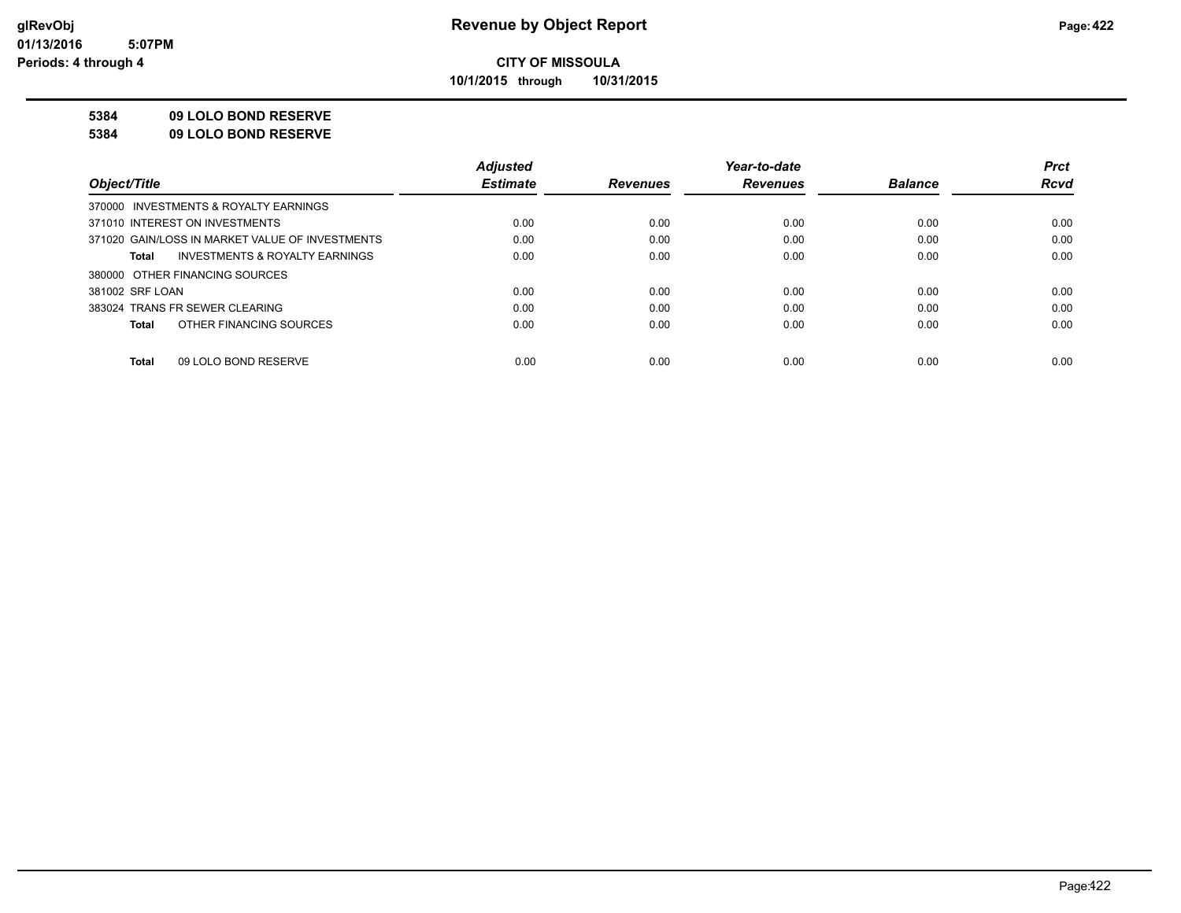# Revenue by Object Report

**CITY OF MISSOULA**

**10/1/2015 through 10/31/2015**

glRevObj
01/13/2016 5:07PM
Periods: 4 through 4

**5384 09 LOLO BOND RESERVE**

**5384 09 LOLO BOND RESERVE**

| Object/Title | Adjusted Estimate | Revenues | Year-to-date Revenues | Balance | Prct Rcvd |
|---|---|---|---|---|---|
| 370000 INVESTMENTS & ROYALTY EARNINGS | | | | | |
| 371010 INTEREST ON INVESTMENTS | 0.00 | 0.00 | 0.00 | 0.00 | 0.00 |
| 371020 GAIN/LOSS IN MARKET VALUE OF INVESTMENTS | 0.00 | 0.00 | 0.00 | 0.00 | 0.00 |
| **Total** INVESTMENTS & ROYALTY EARNINGS | 0.00 | 0.00 | 0.00 | 0.00 | 0.00 |
| 380000 OTHER FINANCING SOURCES | | | | | |
| 381002 SRF LOAN | 0.00 | 0.00 | 0.00 | 0.00 | 0.00 |
| 383024 TRANS FR SEWER CLEARING | 0.00 | 0.00 | 0.00 | 0.00 | 0.00 |
| **Total** OTHER FINANCING SOURCES | 0.00 | 0.00 | 0.00 | 0.00 | 0.00 |
| **Total** 09 LOLO BOND RESERVE | 0.00 | 0.00 | 0.00 | 0.00 | 0.00 |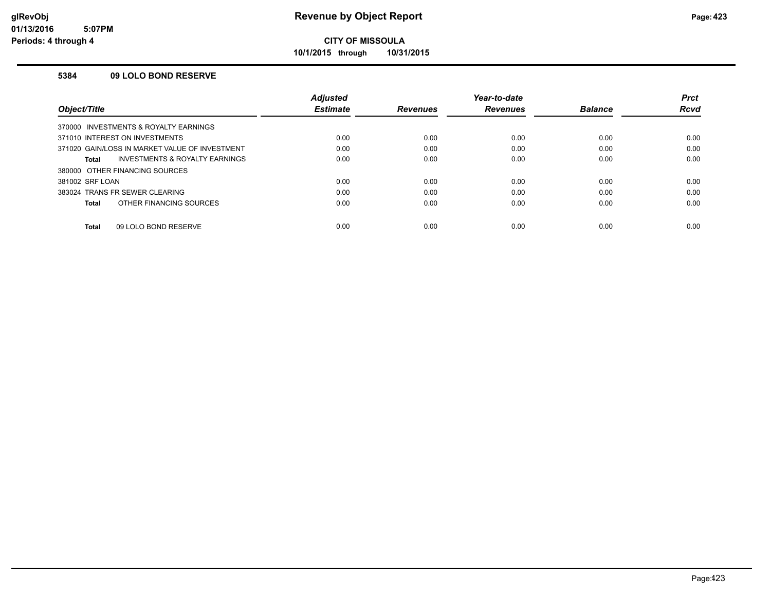# Revenue by Object Report

**CITY OF MISSOULA**

**10/1/2015 through 10/31/2015**

### 5384 09 LOLO BOND RESERVE

| Object/Title | Adjusted Estimate | Revenues | Year-to-date Revenues | Balance | Prct Rcvd |
|---|---|---|---|---|---|
| 370000 INVESTMENTS & ROYALTY EARNINGS | | | | | |
| 371010 INTEREST ON INVESTMENTS | 0.00 | 0.00 | 0.00 | 0.00 | 0.00 |
| 371020 GAIN/LOSS IN MARKET VALUE OF INVESTMENT | 0.00 | 0.00 | 0.00 | 0.00 | 0.00 |
| **Total** INVESTMENTS & ROYALTY EARNINGS | 0.00 | 0.00 | 0.00 | 0.00 | 0.00 |
| 380000 OTHER FINANCING SOURCES | | | | | |
| 381002 SRF LOAN | 0.00 | 0.00 | 0.00 | 0.00 | 0.00 |
| 383024 TRANS FR SEWER CLEARING | 0.00 | 0.00 | 0.00 | 0.00 | 0.00 |
| **Total** OTHER FINANCING SOURCES | 0.00 | 0.00 | 0.00 | 0.00 | 0.00 |
| **Total** 09 LOLO BOND RESERVE | 0.00 | 0.00 | 0.00 | 0.00 | 0.00 |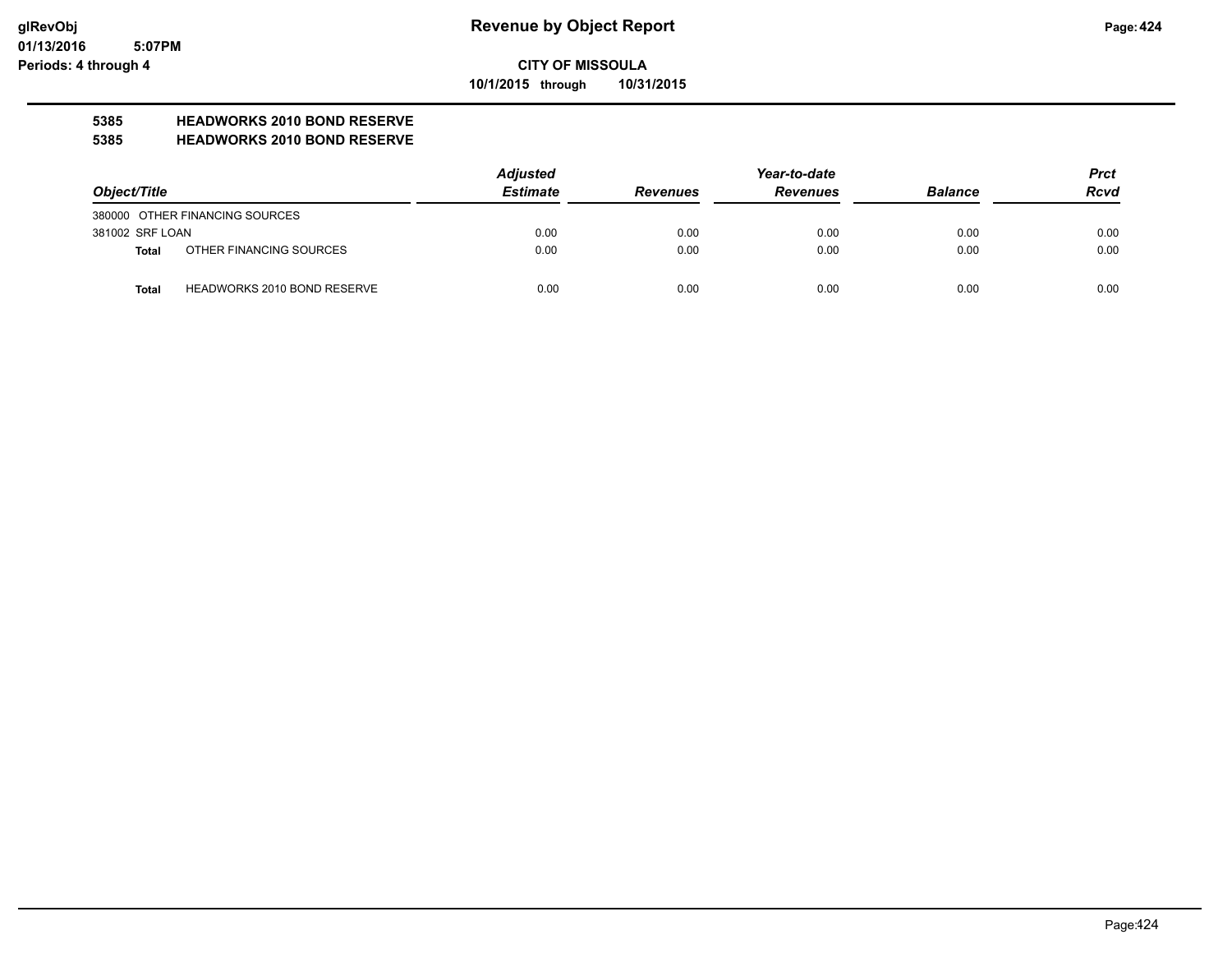# Revenue by Object Report

glRevObj
01/13/2016 5:07PM
Periods: 4 through 4

**CITY OF MISSOULA**

**10/1/2015 through 10/31/2015**

**5385 HEADWORKS 2010 BOND RESERVE**

**5385 HEADWORKS 2010 BOND RESERVE**

| Object/Title | | Adjusted Estimate | Revenues | Year-to-date Revenues | Balance | Prct Rcvd |
|---|---|---|---|---|---|---|
| 380000 OTHER FINANCING SOURCES | | | | | | |
| 381002 SRF LOAN | | 0.00 | 0.00 | 0.00 | 0.00 | 0.00 |
| **Total** | OTHER FINANCING SOURCES | 0.00 | 0.00 | 0.00 | 0.00 | 0.00 |
| **Total** | HEADWORKS 2010 BOND RESERVE | 0.00 | 0.00 | 0.00 | 0.00 | 0.00 |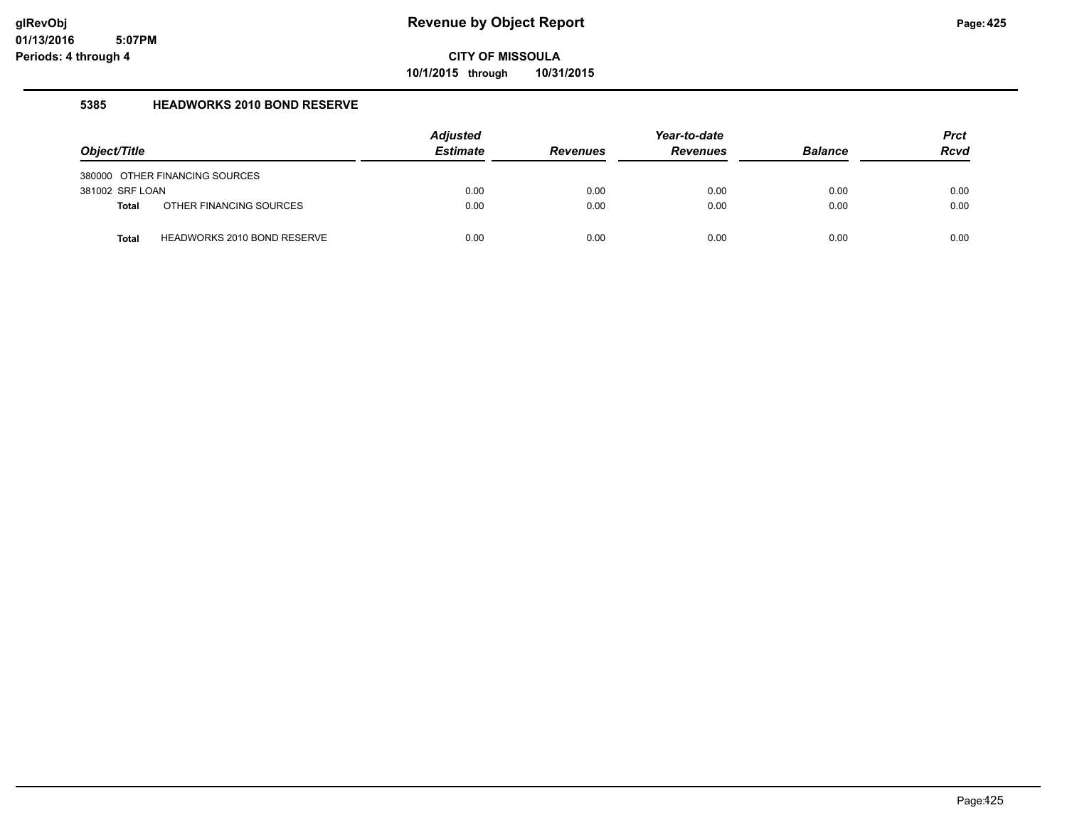# Revenue by Object Report

**CITY OF MISSOULA**

**10/1/2015 through 10/31/2015**

glRevObj
01/13/2016 5:07PM
Periods: 4 through 4

## 5385 HEADWORKS 2010 BOND RESERVE

| Object/Title | Adjusted Estimate | Revenues | Year-to-date Revenues | Balance | Prct Rcvd |
|---|---|---|---|---|---|
| 380000 OTHER FINANCING SOURCES | | | | | |
| 381002 SRF LOAN | 0.00 | 0.00 | 0.00 | 0.00 | 0.00 |
| **Total** OTHER FINANCING SOURCES | 0.00 | 0.00 | 0.00 | 0.00 | 0.00 |
| **Total** HEADWORKS 2010 BOND RESERVE | 0.00 | 0.00 | 0.00 | 0.00 | 0.00 |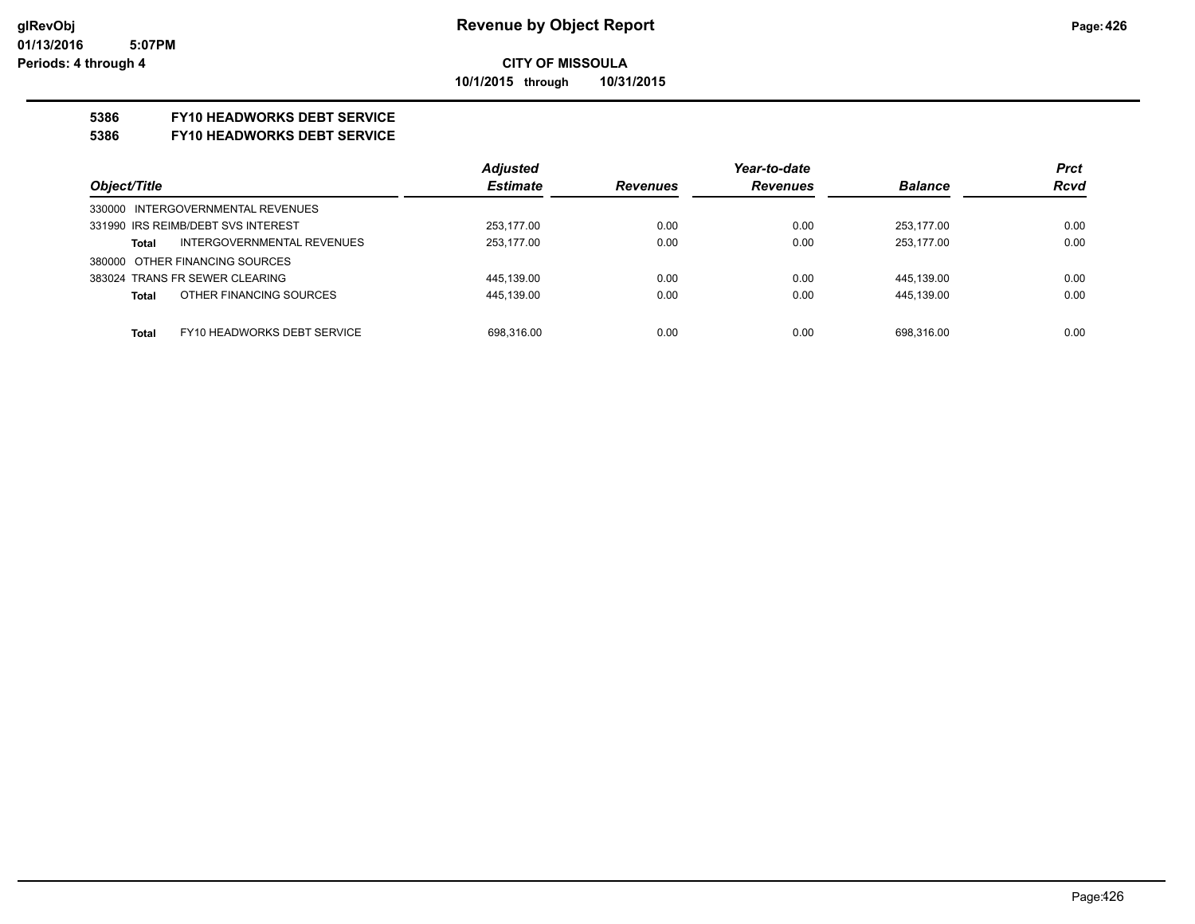**Revenue by Object Report**

**CITY OF MISSOULA**

**10/1/2015 through 10/31/2015**

glRevObj
01/13/2016 5:07PM
Periods: 4 through 4

**5386 FY10 HEADWORKS DEBT SERVICE**

**5386 FY10 HEADWORKS DEBT SERVICE**

| Object/Title | Adjusted Estimate | Revenues | Year-to-date Revenues | Balance | Prct Rcvd |
|---|---|---|---|---|---|
| 330000 INTERGOVERNMENTAL REVENUES | | | | | |
| 331990 IRS REIMB/DEBT SVS INTEREST | 253,177.00 | 0.00 | 0.00 | 253,177.00 | 0.00 |
| **Total** INTERGOVERNMENTAL REVENUES | 253,177.00 | 0.00 | 0.00 | 253,177.00 | 0.00 |
| 380000 OTHER FINANCING SOURCES | | | | | |
| 383024 TRANS FR SEWER CLEARING | 445,139.00 | 0.00 | 0.00 | 445,139.00 | 0.00 |
| **Total** OTHER FINANCING SOURCES | 445,139.00 | 0.00 | 0.00 | 445,139.00 | 0.00 |
| **Total** FY10 HEADWORKS DEBT SERVICE | 698,316.00 | 0.00 | 0.00 | 698,316.00 | 0.00 |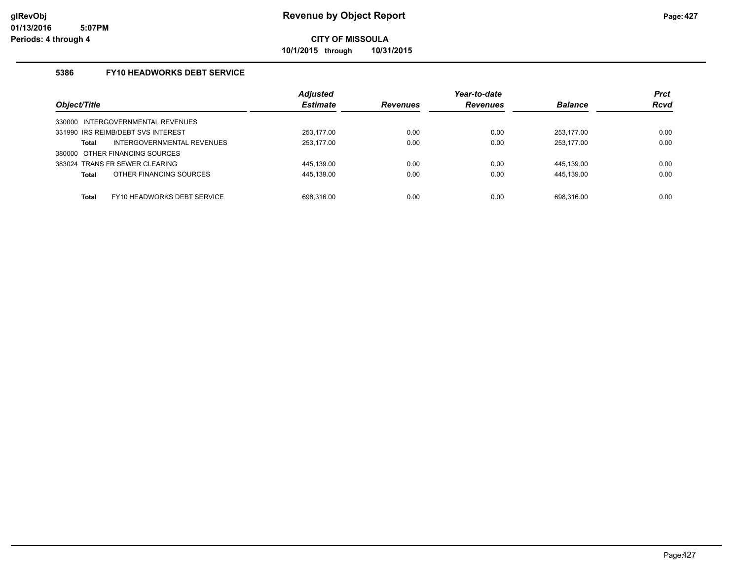# Revenue by Object Report

**CITY OF MISSOULA**

**10/1/2015 through 10/31/2015**

glRevObj
01/13/2016 5:07PM
Periods: 4 through 4

## 5386 FY10 HEADWORKS DEBT SERVICE

| Object/Title | | Adjusted Estimate | Revenues | Year-to-date Revenues | Balance | Prct Rcvd |
|---|---|---|---|---|---|---|
| 330000 INTERGOVERNMENTAL REVENUES | | | | | | |
| 331990 IRS REIMB/DEBT SVS INTEREST | | 253,177.00 | 0.00 | 0.00 | 253,177.00 | 0.00 |
| **Total** | INTERGOVERNMENTAL REVENUES | 253,177.00 | 0.00 | 0.00 | 253,177.00 | 0.00 |
| 380000 OTHER FINANCING SOURCES | | | | | | |
| 383024 TRANS FR SEWER CLEARING | | 445,139.00 | 0.00 | 0.00 | 445,139.00 | 0.00 |
| **Total** | OTHER FINANCING SOURCES | 445,139.00 | 0.00 | 0.00 | 445,139.00 | 0.00 |
| **Total** | FY10 HEADWORKS DEBT SERVICE | 698,316.00 | 0.00 | 0.00 | 698,316.00 | 0.00 |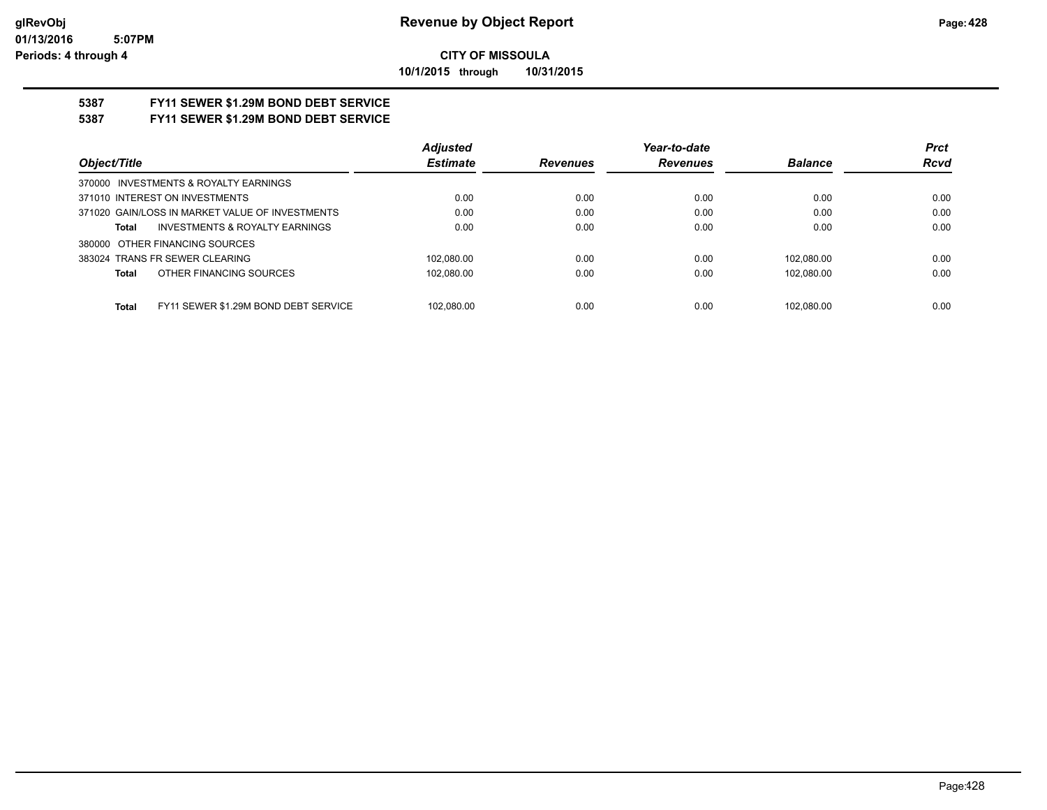**CITY OF MISSOULA**

**10/1/2015 through 10/31/2015**

## 5387 FY11 SEWER $1.29M BOND DEBT SERVICE

## 5387 FY11 SEWER $1.29M BOND DEBT SERVICE

| Object/Title | Adjusted Estimate | Revenues | Year-to-date Revenues | Balance | Prct Rcvd |
|---|---|---|---|---|---|
| 370000 INVESTMENTS & ROYALTY EARNINGS | | | | | |
| 371010 INTEREST ON INVESTMENTS | 0.00 | 0.00 | 0.00 | 0.00 | 0.00 |
| 371020 GAIN/LOSS IN MARKET VALUE OF INVESTMENTS | 0.00 | 0.00 | 0.00 | 0.00 | 0.00 |
| **Total** INVESTMENTS & ROYALTY EARNINGS | 0.00 | 0.00 | 0.00 | 0.00 | 0.00 |
| 380000 OTHER FINANCING SOURCES | | | | | |
| 383024 TRANS FR SEWER CLEARING | 102,080.00 | 0.00 | 0.00 | 102,080.00 | 0.00 |
| **Total** OTHER FINANCING SOURCES | 102,080.00 | 0.00 | 0.00 | 102,080.00 | 0.00 |
| **Total** FY11 SEWER $1.29M BOND DEBT SERVICE | 102,080.00 | 0.00 | 0.00 | 102,080.00 | 0.00 |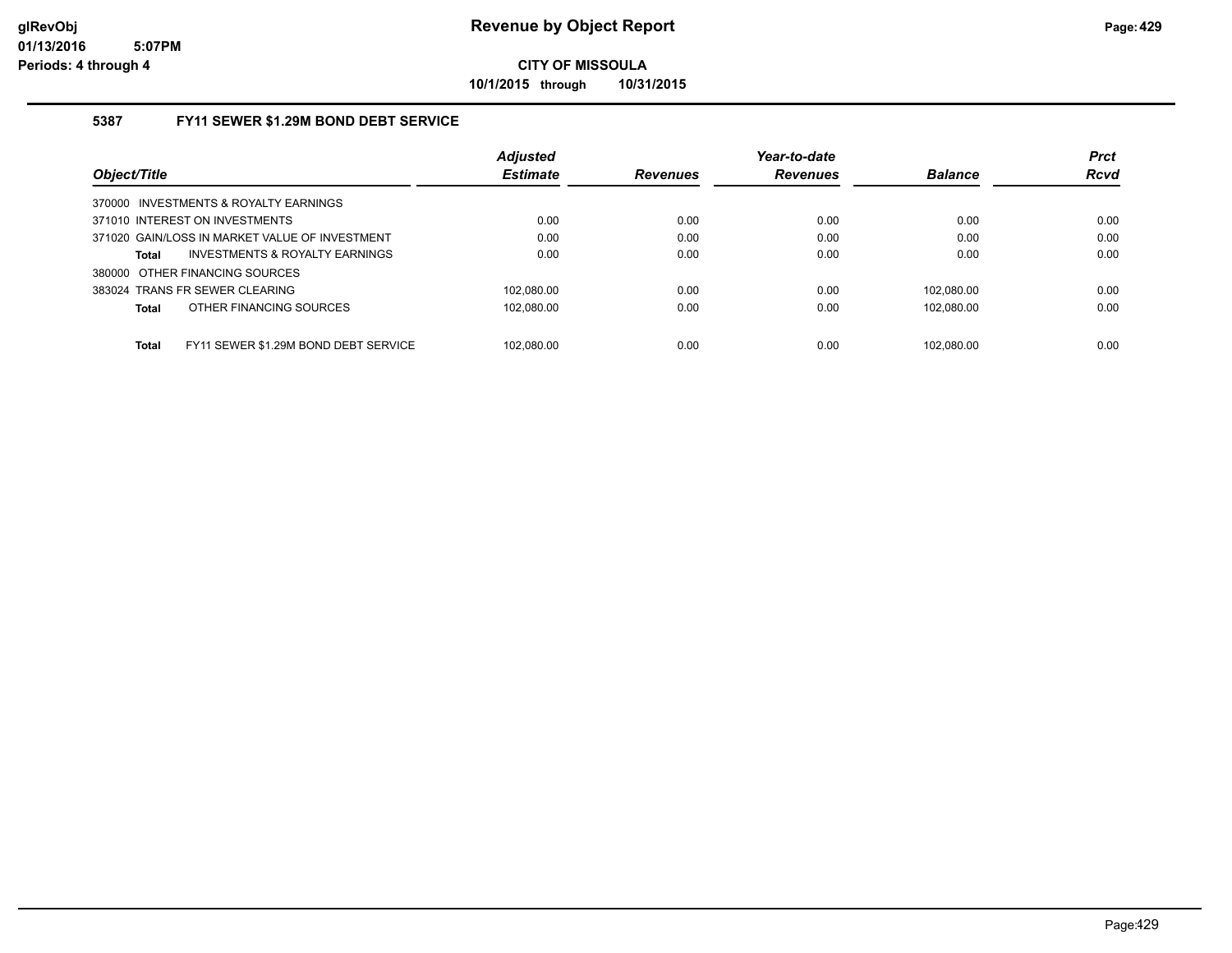# Revenue by Object Report

glRevObj
01/13/2016 5:07PM
Periods: 4 through 4

**CITY OF MISSOULA**

**10/1/2015 through 10/31/2015**

### 5387 FY11 SEWER $1.29M BOND DEBT SERVICE

| Object/Title | Adjusted Estimate | Revenues | Year-to-date Revenues | Balance | Prct Rcvd |
|---|---|---|---|---|---|
| 370000 INVESTMENTS & ROYALTY EARNINGS | | | | | |
| 371010 INTEREST ON INVESTMENTS | 0.00 | 0.00 | 0.00 | 0.00 | 0.00 |
| 371020 GAIN/LOSS IN MARKET VALUE OF INVESTMENT | 0.00 | 0.00 | 0.00 | 0.00 | 0.00 |
| **Total** INVESTMENTS & ROYALTY EARNINGS | 0.00 | 0.00 | 0.00 | 0.00 | 0.00 |
| 380000 OTHER FINANCING SOURCES | | | | | |
| 383024 TRANS FR SEWER CLEARING | 102,080.00 | 0.00 | 0.00 | 102,080.00 | 0.00 |
| **Total** OTHER FINANCING SOURCES | 102,080.00 | 0.00 | 0.00 | 102,080.00 | 0.00 |
| **Total** FY11 SEWER $1.29M BOND DEBT SERVICE | 102,080.00 | 0.00 | 0.00 | 102,080.00 | 0.00 |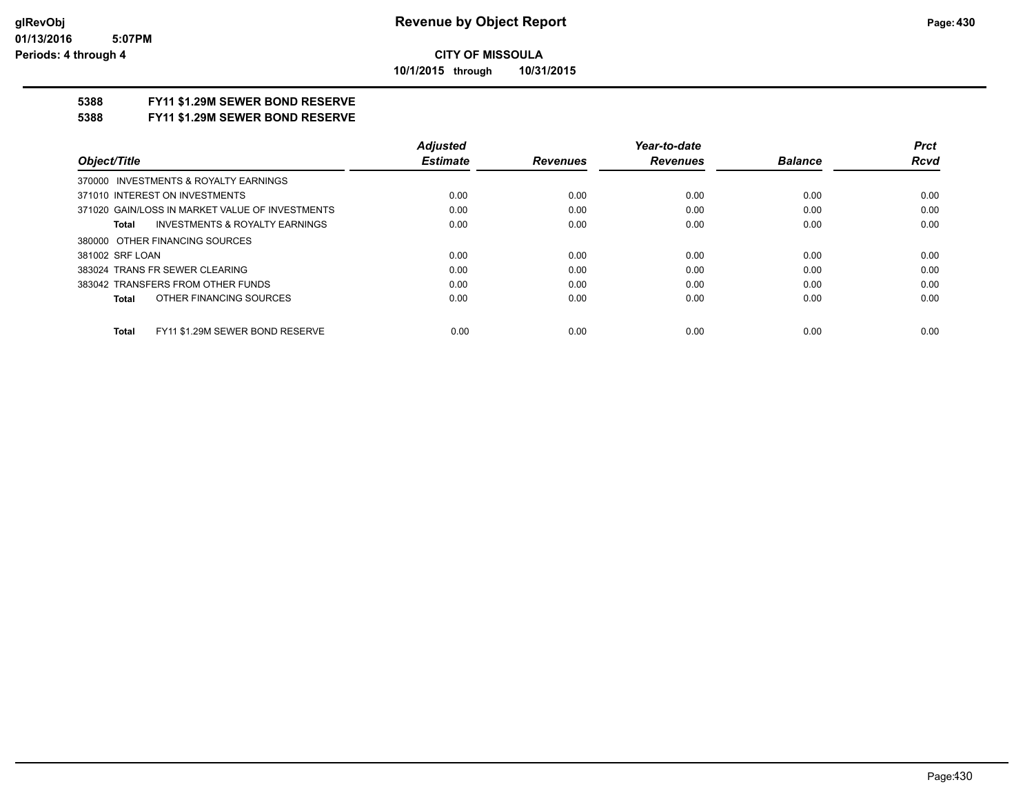# Revenue by Object Report

**CITY OF MISSOULA**

**10/1/2015 through 10/31/2015**

glRevObj
01/13/2016 5:07PM
Periods: 4 through 4

## 5388 FY11 $1.29M SEWER BOND RESERVE
## 5388 FY11 $1.29M SEWER BOND RESERVE

| Object/Title | Adjusted Estimate | Revenues | Year-to-date Revenues | Balance | Prct Rcvd |
|---|---|---|---|---|---|
| 370000 INVESTMENTS & ROYALTY EARNINGS | | | | | |
| 371010 INTEREST ON INVESTMENTS | 0.00 | 0.00 | 0.00 | 0.00 | 0.00 |
| 371020 GAIN/LOSS IN MARKET VALUE OF INVESTMENTS | 0.00 | 0.00 | 0.00 | 0.00 | 0.00 |
| **Total** INVESTMENTS & ROYALTY EARNINGS | 0.00 | 0.00 | 0.00 | 0.00 | 0.00 |
| 380000 OTHER FINANCING SOURCES | | | | | |
| 381002 SRF LOAN | 0.00 | 0.00 | 0.00 | 0.00 | 0.00 |
| 383024 TRANS FR SEWER CLEARING | 0.00 | 0.00 | 0.00 | 0.00 | 0.00 |
| 383042 TRANSFERS FROM OTHER FUNDS | 0.00 | 0.00 | 0.00 | 0.00 | 0.00 |
| **Total** OTHER FINANCING SOURCES | 0.00 | 0.00 | 0.00 | 0.00 | 0.00 |
| **Total** FY11 $1.29M SEWER BOND RESERVE | 0.00 | 0.00 | 0.00 | 0.00 | 0.00 |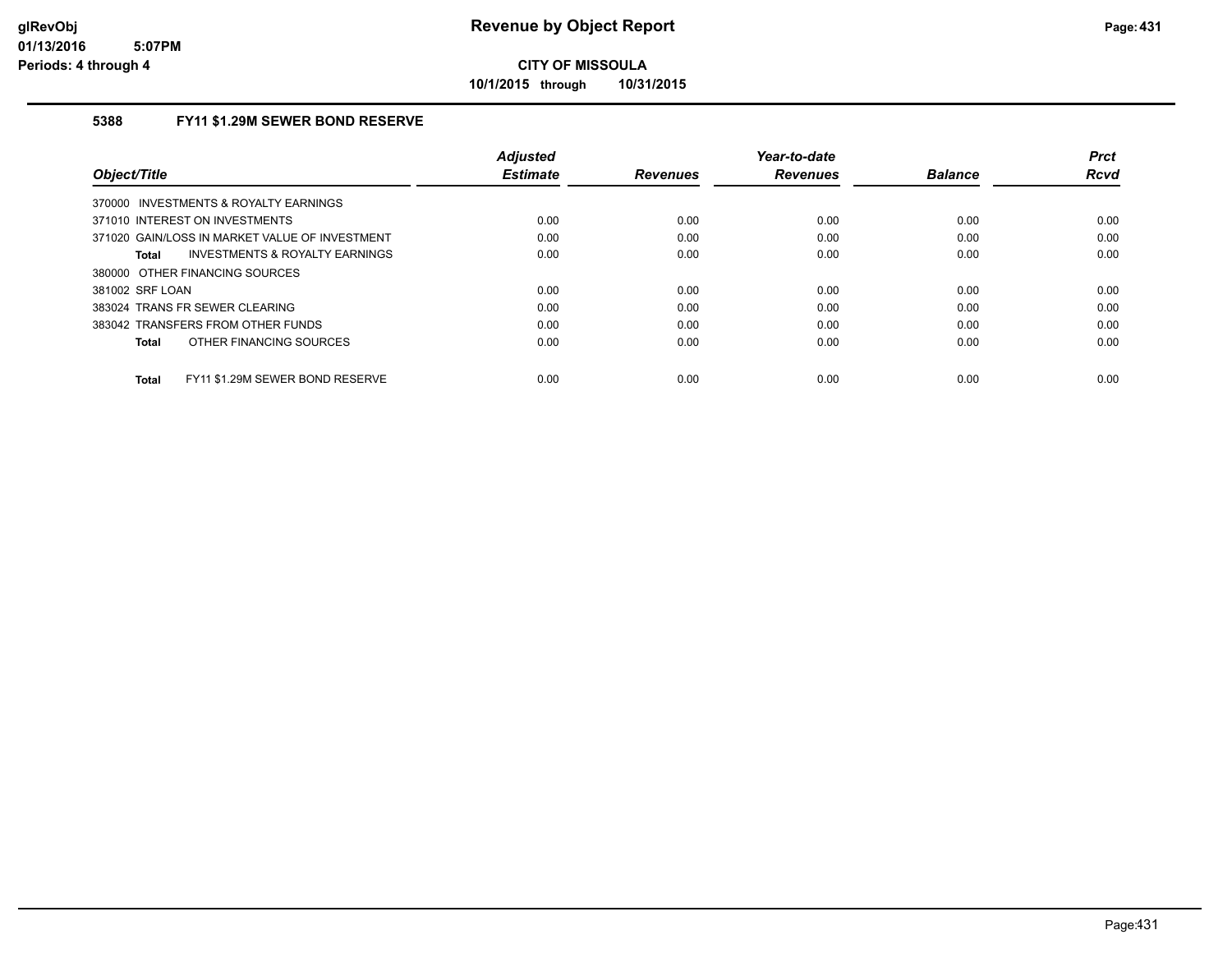**CITY OF MISSOULA**

**10/1/2015 through 10/31/2015**

## 5388 FY11 $1.29M SEWER BOND RESERVE

| Object/Title | Adjusted Estimate | Revenues | Year-to-date Revenues | Balance | Prct Rcvd |
|---|---|---|---|---|---|
| 370000 INVESTMENTS & ROYALTY EARNINGS | | | | | |
| 371010 INTEREST ON INVESTMENTS | 0.00 | 0.00 | 0.00 | 0.00 | 0.00 |
| 371020 GAIN/LOSS IN MARKET VALUE OF INVESTMENT | 0.00 | 0.00 | 0.00 | 0.00 | 0.00 |
| **Total** INVESTMENTS & ROYALTY EARNINGS | 0.00 | 0.00 | 0.00 | 0.00 | 0.00 |
| 380000 OTHER FINANCING SOURCES | | | | | |
| 381002 SRF LOAN | 0.00 | 0.00 | 0.00 | 0.00 | 0.00 |
| 383024 TRANS FR SEWER CLEARING | 0.00 | 0.00 | 0.00 | 0.00 | 0.00 |
| 383042 TRANSFERS FROM OTHER FUNDS | 0.00 | 0.00 | 0.00 | 0.00 | 0.00 |
| **Total** OTHER FINANCING SOURCES | 0.00 | 0.00 | 0.00 | 0.00 | 0.00 |
| **Total** FY11 $1.29M SEWER BOND RESERVE | 0.00 | 0.00 | 0.00 | 0.00 | 0.00 |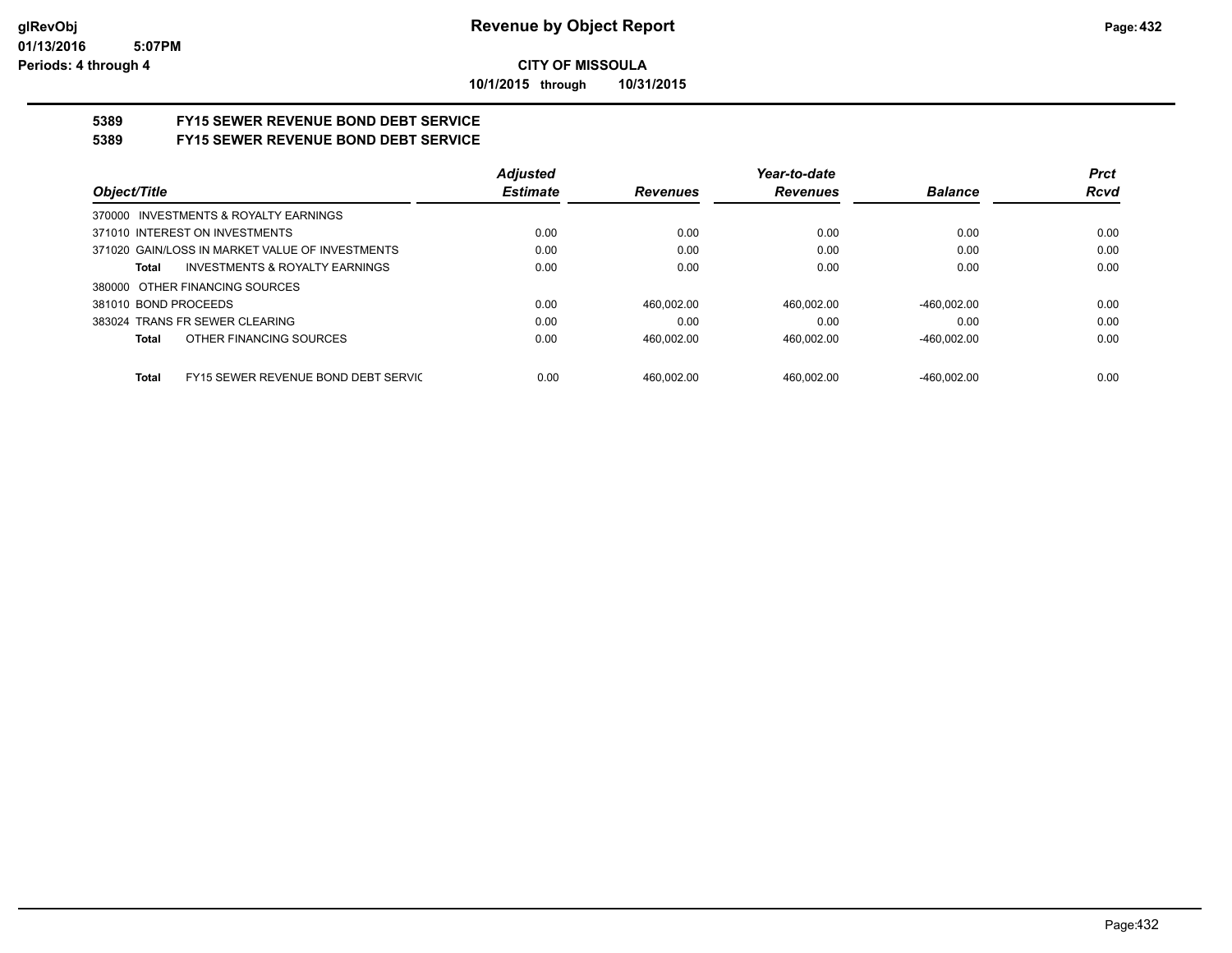# CITY OF MISSOULA

**10/1/2015 through 10/31/2015**

## 5389 FY15 SEWER REVENUE BOND DEBT SERVICE

## 5389 FY15 SEWER REVENUE BOND DEBT SERVICE

| Object/Title | Adjusted Estimate | Revenues | Year-to-date Revenues | Balance | Prct Rcvd |
|---|---|---|---|---|---|
| 370000 INVESTMENTS & ROYALTY EARNINGS | | | | | |
| 371010 INTEREST ON INVESTMENTS | 0.00 | 0.00 | 0.00 | 0.00 | 0.00 |
| 371020 GAIN/LOSS IN MARKET VALUE OF INVESTMENTS | 0.00 | 0.00 | 0.00 | 0.00 | 0.00 |
| **Total** INVESTMENTS & ROYALTY EARNINGS | 0.00 | 0.00 | 0.00 | 0.00 | 0.00 |
| 380000 OTHER FINANCING SOURCES | | | | | |
| 381010 BOND PROCEEDS | 0.00 | 460,002.00 | 460,002.00 | -460,002.00 | 0.00 |
| 383024 TRANS FR SEWER CLEARING | 0.00 | 0.00 | 0.00 | 0.00 | 0.00 |
| **Total** OTHER FINANCING SOURCES | 0.00 | 460,002.00 | 460,002.00 | -460,002.00 | 0.00 |
| **Total** FY15 SEWER REVENUE BOND DEBT SERVIC | 0.00 | 460,002.00 | 460,002.00 | -460,002.00 | 0.00 |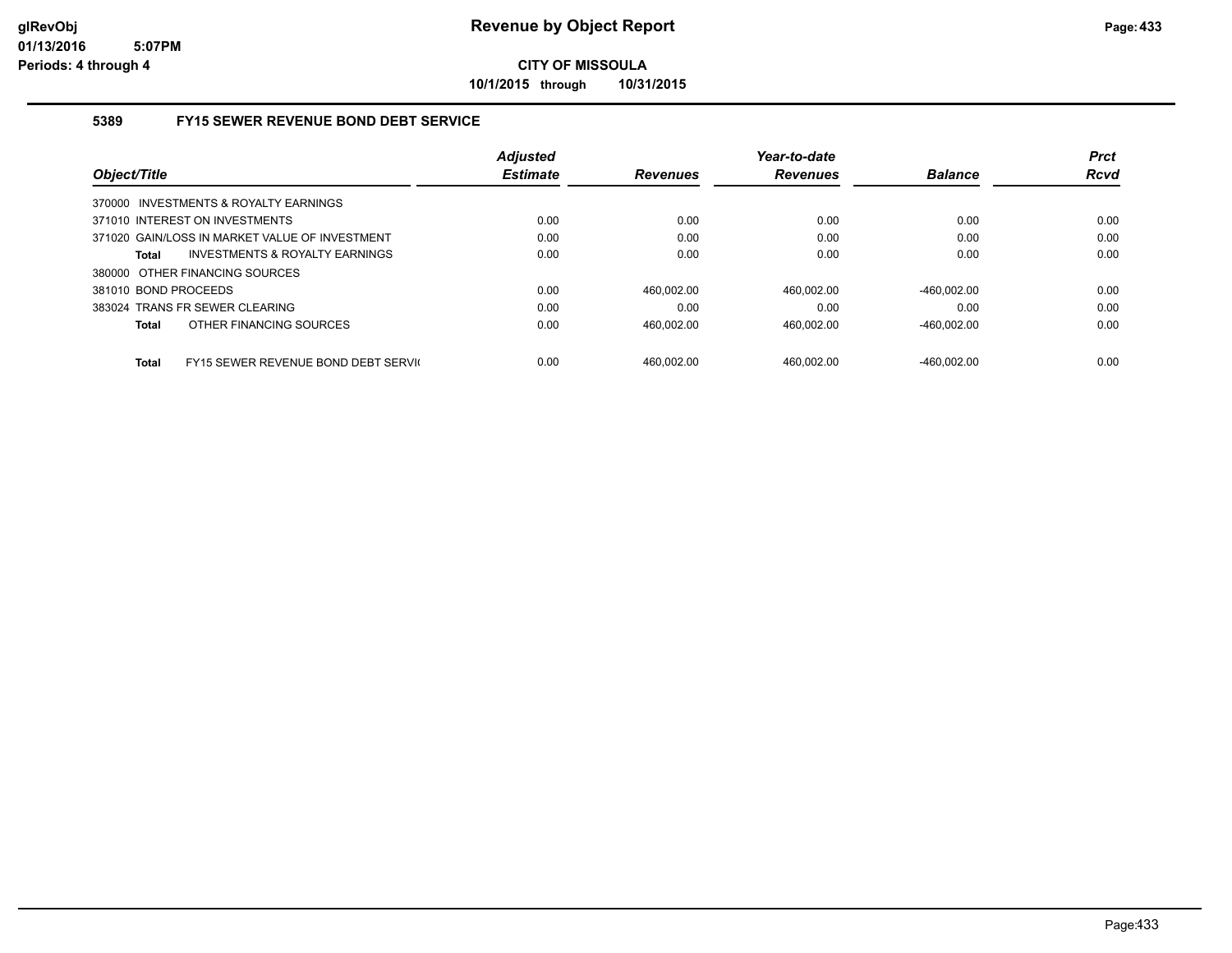**CITY OF MISSOULA**

**10/1/2015 through 10/31/2015**

### 5389 FY15 SEWER REVENUE BOND DEBT SERVICE

| Object/Title | Adjusted Estimate | Revenues | Year-to-date Revenues | Balance | Prct Rcvd |
|---|---|---|---|---|---|
| 370000 INVESTMENTS & ROYALTY EARNINGS | | | | | |
| 371010 INTEREST ON INVESTMENTS | 0.00 | 0.00 | 0.00 | 0.00 | 0.00 |
| 371020 GAIN/LOSS IN MARKET VALUE OF INVESTMENT | 0.00 | 0.00 | 0.00 | 0.00 | 0.00 |
| **Total** INVESTMENTS & ROYALTY EARNINGS | 0.00 | 0.00 | 0.00 | 0.00 | 0.00 |
| 380000 OTHER FINANCING SOURCES | | | | | |
| 381010 BOND PROCEEDS | 0.00 | 460,002.00 | 460,002.00 | -460,002.00 | 0.00 |
| 383024 TRANS FR SEWER CLEARING | 0.00 | 0.00 | 0.00 | 0.00 | 0.00 |
| **Total** OTHER FINANCING SOURCES | 0.00 | 460,002.00 | 460,002.00 | -460,002.00 | 0.00 |
| **Total** FY15 SEWER REVENUE BOND DEBT SERVI( | 0.00 | 460,002.00 | 460,002.00 | -460,002.00 | 0.00 |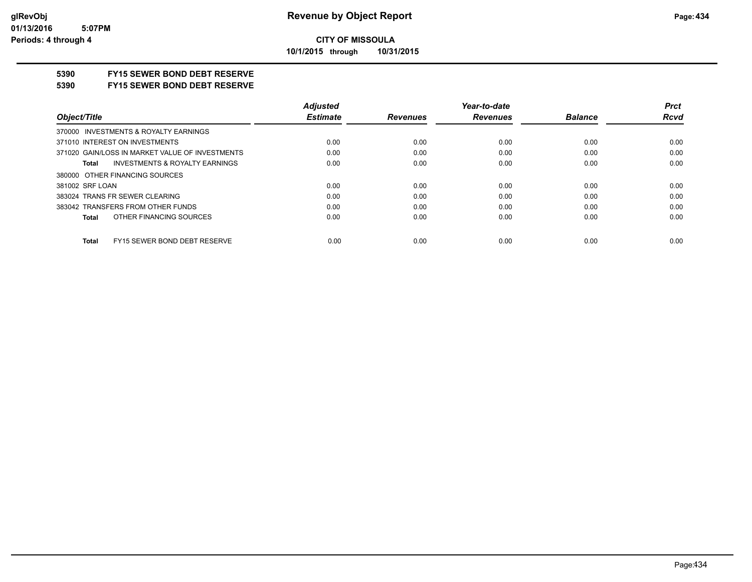**CITY OF MISSOULA**

**10/1/2015 through 10/31/2015**

**5390 FY15 SEWER BOND DEBT RESERVE**

**5390 FY15 SEWER BOND DEBT RESERVE**

| Object/Title | Adjusted Estimate | Revenues | Year-to-date Revenues | Balance | Prct Rcvd |
|---|---|---|---|---|---|
| 370000 INVESTMENTS & ROYALTY EARNINGS | | | | | |
| 371010 INTEREST ON INVESTMENTS | 0.00 | 0.00 | 0.00 | 0.00 | 0.00 |
| 371020 GAIN/LOSS IN MARKET VALUE OF INVESTMENTS | 0.00 | 0.00 | 0.00 | 0.00 | 0.00 |
| Total INVESTMENTS & ROYALTY EARNINGS | 0.00 | 0.00 | 0.00 | 0.00 | 0.00 |
| 380000 OTHER FINANCING SOURCES | | | | | |
| 381002 SRF LOAN | 0.00 | 0.00 | 0.00 | 0.00 | 0.00 |
| 383024 TRANS FR SEWER CLEARING | 0.00 | 0.00 | 0.00 | 0.00 | 0.00 |
| 383042 TRANSFERS FROM OTHER FUNDS | 0.00 | 0.00 | 0.00 | 0.00 | 0.00 |
| Total OTHER FINANCING SOURCES | 0.00 | 0.00 | 0.00 | 0.00 | 0.00 |
| Total FY15 SEWER BOND DEBT RESERVE | 0.00 | 0.00 | 0.00 | 0.00 | 0.00 |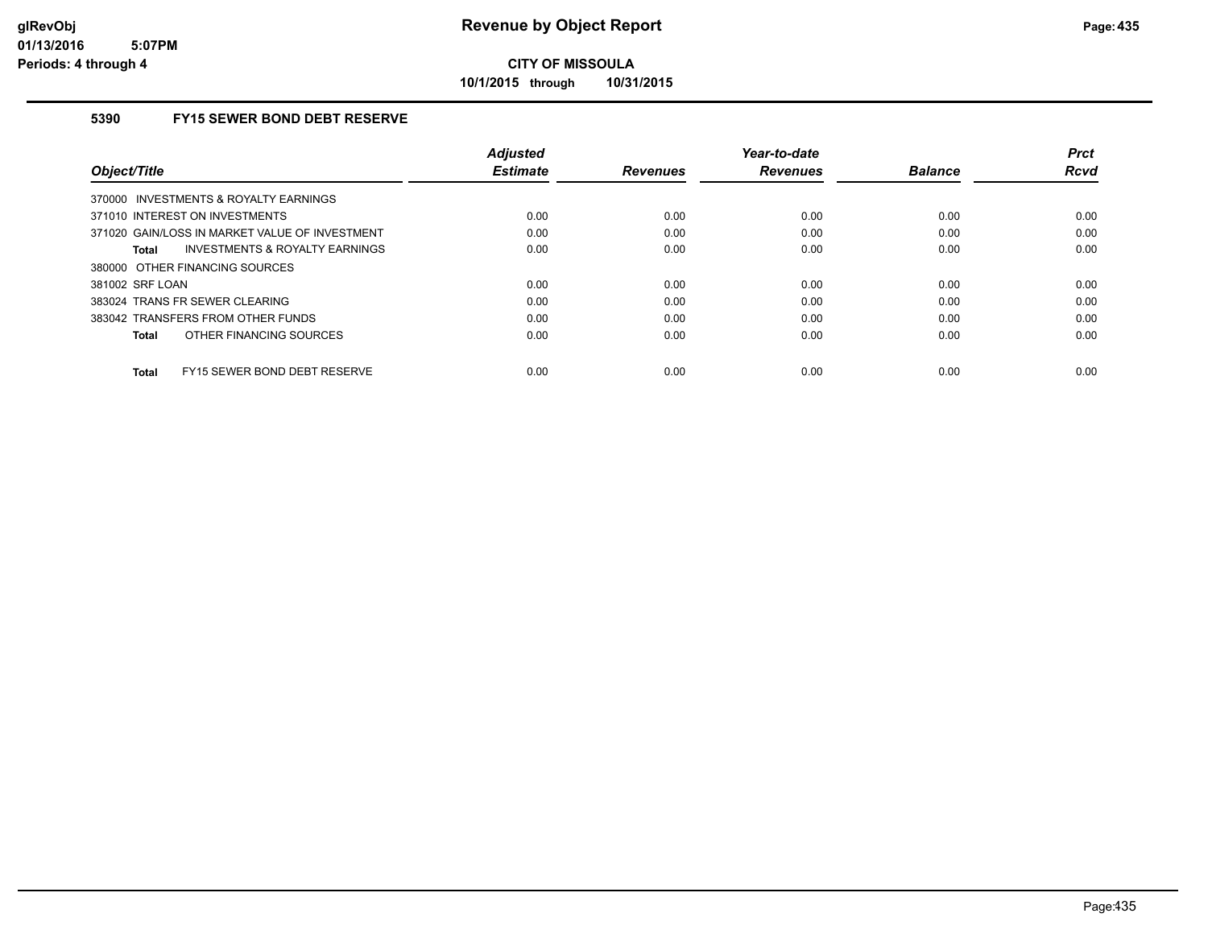# Revenue by Object Report

**CITY OF MISSOULA**

**10/1/2015 through 10/31/2015**

glRevObj
01/13/2016 5:07PM
Periods: 4 through 4

### 5390 FY15 SEWER BOND DEBT RESERVE

| Object/Title | Adjusted Estimate | Revenues | Year-to-date Revenues | Balance | Prct Rcvd |
|---|---|---|---|---|---|
| 370000 INVESTMENTS & ROYALTY EARNINGS | | | | | |
| 371010 INTEREST ON INVESTMENTS | 0.00 | 0.00 | 0.00 | 0.00 | 0.00 |
| 371020 GAIN/LOSS IN MARKET VALUE OF INVESTMENT | 0.00 | 0.00 | 0.00 | 0.00 | 0.00 |
| **Total** INVESTMENTS & ROYALTY EARNINGS | 0.00 | 0.00 | 0.00 | 0.00 | 0.00 |
| 380000 OTHER FINANCING SOURCES | | | | | |
| 381002 SRF LOAN | 0.00 | 0.00 | 0.00 | 0.00 | 0.00 |
| 383024 TRANS FR SEWER CLEARING | 0.00 | 0.00 | 0.00 | 0.00 | 0.00 |
| 383042 TRANSFERS FROM OTHER FUNDS | 0.00 | 0.00 | 0.00 | 0.00 | 0.00 |
| **Total** OTHER FINANCING SOURCES | 0.00 | 0.00 | 0.00 | 0.00 | 0.00 |
| **Total** FY15 SEWER BOND DEBT RESERVE | 0.00 | 0.00 | 0.00 | 0.00 | 0.00 |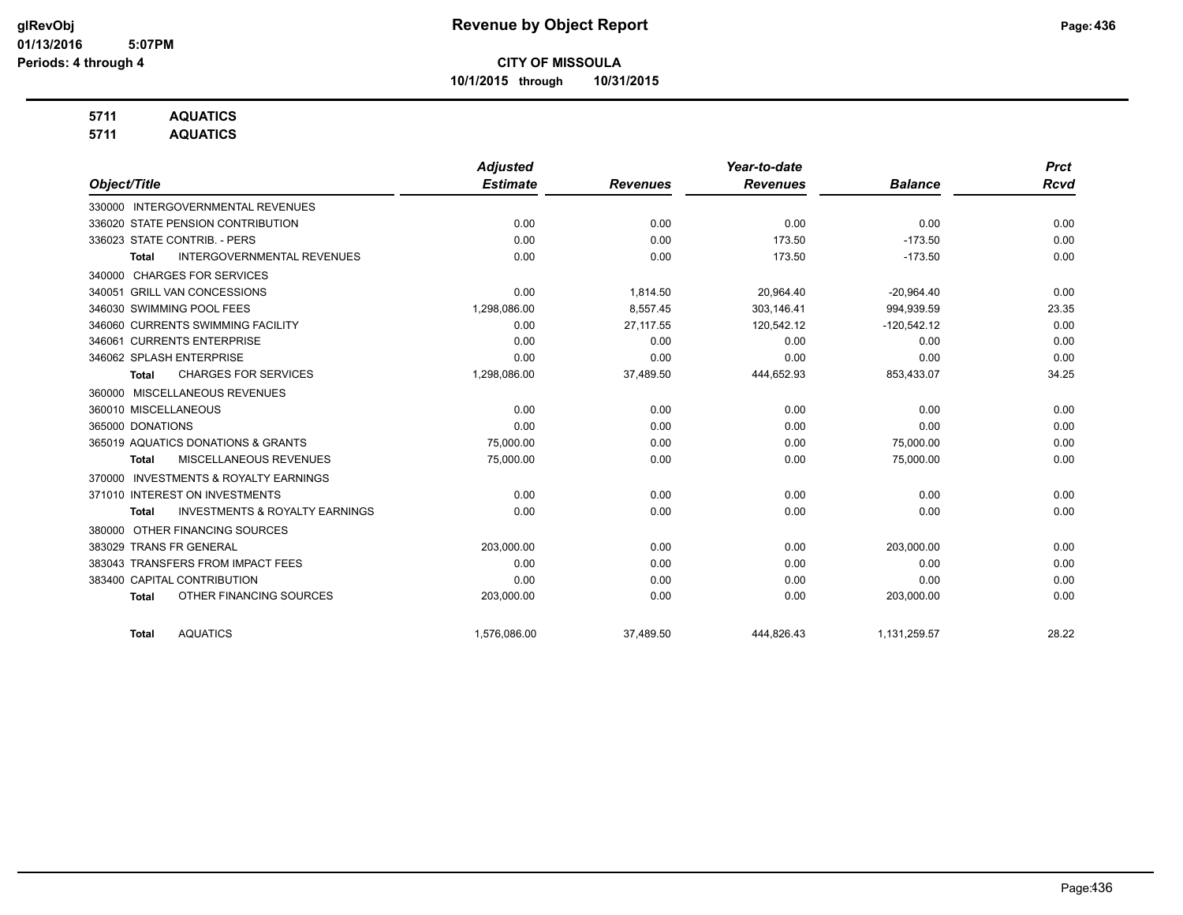# Revenue by Object Report

**CITY OF MISSOULA**

**10/1/2015 through 10/31/2015**

glRevObj
01/13/2016 5:07PM
Periods: 4 through 4

**5711 AQUATICS**
**5711 AQUATICS**

| Object/Title | Adjusted Estimate | Revenues | Year-to-date Revenues | Balance | Prct Rcvd |
|---|---|---|---|---|---|
| 330000 INTERGOVERNMENTAL REVENUES | | | | | |
| 336020 STATE PENSION CONTRIBUTION | 0.00 | 0.00 | 0.00 | 0.00 | 0.00 |
| 336023 STATE CONTRIB. - PERS | 0.00 | 0.00 | 173.50 | -173.50 | 0.00 |
| **Total** INTERGOVERNMENTAL REVENUES | 0.00 | 0.00 | 173.50 | -173.50 | 0.00 |
| 340000 CHARGES FOR SERVICES | | | | | |
| 340051 GRILL VAN CONCESSIONS | 0.00 | 1,814.50 | 20,964.40 | -20,964.40 | 0.00 |
| 346030 SWIMMING POOL FEES | 1,298,086.00 | 8,557.45 | 303,146.41 | 994,939.59 | 23.35 |
| 346060 CURRENTS SWIMMING FACILITY | 0.00 | 27,117.55 | 120,542.12 | -120,542.12 | 0.00 |
| 346061 CURRENTS ENTERPRISE | 0.00 | 0.00 | 0.00 | 0.00 | 0.00 |
| 346062 SPLASH ENTERPRISE | 0.00 | 0.00 | 0.00 | 0.00 | 0.00 |
| **Total** CHARGES FOR SERVICES | 1,298,086.00 | 37,489.50 | 444,652.93 | 853,433.07 | 34.25 |
| 360000 MISCELLANEOUS REVENUES | | | | | |
| 360010 MISCELLANEOUS | 0.00 | 0.00 | 0.00 | 0.00 | 0.00 |
| 365000 DONATIONS | 0.00 | 0.00 | 0.00 | 0.00 | 0.00 |
| 365019 AQUATICS DONATIONS & GRANTS | 75,000.00 | 0.00 | 0.00 | 75,000.00 | 0.00 |
| **Total** MISCELLANEOUS REVENUES | 75,000.00 | 0.00 | 0.00 | 75,000.00 | 0.00 |
| 370000 INVESTMENTS & ROYALTY EARNINGS | | | | | |
| 371010 INTEREST ON INVESTMENTS | 0.00 | 0.00 | 0.00 | 0.00 | 0.00 |
| **Total** INVESTMENTS & ROYALTY EARNINGS | 0.00 | 0.00 | 0.00 | 0.00 | 0.00 |
| 380000 OTHER FINANCING SOURCES | | | | | |
| 383029 TRANS FR GENERAL | 203,000.00 | 0.00 | 0.00 | 203,000.00 | 0.00 |
| 383043 TRANSFERS FROM IMPACT FEES | 0.00 | 0.00 | 0.00 | 0.00 | 0.00 |
| 383400 CAPITAL CONTRIBUTION | 0.00 | 0.00 | 0.00 | 0.00 | 0.00 |
| **Total** OTHER FINANCING SOURCES | 203,000.00 | 0.00 | 0.00 | 203,000.00 | 0.00 |
| **Total** AQUATICS | 1,576,086.00 | 37,489.50 | 444,826.43 | 1,131,259.57 | 28.22 |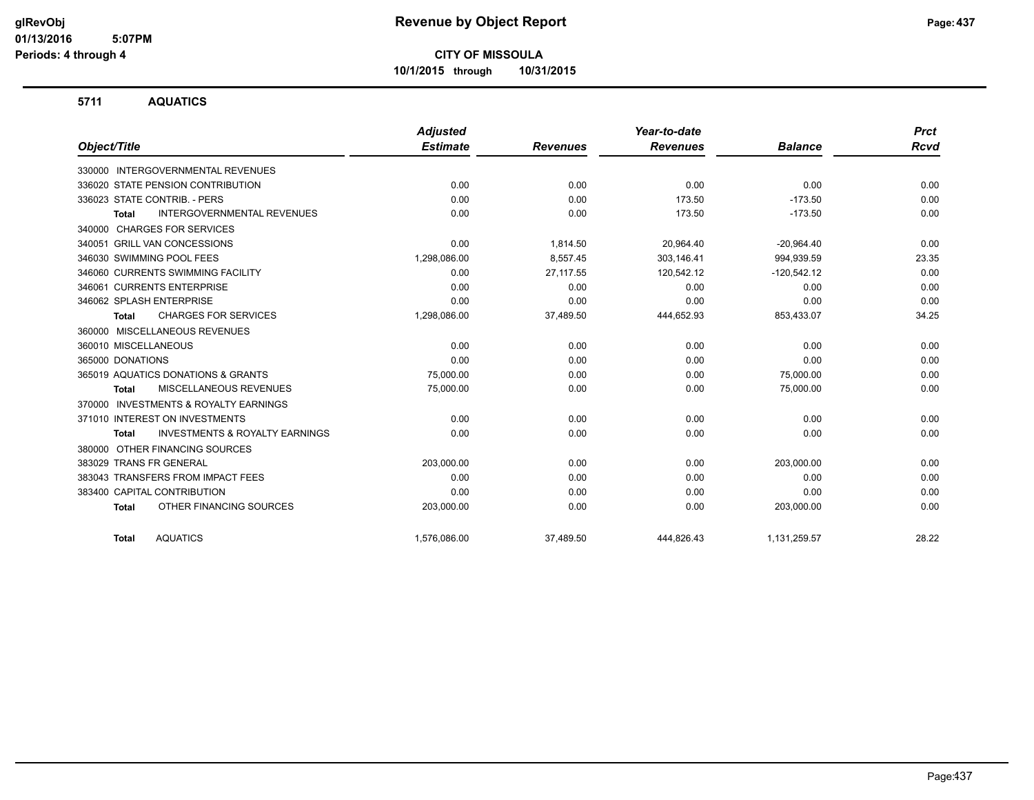**CITY OF MISSOULA**

**10/1/2015 through 10/31/2015**

## 5711 AQUATICS

| Object/Title | Adjusted Estimate | Revenues | Year-to-date Revenues | Balance | Prct Rcvd |
|---|---|---|---|---|---|
| 330000 INTERGOVERNMENTAL REVENUES | | | | | |
| 336020 STATE PENSION CONTRIBUTION | 0.00 | 0.00 | 0.00 | 0.00 | 0.00 |
| 336023 STATE CONTRIB. - PERS | 0.00 | 0.00 | 173.50 | -173.50 | 0.00 |
| **Total** INTERGOVERNMENTAL REVENUES | 0.00 | 0.00 | 173.50 | -173.50 | 0.00 |
| 340000 CHARGES FOR SERVICES | | | | | |
| 340051 GRILL VAN CONCESSIONS | 0.00 | 1,814.50 | 20,964.40 | -20,964.40 | 0.00 |
| 346030 SWIMMING POOL FEES | 1,298,086.00 | 8,557.45 | 303,146.41 | 994,939.59 | 23.35 |
| 346060 CURRENTS SWIMMING FACILITY | 0.00 | 27,117.55 | 120,542.12 | -120,542.12 | 0.00 |
| 346061 CURRENTS ENTERPRISE | 0.00 | 0.00 | 0.00 | 0.00 | 0.00 |
| 346062 SPLASH ENTERPRISE | 0.00 | 0.00 | 0.00 | 0.00 | 0.00 |
| **Total** CHARGES FOR SERVICES | 1,298,086.00 | 37,489.50 | 444,652.93 | 853,433.07 | 34.25 |
| 360000 MISCELLANEOUS REVENUES | | | | | |
| 360010 MISCELLANEOUS | 0.00 | 0.00 | 0.00 | 0.00 | 0.00 |
| 365000 DONATIONS | 0.00 | 0.00 | 0.00 | 0.00 | 0.00 |
| 365019 AQUATICS DONATIONS & GRANTS | 75,000.00 | 0.00 | 0.00 | 75,000.00 | 0.00 |
| **Total** MISCELLANEOUS REVENUES | 75,000.00 | 0.00 | 0.00 | 75,000.00 | 0.00 |
| 370000 INVESTMENTS & ROYALTY EARNINGS | | | | | |
| 371010 INTEREST ON INVESTMENTS | 0.00 | 0.00 | 0.00 | 0.00 | 0.00 |
| **Total** INVESTMENTS & ROYALTY EARNINGS | 0.00 | 0.00 | 0.00 | 0.00 | 0.00 |
| 380000 OTHER FINANCING SOURCES | | | | | |
| 383029 TRANS FR GENERAL | 203,000.00 | 0.00 | 0.00 | 203,000.00 | 0.00 |
| 383043 TRANSFERS FROM IMPACT FEES | 0.00 | 0.00 | 0.00 | 0.00 | 0.00 |
| 383400 CAPITAL CONTRIBUTION | 0.00 | 0.00 | 0.00 | 0.00 | 0.00 |
| **Total** OTHER FINANCING SOURCES | 203,000.00 | 0.00 | 0.00 | 203,000.00 | 0.00 |
| **Total** AQUATICS | 1,576,086.00 | 37,489.50 | 444,826.43 | 1,131,259.57 | 28.22 |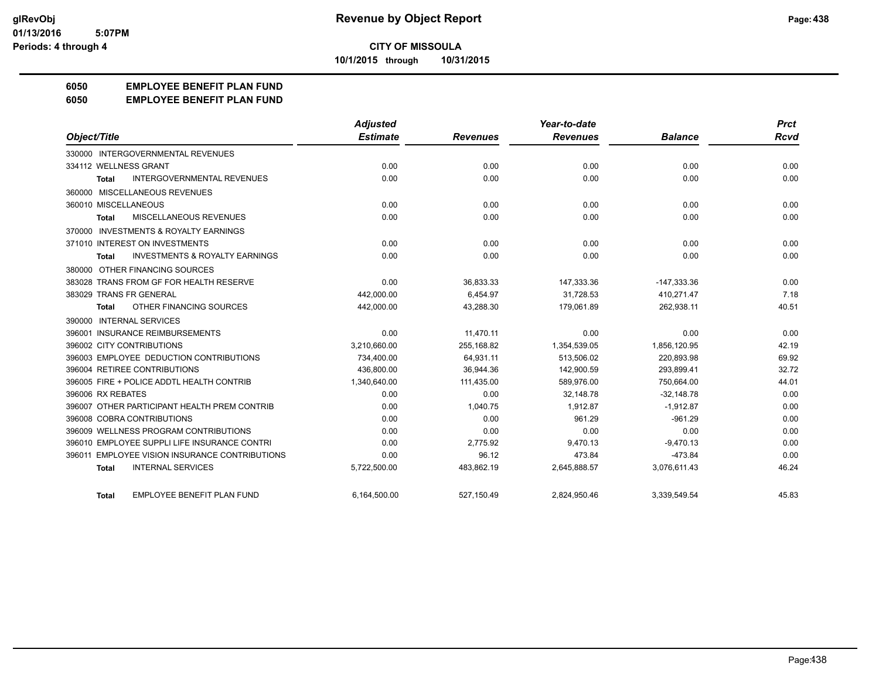**CITY OF MISSOULA**

**10/1/2015 through 10/31/2015**

# 6050 EMPLOYEE BENEFIT PLAN FUND
## 6050 EMPLOYEE BENEFIT PLAN FUND

| Object/Title | Adjusted Estimate | Revenues | Year-to-date Revenues | Balance | Prct Rcvd |
|---|---|---|---|---|---|
| 330000 INTERGOVERNMENTAL REVENUES | | | | | |
| 334112 WELLNESS GRANT | 0.00 | 0.00 | 0.00 | 0.00 | 0.00 |
| **Total** INTERGOVERNMENTAL REVENUES | 0.00 | 0.00 | 0.00 | 0.00 | 0.00 |
| 360000 MISCELLANEOUS REVENUES | | | | | |
| 360010 MISCELLANEOUS | 0.00 | 0.00 | 0.00 | 0.00 | 0.00 |
| **Total** MISCELLANEOUS REVENUES | 0.00 | 0.00 | 0.00 | 0.00 | 0.00 |
| 370000 INVESTMENTS & ROYALTY EARNINGS | | | | | |
| 371010 INTEREST ON INVESTMENTS | 0.00 | 0.00 | 0.00 | 0.00 | 0.00 |
| **Total** INVESTMENTS & ROYALTY EARNINGS | 0.00 | 0.00 | 0.00 | 0.00 | 0.00 |
| 380000 OTHER FINANCING SOURCES | | | | | |
| 383028 TRANS FROM GF FOR HEALTH RESERVE | 0.00 | 36,833.33 | 147,333.36 | -147,333.36 | 0.00 |
| 383029 TRANS FR GENERAL | 442,000.00 | 6,454.97 | 31,728.53 | 410,271.47 | 7.18 |
| **Total** OTHER FINANCING SOURCES | 442,000.00 | 43,288.30 | 179,061.89 | 262,938.11 | 40.51 |
| 390000 INTERNAL SERVICES | | | | | |
| 396001 INSURANCE REIMBURSEMENTS | 0.00 | 11,470.11 | 0.00 | 0.00 | 0.00 |
| 396002 CITY CONTRIBUTIONS | 3,210,660.00 | 255,168.82 | 1,354,539.05 | 1,856,120.95 | 42.19 |
| 396003 EMPLOYEE DEDUCTION CONTRIBUTIONS | 734,400.00 | 64,931.11 | 513,506.02 | 220,893.98 | 69.92 |
| 396004 RETIREE CONTRIBUTIONS | 436,800.00 | 36,944.36 | 142,900.59 | 293,899.41 | 32.72 |
| 396005 FIRE + POLICE ADDTL HEALTH CONTRIB | 1,340,640.00 | 111,435.00 | 589,976.00 | 750,664.00 | 44.01 |
| 396006 RX REBATES | 0.00 | 0.00 | 32,148.78 | -32,148.78 | 0.00 |
| 396007 OTHER PARTICIPANT HEALTH PREM CONTRIB | 0.00 | 1,040.75 | 1,912.87 | -1,912.87 | 0.00 |
| 396008 COBRA CONTRIBUTIONS | 0.00 | 0.00 | 961.29 | -961.29 | 0.00 |
| 396009 WELLNESS PROGRAM CONTRIBUTIONS | 0.00 | 0.00 | 0.00 | 0.00 | 0.00 |
| 396010 EMPLOYEE SUPPLI LIFE INSURANCE CONTRI | 0.00 | 2,775.92 | 9,470.13 | -9,470.13 | 0.00 |
| 396011 EMPLOYEE VISION INSURANCE CONTRIBUTIONS | 0.00 | 96.12 | 473.84 | -473.84 | 0.00 |
| **Total** INTERNAL SERVICES | 5,722,500.00 | 483,862.19 | 2,645,888.57 | 3,076,611.43 | 46.24 |
| **Total** EMPLOYEE BENEFIT PLAN FUND | 6,164,500.00 | 527,150.49 | 2,824,950.46 | 3,339,549.54 | 45.83 |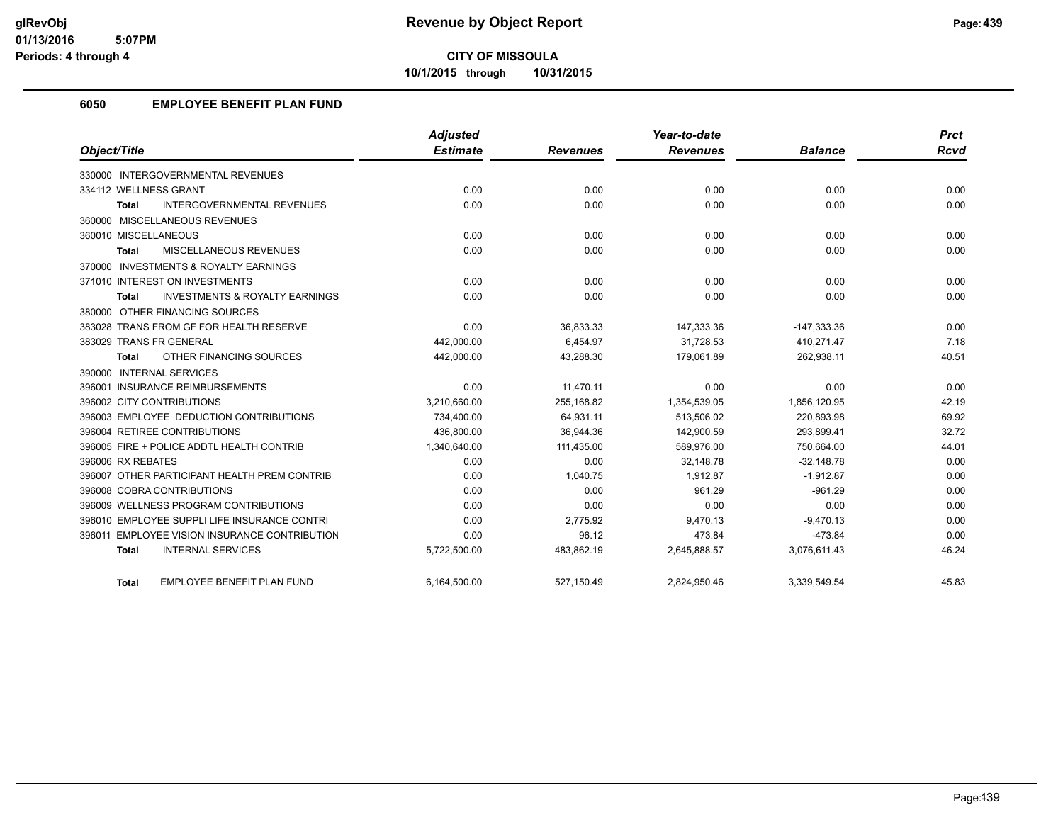# Revenue by Object Report

**CITY OF MISSOULA**

**10/1/2015 through 10/31/2015**

glRevObj
01/13/2016 5:07PM
Periods: 4 through 4

## 6050 EMPLOYEE BENEFIT PLAN FUND

| Object/Title | Adjusted Estimate | Revenues | Year-to-date Revenues | Balance | Prct Rcvd |
|---|---|---|---|---|---|
| 330000 INTERGOVERNMENTAL REVENUES | | | | | |
| 334112 WELLNESS GRANT | 0.00 | 0.00 | 0.00 | 0.00 | 0.00 |
| **Total** INTERGOVERNMENTAL REVENUES | 0.00 | 0.00 | 0.00 | 0.00 | 0.00 |
| 360000 MISCELLANEOUS REVENUES | | | | | |
| 360010 MISCELLANEOUS | 0.00 | 0.00 | 0.00 | 0.00 | 0.00 |
| **Total** MISCELLANEOUS REVENUES | 0.00 | 0.00 | 0.00 | 0.00 | 0.00 |
| 370000 INVESTMENTS & ROYALTY EARNINGS | | | | | |
| 371010 INTEREST ON INVESTMENTS | 0.00 | 0.00 | 0.00 | 0.00 | 0.00 |
| **Total** INVESTMENTS & ROYALTY EARNINGS | 0.00 | 0.00 | 0.00 | 0.00 | 0.00 |
| 380000 OTHER FINANCING SOURCES | | | | | |
| 383028 TRANS FROM GF FOR HEALTH RESERVE | 0.00 | 36,833.33 | 147,333.36 | -147,333.36 | 0.00 |
| 383029 TRANS FR GENERAL | 442,000.00 | 6,454.97 | 31,728.53 | 410,271.47 | 7.18 |
| **Total** OTHER FINANCING SOURCES | 442,000.00 | 43,288.30 | 179,061.89 | 262,938.11 | 40.51 |
| 390000 INTERNAL SERVICES | | | | | |
| 396001 INSURANCE REIMBURSEMENTS | 0.00 | 11,470.11 | 0.00 | 0.00 | 0.00 |
| 396002 CITY CONTRIBUTIONS | 3,210,660.00 | 255,168.82 | 1,354,539.05 | 1,856,120.95 | 42.19 |
| 396003 EMPLOYEE DEDUCTION CONTRIBUTIONS | 734,400.00 | 64,931.11 | 513,506.02 | 220,893.98 | 69.92 |
| 396004 RETIREE CONTRIBUTIONS | 436,800.00 | 36,944.36 | 142,900.59 | 293,899.41 | 32.72 |
| 396005 FIRE + POLICE ADDTL HEALTH CONTRIB | 1,340,640.00 | 111,435.00 | 589,976.00 | 750,664.00 | 44.01 |
| 396006 RX REBATES | 0.00 | 0.00 | 32,148.78 | -32,148.78 | 0.00 |
| 396007 OTHER PARTICIPANT HEALTH PREM CONTRIB | 0.00 | 1,040.75 | 1,912.87 | -1,912.87 | 0.00 |
| 396008 COBRA CONTRIBUTIONS | 0.00 | 0.00 | 961.29 | -961.29 | 0.00 |
| 396009 WELLNESS PROGRAM CONTRIBUTIONS | 0.00 | 0.00 | 0.00 | 0.00 | 0.00 |
| 396010 EMPLOYEE SUPPLI LIFE INSURANCE CONTRI | 0.00 | 2,775.92 | 9,470.13 | -9,470.13 | 0.00 |
| 396011 EMPLOYEE VISION INSURANCE CONTRIBUTION | 0.00 | 96.12 | 473.84 | -473.84 | 0.00 |
| **Total** INTERNAL SERVICES | 5,722,500.00 | 483,862.19 | 2,645,888.57 | 3,076,611.43 | 46.24 |
| **Total** EMPLOYEE BENEFIT PLAN FUND | 6,164,500.00 | 527,150.49 | 2,824,950.46 | 3,339,549.54 | 45.83 |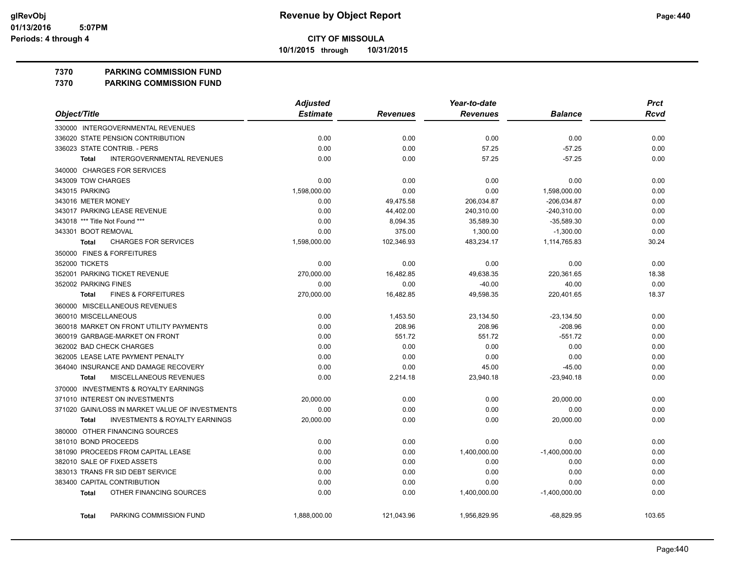**CITY OF MISSOULA**

**10/1/2015 through 10/31/2015**

## Revenue by Object Report

glRevObj
01/13/2016 5:07PM
Periods: 4 through 4

**7370 PARKING COMMISSION FUND**

**7370 PARKING COMMISSION FUND**

| Object/Title | Adjusted Estimate | Revenues | Year-to-date Revenues | Balance | Prct Rcvd |
|---|---|---|---|---|---|
| 330000 INTERGOVERNMENTAL REVENUES | | | | | |
| 336020 STATE PENSION CONTRIBUTION | 0.00 | 0.00 | 0.00 | 0.00 | 0.00 |
| 336023 STATE CONTRIB. - PERS | 0.00 | 0.00 | 57.25 | -57.25 | 0.00 |
| **Total** INTERGOVERNMENTAL REVENUES | 0.00 | 0.00 | 57.25 | -57.25 | 0.00 |
| 340000 CHARGES FOR SERVICES | | | | | |
| 343009 TOW CHARGES | 0.00 | 0.00 | 0.00 | 0.00 | 0.00 |
| 343015 PARKING | 1,598,000.00 | 0.00 | 0.00 | 1,598,000.00 | 0.00 |
| 343016 METER MONEY | 0.00 | 49,475.58 | 206,034.87 | -206,034.87 | 0.00 |
| 343017 PARKING LEASE REVENUE | 0.00 | 44,402.00 | 240,310.00 | -240,310.00 | 0.00 |
| 343018 *** Title Not Found *** | 0.00 | 8,094.35 | 35,589.30 | -35,589.30 | 0.00 |
| 343301 BOOT REMOVAL | 0.00 | 375.00 | 1,300.00 | -1,300.00 | 0.00 |
| **Total** CHARGES FOR SERVICES | 1,598,000.00 | 102,346.93 | 483,234.17 | 1,114,765.83 | 30.24 |
| 350000 FINES & FORFEITURES | | | | | |
| 352000 TICKETS | 0.00 | 0.00 | 0.00 | 0.00 | 0.00 |
| 352001 PARKING TICKET REVENUE | 270,000.00 | 16,482.85 | 49,638.35 | 220,361.65 | 18.38 |
| 352002 PARKING FINES | 0.00 | 0.00 | -40.00 | 40.00 | 0.00 |
| **Total** FINES & FORFEITURES | 270,000.00 | 16,482.85 | 49,598.35 | 220,401.65 | 18.37 |
| 360000 MISCELLANEOUS REVENUES | | | | | |
| 360010 MISCELLANEOUS | 0.00 | 1,453.50 | 23,134.50 | -23,134.50 | 0.00 |
| 360018 MARKET ON FRONT UTILITY PAYMENTS | 0.00 | 208.96 | 208.96 | -208.96 | 0.00 |
| 360019 GARBAGE-MARKET ON FRONT | 0.00 | 551.72 | 551.72 | -551.72 | 0.00 |
| 362002 BAD CHECK CHARGES | 0.00 | 0.00 | 0.00 | 0.00 | 0.00 |
| 362005 LEASE LATE PAYMENT PENALTY | 0.00 | 0.00 | 0.00 | 0.00 | 0.00 |
| 364040 INSURANCE AND DAMAGE RECOVERY | 0.00 | 0.00 | 45.00 | -45.00 | 0.00 |
| **Total** MISCELLANEOUS REVENUES | 0.00 | 2,214.18 | 23,940.18 | -23,940.18 | 0.00 |
| 370000 INVESTMENTS & ROYALTY EARNINGS | | | | | |
| 371010 INTEREST ON INVESTMENTS | 20,000.00 | 0.00 | 0.00 | 20,000.00 | 0.00 |
| 371020 GAIN/LOSS IN MARKET VALUE OF INVESTMENTS | 0.00 | 0.00 | 0.00 | 0.00 | 0.00 |
| **Total** INVESTMENTS & ROYALTY EARNINGS | 20,000.00 | 0.00 | 0.00 | 20,000.00 | 0.00 |
| 380000 OTHER FINANCING SOURCES | | | | | |
| 381010 BOND PROCEEDS | 0.00 | 0.00 | 0.00 | 0.00 | 0.00 |
| 381090 PROCEEDS FROM CAPITAL LEASE | 0.00 | 0.00 | 1,400,000.00 | -1,400,000.00 | 0.00 |
| 382010 SALE OF FIXED ASSETS | 0.00 | 0.00 | 0.00 | 0.00 | 0.00 |
| 383013 TRANS FR SID DEBT SERVICE | 0.00 | 0.00 | 0.00 | 0.00 | 0.00 |
| 383400 CAPITAL CONTRIBUTION | 0.00 | 0.00 | 0.00 | 0.00 | 0.00 |
| **Total** OTHER FINANCING SOURCES | 0.00 | 0.00 | 1,400,000.00 | -1,400,000.00 | 0.00 |
| **Total** PARKING COMMISSION FUND | 1,888,000.00 | 121,043.96 | 1,956,829.95 | -68,829.95 | 103.65 |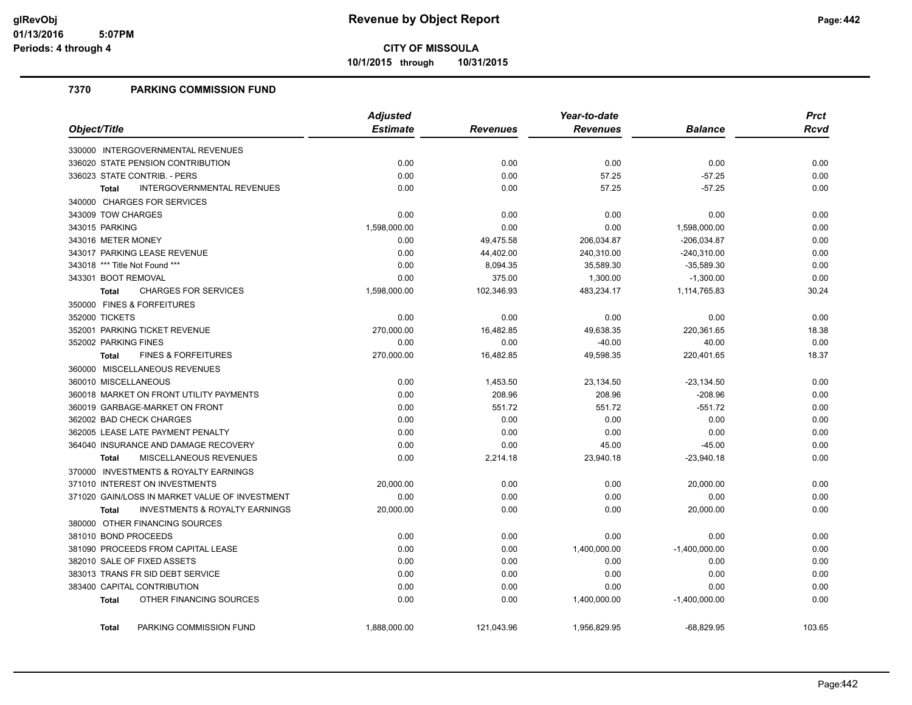# Revenue by Object Report

**CITY OF MISSOULA**

10/1/2015 through 10/31/2015

glRevObj
01/13/2016 5:07PM
Periods: 4 through 4

## 7370 PARKING COMMISSION FUND

| Object/Title | Adjusted Estimate | Revenues | Year-to-date Revenues | Balance | Prct Rcvd |
|---|---|---|---|---|---|
| 330000 INTERGOVERNMENTAL REVENUES | | | | | |
| 336020 STATE PENSION CONTRIBUTION | 0.00 | 0.00 | 0.00 | 0.00 | 0.00 |
| 336023 STATE CONTRIB. - PERS | 0.00 | 0.00 | 57.25 | -57.25 | 0.00 |
| **Total** INTERGOVERNMENTAL REVENUES | 0.00 | 0.00 | 57.25 | -57.25 | 0.00 |
| 340000 CHARGES FOR SERVICES | | | | | |
| 343009 TOW CHARGES | 0.00 | 0.00 | 0.00 | 0.00 | 0.00 |
| 343015 PARKING | 1,598,000.00 | 0.00 | 0.00 | 1,598,000.00 | 0.00 |
| 343016 METER MONEY | 0.00 | 49,475.58 | 206,034.87 | -206,034.87 | 0.00 |
| 343017 PARKING LEASE REVENUE | 0.00 | 44,402.00 | 240,310.00 | -240,310.00 | 0.00 |
| 343018 *** Title Not Found *** | 0.00 | 8,094.35 | 35,589.30 | -35,589.30 | 0.00 |
| 343301 BOOT REMOVAL | 0.00 | 375.00 | 1,300.00 | -1,300.00 | 0.00 |
| **Total** CHARGES FOR SERVICES | 1,598,000.00 | 102,346.93 | 483,234.17 | 1,114,765.83 | 30.24 |
| 350000 FINES & FORFEITURES | | | | | |
| 352000 TICKETS | 0.00 | 0.00 | 0.00 | 0.00 | 0.00 |
| 352001 PARKING TICKET REVENUE | 270,000.00 | 16,482.85 | 49,638.35 | 220,361.65 | 18.38 |
| 352002 PARKING FINES | 0.00 | 0.00 | -40.00 | 40.00 | 0.00 |
| **Total** FINES & FORFEITURES | 270,000.00 | 16,482.85 | 49,598.35 | 220,401.65 | 18.37 |
| 360000 MISCELLANEOUS REVENUES | | | | | |
| 360010 MISCELLANEOUS | 0.00 | 1,453.50 | 23,134.50 | -23,134.50 | 0.00 |
| 360018 MARKET ON FRONT UTILITY PAYMENTS | 0.00 | 208.96 | 208.96 | -208.96 | 0.00 |
| 360019 GARBAGE-MARKET ON FRONT | 0.00 | 551.72 | 551.72 | -551.72 | 0.00 |
| 362002 BAD CHECK CHARGES | 0.00 | 0.00 | 0.00 | 0.00 | 0.00 |
| 362005 LEASE LATE PAYMENT PENALTY | 0.00 | 0.00 | 0.00 | 0.00 | 0.00 |
| 364040 INSURANCE AND DAMAGE RECOVERY | 0.00 | 0.00 | 45.00 | -45.00 | 0.00 |
| **Total** MISCELLANEOUS REVENUES | 0.00 | 2,214.18 | 23,940.18 | -23,940.18 | 0.00 |
| 370000 INVESTMENTS & ROYALTY EARNINGS | | | | | |
| 371010 INTEREST ON INVESTMENTS | 20,000.00 | 0.00 | 0.00 | 20,000.00 | 0.00 |
| 371020 GAIN/LOSS IN MARKET VALUE OF INVESTMENT | 0.00 | 0.00 | 0.00 | 0.00 | 0.00 |
| **Total** INVESTMENTS & ROYALTY EARNINGS | 20,000.00 | 0.00 | 0.00 | 20,000.00 | 0.00 |
| 380000 OTHER FINANCING SOURCES | | | | | |
| 381010 BOND PROCEEDS | 0.00 | 0.00 | 0.00 | 0.00 | 0.00 |
| 381090 PROCEEDS FROM CAPITAL LEASE | 0.00 | 0.00 | 1,400,000.00 | -1,400,000.00 | 0.00 |
| 382010 SALE OF FIXED ASSETS | 0.00 | 0.00 | 0.00 | 0.00 | 0.00 |
| 383013 TRANS FR SID DEBT SERVICE | 0.00 | 0.00 | 0.00 | 0.00 | 0.00 |
| 383400 CAPITAL CONTRIBUTION | 0.00 | 0.00 | 0.00 | 0.00 | 0.00 |
| **Total** OTHER FINANCING SOURCES | 0.00 | 0.00 | 1,400,000.00 | -1,400,000.00 | 0.00 |
| **Total** PARKING COMMISSION FUND | 1,888,000.00 | 121,043.96 | 1,956,829.95 | -68,829.95 | 103.65 |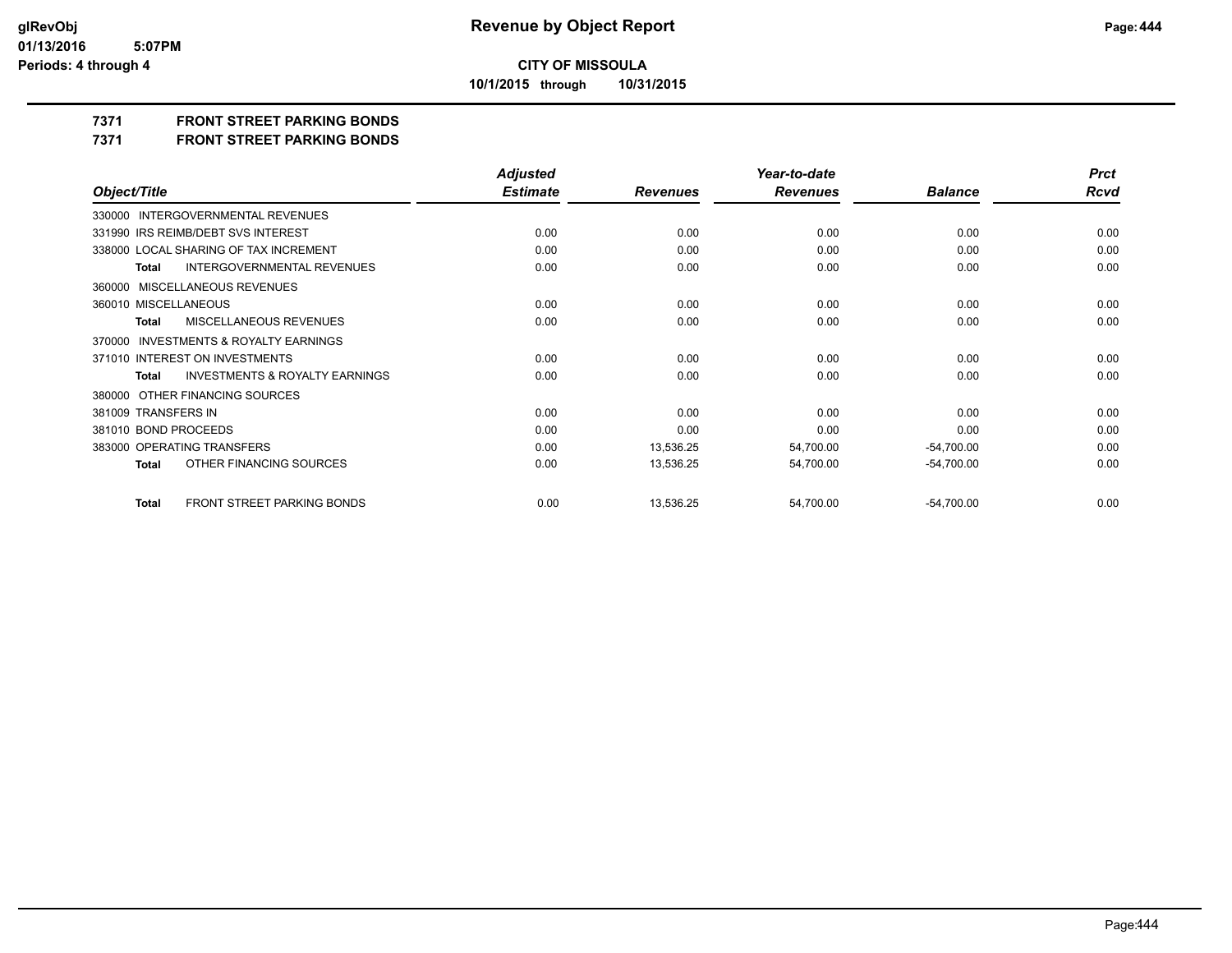**CITY OF MISSOULA**

**10/1/2015 through 10/31/2015**

## 7371 FRONT STREET PARKING BONDS

## 7371 FRONT STREET PARKING BONDS

| Object/Title | Adjusted Estimate | Revenues | Year-to-date Revenues | Balance | Prct Rcvd |
|---|---|---|---|---|---|
| 330000 INTERGOVERNMENTAL REVENUES | | | | | |
| 331990 IRS REIMB/DEBT SVS INTEREST | 0.00 | 0.00 | 0.00 | 0.00 | 0.00 |
| 338000 LOCAL SHARING OF TAX INCREMENT | 0.00 | 0.00 | 0.00 | 0.00 | 0.00 |
| **Total** INTERGOVERNMENTAL REVENUES | 0.00 | 0.00 | 0.00 | 0.00 | 0.00 |
| 360000 MISCELLANEOUS REVENUES | | | | | |
| 360010 MISCELLANEOUS | 0.00 | 0.00 | 0.00 | 0.00 | 0.00 |
| **Total** MISCELLANEOUS REVENUES | 0.00 | 0.00 | 0.00 | 0.00 | 0.00 |
| 370000 INVESTMENTS & ROYALTY EARNINGS | | | | | |
| 371010 INTEREST ON INVESTMENTS | 0.00 | 0.00 | 0.00 | 0.00 | 0.00 |
| **Total** INVESTMENTS & ROYALTY EARNINGS | 0.00 | 0.00 | 0.00 | 0.00 | 0.00 |
| 380000 OTHER FINANCING SOURCES | | | | | |
| 381009 TRANSFERS IN | 0.00 | 0.00 | 0.00 | 0.00 | 0.00 |
| 381010 BOND PROCEEDS | 0.00 | 0.00 | 0.00 | 0.00 | 0.00 |
| 383000 OPERATING TRANSFERS | 0.00 | 13,536.25 | 54,700.00 | -54,700.00 | 0.00 |
| **Total** OTHER FINANCING SOURCES | 0.00 | 13,536.25 | 54,700.00 | -54,700.00 | 0.00 |
| **Total** FRONT STREET PARKING BONDS | 0.00 | 13,536.25 | 54,700.00 | -54,700.00 | 0.00 |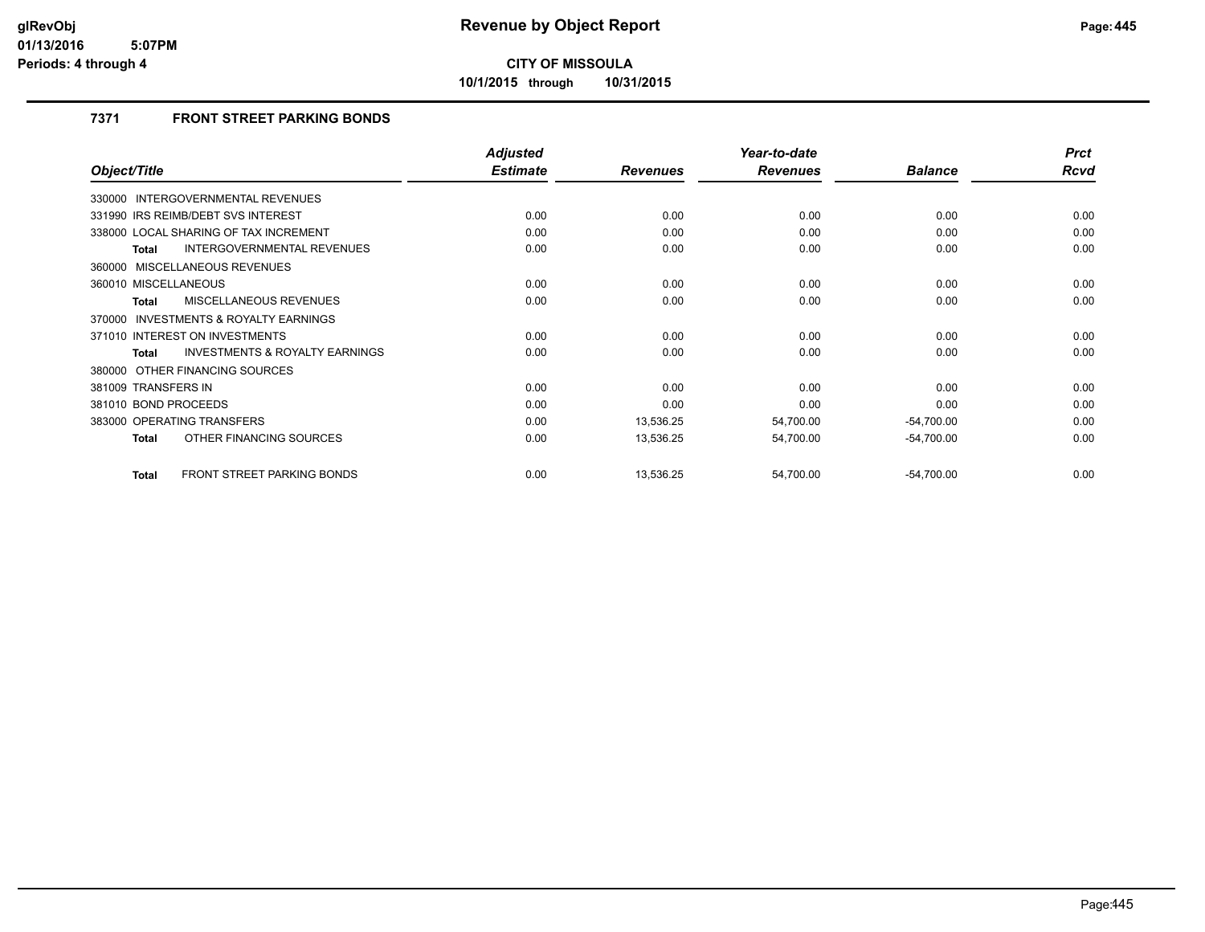# Revenue by Object Report

**CITY OF MISSOULA**

**10/1/2015 through 10/31/2015**

glRevObj
01/13/2016 5:07PM
Periods: 4 through 4

## 7371 FRONT STREET PARKING BONDS

| Object/Title | Adjusted Estimate | Revenues | Year-to-date Revenues | Balance | Prct Rcvd |
|---|---|---|---|---|---|
| 330000 INTERGOVERNMENTAL REVENUES | | | | | |
| 331990 IRS REIMB/DEBT SVS INTEREST | 0.00 | 0.00 | 0.00 | 0.00 | 0.00 |
| 338000 LOCAL SHARING OF TAX INCREMENT | 0.00 | 0.00 | 0.00 | 0.00 | 0.00 |
| **Total** INTERGOVERNMENTAL REVENUES | 0.00 | 0.00 | 0.00 | 0.00 | 0.00 |
| 360000 MISCELLANEOUS REVENUES | | | | | |
| 360010 MISCELLANEOUS | 0.00 | 0.00 | 0.00 | 0.00 | 0.00 |
| **Total** MISCELLANEOUS REVENUES | 0.00 | 0.00 | 0.00 | 0.00 | 0.00 |
| 370000 INVESTMENTS & ROYALTY EARNINGS | | | | | |
| 371010 INTEREST ON INVESTMENTS | 0.00 | 0.00 | 0.00 | 0.00 | 0.00 |
| **Total** INVESTMENTS & ROYALTY EARNINGS | 0.00 | 0.00 | 0.00 | 0.00 | 0.00 |
| 380000 OTHER FINANCING SOURCES | | | | | |
| 381009 TRANSFERS IN | 0.00 | 0.00 | 0.00 | 0.00 | 0.00 |
| 381010 BOND PROCEEDS | 0.00 | 0.00 | 0.00 | 0.00 | 0.00 |
| 383000 OPERATING TRANSFERS | 0.00 | 13,536.25 | 54,700.00 | -54,700.00 | 0.00 |
| **Total** OTHER FINANCING SOURCES | 0.00 | 13,536.25 | 54,700.00 | -54,700.00 | 0.00 |
| **Total** FRONT STREET PARKING BONDS | 0.00 | 13,536.25 | 54,700.00 | -54,700.00 | 0.00 |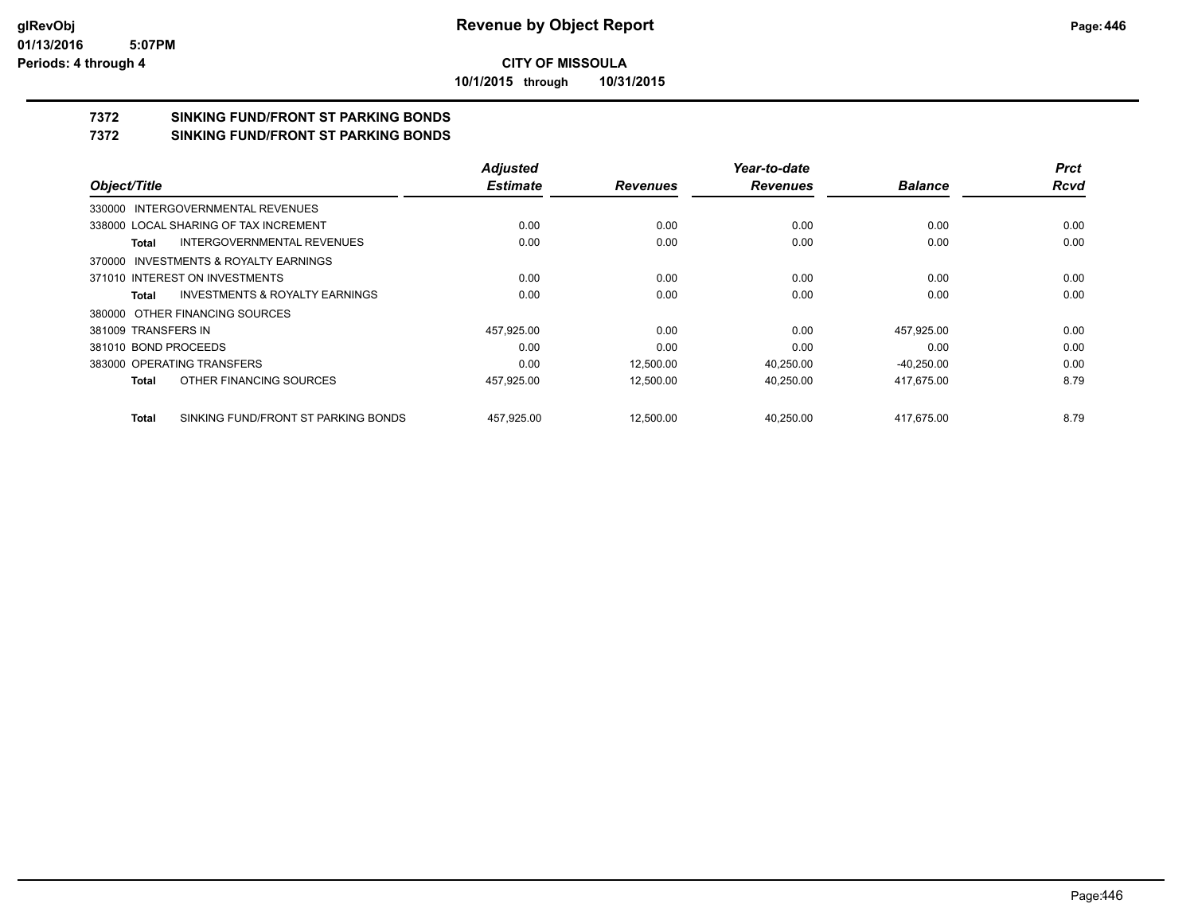**CITY OF MISSOULA**

**10/1/2015 through 10/31/2015**

# 7372 SINKING FUND/FRONT ST PARKING BONDS

## 7372 SINKING FUND/FRONT ST PARKING BONDS

| Object/Title | Adjusted Estimate | Revenues | Year-to-date Revenues | Balance | Prct Rcvd |
|---|---|---|---|---|---|
| 330000 INTERGOVERNMENTAL REVENUES | | | | | |
| 338000 LOCAL SHARING OF TAX INCREMENT | 0.00 | 0.00 | 0.00 | 0.00 | 0.00 |
| **Total** INTERGOVERNMENTAL REVENUES | 0.00 | 0.00 | 0.00 | 0.00 | 0.00 |
| 370000 INVESTMENTS & ROYALTY EARNINGS | | | | | |
| 371010 INTEREST ON INVESTMENTS | 0.00 | 0.00 | 0.00 | 0.00 | 0.00 |
| **Total** INVESTMENTS & ROYALTY EARNINGS | 0.00 | 0.00 | 0.00 | 0.00 | 0.00 |
| 380000 OTHER FINANCING SOURCES | | | | | |
| 381009 TRANSFERS IN | 457,925.00 | 0.00 | 0.00 | 457,925.00 | 0.00 |
| 381010 BOND PROCEEDS | 0.00 | 0.00 | 0.00 | 0.00 | 0.00 |
| 383000 OPERATING TRANSFERS | 0.00 | 12,500.00 | 40,250.00 | -40,250.00 | 0.00 |
| **Total** OTHER FINANCING SOURCES | 457,925.00 | 12,500.00 | 40,250.00 | 417,675.00 | 8.79 |
| **Total** SINKING FUND/FRONT ST PARKING BONDS | 457,925.00 | 12,500.00 | 40,250.00 | 417,675.00 | 8.79 |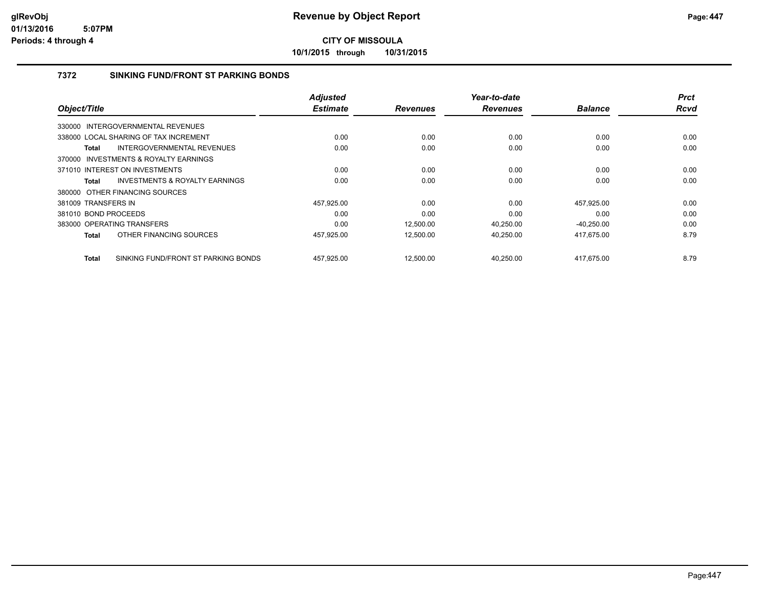# Revenue by Object Report

**CITY OF MISSOULA**

**10/1/2015 through 10/31/2015**

glRevObj
01/13/2016 5:07PM
Periods: 4 through 4

### 7372 SINKING FUND/FRONT ST PARKING BONDS

| Object/Title | Adjusted Estimate | Revenues | Year-to-date Revenues | Balance | Prct Rcvd |
|---|---|---|---|---|---|
| 330000 INTERGOVERNMENTAL REVENUES | | | | | |
| 338000 LOCAL SHARING OF TAX INCREMENT | 0.00 | 0.00 | 0.00 | 0.00 | 0.00 |
| **Total** INTERGOVERNMENTAL REVENUES | 0.00 | 0.00 | 0.00 | 0.00 | 0.00 |
| 370000 INVESTMENTS & ROYALTY EARNINGS | | | | | |
| 371010 INTEREST ON INVESTMENTS | 0.00 | 0.00 | 0.00 | 0.00 | 0.00 |
| **Total** INVESTMENTS & ROYALTY EARNINGS | 0.00 | 0.00 | 0.00 | 0.00 | 0.00 |
| 380000 OTHER FINANCING SOURCES | | | | | |
| 381009 TRANSFERS IN | 457,925.00 | 0.00 | 0.00 | 457,925.00 | 0.00 |
| 381010 BOND PROCEEDS | 0.00 | 0.00 | 0.00 | 0.00 | 0.00 |
| 383000 OPERATING TRANSFERS | 0.00 | 12,500.00 | 40,250.00 | -40,250.00 | 0.00 |
| **Total** OTHER FINANCING SOURCES | 457,925.00 | 12,500.00 | 40,250.00 | 417,675.00 | 8.79 |
| **Total** SINKING FUND/FRONT ST PARKING BONDS | 457,925.00 | 12,500.00 | 40,250.00 | 417,675.00 | 8.79 |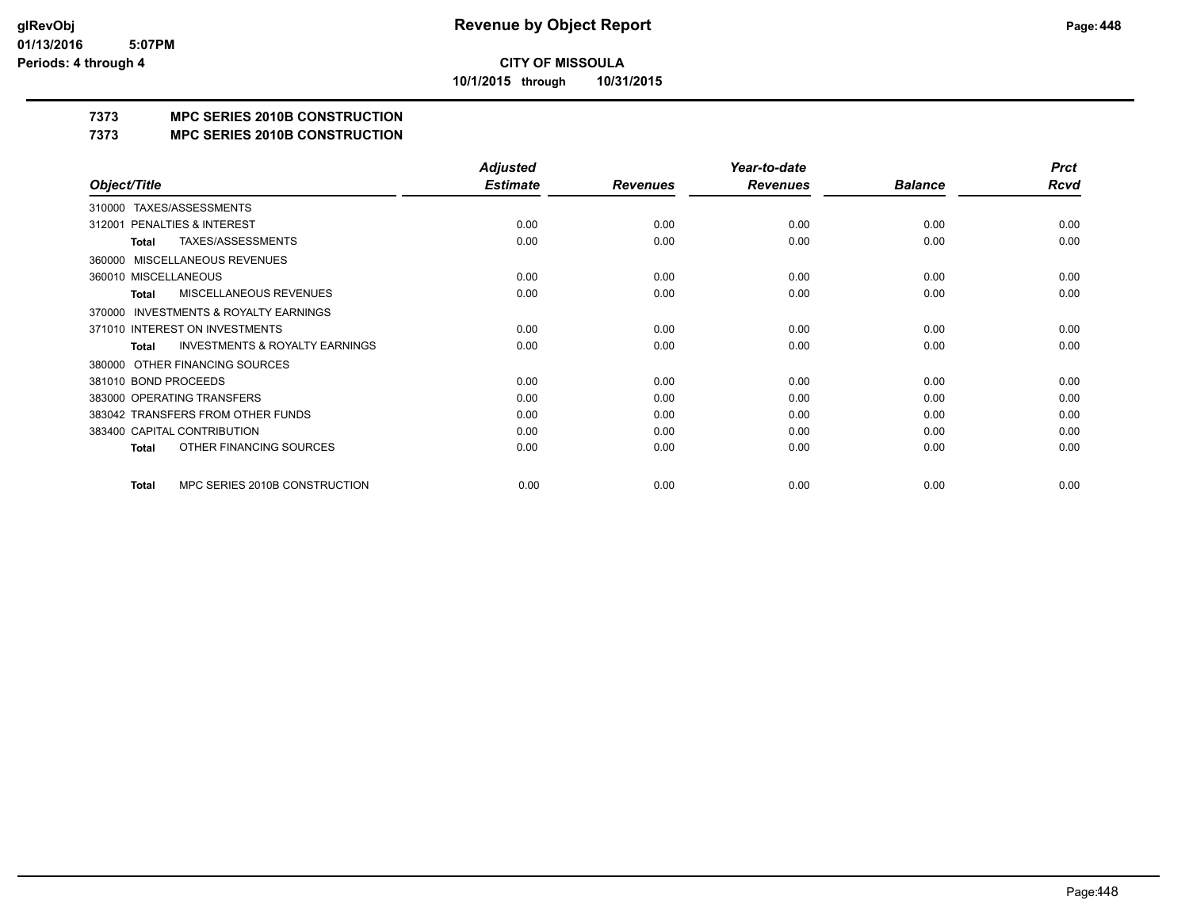**CITY OF MISSOULA**

**10/1/2015 through 10/31/2015**

## 7373 MPC SERIES 2010B CONSTRUCTION

## 7373 MPC SERIES 2010B CONSTRUCTION

| Object/Title | Adjusted Estimate | Revenues | Year-to-date Revenues | Balance | Prct Rcvd |
|---|---|---|---|---|---|
| 310000 TAXES/ASSESSMENTS | | | | | |
| 312001 PENALTIES & INTEREST | 0.00 | 0.00 | 0.00 | 0.00 | 0.00 |
| **Total** TAXES/ASSESSMENTS | 0.00 | 0.00 | 0.00 | 0.00 | 0.00 |
| 360000 MISCELLANEOUS REVENUES | | | | | |
| 360010 MISCELLANEOUS | 0.00 | 0.00 | 0.00 | 0.00 | 0.00 |
| **Total** MISCELLANEOUS REVENUES | 0.00 | 0.00 | 0.00 | 0.00 | 0.00 |
| 370000 INVESTMENTS & ROYALTY EARNINGS | | | | | |
| 371010 INTEREST ON INVESTMENTS | 0.00 | 0.00 | 0.00 | 0.00 | 0.00 |
| **Total** INVESTMENTS & ROYALTY EARNINGS | 0.00 | 0.00 | 0.00 | 0.00 | 0.00 |
| 380000 OTHER FINANCING SOURCES | | | | | |
| 381010 BOND PROCEEDS | 0.00 | 0.00 | 0.00 | 0.00 | 0.00 |
| 383000 OPERATING TRANSFERS | 0.00 | 0.00 | 0.00 | 0.00 | 0.00 |
| 383042 TRANSFERS FROM OTHER FUNDS | 0.00 | 0.00 | 0.00 | 0.00 | 0.00 |
| 383400 CAPITAL CONTRIBUTION | 0.00 | 0.00 | 0.00 | 0.00 | 0.00 |
| **Total** OTHER FINANCING SOURCES | 0.00 | 0.00 | 0.00 | 0.00 | 0.00 |
| **Total** MPC SERIES 2010B CONSTRUCTION | 0.00 | 0.00 | 0.00 | 0.00 | 0.00 |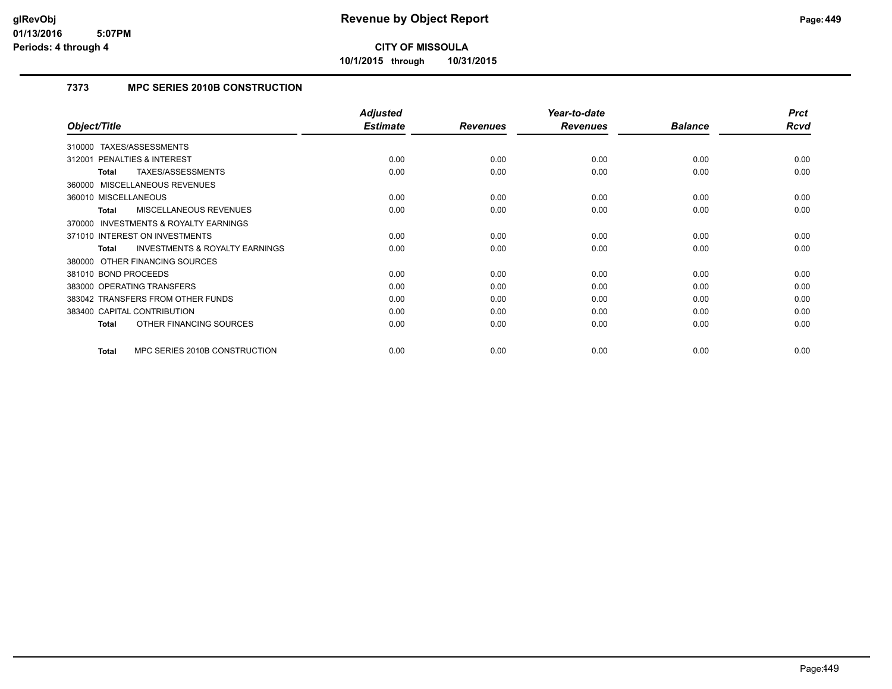# Revenue by Object Report

**CITY OF MISSOULA**

**10/1/2015 through 10/31/2015**

glRevObj
01/13/2016 5:07PM
Periods: 4 through 4

### 7373 MPC SERIES 2010B CONSTRUCTION

| Object/Title | Adjusted Estimate | Revenues | Year-to-date Revenues | Balance | Prct Rcvd |
|---|---|---|---|---|---|
| 310000 TAXES/ASSESSMENTS | | | | | |
| 312001 PENALTIES & INTEREST | 0.00 | 0.00 | 0.00 | 0.00 | 0.00 |
| **Total** TAXES/ASSESSMENTS | 0.00 | 0.00 | 0.00 | 0.00 | 0.00 |
| 360000 MISCELLANEOUS REVENUES | | | | | |
| 360010 MISCELLANEOUS | 0.00 | 0.00 | 0.00 | 0.00 | 0.00 |
| **Total** MISCELLANEOUS REVENUES | 0.00 | 0.00 | 0.00 | 0.00 | 0.00 |
| 370000 INVESTMENTS & ROYALTY EARNINGS | | | | | |
| 371010 INTEREST ON INVESTMENTS | 0.00 | 0.00 | 0.00 | 0.00 | 0.00 |
| **Total** INVESTMENTS & ROYALTY EARNINGS | 0.00 | 0.00 | 0.00 | 0.00 | 0.00 |
| 380000 OTHER FINANCING SOURCES | | | | | |
| 381010 BOND PROCEEDS | 0.00 | 0.00 | 0.00 | 0.00 | 0.00 |
| 383000 OPERATING TRANSFERS | 0.00 | 0.00 | 0.00 | 0.00 | 0.00 |
| 383042 TRANSFERS FROM OTHER FUNDS | 0.00 | 0.00 | 0.00 | 0.00 | 0.00 |
| 383400 CAPITAL CONTRIBUTION | 0.00 | 0.00 | 0.00 | 0.00 | 0.00 |
| **Total** OTHER FINANCING SOURCES | 0.00 | 0.00 | 0.00 | 0.00 | 0.00 |
| **Total** MPC SERIES 2010B CONSTRUCTION | 0.00 | 0.00 | 0.00 | 0.00 | 0.00 |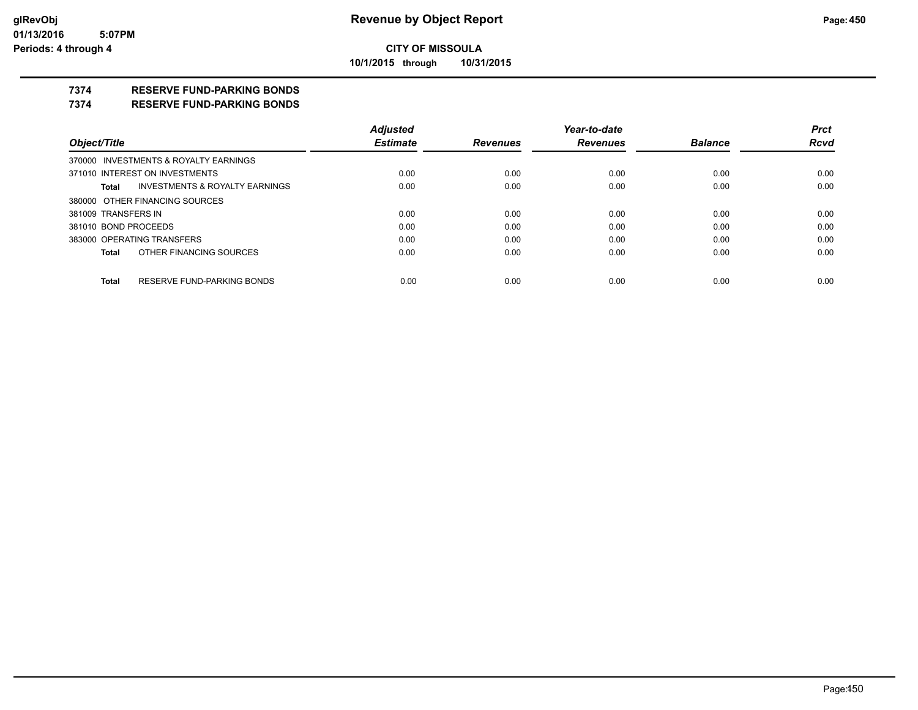# Revenue by Object Report

glRevObj
01/13/2016 5:07PM
Periods: 4 through 4

**CITY OF MISSOULA**

**10/1/2015 through 10/31/2015**

## 7374 RESERVE FUND-PARKING BONDS

## 7374 RESERVE FUND-PARKING BONDS

| Object/Title | Adjusted Estimate | Revenues | Year-to-date Revenues | Balance | Prct Rcvd |
|---|---|---|---|---|---|
| 370000 INVESTMENTS & ROYALTY EARNINGS | | | | | |
| 371010 INTEREST ON INVESTMENTS | 0.00 | 0.00 | 0.00 | 0.00 | 0.00 |
| **Total** INVESTMENTS & ROYALTY EARNINGS | 0.00 | 0.00 | 0.00 | 0.00 | 0.00 |
| 380000 OTHER FINANCING SOURCES | | | | | |
| 381009 TRANSFERS IN | 0.00 | 0.00 | 0.00 | 0.00 | 0.00 |
| 381010 BOND PROCEEDS | 0.00 | 0.00 | 0.00 | 0.00 | 0.00 |
| 383000 OPERATING TRANSFERS | 0.00 | 0.00 | 0.00 | 0.00 | 0.00 |
| **Total** OTHER FINANCING SOURCES | 0.00 | 0.00 | 0.00 | 0.00 | 0.00 |
| **Total** RESERVE FUND-PARKING BONDS | 0.00 | 0.00 | 0.00 | 0.00 | 0.00 |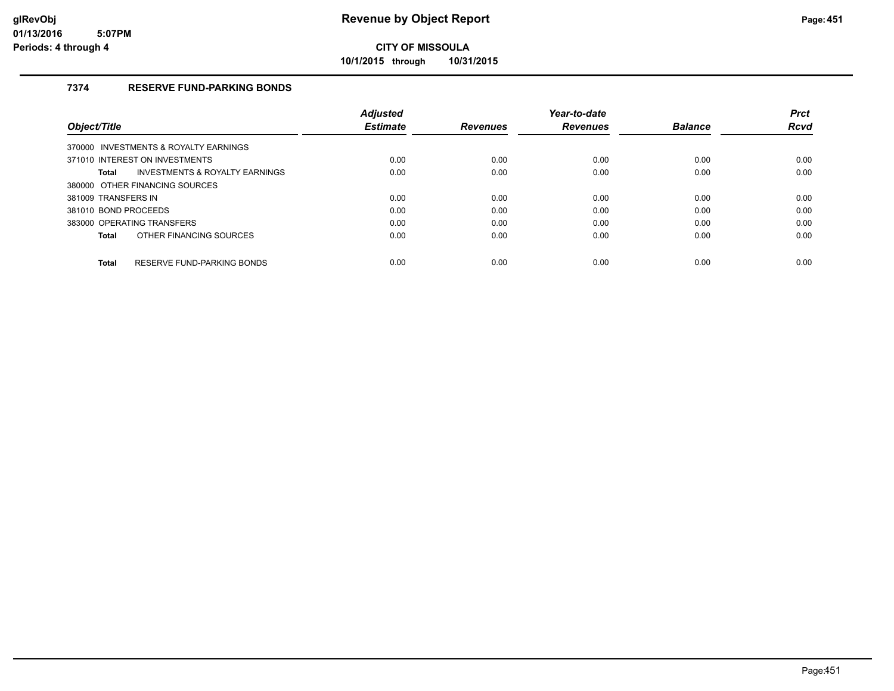# Revenue by Object Report

**CITY OF MISSOULA**

**10/1/2015 through 10/31/2015**

glRevObj
01/13/2016 5:07PM
Periods: 4 through 4

### 7374 RESERVE FUND-PARKING BONDS

| Object/Title | Adjusted Estimate | Revenues | Year-to-date Revenues | Balance | Prct Rcvd |
|---|---|---|---|---|---|
| 370000 INVESTMENTS & ROYALTY EARNINGS | | | | | |
| 371010 INTEREST ON INVESTMENTS | 0.00 | 0.00 | 0.00 | 0.00 | 0.00 |
| **Total** INVESTMENTS & ROYALTY EARNINGS | 0.00 | 0.00 | 0.00 | 0.00 | 0.00 |
| 380000 OTHER FINANCING SOURCES | | | | | |
| 381009 TRANSFERS IN | 0.00 | 0.00 | 0.00 | 0.00 | 0.00 |
| 381010 BOND PROCEEDS | 0.00 | 0.00 | 0.00 | 0.00 | 0.00 |
| 383000 OPERATING TRANSFERS | 0.00 | 0.00 | 0.00 | 0.00 | 0.00 |
| **Total** OTHER FINANCING SOURCES | 0.00 | 0.00 | 0.00 | 0.00 | 0.00 |
| **Total** RESERVE FUND-PARKING BONDS | 0.00 | 0.00 | 0.00 | 0.00 | 0.00 |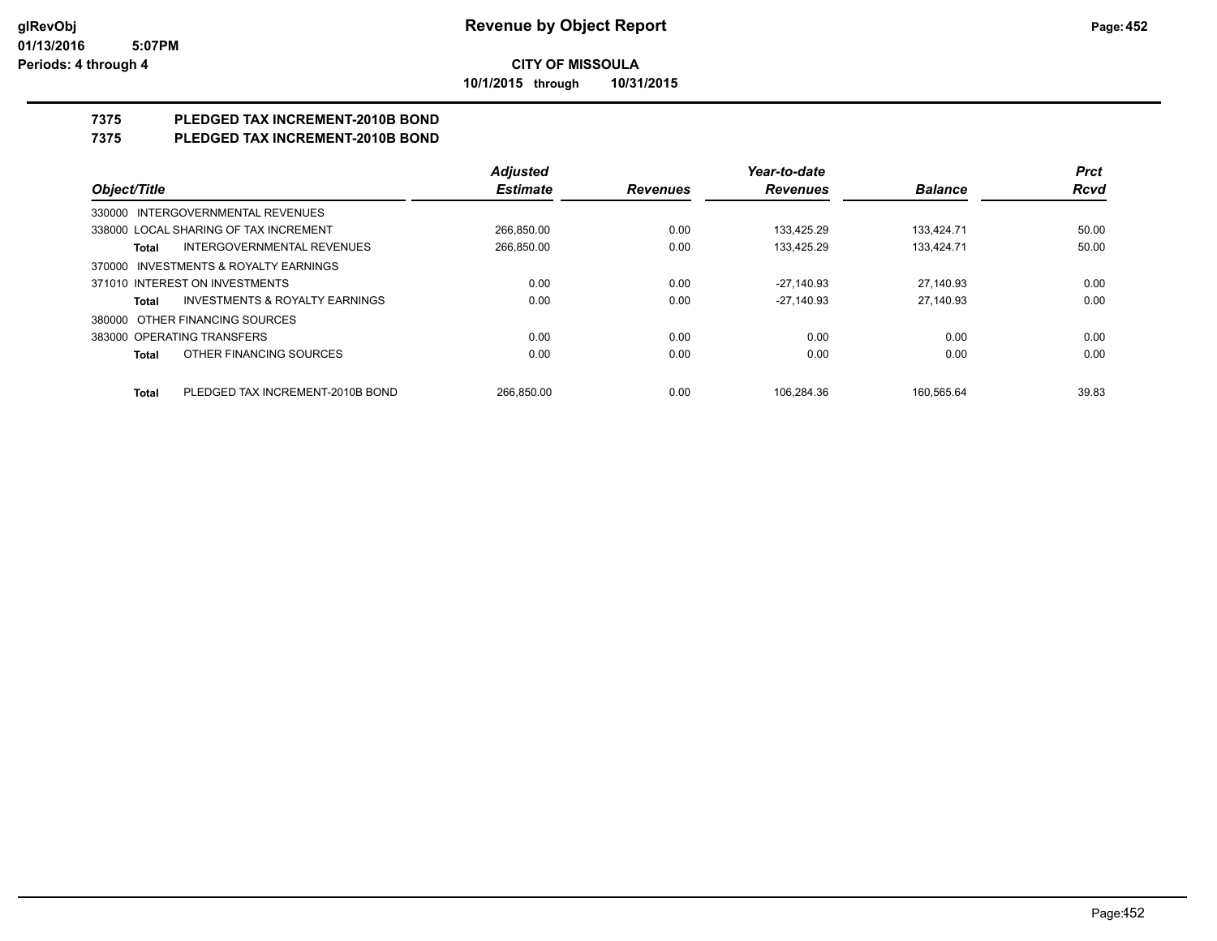**glRevObj**
**01/13/2016 5:07PM**
**Periods: 4 through 4**

# Revenue by Object Report

**CITY OF MISSOULA**

**10/1/2015 through 10/31/2015**

## 7375 PLEDGED TAX INCREMENT-2010B BOND
## 7375 PLEDGED TAX INCREMENT-2010B BOND

| Object/Title | | Adjusted Estimate | Revenues | Year-to-date Revenues | Balance | Prct Rcvd |
|---|---|---|---|---|---|---|
| 330000 INTERGOVERNMENTAL REVENUES | | | | | | |
| 338000 LOCAL SHARING OF TAX INCREMENT | | 266,850.00 | 0.00 | 133,425.29 | 133,424.71 | 50.00 |
| **Total** | INTERGOVERNMENTAL REVENUES | 266,850.00 | 0.00 | 133,425.29 | 133,424.71 | 50.00 |
| 370000 INVESTMENTS & ROYALTY EARNINGS | | | | | | |
| 371010 INTEREST ON INVESTMENTS | | 0.00 | 0.00 | -27,140.93 | 27,140.93 | 0.00 |
| **Total** | INVESTMENTS & ROYALTY EARNINGS | 0.00 | 0.00 | -27,140.93 | 27,140.93 | 0.00 |
| 380000 OTHER FINANCING SOURCES | | | | | | |
| 383000 OPERATING TRANSFERS | | 0.00 | 0.00 | 0.00 | 0.00 | 0.00 |
| **Total** | OTHER FINANCING SOURCES | 0.00 | 0.00 | 0.00 | 0.00 | 0.00 |
| **Total** | PLEDGED TAX INCREMENT-2010B BOND | 266,850.00 | 0.00 | 106,284.36 | 160,565.64 | 39.83 |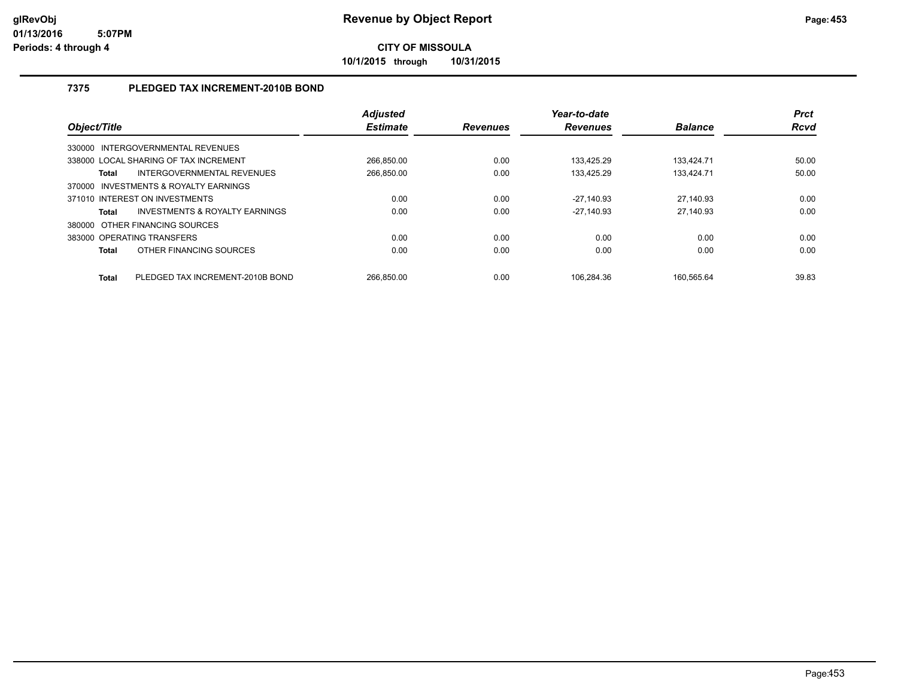# Revenue by Object Report

**CITY OF MISSOULA**

**10/1/2015 through 10/31/2015**

glRevObj
01/13/2016 5:07PM
Periods: 4 through 4

## 7375 PLEDGED TAX INCREMENT-2010B BOND

| Object/Title | Adjusted Estimate | Revenues | Year-to-date Revenues | Balance | Prct Rcvd |
|---|---|---|---|---|---|
| 330000 INTERGOVERNMENTAL REVENUES | | | | | |
| 338000 LOCAL SHARING OF TAX INCREMENT | 266,850.00 | 0.00 | 133,425.29 | 133,424.71 | 50.00 |
| **Total** INTERGOVERNMENTAL REVENUES | 266,850.00 | 0.00 | 133,425.29 | 133,424.71 | 50.00 |
| 370000 INVESTMENTS & ROYALTY EARNINGS | | | | | |
| 371010 INTEREST ON INVESTMENTS | 0.00 | 0.00 | -27,140.93 | 27,140.93 | 0.00 |
| **Total** INVESTMENTS & ROYALTY EARNINGS | 0.00 | 0.00 | -27,140.93 | 27,140.93 | 0.00 |
| 380000 OTHER FINANCING SOURCES | | | | | |
| 383000 OPERATING TRANSFERS | 0.00 | 0.00 | 0.00 | 0.00 | 0.00 |
| **Total** OTHER FINANCING SOURCES | 0.00 | 0.00 | 0.00 | 0.00 | 0.00 |
| **Total** PLEDGED TAX INCREMENT-2010B BOND | 266,850.00 | 0.00 | 106,284.36 | 160,565.64 | 39.83 |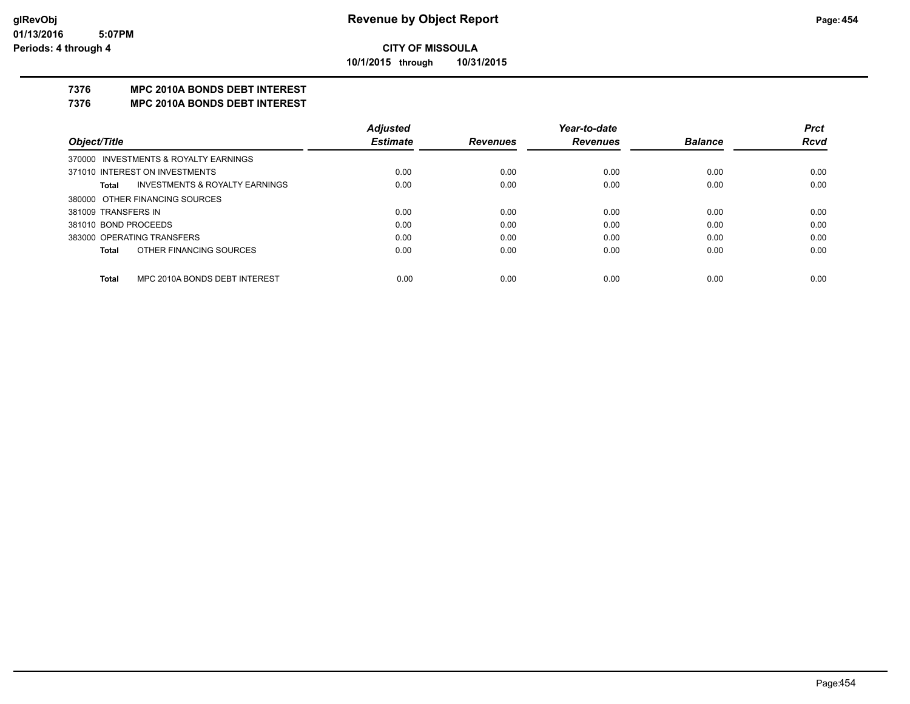**glRevObj**
**01/13/2016 5:07PM**
**Periods: 4 through 4**

# Revenue by Object Report

**CITY OF MISSOULA**

**10/1/2015 through 10/31/2015**

## 7376 MPC 2010A BONDS DEBT INTEREST
## 7376 MPC 2010A BONDS DEBT INTEREST

| Object/Title | Adjusted Estimate | Revenues | Year-to-date Revenues | Balance | Prct Rcvd |
|---|---|---|---|---|---|
| 370000 INVESTMENTS & ROYALTY EARNINGS | | | | | |
| 371010 INTEREST ON INVESTMENTS | 0.00 | 0.00 | 0.00 | 0.00 | 0.00 |
| **Total** INVESTMENTS & ROYALTY EARNINGS | 0.00 | 0.00 | 0.00 | 0.00 | 0.00 |
| 380000 OTHER FINANCING SOURCES | | | | | |
| 381009 TRANSFERS IN | 0.00 | 0.00 | 0.00 | 0.00 | 0.00 |
| 381010 BOND PROCEEDS | 0.00 | 0.00 | 0.00 | 0.00 | 0.00 |
| 383000 OPERATING TRANSFERS | 0.00 | 0.00 | 0.00 | 0.00 | 0.00 |
| **Total** OTHER FINANCING SOURCES | 0.00 | 0.00 | 0.00 | 0.00 | 0.00 |
| **Total** MPC 2010A BONDS DEBT INTEREST | 0.00 | 0.00 | 0.00 | 0.00 | 0.00 |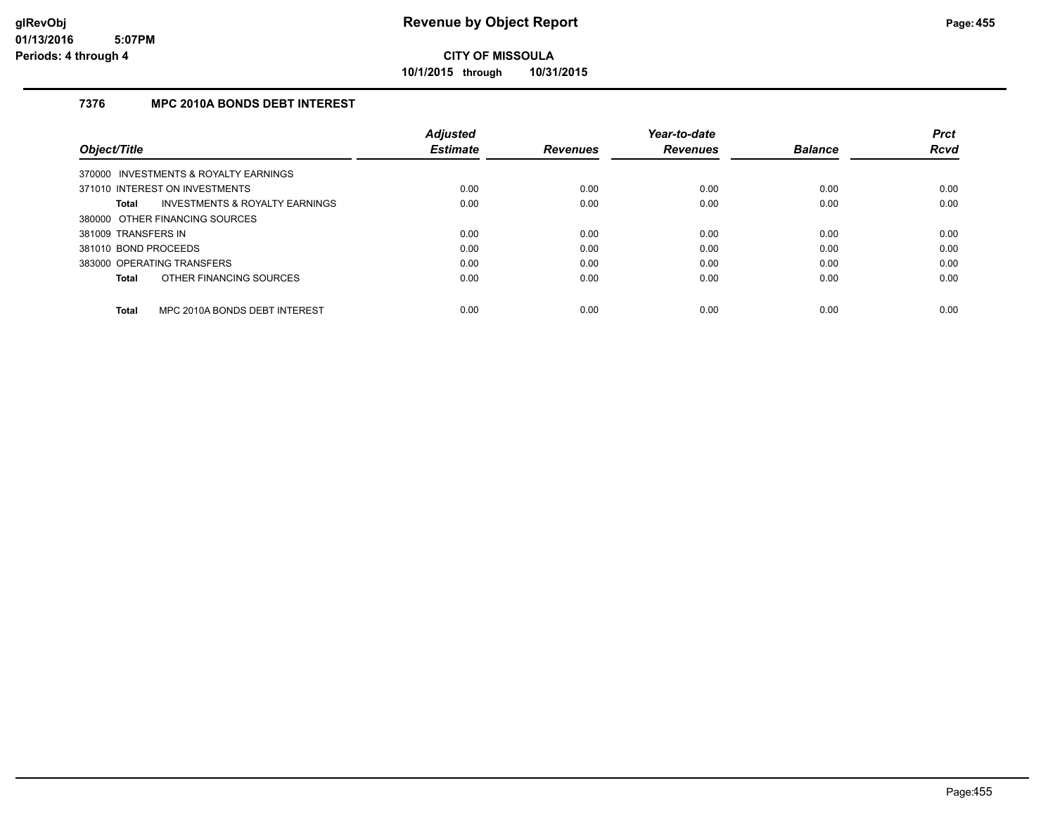# Revenue by Object Report

**CITY OF MISSOULA**

**10/1/2015 through 10/31/2015**

glRevObj
01/13/2016 5:07PM
Periods: 4 through 4

### 7376 MPC 2010A BONDS DEBT INTEREST

| Object/Title | Adjusted Estimate | Revenues | Year-to-date Revenues | Balance | Prct Rcvd |
|---|---|---|---|---|---|
| 370000 INVESTMENTS & ROYALTY EARNINGS | | | | | |
| 371010 INTEREST ON INVESTMENTS | 0.00 | 0.00 | 0.00 | 0.00 | 0.00 |
| **Total** INVESTMENTS & ROYALTY EARNINGS | 0.00 | 0.00 | 0.00 | 0.00 | 0.00 |
| 380000 OTHER FINANCING SOURCES | | | | | |
| 381009 TRANSFERS IN | 0.00 | 0.00 | 0.00 | 0.00 | 0.00 |
| 381010 BOND PROCEEDS | 0.00 | 0.00 | 0.00 | 0.00 | 0.00 |
| 383000 OPERATING TRANSFERS | 0.00 | 0.00 | 0.00 | 0.00 | 0.00 |
| **Total** OTHER FINANCING SOURCES | 0.00 | 0.00 | 0.00 | 0.00 | 0.00 |
| **Total** MPC 2010A BONDS DEBT INTEREST | 0.00 | 0.00 | 0.00 | 0.00 | 0.00 |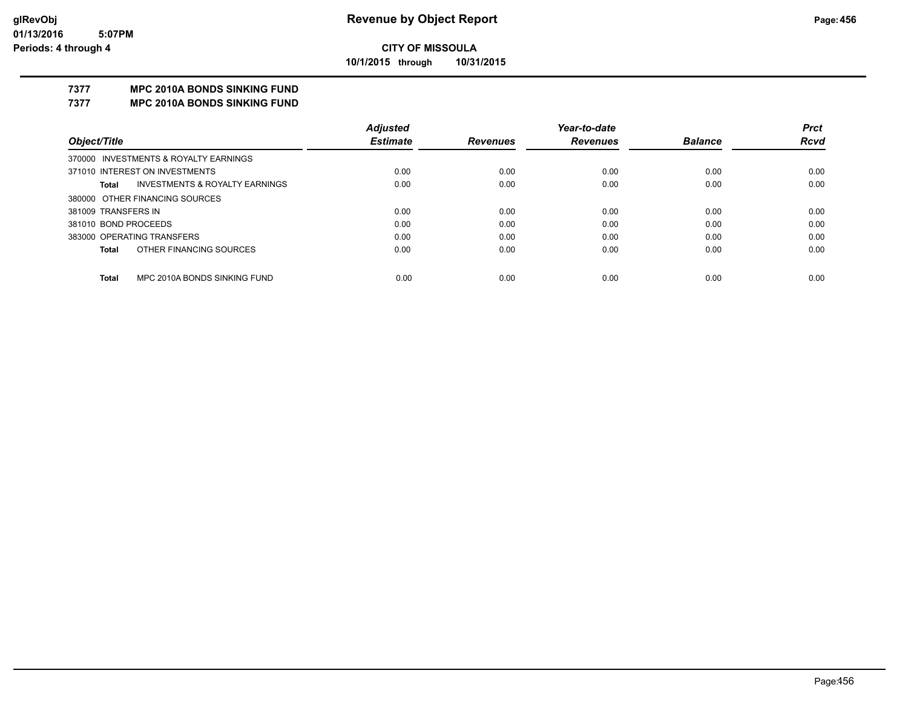**glRevObj**
**01/13/2016 5:07PM**
**Periods: 4 through 4**

# Revenue by Object Report

**CITY OF MISSOULA**

**10/1/2015 through 10/31/2015**

## 7377 MPC 2010A BONDS SINKING FUND
## 7377 MPC 2010A BONDS SINKING FUND

| Object/Title | Adjusted Estimate | Revenues | Year-to-date Revenues | Balance | Prct Rcvd |
|---|---|---|---|---|---|
| 370000 INVESTMENTS & ROYALTY EARNINGS | | | | | |
| 371010 INTEREST ON INVESTMENTS | 0.00 | 0.00 | 0.00 | 0.00 | 0.00 |
| **Total** INVESTMENTS & ROYALTY EARNINGS | 0.00 | 0.00 | 0.00 | 0.00 | 0.00 |
| 380000 OTHER FINANCING SOURCES | | | | | |
| 381009 TRANSFERS IN | 0.00 | 0.00 | 0.00 | 0.00 | 0.00 |
| 381010 BOND PROCEEDS | 0.00 | 0.00 | 0.00 | 0.00 | 0.00 |
| 383000 OPERATING TRANSFERS | 0.00 | 0.00 | 0.00 | 0.00 | 0.00 |
| **Total** OTHER FINANCING SOURCES | 0.00 | 0.00 | 0.00 | 0.00 | 0.00 |
| **Total** MPC 2010A BONDS SINKING FUND | 0.00 | 0.00 | 0.00 | 0.00 | 0.00 |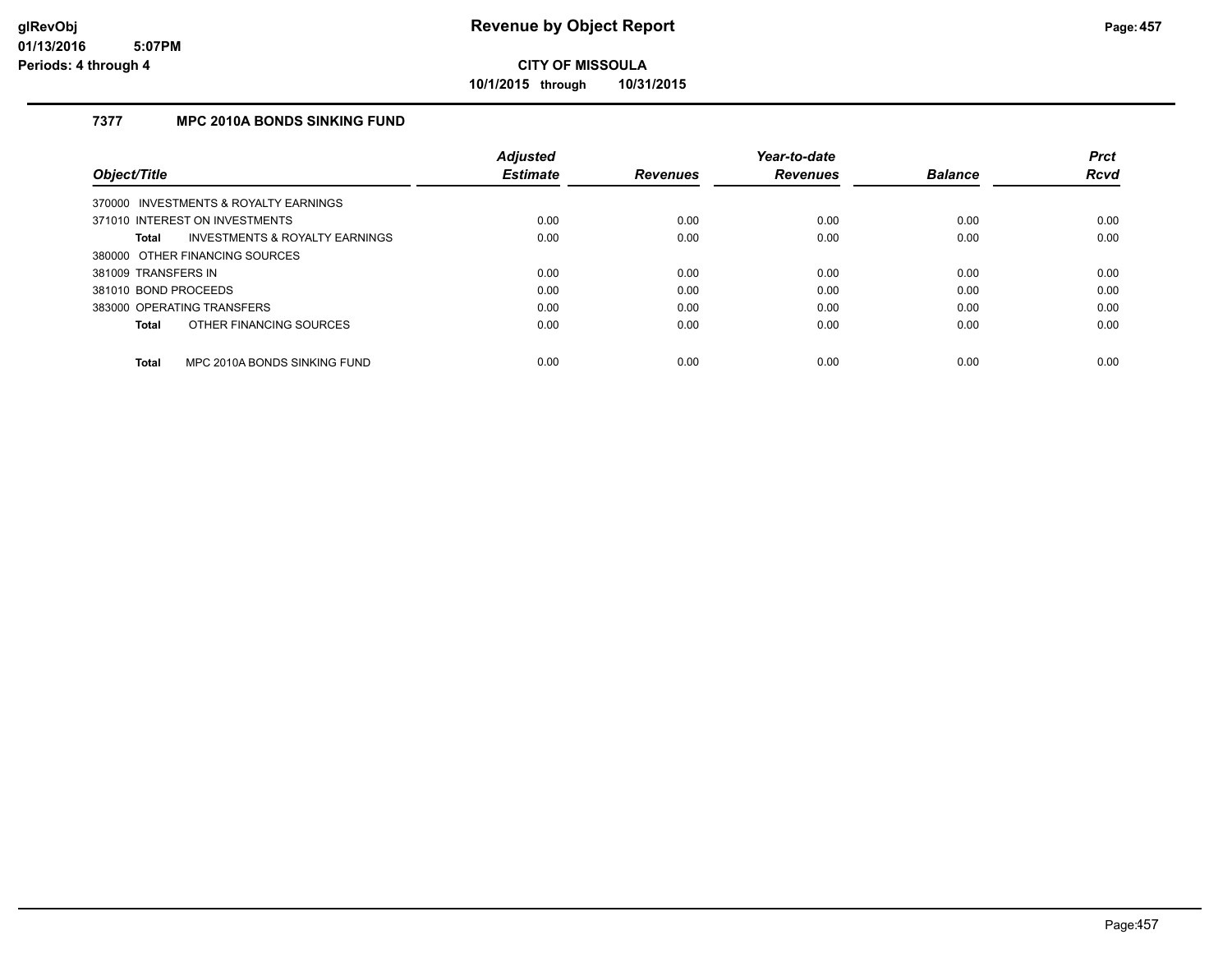# Revenue by Object Report

glRevObj
01/13/2016 5:07PM
Periods: 4 through 4

**CITY OF MISSOULA**

**10/1/2015 through 10/31/2015**

## 7377 MPC 2010A BONDS SINKING FUND

| Object/Title | Adjusted Estimate | Revenues | Year-to-date Revenues | Balance | Prct Rcvd |
|---|---|---|---|---|---|
| 370000 INVESTMENTS & ROYALTY EARNINGS | | | | | |
| 371010 INTEREST ON INVESTMENTS | 0.00 | 0.00 | 0.00 | 0.00 | 0.00 |
| **Total** INVESTMENTS & ROYALTY EARNINGS | 0.00 | 0.00 | 0.00 | 0.00 | 0.00 |
| 380000 OTHER FINANCING SOURCES | | | | | |
| 381009 TRANSFERS IN | 0.00 | 0.00 | 0.00 | 0.00 | 0.00 |
| 381010 BOND PROCEEDS | 0.00 | 0.00 | 0.00 | 0.00 | 0.00 |
| 383000 OPERATING TRANSFERS | 0.00 | 0.00 | 0.00 | 0.00 | 0.00 |
| **Total** OTHER FINANCING SOURCES | 0.00 | 0.00 | 0.00 | 0.00 | 0.00 |
| **Total** MPC 2010A BONDS SINKING FUND | 0.00 | 0.00 | 0.00 | 0.00 | 0.00 |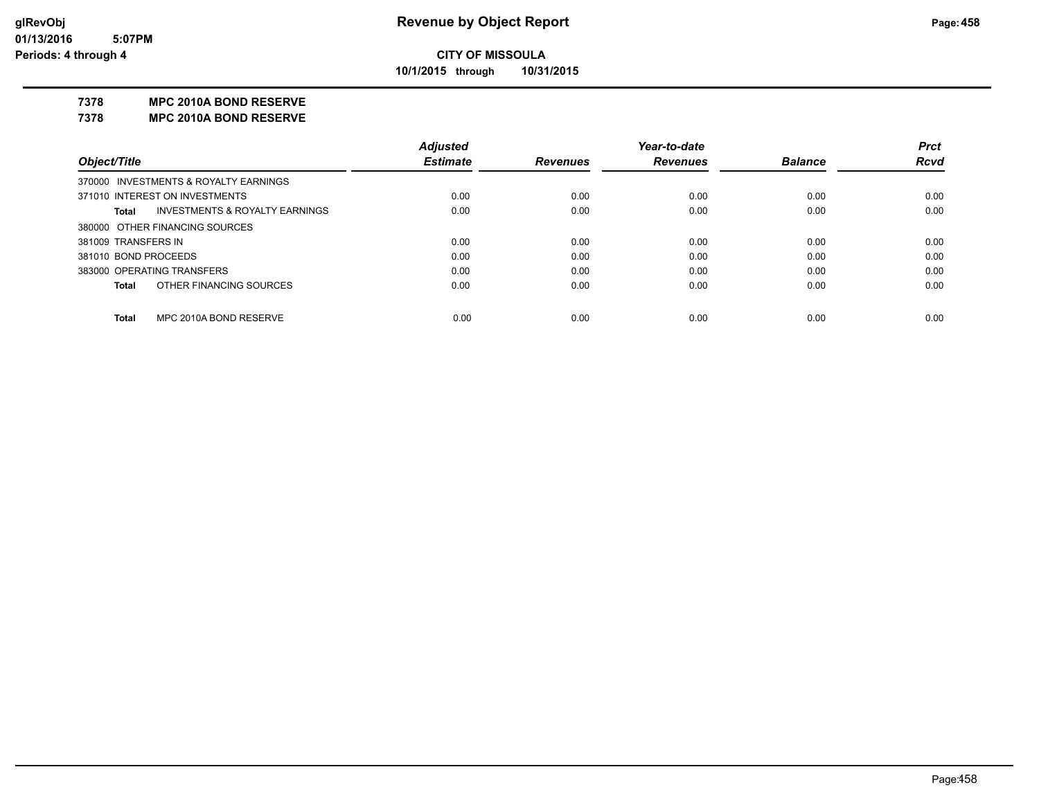**CITY OF MISSOULA**

**10/1/2015 through 10/31/2015**

## 7378 MPC 2010A BOND RESERVE

## 7378 MPC 2010A BOND RESERVE

| Object/Title | Adjusted Estimate | Revenues | Year-to-date Revenues | Balance | Prct Rcvd |
|---|---|---|---|---|---|
| 370000 INVESTMENTS & ROYALTY EARNINGS | | | | | |
| 371010 INTEREST ON INVESTMENTS | 0.00 | 0.00 | 0.00 | 0.00 | 0.00 |
| **Total** INVESTMENTS & ROYALTY EARNINGS | 0.00 | 0.00 | 0.00 | 0.00 | 0.00 |
| 380000 OTHER FINANCING SOURCES | | | | | |
| 381009 TRANSFERS IN | 0.00 | 0.00 | 0.00 | 0.00 | 0.00 |
| 381010 BOND PROCEEDS | 0.00 | 0.00 | 0.00 | 0.00 | 0.00 |
| 383000 OPERATING TRANSFERS | 0.00 | 0.00 | 0.00 | 0.00 | 0.00 |
| **Total** OTHER FINANCING SOURCES | 0.00 | 0.00 | 0.00 | 0.00 | 0.00 |
| **Total** MPC 2010A BOND RESERVE | 0.00 | 0.00 | 0.00 | 0.00 | 0.00 |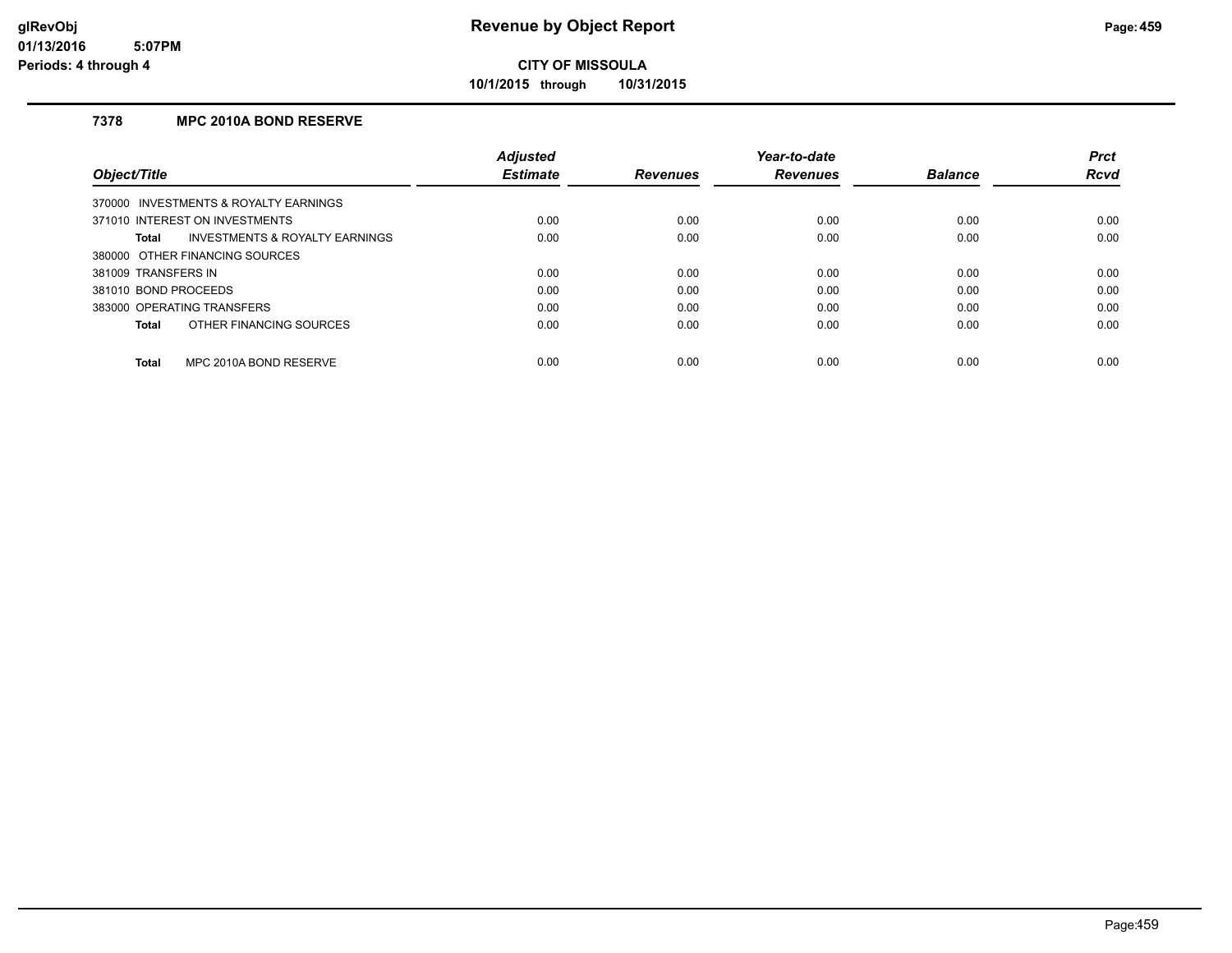# Revenue by Object Report

**CITY OF MISSOULA**

**10/1/2015 through 10/31/2015**

glRevObj
01/13/2016 5:07PM
Periods: 4 through 4

## 7378 MPC 2010A BOND RESERVE

| Object/Title | Adjusted Estimate | Revenues | Year-to-date Revenues | Balance | Prct Rcvd |
|---|---|---|---|---|---|
| 370000 INVESTMENTS & ROYALTY EARNINGS | | | | | |
| 371010 INTEREST ON INVESTMENTS | 0.00 | 0.00 | 0.00 | 0.00 | 0.00 |
| **Total** INVESTMENTS & ROYALTY EARNINGS | 0.00 | 0.00 | 0.00 | 0.00 | 0.00 |
| 380000 OTHER FINANCING SOURCES | | | | | |
| 381009 TRANSFERS IN | 0.00 | 0.00 | 0.00 | 0.00 | 0.00 |
| 381010 BOND PROCEEDS | 0.00 | 0.00 | 0.00 | 0.00 | 0.00 |
| 383000 OPERATING TRANSFERS | 0.00 | 0.00 | 0.00 | 0.00 | 0.00 |
| **Total** OTHER FINANCING SOURCES | 0.00 | 0.00 | 0.00 | 0.00 | 0.00 |
| **Total** MPC 2010A BOND RESERVE | 0.00 | 0.00 | 0.00 | 0.00 | 0.00 |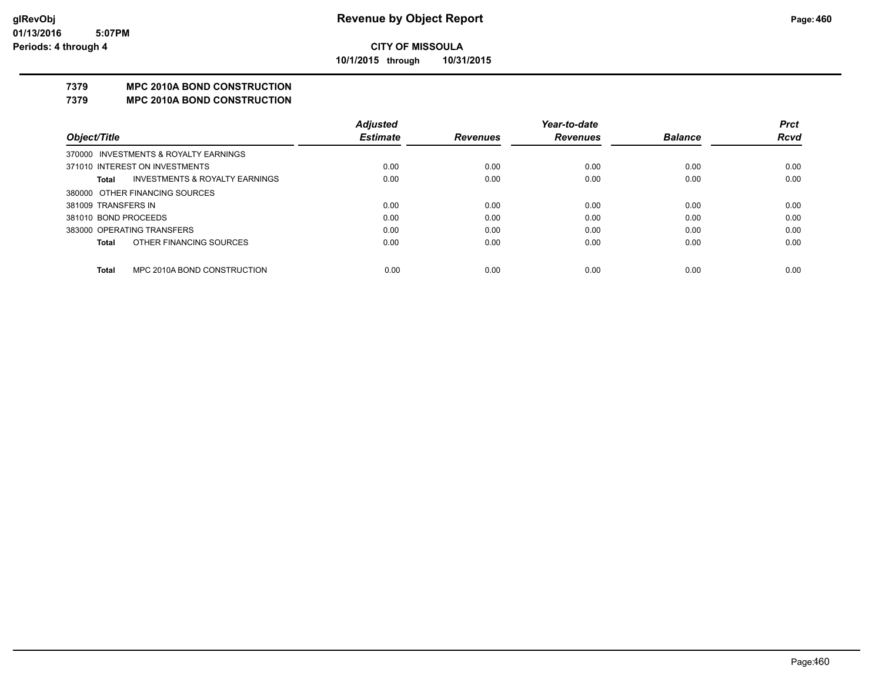# Revenue by Object Report

**CITY OF MISSOULA**

**10/1/2015 through 10/31/2015**

glRevObj
01/13/2016 5:07PM
Periods: 4 through 4

## 7379 MPC 2010A BOND CONSTRUCTION
## 7379 MPC 2010A BOND CONSTRUCTION

| Object/Title | Adjusted Estimate | Revenues | Year-to-date Revenues | Balance | Prct Rcvd |
|---|---|---|---|---|---|
| 370000 INVESTMENTS & ROYALTY EARNINGS | | | | | |
| 371010 INTEREST ON INVESTMENTS | 0.00 | 0.00 | 0.00 | 0.00 | 0.00 |
| **Total** INVESTMENTS & ROYALTY EARNINGS | 0.00 | 0.00 | 0.00 | 0.00 | 0.00 |
| 380000 OTHER FINANCING SOURCES | | | | | |
| 381009 TRANSFERS IN | 0.00 | 0.00 | 0.00 | 0.00 | 0.00 |
| 381010 BOND PROCEEDS | 0.00 | 0.00 | 0.00 | 0.00 | 0.00 |
| 383000 OPERATING TRANSFERS | 0.00 | 0.00 | 0.00 | 0.00 | 0.00 |
| **Total** OTHER FINANCING SOURCES | 0.00 | 0.00 | 0.00 | 0.00 | 0.00 |
| **Total** MPC 2010A BOND CONSTRUCTION | 0.00 | 0.00 | 0.00 | 0.00 | 0.00 |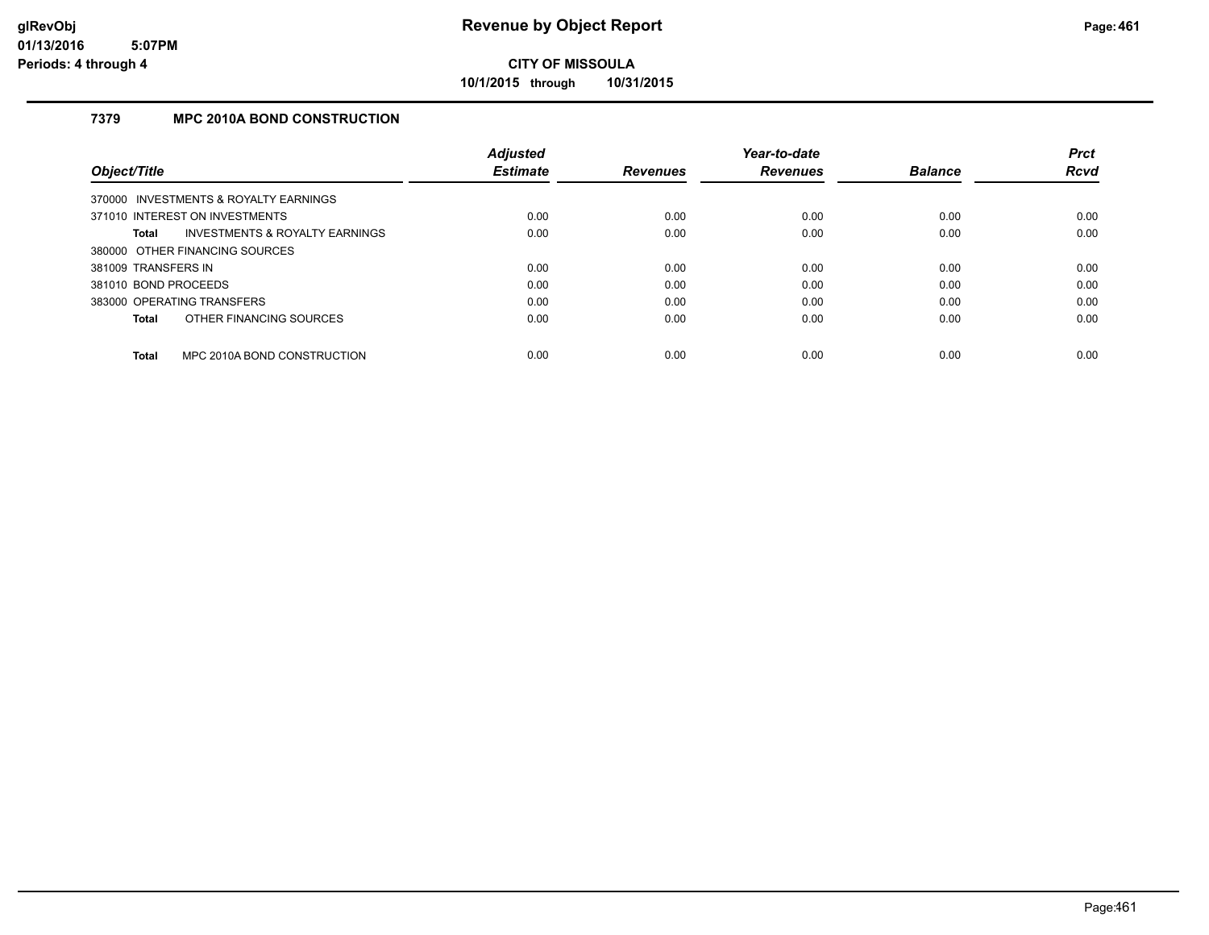# Revenue by Object Report

glRevObj
01/13/2016 5:07PM
Periods: 4 through 4

**CITY OF MISSOULA**

**10/1/2015 through 10/31/2015**

### 7379 MPC 2010A BOND CONSTRUCTION

| Object/Title | Adjusted Estimate | Revenues | Year-to-date Revenues | Balance | Prct Rcvd |
|---|---|---|---|---|---|
| 370000 INVESTMENTS & ROYALTY EARNINGS | | | | | |
| 371010 INTEREST ON INVESTMENTS | 0.00 | 0.00 | 0.00 | 0.00 | 0.00 |
| **Total** INVESTMENTS & ROYALTY EARNINGS | 0.00 | 0.00 | 0.00 | 0.00 | 0.00 |
| 380000 OTHER FINANCING SOURCES | | | | | |
| 381009 TRANSFERS IN | 0.00 | 0.00 | 0.00 | 0.00 | 0.00 |
| 381010 BOND PROCEEDS | 0.00 | 0.00 | 0.00 | 0.00 | 0.00 |
| 383000 OPERATING TRANSFERS | 0.00 | 0.00 | 0.00 | 0.00 | 0.00 |
| **Total** OTHER FINANCING SOURCES | 0.00 | 0.00 | 0.00 | 0.00 | 0.00 |
| **Total** MPC 2010A BOND CONSTRUCTION | 0.00 | 0.00 | 0.00 | 0.00 | 0.00 |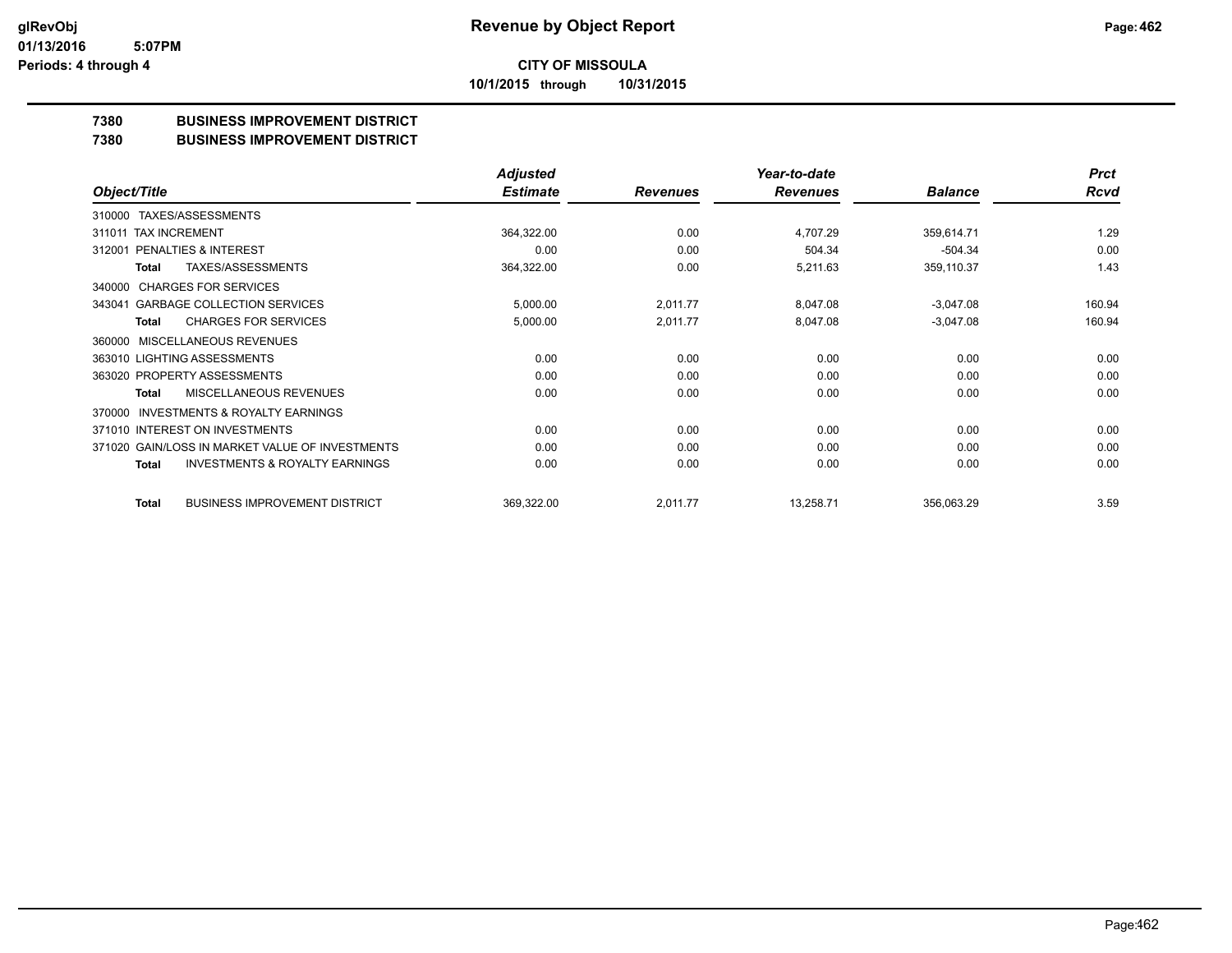**CITY OF MISSOULA**

**10/1/2015 through 10/31/2015**

**7380 BUSINESS IMPROVEMENT DISTRICT**

**7380 BUSINESS IMPROVEMENT DISTRICT**

| Object/Title | Adjusted Estimate | Revenues | Year-to-date Revenues | Balance | Prct Rcvd |
|---|---|---|---|---|---|
| 310000 TAXES/ASSESSMENTS | | | | | |
| 311011 TAX INCREMENT | 364,322.00 | 0.00 | 4,707.29 | 359,614.71 | 1.29 |
| 312001 PENALTIES & INTEREST | 0.00 | 0.00 | 504.34 | -504.34 | 0.00 |
| **Total** TAXES/ASSESSMENTS | 364,322.00 | 0.00 | 5,211.63 | 359,110.37 | 1.43 |
| 340000 CHARGES FOR SERVICES | | | | | |
| 343041 GARBAGE COLLECTION SERVICES | 5,000.00 | 2,011.77 | 8,047.08 | -3,047.08 | 160.94 |
| **Total** CHARGES FOR SERVICES | 5,000.00 | 2,011.77 | 8,047.08 | -3,047.08 | 160.94 |
| 360000 MISCELLANEOUS REVENUES | | | | | |
| 363010 LIGHTING ASSESSMENTS | 0.00 | 0.00 | 0.00 | 0.00 | 0.00 |
| 363020 PROPERTY ASSESSMENTS | 0.00 | 0.00 | 0.00 | 0.00 | 0.00 |
| **Total** MISCELLANEOUS REVENUES | 0.00 | 0.00 | 0.00 | 0.00 | 0.00 |
| 370000 INVESTMENTS & ROYALTY EARNINGS | | | | | |
| 371010 INTEREST ON INVESTMENTS | 0.00 | 0.00 | 0.00 | 0.00 | 0.00 |
| 371020 GAIN/LOSS IN MARKET VALUE OF INVESTMENTS | 0.00 | 0.00 | 0.00 | 0.00 | 0.00 |
| **Total** INVESTMENTS & ROYALTY EARNINGS | 0.00 | 0.00 | 0.00 | 0.00 | 0.00 |
| **Total** BUSINESS IMPROVEMENT DISTRICT | 369,322.00 | 2,011.77 | 13,258.71 | 356,063.29 | 3.59 |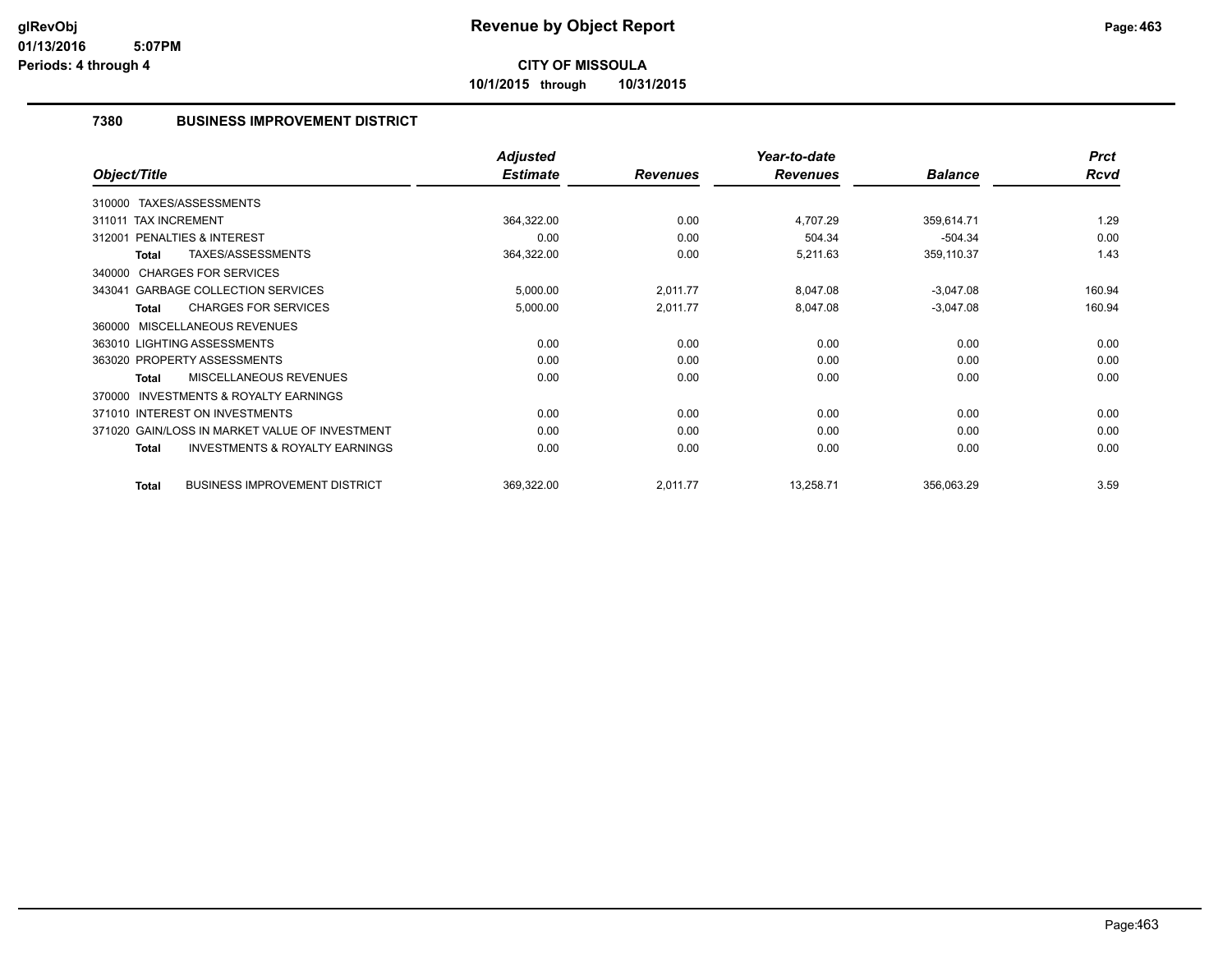# Revenue by Object Report

**CITY OF MISSOULA**

**10/1/2015 through 10/31/2015**

glRevObj
01/13/2016 5:07PM
Periods: 4 through 4

## 7380 BUSINESS IMPROVEMENT DISTRICT

| Object/Title | Adjusted Estimate | Revenues | Year-to-date Revenues | Balance | Prct Rcvd |
|---|---|---|---|---|---|
| 310000 TAXES/ASSESSMENTS | | | | | |
| 311011 TAX INCREMENT | 364,322.00 | 0.00 | 4,707.29 | 359,614.71 | 1.29 |
| 312001 PENALTIES & INTEREST | 0.00 | 0.00 | 504.34 | -504.34 | 0.00 |
| **Total** TAXES/ASSESSMENTS | 364,322.00 | 0.00 | 5,211.63 | 359,110.37 | 1.43 |
| 340000 CHARGES FOR SERVICES | | | | | |
| 343041 GARBAGE COLLECTION SERVICES | 5,000.00 | 2,011.77 | 8,047.08 | -3,047.08 | 160.94 |
| **Total** CHARGES FOR SERVICES | 5,000.00 | 2,011.77 | 8,047.08 | -3,047.08 | 160.94 |
| 360000 MISCELLANEOUS REVENUES | | | | | |
| 363010 LIGHTING ASSESSMENTS | 0.00 | 0.00 | 0.00 | 0.00 | 0.00 |
| 363020 PROPERTY ASSESSMENTS | 0.00 | 0.00 | 0.00 | 0.00 | 0.00 |
| **Total** MISCELLANEOUS REVENUES | 0.00 | 0.00 | 0.00 | 0.00 | 0.00 |
| 370000 INVESTMENTS & ROYALTY EARNINGS | | | | | |
| 371010 INTEREST ON INVESTMENTS | 0.00 | 0.00 | 0.00 | 0.00 | 0.00 |
| 371020 GAIN/LOSS IN MARKET VALUE OF INVESTMENT | 0.00 | 0.00 | 0.00 | 0.00 | 0.00 |
| **Total** INVESTMENTS & ROYALTY EARNINGS | 0.00 | 0.00 | 0.00 | 0.00 | 0.00 |
| **Total** BUSINESS IMPROVEMENT DISTRICT | 369,322.00 | 2,011.77 | 13,258.71 | 356,063.29 | 3.59 |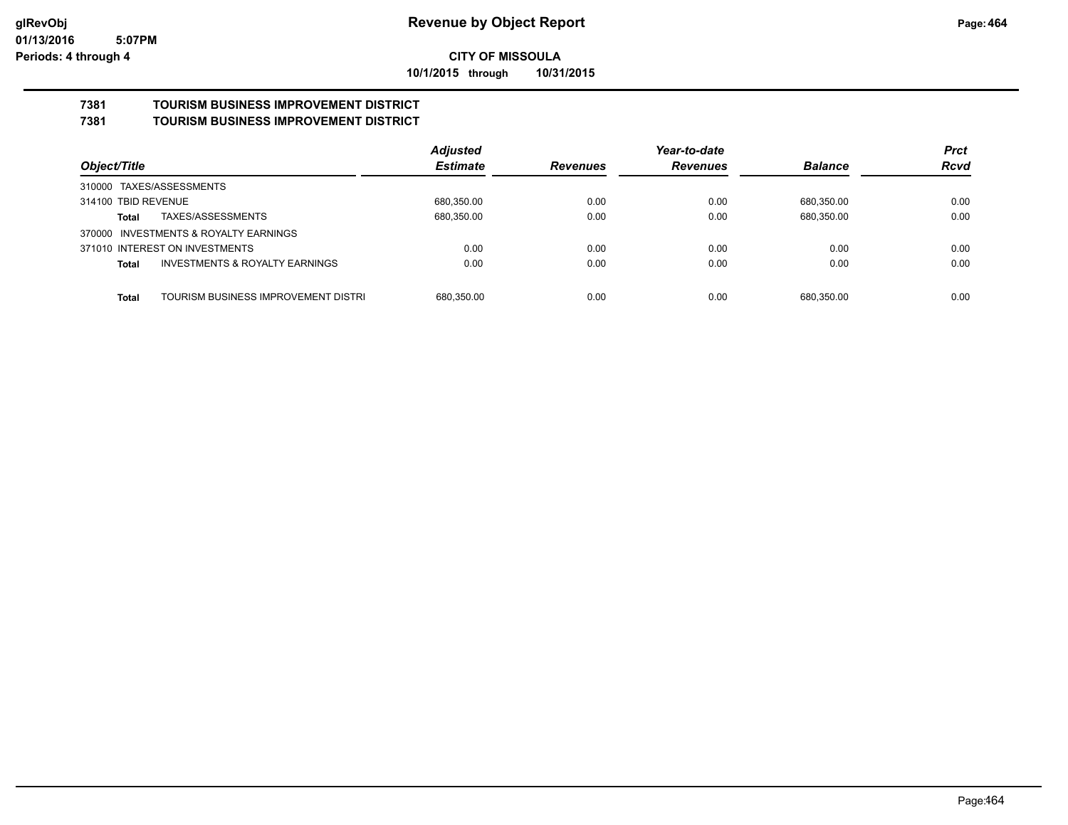**Revenue by Object Report**

**CITY OF MISSOULA**

**10/1/2015 through 10/31/2015**

glRevObj
01/13/2016 5:07PM
Periods: 4 through 4

## 7381 TOURISM BUSINESS IMPROVEMENT DISTRICT
## 7381 TOURISM BUSINESS IMPROVEMENT DISTRICT

| Object/Title | | Adjusted Estimate | Revenues | Year-to-date Revenues | Balance | Prct Rcvd |
|---|---|---|---|---|---|---|
| 310000 TAXES/ASSESSMENTS | | | | | | |
| 314100 TBID REVENUE | | 680,350.00 | 0.00 | 0.00 | 680,350.00 | 0.00 |
| **Total** | TAXES/ASSESSMENTS | 680,350.00 | 0.00 | 0.00 | 680,350.00 | 0.00 |
| 370000 INVESTMENTS & ROYALTY EARNINGS | | | | | | |
| 371010 INTEREST ON INVESTMENTS | | 0.00 | 0.00 | 0.00 | 0.00 | 0.00 |
| **Total** | INVESTMENTS & ROYALTY EARNINGS | 0.00 | 0.00 | 0.00 | 0.00 | 0.00 |
| **Total** | TOURISM BUSINESS IMPROVEMENT DISTRI | 680,350.00 | 0.00 | 0.00 | 680,350.00 | 0.00 |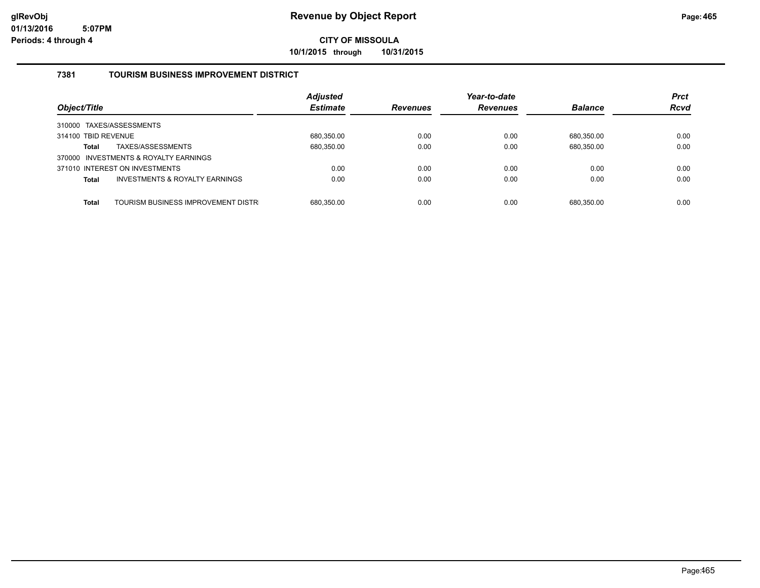# Revenue by Object Report

glRevObj
01/13/2016 5:07PM
Periods: 4 through 4

**CITY OF MISSOULA**

**10/1/2015 through 10/31/2015**

### 7381 TOURISM BUSINESS IMPROVEMENT DISTRICT

| Object/Title | Adjusted Estimate | Revenues | Year-to-date Revenues | Balance | Prct Rcvd |
|---|---|---|---|---|---|
| 310000 TAXES/ASSESSMENTS | | | | | |
| 314100 TBID REVENUE | 680,350.00 | 0.00 | 0.00 | 680,350.00 | 0.00 |
| **Total** TAXES/ASSESSMENTS | 680,350.00 | 0.00 | 0.00 | 680,350.00 | 0.00 |
| 370000 INVESTMENTS & ROYALTY EARNINGS | | | | | |
| 371010 INTEREST ON INVESTMENTS | 0.00 | 0.00 | 0.00 | 0.00 | 0.00 |
| **Total** INVESTMENTS & ROYALTY EARNINGS | 0.00 | 0.00 | 0.00 | 0.00 | 0.00 |
| **Total** TOURISM BUSINESS IMPROVEMENT DISTR | 680,350.00 | 0.00 | 0.00 | 680,350.00 | 0.00 |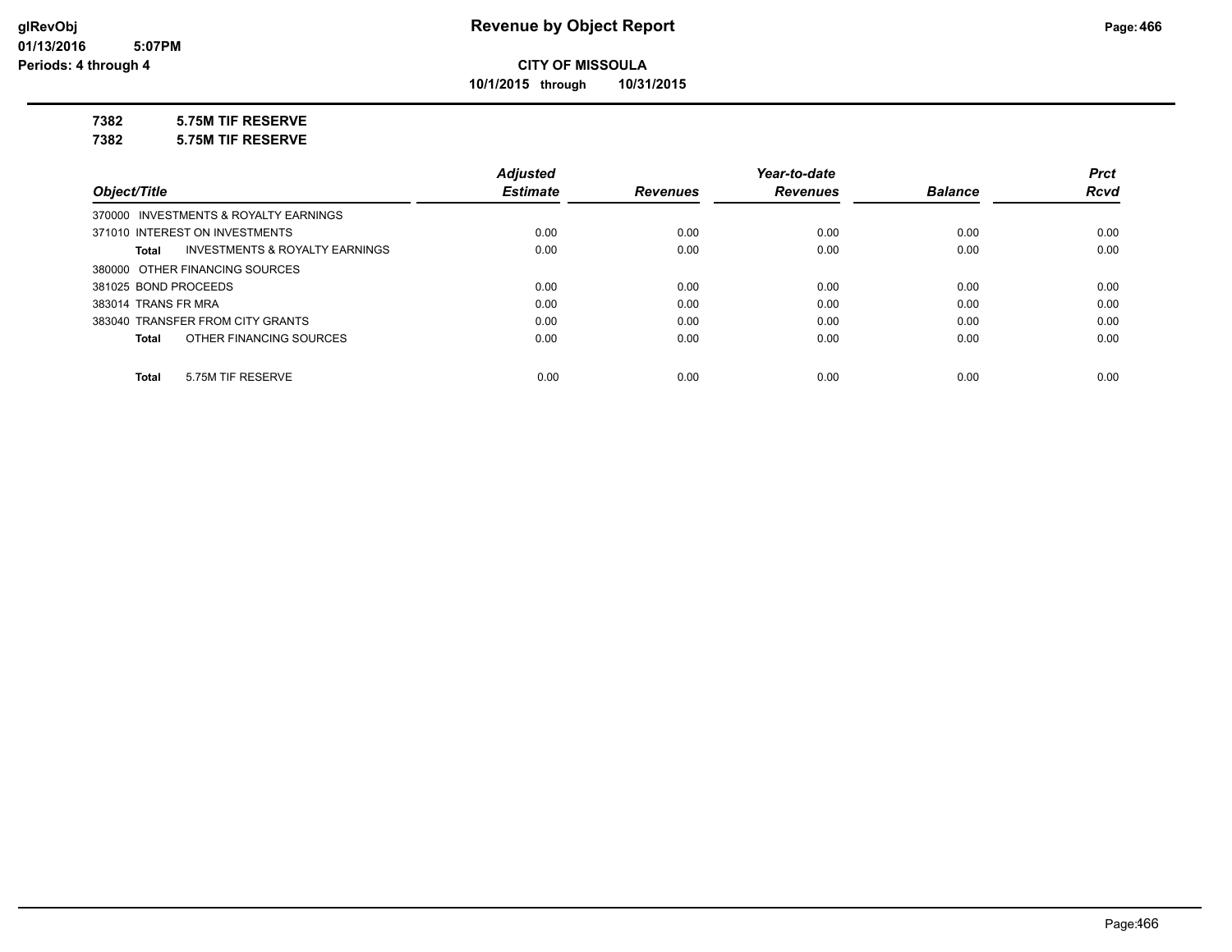# Revenue by Object Report

**CITY OF MISSOULA**

**10/1/2015 through 10/31/2015**

glRevObj
01/13/2016 5:07PM
Periods: 4 through 4

**7382 5.75M TIF RESERVE**

**7382 5.75M TIF RESERVE**

| Object/Title | Adjusted Estimate | Revenues | Year-to-date Revenues | Balance | Prct Rcvd |
|---|---|---|---|---|---|
| 370000 INVESTMENTS & ROYALTY EARNINGS | | | | | |
| 371010 INTEREST ON INVESTMENTS | 0.00 | 0.00 | 0.00 | 0.00 | 0.00 |
| **Total** INVESTMENTS & ROYALTY EARNINGS | 0.00 | 0.00 | 0.00 | 0.00 | 0.00 |
| 380000 OTHER FINANCING SOURCES | | | | | |
| 381025 BOND PROCEEDS | 0.00 | 0.00 | 0.00 | 0.00 | 0.00 |
| 383014 TRANS FR MRA | 0.00 | 0.00 | 0.00 | 0.00 | 0.00 |
| 383040 TRANSFER FROM CITY GRANTS | 0.00 | 0.00 | 0.00 | 0.00 | 0.00 |
| **Total** OTHER FINANCING SOURCES | 0.00 | 0.00 | 0.00 | 0.00 | 0.00 |
| **Total** 5.75M TIF RESERVE | 0.00 | 0.00 | 0.00 | 0.00 | 0.00 |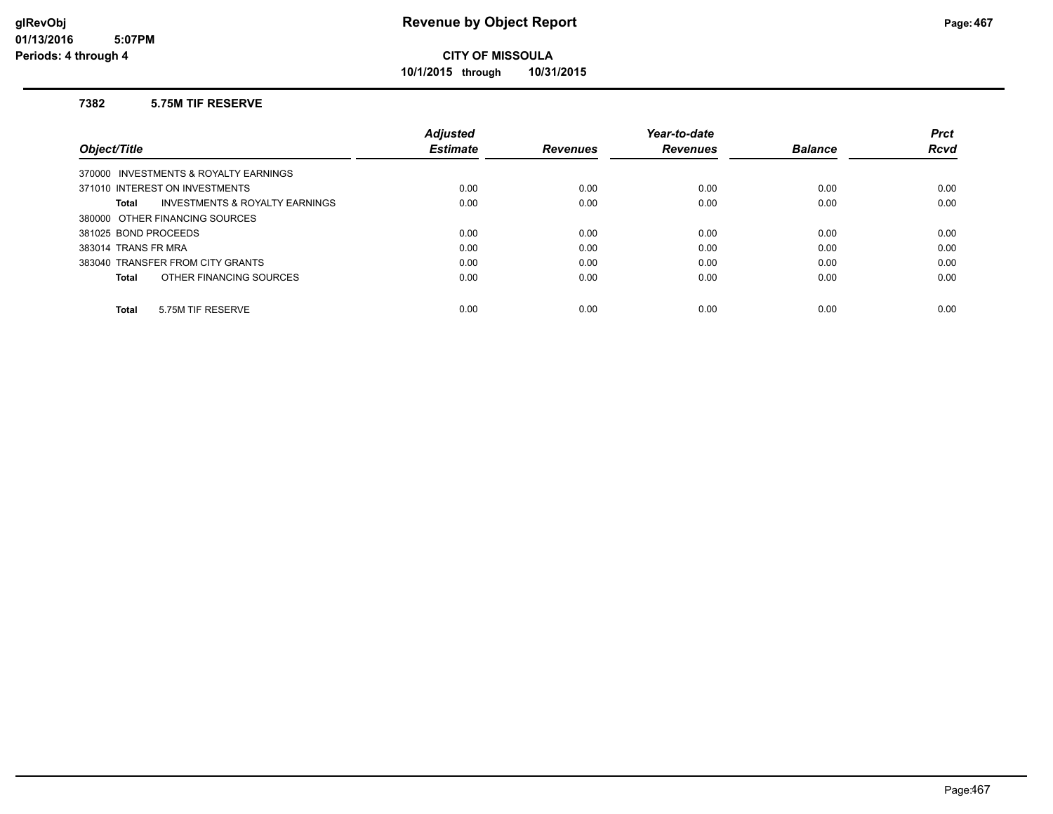# Revenue by Object Report

**CITY OF MISSOULA**

**10/1/2015 through 10/31/2015**

glRevObj
01/13/2016 5:07PM
Periods: 4 through 4

### 7382 5.75M TIF RESERVE

| Object/Title | Adjusted Estimate | Revenues | Year-to-date Revenues | Balance | Prct Rcvd |
|---|---|---|---|---|---|
| 370000 INVESTMENTS & ROYALTY EARNINGS | | | | | |
| 371010 INTEREST ON INVESTMENTS | 0.00 | 0.00 | 0.00 | 0.00 | 0.00 |
| **Total** INVESTMENTS & ROYALTY EARNINGS | 0.00 | 0.00 | 0.00 | 0.00 | 0.00 |
| 380000 OTHER FINANCING SOURCES | | | | | |
| 381025 BOND PROCEEDS | 0.00 | 0.00 | 0.00 | 0.00 | 0.00 |
| 383014 TRANS FR MRA | 0.00 | 0.00 | 0.00 | 0.00 | 0.00 |
| 383040 TRANSFER FROM CITY GRANTS | 0.00 | 0.00 | 0.00 | 0.00 | 0.00 |
| **Total** OTHER FINANCING SOURCES | 0.00 | 0.00 | 0.00 | 0.00 | 0.00 |
| **Total** 5.75M TIF RESERVE | 0.00 | 0.00 | 0.00 | 0.00 | 0.00 |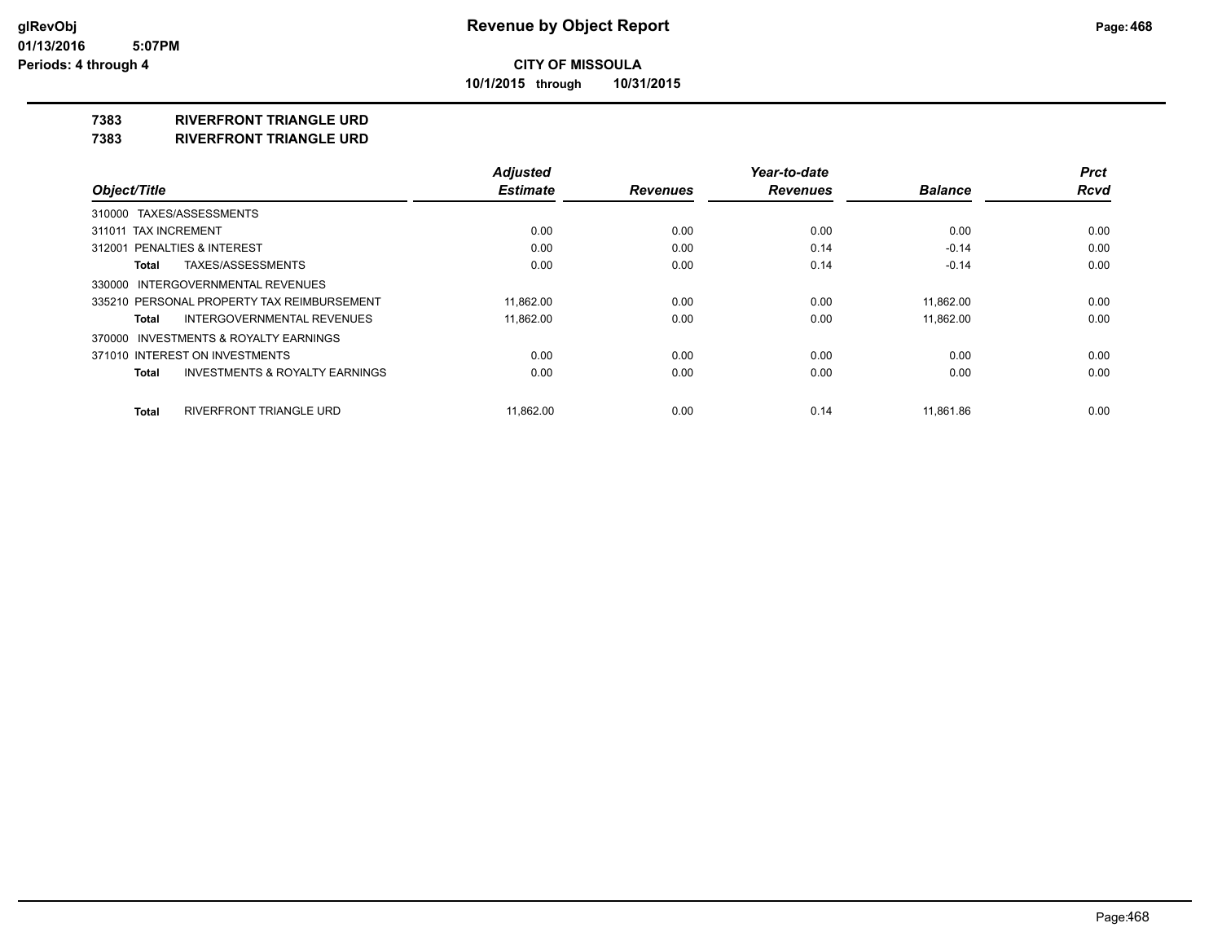**CITY OF MISSOULA**

**10/1/2015 through 10/31/2015**

**glRevObj**
**01/13/2016 5:07PM**
**Periods: 4 through 4**

# Revenue by Object Report

## 7383 RIVERFRONT TRIANGLE URD
## 7383 RIVERFRONT TRIANGLE URD

| Object/Title | Adjusted Estimate | Revenues | Year-to-date Revenues | Balance | Prct Rcvd |
|---|---|---|---|---|---|
| 310000 TAXES/ASSESSMENTS | | | | | |
| 311011 TAX INCREMENT | 0.00 | 0.00 | 0.00 | 0.00 | 0.00 |
| 312001 PENALTIES & INTEREST | 0.00 | 0.00 | 0.14 | -0.14 | 0.00 |
| **Total** TAXES/ASSESSMENTS | 0.00 | 0.00 | 0.14 | -0.14 | 0.00 |
| 330000 INTERGOVERNMENTAL REVENUES | | | | | |
| 335210 PERSONAL PROPERTY TAX REIMBURSEMENT | 11,862.00 | 0.00 | 0.00 | 11,862.00 | 0.00 |
| **Total** INTERGOVERNMENTAL REVENUES | 11,862.00 | 0.00 | 0.00 | 11,862.00 | 0.00 |
| 370000 INVESTMENTS & ROYALTY EARNINGS | | | | | |
| 371010 INTEREST ON INVESTMENTS | 0.00 | 0.00 | 0.00 | 0.00 | 0.00 |
| **Total** INVESTMENTS & ROYALTY EARNINGS | 0.00 | 0.00 | 0.00 | 0.00 | 0.00 |
| **Total** RIVERFRONT TRIANGLE URD | 11,862.00 | 0.00 | 0.14 | 11,861.86 | 0.00 |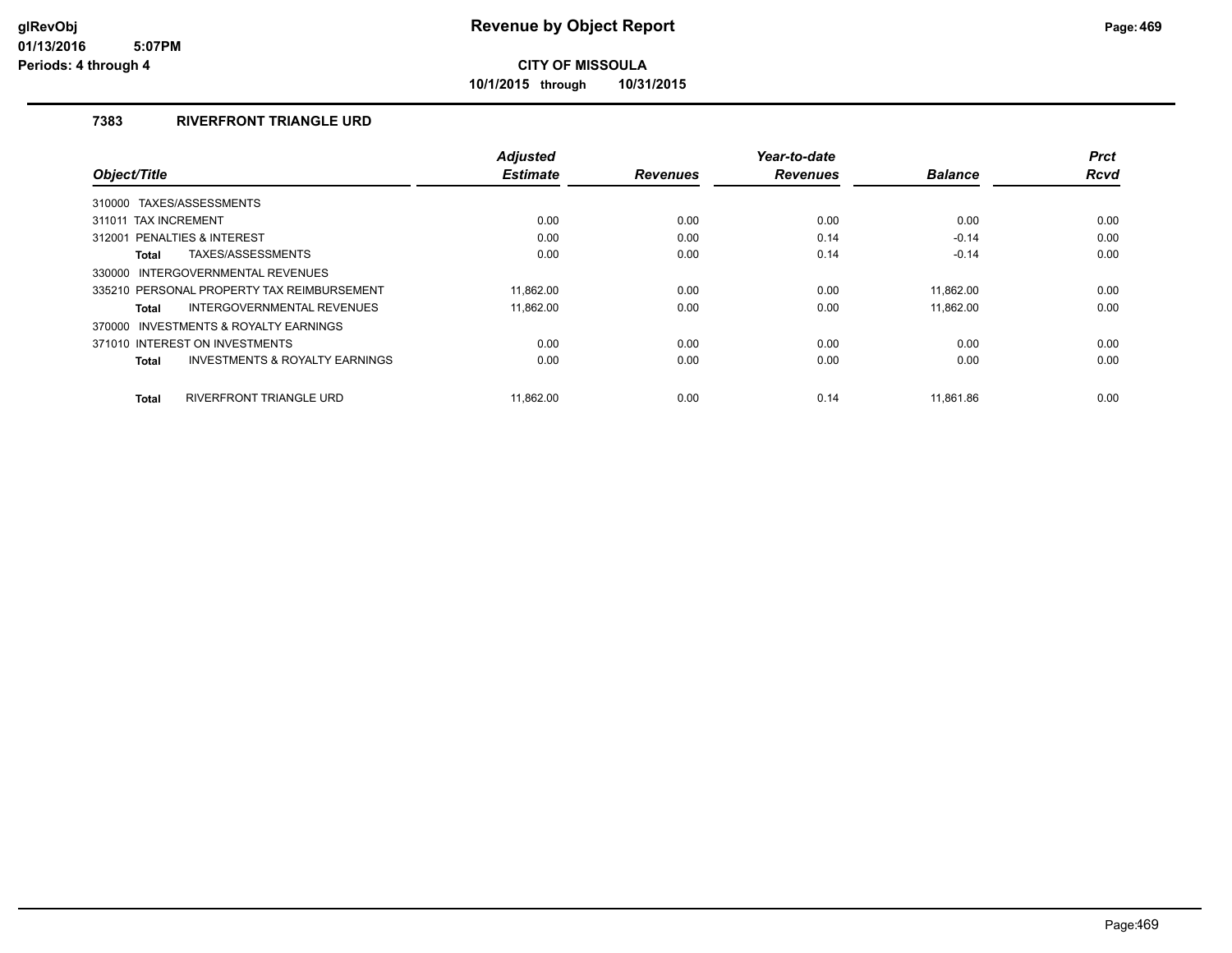# Revenue by Object Report

**CITY OF MISSOULA**

**10/1/2015 through 10/31/2015**

glRevObj
01/13/2016 5:07PM
Periods: 4 through 4

## 7383 RIVERFRONT TRIANGLE URD

| Object/Title | Adjusted Estimate | Revenues | Year-to-date Revenues | Balance | Prct Rcvd |
|---|---|---|---|---|---|
| 310000 TAXES/ASSESSMENTS | | | | | |
| 311011 TAX INCREMENT | 0.00 | 0.00 | 0.00 | 0.00 | 0.00 |
| 312001 PENALTIES & INTEREST | 0.00 | 0.00 | 0.14 | -0.14 | 0.00 |
| **Total** TAXES/ASSESSMENTS | 0.00 | 0.00 | 0.14 | -0.14 | 0.00 |
| 330000 INTERGOVERNMENTAL REVENUES | | | | | |
| 335210 PERSONAL PROPERTY TAX REIMBURSEMENT | 11,862.00 | 0.00 | 0.00 | 11,862.00 | 0.00 |
| **Total** INTERGOVERNMENTAL REVENUES | 11,862.00 | 0.00 | 0.00 | 11,862.00 | 0.00 |
| 370000 INVESTMENTS & ROYALTY EARNINGS | | | | | |
| 371010 INTEREST ON INVESTMENTS | 0.00 | 0.00 | 0.00 | 0.00 | 0.00 |
| **Total** INVESTMENTS & ROYALTY EARNINGS | 0.00 | 0.00 | 0.00 | 0.00 | 0.00 |
| **Total** RIVERFRONT TRIANGLE URD | 11,862.00 | 0.00 | 0.14 | 11,861.86 | 0.00 |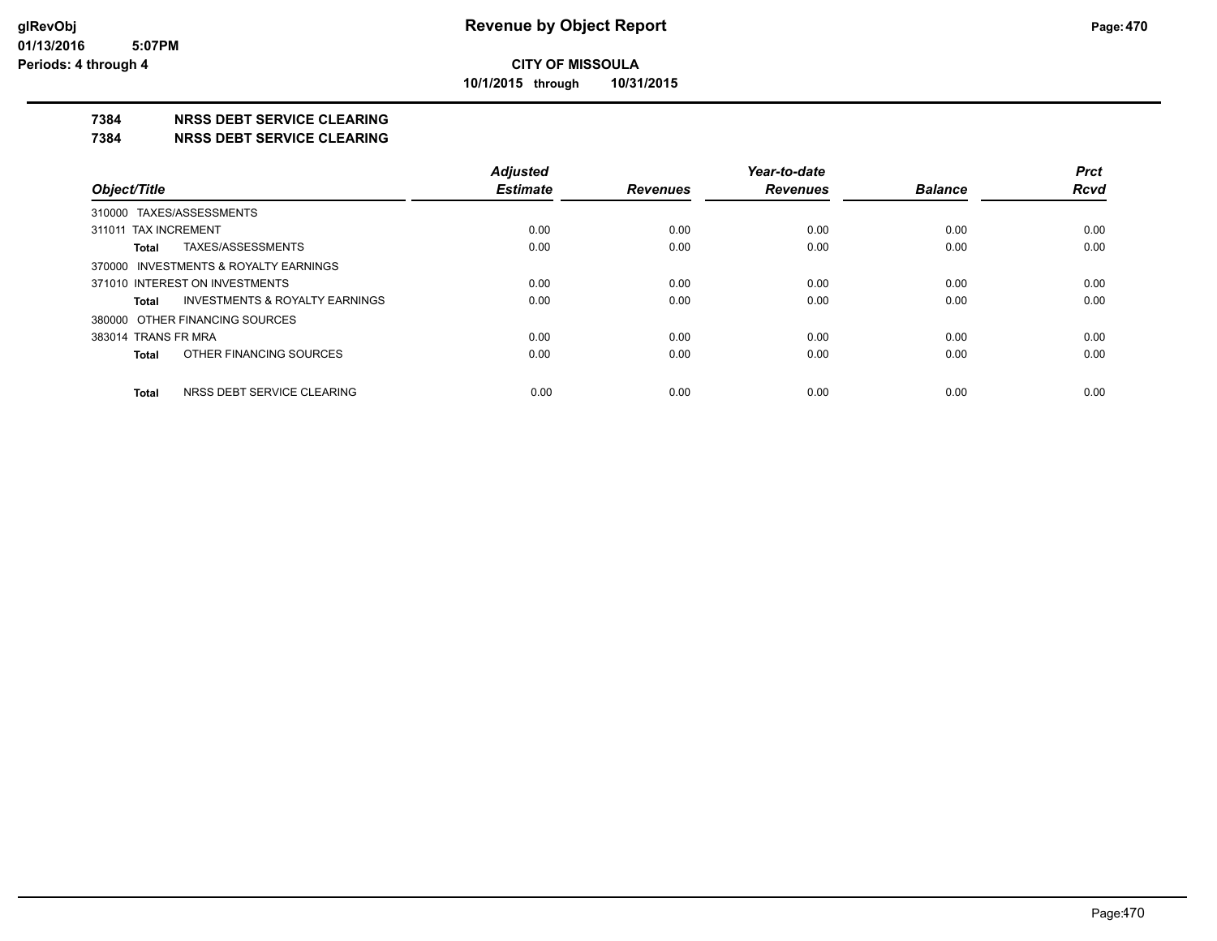**Revenue by Object Report**

**CITY OF MISSOULA**

**10/1/2015 through 10/31/2015**

glRevObj
01/13/2016 5:07PM
Periods: 4 through 4

**7384 NRSS DEBT SERVICE CLEARING**

**7384 NRSS DEBT SERVICE CLEARING**

| Object/Title | Adjusted Estimate | Revenues | Year-to-date Revenues | Balance | Prct Rcvd |
|---|---|---|---|---|---|
| 310000 TAXES/ASSESSMENTS | | | | | |
| 311011 TAX INCREMENT | 0.00 | 0.00 | 0.00 | 0.00 | 0.00 |
| **Total** TAXES/ASSESSMENTS | 0.00 | 0.00 | 0.00 | 0.00 | 0.00 |
| 370000 INVESTMENTS & ROYALTY EARNINGS | | | | | |
| 371010 INTEREST ON INVESTMENTS | 0.00 | 0.00 | 0.00 | 0.00 | 0.00 |
| **Total** INVESTMENTS & ROYALTY EARNINGS | 0.00 | 0.00 | 0.00 | 0.00 | 0.00 |
| 380000 OTHER FINANCING SOURCES | | | | | |
| 383014 TRANS FR MRA | 0.00 | 0.00 | 0.00 | 0.00 | 0.00 |
| **Total** OTHER FINANCING SOURCES | 0.00 | 0.00 | 0.00 | 0.00 | 0.00 |
| **Total** NRSS DEBT SERVICE CLEARING | 0.00 | 0.00 | 0.00 | 0.00 | 0.00 |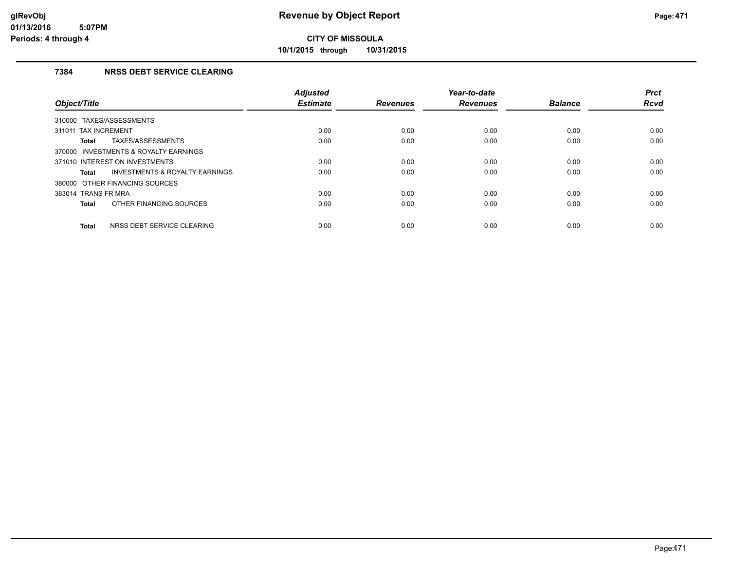**Revenue by Object Report**

**CITY OF MISSOULA**

**10/1/2015 through 10/31/2015**

glRevObj
01/13/2016 5:07PM
Periods: 4 through 4

## 7384 NRSS DEBT SERVICE CLEARING

| Object/Title | Adjusted Estimate | Revenues | Year-to-date Revenues | Balance | Prct Rcvd |
|---|---|---|---|---|---|
| 310000 TAXES/ASSESSMENTS | | | | | |
| 311011 TAX INCREMENT | 0.00 | 0.00 | 0.00 | 0.00 | 0.00 |
| **Total** TAXES/ASSESSMENTS | 0.00 | 0.00 | 0.00 | 0.00 | 0.00 |
| 370000 INVESTMENTS & ROYALTY EARNINGS | | | | | |
| 371010 INTEREST ON INVESTMENTS | 0.00 | 0.00 | 0.00 | 0.00 | 0.00 |
| **Total** INVESTMENTS & ROYALTY EARNINGS | 0.00 | 0.00 | 0.00 | 0.00 | 0.00 |
| 380000 OTHER FINANCING SOURCES | | | | | |
| 383014 TRANS FR MRA | 0.00 | 0.00 | 0.00 | 0.00 | 0.00 |
| **Total** OTHER FINANCING SOURCES | 0.00 | 0.00 | 0.00 | 0.00 | 0.00 |
| **Total** NRSS DEBT SERVICE CLEARING | 0.00 | 0.00 | 0.00 | 0.00 | 0.00 |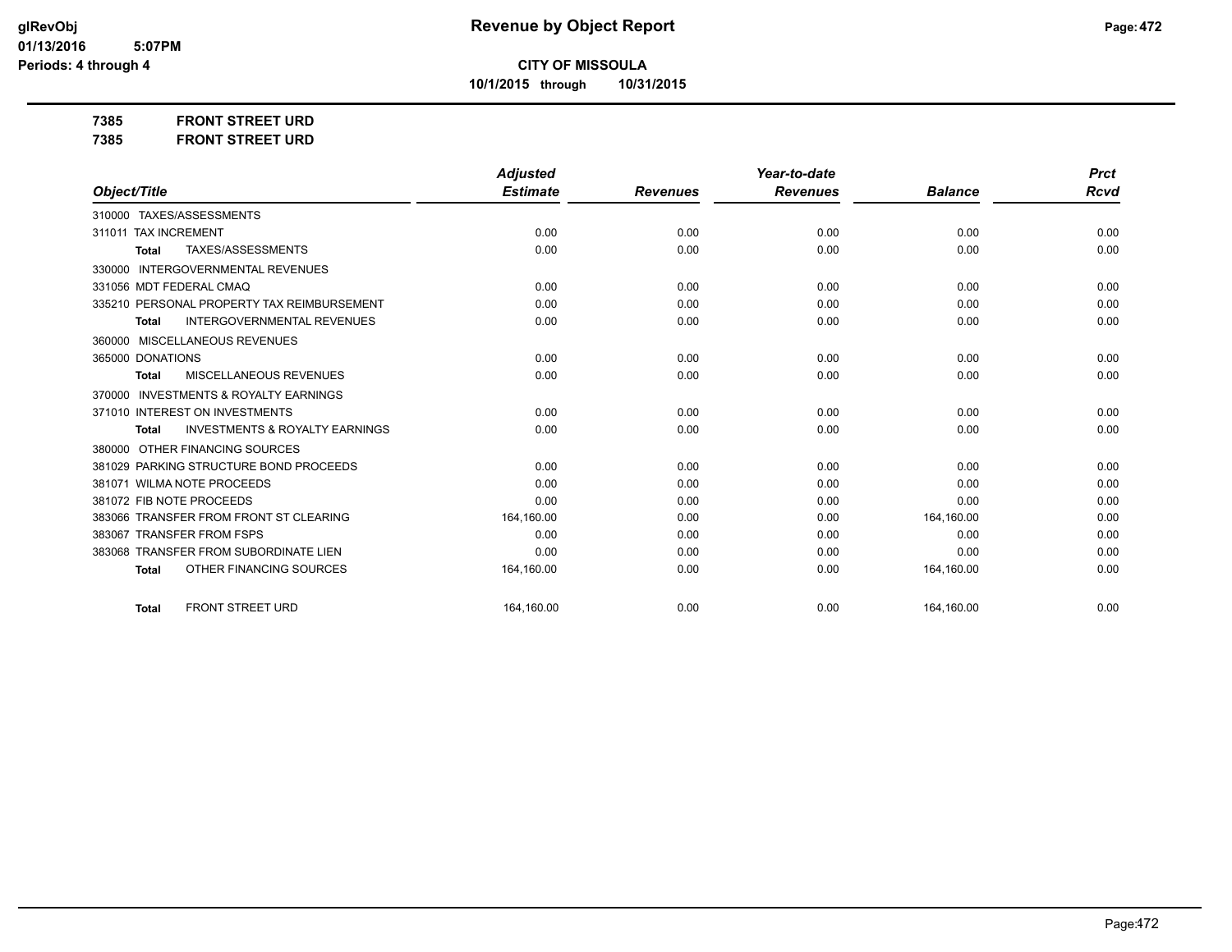# Revenue by Object Report

glRevObj
01/13/2016 5:07PM
Periods: 4 through 4

**CITY OF MISSOULA**

**10/1/2015 through 10/31/2015**

**7385 FRONT STREET URD**

**7385 FRONT STREET URD**

| Object/Title | Adjusted Estimate | Revenues | Year-to-date Revenues | Balance | Prct Rcvd |
|---|---|---|---|---|---|
| 310000 TAXES/ASSESSMENTS | | | | | |
| 311011 TAX INCREMENT | 0.00 | 0.00 | 0.00 | 0.00 | 0.00 |
| **Total** TAXES/ASSESSMENTS | 0.00 | 0.00 | 0.00 | 0.00 | 0.00 |
| 330000 INTERGOVERNMENTAL REVENUES | | | | | |
| 331056 MDT FEDERAL CMAQ | 0.00 | 0.00 | 0.00 | 0.00 | 0.00 |
| 335210 PERSONAL PROPERTY TAX REIMBURSEMENT | 0.00 | 0.00 | 0.00 | 0.00 | 0.00 |
| **Total** INTERGOVERNMENTAL REVENUES | 0.00 | 0.00 | 0.00 | 0.00 | 0.00 |
| 360000 MISCELLANEOUS REVENUES | | | | | |
| 365000 DONATIONS | 0.00 | 0.00 | 0.00 | 0.00 | 0.00 |
| **Total** MISCELLANEOUS REVENUES | 0.00 | 0.00 | 0.00 | 0.00 | 0.00 |
| 370000 INVESTMENTS & ROYALTY EARNINGS | | | | | |
| 371010 INTEREST ON INVESTMENTS | 0.00 | 0.00 | 0.00 | 0.00 | 0.00 |
| **Total** INVESTMENTS & ROYALTY EARNINGS | 0.00 | 0.00 | 0.00 | 0.00 | 0.00 |
| 380000 OTHER FINANCING SOURCES | | | | | |
| 381029 PARKING STRUCTURE BOND PROCEEDS | 0.00 | 0.00 | 0.00 | 0.00 | 0.00 |
| 381071 WILMA NOTE PROCEEDS | 0.00 | 0.00 | 0.00 | 0.00 | 0.00 |
| 381072 FIB NOTE PROCEEDS | 0.00 | 0.00 | 0.00 | 0.00 | 0.00 |
| 383066 TRANSFER FROM FRONT ST CLEARING | 164,160.00 | 0.00 | 0.00 | 164,160.00 | 0.00 |
| 383067 TRANSFER FROM FSPS | 0.00 | 0.00 | 0.00 | 0.00 | 0.00 |
| 383068 TRANSFER FROM SUBORDINATE LIEN | 0.00 | 0.00 | 0.00 | 0.00 | 0.00 |
| **Total** OTHER FINANCING SOURCES | 164,160.00 | 0.00 | 0.00 | 164,160.00 | 0.00 |
| **Total** FRONT STREET URD | 164,160.00 | 0.00 | 0.00 | 164,160.00 | 0.00 |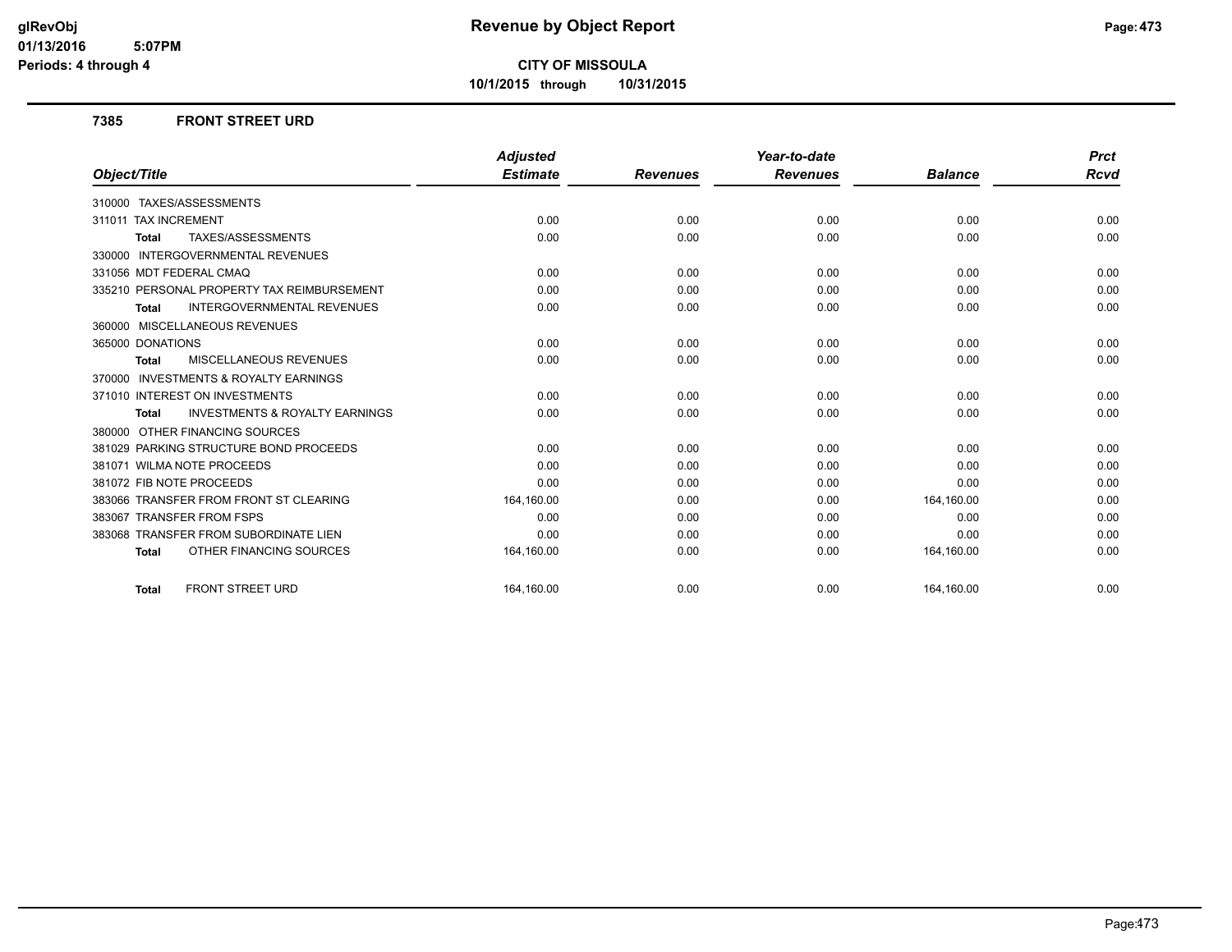**CITY OF MISSOULA**

**10/1/2015 through 10/31/2015**

## 7385 FRONT STREET URD

| Object/Title | Adjusted Estimate | Revenues | Year-to-date Revenues | Balance | Prct Rcvd |
|---|---|---|---|---|---|
| 310000 TAXES/ASSESSMENTS | | | | | |
| 311011 TAX INCREMENT | 0.00 | 0.00 | 0.00 | 0.00 | 0.00 |
| **Total** TAXES/ASSESSMENTS | 0.00 | 0.00 | 0.00 | 0.00 | 0.00 |
| 330000 INTERGOVERNMENTAL REVENUES | | | | | |
| 331056 MDT FEDERAL CMAQ | 0.00 | 0.00 | 0.00 | 0.00 | 0.00 |
| 335210 PERSONAL PROPERTY TAX REIMBURSEMENT | 0.00 | 0.00 | 0.00 | 0.00 | 0.00 |
| **Total** INTERGOVERNMENTAL REVENUES | 0.00 | 0.00 | 0.00 | 0.00 | 0.00 |
| 360000 MISCELLANEOUS REVENUES | | | | | |
| 365000 DONATIONS | 0.00 | 0.00 | 0.00 | 0.00 | 0.00 |
| **Total** MISCELLANEOUS REVENUES | 0.00 | 0.00 | 0.00 | 0.00 | 0.00 |
| 370000 INVESTMENTS & ROYALTY EARNINGS | | | | | |
| 371010 INTEREST ON INVESTMENTS | 0.00 | 0.00 | 0.00 | 0.00 | 0.00 |
| **Total** INVESTMENTS & ROYALTY EARNINGS | 0.00 | 0.00 | 0.00 | 0.00 | 0.00 |
| 380000 OTHER FINANCING SOURCES | | | | | |
| 381029 PARKING STRUCTURE BOND PROCEEDS | 0.00 | 0.00 | 0.00 | 0.00 | 0.00 |
| 381071 WILMA NOTE PROCEEDS | 0.00 | 0.00 | 0.00 | 0.00 | 0.00 |
| 381072 FIB NOTE PROCEEDS | 0.00 | 0.00 | 0.00 | 0.00 | 0.00 |
| 383066 TRANSFER FROM FRONT ST CLEARING | 164,160.00 | 0.00 | 0.00 | 164,160.00 | 0.00 |
| 383067 TRANSFER FROM FSPS | 0.00 | 0.00 | 0.00 | 0.00 | 0.00 |
| 383068 TRANSFER FROM SUBORDINATE LIEN | 0.00 | 0.00 | 0.00 | 0.00 | 0.00 |
| **Total** OTHER FINANCING SOURCES | 164,160.00 | 0.00 | 0.00 | 164,160.00 | 0.00 |
| **Total** FRONT STREET URD | 164,160.00 | 0.00 | 0.00 | 164,160.00 | 0.00 |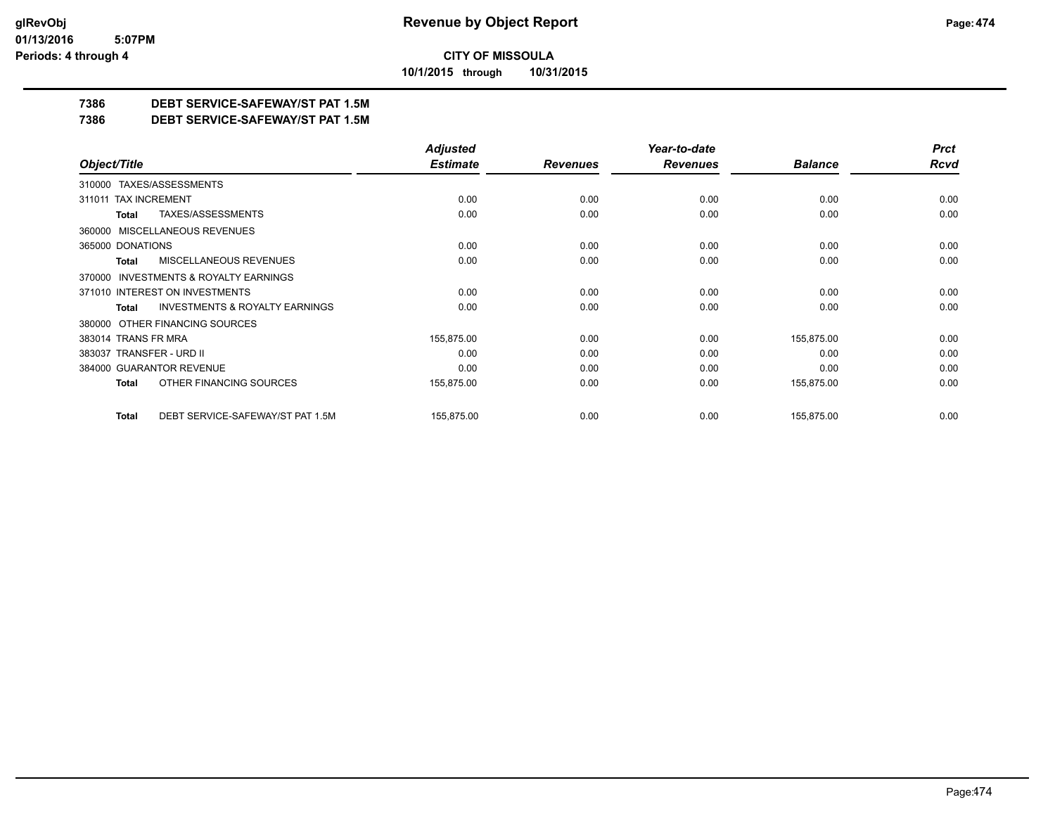**CITY OF MISSOULA**

**10/1/2015 through 10/31/2015**

**glRevObj**
**01/13/2016 5:07PM**
**Periods: 4 through 4**

# Revenue by Object Report

## 7386 DEBT SERVICE-SAFEWAY/ST PAT 1.5M
## 7386 DEBT SERVICE-SAFEWAY/ST PAT 1.5M

| Object/Title | Adjusted Estimate | Revenues | Year-to-date Revenues | Balance | Prct Rcvd |
|---|---|---|---|---|---|
| 310000 TAXES/ASSESSMENTS | | | | | |
| 311011 TAX INCREMENT | 0.00 | 0.00 | 0.00 | 0.00 | 0.00 |
| **Total** TAXES/ASSESSMENTS | 0.00 | 0.00 | 0.00 | 0.00 | 0.00 |
| 360000 MISCELLANEOUS REVENUES | | | | | |
| 365000 DONATIONS | 0.00 | 0.00 | 0.00 | 0.00 | 0.00 |
| **Total** MISCELLANEOUS REVENUES | 0.00 | 0.00 | 0.00 | 0.00 | 0.00 |
| 370000 INVESTMENTS & ROYALTY EARNINGS | | | | | |
| 371010 INTEREST ON INVESTMENTS | 0.00 | 0.00 | 0.00 | 0.00 | 0.00 |
| **Total** INVESTMENTS & ROYALTY EARNINGS | 0.00 | 0.00 | 0.00 | 0.00 | 0.00 |
| 380000 OTHER FINANCING SOURCES | | | | | |
| 383014 TRANS FR MRA | 155,875.00 | 0.00 | 0.00 | 155,875.00 | 0.00 |
| 383037 TRANSFER - URD II | 0.00 | 0.00 | 0.00 | 0.00 | 0.00 |
| 384000 GUARANTOR REVENUE | 0.00 | 0.00 | 0.00 | 0.00 | 0.00 |
| **Total** OTHER FINANCING SOURCES | 155,875.00 | 0.00 | 0.00 | 155,875.00 | 0.00 |
| **Total** DEBT SERVICE-SAFEWAY/ST PAT 1.5M | 155,875.00 | 0.00 | 0.00 | 155,875.00 | 0.00 |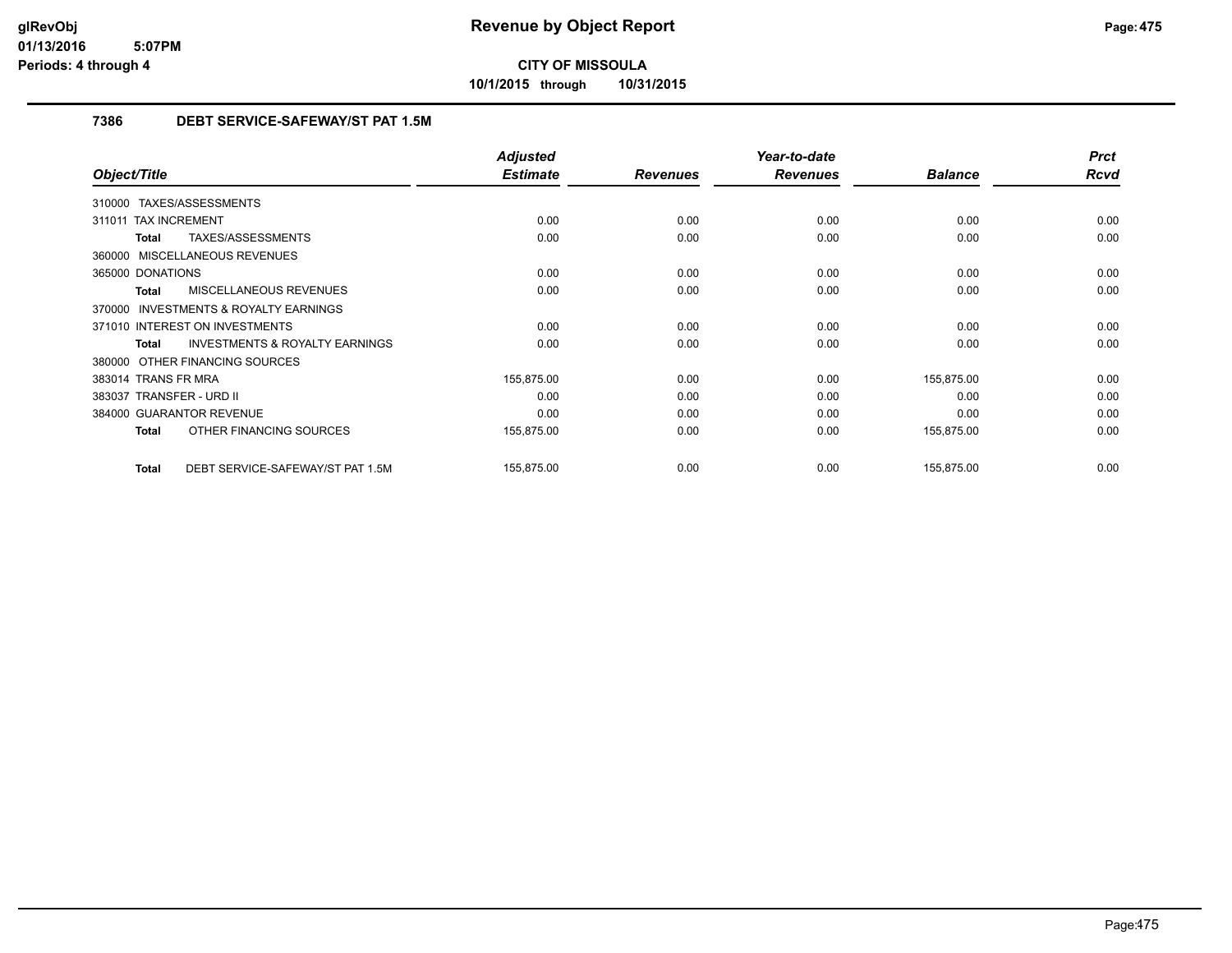# Revenue by Object Report

**CITY OF MISSOULA**

**10/1/2015 through 10/31/2015**

### 7386 DEBT SERVICE-SAFEWAY/ST PAT 1.5M

| Object/Title | Adjusted Estimate | Revenues | Year-to-date Revenues | Balance | Prct Rcvd |
|---|---|---|---|---|---|
| 310000 TAXES/ASSESSMENTS | | | | | |
| 311011 TAX INCREMENT | 0.00 | 0.00 | 0.00 | 0.00 | 0.00 |
| **Total** TAXES/ASSESSMENTS | 0.00 | 0.00 | 0.00 | 0.00 | 0.00 |
| 360000 MISCELLANEOUS REVENUES | | | | | |
| 365000 DONATIONS | 0.00 | 0.00 | 0.00 | 0.00 | 0.00 |
| **Total** MISCELLANEOUS REVENUES | 0.00 | 0.00 | 0.00 | 0.00 | 0.00 |
| 370000 INVESTMENTS & ROYALTY EARNINGS | | | | | |
| 371010 INTEREST ON INVESTMENTS | 0.00 | 0.00 | 0.00 | 0.00 | 0.00 |
| **Total** INVESTMENTS & ROYALTY EARNINGS | 0.00 | 0.00 | 0.00 | 0.00 | 0.00 |
| 380000 OTHER FINANCING SOURCES | | | | | |
| 383014 TRANS FR MRA | 155,875.00 | 0.00 | 0.00 | 155,875.00 | 0.00 |
| 383037 TRANSFER - URD II | 0.00 | 0.00 | 0.00 | 0.00 | 0.00 |
| 384000 GUARANTOR REVENUE | 0.00 | 0.00 | 0.00 | 0.00 | 0.00 |
| **Total** OTHER FINANCING SOURCES | 155,875.00 | 0.00 | 0.00 | 155,875.00 | 0.00 |
| **Total** DEBT SERVICE-SAFEWAY/ST PAT 1.5M | 155,875.00 | 0.00 | 0.00 | 155,875.00 | 0.00 |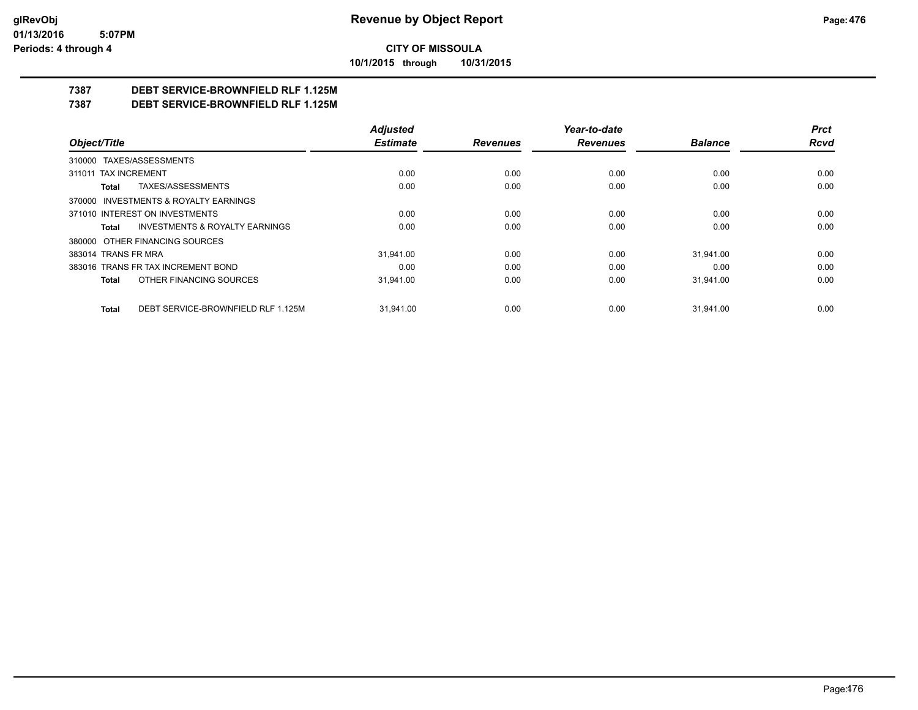**CITY OF MISSOULA**

**10/1/2015 through 10/31/2015**

## 7387 DEBT SERVICE-BROWNFIELD RLF 1.125M
## 7387 DEBT SERVICE-BROWNFIELD RLF 1.125M

| Object/Title | Adjusted Estimate | Revenues | Year-to-date Revenues | Balance | Prct Rcvd |
|---|---|---|---|---|---|
| 310000 TAXES/ASSESSMENTS | | | | | |
| 311011 TAX INCREMENT | 0.00 | 0.00 | 0.00 | 0.00 | 0.00 |
| **Total** TAXES/ASSESSMENTS | 0.00 | 0.00 | 0.00 | 0.00 | 0.00 |
| 370000 INVESTMENTS & ROYALTY EARNINGS | | | | | |
| 371010 INTEREST ON INVESTMENTS | 0.00 | 0.00 | 0.00 | 0.00 | 0.00 |
| **Total** INVESTMENTS & ROYALTY EARNINGS | 0.00 | 0.00 | 0.00 | 0.00 | 0.00 |
| 380000 OTHER FINANCING SOURCES | | | | | |
| 383014 TRANS FR MRA | 31,941.00 | 0.00 | 0.00 | 31,941.00 | 0.00 |
| 383016 TRANS FR TAX INCREMENT BOND | 0.00 | 0.00 | 0.00 | 0.00 | 0.00 |
| **Total** OTHER FINANCING SOURCES | 31,941.00 | 0.00 | 0.00 | 31,941.00 | 0.00 |
| **Total** DEBT SERVICE-BROWNFIELD RLF 1.125M | 31,941.00 | 0.00 | 0.00 | 31,941.00 | 0.00 |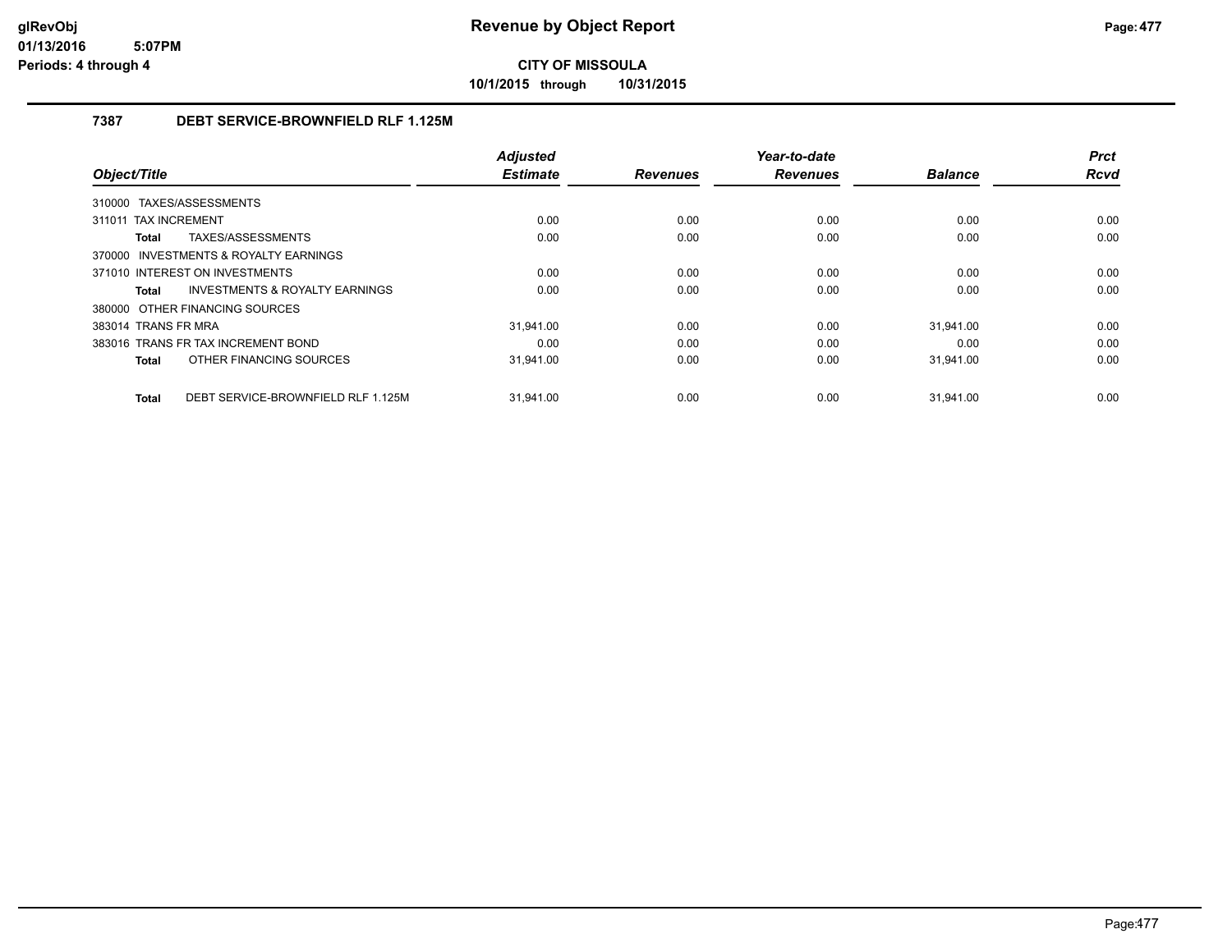# Revenue by Object Report

**CITY OF MISSOULA**

**10/1/2015 through 10/31/2015**

glRevObj
01/13/2016 5:07PM
Periods: 4 through 4

### 7387 DEBT SERVICE-BROWNFIELD RLF 1.125M

| Object/Title | Adjusted Estimate | Revenues | Year-to-date Revenues | Balance | Prct Rcvd |
|---|---|---|---|---|---|
| 310000 TAXES/ASSESSMENTS | | | | | |
| 311011 TAX INCREMENT | 0.00 | 0.00 | 0.00 | 0.00 | 0.00 |
| **Total** TAXES/ASSESSMENTS | 0.00 | 0.00 | 0.00 | 0.00 | 0.00 |
| 370000 INVESTMENTS & ROYALTY EARNINGS | | | | | |
| 371010 INTEREST ON INVESTMENTS | 0.00 | 0.00 | 0.00 | 0.00 | 0.00 |
| **Total** INVESTMENTS & ROYALTY EARNINGS | 0.00 | 0.00 | 0.00 | 0.00 | 0.00 |
| 380000 OTHER FINANCING SOURCES | | | | | |
| 383014 TRANS FR MRA | 31,941.00 | 0.00 | 0.00 | 31,941.00 | 0.00 |
| 383016 TRANS FR TAX INCREMENT BOND | 0.00 | 0.00 | 0.00 | 0.00 | 0.00 |
| **Total** OTHER FINANCING SOURCES | 31,941.00 | 0.00 | 0.00 | 31,941.00 | 0.00 |
| **Total** DEBT SERVICE-BROWNFIELD RLF 1.125M | 31,941.00 | 0.00 | 0.00 | 31,941.00 | 0.00 |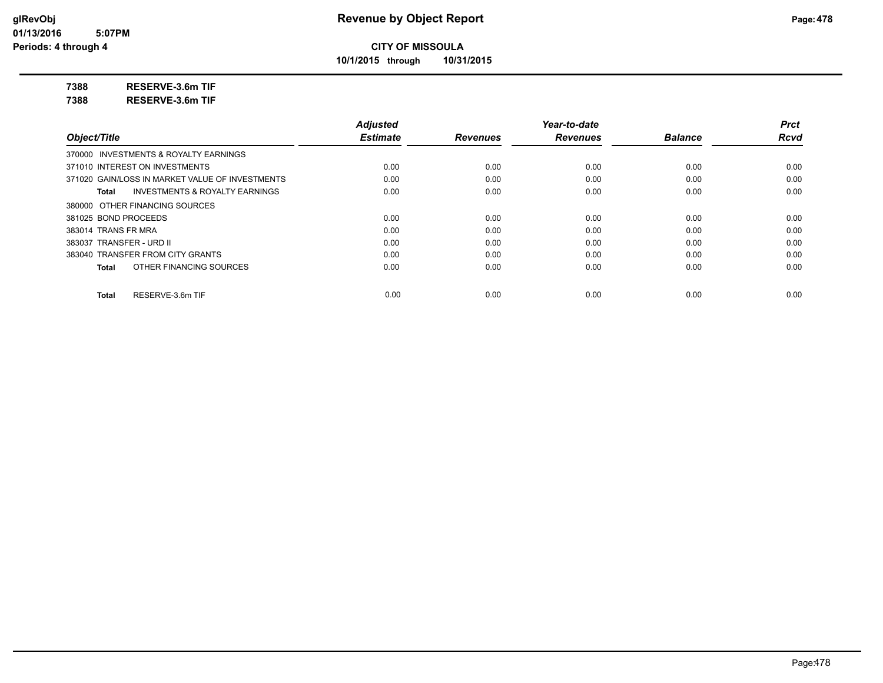**CITY OF MISSOULA**

**10/1/2015 through 10/31/2015**

**7388 RESERVE-3.6m TIF**

**7388 RESERVE-3.6m TIF**

| Object/Title | Adjusted Estimate | Revenues | Year-to-date Revenues | Balance | Prct Rcvd |
|---|---|---|---|---|---|
| 370000 INVESTMENTS & ROYALTY EARNINGS | | | | | |
| 371010 INTEREST ON INVESTMENTS | 0.00 | 0.00 | 0.00 | 0.00 | 0.00 |
| 371020 GAIN/LOSS IN MARKET VALUE OF INVESTMENTS | 0.00 | 0.00 | 0.00 | 0.00 | 0.00 |
| **Total** INVESTMENTS & ROYALTY EARNINGS | 0.00 | 0.00 | 0.00 | 0.00 | 0.00 |
| 380000 OTHER FINANCING SOURCES | | | | | |
| 381025 BOND PROCEEDS | 0.00 | 0.00 | 0.00 | 0.00 | 0.00 |
| 383014 TRANS FR MRA | 0.00 | 0.00 | 0.00 | 0.00 | 0.00 |
| 383037 TRANSFER - URD II | 0.00 | 0.00 | 0.00 | 0.00 | 0.00 |
| 383040 TRANSFER FROM CITY GRANTS | 0.00 | 0.00 | 0.00 | 0.00 | 0.00 |
| **Total** OTHER FINANCING SOURCES | 0.00 | 0.00 | 0.00 | 0.00 | 0.00 |
| **Total** RESERVE-3.6m TIF | 0.00 | 0.00 | 0.00 | 0.00 | 0.00 |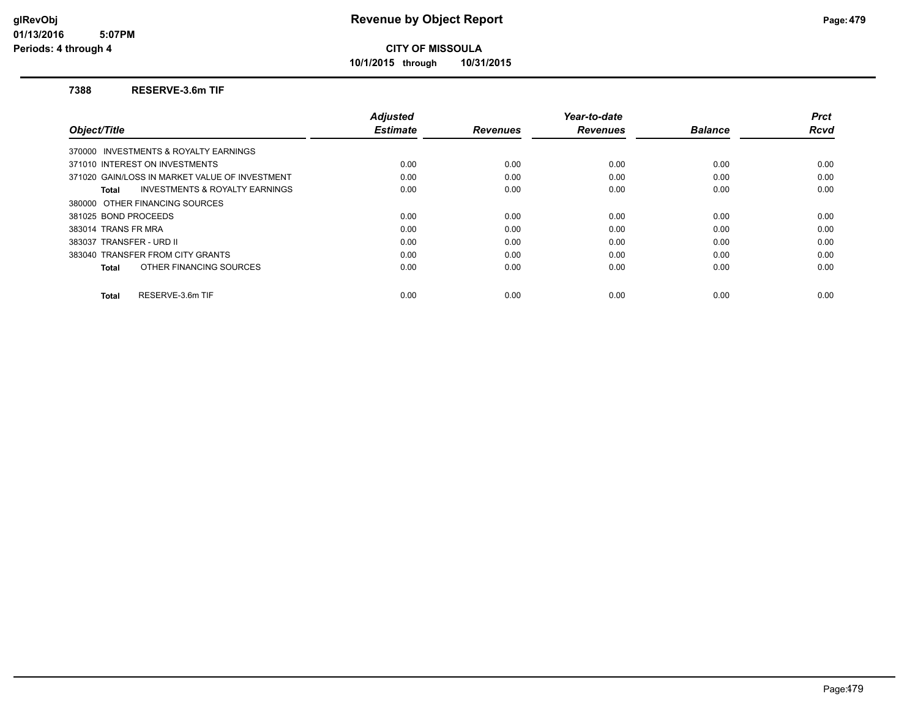# Revenue by Object Report

**CITY OF MISSOULA**

**10/1/2015 through 10/31/2015**

glRevObj
01/13/2016 5:07PM
Periods: 4 through 4

## 7388 RESERVE-3.6m TIF

| Object/Title | Adjusted Estimate | Revenues | Year-to-date Revenues | Balance | Prct Rcvd |
|---|---|---|---|---|---|
| 370000 INVESTMENTS & ROYALTY EARNINGS | | | | | |
| 371010 INTEREST ON INVESTMENTS | 0.00 | 0.00 | 0.00 | 0.00 | 0.00 |
| 371020 GAIN/LOSS IN MARKET VALUE OF INVESTMENT | 0.00 | 0.00 | 0.00 | 0.00 | 0.00 |
| **Total** INVESTMENTS & ROYALTY EARNINGS | 0.00 | 0.00 | 0.00 | 0.00 | 0.00 |
| 380000 OTHER FINANCING SOURCES | | | | | |
| 381025 BOND PROCEEDS | 0.00 | 0.00 | 0.00 | 0.00 | 0.00 |
| 383014 TRANS FR MRA | 0.00 | 0.00 | 0.00 | 0.00 | 0.00 |
| 383037 TRANSFER - URD II | 0.00 | 0.00 | 0.00 | 0.00 | 0.00 |
| 383040 TRANSFER FROM CITY GRANTS | 0.00 | 0.00 | 0.00 | 0.00 | 0.00 |
| **Total** OTHER FINANCING SOURCES | 0.00 | 0.00 | 0.00 | 0.00 | 0.00 |
| **Total** RESERVE-3.6m TIF | 0.00 | 0.00 | 0.00 | 0.00 | 0.00 |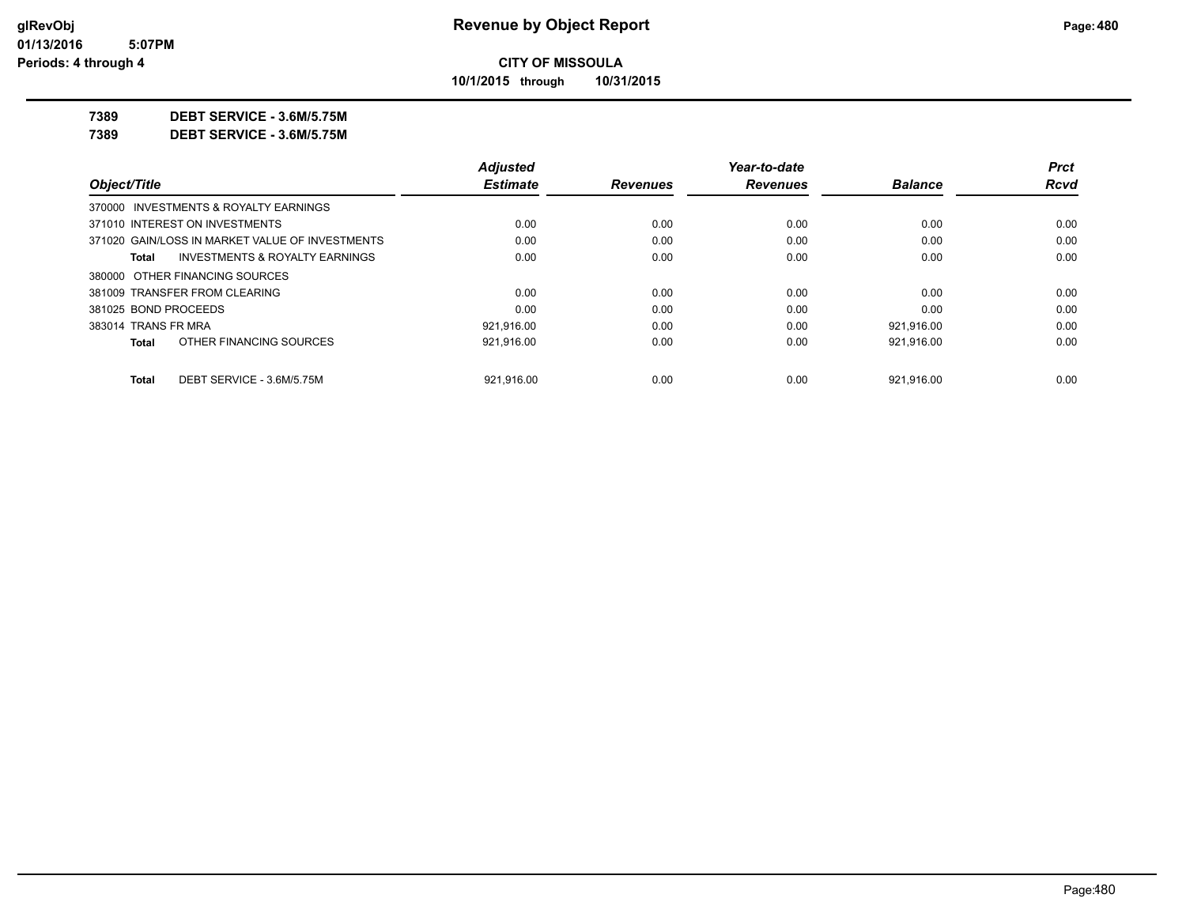**CITY OF MISSOULA**

**10/1/2015 through 10/31/2015**

**7389 DEBT SERVICE - 3.6M/5.75M**

**7389 DEBT SERVICE - 3.6M/5.75M**

| Object/Title | Adjusted Estimate | Revenues | Year-to-date Revenues | Balance | Prct Rcvd |
|---|---|---|---|---|---|
| 370000 INVESTMENTS & ROYALTY EARNINGS | | | | | |
| 371010 INTEREST ON INVESTMENTS | 0.00 | 0.00 | 0.00 | 0.00 | 0.00 |
| 371020 GAIN/LOSS IN MARKET VALUE OF INVESTMENTS | 0.00 | 0.00 | 0.00 | 0.00 | 0.00 |
| **Total** INVESTMENTS & ROYALTY EARNINGS | 0.00 | 0.00 | 0.00 | 0.00 | 0.00 |
| 380000 OTHER FINANCING SOURCES | | | | | |
| 381009 TRANSFER FROM CLEARING | 0.00 | 0.00 | 0.00 | 0.00 | 0.00 |
| 381025 BOND PROCEEDS | 0.00 | 0.00 | 0.00 | 0.00 | 0.00 |
| 383014 TRANS FR MRA | 921,916.00 | 0.00 | 0.00 | 921,916.00 | 0.00 |
| **Total** OTHER FINANCING SOURCES | 921,916.00 | 0.00 | 0.00 | 921,916.00 | 0.00 |
| **Total** DEBT SERVICE - 3.6M/5.75M | 921,916.00 | 0.00 | 0.00 | 921,916.00 | 0.00 |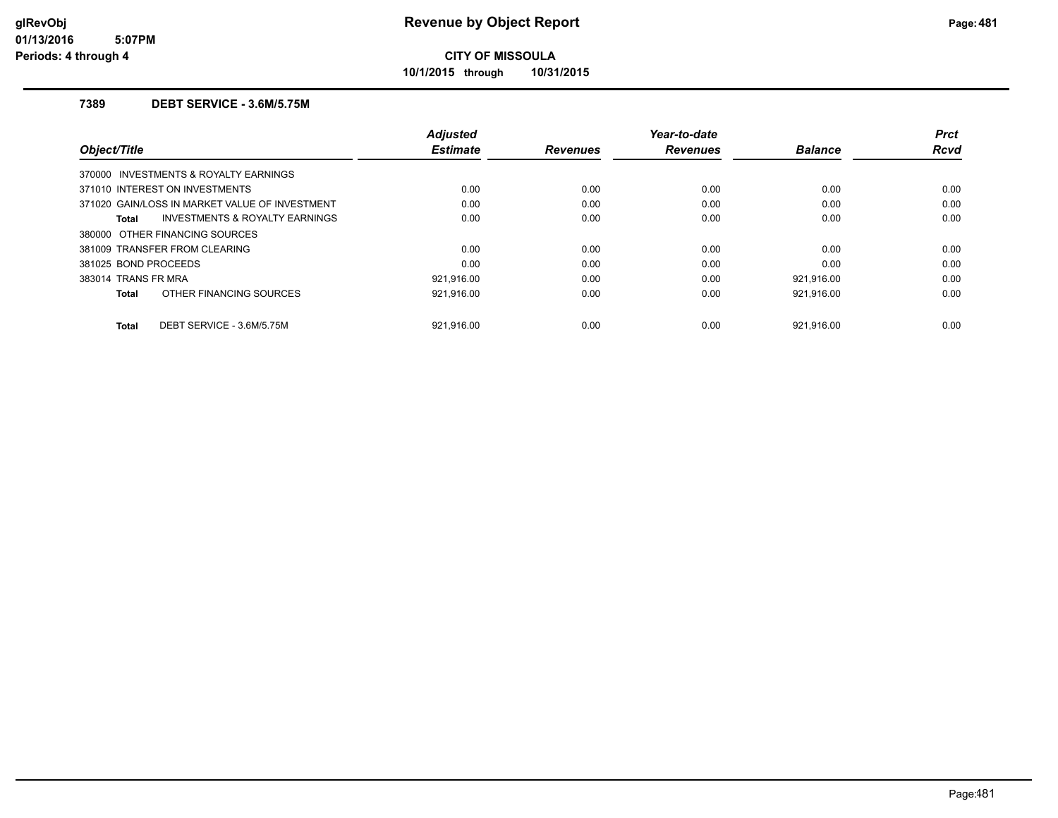glRevObj
01/13/2016 5:07PM
Periods: 4 through 4

# Revenue by Object Report

**CITY OF MISSOULA**

**10/1/2015 through 10/31/2015**

### 7389 DEBT SERVICE - 3.6M/5.75M

| Object/Title | Adjusted Estimate | Revenues | Year-to-date Revenues | Balance | Prct Rcvd |
|---|---|---|---|---|---|
| 370000 INVESTMENTS & ROYALTY EARNINGS | | | | | |
| 371010 INTEREST ON INVESTMENTS | 0.00 | 0.00 | 0.00 | 0.00 | 0.00 |
| 371020 GAIN/LOSS IN MARKET VALUE OF INVESTMENT | 0.00 | 0.00 | 0.00 | 0.00 | 0.00 |
| **Total** INVESTMENTS & ROYALTY EARNINGS | 0.00 | 0.00 | 0.00 | 0.00 | 0.00 |
| 380000 OTHER FINANCING SOURCES | | | | | |
| 381009 TRANSFER FROM CLEARING | 0.00 | 0.00 | 0.00 | 0.00 | 0.00 |
| 381025 BOND PROCEEDS | 0.00 | 0.00 | 0.00 | 0.00 | 0.00 |
| 383014 TRANS FR MRA | 921,916.00 | 0.00 | 0.00 | 921,916.00 | 0.00 |
| **Total** OTHER FINANCING SOURCES | 921,916.00 | 0.00 | 0.00 | 921,916.00 | 0.00 |
| **Total** DEBT SERVICE - 3.6M/5.75M | 921,916.00 | 0.00 | 0.00 | 921,916.00 | 0.00 |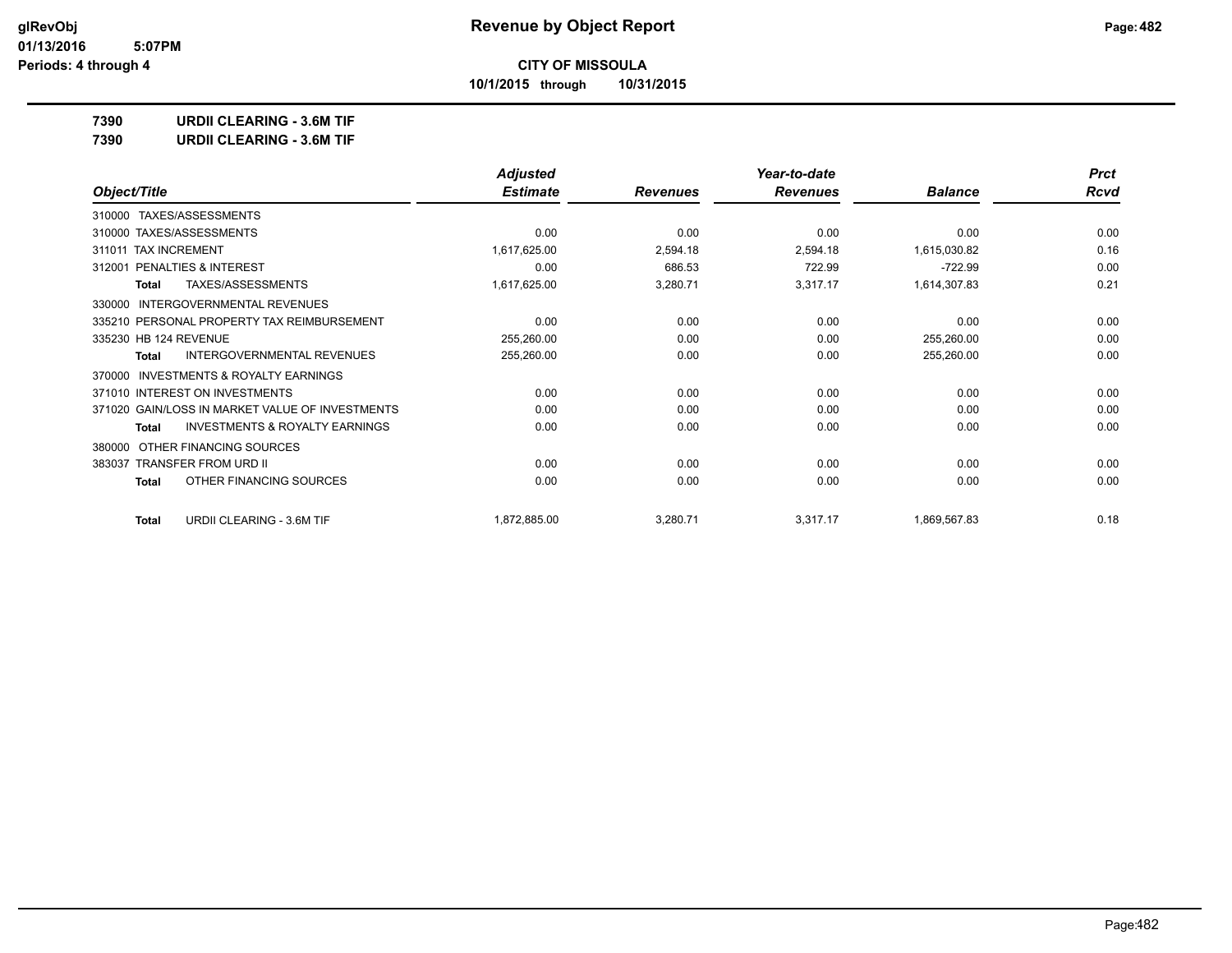# Revenue by Object Report

**CITY OF MISSOULA**

**10/1/2015 through 10/31/2015**

glRevObj
01/13/2016 5:07PM
Periods: 4 through 4

**7390 URDII CLEARING - 3.6M TIF**

**7390 URDII CLEARING - 3.6M TIF**

| Object/Title | Adjusted Estimate | Revenues | Year-to-date Revenues | Balance | Prct Rcvd |
|---|---|---|---|---|---|
| 310000 TAXES/ASSESSMENTS | | | | | |
| 310000 TAXES/ASSESSMENTS | 0.00 | 0.00 | 0.00 | 0.00 | 0.00 |
| 311011 TAX INCREMENT | 1,617,625.00 | 2,594.18 | 2,594.18 | 1,615,030.82 | 0.16 |
| 312001 PENALTIES & INTEREST | 0.00 | 686.53 | 722.99 | -722.99 | 0.00 |
| **Total** TAXES/ASSESSMENTS | 1,617,625.00 | 3,280.71 | 3,317.17 | 1,614,307.83 | 0.21 |
| 330000 INTERGOVERNMENTAL REVENUES | | | | | |
| 335210 PERSONAL PROPERTY TAX REIMBURSEMENT | 0.00 | 0.00 | 0.00 | 0.00 | 0.00 |
| 335230 HB 124 REVENUE | 255,260.00 | 0.00 | 0.00 | 255,260.00 | 0.00 |
| **Total** INTERGOVERNMENTAL REVENUES | 255,260.00 | 0.00 | 0.00 | 255,260.00 | 0.00 |
| 370000 INVESTMENTS & ROYALTY EARNINGS | | | | | |
| 371010 INTEREST ON INVESTMENTS | 0.00 | 0.00 | 0.00 | 0.00 | 0.00 |
| 371020 GAIN/LOSS IN MARKET VALUE OF INVESTMENTS | 0.00 | 0.00 | 0.00 | 0.00 | 0.00 |
| **Total** INVESTMENTS & ROYALTY EARNINGS | 0.00 | 0.00 | 0.00 | 0.00 | 0.00 |
| 380000 OTHER FINANCING SOURCES | | | | | |
| 383037 TRANSFER FROM URD II | 0.00 | 0.00 | 0.00 | 0.00 | 0.00 |
| **Total** OTHER FINANCING SOURCES | 0.00 | 0.00 | 0.00 | 0.00 | 0.00 |
| **Total** URDII CLEARING - 3.6M TIF | 1,872,885.00 | 3,280.71 | 3,317.17 | 1,869,567.83 | 0.18 |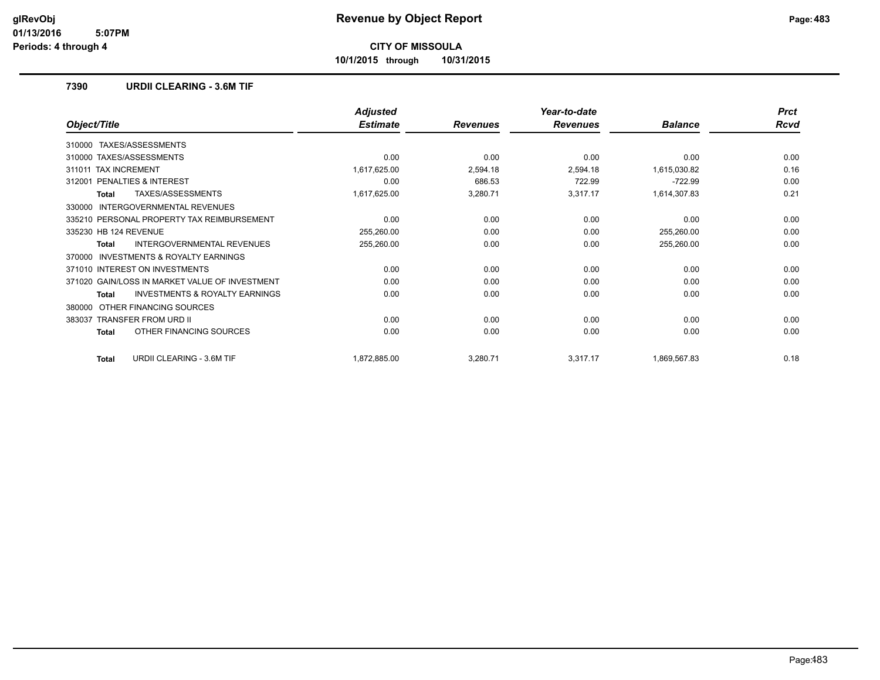**Revenue by Object Report**

**CITY OF MISSOULA**

**10/1/2015 through 10/31/2015**

glRevObj
01/13/2016 5:07PM
Periods: 4 through 4

## 7390 URDII CLEARING - 3.6M TIF

| Object/Title | Adjusted Estimate | Revenues | Year-to-date Revenues | Balance | Prct Rcvd |
|---|---|---|---|---|---|
| 310000 TAXES/ASSESSMENTS | | | | | |
| 310000 TAXES/ASSESSMENTS | 0.00 | 0.00 | 0.00 | 0.00 | 0.00 |
| 311011 TAX INCREMENT | 1,617,625.00 | 2,594.18 | 2,594.18 | 1,615,030.82 | 0.16 |
| 312001 PENALTIES & INTEREST | 0.00 | 686.53 | 722.99 | -722.99 | 0.00 |
| **Total** TAXES/ASSESSMENTS | 1,617,625.00 | 3,280.71 | 3,317.17 | 1,614,307.83 | 0.21 |
| 330000 INTERGOVERNMENTAL REVENUES | | | | | |
| 335210 PERSONAL PROPERTY TAX REIMBURSEMENT | 0.00 | 0.00 | 0.00 | 0.00 | 0.00 |
| 335230 HB 124 REVENUE | 255,260.00 | 0.00 | 0.00 | 255,260.00 | 0.00 |
| **Total** INTERGOVERNMENTAL REVENUES | 255,260.00 | 0.00 | 0.00 | 255,260.00 | 0.00 |
| 370000 INVESTMENTS & ROYALTY EARNINGS | | | | | |
| 371010 INTEREST ON INVESTMENTS | 0.00 | 0.00 | 0.00 | 0.00 | 0.00 |
| 371020 GAIN/LOSS IN MARKET VALUE OF INVESTMENT | 0.00 | 0.00 | 0.00 | 0.00 | 0.00 |
| **Total** INVESTMENTS & ROYALTY EARNINGS | 0.00 | 0.00 | 0.00 | 0.00 | 0.00 |
| 380000 OTHER FINANCING SOURCES | | | | | |
| 383037 TRANSFER FROM URD II | 0.00 | 0.00 | 0.00 | 0.00 | 0.00 |
| **Total** OTHER FINANCING SOURCES | 0.00 | 0.00 | 0.00 | 0.00 | 0.00 |
| **Total** URDII CLEARING - 3.6M TIF | 1,872,885.00 | 3,280.71 | 3,317.17 | 1,869,567.83 | 0.18 |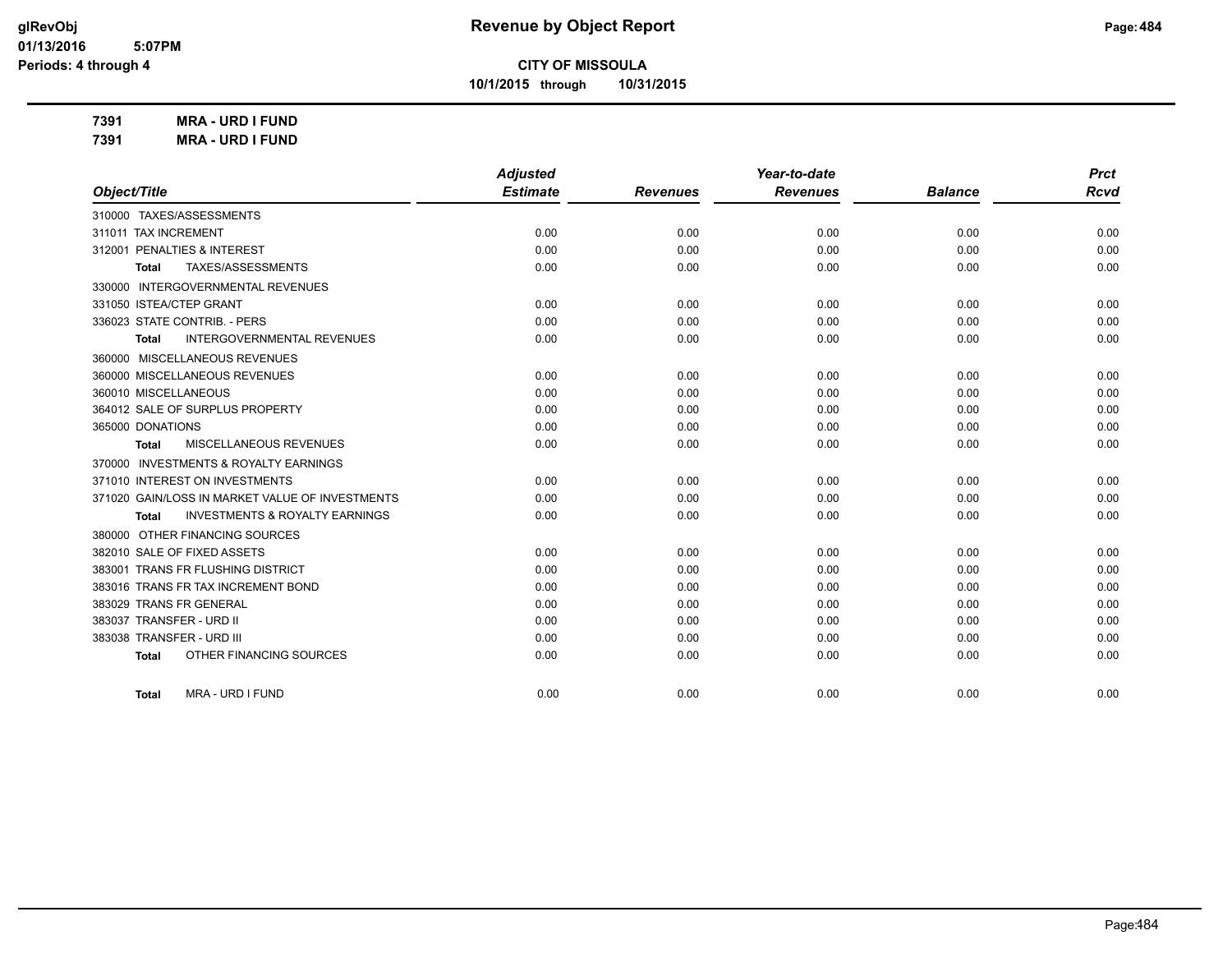glRevObj
01/13/2016 5:07PM
Periods: 4 through 4

# Revenue by Object Report

**CITY OF MISSOULA**

**10/1/2015 through 10/31/2015**

**7391 MRA - URD I FUND**
**7391 MRA - URD I FUND**

| Object/Title | Adjusted Estimate | Revenues | Year-to-date Revenues | Balance | Prct Rcvd |
|---|---|---|---|---|---|
| 310000 TAXES/ASSESSMENTS | | | | | |
| 311011 TAX INCREMENT | 0.00 | 0.00 | 0.00 | 0.00 | 0.00 |
| 312001 PENALTIES & INTEREST | 0.00 | 0.00 | 0.00 | 0.00 | 0.00 |
| **Total** TAXES/ASSESSMENTS | 0.00 | 0.00 | 0.00 | 0.00 | 0.00 |
| 330000 INTERGOVERNMENTAL REVENUES | | | | | |
| 331050 ISTEA/CTEP GRANT | 0.00 | 0.00 | 0.00 | 0.00 | 0.00 |
| 336023 STATE CONTRIB. - PERS | 0.00 | 0.00 | 0.00 | 0.00 | 0.00 |
| **Total** INTERGOVERNMENTAL REVENUES | 0.00 | 0.00 | 0.00 | 0.00 | 0.00 |
| 360000 MISCELLANEOUS REVENUES | | | | | |
| 360000 MISCELLANEOUS REVENUES | 0.00 | 0.00 | 0.00 | 0.00 | 0.00 |
| 360010 MISCELLANEOUS | 0.00 | 0.00 | 0.00 | 0.00 | 0.00 |
| 364012 SALE OF SURPLUS PROPERTY | 0.00 | 0.00 | 0.00 | 0.00 | 0.00 |
| 365000 DONATIONS | 0.00 | 0.00 | 0.00 | 0.00 | 0.00 |
| **Total** MISCELLANEOUS REVENUES | 0.00 | 0.00 | 0.00 | 0.00 | 0.00 |
| 370000 INVESTMENTS & ROYALTY EARNINGS | | | | | |
| 371010 INTEREST ON INVESTMENTS | 0.00 | 0.00 | 0.00 | 0.00 | 0.00 |
| 371020 GAIN/LOSS IN MARKET VALUE OF INVESTMENTS | 0.00 | 0.00 | 0.00 | 0.00 | 0.00 |
| **Total** INVESTMENTS & ROYALTY EARNINGS | 0.00 | 0.00 | 0.00 | 0.00 | 0.00 |
| 380000 OTHER FINANCING SOURCES | | | | | |
| 382010 SALE OF FIXED ASSETS | 0.00 | 0.00 | 0.00 | 0.00 | 0.00 |
| 383001 TRANS FR FLUSHING DISTRICT | 0.00 | 0.00 | 0.00 | 0.00 | 0.00 |
| 383016 TRANS FR TAX INCREMENT BOND | 0.00 | 0.00 | 0.00 | 0.00 | 0.00 |
| 383029 TRANS FR GENERAL | 0.00 | 0.00 | 0.00 | 0.00 | 0.00 |
| 383037 TRANSFER - URD II | 0.00 | 0.00 | 0.00 | 0.00 | 0.00 |
| 383038 TRANSFER - URD III | 0.00 | 0.00 | 0.00 | 0.00 | 0.00 |
| **Total** OTHER FINANCING SOURCES | 0.00 | 0.00 | 0.00 | 0.00 | 0.00 |
| **Total** MRA - URD I FUND | 0.00 | 0.00 | 0.00 | 0.00 | 0.00 |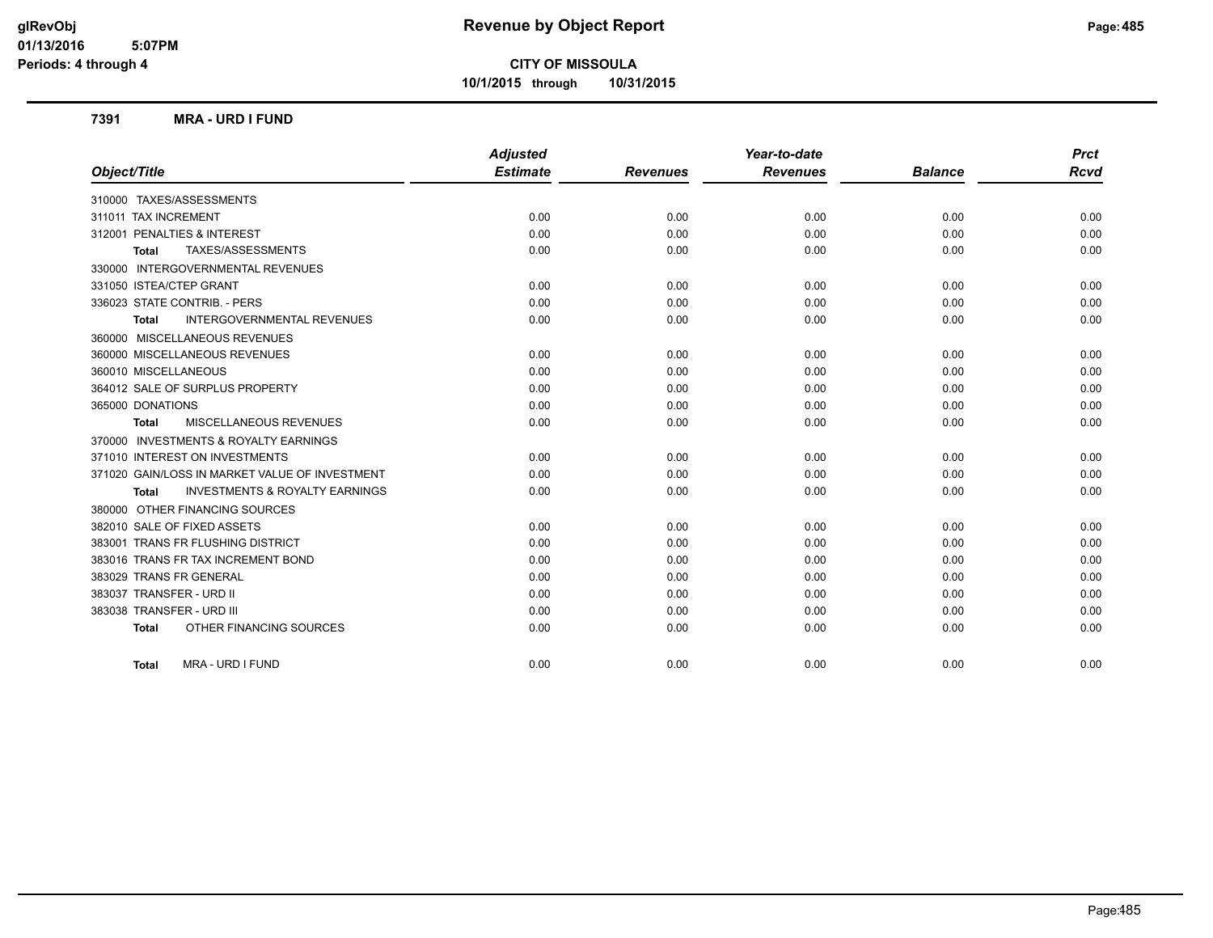# Revenue by Object Report

**CITY OF MISSOULA**

**10/1/2015 through 10/31/2015**

glRevObj
01/13/2016 5:07PM
Periods: 4 through 4

## 7391 MRA - URD I FUND

| Object/Title | Adjusted Estimate | Revenues | Year-to-date Revenues | Balance | Prct Rcvd |
|---|---|---|---|---|---|
| 310000 TAXES/ASSESSMENTS | | | | | |
| 311011 TAX INCREMENT | 0.00 | 0.00 | 0.00 | 0.00 | 0.00 |
| 312001 PENALTIES & INTEREST | 0.00 | 0.00 | 0.00 | 0.00 | 0.00 |
| **Total** TAXES/ASSESSMENTS | 0.00 | 0.00 | 0.00 | 0.00 | 0.00 |
| 330000 INTERGOVERNMENTAL REVENUES | | | | | |
| 331050 ISTEA/CTEP GRANT | 0.00 | 0.00 | 0.00 | 0.00 | 0.00 |
| 336023 STATE CONTRIB. - PERS | 0.00 | 0.00 | 0.00 | 0.00 | 0.00 |
| **Total** INTERGOVERNMENTAL REVENUES | 0.00 | 0.00 | 0.00 | 0.00 | 0.00 |
| 360000 MISCELLANEOUS REVENUES | | | | | |
| 360000 MISCELLANEOUS REVENUES | 0.00 | 0.00 | 0.00 | 0.00 | 0.00 |
| 360010 MISCELLANEOUS | 0.00 | 0.00 | 0.00 | 0.00 | 0.00 |
| 364012 SALE OF SURPLUS PROPERTY | 0.00 | 0.00 | 0.00 | 0.00 | 0.00 |
| 365000 DONATIONS | 0.00 | 0.00 | 0.00 | 0.00 | 0.00 |
| **Total** MISCELLANEOUS REVENUES | 0.00 | 0.00 | 0.00 | 0.00 | 0.00 |
| 370000 INVESTMENTS & ROYALTY EARNINGS | | | | | |
| 371010 INTEREST ON INVESTMENTS | 0.00 | 0.00 | 0.00 | 0.00 | 0.00 |
| 371020 GAIN/LOSS IN MARKET VALUE OF INVESTMENT | 0.00 | 0.00 | 0.00 | 0.00 | 0.00 |
| **Total** INVESTMENTS & ROYALTY EARNINGS | 0.00 | 0.00 | 0.00 | 0.00 | 0.00 |
| 380000 OTHER FINANCING SOURCES | | | | | |
| 382010 SALE OF FIXED ASSETS | 0.00 | 0.00 | 0.00 | 0.00 | 0.00 |
| 383001 TRANS FR FLUSHING DISTRICT | 0.00 | 0.00 | 0.00 | 0.00 | 0.00 |
| 383016 TRANS FR TAX INCREMENT BOND | 0.00 | 0.00 | 0.00 | 0.00 | 0.00 |
| 383029 TRANS FR GENERAL | 0.00 | 0.00 | 0.00 | 0.00 | 0.00 |
| 383037 TRANSFER - URD II | 0.00 | 0.00 | 0.00 | 0.00 | 0.00 |
| 383038 TRANSFER - URD III | 0.00 | 0.00 | 0.00 | 0.00 | 0.00 |
| **Total** OTHER FINANCING SOURCES | 0.00 | 0.00 | 0.00 | 0.00 | 0.00 |
| **Total** MRA - URD I FUND | 0.00 | 0.00 | 0.00 | 0.00 | 0.00 |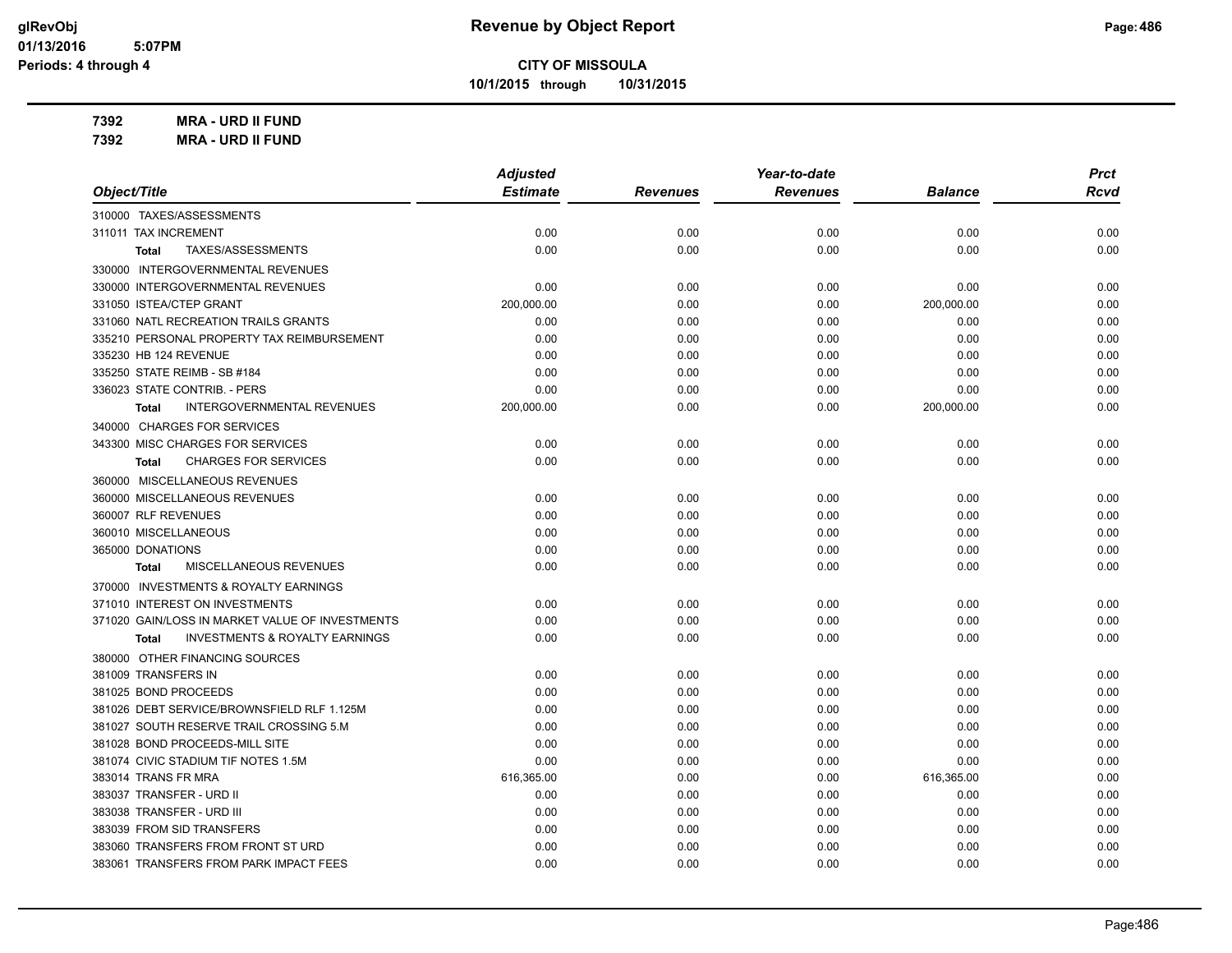**CITY OF MISSOULA**

**10/1/2015 through 10/31/2015**

**Revenue by Object Report**

glRevObj
01/13/2016 5:07PM
Periods: 4 through 4

**7392 MRA - URD II FUND**
**7392 MRA - URD II FUND**

| Object/Title | Adjusted Estimate | Revenues | Year-to-date Revenues | Balance | Prct Rcvd |
|---|---|---|---|---|---|
| 310000 TAXES/ASSESSMENTS | | | | | |
| 311011 TAX INCREMENT | 0.00 | 0.00 | 0.00 | 0.00 | 0.00 |
| **Total** TAXES/ASSESSMENTS | 0.00 | 0.00 | 0.00 | 0.00 | 0.00 |
| 330000 INTERGOVERNMENTAL REVENUES | | | | | |
| 330000 INTERGOVERNMENTAL REVENUES | 0.00 | 0.00 | 0.00 | 0.00 | 0.00 |
| 331050 ISTEA/CTEP GRANT | 200,000.00 | 0.00 | 0.00 | 200,000.00 | 0.00 |
| 331060 NATL RECREATION TRAILS GRANTS | 0.00 | 0.00 | 0.00 | 0.00 | 0.00 |
| 335210 PERSONAL PROPERTY TAX REIMBURSEMENT | 0.00 | 0.00 | 0.00 | 0.00 | 0.00 |
| 335230 HB 124 REVENUE | 0.00 | 0.00 | 0.00 | 0.00 | 0.00 |
| 335250 STATE REIMB - SB #184 | 0.00 | 0.00 | 0.00 | 0.00 | 0.00 |
| 336023 STATE CONTRIB. - PERS | 0.00 | 0.00 | 0.00 | 0.00 | 0.00 |
| **Total** INTERGOVERNMENTAL REVENUES | 200,000.00 | 0.00 | 0.00 | 200,000.00 | 0.00 |
| 340000 CHARGES FOR SERVICES | | | | | |
| 343300 MISC CHARGES FOR SERVICES | 0.00 | 0.00 | 0.00 | 0.00 | 0.00 |
| **Total** CHARGES FOR SERVICES | 0.00 | 0.00 | 0.00 | 0.00 | 0.00 |
| 360000 MISCELLANEOUS REVENUES | | | | | |
| 360000 MISCELLANEOUS REVENUES | 0.00 | 0.00 | 0.00 | 0.00 | 0.00 |
| 360007 RLF REVENUES | 0.00 | 0.00 | 0.00 | 0.00 | 0.00 |
| 360010 MISCELLANEOUS | 0.00 | 0.00 | 0.00 | 0.00 | 0.00 |
| 365000 DONATIONS | 0.00 | 0.00 | 0.00 | 0.00 | 0.00 |
| **Total** MISCELLANEOUS REVENUES | 0.00 | 0.00 | 0.00 | 0.00 | 0.00 |
| 370000 INVESTMENTS & ROYALTY EARNINGS | | | | | |
| 371010 INTEREST ON INVESTMENTS | 0.00 | 0.00 | 0.00 | 0.00 | 0.00 |
| 371020 GAIN/LOSS IN MARKET VALUE OF INVESTMENTS | 0.00 | 0.00 | 0.00 | 0.00 | 0.00 |
| **Total** INVESTMENTS & ROYALTY EARNINGS | 0.00 | 0.00 | 0.00 | 0.00 | 0.00 |
| 380000 OTHER FINANCING SOURCES | | | | | |
| 381009 TRANSFERS IN | 0.00 | 0.00 | 0.00 | 0.00 | 0.00 |
| 381025 BOND PROCEEDS | 0.00 | 0.00 | 0.00 | 0.00 | 0.00 |
| 381026 DEBT SERVICE/BROWNSFIELD RLF 1.125M | 0.00 | 0.00 | 0.00 | 0.00 | 0.00 |
| 381027 SOUTH RESERVE TRAIL CROSSING 5.M | 0.00 | 0.00 | 0.00 | 0.00 | 0.00 |
| 381028 BOND PROCEEDS-MILL SITE | 0.00 | 0.00 | 0.00 | 0.00 | 0.00 |
| 381074 CIVIC STADIUM TIF NOTES 1.5M | 0.00 | 0.00 | 0.00 | 0.00 | 0.00 |
| 383014 TRANS FR MRA | 616,365.00 | 0.00 | 0.00 | 616,365.00 | 0.00 |
| 383037 TRANSFER - URD II | 0.00 | 0.00 | 0.00 | 0.00 | 0.00 |
| 383038 TRANSFER - URD III | 0.00 | 0.00 | 0.00 | 0.00 | 0.00 |
| 383039 FROM SID TRANSFERS | 0.00 | 0.00 | 0.00 | 0.00 | 0.00 |
| 383060 TRANSFERS FROM FRONT ST URD | 0.00 | 0.00 | 0.00 | 0.00 | 0.00 |
| 383061 TRANSFERS FROM PARK IMPACT FEES | 0.00 | 0.00 | 0.00 | 0.00 | 0.00 |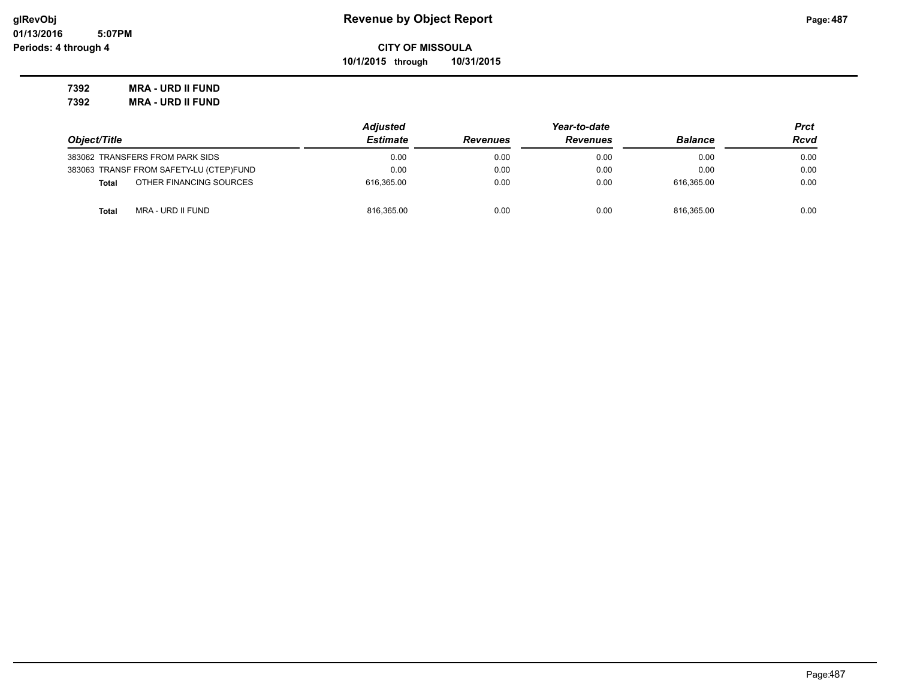# Revenue by Object Report

**glRevObj**
**01/13/2016 5:07PM**
**Periods: 4 through 4**

**CITY OF MISSOULA**
**10/1/2015 through 10/31/2015**

**7392 MRA - URD II FUND**
**7392 MRA - URD II FUND**

| Object/Title | Adjusted Estimate | Revenues | Year-to-date Revenues | Balance | Prct Rcvd |
|---|---|---|---|---|---|
| 383062 TRANSFERS FROM PARK SIDS | 0.00 | 0.00 | 0.00 | 0.00 | 0.00 |
| 383063 TRANSF FROM SAFETY-LU (CTEP)FUND | 0.00 | 0.00 | 0.00 | 0.00 | 0.00 |
| **Total** OTHER FINANCING SOURCES | 616,365.00 | 0.00 | 0.00 | 616,365.00 | 0.00 |
| **Total** MRA - URD II FUND | 816,365.00 | 0.00 | 0.00 | 816,365.00 | 0.00 |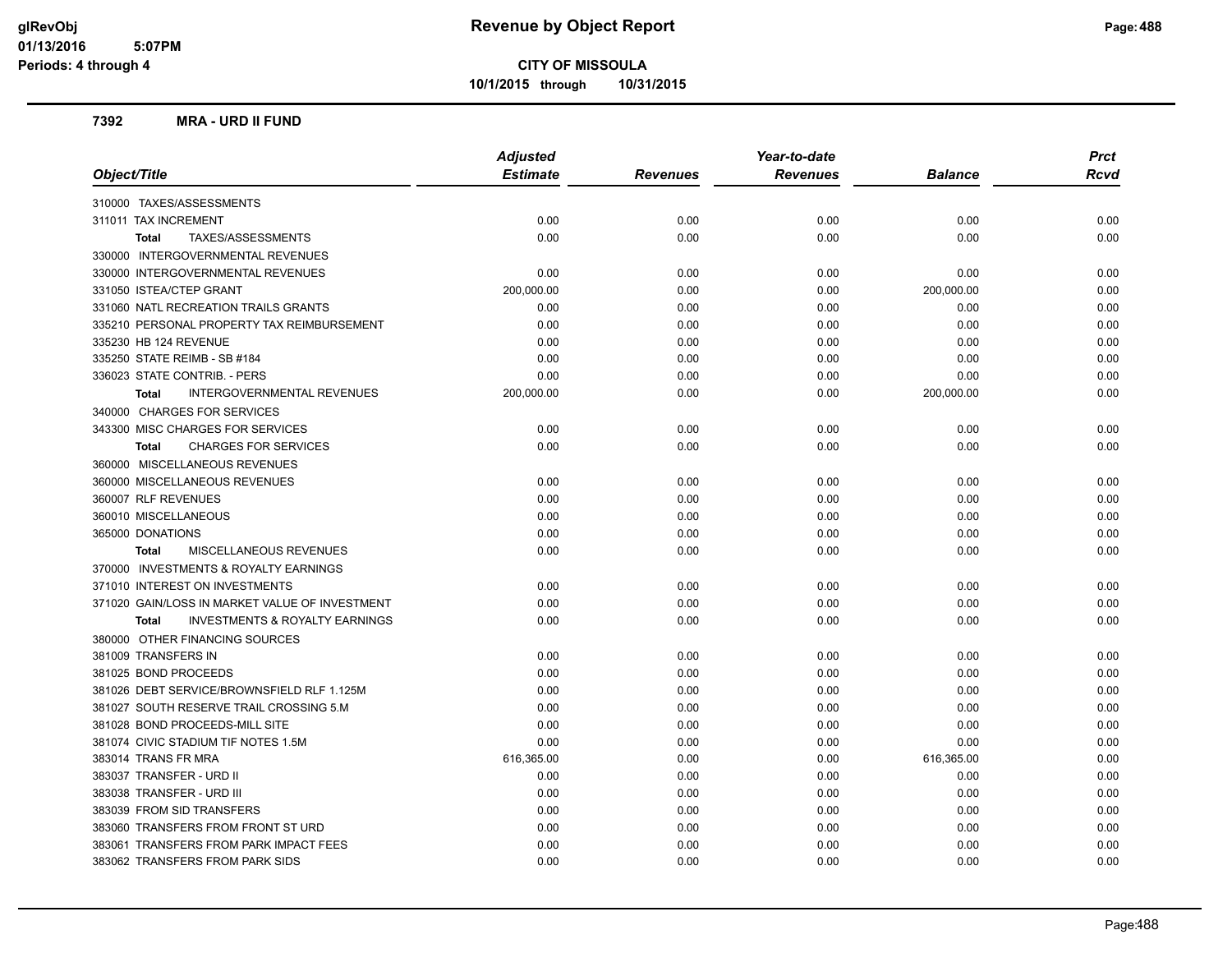# Revenue by Object Report

**CITY OF MISSOULA**

**10/1/2015 through 10/31/2015**

glRevObj
01/13/2016 5:07PM
Periods: 4 through 4

### 7392 MRA - URD II FUND

| Object/Title | Adjusted Estimate | Revenues | Year-to-date Revenues | Balance | Prct Rcvd |
|---|---|---|---|---|---|
| 310000 TAXES/ASSESSMENTS | | | | | |
| 311011 TAX INCREMENT | 0.00 | 0.00 | 0.00 | 0.00 | 0.00 |
| **Total** TAXES/ASSESSMENTS | 0.00 | 0.00 | 0.00 | 0.00 | 0.00 |
| 330000 INTERGOVERNMENTAL REVENUES | | | | | |
| 330000 INTERGOVERNMENTAL REVENUES | 0.00 | 0.00 | 0.00 | 0.00 | 0.00 |
| 331050 ISTEA/CTEP GRANT | 200,000.00 | 0.00 | 0.00 | 200,000.00 | 0.00 |
| 331060 NATL RECREATION TRAILS GRANTS | 0.00 | 0.00 | 0.00 | 0.00 | 0.00 |
| 335210 PERSONAL PROPERTY TAX REIMBURSEMENT | 0.00 | 0.00 | 0.00 | 0.00 | 0.00 |
| 335230 HB 124 REVENUE | 0.00 | 0.00 | 0.00 | 0.00 | 0.00 |
| 335250 STATE REIMB - SB #184 | 0.00 | 0.00 | 0.00 | 0.00 | 0.00 |
| 336023 STATE CONTRIB. - PERS | 0.00 | 0.00 | 0.00 | 0.00 | 0.00 |
| **Total** INTERGOVERNMENTAL REVENUES | 200,000.00 | 0.00 | 0.00 | 200,000.00 | 0.00 |
| 340000 CHARGES FOR SERVICES | | | | | |
| 343300 MISC CHARGES FOR SERVICES | 0.00 | 0.00 | 0.00 | 0.00 | 0.00 |
| **Total** CHARGES FOR SERVICES | 0.00 | 0.00 | 0.00 | 0.00 | 0.00 |
| 360000 MISCELLANEOUS REVENUES | | | | | |
| 360000 MISCELLANEOUS REVENUES | 0.00 | 0.00 | 0.00 | 0.00 | 0.00 |
| 360007 RLF REVENUES | 0.00 | 0.00 | 0.00 | 0.00 | 0.00 |
| 360010 MISCELLANEOUS | 0.00 | 0.00 | 0.00 | 0.00 | 0.00 |
| 365000 DONATIONS | 0.00 | 0.00 | 0.00 | 0.00 | 0.00 |
| **Total** MISCELLANEOUS REVENUES | 0.00 | 0.00 | 0.00 | 0.00 | 0.00 |
| 370000 INVESTMENTS & ROYALTY EARNINGS | | | | | |
| 371010 INTEREST ON INVESTMENTS | 0.00 | 0.00 | 0.00 | 0.00 | 0.00 |
| 371020 GAIN/LOSS IN MARKET VALUE OF INVESTMENT | 0.00 | 0.00 | 0.00 | 0.00 | 0.00 |
| **Total** INVESTMENTS & ROYALTY EARNINGS | 0.00 | 0.00 | 0.00 | 0.00 | 0.00 |
| 380000 OTHER FINANCING SOURCES | | | | | |
| 381009 TRANSFERS IN | 0.00 | 0.00 | 0.00 | 0.00 | 0.00 |
| 381025 BOND PROCEEDS | 0.00 | 0.00 | 0.00 | 0.00 | 0.00 |
| 381026 DEBT SERVICE/BROWNSFIELD RLF 1.125M | 0.00 | 0.00 | 0.00 | 0.00 | 0.00 |
| 381027 SOUTH RESERVE TRAIL CROSSING 5.M | 0.00 | 0.00 | 0.00 | 0.00 | 0.00 |
| 381028 BOND PROCEEDS-MILL SITE | 0.00 | 0.00 | 0.00 | 0.00 | 0.00 |
| 381074 CIVIC STADIUM TIF NOTES 1.5M | 0.00 | 0.00 | 0.00 | 0.00 | 0.00 |
| 383014 TRANS FR MRA | 616,365.00 | 0.00 | 0.00 | 616,365.00 | 0.00 |
| 383037 TRANSFER - URD II | 0.00 | 0.00 | 0.00 | 0.00 | 0.00 |
| 383038 TRANSFER - URD III | 0.00 | 0.00 | 0.00 | 0.00 | 0.00 |
| 383039 FROM SID TRANSFERS | 0.00 | 0.00 | 0.00 | 0.00 | 0.00 |
| 383060 TRANSFERS FROM FRONT ST URD | 0.00 | 0.00 | 0.00 | 0.00 | 0.00 |
| 383061 TRANSFERS FROM PARK IMPACT FEES | 0.00 | 0.00 | 0.00 | 0.00 | 0.00 |
| 383062 TRANSFERS FROM PARK SIDS | 0.00 | 0.00 | 0.00 | 0.00 | 0.00 |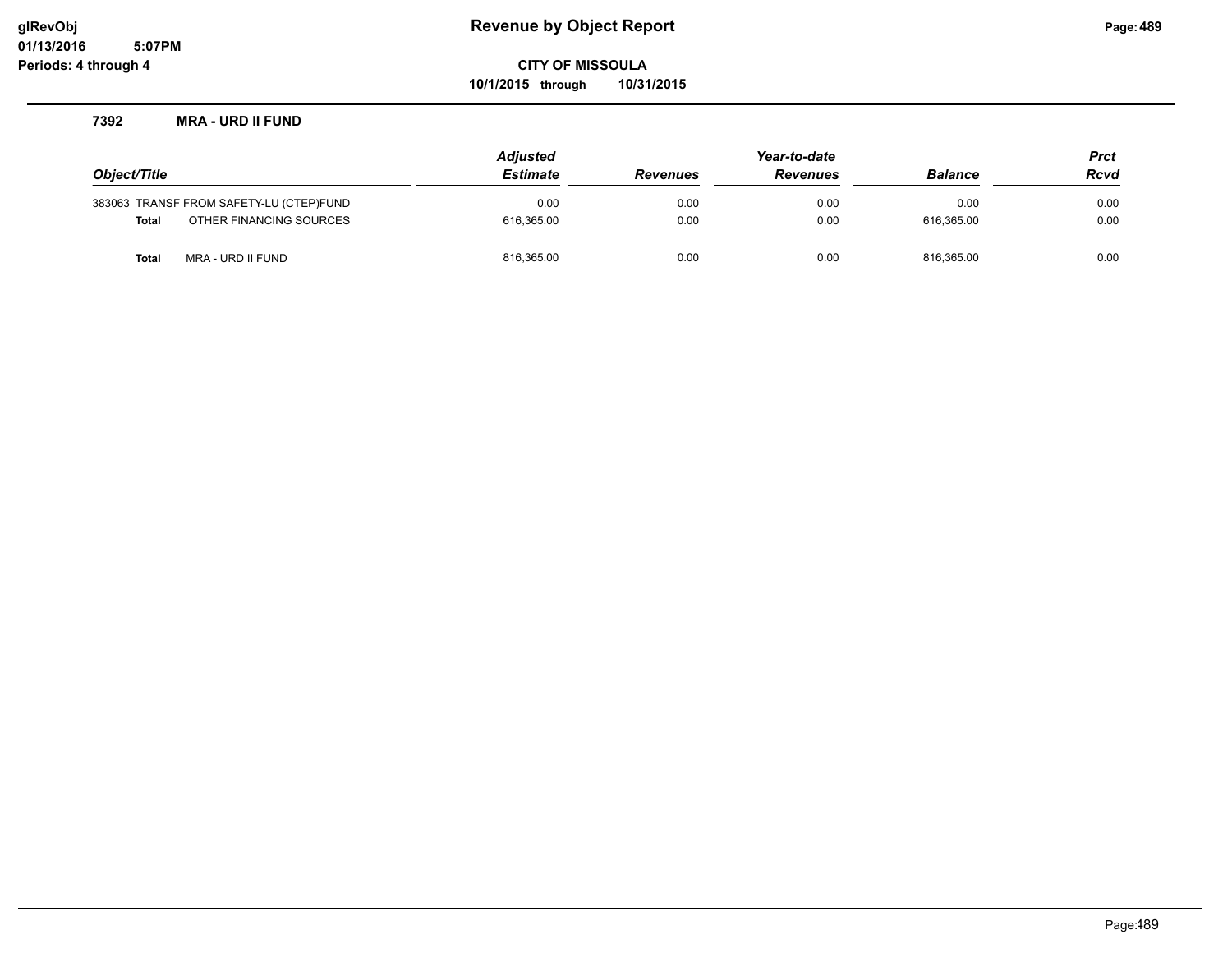# Revenue by Object Report

**CITY OF MISSOULA**

**10/1/2015 through 10/31/2015**

glRevObj
01/13/2016 5:07PM
Periods: 4 through 4

## 7392 MRA - URD II FUND

| Object/Title | | Adjusted Estimate | Revenues | Year-to-date Revenues | Balance | Prct Rcvd |
|---|---|---|---|---|---|---|
| 383063 | TRANSF FROM SAFETY-LU (CTEP)FUND | 0.00 | 0.00 | 0.00 | 0.00 | 0.00 |
| **Total** | OTHER FINANCING SOURCES | 616,365.00 | 0.00 | 0.00 | 616,365.00 | 0.00 |
| **Total** | MRA - URD II FUND | 816,365.00 | 0.00 | 0.00 | 816,365.00 | 0.00 |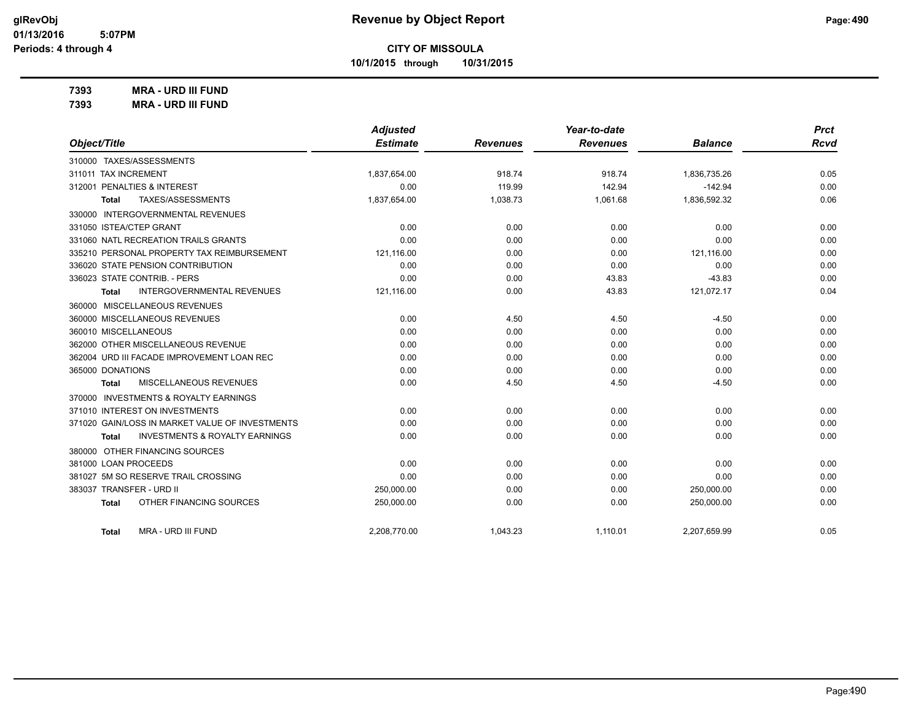# Revenue by Object Report

**CITY OF MISSOULA**

**10/1/2015 through 10/31/2015**

glRevObj
01/13/2016 5:07PM
Periods: 4 through 4

**7393 MRA - URD III FUND**

**7393 MRA - URD III FUND**

| Object/Title | Adjusted Estimate | Revenues | Year-to-date Revenues | Balance | Prct Rcvd |
|---|---|---|---|---|---|
| 310000 TAXES/ASSESSMENTS | | | | | |
| 311011 TAX INCREMENT | 1,837,654.00 | 918.74 | 918.74 | 1,836,735.26 | 0.05 |
| 312001 PENALTIES & INTEREST | 0.00 | 119.99 | 142.94 | -142.94 | 0.00 |
| **Total** TAXES/ASSESSMENTS | 1,837,654.00 | 1,038.73 | 1,061.68 | 1,836,592.32 | 0.06 |
| 330000 INTERGOVERNMENTAL REVENUES | | | | | |
| 331050 ISTEA/CTEP GRANT | 0.00 | 0.00 | 0.00 | 0.00 | 0.00 |
| 331060 NATL RECREATION TRAILS GRANTS | 0.00 | 0.00 | 0.00 | 0.00 | 0.00 |
| 335210 PERSONAL PROPERTY TAX REIMBURSEMENT | 121,116.00 | 0.00 | 0.00 | 121,116.00 | 0.00 |
| 336020 STATE PENSION CONTRIBUTION | 0.00 | 0.00 | 0.00 | 0.00 | 0.00 |
| 336023 STATE CONTRIB. - PERS | 0.00 | 0.00 | 43.83 | -43.83 | 0.00 |
| **Total** INTERGOVERNMENTAL REVENUES | 121,116.00 | 0.00 | 43.83 | 121,072.17 | 0.04 |
| 360000 MISCELLANEOUS REVENUES | | | | | |
| 360000 MISCELLANEOUS REVENUES | 0.00 | 4.50 | 4.50 | -4.50 | 0.00 |
| 360010 MISCELLANEOUS | 0.00 | 0.00 | 0.00 | 0.00 | 0.00 |
| 362000 OTHER MISCELLANEOUS REVENUE | 0.00 | 0.00 | 0.00 | 0.00 | 0.00 |
| 362004 URD III FACADE IMPROVEMENT LOAN REC | 0.00 | 0.00 | 0.00 | 0.00 | 0.00 |
| 365000 DONATIONS | 0.00 | 0.00 | 0.00 | 0.00 | 0.00 |
| **Total** MISCELLANEOUS REVENUES | 0.00 | 4.50 | 4.50 | -4.50 | 0.00 |
| 370000 INVESTMENTS & ROYALTY EARNINGS | | | | | |
| 371010 INTEREST ON INVESTMENTS | 0.00 | 0.00 | 0.00 | 0.00 | 0.00 |
| 371020 GAIN/LOSS IN MARKET VALUE OF INVESTMENTS | 0.00 | 0.00 | 0.00 | 0.00 | 0.00 |
| **Total** INVESTMENTS & ROYALTY EARNINGS | 0.00 | 0.00 | 0.00 | 0.00 | 0.00 |
| 380000 OTHER FINANCING SOURCES | | | | | |
| 381000 LOAN PROCEEDS | 0.00 | 0.00 | 0.00 | 0.00 | 0.00 |
| 381027 5M SO RESERVE TRAIL CROSSING | 0.00 | 0.00 | 0.00 | 0.00 | 0.00 |
| 383037 TRANSFER - URD II | 250,000.00 | 0.00 | 0.00 | 250,000.00 | 0.00 |
| **Total** OTHER FINANCING SOURCES | 250,000.00 | 0.00 | 0.00 | 250,000.00 | 0.00 |
| **Total** MRA - URD III FUND | 2,208,770.00 | 1,043.23 | 1,110.01 | 2,207,659.99 | 0.05 |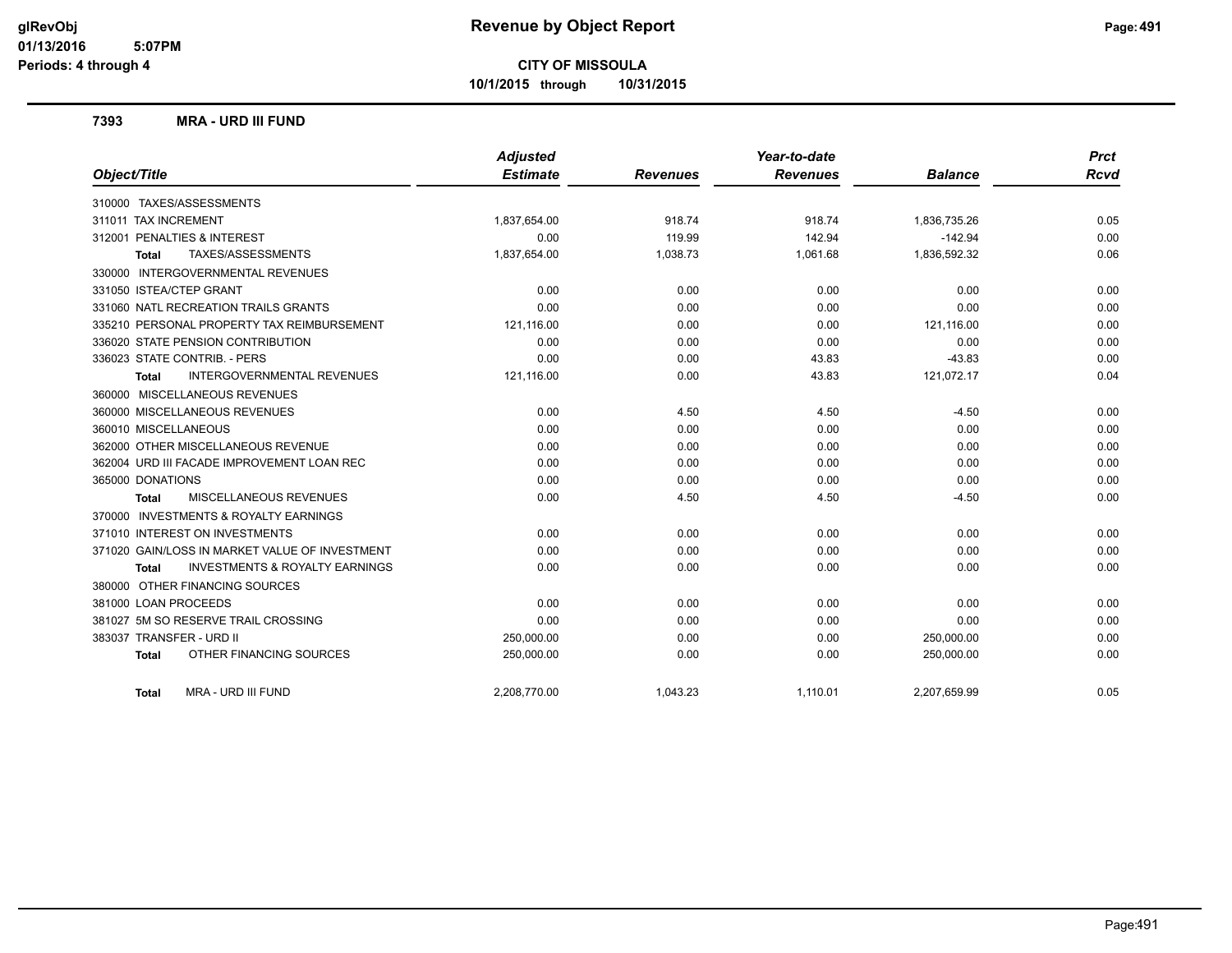# CITY OF MISSOULA

**10/1/2015 through 10/31/2015**

## 7393 MRA - URD III FUND

| Object/Title | Adjusted Estimate | Revenues | Year-to-date Revenues | Balance | Prct Rcvd |
|---|---|---|---|---|---|
| 310000 TAXES/ASSESSMENTS | | | | | |
| 311011 TAX INCREMENT | 1,837,654.00 | 918.74 | 918.74 | 1,836,735.26 | 0.05 |
| 312001 PENALTIES & INTEREST | 0.00 | 119.99 | 142.94 | -142.94 | 0.00 |
| **Total** TAXES/ASSESSMENTS | 1,837,654.00 | 1,038.73 | 1,061.68 | 1,836,592.32 | 0.06 |
| 330000 INTERGOVERNMENTAL REVENUES | | | | | |
| 331050 ISTEA/CTEP GRANT | 0.00 | 0.00 | 0.00 | 0.00 | 0.00 |
| 331060 NATL RECREATION TRAILS GRANTS | 0.00 | 0.00 | 0.00 | 0.00 | 0.00 |
| 335210 PERSONAL PROPERTY TAX REIMBURSEMENT | 121,116.00 | 0.00 | 0.00 | 121,116.00 | 0.00 |
| 336020 STATE PENSION CONTRIBUTION | 0.00 | 0.00 | 0.00 | 0.00 | 0.00 |
| 336023 STATE CONTRIB. - PERS | 0.00 | 0.00 | 43.83 | -43.83 | 0.00 |
| **Total** INTERGOVERNMENTAL REVENUES | 121,116.00 | 0.00 | 43.83 | 121,072.17 | 0.04 |
| 360000 MISCELLANEOUS REVENUES | | | | | |
| 360000 MISCELLANEOUS REVENUES | 0.00 | 4.50 | 4.50 | -4.50 | 0.00 |
| 360010 MISCELLANEOUS | 0.00 | 0.00 | 0.00 | 0.00 | 0.00 |
| 362000 OTHER MISCELLANEOUS REVENUE | 0.00 | 0.00 | 0.00 | 0.00 | 0.00 |
| 362004 URD III FACADE IMPROVEMENT LOAN REC | 0.00 | 0.00 | 0.00 | 0.00 | 0.00 |
| 365000 DONATIONS | 0.00 | 0.00 | 0.00 | 0.00 | 0.00 |
| **Total** MISCELLANEOUS REVENUES | 0.00 | 4.50 | 4.50 | -4.50 | 0.00 |
| 370000 INVESTMENTS & ROYALTY EARNINGS | | | | | |
| 371010 INTEREST ON INVESTMENTS | 0.00 | 0.00 | 0.00 | 0.00 | 0.00 |
| 371020 GAIN/LOSS IN MARKET VALUE OF INVESTMENT | 0.00 | 0.00 | 0.00 | 0.00 | 0.00 |
| **Total** INVESTMENTS & ROYALTY EARNINGS | 0.00 | 0.00 | 0.00 | 0.00 | 0.00 |
| 380000 OTHER FINANCING SOURCES | | | | | |
| 381000 LOAN PROCEEDS | 0.00 | 0.00 | 0.00 | 0.00 | 0.00 |
| 381027 5M SO RESERVE TRAIL CROSSING | 0.00 | 0.00 | 0.00 | 0.00 | 0.00 |
| 383037 TRANSFER - URD II | 250,000.00 | 0.00 | 0.00 | 250,000.00 | 0.00 |
| **Total** OTHER FINANCING SOURCES | 250,000.00 | 0.00 | 0.00 | 250,000.00 | 0.00 |
| **Total** MRA - URD III FUND | 2,208,770.00 | 1,043.23 | 1,110.01 | 2,207,659.99 | 0.05 |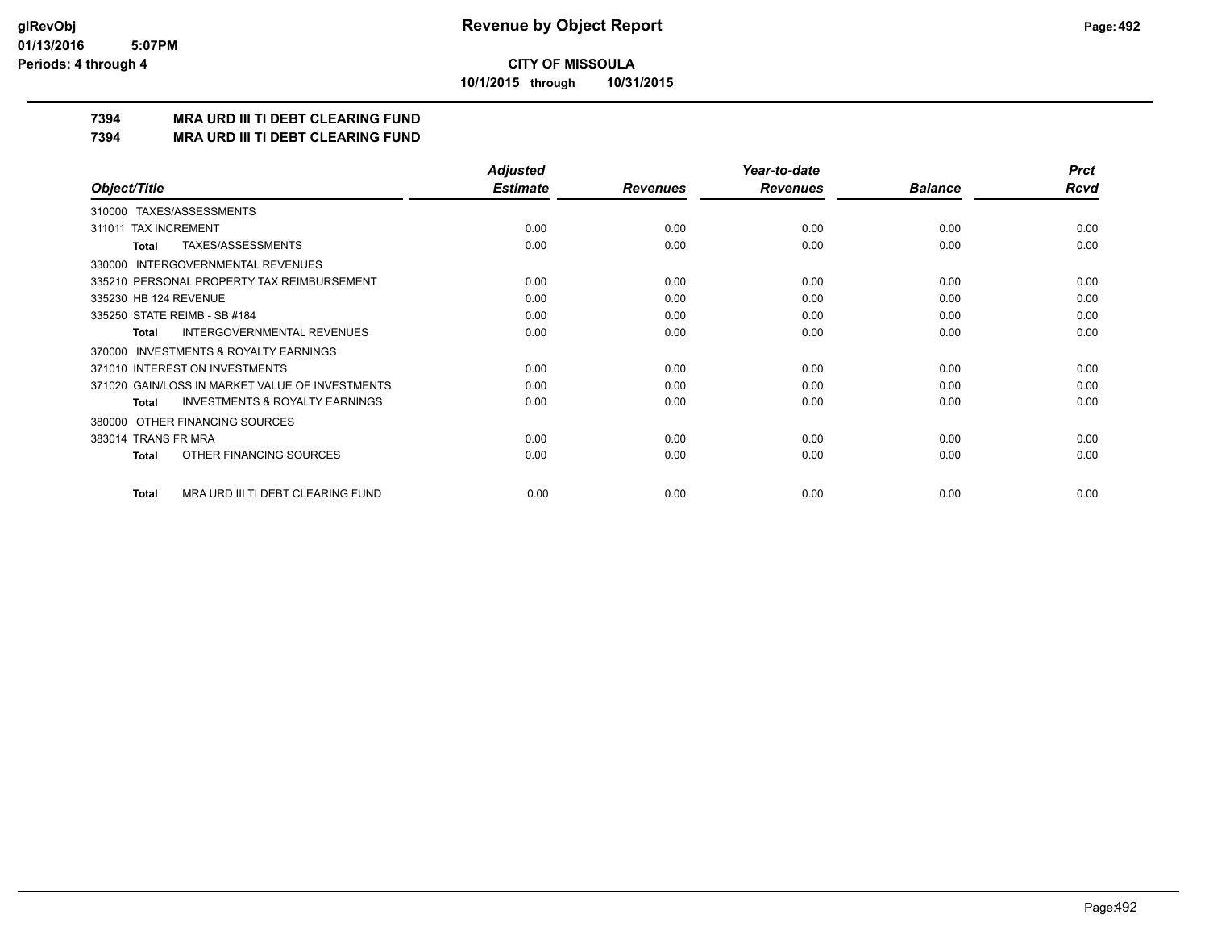**CITY OF MISSOULA**

**10/1/2015 through 10/31/2015**

# 7394 MRA URD III TI DEBT CLEARING FUND

## 7394 MRA URD III TI DEBT CLEARING FUND

| Object/Title | Adjusted Estimate | Revenues | Year-to-date Revenues | Balance | Prct Rcvd |
|---|---|---|---|---|---|
| 310000 TAXES/ASSESSMENTS | | | | | |
| 311011 TAX INCREMENT | 0.00 | 0.00 | 0.00 | 0.00 | 0.00 |
| **Total** TAXES/ASSESSMENTS | 0.00 | 0.00 | 0.00 | 0.00 | 0.00 |
| 330000 INTERGOVERNMENTAL REVENUES | | | | | |
| 335210 PERSONAL PROPERTY TAX REIMBURSEMENT | 0.00 | 0.00 | 0.00 | 0.00 | 0.00 |
| 335230 HB 124 REVENUE | 0.00 | 0.00 | 0.00 | 0.00 | 0.00 |
| 335250 STATE REIMB - SB #184 | 0.00 | 0.00 | 0.00 | 0.00 | 0.00 |
| **Total** INTERGOVERNMENTAL REVENUES | 0.00 | 0.00 | 0.00 | 0.00 | 0.00 |
| 370000 INVESTMENTS & ROYALTY EARNINGS | | | | | |
| 371010 INTEREST ON INVESTMENTS | 0.00 | 0.00 | 0.00 | 0.00 | 0.00 |
| 371020 GAIN/LOSS IN MARKET VALUE OF INVESTMENTS | 0.00 | 0.00 | 0.00 | 0.00 | 0.00 |
| **Total** INVESTMENTS & ROYALTY EARNINGS | 0.00 | 0.00 | 0.00 | 0.00 | 0.00 |
| 380000 OTHER FINANCING SOURCES | | | | | |
| 383014 TRANS FR MRA | 0.00 | 0.00 | 0.00 | 0.00 | 0.00 |
| **Total** OTHER FINANCING SOURCES | 0.00 | 0.00 | 0.00 | 0.00 | 0.00 |
| **Total** MRA URD III TI DEBT CLEARING FUND | 0.00 | 0.00 | 0.00 | 0.00 | 0.00 |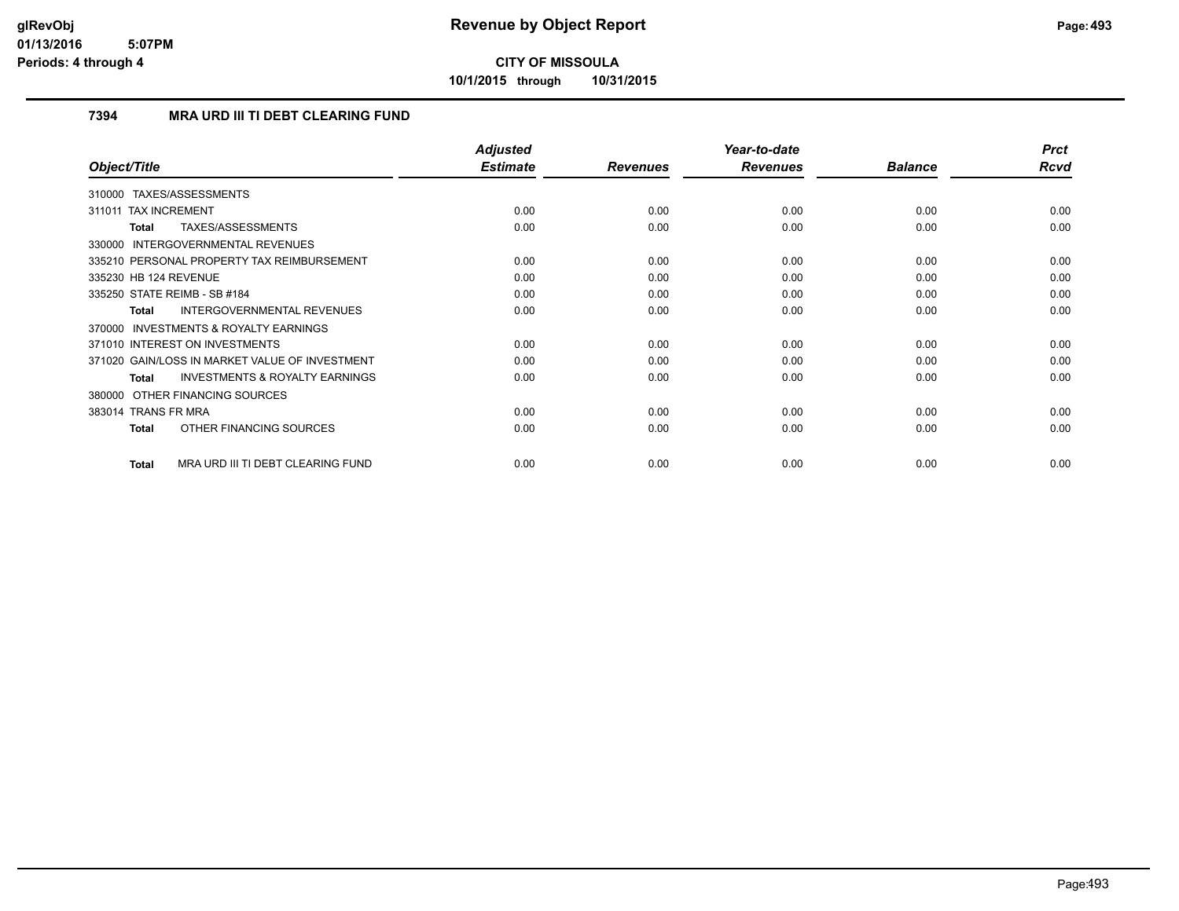**CITY OF MISSOULA**

**10/1/2015 through 10/31/2015**

### 7394 MRA URD III TI DEBT CLEARING FUND

| Object/Title | Adjusted Estimate | Revenues | Year-to-date Revenues | Balance | Prct Rcvd |
|---|---|---|---|---|---|
| 310000 TAXES/ASSESSMENTS | | | | | |
| 311011 TAX INCREMENT | 0.00 | 0.00 | 0.00 | 0.00 | 0.00 |
| **Total** TAXES/ASSESSMENTS | 0.00 | 0.00 | 0.00 | 0.00 | 0.00 |
| 330000 INTERGOVERNMENTAL REVENUES | | | | | |
| 335210 PERSONAL PROPERTY TAX REIMBURSEMENT | 0.00 | 0.00 | 0.00 | 0.00 | 0.00 |
| 335230 HB 124 REVENUE | 0.00 | 0.00 | 0.00 | 0.00 | 0.00 |
| 335250 STATE REIMB - SB #184 | 0.00 | 0.00 | 0.00 | 0.00 | 0.00 |
| **Total** INTERGOVERNMENTAL REVENUES | 0.00 | 0.00 | 0.00 | 0.00 | 0.00 |
| 370000 INVESTMENTS & ROYALTY EARNINGS | | | | | |
| 371010 INTEREST ON INVESTMENTS | 0.00 | 0.00 | 0.00 | 0.00 | 0.00 |
| 371020 GAIN/LOSS IN MARKET VALUE OF INVESTMENT | 0.00 | 0.00 | 0.00 | 0.00 | 0.00 |
| **Total** INVESTMENTS & ROYALTY EARNINGS | 0.00 | 0.00 | 0.00 | 0.00 | 0.00 |
| 380000 OTHER FINANCING SOURCES | | | | | |
| 383014 TRANS FR MRA | 0.00 | 0.00 | 0.00 | 0.00 | 0.00 |
| **Total** OTHER FINANCING SOURCES | 0.00 | 0.00 | 0.00 | 0.00 | 0.00 |
| **Total** MRA URD III TI DEBT CLEARING FUND | 0.00 | 0.00 | 0.00 | 0.00 | 0.00 |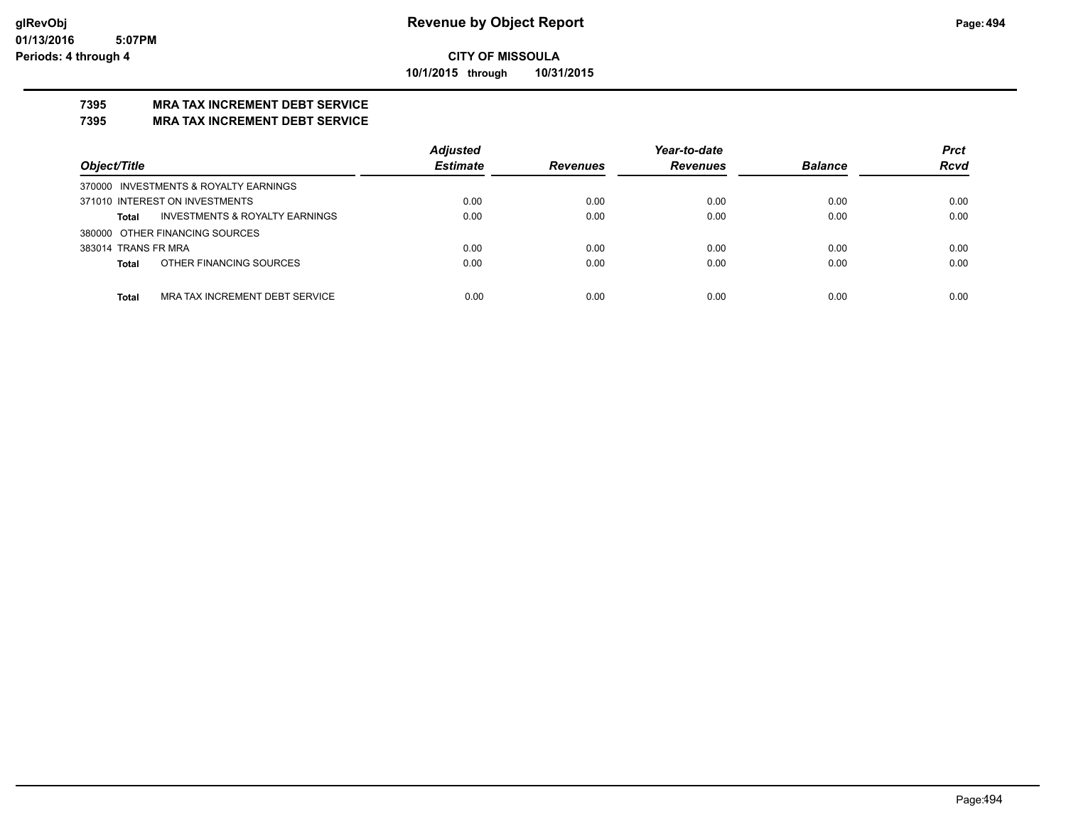glRevObj
01/13/2016 5:07PM
Periods: 4 through 4

# Revenue by Object Report

**CITY OF MISSOULA**

**10/1/2015 through 10/31/2015**

## 7395 MRA TAX INCREMENT DEBT SERVICE
## 7395 MRA TAX INCREMENT DEBT SERVICE

| Object/Title | Adjusted Estimate | Revenues | Year-to-date Revenues | Balance | Prct Rcvd |
|---|---|---|---|---|---|
| 370000 INVESTMENTS & ROYALTY EARNINGS | | | | | |
| 371010 INTEREST ON INVESTMENTS | 0.00 | 0.00 | 0.00 | 0.00 | 0.00 |
| **Total** INVESTMENTS & ROYALTY EARNINGS | 0.00 | 0.00 | 0.00 | 0.00 | 0.00 |
| 380000 OTHER FINANCING SOURCES | | | | | |
| 383014 TRANS FR MRA | 0.00 | 0.00 | 0.00 | 0.00 | 0.00 |
| **Total** OTHER FINANCING SOURCES | 0.00 | 0.00 | 0.00 | 0.00 | 0.00 |
| **Total** MRA TAX INCREMENT DEBT SERVICE | 0.00 | 0.00 | 0.00 | 0.00 | 0.00 |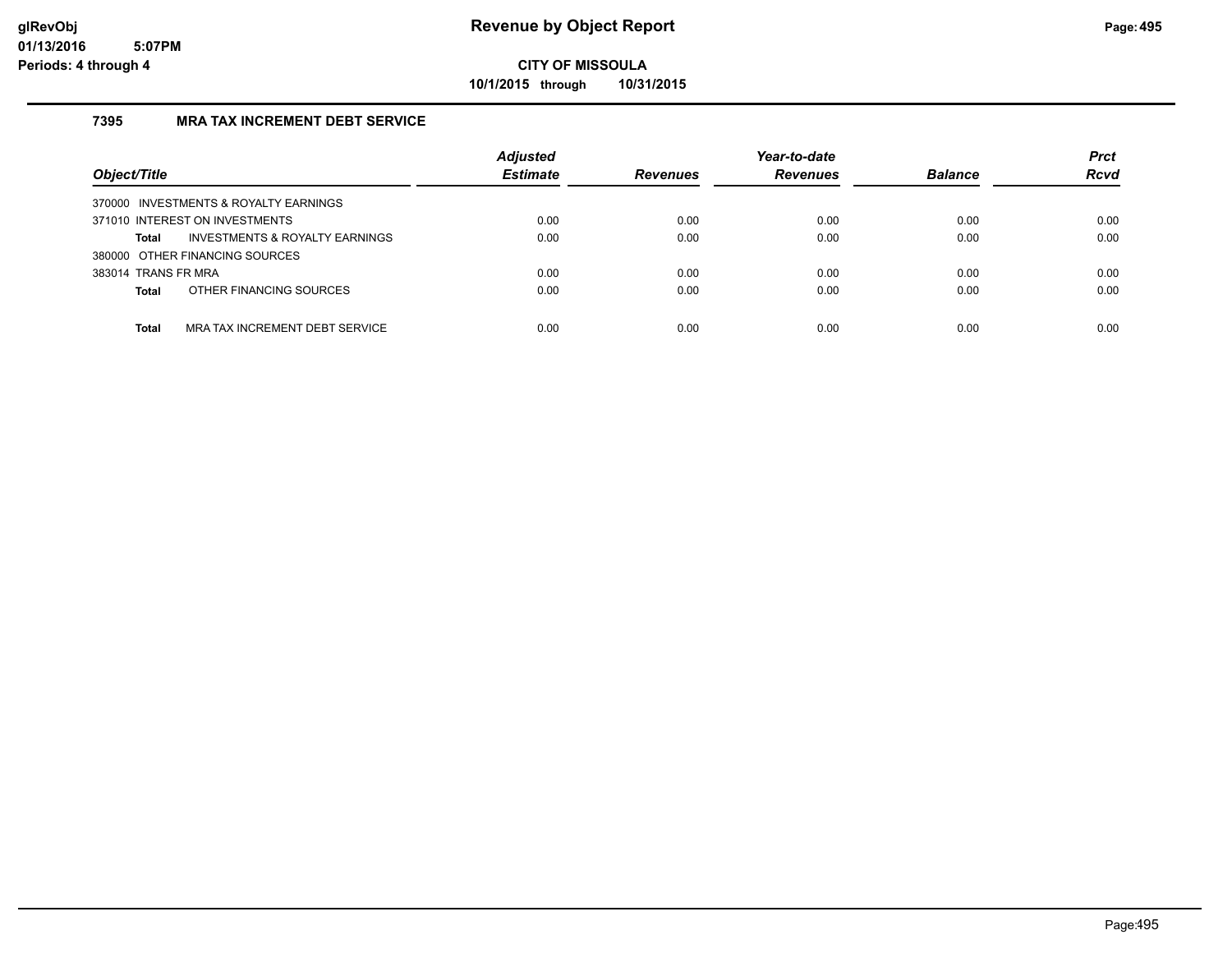# Revenue by Object Report

glRevObj
01/13/2016 5:07PM
Periods: 4 through 4

**CITY OF MISSOULA**

**10/1/2015 through 10/31/2015**

## 7395 MRA TAX INCREMENT DEBT SERVICE

| Object/Title | Adjusted Estimate | Revenues | Year-to-date Revenues | Balance | Prct Rcvd |
|---|---|---|---|---|---|
| 370000 INVESTMENTS & ROYALTY EARNINGS | | | | | |
| 371010 INTEREST ON INVESTMENTS | 0.00 | 0.00 | 0.00 | 0.00 | 0.00 |
| **Total** INVESTMENTS & ROYALTY EARNINGS | 0.00 | 0.00 | 0.00 | 0.00 | 0.00 |
| 380000 OTHER FINANCING SOURCES | | | | | |
| 383014 TRANS FR MRA | 0.00 | 0.00 | 0.00 | 0.00 | 0.00 |
| **Total** OTHER FINANCING SOURCES | 0.00 | 0.00 | 0.00 | 0.00 | 0.00 |
| **Total** MRA TAX INCREMENT DEBT SERVICE | 0.00 | 0.00 | 0.00 | 0.00 | 0.00 |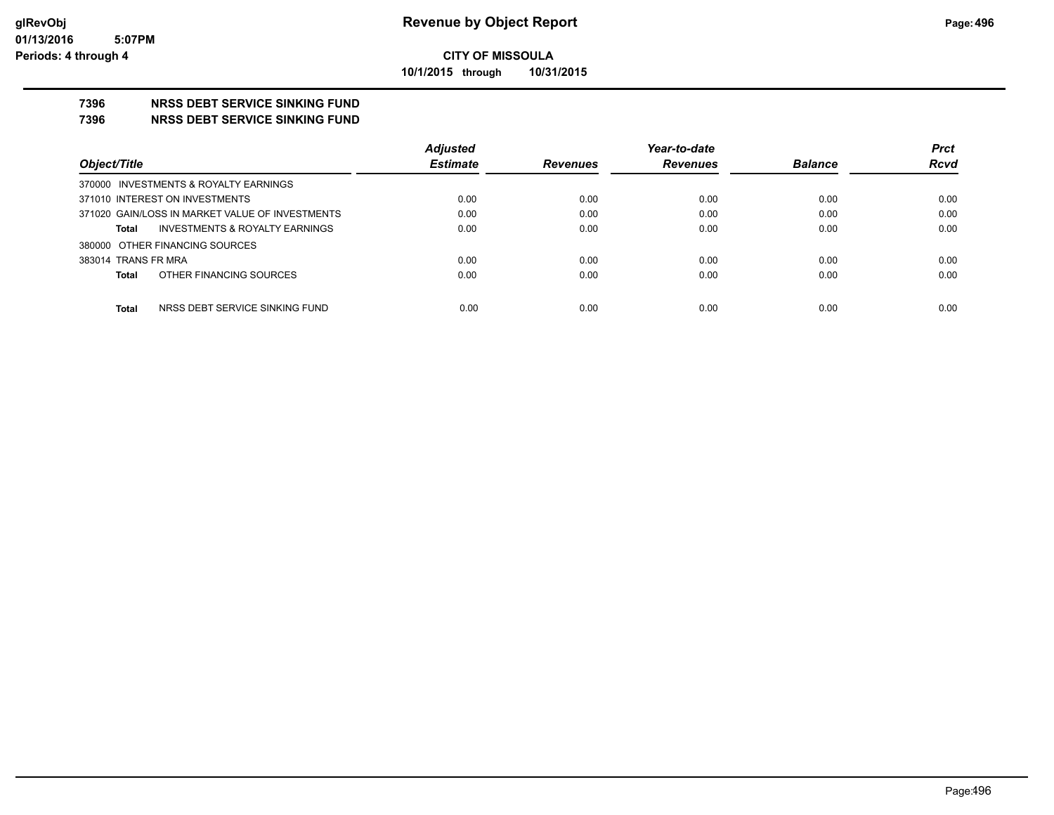**CITY OF MISSOULA**

**10/1/2015 through 10/31/2015**

## 7396 NRSS DEBT SERVICE SINKING FUND
## 7396 NRSS DEBT SERVICE SINKING FUND

| Object/Title | | Adjusted Estimate | Revenues | Year-to-date Revenues | Balance | Prct Rcvd |
|---|---|---|---|---|---|---|
| 370000 INVESTMENTS & ROYALTY EARNINGS | | | | | | |
| 371010 INTEREST ON INVESTMENTS | | 0.00 | 0.00 | 0.00 | 0.00 | 0.00 |
| 371020 GAIN/LOSS IN MARKET VALUE OF INVESTMENTS | | 0.00 | 0.00 | 0.00 | 0.00 | 0.00 |
| **Total** | INVESTMENTS & ROYALTY EARNINGS | 0.00 | 0.00 | 0.00 | 0.00 | 0.00 |
| 380000 OTHER FINANCING SOURCES | | | | | | |
| 383014 TRANS FR MRA | | 0.00 | 0.00 | 0.00 | 0.00 | 0.00 |
| **Total** | OTHER FINANCING SOURCES | 0.00 | 0.00 | 0.00 | 0.00 | 0.00 |
| **Total** | NRSS DEBT SERVICE SINKING FUND | 0.00 | 0.00 | 0.00 | 0.00 | 0.00 |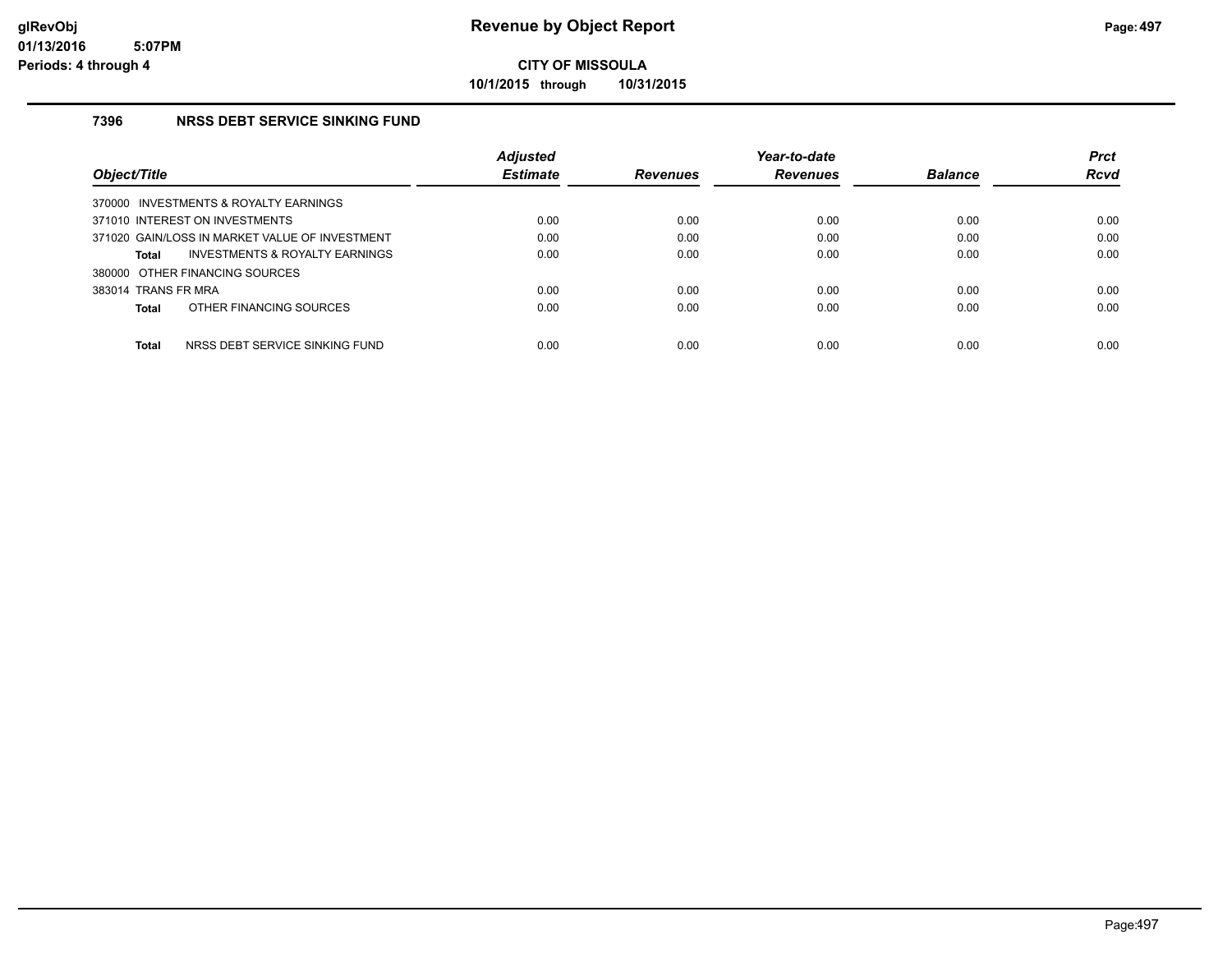# Revenue by Object Report

**CITY OF MISSOULA**

**10/1/2015 through 10/31/2015**

glRevObj
01/13/2016 5:07PM
Periods: 4 through 4

## 7396 NRSS DEBT SERVICE SINKING FUND

| Object/Title | Adjusted Estimate | Revenues | Year-to-date Revenues | Balance | Prct Rcvd |
|---|---|---|---|---|---|
| 370000 INVESTMENTS & ROYALTY EARNINGS | | | | | |
| 371010 INTEREST ON INVESTMENTS | 0.00 | 0.00 | 0.00 | 0.00 | 0.00 |
| 371020 GAIN/LOSS IN MARKET VALUE OF INVESTMENT | 0.00 | 0.00 | 0.00 | 0.00 | 0.00 |
| **Total** INVESTMENTS & ROYALTY EARNINGS | 0.00 | 0.00 | 0.00 | 0.00 | 0.00 |
| 380000 OTHER FINANCING SOURCES | | | | | |
| 383014 TRANS FR MRA | 0.00 | 0.00 | 0.00 | 0.00 | 0.00 |
| **Total** OTHER FINANCING SOURCES | 0.00 | 0.00 | 0.00 | 0.00 | 0.00 |
| **Total** NRSS DEBT SERVICE SINKING FUND | 0.00 | 0.00 | 0.00 | 0.00 | 0.00 |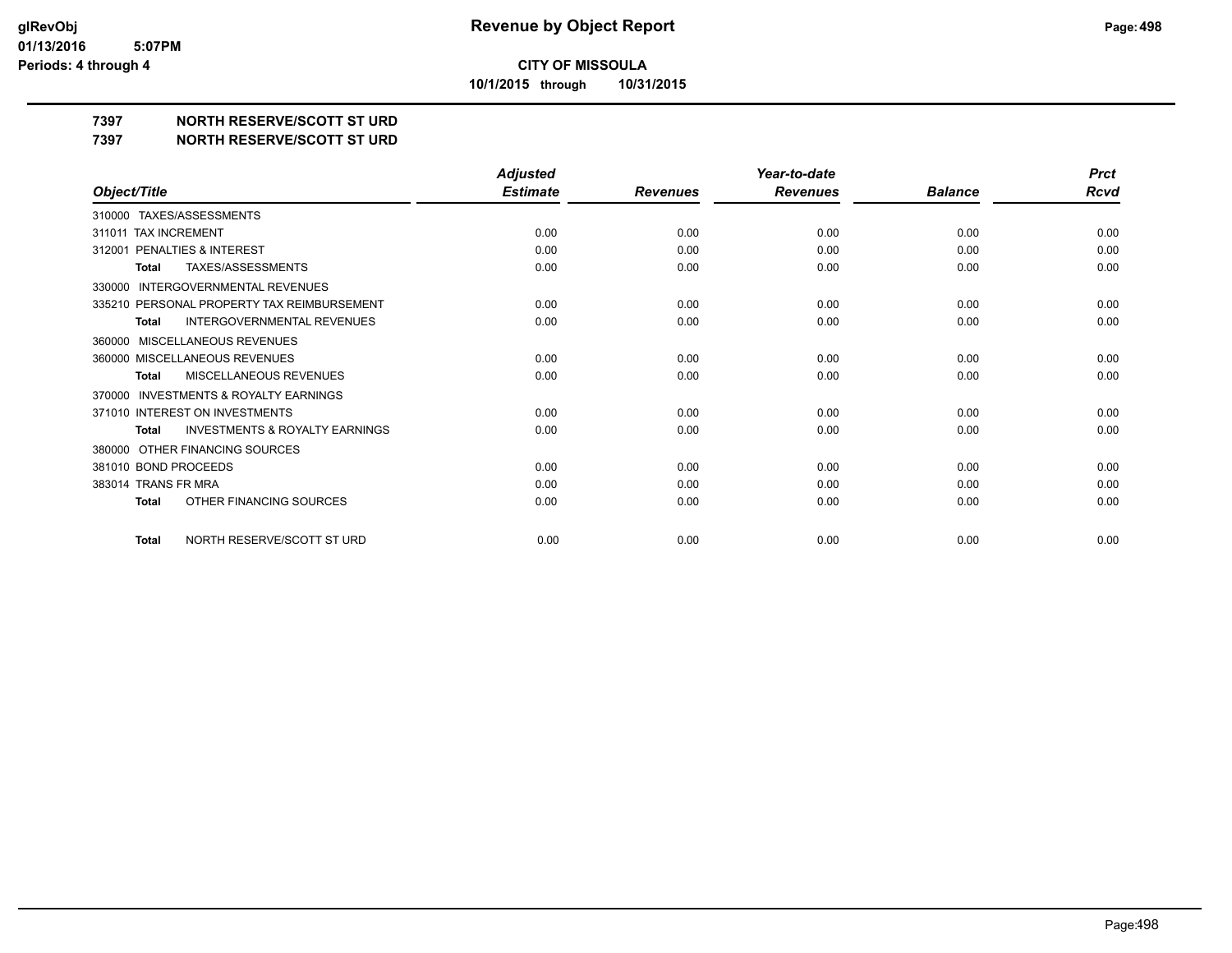# Revenue by Object Report

glRevObj
01/13/2016 5:07PM
Periods: 4 through 4

**CITY OF MISSOULA**

10/1/2015 through 10/31/2015

## 7397 NORTH RESERVE/SCOTT ST URD
## 7397 NORTH RESERVE/SCOTT ST URD

| Object/Title | Adjusted Estimate | Revenues | Year-to-date Revenues | Balance | Prct Rcvd |
|---|---|---|---|---|---|
| 310000 TAXES/ASSESSMENTS | | | | | |
| 311011 TAX INCREMENT | 0.00 | 0.00 | 0.00 | 0.00 | 0.00 |
| 312001 PENALTIES & INTEREST | 0.00 | 0.00 | 0.00 | 0.00 | 0.00 |
| **Total** TAXES/ASSESSMENTS | 0.00 | 0.00 | 0.00 | 0.00 | 0.00 |
| 330000 INTERGOVERNMENTAL REVENUES | | | | | |
| 335210 PERSONAL PROPERTY TAX REIMBURSEMENT | 0.00 | 0.00 | 0.00 | 0.00 | 0.00 |
| **Total** INTERGOVERNMENTAL REVENUES | 0.00 | 0.00 | 0.00 | 0.00 | 0.00 |
| 360000 MISCELLANEOUS REVENUES | | | | | |
| 360000 MISCELLANEOUS REVENUES | 0.00 | 0.00 | 0.00 | 0.00 | 0.00 |
| **Total** MISCELLANEOUS REVENUES | 0.00 | 0.00 | 0.00 | 0.00 | 0.00 |
| 370000 INVESTMENTS & ROYALTY EARNINGS | | | | | |
| 371010 INTEREST ON INVESTMENTS | 0.00 | 0.00 | 0.00 | 0.00 | 0.00 |
| **Total** INVESTMENTS & ROYALTY EARNINGS | 0.00 | 0.00 | 0.00 | 0.00 | 0.00 |
| 380000 OTHER FINANCING SOURCES | | | | | |
| 381010 BOND PROCEEDS | 0.00 | 0.00 | 0.00 | 0.00 | 0.00 |
| 383014 TRANS FR MRA | 0.00 | 0.00 | 0.00 | 0.00 | 0.00 |
| **Total** OTHER FINANCING SOURCES | 0.00 | 0.00 | 0.00 | 0.00 | 0.00 |
| **Total** NORTH RESERVE/SCOTT ST URD | 0.00 | 0.00 | 0.00 | 0.00 | 0.00 |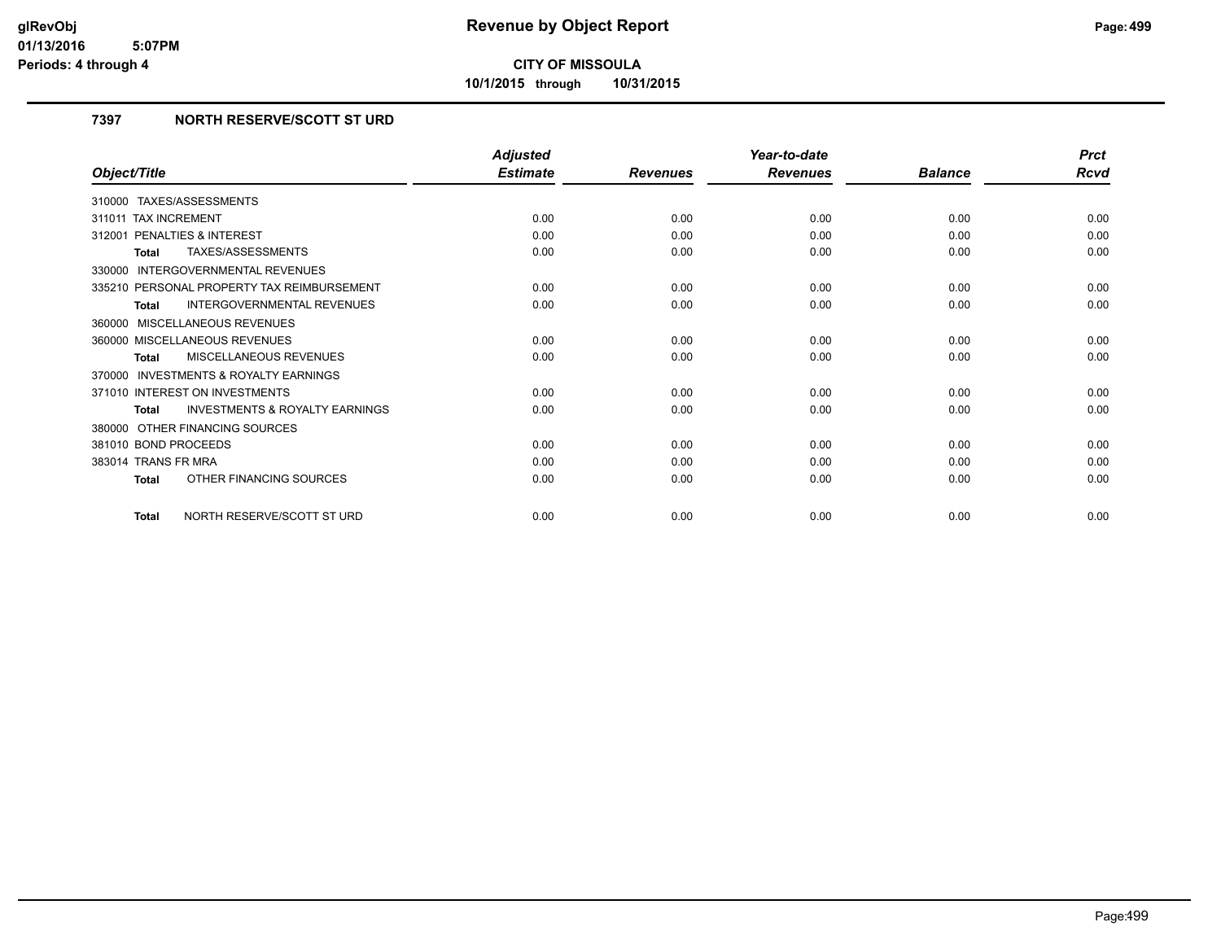# Revenue by Object Report

**CITY OF MISSOULA**

**10/1/2015 through 10/31/2015**

glRevObj
01/13/2016 5:07PM
Periods: 4 through 4

### 7397 NORTH RESERVE/SCOTT ST URD

| Object/Title | Adjusted Estimate | Revenues | Year-to-date Revenues | Balance | Prct Rcvd |
|---|---|---|---|---|---|
| 310000 TAXES/ASSESSMENTS | | | | | |
| 311011 TAX INCREMENT | 0.00 | 0.00 | 0.00 | 0.00 | 0.00 |
| 312001 PENALTIES & INTEREST | 0.00 | 0.00 | 0.00 | 0.00 | 0.00 |
| **Total** TAXES/ASSESSMENTS | 0.00 | 0.00 | 0.00 | 0.00 | 0.00 |
| 330000 INTERGOVERNMENTAL REVENUES | | | | | |
| 335210 PERSONAL PROPERTY TAX REIMBURSEMENT | 0.00 | 0.00 | 0.00 | 0.00 | 0.00 |
| **Total** INTERGOVERNMENTAL REVENUES | 0.00 | 0.00 | 0.00 | 0.00 | 0.00 |
| 360000 MISCELLANEOUS REVENUES | | | | | |
| 360000 MISCELLANEOUS REVENUES | 0.00 | 0.00 | 0.00 | 0.00 | 0.00 |
| **Total** MISCELLANEOUS REVENUES | 0.00 | 0.00 | 0.00 | 0.00 | 0.00 |
| 370000 INVESTMENTS & ROYALTY EARNINGS | | | | | |
| 371010 INTEREST ON INVESTMENTS | 0.00 | 0.00 | 0.00 | 0.00 | 0.00 |
| **Total** INVESTMENTS & ROYALTY EARNINGS | 0.00 | 0.00 | 0.00 | 0.00 | 0.00 |
| 380000 OTHER FINANCING SOURCES | | | | | |
| 381010 BOND PROCEEDS | 0.00 | 0.00 | 0.00 | 0.00 | 0.00 |
| 383014 TRANS FR MRA | 0.00 | 0.00 | 0.00 | 0.00 | 0.00 |
| **Total** OTHER FINANCING SOURCES | 0.00 | 0.00 | 0.00 | 0.00 | 0.00 |
| **Total** NORTH RESERVE/SCOTT ST URD | 0.00 | 0.00 | 0.00 | 0.00 | 0.00 |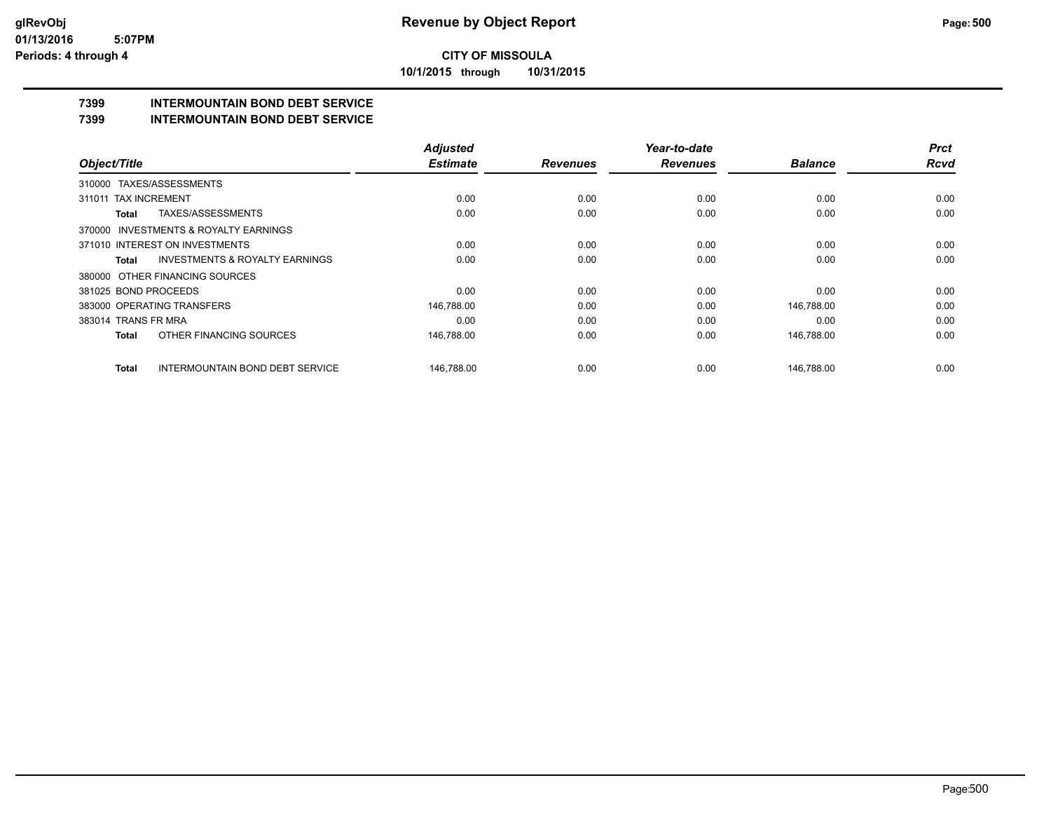# Revenue by Object Report

**CITY OF MISSOULA**

10/1/2015 through 10/31/2015

glRevObj
01/13/2016 5:07PM
Periods: 4 through 4

## 7399 INTERMOUNTAIN BOND DEBT SERVICE
## 7399 INTERMOUNTAIN BOND DEBT SERVICE

| Object/Title | Adjusted Estimate | Revenues | Year-to-date Revenues | Balance | Prct Rcvd |
|---|---|---|---|---|---|
| 310000 TAXES/ASSESSMENTS | | | | | |
| 311011 TAX INCREMENT | 0.00 | 0.00 | 0.00 | 0.00 | 0.00 |
| **Total** TAXES/ASSESSMENTS | 0.00 | 0.00 | 0.00 | 0.00 | 0.00 |
| 370000 INVESTMENTS & ROYALTY EARNINGS | | | | | |
| 371010 INTEREST ON INVESTMENTS | 0.00 | 0.00 | 0.00 | 0.00 | 0.00 |
| **Total** INVESTMENTS & ROYALTY EARNINGS | 0.00 | 0.00 | 0.00 | 0.00 | 0.00 |
| 380000 OTHER FINANCING SOURCES | | | | | |
| 381025 BOND PROCEEDS | 0.00 | 0.00 | 0.00 | 0.00 | 0.00 |
| 383000 OPERATING TRANSFERS | 146,788.00 | 0.00 | 0.00 | 146,788.00 | 0.00 |
| 383014 TRANS FR MRA | 0.00 | 0.00 | 0.00 | 0.00 | 0.00 |
| **Total** OTHER FINANCING SOURCES | 146,788.00 | 0.00 | 0.00 | 146,788.00 | 0.00 |
| **Total** INTERMOUNTAIN BOND DEBT SERVICE | 146,788.00 | 0.00 | 0.00 | 146,788.00 | 0.00 |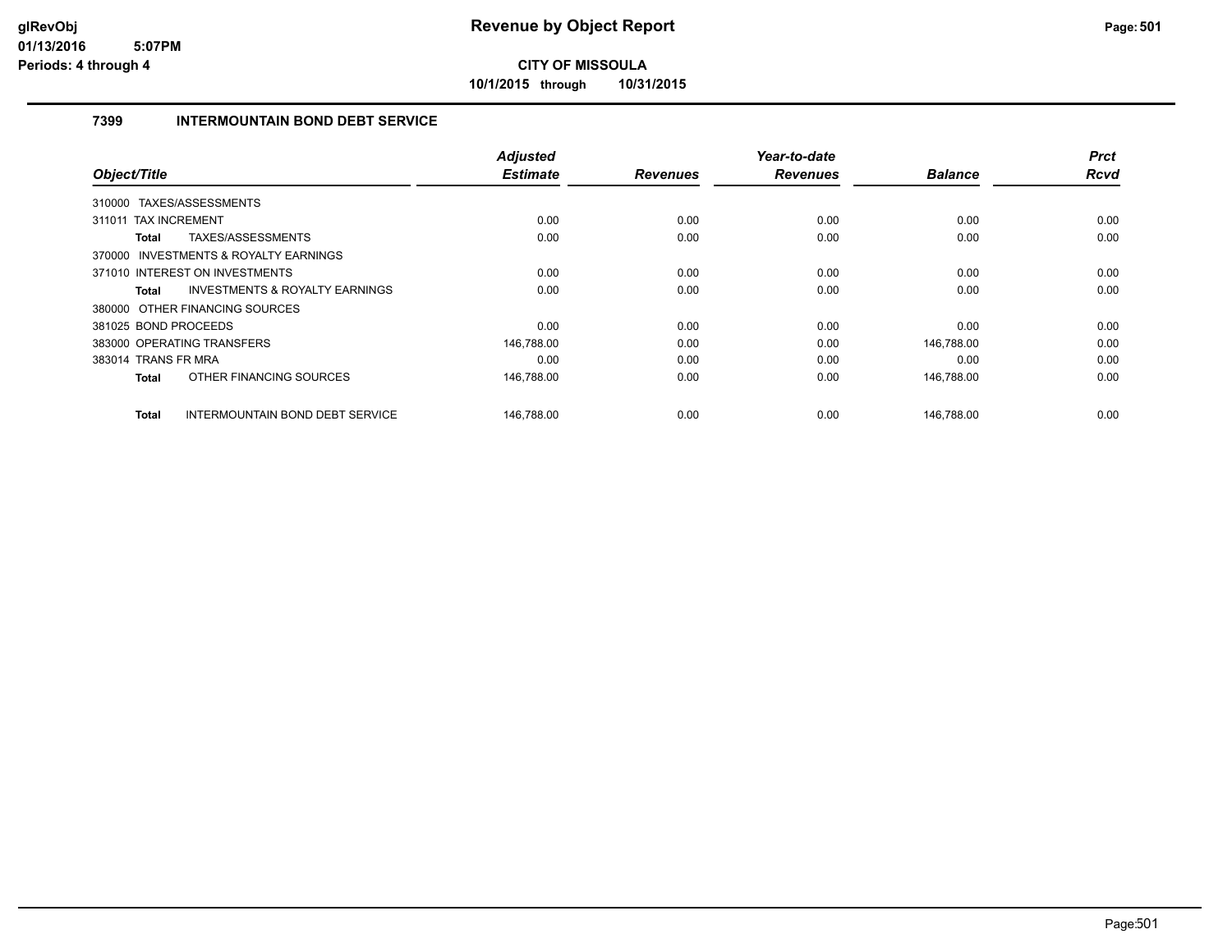# Revenue by Object Report

**CITY OF MISSOULA**

**10/1/2015 through 10/31/2015**

glRevObj
01/13/2016 5:07PM
Periods: 4 through 4

### 7399 INTERMOUNTAIN BOND DEBT SERVICE

| Object/Title | Adjusted Estimate | Revenues | Year-to-date Revenues | Balance | Prct Rcvd |
|---|---|---|---|---|---|
| 310000 TAXES/ASSESSMENTS | | | | | |
| 311011 TAX INCREMENT | 0.00 | 0.00 | 0.00 | 0.00 | 0.00 |
| **Total** TAXES/ASSESSMENTS | 0.00 | 0.00 | 0.00 | 0.00 | 0.00 |
| 370000 INVESTMENTS & ROYALTY EARNINGS | | | | | |
| 371010 INTEREST ON INVESTMENTS | 0.00 | 0.00 | 0.00 | 0.00 | 0.00 |
| **Total** INVESTMENTS & ROYALTY EARNINGS | 0.00 | 0.00 | 0.00 | 0.00 | 0.00 |
| 380000 OTHER FINANCING SOURCES | | | | | |
| 381025 BOND PROCEEDS | 0.00 | 0.00 | 0.00 | 0.00 | 0.00 |
| 383000 OPERATING TRANSFERS | 146,788.00 | 0.00 | 0.00 | 146,788.00 | 0.00 |
| 383014 TRANS FR MRA | 0.00 | 0.00 | 0.00 | 0.00 | 0.00 |
| **Total** OTHER FINANCING SOURCES | 146,788.00 | 0.00 | 0.00 | 146,788.00 | 0.00 |
| **Total** INTERMOUNTAIN BOND DEBT SERVICE | 146,788.00 | 0.00 | 0.00 | 146,788.00 | 0.00 |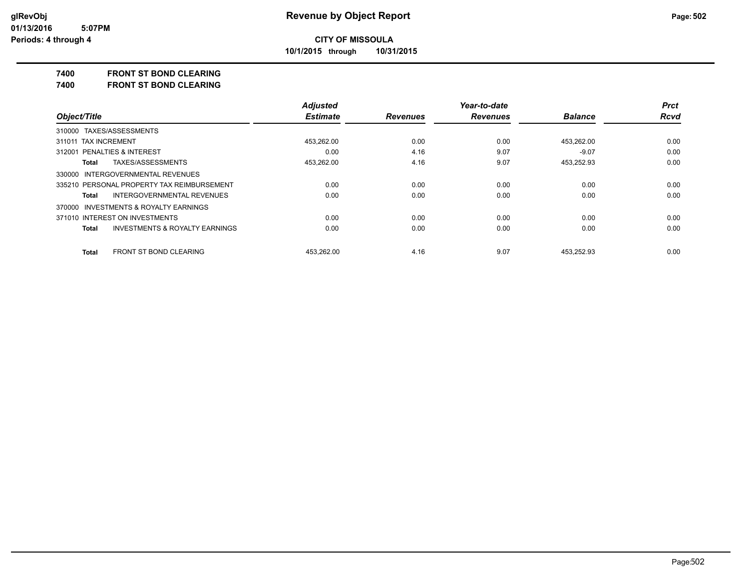**Revenue by Object Report**

**CITY OF MISSOULA**

**10/1/2015 through 10/31/2015**

glRevObj
01/13/2016 5:07PM
Periods: 4 through 4

**7400 FRONT ST BOND CLEARING**

**7400 FRONT ST BOND CLEARING**

| Object/Title | Adjusted Estimate | Revenues | Year-to-date Revenues | Balance | Prct Rcvd |
|---|---|---|---|---|---|
| 310000 TAXES/ASSESSMENTS | | | | | |
| 311011 TAX INCREMENT | 453,262.00 | 0.00 | 0.00 | 453,262.00 | 0.00 |
| 312001 PENALTIES & INTEREST | 0.00 | 4.16 | 9.07 | -9.07 | 0.00 |
| **Total** TAXES/ASSESSMENTS | 453,262.00 | 4.16 | 9.07 | 453,252.93 | 0.00 |
| 330000 INTERGOVERNMENTAL REVENUES | | | | | |
| 335210 PERSONAL PROPERTY TAX REIMBURSEMENT | 0.00 | 0.00 | 0.00 | 0.00 | 0.00 |
| **Total** INTERGOVERNMENTAL REVENUES | 0.00 | 0.00 | 0.00 | 0.00 | 0.00 |
| 370000 INVESTMENTS & ROYALTY EARNINGS | | | | | |
| 371010 INTEREST ON INVESTMENTS | 0.00 | 0.00 | 0.00 | 0.00 | 0.00 |
| **Total** INVESTMENTS & ROYALTY EARNINGS | 0.00 | 0.00 | 0.00 | 0.00 | 0.00 |
| **Total** FRONT ST BOND CLEARING | 453,262.00 | 4.16 | 9.07 | 453,252.93 | 0.00 |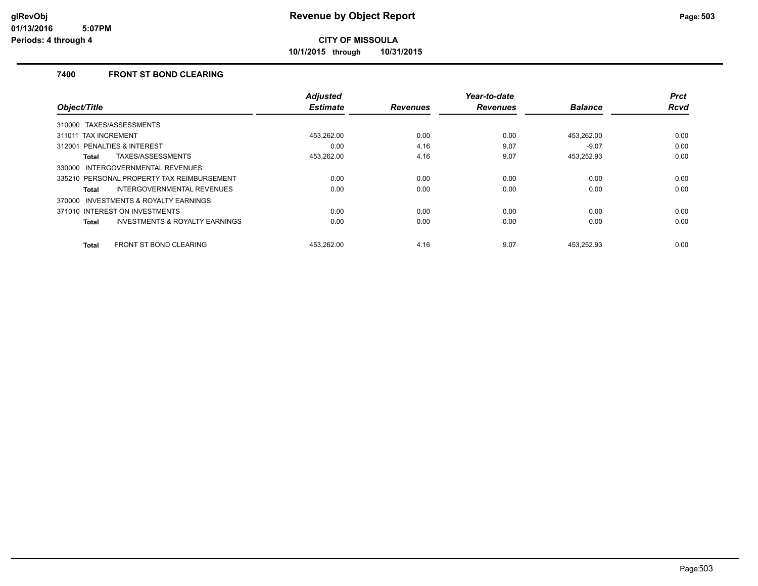# Revenue by Object Report

**CITY OF MISSOULA**

**10/1/2015 through 10/31/2015**

glRevObj
01/13/2016 5:07PM
Periods: 4 through 4

## 7400 FRONT ST BOND CLEARING

| Object/Title | Adjusted Estimate | Revenues | Year-to-date Revenues | Balance | Prct Rcvd |
|---|---|---|---|---|---|
| 310000 TAXES/ASSESSMENTS | | | | | |
| 311011 TAX INCREMENT | 453,262.00 | 0.00 | 0.00 | 453,262.00 | 0.00 |
| 312001 PENALTIES & INTEREST | 0.00 | 4.16 | 9.07 | -9.07 | 0.00 |
| **Total** TAXES/ASSESSMENTS | 453,262.00 | 4.16 | 9.07 | 453,252.93 | 0.00 |
| 330000 INTERGOVERNMENTAL REVENUES | | | | | |
| 335210 PERSONAL PROPERTY TAX REIMBURSEMENT | 0.00 | 0.00 | 0.00 | 0.00 | 0.00 |
| **Total** INTERGOVERNMENTAL REVENUES | 0.00 | 0.00 | 0.00 | 0.00 | 0.00 |
| 370000 INVESTMENTS & ROYALTY EARNINGS | | | | | |
| 371010 INTEREST ON INVESTMENTS | 0.00 | 0.00 | 0.00 | 0.00 | 0.00 |
| **Total** INVESTMENTS & ROYALTY EARNINGS | 0.00 | 0.00 | 0.00 | 0.00 | 0.00 |
| **Total** FRONT ST BOND CLEARING | 453,262.00 | 4.16 | 9.07 | 453,252.93 | 0.00 |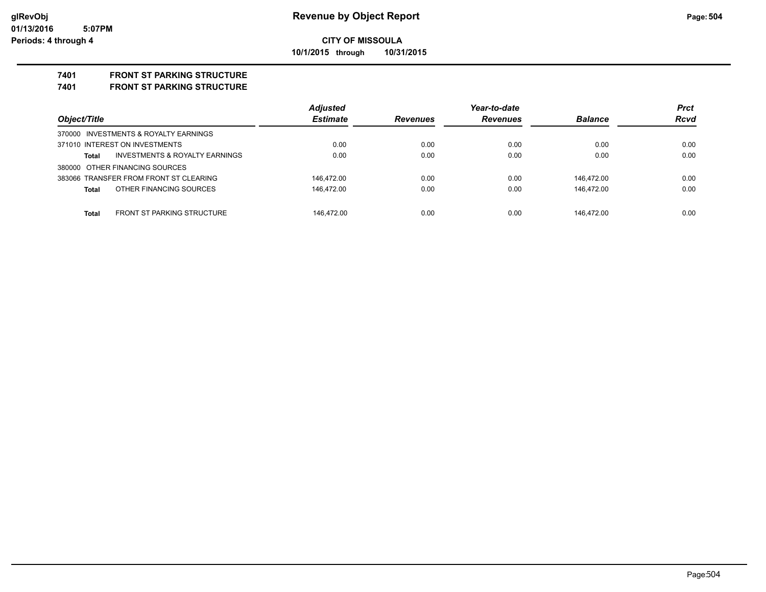**CITY OF MISSOULA**

**10/1/2015 through 10/31/2015**

**glRevObj**
**01/13/2016 5:07PM**
**Periods: 4 through 4**

# Revenue by Object Report

**7401 FRONT ST PARKING STRUCTURE**
**7401 FRONT ST PARKING STRUCTURE**

| Object/Title | | Adjusted Estimate | Revenues | Year-to-date Revenues | Balance | Prct Rcvd |
|---|---|---|---|---|---|---|
| 370000 INVESTMENTS & ROYALTY EARNINGS | | | | | | |
| 371010 INTEREST ON INVESTMENTS | | 0.00 | 0.00 | 0.00 | 0.00 | 0.00 |
| Total | INVESTMENTS & ROYALTY EARNINGS | 0.00 | 0.00 | 0.00 | 0.00 | 0.00 |
| 380000 OTHER FINANCING SOURCES | | | | | | |
| 383066 TRANSFER FROM FRONT ST CLEARING | | 146,472.00 | 0.00 | 0.00 | 146,472.00 | 0.00 |
| Total | OTHER FINANCING SOURCES | 146,472.00 | 0.00 | 0.00 | 146,472.00 | 0.00 |
| Total | FRONT ST PARKING STRUCTURE | 146,472.00 | 0.00 | 0.00 | 146,472.00 | 0.00 |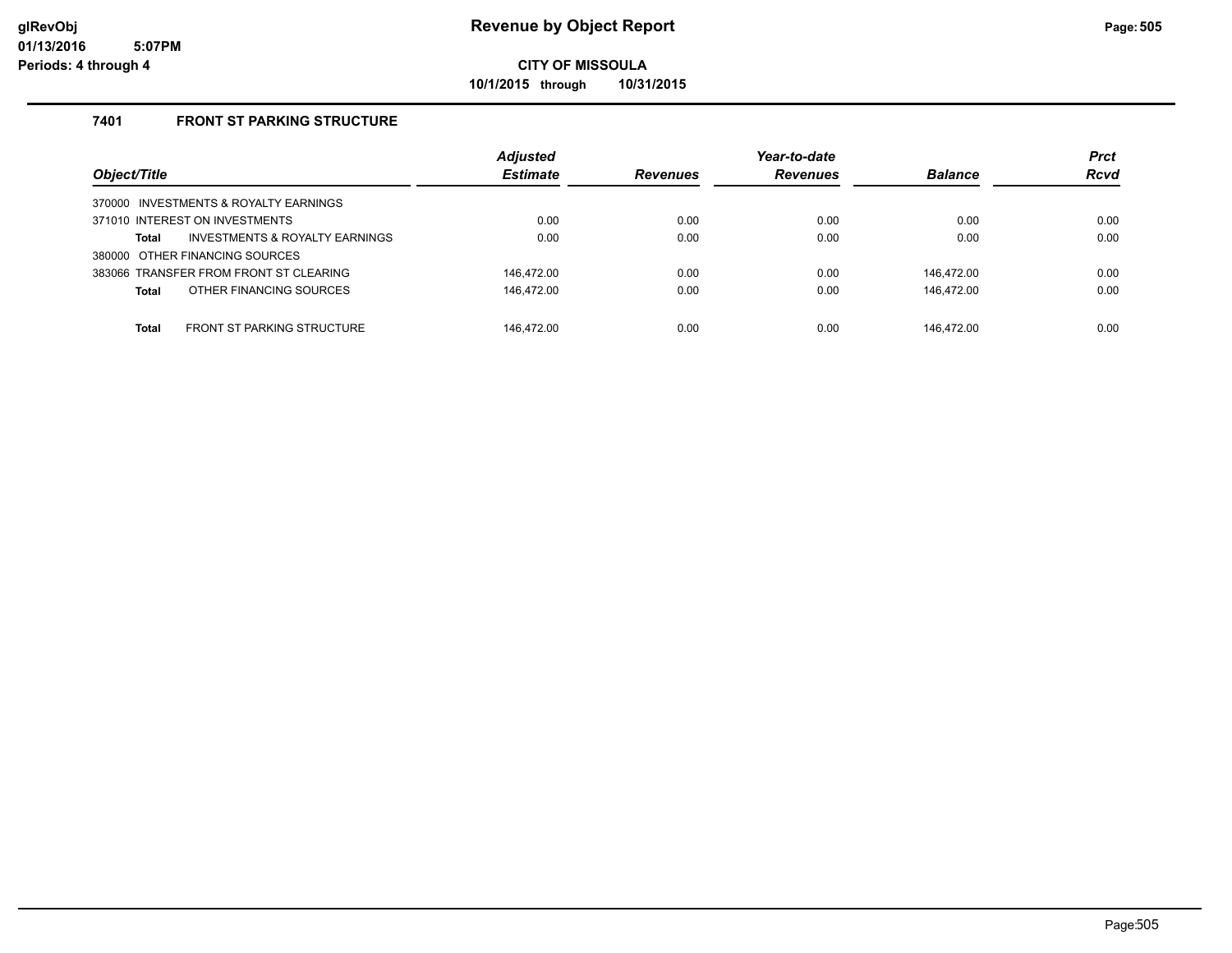# Revenue by Object Report

**CITY OF MISSOULA**

**10/1/2015 through 10/31/2015**

glRevObj
01/13/2016 5:07PM
Periods: 4 through 4

### 7401 FRONT ST PARKING STRUCTURE

| Object/Title | Adjusted Estimate | Revenues | Year-to-date Revenues | Balance | Prct Rcvd |
|---|---|---|---|---|---|
| 370000 INVESTMENTS & ROYALTY EARNINGS | | | | | |
| 371010 INTEREST ON INVESTMENTS | 0.00 | 0.00 | 0.00 | 0.00 | 0.00 |
| **Total** INVESTMENTS & ROYALTY EARNINGS | 0.00 | 0.00 | 0.00 | 0.00 | 0.00 |
| 380000 OTHER FINANCING SOURCES | | | | | |
| 383066 TRANSFER FROM FRONT ST CLEARING | 146,472.00 | 0.00 | 0.00 | 146,472.00 | 0.00 |
| **Total** OTHER FINANCING SOURCES | 146,472.00 | 0.00 | 0.00 | 146,472.00 | 0.00 |
| **Total** FRONT ST PARKING STRUCTURE | 146,472.00 | 0.00 | 0.00 | 146,472.00 | 0.00 |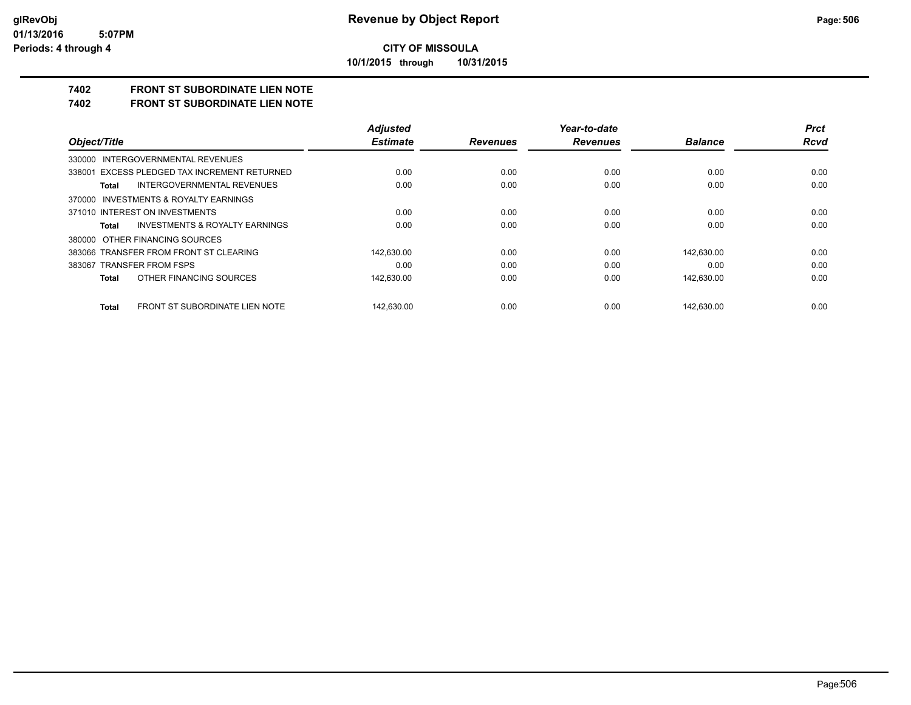glRevObj
01/13/2016 5:07PM
Periods: 4 through 4

# Revenue by Object Report

**CITY OF MISSOULA**

**10/1/2015 through 10/31/2015**

## 7402 FRONT ST SUBORDINATE LIEN NOTE
## 7402 FRONT ST SUBORDINATE LIEN NOTE

| Object/Title | Adjusted Estimate | Revenues | Year-to-date Revenues | Balance | Prct Rcvd |
|---|---|---|---|---|---|
| 330000 INTERGOVERNMENTAL REVENUES | | | | | |
| 338001 EXCESS PLEDGED TAX INCREMENT RETURNED | 0.00 | 0.00 | 0.00 | 0.00 | 0.00 |
| **Total** INTERGOVERNMENTAL REVENUES | 0.00 | 0.00 | 0.00 | 0.00 | 0.00 |
| 370000 INVESTMENTS & ROYALTY EARNINGS | | | | | |
| 371010 INTEREST ON INVESTMENTS | 0.00 | 0.00 | 0.00 | 0.00 | 0.00 |
| **Total** INVESTMENTS & ROYALTY EARNINGS | 0.00 | 0.00 | 0.00 | 0.00 | 0.00 |
| 380000 OTHER FINANCING SOURCES | | | | | |
| 383066 TRANSFER FROM FRONT ST CLEARING | 142,630.00 | 0.00 | 0.00 | 142,630.00 | 0.00 |
| 383067 TRANSFER FROM FSPS | 0.00 | 0.00 | 0.00 | 0.00 | 0.00 |
| **Total** OTHER FINANCING SOURCES | 142,630.00 | 0.00 | 0.00 | 142,630.00 | 0.00 |
| **Total** FRONT ST SUBORDINATE LIEN NOTE | 142,630.00 | 0.00 | 0.00 | 142,630.00 | 0.00 |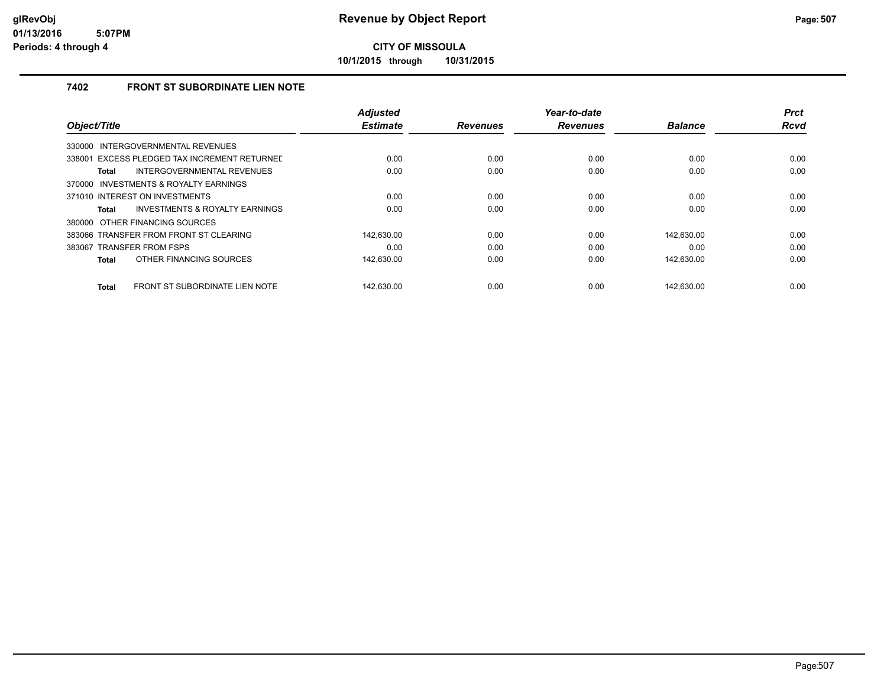## Revenue by Object Report

**CITY OF MISSOULA**

**10/1/2015 through 10/31/2015**

glRevObj
01/13/2016 5:07PM
Periods: 4 through 4

### 7402 FRONT ST SUBORDINATE LIEN NOTE

| Object/Title | Adjusted Estimate | Revenues | Year-to-date Revenues | Balance | Prct Rcvd |
|---|---|---|---|---|---|
| 330000 INTERGOVERNMENTAL REVENUES | | | | | |
| 338001 EXCESS PLEDGED TAX INCREMENT RETURNED | 0.00 | 0.00 | 0.00 | 0.00 | 0.00 |
| **Total** INTERGOVERNMENTAL REVENUES | 0.00 | 0.00 | 0.00 | 0.00 | 0.00 |
| 370000 INVESTMENTS & ROYALTY EARNINGS | | | | | |
| 371010 INTEREST ON INVESTMENTS | 0.00 | 0.00 | 0.00 | 0.00 | 0.00 |
| **Total** INVESTMENTS & ROYALTY EARNINGS | 0.00 | 0.00 | 0.00 | 0.00 | 0.00 |
| 380000 OTHER FINANCING SOURCES | | | | | |
| 383066 TRANSFER FROM FRONT ST CLEARING | 142,630.00 | 0.00 | 0.00 | 142,630.00 | 0.00 |
| 383067 TRANSFER FROM FSPS | 0.00 | 0.00 | 0.00 | 0.00 | 0.00 |
| **Total** OTHER FINANCING SOURCES | 142,630.00 | 0.00 | 0.00 | 142,630.00 | 0.00 |
| **Total** FRONT ST SUBORDINATE LIEN NOTE | 142,630.00 | 0.00 | 0.00 | 142,630.00 | 0.00 |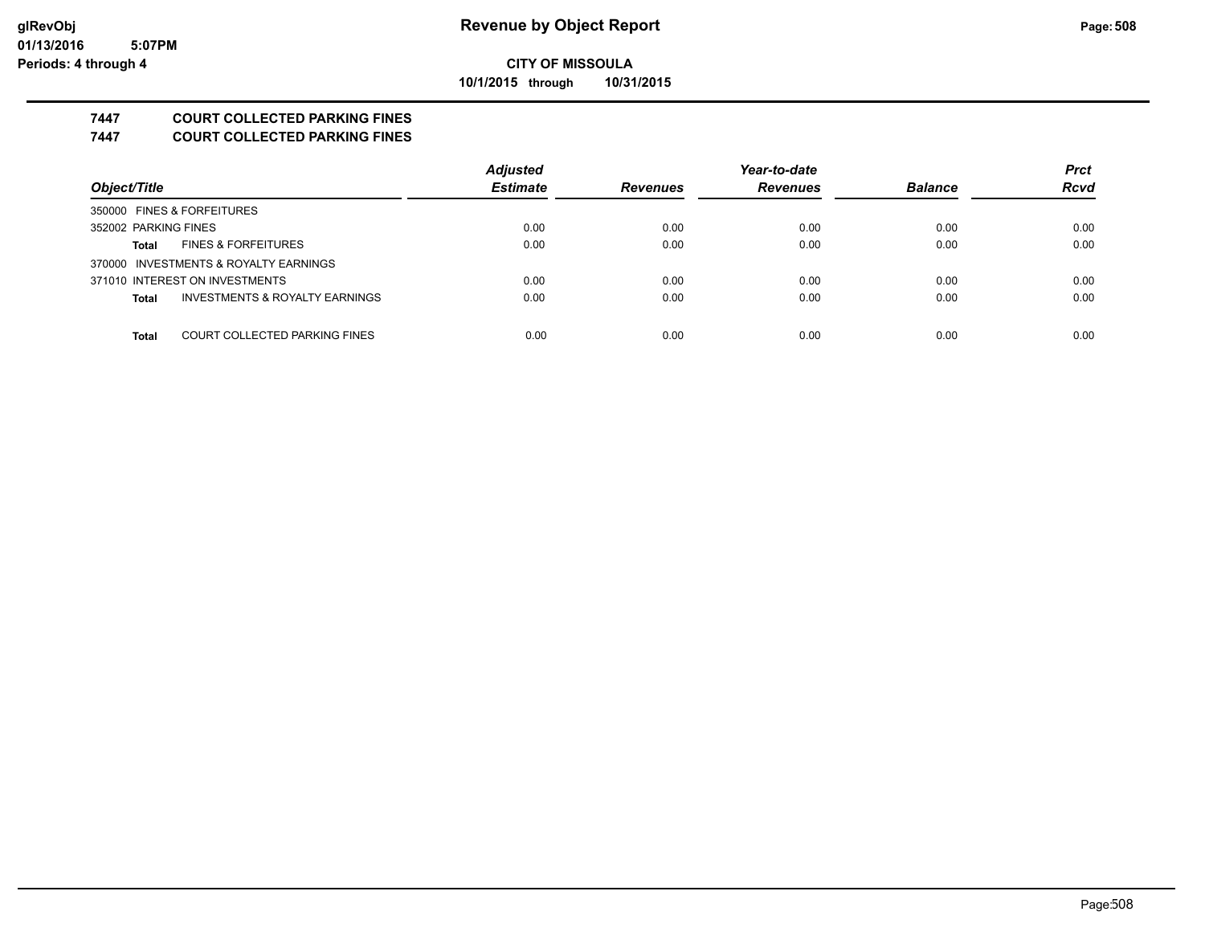**Revenue by Object Report**

**CITY OF MISSOULA**

**10/1/2015 through 10/31/2015**

glRevObj
01/13/2016 5:07PM
Periods: 4 through 4

## 7447 COURT COLLECTED PARKING FINES

## 7447 COURT COLLECTED PARKING FINES

| Object/Title | Adjusted Estimate | Revenues | Year-to-date Revenues | Balance | Prct Rcvd |
|---|---|---|---|---|---|
| 350000 FINES & FORFEITURES | | | | | |
| 352002 PARKING FINES | 0.00 | 0.00 | 0.00 | 0.00 | 0.00 |
| **Total** FINES & FORFEITURES | 0.00 | 0.00 | 0.00 | 0.00 | 0.00 |
| 370000 INVESTMENTS & ROYALTY EARNINGS | | | | | |
| 371010 INTEREST ON INVESTMENTS | 0.00 | 0.00 | 0.00 | 0.00 | 0.00 |
| **Total** INVESTMENTS & ROYALTY EARNINGS | 0.00 | 0.00 | 0.00 | 0.00 | 0.00 |
| **Total** COURT COLLECTED PARKING FINES | 0.00 | 0.00 | 0.00 | 0.00 | 0.00 |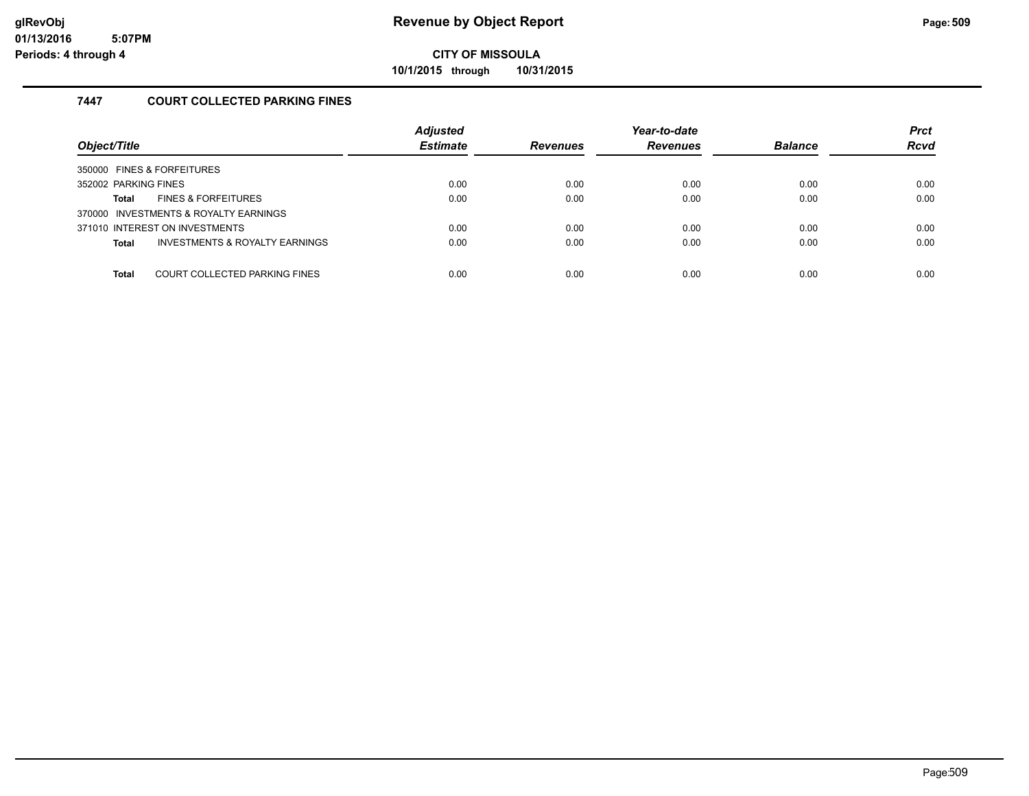# Revenue by Object Report

**CITY OF MISSOULA**

**10/1/2015 through 10/31/2015**

glRevObj
01/13/2016 5:07PM
Periods: 4 through 4

### 7447 COURT COLLECTED PARKING FINES

| Object/Title | Adjusted Estimate | Revenues | Year-to-date Revenues | Balance | Prct Rcvd |
|---|---|---|---|---|---|
| 350000 FINES & FORFEITURES | | | | | |
| 352002 PARKING FINES | 0.00 | 0.00 | 0.00 | 0.00 | 0.00 |
| **Total** FINES & FORFEITURES | 0.00 | 0.00 | 0.00 | 0.00 | 0.00 |
| 370000 INVESTMENTS & ROYALTY EARNINGS | | | | | |
| 371010 INTEREST ON INVESTMENTS | 0.00 | 0.00 | 0.00 | 0.00 | 0.00 |
| **Total** INVESTMENTS & ROYALTY EARNINGS | 0.00 | 0.00 | 0.00 | 0.00 | 0.00 |
| **Total** COURT COLLECTED PARKING FINES | 0.00 | 0.00 | 0.00 | 0.00 | 0.00 |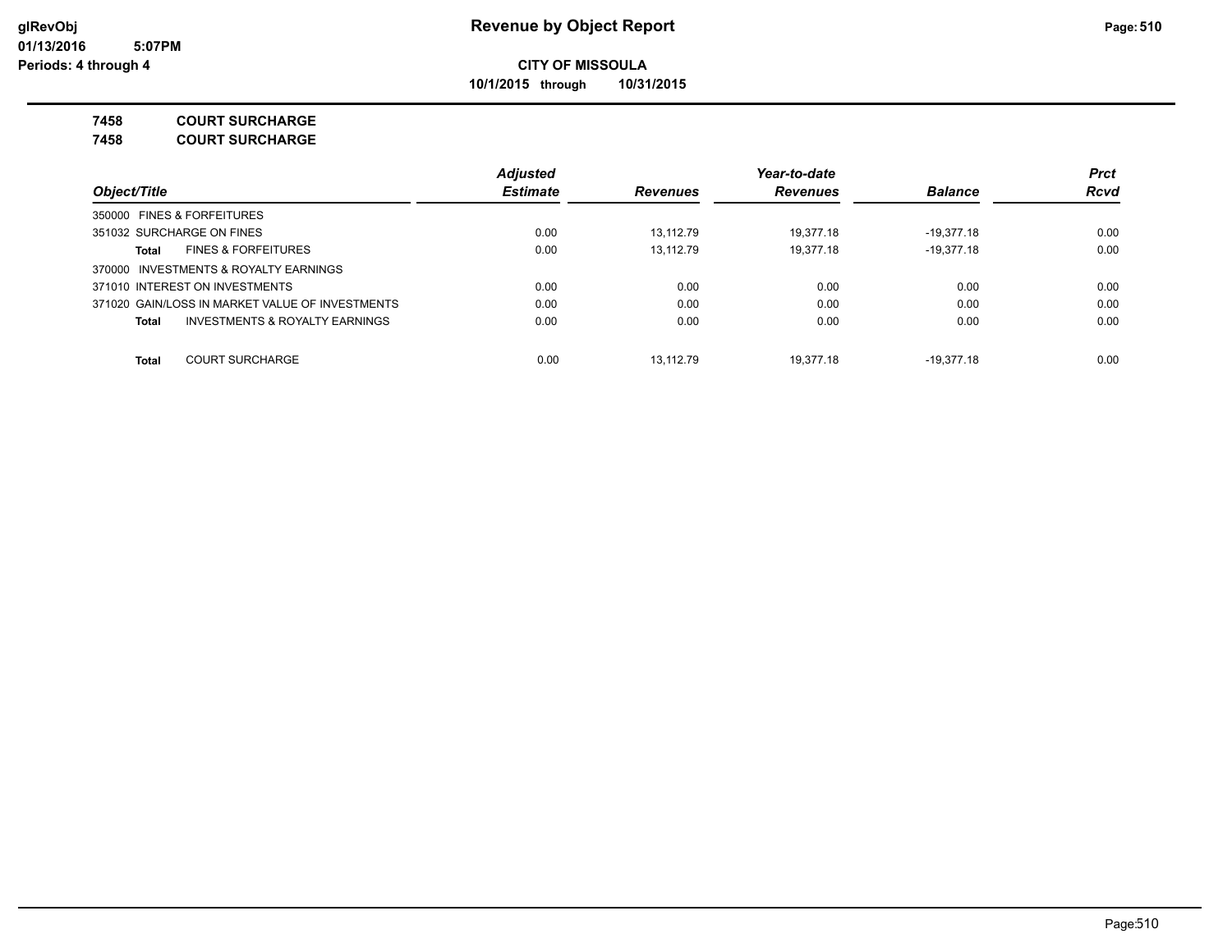# Revenue by Object Report

**CITY OF MISSOULA**

**10/1/2015 through 10/31/2015**

glRevObj
01/13/2016 5:07PM
Periods: 4 through 4

**7458 COURT SURCHARGE**

**7458 COURT SURCHARGE**

| Object/Title | Adjusted Estimate | Revenues | Year-to-date Revenues | Balance | Prct Rcvd |
|---|---|---|---|---|---|
| 350000 FINES & FORFEITURES | | | | | |
| 351032 SURCHARGE ON FINES | 0.00 | 13,112.79 | 19,377.18 | -19,377.18 | 0.00 |
| **Total** FINES & FORFEITURES | 0.00 | 13,112.79 | 19,377.18 | -19,377.18 | 0.00 |
| 370000 INVESTMENTS & ROYALTY EARNINGS | | | | | |
| 371010 INTEREST ON INVESTMENTS | 0.00 | 0.00 | 0.00 | 0.00 | 0.00 |
| 371020 GAIN/LOSS IN MARKET VALUE OF INVESTMENTS | 0.00 | 0.00 | 0.00 | 0.00 | 0.00 |
| **Total** INVESTMENTS & ROYALTY EARNINGS | 0.00 | 0.00 | 0.00 | 0.00 | 0.00 |
| **Total** COURT SURCHARGE | 0.00 | 13,112.79 | 19,377.18 | -19,377.18 | 0.00 |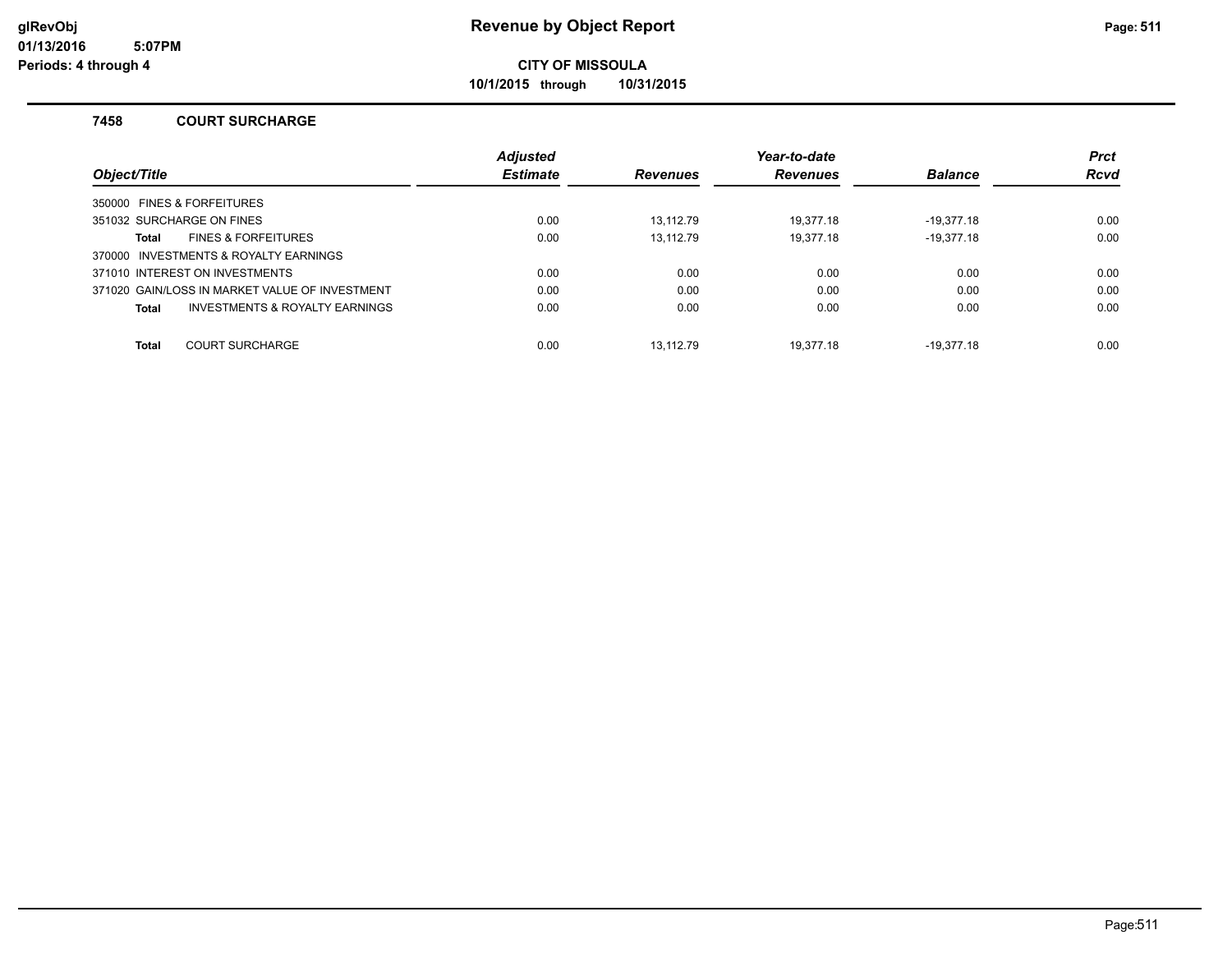# Revenue by Object Report

**CITY OF MISSOULA**

**10/1/2015 through 10/31/2015**

glRevObj
01/13/2016 5:07PM
Periods: 4 through 4

### 7458 COURT SURCHARGE

| Object/Title | Adjusted Estimate | Revenues | Year-to-date Revenues | Balance | Prct Rcvd |
|---|---|---|---|---|---|
| 350000 FINES & FORFEITURES | | | | | |
| 351032 SURCHARGE ON FINES | 0.00 | 13,112.79 | 19,377.18 | -19,377.18 | 0.00 |
| **Total** FINES & FORFEITURES | 0.00 | 13,112.79 | 19,377.18 | -19,377.18 | 0.00 |
| 370000 INVESTMENTS & ROYALTY EARNINGS | | | | | |
| 371010 INTEREST ON INVESTMENTS | 0.00 | 0.00 | 0.00 | 0.00 | 0.00 |
| 371020 GAIN/LOSS IN MARKET VALUE OF INVESTMENT | 0.00 | 0.00 | 0.00 | 0.00 | 0.00 |
| **Total** INVESTMENTS & ROYALTY EARNINGS | 0.00 | 0.00 | 0.00 | 0.00 | 0.00 |
| **Total** COURT SURCHARGE | 0.00 | 13,112.79 | 19,377.18 | -19,377.18 | 0.00 |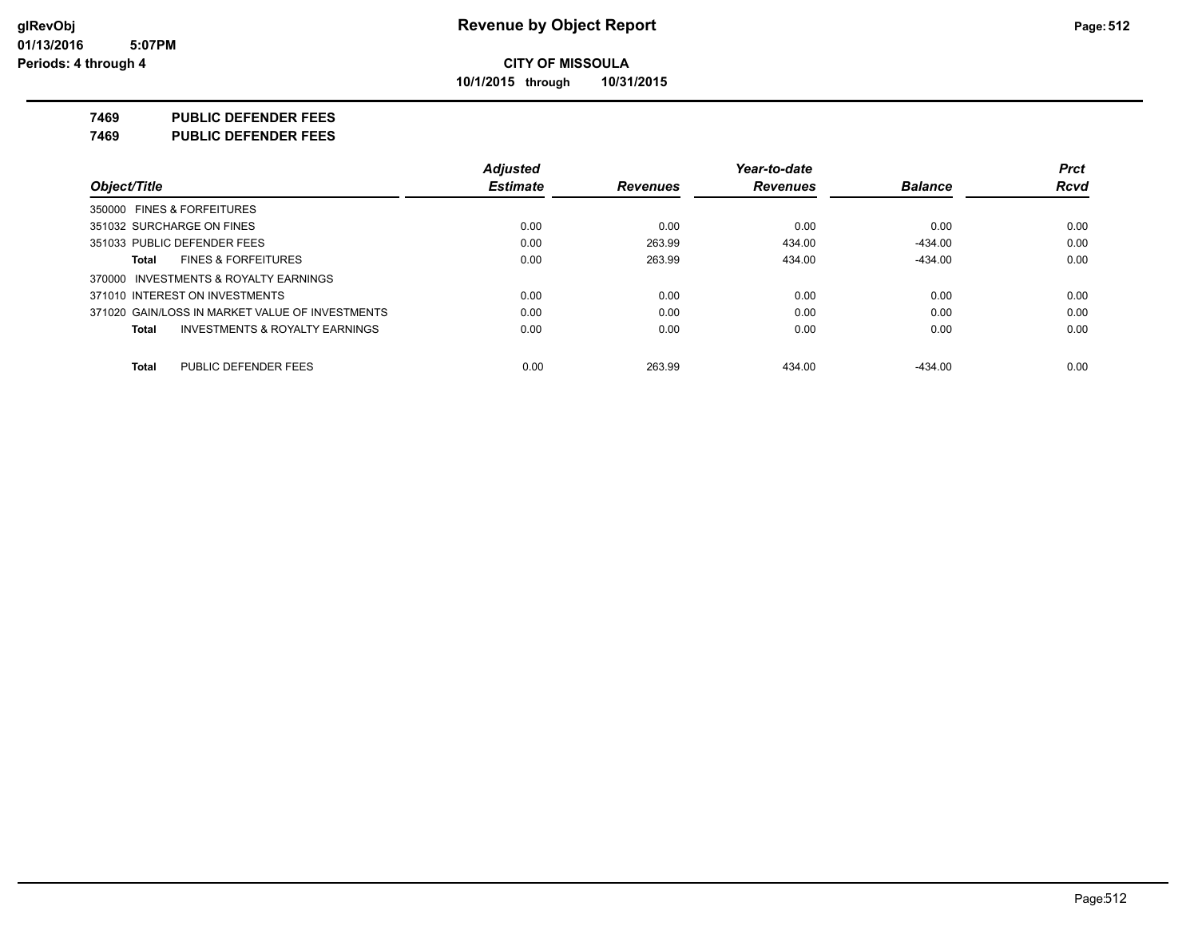**Revenue by Object Report**

**CITY OF MISSOULA**

**10/1/2015 through 10/31/2015**

glRevObj
01/13/2016 5:07PM
Periods: 4 through 4

**7469 PUBLIC DEFENDER FEES**

**7469 PUBLIC DEFENDER FEES**

| Object/Title | Adjusted Estimate | Revenues | Year-to-date Revenues | Balance | Prct Rcvd |
|---|---|---|---|---|---|
| 350000 FINES & FORFEITURES | | | | | |
| 351032 SURCHARGE ON FINES | 0.00 | 0.00 | 0.00 | 0.00 | 0.00 |
| 351033 PUBLIC DEFENDER FEES | 0.00 | 263.99 | 434.00 | -434.00 | 0.00 |
| **Total** FINES & FORFEITURES | 0.00 | 263.99 | 434.00 | -434.00 | 0.00 |
| 370000 INVESTMENTS & ROYALTY EARNINGS | | | | | |
| 371010 INTEREST ON INVESTMENTS | 0.00 | 0.00 | 0.00 | 0.00 | 0.00 |
| 371020 GAIN/LOSS IN MARKET VALUE OF INVESTMENTS | 0.00 | 0.00 | 0.00 | 0.00 | 0.00 |
| **Total** INVESTMENTS & ROYALTY EARNINGS | 0.00 | 0.00 | 0.00 | 0.00 | 0.00 |
| **Total** PUBLIC DEFENDER FEES | 0.00 | 263.99 | 434.00 | -434.00 | 0.00 |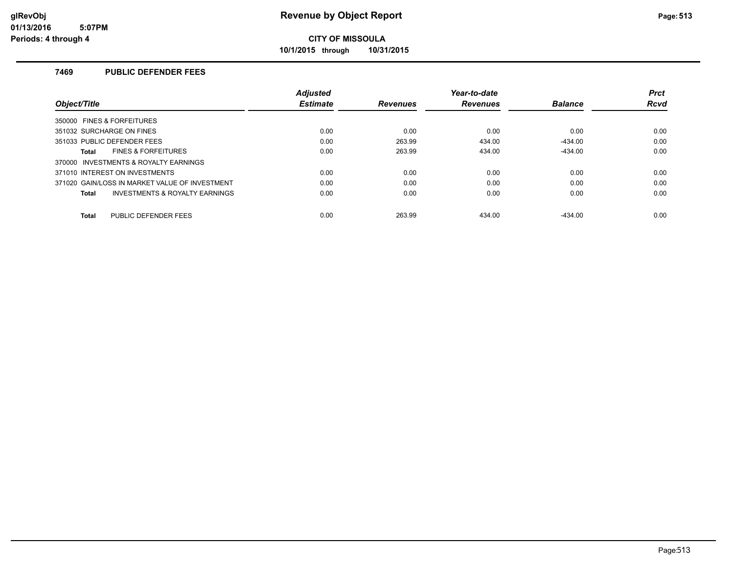# CITY OF MISSOULA

**10/1/2015 through 10/31/2015**

## 7469 PUBLIC DEFENDER FEES

| Object/Title | Adjusted Estimate | Revenues | Year-to-date Revenues | Balance | Prct Rcvd |
|---|---|---|---|---|---|
| 350000 FINES & FORFEITURES | | | | | |
| 351032 SURCHARGE ON FINES | 0.00 | 0.00 | 0.00 | 0.00 | 0.00 |
| 351033 PUBLIC DEFENDER FEES | 0.00 | 263.99 | 434.00 | -434.00 | 0.00 |
| **Total** FINES & FORFEITURES | 0.00 | 263.99 | 434.00 | -434.00 | 0.00 |
| 370000 INVESTMENTS & ROYALTY EARNINGS | | | | | |
| 371010 INTEREST ON INVESTMENTS | 0.00 | 0.00 | 0.00 | 0.00 | 0.00 |
| 371020 GAIN/LOSS IN MARKET VALUE OF INVESTMENT | 0.00 | 0.00 | 0.00 | 0.00 | 0.00 |
| **Total** INVESTMENTS & ROYALTY EARNINGS | 0.00 | 0.00 | 0.00 | 0.00 | 0.00 |
| **Total** PUBLIC DEFENDER FEES | 0.00 | 263.99 | 434.00 | -434.00 | 0.00 |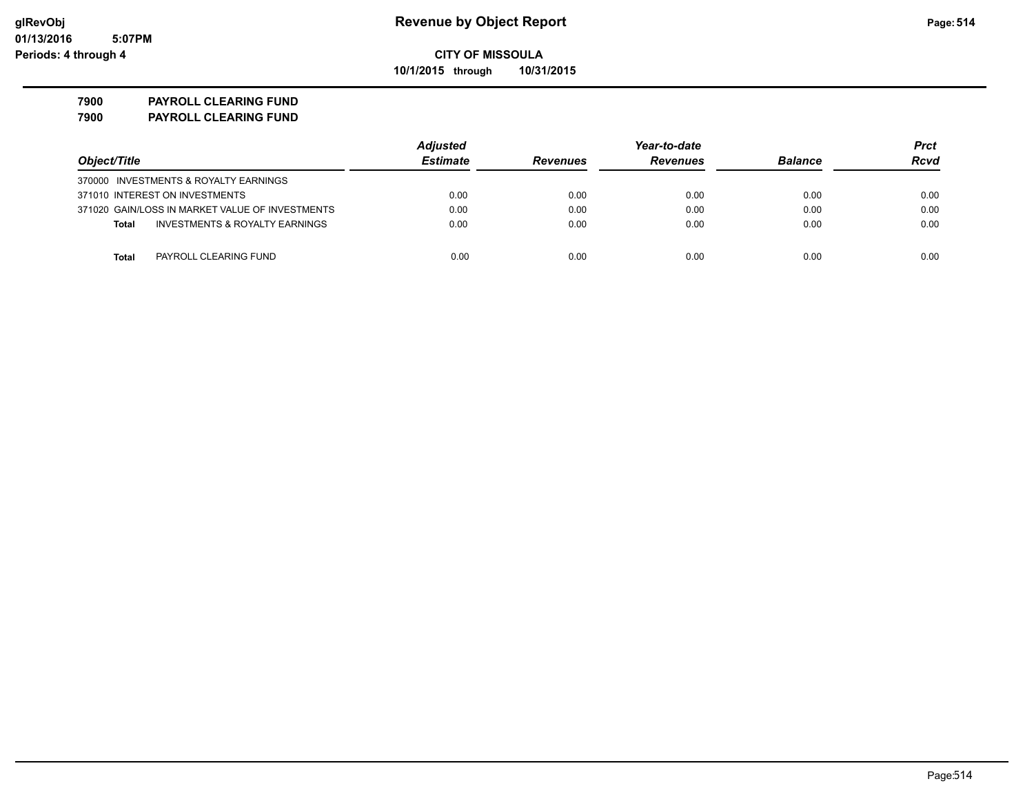**CITY OF MISSOULA**

**10/1/2015 through 10/31/2015**

**7900 PAYROLL CLEARING FUND**

**7900 PAYROLL CLEARING FUND**

| Object/Title | Adjusted Estimate | Revenues | Year-to-date Revenues | Balance | Prct Rcvd |
|---|---|---|---|---|---|
| 370000 INVESTMENTS & ROYALTY EARNINGS | | | | | |
| 371010 INTEREST ON INVESTMENTS | 0.00 | 0.00 | 0.00 | 0.00 | 0.00 |
| 371020 GAIN/LOSS IN MARKET VALUE OF INVESTMENTS | 0.00 | 0.00 | 0.00 | 0.00 | 0.00 |
| **Total** INVESTMENTS & ROYALTY EARNINGS | 0.00 | 0.00 | 0.00 | 0.00 | 0.00 |
| **Total** PAYROLL CLEARING FUND | 0.00 | 0.00 | 0.00 | 0.00 | 0.00 |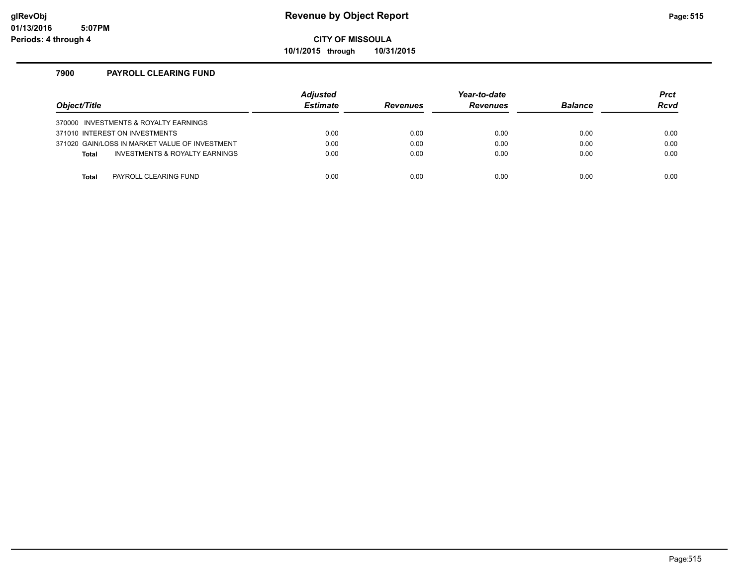# Revenue by Object Report

**CITY OF MISSOULA**

**10/1/2015 through 10/31/2015**

## 7900 PAYROLL CLEARING FUND

| Object/Title | Adjusted Estimate | Revenues | Year-to-date Revenues | Balance | Prct Rcvd |
|---|---|---|---|---|---|
| 370000 INVESTMENTS & ROYALTY EARNINGS | | | | | |
| 371010 INTEREST ON INVESTMENTS | 0.00 | 0.00 | 0.00 | 0.00 | 0.00 |
| 371020 GAIN/LOSS IN MARKET VALUE OF INVESTMENT | 0.00 | 0.00 | 0.00 | 0.00 | 0.00 |
| **Total** INVESTMENTS & ROYALTY EARNINGS | 0.00 | 0.00 | 0.00 | 0.00 | 0.00 |
| **Total** PAYROLL CLEARING FUND | 0.00 | 0.00 | 0.00 | 0.00 | 0.00 |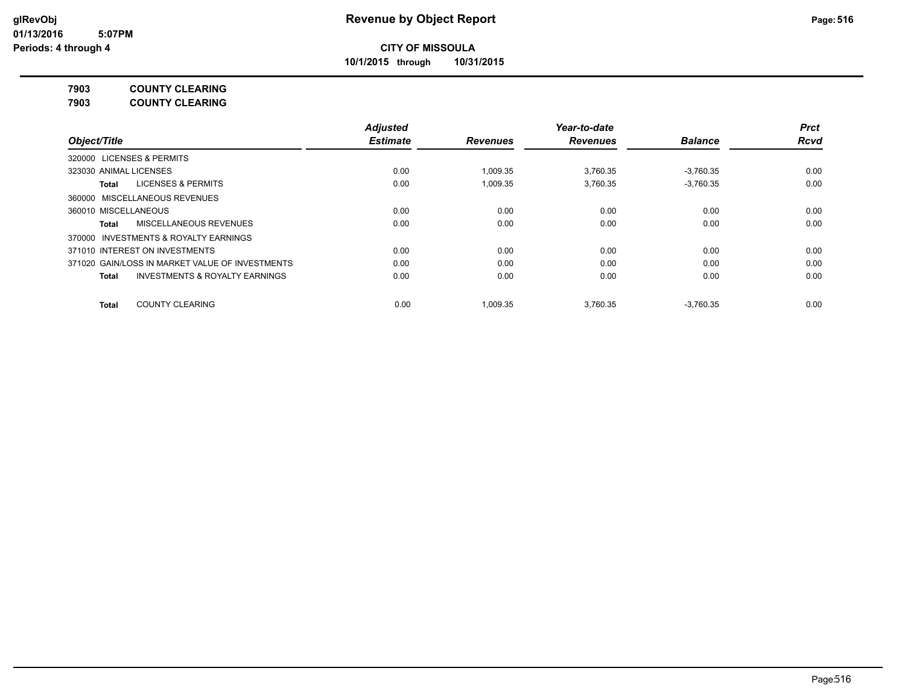**CITY OF MISSOULA**

**10/1/2015 through 10/31/2015**

**Revenue by Object Report**

glRevObj
01/13/2016 5:07PM
Periods: 4 through 4

**7903 COUNTY CLEARING**

**7903 COUNTY CLEARING**

| Object/Title | Adjusted Estimate | Revenues | Year-to-date Revenues | Balance | Prct Rcvd |
|---|---|---|---|---|---|
| 320000 LICENSES & PERMITS | | | | | |
| 323030 ANIMAL LICENSES | 0.00 | 1,009.35 | 3,760.35 | -3,760.35 | 0.00 |
| **Total** LICENSES & PERMITS | 0.00 | 1,009.35 | 3,760.35 | -3,760.35 | 0.00 |
| 360000 MISCELLANEOUS REVENUES | | | | | |
| 360010 MISCELLANEOUS | 0.00 | 0.00 | 0.00 | 0.00 | 0.00 |
| **Total** MISCELLANEOUS REVENUES | 0.00 | 0.00 | 0.00 | 0.00 | 0.00 |
| 370000 INVESTMENTS & ROYALTY EARNINGS | | | | | |
| 371010 INTEREST ON INVESTMENTS | 0.00 | 0.00 | 0.00 | 0.00 | 0.00 |
| 371020 GAIN/LOSS IN MARKET VALUE OF INVESTMENTS | 0.00 | 0.00 | 0.00 | 0.00 | 0.00 |
| **Total** INVESTMENTS & ROYALTY EARNINGS | 0.00 | 0.00 | 0.00 | 0.00 | 0.00 |
| **Total** COUNTY CLEARING | 0.00 | 1,009.35 | 3,760.35 | -3,760.35 | 0.00 |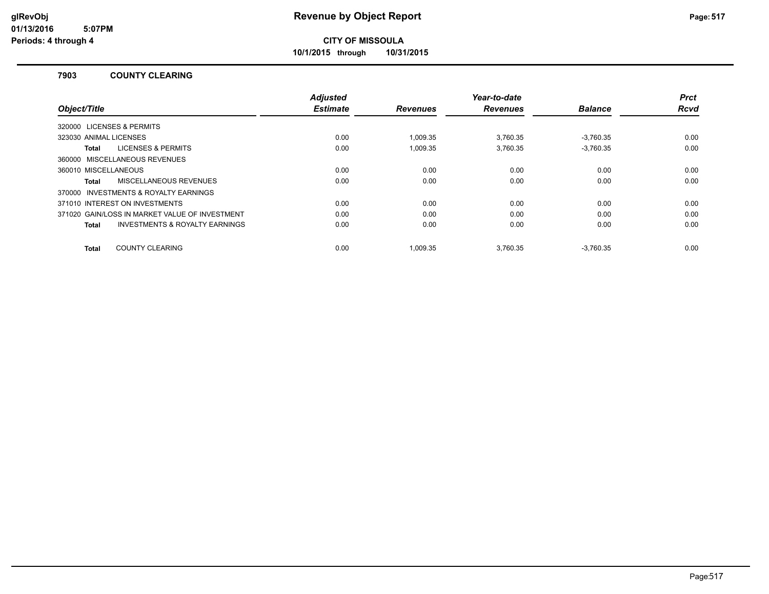# Revenue by Object Report

glRevObj
01/13/2016 5:07PM
Periods: 4 through 4

**CITY OF MISSOULA**

**10/1/2015 through 10/31/2015**

## 7903 COUNTY CLEARING

| Object/Title | Adjusted Estimate | Revenues | Year-to-date Revenues | Balance | Prct Rcvd |
|---|---|---|---|---|---|
| 320000 LICENSES & PERMITS | | | | | |
| 323030 ANIMAL LICENSES | 0.00 | 1,009.35 | 3,760.35 | -3,760.35 | 0.00 |
| **Total** LICENSES & PERMITS | 0.00 | 1,009.35 | 3,760.35 | -3,760.35 | 0.00 |
| 360000 MISCELLANEOUS REVENUES | | | | | |
| 360010 MISCELLANEOUS | 0.00 | 0.00 | 0.00 | 0.00 | 0.00 |
| **Total** MISCELLANEOUS REVENUES | 0.00 | 0.00 | 0.00 | 0.00 | 0.00 |
| 370000 INVESTMENTS & ROYALTY EARNINGS | | | | | |
| 371010 INTEREST ON INVESTMENTS | 0.00 | 0.00 | 0.00 | 0.00 | 0.00 |
| 371020 GAIN/LOSS IN MARKET VALUE OF INVESTMENT | 0.00 | 0.00 | 0.00 | 0.00 | 0.00 |
| **Total** INVESTMENTS & ROYALTY EARNINGS | 0.00 | 0.00 | 0.00 | 0.00 | 0.00 |
| **Total** COUNTY CLEARING | 0.00 | 1,009.35 | 3,760.35 | -3,760.35 | 0.00 |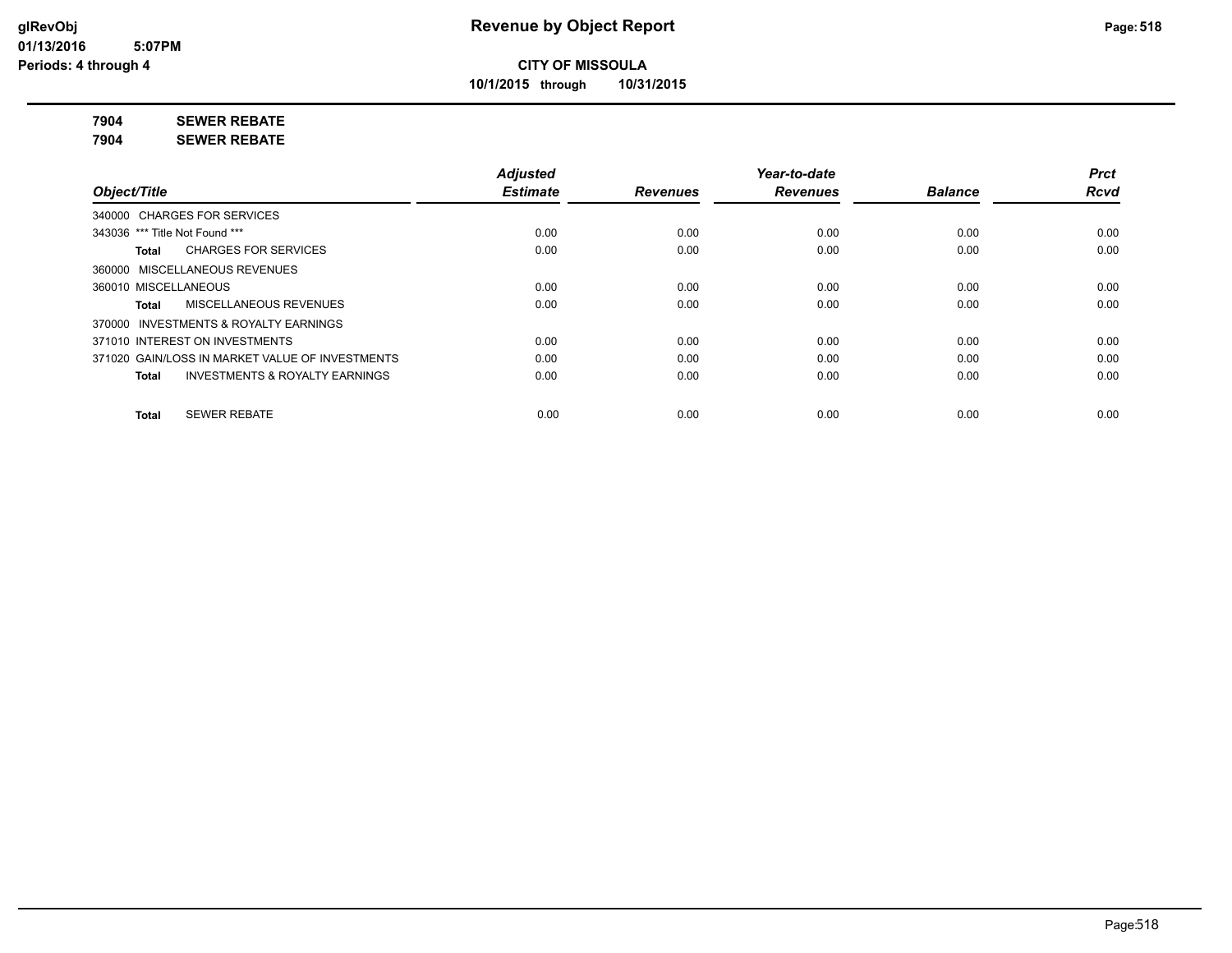**CITY OF MISSOULA**

**10/1/2015 through 10/31/2015**

**7904 SEWER REBATE**

**7904 SEWER REBATE**

| Object/Title | Adjusted Estimate | Revenues | Year-to-date Revenues | Balance | Prct Rcvd |
|---|---|---|---|---|---|
| 340000 CHARGES FOR SERVICES | | | | | |
| 343036 *** Title Not Found *** | 0.00 | 0.00 | 0.00 | 0.00 | 0.00 |
| **Total** CHARGES FOR SERVICES | 0.00 | 0.00 | 0.00 | 0.00 | 0.00 |
| 360000 MISCELLANEOUS REVENUES | | | | | |
| 360010 MISCELLANEOUS | 0.00 | 0.00 | 0.00 | 0.00 | 0.00 |
| **Total** MISCELLANEOUS REVENUES | 0.00 | 0.00 | 0.00 | 0.00 | 0.00 |
| 370000 INVESTMENTS & ROYALTY EARNINGS | | | | | |
| 371010 INTEREST ON INVESTMENTS | 0.00 | 0.00 | 0.00 | 0.00 | 0.00 |
| 371020 GAIN/LOSS IN MARKET VALUE OF INVESTMENTS | 0.00 | 0.00 | 0.00 | 0.00 | 0.00 |
| **Total** INVESTMENTS & ROYALTY EARNINGS | 0.00 | 0.00 | 0.00 | 0.00 | 0.00 |
| **Total** SEWER REBATE | 0.00 | 0.00 | 0.00 | 0.00 | 0.00 |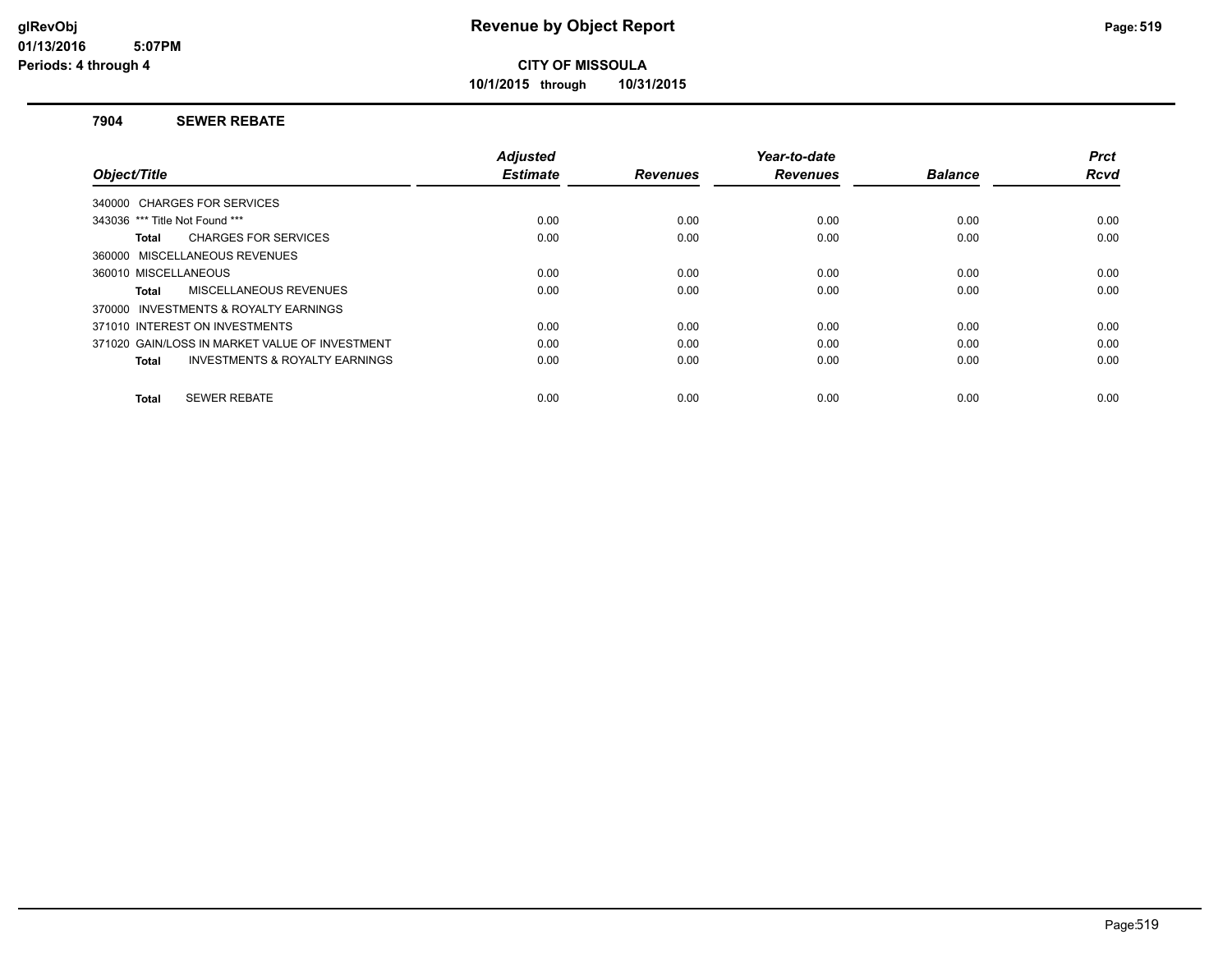# Revenue by Object Report

**CITY OF MISSOULA**

**10/1/2015 through 10/31/2015**

glRevObj
01/13/2016 5:07PM
Periods: 4 through 4

## 7904 SEWER REBATE

| Object/Title | Adjusted Estimate | Revenues | Year-to-date Revenues | Balance | Prct Rcvd |
|---|---|---|---|---|---|
| 340000 CHARGES FOR SERVICES | | | | | |
| 343036 *** Title Not Found *** | 0.00 | 0.00 | 0.00 | 0.00 | 0.00 |
| **Total** CHARGES FOR SERVICES | 0.00 | 0.00 | 0.00 | 0.00 | 0.00 |
| 360000 MISCELLANEOUS REVENUES | | | | | |
| 360010 MISCELLANEOUS | 0.00 | 0.00 | 0.00 | 0.00 | 0.00 |
| **Total** MISCELLANEOUS REVENUES | 0.00 | 0.00 | 0.00 | 0.00 | 0.00 |
| 370000 INVESTMENTS & ROYALTY EARNINGS | | | | | |
| 371010 INTEREST ON INVESTMENTS | 0.00 | 0.00 | 0.00 | 0.00 | 0.00 |
| 371020 GAIN/LOSS IN MARKET VALUE OF INVESTMENT | 0.00 | 0.00 | 0.00 | 0.00 | 0.00 |
| **Total** INVESTMENTS & ROYALTY EARNINGS | 0.00 | 0.00 | 0.00 | 0.00 | 0.00 |
| **Total** SEWER REBATE | 0.00 | 0.00 | 0.00 | 0.00 | 0.00 |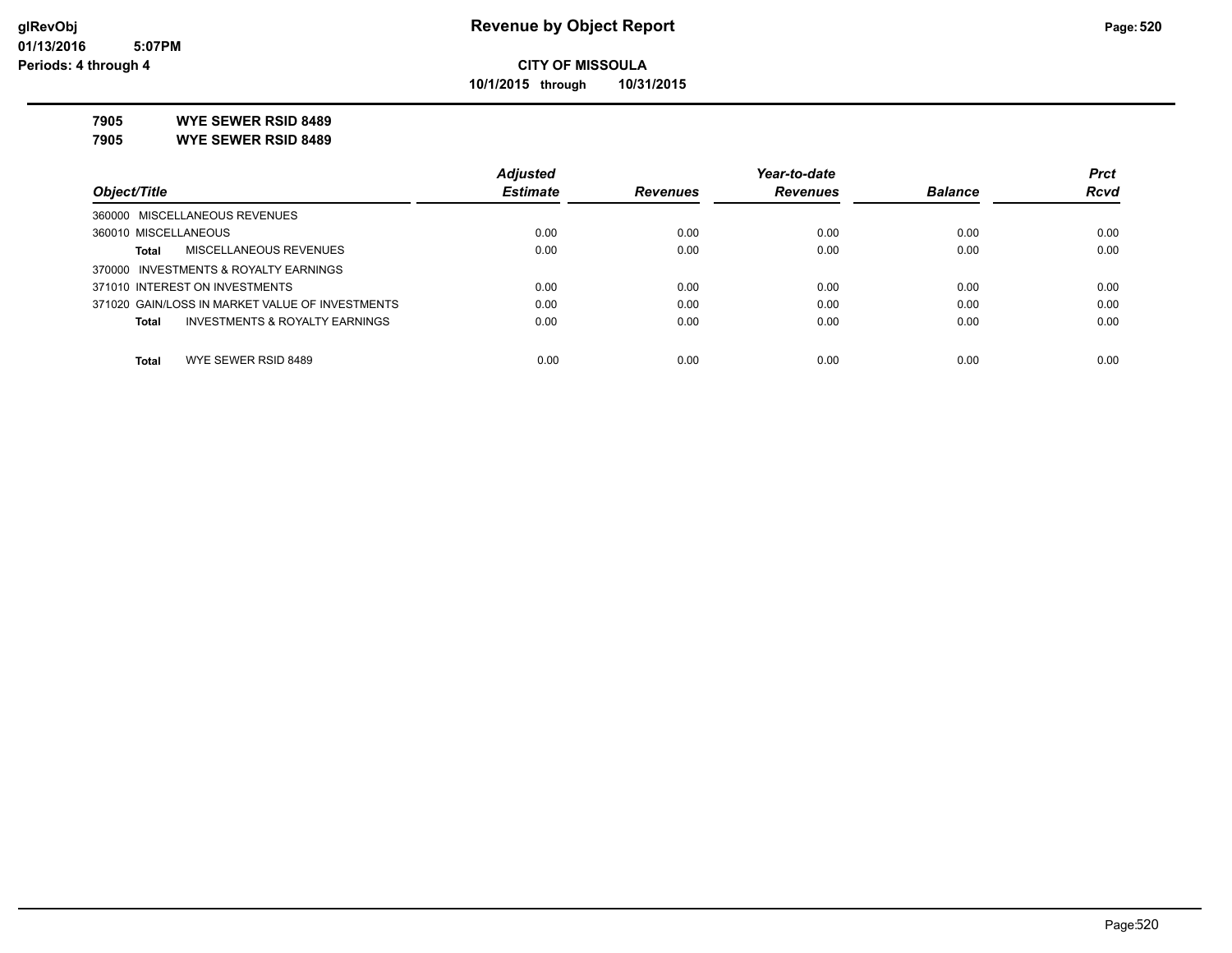**glRevObj**
**01/13/2016 5:07PM**
**Periods: 4 through 4**

# Revenue by Object Report

**CITY OF MISSOULA**

**10/1/2015 through 10/31/2015**

**7905 WYE SEWER RSID 8489**
**7905 WYE SEWER RSID 8489**

| Object/Title | Adjusted Estimate | Revenues | Year-to-date Revenues | Balance | Prct Rcvd |
|---|---|---|---|---|---|
| 360000 MISCELLANEOUS REVENUES | | | | | |
| 360010 MISCELLANEOUS | 0.00 | 0.00 | 0.00 | 0.00 | 0.00 |
| **Total** MISCELLANEOUS REVENUES | 0.00 | 0.00 | 0.00 | 0.00 | 0.00 |
| 370000 INVESTMENTS & ROYALTY EARNINGS | | | | | |
| 371010 INTEREST ON INVESTMENTS | 0.00 | 0.00 | 0.00 | 0.00 | 0.00 |
| 371020 GAIN/LOSS IN MARKET VALUE OF INVESTMENTS | 0.00 | 0.00 | 0.00 | 0.00 | 0.00 |
| **Total** INVESTMENTS & ROYALTY EARNINGS | 0.00 | 0.00 | 0.00 | 0.00 | 0.00 |
| **Total** WYE SEWER RSID 8489 | 0.00 | 0.00 | 0.00 | 0.00 | 0.00 |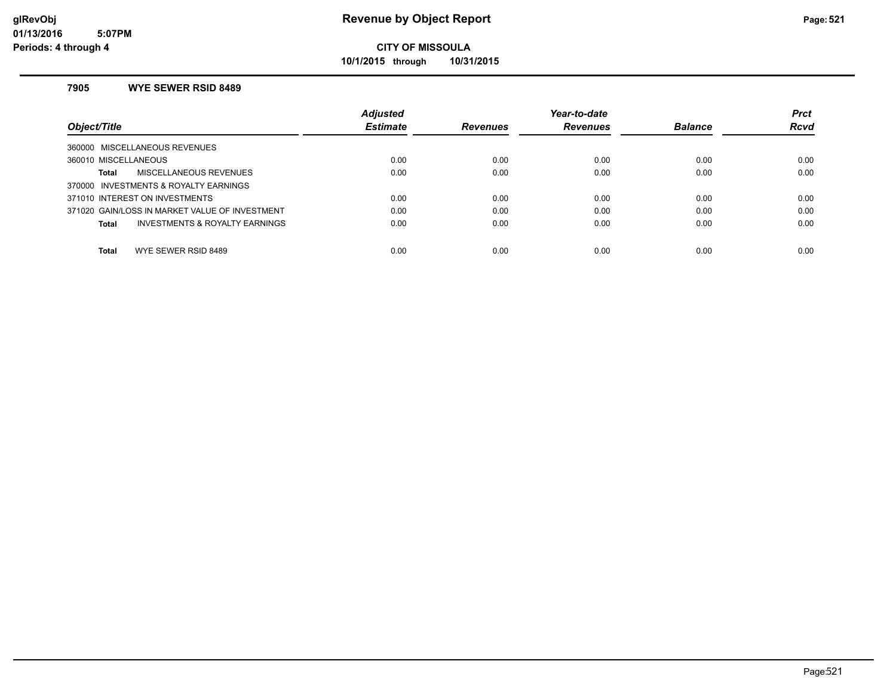# Revenue by Object Report

**glRevObj**
**01/13/2016 5:07PM**
**Periods: 4 through 4**

**CITY OF MISSOULA**

**10/1/2015 through 10/31/2015**

### 7905 WYE SEWER RSID 8489

| Object/Title | Adjusted Estimate | Revenues | Year-to-date Revenues | Balance | Prct Rcvd |
|---|---|---|---|---|---|
| 360000 MISCELLANEOUS REVENUES | | | | | |
| 360010 MISCELLANEOUS | 0.00 | 0.00 | 0.00 | 0.00 | 0.00 |
| **Total** MISCELLANEOUS REVENUES | 0.00 | 0.00 | 0.00 | 0.00 | 0.00 |
| 370000 INVESTMENTS & ROYALTY EARNINGS | | | | | |
| 371010 INTEREST ON INVESTMENTS | 0.00 | 0.00 | 0.00 | 0.00 | 0.00 |
| 371020 GAIN/LOSS IN MARKET VALUE OF INVESTMENT | 0.00 | 0.00 | 0.00 | 0.00 | 0.00 |
| **Total** INVESTMENTS & ROYALTY EARNINGS | 0.00 | 0.00 | 0.00 | 0.00 | 0.00 |
| **Total** WYE SEWER RSID 8489 | 0.00 | 0.00 | 0.00 | 0.00 | 0.00 |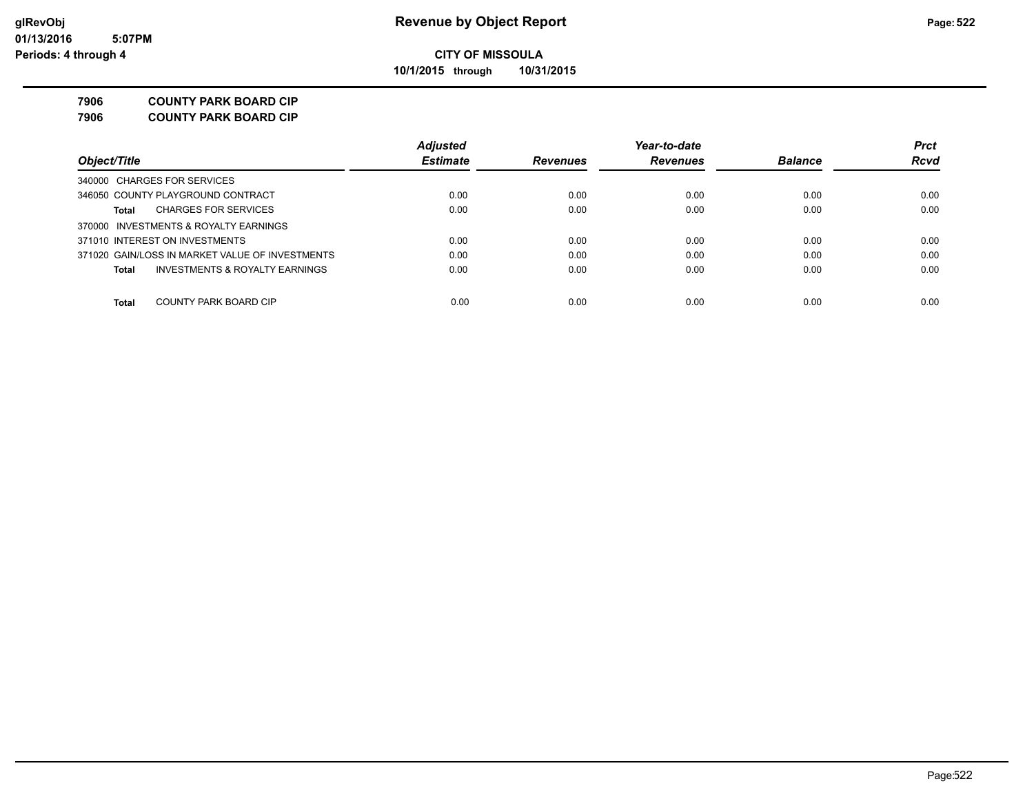# Revenue by Object Report

**CITY OF MISSOULA**

**10/1/2015 through 10/31/2015**

glRevObj
01/13/2016 5:07PM
Periods: 4 through 4

**7906 COUNTY PARK BOARD CIP**
**7906 COUNTY PARK BOARD CIP**

| Object/Title | Adjusted Estimate | Revenues | Year-to-date Revenues | Balance | Prct Rcvd |
|---|---|---|---|---|---|
| 340000 CHARGES FOR SERVICES | | | | | |
| 346050 COUNTY PLAYGROUND CONTRACT | 0.00 | 0.00 | 0.00 | 0.00 | 0.00 |
| **Total** CHARGES FOR SERVICES | 0.00 | 0.00 | 0.00 | 0.00 | 0.00 |
| 370000 INVESTMENTS & ROYALTY EARNINGS | | | | | |
| 371010 INTEREST ON INVESTMENTS | 0.00 | 0.00 | 0.00 | 0.00 | 0.00 |
| 371020 GAIN/LOSS IN MARKET VALUE OF INVESTMENTS | 0.00 | 0.00 | 0.00 | 0.00 | 0.00 |
| **Total** INVESTMENTS & ROYALTY EARNINGS | 0.00 | 0.00 | 0.00 | 0.00 | 0.00 |
| **Total** COUNTY PARK BOARD CIP | 0.00 | 0.00 | 0.00 | 0.00 | 0.00 |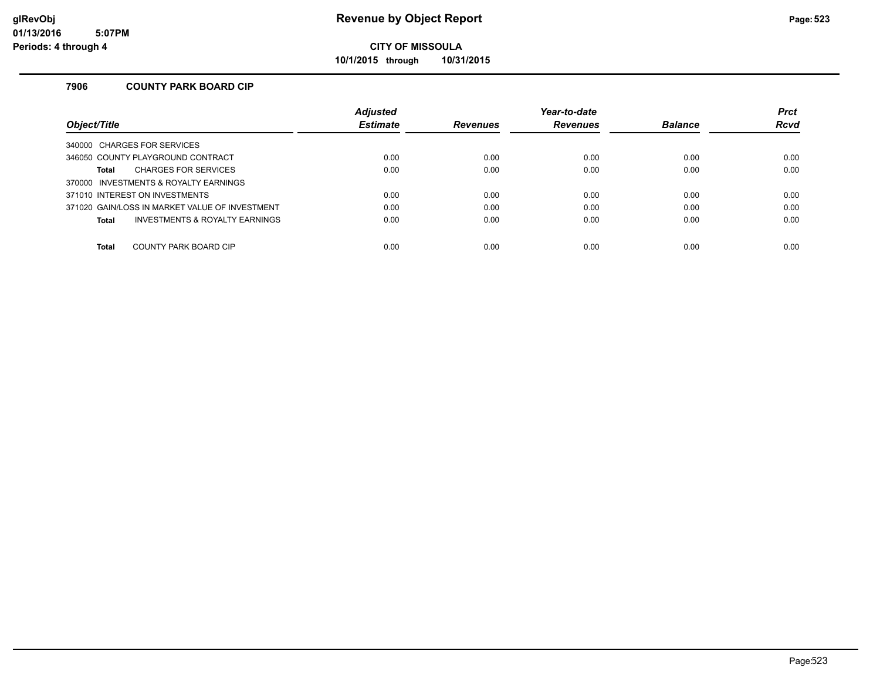**Revenue by Object Report**

**CITY OF MISSOULA**

**10/1/2015 through 10/31/2015**

## 7906 COUNTY PARK BOARD CIP

| Object/Title | Adjusted Estimate | Revenues | Year-to-date Revenues | Balance | Prct Rcvd |
|---|---|---|---|---|---|
| 340000 CHARGES FOR SERVICES | | | | | |
| 346050 COUNTY PLAYGROUND CONTRACT | 0.00 | 0.00 | 0.00 | 0.00 | 0.00 |
| **Total** CHARGES FOR SERVICES | 0.00 | 0.00 | 0.00 | 0.00 | 0.00 |
| 370000 INVESTMENTS & ROYALTY EARNINGS | | | | | |
| 371010 INTEREST ON INVESTMENTS | 0.00 | 0.00 | 0.00 | 0.00 | 0.00 |
| 371020 GAIN/LOSS IN MARKET VALUE OF INVESTMENT | 0.00 | 0.00 | 0.00 | 0.00 | 0.00 |
| **Total** INVESTMENTS & ROYALTY EARNINGS | 0.00 | 0.00 | 0.00 | 0.00 | 0.00 |
| **Total** COUNTY PARK BOARD CIP | 0.00 | 0.00 | 0.00 | 0.00 | 0.00 |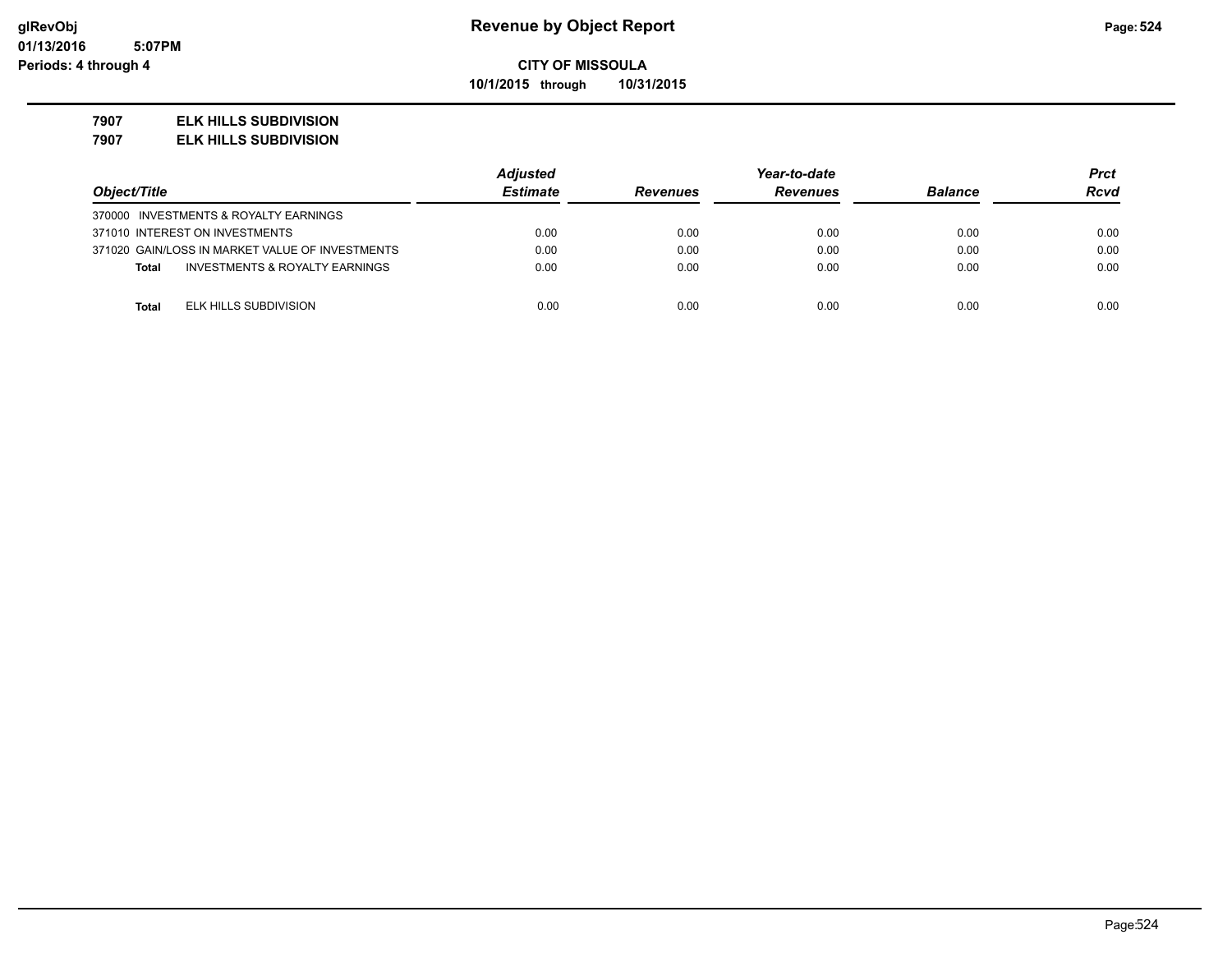**Revenue by Object Report**

**CITY OF MISSOULA**

**10/1/2015 through 10/31/2015**

glRevObj
01/13/2016 5:07PM
Periods: 4 through 4

**7907 ELK HILLS SUBDIVISION**

**7907 ELK HILLS SUBDIVISION**

| Object/Title | Adjusted Estimate | Revenues | Year-to-date Revenues | Balance | Prct Rcvd |
|---|---|---|---|---|---|
| 370000 INVESTMENTS & ROYALTY EARNINGS | | | | | |
| 371010 INTEREST ON INVESTMENTS | 0.00 | 0.00 | 0.00 | 0.00 | 0.00 |
| 371020 GAIN/LOSS IN MARKET VALUE OF INVESTMENTS | 0.00 | 0.00 | 0.00 | 0.00 | 0.00 |
| **Total** INVESTMENTS & ROYALTY EARNINGS | 0.00 | 0.00 | 0.00 | 0.00 | 0.00 |
| **Total** ELK HILLS SUBDIVISION | 0.00 | 0.00 | 0.00 | 0.00 | 0.00 |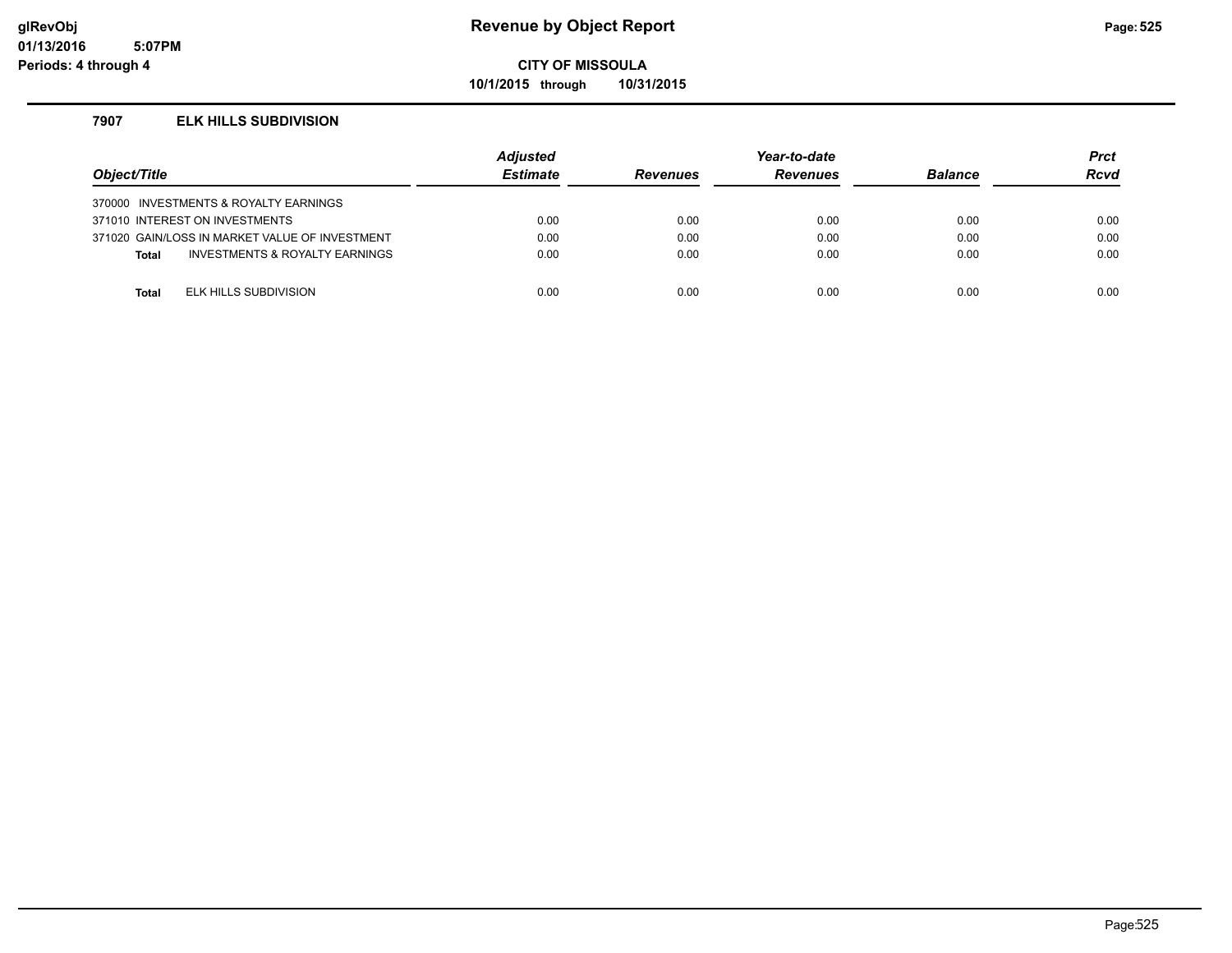# Revenue by Object Report

glRevObj
01/13/2016 5:07PM
Periods: 4 through 4

**CITY OF MISSOULA**

**10/1/2015 through 10/31/2015**

## 7907 ELK HILLS SUBDIVISION

| Object/Title | Adjusted Estimate | Revenues | Year-to-date Revenues | Balance | Prct Rcvd |
|---|---|---|---|---|---|
| 370000 INVESTMENTS & ROYALTY EARNINGS | | | | | |
| 371010 INTEREST ON INVESTMENTS | 0.00 | 0.00 | 0.00 | 0.00 | 0.00 |
| 371020 GAIN/LOSS IN MARKET VALUE OF INVESTMENT | 0.00 | 0.00 | 0.00 | 0.00 | 0.00 |
| **Total** INVESTMENTS & ROYALTY EARNINGS | 0.00 | 0.00 | 0.00 | 0.00 | 0.00 |
| **Total** ELK HILLS SUBDIVISION | 0.00 | 0.00 | 0.00 | 0.00 | 0.00 |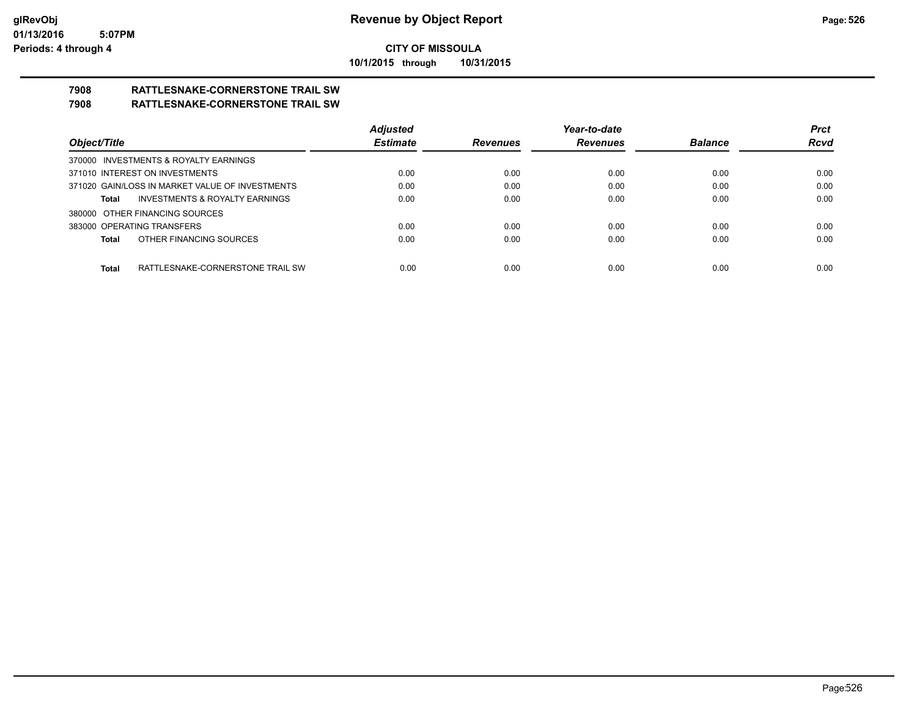**glRevObj**
**01/13/2016 5:07PM**
**Periods: 4 through 4**

# Revenue by Object Report

**CITY OF MISSOULA**

**10/1/2015 through 10/31/2015**

## 7908 RATTLESNAKE-CORNERSTONE TRAIL SW
## 7908 RATTLESNAKE-CORNERSTONE TRAIL SW

| Object/Title | Adjusted Estimate | Revenues | Year-to-date Revenues | Balance | Prct Rcvd |
|---|---|---|---|---|---|
| 370000 INVESTMENTS & ROYALTY EARNINGS | | | | | |
| 371010 INTEREST ON INVESTMENTS | 0.00 | 0.00 | 0.00 | 0.00 | 0.00 |
| 371020 GAIN/LOSS IN MARKET VALUE OF INVESTMENTS | 0.00 | 0.00 | 0.00 | 0.00 | 0.00 |
| **Total** INVESTMENTS & ROYALTY EARNINGS | 0.00 | 0.00 | 0.00 | 0.00 | 0.00 |
| 380000 OTHER FINANCING SOURCES | | | | | |
| 383000 OPERATING TRANSFERS | 0.00 | 0.00 | 0.00 | 0.00 | 0.00 |
| **Total** OTHER FINANCING SOURCES | 0.00 | 0.00 | 0.00 | 0.00 | 0.00 |
| **Total** RATTLESNAKE-CORNERSTONE TRAIL SW | 0.00 | 0.00 | 0.00 | 0.00 | 0.00 |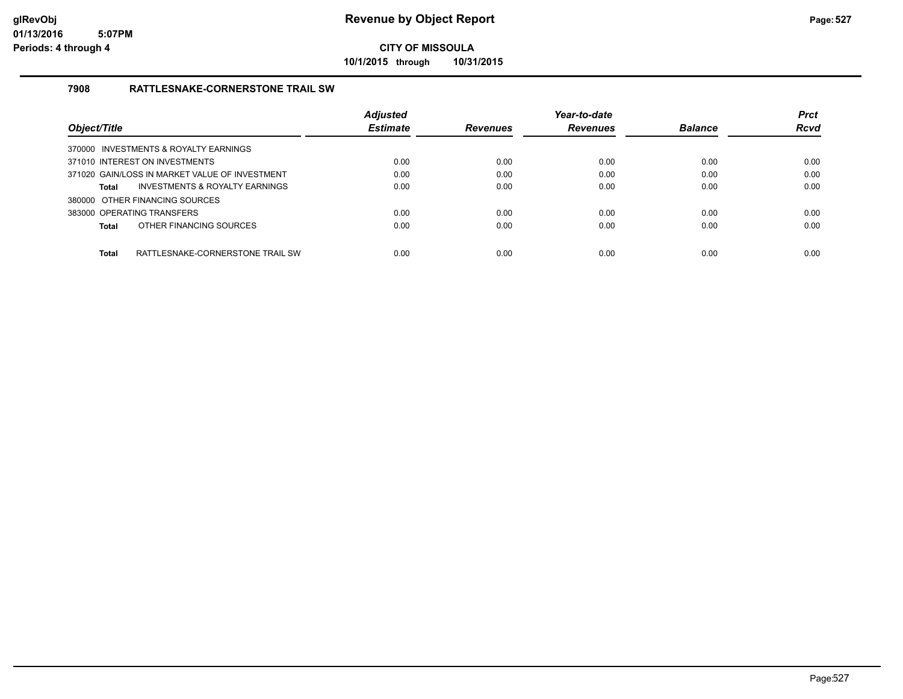**CITY OF MISSOULA**

**10/1/2015 through 10/31/2015**

## 7908 RATTLESNAKE-CORNERSTONE TRAIL SW

| Object/Title | Adjusted Estimate | Revenues | Year-to-date Revenues | Balance | Prct Rcvd |
|---|---|---|---|---|---|
| 370000 INVESTMENTS & ROYALTY EARNINGS | | | | | |
| 371010 INTEREST ON INVESTMENTS | 0.00 | 0.00 | 0.00 | 0.00 | 0.00 |
| 371020 GAIN/LOSS IN MARKET VALUE OF INVESTMENT | 0.00 | 0.00 | 0.00 | 0.00 | 0.00 |
| **Total** INVESTMENTS & ROYALTY EARNINGS | 0.00 | 0.00 | 0.00 | 0.00 | 0.00 |
| 380000 OTHER FINANCING SOURCES | | | | | |
| 383000 OPERATING TRANSFERS | 0.00 | 0.00 | 0.00 | 0.00 | 0.00 |
| **Total** OTHER FINANCING SOURCES | 0.00 | 0.00 | 0.00 | 0.00 | 0.00 |
| **Total** RATTLESNAKE-CORNERSTONE TRAIL SW | 0.00 | 0.00 | 0.00 | 0.00 | 0.00 |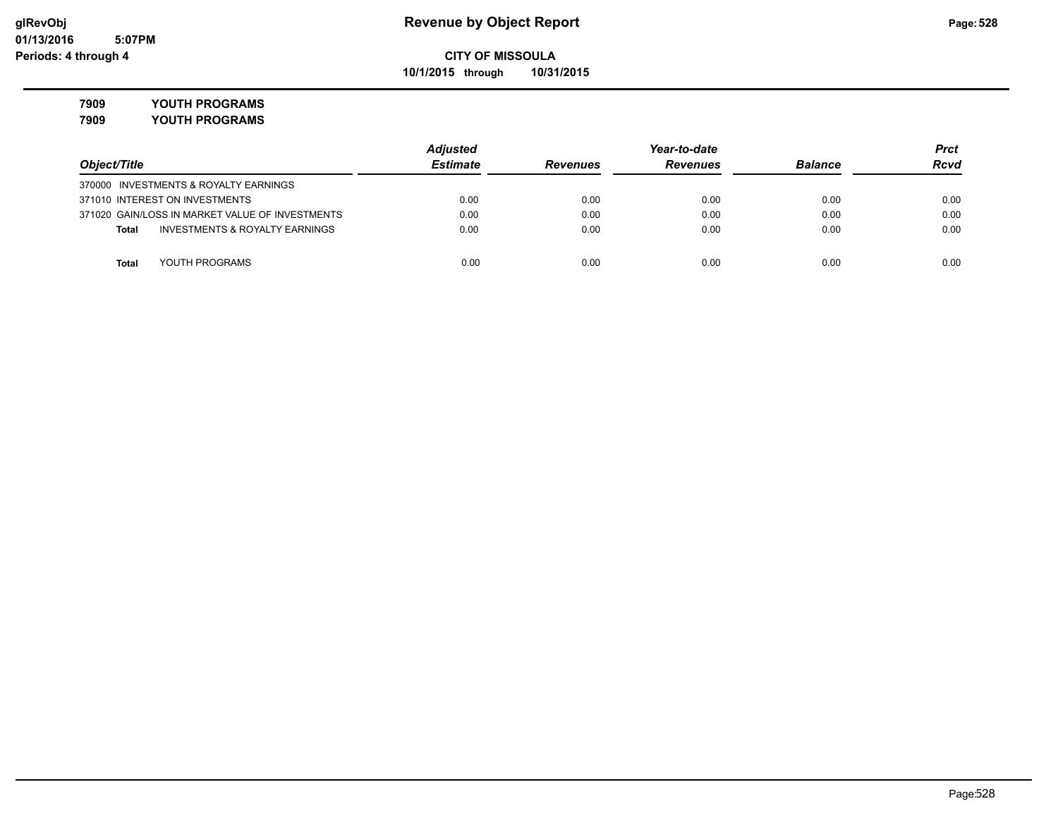**CITY OF MISSOULA**

**10/1/2015 through 10/31/2015**

**7909 YOUTH PROGRAMS**

**7909 YOUTH PROGRAMS**

| Object/Title | Adjusted Estimate | Revenues | Year-to-date Revenues | Balance | Prct Rcvd |
|---|---|---|---|---|---|
| 370000 INVESTMENTS & ROYALTY EARNINGS | | | | | |
| 371010 INTEREST ON INVESTMENTS | 0.00 | 0.00 | 0.00 | 0.00 | 0.00 |
| 371020 GAIN/LOSS IN MARKET VALUE OF INVESTMENTS | 0.00 | 0.00 | 0.00 | 0.00 | 0.00 |
| **Total** INVESTMENTS & ROYALTY EARNINGS | 0.00 | 0.00 | 0.00 | 0.00 | 0.00 |
| **Total** YOUTH PROGRAMS | 0.00 | 0.00 | 0.00 | 0.00 | 0.00 |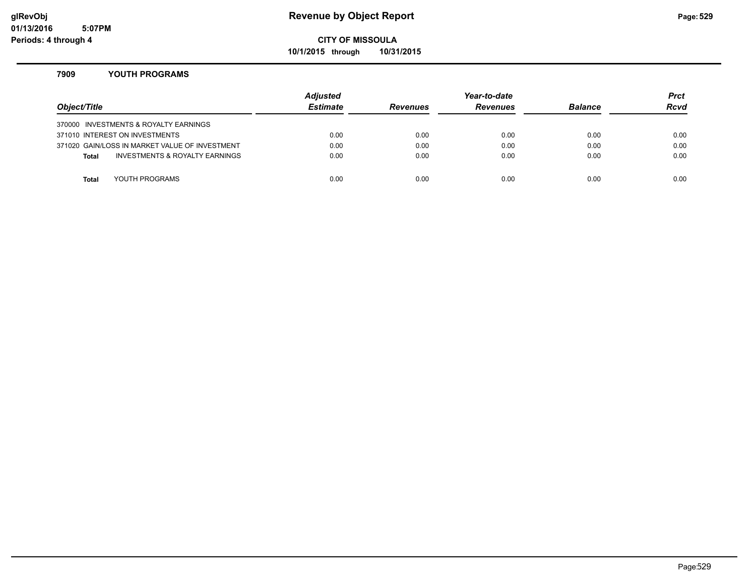# Revenue by Object Report

**CITY OF MISSOULA**

**10/1/2015 through 10/31/2015**

glRevObj
01/13/2016 5:07PM
Periods: 4 through 4

### 7909 YOUTH PROGRAMS

| Object/Title | Adjusted Estimate | Revenues | Year-to-date Revenues | Balance | Prct Rcvd |
|---|---|---|---|---|---|
| 370000 INVESTMENTS & ROYALTY EARNINGS | | | | | |
| 371010 INTEREST ON INVESTMENTS | 0.00 | 0.00 | 0.00 | 0.00 | 0.00 |
| 371020 GAIN/LOSS IN MARKET VALUE OF INVESTMENT | 0.00 | 0.00 | 0.00 | 0.00 | 0.00 |
| **Total** INVESTMENTS & ROYALTY EARNINGS | 0.00 | 0.00 | 0.00 | 0.00 | 0.00 |
| **Total** YOUTH PROGRAMS | 0.00 | 0.00 | 0.00 | 0.00 | 0.00 |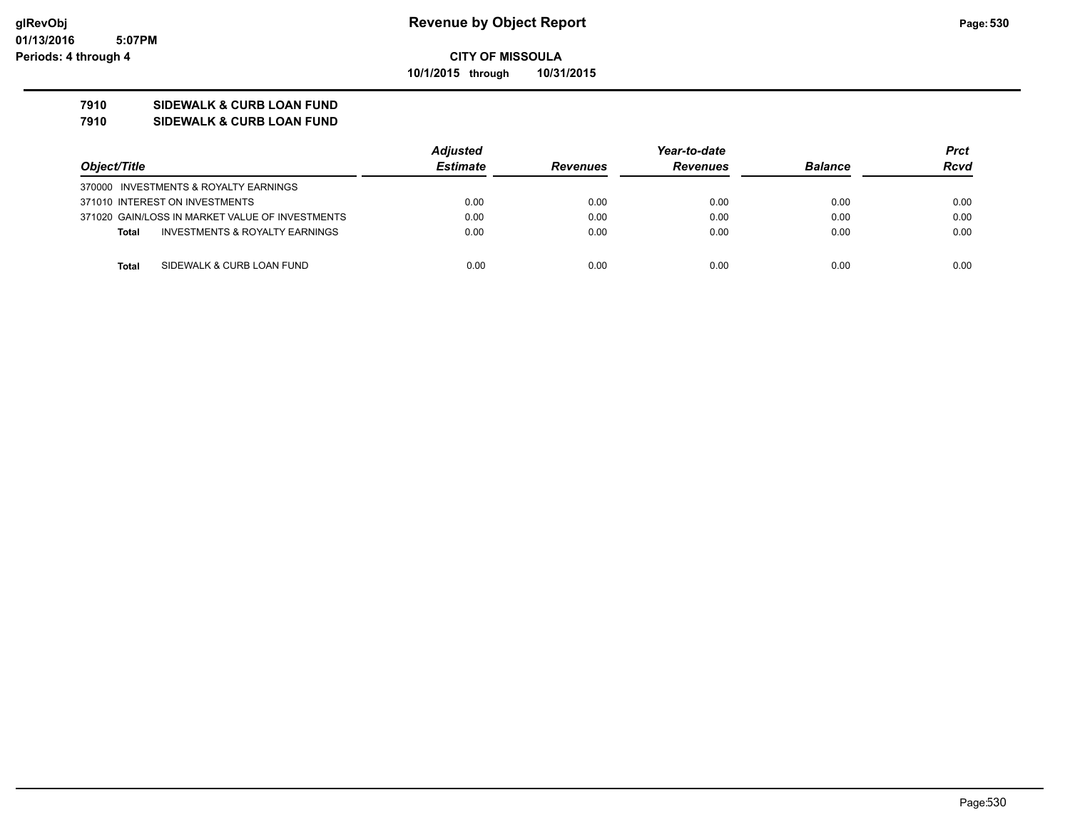# Revenue by Object Report

**CITY OF MISSOULA**

**10/1/2015 through 10/31/2015**

glRevObj
01/13/2016 5:07PM
Periods: 4 through 4

**7910 SIDEWALK & CURB LOAN FUND**
**7910 SIDEWALK & CURB LOAN FUND**

| Object/Title | Adjusted Estimate | Revenues | Year-to-date Revenues | Balance | Prct Rcvd |
|---|---|---|---|---|---|
| 370000 INVESTMENTS & ROYALTY EARNINGS | | | | | |
| 371010 INTEREST ON INVESTMENTS | 0.00 | 0.00 | 0.00 | 0.00 | 0.00 |
| 371020 GAIN/LOSS IN MARKET VALUE OF INVESTMENTS | 0.00 | 0.00 | 0.00 | 0.00 | 0.00 |
| **Total** INVESTMENTS & ROYALTY EARNINGS | 0.00 | 0.00 | 0.00 | 0.00 | 0.00 |
| **Total** SIDEWALK & CURB LOAN FUND | 0.00 | 0.00 | 0.00 | 0.00 | 0.00 |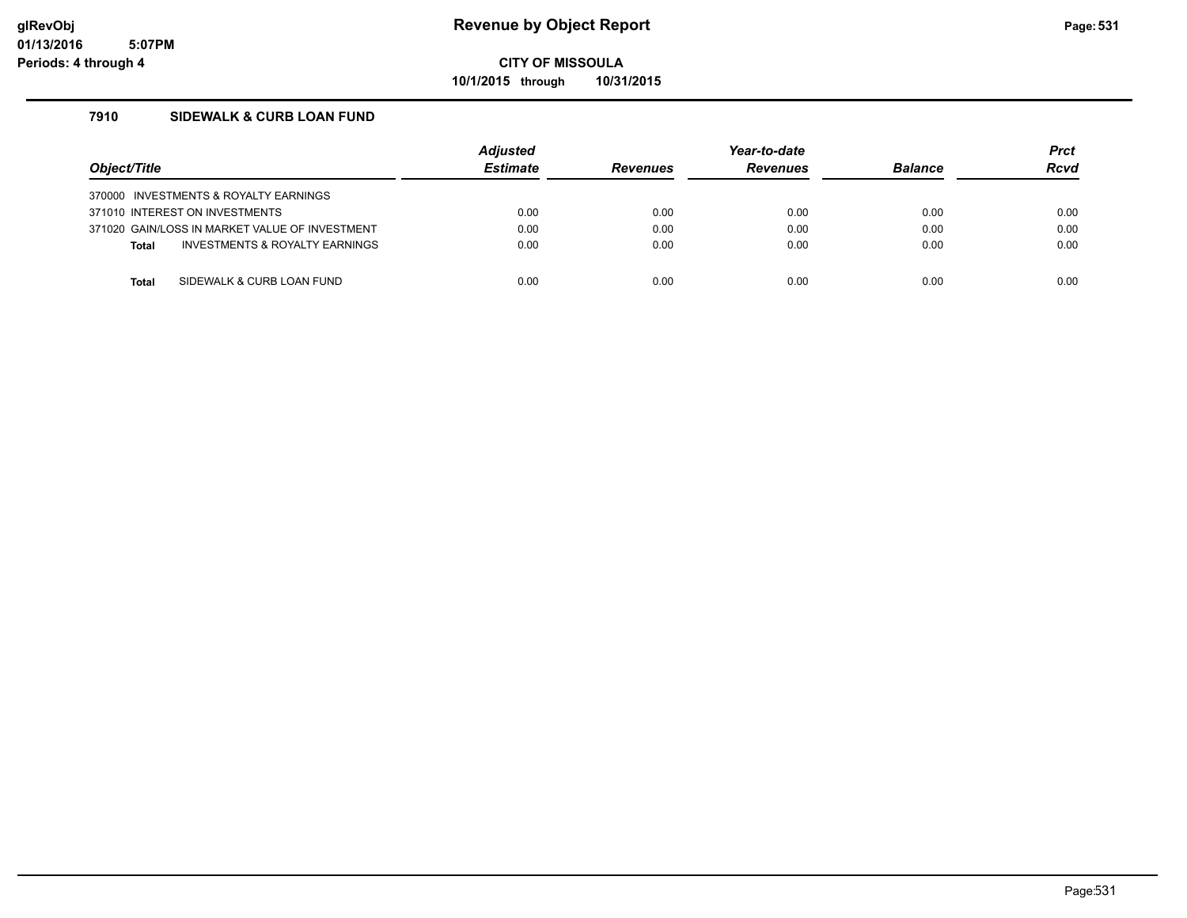# Revenue by Object Report

**CITY OF MISSOULA**

**10/1/2015 through 10/31/2015**

glRevObj
01/13/2016 5:07PM
Periods: 4 through 4

### 7910 SIDEWALK & CURB LOAN FUND

| Object/Title | Adjusted Estimate | Revenues | Year-to-date Revenues | Balance | Prct Rcvd |
|---|---|---|---|---|---|
| 370000 INVESTMENTS & ROYALTY EARNINGS | | | | | |
| 371010 INTEREST ON INVESTMENTS | 0.00 | 0.00 | 0.00 | 0.00 | 0.00 |
| 371020 GAIN/LOSS IN MARKET VALUE OF INVESTMENT | 0.00 | 0.00 | 0.00 | 0.00 | 0.00 |
| **Total** INVESTMENTS & ROYALTY EARNINGS | 0.00 | 0.00 | 0.00 | 0.00 | 0.00 |
| **Total** SIDEWALK & CURB LOAN FUND | 0.00 | 0.00 | 0.00 | 0.00 | 0.00 |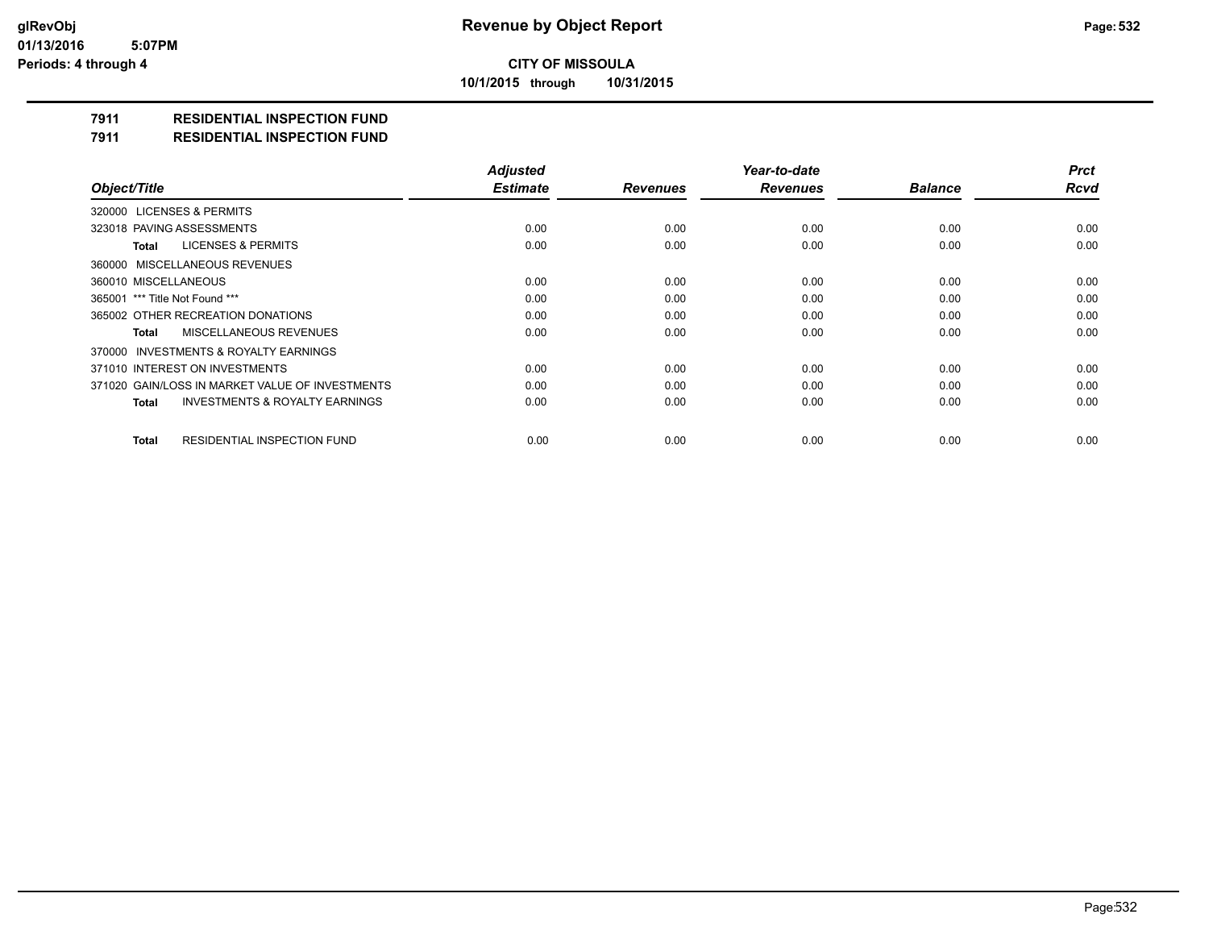# Revenue by Object Report

**CITY OF MISSOULA**

**10/1/2015 through 10/31/2015**

## 7911 RESIDENTIAL INSPECTION FUND

## 7911 RESIDENTIAL INSPECTION FUND

| Object/Title | Adjusted Estimate | Revenues | Year-to-date Revenues | Balance | Prct Rcvd |
|---|---|---|---|---|---|
| 320000 LICENSES & PERMITS | | | | | |
| 323018 PAVING ASSESSMENTS | 0.00 | 0.00 | 0.00 | 0.00 | 0.00 |
| **Total** LICENSES & PERMITS | 0.00 | 0.00 | 0.00 | 0.00 | 0.00 |
| 360000 MISCELLANEOUS REVENUES | | | | | |
| 360010 MISCELLANEOUS | 0.00 | 0.00 | 0.00 | 0.00 | 0.00 |
| 365001 *** Title Not Found *** | 0.00 | 0.00 | 0.00 | 0.00 | 0.00 |
| 365002 OTHER RECREATION DONATIONS | 0.00 | 0.00 | 0.00 | 0.00 | 0.00 |
| **Total** MISCELLANEOUS REVENUES | 0.00 | 0.00 | 0.00 | 0.00 | 0.00 |
| 370000 INVESTMENTS & ROYALTY EARNINGS | | | | | |
| 371010 INTEREST ON INVESTMENTS | 0.00 | 0.00 | 0.00 | 0.00 | 0.00 |
| 371020 GAIN/LOSS IN MARKET VALUE OF INVESTMENTS | 0.00 | 0.00 | 0.00 | 0.00 | 0.00 |
| **Total** INVESTMENTS & ROYALTY EARNINGS | 0.00 | 0.00 | 0.00 | 0.00 | 0.00 |
| **Total** RESIDENTIAL INSPECTION FUND | 0.00 | 0.00 | 0.00 | 0.00 | 0.00 |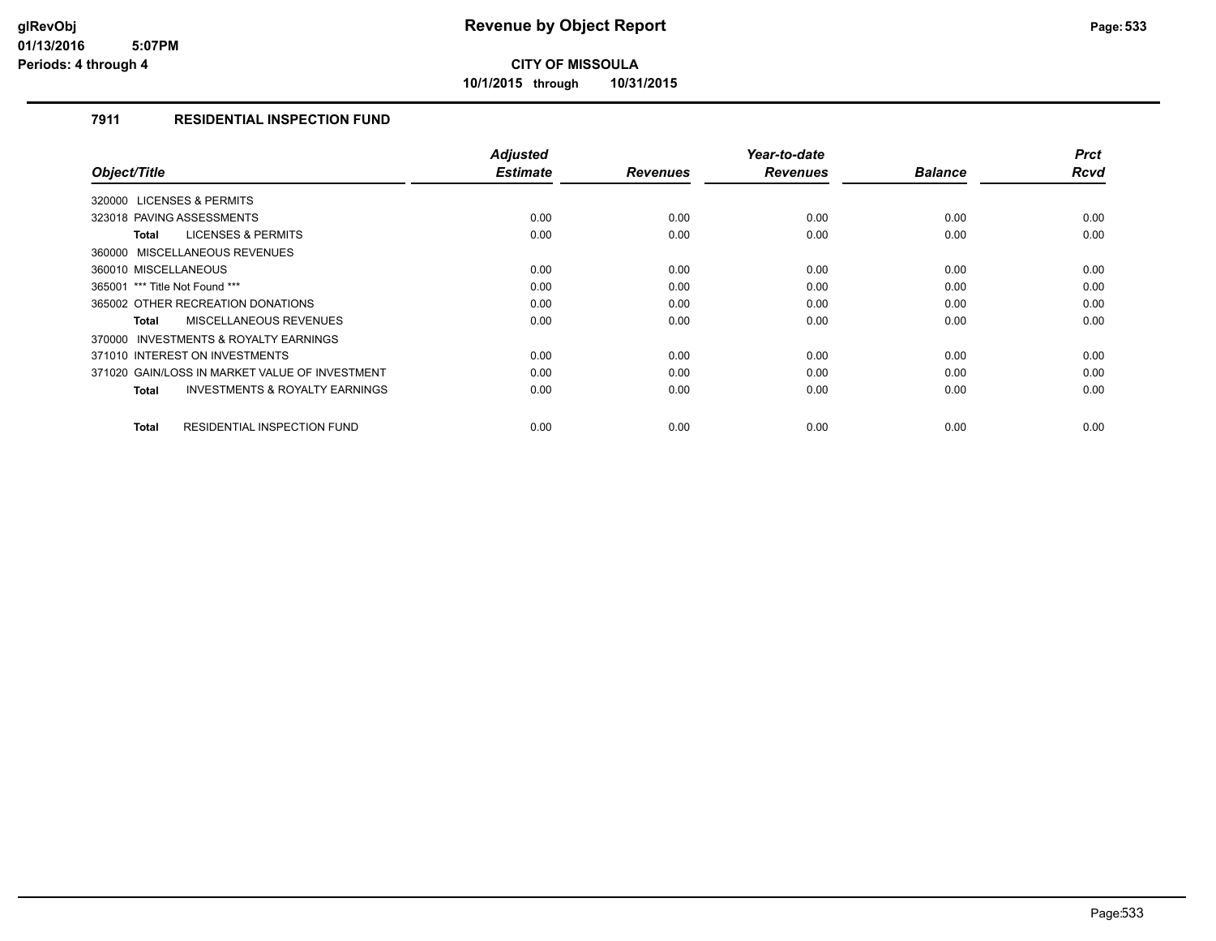**glRevObj**
**01/13/2016 5:07PM**
**Periods: 4 through 4**

# Revenue by Object Report

**CITY OF MISSOULA**

**10/1/2015 through 10/31/2015**

## 7911 RESIDENTIAL INSPECTION FUND

| Object/Title | Adjusted Estimate | Revenues | Year-to-date Revenues | Balance | Prct Rcvd |
|---|---|---|---|---|---|
| 320000 LICENSES & PERMITS | | | | | |
| 323018 PAVING ASSESSMENTS | 0.00 | 0.00 | 0.00 | 0.00 | 0.00 |
| **Total** LICENSES & PERMITS | 0.00 | 0.00 | 0.00 | 0.00 | 0.00 |
| 360000 MISCELLANEOUS REVENUES | | | | | |
| 360010 MISCELLANEOUS | 0.00 | 0.00 | 0.00 | 0.00 | 0.00 |
| 365001 *** Title Not Found *** | 0.00 | 0.00 | 0.00 | 0.00 | 0.00 |
| 365002 OTHER RECREATION DONATIONS | 0.00 | 0.00 | 0.00 | 0.00 | 0.00 |
| **Total** MISCELLANEOUS REVENUES | 0.00 | 0.00 | 0.00 | 0.00 | 0.00 |
| 370000 INVESTMENTS & ROYALTY EARNINGS | | | | | |
| 371010 INTEREST ON INVESTMENTS | 0.00 | 0.00 | 0.00 | 0.00 | 0.00 |
| 371020 GAIN/LOSS IN MARKET VALUE OF INVESTMENT | 0.00 | 0.00 | 0.00 | 0.00 | 0.00 |
| **Total** INVESTMENTS & ROYALTY EARNINGS | 0.00 | 0.00 | 0.00 | 0.00 | 0.00 |
| **Total** RESIDENTIAL INSPECTION FUND | 0.00 | 0.00 | 0.00 | 0.00 | 0.00 |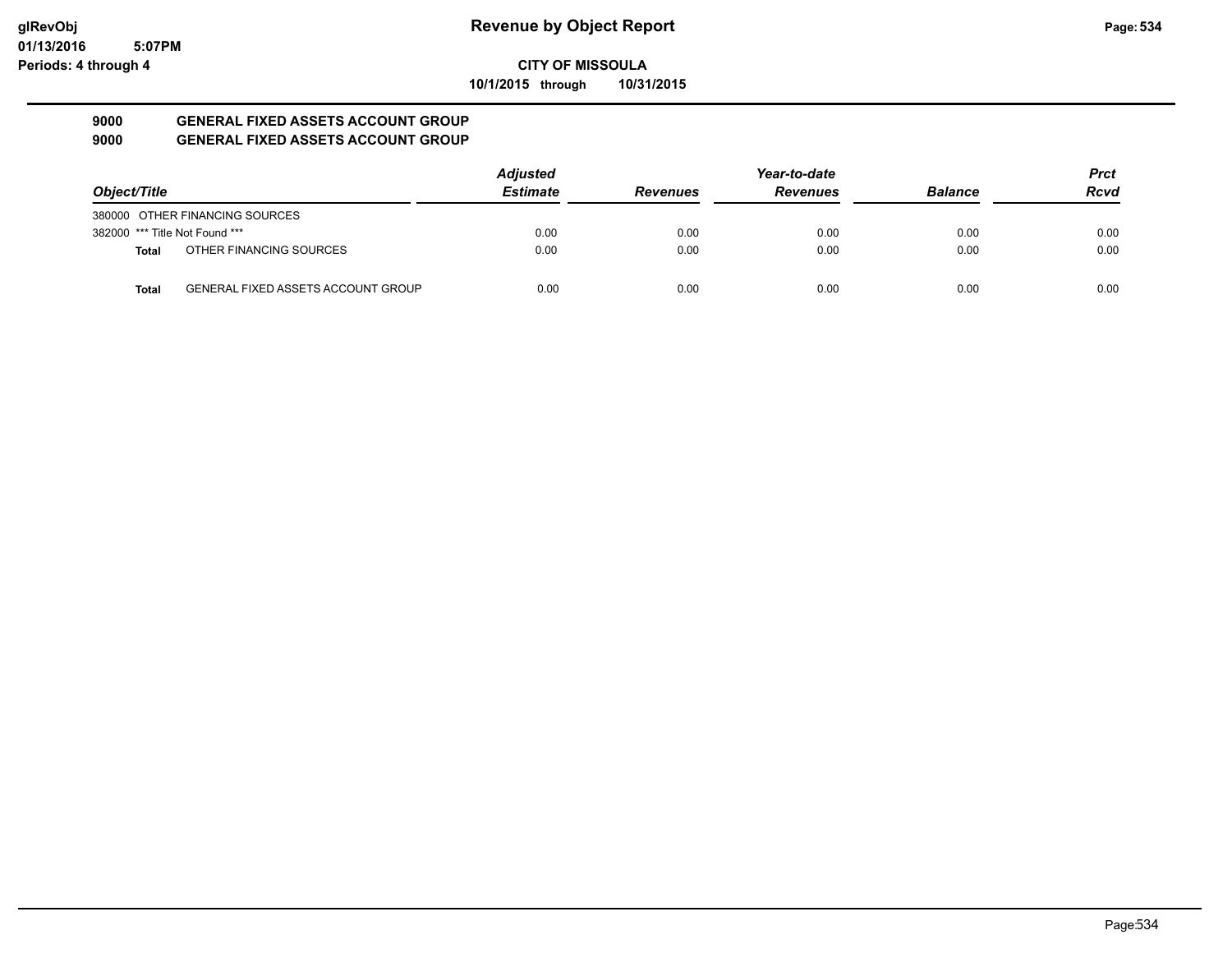# Revenue by Object Report

**CITY OF MISSOULA**

**10/1/2015 through 10/31/2015**

glRevObj
01/13/2016 5:07PM
Periods: 4 through 4

## 9000 GENERAL FIXED ASSETS ACCOUNT GROUP
## 9000 GENERAL FIXED ASSETS ACCOUNT GROUP

| Object/Title | | Adjusted Estimate | Revenues | Year-to-date Revenues | Balance | Prct Rcvd |
|---|---|---|---|---|---|---|
| 380000 OTHER FINANCING SOURCES | | | | | | |
| 382000 *** Title Not Found *** | | 0.00 | 0.00 | 0.00 | 0.00 | 0.00 |
| **Total** | OTHER FINANCING SOURCES | 0.00 | 0.00 | 0.00 | 0.00 | 0.00 |
| **Total** | GENERAL FIXED ASSETS ACCOUNT GROUP | 0.00 | 0.00 | 0.00 | 0.00 | 0.00 |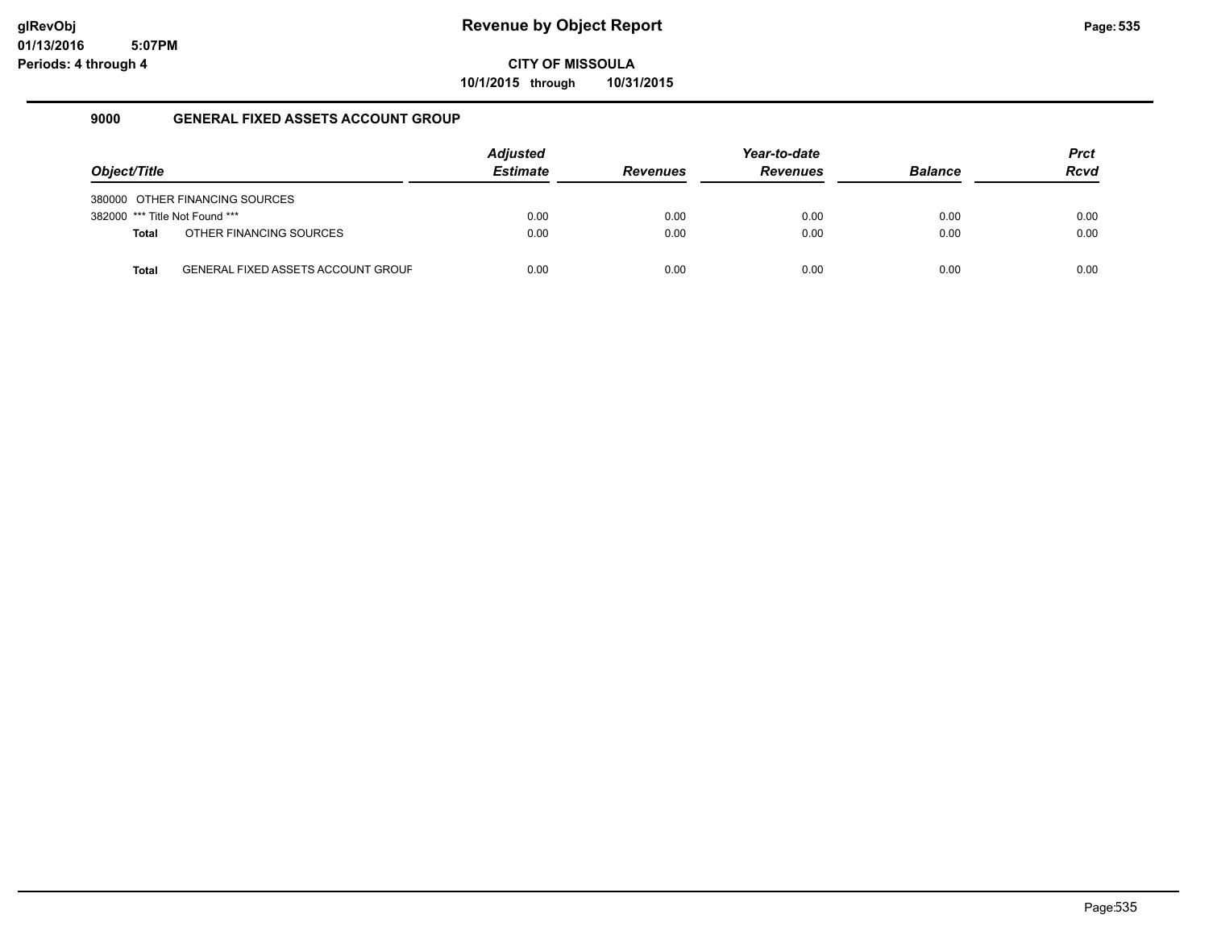**glRevObj**
**01/13/2016 5:07PM**
**Periods: 4 through 4**

# Revenue by Object Report

**CITY OF MISSOULA**

**10/1/2015 through 10/31/2015**

## 9000 GENERAL FIXED ASSETS ACCOUNT GROUP

| Object/Title | | Adjusted Estimate | Revenues | Year-to-date Revenues | Balance | Prct Rcvd |
|---|---|---|---|---|---|---|
| 380000 | OTHER FINANCING SOURCES | | | | | |
| 382000 | *** Title Not Found *** | 0.00 | 0.00 | 0.00 | 0.00 | 0.00 |
| **Total** | OTHER FINANCING SOURCES | 0.00 | 0.00 | 0.00 | 0.00 | 0.00 |
| **Total** | GENERAL FIXED ASSETS ACCOUNT GROUF | 0.00 | 0.00 | 0.00 | 0.00 | 0.00 |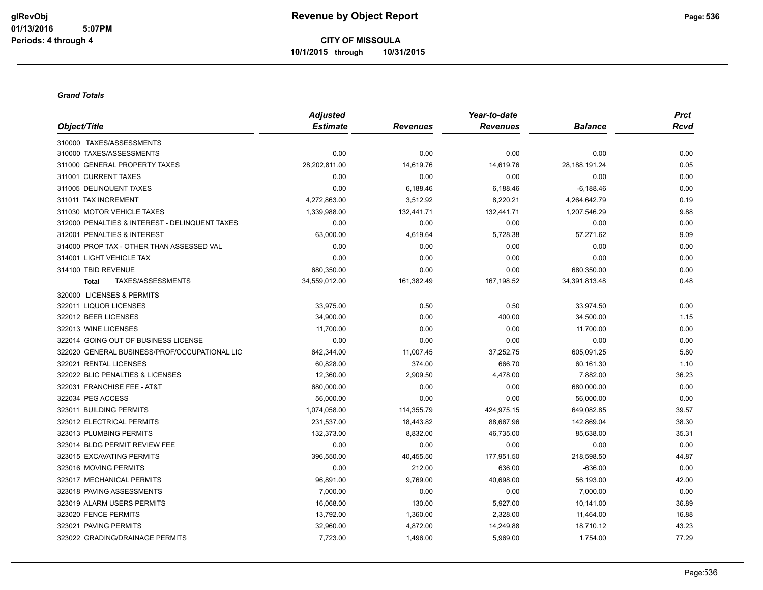# Revenue by Object Report

glRevObj
01/13/2016 5:07PM
Periods: 4 through 4

**CITY OF MISSOULA**

**10/1/2015 through 10/31/2015**

***Grand Totals***

| Object/Title | Adjusted Estimate | Revenues | Year-to-date Revenues | Balance | Prct Rcvd |
|---|---|---|---|---|---|
| 310000 TAXES/ASSESSMENTS | | | | | |
| 310000 TAXES/ASSESSMENTS | 0.00 | 0.00 | 0.00 | 0.00 | 0.00 |
| 311000 GENERAL PROPERTY TAXES | 28,202,811.00 | 14,619.76 | 14,619.76 | 28,188,191.24 | 0.05 |
| 311001 CURRENT TAXES | 0.00 | 0.00 | 0.00 | 0.00 | 0.00 |
| 311005 DELINQUENT TAXES | 0.00 | 6,188.46 | 6,188.46 | -6,188.46 | 0.00 |
| 311011 TAX INCREMENT | 4,272,863.00 | 3,512.92 | 8,220.21 | 4,264,642.79 | 0.19 |
| 311030 MOTOR VEHICLE TAXES | 1,339,988.00 | 132,441.71 | 132,441.71 | 1,207,546.29 | 9.88 |
| 312000 PENALTIES & INTEREST - DELINQUENT TAXES | 0.00 | 0.00 | 0.00 | 0.00 | 0.00 |
| 312001 PENALTIES & INTEREST | 63,000.00 | 4,619.64 | 5,728.38 | 57,271.62 | 9.09 |
| 314000 PROP TAX - OTHER THAN ASSESSED VAL | 0.00 | 0.00 | 0.00 | 0.00 | 0.00 |
| 314001 LIGHT VEHICLE TAX | 0.00 | 0.00 | 0.00 | 0.00 | 0.00 |
| 314100 TBID REVENUE | 680,350.00 | 0.00 | 0.00 | 680,350.00 | 0.00 |
| **Total** TAXES/ASSESSMENTS | 34,559,012.00 | 161,382.49 | 167,198.52 | 34,391,813.48 | 0.48 |
| 320000 LICENSES & PERMITS | | | | | |
| 322011 LIQUOR LICENSES | 33,975.00 | 0.50 | 0.50 | 33,974.50 | 0.00 |
| 322012 BEER LICENSES | 34,900.00 | 0.00 | 400.00 | 34,500.00 | 1.15 |
| 322013 WINE LICENSES | 11,700.00 | 0.00 | 0.00 | 11,700.00 | 0.00 |
| 322014 GOING OUT OF BUSINESS LICENSE | 0.00 | 0.00 | 0.00 | 0.00 | 0.00 |
| 322020 GENERAL BUSINESS/PROF/OCCUPATIONAL LIC | 642,344.00 | 11,007.45 | 37,252.75 | 605,091.25 | 5.80 |
| 322021 RENTAL LICENSES | 60,828.00 | 374.00 | 666.70 | 60,161.30 | 1.10 |
| 322022 BLIC PENALTIES & LICENSES | 12,360.00 | 2,909.50 | 4,478.00 | 7,882.00 | 36.23 |
| 322031 FRANCHISE FEE - AT&T | 680,000.00 | 0.00 | 0.00 | 680,000.00 | 0.00 |
| 322034 PEG ACCESS | 56,000.00 | 0.00 | 0.00 | 56,000.00 | 0.00 |
| 323011 BUILDING PERMITS | 1,074,058.00 | 114,355.79 | 424,975.15 | 649,082.85 | 39.57 |
| 323012 ELECTRICAL PERMITS | 231,537.00 | 18,443.82 | 88,667.96 | 142,869.04 | 38.30 |
| 323013 PLUMBING PERMITS | 132,373.00 | 8,832.00 | 46,735.00 | 85,638.00 | 35.31 |
| 323014 BLDG PERMIT REVIEW FEE | 0.00 | 0.00 | 0.00 | 0.00 | 0.00 |
| 323015 EXCAVATING PERMITS | 396,550.00 | 40,455.50 | 177,951.50 | 218,598.50 | 44.87 |
| 323016 MOVING PERMITS | 0.00 | 212.00 | 636.00 | -636.00 | 0.00 |
| 323017 MECHANICAL PERMITS | 96,891.00 | 9,769.00 | 40,698.00 | 56,193.00 | 42.00 |
| 323018 PAVING ASSESSMENTS | 7,000.00 | 0.00 | 0.00 | 7,000.00 | 0.00 |
| 323019 ALARM USERS PERMITS | 16,068.00 | 130.00 | 5,927.00 | 10,141.00 | 36.89 |
| 323020 FENCE PERMITS | 13,792.00 | 1,360.00 | 2,328.00 | 11,464.00 | 16.88 |
| 323021 PAVING PERMITS | 32,960.00 | 4,872.00 | 14,249.88 | 18,710.12 | 43.23 |
| 323022 GRADING/DRAINAGE PERMITS | 7,723.00 | 1,496.00 | 5,969.00 | 1,754.00 | 77.29 |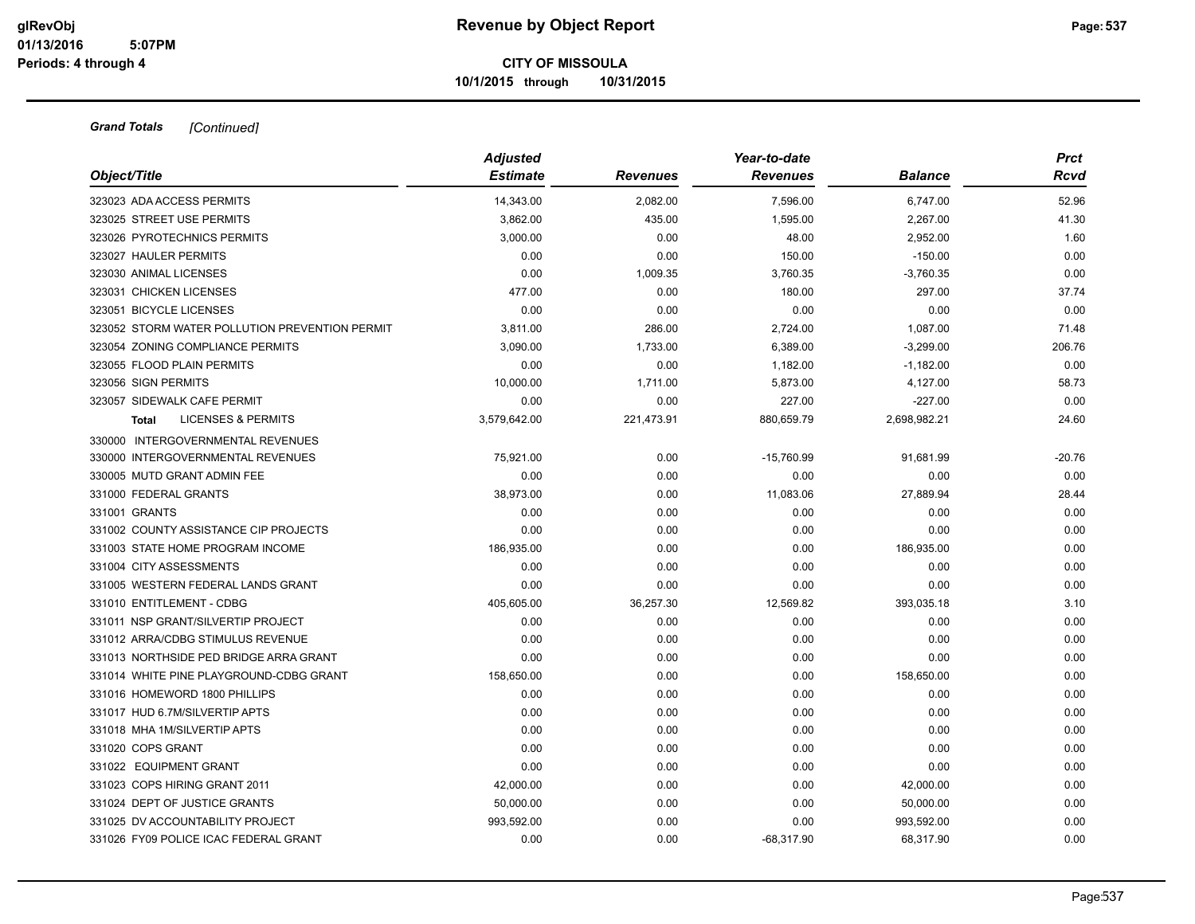**Grand Totals** *[Continued]*

| Object/Title | Adjusted Estimate | Revenues | Year-to-date Revenues | Balance | Prct Rcvd |
|---|---|---|---|---|---|
| 323023 ADA ACCESS PERMITS | 14,343.00 | 2,082.00 | 7,596.00 | 6,747.00 | 52.96 |
| 323025 STREET USE PERMITS | 3,862.00 | 435.00 | 1,595.00 | 2,267.00 | 41.30 |
| 323026 PYROTECHNICS PERMITS | 3,000.00 | 0.00 | 48.00 | 2,952.00 | 1.60 |
| 323027 HAULER PERMITS | 0.00 | 0.00 | 150.00 | -150.00 | 0.00 |
| 323030 ANIMAL LICENSES | 0.00 | 1,009.35 | 3,760.35 | -3,760.35 | 0.00 |
| 323031 CHICKEN LICENSES | 477.00 | 0.00 | 180.00 | 297.00 | 37.74 |
| 323051 BICYCLE LICENSES | 0.00 | 0.00 | 0.00 | 0.00 | 0.00 |
| 323052 STORM WATER POLLUTION PREVENTION PERMIT | 3,811.00 | 286.00 | 2,724.00 | 1,087.00 | 71.48 |
| 323054 ZONING COMPLIANCE PERMITS | 3,090.00 | 1,733.00 | 6,389.00 | -3,299.00 | 206.76 |
| 323055 FLOOD PLAIN PERMITS | 0.00 | 0.00 | 1,182.00 | -1,182.00 | 0.00 |
| 323056 SIGN PERMITS | 10,000.00 | 1,711.00 | 5,873.00 | 4,127.00 | 58.73 |
| 323057 SIDEWALK CAFE PERMIT | 0.00 | 0.00 | 227.00 | -227.00 | 0.00 |
| **Total** LICENSES & PERMITS | 3,579,642.00 | 221,473.91 | 880,659.79 | 2,698,982.21 | 24.60 |
| 330000 INTERGOVERNMENTAL REVENUES | | | | | |
| 330000 INTERGOVERNMENTAL REVENUES | 75,921.00 | 0.00 | -15,760.99 | 91,681.99 | -20.76 |
| 330005 MUTD GRANT ADMIN FEE | 0.00 | 0.00 | 0.00 | 0.00 | 0.00 |
| 331000 FEDERAL GRANTS | 38,973.00 | 0.00 | 11,083.06 | 27,889.94 | 28.44 |
| 331001 GRANTS | 0.00 | 0.00 | 0.00 | 0.00 | 0.00 |
| 331002 COUNTY ASSISTANCE CIP PROJECTS | 0.00 | 0.00 | 0.00 | 0.00 | 0.00 |
| 331003 STATE HOME PROGRAM INCOME | 186,935.00 | 0.00 | 0.00 | 186,935.00 | 0.00 |
| 331004 CITY ASSESSMENTS | 0.00 | 0.00 | 0.00 | 0.00 | 0.00 |
| 331005 WESTERN FEDERAL LANDS GRANT | 0.00 | 0.00 | 0.00 | 0.00 | 0.00 |
| 331010 ENTITLEMENT - CDBG | 405,605.00 | 36,257.30 | 12,569.82 | 393,035.18 | 3.10 |
| 331011 NSP GRANT/SILVERTIP PROJECT | 0.00 | 0.00 | 0.00 | 0.00 | 0.00 |
| 331012 ARRA/CDBG STIMULUS REVENUE | 0.00 | 0.00 | 0.00 | 0.00 | 0.00 |
| 331013 NORTHSIDE PED BRIDGE ARRA GRANT | 0.00 | 0.00 | 0.00 | 0.00 | 0.00 |
| 331014 WHITE PINE PLAYGROUND-CDBG GRANT | 158,650.00 | 0.00 | 0.00 | 158,650.00 | 0.00 |
| 331016 HOMEWORD 1800 PHILLIPS | 0.00 | 0.00 | 0.00 | 0.00 | 0.00 |
| 331017 HUD 6.7M/SILVERTIP APTS | 0.00 | 0.00 | 0.00 | 0.00 | 0.00 |
| 331018 MHA 1M/SILVERTIP APTS | 0.00 | 0.00 | 0.00 | 0.00 | 0.00 |
| 331020 COPS GRANT | 0.00 | 0.00 | 0.00 | 0.00 | 0.00 |
| 331022 EQUIPMENT GRANT | 0.00 | 0.00 | 0.00 | 0.00 | 0.00 |
| 331023 COPS HIRING GRANT 2011 | 42,000.00 | 0.00 | 0.00 | 42,000.00 | 0.00 |
| 331024 DEPT OF JUSTICE GRANTS | 50,000.00 | 0.00 | 0.00 | 50,000.00 | 0.00 |
| 331025 DV ACCOUNTABILITY PROJECT | 993,592.00 | 0.00 | 0.00 | 993,592.00 | 0.00 |
| 331026 FY09 POLICE ICAC FEDERAL GRANT | 0.00 | 0.00 | -68,317.90 | 68,317.90 | 0.00 |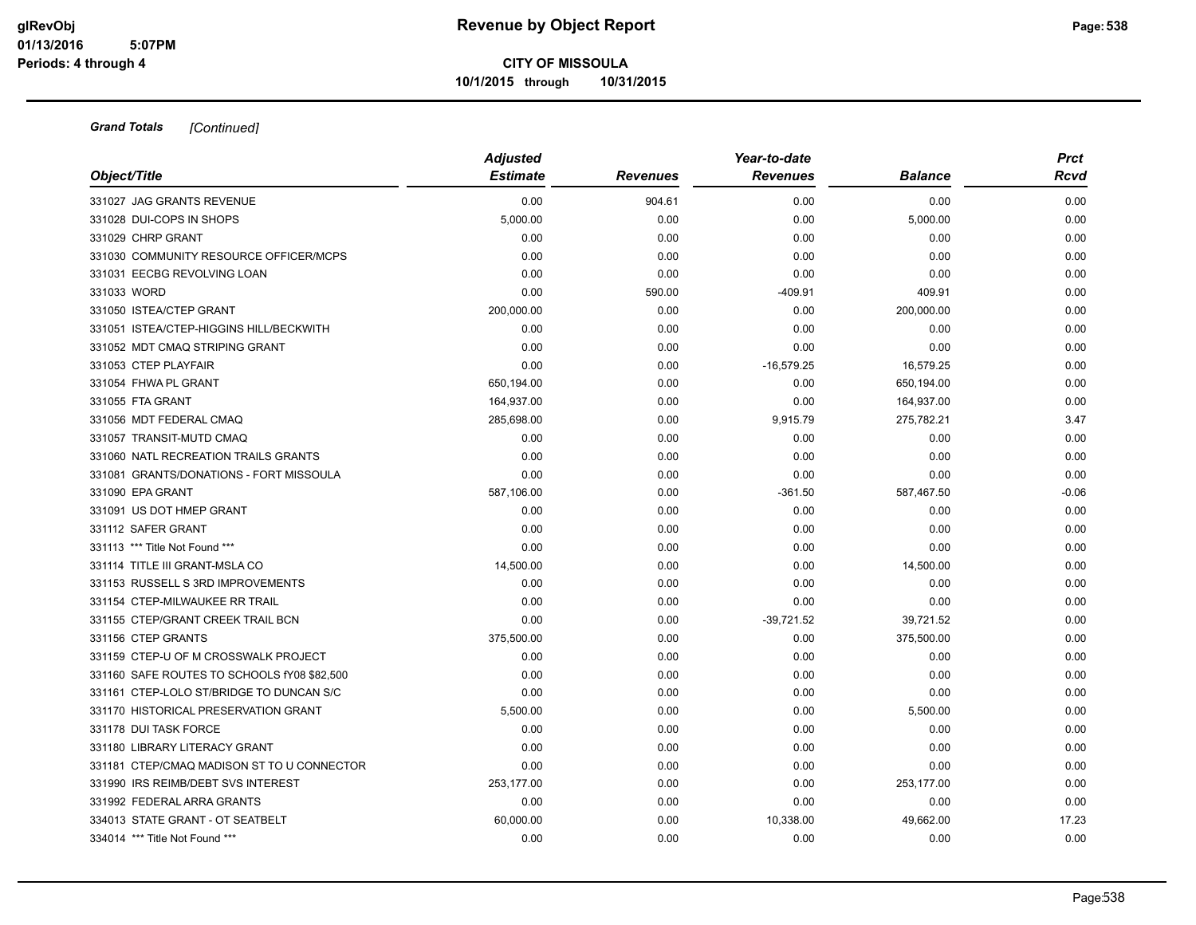**Grand Totals** *[Continued]*

| Object/Title | Adjusted Estimate | Revenues | Year-to-date Revenues | Balance | Prct Rcvd |
|---|---|---|---|---|---|
| 331027 JAG GRANTS REVENUE | 0.00 | 904.61 | 0.00 | 0.00 | 0.00 |
| 331028 DUI-COPS IN SHOPS | 5,000.00 | 0.00 | 0.00 | 5,000.00 | 0.00 |
| 331029 CHRP GRANT | 0.00 | 0.00 | 0.00 | 0.00 | 0.00 |
| 331030 COMMUNITY RESOURCE OFFICER/MCPS | 0.00 | 0.00 | 0.00 | 0.00 | 0.00 |
| 331031 EECBG REVOLVING LOAN | 0.00 | 0.00 | 0.00 | 0.00 | 0.00 |
| 331033 WORD | 0.00 | 590.00 | -409.91 | 409.91 | 0.00 |
| 331050 ISTEA/CTEP GRANT | 200,000.00 | 0.00 | 0.00 | 200,000.00 | 0.00 |
| 331051 ISTEA/CTEP-HIGGINS HILL/BECKWITH | 0.00 | 0.00 | 0.00 | 0.00 | 0.00 |
| 331052 MDT CMAQ STRIPING GRANT | 0.00 | 0.00 | 0.00 | 0.00 | 0.00 |
| 331053 CTEP PLAYFAIR | 0.00 | 0.00 | -16,579.25 | 16,579.25 | 0.00 |
| 331054 FHWA PL GRANT | 650,194.00 | 0.00 | 0.00 | 650,194.00 | 0.00 |
| 331055 FTA GRANT | 164,937.00 | 0.00 | 0.00 | 164,937.00 | 0.00 |
| 331056 MDT FEDERAL CMAQ | 285,698.00 | 0.00 | 9,915.79 | 275,782.21 | 3.47 |
| 331057 TRANSIT-MUTD CMAQ | 0.00 | 0.00 | 0.00 | 0.00 | 0.00 |
| 331060 NATL RECREATION TRAILS GRANTS | 0.00 | 0.00 | 0.00 | 0.00 | 0.00 |
| 331081 GRANTS/DONATIONS - FORT MISSOULA | 0.00 | 0.00 | 0.00 | 0.00 | 0.00 |
| 331090 EPA GRANT | 587,106.00 | 0.00 | -361.50 | 587,467.50 | -0.06 |
| 331091 US DOT HMEP GRANT | 0.00 | 0.00 | 0.00 | 0.00 | 0.00 |
| 331112 SAFER GRANT | 0.00 | 0.00 | 0.00 | 0.00 | 0.00 |
| 331113 *** Title Not Found *** | 0.00 | 0.00 | 0.00 | 0.00 | 0.00 |
| 331114 TITLE III GRANT-MSLA CO | 14,500.00 | 0.00 | 0.00 | 14,500.00 | 0.00 |
| 331153 RUSSELL S 3RD IMPROVEMENTS | 0.00 | 0.00 | 0.00 | 0.00 | 0.00 |
| 331154 CTEP-MILWAUKEE RR TRAIL | 0.00 | 0.00 | 0.00 | 0.00 | 0.00 |
| 331155 CTEP/GRANT CREEK TRAIL BCN | 0.00 | 0.00 | -39,721.52 | 39,721.52 | 0.00 |
| 331156 CTEP GRANTS | 375,500.00 | 0.00 | 0.00 | 375,500.00 | 0.00 |
| 331159 CTEP-U OF M CROSSWALK PROJECT | 0.00 | 0.00 | 0.00 | 0.00 | 0.00 |
| 331160 SAFE ROUTES TO SCHOOLS fY08 $82,500 | 0.00 | 0.00 | 0.00 | 0.00 | 0.00 |
| 331161 CTEP-LOLO ST/BRIDGE TO DUNCAN S/C | 0.00 | 0.00 | 0.00 | 0.00 | 0.00 |
| 331170 HISTORICAL PRESERVATION GRANT | 5,500.00 | 0.00 | 0.00 | 5,500.00 | 0.00 |
| 331178 DUI TASK FORCE | 0.00 | 0.00 | 0.00 | 0.00 | 0.00 |
| 331180 LIBRARY LITERACY GRANT | 0.00 | 0.00 | 0.00 | 0.00 | 0.00 |
| 331181 CTEP/CMAQ MADISON ST TO U CONNECTOR | 0.00 | 0.00 | 0.00 | 0.00 | 0.00 |
| 331990 IRS REIMB/DEBT SVS INTEREST | 253,177.00 | 0.00 | 0.00 | 253,177.00 | 0.00 |
| 331992 FEDERAL ARRA GRANTS | 0.00 | 0.00 | 0.00 | 0.00 | 0.00 |
| 334013 STATE GRANT - OT SEATBELT | 60,000.00 | 0.00 | 10,338.00 | 49,662.00 | 17.23 |
| 334014 *** Title Not Found *** | 0.00 | 0.00 | 0.00 | 0.00 | 0.00 |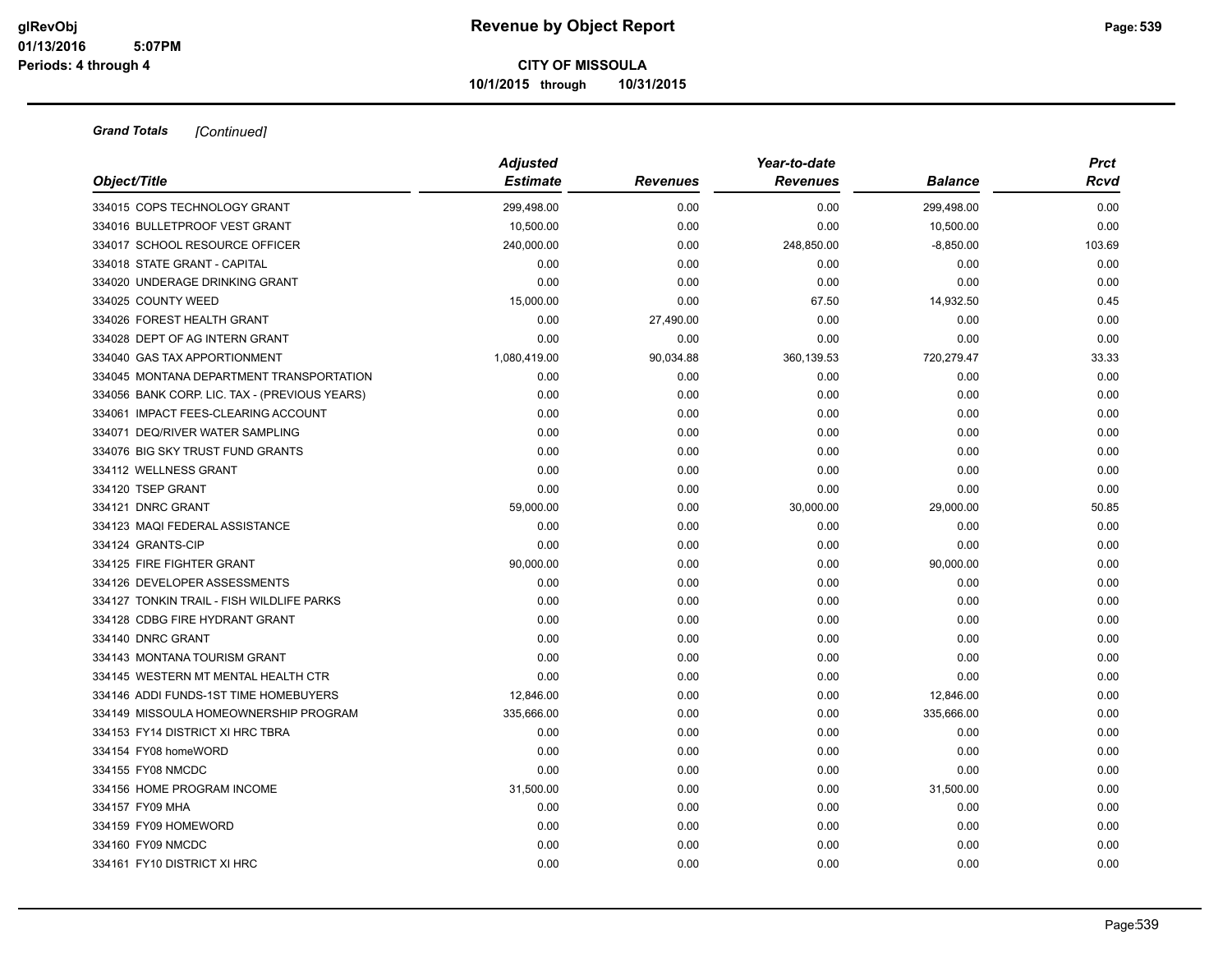**Grand Totals** *[Continued]*

| Object/Title | Adjusted Estimate | Revenues | Year-to-date Revenues | Balance | Prct Rcvd |
|---|---|---|---|---|---|
| 334015 COPS TECHNOLOGY GRANT | 299,498.00 | 0.00 | 0.00 | 299,498.00 | 0.00 |
| 334016 BULLETPROOF VEST GRANT | 10,500.00 | 0.00 | 0.00 | 10,500.00 | 0.00 |
| 334017 SCHOOL RESOURCE OFFICER | 240,000.00 | 0.00 | 248,850.00 | -8,850.00 | 103.69 |
| 334018 STATE GRANT - CAPITAL | 0.00 | 0.00 | 0.00 | 0.00 | 0.00 |
| 334020 UNDERAGE DRINKING GRANT | 0.00 | 0.00 | 0.00 | 0.00 | 0.00 |
| 334025 COUNTY WEED | 15,000.00 | 0.00 | 67.50 | 14,932.50 | 0.45 |
| 334026 FOREST HEALTH GRANT | 0.00 | 27,490.00 | 0.00 | 0.00 | 0.00 |
| 334028 DEPT OF AG INTERN GRANT | 0.00 | 0.00 | 0.00 | 0.00 | 0.00 |
| 334040 GAS TAX APPORTIONMENT | 1,080,419.00 | 90,034.88 | 360,139.53 | 720,279.47 | 33.33 |
| 334045 MONTANA DEPARTMENT TRANSPORTATION | 0.00 | 0.00 | 0.00 | 0.00 | 0.00 |
| 334056 BANK CORP. LIC. TAX - (PREVIOUS YEARS) | 0.00 | 0.00 | 0.00 | 0.00 | 0.00 |
| 334061 IMPACT FEES-CLEARING ACCOUNT | 0.00 | 0.00 | 0.00 | 0.00 | 0.00 |
| 334071 DEQ/RIVER WATER SAMPLING | 0.00 | 0.00 | 0.00 | 0.00 | 0.00 |
| 334076 BIG SKY TRUST FUND GRANTS | 0.00 | 0.00 | 0.00 | 0.00 | 0.00 |
| 334112 WELLNESS GRANT | 0.00 | 0.00 | 0.00 | 0.00 | 0.00 |
| 334120 TSEP GRANT | 0.00 | 0.00 | 0.00 | 0.00 | 0.00 |
| 334121 DNRC GRANT | 59,000.00 | 0.00 | 30,000.00 | 29,000.00 | 50.85 |
| 334123 MAQI FEDERAL ASSISTANCE | 0.00 | 0.00 | 0.00 | 0.00 | 0.00 |
| 334124 GRANTS-CIP | 0.00 | 0.00 | 0.00 | 0.00 | 0.00 |
| 334125 FIRE FIGHTER GRANT | 90,000.00 | 0.00 | 0.00 | 90,000.00 | 0.00 |
| 334126 DEVELOPER ASSESSMENTS | 0.00 | 0.00 | 0.00 | 0.00 | 0.00 |
| 334127 TONKIN TRAIL - FISH WILDLIFE PARKS | 0.00 | 0.00 | 0.00 | 0.00 | 0.00 |
| 334128 CDBG FIRE HYDRANT GRANT | 0.00 | 0.00 | 0.00 | 0.00 | 0.00 |
| 334140 DNRC GRANT | 0.00 | 0.00 | 0.00 | 0.00 | 0.00 |
| 334143 MONTANA TOURISM GRANT | 0.00 | 0.00 | 0.00 | 0.00 | 0.00 |
| 334145 WESTERN MT MENTAL HEALTH CTR | 0.00 | 0.00 | 0.00 | 0.00 | 0.00 |
| 334146 ADDI FUNDS-1ST TIME HOMEBUYERS | 12,846.00 | 0.00 | 0.00 | 12,846.00 | 0.00 |
| 334149 MISSOULA HOMEOWNERSHIP PROGRAM | 335,666.00 | 0.00 | 0.00 | 335,666.00 | 0.00 |
| 334153 FY14 DISTRICT XI HRC TBRA | 0.00 | 0.00 | 0.00 | 0.00 | 0.00 |
| 334154 FY08 homeWORD | 0.00 | 0.00 | 0.00 | 0.00 | 0.00 |
| 334155 FY08 NMCDC | 0.00 | 0.00 | 0.00 | 0.00 | 0.00 |
| 334156 HOME PROGRAM INCOME | 31,500.00 | 0.00 | 0.00 | 31,500.00 | 0.00 |
| 334157 FY09 MHA | 0.00 | 0.00 | 0.00 | 0.00 | 0.00 |
| 334159 FY09 HOMEWORD | 0.00 | 0.00 | 0.00 | 0.00 | 0.00 |
| 334160 FY09 NMCDC | 0.00 | 0.00 | 0.00 | 0.00 | 0.00 |
| 334161 FY10 DISTRICT XI HRC | 0.00 | 0.00 | 0.00 | 0.00 | 0.00 |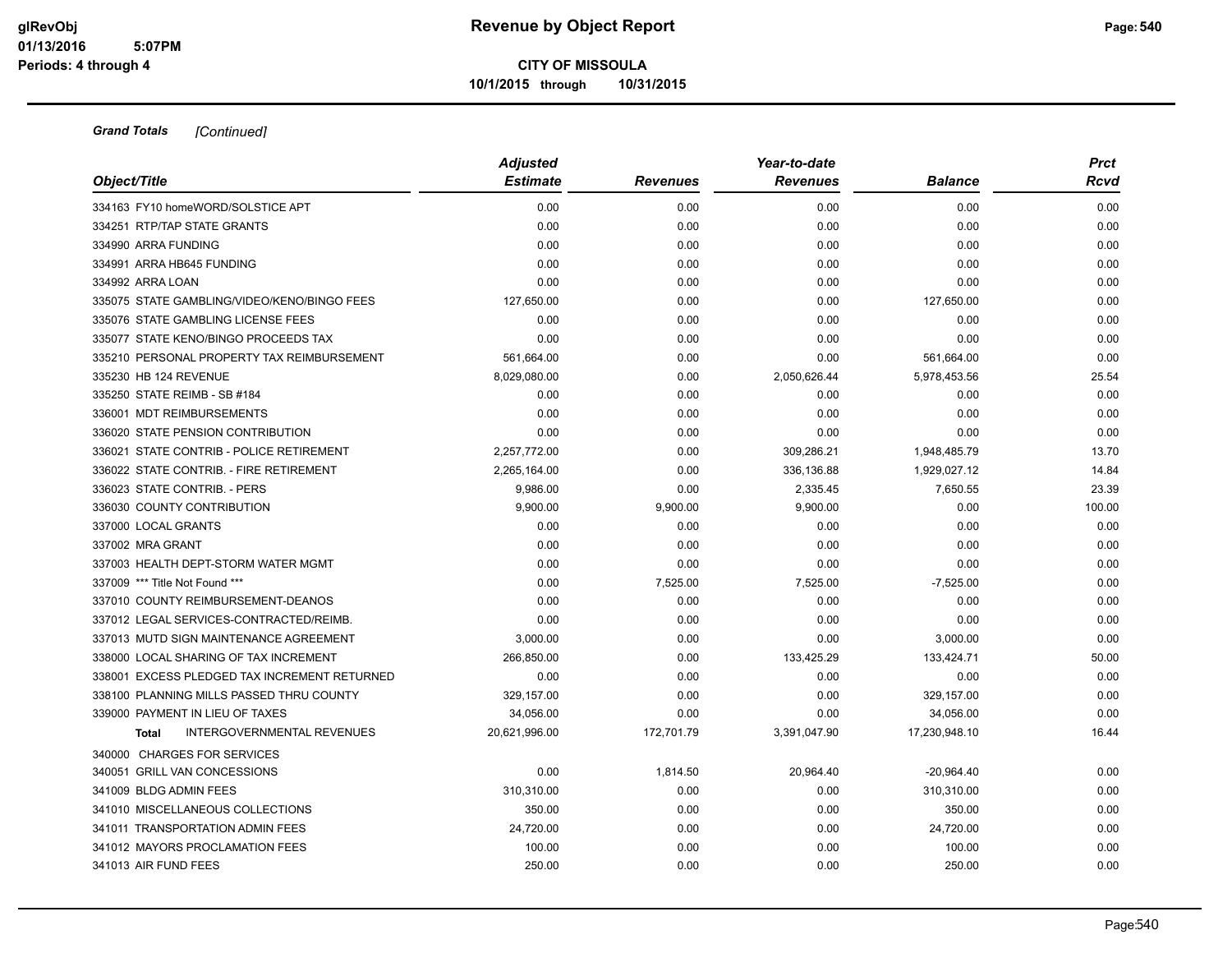**CITY OF MISSOULA**

**10/1/2015 through 10/31/2015**

***Grand Totals*** *[Continued]*

| Object/Title | Adjusted Estimate | Revenues | Year-to-date Revenues | Balance | Prct Rcvd |
|---|---|---|---|---|---|
| 334163 FY10 homeWORD/SOLSTICE APT | 0.00 | 0.00 | 0.00 | 0.00 | 0.00 |
| 334251 RTP/TAP STATE GRANTS | 0.00 | 0.00 | 0.00 | 0.00 | 0.00 |
| 334990 ARRA FUNDING | 0.00 | 0.00 | 0.00 | 0.00 | 0.00 |
| 334991 ARRA HB645 FUNDING | 0.00 | 0.00 | 0.00 | 0.00 | 0.00 |
| 334992 ARRA LOAN | 0.00 | 0.00 | 0.00 | 0.00 | 0.00 |
| 335075 STATE GAMBLING/VIDEO/KENO/BINGO FEES | 127,650.00 | 0.00 | 0.00 | 127,650.00 | 0.00 |
| 335076 STATE GAMBLING LICENSE FEES | 0.00 | 0.00 | 0.00 | 0.00 | 0.00 |
| 335077 STATE KENO/BINGO PROCEEDS TAX | 0.00 | 0.00 | 0.00 | 0.00 | 0.00 |
| 335210 PERSONAL PROPERTY TAX REIMBURSEMENT | 561,664.00 | 0.00 | 0.00 | 561,664.00 | 0.00 |
| 335230 HB 124 REVENUE | 8,029,080.00 | 0.00 | 2,050,626.44 | 5,978,453.56 | 25.54 |
| 335250 STATE REIMB - SB #184 | 0.00 | 0.00 | 0.00 | 0.00 | 0.00 |
| 336001 MDT REIMBURSEMENTS | 0.00 | 0.00 | 0.00 | 0.00 | 0.00 |
| 336020 STATE PENSION CONTRIBUTION | 0.00 | 0.00 | 0.00 | 0.00 | 0.00 |
| 336021 STATE CONTRIB - POLICE RETIREMENT | 2,257,772.00 | 0.00 | 309,286.21 | 1,948,485.79 | 13.70 |
| 336022 STATE CONTRIB. - FIRE RETIREMENT | 2,265,164.00 | 0.00 | 336,136.88 | 1,929,027.12 | 14.84 |
| 336023 STATE CONTRIB. - PERS | 9,986.00 | 0.00 | 2,335.45 | 7,650.55 | 23.39 |
| 336030 COUNTY CONTRIBUTION | 9,900.00 | 9,900.00 | 9,900.00 | 0.00 | 100.00 |
| 337000 LOCAL GRANTS | 0.00 | 0.00 | 0.00 | 0.00 | 0.00 |
| 337002 MRA GRANT | 0.00 | 0.00 | 0.00 | 0.00 | 0.00 |
| 337003 HEALTH DEPT-STORM WATER MGMT | 0.00 | 0.00 | 0.00 | 0.00 | 0.00 |
| 337009 *** Title Not Found *** | 0.00 | 7,525.00 | 7,525.00 | -7,525.00 | 0.00 |
| 337010 COUNTY REIMBURSEMENT-DEANOS | 0.00 | 0.00 | 0.00 | 0.00 | 0.00 |
| 337012 LEGAL SERVICES-CONTRACTED/REIMB. | 0.00 | 0.00 | 0.00 | 0.00 | 0.00 |
| 337013 MUTD SIGN MAINTENANCE AGREEMENT | 3,000.00 | 0.00 | 0.00 | 3,000.00 | 0.00 |
| 338000 LOCAL SHARING OF TAX INCREMENT | 266,850.00 | 0.00 | 133,425.29 | 133,424.71 | 50.00 |
| 338001 EXCESS PLEDGED TAX INCREMENT RETURNED | 0.00 | 0.00 | 0.00 | 0.00 | 0.00 |
| 338100 PLANNING MILLS PASSED THRU COUNTY | 329,157.00 | 0.00 | 0.00 | 329,157.00 | 0.00 |
| 339000 PAYMENT IN LIEU OF TAXES | 34,056.00 | 0.00 | 0.00 | 34,056.00 | 0.00 |
| **Total** INTERGOVERNMENTAL REVENUES | 20,621,996.00 | 172,701.79 | 3,391,047.90 | 17,230,948.10 | 16.44 |
| 340000 CHARGES FOR SERVICES | | | | | |
| 340051 GRILL VAN CONCESSIONS | 0.00 | 1,814.50 | 20,964.40 | -20,964.40 | 0.00 |
| 341009 BLDG ADMIN FEES | 310,310.00 | 0.00 | 0.00 | 310,310.00 | 0.00 |
| 341010 MISCELLANEOUS COLLECTIONS | 350.00 | 0.00 | 0.00 | 350.00 | 0.00 |
| 341011 TRANSPORTATION ADMIN FEES | 24,720.00 | 0.00 | 0.00 | 24,720.00 | 0.00 |
| 341012 MAYORS PROCLAMATION FEES | 100.00 | 0.00 | 0.00 | 100.00 | 0.00 |
| 341013 AIR FUND FEES | 250.00 | 0.00 | 0.00 | 250.00 | 0.00 |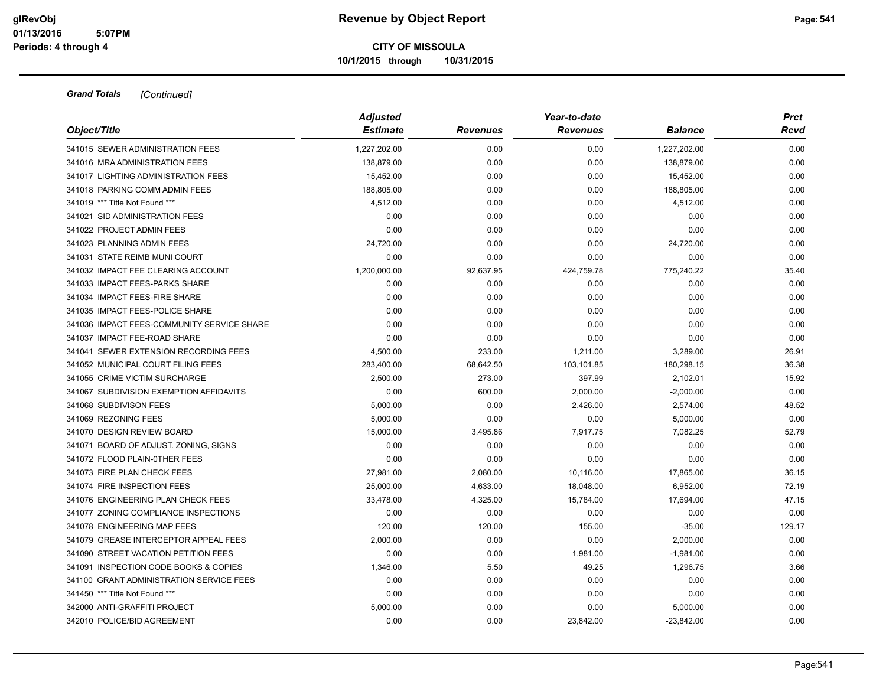**Grand Totals** *[Continued]*

| Object/Title | Adjusted Estimate | Revenues | Year-to-date Revenues | Balance | Prct Rcvd |
|---|---|---|---|---|---|
| 341015 SEWER ADMINISTRATION FEES | 1,227,202.00 | 0.00 | 0.00 | 1,227,202.00 | 0.00 |
| 341016 MRA ADMINISTRATION FEES | 138,879.00 | 0.00 | 0.00 | 138,879.00 | 0.00 |
| 341017 LIGHTING ADMINISTRATION FEES | 15,452.00 | 0.00 | 0.00 | 15,452.00 | 0.00 |
| 341018 PARKING COMM ADMIN FEES | 188,805.00 | 0.00 | 0.00 | 188,805.00 | 0.00 |
| 341019 *** Title Not Found *** | 4,512.00 | 0.00 | 0.00 | 4,512.00 | 0.00 |
| 341021 SID ADMINISTRATION FEES | 0.00 | 0.00 | 0.00 | 0.00 | 0.00 |
| 341022 PROJECT ADMIN FEES | 0.00 | 0.00 | 0.00 | 0.00 | 0.00 |
| 341023 PLANNING ADMIN FEES | 24,720.00 | 0.00 | 0.00 | 24,720.00 | 0.00 |
| 341031 STATE REIMB MUNI COURT | 0.00 | 0.00 | 0.00 | 0.00 | 0.00 |
| 341032 IMPACT FEE CLEARING ACCOUNT | 1,200,000.00 | 92,637.95 | 424,759.78 | 775,240.22 | 35.40 |
| 341033 IMPACT FEES-PARKS SHARE | 0.00 | 0.00 | 0.00 | 0.00 | 0.00 |
| 341034 IMPACT FEES-FIRE SHARE | 0.00 | 0.00 | 0.00 | 0.00 | 0.00 |
| 341035 IMPACT FEES-POLICE SHARE | 0.00 | 0.00 | 0.00 | 0.00 | 0.00 |
| 341036 IMPACT FEES-COMMUNITY SERVICE SHARE | 0.00 | 0.00 | 0.00 | 0.00 | 0.00 |
| 341037 IMPACT FEE-ROAD SHARE | 0.00 | 0.00 | 0.00 | 0.00 | 0.00 |
| 341041 SEWER EXTENSION RECORDING FEES | 4,500.00 | 233.00 | 1,211.00 | 3,289.00 | 26.91 |
| 341052 MUNICIPAL COURT FILING FEES | 283,400.00 | 68,642.50 | 103,101.85 | 180,298.15 | 36.38 |
| 341055 CRIME VICTIM SURCHARGE | 2,500.00 | 273.00 | 397.99 | 2,102.01 | 15.92 |
| 341067 SUBDIVISION EXEMPTION AFFIDAVITS | 0.00 | 600.00 | 2,000.00 | -2,000.00 | 0.00 |
| 341068 SUBDIVISON FEES | 5,000.00 | 0.00 | 2,426.00 | 2,574.00 | 48.52 |
| 341069 REZONING FEES | 5,000.00 | 0.00 | 0.00 | 5,000.00 | 0.00 |
| 341070 DESIGN REVIEW BOARD | 15,000.00 | 3,495.86 | 7,917.75 | 7,082.25 | 52.79 |
| 341071 BOARD OF ADJUST. ZONING, SIGNS | 0.00 | 0.00 | 0.00 | 0.00 | 0.00 |
| 341072 FLOOD PLAIN-0THER FEES | 0.00 | 0.00 | 0.00 | 0.00 | 0.00 |
| 341073 FIRE PLAN CHECK FEES | 27,981.00 | 2,080.00 | 10,116.00 | 17,865.00 | 36.15 |
| 341074 FIRE INSPECTION FEES | 25,000.00 | 4,633.00 | 18,048.00 | 6,952.00 | 72.19 |
| 341076 ENGINEERING PLAN CHECK FEES | 33,478.00 | 4,325.00 | 15,784.00 | 17,694.00 | 47.15 |
| 341077 ZONING COMPLIANCE INSPECTIONS | 0.00 | 0.00 | 0.00 | 0.00 | 0.00 |
| 341078 ENGINEERING MAP FEES | 120.00 | 120.00 | 155.00 | -35.00 | 129.17 |
| 341079 GREASE INTERCEPTOR APPEAL FEES | 2,000.00 | 0.00 | 0.00 | 2,000.00 | 0.00 |
| 341090 STREET VACATION PETITION FEES | 0.00 | 0.00 | 1,981.00 | -1,981.00 | 0.00 |
| 341091 INSPECTION CODE BOOKS & COPIES | 1,346.00 | 5.50 | 49.25 | 1,296.75 | 3.66 |
| 341100 GRANT ADMINISTRATION SERVICE FEES | 0.00 | 0.00 | 0.00 | 0.00 | 0.00 |
| 341450 *** Title Not Found *** | 0.00 | 0.00 | 0.00 | 0.00 | 0.00 |
| 342000 ANTI-GRAFFITI PROJECT | 5,000.00 | 0.00 | 0.00 | 5,000.00 | 0.00 |
| 342010 POLICE/BID AGREEMENT | 0.00 | 0.00 | 23,842.00 | -23,842.00 | 0.00 |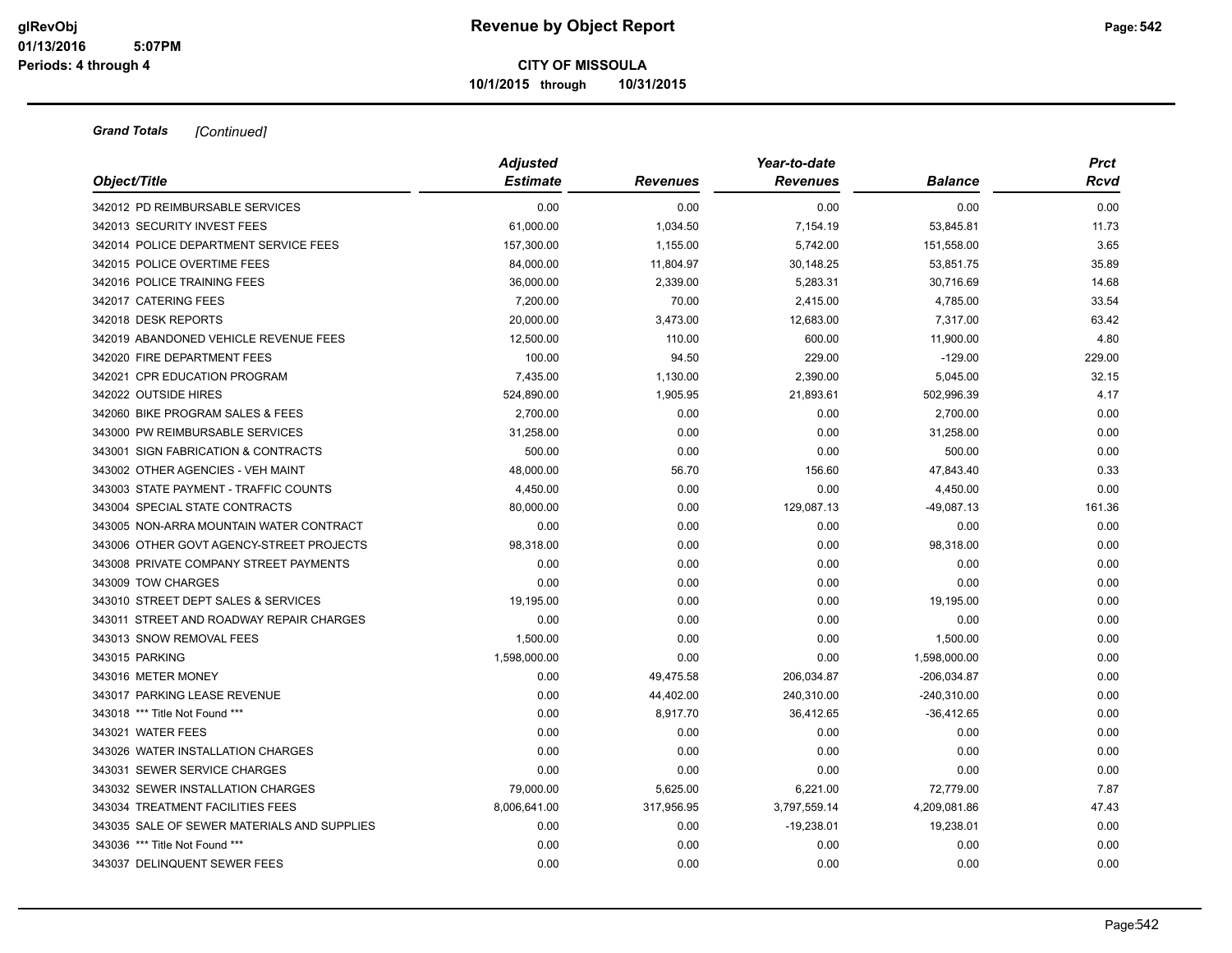**Grand Totals** *[Continued]*

| Object/Title | Adjusted Estimate | Revenues | Year-to-date Revenues | Balance | Prct Rcvd |
|---|---|---|---|---|---|
| 342012 PD REIMBURSABLE SERVICES | 0.00 | 0.00 | 0.00 | 0.00 | 0.00 |
| 342013 SECURITY INVEST FEES | 61,000.00 | 1,034.50 | 7,154.19 | 53,845.81 | 11.73 |
| 342014 POLICE DEPARTMENT SERVICE FEES | 157,300.00 | 1,155.00 | 5,742.00 | 151,558.00 | 3.65 |
| 342015 POLICE OVERTIME FEES | 84,000.00 | 11,804.97 | 30,148.25 | 53,851.75 | 35.89 |
| 342016 POLICE TRAINING FEES | 36,000.00 | 2,339.00 | 5,283.31 | 30,716.69 | 14.68 |
| 342017 CATERING FEES | 7,200.00 | 70.00 | 2,415.00 | 4,785.00 | 33.54 |
| 342018 DESK REPORTS | 20,000.00 | 3,473.00 | 12,683.00 | 7,317.00 | 63.42 |
| 342019 ABANDONED VEHICLE REVENUE FEES | 12,500.00 | 110.00 | 600.00 | 11,900.00 | 4.80 |
| 342020 FIRE DEPARTMENT FEES | 100.00 | 94.50 | 229.00 | -129.00 | 229.00 |
| 342021 CPR EDUCATION PROGRAM | 7,435.00 | 1,130.00 | 2,390.00 | 5,045.00 | 32.15 |
| 342022 OUTSIDE HIRES | 524,890.00 | 1,905.95 | 21,893.61 | 502,996.39 | 4.17 |
| 342060 BIKE PROGRAM SALES & FEES | 2,700.00 | 0.00 | 0.00 | 2,700.00 | 0.00 |
| 343000 PW REIMBURSABLE SERVICES | 31,258.00 | 0.00 | 0.00 | 31,258.00 | 0.00 |
| 343001 SIGN FABRICATION & CONTRACTS | 500.00 | 0.00 | 0.00 | 500.00 | 0.00 |
| 343002 OTHER AGENCIES - VEH MAINT | 48,000.00 | 56.70 | 156.60 | 47,843.40 | 0.33 |
| 343003 STATE PAYMENT - TRAFFIC COUNTS | 4,450.00 | 0.00 | 0.00 | 4,450.00 | 0.00 |
| 343004 SPECIAL STATE CONTRACTS | 80,000.00 | 0.00 | 129,087.13 | -49,087.13 | 161.36 |
| 343005 NON-ARRA MOUNTAIN WATER CONTRACT | 0.00 | 0.00 | 0.00 | 0.00 | 0.00 |
| 343006 OTHER GOVT AGENCY-STREET PROJECTS | 98,318.00 | 0.00 | 0.00 | 98,318.00 | 0.00 |
| 343008 PRIVATE COMPANY STREET PAYMENTS | 0.00 | 0.00 | 0.00 | 0.00 | 0.00 |
| 343009 TOW CHARGES | 0.00 | 0.00 | 0.00 | 0.00 | 0.00 |
| 343010 STREET DEPT SALES & SERVICES | 19,195.00 | 0.00 | 0.00 | 19,195.00 | 0.00 |
| 343011 STREET AND ROADWAY REPAIR CHARGES | 0.00 | 0.00 | 0.00 | 0.00 | 0.00 |
| 343013 SNOW REMOVAL FEES | 1,500.00 | 0.00 | 0.00 | 1,500.00 | 0.00 |
| 343015 PARKING | 1,598,000.00 | 0.00 | 0.00 | 1,598,000.00 | 0.00 |
| 343016 METER MONEY | 0.00 | 49,475.58 | 206,034.87 | -206,034.87 | 0.00 |
| 343017 PARKING LEASE REVENUE | 0.00 | 44,402.00 | 240,310.00 | -240,310.00 | 0.00 |
| 343018 *** Title Not Found *** | 0.00 | 8,917.70 | 36,412.65 | -36,412.65 | 0.00 |
| 343021 WATER FEES | 0.00 | 0.00 | 0.00 | 0.00 | 0.00 |
| 343026 WATER INSTALLATION CHARGES | 0.00 | 0.00 | 0.00 | 0.00 | 0.00 |
| 343031 SEWER SERVICE CHARGES | 0.00 | 0.00 | 0.00 | 0.00 | 0.00 |
| 343032 SEWER INSTALLATION CHARGES | 79,000.00 | 5,625.00 | 6,221.00 | 72,779.00 | 7.87 |
| 343034 TREATMENT FACILITIES FEES | 8,006,641.00 | 317,956.95 | 3,797,559.14 | 4,209,081.86 | 47.43 |
| 343035 SALE OF SEWER MATERIALS AND SUPPLIES | 0.00 | 0.00 | -19,238.01 | 19,238.01 | 0.00 |
| 343036 *** Title Not Found *** | 0.00 | 0.00 | 0.00 | 0.00 | 0.00 |
| 343037 DELINQUENT SEWER FEES | 0.00 | 0.00 | 0.00 | 0.00 | 0.00 |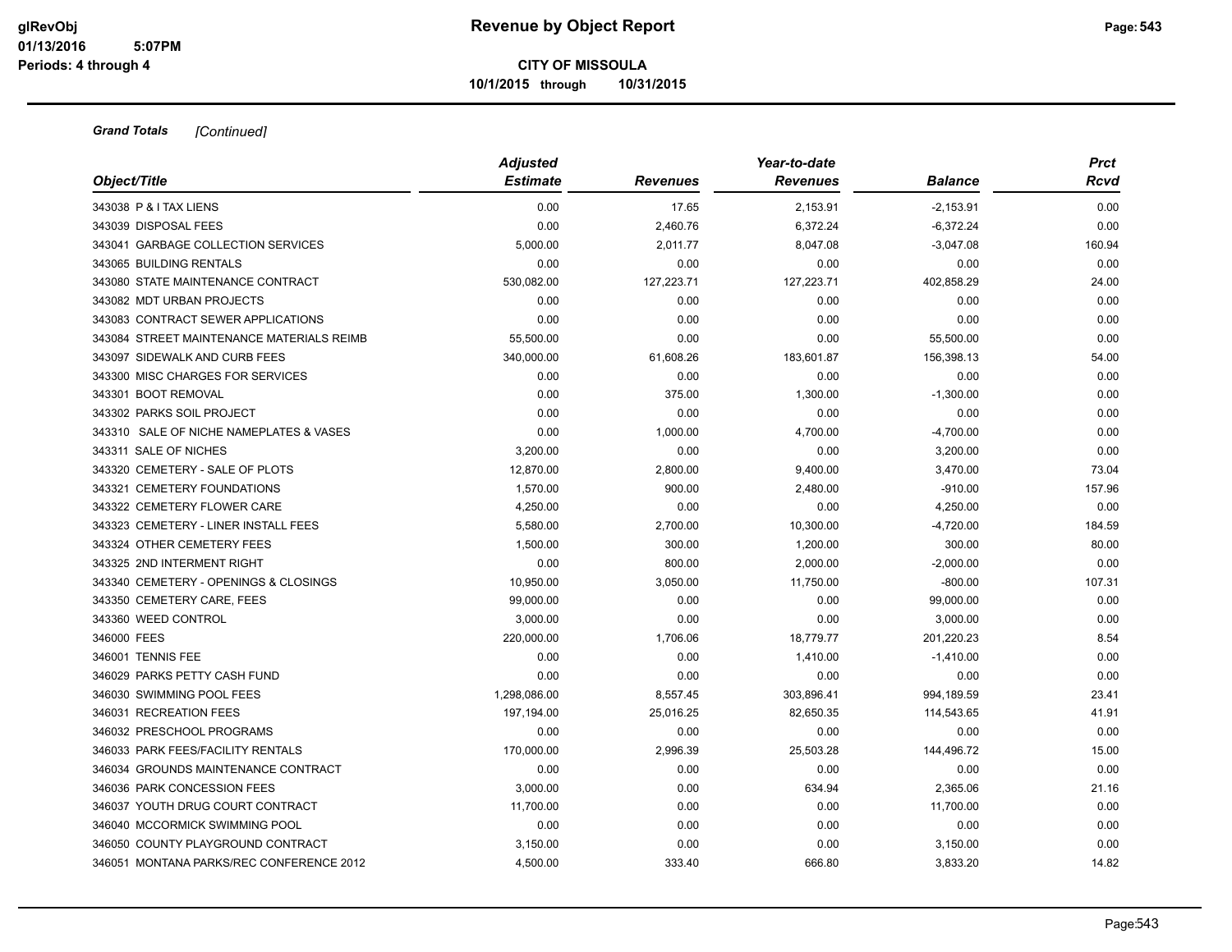**Grand Totals** *[Continued]*

| Object/Title | Adjusted Estimate | Revenues | Year-to-date Revenues | Balance | Prct Rcvd |
|---|---|---|---|---|---|
| 343038 P & I TAX LIENS | 0.00 | 17.65 | 2,153.91 | -2,153.91 | 0.00 |
| 343039 DISPOSAL FEES | 0.00 | 2,460.76 | 6,372.24 | -6,372.24 | 0.00 |
| 343041 GARBAGE COLLECTION SERVICES | 5,000.00 | 2,011.77 | 8,047.08 | -3,047.08 | 160.94 |
| 343065 BUILDING RENTALS | 0.00 | 0.00 | 0.00 | 0.00 | 0.00 |
| 343080 STATE MAINTENANCE CONTRACT | 530,082.00 | 127,223.71 | 127,223.71 | 402,858.29 | 24.00 |
| 343082 MDT URBAN PROJECTS | 0.00 | 0.00 | 0.00 | 0.00 | 0.00 |
| 343083 CONTRACT SEWER APPLICATIONS | 0.00 | 0.00 | 0.00 | 0.00 | 0.00 |
| 343084 STREET MAINTENANCE MATERIALS REIMB | 55,500.00 | 0.00 | 0.00 | 55,500.00 | 0.00 |
| 343097 SIDEWALK AND CURB FEES | 340,000.00 | 61,608.26 | 183,601.87 | 156,398.13 | 54.00 |
| 343300 MISC CHARGES FOR SERVICES | 0.00 | 0.00 | 0.00 | 0.00 | 0.00 |
| 343301 BOOT REMOVAL | 0.00 | 375.00 | 1,300.00 | -1,300.00 | 0.00 |
| 343302 PARKS SOIL PROJECT | 0.00 | 0.00 | 0.00 | 0.00 | 0.00 |
| 343310 SALE OF NICHE NAMEPLATES & VASES | 0.00 | 1,000.00 | 4,700.00 | -4,700.00 | 0.00 |
| 343311 SALE OF NICHES | 3,200.00 | 0.00 | 0.00 | 3,200.00 | 0.00 |
| 343320 CEMETERY - SALE OF PLOTS | 12,870.00 | 2,800.00 | 9,400.00 | 3,470.00 | 73.04 |
| 343321 CEMETERY FOUNDATIONS | 1,570.00 | 900.00 | 2,480.00 | -910.00 | 157.96 |
| 343322 CEMETERY FLOWER CARE | 4,250.00 | 0.00 | 0.00 | 4,250.00 | 0.00 |
| 343323 CEMETERY - LINER INSTALL FEES | 5,580.00 | 2,700.00 | 10,300.00 | -4,720.00 | 184.59 |
| 343324 OTHER CEMETERY FEES | 1,500.00 | 300.00 | 1,200.00 | 300.00 | 80.00 |
| 343325 2ND INTERMENT RIGHT | 0.00 | 800.00 | 2,000.00 | -2,000.00 | 0.00 |
| 343340 CEMETERY - OPENINGS & CLOSINGS | 10,950.00 | 3,050.00 | 11,750.00 | -800.00 | 107.31 |
| 343350 CEMETERY CARE, FEES | 99,000.00 | 0.00 | 0.00 | 99,000.00 | 0.00 |
| 343360 WEED CONTROL | 3,000.00 | 0.00 | 0.00 | 3,000.00 | 0.00 |
| 346000 FEES | 220,000.00 | 1,706.06 | 18,779.77 | 201,220.23 | 8.54 |
| 346001 TENNIS FEE | 0.00 | 0.00 | 1,410.00 | -1,410.00 | 0.00 |
| 346029 PARKS PETTY CASH FUND | 0.00 | 0.00 | 0.00 | 0.00 | 0.00 |
| 346030 SWIMMING POOL FEES | 1,298,086.00 | 8,557.45 | 303,896.41 | 994,189.59 | 23.41 |
| 346031 RECREATION FEES | 197,194.00 | 25,016.25 | 82,650.35 | 114,543.65 | 41.91 |
| 346032 PRESCHOOL PROGRAMS | 0.00 | 0.00 | 0.00 | 0.00 | 0.00 |
| 346033 PARK FEES/FACILITY RENTALS | 170,000.00 | 2,996.39 | 25,503.28 | 144,496.72 | 15.00 |
| 346034 GROUNDS MAINTENANCE CONTRACT | 0.00 | 0.00 | 0.00 | 0.00 | 0.00 |
| 346036 PARK CONCESSION FEES | 3,000.00 | 0.00 | 634.94 | 2,365.06 | 21.16 |
| 346037 YOUTH DRUG COURT CONTRACT | 11,700.00 | 0.00 | 0.00 | 11,700.00 | 0.00 |
| 346040 MCCORMICK SWIMMING POOL | 0.00 | 0.00 | 0.00 | 0.00 | 0.00 |
| 346050 COUNTY PLAYGROUND CONTRACT | 3,150.00 | 0.00 | 0.00 | 3,150.00 | 0.00 |
| 346051 MONTANA PARKS/REC CONFERENCE 2012 | 4,500.00 | 333.40 | 666.80 | 3,833.20 | 14.82 |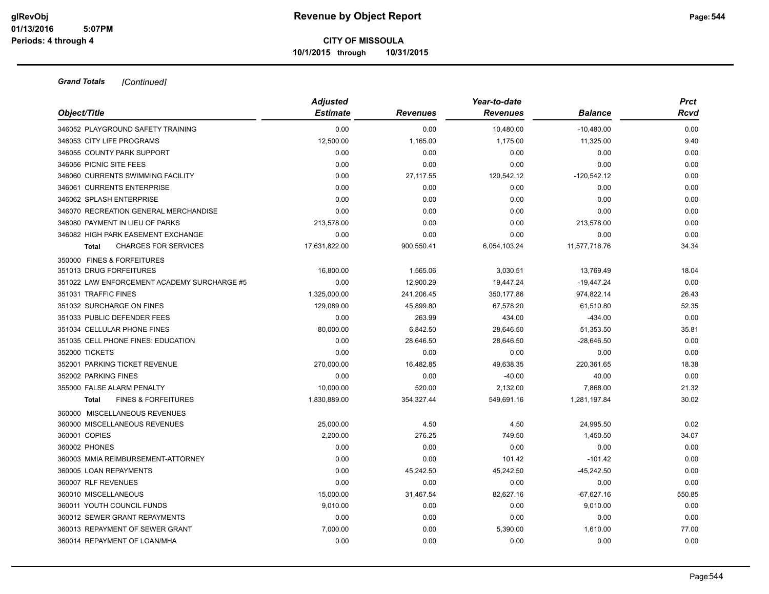**Revenue by Object Report**

**CITY OF MISSOULA**

**10/1/2015 through 10/31/2015**

glRevObj
01/13/2016 5:07PM
Periods: 4 through 4

***Grand Totals*** *[Continued]*

| Object/Title | Adjusted Estimate | Revenues | Year-to-date Revenues | Balance | Prct Rcvd |
|---|---|---|---|---|---|
| 346052 PLAYGROUND SAFETY TRAINING | 0.00 | 0.00 | 10,480.00 | -10,480.00 | 0.00 |
| 346053 CITY LIFE PROGRAMS | 12,500.00 | 1,165.00 | 1,175.00 | 11,325.00 | 9.40 |
| 346055 COUNTY PARK SUPPORT | 0.00 | 0.00 | 0.00 | 0.00 | 0.00 |
| 346056 PICNIC SITE FEES | 0.00 | 0.00 | 0.00 | 0.00 | 0.00 |
| 346060 CURRENTS SWIMMING FACILITY | 0.00 | 27,117.55 | 120,542.12 | -120,542.12 | 0.00 |
| 346061 CURRENTS ENTERPRISE | 0.00 | 0.00 | 0.00 | 0.00 | 0.00 |
| 346062 SPLASH ENTERPRISE | 0.00 | 0.00 | 0.00 | 0.00 | 0.00 |
| 346070 RECREATION GENERAL MERCHANDISE | 0.00 | 0.00 | 0.00 | 0.00 | 0.00 |
| 346080 PAYMENT IN LIEU OF PARKS | 213,578.00 | 0.00 | 0.00 | 213,578.00 | 0.00 |
| 346082 HIGH PARK EASEMENT EXCHANGE | 0.00 | 0.00 | 0.00 | 0.00 | 0.00 |
| **Total** CHARGES FOR SERVICES | 17,631,822.00 | 900,550.41 | 6,054,103.24 | 11,577,718.76 | 34.34 |
| 350000 FINES & FORFEITURES | | | | | |
| 351013 DRUG FORFEITURES | 16,800.00 | 1,565.06 | 3,030.51 | 13,769.49 | 18.04 |
| 351022 LAW ENFORCEMENT ACADEMY SURCHARGE #5 | 0.00 | 12,900.29 | 19,447.24 | -19,447.24 | 0.00 |
| 351031 TRAFFIC FINES | 1,325,000.00 | 241,206.45 | 350,177.86 | 974,822.14 | 26.43 |
| 351032 SURCHARGE ON FINES | 129,089.00 | 45,899.80 | 67,578.20 | 61,510.80 | 52.35 |
| 351033 PUBLIC DEFENDER FEES | 0.00 | 263.99 | 434.00 | -434.00 | 0.00 |
| 351034 CELLULAR PHONE FINES | 80,000.00 | 6,842.50 | 28,646.50 | 51,353.50 | 35.81 |
| 351035 CELL PHONE FINES: EDUCATION | 0.00 | 28,646.50 | 28,646.50 | -28,646.50 | 0.00 |
| 352000 TICKETS | 0.00 | 0.00 | 0.00 | 0.00 | 0.00 |
| 352001 PARKING TICKET REVENUE | 270,000.00 | 16,482.85 | 49,638.35 | 220,361.65 | 18.38 |
| 352002 PARKING FINES | 0.00 | 0.00 | -40.00 | 40.00 | 0.00 |
| 355000 FALSE ALARM PENALTY | 10,000.00 | 520.00 | 2,132.00 | 7,868.00 | 21.32 |
| **Total** FINES & FORFEITURES | 1,830,889.00 | 354,327.44 | 549,691.16 | 1,281,197.84 | 30.02 |
| 360000 MISCELLANEOUS REVENUES | | | | | |
| 360000 MISCELLANEOUS REVENUES | 25,000.00 | 4.50 | 4.50 | 24,995.50 | 0.02 |
| 360001 COPIES | 2,200.00 | 276.25 | 749.50 | 1,450.50 | 34.07 |
| 360002 PHONES | 0.00 | 0.00 | 0.00 | 0.00 | 0.00 |
| 360003 MMIA REIMBURSEMENT-ATTORNEY | 0.00 | 0.00 | 101.42 | -101.42 | 0.00 |
| 360005 LOAN REPAYMENTS | 0.00 | 45,242.50 | 45,242.50 | -45,242.50 | 0.00 |
| 360007 RLF REVENUES | 0.00 | 0.00 | 0.00 | 0.00 | 0.00 |
| 360010 MISCELLANEOUS | 15,000.00 | 31,467.54 | 82,627.16 | -67,627.16 | 550.85 |
| 360011 YOUTH COUNCIL FUNDS | 9,010.00 | 0.00 | 0.00 | 9,010.00 | 0.00 |
| 360012 SEWER GRANT REPAYMENTS | 0.00 | 0.00 | 0.00 | 0.00 | 0.00 |
| 360013 REPAYMENT OF SEWER GRANT | 7,000.00 | 0.00 | 5,390.00 | 1,610.00 | 77.00 |
| 360014 REPAYMENT OF LOAN/MHA | 0.00 | 0.00 | 0.00 | 0.00 | 0.00 |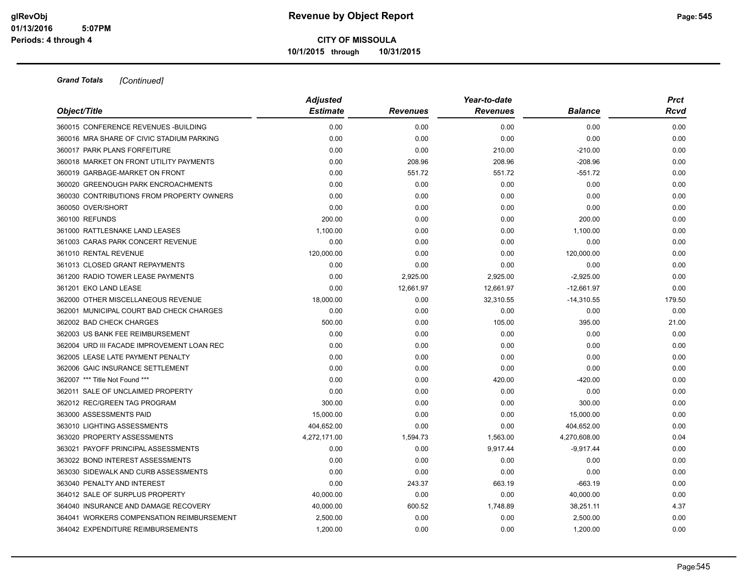*Grand Totals* *[Continued]*

| Object/Title | Adjusted Estimate | Revenues | Year-to-date Revenues | Balance | Prct Rcvd |
|---|---|---|---|---|---|
| 360015 CONFERENCE REVENUES -BUILDING | 0.00 | 0.00 | 0.00 | 0.00 | 0.00 |
| 360016 MRA SHARE OF CIVIC STADIUM PARKING | 0.00 | 0.00 | 0.00 | 0.00 | 0.00 |
| 360017 PARK PLANS FORFEITURE | 0.00 | 0.00 | 210.00 | -210.00 | 0.00 |
| 360018 MARKET ON FRONT UTILITY PAYMENTS | 0.00 | 208.96 | 208.96 | -208.96 | 0.00 |
| 360019 GARBAGE-MARKET ON FRONT | 0.00 | 551.72 | 551.72 | -551.72 | 0.00 |
| 360020 GREENOUGH PARK ENCROACHMENTS | 0.00 | 0.00 | 0.00 | 0.00 | 0.00 |
| 360030 CONTRIBUTIONS FROM PROPERTY OWNERS | 0.00 | 0.00 | 0.00 | 0.00 | 0.00 |
| 360050 OVER/SHORT | 0.00 | 0.00 | 0.00 | 0.00 | 0.00 |
| 360100 REFUNDS | 200.00 | 0.00 | 0.00 | 200.00 | 0.00 |
| 361000 RATTLESNAKE LAND LEASES | 1,100.00 | 0.00 | 0.00 | 1,100.00 | 0.00 |
| 361003 CARAS PARK CONCERT REVENUE | 0.00 | 0.00 | 0.00 | 0.00 | 0.00 |
| 361010 RENTAL REVENUE | 120,000.00 | 0.00 | 0.00 | 120,000.00 | 0.00 |
| 361013 CLOSED GRANT REPAYMENTS | 0.00 | 0.00 | 0.00 | 0.00 | 0.00 |
| 361200 RADIO TOWER LEASE PAYMENTS | 0.00 | 2,925.00 | 2,925.00 | -2,925.00 | 0.00 |
| 361201 EKO LAND LEASE | 0.00 | 12,661.97 | 12,661.97 | -12,661.97 | 0.00 |
| 362000 OTHER MISCELLANEOUS REVENUE | 18,000.00 | 0.00 | 32,310.55 | -14,310.55 | 179.50 |
| 362001 MUNICIPAL COURT BAD CHECK CHARGES | 0.00 | 0.00 | 0.00 | 0.00 | 0.00 |
| 362002 BAD CHECK CHARGES | 500.00 | 0.00 | 105.00 | 395.00 | 21.00 |
| 362003 US BANK FEE REIMBURSEMENT | 0.00 | 0.00 | 0.00 | 0.00 | 0.00 |
| 362004 URD III FACADE IMPROVEMENT LOAN REC | 0.00 | 0.00 | 0.00 | 0.00 | 0.00 |
| 362005 LEASE LATE PAYMENT PENALTY | 0.00 | 0.00 | 0.00 | 0.00 | 0.00 |
| 362006 GAIC INSURANCE SETTLEMENT | 0.00 | 0.00 | 0.00 | 0.00 | 0.00 |
| 362007 *** Title Not Found *** | 0.00 | 0.00 | 420.00 | -420.00 | 0.00 |
| 362011 SALE OF UNCLAIMED PROPERTY | 0.00 | 0.00 | 0.00 | 0.00 | 0.00 |
| 362012 REC/GREEN TAG PROGRAM | 300.00 | 0.00 | 0.00 | 300.00 | 0.00 |
| 363000 ASSESSMENTS PAID | 15,000.00 | 0.00 | 0.00 | 15,000.00 | 0.00 |
| 363010 LIGHTING ASSESSMENTS | 404,652.00 | 0.00 | 0.00 | 404,652.00 | 0.00 |
| 363020 PROPERTY ASSESSMENTS | 4,272,171.00 | 1,594.73 | 1,563.00 | 4,270,608.00 | 0.04 |
| 363021 PAYOFF PRINCIPAL ASSESSMENTS | 0.00 | 0.00 | 9,917.44 | -9,917.44 | 0.00 |
| 363022 BOND INTEREST ASSESSMENTS | 0.00 | 0.00 | 0.00 | 0.00 | 0.00 |
| 363030 SIDEWALK AND CURB ASSESSMENTS | 0.00 | 0.00 | 0.00 | 0.00 | 0.00 |
| 363040 PENALTY AND INTEREST | 0.00 | 243.37 | 663.19 | -663.19 | 0.00 |
| 364012 SALE OF SURPLUS PROPERTY | 40,000.00 | 0.00 | 0.00 | 40,000.00 | 0.00 |
| 364040 INSURANCE AND DAMAGE RECOVERY | 40,000.00 | 600.52 | 1,748.89 | 38,251.11 | 4.37 |
| 364041 WORKERS COMPENSATION REIMBURSEMENT | 2,500.00 | 0.00 | 0.00 | 2,500.00 | 0.00 |
| 364042 EXPENDITURE REIMBURSEMENTS | 1,200.00 | 0.00 | 0.00 | 1,200.00 | 0.00 |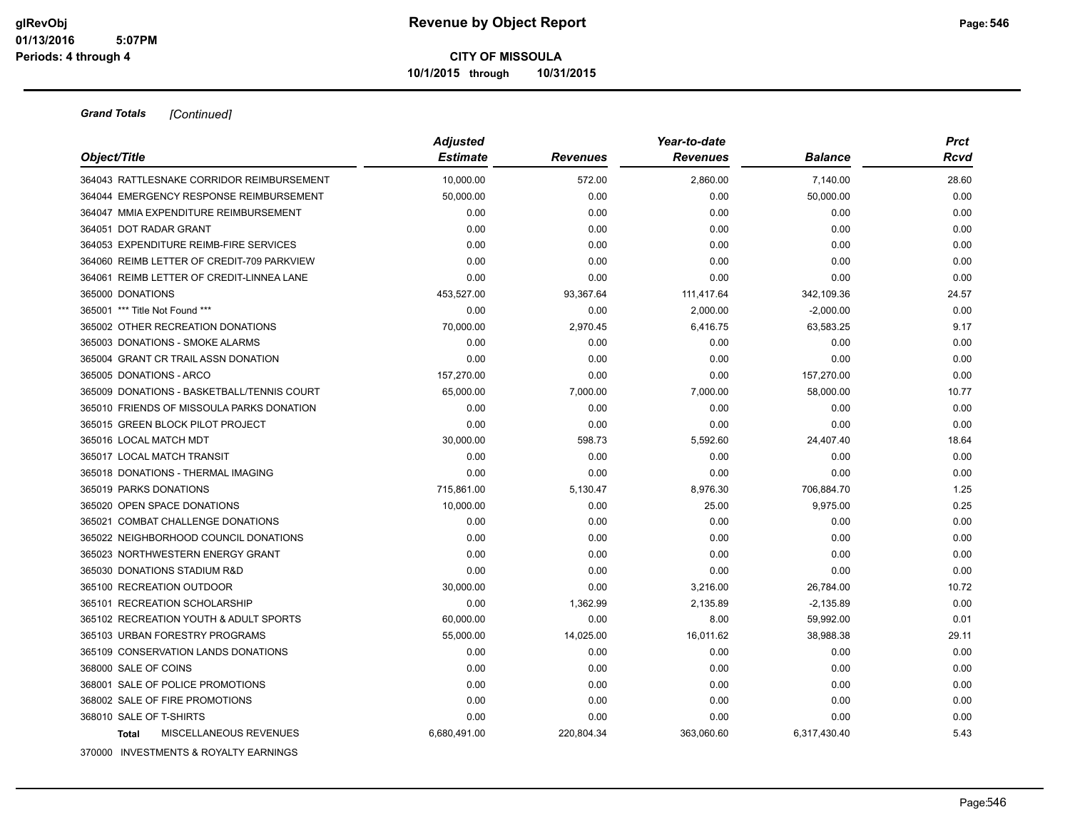**Revenue by Object Report**

**CITY OF MISSOULA**

**10/1/2015 through 10/31/2015**

***Grand Totals*** *[Continued]*

| Object/Title | Adjusted Estimate | Revenues | Year-to-date Revenues | Balance | Prct Rcvd |
|---|---|---|---|---|---|
| 364043 RATTLESNAKE CORRIDOR REIMBURSEMENT | 10,000.00 | 572.00 | 2,860.00 | 7,140.00 | 28.60 |
| 364044 EMERGENCY RESPONSE REIMBURSEMENT | 50,000.00 | 0.00 | 0.00 | 50,000.00 | 0.00 |
| 364047 MMIA EXPENDITURE REIMBURSEMENT | 0.00 | 0.00 | 0.00 | 0.00 | 0.00 |
| 364051 DOT RADAR GRANT | 0.00 | 0.00 | 0.00 | 0.00 | 0.00 |
| 364053 EXPENDITURE REIMB-FIRE SERVICES | 0.00 | 0.00 | 0.00 | 0.00 | 0.00 |
| 364060 REIMB LETTER OF CREDIT-709 PARKVIEW | 0.00 | 0.00 | 0.00 | 0.00 | 0.00 |
| 364061 REIMB LETTER OF CREDIT-LINNEA LANE | 0.00 | 0.00 | 0.00 | 0.00 | 0.00 |
| 365000 DONATIONS | 453,527.00 | 93,367.64 | 111,417.64 | 342,109.36 | 24.57 |
| 365001 *** Title Not Found *** | 0.00 | 0.00 | 2,000.00 | -2,000.00 | 0.00 |
| 365002 OTHER RECREATION DONATIONS | 70,000.00 | 2,970.45 | 6,416.75 | 63,583.25 | 9.17 |
| 365003 DONATIONS - SMOKE ALARMS | 0.00 | 0.00 | 0.00 | 0.00 | 0.00 |
| 365004 GRANT CR TRAIL ASSN DONATION | 0.00 | 0.00 | 0.00 | 0.00 | 0.00 |
| 365005 DONATIONS - ARCO | 157,270.00 | 0.00 | 0.00 | 157,270.00 | 0.00 |
| 365009 DONATIONS - BASKETBALL/TENNIS COURT | 65,000.00 | 7,000.00 | 7,000.00 | 58,000.00 | 10.77 |
| 365010 FRIENDS OF MISSOULA PARKS DONATION | 0.00 | 0.00 | 0.00 | 0.00 | 0.00 |
| 365015 GREEN BLOCK PILOT PROJECT | 0.00 | 0.00 | 0.00 | 0.00 | 0.00 |
| 365016 LOCAL MATCH MDT | 30,000.00 | 598.73 | 5,592.60 | 24,407.40 | 18.64 |
| 365017 LOCAL MATCH TRANSIT | 0.00 | 0.00 | 0.00 | 0.00 | 0.00 |
| 365018 DONATIONS - THERMAL IMAGING | 0.00 | 0.00 | 0.00 | 0.00 | 0.00 |
| 365019 PARKS DONATIONS | 715,861.00 | 5,130.47 | 8,976.30 | 706,884.70 | 1.25 |
| 365020 OPEN SPACE DONATIONS | 10,000.00 | 0.00 | 25.00 | 9,975.00 | 0.25 |
| 365021 COMBAT CHALLENGE DONATIONS | 0.00 | 0.00 | 0.00 | 0.00 | 0.00 |
| 365022 NEIGHBORHOOD COUNCIL DONATIONS | 0.00 | 0.00 | 0.00 | 0.00 | 0.00 |
| 365023 NORTHWESTERN ENERGY GRANT | 0.00 | 0.00 | 0.00 | 0.00 | 0.00 |
| 365030 DONATIONS STADIUM R&D | 0.00 | 0.00 | 0.00 | 0.00 | 0.00 |
| 365100 RECREATION OUTDOOR | 30,000.00 | 0.00 | 3,216.00 | 26,784.00 | 10.72 |
| 365101 RECREATION SCHOLARSHIP | 0.00 | 1,362.99 | 2,135.89 | -2,135.89 | 0.00 |
| 365102 RECREATION YOUTH & ADULT SPORTS | 60,000.00 | 0.00 | 8.00 | 59,992.00 | 0.01 |
| 365103 URBAN FORESTRY PROGRAMS | 55,000.00 | 14,025.00 | 16,011.62 | 38,988.38 | 29.11 |
| 365109 CONSERVATION LANDS DONATIONS | 0.00 | 0.00 | 0.00 | 0.00 | 0.00 |
| 368000 SALE OF COINS | 0.00 | 0.00 | 0.00 | 0.00 | 0.00 |
| 368001 SALE OF POLICE PROMOTIONS | 0.00 | 0.00 | 0.00 | 0.00 | 0.00 |
| 368002 SALE OF FIRE PROMOTIONS | 0.00 | 0.00 | 0.00 | 0.00 | 0.00 |
| 368010 SALE OF T-SHIRTS | 0.00 | 0.00 | 0.00 | 0.00 | 0.00 |
| **Total** MISCELLANEOUS REVENUES | 6,680,491.00 | 220,804.34 | 363,060.60 | 6,317,430.40 | 5.43 |
| 370000 INVESTMENTS & ROYALTY EARNINGS | | | | | |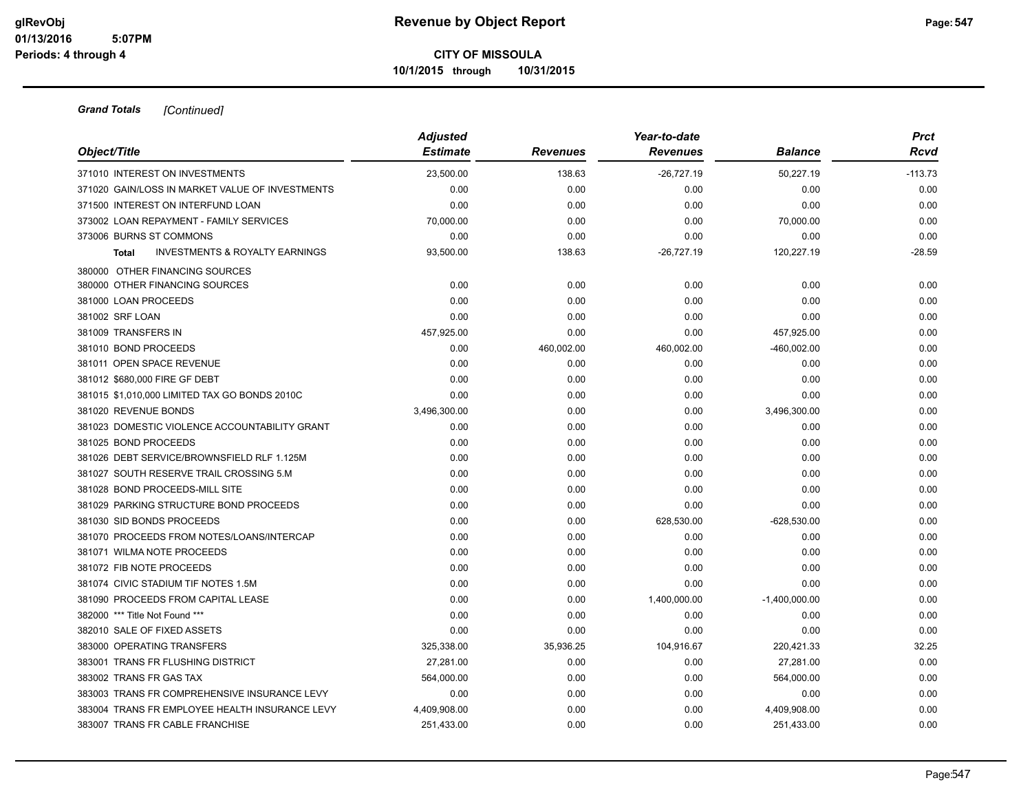**Grand Totals** *[Continued]*

| Object/Title | Adjusted Estimate | Revenues | Year-to-date Revenues | Balance | Prct Rcvd |
|---|---|---|---|---|---|
| 371010 INTEREST ON INVESTMENTS | 23,500.00 | 138.63 | -26,727.19 | 50,227.19 | -113.73 |
| 371020 GAIN/LOSS IN MARKET VALUE OF INVESTMENTS | 0.00 | 0.00 | 0.00 | 0.00 | 0.00 |
| 371500 INTEREST ON INTERFUND LOAN | 0.00 | 0.00 | 0.00 | 0.00 | 0.00 |
| 373002 LOAN REPAYMENT - FAMILY SERVICES | 70,000.00 | 0.00 | 0.00 | 70,000.00 | 0.00 |
| 373006 BURNS ST COMMONS | 0.00 | 0.00 | 0.00 | 0.00 | 0.00 |
| **Total** INVESTMENTS & ROYALTY EARNINGS | 93,500.00 | 138.63 | -26,727.19 | 120,227.19 | -28.59 |
| 380000 OTHER FINANCING SOURCES | | | | | |
| 380000 OTHER FINANCING SOURCES | 0.00 | 0.00 | 0.00 | 0.00 | 0.00 |
| 381000 LOAN PROCEEDS | 0.00 | 0.00 | 0.00 | 0.00 | 0.00 |
| 381002 SRF LOAN | 0.00 | 0.00 | 0.00 | 0.00 | 0.00 |
| 381009 TRANSFERS IN | 457,925.00 | 0.00 | 0.00 | 457,925.00 | 0.00 |
| 381010 BOND PROCEEDS | 0.00 | 460,002.00 | 460,002.00 | -460,002.00 | 0.00 |
| 381011 OPEN SPACE REVENUE | 0.00 | 0.00 | 0.00 | 0.00 | 0.00 |
| 381012 $680,000 FIRE GF DEBT | 0.00 | 0.00 | 0.00 | 0.00 | 0.00 |
| 381015 $1,010,000 LIMITED TAX GO BONDS 2010C | 0.00 | 0.00 | 0.00 | 0.00 | 0.00 |
| 381020 REVENUE BONDS | 3,496,300.00 | 0.00 | 0.00 | 3,496,300.00 | 0.00 |
| 381023 DOMESTIC VIOLENCE ACCOUNTABILITY GRANT | 0.00 | 0.00 | 0.00 | 0.00 | 0.00 |
| 381025 BOND PROCEEDS | 0.00 | 0.00 | 0.00 | 0.00 | 0.00 |
| 381026 DEBT SERVICE/BROWNSFIELD RLF 1.125M | 0.00 | 0.00 | 0.00 | 0.00 | 0.00 |
| 381027 SOUTH RESERVE TRAIL CROSSING 5.M | 0.00 | 0.00 | 0.00 | 0.00 | 0.00 |
| 381028 BOND PROCEEDS-MILL SITE | 0.00 | 0.00 | 0.00 | 0.00 | 0.00 |
| 381029 PARKING STRUCTURE BOND PROCEEDS | 0.00 | 0.00 | 0.00 | 0.00 | 0.00 |
| 381030 SID BONDS PROCEEDS | 0.00 | 0.00 | 628,530.00 | -628,530.00 | 0.00 |
| 381070 PROCEEDS FROM NOTES/LOANS/INTERCAP | 0.00 | 0.00 | 0.00 | 0.00 | 0.00 |
| 381071 WILMA NOTE PROCEEDS | 0.00 | 0.00 | 0.00 | 0.00 | 0.00 |
| 381072 FIB NOTE PROCEEDS | 0.00 | 0.00 | 0.00 | 0.00 | 0.00 |
| 381074 CIVIC STADIUM TIF NOTES 1.5M | 0.00 | 0.00 | 0.00 | 0.00 | 0.00 |
| 381090 PROCEEDS FROM CAPITAL LEASE | 0.00 | 0.00 | 1,400,000.00 | -1,400,000.00 | 0.00 |
| 382000 *** Title Not Found *** | 0.00 | 0.00 | 0.00 | 0.00 | 0.00 |
| 382010 SALE OF FIXED ASSETS | 0.00 | 0.00 | 0.00 | 0.00 | 0.00 |
| 383000 OPERATING TRANSFERS | 325,338.00 | 35,936.25 | 104,916.67 | 220,421.33 | 32.25 |
| 383001 TRANS FR FLUSHING DISTRICT | 27,281.00 | 0.00 | 0.00 | 27,281.00 | 0.00 |
| 383002 TRANS FR GAS TAX | 564,000.00 | 0.00 | 0.00 | 564,000.00 | 0.00 |
| 383003 TRANS FR COMPREHENSIVE INSURANCE LEVY | 0.00 | 0.00 | 0.00 | 0.00 | 0.00 |
| 383004 TRANS FR EMPLOYEE HEALTH INSURANCE LEVY | 4,409,908.00 | 0.00 | 0.00 | 4,409,908.00 | 0.00 |
| 383007 TRANS FR CABLE FRANCHISE | 251,433.00 | 0.00 | 0.00 | 251,433.00 | 0.00 |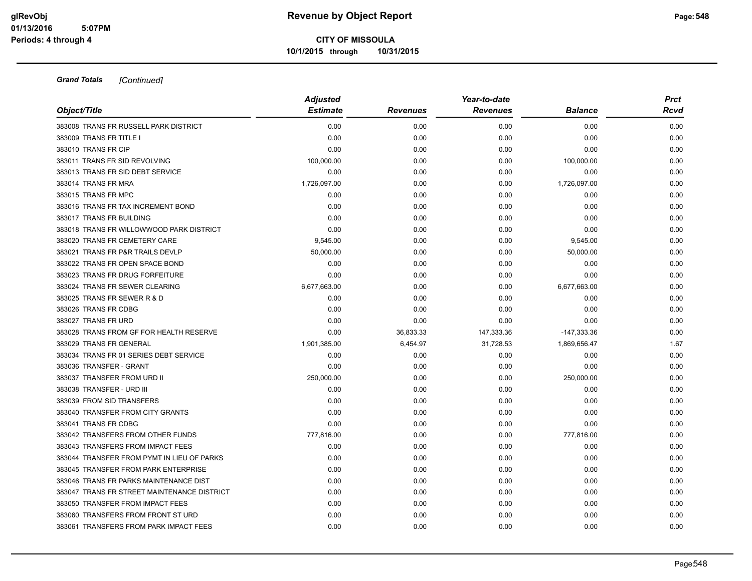**Grand Totals** *[Continued]*

| Object/Title | Adjusted Estimate | Revenues | Year-to-date Revenues | Balance | Prct Rcvd |
|---|---|---|---|---|---|
| 383008 TRANS FR RUSSELL PARK DISTRICT | 0.00 | 0.00 | 0.00 | 0.00 | 0.00 |
| 383009 TRANS FR TITLE I | 0.00 | 0.00 | 0.00 | 0.00 | 0.00 |
| 383010 TRANS FR CIP | 0.00 | 0.00 | 0.00 | 0.00 | 0.00 |
| 383011 TRANS FR SID REVOLVING | 100,000.00 | 0.00 | 0.00 | 100,000.00 | 0.00 |
| 383013 TRANS FR SID DEBT SERVICE | 0.00 | 0.00 | 0.00 | 0.00 | 0.00 |
| 383014 TRANS FR MRA | 1,726,097.00 | 0.00 | 0.00 | 1,726,097.00 | 0.00 |
| 383015 TRANS FR MPC | 0.00 | 0.00 | 0.00 | 0.00 | 0.00 |
| 383016 TRANS FR TAX INCREMENT BOND | 0.00 | 0.00 | 0.00 | 0.00 | 0.00 |
| 383017 TRANS FR BUILDING | 0.00 | 0.00 | 0.00 | 0.00 | 0.00 |
| 383018 TRANS FR WILLOWWOOD PARK DISTRICT | 0.00 | 0.00 | 0.00 | 0.00 | 0.00 |
| 383020 TRANS FR CEMETERY CARE | 9,545.00 | 0.00 | 0.00 | 9,545.00 | 0.00 |
| 383021 TRANS FR P&R TRAILS DEVLP | 50,000.00 | 0.00 | 0.00 | 50,000.00 | 0.00 |
| 383022 TRANS FR OPEN SPACE BOND | 0.00 | 0.00 | 0.00 | 0.00 | 0.00 |
| 383023 TRANS FR DRUG FORFEITURE | 0.00 | 0.00 | 0.00 | 0.00 | 0.00 |
| 383024 TRANS FR SEWER CLEARING | 6,677,663.00 | 0.00 | 0.00 | 6,677,663.00 | 0.00 |
| 383025 TRANS FR SEWER R & D | 0.00 | 0.00 | 0.00 | 0.00 | 0.00 |
| 383026 TRANS FR CDBG | 0.00 | 0.00 | 0.00 | 0.00 | 0.00 |
| 383027 TRANS FR URD | 0.00 | 0.00 | 0.00 | 0.00 | 0.00 |
| 383028 TRANS FROM GF FOR HEALTH RESERVE | 0.00 | 36,833.33 | 147,333.36 | -147,333.36 | 0.00 |
| 383029 TRANS FR GENERAL | 1,901,385.00 | 6,454.97 | 31,728.53 | 1,869,656.47 | 1.67 |
| 383034 TRANS FR 01 SERIES DEBT SERVICE | 0.00 | 0.00 | 0.00 | 0.00 | 0.00 |
| 383036 TRANSFER - GRANT | 0.00 | 0.00 | 0.00 | 0.00 | 0.00 |
| 383037 TRANSFER FROM URD II | 250,000.00 | 0.00 | 0.00 | 250,000.00 | 0.00 |
| 383038 TRANSFER - URD III | 0.00 | 0.00 | 0.00 | 0.00 | 0.00 |
| 383039 FROM SID TRANSFERS | 0.00 | 0.00 | 0.00 | 0.00 | 0.00 |
| 383040 TRANSFER FROM CITY GRANTS | 0.00 | 0.00 | 0.00 | 0.00 | 0.00 |
| 383041 TRANS FR CDBG | 0.00 | 0.00 | 0.00 | 0.00 | 0.00 |
| 383042 TRANSFERS FROM OTHER FUNDS | 777,816.00 | 0.00 | 0.00 | 777,816.00 | 0.00 |
| 383043 TRANSFERS FROM IMPACT FEES | 0.00 | 0.00 | 0.00 | 0.00 | 0.00 |
| 383044 TRANSFER FROM PYMT IN LIEU OF PARKS | 0.00 | 0.00 | 0.00 | 0.00 | 0.00 |
| 383045 TRANSFER FROM PARK ENTERPRISE | 0.00 | 0.00 | 0.00 | 0.00 | 0.00 |
| 383046 TRANS FR PARKS MAINTENANCE DIST | 0.00 | 0.00 | 0.00 | 0.00 | 0.00 |
| 383047 TRANS FR STREET MAINTENANCE DISTRICT | 0.00 | 0.00 | 0.00 | 0.00 | 0.00 |
| 383050 TRANSFER FROM IMPACT FEES | 0.00 | 0.00 | 0.00 | 0.00 | 0.00 |
| 383060 TRANSFERS FROM FRONT ST URD | 0.00 | 0.00 | 0.00 | 0.00 | 0.00 |
| 383061 TRANSFERS FROM PARK IMPACT FEES | 0.00 | 0.00 | 0.00 | 0.00 | 0.00 |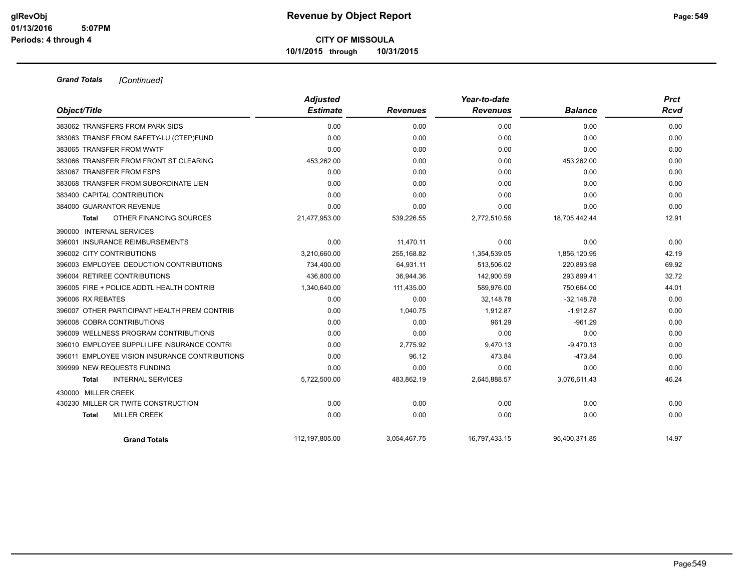# Revenue by Object Report

**CITY OF MISSOULA**

**10/1/2015 through 10/31/2015**

***Grand Totals*** *[Continued]*

| *Object/Title* | *Adjusted Estimate* | *Revenues* | *Year-to-date Revenues* | *Balance* | *Prct Rcvd* |
|---|---|---|---|---|---|
| 383062 TRANSFERS FROM PARK SIDS | 0.00 | 0.00 | 0.00 | 0.00 | 0.00 |
| 383063 TRANSF FROM SAFETY-LU (CTEP)FUND | 0.00 | 0.00 | 0.00 | 0.00 | 0.00 |
| 383065 TRANSFER FROM WWTF | 0.00 | 0.00 | 0.00 | 0.00 | 0.00 |
| 383066 TRANSFER FROM FRONT ST CLEARING | 453,262.00 | 0.00 | 0.00 | 453,262.00 | 0.00 |
| 383067 TRANSFER FROM FSPS | 0.00 | 0.00 | 0.00 | 0.00 | 0.00 |
| 383068 TRANSFER FROM SUBORDINATE LIEN | 0.00 | 0.00 | 0.00 | 0.00 | 0.00 |
| 383400 CAPITAL CONTRIBUTION | 0.00 | 0.00 | 0.00 | 0.00 | 0.00 |
| 384000 GUARANTOR REVENUE | 0.00 | 0.00 | 0.00 | 0.00 | 0.00 |
| **Total** OTHER FINANCING SOURCES | 21,477,953.00 | 539,226.55 | 2,772,510.56 | 18,705,442.44 | 12.91 |
| 390000 INTERNAL SERVICES | | | | | |
| 396001 INSURANCE REIMBURSEMENTS | 0.00 | 11,470.11 | 0.00 | 0.00 | 0.00 |
| 396002 CITY CONTRIBUTIONS | 3,210,660.00 | 255,168.82 | 1,354,539.05 | 1,856,120.95 | 42.19 |
| 396003 EMPLOYEE DEDUCTION CONTRIBUTIONS | 734,400.00 | 64,931.11 | 513,506.02 | 220,893.98 | 69.92 |
| 396004 RETIREE CONTRIBUTIONS | 436,800.00 | 36,944.36 | 142,900.59 | 293,899.41 | 32.72 |
| 396005 FIRE + POLICE ADDTL HEALTH CONTRIB | 1,340,640.00 | 111,435.00 | 589,976.00 | 750,664.00 | 44.01 |
| 396006 RX REBATES | 0.00 | 0.00 | 32,148.78 | -32,148.78 | 0.00 |
| 396007 OTHER PARTICIPANT HEALTH PREM CONTRIB | 0.00 | 1,040.75 | 1,912.87 | -1,912.87 | 0.00 |
| 396008 COBRA CONTRIBUTIONS | 0.00 | 0.00 | 961.29 | -961.29 | 0.00 |
| 396009 WELLNESS PROGRAM CONTRIBUTIONS | 0.00 | 0.00 | 0.00 | 0.00 | 0.00 |
| 396010 EMPLOYEE SUPPLI LIFE INSURANCE CONTRI | 0.00 | 2,775.92 | 9,470.13 | -9,470.13 | 0.00 |
| 396011 EMPLOYEE VISION INSURANCE CONTRIBUTIONS | 0.00 | 96.12 | 473.84 | -473.84 | 0.00 |
| 399999 NEW REQUESTS FUNDING | 0.00 | 0.00 | 0.00 | 0.00 | 0.00 |
| **Total** INTERNAL SERVICES | 5,722,500.00 | 483,862.19 | 2,645,888.57 | 3,076,611.43 | 46.24 |
| 430000 MILLER CREEK | | | | | |
| 430230 MILLER CR TWITE CONSTRUCTION | 0.00 | 0.00 | 0.00 | 0.00 | 0.00 |
| **Total** MILLER CREEK | 0.00 | 0.00 | 0.00 | 0.00 | 0.00 |
| **Grand Totals** | 112,197,805.00 | 3,054,467.75 | 16,797,433.15 | 95,400,371.85 | 14.97 |